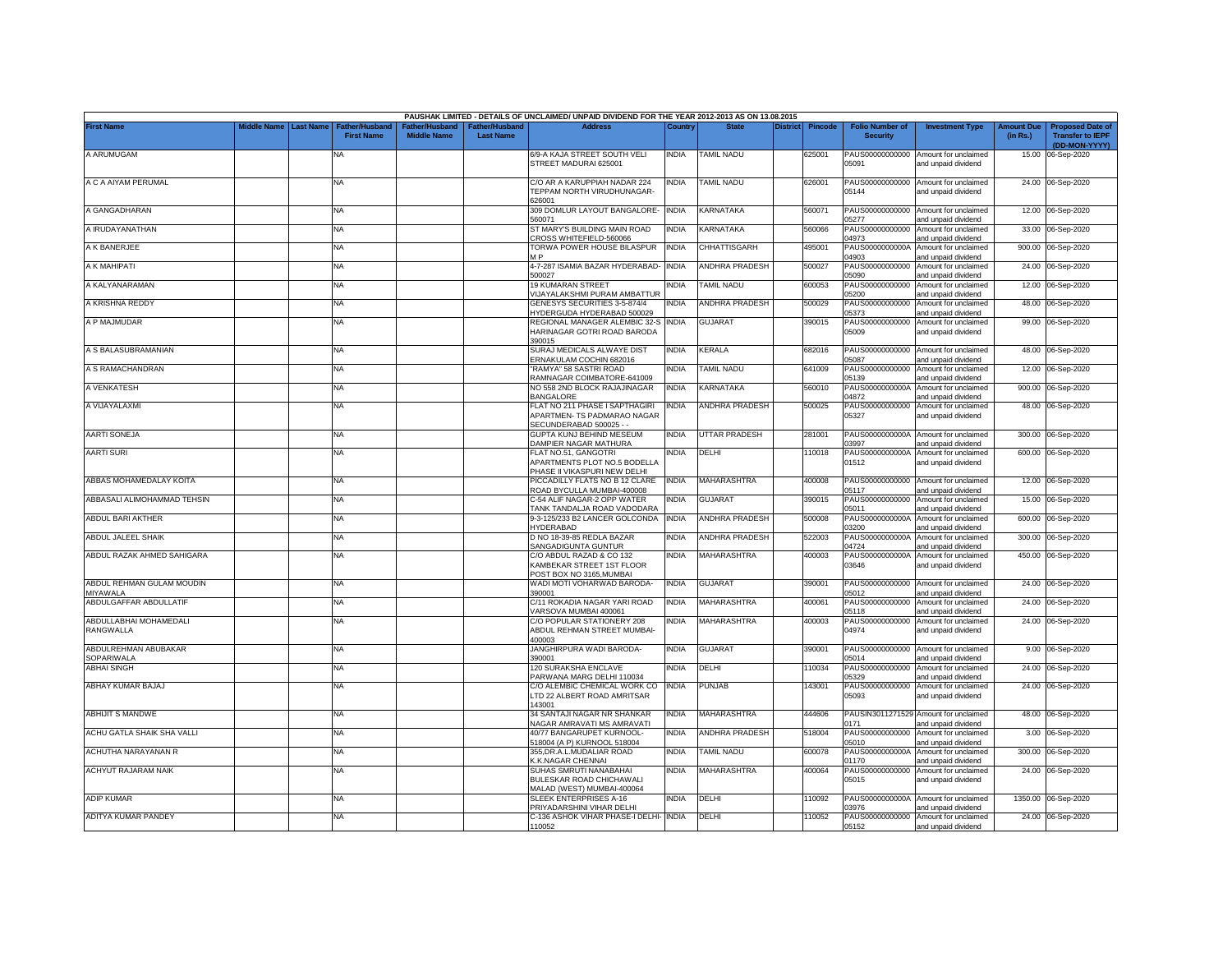PAUSHAK LIMITED - DETAILS OF UNCLAIMED/ UNPAID DIVIDEND FOR THE YEAR 2012-2013 AS ON 13.08.2015

| First Name | Middle Name | Last Name | Father/Husband First Name | Father/Husband Middle Name | Father/Husband Last Name | Address | Country | State | District | Pincode | Folio Number of Security | Investment Type | Amount Due (in Rs.) | Proposed Date of Transfer to IEPF (DD-MON-YYYY) |
|---|---|---|---|---|---|---|---|---|---|---|---|---|---|---|
| A ARUMUGAM | | | NA | | | 6/9-A KAJA STREET SOUTH VELI STREET MADURAI 625001 | INDIA | TAMIL NADU | | 625001 | PAUS00000000000 05091 | Amount for unclaimed and unpaid dividend | 15.00 | 06-Sep-2020 |
| A C A AIYAM PERUMAL | | | NA | | | C/O AR A KARUPPIAH NADAR 224 TEPPAM NORTH VIRUDHUNAGAR-626001 | INDIA | TAMIL NADU | | 626001 | PAUS00000000000 05144 | Amount for unclaimed and unpaid dividend | 24.00 | 06-Sep-2020 |
| A GANGADHARAN | | | NA | | | 309 DOMLUR LAYOUT BANGALORE-560071 | INDIA | KARNATAKA | | 560071 | PAUS00000000000 05277 | Amount for unclaimed and unpaid dividend | 12.00 | 06-Sep-2020 |
| A IRUDAYANATHAN | | | NA | | | ST MARY'S BUILDING MAIN ROAD CROSS WHITEFIELD-560066 | INDIA | KARNATAKA | | 560066 | PAUS00000000000 04973 | Amount for unclaimed and unpaid dividend | 33.00 | 06-Sep-2020 |
| A K BANERJEE | | | NA | | | TORWA POWER HOUSE BILASPUR M P | INDIA | CHHATTISGARH | | 495001 | PAUS0000000000A 04903 | Amount for unclaimed and unpaid dividend | 900.00 | 06-Sep-2020 |
| A K MAHIPATI | | | NA | | | 4-7-287 ISAMIA BAZAR HYDERABAD-500027 | INDIA | ANDHRA PRADESH | | 500027 | PAUS00000000000 05090 | Amount for unclaimed and unpaid dividend | 24.00 | 06-Sep-2020 |
| A KALYANARAMAN | | | NA | | | 19 KUMARAN STREET VIJAYALAKSHMI PURAM AMBATTUR | INDIA | TAMIL NADU | | 600053 | PAUS00000000000 05200 | Amount for unclaimed and unpaid dividend | 12.00 | 06-Sep-2020 |
| A KRISHNA REDDY | | | NA | | | GENESYS SECURITIES 3-5-874/4 HYDERGUDA HYDERABAD 500029 | INDIA | ANDHRA PRADESH | | 500029 | PAUS00000000000 05373 | Amount for unclaimed and unpaid dividend | 48.00 | 06-Sep-2020 |
| A P MAJMUDAR | | | NA | | | REGIONAL MANAGER ALEMBIC 32-S HARINAGAR GOTRI ROAD BARODA 390015 | INDIA | GUJARAT | | 390015 | PAUS00000000000 05009 | Amount for unclaimed and unpaid dividend | 99.00 | 06-Sep-2020 |
| A S BALASUBRAMANIAN | | | NA | | | SURAJ MEDICALS ALWAYE DIST ERNAKULAM COCHIN 682016 | INDIA | KERALA | | 682016 | PAUS00000000000 05087 | Amount for unclaimed and unpaid dividend | 48.00 | 06-Sep-2020 |
| A S RAMACHANDRAN | | | NA | | | "RAMYA" 58 SASTRI ROAD RAMNAGAR COIMBATORE-641009 | INDIA | TAMIL NADU | | 641009 | PAUS00000000000 05139 | Amount for unclaimed and unpaid dividend | 12.00 | 06-Sep-2020 |
| A VENKATESH | | | NA | | | NO 558 2ND BLOCK RAJAJINAGAR BANGALORE | INDIA | KARNATAKA | | 560010 | PAUS0000000000A 04872 | Amount for unclaimed and unpaid dividend | 900.00 | 06-Sep-2020 |
| A VIJAYALAXMI | | | NA | | | FLAT NO 211 PHASE I SAPTHAGIRI APARTMEN- TS PADMARAO NAGAR SECUNDERABAD 500025 - - | INDIA | ANDHRA PRADESH | | 500025 | PAUS00000000000 05327 | Amount for unclaimed and unpaid dividend | 48.00 | 06-Sep-2020 |
| AARTI SONEJA | | | NA | | | GUPTA KUNJ BEHIND MESEUM DAMPIER NAGAR MATHURA | INDIA | UTTAR PRADESH | | 281001 | PAUS0000000000A 03997 | Amount for unclaimed and unpaid dividend | 300.00 | 06-Sep-2020 |
| AARTI SURI | | | NA | | | FLAT NO.51, GANGOTRI APARTMENTS PLOT NO.5 BODELLA PHASE II VIKASPURI NEW DELHI | INDIA | DELHI | | 110018 | PAUS0000000000A 01512 | Amount for unclaimed and unpaid dividend | 600.00 | 06-Sep-2020 |
| ABBAS MOHAMEDALAY KOITA | | | NA | | | PICCADILLY FLATS NO B 12 CLARE ROAD BYCULLA MUMBAI-400008 | INDIA | MAHARASHTRA | | 400008 | PAUS00000000000 05117 | Amount for unclaimed and unpaid dividend | 12.00 | 06-Sep-2020 |
| ABBASALI ALIMOHAMMAD TEHSIN | | | NA | | | C-54 ALIF NAGAR-2 OPP WATER TANK TANDALJA ROAD VADODARA | INDIA | GUJARAT | | 390015 | PAUS00000000000 05011 | Amount for unclaimed and unpaid dividend | 15.00 | 06-Sep-2020 |
| ABDUL BARI AKTHER | | | NA | | | 9-3-125/233 B2 LANCER GOLCONDA HYDERABAD | INDIA | ANDHRA PRADESH | | 500008 | PAUS0000000000A 03200 | Amount for unclaimed and unpaid dividend | 600.00 | 06-Sep-2020 |
| ABDUL JALEEL SHAIK | | | NA | | | D NO 18-39-85 REDLA BAZAR SANGADIGUNTA GUNTUR | INDIA | ANDHRA PRADESH | | 522003 | PAUS0000000000A 04724 | Amount for unclaimed and unpaid dividend | 300.00 | 06-Sep-2020 |
| ABDUL RAZAK AHMED SAHIGARA | | | NA | | | C/O ABDUL RAZAD & CO 132 KAMBEKAR STREET 1ST FLOOR POST BOX NO 3165,MUMBAI | INDIA | MAHARASHTRA | | 400003 | PAUS0000000000A 03646 | Amount for unclaimed and unpaid dividend | 450.00 | 06-Sep-2020 |
| ABDUL REHMAN GULAM MOUDIN MIYAWALA | | | NA | | | WADI MOTI VOHARWAD BARODA-390001 | INDIA | GUJARAT | | 390001 | PAUS00000000000 05012 | Amount for unclaimed and unpaid dividend | 24.00 | 06-Sep-2020 |
| ABDULGAFFAR ABDULLATIF | | | NA | | | C/11 ROKADIA NAGAR YARI ROAD VARSOVA MUMBAI 400061 | INDIA | MAHARASHTRA | | 400061 | PAUS00000000000 05118 | Amount for unclaimed and unpaid dividend | 24.00 | 06-Sep-2020 |
| ABDULLABHAI MOHAMEDALI RANGWALLA | | | NA | | | C/O POPULAR STATIONERY 208 ABDUL REHMAN STREET MUMBAI-400003 | INDIA | MAHARASHTRA | | 400003 | PAUS00000000000 04974 | Amount for unclaimed and unpaid dividend | 24.00 | 06-Sep-2020 |
| ABDULREHMAN ABUBAKAR SOPARIWALA | | | NA | | | JANGHIRPURA WADI BARODA-390001 | INDIA | GUJARAT | | 390001 | PAUS00000000000 05014 | Amount for unclaimed and unpaid dividend | 9.00 | 06-Sep-2020 |
| ABHAI SINGH | | | NA | | | 120 SURAKSHA ENCLAVE PARWANA MARG DELHI 110034 | INDIA | DELHI | | 110034 | PAUS00000000000 05329 | Amount for unclaimed and unpaid dividend | 24.00 | 06-Sep-2020 |
| ABHAY KUMAR BAJAJ | | | NA | | | C/O ALEMBIC CHEMICAL WORK CO LTD 22 ALBERT ROAD AMRITSAR 143001 | INDIA | PUNJAB | | 143001 | PAUS00000000000 05093 | Amount for unclaimed and unpaid dividend | 24.00 | 06-Sep-2020 |
| ABHIJIT S MANDWE | | | NA | | | 34 SANTAJI NAGAR NR SHANKAR NAGAR AMRAVATI MS AMRAVATI | INDIA | MAHARASHTRA | | 444606 | PAUSIN3011271529 0171 | Amount for unclaimed and unpaid dividend | 48.00 | 06-Sep-2020 |
| ACHU GATLA SHAIK SHA VALLI | | | NA | | | 40/77 BANGARUPET KURNOOL-518004 (A P) KURNOOL 518004 | INDIA | ANDHRA PRADESH | | 518004 | PAUS00000000000 05010 | Amount for unclaimed and unpaid dividend | 3.00 | 06-Sep-2020 |
| ACHUTHA NARAYANAN R | | | NA | | | 355,DR.A.L.MUDALIAR ROAD K.K.NAGAR CHENNAI | INDIA | TAMIL NADU | | 600078 | PAUS0000000000A 01170 | Amount for unclaimed and unpaid dividend | 300.00 | 06-Sep-2020 |
| ACHYUT RAJARAM NAIK | | | NA | | | SUHAS SMRUTI NANABAHAI BULESKAR ROAD CHICHAWALI MALAD (WEST) MUMBAI-400064 | INDIA | MAHARASHTRA | | 400064 | PAUS00000000000 05015 | Amount for unclaimed and unpaid dividend | 24.00 | 06-Sep-2020 |
| ADIP KUMAR | | | NA | | | SLEEK ENTERPRISES A-16 PRIYADARSHINI VIHAR DELHI | INDIA | DELHI | | 110092 | PAUS0000000000A 03976 | Amount for unclaimed and unpaid dividend | 1350.00 | 06-Sep-2020 |
| ADITYA KUMAR PANDEY | | | NA | | | C-136 ASHOK VIHAR PHASE-I DELHI-110052 | INDIA | DELHI | | 110052 | PAUS00000000000 05152 | Amount for unclaimed and unpaid dividend | 24.00 | 06-Sep-2020 |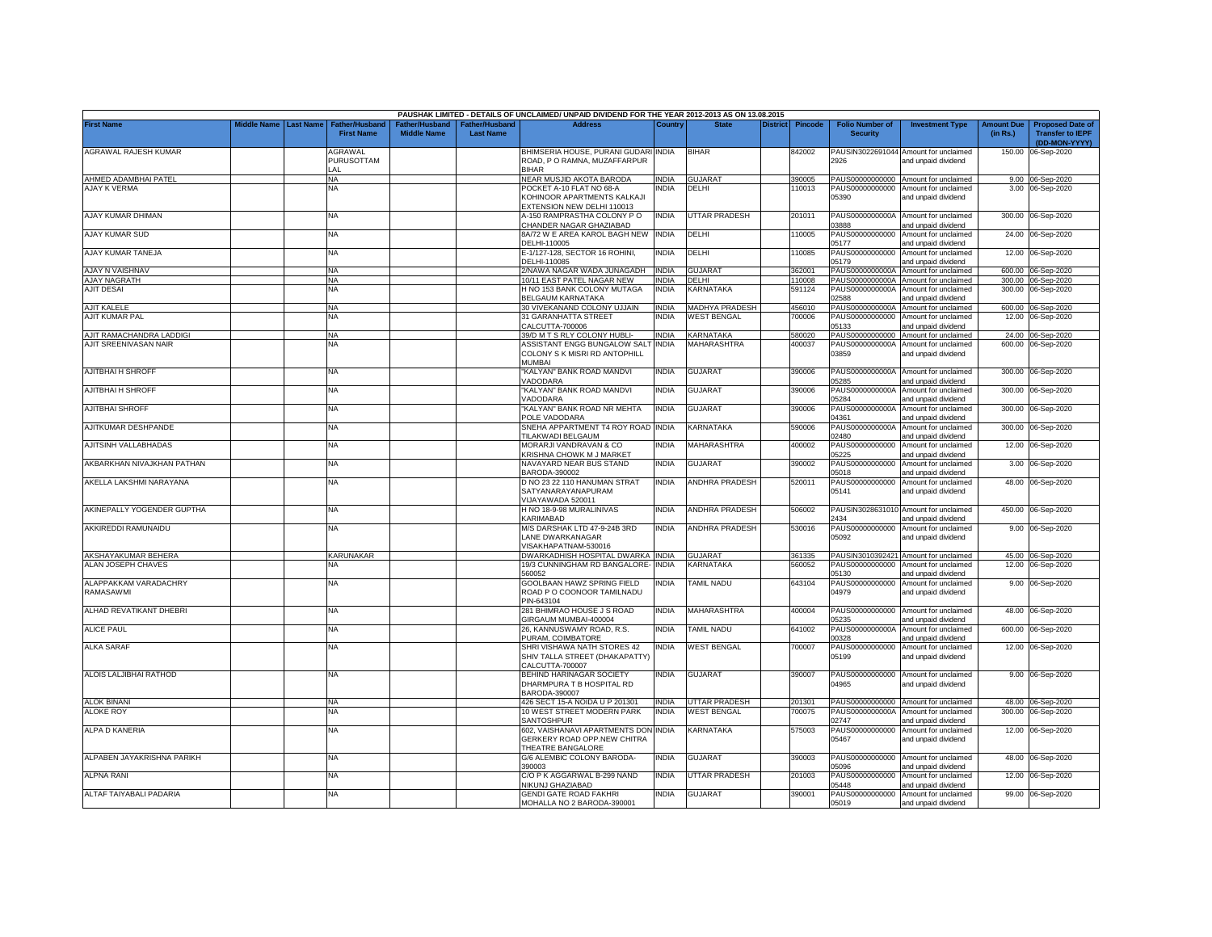| PAUSHAK LIMITED - DETAILS OF UNCLAIMED/ UNPAID DIVIDEND FOR THE YEAR 2012-2013 AS ON 13.08.2015 | | | | | | | | | | | | | | | |
|---|---|---|---|---|---|---|---|---|---|---|---|---|---|---|---|
| First Name | Middle Name | Last Name | Father/Husband First Name | Father/Husband Middle Name | Father/Husband Last Name | Address | Country | State | District | Pincode | Folio Number of Security | Investment Type | Amount Due (in Rs.) | Proposed Date of Transfer to IEPF (DD-MON-YYYY) |
| AGRAWAL RAJESH KUMAR | | | AGRAWAL PURUSOTTAM LAL | | | BHIMSERIA HOUSE, PURANI GUDARI ROAD, P O RAMNA, MUZAFFARPUR BIHAR | INDIA | BIHAR | | 842002 | PAUSIN30226910442926 | Amount for unclaimed and unpaid dividend | 150.00 | 06-Sep-2020 |
| AHMED ADAMBHAI PATEL | | | NA | | | NEAR MUSJID AKOTA BARODA | INDIA | GUJARAT | | 390005 | PAUS00000000000 | Amount for unclaimed | 9.00 | 06-Sep-2020 |
| AJAY K VERMA | | | NA | | | POCKET A-10 FLAT NO 68-A KOHINOOR APARTMENTS KALKAJI EXTENSION NEW DELHI 110013 | INDIA | DELHI | | 110013 | PAUS0000000000005390 | Amount for unclaimed and unpaid dividend | 3.00 | 06-Sep-2020 |
| AJAY KUMAR DHIMAN | | | NA | | | A-150 RAMPRASTHA COLONY P O CHANDER NAGAR GHAZIABAD | INDIA | UTTAR PRADESH | | 201011 | PAUS0000000000A03888 | Amount for unclaimed and unpaid dividend | 300.00 | 06-Sep-2020 |
| AJAY KUMAR SUD | | | NA | | | 8A/72 W E AREA KAROL BAGH NEW DELHI-110005 | INDIA | DELHI | | 110005 | PAUS0000000000005177 | Amount for unclaimed and unpaid dividend | 24.00 | 06-Sep-2020 |
| AJAY KUMAR TANEJA | | | NA | | | E-1/127-128, SECTOR 16 ROHINI, DELHI-110085 | INDIA | DELHI | | 110085 | PAUS0000000000005179 | Amount for unclaimed and unpaid dividend | 12.00 | 06-Sep-2020 |
| AJAY N VAISHNAV | | | NA | | | 2/NAWA NAGAR WADA JUNAGADH | INDIA | GUJARAT | | 362001 | PAUS0000000000A | Amount for unclaimed | 600.00 | 06-Sep-2020 |
| AJAY NAGRATH | | | NA | | | 10/11 EAST PATEL NAGAR NEW | INDIA | DELHI | | 110008 | PAUS0000000000A | Amount for unclaimed | 300.00 | 06-Sep-2020 |
| AJIT DESAI | | | NA | | | H NO 153 BANK COLONY MUTAGA BELGAUM KARNATAKA | INDIA | KARNATAKA | | 591124 | PAUS0000000000A02588 | Amount for unclaimed and unpaid dividend | 300.00 | 06-Sep-2020 |
| AJIT KALELE | | | NA | | | 30 VIVEKANAND COLONY UJJAIN | INDIA | MADHYA PRADESH | | 456010 | PAUS0000000000A | Amount for unclaimed | 600.00 | 06-Sep-2020 |
| AJIT KUMAR PAL | | | NA | | | 31 GARANHATTA STREET CALCUTTA-700006 | INDIA | WEST BENGAL | | 700006 | PAUS0000000000005133 | Amount for unclaimed and unpaid dividend | 12.00 | 06-Sep-2020 |
| AJIT RAMACHANDRA LADDIGI | | | NA | | | 39/D M T S RLY COLONY HUBLI- | INDIA | KARNATAKA | | 580020 | PAUS00000000000 | Amount for unclaimed | 24.00 | 06-Sep-2020 |
| AJIT SREENIVASAN NAIR | | | NA | | | ASSISTANT ENGG BUNGALOW SALT COLONY S K MISRI RD ANTOPHILL MUMBAI | INDIA | MAHARASHTRA | | 400037 | PAUS0000000000A03859 | Amount for unclaimed and unpaid dividend | 600.00 | 06-Sep-2020 |
| AJITBHAI H SHROFF | | | NA | | | "KALYAN" BANK ROAD MANDVI VADODARA | INDIA | GUJARAT | | 390006 | PAUS0000000000A05285 | Amount for unclaimed and unpaid dividend | 300.00 | 06-Sep-2020 |
| AJITBHAI H SHROFF | | | NA | | | "KALYAN" BANK ROAD MANDVI VADODARA | INDIA | GUJARAT | | 390006 | PAUS0000000000A05284 | Amount for unclaimed and unpaid dividend | 300.00 | 06-Sep-2020 |
| AJITBHAI SHROFF | | | NA | | | "KALYAN" BANK ROAD NR MEHTA POLE VADODARA | INDIA | GUJARAT | | 390006 | PAUS0000000000A04361 | Amount for unclaimed and unpaid dividend | 300.00 | 06-Sep-2020 |
| AJITKUMAR DESHPANDE | | | NA | | | SNEHA APPARTMENT T4 ROY ROAD TILAKWADI BELGAUM | INDIA | KARNATAKA | | 590006 | PAUS0000000000A02480 | Amount for unclaimed and unpaid dividend | 300.00 | 06-Sep-2020 |
| AJITSINH VALLABHADAS | | | NA | | | MORARJI VANDRAVAN & CO KRISHNA CHOWK M J MARKET | INDIA | MAHARASHTRA | | 400002 | PAUS0000000000005225 | Amount for unclaimed and unpaid dividend | 12.00 | 06-Sep-2020 |
| AKBARKHAN NIVAJKHAN PATHAN | | | NA | | | NAVAYARD NEAR BUS STAND BARODA-390002 | INDIA | GUJARAT | | 390002 | PAUS0000000000005018 | Amount for unclaimed and unpaid dividend | 3.00 | 06-Sep-2020 |
| AKELLA LAKSHMI NARAYANA | | | NA | | | D NO 23 22 110 HANUMAN STRAT SATYANARAYANAPURAM VIJAYAWADA 520011 | INDIA | ANDHRA PRADESH | | 520011 | PAUS0000000000005141 | Amount for unclaimed and unpaid dividend | 48.00 | 06-Sep-2020 |
| AKINEPALLY YOGENDER GUPTHA | | | NA | | | H NO 18-9-98 MURALINIVAS KARIMABAD | INDIA | ANDHRA PRADESH | | 506002 | PAUSIN30286310102434 | Amount for unclaimed and unpaid dividend | 450.00 | 06-Sep-2020 |
| AKKIREDDI RAMUNAIDU | | | NA | | | M/S DARSHAK LTD 47-9-24B 3RD LANE DWARKANAGAR VISAKHAPATNAM-530016 | INDIA | ANDHRA PRADESH | | 530016 | PAUS0000000000005092 | Amount for unclaimed and unpaid dividend | 9.00 | 06-Sep-2020 |
| AKSHAYAKUMAR BEHERA | | | KARUNAKAR | | | DWARKADHISH HOSPITAL DWARKA | INDIA | GUJARAT | | 361335 | PAUSIN3010392421 | Amount for unclaimed | 45.00 | 06-Sep-2020 |
| ALAN JOSEPH CHAVES | | | NA | | | 19/3 CUNNINGHAM RD BANGALORE-560052 | INDIA | KARNATAKA | | 560052 | PAUS0000000000005130 | Amount for unclaimed and unpaid dividend | 12.00 | 06-Sep-2020 |
| ALAPPAKKAM VARADACHRY RAMASAWMI | | | NA | | | GOOLBAAN HAWZ SPRING FIELD ROAD P O COONOOR TAMILNADU PIN-643104 | INDIA | TAMIL NADU | | 643104 | PAUS0000000000004979 | Amount for unclaimed and unpaid dividend | 9.00 | 06-Sep-2020 |
| ALHAD REVATIKANT DHEBRI | | | NA | | | 281 BHIMRAO HOUSE J S ROAD GIRGAUM MUMBAI-400004 | INDIA | MAHARASHTRA | | 400004 | PAUS0000000000005235 | Amount for unclaimed and unpaid dividend | 48.00 | 06-Sep-2020 |
| ALICE PAUL | | | NA | | | 26, KANNUSWAMY ROAD, R.S. PURAM, COIMBATORE | INDIA | TAMIL NADU | | 641002 | PAUS0000000000A00328 | Amount for unclaimed and unpaid dividend | 600.00 | 06-Sep-2020 |
| ALKA SARAF | | | NA | | | SHRI VISHAWA NATH STORES 42 SHIV TALLA STREET (DHAKAPATTY) CALCUTTA-700007 | INDIA | WEST BENGAL | | 700007 | PAUS0000000000005199 | Amount for unclaimed and unpaid dividend | 12.00 | 06-Sep-2020 |
| ALOIS LALJIBHAI RATHOD | | | NA | | | BEHIND HARINAGAR SOCIETY DHARMPURA T B HOSPITAL RD BARODA-390007 | INDIA | GUJARAT | | 390007 | PAUS0000000000004965 | Amount for unclaimed and unpaid dividend | 9.00 | 06-Sep-2020 |
| ALOK BINANI | | | NA | | | 426 SECT 15-A NOIDA U P 201301 | INDIA | UTTAR PRADESH | | 201301 | PAUS00000000000 | Amount for unclaimed | 48.00 | 06-Sep-2020 |
| ALOKE ROY | | | NA | | | 10 WEST STREET MODERN PARK SANTOSHPUR | INDIA | WEST BENGAL | | 700075 | PAUS0000000000A02747 | Amount for unclaimed and unpaid dividend | 300.00 | 06-Sep-2020 |
| ALPA D KANERIA | | | NA | | | 602, VAISHANAVI APARTMENTS DON GERKERY ROAD OPP.NEW CHITRA THEATRE BANGALORE | INDIA | KARNATAKA | | 575003 | PAUS0000000000005467 | Amount for unclaimed and unpaid dividend | 12.00 | 06-Sep-2020 |
| ALPABEN JAYAKRISHNA PARIKH | | | NA | | | G/6 ALEMBIC COLONY BARODA-390003 | INDIA | GUJARAT | | 390003 | PAUS0000000000005096 | Amount for unclaimed and unpaid dividend | 48.00 | 06-Sep-2020 |
| ALPNA RANI | | | NA | | | C/O P K AGGARWAL B-299 NAND NIKUNJ GHAZIABAD | INDIA | UTTAR PRADESH | | 201003 | PAUS0000000000005448 | Amount for unclaimed and unpaid dividend | 12.00 | 06-Sep-2020 |
| ALTAF TAIYABALI PADARIA | | | NA | | | GENDI GATE ROAD FAKHRI MOHALLA NO 2 BARODA-390001 | INDIA | GUJARAT | | 390001 | PAUS0000000000005019 | Amount for unclaimed and unpaid dividend | 99.00 | 06-Sep-2020 |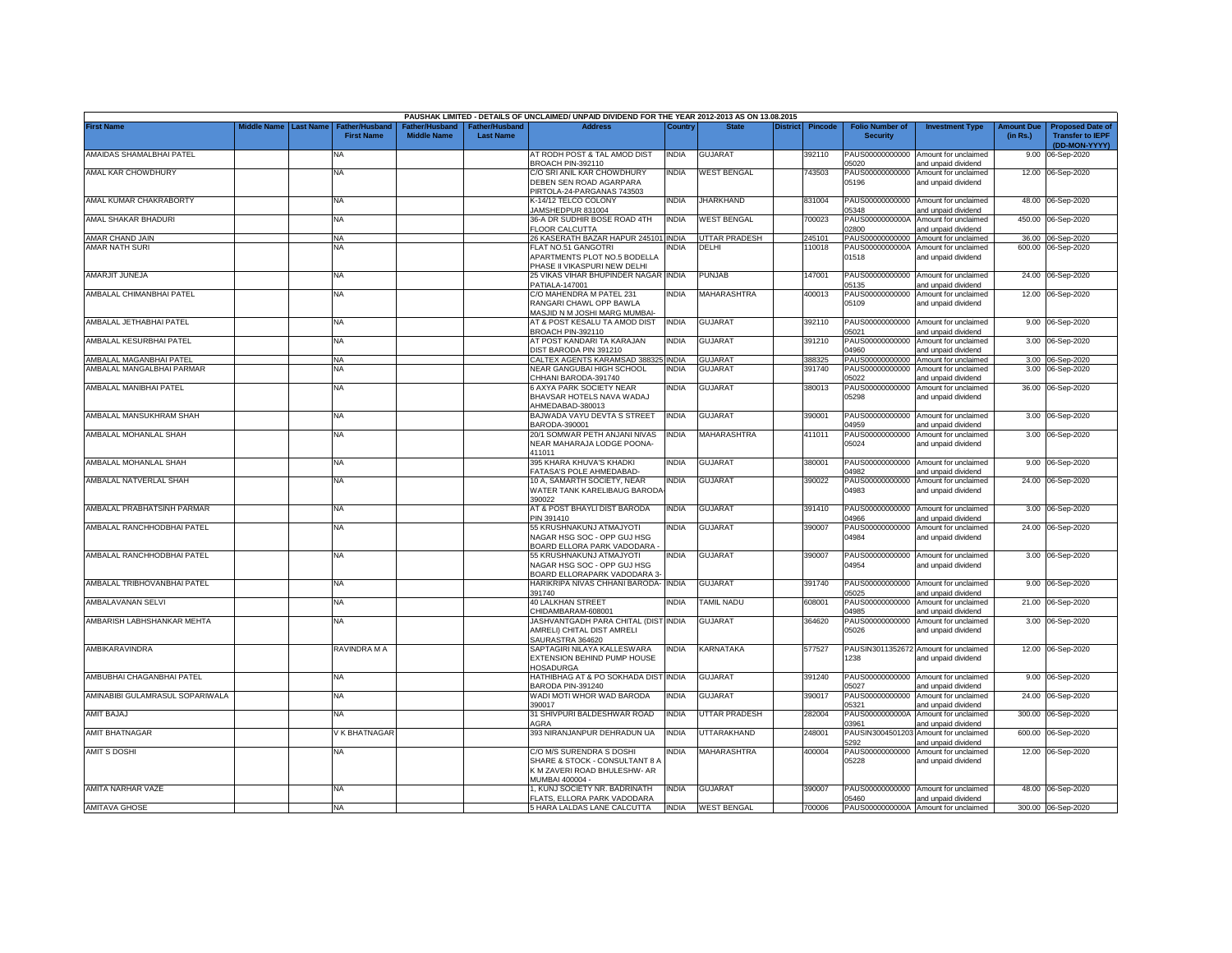PAUSHAK LIMITED - DETAILS OF UNCLAIMED/ UNPAID DIVIDEND FOR THE YEAR 2012-2013 AS ON 13.08.2015

| First Name | Middle Name | Last Name | Father/Husband First Name | Father/Husband Middle Name | Father/Husband Last Name | Address | Country | State | District | Pincode | Folio Number of Security | Investment Type | Amount Due (in Rs.) | Proposed Date of Transfer to IEPF (DD-MON-YYYY) |
|---|---|---|---|---|---|---|---|---|---|---|---|---|---|---|
| AMAIDAS SHAMALBHAI PATEL | | | NA | | | AT RODH POST & TAL AMOD DIST BROACH PIN-392110 | INDIA | GUJARAT | | 392110 | PAUS00000000000 05020 | Amount for unclaimed and unpaid dividend | 9.00 | 06-Sep-2020 |
| AMAL KAR CHOWDHURY | | | NA | | | C/O SRI ANIL KAR CHOWDHURY DEBEN SEN ROAD AGARPARA PIRTOLA-24-PARGANAS 743503 | INDIA | WEST BENGAL | | 743503 | PAUS00000000000 05196 | Amount for unclaimed and unpaid dividend | 12.00 | 06-Sep-2020 |
| AMAL KUMAR CHAKRABORTY | | | NA | | | K-14/12 TELCO COLONY JAMSHEDPUR 831004 | INDIA | JHARKHAND | | 831004 | PAUS00000000000 05348 | Amount for unclaimed and unpaid dividend | 48.00 | 06-Sep-2020 |
| AMAL SHAKAR BHADURI | | | NA | | | 36-A DR SUDHIR BOSE ROAD 4TH FLOOR CALCUTTA | INDIA | WEST BENGAL | | 700023 | PAUS0000000000A 02800 | Amount for unclaimed and unpaid dividend | 450.00 | 06-Sep-2020 |
| AMAR CHAND JAIN | | | NA | | | 26 KASERATH BAZAR HAPUR 245101 | INDIA | UTTAR PRADESH | | 245101 | PAUS00000000000 | Amount for unclaimed | 36.00 | 06-Sep-2020 |
| AMAR NATH SURI | | | NA | | | FLAT NO.51 GANGOTRI APARTMENTS PLOT NO.5 BODELLA PHASE II VIKASPURI NEW DELHI | INDIA | DELHI | | 110018 | PAUS0000000000A 01518 | Amount for unclaimed and unpaid dividend | 600.00 | 06-Sep-2020 |
| AMARJIT JUNEJA | | | NA | | | 25 VIKAS VIHAR BHUPINDER NAGAR PATIALA-147001 | INDIA | PUNJAB | | 147001 | PAUS00000000000 05135 | Amount for unclaimed and unpaid dividend | 24.00 | 06-Sep-2020 |
| AMBALAL CHIMANBHAI PATEL | | | NA | | | C/O MAHENDRA M PATEL 231 RANGARI CHAWL OPP BAWLA MASJID N M JOSHI MARG MUMBAI- | INDIA | MAHARASHTRA | | 400013 | PAUS00000000000 05109 | Amount for unclaimed and unpaid dividend | 12.00 | 06-Sep-2020 |
| AMBALAL JETHABHAI PATEL | | | NA | | | AT & POST KESALU TA AMOD DIST BROACH PIN-392110 | INDIA | GUJARAT | | 392110 | PAUS00000000000 05021 | Amount for unclaimed and unpaid dividend | 9.00 | 06-Sep-2020 |
| AMBALAL KESURBHAI PATEL | | | NA | | | AT POST KANDARI TA KARAJAN DIST BARODA PIN 391210 | INDIA | GUJARAT | | 391210 | PAUS00000000000 04960 | Amount for unclaimed and unpaid dividend | 3.00 | 06-Sep-2020 |
| AMBALAL MAGANBHAI PATEL | | | NA | | | CALTEX AGENTS KARAMSAD 388325 | INDIA | GUJARAT | | 388325 | PAUS00000000000 | Amount for unclaimed | 3.00 | 06-Sep-2020 |
| AMBALAL MANGALBHAI PARMAR | | | NA | | | NEAR GANGUBAI HIGH SCHOOL CHHANI BARODA-391740 | INDIA | GUJARAT | | 391740 | PAUS00000000000 05022 | Amount for unclaimed and unpaid dividend | 3.00 | 06-Sep-2020 |
| AMBALAL MANIBHAI PATEL | | | NA | | | 6 AXYA PARK SOCIETY NEAR BHAVSAR HOTELS NAVA WADAJ AHMEDABAD-380013 | INDIA | GUJARAT | | 380013 | PAUS00000000000 05298 | Amount for unclaimed and unpaid dividend | 36.00 | 06-Sep-2020 |
| AMBALAL MANSUKHRAM SHAH | | | NA | | | BAJWADA VAYU DEVTA S STREET BARODA-390001 | INDIA | GUJARAT | | 390001 | PAUS00000000000 04959 | Amount for unclaimed and unpaid dividend | 3.00 | 06-Sep-2020 |
| AMBALAL MOHANLAL SHAH | | | NA | | | 20/1 SOMWAR PETH ANJANI NIVAS NEAR MAHARAJA LODGE POONA-411011 | INDIA | MAHARASHTRA | | 411011 | PAUS00000000000 05024 | Amount for unclaimed and unpaid dividend | 3.00 | 06-Sep-2020 |
| AMBALAL MOHANLAL SHAH | | | NA | | | 395 KHARA KHUVA'S KHADKI FATASA'S POLE AHMEDABAD- | INDIA | GUJARAT | | 380001 | PAUS00000000000 04982 | Amount for unclaimed and unpaid dividend | 9.00 | 06-Sep-2020 |
| AMBALAL NATVERLAL SHAH | | | NA | | | 10 A, SAMARTH SOCIETY, NEAR WATER TANK KARELIBAUG BARODA-390022 | INDIA | GUJARAT | | 390022 | PAUS00000000000 04983 | Amount for unclaimed and unpaid dividend | 24.00 | 06-Sep-2020 |
| AMBALAL PRABHATSINH PARMAR | | | NA | | | AT & POST BHAYLI DIST BARODA PIN 391410 | INDIA | GUJARAT | | 391410 | PAUS00000000000 04966 | Amount for unclaimed and unpaid dividend | 3.00 | 06-Sep-2020 |
| AMBALAL RANCHHODBHAI PATEL | | | NA | | | 55 KRUSHNAKUNJ ATMAJYOTI NAGAR HSG SOC - OPP GUJ HSG BOARD ELLORA PARK VADODARA - | INDIA | GUJARAT | | 390007 | PAUS00000000000 04984 | Amount for unclaimed and unpaid dividend | 24.00 | 06-Sep-2020 |
| AMBALAL RANCHHODBHAI PATEL | | | NA | | | 55 KRUSHNAKUNJ ATMAJYOTI NAGAR HSG SOC - OPP GUJ HSG BOARD ELLORAPARK VADODARA 3- | INDIA | GUJARAT | | 390007 | PAUS00000000000 04954 | Amount for unclaimed and unpaid dividend | 3.00 | 06-Sep-2020 |
| AMBALAL TRIBHOVANBHAI PATEL | | | NA | | | HARIKRIPA NIVAS CHHANI BARODA-391740 | INDIA | GUJARAT | | 391740 | PAUS00000000000 05025 | Amount for unclaimed and unpaid dividend | 9.00 | 06-Sep-2020 |
| AMBALAVANAN SELVI | | | NA | | | 40 LALKHAN STREET CHIDAMBARAM-608001 | INDIA | TAMIL NADU | | 608001 | PAUS00000000000 04985 | Amount for unclaimed and unpaid dividend | 21.00 | 06-Sep-2020 |
| AMBARISH LABHSHANKAR MEHTA | | | NA | | | JASHVANTGADH PARA CHITAL (DIST AMRELI) CHITAL DIST AMRELI SAURASTRA 364620 | INDIA | GUJARAT | | 364620 | PAUS00000000000 05026 | Amount for unclaimed and unpaid dividend | 3.00 | 06-Sep-2020 |
| AMBIKARAVINDRA | | | RAVINDRA M A | | | SAPTAGIRI NILAYA KALLESWARA EXTENSION BEHIND PUMP HOUSE HOSADURGA | INDIA | KARNATAKA | | 577527 | PAUSIN3011352672 1238 | Amount for unclaimed and unpaid dividend | 12.00 | 06-Sep-2020 |
| AMBUBHAI CHAGANBHAI PATEL | | | NA | | | HATHIBHAG AT & PO SOKHADA DIST BARODA PIN-391240 | INDIA | GUJARAT | | 391240 | PAUS00000000000 05027 | Amount for unclaimed and unpaid dividend | 9.00 | 06-Sep-2020 |
| AMINABIBI GULAMRASUL SOPARIWALA | | | NA | | | WADI MOTI WHOR WAD BARODA 390017 | INDIA | GUJARAT | | 390017 | PAUS00000000000 05321 | Amount for unclaimed and unpaid dividend | 24.00 | 06-Sep-2020 |
| AMIT BAJAJ | | | NA | | | 31 SHIVPURI BALDESHWAR ROAD AGRA | INDIA | UTTAR PRADESH | | 282004 | PAUS0000000000A 03961 | Amount for unclaimed and unpaid dividend | 300.00 | 06-Sep-2020 |
| AMIT BHATNAGAR | | | V K BHATNAGAR | | | 393 NIRANJANPUR DEHRADUN UA | INDIA | UTTARAKHAND | | 248001 | PAUSIN3004501203 5292 | Amount for unclaimed and unpaid dividend | 600.00 | 06-Sep-2020 |
| AMIT S DOSHI | | | NA | | | C/O M/S SURENDRA S DOSHI SHARE & STOCK - CONSULTANT 8 A K M ZAVERI ROAD BHULESHW- AR MUMBAI 400004 - | INDIA | MAHARASHTRA | | 400004 | PAUS00000000000 05228 | Amount for unclaimed and unpaid dividend | 12.00 | 06-Sep-2020 |
| AMITA NARHAR VAZE | | | NA | | | 1, KUNJ SOCIETY NR. BADRINATH FLATS, ELLORA PARK VADODARA | INDIA | GUJARAT | | 390007 | PAUS00000000000 05460 | Amount for unclaimed and unpaid dividend | 48.00 | 06-Sep-2020 |
| AMITAVA GHOSE | | | NA | | | 5 HARA LALDAS LANE CALCUTTA | INDIA | WEST BENGAL | | 700006 | PAUS0000000000A | Amount for unclaimed | 300.00 | 06-Sep-2020 |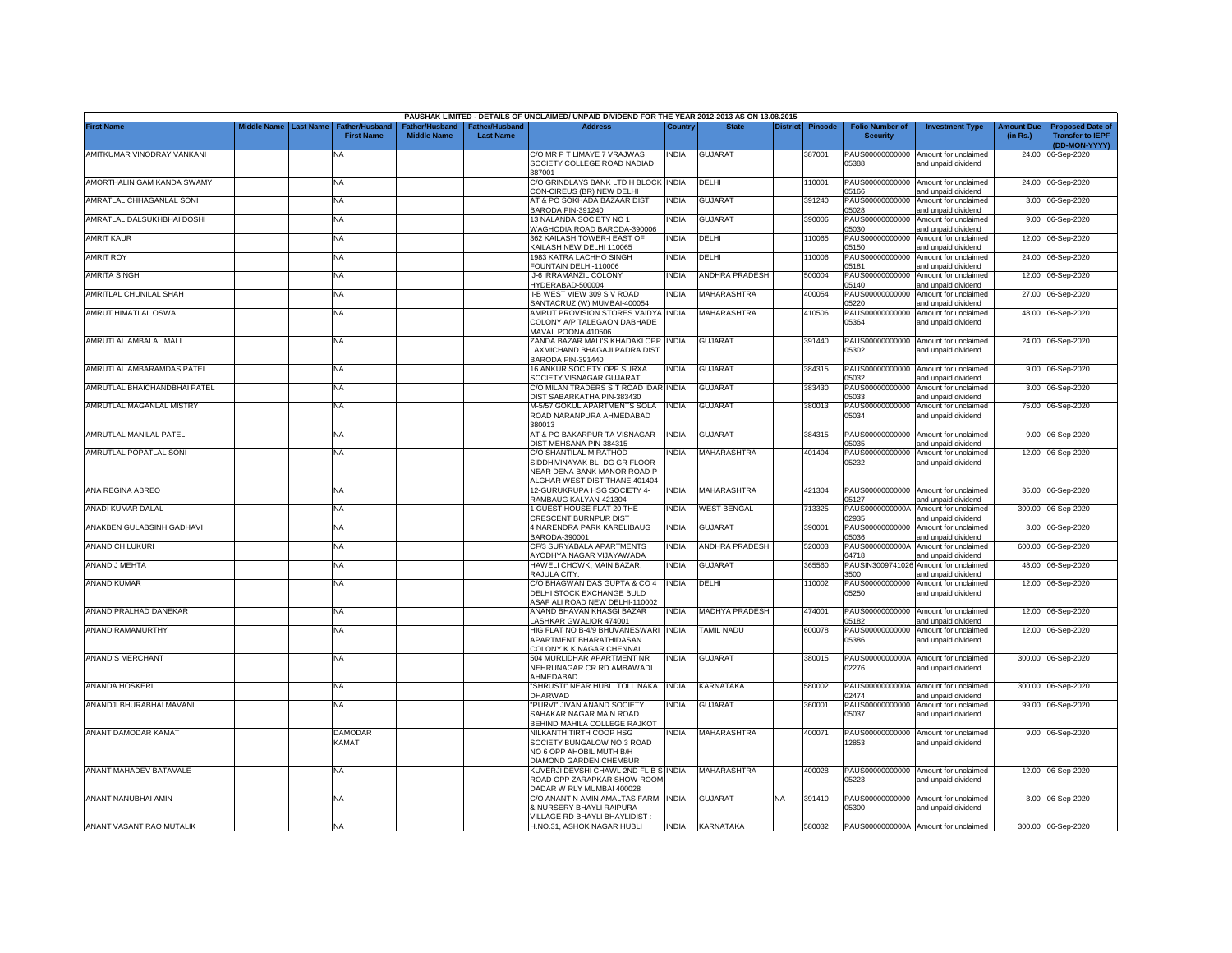PAUSHAK LIMITED - DETAILS OF UNCLAIMED/ UNPAID DIVIDEND FOR THE YEAR 2012-2013 AS ON 13.08.2015

| First Name | Middle Name | Last Name | Father/Husband First Name | Father/Husband Middle Name | Father/Husband Last Name | Address | Country | State | District | Pincode | Folio Number of Security | Investment Type | Amount Due (in Rs.) | Proposed Date of Transfer to IEPF (DD-MON-YYYY) |
|---|---|---|---|---|---|---|---|---|---|---|---|---|---|---|
| AMITKUMAR VINODRAY VANKANI | | | NA | | | C/O MR P T LIMAYE 7 VRAJWAS SOCIETY COLLEGE ROAD NADIAD 387001 | INDIA | GUJARAT | | 387001 | PAUS00000000000 05388 | Amount for unclaimed and unpaid dividend | 24.00 | 06-Sep-2020 |
| AMORTHALIN GAM KANDA SWAMY | | | NA | | | C/O GRINDLAYS BANK LTD H BLOCK CON-CIREUS (BR) NEW DELHI | INDIA | DELHI | | 110001 | PAUS00000000000 05166 | Amount for unclaimed and unpaid dividend | 24.00 | 06-Sep-2020 |
| AMRATLAL CHHAGANLAL SONI | | | NA | | | AT & PO SOKHADA BAZAAR DIST BARODA PIN-391240 | INDIA | GUJARAT | | 391240 | PAUS00000000000 05028 | Amount for unclaimed and unpaid dividend | 3.00 | 06-Sep-2020 |
| AMRATLAL DALSUKHBHAI DOSHI | | | NA | | | 13 NALANDA SOCIETY NO 1 WAGHODIA ROAD BARODA-390006 | INDIA | GUJARAT | | 390006 | PAUS00000000000 05030 | Amount for unclaimed and unpaid dividend | 9.00 | 06-Sep-2020 |
| AMRIT KAUR | | | NA | | | 362 KAILASH TOWER-I EAST OF KAILASH NEW DELHI 110065 | INDIA | DELHI | | 110065 | PAUS00000000000 05150 | Amount for unclaimed and unpaid dividend | 12.00 | 06-Sep-2020 |
| AMRIT ROY | | | NA | | | 1983 KATRA LACHHO SINGH FOUNTAIN DELHI-110006 | INDIA | DELHI | | 110006 | PAUS00000000000 05181 | Amount for unclaimed and unpaid dividend | 24.00 | 06-Sep-2020 |
| AMRITA SINGH | | | NA | | | IJ-6 IRRAMANZIL COLONY HYDERABAD-500004 | INDIA | ANDHRA PRADESH | | 500004 | PAUS00000000000 05140 | Amount for unclaimed and unpaid dividend | 12.00 | 06-Sep-2020 |
| AMRITLAL CHUNILAL SHAH | | | NA | | | II-B WEST VIEW 309 S V ROAD SANTACRUZ (W) MUMBAI-400054 | INDIA | MAHARASHTRA | | 400054 | PAUS00000000000 05220 | Amount for unclaimed and unpaid dividend | 27.00 | 06-Sep-2020 |
| AMRUT HIMATLAL OSWAL | | | NA | | | AMRUT PROVISION STORES VAIDYA COLONY A/P TALEGAON DABHADE MAVAL POONA 410506 | INDIA | MAHARASHTRA | | 410506 | PAUS00000000000 05364 | Amount for unclaimed and unpaid dividend | 48.00 | 06-Sep-2020 |
| AMRUTLAL AMBALAL MALI | | | NA | | | ZANDA BAZAR MALI'S KHADAKI OPP LAXMICHAND BHAGAJI PADRA DIST BARODA PIN-391440 | INDIA | GUJARAT | | 391440 | PAUS00000000000 05302 | Amount for unclaimed and unpaid dividend | 24.00 | 06-Sep-2020 |
| AMRUTLAL AMBARAMDAS PATEL | | | NA | | | 16 ANKUR SOCIETY OPP SURXA SOCIETY VISNAGAR GUJARAT | INDIA | GUJARAT | | 384315 | PAUS00000000000 05032 | Amount for unclaimed and unpaid dividend | 9.00 | 06-Sep-2020 |
| AMRUTLAL BHAICHANDBHAI PATEL | | | NA | | | C/O MILAN TRADERS S T ROAD IDAR DIST SABARKATHA PIN-383430 | INDIA | GUJARAT | | 383430 | PAUS00000000000 05033 | Amount for unclaimed and unpaid dividend | 3.00 | 06-Sep-2020 |
| AMRUTLAL MAGANLAL MISTRY | | | NA | | | M-5/57 GOKUL APARTMENTS SOLA ROAD NARANPURA AHMEDABAD 380013 | INDIA | GUJARAT | | 380013 | PAUS00000000000 05034 | Amount for unclaimed and unpaid dividend | 75.00 | 06-Sep-2020 |
| AMRUTLAL MANILAL PATEL | | | NA | | | AT & PO BAKARPUR TA VISNAGAR DIST MEHSANA PIN-384315 | INDIA | GUJARAT | | 384315 | PAUS00000000000 05035 | Amount for unclaimed and unpaid dividend | 9.00 | 06-Sep-2020 |
| AMRUTLAL POPATLAL SONI | | | NA | | | C/O SHANTILAL M RATHOD SIDDHIVINAYAK BL- DG GR FLOOR NEAR DENA BANK MANOR ROAD P-ALGHAR WEST DIST THANE 401404 - | INDIA | MAHARASHTRA | | 401404 | PAUS00000000000 05232 | Amount for unclaimed and unpaid dividend | 12.00 | 06-Sep-2020 |
| ANA REGINA ABREO | | | NA | | | 12-GURUKRUPA HSG SOCIETY 4-RAMBAUG KALYAN-421304 | INDIA | MAHARASHTRA | | 421304 | PAUS00000000000 05127 | Amount for unclaimed and unpaid dividend | 36.00 | 06-Sep-2020 |
| ANADI KUMAR DALAL | | | NA | | | 1 GUEST HOUSE FLAT 20 THE CRESCENT BURNPUR DIST | INDIA | WEST BENGAL | | 713325 | PAUS0000000000A 02935 | Amount for unclaimed and unpaid dividend | 300.00 | 06-Sep-2020 |
| ANAKBEN GULABSINH GADHAVI | | | NA | | | 4 NARENDRA PARK KARELIBAUG BARODA-390001 | INDIA | GUJARAT | | 390001 | PAUS00000000000 05036 | Amount for unclaimed and unpaid dividend | 3.00 | 06-Sep-2020 |
| ANAND CHILUKURI | | | NA | | | CF/3 SURYABALA APARTMENTS AYODHYA NAGAR VIJAYAWADA | INDIA | ANDHRA PRADESH | | 520003 | PAUS0000000000A 04718 | Amount for unclaimed and unpaid dividend | 600.00 | 06-Sep-2020 |
| ANAND J MEHTA | | | NA | | | HAWELI CHOWK, MAIN BAZAR, RAJULA CITY. | INDIA | GUJARAT | | 365560 | PAUSIN3009741026 3500 | Amount for unclaimed and unpaid dividend | 48.00 | 06-Sep-2020 |
| ANAND KUMAR | | | NA | | | C/O BHAGWAN DAS GUPTA & CO 4 DELHI STOCK EXCHANGE BULD ASAF ALI ROAD NEW DELHI-110002 | INDIA | DELHI | | 110002 | PAUS00000000000 05250 | Amount for unclaimed and unpaid dividend | 12.00 | 06-Sep-2020 |
| ANAND PRALHAD DANEKAR | | | NA | | | ANAND BHAVAN KHASGI BAZAR LASHKAR GWALIOR 474001 | INDIA | MADHYA PRADESH | | 474001 | PAUS00000000000 05182 | Amount for unclaimed and unpaid dividend | 12.00 | 06-Sep-2020 |
| ANAND RAMAMURTHY | | | NA | | | HIG FLAT NO B-4/9 BHUVANESWARI APARTMENT BHARATHIDASAN COLONY K K NAGAR CHENNAI | INDIA | TAMIL NADU | | 600078 | PAUS00000000000 05386 | Amount for unclaimed and unpaid dividend | 12.00 | 06-Sep-2020 |
| ANAND S MERCHANT | | | NA | | | 504 MURLIDHAR APARTMENT NR NEHRUNAGAR CR RD AMBAWADI AHMEDABAD | INDIA | GUJARAT | | 380015 | PAUS0000000000A 02276 | Amount for unclaimed and unpaid dividend | 300.00 | 06-Sep-2020 |
| ANANDA HOSKERI | | | NA | | | "SHRUSTI" NEAR HUBLI TOLL NAKA DHARWAD | INDIA | KARNATAKA | | 580002 | PAUS0000000000A 02474 | Amount for unclaimed and unpaid dividend | 300.00 | 06-Sep-2020 |
| ANANDJI BHURABHAI MAVANI | | | NA | | | "PURVI" JIVAN ANAND SOCIETY SAHAKAR NAGAR MAIN ROAD BEHIND MAHILA COLLEGE RAJKOT | INDIA | GUJARAT | | 360001 | PAUS00000000000 05037 | Amount for unclaimed and unpaid dividend | 99.00 | 06-Sep-2020 |
| ANANT DAMODAR KAMAT | | | DAMODAR KAMAT | | | NILKANTH TIRTH COOP HSG SOCIETY BUNGALOW NO 3 ROAD NO 6 OPP AHOBIL MUTH B/H DIAMOND GARDEN CHEMBUR | INDIA | MAHARASHTRA | | 400071 | PAUS00000000000 12853 | Amount for unclaimed and unpaid dividend | 9.00 | 06-Sep-2020 |
| ANANT MAHADEV BATAVALE | | | NA | | | KUVERJI DEVSHI CHAWL 2ND FL B S ROAD OPP ZARAPKAR SHOW ROOM DADAR W RLY MUMBAI 400028 | INDIA | MAHARASHTRA | | 400028 | PAUS00000000000 05223 | Amount for unclaimed and unpaid dividend | 12.00 | 06-Sep-2020 |
| ANANT NANUBHAI AMIN | | | NA | | | C/O ANANT N AMIN AMALTAS FARM & NURSERY BHAYLI RAIPURA VILLAGE RD BHAYLI BHAYLIDIST : | INDIA | GUJARAT | NA | 391410 | PAUS00000000000 05300 | Amount for unclaimed and unpaid dividend | 3.00 | 06-Sep-2020 |
| ANANT VASANT RAO MUTALIK | | | NA | | | H.NO.31, ASHOK NAGAR HUBLI | INDIA | KARNATAKA | | 580032 | PAUS0000000000A | Amount for unclaimed | 300.00 | 06-Sep-2020 |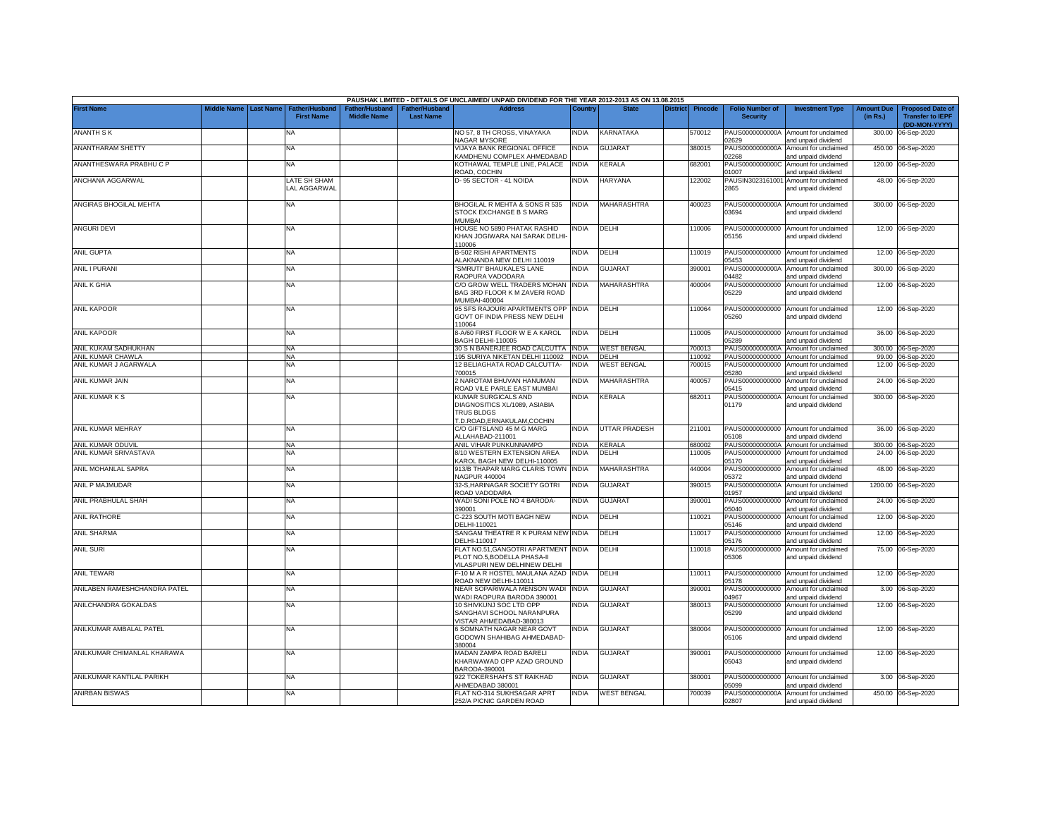PAUSHAK LIMITED - DETAILS OF UNCLAIMED/ UNPAID DIVIDEND FOR THE YEAR 2012-2013 AS ON 13.08.2015

| First Name | Middle Name | Last Name | Father/Husband First Name | Father/Husband Middle Name | Father/Husband Last Name | Address | Country | State | District | Pincode | Folio Number of Security | Investment Type | Amount Due (in Rs.) | Proposed Date of Transfer to IEPF (DD-MON-YYYY) |
|---|---|---|---|---|---|---|---|---|---|---|---|---|---|---|
| ANANTH S K | | | NA | | | NO 57, 8 TH CROSS, VINAYAKA NAGAR MYSORE | INDIA | KARNATAKA | | 570012 | PAUS0000000000A02629 | Amount for unclaimed and unpaid dividend | 300.00 | 06-Sep-2020 |
| ANANTHARAM SHETTY | | | NA | | | VIJAYA BANK REGIONAL OFFICE KAMDHENU COMPLEX AHMEDABAD | INDIA | GUJARAT | | 380015 | PAUS0000000000A02268 | Amount for unclaimed and unpaid dividend | 450.00 | 06-Sep-2020 |
| ANANTHESWARA PRABHU C P | | | NA | | | KOTHAWAL TEMPLE LINE, PALACE ROAD, COCHIN | INDIA | KERALA | | 682001 | PAUS0000000000C01007 | Amount for unclaimed and unpaid dividend | 120.00 | 06-Sep-2020 |
| ANCHANA AGGARWAL | | | LATE SH SHAM LAL AGGARWAL | | | D- 95 SECTOR - 41 NOIDA | INDIA | HARYANA | | 122002 | PAUSIN30231610012865 | Amount for unclaimed and unpaid dividend | 48.00 | 06-Sep-2020 |
| ANGIRAS BHOGILAL MEHTA | | | NA | | | BHOGILAL R MEHTA & SONS R 535 STOCK EXCHANGE B S MARG MUMBAI | INDIA | MAHARASHTRA | | 400023 | PAUS0000000000A03694 | Amount for unclaimed and unpaid dividend | 300.00 | 06-Sep-2020 |
| ANGURI DEVI | | | NA | | | HOUSE NO 5890 PHATAK RASHID KHAN JOGIWARA NAI SARAK DELHI-110006 | INDIA | DELHI | | 110006 | PAUS0000000000005156 | Amount for unclaimed and unpaid dividend | 12.00 | 06-Sep-2020 |
| ANIL GUPTA | | | NA | | | B-502 RISHI APARTMENTS ALAKNANDA NEW DELHI 110019 | INDIA | DELHI | | 110019 | PAUS0000000000005453 | Amount for unclaimed and unpaid dividend | 12.00 | 06-Sep-2020 |
| ANIL I PURANI | | | NA | | | "SMRUTI" BHAUKALE'S LANE RAOPURA VADODARA | INDIA | GUJARAT | | 390001 | PAUS0000000000A04482 | Amount for unclaimed and unpaid dividend | 300.00 | 06-Sep-2020 |
| ANIL K GHIA | | | NA | | | C/O GROW WELL TRADERS MOHAN BAG 3RD FLOOR K M ZAVERI ROAD MUMBAI-400004 | INDIA | MAHARASHTRA | | 400004 | PAUS0000000000005229 | Amount for unclaimed and unpaid dividend | 12.00 | 06-Sep-2020 |
| ANIL KAPOOR | | | NA | | | 95 SFS RAJOURI APARTMENTS OPP GOVT OF INDIA PRESS NEW DELHI 110064 | INDIA | DELHI | | 110064 | PAUS0000000000005260 | Amount for unclaimed and unpaid dividend | 12.00 | 06-Sep-2020 |
| ANIL KAPOOR | | | NA | | | 8-A/60 FIRST FLOOR W E A KAROL BAGH DELHI-110005 | INDIA | DELHI | | 110005 | PAUS0000000000005289 | Amount for unclaimed and unpaid dividend | 36.00 | 06-Sep-2020 |
| ANIL KUKAM SADHUKHAN | | | NA | | | 30 S N BANERJEE ROAD CALCUTTA | INDIA | WEST BENGAL | | 700013 | PAUS0000000000A | Amount for unclaimed | 300.00 | 06-Sep-2020 |
| ANIL KUMAR CHAWLA | | | NA | | | 195 SURIYA NIKETAN DELHI 110092 | INDIA | DELHI | | 110092 | PAUS0000000000000 | Amount for unclaimed | 99.00 | 06-Sep-2020 |
| ANIL KUMAR J AGARWALA | | | NA | | | 12 BELIAGHATA ROAD CALCUTTA-700015 | INDIA | WEST BENGAL | | 700015 | PAUS0000000000005280 | Amount for unclaimed and unpaid dividend | 12.00 | 06-Sep-2020 |
| ANIL KUMAR JAIN | | | NA | | | 2 NAROTAM BHUVAN HANUMAN ROAD VILE PARLE EAST MUMBAI | INDIA | MAHARASHTRA | | 400057 | PAUS0000000000005415 | Amount for unclaimed and unpaid dividend | 24.00 | 06-Sep-2020 |
| ANIL KUMAR K S | | | NA | | | KUMAR SURGICALS AND DIAGNOSITICS XL/1089, ASIABIA TRUS BLDGS T.D.ROAD,ERNAKULAM,COCHIN | INDIA | KERALA | | 682011 | PAUS0000000000A01179 | Amount for unclaimed and unpaid dividend | 300.00 | 06-Sep-2020 |
| ANIL KUMAR MEHRAY | | | NA | | | C/O GIFTSLAND 45 M G MARG ALLAHABAD-211001 | INDIA | UTTAR PRADESH | | 211001 | PAUS0000000000005108 | Amount for unclaimed and unpaid dividend | 36.00 | 06-Sep-2020 |
| ANIL KUMAR ODUVIL | | | NA | | | ANIL VIHAR PUNKUNNAMPO | INDIA | KERALA | | 680002 | PAUS0000000000A | Amount for unclaimed | 300.00 | 06-Sep-2020 |
| ANIL KUMAR SRIVASTAVA | | | NA | | | 8/10 WESTERN EXTENSION AREA KAROL BAGH NEW DELHI-110005 | INDIA | DELHI | | 110005 | PAUS0000000000005170 | Amount for unclaimed and unpaid dividend | 24.00 | 06-Sep-2020 |
| ANIL MOHANLAL SAPRA | | | NA | | | 913/B THAPAR MARG CLARIS TOWN NAGPUR 440004 | INDIA | MAHARASHTRA | | 440004 | PAUS0000000000005372 | Amount for unclaimed and unpaid dividend | 48.00 | 06-Sep-2020 |
| ANIL P MAJMUDAR | | | NA | | | 32-S,HARINAGAR SOCIETY GOTRI ROAD VADODARA | INDIA | GUJARAT | | 390015 | PAUS0000000000A01957 | Amount for unclaimed and unpaid dividend | 1200.00 | 06-Sep-2020 |
| ANIL PRABHULAL SHAH | | | NA | | | WADI SONI POLE NO 4 BARODA-390001 | INDIA | GUJARAT | | 390001 | PAUS0000000000005040 | Amount for unclaimed and unpaid dividend | 24.00 | 06-Sep-2020 |
| ANIL RATHORE | | | NA | | | C-223 SOUTH MOTI BAGH NEW DELHI-110021 | INDIA | DELHI | | 110021 | PAUS0000000000005146 | Amount for unclaimed and unpaid dividend | 12.00 | 06-Sep-2020 |
| ANIL SHARMA | | | NA | | | SANGAM THEATRE R K PURAM NEW DELHI-110017 | INDIA | DELHI | | 110017 | PAUS0000000000005176 | Amount for unclaimed and unpaid dividend | 12.00 | 06-Sep-2020 |
| ANIL SURI | | | NA | | | FLAT NO.51,GANGOTRI APARTMENT PLOT NO.5,BODELLA PHASA-II VILASPURI NEW DELHINEW DELHI | INDIA | DELHI | | 110018 | PAUS0000000000005306 | Amount for unclaimed and unpaid dividend | 75.00 | 06-Sep-2020 |
| ANIL TEWARI | | | NA | | | F-10 M A R HOSTEL MAULANA AZAD ROAD NEW DELHI-110011 | INDIA | DELHI | | 110011 | PAUS0000000000005178 | Amount for unclaimed and unpaid dividend | 12.00 | 06-Sep-2020 |
| ANILABEN RAMESHCHANDRA PATEL | | | NA | | | NEAR SOPARIWALA MENSON WADI WADI RAOPURA BARODA 390001 | INDIA | GUJARAT | | 390001 | PAUS0000000000004967 | Amount for unclaimed and unpaid dividend | 3.00 | 06-Sep-2020 |
| ANILCHANDRA GOKALDAS | | | NA | | | 10 SHIVKUNJ SOC LTD OPP SANGHAVI SCHOOL NARANPURA VISTAR AHMEDABAD-380013 | INDIA | GUJARAT | | 380013 | PAUS0000000000005299 | Amount for unclaimed and unpaid dividend | 12.00 | 06-Sep-2020 |
| ANILKUMAR AMBALAL PATEL | | | NA | | | 6 SOMNATH NAGAR NEAR GOVT GODOWN SHAHIBAG AHMEDABAD-380004 | INDIA | GUJARAT | | 380004 | PAUS0000000000005106 | Amount for unclaimed and unpaid dividend | 12.00 | 06-Sep-2020 |
| ANILKUMAR CHIMANLAL KHARAWA | | | NA | | | MADAN ZAMPA ROAD BARELI KHARWAWAD OPP AZAD GROUND BARODA-390001 | INDIA | GUJARAT | | 390001 | PAUS0000000000005043 | Amount for unclaimed and unpaid dividend | 12.00 | 06-Sep-2020 |
| ANILKUMAR KANTILAL PARIKH | | | NA | | | 922 TOKERSHAH'S ST RAIKHAD AHMEDABAD 380001 | INDIA | GUJARAT | | 380001 | PAUS0000000000005099 | Amount for unclaimed and unpaid dividend | 3.00 | 06-Sep-2020 |
| ANIRBAN BISWAS | | | NA | | | FLAT NO-314 SUKHSAGAR APRT 252/A PICNIC GARDEN ROAD | INDIA | WEST BENGAL | | 700039 | PAUS0000000000A02807 | Amount for unclaimed and unpaid dividend | 450.00 | 06-Sep-2020 |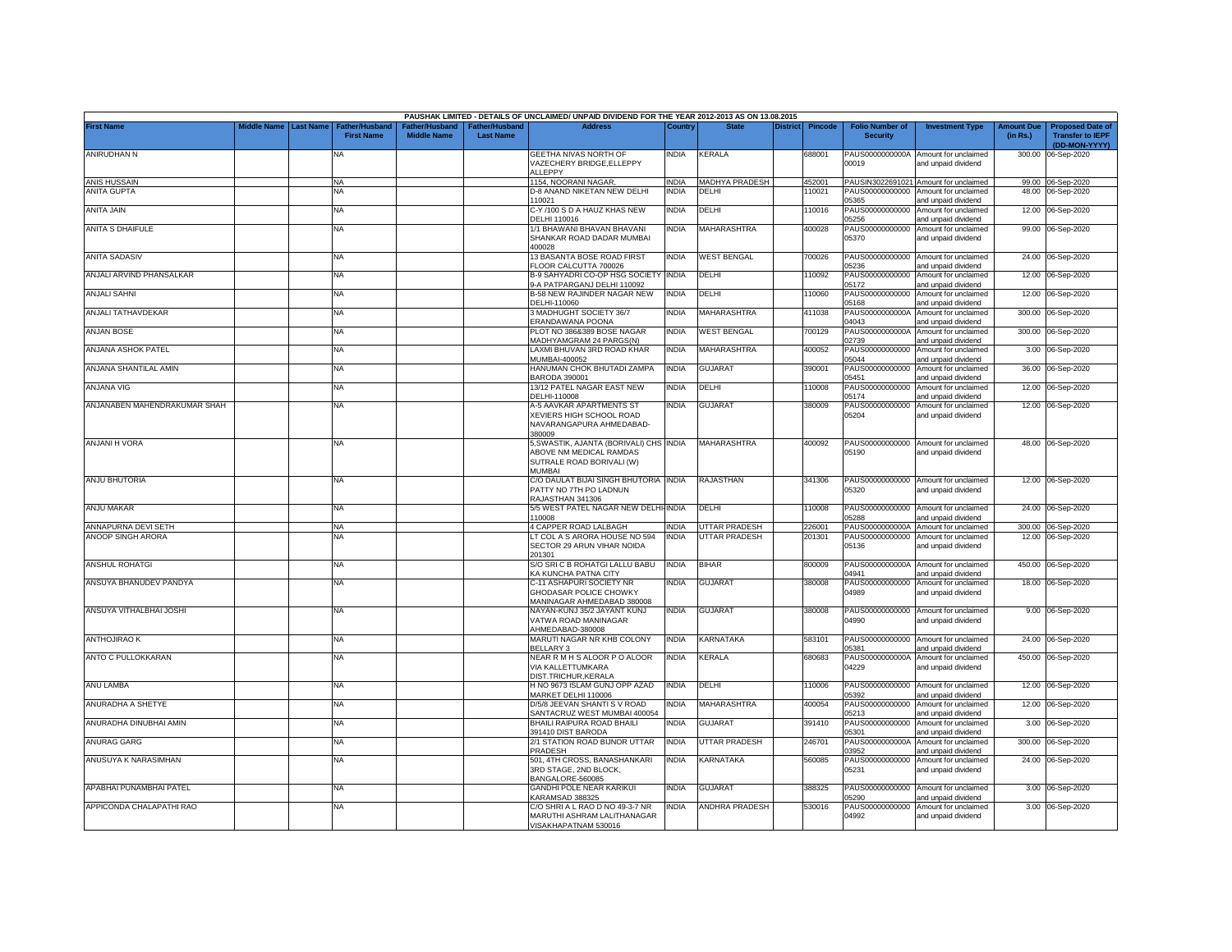| PAUSHAK LIMITED - DETAILS OF UNCLAIMED/ UNPAID DIVIDEND FOR THE YEAR 2012-2013 AS ON 13.08.2015 | | | | | | | | | | | | | | | |
|---|---|---|---|---|---|---|---|---|---|---|---|---|---|---|---|
| First Name | Middle Name | Last Name | Father/Husband First Name | Father/Husband Middle Name | Father/Husband Last Name | Address | Country | State | District | Pincode | Folio Number of Security | Investment Type | Amount Due (in Rs.) | Proposed Date of Transfer to IEPF (DD-MON-YYYY) |
| ANIRUDHAN N | | | NA | | | GEETHA NIVAS NORTH OF VAZECHERY BRIDGE,ELLEPPY ALLEPPY | INDIA | KERALA | | 688001 | PAUS0000000000A00019 | Amount for unclaimed and unpaid dividend | 300.00 | 06-Sep-2020 |
| ANIS HUSSAIN | | | NA | | | 1154, NOORANI NAGAR, | INDIA | MADHYA PRADESH | | 452001 | PAUSIN3022691021 | Amount for unclaimed | 99.00 | 06-Sep-2020 |
| ANITA GUPTA | | | NA | | | D-8 ANAND NIKETAN NEW DELHI 110021 | INDIA | DELHI | | 110021 | PAUS00000000000 05365 | Amount for unclaimed and unpaid dividend | 48.00 | 06-Sep-2020 |
| ANITA JAIN | | | NA | | | C-Y /100 S D A HAUZ KHAS NEW DELHI 110016 | INDIA | DELHI | | 110016 | PAUS00000000000 05256 | Amount for unclaimed and unpaid dividend | 12.00 | 06-Sep-2020 |
| ANITA S DHAIFULE | | | NA | | | 1/1 BHAWANI BHAVAN BHAVANI SHANKAR ROAD DADAR MUMBAI 400028 | INDIA | MAHARASHTRA | | 400028 | PAUS00000000000 05370 | Amount for unclaimed and unpaid dividend | 99.00 | 06-Sep-2020 |
| ANITA SADASIV | | | NA | | | 13 BASANTA BOSE ROAD FIRST FLOOR CALCUTTA 700026 | INDIA | WEST BENGAL | | 700026 | PAUS00000000000 05236 | Amount for unclaimed and unpaid dividend | 24.00 | 06-Sep-2020 |
| ANJALI ARVIND PHANSALKAR | | | NA | | | B-9 SAHYADRI CO-OP HSG SOCIETY 9-A PATPARGANJ DELHI 110092 | INDIA | DELHI | | 110092 | PAUS00000000000 05172 | Amount for unclaimed and unpaid dividend | 12.00 | 06-Sep-2020 |
| ANJALI SAHNI | | | NA | | | B-58 NEW RAJINDER NAGAR NEW DELHI-110060 | INDIA | DELHI | | 110060 | PAUS00000000000 05168 | Amount for unclaimed and unpaid dividend | 12.00 | 06-Sep-2020 |
| ANJALI TATHAVDEKAR | | | NA | | | 3 MADHUGHT SOCIETY 36/7 ERANDAWANA POONA | INDIA | MAHARASHTRA | | 411038 | PAUS0000000000A04043 | Amount for unclaimed and unpaid dividend | 300.00 | 06-Sep-2020 |
| ANJAN BOSE | | | NA | | | PLOT NO 386&389 BOSE NAGAR MADHYAMGRAM 24 PARGS(N) | INDIA | WEST BENGAL | | 700129 | PAUS0000000000A02739 | Amount for unclaimed and unpaid dividend | 300.00 | 06-Sep-2020 |
| ANJANA ASHOK PATEL | | | NA | | | LAXMI BHUVAN 3RD ROAD KHAR MUMBAI-400052 | INDIA | MAHARASHTRA | | 400052 | PAUS00000000000 05044 | Amount for unclaimed and unpaid dividend | 3.00 | 06-Sep-2020 |
| ANJANA SHANTILAL AMIN | | | NA | | | HANUMAN CHOK BHUTADI ZAMPA BARODA 390001 | INDIA | GUJARAT | | 390001 | PAUS00000000000 05451 | Amount for unclaimed and unpaid dividend | 36.00 | 06-Sep-2020 |
| ANJANA VIG | | | NA | | | 13/12 PATEL NAGAR EAST NEW DELHI-110008 | INDIA | DELHI | | 110008 | PAUS00000000000 05174 | Amount for unclaimed and unpaid dividend | 12.00 | 06-Sep-2020 |
| ANJANABEN MAHENDRAKUMAR SHAH | | | NA | | | A-5 AAVKAR APARTMENTS ST XEVIERS HIGH SCHOOL ROAD NAVARANGAPURA AHMEDABAD-380009 | INDIA | GUJARAT | | 380009 | PAUS00000000000 05204 | Amount for unclaimed and unpaid dividend | 12.00 | 06-Sep-2020 |
| ANJANI H VORA | | | NA | | | 5,SWASTIK, AJANTA (BORIVALI) CHS ABOVE NM MEDICAL RAMDAS SUTRALE ROAD BORIVALI (W) MUMBAI | INDIA | MAHARASHTRA | | 400092 | PAUS00000000000 05190 | Amount for unclaimed and unpaid dividend | 48.00 | 06-Sep-2020 |
| ANJU BHUTORIA | | | NA | | | C/O DAULAT BIJAI SINGH BHUTORIA PATTY NO 7TH PO LADNUN RAJASTHAN 341306 | INDIA | RAJASTHAN | | 341306 | PAUS00000000000 05320 | Amount for unclaimed and unpaid dividend | 12.00 | 06-Sep-2020 |
| ANJU MAKAR | | | NA | | | 5/5 WEST PATEL NAGAR NEW DELHI 110008 | INDIA | DELHI | | 110008 | PAUS00000000000 05288 | Amount for unclaimed and unpaid dividend | 24.00 | 06-Sep-2020 |
| ANNAPURNA DEVI SETH | | | NA | | | 4 CAPPER ROAD LALBAGH | INDIA | UTTAR PRADESH | | 226001 | PAUS0000000000A | Amount for unclaimed | 300.00 | 06-Sep-2020 |
| ANOOP SINGH ARORA | | | NA | | | LT COL A S ARORA HOUSE NO 594 SECTOR 29 ARUN VIHAR NOIDA 201301 | INDIA | UTTAR PRADESH | | 201301 | PAUS00000000000 05136 | Amount for unclaimed and unpaid dividend | 12.00 | 06-Sep-2020 |
| ANSHUL ROHATGI | | | NA | | | S/O SRI C B ROHATGI LALLU BABU KA KUNCHA PATNA CITY | INDIA | BIHAR | | 800009 | PAUS0000000000A04941 | Amount for unclaimed and unpaid dividend | 450.00 | 06-Sep-2020 |
| ANSUYA BHANUDEV PANDYA | | | NA | | | C-11 ASHAPURI SOCIETY NR GHODASAR POLICE CHOWKY MANINAGAR AHMEDABAD 380008 | INDIA | GUJARAT | | 380008 | PAUS00000000000 04989 | Amount for unclaimed and unpaid dividend | 18.00 | 06-Sep-2020 |
| ANSUYA VITHALBHAI JOSHI | | | NA | | | NAYAN-KUNJ 35/2 JAYANT KUNJ VATWA ROAD MANINAGAR AHMEDABAD-380008 | INDIA | GUJARAT | | 380008 | PAUS00000000000 04990 | Amount for unclaimed and unpaid dividend | 9.00 | 06-Sep-2020 |
| ANTHOJIRAO K | | | NA | | | MARUTI NAGAR NR KHB COLONY BELLARY 3 | INDIA | KARNATAKA | | 583101 | PAUS00000000000 05381 | Amount for unclaimed and unpaid dividend | 24.00 | 06-Sep-2020 |
| ANTO C PULLOKKARAN | | | NA | | | NEAR R M H S ALOOR P O ALOOR VIA KALLETTUMKARA DIST.TRICHUR,KERALA | INDIA | KERALA | | 680683 | PAUS0000000000A04229 | Amount for unclaimed and unpaid dividend | 450.00 | 06-Sep-2020 |
| ANU LAMBA | | | NA | | | H NO 9673 ISLAM GUNJ OPP AZAD MARKET DELHI 110006 | INDIA | DELHI | | 110006 | PAUS00000000000 05392 | Amount for unclaimed and unpaid dividend | 12.00 | 06-Sep-2020 |
| ANURADHA A SHETYE | | | NA | | | D/5/8 JEEVAN SHANTI S V ROAD SANTACRUZ WEST MUMBAI 400054 | INDIA | MAHARASHTRA | | 400054 | PAUS00000000000 05213 | Amount for unclaimed and unpaid dividend | 12.00 | 06-Sep-2020 |
| ANURADHA DINUBHAI AMIN | | | NA | | | BHAILI RAIPURA ROAD BHAILI 391410 DIST BARODA | INDIA | GUJARAT | | 391410 | PAUS00000000000 05301 | Amount for unclaimed and unpaid dividend | 3.00 | 06-Sep-2020 |
| ANURAG GARG | | | NA | | | 2/1 STATION ROAD BIJNOR UTTAR PRADESH | INDIA | UTTAR PRADESH | | 246701 | PAUS0000000000A03952 | Amount for unclaimed and unpaid dividend | 300.00 | 06-Sep-2020 |
| ANUSUYA K NARASIMHAN | | | NA | | | 501, 4TH CROSS, BANASHANKARI 3RD STAGE, 2ND BLOCK, BANGALORE-560085 | INDIA | KARNATAKA | | 560085 | PAUS00000000000 05231 | Amount for unclaimed and unpaid dividend | 24.00 | 06-Sep-2020 |
| APABHAI PUNAMBHAI PATEL | | | NA | | | GANDHI POLE NEAR KARIKUI KARAMSAD 388325 | INDIA | GUJARAT | | 388325 | PAUS00000000000 05290 | Amount for unclaimed and unpaid dividend | 3.00 | 06-Sep-2020 |
| APPICONDA CHALAPATHI RAO | | | NA | | | C/O SHRI A L RAO D NO 49-3-7 NR MARUTHI ASHRAM LALITHANAGAR VISAKHAPATNAM 530016 | INDIA | ANDHRA PRADESH | | 530016 | PAUS00000000000 04992 | Amount for unclaimed and unpaid dividend | 3.00 | 06-Sep-2020 |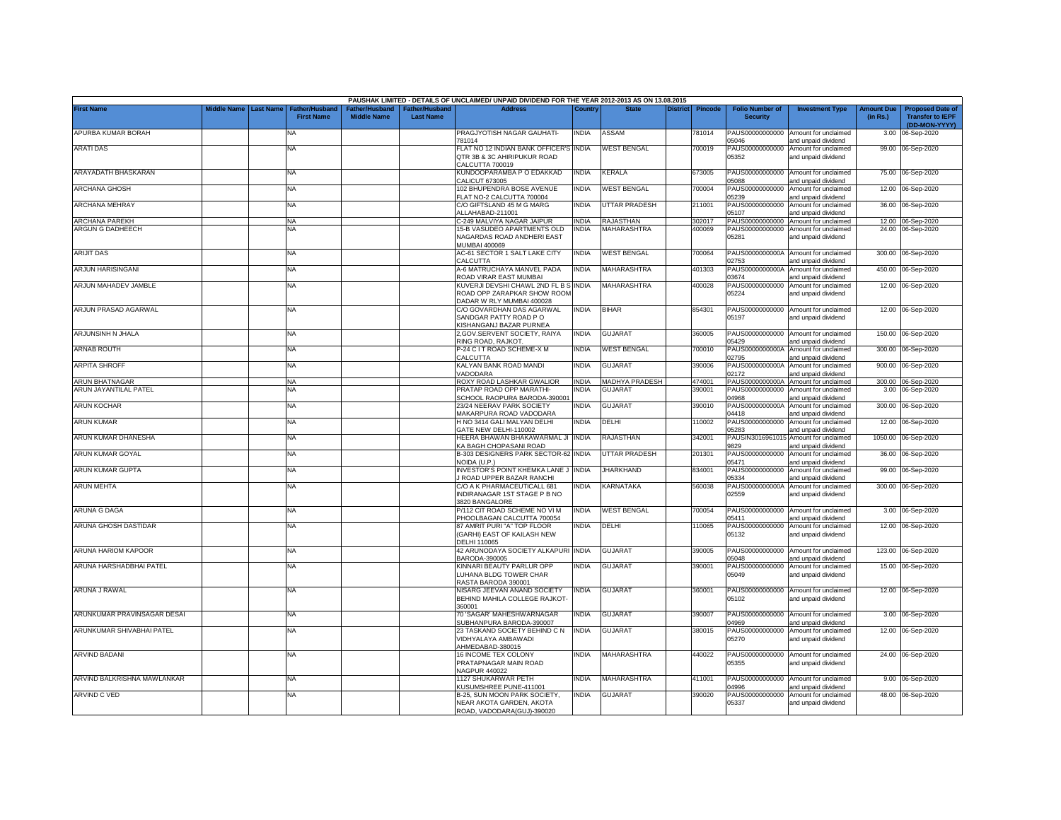| PAUSHAK LIMITED - DETAILS OF UNCLAIMED/ UNPAID DIVIDEND FOR THE YEAR 2012-2013 AS ON 13.08.2015 | | | | | | | | | | | | | | | |
|---|---|---|---|---|---|---|---|---|---|---|---|---|---|---|---|
| First Name | Middle Name | Last Name | Father/Husband First Name | Father/Husband Middle Name | Father/Husband Last Name | Address | Country | State | District | Pincode | Folio Number of Security | Investment Type | Amount Due (in Rs.) | Proposed Date of Transfer to IEPF (DD-MON-YYYY) |
| APURBA KUMAR BORAH | | | NA | | | PRAGJYOTISH NAGAR GAUHATI-781014 | INDIA | ASSAM | | 781014 | PAUS00000000000 05046 | Amount for unclaimed and unpaid dividend | 3.00 | 06-Sep-2020 |
| ARATI DAS | | | NA | | | FLAT NO 12 INDIAN BANK OFFICER'S QTR 3B & 3C AHIRIPUKUR ROAD CALCUTTA 700019 | INDIA | WEST BENGAL | | 700019 | PAUS00000000000 05352 | Amount for unclaimed and unpaid dividend | 99.00 | 06-Sep-2020 |
| ARAYADATH BHASKARAN | | | NA | | | KUNDOOPARAMBA P O EDAKKAD CALICUT 673005 | INDIA | KERALA | | 673005 | PAUS00000000000 05088 | Amount for unclaimed and unpaid dividend | 75.00 | 06-Sep-2020 |
| ARCHANA GHOSH | | | NA | | | 102 BHUPENDRA BOSE AVENUE FLAT NO-2 CALCUTTA 700004 | INDIA | WEST BENGAL | | 700004 | PAUS00000000000 05239 | Amount for unclaimed and unpaid dividend | 12.00 | 06-Sep-2020 |
| ARCHANA MEHRAY | | | NA | | | C/O GIFTSLAND 45 M G MARG ALLAHABAD-211001 | INDIA | UTTAR PRADESH | | 211001 | PAUS00000000000 05107 | Amount for unclaimed and unpaid dividend | 36.00 | 06-Sep-2020 |
| ARCHANA PAREKH | | | NA | | | C-249 MALVIYA NAGAR JAIPUR | INDIA | RAJASTHAN | | 302017 | PAUS00000000000 | Amount for unclaimed | 12.00 | 06-Sep-2020 |
| ARGUN G DADHEECH | | | NA | | | 15-B VASUDEO APARTMENTS OLD NAGARDAS ROAD ANDHERI EAST MUMBAI 400069 | INDIA | MAHARASHTRA | | 400069 | PAUS00000000000 05281 | Amount for unclaimed and unpaid dividend | 24.00 | 06-Sep-2020 |
| ARIJIT DAS | | | NA | | | AC-61 SECTOR 1 SALT LAKE CITY CALCUTTA | INDIA | WEST BENGAL | | 700064 | PAUS0000000000A 02753 | Amount for unclaimed and unpaid dividend | 300.00 | 06-Sep-2020 |
| ARJUN HARISINGANI | | | NA | | | A-6 MATRUCHAYA MANVEL PADA ROAD VIRAR EAST MUMBAI | INDIA | MAHARASHTRA | | 401303 | PAUS0000000000A 03674 | Amount for unclaimed and unpaid dividend | 450.00 | 06-Sep-2020 |
| ARJUN MAHADEV JAMBLE | | | NA | | | KUVERJI DEVSHI CHAWL 2ND FL B S ROAD OPP ZARAPKAR SHOW ROOM DADAR W RLY MUMBAI 400028 | INDIA | MAHARASHTRA | | 400028 | PAUS00000000000 05224 | Amount for unclaimed and unpaid dividend | 12.00 | 06-Sep-2020 |
| ARJUN PRASAD AGARWAL | | | NA | | | C/O GOVARDHAN DAS AGARWAL SANDGAR PATTY ROAD P O KISHANGANJ BAZAR PURNEA | INDIA | BIHAR | | 854301 | PAUS00000000000 05197 | Amount for unclaimed and unpaid dividend | 12.00 | 06-Sep-2020 |
| ARJUNSINH N JHALA | | | NA | | | 2,GOV.SERVENT SOCIETY, RAIYA RING ROAD, RAJKOT. | INDIA | GUJARAT | | 360005 | PAUS00000000000 05429 | Amount for unclaimed and unpaid dividend | 150.00 | 06-Sep-2020 |
| ARNAB ROUTH | | | NA | | | P-24 C I T ROAD SCHEME-X M CALCUTTA | INDIA | WEST BENGAL | | 700010 | PAUS0000000000A 02795 | Amount for unclaimed and unpaid dividend | 300.00 | 06-Sep-2020 |
| ARPITA SHROFF | | | NA | | | KALYAN BANK ROAD MANDI VADODARA | INDIA | GUJARAT | | 390006 | PAUS0000000000A 02172 | Amount for unclaimed and unpaid dividend | 900.00 | 06-Sep-2020 |
| ARUN BHATNAGAR | | | NA | | | ROXY ROAD LASHKAR GWALIOR | INDIA | MADHYA PRADESH | | 474001 | PAUS0000000000A | Amount for unclaimed | 300.00 | 06-Sep-2020 |
| ARUN JAYANTILAL PATEL | | | NA | | | PRATAP ROAD OPP MARATHI-SCHOOL RAOPURA BARODA-390001 | INDIA | GUJARAT | | 390001 | PAUS00000000000 04968 | Amount for unclaimed and unpaid dividend | 3.00 | 06-Sep-2020 |
| ARUN KOCHAR | | | NA | | | 23/24 NEERAV PARK SOCIETY MAKARPURA ROAD VADODARA | INDIA | GUJARAT | | 390010 | PAUS0000000000A 04418 | Amount for unclaimed and unpaid dividend | 300.00 | 06-Sep-2020 |
| ARUN KUMAR | | | NA | | | H NO 3414 GALI MALYAN DELHI GATE NEW DELHI-110002 | INDIA | DELHI | | 110002 | PAUS00000000000 05283 | Amount for unclaimed and unpaid dividend | 12.00 | 06-Sep-2020 |
| ARUN KUMAR DHANESHA | | | NA | | | HEERA BHAWAN BHAKAWARMAL JI KA BAGH CHOPASANI ROAD | INDIA | RAJASTHAN | | 342001 | PAUSIN3016961015 9829 | Amount for unclaimed and unpaid dividend | 1050.00 | 06-Sep-2020 |
| ARUN KUMAR GOYAL | | | NA | | | B-303 DESIGNERS PARK SECTOR-62 NOIDA (U.P.) | INDIA | UTTAR PRADESH | | 201301 | PAUS00000000000 05471 | Amount for unclaimed and unpaid dividend | 36.00 | 06-Sep-2020 |
| ARUN KUMAR GUPTA | | | NA | | | INVESTOR'S POINT KHEMKA LANE J J ROAD UPPER BAZAR RANCHI | INDIA | JHARKHAND | | 834001 | PAUS00000000000 05334 | Amount for unclaimed and unpaid dividend | 99.00 | 06-Sep-2020 |
| ARUN MEHTA | | | NA | | | C/O A K PHARMACEUTICALL 681 INDIRANAGAR 1ST STAGE P B NO 3820 BANGALORE | INDIA | KARNATAKA | | 560038 | PAUS0000000000A 02559 | Amount for unclaimed and unpaid dividend | 300.00 | 06-Sep-2020 |
| ARUNA G DAGA | | | NA | | | P/112 CIT ROAD SCHEME NO VI M PHOOLBAGAN CALCUTTA 700054 | INDIA | WEST BENGAL | | 700054 | PAUS00000000000 05411 | Amount for unclaimed and unpaid dividend | 3.00 | 06-Sep-2020 |
| ARUNA GHOSH DASTIDAR | | | NA | | | 87 AMRIT PURI "A" TOP FLOOR (GARHI) EAST OF KAILASH NEW DELHI 110065 | INDIA | DELHI | | 110065 | PAUS00000000000 05132 | Amount for unclaimed and unpaid dividend | 12.00 | 06-Sep-2020 |
| ARUNA HARIOM KAPOOR | | | NA | | | 42 ARUNODAYA SOCIETY ALKAPURI BARODA-390005 | INDIA | GUJARAT | | 390005 | PAUS00000000000 05048 | Amount for unclaimed and unpaid dividend | 123.00 | 06-Sep-2020 |
| ARUNA HARSHADBHAI PATEL | | | NA | | | KINNARI BEAUTY PARLUR OPP LUHANA BLDG TOWER CHAR RASTA BARODA 390001 | INDIA | GUJARAT | | 390001 | PAUS00000000000 05049 | Amount for unclaimed and unpaid dividend | 15.00 | 06-Sep-2020 |
| ARUNA J RAWAL | | | NA | | | NISARG JEEVAN ANAND SOCIETY BEHIND MAHILA COLLEGE RAJKOT-360001 | INDIA | GUJARAT | | 360001 | PAUS00000000000 05102 | Amount for unclaimed and unpaid dividend | 12.00 | 06-Sep-2020 |
| ARUNKUMAR PRAVINSAGAR DESAI | | | NA | | | 70 'SAGAR' MAHESHWARNAGAR SUBHANPURA BARODA-390007 | INDIA | GUJARAT | | 390007 | PAUS00000000000 04969 | Amount for unclaimed and unpaid dividend | 3.00 | 06-Sep-2020 |
| ARUNKUMAR SHIVABHAI PATEL | | | NA | | | 23 TASKAND SOCIETY BEHIND C N VIDHYALAYA AMBAWADI AHMEDABAD-380015 | INDIA | GUJARAT | | 380015 | PAUS00000000000 05270 | Amount for unclaimed and unpaid dividend | 12.00 | 06-Sep-2020 |
| ARVIND BADANI | | | NA | | | 16 INCOME TEX COLONY PRATAPNAGAR MAIN ROAD NAGPUR 440022 | INDIA | MAHARASHTRA | | 440022 | PAUS00000000000 05355 | Amount for unclaimed and unpaid dividend | 24.00 | 06-Sep-2020 |
| ARVIND BALKRISHNA MAWLANKAR | | | NA | | | 1127 SHUKARWAR PETH KUSUMSHREE PUNE-411001 | INDIA | MAHARASHTRA | | 411001 | PAUS00000000000 04996 | Amount for unclaimed and unpaid dividend | 9.00 | 06-Sep-2020 |
| ARVIND C VED | | | NA | | | B-25, SUN MOON PARK SOCIETY, NEAR AKOTA GARDEN, AKOTA ROAD, VADODARA(GUJ)-390020 | INDIA | GUJARAT | | 390020 | PAUS00000000000 05337 | Amount for unclaimed and unpaid dividend | 48.00 | 06-Sep-2020 |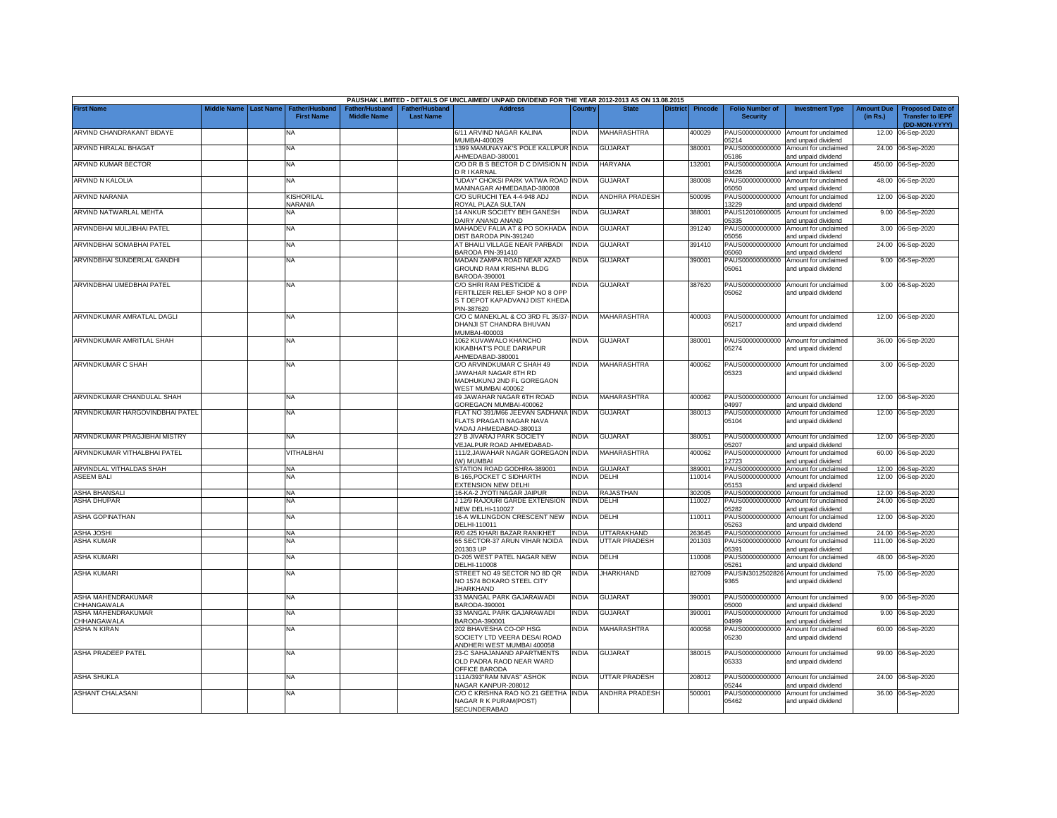PAUSHAK LIMITED - DETAILS OF UNCLAIMED/ UNPAID DIVIDEND FOR THE YEAR 2012-2013 AS ON 13.08.2015

| First Name | Middle Name | Last Name | Father/Husband First Name | Father/Husband Middle Name | Father/Husband Last Name | Address | Country | State | District | Pincode | Folio Number of Security | Investment Type | Amount Due (in Rs.) | Proposed Date of Transfer to IEPF (DD-MON-YYYY) |
|---|---|---|---|---|---|---|---|---|---|---|---|---|---|---|
| ARVIND CHANDRAKANT BIDAYE | | | NA | | | 6/11 ARVIND NAGAR KALINA MUMBAI-400029 | INDIA | MAHARASHTRA | | 400029 | PAUS00000000000 05214 | Amount for unclaimed and unpaid dividend | 12.00 | 06-Sep-2020 |
| ARVIND HIRALAL BHAGAT | | | NA | | | 1399 MAMUNAYAK'S POLE KALUPUR AHMEDABAD-380001 | INDIA | GUJARAT | | 380001 | PAUS00000000000 05186 | Amount for unclaimed and unpaid dividend | 24.00 | 06-Sep-2020 |
| ARVIND KUMAR BECTOR | | | NA | | | C/O DR B S BECTOR D C DIVISION N D R I KARNAL | INDIA | HARYANA | | 132001 | PAUS0000000000A 03426 | Amount for unclaimed and unpaid dividend | 450.00 | 06-Sep-2020 |
| ARVIND N KALOLIA | | | NA | | | "UDAY" CHOKSI PARK VATWA ROAD MANINAGAR AHMEDABAD-380008 | INDIA | GUJARAT | | 380008 | PAUS00000000000 05050 | Amount for unclaimed and unpaid dividend | 48.00 | 06-Sep-2020 |
| ARVIND NARANIA | | | KISHORILAL NARANIA | | | C/O SURUCHI TEA 4-4-948 ADJ ROYAL PLAZA SULTAN | INDIA | ANDHRA PRADESH | | 500095 | PAUS00000000000 13229 | Amount for unclaimed and unpaid dividend | 12.00 | 06-Sep-2020 |
| ARVIND NATWARLAL MEHTA | | | NA | | | 14 ANKUR SOCIETY BEH GANESH DAIRY ANAND ANAND | INDIA | GUJARAT | | 388001 | PAUS12010600005 05335 | Amount for unclaimed and unpaid dividend | 9.00 | 06-Sep-2020 |
| ARVINDBHAI MULJIBHAI PATEL | | | NA | | | MAHADEV FALIA AT & PO SOKHADA DIST BARODA PIN-391240 | INDIA | GUJARAT | | 391240 | PAUS00000000000 05056 | Amount for unclaimed and unpaid dividend | 3.00 | 06-Sep-2020 |
| ARVINDBHAI SOMABHAI PATEL | | | NA | | | AT BHAILI VILLAGE NEAR PARBADI BARODA PIN-391410 | INDIA | GUJARAT | | 391410 | PAUS00000000000 05060 | Amount for unclaimed and unpaid dividend | 24.00 | 06-Sep-2020 |
| ARVINDBHAI SUNDERLAL GANDHI | | | NA | | | MADAN ZAMPA ROAD NEAR AZAD GROUND RAM KRISHNA BLDG BARODA-390001 | INDIA | GUJARAT | | 390001 | PAUS00000000000 05061 | Amount for unclaimed and unpaid dividend | 9.00 | 06-Sep-2020 |
| ARVINDBHAI UMEDBHAI PATEL | | | NA | | | C/O SHRI RAM PESTICIDE & FERTILIZER RELIEF SHOP NO 8 OPP S T DEPOT KAPADVANJ DIST KHEDA PIN-387620 | INDIA | GUJARAT | | 387620 | PAUS00000000000 05062 | Amount for unclaimed and unpaid dividend | 3.00 | 06-Sep-2020 |
| ARVINDKUMAR AMRATLAL DAGLI | | | NA | | | C/O C MANEKLAL & CO 3RD FL 35/37- DHANJI ST CHANDRA BHUVAN MUMBAI-400003 | INDIA | MAHARASHTRA | | 400003 | PAUS00000000000 05217 | Amount for unclaimed and unpaid dividend | 12.00 | 06-Sep-2020 |
| ARVINDKUMAR AMRITLAL SHAH | | | NA | | | 1062 KUVAWALO KHANCHO KIKABHAT'S POLE DARIAPUR AHMEDABAD-380001 | INDIA | GUJARAT | | 380001 | PAUS00000000000 05274 | Amount for unclaimed and unpaid dividend | 36.00 | 06-Sep-2020 |
| ARVINDKUMAR C SHAH | | | NA | | | C/O ARVINDKUMAR C SHAH 49 JAWAHAR NAGAR 6TH RD MADHUKUNJ 2ND FL GOREGAON WEST MUMBAI 400062 | INDIA | MAHARASHTRA | | 400062 | PAUS00000000000 05323 | Amount for unclaimed and unpaid dividend | 3.00 | 06-Sep-2020 |
| ARVINDKUMAR CHANDULAL SHAH | | | NA | | | 49 JAWAHAR NAGAR 6TH ROAD GOREGAON MUMBAI-400062 | INDIA | MAHARASHTRA | | 400062 | PAUS00000000000 04997 | Amount for unclaimed and unpaid dividend | 12.00 | 06-Sep-2020 |
| ARVINDKUMAR HARGOVINDBHAI PATEL | | | NA | | | FLAT NO 391/M66 JEEVAN SADHANA FLATS PRAGATI NAGAR NAVA VADAJ AHMEDABAD-380013 | INDIA | GUJARAT | | 380013 | PAUS00000000000 05104 | Amount for unclaimed and unpaid dividend | 12.00 | 06-Sep-2020 |
| ARVINDKUMAR PRAGJIBHAI MISTRY | | | NA | | | 27 B JIVARAJ PARK SOCIETY VEJALPUR ROAD AHMEDABAD- | INDIA | GUJARAT | | 380051 | PAUS00000000000 05207 | Amount for unclaimed and unpaid dividend | 12.00 | 06-Sep-2020 |
| ARVINDKUMAR VITHALBHAI PATEL | | | VITHALBHAI | | | 111/2,JAWAHAR NAGAR GOREGAON (W) MUMBAI | INDIA | MAHARASHTRA | | 400062 | PAUS00000000000 12723 | Amount for unclaimed and unpaid dividend | 60.00 | 06-Sep-2020 |
| ARVINDLAL VITHALDAS SHAH | | | NA | | | STATION ROAD GODHRA-389001 | INDIA | GUJARAT | | 389001 | PAUS00000000000 | Amount for unclaimed | 12.00 | 06-Sep-2020 |
| ASEEM BALI | | | NA | | | B-165,POCKET C SIDHARTH EXTENSION NEW DELHI | INDIA | DELHI | | 110014 | PAUS00000000000 05153 | Amount for unclaimed and unpaid dividend | 12.00 | 06-Sep-2020 |
| ASHA BHANSALI | | | NA | | | 16-KA-2 JYOTI NAGAR JAIPUR | INDIA | RAJASTHAN | | 302005 | PAUS00000000000 | Amount for unclaimed | 12.00 | 06-Sep-2020 |
| ASHA DHUPAR | | | NA | | | J 12/9 RAJOURI GARDE EXTENSION NEW DELHI-110027 | INDIA | DELHI | | 110027 | PAUS00000000000 05282 | Amount for unclaimed and unpaid dividend | 24.00 | 06-Sep-2020 |
| ASHA GOPINATHAN | | | NA | | | 16-A WILLINGDON CRESCENT NEW DELHI-110011 | INDIA | DELHI | | 110011 | PAUS00000000000 05263 | Amount for unclaimed and unpaid dividend | 12.00 | 06-Sep-2020 |
| ASHA JOSHI | | | NA | | | R/0 425 KHARI BAZAR RANIKHET | INDIA | UTTARAKHAND | | 263645 | PAUS00000000000 | Amount for unclaimed | 24.00 | 06-Sep-2020 |
| ASHA KUMAR | | | NA | | | 65 SECTOR-37 ARUN VIHAR NOIDA 201303 UP | INDIA | UTTAR PRADESH | | 201303 | PAUS00000000000 05391 | Amount for unclaimed and unpaid dividend | 111.00 | 06-Sep-2020 |
| ASHA KUMARI | | | NA | | | D-205 WEST PATEL NAGAR NEW DELHI-110008 | INDIA | DELHI | | 110008 | PAUS00000000000 05261 | Amount for unclaimed and unpaid dividend | 48.00 | 06-Sep-2020 |
| ASHA KUMARI | | | NA | | | STREET NO 49 SECTOR NO 8D QR NO 1574 BOKARO STEEL CITY JHARKHAND | INDIA | JHARKHAND | | 827009 | PAUSIN3012502826 9365 | Amount for unclaimed and unpaid dividend | 75.00 | 06-Sep-2020 |
| ASHA MAHENDRAKUMAR CHHANGAWALA | | | NA | | | 33 MANGAL PARK GAJARAWADI BARODA-390001 | INDIA | GUJARAT | | 390001 | PAUS00000000000 05000 | Amount for unclaimed and unpaid dividend | 9.00 | 06-Sep-2020 |
| ASHA MAHENDRAKUMAR CHHANGAWALA | | | NA | | | 33 MANGAL PARK GAJARAWADI BARODA-390001 | INDIA | GUJARAT | | 390001 | PAUS00000000000 04999 | Amount for unclaimed and unpaid dividend | 9.00 | 06-Sep-2020 |
| ASHA N KIRAN | | | NA | | | 202 BHAVESHA CO-OP HSG SOCIETY LTD VEERA DESAI ROAD ANDHERI WEST MUMBAI 400058 | INDIA | MAHARASHTRA | | 400058 | PAUS00000000000 05230 | Amount for unclaimed and unpaid dividend | 60.00 | 06-Sep-2020 |
| ASHA PRADEEP PATEL | | | NA | | | 23-C SAHAJANAND APARTMENTS OLD PADRA RAOD NEAR WARD OFFICE BARODA | INDIA | GUJARAT | | 380015 | PAUS00000000000 05333 | Amount for unclaimed and unpaid dividend | 99.00 | 06-Sep-2020 |
| ASHA SHUKLA | | | NA | | | 111A/393"RAM NIVAS" ASHOK NAGAR KANPUR-208012 | INDIA | UTTAR PRADESH | | 208012 | PAUS00000000000 05244 | Amount for unclaimed and unpaid dividend | 24.00 | 06-Sep-2020 |
| ASHANT CHALASANI | | | NA | | | C/O C KRISHNA RAO NO.21 GEETHA NAGAR R K PURAM(POST) SECUNDERABAD | INDIA | ANDHRA PRADESH | | 500001 | PAUS00000000000 05462 | Amount for unclaimed and unpaid dividend | 36.00 | 06-Sep-2020 |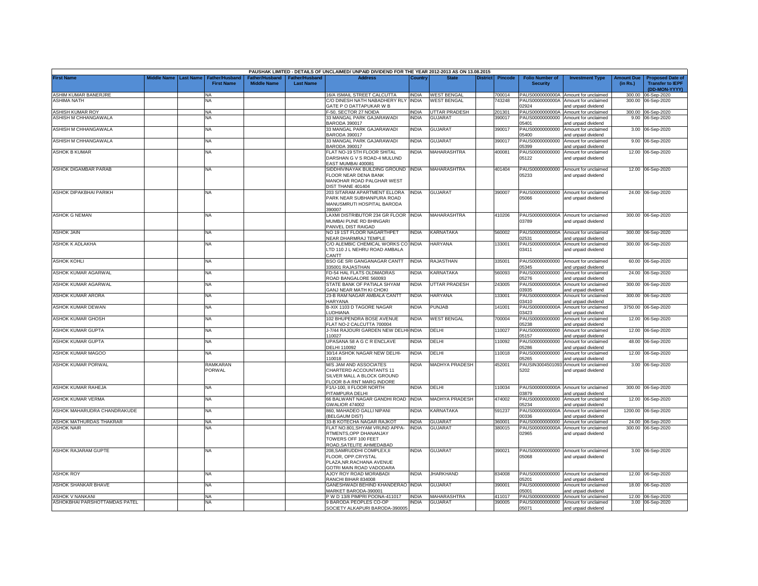PAUSHAK LIMITED - DETAILS OF UNCLAIMED/ UNPAID DIVIDEND FOR THE YEAR 2012-2013 AS ON 13.08.2015

| First Name | Middle Name | Last Name | Father/Husband First Name | Father/Husband Middle Name | Father/Husband Last Name | Address | Country | State | District | Pincode | Folio Number of Security | Investment Type | Amount Due (in Rs.) | Proposed Date of Transfer to IEPF (DD-MON-YYYY) |
|---|---|---|---|---|---|---|---|---|---|---|---|---|---|---|
| ASHIM KUMAR BANERJRE | | | NA | | | 16/A ISMAIL STREET CALCUTTA | INDIA | WEST BENGAL | | 700014 | PAUS0000000000A | Amount for unclaimed | 300.00 | 06-Sep-2020 |
| ASHIMA NATH | | | NA | | | C/O DINESH NATH NABADHERY RLY GATE P O DATTAPUKAR W B | INDIA | WEST BENGAL | | 743248 | PAUS0000000000A02924 | Amount for unclaimed and unpaid dividend | 300.00 | 06-Sep-2020 |
| ASHISH KUMAR ROY | | | NA | | | F-50, SECTOR 27 NOIDA | INDIA | UTTAR PRADESH | | 201301 | PAUS0000000000A | Amount for unclaimed | 300.00 | 06-Sep-2020 |
| ASHISH M CHHANGAWALA | | | NA | | | 33 MANGAL PARK GAJARAWADI BARODA 390017 | INDIA | GUJARAT | | 390017 | PAUS00000000000005401 | Amount for unclaimed and unpaid dividend | 9.00 | 06-Sep-2020 |
| ASHISH M CHHANGAWALA | | | NA | | | 33 MANGAL PARK GAJARAWADI BARODA 390017 | INDIA | GUJARAT | | 390017 | PAUS00000000000005400 | Amount for unclaimed and unpaid dividend | 3.00 | 06-Sep-2020 |
| ASHISH M CHHANGAWALA | | | NA | | | 33 MANGAL PARK GAJARAWADI BARODA 390017 | INDIA | GUJARAT | | 390017 | PAUS00000000000005399 | Amount for unclaimed and unpaid dividend | 9.00 | 06-Sep-2020 |
| ASHOK B KUMAR | | | NA | | | FLAT NO-19 5TH FLOOR SHITAL DARSHAN G V S ROAD-4 MULUND EAST MUMBAI 400081 | INDIA | MAHARASHTRA | | 400081 | PAUS00000000000005122 | Amount for unclaimed and unpaid dividend | 12.00 | 06-Sep-2020 |
| ASHOK DIGAMBAR PARAB | | | NA | | | SIDDHIVINAYAK BUILDING GROUND FLOOR NEAR DENA BANK MANOHAR ROAD PALGHAR WEST DIST THANE 401404 | INDIA | MAHARASHTRA | | 401404 | PAUS00000000000005233 | Amount for unclaimed and unpaid dividend | 12.00 | 06-Sep-2020 |
| ASHOK DIPAKBHAI PARIKH | | | NA | | | 203 SITARAM APARTMENT ELLORA PARK NEAR SUBHANPURA ROAD MANUSMRUTI HOSPITAL BARODA 390007 | INDIA | GUJARAT | | 390007 | PAUS00000000000005066 | Amount for unclaimed and unpaid dividend | 24.00 | 06-Sep-2020 |
| ASHOK G NEMAN | | | NA | | | LAXMI DISTRIBUTOR 234 GR FLOOR MUMBAI PUNE RD BHINGARI PANVEL DIST RAIGAD | INDIA | MAHARASHTRA | | 410206 | PAUS0000000000A03789 | Amount for unclaimed and unpaid dividend | 300.00 | 06-Sep-2020 |
| ASHOK JAIN | | | NA | | | NO 19 1ST FLOOR NAGARTHPET NEAR DHARMRAJ TEMPLE | INDIA | KARNATAKA | | 560002 | PAUS0000000000A02531 | Amount for unclaimed and unpaid dividend | 300.00 | 06-Sep-2020 |
| ASHOK K ADLAKHA | | | NA | | | C/O ALEMBIC CHEMICAL WORKS CO LTD 110 J L NEHRU ROAD AMBALA CANTT | INDIA | HARYANA | | 133001 | PAUS0000000000A03411 | Amount for unclaimed and unpaid dividend | 300.00 | 06-Sep-2020 |
| ASHOK KOHLI | | | NA | | | BSO GE SRI GANGANAGAR CANTT 335001 RAJASTHAN | INDIA | RAJASTHAN | | 335001 | PAUS00000000000005345 | Amount for unclaimed and unpaid dividend | 60.00 | 06-Sep-2020 |
| ASHOK KUMAR AGARWAL | | | NA | | | FD-54 HAL FLATS OLDMADRAS ROAD BANGALORE 560093 | INDIA | KARNATAKA | | 560093 | PAUS00000000000005276 | Amount for unclaimed and unpaid dividend | 24.00 | 06-Sep-2020 |
| ASHOK KUMAR AGARWAL | | | NA | | | STATE BANK OF PATIALA SHYAM GANJ NEAR MATH KI CHOKI | INDIA | UTTAR PRADESH | | 243005 | PAUS0000000000A03935 | Amount for unclaimed and unpaid dividend | 300.00 | 06-Sep-2020 |
| ASHOK KUMAR ARORA | | | NA | | | 23-B RAM NAGAR AMBALA CANTT HARYANA | INDIA | HARYANA | | 133001 | PAUS0000000000A03410 | Amount for unclaimed and unpaid dividend | 300.00 | 06-Sep-2020 |
| ASHOK KUMAR DEWAN | | | NA | | | B-XIX 1103 D TAGORE NAGAR LUDHIANA | INDIA | PUNJAB | | 141001 | PAUS0000000000A03423 | Amount for unclaimed and unpaid dividend | 3750.00 | 06-Sep-2020 |
| ASHOK KUMAR GHOSH | | | NA | | | 102 BHUPENDRA BOSE AVENUE FLAT NO-2 CALCUTTA 700004 | INDIA | WEST BENGAL | | 700004 | PAUS00000000000005238 | Amount for unclaimed and unpaid dividend | 12.00 | 06-Sep-2020 |
| ASHOK KUMAR GUPTA | | | NA | | | J-7/44 RAJOURI GARDEN NEW DELHI-110027 | INDIA | DELHI | | 110027 | PAUS00000000000005157 | Amount for unclaimed and unpaid dividend | 12.00 | 06-Sep-2020 |
| ASHOK KUMAR GUPTA | | | NA | | | UPASANA 58 A G C R ENCLAVE DELHI 110092 | INDIA | DELHI | | 110092 | PAUS00000000000005286 | Amount for unclaimed and unpaid dividend | 48.00 | 06-Sep-2020 |
| ASHOK KUMAR MAGOO | | | NA | | | 30/14 ASHOK NAGAR NEW DELHI-110018 | INDIA | DELHI | | 110018 | PAUS00000000000005265 | Amount for unclaimed and unpaid dividend | 12.00 | 06-Sep-2020 |
| ASHOK KUMAR PORWAL | | | RAMKARAN PORWAL | | | M/S JAM AND ASSOCIATES CHARTERD ACCOUNTANTS 11 SILVER MALL A BLOCK GROUND FLOOR 8-A RNT MARG INDORE | INDIA | MADHYA PRADESH | | 452001 | PAUSIN30045010935202 | Amount for unclaimed and unpaid dividend | 3.00 | 06-Sep-2020 |
| ASHOK KUMAR RAHEJA | | | NA | | | F1/U-100, II FLOOR NORTH PITAMPURA DELHI | INDIA | DELHI | | 110034 | PAUS0000000000A03879 | Amount for unclaimed and unpaid dividend | 300.00 | 06-Sep-2020 |
| ASHOK KUMAR VERMA | | | NA | | | 66 BALWANT NAGAR GANDHI ROAD GWALIOR 474002 | INDIA | MADHYA PRADESH | | 474002 | PAUS00000000000005234 | Amount for unclaimed and unpaid dividend | 12.00 | 06-Sep-2020 |
| ASHOK MAHARUDRA CHANDRAKUDE | | | NA | | | 860, MAHADEO GALLI NIPANI (BELGAUM DIST) | INDIA | KARNATAKA | | 591237 | PAUS0000000000A00336 | Amount for unclaimed and unpaid dividend | 1200.00 | 06-Sep-2020 |
| ASHOK MATHURDAS THAKRAR | | | NA | | | 33-B KOTECHA NAGAR RAJKOT | INDIA | GUJARAT | | 360001 | PAUS00000000000 | Amount for unclaimed | 24.00 | 06-Sep-2020 |
| ASHOK NAIR | | | NA | | | FLAT NO.801,SHYAM VRUND APPA-RTMENTS,OPP DHANANJAY TOWERS OFF 100 FEET ROAD,SATELITE AHMEDABAD | INDIA | GUJARAT | | 380015 | PAUS0000000000A02965 | Amount for unclaimed and unpaid dividend | 300.00 | 06-Sep-2020 |
| ASHOK RAJARAM GUPTE | | | NA | | | 208,SAMRUDDHI COMPLEX,II FLOOR, OPP.CRYSTAL PLAZA,NR.RACHANA AVENUE GOTRI MAIN ROAD VADODARA | INDIA | GUJARAT | | 390021 | PAUS00000000000005068 | Amount for unclaimed and unpaid dividend | 3.00 | 06-Sep-2020 |
| ASHOK ROY | | | NA | | | AJOY ROY ROAD MORABADI RANCHI BIHAR 834008 | INDIA | JHARKHAND | | 834008 | PAUS00000000000005201 | Amount for unclaimed and unpaid dividend | 12.00 | 06-Sep-2020 |
| ASHOK SHANKAR BHAVE | | | NA | | | GANESHWADI BEHIND KHANDERAO MARKET BARODA-390001 | INDIA | GUJARAT | | 390001 | PAUS00000000000005001 | Amount for unclaimed and unpaid dividend | 18.00 | 06-Sep-2020 |
| ASHOK V NANKANI | | | NA | | | P W D 13/8 PIMPRI POONA-411017 | INDIA | MAHARASHTRA | | 411017 | PAUS00000000000 | Amount for unclaimed | 12.00 | 06-Sep-2020 |
| ASHOKBHAI PARSHOTTAMDAS PATEL | | | NA | | | 9 BARODA PEOPLES CO-OP SOCIETY ALKAPURI BARODA-390005 | INDIA | GUJARAT | | 390005 | PAUS00000000000005071 | Amount for unclaimed and unpaid dividend | 3.00 | 06-Sep-2020 |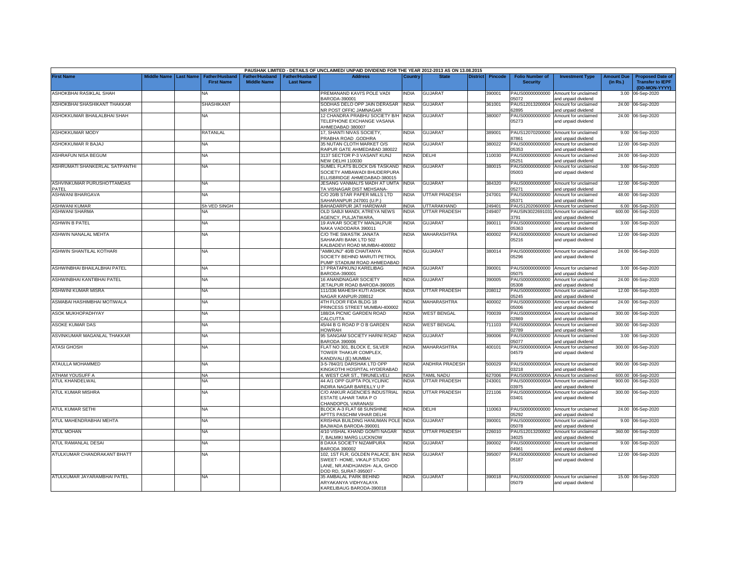| PAUSHAK LIMITED - DETAILS OF UNCLAIMED/ UNPAID DIVIDEND FOR THE YEAR 2012-2013 AS ON 13.08.2015 | | | | | | | | | | | | | | | |
|---|---|---|---|---|---|---|---|---|---|---|---|---|---|---|---|
| First Name | Middle Name | Last Name | Father/Husband First Name | Father/Husband Middle Name | Father/Husband Last Name | Address | Country | State | District | Pincode | Folio Number of Security | Investment Type | Amount Due (in Rs.) | Proposed Date of Transfer to IEPF (DD-MON-YYYY) |
| ASHOKBHAI RASIKLAL SHAH | | | NA | | | PREMANAND KAVI'S POLE VADI BARODA-390001 | INDIA | GUJARAT | | 390001 | PAUS00000000000 05072 | Amount for unclaimed and unpaid dividend | 3.00 | 06-Sep-2020 |
| ASHOKBHAI SHASHIKANT THAKKAR | | | SHASHIKANT | | | SODHAS DELO OPP JAIN DERASAR NR POST OFFIC JAMNAGAR | INDIA | GUJARAT | | 361001 | PAUS12013200004 62895 | Amount for unclaimed and unpaid dividend | 24.00 | 06-Sep-2020 |
| ASHOKKUMAR BHAILALBHAI SHAH | | | NA | | | 12 CHANDRA PRABHU SOCIETY B/H TELEPHONE EXCHANGE VASANA AHMEDABAD 380007 | INDIA | GUJARAT | | 380007 | PAUS00000000000 05273 | Amount for unclaimed and unpaid dividend | 24.00 | 06-Sep-2020 |
| ASHOKKUMAR MODY | | | RATANLAL | | | 17, SHANTI NIVAS SOCIETY, PRABHA ROAD ,GODHRA | INDIA | GUJARAT | | 389001 | PAUS12070200000 87861 | Amount for unclaimed and unpaid dividend | 9.00 | 06-Sep-2020 |
| ASHOKKUMAR R BAJAJ | | | NA | | | 35 NUTAN CLOTH MARKET O/S RAIPUR GATE AHMEDABAD 380022 | INDIA | GUJARAT | | 380022 | PAUS00000000000 05353 | Amount for unclaimed and unpaid dividend | 12.00 | 06-Sep-2020 |
| ASHRAFUN NISA BEGUM | | | NA | | | 3137 SECTOR P-3 VASANT KUNJ NEW DELHI 110030 | INDIA | DELHI | | 110030 | PAUS00000000000 05251 | Amount for unclaimed and unpaid dividend | 24.00 | 06-Sep-2020 |
| ASHRUMATI SHANKERLAL SATPANTHI | | | NA | | | SUMEL FLATS BLOCK D/6 TASKAND SOCIETY AMBAWADI BHUDERPURA ELLISBRIDGE AHMEDABAD-380015 | INDIA | GUJARAT | | 380015 | PAUS00000000000 05003 | Amount for unclaimed and unpaid dividend | 3.00 | 06-Sep-2020 |
| ASHVINKUMAR PURUSHOTTAMDAS PATEL | | | NA | | | JESANG VANMALI'S MADH AT UMTA TA VISNAGAR DIST MEHSANA- | INDIA | GUJARAT | | 384320 | PAUS00000000000 05271 | Amount for unclaimed and unpaid dividend | 12.00 | 06-Sep-2020 |
| ASHWANI BHARGAVA | | | NA | | | C/O 20/B STAR PAPER MILLS LTD SAHARANPUR 247001 (U.P.) | INDIA | UTTAR PRADESH | | 247001 | PAUS00000000000 05371 | Amount for unclaimed and unpaid dividend | 48.00 | 06-Sep-2020 |
| ASHWANI KUMAR | | | Sh VED SINGH | | | BAHADARPUR JAT HARDWAR | INDIA | UTTARAKHAND | | 249401 | PAUS12020600000 | Amount for unclaimed | 6.00 | 06-Sep-2020 |
| ASHWANI SHARMA | | | NA | | | OLD SABJI MANDI, ATREYA NEWS AGENCY, PULJATWARA, | INDIA | UTTAR PRADESH | | 249407 | PAUSIN3022691031 3791 | Amount for unclaimed and unpaid dividend | 600.00 | 06-Sep-2020 |
| ASHWIN B PATEL | | | NA | | | 19 AVKAR SOCIETY MANJALPUR NAKA VADODARA 390011 | INDIA | GUJARAT | | 390011 | PAUS00000000000 05363 | Amount for unclaimed and unpaid dividend | 3.00 | 06-Sep-2020 |
| ASHWIN NANALAL MEHTA | | | NA | | | C/O THE SWASTIK JANATA SAHAKARI BANK LTD 502 KALBADEVI ROAD MUMBAI-400002 | INDIA | MAHARASHTRA | | 400002 | PAUS00000000000 05216 | Amount for unclaimed and unpaid dividend | 12.00 | 06-Sep-2020 |
| ASHWIN SHANTILAL KOTHARI | | | NA | | | "AMIKUNJ" 40/B CHAITANYA SOCIETY BEHIND MARUTI PETROL PUMP STADIUM ROAD AHMEDABAD | INDIA | GUJARAT | | 380014 | PAUS00000000000 05296 | Amount for unclaimed and unpaid dividend | 24.00 | 06-Sep-2020 |
| ASHWINBHAI BHAILALBHAI PATEL | | | NA | | | 17 PRATAPKUNJ KARELIBAG BARODA-390001 | INDIA | GUJARAT | | 390001 | PAUS00000000000 05075 | Amount for unclaimed and unpaid dividend | 3.00 | 06-Sep-2020 |
| ASHWINBHAI KANTIBHAI PATEL | | | NA | | | 16 ANANDNAGAR SOCIETY JETALPUR ROAD BARODA-390005 | INDIA | GUJARAT | | 390005 | PAUS00000000000 05308 | Amount for unclaimed and unpaid dividend | 24.00 | 06-Sep-2020 |
| ASHWINI KUMAR MISRA | | | NA | | | 111/336 MAHESH KUTI ASHOK NAGAR KANPUR-208012 | INDIA | UTTAR PRADESH | | 208012 | PAUS00000000000 05245 | Amount for unclaimed and unpaid dividend | 12.00 | 06-Sep-2020 |
| ASMABAI HASHIMBHAI MOTIWALA | | | NA | | | 4TH FLOOR FIDA BLDG 18 PRINCESS STREET MUMBAI-400002 | INDIA | MAHARASHTRA | | 400002 | PAUS00000000000 05006 | Amount for unclaimed and unpaid dividend | 24.00 | 06-Sep-2020 |
| ASOK MUKHOPADHYAY | | | NA | | | 188/2A PICNIC GARDEN ROAD CALCUTTA | INDIA | WEST BENGAL | | 700039 | PAUS0000000000A 02869 | Amount for unclaimed and unpaid dividend | 300.00 | 06-Sep-2020 |
| ASOKE KUMAR DAS | | | NA | | | 45/44 B G ROAD P O B GARDEN HOWRAH | INDIA | WEST BENGAL | | 711103 | PAUS0000000000A 02789 | Amount for unclaimed and unpaid dividend | 300.00 | 06-Sep-2020 |
| ASVINKUMAR MAGANLAL THAKKAR | | | NA | | | 95 SANGAM SOCIETY HARNI ROAD BARODA 390006 | INDIA | GUJARAT | | 390006 | PAUS00000000000 05077 | Amount for unclaimed and unpaid dividend | 3.00 | 06-Sep-2020 |
| ATASI GHOSH | | | NA | | | FLAT NO 301, BLOCK E, SILVER TOWER THAKUR COMPLEX, KANDIVALI (E) MUMBAI | INDIA | MAHARASHTRA | | 400101 | PAUS0000000000A 04579 | Amount for unclaimed and unpaid dividend | 300.00 | 06-Sep-2020 |
| ATAULLA MOHAMMED | | | NA | | | 3-5-784/2/1 DARSHAK LTD OPP KINGKOTHI HOSPITAL HYDERABAD | INDIA | ANDHRA PRADESH | | 500029 | PAUS0000000000A 03218 | Amount for unclaimed and unpaid dividend | 900.00 | 06-Sep-2020 |
| ATHAM YOUSUFF A | | | NA | | | 4, WEST CAR ST., TIRUNELVELI | INDIA | TAMIL NADU | | 627006 | PAUS0000000000A | Amount for unclaimed | 600.00 | 06-Sep-2020 |
| ATUL KHANDELWAL | | | NA | | | 44 A/1 OPP GUPTA POLYCLINIC INDIRA NAGAR BAREILLY U P | INDIA | UTTAR PRADESH | | 243001 | PAUS0000000000A 03975 | Amount for unclaimed and unpaid dividend | 900.00 | 06-Sep-2020 |
| ATUL KUMAR MISHRA | | | NA | | | C/O ANKUR AGENCIES INDUSTRIAL ESTATE LAHAR TARA P O CHANDOPOL VARANASI | INDIA | UTTAR PRADESH | | 221106 | PAUS0000000000A 03401 | Amount for unclaimed and unpaid dividend | 300.00 | 06-Sep-2020 |
| ATUL KUMAR SETHI | | | NA | | | BLOCK A-3 FLAT 68 SUNSHINE APTTS PASCHIM VIHAR DELHI | INDIA | DELHI | | 110063 | PAUS00000000000 05292 | Amount for unclaimed and unpaid dividend | 24.00 | 06-Sep-2020 |
| ATUL MAHENDRABHAI MEHTA | | | NA | | | KRISHNA BUILDING HANUMAN POLE BAJWADA BARODA-390001 | INDIA | GUJARAT | | 390001 | PAUS00000000000 05078 | Amount for unclaimed and unpaid dividend | 9.00 | 06-Sep-2020 |
| ATUL MOHAN | | | NA | | | 4/10 VISHAL KHAND GOMTI NAGAR 7, BALMIKI MARG LUCKNOW | INDIA | UTTAR PRADESH | | 226010 | PAUS12013200002 34025 | Amount for unclaimed and unpaid dividend | 360.00 | 06-Sep-2020 |
| ATUL RAMANLAL DESAI | | | NA | | | 8 DAXA SOCIETY NIZAMPURA BARODA 390002 | INDIA | GUJARAT | | 390002 | PAUS00000000000 04961 | Amount for unclaimed and unpaid dividend | 9.00 | 06-Sep-2020 |
| ATULKUMAR CHANDRAKANT BHATT | | | NA | | | 102, 1ST FLR, GOLDEN PALACE, B/H. SWEET- HOME, VIKALP STUDIO LANE, NR.ANDHJANSH- ALA, GHOD DOD RD, SURAT-395007 - | INDIA | GUJARAT | | 395007 | PAUS00000000000 05187 | Amount for unclaimed and unpaid dividend | 12.00 | 06-Sep-2020 |
| ATULKUMAR JAYARAMBHAI PATEL | | | NA | | | 35 AMBALAL PARK BEHIND ARYAKANYA VIDHYALAYA KARELIBAUG BARODA-390018 | INDIA | GUJARAT | | 390018 | PAUS00000000000 05079 | Amount for unclaimed and unpaid dividend | 15.00 | 06-Sep-2020 |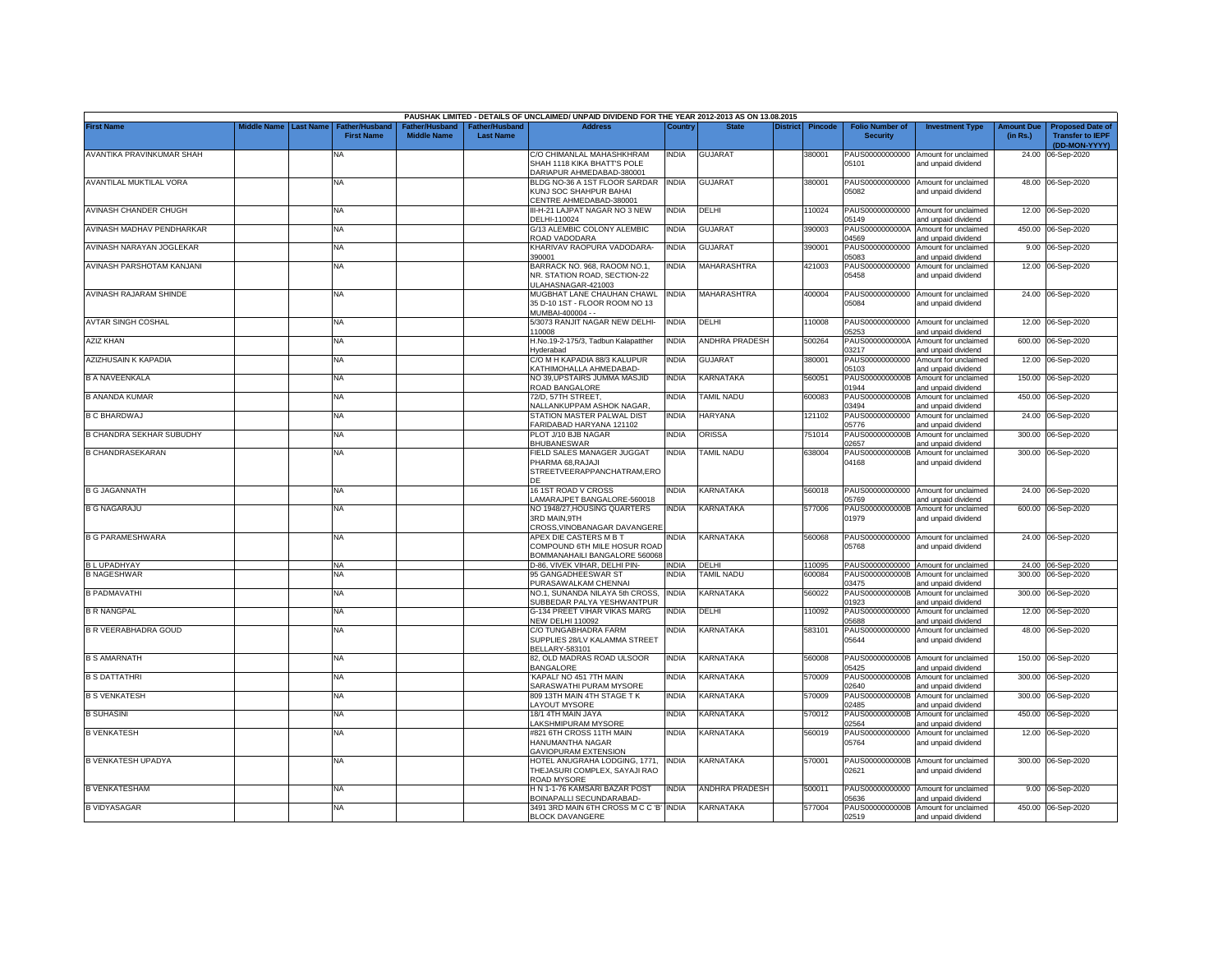PAUSHAK LIMITED - DETAILS OF UNCLAIMED/ UNPAID DIVIDEND FOR THE YEAR 2012-2013 AS ON 13.08.2015

| First Name | Middle Name | Last Name | Father/Husband First Name | Father/Husband Middle Name | Father/Husband Last Name | Address | Country | State | District | Pincode | Folio Number of Security | Investment Type | Amount Due (in Rs.) | Proposed Date of Transfer to IEPF (DD-MON-YYYY) |
|---|---|---|---|---|---|---|---|---|---|---|---|---|---|---|
| AVANTIKA PRAVINKUMAR SHAH | | | NA | | | C/O CHIMANLAL MAHASHKHRAM SHAH 1118 KIKA BHATT'S POLE DARIAPUR AHMEDABAD-380001 | INDIA | GUJARAT | | 380001 | PAUS00000000000 05101 | Amount for unclaimed and unpaid dividend | 24.00 | 06-Sep-2020 |
| AVANTILAL MUKTILAL VORA | | | NA | | | BLDG NO-36 A 1ST FLOOR SARDAR KUNJ SOC SHAHPUR BAHAI CENTRE AHMEDABAD-380001 | INDIA | GUJARAT | | 380001 | PAUS00000000000 05082 | Amount for unclaimed and unpaid dividend | 48.00 | 06-Sep-2020 |
| AVINASH CHANDER CHUGH | | | NA | | | III-H-21 LAJPAT NAGAR NO 3 NEW DELHI-110024 | INDIA | DELHI | | 110024 | PAUS00000000000 05149 | Amount for unclaimed and unpaid dividend | 12.00 | 06-Sep-2020 |
| AVINASH MADHAV PENDHARKAR | | | NA | | | G/13 ALEMBIC COLONY ALEMBIC ROAD VADODARA | INDIA | GUJARAT | | 390003 | PAUS0000000000A 04569 | Amount for unclaimed and unpaid dividend | 450.00 | 06-Sep-2020 |
| AVINASH NARAYAN JOGLEKAR | | | NA | | | KHARIVAV RAOPURA VADODARA-390001 | INDIA | GUJARAT | | 390001 | PAUS00000000000 05083 | Amount for unclaimed and unpaid dividend | 9.00 | 06-Sep-2020 |
| AVINASH PARSHOTAM KANJANI | | | NA | | | BARRACK NO. 968, RAOOM NO.1, NR. STATION ROAD, SECTION-22 ULAHASNAGAR-421003 | INDIA | MAHARASHTRA | | 421003 | PAUS00000000000 05458 | Amount for unclaimed and unpaid dividend | 12.00 | 06-Sep-2020 |
| AVINASH RAJARAM SHINDE | | | NA | | | MUGBHAT LANE CHAUHAN CHAWL 35 D-10 1ST - FLOOR ROOM NO 13 MUMBAI-400004 - - | INDIA | MAHARASHTRA | | 400004 | PAUS00000000000 05084 | Amount for unclaimed and unpaid dividend | 24.00 | 06-Sep-2020 |
| AVTAR SINGH COSHAL | | | NA | | | 5/3073 RANJIT NAGAR NEW DELHI-110008 | INDIA | DELHI | | 110008 | PAUS00000000000 05253 | Amount for unclaimed and unpaid dividend | 12.00 | 06-Sep-2020 |
| AZIZ KHAN | | | NA | | | H.No.19-2-175/3, Tadbun Kalapatther Hyderabad | INDIA | ANDHRA PRADESH | | 500264 | PAUS0000000000A 03217 | Amount for unclaimed and unpaid dividend | 600.00 | 06-Sep-2020 |
| AZIZHUSAIN K KAPADIA | | | NA | | | C/O M H KAPADIA 88/3 KALUPUR KATHIMOHALLA AHMEDABAD- | INDIA | GUJARAT | | 380001 | PAUS00000000000 05103 | Amount for unclaimed and unpaid dividend | 12.00 | 06-Sep-2020 |
| B A NAVEENKALA | | | NA | | | NO 39,UPSTAIRS JUMMA MASJID ROAD BANGALORE | INDIA | KARNATAKA | | 560051 | PAUS0000000000B 01944 | Amount for unclaimed and unpaid dividend | 150.00 | 06-Sep-2020 |
| B ANANDA KUMAR | | | NA | | | 72/D, 57TH STREET, NALLANKUPPAM ASHOK NAGAR, | INDIA | TAMIL NADU | | 600083 | PAUS0000000000B 03494 | Amount for unclaimed and unpaid dividend | 450.00 | 06-Sep-2020 |
| B C BHARDWAJ | | | NA | | | STATION MASTER PALWAL DIST FARIDABAD HARYANA 121102 | INDIA | HARYANA | | 121102 | PAUS00000000000 05776 | Amount for unclaimed and unpaid dividend | 24.00 | 06-Sep-2020 |
| B CHANDRA SEKHAR SUBUDHY | | | NA | | | PLOT J/10 BJB NAGAR BHUBANESWAR | INDIA | ORISSA | | 751014 | PAUS0000000000B 02657 | Amount for unclaimed and unpaid dividend | 300.00 | 06-Sep-2020 |
| B CHANDRASEKARAN | | | NA | | | FIELD SALES MANAGER JUGGAT PHARMA 68,RAJAJI STREETVEERAPPANCHATRAM,ERO DE | INDIA | TAMIL NADU | | 638004 | PAUS0000000000B 04168 | Amount for unclaimed and unpaid dividend | 300.00 | 06-Sep-2020 |
| B G JAGANNATH | | | NA | | | 16 1ST ROAD V CROSS LAMARAJPET BANGALORE-560018 | INDIA | KARNATAKA | | 560018 | PAUS00000000000 05769 | Amount for unclaimed and unpaid dividend | 24.00 | 06-Sep-2020 |
| B G NAGARAJU | | | NA | | | NO 1948/27,HOUSING QUARTERS 3RD MAIN,9TH CROSS,VINOBANAGAR DAVANGERE | INDIA | KARNATAKA | | 577006 | PAUS0000000000B 01979 | Amount for unclaimed and unpaid dividend | 600.00 | 06-Sep-2020 |
| B G PARAMESHWARA | | | NA | | | APEX DIE CASTERS M B T COMPOUND 6TH MILE HOSUR ROAD BOMMANAHAILI BANGALORE 560068 | INDIA | KARNATAKA | | 560068 | PAUS00000000000 05768 | Amount for unclaimed and unpaid dividend | 24.00 | 06-Sep-2020 |
| B L UPADHYAY | | | NA | | | D-86, VIVEK VIHAR, DELHI PIN- | INDIA | DELHI | | 110095 | PAUS00000000000 | Amount for unclaimed | 24.00 | 06-Sep-2020 |
| B NAGESHWAR | | | NA | | | 95 GANGADHEESWAR ST PURASAWALKAM CHENNAI | INDIA | TAMIL NADU | | 600084 | PAUS0000000000B 03475 | Amount for unclaimed and unpaid dividend | 300.00 | 06-Sep-2020 |
| B PADMAVATHI | | | NA | | | NO.1, SUNANDA NILAYA 5th CROSS, SUBBEDAR PALYA YESHWANTPUR | INDIA | KARNATAKA | | 560022 | PAUS0000000000B 01923 | Amount for unclaimed and unpaid dividend | 300.00 | 06-Sep-2020 |
| B R NANGPAL | | | NA | | | G-134 PREET VIHAR VIKAS MARG NEW DELHI 110092 | INDIA | DELHI | | 110092 | PAUS00000000000 05688 | Amount for unclaimed and unpaid dividend | 12.00 | 06-Sep-2020 |
| B R VEERABHADRA GOUD | | | NA | | | C/O TUNGABHADRA FARM SUPPLIES 28/LV KALAMMA STREET BELLARY-583101 | INDIA | KARNATAKA | | 583101 | PAUS00000000000 05644 | Amount for unclaimed and unpaid dividend | 48.00 | 06-Sep-2020 |
| B S AMARNATH | | | NA | | | 82, OLD MADRAS ROAD ULSOOR BANGALORE | INDIA | KARNATAKA | | 560008 | PAUS0000000000B 05425 | Amount for unclaimed and unpaid dividend | 150.00 | 06-Sep-2020 |
| B S DATTATHRI | | | NA | | | 'KAPALI' NO 451 7TH MAIN SARASWATHI PURAM MYSORE | INDIA | KARNATAKA | | 570009 | PAUS0000000000B 02640 | Amount for unclaimed and unpaid dividend | 300.00 | 06-Sep-2020 |
| B S VENKATESH | | | NA | | | 809 13TH MAIN 4TH STAGE T K LAYOUT MYSORE | INDIA | KARNATAKA | | 570009 | PAUS0000000000B 02485 | Amount for unclaimed and unpaid dividend | 300.00 | 06-Sep-2020 |
| B SUHASINI | | | NA | | | 18/1 4TH MAIN JAYA LAKSHMIPURAM MYSORE | INDIA | KARNATAKA | | 570012 | PAUS0000000000B 02564 | Amount for unclaimed and unpaid dividend | 450.00 | 06-Sep-2020 |
| B VENKATESH | | | NA | | | #821 6TH CROSS 11TH MAIN HANUMANTHA NAGAR GAVIOPURAM EXTENSION | INDIA | KARNATAKA | | 560019 | PAUS00000000000 05764 | Amount for unclaimed and unpaid dividend | 12.00 | 06-Sep-2020 |
| B VENKATESH UPADYA | | | NA | | | HOTEL ANUGRAHA LODGING, 1771, THEJASURI COMPLEX, SAYAJI RAO ROAD MYSORE | INDIA | KARNATAKA | | 570001 | PAUS0000000000B 02621 | Amount for unclaimed and unpaid dividend | 300.00 | 06-Sep-2020 |
| B VENKATESHAM | | | NA | | | H N 1-1-76 KAMSARI BAZAR POST BOINAPALLI SECUNDARABAD- | INDIA | ANDHRA PRADESH | | 500011 | PAUS00000000000 05636 | Amount for unclaimed and unpaid dividend | 9.00 | 06-Sep-2020 |
| B VIDYASAGAR | | | NA | | | 3491 3RD MAIN 6TH CROSS M C C 'B' BLOCK DAVANGERE | INDIA | KARNATAKA | | 577004 | PAUS0000000000B 02519 | Amount for unclaimed and unpaid dividend | 450.00 | 06-Sep-2020 |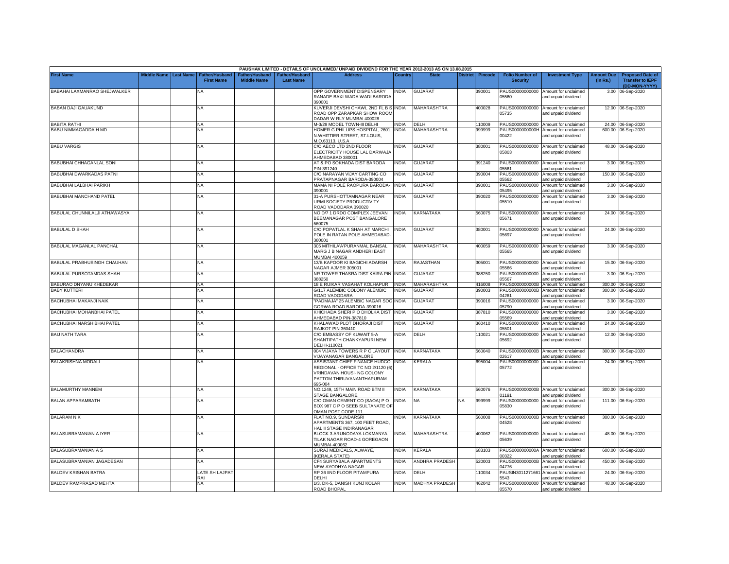PAUSHAK LIMITED - DETAILS OF UNCLAIMED/ UNPAID DIVIDEND FOR THE YEAR 2012-2013 AS ON 13.08.2015

| First Name | Middle Name | Last Name | Father/Husband First Name | Father/Husband Middle Name | Father/Husband Last Name | Address | Country | State | District | Pincode | Folio Number of Security | Investment Type | Amount Due (in Rs.) | Proposed Date of Transfer to IEPF (DD-MON-YYYY) |
|---|---|---|---|---|---|---|---|---|---|---|---|---|---|---|
| BABAHAI LAXMANRAO SHEJWALKER | | | NA | | | OPP GOVERNMENT DISPENSARY RANADE BAXI-WADA WADI BARODA-390001 | INDIA | GUJARAT | | 390001 | PAUS00000000000 05560 | Amount for unclaimed and unpaid dividend | 3.00 | 06-Sep-2020 |
| BABAN DAJI GAUAKUND | | | NA | | | KUVERJI DEVSHI CHAWL 2ND FL B S ROAD OPP ZARAPKAR SHOW ROOM DADAR W RLY MUMBAI 400028 | INDIA | MAHARASHTRA | | 400028 | PAUS00000000000 05735 | Amount for unclaimed and unpaid dividend | 12.00 | 06-Sep-2020 |
| BABITA RATHI | | | NA | | | M-3/29 MODEL TOWN-III DELHI | INDIA | DELHI | | 110009 | PAUS00000000000 | Amount for unclaimed | 24.00 | 06-Sep-2020 |
| BABU NIMMAGADDA H MD | | | NA | | | HOMER G.PHILLIPS HOSPITAL, 2601, N.WHITTIER STREET, ST.LOUIS, M.O.63113. U.S.A | INDIA | MAHARASHTRA | | 999999 | PAUS0000000000H 00422 | Amount for unclaimed and unpaid dividend | 600.00 | 06-Sep-2020 |
| BABU VARGIS | | | NA | | | C/O AECO LTD 2ND FLOOR ELECTRICITY HOUSE LAL DARWAJA AHMEDABAD 380001 | INDIA | GUJARAT | | 380001 | PAUS00000000000 05803 | Amount for unclaimed and unpaid dividend | 48.00 | 06-Sep-2020 |
| BABUBHAI CHHAGANLAL SONI | | | NA | | | AT & PO SOKHADA DIST BARODA PIN-391240 | INDIA | GUJARAT | | 391240 | PAUS00000000000 05561 | Amount for unclaimed and unpaid dividend | 3.00 | 06-Sep-2020 |
| BABUBHAI DWARKADAS PATNI | | | NA | | | C/O NARAYAN VIJAY CARTING CO PRATAPNAGAR BARODA-390004 | INDIA | GUJARAT | | 390004 | PAUS00000000000 05562 | Amount for unclaimed and unpaid dividend | 150.00 | 06-Sep-2020 |
| BABUBHAI LALBHAI PARIKH | | | NA | | | MAMA NI POLE RAOPURA BARODA-390001 | INDIA | GUJARAT | | 390001 | PAUS00000000000 05495 | Amount for unclaimed and unpaid dividend | 3.00 | 06-Sep-2020 |
| BABUBHAI MANCHAND PATEL | | | NA | | | 31-A PURSHOTTAMNAGAR NEAR URMI SOCIETY PRODUCTIVITY ROAD VADODARA 390020 | INDIA | GUJARAT | | 390020 | PAUS00000000000 05510 | Amount for unclaimed and unpaid dividend | 3.00 | 06-Sep-2020 |
| BABULAL CHUNNILALJI ATHAWASYA | | | NA | | | NO D/7 1 DRDO COMPLEX JEEVAN BEEMANAGAR POST BANGALORE 560075 | INDIA | KARNATAKA | | 560075 | PAUS00000000000 05671 | Amount for unclaimed and unpaid dividend | 24.00 | 06-Sep-2020 |
| BABULAL D SHAH | | | NA | | | C/O POPATLAL K SHAH AT MARCHI POLE IN RATAN POLE AHMEDABAD-380001 | INDIA | GUJARAT | | 380001 | PAUS00000000000 05697 | Amount for unclaimed and unpaid dividend | 24.00 | 06-Sep-2020 |
| BABULAL MAGANLAL PANCHAL | | | NA | | | 305 MITHILA'A'PURANMAL BANSAL MARG J B NAGAR ANDHERI EAST MUMBAI 400059 | INDIA | MAHARASHTRA | | 400059 | PAUS00000000000 05565 | Amount for unclaimed and unpaid dividend | 3.00 | 06-Sep-2020 |
| BABULAL PRABHUSINGH CHAUHAN | | | NA | | | 13/B KAPOOR KI BAGICHI ADARSH NAGAR AJMER 305001 | INDIA | RAJASTHAN | | 305001 | PAUS00000000000 05566 | Amount for unclaimed and unpaid dividend | 15.00 | 06-Sep-2020 |
| BABULAL PURSOTAMDAS SHAH | | | NA | | | NR TOWER THASRA DIST KAIRA PIN-388250 | INDIA | GUJARAT | | 388250 | PAUS00000000000 05567 | Amount for unclaimed and unpaid dividend | 3.00 | 06-Sep-2020 |
| BABURAO DNYANU KHEDEKAR | | | NA | | | 18 E RUIKAR VASAHAT KOLHAPUR | INDIA | MAHARASHTRA | | 416008 | PAUS0000000000B | Amount for unclaimed | 300.00 | 06-Sep-2020 |
| BABY KUTTERI | | | NA | | | G/117 ALEMBIC COLONY ALEMBIC ROAD VADODARA | INDIA | GUJARAT | | 390003 | PAUS0000000000B 04261 | Amount for unclaimed and unpaid dividend | 300.00 | 06-Sep-2020 |
| BACHUBHAI MAKANJI NAIK | | | NA | | | "PADMAJA" 25 ALEMBIC NAGAR SOC GORWA ROAD BARODA-390016 | INDIA | GUJARAT | | 390016 | PAUS00000000000 05790 | Amount for unclaimed and unpaid dividend | 3.00 | 06-Sep-2020 |
| BACHUBHAI MOHANBHAI PATEL | | | NA | | | KHICHADA SHERI P O DHOLKA DIST AHMEDABAD PIN-387810 | INDIA | GUJARAT | | 387810 | PAUS00000000000 05569 | Amount for unclaimed and unpaid dividend | 3.00 | 06-Sep-2020 |
| BACHUBHAI NARSHIBHAI PATEL | | | NA | | | KHALAWAD PLOT DHORAJI DIST RAJKOT PIN 360410 | INDIA | GUJARAT | | 360410 | PAUS00000000000 05501 | Amount for unclaimed and unpaid dividend | 24.00 | 06-Sep-2020 |
| BAIJ NATH TARA | | | NA | | | C/O EMBASSY OF KUWAIT 5-A SHANTIPATH CHANKYAPURI NEW DELHI-110021 | INDIA | DELHI | | 110021 | PAUS00000000000 05692 | Amount for unclaimed and unpaid dividend | 12.00 | 06-Sep-2020 |
| BALACHANDRA | | | NA | | | 004 VIJAYA TOWERS R P C LAYOUT VIJAYANAGAR BANGALORE | INDIA | KARNATAKA | | 560040 | PAUS0000000000B 02617 | Amount for unclaimed and unpaid dividend | 300.00 | 06-Sep-2020 |
| BALAKRISHNA MODALI | | | NA | | | ASSISTANT CHIEF FINANCE HUDCO REGIONAL - OFFICE TC NO 2/1120 (6) VRINDAVAN HOUSI- NG COLONY PATTOM THIRUVANANTHAPURAM 695-004 | INDIA | KERALA | | 695004 | PAUS00000000000 05772 | Amount for unclaimed and unpaid dividend | 24.00 | 06-Sep-2020 |
| BALAMURTHY MANNEM | | | NA | | | NO.1249, 15TH MAIN ROAD BTM II STAGE BANGALORE | INDIA | KARNATAKA | | 560076 | PAUS0000000000B 01191 | Amount for unclaimed and unpaid dividend | 300.00 | 06-Sep-2020 |
| BALAN APPARAMBATH | | | NA | | | C/O OMAN CEMENT CO (SAOA) P O BOX 987 C P O SEEB SULTANATE OF OMAN POST CODE 111 | INDIA | NA | NA | 999999 | PAUS00000000000 05830 | Amount for unclaimed and unpaid dividend | 111.00 | 06-Sep-2020 |
| BALARAM N K | | | NA | | | FLAT NO.9, SUNDARSRI APARTMENTS 367, 100 FEET ROAD, HAL II STAGE INDIRANAGAR | INDIA | KARNATAKA | | 560008 | PAUS0000000000B 04528 | Amount for unclaimed and unpaid dividend | 300.00 | 06-Sep-2020 |
| BALASUBRAMANIAN A IYER | | | NA | | | BLOCK 3 ARUNODAYA LOKMANYA TILAK NAGAR ROAD-4 GOREGAON MUMBAI-400062 | INDIA | MAHARASHTRA | | 400062 | PAUS00000000000 05639 | Amount for unclaimed and unpaid dividend | 48.00 | 06-Sep-2020 |
| BALASUBRAMANIAN A S | | | NA | | | SURAJ MEDICALS, ALWAYE, (KERALA STATE) | INDIA | KERALA | | 683103 | PAUS0000000000A 00322 | Amount for unclaimed and unpaid dividend | 600.00 | 06-Sep-2020 |
| BALASUBRAMANIAN JAGADESAN | | | NA | | | CF4 SURYABALA APARTMENTS NEW AYODHYA NAGAR | INDIA | ANDHRA PRADESH | | 520003 | PAUS0000000000B 04776 | Amount for unclaimed and unpaid dividend | 450.00 | 06-Sep-2020 |
| BALDEV KRISHAN BATRA | | | LATE SH LAJPAT RAI | | | RP 36 IIND FLOOR PITAMPURA DELHI | INDIA | DELHI | | 110034 | PAUSIN3011271661 5543 | Amount for unclaimed and unpaid dividend | 24.00 | 06-Sep-2020 |
| BALDEV RAMPRASAD MEHTA | | | NA | | | 1/3, DK-5, DANISH KUNJ KOLAR ROAD BHOPAL | INDIA | MADHYA PRADESH | | 462042 | PAUS00000000000 05570 | Amount for unclaimed and unpaid dividend | 48.00 | 06-Sep-2020 |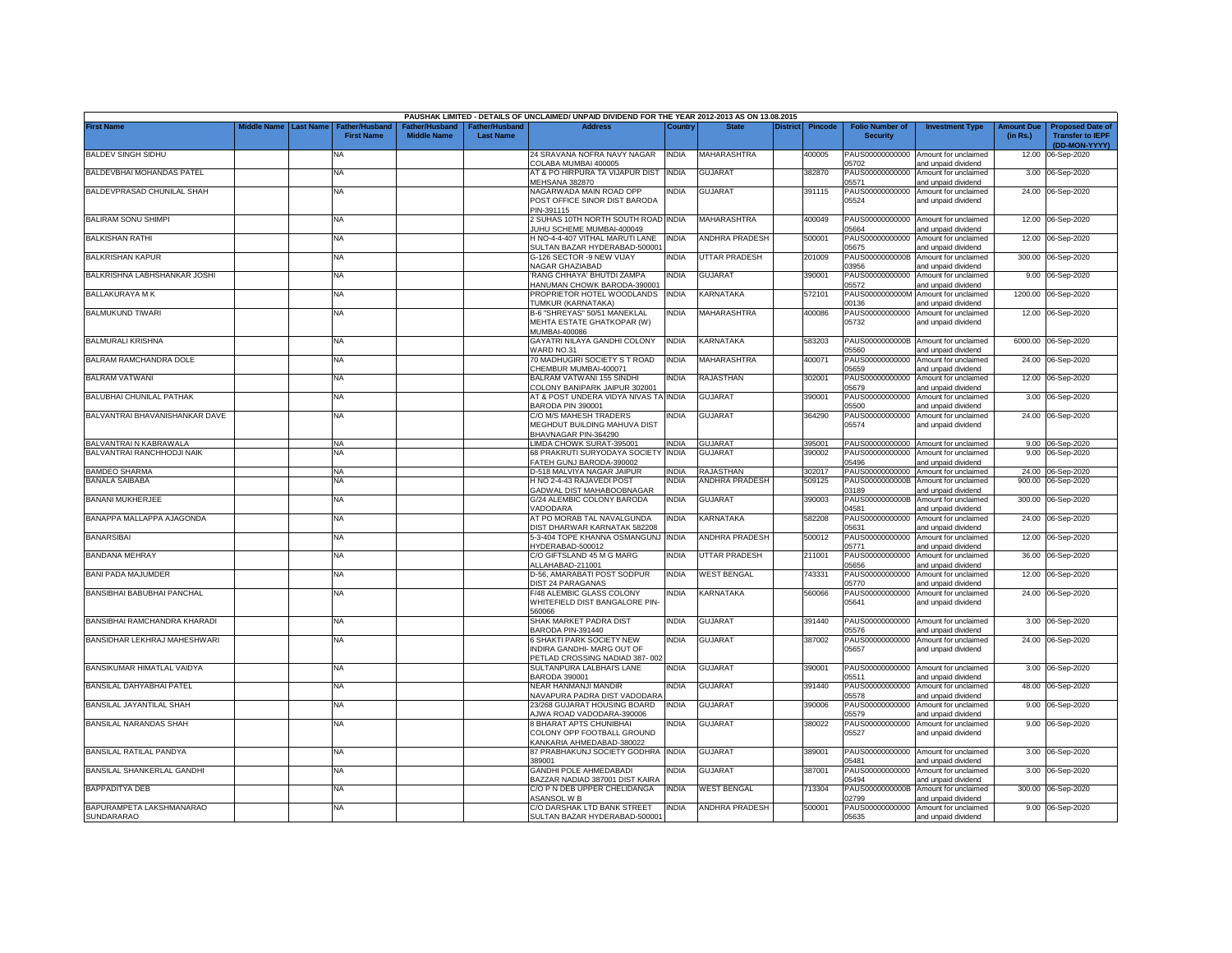| PAUSHAK LIMITED - DETAILS OF UNCLAIMED/ UNPAID DIVIDEND FOR THE YEAR 2012-2013 AS ON 13.08.2015 | | | | | | | | | | | | | | | |
|---|---|---|---|---|---|---|---|---|---|---|---|---|---|---|---|
| First Name | Middle Name | Last Name | Father/Husband First Name | Father/Husband Middle Name | Father/Husband Last Name | Address | Country | State | District | Pincode | Folio Number of Security | Investment Type | Amount Due (in Rs.) | Proposed Date of Transfer to IEPF (DD-MON-YYYY) |
| BALDEV SINGH SIDHU | | | NA | | | 24 SRAVANA NOFRA NAVY NAGAR COLABA MUMBAI 400005 | INDIA | MAHARASHTRA | | 400005 | PAUS00000000000 05702 | Amount for unclaimed and unpaid dividend | 12.00 | 06-Sep-2020 |
| BALDEVBHAI MOHANDAS PATEL | | | NA | | | AT & PO HIRPURA TA VIJAPUR DIST MEHSANA 382870 | INDIA | GUJARAT | | 382870 | PAUS00000000000 05571 | Amount for unclaimed and unpaid dividend | 3.00 | 06-Sep-2020 |
| BALDEVPRASAD CHUNILAL SHAH | | | NA | | | NAGARWADA MAIN ROAD OPP POST OFFICE SINOR DIST BARODA PIN-391115 | INDIA | GUJARAT | | 391115 | PAUS00000000000 05524 | Amount for unclaimed and unpaid dividend | 24.00 | 06-Sep-2020 |
| BALIRAM SONU SHIMPI | | | NA | | | 2 SUHAS 10TH NORTH SOUTH ROAD JUHU SCHEME MUMBAI-400049 | INDIA | MAHARASHTRA | | 400049 | PAUS00000000000 05664 | Amount for unclaimed and unpaid dividend | 12.00 | 06-Sep-2020 |
| BALKISHAN RATHI | | | NA | | | H NO-4-4-407 VITHAL MARUTI LANE SULTAN BAZAR HYDERABAD-500001 | INDIA | ANDHRA PRADESH | | 500001 | PAUS00000000000 05675 | Amount for unclaimed and unpaid dividend | 12.00 | 06-Sep-2020 |
| BALKRISHAN KAPUR | | | NA | | | G-126 SECTOR -9 NEW VIJAY NAGAR GHAZIABAD | INDIA | UTTAR PRADESH | | 201009 | PAUS0000000000B 03956 | Amount for unclaimed and unpaid dividend | 300.00 | 06-Sep-2020 |
| BALKRISHNA LABHSHANKAR JOSHI | | | NA | | | 'RANG CHHAYA' BHUTDI ZAMPA HANUMAN CHOWK BARODA-390001 | INDIA | GUJARAT | | 390001 | PAUS00000000000 05572 | Amount for unclaimed and unpaid dividend | 9.00 | 06-Sep-2020 |
| BALLAKURAYA M K | | | NA | | | PROPRIETOR HOTEL WOODLANDS TUMKUR (KARNATAKA) | INDIA | KARNATAKA | | 572101 | PAUS0000000000M 00136 | Amount for unclaimed and unpaid dividend | 1200.00 | 06-Sep-2020 |
| BALMUKUND TIWARI | | | NA | | | B-6 "SHREYAS" 50/51 MANEKLAL MEHTA ESTATE GHATKOPAR (W) MUMBAI-400086 | INDIA | MAHARASHTRA | | 400086 | PAUS00000000000 05732 | Amount for unclaimed and unpaid dividend | 12.00 | 06-Sep-2020 |
| BALMURALI KRISHNA | | | NA | | | GAYATRI NILAYA GANDHI COLONY WARD NO.31 | INDIA | KARNATAKA | | 583203 | PAUS0000000000B 05560 | Amount for unclaimed and unpaid dividend | 6000.00 | 06-Sep-2020 |
| BALRAM RAMCHANDRA DOLE | | | NA | | | 70 MADHUGIRI SOCIETY S T ROAD CHEMBUR MUMBAI-400071 | INDIA | MAHARASHTRA | | 400071 | PAUS00000000000 05659 | Amount for unclaimed and unpaid dividend | 24.00 | 06-Sep-2020 |
| BALRAM VATWANI | | | NA | | | BALRAM VATWANI 155 SINDHI COLONY BANIPARK JAIPUR 302001 | INDIA | RAJASTHAN | | 302001 | PAUS00000000000 05679 | Amount for unclaimed and unpaid dividend | 12.00 | 06-Sep-2020 |
| BALUBHAI CHUNILAL PATHAK | | | NA | | | AT & POST UNDERA VIDYA NIVAS TA BARODA PIN 390001 | INDIA | GUJARAT | | 390001 | PAUS00000000000 05500 | Amount for unclaimed and unpaid dividend | 3.00 | 06-Sep-2020 |
| BALVANTRAI BHAVANISHANKAR DAVE | | | NA | | | C/O M/S MAHESH TRADERS MEGHDUT BUILDING MAHUVA DIST BHAVNAGAR PIN-364290 | INDIA | GUJARAT | | 364290 | PAUS00000000000 05574 | Amount for unclaimed and unpaid dividend | 24.00 | 06-Sep-2020 |
| BALVANTRAI N KABRAWALA | | | NA | | | LIMDA CHOWK SURAT-395001 | INDIA | GUJARAT | | 395001 | PAUS00000000000 | Amount for unclaimed | 9.00 | 06-Sep-2020 |
| BALVANTRAI RANCHHODJI NAIK | | | NA | | | 68 PRAKRUTI SURYODAYA SOCIETY FATEH GUNJ BARODA-390002 | INDIA | GUJARAT | | 390002 | PAUS00000000000 05496 | Amount for unclaimed and unpaid dividend | 9.00 | 06-Sep-2020 |
| BAMDEO SHARMA | | | NA | | | D-518 MALVIYA NAGAR JAIPUR | INDIA | RAJASTHAN | | 302017 | PAUS00000000000 | Amount for unclaimed | 24.00 | 06-Sep-2020 |
| BANALA SAIBABA | | | NA | | | H NO 2-4-43 RAJAVEDI POST GADWAL DIST MAHABOOBNAGAR | INDIA | ANDHRA PRADESH | | 509125 | PAUS0000000000B 03189 | Amount for unclaimed and unpaid dividend | 900.00 | 06-Sep-2020 |
| BANANI MUKHERJEE | | | NA | | | G/24 ALEMBIC COLONY BARODA VADODARA | INDIA | GUJARAT | | 390003 | PAUS0000000000B 04581 | Amount for unclaimed and unpaid dividend | 300.00 | 06-Sep-2020 |
| BANAPPA MALLAPPA AJAGONDA | | | NA | | | AT PO MORAB TAL NAVALGUNDA DIST DHARWAR KARNATAK 582208 | INDIA | KARNATAKA | | 582208 | PAUS00000000000 05631 | Amount for unclaimed and unpaid dividend | 24.00 | 06-Sep-2020 |
| BANARSIBAI | | | NA | | | 5-3-404 TOPE KHANNA OSMANGUNJ HYDERABAD-500012 | INDIA | ANDHRA PRADESH | | 500012 | PAUS00000000000 05771 | Amount for unclaimed and unpaid dividend | 12.00 | 06-Sep-2020 |
| BANDANA MEHRAY | | | NA | | | C/O GIFTSLAND 45 M G MARG ALLAHABAD-211001 | INDIA | UTTAR PRADESH | | 211001 | PAUS00000000000 05656 | Amount for unclaimed and unpaid dividend | 36.00 | 06-Sep-2020 |
| BANI PADA MAJUMDER | | | NA | | | D-56, AMARABATI POST SODPUR DIST 24 PARAGANAS | INDIA | WEST BENGAL | | 743331 | PAUS00000000000 05770 | Amount for unclaimed and unpaid dividend | 12.00 | 06-Sep-2020 |
| BANSIBHAI BABUBHAI PANCHAL | | | NA | | | F/48 ALEMBIC GLASS COLONY WHITEFIELD DIST BANGALORE PIN-560066 | INDIA | KARNATAKA | | 560066 | PAUS00000000000 05641 | Amount for unclaimed and unpaid dividend | 24.00 | 06-Sep-2020 |
| BANSIBHAI RAMCHANDRA KHARADI | | | NA | | | SHAK MARKET PADRA DIST BARODA PIN-391440 | INDIA | GUJARAT | | 391440 | PAUS00000000000 05576 | Amount for unclaimed and unpaid dividend | 3.00 | 06-Sep-2020 |
| BANSIDHAR LEKHRAJ MAHESHWARI | | | NA | | | 6 SHAKTI PARK SOCIETY NEW INDIRA GANDHI- MARG OUT OF PETLAD CROSSING NADIAD 387- 002 | INDIA | GUJARAT | | 387002 | PAUS00000000000 05657 | Amount for unclaimed and unpaid dividend | 24.00 | 06-Sep-2020 |
| BANSIKUMAR HIMATLAL VAIDYA | | | NA | | | SULTANPURA LALBHAI'S LANE BARODA 390001 | INDIA | GUJARAT | | 390001 | PAUS00000000000 05511 | Amount for unclaimed and unpaid dividend | 3.00 | 06-Sep-2020 |
| BANSILAL DAHYABHAI PATEL | | | NA | | | NEAR HANMANJI MANDIR NAVAPURA PADRA DIST VADODARA | INDIA | GUJARAT | | 391440 | PAUS00000000000 05578 | Amount for unclaimed and unpaid dividend | 48.00 | 06-Sep-2020 |
| BANSILAL JAYANTILAL SHAH | | | NA | | | 23/268 GUJARAT HOUSING BOARD AJWA ROAD VADODARA-390006 | INDIA | GUJARAT | | 390006 | PAUS00000000000 05579 | Amount for unclaimed and unpaid dividend | 9.00 | 06-Sep-2020 |
| BANSILAL NARANDAS SHAH | | | NA | | | 8 BHARAT APTS CHUNIBHAI COLONY OPP FOOTBALL GROUND KANKARIA AHMEDABAD-380022 | INDIA | GUJARAT | | 380022 | PAUS00000000000 05527 | Amount for unclaimed and unpaid dividend | 9.00 | 06-Sep-2020 |
| BANSILAL RATILAL PANDYA | | | NA | | | 87 PRABHAKUNJ SOCIETY GODHRA 389001 | INDIA | GUJARAT | | 389001 | PAUS00000000000 05481 | Amount for unclaimed and unpaid dividend | 3.00 | 06-Sep-2020 |
| BANSILAL SHANKERLAL GANDHI | | | NA | | | GANDHI POLE AHMEDABADI BAZZAR NADIAD 387001 DIST KAIRA | INDIA | GUJARAT | | 387001 | PAUS00000000000 05494 | Amount for unclaimed and unpaid dividend | 3.00 | 06-Sep-2020 |
| BAPPADITYA DEB | | | NA | | | C/O P N DEB UPPER CHELIDANGA ASANSOL W B | INDIA | WEST BENGAL | | 713304 | PAUS0000000000B 02799 | Amount for unclaimed and unpaid dividend | 300.00 | 06-Sep-2020 |
| BAPURAMPETA LAKSHMANARAO SUNDARARAO | | | NA | | | C/O DARSHAK LTD BANK STREET SULTAN BAZAR HYDERABAD-500001 | INDIA | ANDHRA PRADESH | | 500001 | PAUS00000000000 05635 | Amount for unclaimed and unpaid dividend | 9.00 | 06-Sep-2020 |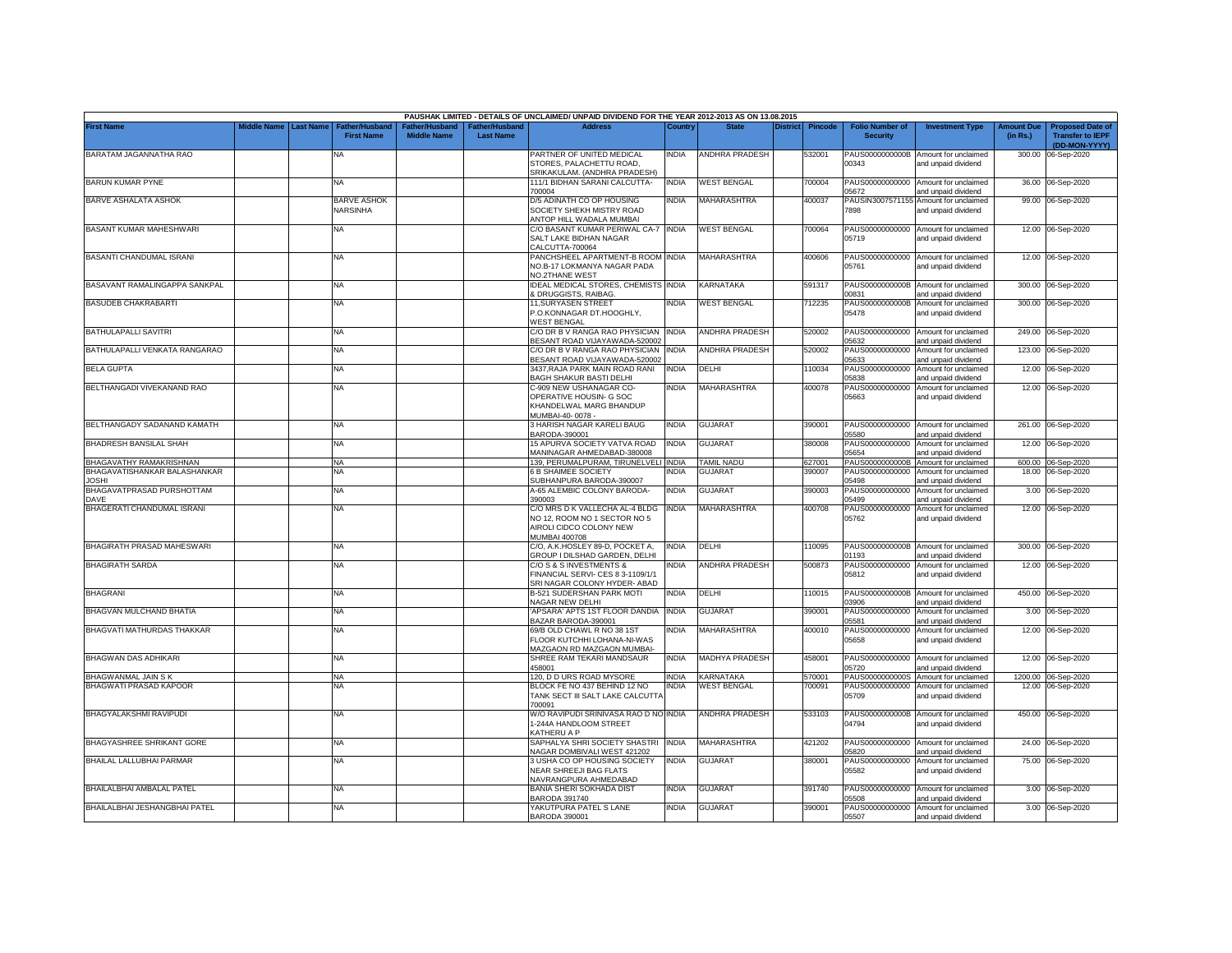| PAUSHAK LIMITED - DETAILS OF UNCLAIMED/ UNPAID DIVIDEND FOR THE YEAR 2012-2013 AS ON 13.08.2015 | | | | | | | | | | | | | | | |
|---|---|---|---|---|---|---|---|---|---|---|---|---|---|---|---|
| **First Name** | **Middle Name** | **Last Name** | **Father/Husband First Name** | **Father/Husband Middle Name** | **Father/Husband Last Name** | **Address** | **Country** | **State** | **District** | **Pincode** | **Folio Number of Security** | **Investment Type** | **Amount Due (in Rs.)** | **Proposed Date of Transfer to IEPF (DD-MON-YYYY)** |
| BARATAM JAGANNATHA RAO | | | NA | | | PARTNER OF UNITED MEDICAL STORES, PALACHETTU ROAD, SRIKAKULAM. (ANDHRA PRADESH) | INDIA | ANDHRA PRADESH | | 532001 | PAUS0000000000B00343 | Amount for unclaimed and unpaid dividend | 300.00 | 06-Sep-2020 |
| BARUN KUMAR PYNE | | | NA | | | 111/1 BIDHAN SARANI CALCUTTA-700004 | INDIA | WEST BENGAL | | 700004 | PAUS00000000000005672 | Amount for unclaimed and unpaid dividend | 36.00 | 06-Sep-2020 |
| BARVE ASHALATA ASHOK | | | BARVE ASHOK NARSINHA | | | D/5 ADINATH CO OP HOUSING SOCIETY SHEKH MISTRY ROAD ANTOP HILL WADALA MUMBAI | INDIA | MAHARASHTRA | | 400037 | PAUSIN30075711557898 | Amount for unclaimed and unpaid dividend | 99.00 | 06-Sep-2020 |
| BASANT KUMAR MAHESHWARI | | | NA | | | C/O BASANT KUMAR PERIWAL CA-7 SALT LAKE BIDHAN NAGAR CALCUTTA-700064 | INDIA | WEST BENGAL | | 700064 | PAUS00000000000005719 | Amount for unclaimed and unpaid dividend | 12.00 | 06-Sep-2020 |
| BASANTI CHANDUMAL ISRANI | | | NA | | | PANCHSHEEL APARTMENT-B ROOM NO.B-17 LOKMANYA NAGAR PADA NO.2THANE WEST | INDIA | MAHARASHTRA | | 400606 | PAUS00000000000005761 | Amount for unclaimed and unpaid dividend | 12.00 | 06-Sep-2020 |
| BASAVANT RAMALINGAPPA SANKPAL | | | NA | | | IDEAL MEDICAL STORES, CHEMISTS & DRUGGISTS, RAIBAG. | INDIA | KARNATAKA | | 591317 | PAUS0000000000B00831 | Amount for unclaimed and unpaid dividend | 300.00 | 06-Sep-2020 |
| BASUDEB CHAKRABARTI | | | NA | | | 11,SURYASEN STREET P.O.KONNAGAR DT.HOOGHLY, WEST BENGAL | INDIA | WEST BENGAL | | 712235 | PAUS0000000000B05478 | Amount for unclaimed and unpaid dividend | 300.00 | 06-Sep-2020 |
| BATHULAPALLI SAVITRI | | | NA | | | C/O DR B V RANGA RAO PHYSICIAN BESANT ROAD VIJAYAWADA-520002 | INDIA | ANDHRA PRADESH | | 520002 | PAUS00000000000005632 | Amount for unclaimed and unpaid dividend | 249.00 | 06-Sep-2020 |
| BATHULAPALLI VENKATA RANGARAO | | | NA | | | C/O DR B V RANGA RAO PHYSICIAN BESANT ROAD VIJAYAWADA-520002 | INDIA | ANDHRA PRADESH | | 520002 | PAUS00000000000005633 | Amount for unclaimed and unpaid dividend | 123.00 | 06-Sep-2020 |
| BELA GUPTA | | | NA | | | 3437,RAJA PARK MAIN ROAD RANI BAGH SHAKUR BASTI DELHI | INDIA | DELHI | | 110034 | PAUS00000000000005838 | Amount for unclaimed and unpaid dividend | 12.00 | 06-Sep-2020 |
| BELTHANGADI VIVEKANAND RAO | | | NA | | | C-909 NEW USHANAGAR CO-OPERATIVE HOUSIN- G SOC KHANDELWAL MARG BHANDUP MUMBAI-40- 0078 - | INDIA | MAHARASHTRA | | 400078 | PAUS00000000000005663 | Amount for unclaimed and unpaid dividend | 12.00 | 06-Sep-2020 |
| BELTHANGADY SADANAND KAMATH | | | NA | | | 3 HARISH NAGAR KARELI BAUG BARODA-390001 | INDIA | GUJARAT | | 390001 | PAUS00000000000005580 | Amount for unclaimed and unpaid dividend | 261.00 | 06-Sep-2020 |
| BHADRESH BANSILAL SHAH | | | NA | | | 15 APURVA SOCIETY VATVA ROAD MANINAGAR AHMEDABAD-380008 | INDIA | GUJARAT | | 380008 | PAUS00000000000005654 | Amount for unclaimed and unpaid dividend | 12.00 | 06-Sep-2020 |
| BHAGAVATHY RAMAKRISHNAN | | | NA | | | 139, PERUMALPURAM, TIRUNELVELI | INDIA | TAMIL NADU | | 627001 | PAUS0000000000B | Amount for unclaimed | 600.00 | 06-Sep-2020 |
| BHAGAVATISHANKAR BALASHANKAR JOSHI | | | NA | | | 6 B SHAIMEE SOCIETY SUBHANPURA BARODA-390007 | INDIA | GUJARAT | | 390007 | PAUS00000000000005498 | Amount for unclaimed and unpaid dividend | 18.00 | 06-Sep-2020 |
| BHAGAVATPRASAD PURSHOTTAM DAVE | | | NA | | | A-65 ALEMBIC COLONY BARODA-390003 | INDIA | GUJARAT | | 390003 | PAUS00000000000005499 | Amount for unclaimed and unpaid dividend | 3.00 | 06-Sep-2020 |
| BHAGERATI CHANDUMAL ISRANI | | | NA | | | C/O MRS D K VALLECHA AL-4 BLDG NO 12, ROOM NO 1 SECTOR NO 5 AIROLI CIDCO COLONY NEW MUMBAI 400708 | INDIA | MAHARASHTRA | | 400708 | PAUS00000000000005762 | Amount for unclaimed and unpaid dividend | 12.00 | 06-Sep-2020 |
| BHAGIRATH PRASAD MAHESWARI | | | NA | | | C/O, A.K.HOSLEY 89-D, POCKET A, GROUP I DILSHAD GARDEN, DELHI | INDIA | DELHI | | 110095 | PAUS0000000000B01193 | Amount for unclaimed and unpaid dividend | 300.00 | 06-Sep-2020 |
| BHAGIRATH SARDA | | | NA | | | C/O S & S INVESTMENTS & FINANCIAL SERVI- CES 8 3-1109/1/1 SRI NAGAR COLONY HYDER- ABAD | INDIA | ANDHRA PRADESH | | 500873 | PAUS00000000000005812 | Amount for unclaimed and unpaid dividend | 12.00 | 06-Sep-2020 |
| BHAGRANI | | | NA | | | B-521 SUDERSHAN PARK MOTI NAGAR NEW DELHI | INDIA | DELHI | | 110015 | PAUS0000000000B03906 | Amount for unclaimed and unpaid dividend | 450.00 | 06-Sep-2020 |
| BHAGVAN MULCHAND BHATIA | | | NA | | | 'APSARA' APTS 1ST FLOOR DANDIA BAZAR BARODA-390001 | INDIA | GUJARAT | | 390001 | PAUS00000000000005581 | Amount for unclaimed and unpaid dividend | 3.00 | 06-Sep-2020 |
| BHAGVATI MATHURDAS THAKKAR | | | NA | | | 69/B OLD CHAWL R NO 38 1ST FLOOR KUTCHHI LOHANA-NI-WAS MAZGAON RD MAZGAON MUMBAI- | INDIA | MAHARASHTRA | | 400010 | PAUS00000000000005658 | Amount for unclaimed and unpaid dividend | 12.00 | 06-Sep-2020 |
| BHAGWAN DAS ADHIKARI | | | NA | | | SHREE RAM TEKARI MANDSAUR 458001 | INDIA | MADHYA PRADESH | | 458001 | PAUS00000000000005720 | Amount for unclaimed and unpaid dividend | 12.00 | 06-Sep-2020 |
| BHAGWANMAL JAIN S K | | | NA | | | 120, D D URS ROAD MYSORE | INDIA | KARNATAKA | | 570001 | PAUS0000000000S | Amount for unclaimed | 1200.00 | 06-Sep-2020 |
| BHAGWATI PRASAD KAPOOR | | | NA | | | BLOCK FE NO 437 BEHIND 12 NO TANK SECT III SALT LAKE CALCUTTA 700091 | INDIA | WEST BENGAL | | 700091 | PAUS00000000000005709 | Amount for unclaimed and unpaid dividend | 12.00 | 06-Sep-2020 |
| BHAGYALAKSHMI RAVIPUDI | | | NA | | | W/O RAVIPUDI SRINIVASA RAO D NO 1-244A HANDLOOM STREET KATHERU A P | INDIA | ANDHRA PRADESH | | 533103 | PAUS0000000000B04794 | Amount for unclaimed and unpaid dividend | 450.00 | 06-Sep-2020 |
| BHAGYASHREE SHRIKANT GORE | | | NA | | | SAPHALYA SHRI SOCIETY SHASTRI NAGAR DOMBIVALI WEST 421202 | INDIA | MAHARASHTRA | | 421202 | PAUS00000000000005820 | Amount for unclaimed and unpaid dividend | 24.00 | 06-Sep-2020 |
| BHAILAL LALLUBHAI PARMAR | | | NA | | | 3 USHA CO OP HOUSING SOCIETY NEAR SHREEJI BAG FLATS NAVRANGPURA AHMEDABAD | INDIA | GUJARAT | | 380001 | PAUS00000000000005582 | Amount for unclaimed and unpaid dividend | 75.00 | 06-Sep-2020 |
| BHAILALBHAI AMBALAL PATEL | | | NA | | | BANIA SHERI SOKHADA DIST BARODA 391740 | INDIA | GUJARAT | | 391740 | PAUS00000000000005508 | Amount for unclaimed and unpaid dividend | 3.00 | 06-Sep-2020 |
| BHAILALBHAI JESHANGBHAI PATEL | | | NA | | | YAKUTPURA PATEL S LANE BARODA 390001 | INDIA | GUJARAT | | 390001 | PAUS00000000000005507 | Amount for unclaimed and unpaid dividend | 3.00 | 06-Sep-2020 |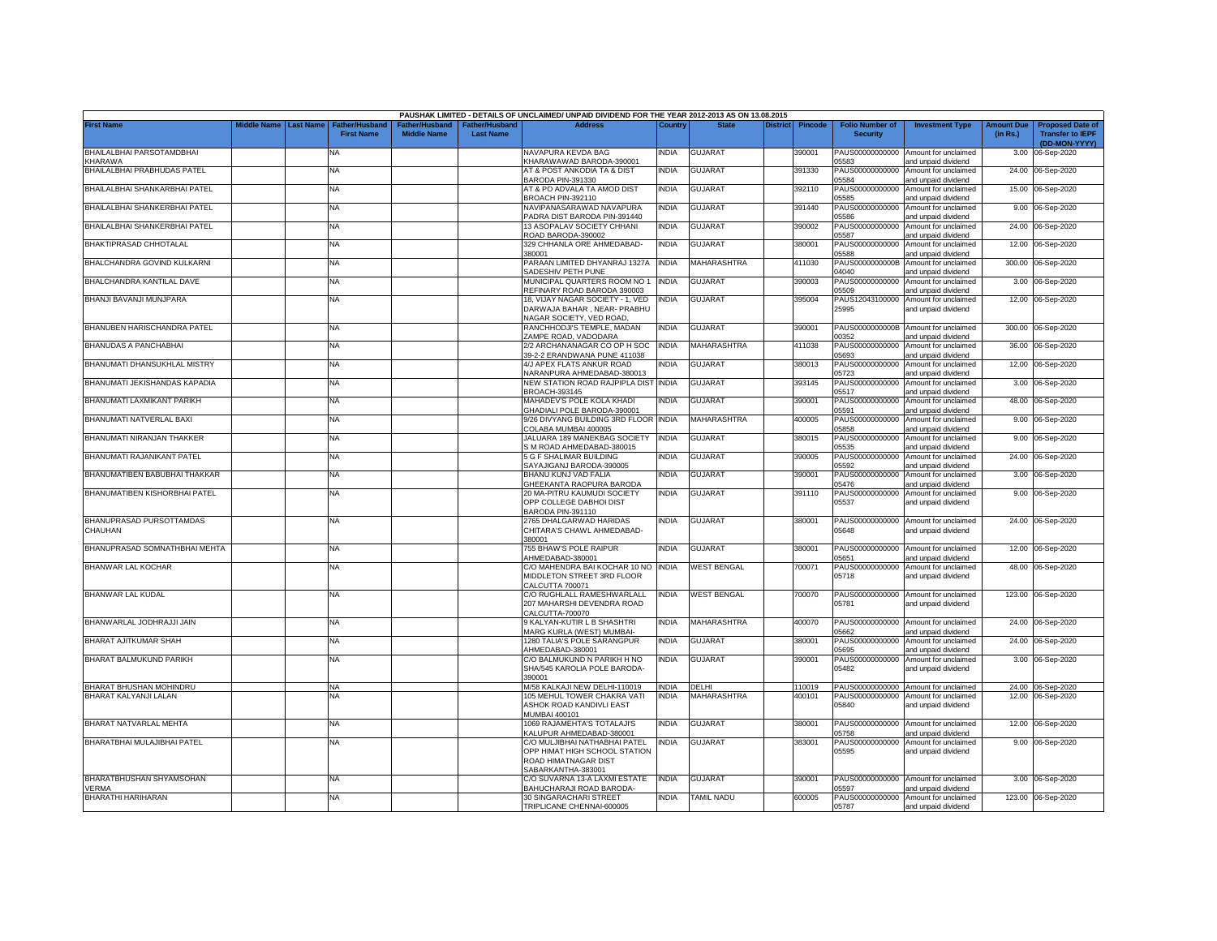PAUSHAK LIMITED - DETAILS OF UNCLAIMED/ UNPAID DIVIDEND FOR THE YEAR 2012-2013 AS ON 13.08.2015

| First Name | Middle Name | Last Name | Father/Husband First Name | Father/Husband Middle Name | Father/Husband Last Name | Address | Country | State | District | Pincode | Folio Number of Security | Investment Type | Amount Due (in Rs.) | Proposed Date of Transfer to IEPF (DD-MON-YYYY) |
|---|---|---|---|---|---|---|---|---|---|---|---|---|---|---|
| BHAILALBHAI PARSOTAMDBHAI KHARAWA | | | NA | | | NAVAPURA KEVDA BAG KHARAWAWAD BARODA-390001 | INDIA | GUJARAT | | 390001 | PAUS00000000000 05583 | Amount for unclaimed and unpaid dividend | 3.00 | 06-Sep-2020 |
| BHAILALBHAI PRABHUDAS PATEL | | | NA | | | AT & POST ANKODIA TA & DIST BARODA PIN-391330 | INDIA | GUJARAT | | 391330 | PAUS00000000000 05584 | Amount for unclaimed and unpaid dividend | 24.00 | 06-Sep-2020 |
| BHAILALBHAI SHANKARBHAI PATEL | | | NA | | | AT & PO ADVALA TA AMOD DIST BROACH PIN-392110 | INDIA | GUJARAT | | 392110 | PAUS00000000000 05585 | Amount for unclaimed and unpaid dividend | 15.00 | 06-Sep-2020 |
| BHAILALBHAI SHANKERBHAI PATEL | | | NA | | | NAVIPANASARAWAD NAVAPURA PADRA DIST BARODA PIN-391440 | INDIA | GUJARAT | | 391440 | PAUS00000000000 05586 | Amount for unclaimed and unpaid dividend | 9.00 | 06-Sep-2020 |
| BHAILALBHAI SHANKERBHAI PATEL | | | NA | | | 13 ASOPALAV SOCIETY CHHANI ROAD BARODA-390002 | INDIA | GUJARAT | | 390002 | PAUS00000000000 05587 | Amount for unclaimed and unpaid dividend | 24.00 | 06-Sep-2020 |
| BHAKTIPRASAD CHHOTALAL | | | NA | | | 329 CHHANLA ORE AHMEDABAD-380001 | INDIA | GUJARAT | | 380001 | PAUS00000000000 05588 | Amount for unclaimed and unpaid dividend | 12.00 | 06-Sep-2020 |
| BHALCHANDRA GOVIND KULKARNI | | | NA | | | PARAAN LIMITED DHYANRAJ 1327A SADESHIV PETH PUNE | INDIA | MAHARASHTRA | | 411030 | PAUS0000000000B 04040 | Amount for unclaimed and unpaid dividend | 300.00 | 06-Sep-2020 |
| BHALCHANDRA KANTILAL DAVE | | | NA | | | MUNICIPAL QUARTERS ROOM NO 1 REFINARY ROAD BARODA 390003 | INDIA | GUJARAT | | 390003 | PAUS00000000000 05509 | Amount for unclaimed and unpaid dividend | 3.00 | 06-Sep-2020 |
| BHANJI BAVANJI MUNJPARA | | | NA | | | 18, VIJAY NAGAR SOCIETY - 1, VED DARWAJA BAHAR , NEAR- PRABHU NAGAR SOCIETY, VED ROAD, | INDIA | GUJARAT | | 395004 | PAUS12043100000 25995 | Amount for unclaimed and unpaid dividend | 12.00 | 06-Sep-2020 |
| BHANUBEN HARISCHANDRA PATEL | | | NA | | | RANCHHODJI'S TEMPLE, MADAN ZAMPE ROAD, VADODARA | INDIA | GUJARAT | | 390001 | PAUS0000000000B 00352 | Amount for unclaimed and unpaid dividend | 300.00 | 06-Sep-2020 |
| BHANUDAS A PANCHABHAI | | | NA | | | 2/2 ARCHANANAGAR CO OP H SOC 39-2-2 ERANDWANA PUNE 411038 | INDIA | MAHARASHTRA | | 411038 | PAUS00000000000 05693 | Amount for unclaimed and unpaid dividend | 36.00 | 06-Sep-2020 |
| BHANUMATI DHANSUKHLAL MISTRY | | | NA | | | 4/J APEX FLATS ANKUR ROAD NARANPURA AHMEDABAD-380013 | INDIA | GUJARAT | | 380013 | PAUS00000000000 05723 | Amount for unclaimed and unpaid dividend | 12.00 | 06-Sep-2020 |
| BHANUMATI JEKISHANDAS KAPADIA | | | NA | | | NEW STATION ROAD RAJPIPLA DIST BROACH-393145 | INDIA | GUJARAT | | 393145 | PAUS00000000000 05517 | Amount for unclaimed and unpaid dividend | 3.00 | 06-Sep-2020 |
| BHANUMATI LAXMIKANT PARIKH | | | NA | | | MAHADEV'S POLE KOLA KHADI GHADIALI POLE BARODA-390001 | INDIA | GUJARAT | | 390001 | PAUS00000000000 05591 | Amount for unclaimed and unpaid dividend | 48.00 | 06-Sep-2020 |
| BHANUMATI NATVERLAL BAXI | | | NA | | | 9/26 DIVYANG BUILDING 3RD FLOOR COLABA MUMBAI 400005 | INDIA | MAHARASHTRA | | 400005 | PAUS00000000000 05858 | Amount for unclaimed and unpaid dividend | 9.00 | 06-Sep-2020 |
| BHANUMATI NIRANJAN THAKKER | | | NA | | | JALUARA 189 MANEKBAG SOCIETY S M ROAD AHMEDABAD-380015 | INDIA | GUJARAT | | 380015 | PAUS00000000000 05535 | Amount for unclaimed and unpaid dividend | 9.00 | 06-Sep-2020 |
| BHANUMATI RAJANIKANT PATEL | | | NA | | | 5 G F SHALIMAR BUILDING SAYAJIGANJ BARODA-390005 | INDIA | GUJARAT | | 390005 | PAUS00000000000 05592 | Amount for unclaimed and unpaid dividend | 24.00 | 06-Sep-2020 |
| BHANUMATIBEN BABUBHAI THAKKAR | | | NA | | | BHANU KUNJ VAD FALIA GHEEKANTA RAOPURA BARODA | INDIA | GUJARAT | | 390001 | PAUS00000000000 05476 | Amount for unclaimed and unpaid dividend | 3.00 | 06-Sep-2020 |
| BHANUMATIBEN KISHORBHAI PATEL | | | NA | | | 20 MA-PITRU KAUMUDI SOCIETY OPP COLLEGE DABHOI DIST BARODA PIN-391110 | INDIA | GUJARAT | | 391110 | PAUS00000000000 05537 | Amount for unclaimed and unpaid dividend | 9.00 | 06-Sep-2020 |
| BHANUPRASAD PURSOTTAMDAS CHAUHAN | | | NA | | | 2765 DHALGARWAD HARIDAS CHITARA'S CHAWL AHMEDABAD-380001 | INDIA | GUJARAT | | 380001 | PAUS00000000000 05648 | Amount for unclaimed and unpaid dividend | 24.00 | 06-Sep-2020 |
| BHANUPRASAD SOMNATHBHAI MEHTA | | | NA | | | 755 BHAW'S POLE RAIPUR AHMEDABAD-380001 | INDIA | GUJARAT | | 380001 | PAUS00000000000 05651 | Amount for unclaimed and unpaid dividend | 12.00 | 06-Sep-2020 |
| BHANWAR LAL KOCHAR | | | NA | | | C/O MAHENDRA BAI KOCHAR 10 NO MIDDLETON STREET 3RD FLOOR CALCUTTA 700071 | INDIA | WEST BENGAL | | 700071 | PAUS00000000000 05718 | Amount for unclaimed and unpaid dividend | 48.00 | 06-Sep-2020 |
| BHANWAR LAL KUDAL | | | NA | | | C/O RUGHLALL RAMESHWARLALL 207 MAHARSHI DEVENDRA ROAD CALCUTTA-700070 | INDIA | WEST BENGAL | | 700070 | PAUS00000000000 05781 | Amount for unclaimed and unpaid dividend | 123.00 | 06-Sep-2020 |
| BHANWARLAL JODHRAJJI JAIN | | | NA | | | 9 KALYAN-KUTIR L B SHASHTRI MARG KURLA (WEST) MUMBAI- | INDIA | MAHARASHTRA | | 400070 | PAUS00000000000 05662 | Amount for unclaimed and unpaid dividend | 24.00 | 06-Sep-2020 |
| BHARAT AJITKUMAR SHAH | | | NA | | | 1280 TALIA'S POLE SARANGPUR AHMEDABAD-380001 | INDIA | GUJARAT | | 380001 | PAUS00000000000 05695 | Amount for unclaimed and unpaid dividend | 24.00 | 06-Sep-2020 |
| BHARAT BALMUKUND PARIKH | | | NA | | | C/O BALMUKUND N PARIKH H NO SHA/545 KAROLIA POLE BARODA-390001 | INDIA | GUJARAT | | 390001 | PAUS00000000000 05482 | Amount for unclaimed and unpaid dividend | 3.00 | 06-Sep-2020 |
| BHARAT BHUSHAN MOHINDRU | | | NA | | | M/58 KALKAJI NEW DELHI-110019 | INDIA | DELHI | | 110019 | PAUS00000000000 | Amount for unclaimed | 24.00 | 06-Sep-2020 |
| BHARAT KALYANJI LALAN | | | NA | | | 105 MEHUL TOWER CHAKRA VATI ASHOK ROAD KANDIVLI EAST MUMBAI 400101 | INDIA | MAHARASHTRA | | 400101 | PAUS00000000000 05840 | Amount for unclaimed and unpaid dividend | 12.00 | 06-Sep-2020 |
| BHARAT NATVARLAL MEHTA | | | NA | | | 1069 RAJAMEHTA'S TOTALAJI'S KALUPUR AHMEDABAD-380001 | INDIA | GUJARAT | | 380001 | PAUS00000000000 05758 | Amount for unclaimed and unpaid dividend | 12.00 | 06-Sep-2020 |
| BHARATBHAI MULAJIBHAI PATEL | | | NA | | | C/O MULJIBHAI NATHABHAI PATEL OPP HIMAT HIGH SCHOOL STATION ROAD HIMATNAGAR DIST SABARKANTHA-383001 | INDIA | GUJARAT | | 383001 | PAUS00000000000 05595 | Amount for unclaimed and unpaid dividend | 9.00 | 06-Sep-2020 |
| BHARATBHUSHAN SHYAMSOHAN VERMA | | | NA | | | C/O SUVARNA 13-A LAXMI ESTATE BAHUCHARAJI ROAD BARODA- | INDIA | GUJARAT | | 390001 | PAUS00000000000 05597 | Amount for unclaimed and unpaid dividend | 3.00 | 06-Sep-2020 |
| BHARATHI HARIHARAN | | | NA | | | 30 SINGARACHARI STREET TRIPLICANE CHENNAI-600005 | INDIA | TAMIL NADU | | 600005 | PAUS00000000000 05787 | Amount for unclaimed and unpaid dividend | 123.00 | 06-Sep-2020 |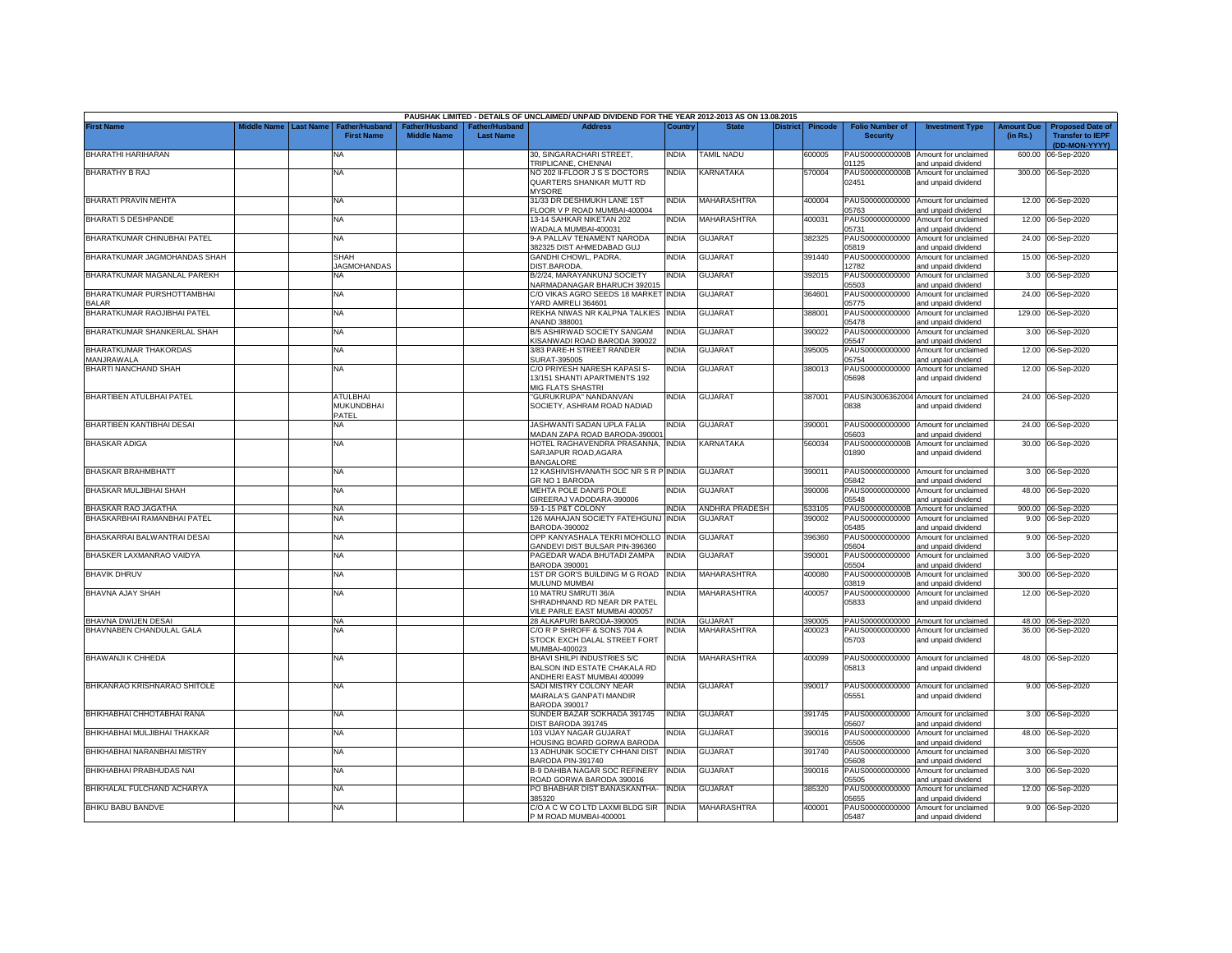| PAUSHAK LIMITED - DETAILS OF UNCLAIMED/ UNPAID DIVIDEND FOR THE YEAR 2012-2013 AS ON 13.08.2015 | | | | | | | | | | | | | | | |
|---|---|---|---|---|---|---|---|---|---|---|---|---|---|---|---|
| First Name | Middle Name | Last Name | Father/Husband First Name | Father/Husband Middle Name | Father/Husband Last Name | Address | Country | State | District | Pincode | Folio Number of Security | Investment Type | Amount Due (in Rs.) | Proposed Date of Transfer to IEPF (DD-MON-YYYY) |
| BHARATHI HARIHARAN | | | NA | | | 30, SINGARACHARI STREET, TRIPLICANE, CHENNAI | INDIA | TAMIL NADU | | 600005 | PAUS0000000000B01125 | Amount for unclaimed and unpaid dividend | 600.00 | 06-Sep-2020 |
| BHARATHY B RAJ | | | NA | | | NO 202 II-FLOOR J S S DOCTORS QUARTERS SHANKAR MUTT RD MYSORE | INDIA | KARNATAKA | | 570004 | PAUS0000000000B02451 | Amount for unclaimed and unpaid dividend | 300.00 | 06-Sep-2020 |
| BHARATI PRAVIN MEHTA | | | NA | | | 31/33 DR DESHMUKH LANE 1ST FLOOR V P ROAD MUMBAI-400004 | INDIA | MAHARASHTRA | | 400004 | PAUS00000000000005763 | Amount for unclaimed and unpaid dividend | 12.00 | 06-Sep-2020 |
| BHARATI S DESHPANDE | | | NA | | | 13-14 SAHKAR NIKETAN 202 WADALA MUMBAI-400031 | INDIA | MAHARASHTRA | | 400031 | PAUS00000000000005731 | Amount for unclaimed and unpaid dividend | 12.00 | 06-Sep-2020 |
| BHARATKUMAR CHINUBHAI PATEL | | | NA | | | 9-A PALLAV TENAMENT NARODA 382325 DIST AHMEDABAD GUJ | INDIA | GUJARAT | | 382325 | PAUS00000000000005819 | Amount for unclaimed and unpaid dividend | 24.00 | 06-Sep-2020 |
| BHARATKUMAR JAGMOHANDAS SHAH | | | SHAH JAGMOHANDAS | | | GANDHI CHOWL, PADRA. DIST.BARODA. | INDIA | GUJARAT | | 391440 | PAUS00000000000012782 | Amount for unclaimed and unpaid dividend | 15.00 | 06-Sep-2020 |
| BHARATKUMAR MAGANLAL PAREKH | | | NA | | | B/2/24, MARAYANKUNJ SOCIETY NARMADANAGAR BHARUCH 392015 | INDIA | GUJARAT | | 392015 | PAUS00000000000005503 | Amount for unclaimed and unpaid dividend | 3.00 | 06-Sep-2020 |
| BHARATKUMAR PURSHOTTAMBHAI BALAR | | | NA | | | C/O VIKAS AGRO SEEDS 18 MARKET YARD AMRELI 364601 | INDIA | GUJARAT | | 364601 | PAUS00000000000005775 | Amount for unclaimed and unpaid dividend | 24.00 | 06-Sep-2020 |
| BHARATKUMAR RAOJIBHAI PATEL | | | NA | | | REKHA NIWAS NR KALPNA TALKIES ANAND 388001 | INDIA | GUJARAT | | 388001 | PAUS00000000000005478 | Amount for unclaimed and unpaid dividend | 129.00 | 06-Sep-2020 |
| BHARATKUMAR SHANKERLAL SHAH | | | NA | | | B/5 ASHIRWAD SOCIETY SANGAM KISANWADI ROAD BARODA 390022 | INDIA | GUJARAT | | 390022 | PAUS00000000000005547 | Amount for unclaimed and unpaid dividend | 3.00 | 06-Sep-2020 |
| BHARATKUMAR THAKORDAS MANJRAWALA | | | NA | | | 3/83 PARE-H STREET RANDER SURAT-395005 | INDIA | GUJARAT | | 395005 | PAUS00000000000005754 | Amount for unclaimed and unpaid dividend | 12.00 | 06-Sep-2020 |
| BHARTI NANCHAND SHAH | | | NA | | | C/O PRIYESH NARESH KAPASI S-13/151 SHANTI APARTMENTS 192 MIG FLATS SHASTRI | INDIA | GUJARAT | | 380013 | PAUS00000000000005698 | Amount for unclaimed and unpaid dividend | 12.00 | 06-Sep-2020 |
| BHARTIBEN ATULBHAI PATEL | | | ATULBHAI MUKUNDBHAI PATEL | | | "GURUKRUPA" NANDANVAN SOCIETY, ASHRAM ROAD NADIAD | INDIA | GUJARAT | | 387001 | PAUSIN30063620040838 | Amount for unclaimed and unpaid dividend | 24.00 | 06-Sep-2020 |
| BHARTIBEN KANTIBHAI DESAI | | | NA | | | JASHWANTI SADAN UPLA FALIA MADAN ZAPA ROAD BARODA-390001 | INDIA | GUJARAT | | 390001 | PAUS00000000000005603 | Amount for unclaimed and unpaid dividend | 24.00 | 06-Sep-2020 |
| BHASKAR ADIGA | | | NA | | | HOTEL RAGHAVENDRA PRASANNA, SARJAPUR ROAD,AGARA BANGALORE | INDIA | KARNATAKA | | 560034 | PAUS0000000000B01890 | Amount for unclaimed and unpaid dividend | 30.00 | 06-Sep-2020 |
| BHASKAR BRAHMBHATT | | | NA | | | 12 KASHIVISHVANATH SOC NR S R P GR NO 1 BARODA | INDIA | GUJARAT | | 390011 | PAUS00000000000005842 | Amount for unclaimed and unpaid dividend | 3.00 | 06-Sep-2020 |
| BHASKAR MULJIBHAI SHAH | | | NA | | | MEHTA POLE DANI'S POLE GIREERAJ VADODARA-390006 | INDIA | GUJARAT | | 390006 | PAUS00000000000005548 | Amount for unclaimed and unpaid dividend | 48.00 | 06-Sep-2020 |
| BHASKAR RAO JAGATHA | | | NA | | | 59-1-15 P&T COLONY | INDIA | ANDHRA PRADESH | | 533105 | PAUS0000000000B | Amount for unclaimed | 900.00 | 06-Sep-2020 |
| BHASKARBHAI RAMANBHAI PATEL | | | NA | | | 126 MAHAJAN SOCIETY FATEHGUNJ BARODA-390002 | INDIA | GUJARAT | | 390002 | PAUS00000000000005485 | Amount for unclaimed and unpaid dividend | 9.00 | 06-Sep-2020 |
| BHASKARRAI BALWANTRAI DESAI | | | NA | | | OPP KANYASHALA TEKRI MOHOLLO GANDEVI DIST BULSAR PIN-396360 | INDIA | GUJARAT | | 396360 | PAUS00000000000005604 | Amount for unclaimed and unpaid dividend | 9.00 | 06-Sep-2020 |
| BHASKER LAXMANRAO VAIDYA | | | NA | | | PAGEDAR WADA BHUTADI ZAMPA BARODA 390001 | INDIA | GUJARAT | | 390001 | PAUS00000000000005504 | Amount for unclaimed and unpaid dividend | 3.00 | 06-Sep-2020 |
| BHAVIK DHRUV | | | NA | | | 1ST DR GOR'S BUILDING M G ROAD MULUND MUMBAI | INDIA | MAHARASHTRA | | 400080 | PAUS0000000000B03819 | Amount for unclaimed and unpaid dividend | 300.00 | 06-Sep-2020 |
| BHAVNA AJAY SHAH | | | NA | | | 10 MATRU SMRUTI 36/A SHRADHNAND RD NEAR DR PATEL VILE PARLE EAST MUMBAI 400057 | INDIA | MAHARASHTRA | | 400057 | PAUS00000000000005833 | Amount for unclaimed and unpaid dividend | 12.00 | 06-Sep-2020 |
| BHAVNA DWIJEN DESAI | | | NA | | | 28 ALKAPURI BARODA-390005 | INDIA | GUJARAT | | 390005 | PAUS00000000000 | Amount for unclaimed | 48.00 | 06-Sep-2020 |
| BHAVNABEN CHANDULAL GALA | | | NA | | | C/O R P SHROFF & SONS 704 A STOCK EXCH DALAL STREET FORT MUMBAI-400023 | INDIA | MAHARASHTRA | | 400023 | PAUS00000000000005703 | Amount for unclaimed and unpaid dividend | 36.00 | 06-Sep-2020 |
| BHAWANJI K CHHEDA | | | NA | | | BHAVI SHILPI INDUSTRIES 5/C BALSON IND ESTATE CHAKALA RD ANDHERI EAST MUMBAI 400099 | INDIA | MAHARASHTRA | | 400099 | PAUS00000000000005813 | Amount for unclaimed and unpaid dividend | 48.00 | 06-Sep-2020 |
| BHIKANRAO KRISHNARAO SHITOLE | | | NA | | | SADI MISTRY COLONY NEAR MAIRALA'S GANPATI MANDIR BARODA 390017 | INDIA | GUJARAT | | 390017 | PAUS00000000000005551 | Amount for unclaimed and unpaid dividend | 9.00 | 06-Sep-2020 |
| BHIKHABHAI CHHOTABHAI RANA | | | NA | | | SUNDER BAZAR SOKHADA 391745 DIST BARODA 391745 | INDIA | GUJARAT | | 391745 | PAUS00000000000005607 | Amount for unclaimed and unpaid dividend | 3.00 | 06-Sep-2020 |
| BHIKHABHAI MULJIBHAI THAKKAR | | | NA | | | 103 VIJAY NAGAR GUJARAT HOUSING BOARD GORWA BARODA | INDIA | GUJARAT | | 390016 | PAUS00000000000005506 | Amount for unclaimed and unpaid dividend | 48.00 | 06-Sep-2020 |
| BHIKHABHAI NARANBHAI MISTRY | | | NA | | | 13 ADHUNIK SOCIETY CHHANI DIST BARODA PIN-391740 | INDIA | GUJARAT | | 391740 | PAUS00000000000005608 | Amount for unclaimed and unpaid dividend | 3.00 | 06-Sep-2020 |
| BHIKHABHAI PRABHUDAS NAI | | | NA | | | B-9 DAHIBA NAGAR SOC REFINERY ROAD GORWA BARODA 390016 | INDIA | GUJARAT | | 390016 | PAUS00000000000005505 | Amount for unclaimed and unpaid dividend | 3.00 | 06-Sep-2020 |
| BHIKHALAL FULCHAND ACHARYA | | | NA | | | PO BHABHAR DIST BANASKANTHA-385320 | INDIA | GUJARAT | | 385320 | PAUS00000000000005655 | Amount for unclaimed and unpaid dividend | 12.00 | 06-Sep-2020 |
| BHIKU BABU BANDVE | | | NA | | | C/O A C W CO LTD LAXMI BLDG SIR P M ROAD MUMBAI-400001 | INDIA | MAHARASHTRA | | 400001 | PAUS00000000000005487 | Amount for unclaimed and unpaid dividend | 9.00 | 06-Sep-2020 |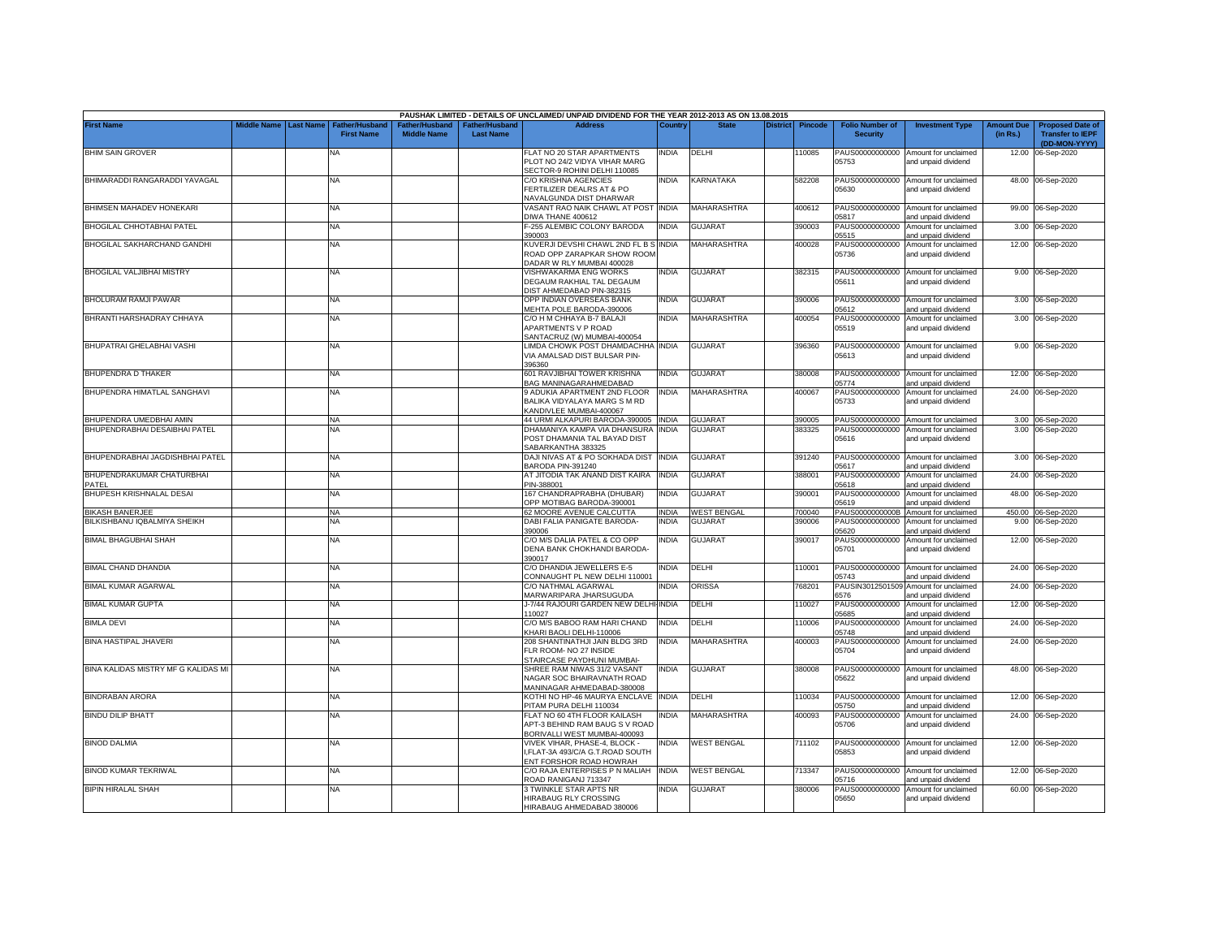PAUSHAK LIMITED - DETAILS OF UNCLAIMED/ UNPAID DIVIDEND FOR THE YEAR 2012-2013 AS ON 13.08.2015

| First Name | Middle Name | Last Name | Father/Husband First Name | Father/Husband Middle Name | Father/Husband Last Name | Address | Country | State | District | Pincode | Folio Number of Security | Investment Type | Amount Due (in Rs.) | Proposed Date of Transfer to IEPF (DD-MON-YYYY) |
|---|---|---|---|---|---|---|---|---|---|---|---|---|---|---|
| BHIM SAIN GROVER | | | NA | | | FLAT NO 20 STAR APARTMENTS PLOT NO 24/2 VIDYA VIHAR MARG SECTOR-9 ROHINI DELHI 110085 | INDIA | DELHI | | 110085 | PAUS00000000000 05753 | Amount for unclaimed and unpaid dividend | 12.00 | 06-Sep-2020 |
| BHIMARADDI RANGARADDI YAVAGAL | | | NA | | | C/O KRISHNA AGENCIES FERTILIZER DEALRS AT & PO NAVALGUNDA DIST DHARWAR | INDIA | KARNATAKA | | 582208 | PAUS00000000000 05630 | Amount for unclaimed and unpaid dividend | 48.00 | 06-Sep-2020 |
| BHIMSEN MAHADEV HONEKARI | | | NA | | | VASANT RAO NAIK CHAWL AT POST DIWA THANE 400612 | INDIA | MAHARASHTRA | | 400612 | PAUS00000000000 05817 | Amount for unclaimed and unpaid dividend | 99.00 | 06-Sep-2020 |
| BHOGILAL CHHOTABHAI PATEL | | | NA | | | F-255 ALEMBIC COLONY BARODA 390003 | INDIA | GUJARAT | | 390003 | PAUS00000000000 05515 | Amount for unclaimed and unpaid dividend | 3.00 | 06-Sep-2020 |
| BHOGILAL SAKHARCHAND GANDHI | | | NA | | | KUVERJI DEVSHI CHAWL 2ND FL B S ROAD OPP ZARAPKAR SHOW ROOM DADAR W RLY MUMBAI 400028 | INDIA | MAHARASHTRA | | 400028 | PAUS00000000000 05736 | Amount for unclaimed and unpaid dividend | 12.00 | 06-Sep-2020 |
| BHOGILAL VALJIBHAI MISTRY | | | NA | | | VISHWAKARMA ENG WORKS DEGAUM RAKHIAL TAL DEGAUM DIST AHMEDABAD PIN-382315 | INDIA | GUJARAT | | 382315 | PAUS00000000000 05611 | Amount for unclaimed and unpaid dividend | 9.00 | 06-Sep-2020 |
| BHOLURAM RAMJI PAWAR | | | NA | | | OPP INDIAN OVERSEAS BANK MEHTA POLE BARODA-390006 | INDIA | GUJARAT | | 390006 | PAUS00000000000 05612 | Amount for unclaimed and unpaid dividend | 3.00 | 06-Sep-2020 |
| BHRANTI HARSHADRAY CHHAYA | | | NA | | | C/O H M CHHAYA B-7 BALAJI APARTMENTS V P ROAD SANTACRUZ (W) MUMBAI-400054 | INDIA | MAHARASHTRA | | 400054 | PAUS00000000000 05519 | Amount for unclaimed and unpaid dividend | 3.00 | 06-Sep-2020 |
| BHUPATRAI GHELABHAI VASHI | | | NA | | | LIMDA CHOWK POST DHAMDACHHA VIA AMALSAD DIST BULSAR PIN-396360 | INDIA | GUJARAT | | 396360 | PAUS00000000000 05613 | Amount for unclaimed and unpaid dividend | 9.00 | 06-Sep-2020 |
| BHUPENDRA D THAKER | | | NA | | | 601 RAVJIBHAI TOWER KRISHNA BAG MANINAGARAHMEDABAD | INDIA | GUJARAT | | 380008 | PAUS00000000000 05774 | Amount for unclaimed and unpaid dividend | 12.00 | 06-Sep-2020 |
| BHUPENDRA HIMATLAL SANGHAVI | | | NA | | | 9 ADUKIA APARTMENT 2ND FLOOR BALIKA VIDYALAYA MARG S M RD KANDIVLEE MUMBAI-400067 | INDIA | MAHARASHTRA | | 400067 | PAUS00000000000 05733 | Amount for unclaimed and unpaid dividend | 24.00 | 06-Sep-2020 |
| BHUPENDRA UMEDBHAI AMIN | | | NA | | | 44 URMI ALKAPURI BARODA-390005 | INDIA | GUJARAT | | 390005 | PAUS00000000000 | Amount for unclaimed | 3.00 | 06-Sep-2020 |
| BHUPENDRABHAI DESAIBHAI PATEL | | | NA | | | DHAMANIYA KAMPA VIA DHANSURA POST DHAMANIA TAL BAYAD DIST SABARKANTHA 383325 | INDIA | GUJARAT | | 383325 | PAUS00000000000 05616 | Amount for unclaimed and unpaid dividend | 3.00 | 06-Sep-2020 |
| BHUPENDRABHAI JAGDISHBHAI PATEL | | | NA | | | DAJI NIVAS AT & PO SOKHADA DIST BARODA PIN-391240 | INDIA | GUJARAT | | 391240 | PAUS00000000000 05617 | Amount for unclaimed and unpaid dividend | 3.00 | 06-Sep-2020 |
| BHUPENDRAKUMAR CHATURBHAI PATEL | | | NA | | | AT JITODIA TAK ANAND DIST KAIRA PIN-388001 | INDIA | GUJARAT | | 388001 | PAUS00000000000 05618 | Amount for unclaimed and unpaid dividend | 24.00 | 06-Sep-2020 |
| BHUPESH KRISHNALAL DESAI | | | NA | | | 167 CHANDRAPRABHA (DHUBAR) OPP MOTIBAG BARODA-390001 | INDIA | GUJARAT | | 390001 | PAUS00000000000 05619 | Amount for unclaimed and unpaid dividend | 48.00 | 06-Sep-2020 |
| BIKASH BANERJEE | | | NA | | | 62 MOORE AVENUE CALCUTTA | INDIA | WEST BENGAL | | 700040 | PAUS0000000000B | Amount for unclaimed | 450.00 | 06-Sep-2020 |
| BILKISHBANU IQBALMIYA SHEIKH | | | NA | | | DABI FALIA PANIGATE BARODA-390006 | INDIA | GUJARAT | | 390006 | PAUS00000000000 05620 | Amount for unclaimed and unpaid dividend | 9.00 | 06-Sep-2020 |
| BIMAL BHAGUBHAI SHAH | | | NA | | | C/O M/S DALIA PATEL & CO OPP DENA BANK CHOKHANDI BARODA-390017 | INDIA | GUJARAT | | 390017 | PAUS00000000000 05701 | Amount for unclaimed and unpaid dividend | 12.00 | 06-Sep-2020 |
| BIMAL CHAND DHANDIA | | | NA | | | C/O DHANDIA JEWELLERS E-5 CONNAUGHT PL NEW DELHI 110001 | INDIA | DELHI | | 110001 | PAUS00000000000 05743 | Amount for unclaimed and unpaid dividend | 24.00 | 06-Sep-2020 |
| BIMAL KUMAR AGARWAL | | | NA | | | C/O NATHMAL AGARWAL MARWARIPARA JHARSUGUDA | INDIA | ORISSA | | 768201 | PAUSIN3012501509 6576 | Amount for unclaimed and unpaid dividend | 24.00 | 06-Sep-2020 |
| BIMAL KUMAR GUPTA | | | NA | | | J-7/44 RAJOURI GARDEN NEW DELHI 110027 | INDIA | DELHI | | 110027 | PAUS00000000000 05685 | Amount for unclaimed and unpaid dividend | 12.00 | 06-Sep-2020 |
| BIMLA DEVI | | | NA | | | C/O M/S BABOO RAM HARI CHAND KHARI BAOLI DELHI-110006 | INDIA | DELHI | | 110006 | PAUS00000000000 05748 | Amount for unclaimed and unpaid dividend | 24.00 | 06-Sep-2020 |
| BINA HASTIPAL JHAVERI | | | NA | | | 208 SHANTINATHJI JAIN BLDG 3RD FLR ROOM- NO 27 INSIDE STAIRCASE PAYDHUNI MUMBAI- | INDIA | MAHARASHTRA | | 400003 | PAUS00000000000 05704 | Amount for unclaimed and unpaid dividend | 24.00 | 06-Sep-2020 |
| BINA KALIDAS MISTRY MF G KALIDAS MI | | | NA | | | SHREE RAM NIWAS 31/2 VASANT NAGAR SOC BHAIRAVNATH ROAD MANINAGAR AHMEDABAD-380008 | INDIA | GUJARAT | | 380008 | PAUS00000000000 05622 | Amount for unclaimed and unpaid dividend | 48.00 | 06-Sep-2020 |
| BINDRABAN ARORA | | | NA | | | KOTHI NO HP-46 MAURYA ENCLAVE PITAM PURA DELHI 110034 | INDIA | DELHI | | 110034 | PAUS00000000000 05750 | Amount for unclaimed and unpaid dividend | 12.00 | 06-Sep-2020 |
| BINDU DILIP BHATT | | | NA | | | FLAT NO 60 4TH FLOOR KAILASH APT-3 BEHIND RAM BAUG S V ROAD BORIVALLI WEST MUMBAI-400093 | INDIA | MAHARASHTRA | | 400093 | PAUS00000000000 05706 | Amount for unclaimed and unpaid dividend | 24.00 | 06-Sep-2020 |
| BINOD DALMIA | | | NA | | | VIVEK VIHAR, PHASE-4, BLOCK - I,FLAT-3A 493/C/A G.T.ROAD SOUTH ENT FORSHOR ROAD HOWRAH | INDIA | WEST BENGAL | | 711102 | PAUS00000000000 05853 | Amount for unclaimed and unpaid dividend | 12.00 | 06-Sep-2020 |
| BINOD KUMAR TEKRIWAL | | | NA | | | C/O RAJA ENTERPISES P N MALIAH ROAD RANIGANJ 713347 | INDIA | WEST BENGAL | | 713347 | PAUS00000000000 05716 | Amount for unclaimed and unpaid dividend | 12.00 | 06-Sep-2020 |
| BIPIN HIRALAL SHAH | | | NA | | | 3 TWINKLE STAR APTS NR HIRABAUG RLY CROSSING HIRABAUG AHMEDABAD 380006 | INDIA | GUJARAT | | 380006 | PAUS00000000000 05650 | Amount for unclaimed and unpaid dividend | 60.00 | 06-Sep-2020 |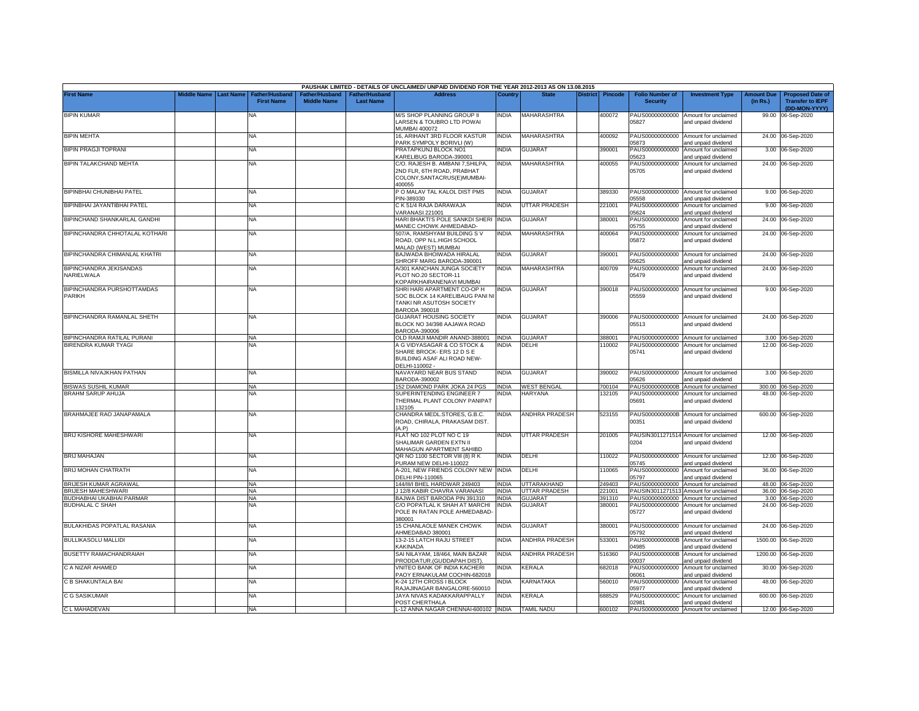PAUSHAK LIMITED - DETAILS OF UNCLAIMED/ UNPAID DIVIDEND FOR THE YEAR 2012-2013 AS ON 13.08.2015

| First Name | Middle Name | Last Name | Father/Husband First Name | Father/Husband Middle Name | Father/Husband Last Name | Address | Country | State | District | Pincode | Folio Number of Security | Investment Type | Amount Due (in Rs.) | Proposed Date of Transfer to IEPF (DD-MON-YYYY) |
|---|---|---|---|---|---|---|---|---|---|---|---|---|---|---|
| BIPIN KUMAR | | | NA | | | M/S SHOP PLANNING GROUP II LARSEN & TOUBRO LTD POWAI MUMBAI 400072 | INDIA | MAHARASHTRA | | 400072 | PAUS00000000000 05827 | Amount for unclaimed and unpaid dividend | 99.00 | 06-Sep-2020 |
| BIPIN MEHTA | | | NA | | | 16, ARIHANT 3RD FLOOR KASTUR PARK SYMPOLY BORIVLI (W) | INDIA | MAHARASHTRA | | 400092 | PAUS00000000000 05873 | Amount for unclaimed and unpaid dividend | 24.00 | 06-Sep-2020 |
| BIPIN PRAGJI TOPRANI | | | NA | | | PRATAPKUNJ BLOCK NO1 KARELIBUG BARODA-390001 | INDIA | GUJARAT | | 390001 | PAUS00000000000 05623 | Amount for unclaimed and unpaid dividend | 3.00 | 06-Sep-2020 |
| BIPIN TALAKCHAND MEHTA | | | NA | | | C/O. RAJESH B. AMBANI 7,SHILPA, 2ND FLR, 6TH ROAD, PRABHAT COLONY,SANTACRUS(E)MUMBAI-400055 | INDIA | MAHARASHTRA | | 400055 | PAUS00000000000 05705 | Amount for unclaimed and unpaid dividend | 24.00 | 06-Sep-2020 |
| BIPINBHAI CHUNIBHAI PATEL | | | NA | | | P O MALAV TAL KALOL DIST PMS PIN-389330 | INDIA | GUJARAT | | 389330 | PAUS00000000000 05558 | Amount for unclaimed and unpaid dividend | 9.00 | 06-Sep-2020 |
| BIPINBHAI JAYANTIBHAI PATEL | | | NA | | | C K 51/4 RAJA DARAWAJA VARANASI 221001 | INDIA | UTTAR PRADESH | | 221001 | PAUS00000000000 05624 | Amount for unclaimed and unpaid dividend | 9.00 | 06-Sep-2020 |
| BIPINCHAND SHANKARLAL GANDHI | | | NA | | | HARI BHAKTI'S POLE SANKDI SHERI MANEC CHOWK AHMEDABAD- | INDIA | GUJARAT | | 380001 | PAUS00000000000 05755 | Amount for unclaimed and unpaid dividend | 24.00 | 06-Sep-2020 |
| BIPINCHANDRA CHHOTALAL KOTHARI | | | NA | | | 507/A, RAMSHYAM BUILDING S V ROAD, OPP N.L.HIGH SCHOOL MALAD (WEST) MUMBAI | INDIA | MAHARASHTRA | | 400064 | PAUS00000000000 05872 | Amount for unclaimed and unpaid dividend | 24.00 | 06-Sep-2020 |
| BIPINCHANDRA CHIMANLAL KHATRI | | | NA | | | BAJWADA BHOIWADA HIRALAL SHROFF MARG BARODA-390001 | INDIA | GUJARAT | | 390001 | PAUS00000000000 05625 | Amount for unclaimed and unpaid dividend | 24.00 | 06-Sep-2020 |
| BIPINCHANDRA JEKISANDAS NARIELWALA | | | NA | | | A/301 KANCHAN JUNGA SOCIETY PLOT NO.20 SECTOR-11 KOPARKHAIRANENAVI MUMBAI | INDIA | MAHARASHTRA | | 400709 | PAUS00000000000 05479 | Amount for unclaimed and unpaid dividend | 24.00 | 06-Sep-2020 |
| BIPINCHANDRA PURSHOTTAMDAS PARIKH | | | NA | | | SHRI HARI APARTMENT CO-OP H SOC BLOCK 14 KARELIBAUG PANI NI TANKI NR ASUTOSH SOCIETY BARODA 390018 | INDIA | GUJARAT | | 390018 | PAUS00000000000 05559 | Amount for unclaimed and unpaid dividend | 9.00 | 06-Sep-2020 |
| BIPINCHANDRA RAMANLAL SHETH | | | NA | | | GUJARAT HOUSING SOCIETY BLOCK NO 34/398 AAJAWA ROAD BARODA-390006 | INDIA | GUJARAT | | 390006 | PAUS00000000000 05513 | Amount for unclaimed and unpaid dividend | 24.00 | 06-Sep-2020 |
| BIPINCHANDRA RATILAL PURANI | | | NA | | | OLD RAMJI MANDIR ANAND-388001 | INDIA | GUJARAT | | 388001 | PAUS00000000000 | Amount for unclaimed | 3.00 | 06-Sep-2020 |
| BIRENDRA KUMAR TYAGI | | | NA | | | A G VIDYASAGAR & CO STOCK & SHARE BROCK- ERS 12 D S E BUILDING ASAF ALI ROAD NEW-DELHI-110002 - | INDIA | DELHI | | 110002 | PAUS00000000000 05741 | Amount for unclaimed and unpaid dividend | 12.00 | 06-Sep-2020 |
| BISMILLA NIVAJKHAN PATHAN | | | NA | | | NAVAYARD NEAR BUS STAND BARODA-390002 | INDIA | GUJARAT | | 390002 | PAUS00000000000 05626 | Amount for unclaimed and unpaid dividend | 3.00 | 06-Sep-2020 |
| BISWAS SUSHIL KUMAR | | | NA | | | 152 DIAMOND PARK JOKA 24 PGS | INDIA | WEST BENGAL | | 700104 | PAUS0000000000B | Amount for unclaimed | 300.00 | 06-Sep-2020 |
| BRAHM SARUP AHUJA | | | NA | | | SUPERINTENDING ENGINEER 7 THERMAL PLANT COLONY PANIPAT 132105 | INDIA | HARYANA | | 132105 | PAUS00000000000 05691 | Amount for unclaimed and unpaid dividend | 48.00 | 06-Sep-2020 |
| BRAHMAJEE RAO JANAPAMALA | | | NA | | | CHANDRA MEDL.STORES, G.B.C. ROAD, CHIRALA, PRAKASAM DIST. (A.P) | INDIA | ANDHRA PRADESH | | 523155 | PAUS0000000000B 00351 | Amount for unclaimed and unpaid dividend | 600.00 | 06-Sep-2020 |
| BRIJ KISHORE MAHESHWARI | | | NA | | | FLAT NO 102 PLOT NO C 19 SHALIMAR GARDEN EXTN II MAHAGUN APARTMENT SAHIBD | INDIA | UTTAR PRADESH | | 201005 | PAUSIN3011271514 0204 | Amount for unclaimed and unpaid dividend | 12.00 | 06-Sep-2020 |
| BRIJ MAHAJAN | | | NA | | | QR NO 1100 SECTOR VIII (8) R K PURAM NEW DELHI-110022 | INDIA | DELHI | | 110022 | PAUS00000000000 05745 | Amount for unclaimed and unpaid dividend | 12.00 | 06-Sep-2020 |
| BRIJ MOHAN CHATRATH | | | NA | | | A-201, NEW FRIENDS COLONY NEW DELHI PIN-110065 | INDIA | DELHI | | 110065 | PAUS00000000000 05797 | Amount for unclaimed and unpaid dividend | 36.00 | 06-Sep-2020 |
| BRIJESH KUMAR AGRAWAL | | | NA | | | 144/III/I BHEL HARDWAR 249403 | INDIA | UTTARAKHAND | | 249403 | PAUS00000000000 | Amount for unclaimed | 48.00 | 06-Sep-2020 |
| BRIJESH MAHESHWARI | | | NA | | | J 12/8 KABIR CHAVRA VARANASI | INDIA | UTTAR PRADESH | | 221001 | PAUSIN3011271513 | Amount for unclaimed | 36.00 | 06-Sep-2020 |
| BUDHABHAI UKABHAI PARMAR | | | NA | | | BAJWA DIST BARODA PIN 391310 | INDIA | GUJARAT | | 391310 | PAUS00000000000 | Amount for unclaimed | 3.00 | 06-Sep-2020 |
| BUDHALAL C SHAH | | | NA | | | C/O POPATLAL K SHAH AT MARCHI POLE IN RATAN POLE AHMEDABAD-380001 | INDIA | GUJARAT | | 380001 | PAUS00000000000 05727 | Amount for unclaimed and unpaid dividend | 24.00 | 06-Sep-2020 |
| BULAKHIDAS POPATLAL RASANIA | | | NA | | | 15 CHANLAOLE MANEK CHOWK AHMEDABAD 380001 | INDIA | GUJARAT | | 380001 | PAUS00000000000 05792 | Amount for unclaimed and unpaid dividend | 24.00 | 06-Sep-2020 |
| BULLIKASOLU MALLIDI | | | NA | | | 13-2-15 LATCH RAJU STREET KAKINADA | INDIA | ANDHRA PRADESH | | 533001 | PAUS0000000000B 04985 | Amount for unclaimed and unpaid dividend | 1500.00 | 06-Sep-2020 |
| BUSETTY RAMACHANDRAIAH | | | NA | | | SAI NILAYAM, 18/464, MAIN BAZAR PRODDATUR.(GUDDAPAH DIST). | INDIA | ANDHRA PRADESH | | 516360 | PAUS0000000000B 00037 | Amount for unclaimed and unpaid dividend | 1200.00 | 06-Sep-2020 |
| C A NIZAR AHAMED | | | NA | | | VNITEO BANK OF INDIA KACHERI PAOY ERNAKULAM COCHIN-682018 | INDIA | KERALA | | 682018 | PAUS00000000000 06061 | Amount for unclaimed and unpaid dividend | 30.00 | 06-Sep-2020 |
| C B SHAKUNTALA BAI | | | NA | | | K-24 12TH CROSS I BLOCK RAJAJINAGAR BANGALORE-560010 | INDIA | KARNATAKA | | 560010 | PAUS00000000000 05977 | Amount for unclaimed and unpaid dividend | 48.00 | 06-Sep-2020 |
| C G SASIKUMAR | | | NA | | | JAYA NIVAS KADAKKARAPPALLY POST CHERTHALA | INDIA | KERALA | | 688529 | PAUS0000000000C 02981 | Amount for unclaimed and unpaid dividend | 600.00 | 06-Sep-2020 |
| C L MAHADEVAN | | | NA | | | L-12 ANNA NAGAR CHENNAI-600102 | INDIA | TAMIL NADU | | 600102 | PAUS00000000000 | Amount for unclaimed | 12.00 | 06-Sep-2020 |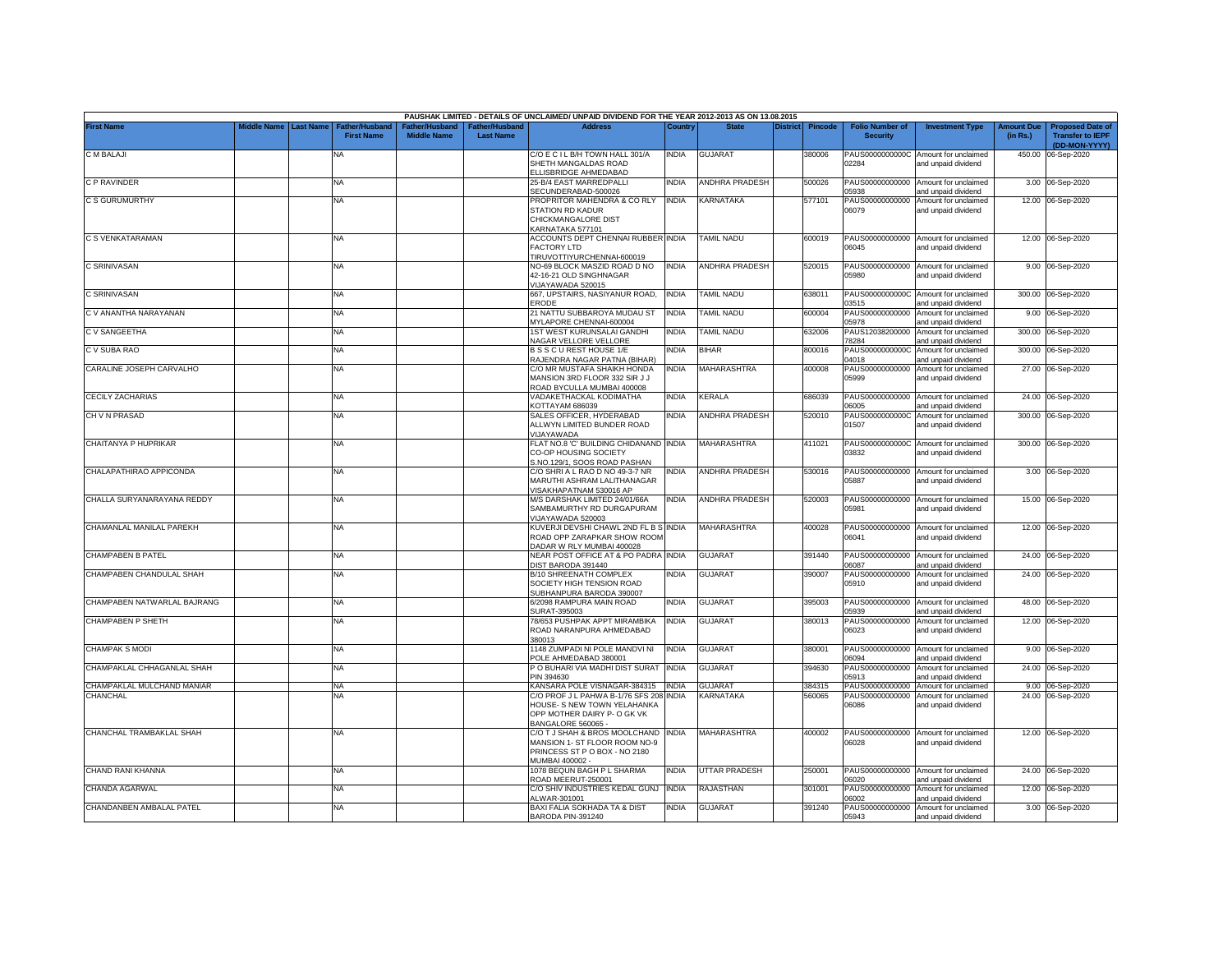| PAUSHAK LIMITED - DETAILS OF UNCLAIMED/ UNPAID DIVIDEND FOR THE YEAR 2012-2013 AS ON 13.08.2015 | | | | | | | | | | | | | | | |
|---|---|---|---|---|---|---|---|---|---|---|---|---|---|---|---|
| First Name | Middle Name | Last Name | Father/Husband First Name | Father/Husband Middle Name | Father/Husband Last Name | Address | Country | State | District | Pincode | Folio Number of Security | Investment Type | Amount Due (in Rs.) | Proposed Date of Transfer to IEPF (DD-MON-YYYY) |
| C M BALAJI | | | NA | | | C/O E C I L B/H TOWN HALL 301/A SHETH MANGALDAS ROAD ELLISBRIDGE AHMEDABAD | INDIA | GUJARAT | | 380006 | PAUS0000000000C02284 | Amount for unclaimed and unpaid dividend | 450.00 | 06-Sep-2020 |
| C P RAVINDER | | | NA | | | 25-B/4 EAST MARREDPALLI SECUNDERABAD-500026 | INDIA | ANDHRA PRADESH | | 500026 | PAUS00000000000005938 | Amount for unclaimed and unpaid dividend | 3.00 | 06-Sep-2020 |
| C S GURUMURTHY | | | NA | | | PROPRITOR MAHENDRA & CO RLY STATION RD KADUR CHICKMANGALORE DIST KARNATAKA 577101 | INDIA | KARNATAKA | | 577101 | PAUS00000000000006079 | Amount for unclaimed and unpaid dividend | 12.00 | 06-Sep-2020 |
| C S VENKATARAMAN | | | NA | | | ACCOUNTS DEPT CHENNAI RUBBER FACTORY LTD TIRUVOTTIYURCHENNAI-600019 | INDIA | TAMIL NADU | | 600019 | PAUS00000000000006045 | Amount for unclaimed and unpaid dividend | 12.00 | 06-Sep-2020 |
| C SRINIVASAN | | | NA | | | NO-69 BLOCK MASZID ROAD D NO 42-16-21 OLD SINGHNAGAR VIJAYAWADA 520015 | INDIA | ANDHRA PRADESH | | 520015 | PAUS00000000000005980 | Amount for unclaimed and unpaid dividend | 9.00 | 06-Sep-2020 |
| C SRINIVASAN | | | NA | | | 667, UPSTAIRS, NASIYANUR ROAD, ERODE | INDIA | TAMIL NADU | | 638011 | PAUS0000000000C03515 | Amount for unclaimed and unpaid dividend | 300.00 | 06-Sep-2020 |
| C V ANANTHA NARAYANAN | | | NA | | | 21 NATTU SUBBAROYA MUDAU ST MYLAPORE CHENNAI-600004 | INDIA | TAMIL NADU | | 600004 | PAUS00000000000005978 | Amount for unclaimed and unpaid dividend | 9.00 | 06-Sep-2020 |
| C V SANGEETHA | | | NA | | | 1ST WEST KURUNSALAI GANDHI NAGAR VELLORE VELLORE | INDIA | TAMIL NADU | | 632006 | PAUS12038200000078284 | Amount for unclaimed and unpaid dividend | 300.00 | 06-Sep-2020 |
| C V SUBA RAO | | | NA | | | B S S C U REST HOUSE 1/E RAJENDRA NAGAR PATNA (BIHAR) | INDIA | BIHAR | | 800016 | PAUS0000000000C04018 | Amount for unclaimed and unpaid dividend | 300.00 | 06-Sep-2020 |
| CARALINE JOSEPH CARVALHO | | | NA | | | C/O MR MUSTAFA SHAIKH HONDA MANSION 3RD FLOOR 332 SIR J J ROAD BYCULLA MUMBAI 400008 | INDIA | MAHARASHTRA | | 400008 | PAUS00000000000005999 | Amount for unclaimed and unpaid dividend | 27.00 | 06-Sep-2020 |
| CECILY ZACHARIAS | | | NA | | | VADAKETHACKAL KODIMATHA KOTTAYAM 686039 | INDIA | KERALA | | 686039 | PAUS00000000000006005 | Amount for unclaimed and unpaid dividend | 24.00 | 06-Sep-2020 |
| CH V N PRASAD | | | NA | | | SALES OFFICER, HYDERABAD ALLWYN LIMITED BUNDER ROAD VIJAYAWADA | INDIA | ANDHRA PRADESH | | 520010 | PAUS0000000000C01507 | Amount for unclaimed and unpaid dividend | 300.00 | 06-Sep-2020 |
| CHAITANYA P HUPRIKAR | | | NA | | | FLAT NO.8 'C' BUILDING CHIDANAND CO-OP HOUSING SOCIETY S.NO.129/1, SOOS ROAD PASHAN | INDIA | MAHARASHTRA | | 411021 | PAUS0000000000C03832 | Amount for unclaimed and unpaid dividend | 300.00 | 06-Sep-2020 |
| CHALAPATHIRAO APPICONDA | | | NA | | | C/O SHRI A L RAO D NO 49-3-7 NR MARUTHI ASHRAM LALITHANAGAR VISAKHAPATNAM 530016 AP | INDIA | ANDHRA PRADESH | | 530016 | PAUS00000000000005887 | Amount for unclaimed and unpaid dividend | 3.00 | 06-Sep-2020 |
| CHALLA SURYANARAYANA REDDY | | | NA | | | M/S DARSHAK LIMITED 24/01/66A SAMBAMURTHY RD DURGAPURAM VIJAYAWADA 520003 | INDIA | ANDHRA PRADESH | | 520003 | PAUS00000000000005981 | Amount for unclaimed and unpaid dividend | 15.00 | 06-Sep-2020 |
| CHAMANLAL MANILAL PAREKH | | | NA | | | KUVERJI DEVSHI CHAWL 2ND FL B S ROAD OPP ZARAPKAR SHOW ROOM DADAR W RLY MUMBAI 400028 | INDIA | MAHARASHTRA | | 400028 | PAUS00000000000006041 | Amount for unclaimed and unpaid dividend | 12.00 | 06-Sep-2020 |
| CHAMPABEN B PATEL | | | NA | | | NEAR POST OFFICE AT & PO PADRA DIST BARODA 391440 | INDIA | GUJARAT | | 391440 | PAUS00000000000006087 | Amount for unclaimed and unpaid dividend | 24.00 | 06-Sep-2020 |
| CHAMPABEN CHANDULAL SHAH | | | NA | | | B/10 SHREENATH COMPLEX SOCIETY HIGH TENSION ROAD SUBHANPURA BARODA 390007 | INDIA | GUJARAT | | 390007 | PAUS00000000000005910 | Amount for unclaimed and unpaid dividend | 24.00 | 06-Sep-2020 |
| CHAMPABEN NATWARLAL BAJRANG | | | NA | | | 6/2098 RAMPURA MAIN ROAD SURAT-395003 | INDIA | GUJARAT | | 395003 | PAUS00000000000005939 | Amount for unclaimed and unpaid dividend | 48.00 | 06-Sep-2020 |
| CHAMPABEN P SHETH | | | NA | | | 78/653 PUSHPAK APPT MIRAMBIKA ROAD NARANPURA AHMEDABAD 380013 | INDIA | GUJARAT | | 380013 | PAUS00000000000006023 | Amount for unclaimed and unpaid dividend | 12.00 | 06-Sep-2020 |
| CHAMPAK S MODI | | | NA | | | 1148 ZUMPADI NI POLE MANDVI NI POLE AHMEDABAD 380001 | INDIA | GUJARAT | | 380001 | PAUS00000000000006094 | Amount for unclaimed and unpaid dividend | 9.00 | 06-Sep-2020 |
| CHAMPAKLAL CHHAGANLAL SHAH | | | NA | | | P O BUHARI VIA MADHI DIST SURAT PIN 394630 | INDIA | GUJARAT | | 394630 | PAUS00000000000005913 | Amount for unclaimed and unpaid dividend | 24.00 | 06-Sep-2020 |
| CHAMPAKLAL MULCHAND MANIAR | | | NA | | | KANSARA POLE VISNAGAR-384315 | INDIA | GUJARAT | | 384315 | PAUS00000000000000 | Amount for unclaimed | 9.00 | 06-Sep-2020 |
| CHANCHAL | | | NA | | | C/O PROF J L PAHWA B-1/76 SFS 208 HOUSE- S NEW TOWN YELAHANKA OPP MOTHER DAIRY P- O GK VK BANGALORE 560065 - | INDIA | KARNATAKA | | 560065 | PAUS00000000000006086 | Amount for unclaimed and unpaid dividend | 24.00 | 06-Sep-2020 |
| CHANCHAL TRAMBAKLAL SHAH | | | NA | | | C/O T J SHAH & BROS MOOLCHAND MANSION 1- ST FLOOR ROOM NO-9 PRINCESS ST P O BOX - NO 2180 MUMBAI 400002 - | INDIA | MAHARASHTRA | | 400002 | PAUS00000000000006028 | Amount for unclaimed and unpaid dividend | 12.00 | 06-Sep-2020 |
| CHAND RANI KHANNA | | | NA | | | 1078 BEQUN BAGH P L SHARMA ROAD MEERUT-250001 | INDIA | UTTAR PRADESH | | 250001 | PAUS00000000000006020 | Amount for unclaimed and unpaid dividend | 24.00 | 06-Sep-2020 |
| CHANDA AGARWAL | | | NA | | | C/O SHIV INDUSTRIES KEDAL GUNJ ALWAR-301001 | INDIA | RAJASTHAN | | 301001 | PAUS00000000000006002 | Amount for unclaimed and unpaid dividend | 12.00 | 06-Sep-2020 |
| CHANDANBEN AMBALAL PATEL | | | NA | | | BAXI FALIA SOKHADA TA & DIST BARODA PIN-391240 | INDIA | GUJARAT | | 391240 | PAUS00000000000005943 | Amount for unclaimed and unpaid dividend | 3.00 | 06-Sep-2020 |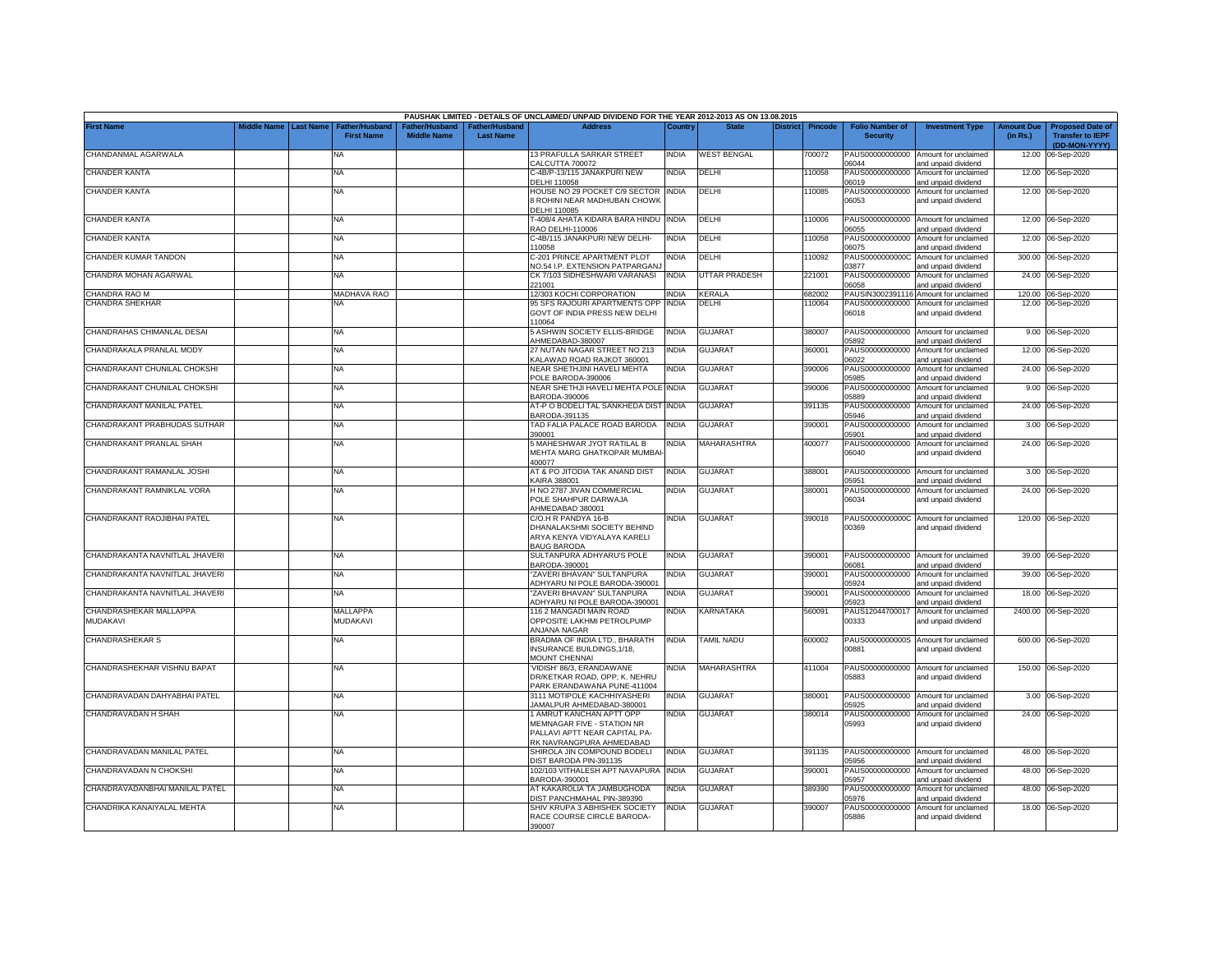PAUSHAK LIMITED - DETAILS OF UNCLAIMED/ UNPAID DIVIDEND FOR THE YEAR 2012-2013 AS ON 13.08.2015

| First Name | Middle Name | Last Name | Father/Husband First Name | Father/Husband Middle Name | Father/Husband Last Name | Address | Country | State | District | Pincode | Folio Number of Security | Investment Type | Amount Due (in Rs.) | Proposed Date of Transfer to IEPF (DD-MON-YYYY) |
|---|---|---|---|---|---|---|---|---|---|---|---|---|---|---|
| CHANDANMAL AGARWALA | | | NA | | | 13 PRAFULLA SARKAR STREET CALCUTTA 700072 | INDIA | WEST BENGAL | | 700072 | PAUS00000000000 06044 | Amount for unclaimed and unpaid dividend | 12.00 | 06-Sep-2020 |
| CHANDER KANTA | | | NA | | | C-4B/P-13/115 JANAKPURI NEW DELHI 110058 | INDIA | DELHI | | 110058 | PAUS00000000000 06019 | Amount for unclaimed and unpaid dividend | 12.00 | 06-Sep-2020 |
| CHANDER KANTA | | | NA | | | HOUSE NO 29 POCKET C/9 SECTOR 8 ROHINI NEAR MADHUBAN CHOWK DELHI 110085 | INDIA | DELHI | | 110085 | PAUS00000000000 06053 | Amount for unclaimed and unpaid dividend | 12.00 | 06-Sep-2020 |
| CHANDER KANTA | | | NA | | | T-408/4 AHATA KIDARA BARA HINDU RAO DELHI-110006 | INDIA | DELHI | | 110006 | PAUS00000000000 06055 | Amount for unclaimed and unpaid dividend | 12.00 | 06-Sep-2020 |
| CHANDER KANTA | | | NA | | | C-4B/115 JANAKPURI NEW DELHI-110058 | INDIA | DELHI | | 110058 | PAUS00000000000 06075 | Amount for unclaimed and unpaid dividend | 12.00 | 06-Sep-2020 |
| CHANDER KUMAR TANDON | | | NA | | | C-201 PRINCE APARTMENT PLOT NO.54 I.P. EXTENSION PATPARGANJ | INDIA | DELHI | | 110092 | PAUS0000000000C 03877 | Amount for unclaimed and unpaid dividend | 300.00 | 06-Sep-2020 |
| CHANDRA MOHAN AGARWAL | | | NA | | | CK 7/103 SIDHESHWARI VARANASI 221001 | INDIA | UTTAR PRADESH | | 221001 | PAUS00000000000 06058 | Amount for unclaimed and unpaid dividend | 24.00 | 06-Sep-2020 |
| CHANDRA RAO M | | | MADHAVA RAO | | | 12/303 KOCHI CORPORATION | INDIA | KERALA | | 682002 | PAUSIN3002391116 | Amount for unclaimed | 120.00 | 06-Sep-2020 |
| CHANDRA SHEKHAR | | | NA | | | 95 SFS RAJOURI APARTMENTS OPP GOVT OF INDIA PRESS NEW DELHI 110064 | INDIA | DELHI | | 110064 | PAUS00000000000 06018 | Amount for unclaimed and unpaid dividend | 12.00 | 06-Sep-2020 |
| CHANDRAHAS CHIMANLAL DESAI | | | NA | | | 5 ASHWIN SOCIETY ELLIS-BRIDGE AHMEDABAD-380007 | INDIA | GUJARAT | | 380007 | PAUS00000000000 05892 | Amount for unclaimed and unpaid dividend | 9.00 | 06-Sep-2020 |
| CHANDRAKALA PRANLAL MODY | | | NA | | | 27 NUTAN NAGAR STREET NO 213 KALAWAD ROAD RAJKOT 360001 | INDIA | GUJARAT | | 360001 | PAUS00000000000 06022 | Amount for unclaimed and unpaid dividend | 12.00 | 06-Sep-2020 |
| CHANDRAKANT CHUNILAL CHOKSHI | | | NA | | | NEAR SHETHJINI HAVELI MEHTA POLE BARODA-390006 | INDIA | GUJARAT | | 390006 | PAUS00000000000 05985 | Amount for unclaimed and unpaid dividend | 24.00 | 06-Sep-2020 |
| CHANDRAKANT CHUNILAL CHOKSHI | | | NA | | | NEAR SHETHJI HAVELI MEHTA POLE BARODA-390006 | INDIA | GUJARAT | | 390006 | PAUS00000000000 05889 | Amount for unclaimed and unpaid dividend | 9.00 | 06-Sep-2020 |
| CHANDRAKANT MANILAL PATEL | | | NA | | | AT-P O BODELI TAL SANKHEDA DIST BARODA-391135 | INDIA | GUJARAT | | 391135 | PAUS00000000000 05946 | Amount for unclaimed and unpaid dividend | 24.00 | 06-Sep-2020 |
| CHANDRAKANT PRABHUDAS SUTHAR | | | NA | | | TAD FALIA PALACE ROAD BARODA 390001 | INDIA | GUJARAT | | 390001 | PAUS00000000000 05901 | Amount for unclaimed and unpaid dividend | 3.00 | 06-Sep-2020 |
| CHANDRAKANT PRANLAL SHAH | | | NA | | | 5 MAHESHWAR JYOT RATILAL B MEHTA MARG GHATKOPAR MUMBAI-400077 | INDIA | MAHARASHTRA | | 400077 | PAUS00000000000 06040 | Amount for unclaimed and unpaid dividend | 24.00 | 06-Sep-2020 |
| CHANDRAKANT RAMANLAL JOSHI | | | NA | | | AT & PO JITODIA TAK ANAND DIST KAIRA 388001 | INDIA | GUJARAT | | 388001 | PAUS00000000000 05951 | Amount for unclaimed and unpaid dividend | 3.00 | 06-Sep-2020 |
| CHANDRAKANT RAMNIKLAL VORA | | | NA | | | H NO 2787 JIVAN COMMERCIAL POLE SHAHPUR DARWAJA AHMEDABAD 380001 | INDIA | GUJARAT | | 380001 | PAUS00000000000 06034 | Amount for unclaimed and unpaid dividend | 24.00 | 06-Sep-2020 |
| CHANDRAKANT RAOJIBHAI PATEL | | | NA | | | C/O.H R PANDYA 16-B DHANALAKSHMI SOCIETY BEHIND ARYA KENYA VIDYALAYA KARELI BAUG BARODA | INDIA | GUJARAT | | 390018 | PAUS0000000000C 00369 | Amount for unclaimed and unpaid dividend | 120.00 | 06-Sep-2020 |
| CHANDRAKANTA NAVNITLAL JHAVERI | | | NA | | | SULTANPURA ADHYARU'S POLE BARODA-390001 | INDIA | GUJARAT | | 390001 | PAUS00000000000 06081 | Amount for unclaimed and unpaid dividend | 39.00 | 06-Sep-2020 |
| CHANDRAKANTA NAVNITLAL JHAVERI | | | NA | | | "ZAVERI BHAVAN" SULTANPURA ADHYARU NI POLE BARODA-390001 | INDIA | GUJARAT | | 390001 | PAUS00000000000 05924 | Amount for unclaimed and unpaid dividend | 39.00 | 06-Sep-2020 |
| CHANDRAKANTA NAVNITLAL JHAVERI | | | NA | | | "ZAVERI BHAVAN" SULTANPURA ADHYARU NI POLE BARODA-390001 | INDIA | GUJARAT | | 390001 | PAUS00000000000 05923 | Amount for unclaimed and unpaid dividend | 18.00 | 06-Sep-2020 |
| CHANDRASHEKAR MALLAPPA MUDAKAVI | | | MALLAPPA MUDAKAVI | | | 116 2 MANGADI MAIN ROAD OPPOSITE LAKHMI PETROLPUMP ANJANA NAGAR | INDIA | KARNATAKA | | 560091 | PAUS12044700017 00333 | Amount for unclaimed and unpaid dividend | 2400.00 | 06-Sep-2020 |
| CHANDRASHEKAR S | | | NA | | | BRADMA OF INDIA LTD., BHARATH INSURANCE BUILDINGS,1/18, MOUNT CHENNAI | INDIA | TAMIL NADU | | 600002 | PAUS0000000000S 00881 | Amount for unclaimed and unpaid dividend | 600.00 | 06-Sep-2020 |
| CHANDRASHEKHAR VISHNU BAPAT | | | NA | | | 'VIDISH' 86/3, ERANDAWANE DR/KETKAR ROAD, OPP; K. NEHRU PARK ERANDAWANA PUNE-411004 | INDIA | MAHARASHTRA | | 411004 | PAUS00000000000 05883 | Amount for unclaimed and unpaid dividend | 150.00 | 06-Sep-2020 |
| CHANDRAVADAN DAHYABHAI PATEL | | | NA | | | 3111 MOTIPOLE KACHHIYASHERI JAMALPUR AHMEDABAD-380001 | INDIA | GUJARAT | | 380001 | PAUS00000000000 05925 | Amount for unclaimed and unpaid dividend | 3.00 | 06-Sep-2020 |
| CHANDRAVADAN H SHAH | | | NA | | | 1 AMRUT KANCHAN APTT OPP MEMNAGAR FIVE - STATION NR PALLAVI APTT NEAR CAPITAL PA-RK NAVRANGPURA AHMEDABAD | INDIA | GUJARAT | | 380014 | PAUS00000000000 05993 | Amount for unclaimed and unpaid dividend | 24.00 | 06-Sep-2020 |
| CHANDRAVADAN MANILAL PATEL | | | NA | | | SHIROLA JIN COMPOUND BODELI DIST BARODA PIN-391135 | INDIA | GUJARAT | | 391135 | PAUS00000000000 05956 | Amount for unclaimed and unpaid dividend | 48.00 | 06-Sep-2020 |
| CHANDRAVADAN N CHOKSHI | | | NA | | | 102/103 VITHALESH APT NAVAPURA BARODA-390001 | INDIA | GUJARAT | | 390001 | PAUS00000000000 05957 | Amount for unclaimed and unpaid dividend | 48.00 | 06-Sep-2020 |
| CHANDRAVADANBHAI MANILAL PATEL | | | NA | | | AT KAKAROLIA TA JAMBUGHODA DIST PANCHMAHAL PIN-389390 | INDIA | GUJARAT | | 389390 | PAUS00000000000 05976 | Amount for unclaimed and unpaid dividend | 48.00 | 06-Sep-2020 |
| CHANDRIKA KANAIYALAL MEHTA | | | NA | | | SHIV KRUPA 3 ABHISHEK SOCIETY RACE COURSE CIRCLE BARODA-390007 | INDIA | GUJARAT | | 390007 | PAUS00000000000 05886 | Amount for unclaimed and unpaid dividend | 18.00 | 06-Sep-2020 |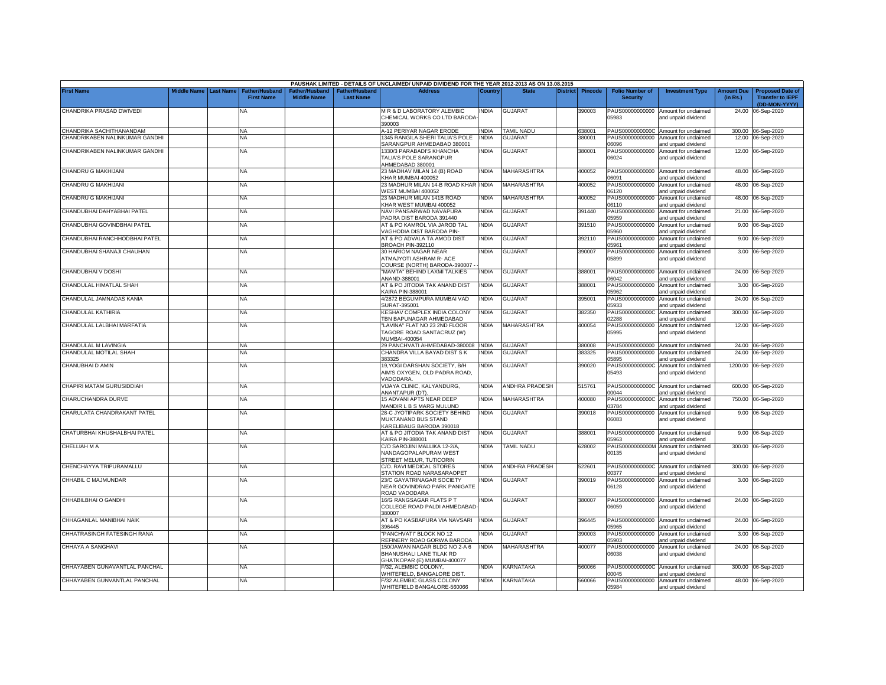PAUSHAK LIMITED - DETAILS OF UNCLAIMED/ UNPAID DIVIDEND FOR THE YEAR 2012-2013 AS ON 13.08.2015

| First Name | Middle Name | Last Name | Father/Husband First Name | Father/Husband Middle Name | Father/Husband Last Name | Address | Country | State | District | Pincode | Folio Number of Security | Investment Type | Amount Due (in Rs.) | Proposed Date of Transfer to IEPF (DD-MON-YYYY) |
|---|---|---|---|---|---|---|---|---|---|---|---|---|---|---|
| CHANDRIKA PRASAD DWIVEDI | | | NA | | | M R & D LABORATORY ALEMBIC CHEMICAL WORKS CO LTD BARODA-390003 | INDIA | GUJARAT | | 390003 | PAUS00000000000 05983 | Amount for unclaimed and unpaid dividend | 24.00 | 06-Sep-2020 |
| CHANDRIKA SACHITHANANDAM | | | NA | | | A-12 PERIYAR NAGAR ERODE | INDIA | TAMIL NADU | | 638001 | PAUS0000000000C | Amount for unclaimed | 300.00 | 06-Sep-2020 |
| CHANDRIKABEN NALINKUMAR GANDHI | | | NA | | | 1345 RANGILA SHERI TALIA'S POLE SARANGPUR AHMEDABAD 380001 | INDIA | GUJARAT | | 380001 | PAUS00000000000 06096 | Amount for unclaimed and unpaid dividend | 12.00 | 06-Sep-2020 |
| CHANDRIKABEN NALINKUMAR GANDHI | | | NA | | | 1330/3 PARABADI'S KHANCHA TALIA'S POLE SARANGPUR AHMEDABAD 380001 | INDIA | GUJARAT | | 380001 | PAUS00000000000 06024 | Amount for unclaimed and unpaid dividend | 12.00 | 06-Sep-2020 |
| CHANDRU G MAKHIJANI | | | NA | | | 23 MADHAV MILAN 14 (B) ROAD KHAR MUMBAI 400052 | INDIA | MAHARASHTRA | | 400052 | PAUS00000000000 06091 | Amount for unclaimed and unpaid dividend | 48.00 | 06-Sep-2020 |
| CHANDRU G MAKHIJANI | | | NA | | | 23 MADHUR MILAN 14-B ROAD KHAR WEST MUMBAI 400052 | INDIA | MAHARASHTRA | | 400052 | PAUS00000000000 06120 | Amount for unclaimed and unpaid dividend | 48.00 | 06-Sep-2020 |
| CHANDRU G MAKHIJANI | | | NA | | | 23 MADHUR MILAN 141B ROAD KHAR WEST MUMBAI 400052 | INDIA | MAHARASHTRA | | 400052 | PAUS00000000000 06110 | Amount for unclaimed and unpaid dividend | 48.00 | 06-Sep-2020 |
| CHANDUBHAI DAHYABHAI PATEL | | | NA | | | NAVI PANSARWAD NAVAPURA PADRA DIST BARODA 391440 | INDIA | GUJARAT | | 391440 | PAUS00000000000 05959 | Amount for unclaimed and unpaid dividend | 21.00 | 06-Sep-2020 |
| CHANDUBHAI GOVINDBHAI PATEL | | | NA | | | AT & PO KAMROL VIA JAROD TAL VAGHODIA DIST BARODA PIN- | INDIA | GUJARAT | | 391510 | PAUS00000000000 05960 | Amount for unclaimed and unpaid dividend | 9.00 | 06-Sep-2020 |
| CHANDUBHAI RANCHHODBHAI PATEL | | | NA | | | AT & PO ADVALA TA AMOD DIST BROACH PIN-392110 | INDIA | GUJARAT | | 392110 | PAUS00000000000 05961 | Amount for unclaimed and unpaid dividend | 9.00 | 06-Sep-2020 |
| CHANDUBHAI SHANAJI CHAUHAN | | | NA | | | 30 HARIOM NAGAR NEAR ATMAJYOTI ASHRAM R- ACE COURSE (NORTH) BARODA-390007 - | INDIA | GUJARAT | | 390007 | PAUS00000000000 05899 | Amount for unclaimed and unpaid dividend | 3.00 | 06-Sep-2020 |
| CHANDUBHAI V DOSHI | | | NA | | | "MAMTA" BEHIND LAXMI TALKIES ANAND-388001 | INDIA | GUJARAT | | 388001 | PAUS00000000000 06042 | Amount for unclaimed and unpaid dividend | 24.00 | 06-Sep-2020 |
| CHANDULAL HIMATLAL SHAH | | | NA | | | AT & PO JITODIA TAK ANAND DIST KAIRA PIN-388001 | INDIA | GUJARAT | | 388001 | PAUS00000000000 05962 | Amount for unclaimed and unpaid dividend | 3.00 | 06-Sep-2020 |
| CHANDULAL JAMNADAS KANIA | | | NA | | | 4/2872 BEGUMPURA MUMBAI VAD SURAT-395001 | INDIA | GUJARAT | | 395001 | PAUS00000000000 05933 | Amount for unclaimed and unpaid dividend | 24.00 | 06-Sep-2020 |
| CHANDULAL KATHIRIA | | | NA | | | KESHAV COMPLEX INDIA COLONY TBN BAPUNAGAR AHMEDABAD | INDIA | GUJARAT | | 382350 | PAUS0000000000C 02288 | Amount for unclaimed and unpaid dividend | 300.00 | 06-Sep-2020 |
| CHANDULAL LALBHAI MARFATIA | | | NA | | | "LAVINA" FLAT NO 23 2ND FLOOR TAGORE ROAD SANTACRUZ (W) MUMBAI-400054 | INDIA | MAHARASHTRA | | 400054 | PAUS00000000000 05995 | Amount for unclaimed and unpaid dividend | 12.00 | 06-Sep-2020 |
| CHANDULAL M LAVINGIA | | | NA | | | 29 PANCHVATI AHMEDABAD-380008 | INDIA | GUJARAT | | 380008 | PAUS00000000000 | Amount for unclaimed | 24.00 | 06-Sep-2020 |
| CHANDULAL MOTILAL SHAH | | | NA | | | CHANDRA VILLA BAYAD DIST S K 383325 | INDIA | GUJARAT | | 383325 | PAUS00000000000 05895 | Amount for unclaimed and unpaid dividend | 24.00 | 06-Sep-2020 |
| CHANUBHAI D AMIN | | | NA | | | 19,YOGI DARSHAN SOCIETY, B/H AIM'S OXYGEN, OLD PADRA ROAD, VADODARA. | INDIA | GUJARAT | | 390020 | PAUS0000000000C 05493 | Amount for unclaimed and unpaid dividend | 1200.00 | 06-Sep-2020 |
| CHAPIRI MATAM GURUSIDDIAH | | | NA | | | VIJAYA CLINIC, KALYANDURG, ANANTAPUR (DT). | INDIA | ANDHRA PRADESH | | 515761 | PAUS0000000000C 00044 | Amount for unclaimed and unpaid dividend | 600.00 | 06-Sep-2020 |
| CHARUCHANDRA DURVE | | | NA | | | 15 ADVANI APTS NEAR DEEP MANDIR L B S MARG MULUND | INDIA | MAHARASHTRA | | 400080 | PAUS0000000000C 03784 | Amount for unclaimed and unpaid dividend | 750.00 | 06-Sep-2020 |
| CHARULATA CHANDRAKANT PATEL | | | NA | | | 28-C JYOTIPARK SOCIETY BEHIND MUKTANAND BUS STAND KARELIBAUG BARODA 390018 | INDIA | GUJARAT | | 390018 | PAUS00000000000 06083 | Amount for unclaimed and unpaid dividend | 9.00 | 06-Sep-2020 |
| CHATURBHAI KHUSHALBHAI PATEL | | | NA | | | AT & PO JITODIA TAK ANAND DIST KAIRA PIN-388001 | INDIA | GUJARAT | | 388001 | PAUS00000000000 05963 | Amount for unclaimed and unpaid dividend | 9.00 | 06-Sep-2020 |
| CHELLIAH M A | | | NA | | | C/O SAROJINI MALLIKA 12-2/A, NANDAGOPALAPURAM WEST STREET MELUR, TUTICORIN | INDIA | TAMIL NADU | | 628002 | PAUS0000000000M 00135 | Amount for unclaimed and unpaid dividend | 300.00 | 06-Sep-2020 |
| CHENCHAYYA TRIPURAMALLU | | | NA | | | C/O. RAVI MEDICAL STORES STATION ROAD NARASARAOPET | INDIA | ANDHRA PRADESH | | 522601 | PAUS0000000000C 00377 | Amount for unclaimed and unpaid dividend | 300.00 | 06-Sep-2020 |
| CHHABIL C MAJMUNDAR | | | NA | | | 23/C GAYATRINAGAR SOCIETY NEAR GOVINDRAO PARK PANIGATE ROAD VADODARA | INDIA | GUJARAT | | 390019 | PAUS00000000000 06128 | Amount for unclaimed and unpaid dividend | 3.00 | 06-Sep-2020 |
| CHHABILBHAI O GANDHI | | | NA | | | 16/G RANGSAGAR FLATS P T COLLEGE ROAD PALDI AHMEDABAD-380007 | INDIA | GUJARAT | | 380007 | PAUS00000000000 06059 | Amount for unclaimed and unpaid dividend | 24.00 | 06-Sep-2020 |
| CHHAGANLAL MANIBHAI NAIK | | | NA | | | AT & PO KASBAPURA VIA NAVSARI 396445 | INDIA | GUJARAT | | 396445 | PAUS00000000000 05965 | Amount for unclaimed and unpaid dividend | 24.00 | 06-Sep-2020 |
| CHHATRASINGH FATESINGH RANA | | | NA | | | "PANCHVATI" BLOCK NO 12 REFINERY ROAD GORWA BARODA | INDIA | GUJARAT | | 390003 | PAUS00000000000 05903 | Amount for unclaimed and unpaid dividend | 3.00 | 06-Sep-2020 |
| CHHAYA A SANGHAVI | | | NA | | | 150/JAWAN NAGAR BLDG NO 2-A 6 BHANUSHALI LANE TILAK RD GHATKOPAR (E) MUMBAI-400077 | INDIA | MAHARASHTRA | | 400077 | PAUS00000000000 06038 | Amount for unclaimed and unpaid dividend | 24.00 | 06-Sep-2020 |
| CHHAYABEN GUNAVANTLAL PANCHAL | | | NA | | | F/32, ALEMBIC COLONY, WHITEFIELD, BANGALORE DIST. | INDIA | KARNATAKA | | 560066 | PAUS0000000000C 00045 | Amount for unclaimed and unpaid dividend | 300.00 | 06-Sep-2020 |
| CHHAYABEN GUNVANTLAL PANCHAL | | | NA | | | F/32 ALEMBIC GLASS COLONY WHITEFIELD BANGALORE-560066 | INDIA | KARNATAKA | | 560066 | PAUS00000000000 05984 | Amount for unclaimed and unpaid dividend | 48.00 | 06-Sep-2020 |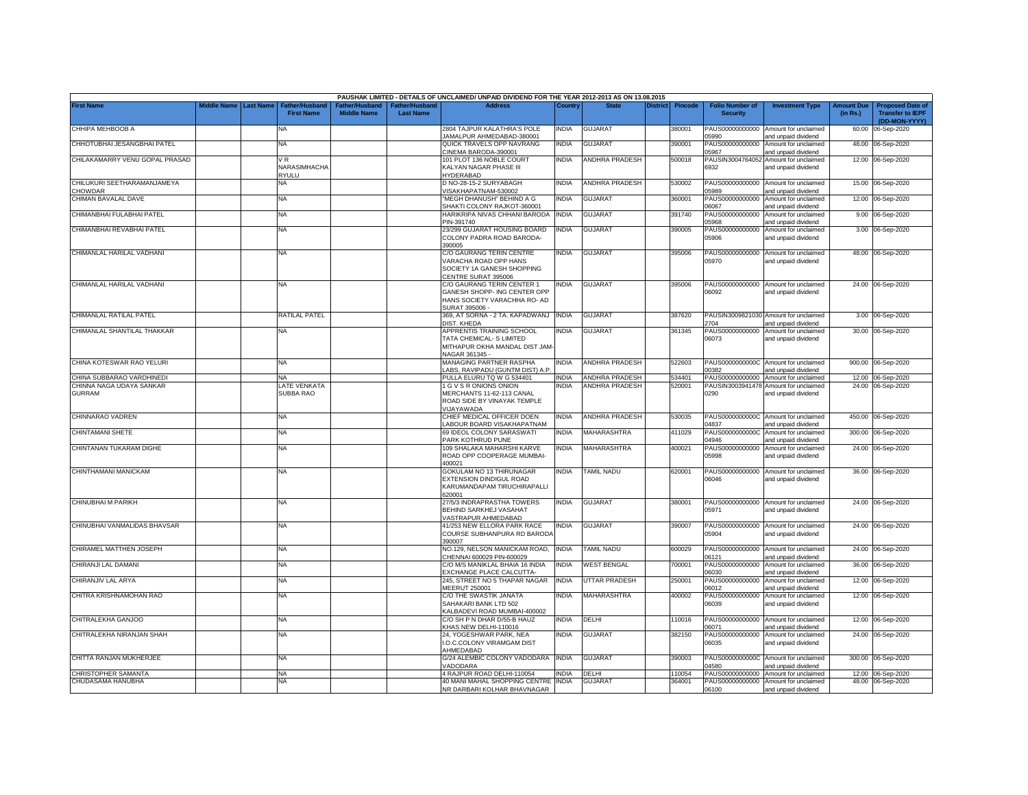PAUSHAK LIMITED - DETAILS OF UNCLAIMED/ UNPAID DIVIDEND FOR THE YEAR 2012-2013 AS ON 13.08.2015

| First Name | Middle Name | Last Name | Father/Husband First Name | Father/Husband Middle Name | Father/Husband Last Name | Address | Country | State | District | Pincode | Folio Number of Security | Investment Type | Amount Due (in Rs.) | Proposed Date of Transfer to IEPF (DD-MON-YYYY) |
|---|---|---|---|---|---|---|---|---|---|---|---|---|---|---|
| CHHIPA MEHBOOB A | | | NA | | | 2804 TAJPUR KALATHRA'S POLE JAMALPUR AHMEDABAD-380001 | INDIA | GUJARAT | | 380001 | PAUS00000000000 05990 | Amount for unclaimed and unpaid dividend | 60.00 | 06-Sep-2020 |
| CHHOTUBHAI JESANGBHAI PATEL | | | NA | | | QUICK TRAVELS OPP NAVRANG CINEMA BARODA-390001 | INDIA | GUJARAT | | 390001 | PAUS00000000000 05967 | Amount for unclaimed and unpaid dividend | 48.00 | 06-Sep-2020 |
| CHILAKAMARRY VENU GOPAL PRASAD | | | V R NARASIMHACHA RYULU | | | 101 PLOT 136 NOBLE COURT KALYAN NAGAR PHASE III HYDERABAD | INDIA | ANDHRA PRADESH | | 500018 | PAUSIN3004764052 6932 | Amount for unclaimed and unpaid dividend | 12.00 | 06-Sep-2020 |
| CHILUKURI SEETHARAMANJAMEYA CHOWDAR | | | NA | | | D NO-28-15-2 SURYABAGH VISAKHAPATNAM-530002 | INDIA | ANDHRA PRADESH | | 530002 | PAUS00000000000 05989 | Amount for unclaimed and unpaid dividend | 15.00 | 06-Sep-2020 |
| CHIMAN BAVALAL DAVE | | | NA | | | "MEGH DHANUSH" BEHIND A G SHAKTI COLONY RAJKOT-360001 | INDIA | GUJARAT | | 360001 | PAUS00000000000 06067 | Amount for unclaimed and unpaid dividend | 12.00 | 06-Sep-2020 |
| CHIMANBHAI FULABHAI PATEL | | | NA | | | HARIKRIPA NIVAS CHHANI BARODA PIN-391740 | INDIA | GUJARAT | | 391740 | PAUS00000000000 05968 | Amount for unclaimed and unpaid dividend | 9.00 | 06-Sep-2020 |
| CHIMANBHAI REVABHAI PATEL | | | NA | | | 23/299 GUJARAT HOUSING BOARD COLONY PADRA ROAD BARODA-390005 | INDIA | GUJARAT | | 390005 | PAUS00000000000 05906 | Amount for unclaimed and unpaid dividend | 3.00 | 06-Sep-2020 |
| CHIMANLAL HARILAL VADHANI | | | NA | | | C/O GAURANG TERIN CENTRE VARACHA ROAD OPP HANS SOCIETY 1A GANESH SHOPPING CENTRE SURAT 395006 | INDIA | GUJARAT | | 395006 | PAUS00000000000 05970 | Amount for unclaimed and unpaid dividend | 48.00 | 06-Sep-2020 |
| CHIMANLAL HARILAL VADHANI | | | NA | | | C/O GAURANG TERIN CENTER 1 GANESH SHOPP- ING CENTER OPP HANS SOCIETY VARACHHA RO- AD SURAT 395006 - | INDIA | GUJARAT | | 395006 | PAUS00000000000 06092 | Amount for unclaimed and unpaid dividend | 24.00 | 06-Sep-2020 |
| CHIMANLAL RATILAL PATEL | | | RATILAL PATEL | | | 369, AT SORNA - 2 TA. KAPADWANJ DIST. KHEDA | INDIA | GUJARAT | | 387620 | PAUSIN3009821030 2704 | Amount for unclaimed and unpaid dividend | 3.00 | 06-Sep-2020 |
| CHIMANLAL SHANTILAL THAKKAR | | | NA | | | APPRENTIS TRAINING SCHOOL TATA CHEMICAL- S LIMITED MITHAPUR OKHA MANDAL DIST JAM-NAGAR 361345 - | INDIA | GUJARAT | | 361345 | PAUS00000000000 06073 | Amount for unclaimed and unpaid dividend | 30.00 | 06-Sep-2020 |
| CHINA KOTESWAR RAO YELURI | | | NA | | | MANAGING PARTNER RASPHA LABS, RAVIPADU (GUNTM DIST) A.P. | INDIA | ANDHRA PRADESH | | 522603 | PAUS0000000000C 00382 | Amount for unclaimed and unpaid dividend | 900.00 | 06-Sep-2020 |
| CHINA SUBBARAO VARDHINEDI | | | NA | | | PULLA ELURU TQ W G 534401 | INDIA | ANDHRA PRADESH | | 534401 | PAUS00000000000 | Amount for unclaimed | 12.00 | 06-Sep-2020 |
| CHINNA NAGA UDAYA SANKAR GURRAM | | | LATE VENKATA SUBBA RAO | | | 1 G V S R ONIONS ONION MERCHANTS 11-62-113 CANAL ROAD SIDE BY VINAYAK TEMPLE VIJAYAWADA | INDIA | ANDHRA PRADESH | | 520001 | PAUSIN3003941478 0290 | Amount for unclaimed and unpaid dividend | 24.00 | 06-Sep-2020 |
| CHINNARAO VADREN | | | NA | | | CHIEF MEDICAL OFFICER DOEN LABOUR BOARD VISAKHAPATNAM | INDIA | ANDHRA PRADESH | | 530035 | PAUS0000000000C 04837 | Amount for unclaimed and unpaid dividend | 450.00 | 06-Sep-2020 |
| CHINTAMANI SHETE | | | NA | | | 69 IDEOL COLONY SARASWATI PARK KOTHRUD PUNE | INDIA | MAHARASHTRA | | 411029 | PAUS0000000000C 04946 | Amount for unclaimed and unpaid dividend | 300.00 | 06-Sep-2020 |
| CHINTANAN TUKARAM DIGHE | | | NA | | | 109 SHALAKA MAHARSHI KARVE ROAD OPP COOPERAGE MUMBAI-400021 | INDIA | MAHARASHTRA | | 400021 | PAUS00000000000 05998 | Amount for unclaimed and unpaid dividend | 24.00 | 06-Sep-2020 |
| CHINTHAMANI MANICKAM | | | NA | | | GOKULAM NO 13 THIRUNAGAR EXTENSION DINDIGUL ROAD KARUMANDAPAM TIRUCHIRAPALLI 620001 | INDIA | TAMIL NADU | | 620001 | PAUS00000000000 06046 | Amount for unclaimed and unpaid dividend | 36.00 | 06-Sep-2020 |
| CHINUBHAI M PARIKH | | | NA | | | 27/5/3 INDRAPRASTHA TOWERS BEHIND SARKHEJ VASAHAT VASTRAPUR AHMEDABAD | INDIA | GUJARAT | | 380001 | PAUS00000000000 05971 | Amount for unclaimed and unpaid dividend | 24.00 | 06-Sep-2020 |
| CHINUBHAI VANMALIDAS BHAVSAR | | | NA | | | 41/253 NEW ELLORA PARK RACE COURSE SUBHANPURA RD BARODA 390007 | INDIA | GUJARAT | | 390007 | PAUS00000000000 05904 | Amount for unclaimed and unpaid dividend | 24.00 | 06-Sep-2020 |
| CHIRAMEL MATTHEN JOSEPH | | | NA | | | NO.129, NELSON MANICKAM ROAD, CHENNAI 600029 PIN-600029 | INDIA | TAMIL NADU | | 600029 | PAUS00000000000 06121 | Amount for unclaimed and unpaid dividend | 24.00 | 06-Sep-2020 |
| CHIRANJI LAL DAMANI | | | NA | | | C/O M/S MANIKLAL BHAIA 16 INDIA EXCHANGE PLACE CALCUTTA- | INDIA | WEST BENGAL | | 700001 | PAUS00000000000 06030 | Amount for unclaimed and unpaid dividend | 36.00 | 06-Sep-2020 |
| CHIRANJIV LAL ARYA | | | NA | | | 245, STREET NO 5 THAPAR NAGAR MEERUT 250001 | INDIA | UTTAR PRADESH | | 250001 | PAUS00000000000 06012 | Amount for unclaimed and unpaid dividend | 12.00 | 06-Sep-2020 |
| CHITRA KRISHNAMOHAN RAO | | | NA | | | C/O THE SWASTIK JANATA SAHAKARI BANK LTD 502 KALBADEVI ROAD MUMBAI-400002 | INDIA | MAHARASHTRA | | 400002 | PAUS00000000000 06039 | Amount for unclaimed and unpaid dividend | 12.00 | 06-Sep-2020 |
| CHITRALEKHA GANJOO | | | NA | | | C/O SH P N DHAR D/55-B HAUZ KHAS NEW DELHI-110016 | INDIA | DELHI | | 110016 | PAUS00000000000 06071 | Amount for unclaimed and unpaid dividend | 12.00 | 06-Sep-2020 |
| CHITRALEKHA NIRANJAN SHAH | | | NA | | | 24, YOGESHWAR PARK, NEA I.O.C.COLONY VIRAMGAM DIST AHMEDABAD | INDIA | GUJARAT | | 382150 | PAUS00000000000 06035 | Amount for unclaimed and unpaid dividend | 24.00 | 06-Sep-2020 |
| CHITTA RANJAN MUKHERJEE | | | NA | | | G/24 ALEMBIC COLONY VADODARA VADODARA | INDIA | GUJARAT | | 390003 | PAUS0000000000C 04580 | Amount for unclaimed and unpaid dividend | 300.00 | 06-Sep-2020 |
| CHRISTOPHER SAMANTA | | | NA | | | 4 RAJPUR ROAD DELHI-110054 | INDIA | DELHI | | 110054 | PAUS00000000000 | Amount for unclaimed | 12.00 | 06-Sep-2020 |
| CHUDASAMA HANUBHA | | | NA | | | 40 MANI MAHAL SHOPPING CENTRE NR DARBARI KOLHAR BHAVNAGAR | INDIA | GUJARAT | | 364001 | PAUS00000000000 06100 | Amount for unclaimed and unpaid dividend | 48.00 | 06-Sep-2020 |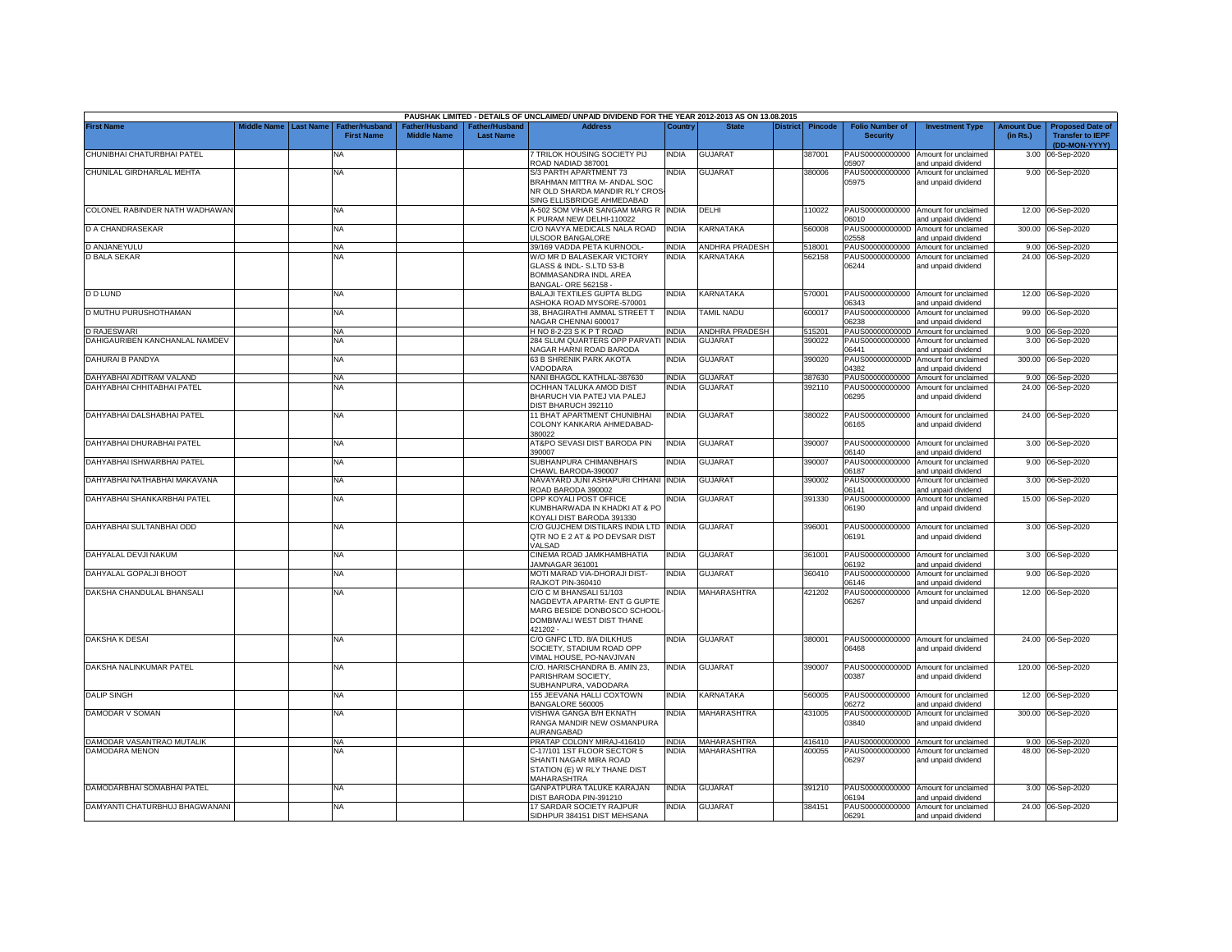PAUSHAK LIMITED - DETAILS OF UNCLAIMED/ UNPAID DIVIDEND FOR THE YEAR 2012-2013 AS ON 13.08.2015

| First Name | Middle Name | Last Name | Father/Husband First Name | Father/Husband Middle Name | Father/Husband Last Name | Address | Country | State | District | Pincode | Folio Number of Security | Investment Type | Amount Due (in Rs.) | Proposed Date of Transfer to IEPF (DD-MON-YYYY) |
|---|---|---|---|---|---|---|---|---|---|---|---|---|---|---|
| CHUNIBHAI CHATURBHAI PATEL | | | NA | | | 7 TRILOK HOUSING SOCIETY PIJ ROAD NADIAD 387001 | INDIA | GUJARAT | | 387001 | PAUS00000000000 05907 | Amount for unclaimed and unpaid dividend | 3.00 | 06-Sep-2020 |
| CHUNILAL GIRDHARLAL MEHTA | | | NA | | | S/3 PARTH APARTMENT 73 BRAHMAN MITTRA M- ANDAL SOC NR OLD SHARDA MANDIR RLY CROS- SING ELLISBRIDGE AHMEDABAD | INDIA | GUJARAT | | 380006 | PAUS00000000000 05975 | Amount for unclaimed and unpaid dividend | 9.00 | 06-Sep-2020 |
| COLONEL RABINDER NATH WADHAWAN | | | NA | | | A-502 SOM VIHAR SANGAM MARG R K PURAM NEW DELHI-110022 | INDIA | DELHI | | 110022 | PAUS00000000000 06010 | Amount for unclaimed and unpaid dividend | 12.00 | 06-Sep-2020 |
| D A CHANDRASEKAR | | | NA | | | C/O NAVYA MEDICALS NALA ROAD ULSOOR BANGALORE | INDIA | KARNATAKA | | 560008 | PAUS0000000000D 02558 | Amount for unclaimed and unpaid dividend | 300.00 | 06-Sep-2020 |
| D ANJANEYULU | | | NA | | | 39/169 VADDA PETA KURNOOL- | INDIA | ANDHRA PRADESH | | 518001 | PAUS00000000000 | Amount for unclaimed | 9.00 | 06-Sep-2020 |
| D BALA SEKAR | | | NA | | | W/O MR D BALASEKAR VICTORY GLASS & INDL- S.LTD 53-B BOMMASANDRA INDL AREA BANGAL- ORE 562158 - | INDIA | KARNATAKA | | 562158 | PAUS00000000000 06244 | Amount for unclaimed and unpaid dividend | 24.00 | 06-Sep-2020 |
| D D LUND | | | NA | | | BALAJI TEXTILES GUPTA BLDG ASHOKA ROAD MYSORE-570001 | INDIA | KARNATAKA | | 570001 | PAUS00000000000 06343 | Amount for unclaimed and unpaid dividend | 12.00 | 06-Sep-2020 |
| D MUTHU PURUSHOTHAMAN | | | NA | | | 38, BHAGIRATHI AMMAL STREET T NAGAR CHENNAI 600017 | INDIA | TAMIL NADU | | 600017 | PAUS00000000000 06238 | Amount for unclaimed and unpaid dividend | 99.00 | 06-Sep-2020 |
| D RAJESWARI | | | NA | | | H NO 8-2-23 S K P T ROAD | INDIA | ANDHRA PRADESH | | 515201 | PAUS0000000000D | Amount for unclaimed | 9.00 | 06-Sep-2020 |
| DAHIGAURIBEN KANCHANLAL NAMDEV | | | NA | | | 284 SLUM QUARTERS OPP PARVATI NAGAR HARNI ROAD BARODA | INDIA | GUJARAT | | 390022 | PAUS00000000000 06441 | Amount for unclaimed and unpaid dividend | 3.00 | 06-Sep-2020 |
| DAHURAI B PANDYA | | | NA | | | 63 B SHRENIK PARK AKOTA VADODARA | INDIA | GUJARAT | | 390020 | PAUS0000000000D 04382 | Amount for unclaimed and unpaid dividend | 300.00 | 06-Sep-2020 |
| DAHYABHAI ADITRAM VALAND | | | NA | | | NANI BHAGOL KATHLAL-387630 | INDIA | GUJARAT | | 387630 | PAUS00000000000 | Amount for unclaimed | 9.00 | 06-Sep-2020 |
| DAHYABHAI CHHITABHAI PATEL | | | NA | | | OCHHAN TALUKA AMOD DIST BHARUCH VIA PATEJ VIA PALEJ DIST BHARUCH 392110 | INDIA | GUJARAT | | 392110 | PAUS00000000000 06295 | Amount for unclaimed and unpaid dividend | 24.00 | 06-Sep-2020 |
| DAHYABHAI DALSHABHAI PATEL | | | NA | | | 11 BHAT APARTMENT CHUNIBHAI COLONY KANKARIA AHMEDABAD- 380022 | INDIA | GUJARAT | | 380022 | PAUS00000000000 06165 | Amount for unclaimed and unpaid dividend | 24.00 | 06-Sep-2020 |
| DAHYABHAI DHURABHAI PATEL | | | NA | | | AT&PO SEVASI DIST BARODA PIN 390007 | INDIA | GUJARAT | | 390007 | PAUS00000000000 06140 | Amount for unclaimed and unpaid dividend | 3.00 | 06-Sep-2020 |
| DAHYABHAI ISHWARBHAI PATEL | | | NA | | | SUBHANPURA CHIMANBHAI'S CHAWL BARODA-390007 | INDIA | GUJARAT | | 390007 | PAUS00000000000 06187 | Amount for unclaimed and unpaid dividend | 9.00 | 06-Sep-2020 |
| DAHYABHAI NATHABHAI MAKAVANA | | | NA | | | NAVAYARD JUNI ASHAPURI CHHANI ROAD BARODA 390002 | INDIA | GUJARAT | | 390002 | PAUS00000000000 06141 | Amount for unclaimed and unpaid dividend | 3.00 | 06-Sep-2020 |
| DAHYABHAI SHANKARBHAI PATEL | | | NA | | | OPP KOYALI POST OFFICE KUMBHARWADA IN KHADKI AT & PO KOYALI DIST BARODA 391330 | INDIA | GUJARAT | | 391330 | PAUS00000000000 06190 | Amount for unclaimed and unpaid dividend | 15.00 | 06-Sep-2020 |
| DAHYABHAI SULTANBHAI ODD | | | NA | | | C/O GUJCHEM DISTILARS INDIA LTD QTR NO E 2 AT & PO DEVSAR DIST VALSAD | INDIA | GUJARAT | | 396001 | PAUS00000000000 06191 | Amount for unclaimed and unpaid dividend | 3.00 | 06-Sep-2020 |
| DAHYALAL DEVJI NAKUM | | | NA | | | CINEMA ROAD JAMKHAMBHATIA JAMNAGAR 361001 | INDIA | GUJARAT | | 361001 | PAUS00000000000 06192 | Amount for unclaimed and unpaid dividend | 3.00 | 06-Sep-2020 |
| DAHYALAL GOPALJI BHOOT | | | NA | | | MOTI MARAD VIA-DHORAJI DIST- RAJKOT PIN-360410 | INDIA | GUJARAT | | 360410 | PAUS00000000000 06146 | Amount for unclaimed and unpaid dividend | 9.00 | 06-Sep-2020 |
| DAKSHA CHANDULAL BHANSALI | | | NA | | | C/O C M BHANSALI 51/103 NAGDEVTA APARTM- ENT G GUPTE MARG BESIDE DONBOSCO SCHOOL- DOMBIWALI WEST DIST THANE 421202 - | INDIA | MAHARASHTRA | | 421202 | PAUS00000000000 06267 | Amount for unclaimed and unpaid dividend | 12.00 | 06-Sep-2020 |
| DAKSHA K DESAI | | | NA | | | C/O GNFC LTD. 8/A DILKHUS SOCIETY, STADIUM ROAD OPP VIMAL HOUSE, PO-NAVJIVAN | INDIA | GUJARAT | | 380001 | PAUS00000000000 06468 | Amount for unclaimed and unpaid dividend | 24.00 | 06-Sep-2020 |
| DAKSHA NALINKUMAR PATEL | | | NA | | | C/O. HARISCHANDRA B. AMIN 23, PARISHRAM SOCIETY, SUBHANPURA, VADODARA | INDIA | GUJARAT | | 390007 | PAUS0000000000D 00387 | Amount for unclaimed and unpaid dividend | 120.00 | 06-Sep-2020 |
| DALIP SINGH | | | NA | | | 155 JEEVANA HALLI COXTOWN BANGALORE 560005 | INDIA | KARNATAKA | | 560005 | PAUS00000000000 06272 | Amount for unclaimed and unpaid dividend | 12.00 | 06-Sep-2020 |
| DAMODAR V SOMAN | | | NA | | | VISHWA GANGA B/H EKNATH RANGA MANDIR NEW OSMANPURA AURANGABAD | INDIA | MAHARASHTRA | | 431005 | PAUS0000000000D 03840 | Amount for unclaimed and unpaid dividend | 300.00 | 06-Sep-2020 |
| DAMODAR VASANTRAO MUTALIK | | | NA | | | PRATAP COLONY MIRAJ-416410 | INDIA | MAHARASHTRA | | 416410 | PAUS00000000000 | Amount for unclaimed | 9.00 | 06-Sep-2020 |
| DAMODARA MENON | | | NA | | | C-17/101 1ST FLOOR SECTOR 5 SHANTI NAGAR MIRA ROAD STATION (E) W RLY THANE DIST MAHARASHTRA | INDIA | MAHARASHTRA | | 400055 | PAUS00000000000 06297 | Amount for unclaimed and unpaid dividend | 48.00 | 06-Sep-2020 |
| DAMODARBHAI SOMABHAI PATEL | | | NA | | | GANPATPURA TALUKE KARAJAN DIST BARODA PIN-391210 | INDIA | GUJARAT | | 391210 | PAUS00000000000 06194 | Amount for unclaimed and unpaid dividend | 3.00 | 06-Sep-2020 |
| DAMYANTI CHATURBHUJ BHAGWANANI | | | NA | | | 17 SARDAR SOCIETY RAJPUR SIDHPUR 384151 DIST MEHSANA | INDIA | GUJARAT | | 384151 | PAUS00000000000 06291 | Amount for unclaimed and unpaid dividend | 24.00 | 06-Sep-2020 |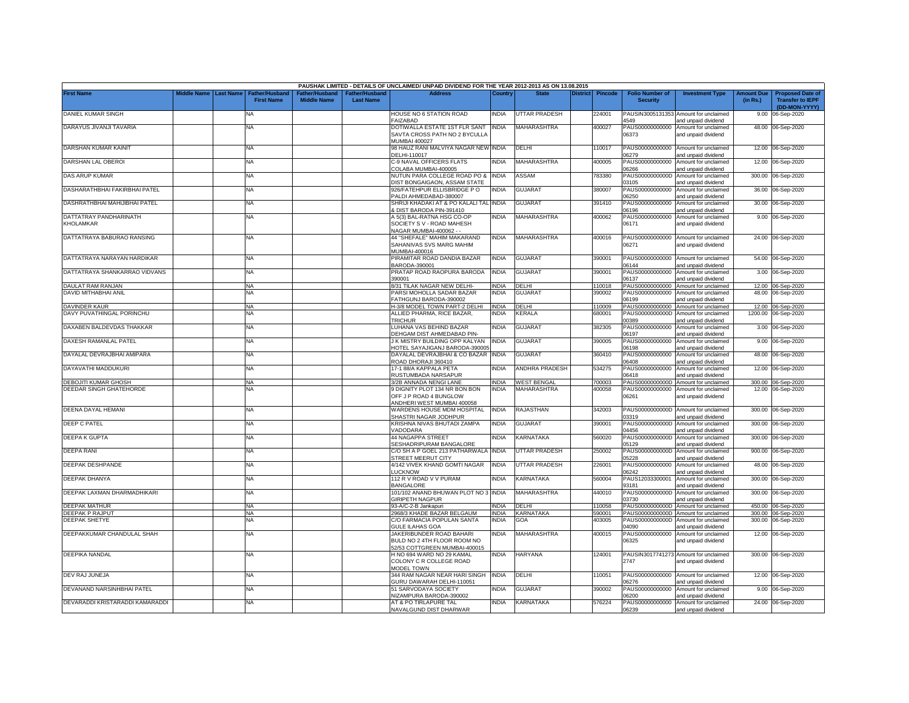PAUSHAK LIMITED - DETAILS OF UNCLAIMED/ UNPAID DIVIDEND FOR THE YEAR 2012-2013 AS ON 13.08.2015

| First Name | Middle Name | Last Name | Father/Husband First Name | Father/Husband Middle Name | Father/Husband Last Name | Address | Country | State | District | Pincode | Folio Number of Security | Investment Type | Amount Due (in Rs.) | Proposed Date of Transfer to IEPF (DD-MON-YYYY) |
|---|---|---|---|---|---|---|---|---|---|---|---|---|---|---|
| DANIEL KUMAR SINGH | | | NA | | | HOUSE NO 6 STATION ROAD FAIZABAD | INDIA | UTTAR PRADESH | | 224001 | PAUSIN30051313534549 | Amount for unclaimed and unpaid dividend | 9.00 | 06-Sep-2020 |
| DARAYUS JIVANJI TAVARIA | | | NA | | | DOTIWALLA ESTATE 1ST FLR SANT SAVTA CROSS PATH NO 2 BYCULLA MUMBAI 400027 | INDIA | MAHARASHTRA | | 400027 | PAUS00000000000006373 | Amount for unclaimed and unpaid dividend | 48.00 | 06-Sep-2020 |
| DARSHAN KUMAR KAINIT | | | NA | | | 98 HAUZ RANI MALVIYA NAGAR NEW DELHI-110017 | INDIA | DELHI | | 110017 | PAUS00000000000006279 | Amount for unclaimed and unpaid dividend | 12.00 | 06-Sep-2020 |
| DARSHAN LAL OBEROI | | | NA | | | C-9 NAVAL OFFICERS FLATS COLABA MUMBAI-400005 | INDIA | MAHARASHTRA | | 400005 | PAUS00000000000006266 | Amount for unclaimed and unpaid dividend | 12.00 | 06-Sep-2020 |
| DAS ARUP KUMAR | | | NA | | | NUTUN PARA COLLEGE ROAD PO & DIST BONGAIGAON, ASSAM STATE | INDIA | ASSAM | | 783380 | PAUS0000000000D03105 | Amount for unclaimed and unpaid dividend | 300.00 | 06-Sep-2020 |
| DASHARATHBHAI FAKIRBHAI PATEL | | | NA | | | 926/FATEHPUR ELLISBRIDGE P O PALDI AHMEDABAD-380007 | INDIA | GUJARAT | | 380007 | PAUS00000000000006250 | Amount for unclaimed and unpaid dividend | 36.00 | 06-Sep-2020 |
| DASHRATHBHAI MAHIJIBHAI PATEL | | | NA | | | SHRIJI KHADAKI AT & PO KALALI TAL & DIST BARODA PIN-391410 | INDIA | GUJARAT | | 391410 | PAUS00000000000006196 | Amount for unclaimed and unpaid dividend | 30.00 | 06-Sep-2020 |
| DATTATRAY PANDHARINATH KHOLAMKAR | | | NA | | | A 5(3) BAL-RATNA HSG CO-OP SOCIETY S V - ROAD MAHESH NAGAR MUMBAI-400062 - - | INDIA | MAHARASHTRA | | 400062 | PAUS00000000000006171 | Amount for unclaimed and unpaid dividend | 9.00 | 06-Sep-2020 |
| DATTATRAYA BABURAO RANSING | | | NA | | | 44 "SHEFALE" MAHIM MAKARAND SAHANIVAS SVS MARG MAHIM MUMBAI-400016 | INDIA | MAHARASHTRA | | 400016 | PAUS00000000000006271 | Amount for unclaimed and unpaid dividend | 24.00 | 06-Sep-2020 |
| DATTATRAYA NARAYAN HARDIKAR | | | NA | | | PIRAMITAR ROAD DANDIA BAZAR BARODA-390001 | INDIA | GUJARAT | | 390001 | PAUS00000000000006144 | Amount for unclaimed and unpaid dividend | 54.00 | 06-Sep-2020 |
| DATTATRAYA SHANKARRAO VIDVANS | | | NA | | | PRATAP ROAD RAOPURA BARODA 390001 | INDIA | GUJARAT | | 390001 | PAUS00000000000006137 | Amount for unclaimed and unpaid dividend | 3.00 | 06-Sep-2020 |
| DAULAT RAM RANJAN | | | NA | | | 8/31 TILAK NAGAR NEW DELHI- | INDIA | DELHI | | 110018 | PAUS00000000000 | Amount for unclaimed | 12.00 | 06-Sep-2020 |
| DAVID MITHABHAI ANIL | | | NA | | | PARSI MOHOLLA SADAR BAZAR FATHGUNJ BARODA-390002 | INDIA | GUJARAT | | 390002 | PAUS00000000000006199 | Amount for unclaimed and unpaid dividend | 48.00 | 06-Sep-2020 |
| DAVINDER KAUR | | | NA | | | H-3/8 MODEL TOWN PART-2 DELHI | INDIA | DELHI | | 110009 | PAUS00000000000 | Amount for unclaimed | 12.00 | 06-Sep-2020 |
| DAVY PUVATHINGAL PORINCHU | | | NA | | | ALLIED PHARMA, RICE BAZAR, TRICHUR | INDIA | KERALA | | 680001 | PAUS0000000000D00389 | Amount for unclaimed and unpaid dividend | 1200.00 | 06-Sep-2020 |
| DAXABEN BALDEVDAS THAKKAR | | | NA | | | LUHANA VAS BEHIND BAZAR DEHGAM DIST AHMEDABAD PIN- | INDIA | GUJARAT | | 382305 | PAUS00000000000006197 | Amount for unclaimed and unpaid dividend | 3.00 | 06-Sep-2020 |
| DAXESH RAMANLAL PATEL | | | NA | | | J K MISTRY BUILDING OPP KALYAN HOTEL SAYAJIGANJ BARODA-390005 | INDIA | GUJARAT | | 390005 | PAUS00000000000006198 | Amount for unclaimed and unpaid dividend | 9.00 | 06-Sep-2020 |
| DAYALAL DEVRAJBHAI AMIPARA | | | NA | | | DAYALAL DEVRAJBHAI & CO BAZAR ROAD DHORAJI 360410 | INDIA | GUJARAT | | 360410 | PAUS00000000000006408 | Amount for unclaimed and unpaid dividend | 48.00 | 06-Sep-2020 |
| DAYAVATHI MADDUKURI | | | NA | | | 17-1 88/A KAPPALA PETA RUSTUMBADA NARSAPUR | INDIA | ANDHRA PRADESH | | 534275 | PAUS00000000000006418 | Amount for unclaimed and unpaid dividend | 12.00 | 06-Sep-2020 |
| DEBOJITI KUMAR GHOSH | | | NA | | | 3/2B ANNADA NENGI LANE | INDIA | WEST BENGAL | | 700003 | PAUS0000000000D | Amount for unclaimed | 300.00 | 06-Sep-2020 |
| DEEDAR SINGH GHATEHORDE | | | NA | | | 9 DIGNITY PLOT 134 NR BON BON OFF J P ROAD 4 BUNGLOW ANDHERI WEST MUMBAI 400058 | INDIA | MAHARASHTRA | | 400058 | PAUS00000000000006261 | Amount for unclaimed and unpaid dividend | 12.00 | 06-Sep-2020 |
| DEENA DAYAL HEMANI | | | NA | | | WARDENS HOUSE MDM HOSPITAL SHASTRI NAGAR JODHPUR | INDIA | RAJASTHAN | | 342003 | PAUS0000000000D03319 | Amount for unclaimed and unpaid dividend | 300.00 | 06-Sep-2020 |
| DEEP C PATEL | | | NA | | | KRISHNA NIVAS BHUTADI ZAMPA VADODARA | INDIA | GUJARAT | | 390001 | PAUS0000000000D04456 | Amount for unclaimed and unpaid dividend | 300.00 | 06-Sep-2020 |
| DEEPA K GUPTA | | | NA | | | 44 NAGAPPA STREET SESHADRIPURAM BANGALORE | INDIA | KARNATAKA | | 560020 | PAUS0000000000D05129 | Amount for unclaimed and unpaid dividend | 300.00 | 06-Sep-2020 |
| DEEPA RANI | | | NA | | | C/O SH A P GOEL 213 PATHARWALA STREET MEERUT CITY | INDIA | UTTAR PRADESH | | 250002 | PAUS0000000000D05228 | Amount for unclaimed and unpaid dividend | 900.00 | 06-Sep-2020 |
| DEEPAK DESHPANDE | | | NA | | | 4/142 VIVEK KHAND GOMTI NAGAR LUCKNOW | INDIA | UTTAR PRADESH | | 226001 | PAUS00000000000006242 | Amount for unclaimed and unpaid dividend | 48.00 | 06-Sep-2020 |
| DEEPAK DHANYA | | | NA | | | 112 R V ROAD V V PURAM BANGALORE | INDIA | KARNATAKA | | 560004 | PAUS1203330000193181 | Amount for unclaimed and unpaid dividend | 300.00 | 06-Sep-2020 |
| DEEPAK LAXMAN DHARMADHIKARI | | | NA | | | 101/102 ANAND BHUWAN PLOT NO 3 GIRIPETH NAGPUR | INDIA | MAHARASHTRA | | 440010 | PAUS0000000000D03730 | Amount for unclaimed and unpaid dividend | 300.00 | 06-Sep-2020 |
| DEEPAK MATHUR | | | NA | | | 93-A/C-2-B Jankapuri | INDIA | DELHI | | 110058 | PAUS0000000000D | Amount for unclaimed | 450.00 | 06-Sep-2020 |
| DEEPAK P RAJPUT | | | NA | | | 2968/3 KHADE BAZAR BELGAUM | INDIA | KARNATAKA | | 590001 | PAUS0000000000D | Amount for unclaimed | 300.00 | 06-Sep-2020 |
| DEEPAK SHETYE | | | NA | | | C/O FARMACIA POPULAN SANTA GULE ILAHAS GOA | INDIA | GOA | | 403005 | PAUS0000000000D04090 | Amount for unclaimed and unpaid dividend | 300.00 | 06-Sep-2020 |
| DEEPAKKUMAR CHANDULAL SHAH | | | NA | | | JAKERIBUNDER ROAD BAHARI BULD NO 2 4TH FLOOR ROOM NO 52/53 COTTGREEN MUMBAI-400015 | INDIA | MAHARASHTRA | | 400015 | PAUS00000000000006325 | Amount for unclaimed and unpaid dividend | 12.00 | 06-Sep-2020 |
| DEEPIKA NANDAL | | | NA | | | H NO 694 WARD NO 29 KAMAL COLONY C R COLLEGE ROAD MODEL TOWN | INDIA | HARYANA | | 124001 | PAUSIN30177412732747 | Amount for unclaimed and unpaid dividend | 300.00 | 06-Sep-2020 |
| DEV RAJ JUNEJA | | | NA | | | 344 RAM NAGAR NEAR HARI SINGH GURU DAWARAH DELHI-110051 | INDIA | DELHI | | 110051 | PAUS00000000000006276 | Amount for unclaimed and unpaid dividend | 12.00 | 06-Sep-2020 |
| DEVANAND NARSINHBHAI PATEL | | | NA | | | 51 SARVODAYA SOCIETY NIZAMPURA BARODA-390002 | INDIA | GUJARAT | | 390002 | PAUS00000000000006200 | Amount for unclaimed and unpaid dividend | 9.00 | 06-Sep-2020 |
| DEVARADDI KRISTARADDI KAMARADDI | | | NA | | | AT & PO TIRLAPURE TAL NAVALGUND DIST DHARWAR | INDIA | KARNATAKA | | 576224 | PAUS00000000000006239 | Amount for unclaimed and unpaid dividend | 24.00 | 06-Sep-2020 |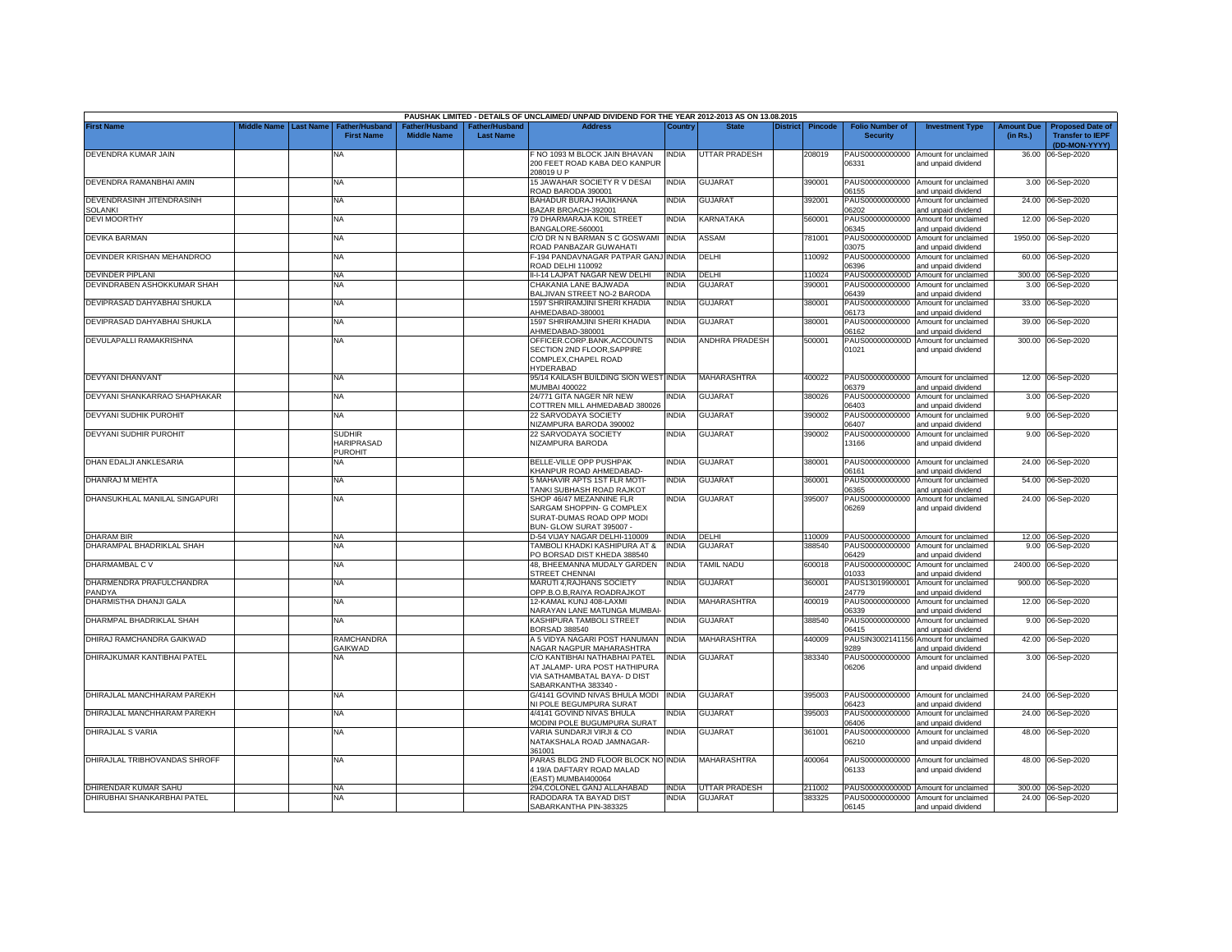PAUSHAK LIMITED - DETAILS OF UNCLAIMED/ UNPAID DIVIDEND FOR THE YEAR 2012-2013 AS ON 13.08.2015

| First Name | Middle Name | Last Name | Father/Husband First Name | Father/Husband Middle Name | Father/Husband Last Name | Address | Country | State | District | Pincode | Folio Number of Security | Investment Type | Amount Due (in Rs.) | Proposed Date of Transfer to IEPF (DD-MON-YYYY) |
|---|---|---|---|---|---|---|---|---|---|---|---|---|---|---|
| DEVENDRA KUMAR JAIN | | | NA | | | F NO 1093 M BLOCK JAIN BHAVAN 200 FEET ROAD KABA DEO KANPUR 208019 U P | INDIA | UTTAR PRADESH | | 208019 | PAUS00000000000 06331 | Amount for unclaimed and unpaid dividend | 36.00 | 06-Sep-2020 |
| DEVENDRA RAMANBHAI AMIN | | | NA | | | 15 JAWAHAR SOCIETY R V DESAI ROAD BARODA 390001 | INDIA | GUJARAT | | 390001 | PAUS00000000000 06155 | Amount for unclaimed and unpaid dividend | 3.00 | 06-Sep-2020 |
| DEVENDRASINH JITENDRASINH SOLANKI | | | NA | | | BAHADUR BURAJ HAJIKHANA BAZAR BROACH-392001 | INDIA | GUJARAT | | 392001 | PAUS00000000000 06202 | Amount for unclaimed and unpaid dividend | 24.00 | 06-Sep-2020 |
| DEVI MOORTHY | | | NA | | | 79 DHARMARAJA KOIL STREET BANGALORE-560001 | INDIA | KARNATAKA | | 560001 | PAUS00000000000 06345 | Amount for unclaimed and unpaid dividend | 12.00 | 06-Sep-2020 |
| DEVIKA BARMAN | | | NA | | | C/O DR N N BARMAN S C GOSWAMI ROAD PANBAZAR GUWAHATI | INDIA | ASSAM | | 781001 | PAUS0000000000D 03075 | Amount for unclaimed and unpaid dividend | 1950.00 | 06-Sep-2020 |
| DEVINDER KRISHAN MEHANDROO | | | NA | | | F-194 PANDAVNAGAR PATPAR GANJ ROAD DELHI 110092 | INDIA | DELHI | | 110092 | PAUS00000000000 06396 | Amount for unclaimed and unpaid dividend | 60.00 | 06-Sep-2020 |
| DEVINDER PIPLANI | | | NA | | | II-I-14 LAJPAT NAGAR NEW DELHI | INDIA | DELHI | | 110024 | PAUS0000000000D | Amount for unclaimed | 300.00 | 06-Sep-2020 |
| DEVINDRABEN ASHOKKUMAR SHAH | | | NA | | | CHAKANIA LANE BAJWADA BALJIVAN STREET NO-2 BARODA | INDIA | GUJARAT | | 390001 | PAUS00000000000 06439 | Amount for unclaimed and unpaid dividend | 3.00 | 06-Sep-2020 |
| DEVIPRASAD DAHYABHAI SHUKLA | | | NA | | | 1597 SHRIRAMJINI SHERI KHADIA AHMEDABAD-380001 | INDIA | GUJARAT | | 380001 | PAUS00000000000 06173 | Amount for unclaimed and unpaid dividend | 33.00 | 06-Sep-2020 |
| DEVIPRASAD DAHYABHAI SHUKLA | | | NA | | | 1597 SHRIRAMJINI SHERI KHADIA AHMEDABAD-380001 | INDIA | GUJARAT | | 380001 | PAUS00000000000 06162 | Amount for unclaimed and unpaid dividend | 39.00 | 06-Sep-2020 |
| DEVULAPALLI RAMAKRISHNA | | | NA | | | OFFICER.CORP.BANK,ACCOUNTS SECTION 2ND FLOOR,SAPPIRE COMPLEX,CHAPEL ROAD HYDERABAD | INDIA | ANDHRA PRADESH | | 500001 | PAUS0000000000D 01021 | Amount for unclaimed and unpaid dividend | 300.00 | 06-Sep-2020 |
| DEVYANI DHANVANT | | | NA | | | 95/14 KAILASH BUILDING SION WEST MUMBAI 400022 | INDIA | MAHARASHTRA | | 400022 | PAUS00000000000 06379 | Amount for unclaimed and unpaid dividend | 12.00 | 06-Sep-2020 |
| DEVYANI SHANKARRAO SHAPHAKAR | | | NA | | | 24/771 GITA NAGER NR NEW COTTREN MILL AHMEDABAD 380026 | INDIA | GUJARAT | | 380026 | PAUS00000000000 06403 | Amount for unclaimed and unpaid dividend | 3.00 | 06-Sep-2020 |
| DEVYANI SUDHIK PUROHIT | | | NA | | | 22 SARVODAYA SOCIETY NIZAMPURA BARODA 390002 | INDIA | GUJARAT | | 390002 | PAUS00000000000 06407 | Amount for unclaimed and unpaid dividend | 9.00 | 06-Sep-2020 |
| DEVYANI SUDHIR PUROHIT | | | SUDHIR HARIPRASAD PUROHIT | | | 22 SARVODAYA SOCIETY NIZAMPURA BARODA | INDIA | GUJARAT | | 390002 | PAUS00000000000 13166 | Amount for unclaimed and unpaid dividend | 9.00 | 06-Sep-2020 |
| DHAN EDALJI ANKLESARIA | | | NA | | | BELLE-VILLE OPP PUSHPAK KHANPUR ROAD AHMEDABAD- | INDIA | GUJARAT | | 380001 | PAUS00000000000 06161 | Amount for unclaimed and unpaid dividend | 24.00 | 06-Sep-2020 |
| DHANRAJ M MEHTA | | | NA | | | 5 MAHAVIR APTS 1ST FLR MOTI-TANKI SUBHASH ROAD RAJKOT | INDIA | GUJARAT | | 360001 | PAUS00000000000 06365 | Amount for unclaimed and unpaid dividend | 54.00 | 06-Sep-2020 |
| DHANSUKHLAL MANILAL SINGAPURI | | | NA | | | SHOP 46/47 MEZANNINE FLR SARGAM SHOPPIN- G COMPLEX SURAT-DUMAS ROAD OPP MODI BUN- GLOW SURAT 395007 - | INDIA | GUJARAT | | 395007 | PAUS00000000000 06269 | Amount for unclaimed and unpaid dividend | 24.00 | 06-Sep-2020 |
| DHARAM BIR | | | NA | | | D-54 VIJAY NAGAR DELHI-110009 | INDIA | DELHI | | 110009 | PAUS00000000000 | Amount for unclaimed | 12.00 | 06-Sep-2020 |
| DHARAMPAL BHADRIKLAL SHAH | | | NA | | | TAMBOLI KHADKI KASHIPURA AT & PO BORSAD DIST KHEDA 388540 | INDIA | GUJARAT | | 388540 | PAUS00000000000 06429 | Amount for unclaimed and unpaid dividend | 9.00 | 06-Sep-2020 |
| DHARMAMBAL C V | | | NA | | | 48, BHEEMANNA MUDALY GARDEN STREET CHENNAI | INDIA | TAMIL NADU | | 600018 | PAUS0000000000C 01033 | Amount for unclaimed and unpaid dividend | 2400.00 | 06-Sep-2020 |
| DHARMENDRA PRAFULCHANDRA PANDYA | | | NA | | | MARUTI 4,RAJHANS SOCIETY OPP.B.O.B,RAIYA ROADRAJKOT | INDIA | GUJARAT | | 360001 | PAUS13019900001 24779 | Amount for unclaimed and unpaid dividend | 900.00 | 06-Sep-2020 |
| DHARMISTHA DHANJI GALA | | | NA | | | 12-KAMAL KUNJ 408-LAXMI NARAYAN LANE MATUNGA MUMBAI- | INDIA | MAHARASHTRA | | 400019 | PAUS00000000000 06339 | Amount for unclaimed and unpaid dividend | 12.00 | 06-Sep-2020 |
| DHARMPAL BHADRIKLAL SHAH | | | NA | | | KASHIPURA TAMBOLI STREET BORSAD 388540 | INDIA | GUJARAT | | 388540 | PAUS00000000000 06415 | Amount for unclaimed and unpaid dividend | 9.00 | 06-Sep-2020 |
| DHIRAJ RAMCHANDRA GAIKWAD | | | RAMCHANDRA GAIKWAD | | | A 5 VIDYA NAGARI POST HANUMAN NAGAR NAGPUR MAHARASHTRA | INDIA | MAHARASHTRA | | 440009 | PAUSIN3002141156 9289 | Amount for unclaimed and unpaid dividend | 42.00 | 06-Sep-2020 |
| DHIRAJKUMAR KANTIBHAI PATEL | | | NA | | | C/O KANTIBHAI NATHABHAI PATEL AT JALAMP- URA POST HATHIPURA VIA SATHAMBATAL BAYA- D DIST SABARKANTHA 383340 - | INDIA | GUJARAT | | 383340 | PAUS00000000000 06206 | Amount for unclaimed and unpaid dividend | 3.00 | 06-Sep-2020 |
| DHIRAJLAL MANCHHARAM PAREKH | | | NA | | | G/4141 GOVIND NIVAS BHULA MODI NI POLE BEGUMPURA SURAT | INDIA | GUJARAT | | 395003 | PAUS00000000000 06423 | Amount for unclaimed and unpaid dividend | 24.00 | 06-Sep-2020 |
| DHIRAJLAL MANCHHARAM PAREKH | | | NA | | | 4/4141 GOVIND NIVAS BHULA MODINI POLE BUGUMPURA SURAT | INDIA | GUJARAT | | 395003 | PAUS00000000000 06406 | Amount for unclaimed and unpaid dividend | 24.00 | 06-Sep-2020 |
| DHIRAJLAL S VARIA | | | NA | | | VARIA SUNDARJI VIRJI & CO NATAKSHALA ROAD JAMNAGAR-361001 | INDIA | GUJARAT | | 361001 | PAUS00000000000 06210 | Amount for unclaimed and unpaid dividend | 48.00 | 06-Sep-2020 |
| DHIRAJLAL TRIBHOVANDAS SHROFF | | | NA | | | PARAS BLDG 2ND FLOOR BLOCK NO 4 19/A DAFTARY ROAD MALAD (EAST) MUMBAI400064 | INDIA | MAHARASHTRA | | 400064 | PAUS00000000000 06133 | Amount for unclaimed and unpaid dividend | 48.00 | 06-Sep-2020 |
| DHIRENDAR KUMAR SAHU | | | NA | | | 294,COLONEL GANJ ALLAHABAD | INDIA | UTTAR PRADESH | | 211002 | PAUS0000000000D | Amount for unclaimed | 300.00 | 06-Sep-2020 |
| DHIRUBHAI SHANKARBHAI PATEL | | | NA | | | RADODARA TA BAYAD DIST SABARKANTHA PIN-383325 | INDIA | GUJARAT | | 383325 | PAUS00000000000 06145 | Amount for unclaimed and unpaid dividend | 24.00 | 06-Sep-2020 |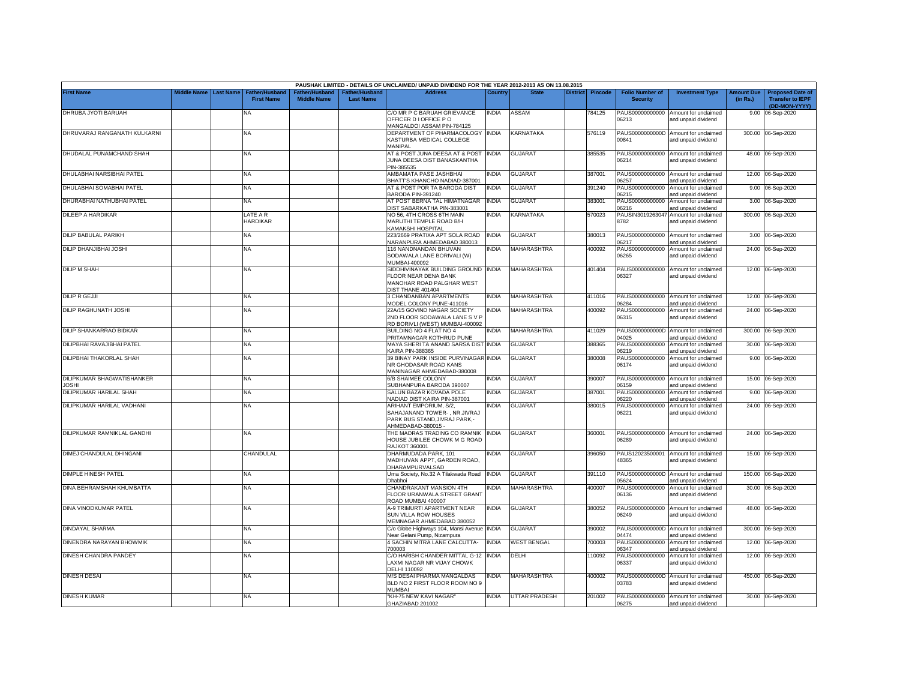| PAUSHAK LIMITED - DETAILS OF UNCLAIMED/ UNPAID DIVIDEND FOR THE YEAR 2012-2013 AS ON 13.08.2015 | | | | | | | | | | | | | | | |
|---|---|---|---|---|---|---|---|---|---|---|---|---|---|---|---|
| First Name | Middle Name | Last Name | Father/Husband First Name | Father/Husband Middle Name | Father/Husband Last Name | Address | Country | State | District | Pincode | Folio Number of Security | Investment Type | Amount Due (in Rs.) | Proposed Date of Transfer to IEPF (DD-MON-YYYY) |
| DHRUBA JYOTI BARUAH | | | NA | | | C/O MR P C BARUAH GRIEVANCE OFFICER D I OFFICE P O MANGALDOI ASSAM PIN-784125 | INDIA | ASSAM | | 784125 | PAUS00000000000 06213 | Amount for unclaimed and unpaid dividend | 9.00 | 06-Sep-2020 |
| DHRUVARAJ RANGANATH KULKARNI | | | NA | | | DEPARTMENT OF PHARMACOLOGY KASTURBA MEDICAL COLLEGE MANIPAL | INDIA | KARNATAKA | | 576119 | PAUS0000000000D 00841 | Amount for unclaimed and unpaid dividend | 300.00 | 06-Sep-2020 |
| DHUDALAL PUNAMCHAND SHAH | | | NA | | | AT & POST JUNA DEESA AT & POST JUNA DEESA DIST BANASKANTHA PIN-385535 | INDIA | GUJARAT | | 385535 | PAUS00000000000 06214 | Amount for unclaimed and unpaid dividend | 48.00 | 06-Sep-2020 |
| DHULABHAI NARSIBHAI PATEL | | | NA | | | AMBAMATA PASE JASHBHAI BHATT'S KHANCHO NADIAD-387001 | INDIA | GUJARAT | | 387001 | PAUS00000000000 06257 | Amount for unclaimed and unpaid dividend | 12.00 | 06-Sep-2020 |
| DHULABHAI SOMABHAI PATEL | | | NA | | | AT & POST POR TA BARODA DIST BARODA PIN-391240 | INDIA | GUJARAT | | 391240 | PAUS00000000000 06215 | Amount for unclaimed and unpaid dividend | 9.00 | 06-Sep-2020 |
| DHURABHAI NATHUBHAI PATEL | | | NA | | | AT POST BERNA TAL HIMATNAGAR DIST SABARKATHA PIN-383001 | INDIA | GUJARAT | | 383001 | PAUS00000000000 06216 | Amount for unclaimed and unpaid dividend | 3.00 | 06-Sep-2020 |
| DILEEP A HARDIKAR | | | LATE A R HARDIKAR | | | NO 56, 4TH CROSS 6TH MAIN MARUTHI TEMPLE ROAD B/H KAMAKSHI HOSPITAL | INDIA | KARNATAKA | | 570023 | PAUSIN3019263047 8782 | Amount for unclaimed and unpaid dividend | 300.00 | 06-Sep-2020 |
| DILIP BABULAL PARIKH | | | NA | | | 223/2669 PRATIXA APT SOLA ROAD NARANPURA AHMEDABAD 380013 | INDIA | GUJARAT | | 380013 | PAUS00000000000 06217 | Amount for unclaimed and unpaid dividend | 3.00 | 06-Sep-2020 |
| DILIP DHANJIBHAI JOSHI | | | NA | | | 116 NANDNANDAN BHUVAN SODAWALA LANE BORIVALI (W) MUMBAI-400092 | INDIA | MAHARASHTRA | | 400092 | PAUS00000000000 06265 | Amount for unclaimed and unpaid dividend | 24.00 | 06-Sep-2020 |
| DILIP M SHAH | | | NA | | | SIDDHIVINAYAK BUILDING GROUND FLOOR NEAR DENA BANK MANOHAR ROAD PALGHAR WEST DIST THANE 401404 | INDIA | MAHARASHTRA | | 401404 | PAUS00000000000 06327 | Amount for unclaimed and unpaid dividend | 12.00 | 06-Sep-2020 |
| DILIP R GEJJI | | | NA | | | 3 CHANDANBAN APARTMENTS MODEL COLONY PUNE-411016 | INDIA | MAHARASHTRA | | 411016 | PAUS00000000000 06284 | Amount for unclaimed and unpaid dividend | 12.00 | 06-Sep-2020 |
| DILIP RAGHUNATH JOSHI | | | NA | | | 22A/15 GOVIND NAGAR SOCIETY 2ND FLOOR SODAWALA LANE S V P RD BORIVLI (WEST) MUMBAI-400092 | INDIA | MAHARASHTRA | | 400092 | PAUS00000000000 06315 | Amount for unclaimed and unpaid dividend | 24.00 | 06-Sep-2020 |
| DILIP SHANKARRAO BIDKAR | | | NA | | | BUILDING NO 4 FLAT NO 4 PRITAMNAGAR KOTHRUD PUNE | INDIA | MAHARASHTRA | | 411029 | PAUS0000000000D 04025 | Amount for unclaimed and unpaid dividend | 300.00 | 06-Sep-2020 |
| DILIPBHAI RAVAJIBHAI PATEL | | | NA | | | MAYA SHERI TA ANAND SARSA DIST KAIRA PIN-388365 | INDIA | GUJARAT | | 388365 | PAUS00000000000 06219 | Amount for unclaimed and unpaid dividend | 30.00 | 06-Sep-2020 |
| DILIPBHAI THAKORLAL SHAH | | | NA | | | 39 BINAY PARK INSIDE PURVINAGAR NR GHODASAR ROAD KANS MANINAGAR AHMEDABAD-380008 | INDIA | GUJARAT | | 380008 | PAUS00000000000 06174 | Amount for unclaimed and unpaid dividend | 9.00 | 06-Sep-2020 |
| DILIPKUMAR BHAGWATISHANKER JOSHI | | | NA | | | 6/B SHAIMEE COLONY SUBHANPURA BARODA 390007 | INDIA | GUJARAT | | 390007 | PAUS00000000000 06159 | Amount for unclaimed and unpaid dividend | 15.00 | 06-Sep-2020 |
| DILIPKUMAR HARILAL SHAH | | | NA | | | SALUN BAZAR KOVADA POLE NADIAD DIST KAIRA PIN-387001 | INDIA | GUJARAT | | 387001 | PAUS00000000000 06220 | Amount for unclaimed and unpaid dividend | 9.00 | 06-Sep-2020 |
| DILIPKUMAR HARILAL VADHANI | | | NA | | | ARIHANT EMPORIUM, S/2, SAHAJANAND TOWER- , NR.JIVRAJ PARK BUS STAND,JIVRAJ PARK,- AHMEDABAD-380015 - | INDIA | GUJARAT | | 380015 | PAUS00000000000 06221 | Amount for unclaimed and unpaid dividend | 24.00 | 06-Sep-2020 |
| DILIPKUMAR RAMNIKLAL GANDHI | | | NA | | | THE MADRAS TRADING CO RAMNIK HOUSE JUBILEE CHOWK M G ROAD RAJKOT 360001 | INDIA | GUJARAT | | 360001 | PAUS00000000000 06289 | Amount for unclaimed and unpaid dividend | 24.00 | 06-Sep-2020 |
| DIMEJ CHANDULAL DHINGANI | | | CHANDULAL | | | DHARMUDADA PARK, 101 MADHUVAN APPT, GARDEN ROAD, DHARAMPURVALSAD | INDIA | GUJARAT | | 396050 | PAUS12023500001 48365 | Amount for unclaimed and unpaid dividend | 15.00 | 06-Sep-2020 |
| DIMPLE HINESH PATEL | | | NA | | | Uma Society, No.32 A Tilakwada Road Dhabhoi | INDIA | GUJARAT | | 391110 | PAUS0000000000D 05624 | Amount for unclaimed and unpaid dividend | 150.00 | 06-Sep-2020 |
| DINA BEHRAMSHAH KHUMBATTA | | | NA | | | CHANDRAKANT MANSION 4TH FLOOR URANWALA STREET GRANT ROAD MUMBAI 400007 | INDIA | MAHARASHTRA | | 400007 | PAUS00000000000 06136 | Amount for unclaimed and unpaid dividend | 30.00 | 06-Sep-2020 |
| DINA VINODKUMAR PATEL | | | NA | | | A-9 TRIMURTI APARTMENT NEAR SUN VILLA ROW HOUSES MEMNAGAR AHMEDABAD 380052 | INDIA | GUJARAT | | 380052 | PAUS00000000000 06249 | Amount for unclaimed and unpaid dividend | 48.00 | 06-Sep-2020 |
| DINDAYAL SHARMA | | | NA | | | C/o Globe Highways 104, Mansi Avenue Near Gelani Pump, Nizampura | INDIA | GUJARAT | | 390002 | PAUS0000000000D 04474 | Amount for unclaimed and unpaid dividend | 300.00 | 06-Sep-2020 |
| DINENDRA NARAYAN BHOWMIK | | | NA | | | 4 SACHIN MITRA LANE CALCUTTA-700003 | INDIA | WEST BENGAL | | 700003 | PAUS00000000000 06347 | Amount for unclaimed and unpaid dividend | 12.00 | 06-Sep-2020 |
| DINESH CHANDRA PANDEY | | | NA | | | C/O HARISH CHANDER MITTAL G-12 LAXMI NAGAR NR VIJAY CHOWK DELHI 110092 | INDIA | DELHI | | 110092 | PAUS00000000000 06337 | Amount for unclaimed and unpaid dividend | 12.00 | 06-Sep-2020 |
| DINESH DESAI | | | NA | | | M/S DESAI PHARMA MANGALDAS BLD NO 2 FIRST FLOOR ROOM NO 9 MUMBAI | INDIA | MAHARASHTRA | | 400002 | PAUS0000000000D 03783 | Amount for unclaimed and unpaid dividend | 450.00 | 06-Sep-2020 |
| DINESH KUMAR | | | NA | | | "KH-75 NEW KAVI NAGAR" GHAZIABAD 201002 | INDIA | UTTAR PRADESH | | 201002 | PAUS00000000000 06275 | Amount for unclaimed and unpaid dividend | 30.00 | 06-Sep-2020 |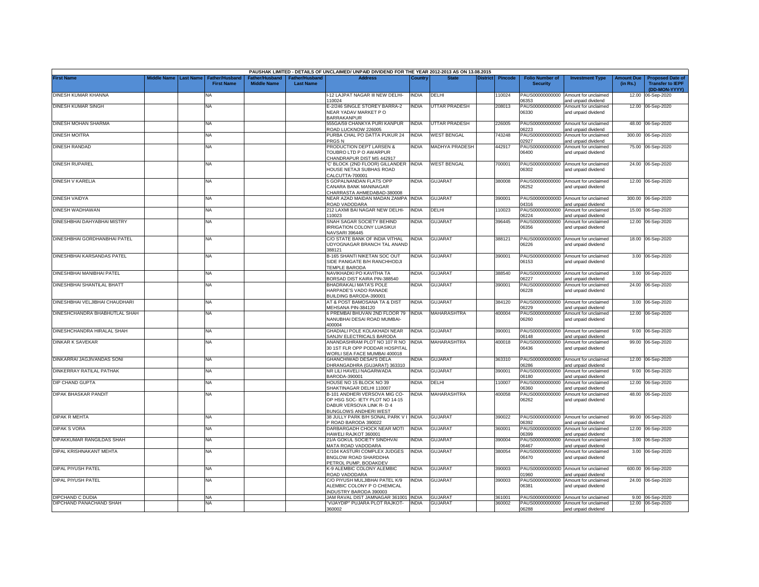PAUSHAK LIMITED - DETAILS OF UNCLAIMED/ UNPAID DIVIDEND FOR THE YEAR 2012-2013 AS ON 13.08.2015

| First Name | Middle Name | Last Name | Father/Husband First Name | Father/Husband Middle Name | Father/Husband Last Name | Address | Country | State | District | Pincode | Folio Number of Security | Investment Type | Amount Due (in Rs.) | Proposed Date of Transfer to IEPF (DD-MON-YYYY) |
|---|---|---|---|---|---|---|---|---|---|---|---|---|---|---|
| DINESH KUMAR KHANNA | | | NA | | | I-12 LAJPAT NAGAR III NEW DELHI-110024 | INDIA | DELHI | | 110024 | PAUS00000000000 06353 | Amount for unclaimed and unpaid dividend | 12.00 | 06-Sep-2020 |
| DINESH KUMAR SINGH | | | NA | | | E-2/246 SINGLE STOREY BARRA-2 NEAR YADAV MARKET P O BARRAKANPUR | INDIA | UTTAR PRADESH | | 208013 | PAUS00000000000 06330 | Amount for unclaimed and unpaid dividend | 12.00 | 06-Sep-2020 |
| DINESH MOHAN SHARMA | | | NA | | | 555GA/59 CHANKYA PURI KANPUR ROAD LUCKNOW 226005 | INDIA | UTTAR PRADESH | | 226005 | PAUS00000000000 06223 | Amount for unclaimed and unpaid dividend | 48.00 | 06-Sep-2020 |
| DINESH MOITRA | | | NA | | | PURBA CHAL PO DATTA PUKUR 24 PRGS N | INDIA | WEST BENGAL | | 743248 | PAUS0000000000D 02927 | Amount for unclaimed and unpaid dividend | 300.00 | 06-Sep-2020 |
| DINESH RANDAD | | | NA | | | PRODUCTION DEPT LARSEN & TOUBRO LTD P O AWARPUR CHANDRAPUR DIST MS 442917 | INDIA | MADHYA PRADESH | | 442917 | PAUS00000000000 06400 | Amount for unclaimed and unpaid dividend | 75.00 | 06-Sep-2020 |
| DINESH RUPAREL | | | NA | | | 'C' BLOCK (2ND FLOOR) GILLANDER HOUSE NETAJI SUBHAS ROAD CALCUTTA-700001 | INDIA | WEST BENGAL | | 700001 | PAUS00000000000 06302 | Amount for unclaimed and unpaid dividend | 24.00 | 06-Sep-2020 |
| DINESH V KARELIA | | | NA | | | 5 GOPALNANDAN FLATS OPP CANARA BANK MANINAGAR CHARRASTA AHMEDABAD-380008 | INDIA | GUJARAT | | 380008 | PAUS00000000000 06252 | Amount for unclaimed and unpaid dividend | 12.00 | 06-Sep-2020 |
| DINESH VAIDYA | | | NA | | | NEAR AZAD MAIDAN MADAN ZAMPA ROAD VADODARA | INDIA | GUJARAT | | 390001 | PAUS0000000000D 04316 | Amount for unclaimed and unpaid dividend | 300.00 | 06-Sep-2020 |
| DINESH WADHAWAN | | | NA | | | 212 LAXMI BAI NAGAR NEW DELHI-110023 | INDIA | DELHI | | 110023 | PAUS00000000000 06224 | Amount for unclaimed and unpaid dividend | 15.00 | 06-Sep-2020 |
| DINESHBHAI DAHYABHAI MISTRY | | | NA | | | SNAH SAGAR SOCIETY BEHIND IRRIGATION COLONY LUASIKUI NAVSARI 396445 | INDIA | GUJARAT | | 396445 | PAUS00000000000 06356 | Amount for unclaimed and unpaid dividend | 12.00 | 06-Sep-2020 |
| DINESHBHAI GORDHANBHAI PATEL | | | NA | | | C/O STATE BANK OF INDIA VITHAL UDYOGNAGAR BRANCH TAL ANAND 388121 | INDIA | GUJARAT | | 388121 | PAUS00000000000 06226 | Amount for unclaimed and unpaid dividend | 18.00 | 06-Sep-2020 |
| DINESHBHAI KARSANDAS PATEL | | | NA | | | B-165 SHANTI NIKETAN SOC OUT SIDE PANIGATE B/H RANCHHODJI TEMPLE BARODA | INDIA | GUJARAT | | 390001 | PAUS00000000000 06153 | Amount for unclaimed and unpaid dividend | 3.00 | 06-Sep-2020 |
| DINESHBHAI MANIBHAI PATEL | | | NA | | | NAVIKHADKI PO KAVITHA TA BORSAD DIST KAIRA PIN-388540 | INDIA | GUJARAT | | 388540 | PAUS00000000000 06227 | Amount for unclaimed and unpaid dividend | 3.00 | 06-Sep-2020 |
| DINESHBHAI SHANTILAL BHATT | | | NA | | | BHADRAKALI MATA'S POLE HARPADE'S VADO RANADE BUILDING BARODA-390001 | INDIA | GUJARAT | | 390001 | PAUS00000000000 06228 | Amount for unclaimed and unpaid dividend | 24.00 | 06-Sep-2020 |
| DINESHBHAI VELJIBHAI CHAUDHARI | | | NA | | | AT & POST BAMOSANA TA & DIST MEHSANA PIN-384120 | INDIA | GUJARAT | | 384120 | PAUS00000000000 06229 | Amount for unclaimed and unpaid dividend | 3.00 | 06-Sep-2020 |
| DINESHCHANDRA BHABHUTLAL SHAH | | | NA | | | 6 PREMBAI BHUVAN 2ND FLOOR 79 NANUBHAI DESAI ROAD MUMBAI-400004 | INDIA | MAHARASHTRA | | 400004 | PAUS00000000000 06260 | Amount for unclaimed and unpaid dividend | 12.00 | 06-Sep-2020 |
| DINESHCHANDRA HIRALAL SHAH | | | NA | | | GHADIALI POLE KOLAKHADI NEAR SANJIV ELECTRICALS BARODA | INDIA | GUJARAT | | 390001 | PAUS00000000000 06148 | Amount for unclaimed and unpaid dividend | 9.00 | 06-Sep-2020 |
| DINKAR K SAVEKAR | | | NA | | | ANANDASHRAM PLOT NO 107 R NO 30 1ST FLR OPP PODDAR HOSPITAL WORLI SEA FACE MUMBAI 400018 | INDIA | MAHARASHTRA | | 400018 | PAUS00000000000 06436 | Amount for unclaimed and unpaid dividend | 99.00 | 06-Sep-2020 |
| DINKARRAI JAGJIVANDAS SONI | | | NA | | | GHANCHIWAD DESAI'S DELA DHRANGADHRA (GUJARAT) 363310 | INDIA | GUJARAT | | 363310 | PAUS00000000000 06286 | Amount for unclaimed and unpaid dividend | 12.00 | 06-Sep-2020 |
| DINKERRAY RATILAL PATHAK | | | NA | | | NR LILI HAVELI NAGARWADA BARODA-390001 | INDIA | GUJARAT | | 390001 | PAUS00000000000 06180 | Amount for unclaimed and unpaid dividend | 9.00 | 06-Sep-2020 |
| DIP CHAND GUPTA | | | NA | | | HOUSE NO 15 BLOCK NO 39 SHAKTINAGAR DELHI 110007 | INDIA | DELHI | | 110007 | PAUS00000000000 06360 | Amount for unclaimed and unpaid dividend | 12.00 | 06-Sep-2020 |
| DIPAK BHASKAR PANDIT | | | NA | | | B-101 ANDHERI VERSOVA MIG CO-OP HSG SOC- IETY PLOT NO 14-15 DABUR VERSOVA LINK R- D 4 BUNGLOWS ANDHERI WEST | INDIA | MAHARASHTRA | | 400058 | PAUS00000000000 06262 | Amount for unclaimed and unpaid dividend | 48.00 | 06-Sep-2020 |
| DIPAK R MEHTA | | | NA | | | 38 JULLY PARK B/H SONAL PARK V I P ROAD BARODA 390022 | INDIA | GUJARAT | | 390022 | PAUS00000000000 06392 | Amount for unclaimed and unpaid dividend | 99.00 | 06-Sep-2020 |
| DIPAK S VORA | | | NA | | | DARBARGADH CHOCK NEAR MOTI HAWELI RAJKOT 360001 | INDIA | GUJARAT | | 360001 | PAUS00000000000 06399 | Amount for unclaimed and unpaid dividend | 12.00 | 06-Sep-2020 |
| DIPAKKUMAR RANGILDAS SHAH | | | NA | | | 21/A GOKUL SOCIETY SINDHVAI MATA ROAD VADODARA | INDIA | GUJARAT | | 390004 | PAUS00000000000 06467 | Amount for unclaimed and unpaid dividend | 3.00 | 06-Sep-2020 |
| DIPAL KRISHNAKANT MEHTA | | | NA | | | C/104 KASTURI COMPLEX JUDGES BNGLOW ROAD SHARDDHA PETROL PUMP, BODAKDEV | INDIA | GUJARAT | | 380054 | PAUS00000000000 06470 | Amount for unclaimed and unpaid dividend | 3.00 | 06-Sep-2020 |
| DIPAL PIYUSH PATEL | | | NA | | | K-9 ALEMBIC COLONY ALEMBIC ROAD VADODARA | INDIA | GUJARAT | | 390003 | PAUS0000000000D 01960 | Amount for unclaimed and unpaid dividend | 600.00 | 06-Sep-2020 |
| DIPAL PIYUSH PATEL | | | NA | | | C/O PIYUSH MULJIBHAI PATEL K/9 ALEMBIC COLONY P O CHEMICAL INDUSTRY BARODA 390003 | INDIA | GUJARAT | | 390003 | PAUS00000000000 06381 | Amount for unclaimed and unpaid dividend | 24.00 | 06-Sep-2020 |
| DIPCHAND C DUDIA | | | NA | | | JAM RAVAL DIST JAMNAGAR 361001 | INDIA | GUJARAT | | 361001 | PAUS00000000000 | Amount for unclaimed | 9.00 | 06-Sep-2020 |
| DIPCHAND PANACHAND SHAH | | | NA | | | "VIJAYDIP" PUJARA PLOT RAJKOT-360002 | INDIA | GUJARAT | | 360002 | PAUS00000000000 06288 | Amount for unclaimed and unpaid dividend | 12.00 | 06-Sep-2020 |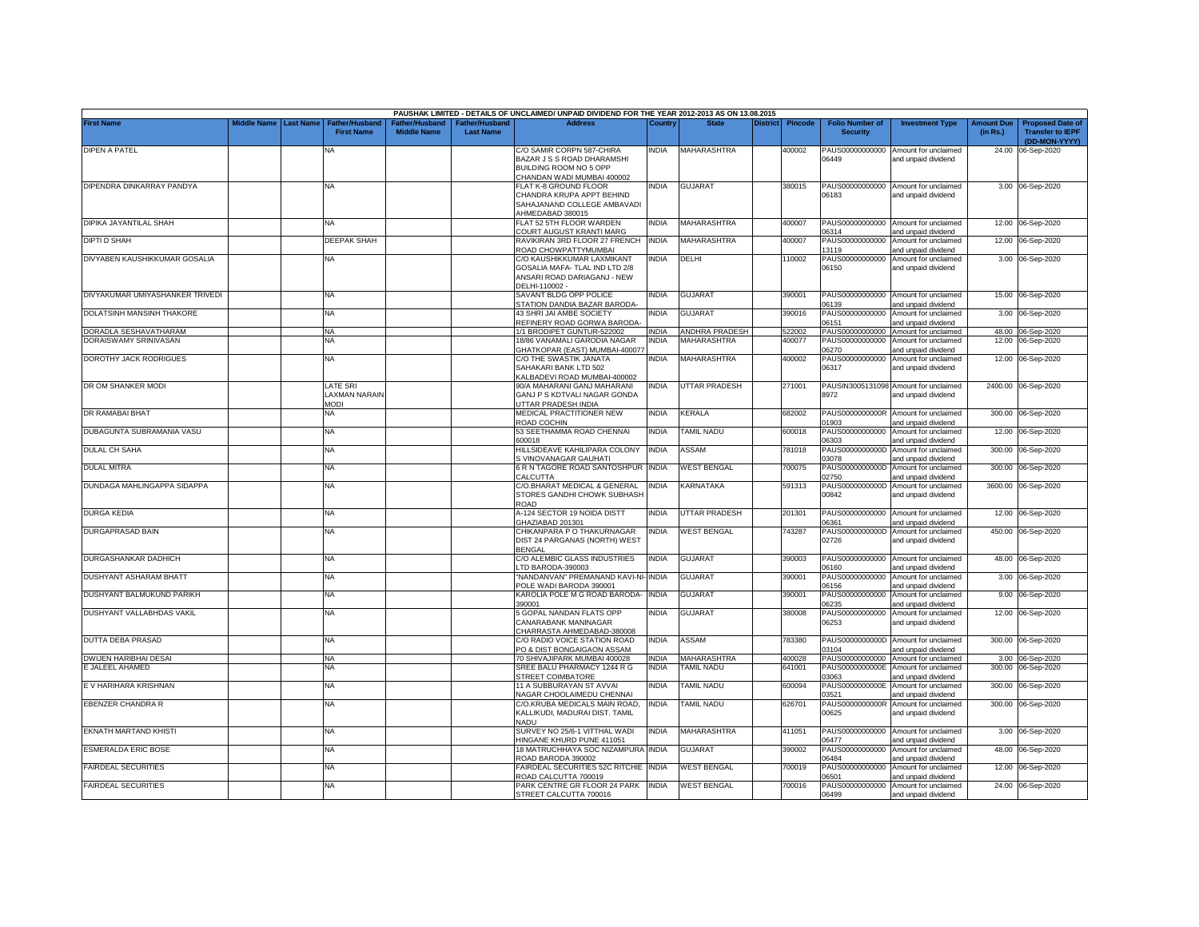PAUSHAK LIMITED - DETAILS OF UNCLAIMED/ UNPAID DIVIDEND FOR THE YEAR 2012-2013 AS ON 13.08.2015

| First Name | Middle Name | Last Name | Father/Husband First Name | Father/Husband Middle Name | Father/Husband Last Name | Address | Country | State | District | Pincode | Folio Number of Security | Investment Type | Amount Due (in Rs.) | Proposed Date of Transfer to IEPF (DD-MON-YYYY) |
|---|---|---|---|---|---|---|---|---|---|---|---|---|---|---|
| DIPEN A PATEL | | | NA | | | C/O SAMIR CORPN 587-CHIRA BAZAR J S S ROAD DHARAMSHI BUILDING ROOM NO 5 OPP CHANDAN WADI MUMBAI 400002 | INDIA | MAHARASHTRA | | 400002 | PAUS00000000000 06449 | Amount for unclaimed and unpaid dividend | 24.00 | 06-Sep-2020 |
| DIPENDRA DINKARRAY PANDYA | | | NA | | | FLAT K-8 GROUND FLOOR CHANDRA KRUPA APPT BEHIND SAHAJANAND COLLEGE AMBAVADI AHMEDABAD 380015 | INDIA | GUJARAT | | 380015 | PAUS00000000000 06183 | Amount for unclaimed and unpaid dividend | 3.00 | 06-Sep-2020 |
| DIPIKA JAYANTILAL SHAH | | | NA | | | FLAT 52 5TH FLOOR WARDEN COURT AUGUST KRANTI MARG | INDIA | MAHARASHTRA | | 400007 | PAUS00000000000 06314 | Amount for unclaimed and unpaid dividend | 12.00 | 06-Sep-2020 |
| DIPTI D SHAH | | | DEEPAK SHAH | | | RAVIKIRAN 3RD FLOOR 27 FRENCH ROAD CHOWPATTYMUMBAI | INDIA | MAHARASHTRA | | 400007 | PAUS00000000000 13119 | Amount for unclaimed and unpaid dividend | 12.00 | 06-Sep-2020 |
| DIVYABEN KAUSHIKKUMAR GOSALIA | | | NA | | | C/O KAUSHIKKUMAR LAXMIKANT GOSALIA MAFA- TLAL IND LTD 2/8 ANSARI ROAD DARIAGANJ - NEW DELHI-110002 - | INDIA | DELHI | | 110002 | PAUS00000000000 06150 | Amount for unclaimed and unpaid dividend | 3.00 | 06-Sep-2020 |
| DIVYAKUMAR UMIYASHANKER TRIVEDI | | | NA | | | SAVANT BLDG OPP POLICE STATION DANDIA BAZAR BARODA- | INDIA | GUJARAT | | 390001 | PAUS00000000000 06139 | Amount for unclaimed and unpaid dividend | 15.00 | 06-Sep-2020 |
| DOLATSINH MANSINH THAKORE | | | NA | | | 43 SHRI JAI AMBE SOCIETY REFINERY ROAD GORWA BARODA- | INDIA | GUJARAT | | 390016 | PAUS00000000000 06151 | Amount for unclaimed and unpaid dividend | 3.00 | 06-Sep-2020 |
| DORADLA SESHAVATHARAM | | | NA | | | 1/1 BRODIPET GUNTUR-522002 | INDIA | ANDHRA PRADESH | | 522002 | PAUS00000000000 | Amount for unclaimed | 48.00 | 06-Sep-2020 |
| DORAISWAMY SRINIVASAN | | | NA | | | 18/86 VANAMALI GARODIA NAGAR GHATKOPAR (EAST) MUMBAI-400077 | INDIA | MAHARASHTRA | | 400077 | PAUS00000000000 06270 | Amount for unclaimed and unpaid dividend | 12.00 | 06-Sep-2020 |
| DOROTHY JACK RODRIGUES | | | NA | | | C/O THE SWASTIK JANATA SAHAKARI BANK LTD 502 KALBADEVI ROAD MUMBAI-400002 | INDIA | MAHARASHTRA | | 400002 | PAUS00000000000 06317 | Amount for unclaimed and unpaid dividend | 12.00 | 06-Sep-2020 |
| DR OM SHANKER MODI | | | LATE SRI LAXMAN NARAIN MODI | | | 90/A MAHARANI GANJ MAHARANI GANJ P S KDTVALI NAGAR GONDA UTTAR PRADESH INDIA | INDIA | UTTAR PRADESH | | 271001 | PAUSIN3005131098 8972 | Amount for unclaimed and unpaid dividend | 2400.00 | 06-Sep-2020 |
| DR RAMABAI BHAT | | | NA | | | MEDICAL PRACTITIONER NEW ROAD COCHIN | INDIA | KERALA | | 682002 | PAUS0000000000R 01903 | Amount for unclaimed and unpaid dividend | 300.00 | 06-Sep-2020 |
| DUBAGUNTA SUBRAMANIA VASU | | | NA | | | 53 SEETHAMMA ROAD CHENNAI 600018 | INDIA | TAMIL NADU | | 600018 | PAUS00000000000 06303 | Amount for unclaimed and unpaid dividend | 12.00 | 06-Sep-2020 |
| DULAL CH SAHA | | | NA | | | HILLSIDEAVE KAHILIPARA COLONY S VINOVANAGAR GAUHATI | INDIA | ASSAM | | 781018 | PAUS0000000000D 03078 | Amount for unclaimed and unpaid dividend | 300.00 | 06-Sep-2020 |
| DULAL MITRA | | | NA | | | 6 R N TAGORE ROAD SANTOSHPUR CALCUTTA | INDIA | WEST BENGAL | | 700075 | PAUS0000000000D 02750 | Amount for unclaimed and unpaid dividend | 300.00 | 06-Sep-2020 |
| DUNDAGA MAHLINGAPPA SIDAPPA | | | NA | | | C/O.BHARAT MEDICAL & GENERAL STORES GANDHI CHOWK SUBHASH ROAD | INDIA | KARNATAKA | | 591313 | PAUS0000000000D 00842 | Amount for unclaimed and unpaid dividend | 3600.00 | 06-Sep-2020 |
| DURGA KEDIA | | | NA | | | A-124 SECTOR 19 NOIDA DISTT GHAZIABAD 201301 | INDIA | UTTAR PRADESH | | 201301 | PAUS00000000000 06361 | Amount for unclaimed and unpaid dividend | 12.00 | 06-Sep-2020 |
| DURGAPRASAD BAIN | | | NA | | | CHIKANPARA P O THAKURNAGAR DIST 24 PARGANAS (NORTH) WEST BENGAL | INDIA | WEST BENGAL | | 743287 | PAUS0000000000D 02726 | Amount for unclaimed and unpaid dividend | 450.00 | 06-Sep-2020 |
| DURGASHANKAR DADHICH | | | NA | | | C/O ALEMBIC GLASS INDUSTRIES LTD BARODA-390003 | INDIA | GUJARAT | | 390003 | PAUS00000000000 06160 | Amount for unclaimed and unpaid dividend | 48.00 | 06-Sep-2020 |
| DUSHYANT ASHARAM BHATT | | | NA | | | "NANDANVAN" PREMANAND KAVI-NI-POLE WADI BARODA 390001 | INDIA | GUJARAT | | 390001 | PAUS00000000000 06156 | Amount for unclaimed and unpaid dividend | 3.00 | 06-Sep-2020 |
| DUSHYANT BALMUKUND PARIKH | | | NA | | | KAROLIA POLE M G ROAD BARODA-390001 | INDIA | GUJARAT | | 390001 | PAUS00000000000 06235 | Amount for unclaimed and unpaid dividend | 9.00 | 06-Sep-2020 |
| DUSHYANT VALLABHDAS VAKIL | | | NA | | | 5 GOPAL NANDAN FLATS OPP CANARABANK MANINAGAR CHARRASTA AHMEDABAD-380008 | INDIA | GUJARAT | | 380008 | PAUS00000000000 06253 | Amount for unclaimed and unpaid dividend | 12.00 | 06-Sep-2020 |
| DUTTA DEBA PRASAD | | | NA | | | C/O RADIO VOICE STATION ROAD PO & DIST BONGAIGAON ASSAM | INDIA | ASSAM | | 783380 | PAUS0000000000D 03104 | Amount for unclaimed and unpaid dividend | 300.00 | 06-Sep-2020 |
| DWIJEN HARIBHAI DESAI | | | NA | | | 70 SHIVAJIPARK MUMBAI 400028 | INDIA | MAHARASHTRA | | 400028 | PAUS00000000000 | Amount for unclaimed | 3.00 | 06-Sep-2020 |
| E JALEEL AHAMED | | | NA | | | SREE BALU PHARMACY 1244 R G STREET COIMBATORE | INDIA | TAMIL NADU | | 641001 | PAUS0000000000E 03063 | Amount for unclaimed and unpaid dividend | 300.00 | 06-Sep-2020 |
| E V HARIHARA KRISHNAN | | | NA | | | 11 A SUBBURAYAN ST AVVAI NAGAR CHOOLAIMEDU CHENNAI | INDIA | TAMIL NADU | | 600094 | PAUS0000000000E 03521 | Amount for unclaimed and unpaid dividend | 300.00 | 06-Sep-2020 |
| EBENZER CHANDRA R | | | NA | | | C/O.KRUBA MEDICALS MAIN ROAD, KALLIKUDI, MADURAI DIST. TAMIL NADU | INDIA | TAMIL NADU | | 626701 | PAUS0000000000R 00625 | Amount for unclaimed and unpaid dividend | 300.00 | 06-Sep-2020 |
| EKNATH MARTAND KHISTI | | | NA | | | SURVEY NO 25/6-1 VITTHAL WADI HINGANE KHURD PUNE 411051 | INDIA | MAHARASHTRA | | 411051 | PAUS00000000000 06477 | Amount for unclaimed and unpaid dividend | 3.00 | 06-Sep-2020 |
| ESMERALDA ERIC BOSE | | | NA | | | 18 MATRUCHHAYA SOC NIZAMPURA ROAD BARODA 390002 | INDIA | GUJARAT | | 390002 | PAUS00000000000 06484 | Amount for unclaimed and unpaid dividend | 48.00 | 06-Sep-2020 |
| FAIRDEAL SECURITIES | | | NA | | | FAIRDEAL SECURITIES 52C RITCHIE ROAD CALCUTTA 700019 | INDIA | WEST BENGAL | | 700019 | PAUS00000000000 06501 | Amount for unclaimed and unpaid dividend | 12.00 | 06-Sep-2020 |
| FAIRDEAL SECURITIES | | | NA | | | PARK CENTRE GR FLOOR 24 PARK STREET CALCUTTA 700016 | INDIA | WEST BENGAL | | 700016 | PAUS00000000000 06499 | Amount for unclaimed and unpaid dividend | 24.00 | 06-Sep-2020 |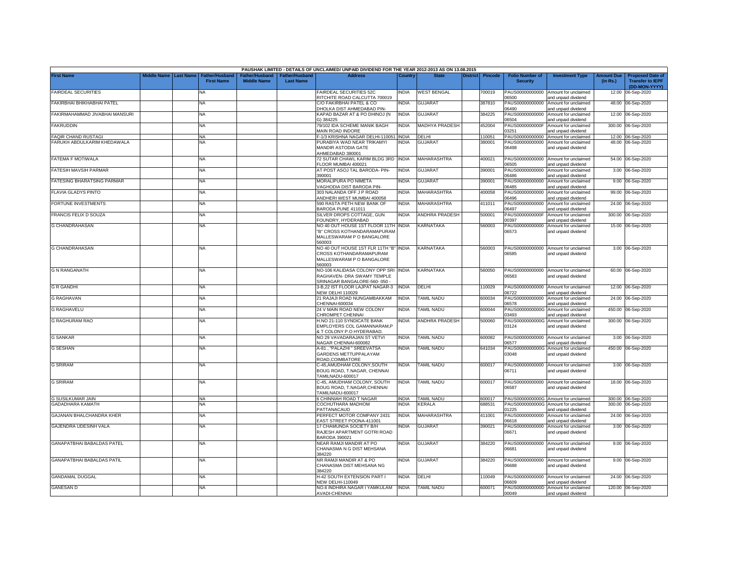PAUSHAK LIMITED - DETAILS OF UNCLAIMED/ UNPAID DIVIDEND FOR THE YEAR 2012-2013 AS ON 13.08.2015

| First Name | Middle Name | Last Name | Father/Husband First Name | Father/Husband Middle Name | Father/Husband Last Name | Address | Country | State | District | Pincode | Folio Number of Security | Investment Type | Amount Due (in Rs.) | Proposed Date of Transfer to IEPF (DD-MON-YYYY) |
|---|---|---|---|---|---|---|---|---|---|---|---|---|---|---|
| FAIRDEAL SECURITIES | | | NA | | | FAIRDEAL SECURITIES 52C RITCHITE ROAD CALCUTTA 700019 | INDIA | WEST BENGAL | | 700019 | PAUS00000000000 06500 | Amount for unclaimed and unpaid dividend | 12.00 | 06-Sep-2020 |
| FAKIRBHAI BHIKHABHAI PATEL | | | NA | | | C/O FAKIRBHAI PATEL & CO DHOLKA DIST AHMEDABAD PIN- | INDIA | GUJARAT | | 387810 | PAUS00000000000 06490 | Amount for unclaimed and unpaid dividend | 48.00 | 06-Sep-2020 |
| FAKIRMAHAMMAD JIVABHAI MANSURI | | | NA | | | KAPAD BAZAR AT & PO DHINOJ (N G) 384225 | INDIA | GUJARAT | | 384225 | PAUS00000000000 06504 | Amount for unclaimed and unpaid dividend | 12.00 | 06-Sep-2020 |
| FAKRUDDIN | | | NA | | | 79/102 IDA SCHEME MANIK BAGH MAIN ROAD INDORE | INDIA | MADHYA PRADESH | | 452004 | PAUS0000000000F 03251 | Amount for unclaimed and unpaid dividend | 300.00 | 06-Sep-2020 |
| FAQIR CHAND RUSTAGI | | | NA | | | F-1/3 KRISHNA NAGAR DELHI-110051 | INDIA | DELHI | | 110051 | PAUS00000000000 | Amount for unclaimed | 12.00 | 06-Sep-2020 |
| FARUKH ABDULKARIM KHEDAWALA | | | NA | | | PURABIYA WAD NEAR TRIKAMYI MANDIR ASTODIA GATE AHMEDABAD 380001 | INDIA | GUJARAT | | 380001 | PAUS00000000000 06498 | Amount for unclaimed and unpaid dividend | 48.00 | 06-Sep-2020 |
| FATEMA F MOTIWALA | | | NA | | | 72 SUTAR CHAWL KARIM BLDG 3RD FLOOR MUMBAI 400021 | INDIA | MAHARASHTRA | | 400021 | PAUS00000000000 06505 | Amount for unclaimed and unpaid dividend | 54.00 | 06-Sep-2020 |
| FATESIH MAVSIH PARMAR | | | NA | | | AT POST ASOJ TAL BARODA- PIN-390001 | INDIA | GUJARAT | | 390001 | PAUS00000000000 06486 | Amount for unclaimed and unpaid dividend | 3.00 | 06-Sep-2020 |
| FATESING BHARATSING PARMAR | | | NA | | | MORALIPURA PO NIMETA VAGHODIA DIST BARODA PIN- | INDIA | GUJARAT | | 390001 | PAUS00000000000 06485 | Amount for unclaimed and unpaid dividend | 9.00 | 06-Sep-2020 |
| FLAVIA GLADYS PINTO | | | NA | | | 303 NALANDA OFF J P ROAD ANDHERI WEST MUMBAI 400058 | INDIA | MAHARASHTRA | | 400058 | PAUS00000000000 06496 | Amount for unclaimed and unpaid dividend | 99.00 | 06-Sep-2020 |
| FORTUNE INVESTMENTS | | | NA | | | 590 RASTA PETH NEW BANK OF BARODA PUNE 411011 | INDIA | MAHARASHTRA | | 411011 | PAUS00000000000 06497 | Amount for unclaimed and unpaid dividend | 24.00 | 06-Sep-2020 |
| FRANCIS FELIX D SOUZA | | | NA | | | SILVER DROPS COTTAGE, GUN FOUNDRY, HYDERABAD | INDIA | ANDHRA PRADESH | | 500001 | PAUS0000000000F 00397 | Amount for unclaimed and unpaid dividend | 300.00 | 06-Sep-2020 |
| G CHANDRAHASAN | | | NA | | | NO 40 OUT HOUSE 1ST FLOOR 11TH "B" CROSS KOTHANDARAMAPURAM MALLESWARAM P O BANGALORE 560003 | INDIA | KARNATAKA | | 560003 | PAUS00000000000 06573 | Amount for unclaimed and unpaid dividend | 15.00 | 06-Sep-2020 |
| G CHANDRAHASAN | | | NA | | | NO 40 OUT HOUSE 1ST FLR 11TH "B" CROSS KOTHANDARAMAPURAM MALLESWARAM P O BANGALORE 560003 | INDIA | KARNATAKA | | 560003 | PAUS00000000000 06585 | Amount for unclaimed and unpaid dividend | 3.00 | 06-Sep-2020 |
| G N RANGANATH | | | NA | | | NO-106 KALIDASA COLONY OPP SRI RAGHAVEN- DRA SWAMY TEMPLE SRINAGAR BANGALORE-560- 050 - | INDIA | KARNATAKA | | 560050 | PAUS00000000000 06583 | Amount for unclaimed and unpaid dividend | 60.00 | 06-Sep-2020 |
| G R GANDHI | | | NA | | | 3-B,22 IST FLOOR LAJPAT NAGAR-3 NEW DELHI 110029 | INDIA | DELHI | | 110029 | PAUS00000000000 06722 | Amount for unclaimed and unpaid dividend | 12.00 | 06-Sep-2020 |
| G RAGHAVAN | | | NA | | | 21 RAJAJI ROAD NUNGAMBAKKAM CHENNAI-600034 | INDIA | TAMIL NADU | | 600034 | PAUS00000000000 06578 | Amount for unclaimed and unpaid dividend | 24.00 | 06-Sep-2020 |
| G RAGHAVELU | | | NA | | | 24 V MAIN ROAD NEW COLONY CHROMPET CHENNAI | INDIA | TAMIL NADU | | 600044 | PAUS0000000000G 03493 | Amount for unclaimed and unpaid dividend | 450.00 | 06-Sep-2020 |
| G RAGHURAM RAO | | | NA | | | H.NO 21-110 SYNDICATE BANK EMPLOYERS COL GAMANNARAM,P & T COLONY P.O HYDERABAD. | INDIA | ANDHRA PRADESH | | 500060 | PAUS0000000000G 03124 | Amount for unclaimed and unpaid dividend | 300.00 | 06-Sep-2020 |
| G SANKAR | | | NA | | | NO 29 VAVADARAJAN ST VETVI NAGAR CHENNAI-600082 | INDIA | TAMIL NADU | | 600082 | PAUS00000000000 06577 | Amount for unclaimed and unpaid dividend | 3.00 | 06-Sep-2020 |
| G SESHAN | | | NA | | | A-81 , "PALAZHI " SREEVATSA GARDENS METTUPPALAYAM ROAD,COIMBATORE | INDIA | TAMIL NADU | | 641034 | PAUS0000000000G 03048 | Amount for unclaimed and unpaid dividend | 450.00 | 06-Sep-2020 |
| G SRIRAM | | | NA | | | C-45,AMUDHAM COLONY,SOUTH BOUG ROAD, T.NAGAR, CHENNAI TAMILNADU-600017 | INDIA | TAMIL NADU | | 600017 | PAUS00000000000 06711 | Amount for unclaimed and unpaid dividend | 3.00 | 06-Sep-2020 |
| G SRIRAM | | | NA | | | C-45, AMUDHAM COLONY, SOUTH BOUG ROAD, T.NAGAR,CHENNAI TAMILNADU-600017 | INDIA | TAMIL NADU | | 600017 | PAUS00000000000 06587 | Amount for unclaimed and unpaid dividend | 18.00 | 06-Sep-2020 |
| G SUSILKUMAR JAIN | | | NA | | | 6 CHINNIAH ROAD T NAGAR | INDIA | TAMIL NADU | | 600017 | PAUS0000000000G | Amount for unclaimed | 300.00 | 06-Sep-2020 |
| GADADHARA KAMATH | | | NA | | | COCHUTHARA MADHOM PATTANACAUD | INDIA | KERALA | | 688531 | PAUS0000000000G 01225 | Amount for unclaimed and unpaid dividend | 300.00 | 06-Sep-2020 |
| GAJANAN BHALCHANDRA KHER | | | NA | | | PERFECT MOTOR COMPANY 2431 EAST STREET POONA-411001 | INDIA | MAHARASHTRA | | 411001 | PAUS00000000000 06618 | Amount for unclaimed and unpaid dividend | 24.00 | 06-Sep-2020 |
| GAJENDRA UDESINH VALA | | | NA | | | 17 CHAMUNDA SOCIETY B/H RAJESH APARTMENT GOTRI ROAD BARODA 390021 | INDIA | GUJARAT | | 390021 | PAUS00000000000 06671 | Amount for unclaimed and unpaid dividend | 3.00 | 06-Sep-2020 |
| GANAPATBHAI BABALDAS PATEL | | | NA | | | NEAR RAMJI MANDIR AT PO CHANASMA N G DIST MEHSANA 384220 | INDIA | GUJARAT | | 384220 | PAUS00000000000 06681 | Amount for unclaimed and unpaid dividend | 9.00 | 06-Sep-2020 |
| GANAPATBHAI BABALDAS PATIL | | | NA | | | NR RAMJI MANDIR AT & PO CHANASMA DIST MEHSANA NG 384220 | INDIA | GUJARAT | | 384220 | PAUS00000000000 06688 | Amount for unclaimed and unpaid dividend | 9.00 | 06-Sep-2020 |
| GANDAMAL DUGGAL | | | NA | | | H-42 SOUTH EXTENSION PART I NEW DELHI-110049 | INDIA | DELHI | | 110049 | PAUS00000000000 06609 | Amount for unclaimed and unpaid dividend | 24.00 | 06-Sep-2020 |
| GANESAN D | | | NA | | | NO.6 INDHIRA NAGAR I YAMKULAM AVADI-CHENNAI | INDIA | TAMIL NADU | | 600071 | PAUS0000000000D 00049 | Amount for unclaimed and unpaid dividend | 120.00 | 06-Sep-2020 |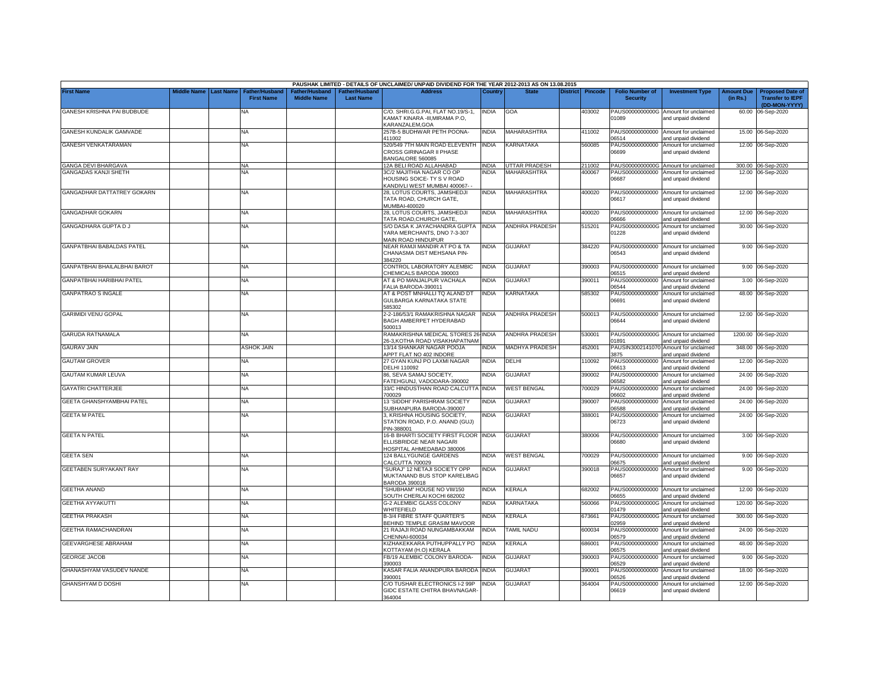PAUSHAK LIMITED - DETAILS OF UNCLAIMED/ UNPAID DIVIDEND FOR THE YEAR 2012-2013 AS ON 13.08.2015

| First Name | Middle Name | Last Name | Father/Husband First Name | Father/Husband Middle Name | Father/Husband Last Name | Address | Country | State | District | Pincode | Folio Number of Security | Investment Type | Amount Due (in Rs.) | Proposed Date of Transfer to IEPF (DD-MON-YYYY) |
|---|---|---|---|---|---|---|---|---|---|---|---|---|---|---|
| GANESH KRISHNA PAI BUDBUDE | | | NA | | | C/O. SHRI.G.G.PAI, FLAT NO.19/S-1, KAMAT KINARA -III,MIRAMA P.O, KARANZALEM,GOA | INDIA | GOA | | 403002 | PAUS0000000000G01089 | Amount for unclaimed and unpaid dividend | 60.00 | 06-Sep-2020 |
| GANESH KUNDALIK GAMVADE | | | NA | | | 257B-5 BUDHWAR PETH POONA-411002 | INDIA | MAHARASHTRA | | 411002 | PAUS00000000000006514 | Amount for unclaimed and unpaid dividend | 15.00 | 06-Sep-2020 |
| GANESH VENKATARAMAN | | | NA | | | 520/549 7TH MAIN ROAD ELEVENTH CROSS GIRINAGAR II PHASE BANGALORE 560085 | INDIA | KARNATAKA | | 560085 | PAUS00000000000006699 | Amount for unclaimed and unpaid dividend | 12.00 | 06-Sep-2020 |
| GANGA DEVI BHARGAVA | | | NA | | | 12A BELI ROAD ALLAHABAD | INDIA | UTTAR PRADESH | | 211002 | PAUS0000000000G | Amount for unclaimed | 300.00 | 06-Sep-2020 |
| GANGADAS KANJI SHETH | | | NA | | | 3C/2 MAJITHIA NAGAR CO OP HOUSING SOICE- TY S V ROAD KANDIVLI WEST MUMBAI 400067- - | INDIA | MAHARASHTRA | | 400067 | PAUS00000000000006687 | Amount for unclaimed and unpaid dividend | 12.00 | 06-Sep-2020 |
| GANGADHAR DATTATREY GOKARN | | | NA | | | 28, LOTUS COURTS, JAMSHEDJI TATA ROAD, CHURCH GATE, MUMBAI-400020 | INDIA | MAHARASHTRA | | 400020 | PAUS00000000000006617 | Amount for unclaimed and unpaid dividend | 12.00 | 06-Sep-2020 |
| GANGADHAR GOKARN | | | NA | | | 28, LOTUS COURTS, JAMSHEDJI TATA ROAD,CHURCH GATE, | INDIA | MAHARASHTRA | | 400020 | PAUS00000000000006666 | Amount for unclaimed and unpaid dividend | 12.00 | 06-Sep-2020 |
| GANGADHARA GUPTA D J | | | NA | | | S/O DASA K JAYACHANDRA GUPTA YARA MERCHANTS, DNO 7-3-307 MAIN ROAD HINDUPUR | INDIA | ANDHRA PRADESH | | 515201 | PAUS0000000000G01228 | Amount for unclaimed and unpaid dividend | 30.00 | 06-Sep-2020 |
| GANPATBHAI BABALDAS PATEL | | | NA | | | NEAR RAMJI MANDIR AT PO & TA CHANASMA DIST MEHSANA PIN-384220 | INDIA | GUJARAT | | 384220 | PAUS00000000000006543 | Amount for unclaimed and unpaid dividend | 9.00 | 06-Sep-2020 |
| GANPATBHAI BHAILALBHAI BAROT | | | NA | | | CONTROL LABORATORY ALEMBIC CHEMICALS BARODA 390003 | INDIA | GUJARAT | | 390003 | PAUS00000000000006515 | Amount for unclaimed and unpaid dividend | 9.00 | 06-Sep-2020 |
| GANPATBHAI HARIBHAI PATEL | | | NA | | | AT & PO MANJALPUR VACHALA FALIA BARODA-390011 | INDIA | GUJARAT | | 390011 | PAUS00000000000006544 | Amount for unclaimed and unpaid dividend | 3.00 | 06-Sep-2020 |
| GANPATRAO S INGALE | | | NA | | | AT & POST MNHALLI TQ ALAND DT GULBARGA KARNATAKA STATE 585302 | INDIA | KARNATAKA | | 585302 | PAUS00000000000006691 | Amount for unclaimed and unpaid dividend | 48.00 | 06-Sep-2020 |
| GARIMIDI VENU GOPAL | | | NA | | | 2-2-186/53/1 RAMAKRISHNA NAGAR BAGH AMBERPET HYDERABAD 500013 | INDIA | ANDHRA PRADESH | | 500013 | PAUS00000000000006644 | Amount for unclaimed and unpaid dividend | 12.00 | 06-Sep-2020 |
| GARUDA RATNAMALA | | | NA | | | RAMAKRISHNA MEDICAL STORES 26-26-3,KOTHA ROAD VISAKHAPATNAM | INDIA | ANDHRA PRADESH | | 530001 | PAUS0000000000G01891 | Amount for unclaimed and unpaid dividend | 1200.00 | 06-Sep-2020 |
| GAURAV JAIN | | | ASHOK JAIN | | | 13/14 SHANKAR NAGAR POOJA APPT FLAT NO 402 INDORE | INDIA | MADHYA PRADESH | | 452001 | PAUSIN30021410703875 | Amount for unclaimed and unpaid dividend | 348.00 | 06-Sep-2020 |
| GAUTAM GROVER | | | NA | | | 27 GYAN KUNJ PO LAXMI NAGAR DELHI 110092 | INDIA | DELHI | | 110092 | PAUS00000000000006613 | Amount for unclaimed and unpaid dividend | 12.00 | 06-Sep-2020 |
| GAUTAM KUMAR LEUVA | | | NA | | | 86, SEVA SAMAJ SOCIETY, FATEHGUNJ, VADODARA-390002 | INDIA | GUJARAT | | 390002 | PAUS00000000000006582 | Amount for unclaimed and unpaid dividend | 24.00 | 06-Sep-2020 |
| GAYATRI CHATTERJEE | | | NA | | | 33/C HINDUSTHAN ROAD CALCUTTA 700029 | INDIA | WEST BENGAL | | 700029 | PAUS00000000000006602 | Amount for unclaimed and unpaid dividend | 24.00 | 06-Sep-2020 |
| GEETA GHANSHYAMBHAI PATEL | | | NA | | | 13 'SIDDHI' PARISHRAM SOCIETY SUBHANPURA BARODA-390007 | INDIA | GUJARAT | | 390007 | PAUS00000000000006588 | Amount for unclaimed and unpaid dividend | 24.00 | 06-Sep-2020 |
| GEETA M PATEL | | | NA | | | 3, KRISHNA HOUSING SOCIETY, STATION ROAD, P.O. ANAND (GUJ) PIN-388001 | INDIA | GUJARAT | | 388001 | PAUS00000000000006723 | Amount for unclaimed and unpaid dividend | 24.00 | 06-Sep-2020 |
| GEETA N PATEL | | | NA | | | 16-B BHARTI SOCIETY FIRST FLOOR ELLISBRIDGE NEAR NAGARI HOSPITAL AHMEDABAD 380006 | INDIA | GUJARAT | | 380006 | PAUS00000000000006680 | Amount for unclaimed and unpaid dividend | 3.00 | 06-Sep-2020 |
| GEETA SEN | | | NA | | | 124 BALLYGUNGE GARDENS CALCUTTA 700029 | INDIA | WEST BENGAL | | 700029 | PAUS00000000000006675 | Amount for unclaimed and unpaid dividend | 9.00 | 06-Sep-2020 |
| GEETABEN SURYAKANT RAY | | | NA | | | "SURAJ" 12 NETAJI SOCIETY OPP MUKTANAND BUS STOP KARELIBAG BARODA 390018 | INDIA | GUJARAT | | 390018 | PAUS00000000000006657 | Amount for unclaimed and unpaid dividend | 9.00 | 06-Sep-2020 |
| GEETHA ANAND | | | NA | | | "SHUBHAM" HOUSE NO VIII/150 SOUTH CHERLAI KOCHI 682002 | INDIA | KERALA | | 682002 | PAUS00000000000006655 | Amount for unclaimed and unpaid dividend | 12.00 | 06-Sep-2020 |
| GEETHA AYYAKUTTI | | | NA | | | G-2 ALEMBIC GLASS COLONY WHITEFIELD | INDIA | KARNATAKA | | 560066 | PAUS0000000000G01479 | Amount for unclaimed and unpaid dividend | 120.00 | 06-Sep-2020 |
| GEETHA PRAKASH | | | NA | | | B-3/4 FIBRE STAFF QUARTER'S BEHIND TEMPLE GRASIM MAVOOR | INDIA | KERALA | | 673661 | PAUS0000000000G02959 | Amount for unclaimed and unpaid dividend | 300.00 | 06-Sep-2020 |
| GEETHA RAMACHANDRAN | | | NA | | | 21 RAJAJI ROAD NUNGAMBAKKAM CHENNAI-600034 | INDIA | TAMIL NADU | | 600034 | PAUS00000000000006579 | Amount for unclaimed and unpaid dividend | 24.00 | 06-Sep-2020 |
| GEEVARGHESE ABRAHAM | | | NA | | | KIZHAKEKKARA PUTHUPPALLY PO KOTTAYAM (H.O) KERALA | INDIA | KERALA | | 686001 | PAUS00000000000006575 | Amount for unclaimed and unpaid dividend | 48.00 | 06-Sep-2020 |
| GEORGE JACOB | | | NA | | | FB/19 ALEMBIC COLONY BARODA-390003 | INDIA | GUJARAT | | 390003 | PAUS00000000000006529 | Amount for unclaimed and unpaid dividend | 9.00 | 06-Sep-2020 |
| GHANASHYAM VASUDEV NANDE | | | NA | | | KASAR FALIA ANANDPURA BARODA 390001 | INDIA | GUJARAT | | 390001 | PAUS00000000000006526 | Amount for unclaimed and unpaid dividend | 18.00 | 06-Sep-2020 |
| GHANSHYAM D DOSHI | | | NA | | | C/O TUSHAR ELECTRONICS I-2 99P GIDC ESTATE CHITRA BHAVNAGAR-364004 | INDIA | GUJARAT | | 364004 | PAUS00000000000006619 | Amount for unclaimed and unpaid dividend | 12.00 | 06-Sep-2020 |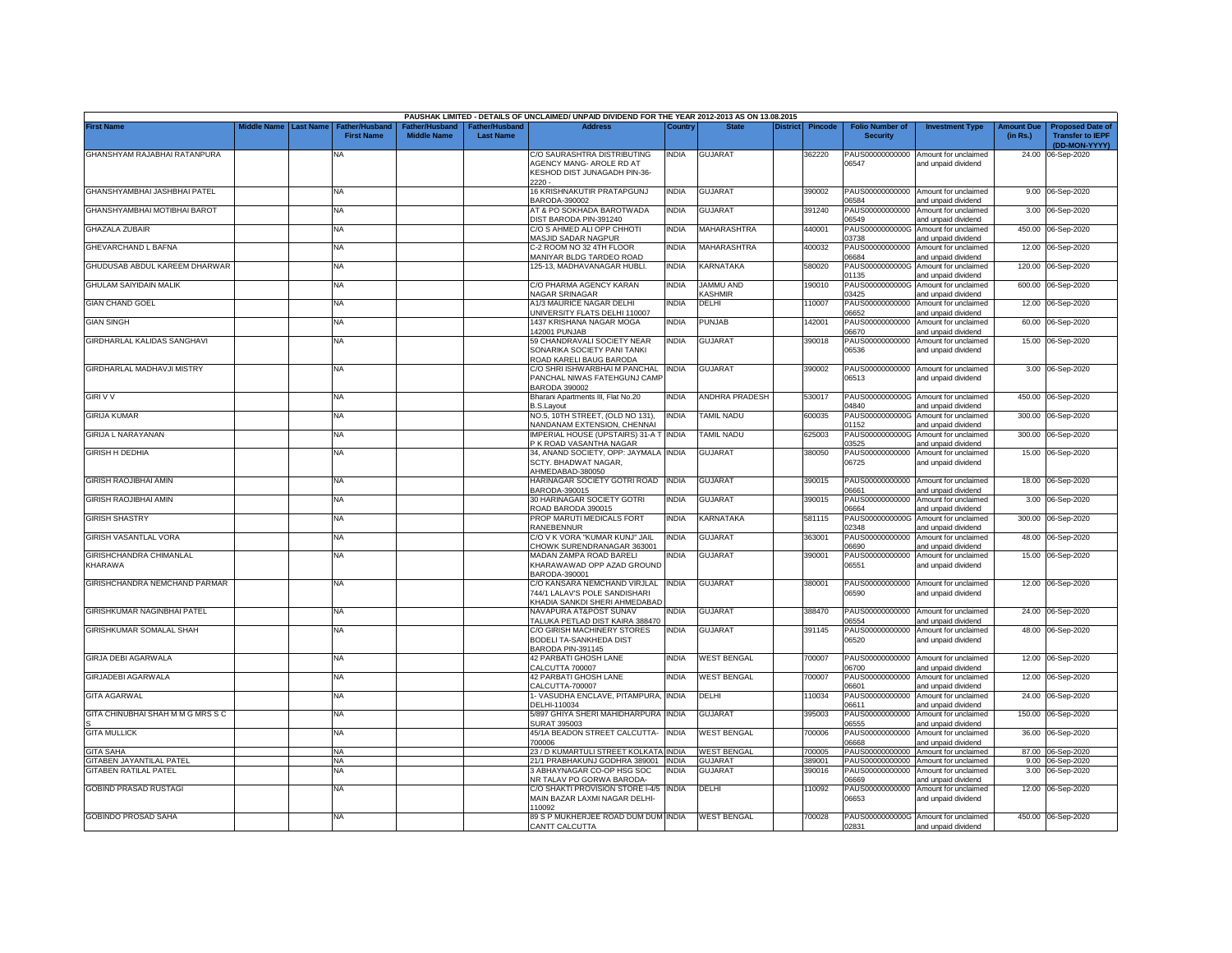PAUSHAK LIMITED - DETAILS OF UNCLAIMED/ UNPAID DIVIDEND FOR THE YEAR 2012-2013 AS ON 13.08.2015

| First Name | Middle Name | Last Name | Father/Husband First Name | Father/Husband Middle Name | Father/Husband Last Name | Address | Country | State | District | Pincode | Folio Number of Security | Investment Type | Amount Due (in Rs.) | Proposed Date of Transfer to IEPF (DD-MON-YYYY) |
|---|---|---|---|---|---|---|---|---|---|---|---|---|---|---|
| GHANSHYAM RAJABHAI RATANPURA | | | NA | | | C/O SAURASHTRA DISTRIBUTING AGENCY MANG- AROLE RD AT KESHOD DIST JUNAGADH PIN-36-2220 - | INDIA | GUJARAT | | 362220 | PAUS00000000000 06547 | Amount for unclaimed and unpaid dividend | 24.00 | 06-Sep-2020 |
| GHANSHYAMBHAI JASHBHAI PATEL | | | NA | | | 16 KRISHNAKUTIR PRATAPGUNJ BARODA-390002 | INDIA | GUJARAT | | 390002 | PAUS00000000000 06584 | Amount for unclaimed and unpaid dividend | 9.00 | 06-Sep-2020 |
| GHANSHYAMBHAI MOTIBHAI BAROT | | | NA | | | AT & PO SOKHADA BAROTWADA DIST BARODA PIN-391240 | INDIA | GUJARAT | | 391240 | PAUS00000000000 06549 | Amount for unclaimed and unpaid dividend | 3.00 | 06-Sep-2020 |
| GHAZALA ZUBAIR | | | NA | | | C/O S AHMED ALI OPP CHHOTI MASJID SADAR NAGPUR | INDIA | MAHARASHTRA | | 440001 | PAUS0000000000G 03738 | Amount for unclaimed and unpaid dividend | 450.00 | 06-Sep-2020 |
| GHEVARCHAND L BAFNA | | | NA | | | C-2 ROOM NO 32 4TH FLOOR MANIYAR BLDG TARDEO ROAD | INDIA | MAHARASHTRA | | 400032 | PAUS00000000000 06684 | Amount for unclaimed and unpaid dividend | 12.00 | 06-Sep-2020 |
| GHUDUSAB ABDUL KAREEM DHARWAR | | | NA | | | 125-13, MADHAVANAGAR HUBLI. | INDIA | KARNATAKA | | 580020 | PAUS0000000000G 01135 | Amount for unclaimed and unpaid dividend | 120.00 | 06-Sep-2020 |
| GHULAM SAIYIDAIN MALIK | | | NA | | | C/O PHARMA AGENCY KARAN NAGAR SRINAGAR | INDIA | JAMMU AND KASHMIR | | 190010 | PAUS0000000000G 03425 | Amount for unclaimed and unpaid dividend | 600.00 | 06-Sep-2020 |
| GIAN CHAND GOEL | | | NA | | | A1/3 MAURICE NAGAR DELHI UNIVERSITY FLATS DELHI 110007 | INDIA | DELHI | | 110007 | PAUS00000000000 06652 | Amount for unclaimed and unpaid dividend | 12.00 | 06-Sep-2020 |
| GIAN SINGH | | | NA | | | 1437 KRISHANA NAGAR MOGA 142001 PUNJAB | INDIA | PUNJAB | | 142001 | PAUS00000000000 06670 | Amount for unclaimed and unpaid dividend | 60.00 | 06-Sep-2020 |
| GIRDHARLAL KALIDAS SANGHAVI | | | NA | | | 59 CHANDRAVALI SOCIETY NEAR SONARIKA SOCIETY PANI TANKI ROAD KARELI BAUG BARODA | INDIA | GUJARAT | | 390018 | PAUS00000000000 06536 | Amount for unclaimed and unpaid dividend | 15.00 | 06-Sep-2020 |
| GIRDHARLAL MADHAVJI MISTRY | | | NA | | | C/O SHRI ISHWARBHAI M PANCHAL PANCHAL NIWAS FATEHGUNJ CAMP BARODA 390002 | INDIA | GUJARAT | | 390002 | PAUS00000000000 06513 | Amount for unclaimed and unpaid dividend | 3.00 | 06-Sep-2020 |
| GIRI V V | | | NA | | | Bharani Apartments III, Flat No.20 B.S.Layout | INDIA | ANDHRA PRADESH | | 530017 | PAUS0000000000G 04840 | Amount for unclaimed and unpaid dividend | 450.00 | 06-Sep-2020 |
| GIRIJA KUMAR | | | NA | | | NO.5, 10TH STREET, (OLD NO 131), NANDANAM EXTENSION, CHENNAI | INDIA | TAMIL NADU | | 600035 | PAUS0000000000G 01152 | Amount for unclaimed and unpaid dividend | 300.00 | 06-Sep-2020 |
| GIRIJA L NARAYANAN | | | NA | | | IMPERIAL HOUSE (UPSTAIRS) 31-A T P K ROAD VASANTHA NAGAR | INDIA | TAMIL NADU | | 625003 | PAUS0000000000G 03525 | Amount for unclaimed and unpaid dividend | 300.00 | 06-Sep-2020 |
| GIRISH H DEDHIA | | | NA | | | 34, ANAND SOCIETY, OPP: JAYMALA SCTY. BHADWAT NAGAR, AHMEDABAD-380050 | INDIA | GUJARAT | | 380050 | PAUS00000000000 06725 | Amount for unclaimed and unpaid dividend | 15.00 | 06-Sep-2020 |
| GIRISH RAOJIBHAI AMIN | | | NA | | | HARINAGAR SOCIETY GOTRI ROAD BARODA-390015 | INDIA | GUJARAT | | 390015 | PAUS00000000000 06661 | Amount for unclaimed and unpaid dividend | 18.00 | 06-Sep-2020 |
| GIRISH RAOJIBHAI AMIN | | | NA | | | 30 HARINAGAR SOCIETY GOTRI ROAD BARODA 390015 | INDIA | GUJARAT | | 390015 | PAUS00000000000 06664 | Amount for unclaimed and unpaid dividend | 3.00 | 06-Sep-2020 |
| GIRISH SHASTRY | | | NA | | | PROP MARUTI MEDICALS FORT RANEBENNUR | INDIA | KARNATAKA | | 581115 | PAUS0000000000G 02348 | Amount for unclaimed and unpaid dividend | 300.00 | 06-Sep-2020 |
| GIRISH VASANTLAL VORA | | | NA | | | C/O V K VORA "KUMAR KUNJ" JAIL CHOWK SURENDRANAGAR 363001 | INDIA | GUJARAT | | 363001 | PAUS00000000000 06690 | Amount for unclaimed and unpaid dividend | 48.00 | 06-Sep-2020 |
| GIRISHCHANDRA CHIMANLAL KHARAWA | | | NA | | | MADAN ZAMPA ROAD BARELI KHARAWAWAD OPP AZAD GROUND BARODA-390001 | INDIA | GUJARAT | | 390001 | PAUS00000000000 06551 | Amount for unclaimed and unpaid dividend | 15.00 | 06-Sep-2020 |
| GIRISHCHANDRA NEMCHAND PARMAR | | | NA | | | C/O KANSARA NEMCHAND VIRJLAL 744/1 LALAV'S POLE SANDISHARI KHADIA SANKDI SHERI AHMEDABAD | INDIA | GUJARAT | | 380001 | PAUS00000000000 06590 | Amount for unclaimed and unpaid dividend | 12.00 | 06-Sep-2020 |
| GIRISHKUMAR NAGINBHAI PATEL | | | NA | | | NAVAPURA AT&POST SUNAV TALUKA PETLAD DIST KAIRA 388470 | INDIA | GUJARAT | | 388470 | PAUS00000000000 06554 | Amount for unclaimed and unpaid dividend | 24.00 | 06-Sep-2020 |
| GIRISHKUMAR SOMALAL SHAH | | | NA | | | C/O GIRISH MACHINERY STORES BODELI TA-SANKHEDA DIST BARODA PIN-391145 | INDIA | GUJARAT | | 391145 | PAUS00000000000 06520 | Amount for unclaimed and unpaid dividend | 48.00 | 06-Sep-2020 |
| GIRJA DEBI AGARWALA | | | NA | | | 42 PARBATI GHOSH LANE CALCUTTA 700007 | INDIA | WEST BENGAL | | 700007 | PAUS00000000000 06700 | Amount for unclaimed and unpaid dividend | 12.00 | 06-Sep-2020 |
| GIRJADEBI AGARWALA | | | NA | | | 42 PARBATI GHOSH LANE CALCUTTA-700007 | INDIA | WEST BENGAL | | 700007 | PAUS00000000000 06601 | Amount for unclaimed and unpaid dividend | 12.00 | 06-Sep-2020 |
| GITA AGARWAL | | | NA | | | 1- VASUDHA ENCLAVE, PITAMPURA, DELHI-110034 | INDIA | DELHI | | 110034 | PAUS00000000000 06611 | Amount for unclaimed and unpaid dividend | 24.00 | 06-Sep-2020 |
| GITA CHINUBHAI SHAH M M G MRS S C S | | | NA | | | 5/897 GHIYA SHERI MAHIDHARPURA SURAT 395003 | INDIA | GUJARAT | | 395003 | PAUS00000000000 06555 | Amount for unclaimed and unpaid dividend | 150.00 | 06-Sep-2020 |
| GITA MULLICK | | | NA | | | 45/1A BEADON STREET CALCUTTA-700006 | INDIA | WEST BENGAL | | 700006 | PAUS00000000000 06668 | Amount for unclaimed and unpaid dividend | 36.00 | 06-Sep-2020 |
| GITA SAHA | | | NA | | | 23 / D KUMARTULI STREET KOLKATA | INDIA | WEST BENGAL | | 700005 | PAUS00000000000 | Amount for unclaimed | 87.00 | 06-Sep-2020 |
| GITABEN JAYANTILAL PATEL | | | NA | | | 21/1 PRABHAKUNJ GODHRA 389001 | INDIA | GUJARAT | | 389001 | PAUS00000000000 | Amount for unclaimed | 9.00 | 06-Sep-2020 |
| GITABEN RATILAL PATEL | | | NA | | | 3 ABHAYNAGAR CO-OP HSG SOC NR TALAV PO GORWA BARODA- | INDIA | GUJARAT | | 390016 | PAUS00000000000 06669 | Amount for unclaimed and unpaid dividend | 3.00 | 06-Sep-2020 |
| GOBIND PRASAD RUSTAGI | | | NA | | | C/O SHAKTI PROVISION STORE I-4/5 MAIN BAZAR LAXMI NAGAR DELHI-110092 | INDIA | DELHI | | 110092 | PAUS00000000000 06653 | Amount for unclaimed and unpaid dividend | 12.00 | 06-Sep-2020 |
| GOBINDO PROSAD SAHA | | | NA | | | 89 S P MUKHERJEE ROAD DUM DUM CANTT CALCUTTA | INDIA | WEST BENGAL | | 700028 | PAUS0000000000G 02831 | Amount for unclaimed and unpaid dividend | 450.00 | 06-Sep-2020 |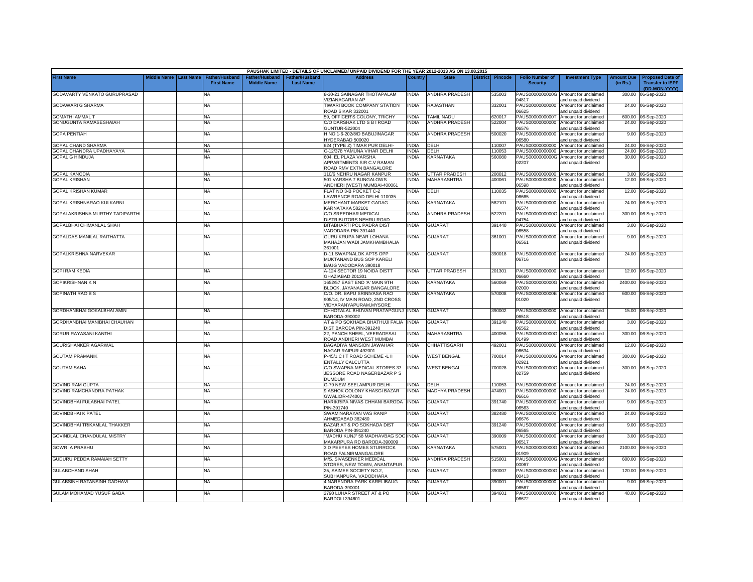PAUSHAK LIMITED - DETAILS OF UNCLAIMED/ UNPAID DIVIDEND FOR THE YEAR 2012-2013 AS ON 13.08.2015

| First Name | Middle Name | Last Name | Father/Husband First Name | Father/Husband Middle Name | Father/Husband Last Name | Address | Country | State | District | Pincode | Folio Number of Security | Investment Type | Amount Due (in Rs.) | Proposed Date of Transfer to IEPF (DD-MON-YYYY) |
|---|---|---|---|---|---|---|---|---|---|---|---|---|---|---|
| GODAVARTY VENKATO GURUPRASAD | | | NA | | | 8-30-21 SAINAGAR THOTAPALAM VIZIANAGARAN AP | INDIA | ANDHRA PRADESH | | 535003 | PAUS0000000000G04817 | Amount for unclaimed and unpaid dividend | 300.00 | 06-Sep-2020 |
| GODAWARI G SHARMA | | | NA | | | TIWARI BOOK COMPANY STATION ROAD SIKAR 332001 | INDIA | RAJASTHAN | | 332001 | PAUS00000000000006625 | Amount for unclaimed and unpaid dividend | 24.00 | 06-Sep-2020 |
| GOMATHI AMMAL T | | | NA | | | 59, OFFICER'S COLONY, TRICHY | INDIA | TAMIL NADU | | 620017 | PAUS0000000000T | Amount for unclaimed | 600.00 | 06-Sep-2020 |
| GONUGUNTA RAMASESHAIAH | | | NA | | | C/O DARSHAK LTD S B I ROAD GUNTUR-522004 | INDIA | ANDHRA PRADESH | | 522004 | PAUS00000000000006576 | Amount for unclaimed and unpaid dividend | 24.00 | 06-Sep-2020 |
| GOPA PENTIAH | | | NA | | | H NO 1-6-202/8/D BABUJINAGAR HYDERABAD 500020 | INDIA | ANDHRA PRADESH | | 500020 | PAUS00000000000006580 | Amount for unclaimed and unpaid dividend | 9.00 | 06-Sep-2020 |
| GOPAL CHAND SHARMA | | | NA | | | 624 (TYPE Z) TIMAR PUR DELHI- | INDIA | DELHI | | 110007 | PAUS00000000000 | Amount for unclaimed | 24.00 | 06-Sep-2020 |
| GOPAL CHANDRA UPADHAYAYA | | | NA | | | C-12/378 YAMUNA VIHAR DELHI | INDIA | DELHI | | 110053 | PAUS00000000000 | Amount for unclaimed | 24.00 | 06-Sep-2020 |
| GOPAL G HINDUJA | | | NA | | | 604, EL PLAZA VARSHA APPARTMENTS SIR C.V RAMAN ROAD RMV EXTN BANGALORE | INDIA | KARNATAKA | | 560080 | PAUS0000000000G02207 | Amount for unclaimed and unpaid dividend | 30.00 | 06-Sep-2020 |
| GOPAL KANODIA | | | NA | | | 110/6 NEHRU NAGAR KANPUR | INDIA | UTTAR PRADESH | | 208012 | PAUS00000000000 | Amount for unclaimed | 3.00 | 06-Sep-2020 |
| GOPAL KRISHAN | | | NA | | | 501 VARSHA 7 BUNGALOWS ANDHERI (WEST) MUMBAI-400061 | INDIA | MAHARASHTRA | | 400061 | PAUS00000000000006598 | Amount for unclaimed and unpaid dividend | 12.00 | 06-Sep-2020 |
| GOPAL KRISHAN KUMAR | | | NA | | | FLAT NO 3-B POCKET C-2 LAWRENCE ROAD DELHI-110035 | INDIA | DELHI | | 110035 | PAUS00000000000006665 | Amount for unclaimed and unpaid dividend | 12.00 | 06-Sep-2020 |
| GOPAL KRISHNARAO KULKARNI | | | NA | | | MERCHANT MARKET GADAG KARNATAKA 582101 | INDIA | KARNATAKA | | 582101 | PAUS00000000000006574 | Amount for unclaimed and unpaid dividend | 24.00 | 06-Sep-2020 |
| GOPALAKRISHNA MURTHY TADIPARTHI | | | NA | | | C/O SREEDHAR MEDICAL DISTRIBUTORS NEHRU ROAD | INDIA | ANDHRA PRADESH | | 522201 | PAUS0000000000G04754 | Amount for unclaimed and unpaid dividend | 300.00 | 06-Sep-2020 |
| GOPALBHAI CHIMANLAL SHAH | | | NA | | | BITABHARTI POL PADRA DIST VADODARA PIN-391440 | INDIA | GUJARAT | | 391440 | PAUS00000000000006558 | Amount for unclaimed and unpaid dividend | 3.00 | 06-Sep-2020 |
| GOPALDAS MANILAL RAITHATTA | | | NA | | | GURU KRUPA NEAR LOHANA MAHAJAN WADI JAMKHAMBHALIA 361001 | INDIA | GUJARAT | | 361001 | PAUS00000000000006561 | Amount for unclaimed and unpaid dividend | 9.00 | 06-Sep-2020 |
| GOPALKRISHNA NARVEKAR | | | NA | | | D-11 SWAPNALOK APTS OPP MUKTANAND BUS SOP KARELI BAUG VADODARA 390018 | INDIA | GUJARAT | | 390018 | PAUS00000000000006716 | Amount for unclaimed and unpaid dividend | 24.00 | 06-Sep-2020 |
| GOPI RAM KEDIA | | | NA | | | A-124 SECTOR 19 NOIDA DISTT GHAZIABAD 201301 | INDIA | UTTAR PRADESH | | 201301 | PAUS00000000000006660 | Amount for unclaimed and unpaid dividend | 12.00 | 06-Sep-2020 |
| GOPIKRISHNAN K N | | | NA | | | 1652/57 EAST END 'A' MAIN 9TH BLOCK, JAYANAGAR BANGALORE | INDIA | KARNATAKA | | 560069 | PAUS0000000000G02000 | Amount for unclaimed and unpaid dividend | 2400.00 | 06-Sep-2020 |
| GOPINATH RAO B S | | | NA | | | C/O. DR. BAPU SRINIVASA RAO 905/14, IV MAIN ROAD, 2ND CROSS VIDYARANYAPURAM,MYSORE | INDIA | KARNATAKA | | 570008 | PAUS0000000000B01020 | Amount for unclaimed and unpaid dividend | 600.00 | 06-Sep-2020 |
| GORDHANBHAI GOKALBHAI AMIN | | | NA | | | CHHOTALAL BHUVAN PRATAPGUNJ BARODA-390002 | INDIA | GUJARAT | | 390002 | PAUS00000000000006518 | Amount for unclaimed and unpaid dividend | 15.00 | 06-Sep-2020 |
| GORDHANBHAI MANIBHAI CHAUHAN | | | NA | | | AT & PO SOKHADA BHATHUJI FALIA DIST BARODA PIN-391240 | INDIA | GUJARAT | | 391240 | PAUS00000000000006562 | Amount for unclaimed and unpaid dividend | 3.00 | 06-Sep-2020 |
| GORUR RAYASANI KANTHI | | | NA | | | 22, PANCH SHEEL, VEERADESAI ROAD ANDHERI WEST MUMBAI | INDIA | MAHARASHTRA | | 400058 | PAUS0000000000G01499 | Amount for unclaimed and unpaid dividend | 300.00 | 06-Sep-2020 |
| GOURISHANKER AGARWAL | | | NA | | | BAGADIYA MANSION JAWAHAR NAGAR RAIPUR 492001 | INDIA | CHHATTISGARH | | 492001 | PAUS00000000000006634 | Amount for unclaimed and unpaid dividend | 12.00 | 06-Sep-2020 |
| GOUTAM PRAMANIK | | | NA | | | P-45/1 C I T ROAD SCHEME -L II ENTALLY CALCUTTA | INDIA | WEST BENGAL | | 700014 | PAUS0000000000G02921 | Amount for unclaimed and unpaid dividend | 300.00 | 06-Sep-2020 |
| GOUTAM SAHA | | | NA | | | C/O SWAPNA MEDICAL STORES 37 JESSORE ROAD NAGERBAZAR P S DUMDUM | INDIA | WEST BENGAL | | 700028 | PAUS0000000000G02759 | Amount for unclaimed and unpaid dividend | 300.00 | 06-Sep-2020 |
| GOVIND RAM GUPTA | | | NA | | | G-79 NEW SEELAMPUR DELHI- | INDIA | DELHI | | 110053 | PAUS00000000000 | Amount for unclaimed | 24.00 | 06-Sep-2020 |
| GOVIND RAMCHANDRA PATHAK | | | NA | | | 9 ASHOK COLONY KHASGI BAZAR GWALIOR-474001 | INDIA | MADHYA PRADESH | | 474001 | PAUS00000000000006616 | Amount for unclaimed and unpaid dividend | 24.00 | 06-Sep-2020 |
| GOVINDBHAI FULABHAI PATEL | | | NA | | | HARIKRIPA NIVAS CHHANI BARODA PIN-391740 | INDIA | GUJARAT | | 391740 | PAUS00000000000006563 | Amount for unclaimed and unpaid dividend | 9.00 | 06-Sep-2020 |
| GOVINDBHAI K PATEL | | | NA | | | SWAMINARAYAN VAS RANIP AHMEDABAD 382480 | INDIA | GUJARAT | | 382480 | PAUS00000000000006676 | Amount for unclaimed and unpaid dividend | 24.00 | 06-Sep-2020 |
| GOVINDBHAI TRIKAMLAL THAKKER | | | NA | | | BAZAR AT & PO SOKHADA DIST BARODA PIN-391240 | INDIA | GUJARAT | | 391240 | PAUS00000000000006565 | Amount for unclaimed and unpaid dividend | 9.00 | 06-Sep-2020 |
| GOVINDLAL CHANDULAL MISTRY | | | NA | | | "MADHU KUNJ" 58 MADHAVBAG SOC MAKARPURA RD BARODA-390009 | INDIA | GUJARAT | | 390009 | PAUS00000000000006517 | Amount for unclaimed and unpaid dividend | 3.00 | 06-Sep-2020 |
| GOWRI A PRABHU | | | NA | | | 3 D PEEYES HOMES STURROCK ROAD FALNIRMANGALORE | INDIA | KARNATAKA | | 575001 | PAUS0000000000G01909 | Amount for unclaimed and unpaid dividend | 2100.00 | 06-Sep-2020 |
| GUDURU PEDDA RAMAIAH SETTY | | | NA | | | M/S. SIVASENKER MEDICAL STORES, NEW TOWN, ANANTAPUR. | INDIA | ANDHRA PRADESH | | 515001 | PAUS0000000000G00067 | Amount for unclaimed and unpaid dividend | 600.00 | 06-Sep-2020 |
| GULABCHAND SHAH | | | NA | | | 25, SAIMEE SOCIETY NO.2, SUBHANPURA, VADODHARA | INDIA | GUJARAT | | 390007 | PAUS0000000000G00413 | Amount for unclaimed and unpaid dividend | 120.00 | 06-Sep-2020 |
| GULABSINH RATANSINH GADHAVI | | | NA | | | 4 NARENDRA PARK KARELIBAUG BARODA-390001 | INDIA | GUJARAT | | 390001 | PAUS00000000000006567 | Amount for unclaimed and unpaid dividend | 9.00 | 06-Sep-2020 |
| GULAM MOHAMAD YUSUF GABA | | | NA | | | 2790 LUHAR STREET AT & PO BARDOLI 394601 | INDIA | GUJARAT | | 394601 | PAUS00000000000006672 | Amount for unclaimed and unpaid dividend | 48.00 | 06-Sep-2020 |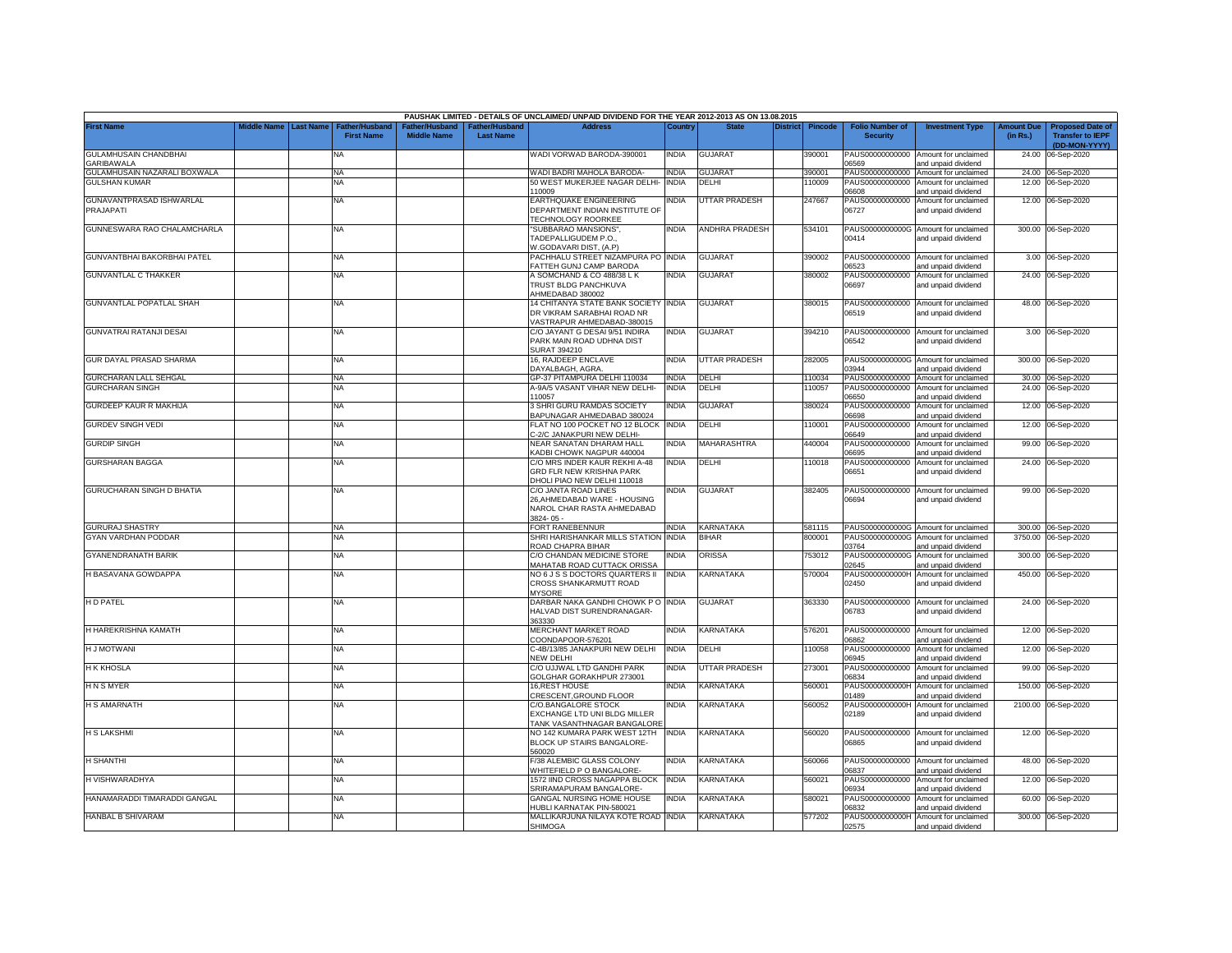PAUSHAK LIMITED - DETAILS OF UNCLAIMED/ UNPAID DIVIDEND FOR THE YEAR 2012-2013 AS ON 13.08.2015

| First Name | Middle Name | Last Name | Father/Husband First Name | Father/Husband Middle Name | Father/Husband Last Name | Address | Country | State | District | Pincode | Folio Number of Security | Investment Type | Amount Due (in Rs.) | Proposed Date of Transfer to IEPF (DD-MON-YYYY) |
|---|---|---|---|---|---|---|---|---|---|---|---|---|---|---|
| GULAMHUSAIN CHANDBHAI GARIBAWALA | | | NA | | | WADI VORWAD BARODA-390001 | INDIA | GUJARAT | | 390001 | PAUS00000000000 06569 | Amount for unclaimed and unpaid dividend | 24.00 | 06-Sep-2020 |
| GULAMHUSAIN NAZARALI BOXWALA | | | NA | | | WADI BADRI MAHOLA BARODA- | INDIA | GUJARAT | | 390001 | PAUS00000000000 | Amount for unclaimed | 24.00 | 06-Sep-2020 |
| GULSHAN KUMAR | | | NA | | | 50 WEST MUKERJEE NAGAR DELHI-110009 | INDIA | DELHI | | 110009 | PAUS00000000000 06608 | Amount for unclaimed and unpaid dividend | 12.00 | 06-Sep-2020 |
| GUNAVANTPRASAD ISHWARLAL PRAJAPATI | | | NA | | | EARTHQUAKE ENGINEERING DEPARTMENT INDIAN INSTITUTE OF TECHNOLOGY ROORKEE | INDIA | UTTAR PRADESH | | 247667 | PAUS00000000000 06727 | Amount for unclaimed and unpaid dividend | 12.00 | 06-Sep-2020 |
| GUNNESWARA RAO CHALAMCHARLA | | | NA | | | "SUBBARAO MANSIONS", TADEPALLIGUDEM P.O., W.GODAVARI DIST, (A.P) | INDIA | ANDHRA PRADESH | | 534101 | PAUS0000000000G 00414 | Amount for unclaimed and unpaid dividend | 300.00 | 06-Sep-2020 |
| GUNVANTBHAI BAKORBHAI PATEL | | | NA | | | PACHHALU STREET NIZAMPURA PO FATTEH GUNJ CAMP BARODA | INDIA | GUJARAT | | 390002 | PAUS00000000000 06523 | Amount for unclaimed and unpaid dividend | 3.00 | 06-Sep-2020 |
| GUNVANTLAL C THAKKER | | | NA | | | A SOMCHAND & CO 488/38 L K TRUST BLDG PANCHKUVA AHMEDABAD 380002 | INDIA | GUJARAT | | 380002 | PAUS00000000000 06697 | Amount for unclaimed and unpaid dividend | 24.00 | 06-Sep-2020 |
| GUNVANTLAL POPATLAL SHAH | | | NA | | | 14 CHITANYA STATE BANK SOCIETY DR VIKRAM SARABHAI ROAD NR VASTRAPUR AHMEDABAD-380015 | INDIA | GUJARAT | | 380015 | PAUS00000000000 06519 | Amount for unclaimed and unpaid dividend | 48.00 | 06-Sep-2020 |
| GUNVATRAI RATANJI DESAI | | | NA | | | C/O JAYANT G DESAI 9/51 INDIRA PARK MAIN ROAD UDHNA DIST SURAT 394210 | INDIA | GUJARAT | | 394210 | PAUS00000000000 06542 | Amount for unclaimed and unpaid dividend | 3.00 | 06-Sep-2020 |
| GUR DAYAL PRASAD SHARMA | | | NA | | | 16, RAJDEEP ENCLAVE DAYALBAGH, AGRA. | INDIA | UTTAR PRADESH | | 282005 | PAUS0000000000G 03944 | Amount for unclaimed and unpaid dividend | 300.00 | 06-Sep-2020 |
| GURCHARAN LALL SEHGAL | | | NA | | | GP-37 PITAMPURA DELHI 110034 | INDIA | DELHI | | 110034 | PAUS00000000000 | Amount for unclaimed | 30.00 | 06-Sep-2020 |
| GURCHARAN SINGH | | | NA | | | A-9A/5 VASANT VIHAR NEW DELHI-110057 | INDIA | DELHI | | 110057 | PAUS00000000000 06650 | Amount for unclaimed and unpaid dividend | 24.00 | 06-Sep-2020 |
| GURDEEP KAUR R MAKHIJA | | | NA | | | 3 SHRI GURU RAMDAS SOCIETY BAPUNAGAR AHMEDABAD 380024 | INDIA | GUJARAT | | 380024 | PAUS00000000000 06698 | Amount for unclaimed and unpaid dividend | 12.00 | 06-Sep-2020 |
| GURDEV SINGH VEDI | | | NA | | | FLAT NO 100 POCKET NO 12 BLOCK C-2/C JANAKPURI NEW DELHI- | INDIA | DELHI | | 110001 | PAUS00000000000 06649 | Amount for unclaimed and unpaid dividend | 12.00 | 06-Sep-2020 |
| GURDIP SINGH | | | NA | | | NEAR SANATAN DHARAM HALL KADBI CHOWK NAGPUR 440004 | INDIA | MAHARASHTRA | | 440004 | PAUS00000000000 06695 | Amount for unclaimed and unpaid dividend | 99.00 | 06-Sep-2020 |
| GURSHARAN BAGGA | | | NA | | | C/O MRS INDER KAUR REKHI A-48 GRD FLR NEW KRISHNA PARK DHOLI PIAO NEW DELHI 110018 | INDIA | DELHI | | 110018 | PAUS00000000000 06651 | Amount for unclaimed and unpaid dividend | 24.00 | 06-Sep-2020 |
| GURUCHARAN SINGH D BHATIA | | | NA | | | C/O JANTA ROAD LINES 26,AHMEDABAD WARE - HOUSING NAROL CHAR RASTA AHMEDABAD 3824- 05 - | INDIA | GUJARAT | | 382405 | PAUS00000000000 06694 | Amount for unclaimed and unpaid dividend | 99.00 | 06-Sep-2020 |
| GURURAJ SHASTRY | | | NA | | | FORT RANEBENNUR | INDIA | KARNATAKA | | 581115 | PAUS0000000000G | Amount for unclaimed | 300.00 | 06-Sep-2020 |
| GYAN VARDHAN PODDAR | | | NA | | | SHRI HARISHANKAR MILLS STATION ROAD CHAPRA BIHAR | INDIA | BIHAR | | 800001 | PAUS0000000000G 03764 | Amount for unclaimed and unpaid dividend | 3750.00 | 06-Sep-2020 |
| GYANENDRANATH BARIK | | | NA | | | C/O CHANDAN MEDICINE STORE MAHATAB ROAD CUTTACK ORISSA | INDIA | ORISSA | | 753012 | PAUS0000000000G 02645 | Amount for unclaimed and unpaid dividend | 300.00 | 06-Sep-2020 |
| H BASAVANA GOWDAPPA | | | NA | | | NO 6 J S S DOCTORS QUARTERS II CROSS SHANKARMUTT ROAD MYSORE | INDIA | KARNATAKA | | 570004 | PAUS0000000000H 02450 | Amount for unclaimed and unpaid dividend | 450.00 | 06-Sep-2020 |
| H D PATEL | | | NA | | | DARBAR NAKA GANDHI CHOWK P O HALVAD DIST SURENDRANAGAR-363330 | INDIA | GUJARAT | | 363330 | PAUS00000000000 06783 | Amount for unclaimed and unpaid dividend | 24.00 | 06-Sep-2020 |
| H HAREKRISHNA KAMATH | | | NA | | | MERCHANT MARKET ROAD COONDAPOOR-576201 | INDIA | KARNATAKA | | 576201 | PAUS00000000000 06862 | Amount for unclaimed and unpaid dividend | 12.00 | 06-Sep-2020 |
| H J MOTWANI | | | NA | | | C-4B/13/85 JANAKPURI NEW DELHI NEW DELHI | INDIA | DELHI | | 110058 | PAUS00000000000 06945 | Amount for unclaimed and unpaid dividend | 12.00 | 06-Sep-2020 |
| H K KHOSLA | | | NA | | | C/O UJJWAL LTD GANDHI PARK GOLGHAR GORAKHPUR 273001 | INDIA | UTTAR PRADESH | | 273001 | PAUS00000000000 06834 | Amount for unclaimed and unpaid dividend | 99.00 | 06-Sep-2020 |
| H N S MYER | | | NA | | | 16,REST HOUSE CRESCENT,GROUND FLOOR | INDIA | KARNATAKA | | 560001 | PAUS0000000000H 01489 | Amount for unclaimed and unpaid dividend | 150.00 | 06-Sep-2020 |
| H S AMARNATH | | | NA | | | C/O.BANGALORE STOCK EXCHANGE LTD UNI BLDG MILLER TANK VASANTHNAGAR BANGALORE | INDIA | KARNATAKA | | 560052 | PAUS0000000000H 02189 | Amount for unclaimed and unpaid dividend | 2100.00 | 06-Sep-2020 |
| H S LAKSHMI | | | NA | | | NO 142 KUMARA PARK WEST 12TH BLOCK UP STAIRS BANGALORE-560020 | INDIA | KARNATAKA | | 560020 | PAUS00000000000 06865 | Amount for unclaimed and unpaid dividend | 12.00 | 06-Sep-2020 |
| H SHANTHI | | | NA | | | F/38 ALEMBIC GLASS COLONY WHITEFIELD P O BANGALORE- | INDIA | KARNATAKA | | 560066 | PAUS00000000000 06837 | Amount for unclaimed and unpaid dividend | 48.00 | 06-Sep-2020 |
| H VISHWARADHYA | | | NA | | | 1572 IIND CROSS NAGAPPA BLOCK SRIRAMAPURAM BANGALORE- | INDIA | KARNATAKA | | 560021 | PAUS00000000000 06934 | Amount for unclaimed and unpaid dividend | 12.00 | 06-Sep-2020 |
| HANAMARADDI TIMARADDI GANGAL | | | NA | | | GANGAL NURSING HOME HOUSE HUBLI KARNATAK PIN-580021 | INDIA | KARNATAKA | | 580021 | PAUS00000000000 06832 | Amount for unclaimed and unpaid dividend | 60.00 | 06-Sep-2020 |
| HANBAL B SHIVARAM | | | NA | | | MALLIKARJUNA NILAYA KOTE ROAD SHIMOGA | INDIA | KARNATAKA | | 577202 | PAUS0000000000H 02575 | Amount for unclaimed and unpaid dividend | 300.00 | 06-Sep-2020 |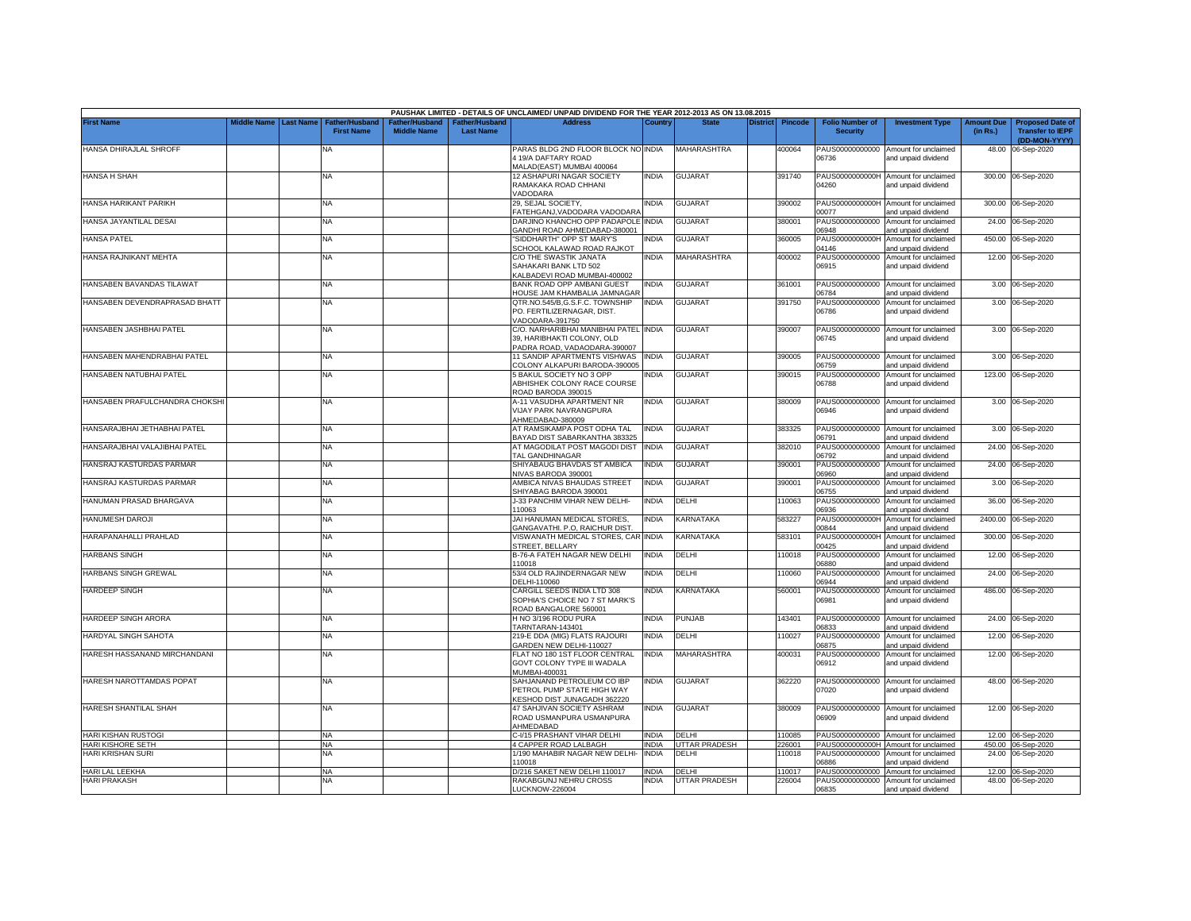PAUSHAK LIMITED - DETAILS OF UNCLAIMED/ UNPAID DIVIDEND FOR THE YEAR 2012-2013 AS ON 13.08.2015

| First Name | Middle Name | Last Name | Father/Husband First Name | Father/Husband Middle Name | Father/Husband Last Name | Address | Country | State | District | Pincode | Folio Number of Security | Investment Type | Amount Due (in Rs.) | Proposed Date of Transfer to IEPF (DD-MON-YYYY) |
|---|---|---|---|---|---|---|---|---|---|---|---|---|---|---|
| HANSA DHIRAJLAL SHROFF | | | NA | | | PARAS BLDG 2ND FLOOR BLOCK NO 4 19/A DAFTARY ROAD MALAD(EAST) MUMBAI 400064 | INDIA | MAHARASHTRA | | 400064 | PAUS00000000000 06736 | Amount for unclaimed and unpaid dividend | 48.00 | 06-Sep-2020 |
| HANSA H SHAH | | | NA | | | 12 ASHAPURI NAGAR SOCIETY RAMAKAKA ROAD CHHANI VADODARA | INDIA | GUJARAT | | 391740 | PAUS0000000000H 04260 | Amount for unclaimed and unpaid dividend | 300.00 | 06-Sep-2020 |
| HANSA HARIKANT PARIKH | | | NA | | | 29, SEJAL SOCIETY, FATEHGANJ,VADODARA VADODARA | INDIA | GUJARAT | | 390002 | PAUS0000000000H 00077 | Amount for unclaimed and unpaid dividend | 300.00 | 06-Sep-2020 |
| HANSA JAYANTILAL DESAI | | | NA | | | DARJINO KHANCHO OPP PADAPOLE GANDHI ROAD AHMEDABAD-380001 | INDIA | GUJARAT | | 380001 | PAUS00000000000 06948 | Amount for unclaimed and unpaid dividend | 24.00 | 06-Sep-2020 |
| HANSA PATEL | | | NA | | | "SIDDHARTH" OPP ST MARY'S SCHOOL KALAWAD ROAD RAJKOT | INDIA | GUJARAT | | 360005 | PAUS0000000000H 04146 | Amount for unclaimed and unpaid dividend | 450.00 | 06-Sep-2020 |
| HANSA RAJNIKANT MEHTA | | | NA | | | C/O THE SWASTIK JANATA SAHAKARI BANK LTD 502 KALBADEVI ROAD MUMBAI-400002 | INDIA | MAHARASHTRA | | 400002 | PAUS00000000000 06915 | Amount for unclaimed and unpaid dividend | 12.00 | 06-Sep-2020 |
| HANSABEN BAVANDAS TILAWAT | | | NA | | | BANK ROAD OPP AMBANI GUEST HOUSE JAM KHAMBALIA JAMNAGAR | INDIA | GUJARAT | | 361001 | PAUS00000000000 06784 | Amount for unclaimed and unpaid dividend | 3.00 | 06-Sep-2020 |
| HANSABEN DEVENDRAPRASAD BHATT | | | NA | | | QTR.NO.545/B,G.S.F.C. TOWNSHIP PO. FERTILIZERNAGAR, DIST. VADODARA-391750 | INDIA | GUJARAT | | 391750 | PAUS00000000000 06786 | Amount for unclaimed and unpaid dividend | 3.00 | 06-Sep-2020 |
| HANSABEN JASHBHAI PATEL | | | NA | | | C/O. NARHARIBHAI MANIBHAI PATEL 39, HARIBHAKTI COLONY, OLD PADRA ROAD, VADAODARA-390007 | INDIA | GUJARAT | | 390007 | PAUS00000000000 06745 | Amount for unclaimed and unpaid dividend | 3.00 | 06-Sep-2020 |
| HANSABEN MAHENDRABHAI PATEL | | | NA | | | 11 SANDIP APARTMENTS VISHWAS COLONY ALKAPURI BARODA-390005 | INDIA | GUJARAT | | 390005 | PAUS00000000000 06759 | Amount for unclaimed and unpaid dividend | 3.00 | 06-Sep-2020 |
| HANSABEN NATUBHAI PATEL | | | NA | | | 5 BAKUL SOCIETY NO 3 OPP ABHISHEK COLONY RACE COURSE ROAD BARODA 390015 | INDIA | GUJARAT | | 390015 | PAUS00000000000 06788 | Amount for unclaimed and unpaid dividend | 123.00 | 06-Sep-2020 |
| HANSABEN PRAFULCHANDRA CHOKSHI | | | NA | | | A-11 VASUDHA APARTMENT NR VIJAY PARK NAVRANGPURA AHMEDABAD-380009 | INDIA | GUJARAT | | 380009 | PAUS00000000000 06946 | Amount for unclaimed and unpaid dividend | 3.00 | 06-Sep-2020 |
| HANSARAJBHAI JETHABHAI PATEL | | | NA | | | AT RAMSIKAMPA POST ODHA TAL BAYAD DIST SABARKANTHA 383325 | INDIA | GUJARAT | | 383325 | PAUS00000000000 06791 | Amount for unclaimed and unpaid dividend | 3.00 | 06-Sep-2020 |
| HANSARAJBHAI VALAJIBHAI PATEL | | | NA | | | AT MAGODILAT POST MAGODI DIST TAL GANDHINAGAR | INDIA | GUJARAT | | 382010 | PAUS00000000000 06792 | Amount for unclaimed and unpaid dividend | 24.00 | 06-Sep-2020 |
| HANSRAJ KASTURDAS PARMAR | | | NA | | | SHIYABAUG BHAVDAS ST AMBICA NIVAS BARODA 390001 | INDIA | GUJARAT | | 390001 | PAUS00000000000 06960 | Amount for unclaimed and unpaid dividend | 24.00 | 06-Sep-2020 |
| HANSRAJ KASTURDAS PARMAR | | | NA | | | AMBICA NIVAS BHAUDAS STREET SHIYABAG BARODA 390001 | INDIA | GUJARAT | | 390001 | PAUS00000000000 06755 | Amount for unclaimed and unpaid dividend | 3.00 | 06-Sep-2020 |
| HANUMAN PRASAD BHARGAVA | | | NA | | | J-33 PANCHIM VIHAR NEW DELHI-110063 | INDIA | DELHI | | 110063 | PAUS00000000000 06936 | Amount for unclaimed and unpaid dividend | 36.00 | 06-Sep-2020 |
| HANUMESH DAROJI | | | NA | | | JAI HANUMAN MEDICAL STORES, GANGAVATHI. P.O, RAICHUR DIST. | INDIA | KARNATAKA | | 583227 | PAUS0000000000H 00844 | Amount for unclaimed and unpaid dividend | 2400.00 | 06-Sep-2020 |
| HARAPANAHALLI PRAHLAD | | | NA | | | VISWANATH MEDICAL STORES, CAR STREET, BELLARY | INDIA | KARNATAKA | | 583101 | PAUS0000000000H 00425 | Amount for unclaimed and unpaid dividend | 300.00 | 06-Sep-2020 |
| HARBANS SINGH | | | NA | | | B-76-A FATEH NAGAR NEW DELHI 110018 | INDIA | DELHI | | 110018 | PAUS00000000000 06880 | Amount for unclaimed and unpaid dividend | 12.00 | 06-Sep-2020 |
| HARBANS SINGH GREWAL | | | NA | | | 53/4 OLD RAJINDERNAGAR NEW DELHI-110060 | INDIA | DELHI | | 110060 | PAUS00000000000 06944 | Amount for unclaimed and unpaid dividend | 24.00 | 06-Sep-2020 |
| HARDEEP SINGH | | | NA | | | CARGILL SEEDS INDIA LTD 308 SOPHIA'S CHOICE NO 7 ST MARK'S ROAD BANGALORE 560001 | INDIA | KARNATAKA | | 560001 | PAUS00000000000 06981 | Amount for unclaimed and unpaid dividend | 486.00 | 06-Sep-2020 |
| HARDEEP SINGH ARORA | | | NA | | | H NO 3/196 RODU PURA TARNTARAN-143401 | INDIA | PUNJAB | | 143401 | PAUS00000000000 06833 | Amount for unclaimed and unpaid dividend | 24.00 | 06-Sep-2020 |
| HARDYAL SINGH SAHOTA | | | NA | | | 219-E DDA (MIG) FLATS RAJOURI GARDEN NEW DELHI-110027 | INDIA | DELHI | | 110027 | PAUS00000000000 06875 | Amount for unclaimed and unpaid dividend | 12.00 | 06-Sep-2020 |
| HARESH HASSANAND MIRCHANDANI | | | NA | | | FLAT NO 180 1ST FLOOR CENTRAL GOVT COLONY TYPE III WADALA MUMBAI-400031 | INDIA | MAHARASHTRA | | 400031 | PAUS00000000000 06912 | Amount for unclaimed and unpaid dividend | 12.00 | 06-Sep-2020 |
| HARESH NAROTTAMDAS POPAT | | | NA | | | SAHJANAND PETROLEUM CO IBP PETROL PUMP STATE HIGH WAY KESHOD DIST JUNAGADH 362220 | INDIA | GUJARAT | | 362220 | PAUS00000000000 07020 | Amount for unclaimed and unpaid dividend | 48.00 | 06-Sep-2020 |
| HARESH SHANTILAL SHAH | | | NA | | | 47 SAHJIVAN SOCIETY ASHRAM ROAD USMANPURA USMANPURA AHMEDABAD | INDIA | GUJARAT | | 380009 | PAUS00000000000 06909 | Amount for unclaimed and unpaid dividend | 12.00 | 06-Sep-2020 |
| HARI KISHAN RUSTOGI | | | NA | | | C-I/15 PRASHANT VIHAR DELHI | INDIA | DELHI | | 110085 | PAUS00000000000 | Amount for unclaimed | 12.00 | 06-Sep-2020 |
| HARI KISHORE SETH | | | NA | | | 4 CAPPER ROAD LALBAGH | INDIA | UTTAR PRADESH | | 226001 | PAUS0000000000H | Amount for unclaimed | 450.00 | 06-Sep-2020 |
| HARI KRISHAN SURI | | | NA | | | 1/190 MAHABIR NAGAR NEW DELHI-110018 | INDIA | DELHI | | 110018 | PAUS00000000000 06886 | Amount for unclaimed and unpaid dividend | 24.00 | 06-Sep-2020 |
| HARI LAL LEEKHA | | | NA | | | D/216 SAKET NEW DELHI 110017 | INDIA | DELHI | | 110017 | PAUS00000000000 | Amount for unclaimed | 12.00 | 06-Sep-2020 |
| HARI PRAKASH | | | NA | | | RAKABGUNJ NEHRU CROSS LUCKNOW-226004 | INDIA | UTTAR PRADESH | | 226004 | PAUS00000000000 06835 | Amount for unclaimed and unpaid dividend | 48.00 | 06-Sep-2020 |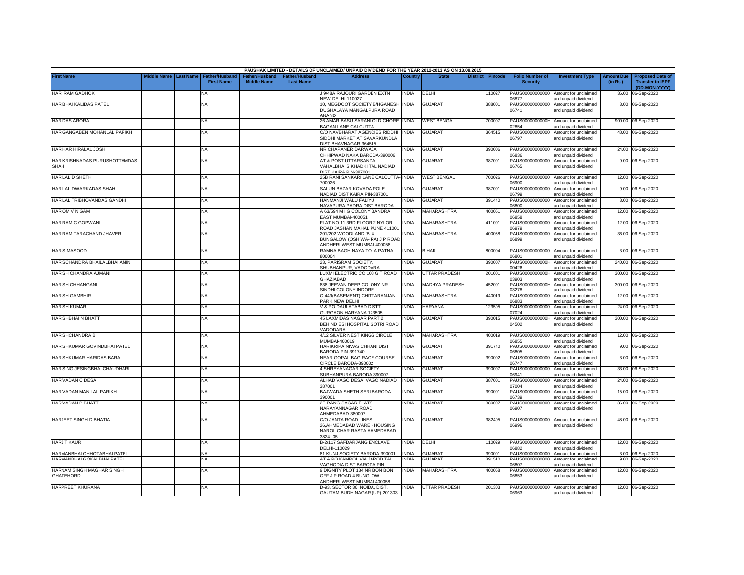PAUSHAK LIMITED - DETAILS OF UNCLAIMED/ UNPAID DIVIDEND FOR THE YEAR 2012-2013 AS ON 13.08.2015

| First Name | Middle Name | Last Name | Father/Husband First Name | Father/Husband Middle Name | Father/Husband Last Name | Address | Country | State | District | Pincode | Folio Number of Security | Investment Type | Amount Due (in Rs.) | Proposed Date of Transfer to IEPF (DD-MON-YYYY) |
|---|---|---|---|---|---|---|---|---|---|---|---|---|---|---|
| HARI RAM GADHOK | | | NA | | | J 9/48A RAJOURI GARDEN EXTN NEW DELHI-110027 | INDIA | DELHI | | 110027 | PAUS00000000000 06877 | Amount for unclaimed and unpaid dividend | 36.00 | 06-Sep-2020 |
| HARIBHAI KALIDAS PATEL | | | NA | | | 10, MEGDOOT SOCIETY B/HGANESH DUGHALAYA MANGALPURA ROAD ANAND | INDIA | GUJARAT | | 388001 | PAUS00000000000 06741 | Amount for unclaimed and unpaid dividend | 3.00 | 06-Sep-2020 |
| HARIDAS ARORA | | | NA | | | 26 AMAR BASU SARANI OLD CHORE BAGAN LANE CALCUTTA | INDIA | WEST BENGAL | | 700007 | PAUS0000000000H 02854 | Amount for unclaimed and unpaid dividend | 900.00 | 06-Sep-2020 |
| HARIGANGABEN MOHANLAL PARIKH | | | NA | | | C/O NAVBHARAT AGENCIES RIDDHI SIDDHI MARKET AT SAVARKUNDLA DIST BHAVNAGAR-364515 | INDIA | GUJARAT | | 364515 | PAUS00000000000 06797 | Amount for unclaimed and unpaid dividend | 48.00 | 06-Sep-2020 |
| HARIHAR HIRALAL JOSHI | | | NA | | | NR CHAPANER DARWAJA CHHIPWAD NAKA BARODA-390006 | INDIA | GUJARAT | | 390006 | PAUS00000000000 06836 | Amount for unclaimed and unpaid dividend | 24.00 | 06-Sep-2020 |
| HARIKRISHNADAS PURUSHOTTAMDAS SHAH | | | NA | | | AT & POST UTTARSANDA VAHALBHAI'S KHADKI TAL NADIAD DIST KAIRA PIN-387001 | INDIA | GUJARAT | | 387001 | PAUS00000000000 06765 | Amount for unclaimed and unpaid dividend | 9.00 | 06-Sep-2020 |
| HARILAL D SHETH | | | NA | | | 25B RANI SANKARI LANE CALCUTTA-700026 | INDIA | WEST BENGAL | | 700026 | PAUS00000000000 06900 | Amount for unclaimed and unpaid dividend | 12.00 | 06-Sep-2020 |
| HARILAL DWARKADAS SHAH | | | NA | | | SALUN BAZAR KOVADA POLE NADIAD DIST KAIRA PIN-387001 | INDIA | GUJARAT | | 387001 | PAUS00000000000 06799 | Amount for unclaimed and unpaid dividend | 9.00 | 06-Sep-2020 |
| HARILAL TRIBHOVANDAS GANDHI | | | NA | | | HANMANJI WALU FALIYU NAVAPURA PADRA DIST BARODA | INDIA | GUJARAT | | 391440 | PAUS00000000000 06800 | Amount for unclaimed and unpaid dividend | 3.00 | 06-Sep-2020 |
| HARIOM V NIGAM | | | NA | | | A 63/594 M I G COLONY BANDRA EAST MUMBAI-400051 | INDIA | MAHARASHTRA | | 400051 | PAUS00000000000 06858 | Amount for unclaimed and unpaid dividend | 12.00 | 06-Sep-2020 |
| HARIRAM C GOPWANI | | | NA | | | FLAT NO 11 3RD FLOOR 2 NYLOR ROAD JASHAN MAHAL PUNE 411001 | INDIA | MAHARASHTRA | | 411001 | PAUS00000000000 06979 | Amount for unclaimed and unpaid dividend | 12.00 | 06-Sep-2020 |
| HARIRAM TARACHAND JHAVERI | | | NA | | | 201/202 WOODLAND 'B' 4 BUNGALOW (OSHIWA- RA) J P ROAD ANDHERI WEST MUMBAI-400058- - | INDIA | MAHARASHTRA | | 400058 | PAUS00000000000 06899 | Amount for unclaimed and unpaid dividend | 36.00 | 06-Sep-2020 |
| HARIS MASOOD | | | NA | | | RAMNA BAGH NAYA TOLA PATNA-800004 | INDIA | BIHAR | | 800004 | PAUS00000000000 06801 | Amount for unclaimed and unpaid dividend | 3.00 | 06-Sep-2020 |
| HARISCHANDRA BHAILALBHAI AMIN | | | NA | | | 23, PARISRAM SOCIETY, SHUBHANPUR, VADODARA | INDIA | GUJARAT | | 390007 | PAUS0000000000H 00426 | Amount for unclaimed and unpaid dividend | 240.00 | 06-Sep-2020 |
| HARISH CHANDRA AJMANI | | | NA | | | LUXMI ELECTRIC CO 108 G T ROAD GHAZIABAD | INDIA | UTTAR PRADESH | | 201001 | PAUS0000000000H 03903 | Amount for unclaimed and unpaid dividend | 300.00 | 06-Sep-2020 |
| HARISH CHHANGANI | | | NA | | | 838 JEEVAN DEEP COLONY NR. SINDHI COLONY INDORE | INDIA | MADHYA PRADESH | | 452001 | PAUS0000000000H 03278 | Amount for unclaimed and unpaid dividend | 300.00 | 06-Sep-2020 |
| HARISH GAMBHIR | | | NA | | | C-449(BASEMENT) CHITTARANJAN PARK NEW DELHI | INDIA | MAHARASHTRA | | 440019 | PAUS00000000000 06883 | Amount for unclaimed and unpaid dividend | 12.00 | 06-Sep-2020 |
| HARISH KUMAR | | | NA | | | V & PO DAULATABAD DISTT GURGAON HARYANA 123505 | INDIA | HARYANA | | 123505 | PAUS00000000000 07024 | Amount for unclaimed and unpaid dividend | 24.00 | 06-Sep-2020 |
| HARISHBHAI N BHATT | | | NA | | | 45 LAXMIDAS NAGAR PART 2 BEHIND ESI HOSPITAL GOTRI ROAD VADODARA | INDIA | GUJARAT | | 390015 | PAUS0000000000H 04502 | Amount for unclaimed and unpaid dividend | 300.00 | 06-Sep-2020 |
| HARISHCHANDRA B | | | NA | | | 4/12 SILVER NEST KINGS CIRCLE MUMBAI-400019 | INDIA | MAHARASHTRA | | 400019 | PAUS00000000000 06855 | Amount for unclaimed and unpaid dividend | 12.00 | 06-Sep-2020 |
| HARISHKUMAR GOVINDBHAI PATEL | | | NA | | | HARIKRIPA NIVAS CHHANI DIST BARODA PIN-391740 | INDIA | GUJARAT | | 391740 | PAUS00000000000 06805 | Amount for unclaimed and unpaid dividend | 9.00 | 06-Sep-2020 |
| HARISHKUMAR HARIDAS BARAI | | | NA | | | NEAR GOPAL BAG RACE COURSE CIRCLE BARODA-390002 | INDIA | GUJARAT | | 390002 | PAUS00000000000 06747 | Amount for unclaimed and unpaid dividend | 3.00 | 06-Sep-2020 |
| HARISING JESINGBHAI CHAUDHARI | | | NA | | | 4 SHREYANAGAR SOCIETY SUBHANPURA BARODA-390007 | INDIA | GUJARAT | | 390007 | PAUS00000000000 06941 | Amount for unclaimed and unpaid dividend | 33.00 | 06-Sep-2020 |
| HARIVADAN C DESAI | | | NA | | | ALHAD VAGO DESAI VAGO NADIAD 387001 | INDIA | GUJARAT | | 387001 | PAUS00000000000 07004 | Amount for unclaimed and unpaid dividend | 24.00 | 06-Sep-2020 |
| HARIVADAN MANILAL PARIKH | | | NA | | | BAJWADA SHETH SERI BARODA 390001 | INDIA | GUJARAT | | 390001 | PAUS00000000000 06739 | Amount for unclaimed and unpaid dividend | 15.00 | 06-Sep-2020 |
| HARIVADAN P BHATT | | | NA | | | 2E RANG-SAGAR FLATS NARAYANNAGAR ROAD AHMEDABAD-380007 | INDIA | GUJARAT | | 380007 | PAUS00000000000 06907 | Amount for unclaimed and unpaid dividend | 36.00 | 06-Sep-2020 |
| HARJEET SINGH D BHATIA | | | NA | | | C/O JANTA ROAD LINES 26,AHMEDABAD WARE - HOUSING NAROL CHAR RASTA AHMEDABAD 3824- 05 - | INDIA | GUJARAT | | 382405 | PAUS00000000000 06996 | Amount for unclaimed and unpaid dividend | 48.00 | 06-Sep-2020 |
| HARJIT KAUR | | | NA | | | B-2/117 SAFDARJANG ENCLAVE DELHI-110029 | INDIA | DELHI | | 110029 | PAUS00000000000 06882 | Amount for unclaimed and unpaid dividend | 12.00 | 06-Sep-2020 |
| HARMANBHAI CHHOTABHAI PATEL | | | NA | | | 81 KUNJ SOCIETY BARODA-390001 | INDIA | GUJARAT | | 390001 | PAUS00000000000 | Amount for unclaimed | 3.00 | 06-Sep-2020 |
| HARMANBHAI GOKALBHAI PATEL | | | NA | | | AT & PO KAMROL VIA JAROD TAL VAGHODIA DIST BARODA PIN- | INDIA | GUJARAT | | 391510 | PAUS00000000000 06807 | Amount for unclaimed and unpaid dividend | 9.00 | 06-Sep-2020 |
| HARNAM SINGH MAGHAR SINGH GHATEHORD | | | NA | | | 9 DIGNITY PLOT 134 NR BON BON OFF J P ROAD 4 BUNGLOW ANDHERI WEST MUMBAI 400058 | INDIA | MAHARASHTRA | | 400058 | PAUS00000000000 06853 | Amount for unclaimed and unpaid dividend | 12.00 | 06-Sep-2020 |
| HARPREET KHURANA | | | NA | | | D-93, SECTOR 36, NOIDA, DIST. GAUTAM BUDH NAGAR (UP)-201303 | INDIA | UTTAR PRADESH | | 201303 | PAUS00000000000 06963 | Amount for unclaimed and unpaid dividend | 12.00 | 06-Sep-2020 |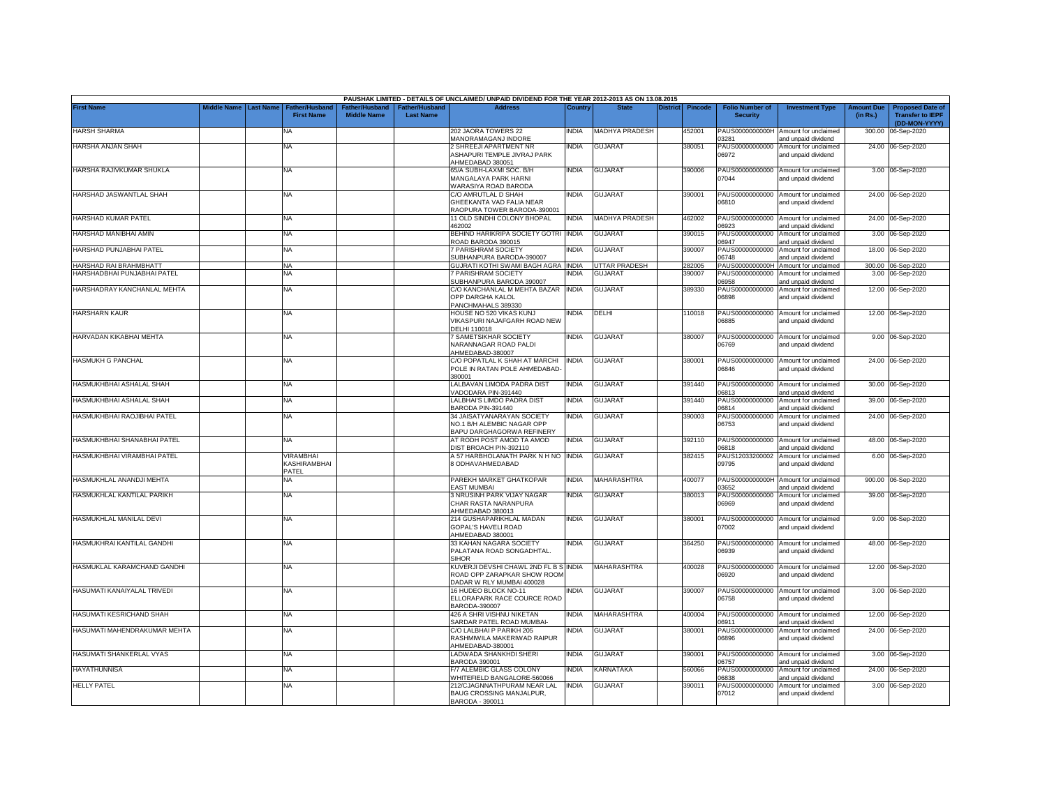| PAUSHAK LIMITED - DETAILS OF UNCLAIMED/ UNPAID DIVIDEND FOR THE YEAR 2012-2013 AS ON 13.08.2015 | | | | | | | | | | | | | | | |
|---|---|---|---|---|---|---|---|---|---|---|---|---|---|---|---|
| First Name | Middle Name | Last Name | Father/Husband First Name | Father/Husband Middle Name | Father/Husband Last Name | Address | Country | State | District | Pincode | Folio Number of Security | Investment Type | Amount Due (in Rs.) | Proposed Date of Transfer to IEPF (DD-MON-YYYY) |
| HARSH SHARMA | | | NA | | | 202 JAORA TOWERS 22 MANORAMAGANJ INDORE | INDIA | MADHYA PRADESH | | 452001 | PAUS0000000000H03281 | Amount for unclaimed and unpaid dividend | 300.00 | 06-Sep-2020 |
| HARSHA ANJAN SHAH | | | NA | | | 2 SHREEJI APARTMENT NR ASHAPURI TEMPLE JIVRAJ PARK AHMEDABAD 380051 | INDIA | GUJARAT | | 380051 | PAUS00000000000006972 | Amount for unclaimed and unpaid dividend | 24.00 | 06-Sep-2020 |
| HARSHA RAJIVKUMAR SHUKLA | | | NA | | | 65/A SUBH-LAXMI SOC. B/H MANGALAYA PARK HARNI WARASIYA ROAD BARODA | INDIA | GUJARAT | | 390006 | PAUS00000000000007044 | Amount for unclaimed and unpaid dividend | 3.00 | 06-Sep-2020 |
| HARSHAD JASWANTLAL SHAH | | | NA | | | C/O AMRUTLAL D SHAH GHEEKANTA VAD FALIA NEAR RAOPURA TOWER BARODA-390001 | INDIA | GUJARAT | | 390001 | PAUS00000000000006810 | Amount for unclaimed and unpaid dividend | 24.00 | 06-Sep-2020 |
| HARSHAD KUMAR PATEL | | | NA | | | 11 OLD SINDHI COLONY BHOPAL 462002 | INDIA | MADHYA PRADESH | | 462002 | PAUS00000000000006923 | Amount for unclaimed and unpaid dividend | 24.00 | 06-Sep-2020 |
| HARSHAD MANIBHAI AMIN | | | NA | | | BEHIND HARIKRIPA SOCIETY GOTRI ROAD BARODA 390015 | INDIA | GUJARAT | | 390015 | PAUS00000000000006947 | Amount for unclaimed and unpaid dividend | 3.00 | 06-Sep-2020 |
| HARSHAD PUNJABHAI PATEL | | | NA | | | 7 PARISHRAM SOCIETY SUBHANPURA BARODA-390007 | INDIA | GUJARAT | | 390007 | PAUS00000000000006748 | Amount for unclaimed and unpaid dividend | 18.00 | 06-Sep-2020 |
| HARSHAD RAI BRAHMBHATT | | | NA | | | GUJRATI KOTHI SWAMI BAGH AGRA | INDIA | UTTAR PRADESH | | 282005 | PAUS0000000000H | Amount for unclaimed | 300.00 | 06-Sep-2020 |
| HARSHADBHAI PUNJABHAI PATEL | | | NA | | | 7 PARISHRAM SOCIETY SUBHANPURA BARODA 390007 | INDIA | GUJARAT | | 390007 | PAUS00000000000006958 | Amount for unclaimed and unpaid dividend | 3.00 | 06-Sep-2020 |
| HARSHADRAY KANCHANLAL MEHTA | | | NA | | | C/O KANCHANLAL M MEHTA BAZAR OPP DARGHA KALOL PANCHMAHALS 389330 | INDIA | GUJARAT | | 389330 | PAUS00000000000006898 | Amount for unclaimed and unpaid dividend | 12.00 | 06-Sep-2020 |
| HARSHARN KAUR | | | NA | | | HOUSE NO 520 VIKAS KUNJ VIKASPURI NAJAFGARH ROAD NEW DELHI 110018 | INDIA | DELHI | | 110018 | PAUS00000000000006885 | Amount for unclaimed and unpaid dividend | 12.00 | 06-Sep-2020 |
| HARVADAN KIKABHAI MEHTA | | | NA | | | 7 SAMETSIKHAR SOCIETY NARANNAGAR ROAD PALDI AHMEDABAD-380007 | INDIA | GUJARAT | | 380007 | PAUS00000000000006769 | Amount for unclaimed and unpaid dividend | 9.00 | 06-Sep-2020 |
| HASMUKH G PANCHAL | | | NA | | | C/O POPATLAL K SHAH AT MARCHI POLE IN RATAN POLE AHMEDABAD-380001 | INDIA | GUJARAT | | 380001 | PAUS00000000000006846 | Amount for unclaimed and unpaid dividend | 24.00 | 06-Sep-2020 |
| HASMUKHBHAI ASHALAL SHAH | | | NA | | | LALBAVAN LIMODA PADRA DIST VADODARA PIN-391440 | INDIA | GUJARAT | | 391440 | PAUS00000000000006813 | Amount for unclaimed and unpaid dividend | 30.00 | 06-Sep-2020 |
| HASMUKHBHAI ASHALAL SHAH | | | NA | | | LALBHAI'S LIMDO PADRA DIST BARODA PIN-391440 | INDIA | GUJARAT | | 391440 | PAUS00000000000006814 | Amount for unclaimed and unpaid dividend | 39.00 | 06-Sep-2020 |
| HASMUKHBHAI RAOJIBHAI PATEL | | | NA | | | 34 JAISATYANARAYAN SOCIETY NO.1 B/H ALEMBIC NAGAR OPP BAPU DARGHAGORWA REFINERY | INDIA | GUJARAT | | 390003 | PAUS00000000000006753 | Amount for unclaimed and unpaid dividend | 24.00 | 06-Sep-2020 |
| HASMUKHBHAI SHANABHAI PATEL | | | NA | | | AT RODH POST AMOD TA AMOD DIST BROACH PIN-392110 | INDIA | GUJARAT | | 392110 | PAUS00000000000006818 | Amount for unclaimed and unpaid dividend | 48.00 | 06-Sep-2020 |
| HASMUKHBHAI VIRAMBHAI PATEL | | | VIRAMBHAI KASHIRAMBHAI PATEL | | | A 57 HARBHOLANATH PARK N H NO 8 ODHAVAHMEDABAD | INDIA | GUJARAT | | 382415 | PAUS1203320000209795 | Amount for unclaimed and unpaid dividend | 6.00 | 06-Sep-2020 |
| HASMUKHLAL ANANDJI MEHTA | | | NA | | | PAREKH MARKET GHATKOPAR EAST MUMBAI | INDIA | MAHARASHTRA | | 400077 | PAUS0000000000H03652 | Amount for unclaimed and unpaid dividend | 900.00 | 06-Sep-2020 |
| HASMUKHLAL KANTILAL PARIKH | | | NA | | | 3 NRUSINH PARK VIJAY NAGAR CHAR RASTA NARANPURA AHMEDABAD 380013 | INDIA | GUJARAT | | 380013 | PAUS00000000000006969 | Amount for unclaimed and unpaid dividend | 39.00 | 06-Sep-2020 |
| HASMUKHLAL MANILAL DEVI | | | NA | | | 214 GUSHAPARIKHLAL MADAN GOPAL'S HAVELI ROAD AHMEDABAD 380001 | INDIA | GUJARAT | | 380001 | PAUS00000000000007002 | Amount for unclaimed and unpaid dividend | 9.00 | 06-Sep-2020 |
| HASMUKHRAI KANTILAL GANDHI | | | NA | | | 33 KAHAN NAGARA SOCIETY PALATANA ROAD SONGADHTAL. SIHOR | INDIA | GUJARAT | | 364250 | PAUS00000000000006939 | Amount for unclaimed and unpaid dividend | 48.00 | 06-Sep-2020 |
| HASMUKLAL KARAMCHAND GANDHI | | | NA | | | KUVERJI DEVSHI CHAWL 2ND FL B S ROAD OPP ZARAPKAR SHOW ROOM DADAR W RLY MUMBAI 400028 | INDIA | MAHARASHTRA | | 400028 | PAUS00000000000006920 | Amount for unclaimed and unpaid dividend | 12.00 | 06-Sep-2020 |
| HASUMATI KANAIYALAL TRIVEDI | | | NA | | | 16 HUDEO BLOCK NO-11 ELLORAPARK RACE COURCE ROAD BARODA-390007 | INDIA | GUJARAT | | 390007 | PAUS00000000000006758 | Amount for unclaimed and unpaid dividend | 3.00 | 06-Sep-2020 |
| HASUMATI KESRICHAND SHAH | | | NA | | | 426 A SHRI VISHNU NIKETAN SARDAR PATEL ROAD MUMBAI- | INDIA | MAHARASHTRA | | 400004 | PAUS00000000000006911 | Amount for unclaimed and unpaid dividend | 12.00 | 06-Sep-2020 |
| HASUMATI MAHENDRAKUMAR MEHTA | | | NA | | | C/O LALBHAI P PARIKH 205 RASHMIWILA MAKERIWAD RAIPUR AHMEDABAD-380001 | INDIA | GUJARAT | | 380001 | PAUS00000000000006896 | Amount for unclaimed and unpaid dividend | 24.00 | 06-Sep-2020 |
| HASUMATI SHANKERLAL VYAS | | | NA | | | LADWADA SHANKHDI SHERI BARODA 390001 | INDIA | GUJARAT | | 390001 | PAUS00000000000006757 | Amount for unclaimed and unpaid dividend | 3.00 | 06-Sep-2020 |
| HAYATHUNNISA | | | NA | | | F/7 ALEMBIC GLASS COLONY WHITEFIELD BANGALORE-560066 | INDIA | KARNATAKA | | 560066 | PAUS00000000000006838 | Amount for unclaimed and unpaid dividend | 24.00 | 06-Sep-2020 |
| HELLY PATEL | | | NA | | | 212/CJAGNNATHPURAM NEAR LAL BAUG CROSSING MANJALPUR, BARODA - 390011 | INDIA | GUJARAT | | 390011 | PAUS00000000000007012 | Amount for unclaimed and unpaid dividend | 3.00 | 06-Sep-2020 |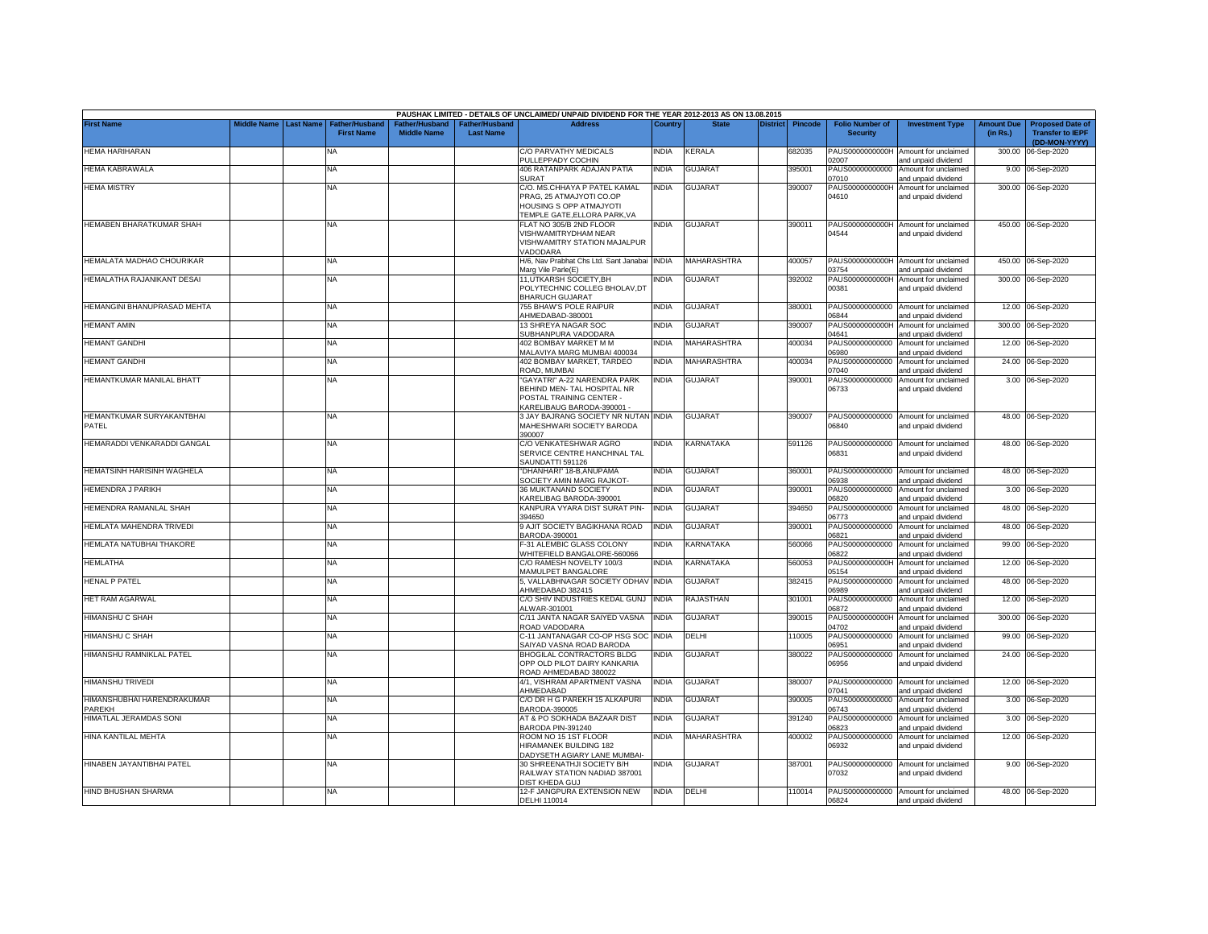PAUSHAK LIMITED - DETAILS OF UNCLAIMED/ UNPAID DIVIDEND FOR THE YEAR 2012-2013 AS ON 13.08.2015

| First Name | Middle Name | Last Name | Father/Husband First Name | Father/Husband Middle Name | Father/Husband Last Name | Address | Country | State | District | Pincode | Folio Number of Security | Investment Type | Amount Due (in Rs.) | Proposed Date of Transfer to IEPF (DD-MON-YYYY) |
|---|---|---|---|---|---|---|---|---|---|---|---|---|---|---|
| HEMA HARIHARAN | | | NA | | | C/O PARVATHY MEDICALS PULLEPPADY COCHIN | INDIA | KERALA | | 682035 | PAUS0000000000H02007 | Amount for unclaimed and unpaid dividend | 300.00 | 06-Sep-2020 |
| HEMA KABRAWALA | | | NA | | | 406 RATANPARK ADAJAN PATIA SURAT | INDIA | GUJARAT | | 395001 | PAUS00000000000007010 | Amount for unclaimed and unpaid dividend | 9.00 | 06-Sep-2020 |
| HEMA MISTRY | | | NA | | | C/O. MS.CHHAYA P PATEL KAMAL PRAG, 25 ATMAJYOTI CO.OP HOUSING S OPP ATMAJYOTI TEMPLE GATE,ELLORA PARK,VA | INDIA | GUJARAT | | 390007 | PAUS0000000000H04610 | Amount for unclaimed and unpaid dividend | 300.00 | 06-Sep-2020 |
| HEMABEN BHARATKUMAR SHAH | | | NA | | | FLAT NO 305/B 2ND FLOOR VISHWAMITRYDHAM NEAR VISHWAMITRY STATION MAJALPUR VADODARA | INDIA | GUJARAT | | 390011 | PAUS0000000000H04544 | Amount for unclaimed and unpaid dividend | 450.00 | 06-Sep-2020 |
| HEMALATA MADHAO CHOURIKAR | | | NA | | | H/6, Nav Prabhat Chs Ltd. Sant Janabai Marg Vile Parle(E) | INDIA | MAHARASHTRA | | 400057 | PAUS0000000000H03754 | Amount for unclaimed and unpaid dividend | 450.00 | 06-Sep-2020 |
| HEMALATHA RAJANIKANT DESAI | | | NA | | | 11,UTKARSH SOCIETY,BH POLYTECHNIC COLLEG BHOLAV,DT BHARUCH GUJARAT | INDIA | GUJARAT | | 392002 | PAUS0000000000H00381 | Amount for unclaimed and unpaid dividend | 300.00 | 06-Sep-2020 |
| HEMANGINI BHANUPRASAD MEHTA | | | NA | | | 755 BHAW'S POLE RAIPUR AHMEDABAD-380001 | INDIA | GUJARAT | | 380001 | PAUS00000000000006844 | Amount for unclaimed and unpaid dividend | 12.00 | 06-Sep-2020 |
| HEMANT AMIN | | | NA | | | 13 SHREYA NAGAR SOC SUBHANPURA VADODARA | INDIA | GUJARAT | | 390007 | PAUS0000000000H04641 | Amount for unclaimed and unpaid dividend | 300.00 | 06-Sep-2020 |
| HEMANT GANDHI | | | NA | | | 402 BOMBAY MARKET M M MALAVIYA MARG MUMBAI 400034 | INDIA | MAHARASHTRA | | 400034 | PAUS00000000000006980 | Amount for unclaimed and unpaid dividend | 12.00 | 06-Sep-2020 |
| HEMANT GANDHI | | | NA | | | 402 BOMBAY MARKET, TARDEO ROAD, MUMBAI | INDIA | MAHARASHTRA | | 400034 | PAUS00000000000007040 | Amount for unclaimed and unpaid dividend | 24.00 | 06-Sep-2020 |
| HEMANTKUMAR MANILAL BHATT | | | NA | | | "GAYATRI" A-22 NARENDRA PARK BEHIND MEN- TAL HOSPITAL NR POSTAL TRAINING CENTER - KARELIBAUG BARODA-390001 - | INDIA | GUJARAT | | 390001 | PAUS00000000000006733 | Amount for unclaimed and unpaid dividend | 3.00 | 06-Sep-2020 |
| HEMANTKUMAR SURYAKANTBHAI PATEL | | | NA | | | 3 JAY BAJRANG SOCIETY NR NUTAN MAHESHWARI SOCIETY BARODA 390007 | INDIA | GUJARAT | | 390007 | PAUS00000000000006840 | Amount for unclaimed and unpaid dividend | 48.00 | 06-Sep-2020 |
| HEMARADDI VENKARADDI GANGAL | | | NA | | | C/O VENKATESHWAR AGRO SERVICE CENTRE HANCHINAL TAL SAUNDATTI 591126 | INDIA | KARNATAKA | | 591126 | PAUS00000000000006831 | Amount for unclaimed and unpaid dividend | 48.00 | 06-Sep-2020 |
| HEMATSINH HARISINH WAGHELA | | | NA | | | "DHANHARI" 18-B,ANUPAMA SOCIETY AMIN MARG RAJKOT- | INDIA | GUJARAT | | 360001 | PAUS00000000000006938 | Amount for unclaimed and unpaid dividend | 48.00 | 06-Sep-2020 |
| HEMENDRA J PARIKH | | | NA | | | 36 MUKTANAND SOCIETY KARELIBAG BARODA-390001 | INDIA | GUJARAT | | 390001 | PAUS00000000000006820 | Amount for unclaimed and unpaid dividend | 3.00 | 06-Sep-2020 |
| HEMENDRA RAMANLAL SHAH | | | NA | | | KANPURA VYARA DIST SURAT PIN-394650 | INDIA | GUJARAT | | 394650 | PAUS00000000000006773 | Amount for unclaimed and unpaid dividend | 48.00 | 06-Sep-2020 |
| HEMLATA MAHENDRA TRIVEDI | | | NA | | | 9 AJIT SOCIETY BAGIKHANA ROAD BARODA-390001 | INDIA | GUJARAT | | 390001 | PAUS00000000000006821 | Amount for unclaimed and unpaid dividend | 48.00 | 06-Sep-2020 |
| HEMLATA NATUBHAI THAKORE | | | NA | | | F-31 ALEMBIC GLASS COLONY WHITEFIELD BANGALORE-560066 | INDIA | KARNATAKA | | 560066 | PAUS00000000000006822 | Amount for unclaimed and unpaid dividend | 99.00 | 06-Sep-2020 |
| HEMLATHA | | | NA | | | C/O RAMESH NOVELTY 100/3 MAMULPET BANGALORE | INDIA | KARNATAKA | | 560053 | PAUS0000000000H05154 | Amount for unclaimed and unpaid dividend | 12.00 | 06-Sep-2020 |
| HENAL P PATEL | | | NA | | | 5, VALLABHNAGAR SOCIETY ODHAV AHMEDABAD 382415 | INDIA | GUJARAT | | 382415 | PAUS00000000000006989 | Amount for unclaimed and unpaid dividend | 48.00 | 06-Sep-2020 |
| HET RAM AGARWAL | | | NA | | | C/O SHIV INDUSTRIES KEDAL GUNJ ALWAR-301001 | INDIA | RAJASTHAN | | 301001 | PAUS00000000000006872 | Amount for unclaimed and unpaid dividend | 12.00 | 06-Sep-2020 |
| HIMANSHU C SHAH | | | NA | | | C/11 JANTA NAGAR SAIYED VASNA ROAD VADODARA | INDIA | GUJARAT | | 390015 | PAUS0000000000H04702 | Amount for unclaimed and unpaid dividend | 300.00 | 06-Sep-2020 |
| HIMANSHU C SHAH | | | NA | | | C-11 JANTANAGAR CO-OP HSG SOC SAIYAD VASNA ROAD BARODA | INDIA | DELHI | | 110005 | PAUS00000000000006951 | Amount for unclaimed and unpaid dividend | 99.00 | 06-Sep-2020 |
| HIMANSHU RAMNIKLAL PATEL | | | NA | | | BHOGILAL CONTRACTORS BLDG OPP OLD PILOT DAIRY KANKARIA ROAD AHMEDABAD 380022 | INDIA | GUJARAT | | 380022 | PAUS00000000000006956 | Amount for unclaimed and unpaid dividend | 24.00 | 06-Sep-2020 |
| HIMANSHU TRIVEDI | | | NA | | | 4/1, VISHRAM APARTMENT VASNA AHMEDABAD | INDIA | GUJARAT | | 380007 | PAUS00000000000007041 | Amount for unclaimed and unpaid dividend | 12.00 | 06-Sep-2020 |
| HIMANSHUBHAI HARENDRAKUMAR PAREKH | | | NA | | | C/O DR H G PAREKH 15 ALKAPURI BARODA-390005 | INDIA | GUJARAT | | 390005 | PAUS00000000000006743 | Amount for unclaimed and unpaid dividend | 3.00 | 06-Sep-2020 |
| HIMATLAL JERAMDAS SONI | | | NA | | | AT & PO SOKHADA BAZAAR DIST BARODA PIN-391240 | INDIA | GUJARAT | | 391240 | PAUS00000000000006823 | Amount for unclaimed and unpaid dividend | 3.00 | 06-Sep-2020 |
| HINA KANTILAL MEHTA | | | NA | | | ROOM NO 15 1ST FLOOR HIRAMANEK BUILDING 182 DADYSETH AGIARY LANE MUMBAI- | INDIA | MAHARASHTRA | | 400002 | PAUS00000000000006932 | Amount for unclaimed and unpaid dividend | 12.00 | 06-Sep-2020 |
| HINABEN JAYANTIBHAI PATEL | | | NA | | | 30 SHREENATHJI SOCIETY B/H RAILWAY STATION NADIAD 387001 DIST KHEDA GUJ | INDIA | GUJARAT | | 387001 | PAUS00000000000007032 | Amount for unclaimed and unpaid dividend | 9.00 | 06-Sep-2020 |
| HIND BHUSHAN SHARMA | | | NA | | | 12-F JANGPURA EXTENSION NEW DELHI 110014 | INDIA | DELHI | | 110014 | PAUS00000000000006824 | Amount for unclaimed and unpaid dividend | 48.00 | 06-Sep-2020 |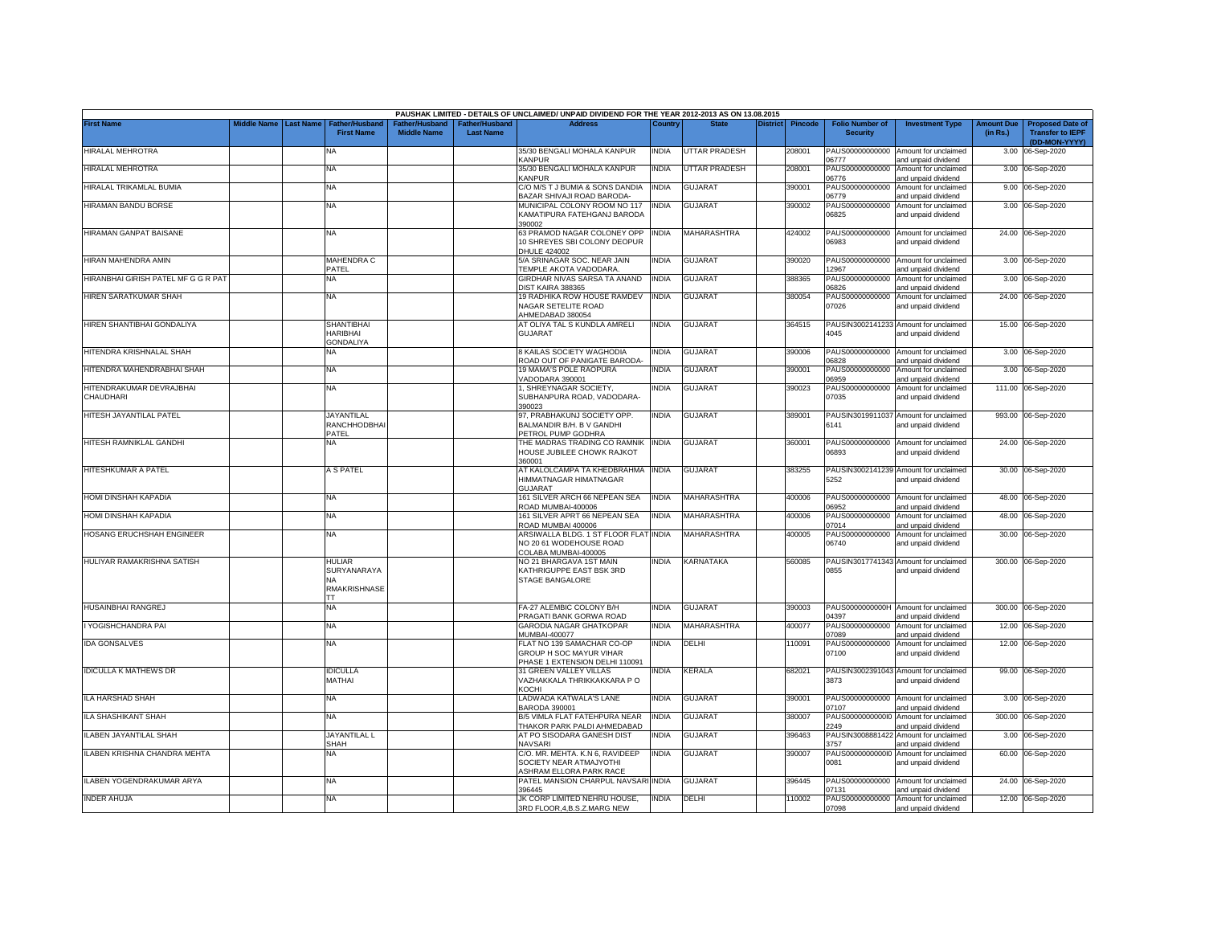PAUSHAK LIMITED - DETAILS OF UNCLAIMED/ UNPAID DIVIDEND FOR THE YEAR 2012-2013 AS ON 13.08.2015

| First Name | Middle Name | Last Name | Father/Husband First Name | Father/Husband Middle Name | Father/Husband Last Name | Address | Country | State | District | Pincode | Folio Number of Security | Investment Type | Amount Due (in Rs.) | Proposed Date of Transfer to IEPF (DD-MON-YYYY) |
|---|---|---|---|---|---|---|---|---|---|---|---|---|---|---|
| HIRALAL MEHROTRA | | | NA | | | 35/30 BENGALI MOHALA KANPUR KANPUR | INDIA | UTTAR PRADESH | | 208001 | PAUS00000000000 06777 | Amount for unclaimed and unpaid dividend | 3.00 | 06-Sep-2020 |
| HIRALAL MEHROTRA | | | NA | | | 35/30 BENGALI MOHALA KANPUR KANPUR | INDIA | UTTAR PRADESH | | 208001 | PAUS00000000000 06776 | Amount for unclaimed and unpaid dividend | 3.00 | 06-Sep-2020 |
| HIRALAL TRIKAMLAL BUMIA | | | NA | | | C/O M/S T J BUMIA & SONS DANDIA BAZAR SHIVAJI ROAD BARODA- | INDIA | GUJARAT | | 390001 | PAUS00000000000 06779 | Amount for unclaimed and unpaid dividend | 9.00 | 06-Sep-2020 |
| HIRAMAN BANDU BORSE | | | NA | | | MUNICIPAL COLONY ROOM NO 117 KAMATIPURA FATEHGANJ BARODA 390002 | INDIA | GUJARAT | | 390002 | PAUS00000000000 06825 | Amount for unclaimed and unpaid dividend | 3.00 | 06-Sep-2020 |
| HIRAMAN GANPAT BAISANE | | | NA | | | 63 PRAMOD NAGAR COLONEY OPP 10 SHREYES SBI COLONY DEOPUR DHULE 424002 | INDIA | MAHARASHTRA | | 424002 | PAUS00000000000 06983 | Amount for unclaimed and unpaid dividend | 24.00 | 06-Sep-2020 |
| HIRAN MAHENDRA AMIN | | | MAHENDRA C PATEL | | | 5/A SRINAGAR SOC. NEAR JAIN TEMPLE AKOTA VADODARA. | INDIA | GUJARAT | | 390020 | PAUS00000000000 12967 | Amount for unclaimed and unpaid dividend | 3.00 | 06-Sep-2020 |
| HIRANBHAI GIRISH PATEL MF G G R PAT | | | NA | | | GIRDHAR NIVAS SARSA TA ANAND DIST KAIRA 388365 | INDIA | GUJARAT | | 388365 | PAUS00000000000 06826 | Amount for unclaimed and unpaid dividend | 3.00 | 06-Sep-2020 |
| HIREN SARATKUMAR SHAH | | | NA | | | 19 RADHIKA ROW HOUSE RAMDEV NAGAR SETELITE ROAD AHMEDABAD 380054 | INDIA | GUJARAT | | 380054 | PAUS00000000000 07026 | Amount for unclaimed and unpaid dividend | 24.00 | 06-Sep-2020 |
| HIREN SHANTIBHAI GONDALIYA | | | SHANTIBHAI HARIBHAI GONDALIYA | | | AT OLIYA TAL S KUNDLA AMRELI GUJARAT | INDIA | GUJARAT | | 364515 | PAUSIN3002141233 4045 | Amount for unclaimed and unpaid dividend | 15.00 | 06-Sep-2020 |
| HITENDRA KRISHNALAL SHAH | | | NA | | | 8 KAILAS SOCIETY WAGHODIA ROAD OUT OF PANIGATE BARODA- | INDIA | GUJARAT | | 390006 | PAUS00000000000 06828 | Amount for unclaimed and unpaid dividend | 3.00 | 06-Sep-2020 |
| HITENDRA MAHENDRABHAI SHAH | | | NA | | | 19 MAMA'S POLE RAOPURA VADODARA 390001 | INDIA | GUJARAT | | 390001 | PAUS00000000000 06959 | Amount for unclaimed and unpaid dividend | 3.00 | 06-Sep-2020 |
| HITENDRAKUMAR DEVRAJBHAI CHAUDHARI | | | NA | | | 1, SHREYNAGAR SOCIETY, SUBHANPURA ROAD, VADODARA-390023 | INDIA | GUJARAT | | 390023 | PAUS00000000000 07035 | Amount for unclaimed and unpaid dividend | 111.00 | 06-Sep-2020 |
| HITESH JAYANTILAL PATEL | | | JAYANTILAL RANCHHODBHAI PATEL | | | 97, PRABHAKUNJ SOCIETY OPP. BALMANDIR B/H. B V GANDHI PETROL PUMP GODHRA | INDIA | GUJARAT | | 389001 | PAUSIN3019911037 6141 | Amount for unclaimed and unpaid dividend | 993.00 | 06-Sep-2020 |
| HITESH RAMNIKLAL GANDHI | | | NA | | | THE MADRAS TRADING CO RAMNIK HOUSE JUBILEE CHOWK RAJKOT 360001 | INDIA | GUJARAT | | 360001 | PAUS00000000000 06893 | Amount for unclaimed and unpaid dividend | 24.00 | 06-Sep-2020 |
| HITESHKUMAR A PATEL | | | A S PATEL | | | AT KALOLCAMPA TA KHEDBRAHMA HIMMATNAGAR HIMATNAGAR GUJARAT | INDIA | GUJARAT | | 383255 | PAUSIN3002141239 5252 | Amount for unclaimed and unpaid dividend | 30.00 | 06-Sep-2020 |
| HOMI DINSHAH KAPADIA | | | NA | | | 161 SILVER ARCH 66 NEPEAN SEA ROAD MUMBAI-400006 | INDIA | MAHARASHTRA | | 400006 | PAUS00000000000 06952 | Amount for unclaimed and unpaid dividend | 48.00 | 06-Sep-2020 |
| HOMI DINSHAH KAPADIA | | | NA | | | 161 SILVER APRT 66 NEPEAN SEA ROAD MUMBAI 400006 | INDIA | MAHARASHTRA | | 400006 | PAUS00000000000 07014 | Amount for unclaimed and unpaid dividend | 48.00 | 06-Sep-2020 |
| HOSANG ERUCHSHAH ENGINEER | | | NA | | | ARSIWALLA BLDG. 1 ST FLOOR FLAT NO 20 61 WODEHOUSE ROAD COLABA MUMBAI-400005 | INDIA | MAHARASHTRA | | 400005 | PAUS00000000000 06740 | Amount for unclaimed and unpaid dividend | 30.00 | 06-Sep-2020 |
| HULIYAR RAMAKRISHNA SATISH | | | HULIAR SURYANARAYA NA RMAKRISHNASE TT | | | NO 21 BHARGAVA 1ST MAIN KATHRIGUPPE EAST BSK 3RD STAGE BANGALORE | INDIA | KARNATAKA | | 560085 | PAUSIN3017741343 0855 | Amount for unclaimed and unpaid dividend | 300.00 | 06-Sep-2020 |
| HUSAINBHAI RANGREJ | | | NA | | | FA-27 ALEMBIC COLONY B/H PRAGATI BANK GORWA ROAD | INDIA | GUJARAT | | 390003 | PAUS0000000000H 04397 | Amount for unclaimed and unpaid dividend | 300.00 | 06-Sep-2020 |
| I YOGISHCHANDRA PAI | | | NA | | | GARODIA NAGAR GHATKOPAR MUMBAI-400077 | INDIA | MAHARASHTRA | | 400077 | PAUS00000000000 07089 | Amount for unclaimed and unpaid dividend | 12.00 | 06-Sep-2020 |
| IDA GONSALVES | | | NA | | | FLAT NO 139 SAMACHAR CO-OP GROUP H SOC MAYUR VIHAR PHASE 1 EXTENSION DELHI 110091 | INDIA | DELHI | | 110091 | PAUS00000000000 07100 | Amount for unclaimed and unpaid dividend | 12.00 | 06-Sep-2020 |
| IDICULLA K MATHEWS DR | | | IDICULLA MATHAI | | | 31 GREEN VALLEY VILLAS VAZHAKKALA THRIKKAKKARA P O KOCHI | INDIA | KERALA | | 682021 | PAUSIN3002391043 3873 | Amount for unclaimed and unpaid dividend | 99.00 | 06-Sep-2020 |
| ILA HARSHAD SHAH | | | NA | | | LADWADA KATWALA'S LANE BARODA 390001 | INDIA | GUJARAT | | 390001 | PAUS00000000000 07107 | Amount for unclaimed and unpaid dividend | 3.00 | 06-Sep-2020 |
| ILA SHASHIKANT SHAH | | | NA | | | B/5 VIMLA FLAT FATEHPURA NEAR THAKOR PARK PALDI AHMEDABAD | INDIA | GUJARAT | | 380007 | PAUS0000000000I0 2249 | Amount for unclaimed and unpaid dividend | 300.00 | 06-Sep-2020 |
| ILABEN JAYANTILAL SHAH | | | JAYANTILAL L SHAH | | | AT PO SISODARA GANESH DIST NAVSARI | INDIA | GUJARAT | | 396463 | PAUSIN3008881422 3757 | Amount for unclaimed and unpaid dividend | 3.00 | 06-Sep-2020 |
| ILABEN KRISHNA CHANDRA MEHTA | | | NA | | | C/O. MR. MEHTA. K.N 6, RAVIDEEP SOCIETY NEAR ATMAJYOTHI ASHRAM ELLORA PARK RACE | INDIA | GUJARAT | | 390007 | PAUS0000000000I0 0081 | Amount for unclaimed and unpaid dividend | 60.00 | 06-Sep-2020 |
| ILABEN YOGENDRAKUMAR ARYA | | | NA | | | PATEL MANSION CHARPUL NAVSARI 396445 | INDIA | GUJARAT | | 396445 | PAUS00000000000 07131 | Amount for unclaimed and unpaid dividend | 24.00 | 06-Sep-2020 |
| INDER AHUJA | | | NA | | | JK CORP LIMITED NEHRU HOUSE, 3RD FLOOR,4,B.S.Z.MARG NEW | INDIA | DELHI | | 110002 | PAUS00000000000 07098 | Amount for unclaimed and unpaid dividend | 12.00 | 06-Sep-2020 |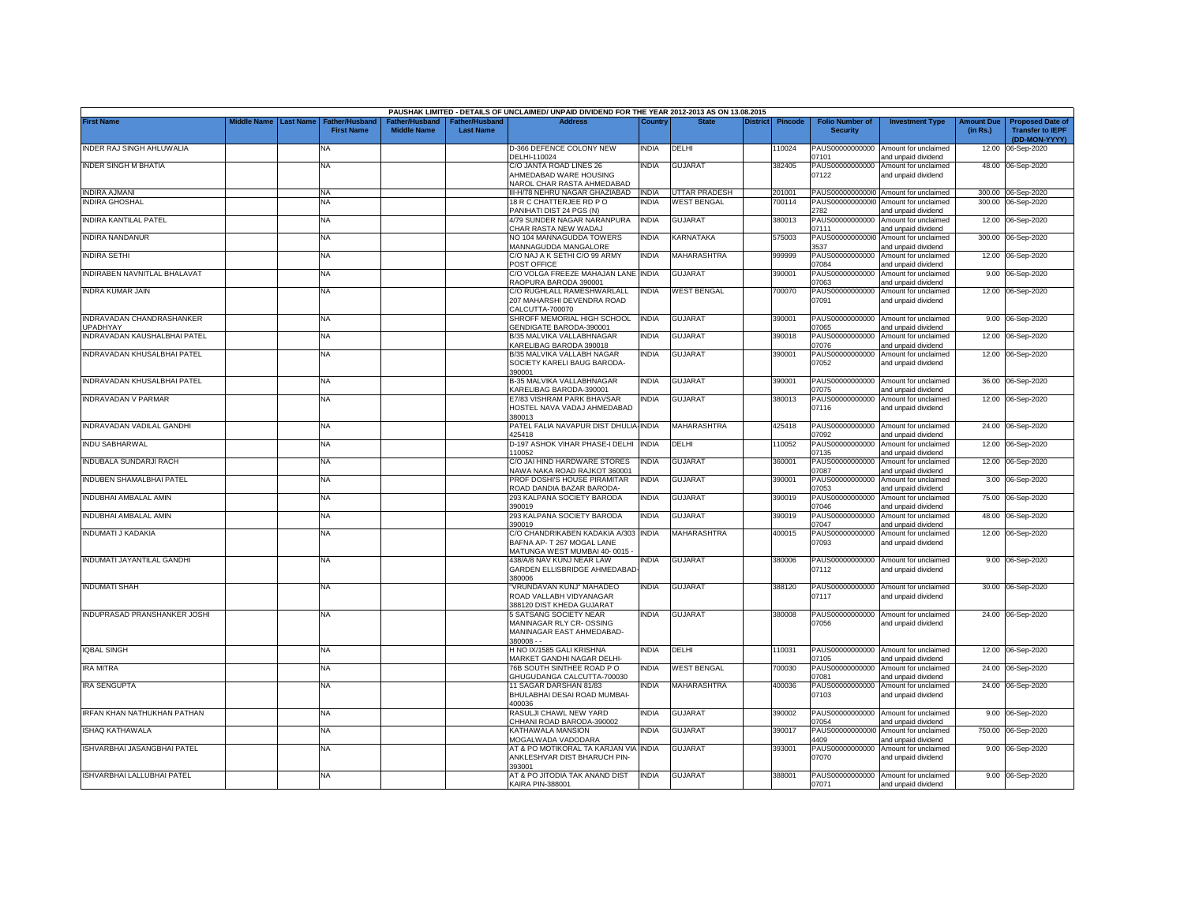PAUSHAK LIMITED - DETAILS OF UNCLAIMED/ UNPAID DIVIDEND FOR THE YEAR 2012-2013 AS ON 13.08.2015

| First Name | Middle Name | Last Name | Father/Husband First Name | Father/Husband Middle Name | Father/Husband Last Name | Address | Country | State | District | Pincode | Folio Number of Security | Investment Type | Amount Due (in Rs.) | Proposed Date of Transfer to IEPF (DD-MON-YYYY) |
|---|---|---|---|---|---|---|---|---|---|---|---|---|---|---|
| INDER RAJ SINGH AHLUWALIA | | | NA | | | D-366 DEFENCE COLONY NEW DELHI-110024 | INDIA | DELHI | | 110024 | PAUS00000000000 07101 | Amount for unclaimed and unpaid dividend | 12.00 | 06-Sep-2020 |
| INDER SINGH M BHATIA | | | NA | | | C/O JANTA ROAD LINES 26 AHMEDABAD WARE HOUSING NAROL CHAR RASTA AHMEDABAD | INDIA | GUJARAT | | 382405 | PAUS00000000000 07122 | Amount for unclaimed and unpaid dividend | 48.00 | 06-Sep-2020 |
| INDIRA AJMANI | | | NA | | | III-H/78 NEHRU NAGAR GHAZIABAD | INDIA | UTTAR PRADESH | | 201001 | PAUS0000000000I0 | Amount for unclaimed | 300.00 | 06-Sep-2020 |
| INDIRA GHOSHAL | | | NA | | | 18 R C CHATTERJEE RD P O PANIHATI DIST 24 PGS (N) | INDIA | WEST BENGAL | | 700114 | PAUS0000000000I0 2782 | Amount for unclaimed and unpaid dividend | 300.00 | 06-Sep-2020 |
| INDIRA KANTILAL PATEL | | | NA | | | 4/79 SUNDER NAGAR NARANPURA CHAR RASTA NEW WADAJ | INDIA | GUJARAT | | 380013 | PAUS00000000000 07111 | Amount for unclaimed and unpaid dividend | 12.00 | 06-Sep-2020 |
| INDIRA NANDANUR | | | NA | | | NO 104 MANNAGUDDA TOWERS MANNAGUDDA MANGALORE | INDIA | KARNATAKA | | 575003 | PAUS0000000000I0 3537 | Amount for unclaimed and unpaid dividend | 300.00 | 06-Sep-2020 |
| INDIRA SETHI | | | NA | | | C/O NAJ A K SETHI C/O 99 ARMY POST OFFICE | INDIA | MAHARASHTRA | | 999999 | PAUS00000000000 07084 | Amount for unclaimed and unpaid dividend | 12.00 | 06-Sep-2020 |
| INDIRABEN NAVNITLAL BHALAVAT | | | NA | | | C/O VOLGA FREEZE MAHAJAN LANE RAOPURA BARODA 390001 | INDIA | GUJARAT | | 390001 | PAUS00000000000 07063 | Amount for unclaimed and unpaid dividend | 9.00 | 06-Sep-2020 |
| INDRA KUMAR JAIN | | | NA | | | C/O RUGHLALL RAMESHWARLALL 207 MAHARSHI DEVENDRA ROAD CALCUTTA-700070 | INDIA | WEST BENGAL | | 700070 | PAUS00000000000 07091 | Amount for unclaimed and unpaid dividend | 12.00 | 06-Sep-2020 |
| INDRAVADAN CHANDRASHANKER UPADHYAY | | | NA | | | SHROFF MEMORIAL HIGH SCHOOL GENDIGATE BARODA-390001 | INDIA | GUJARAT | | 390001 | PAUS00000000000 07065 | Amount for unclaimed and unpaid dividend | 9.00 | 06-Sep-2020 |
| INDRAVADAN KAUSHALBHAI PATEL | | | NA | | | B/35 MALVIKA VALLABHNAGAR KARELIBAG BARODA 390018 | INDIA | GUJARAT | | 390018 | PAUS00000000000 07076 | Amount for unclaimed and unpaid dividend | 12.00 | 06-Sep-2020 |
| INDRAVADAN KHUSALBHAI PATEL | | | NA | | | B/35 MALVIKA VALLABH NAGAR SOCIETY KARELI BAUG BARODA-390001 | INDIA | GUJARAT | | 390001 | PAUS00000000000 07052 | Amount for unclaimed and unpaid dividend | 12.00 | 06-Sep-2020 |
| INDRAVADAN KHUSALBHAI PATEL | | | NA | | | B-35 MALVIKA VALLABHNAGAR KARELIBAG BARODA-390001 | INDIA | GUJARAT | | 390001 | PAUS00000000000 07075 | Amount for unclaimed and unpaid dividend | 36.00 | 06-Sep-2020 |
| INDRAVADAN V PARMAR | | | NA | | | E7/83 VISHRAM PARK BHAVSAR HOSTEL NAVA VADAJ AHMEDABAD 380013 | INDIA | GUJARAT | | 380013 | PAUS00000000000 07116 | Amount for unclaimed and unpaid dividend | 12.00 | 06-Sep-2020 |
| INDRAVADAN VADILAL GANDHI | | | NA | | | PATEL FALIA NAVAPUR DIST DHULIA-425418 | INDIA | MAHARASHTRA | | 425418 | PAUS00000000000 07092 | Amount for unclaimed and unpaid dividend | 24.00 | 06-Sep-2020 |
| INDU SABHARWAL | | | NA | | | D-197 ASHOK VIHAR PHASE-I DELHI 110052 | INDIA | DELHI | | 110052 | PAUS00000000000 07135 | Amount for unclaimed and unpaid dividend | 12.00 | 06-Sep-2020 |
| INDUBALA SUNDARJI RACH | | | NA | | | C/O JAI HIND HARDWARE STORES NAWA NAKA ROAD RAJKOT 360001 | INDIA | GUJARAT | | 360001 | PAUS00000000000 07087 | Amount for unclaimed and unpaid dividend | 12.00 | 06-Sep-2020 |
| INDUBEN SHAMALBHAI PATEL | | | NA | | | PROF DOSHI'S HOUSE PIRAMITAR ROAD DANDIA BAZAR BARODA- | INDIA | GUJARAT | | 390001 | PAUS00000000000 07053 | Amount for unclaimed and unpaid dividend | 3.00 | 06-Sep-2020 |
| INDUBHAI AMBALAL AMIN | | | NA | | | 293 KALPANA SOCIETY BARODA 390019 | INDIA | GUJARAT | | 390019 | PAUS00000000000 07046 | Amount for unclaimed and unpaid dividend | 75.00 | 06-Sep-2020 |
| INDUBHAI AMBALAL AMIN | | | NA | | | 293 KALPANA SOCIETY BARODA 390019 | INDIA | GUJARAT | | 390019 | PAUS00000000000 07047 | Amount for unclaimed and unpaid dividend | 48.00 | 06-Sep-2020 |
| INDUMATI J KADAKIA | | | NA | | | C/O CHANDRIKABEN KADAKIA A/303 BAFNA AP- T 267 MOGAL LANE MATUNGA WEST MUMBAI 40- 0015 - | INDIA | MAHARASHTRA | | 400015 | PAUS00000000000 07093 | Amount for unclaimed and unpaid dividend | 12.00 | 06-Sep-2020 |
| INDUMATI JAYANTILAL GANDHI | | | NA | | | 438/A/8 NAV KUNJ NEAR LAW GARDEN ELLISBRIDGE AHMEDABAD-380006 | INDIA | GUJARAT | | 380006 | PAUS00000000000 07112 | Amount for unclaimed and unpaid dividend | 9.00 | 06-Sep-2020 |
| INDUMATI SHAH | | | NA | | | "VRUNDAVAN KUNJ" MAHADEO ROAD VALLABH VIDYANAGAR 388120 DIST KHEDA GUJARAT | INDIA | GUJARAT | | 388120 | PAUS00000000000 07117 | Amount for unclaimed and unpaid dividend | 30.00 | 06-Sep-2020 |
| INDUPRASAD PRANSHANKER JOSHI | | | NA | | | 5 SATSANG SOCIETY NEAR MANINAGAR RLY CR- OSSING MANINAGAR EAST AHMEDABAD-380008 - - | INDIA | GUJARAT | | 380008 | PAUS00000000000 07056 | Amount for unclaimed and unpaid dividend | 24.00 | 06-Sep-2020 |
| IQBAL SINGH | | | NA | | | H NO IX/1585 GALI KRISHNA MARKET GANDHI NAGAR DELHI- | INDIA | DELHI | | 110031 | PAUS00000000000 07105 | Amount for unclaimed and unpaid dividend | 12.00 | 06-Sep-2020 |
| IRA MITRA | | | NA | | | 76B SOUTH SINTHEE ROAD P O GHUGUDANGA CALCUTTA-700030 | INDIA | WEST BENGAL | | 700030 | PAUS00000000000 07081 | Amount for unclaimed and unpaid dividend | 24.00 | 06-Sep-2020 |
| IRA SENGUPTA | | | NA | | | 11 SAGAR DARSHAN 81/83 BHULABHAI DESAI ROAD MUMBAI-400036 | INDIA | MAHARASHTRA | | 400036 | PAUS00000000000 07103 | Amount for unclaimed and unpaid dividend | 24.00 | 06-Sep-2020 |
| IRFAN KHAN NATHUKHAN PATHAN | | | NA | | | RASULJI CHAWL NEW YARD CHHANI ROAD BARODA-390002 | INDIA | GUJARAT | | 390002 | PAUS00000000000 07054 | Amount for unclaimed and unpaid dividend | 9.00 | 06-Sep-2020 |
| ISHAQ KATHAWALA | | | NA | | | KATHAWALA MANSION MOGALWADA VADODARA | INDIA | GUJARAT | | 390017 | PAUS0000000000I0 4409 | Amount for unclaimed and unpaid dividend | 750.00 | 06-Sep-2020 |
| ISHVARBHAI JASANGBHAI PATEL | | | NA | | | AT & PO MOTIKORAL TA KARJAN VIA ANKLESHVAR DIST BHARUCH PIN-393001 | INDIA | GUJARAT | | 393001 | PAUS00000000000 07070 | Amount for unclaimed and unpaid dividend | 9.00 | 06-Sep-2020 |
| ISHVARBHAI LALLUBHAI PATEL | | | NA | | | AT & PO JITODIA TAK ANAND DIST KAIRA PIN-388001 | INDIA | GUJARAT | | 388001 | PAUS00000000000 07071 | Amount for unclaimed and unpaid dividend | 9.00 | 06-Sep-2020 |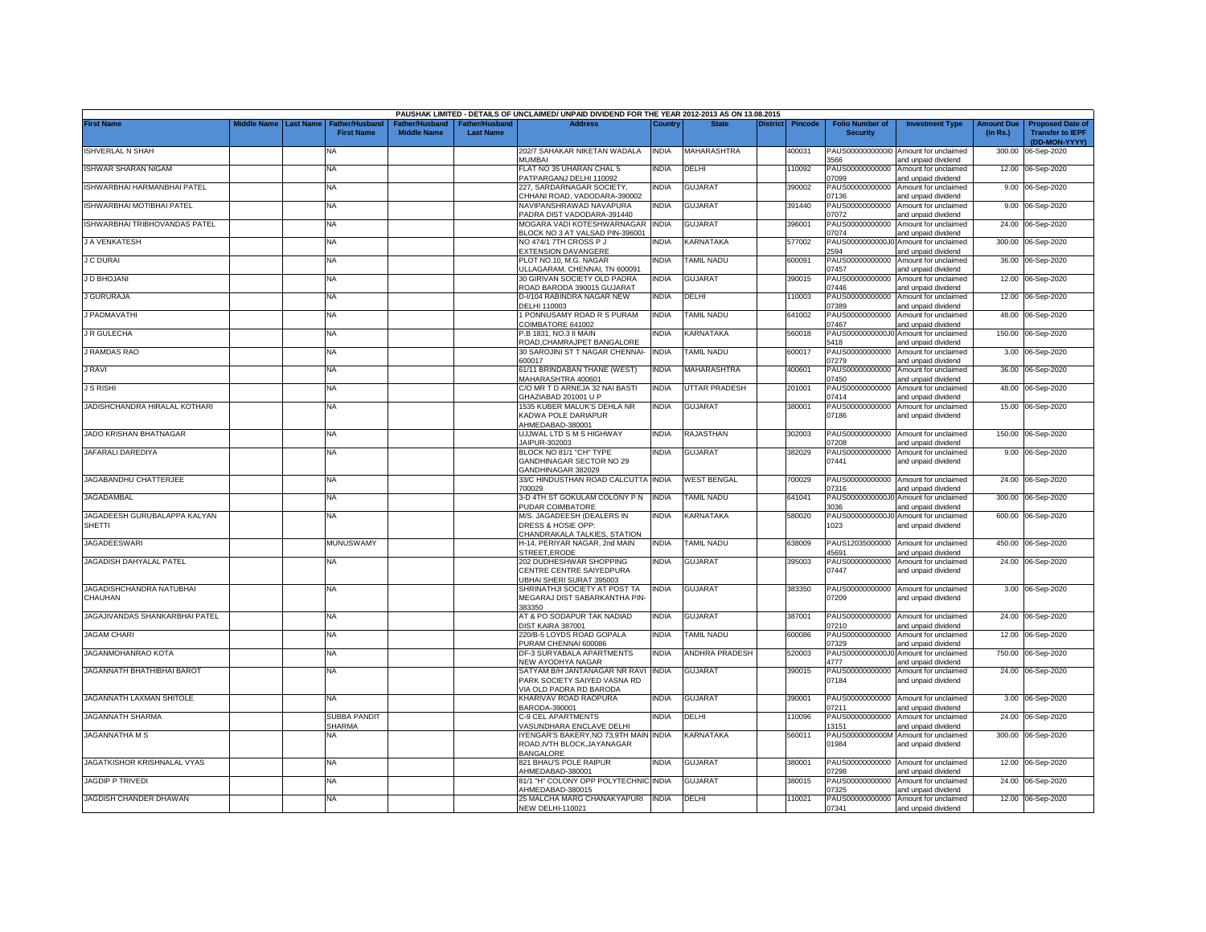PAUSHAK LIMITED - DETAILS OF UNCLAIMED/ UNPAID DIVIDEND FOR THE YEAR 2012-2013 AS ON 13.08.2015

| First Name | Middle Name | Last Name | Father/Husband First Name | Father/Husband Middle Name | Father/Husband Last Name | Address | Country | State | District | Pincode | Folio Number of Security | Investment Type | Amount Due (in Rs.) | Proposed Date of Transfer to IEPF (DD-MON-YYYY) |
|---|---|---|---|---|---|---|---|---|---|---|---|---|---|---|
| ISHVERLAL N SHAH | | | NA | | | 202/7 SAHAKAR NIKETAN WADALA MUMBAI | INDIA | MAHARASHTRA | | 400031 | PAUS0000000000I03566 | Amount for unclaimed and unpaid dividend | 300.00 | 06-Sep-2020 |
| ISHWAR SHARAN NIGAM | | | NA | | | FLAT NO 35 UHARAN CHAL 5 PATPARGANJ DELHI 110092 | INDIA | DELHI | | 110092 | PAUS00000000000007099 | Amount for unclaimed and unpaid dividend | 12.00 | 06-Sep-2020 |
| ISHWARBHAI HARMANBHAI PATEL | | | NA | | | 227, SARDARNAGAR SOCIETY, CHHANI ROAD, VADODARA-390002 | INDIA | GUJARAT | | 390002 | PAUS00000000000007136 | Amount for unclaimed and unpaid dividend | 9.00 | 06-Sep-2020 |
| ISHWARBHAI MOTIBHAI PATEL | | | NA | | | NAVIPANSHRAWAD NAVAPURA PADRA DIST VADODARA-391440 | INDIA | GUJARAT | | 391440 | PAUS00000000000007072 | Amount for unclaimed and unpaid dividend | 9.00 | 06-Sep-2020 |
| ISHWARBHAI TRIBHOVANDAS PATEL | | | NA | | | MOGARA VADI KOTESHWARNAGAR BLOCK NO 3 AT VALSAD PIN-396001 | INDIA | GUJARAT | | 396001 | PAUS00000000000007074 | Amount for unclaimed and unpaid dividend | 24.00 | 06-Sep-2020 |
| J A VENKATESH | | | NA | | | NO 474/1 7TH CROSS P J EXTENSION DAVANGERE | INDIA | KARNATAKA | | 577002 | PAUS0000000000J02594 | Amount for unclaimed and unpaid dividend | 300.00 | 06-Sep-2020 |
| J C DURAI | | | NA | | | PLOT NO.10, M.G. NAGAR ULLAGARAM, CHENNAI, TN 600091 | INDIA | TAMIL NADU | | 600091 | PAUS00000000000007457 | Amount for unclaimed and unpaid dividend | 36.00 | 06-Sep-2020 |
| J D BHOJANI | | | NA | | | 30 GIRIVAN SOCIETY OLD PADRA ROAD BARODA 390015 GUJARAT | INDIA | GUJARAT | | 390015 | PAUS00000000000007446 | Amount for unclaimed and unpaid dividend | 12.00 | 06-Sep-2020 |
| J GURURAJA | | | NA | | | D-I/104 RABINDRA NAGAR NEW DELHI 110003 | INDIA | DELHI | | 110003 | PAUS00000000000007389 | Amount for unclaimed and unpaid dividend | 12.00 | 06-Sep-2020 |
| J PADMAVATHI | | | NA | | | 1 PONNUSAMY ROAD R S PURAM COIMBATORE 641002 | INDIA | TAMIL NADU | | 641002 | PAUS00000000000007467 | Amount for unclaimed and unpaid dividend | 48.00 | 06-Sep-2020 |
| J R GULECHA | | | NA | | | P.B 1831, NO.3 II MAIN ROAD,CHAMRAJPET BANGALORE | INDIA | KARNATAKA | | 560018 | PAUS0000000000J05418 | Amount for unclaimed and unpaid dividend | 150.00 | 06-Sep-2020 |
| J RAMDAS RAO | | | NA | | | 30 SAROJINI ST T NAGAR CHENNAI-600017 | INDIA | TAMIL NADU | | 600017 | PAUS00000000000007279 | Amount for unclaimed and unpaid dividend | 3.00 | 06-Sep-2020 |
| J RAVI | | | NA | | | 61/11 BRINDABAN THANE (WEST) MAHARASHTRA 400601 | INDIA | MAHARASHTRA | | 400601 | PAUS00000000000007450 | Amount for unclaimed and unpaid dividend | 36.00 | 06-Sep-2020 |
| J S RISHI | | | NA | | | C/O MR T D ARNEJA 32 NAI BASTI GHAZIABAD 201001 U P | INDIA | UTTAR PRADESH | | 201001 | PAUS00000000000007414 | Amount for unclaimed and unpaid dividend | 48.00 | 06-Sep-2020 |
| JADISHCHANDRA HIRALAL KOTHARI | | | NA | | | 1535 KUBER MALUK'S DEHLA NR KADWA POLE DARIAPUR AHMEDABAD-380001 | INDIA | GUJARAT | | 380001 | PAUS00000000000007186 | Amount for unclaimed and unpaid dividend | 15.00 | 06-Sep-2020 |
| JADO KRISHAN BHATNAGAR | | | NA | | | UJJWAL LTD S M S HIGHWAY JAIPUR-302003 | INDIA | RAJASTHAN | | 302003 | PAUS00000000000007208 | Amount for unclaimed and unpaid dividend | 150.00 | 06-Sep-2020 |
| JAFARALI DAREDIYA | | | NA | | | BLOCK NO 81/1 "CH" TYPE GANDHINAGAR SECTOR NO 29 GANDHINAGAR 382029 | INDIA | GUJARAT | | 382029 | PAUS00000000000007441 | Amount for unclaimed and unpaid dividend | 9.00 | 06-Sep-2020 |
| JAGABANDHU CHATTERJEE | | | NA | | | 33/C HINDUSTHAN ROAD CALCUTTA 700029 | INDIA | WEST BENGAL | | 700029 | PAUS00000000000007316 | Amount for unclaimed and unpaid dividend | 24.00 | 06-Sep-2020 |
| JAGADAMBAL | | | NA | | | 3-D 4TH ST GOKULAM COLONY P N PUDAR COIMBATORE | INDIA | TAMIL NADU | | 641041 | PAUS0000000000J03036 | Amount for unclaimed and unpaid dividend | 300.00 | 06-Sep-2020 |
| JAGADEESH GURUBALAPPA KALYAN SHETTI | | | NA | | | M/S. JAGADEESH (DEALERS IN DRESS & HOSIE OPP: CHANDRAKALA TALKIES, STATION | INDIA | KARNATAKA | | 580020 | PAUS0000000000J01023 | Amount for unclaimed and unpaid dividend | 600.00 | 06-Sep-2020 |
| JAGADEESWARI | | | MUNUSWAMY | | | H-14, PERIYAR NAGAR, 2nd MAIN STREET,ERODE | INDIA | TAMIL NADU | | 638009 | PAUS12035000000045691 | Amount for unclaimed and unpaid dividend | 450.00 | 06-Sep-2020 |
| JAGADISH DAHYALAL PATEL | | | NA | | | 202 DUDHESHWAR SHOPPING CENTRE CENTRE SAIYEDPURA UBHAI SHERI SURAT 395003 | INDIA | GUJARAT | | 395003 | PAUS00000000000007447 | Amount for unclaimed and unpaid dividend | 24.00 | 06-Sep-2020 |
| JAGADISHCHANDRA NATUBHAI CHAUHAN | | | NA | | | SHRINATHJI SOCIETY AT POST TA MEGARAJ DIST SABARKANTHA PIN-383350 | INDIA | GUJARAT | | 383350 | PAUS00000000000007209 | Amount for unclaimed and unpaid dividend | 3.00 | 06-Sep-2020 |
| JAGAJIVANDAS SHANKARBHAI PATEL | | | NA | | | AT & PO SODAPUR TAK NADIAD DIST KAIRA 387001 | INDIA | GUJARAT | | 387001 | PAUS00000000000007210 | Amount for unclaimed and unpaid dividend | 24.00 | 06-Sep-2020 |
| JAGAM CHARI | | | NA | | | 220/B-5 LOYDS ROAD GOPALA PURAM CHENNAI 600086 | INDIA | TAMIL NADU | | 600086 | PAUS00000000000007329 | Amount for unclaimed and unpaid dividend | 12.00 | 06-Sep-2020 |
| JAGANMOHANRAO KOTA | | | NA | | | DF-3 SURYABALA APARTMENTS NEW AYODHYA NAGAR | INDIA | ANDHRA PRADESH | | 520003 | PAUS0000000000J04777 | Amount for unclaimed and unpaid dividend | 750.00 | 06-Sep-2020 |
| JAGANNATH BHATHIBHAI BAROT | | | NA | | | SATYAM B/H JANTANAGAR NR RAVI PARK SOCIETY SAIYED VASNA RD VIA OLD PADRA RD BARODA | INDIA | GUJARAT | | 390015 | PAUS00000000000007184 | Amount for unclaimed and unpaid dividend | 24.00 | 06-Sep-2020 |
| JAGANNATH LAXMAN SHITOLE | | | NA | | | KHARIVAV ROAD RAOPURA BARODA-390001 | INDIA | GUJARAT | | 390001 | PAUS00000000000007211 | Amount for unclaimed and unpaid dividend | 3.00 | 06-Sep-2020 |
| JAGANNATH SHARMA | | | SUBBA PANDIT SHARMA | | | C-9 CEL APARTMENTS VASUNDHARA ENCLAVE DELHI | INDIA | DELHI | | 110096 | PAUS00000000000013151 | Amount for unclaimed and unpaid dividend | 24.00 | 06-Sep-2020 |
| JAGANNATHA M S | | | NA | | | IYENGAR'S BAKERY,NO 73,9TH MAIN ROAD,IVTH BLOCK,JAYANAGAR BANGALORE | INDIA | KARNATAKA | | 560011 | PAUS0000000000M01984 | Amount for unclaimed and unpaid dividend | 300.00 | 06-Sep-2020 |
| JAGATKISHOR KRISHNALAL VYAS | | | NA | | | 821 BHAU'S POLE RAIPUR AHMEDABAD-380001 | INDIA | GUJARAT | | 380001 | PAUS00000000000007298 | Amount for unclaimed and unpaid dividend | 12.00 | 06-Sep-2020 |
| JAGDIP P TRIVEDI | | | NA | | | 81/1 "H" COLONY OPP POLYTECHNIC AHMEDABAD-380015 | INDIA | GUJARAT | | 380015 | PAUS00000000000007325 | Amount for unclaimed and unpaid dividend | 24.00 | 06-Sep-2020 |
| JAGDISH CHANDER DHAWAN | | | NA | | | 25 MALCHA MARG CHANAKYAPURI NEW DELHI-110021 | INDIA | DELHI | | 110021 | PAUS00000000000007341 | Amount for unclaimed and unpaid dividend | 12.00 | 06-Sep-2020 |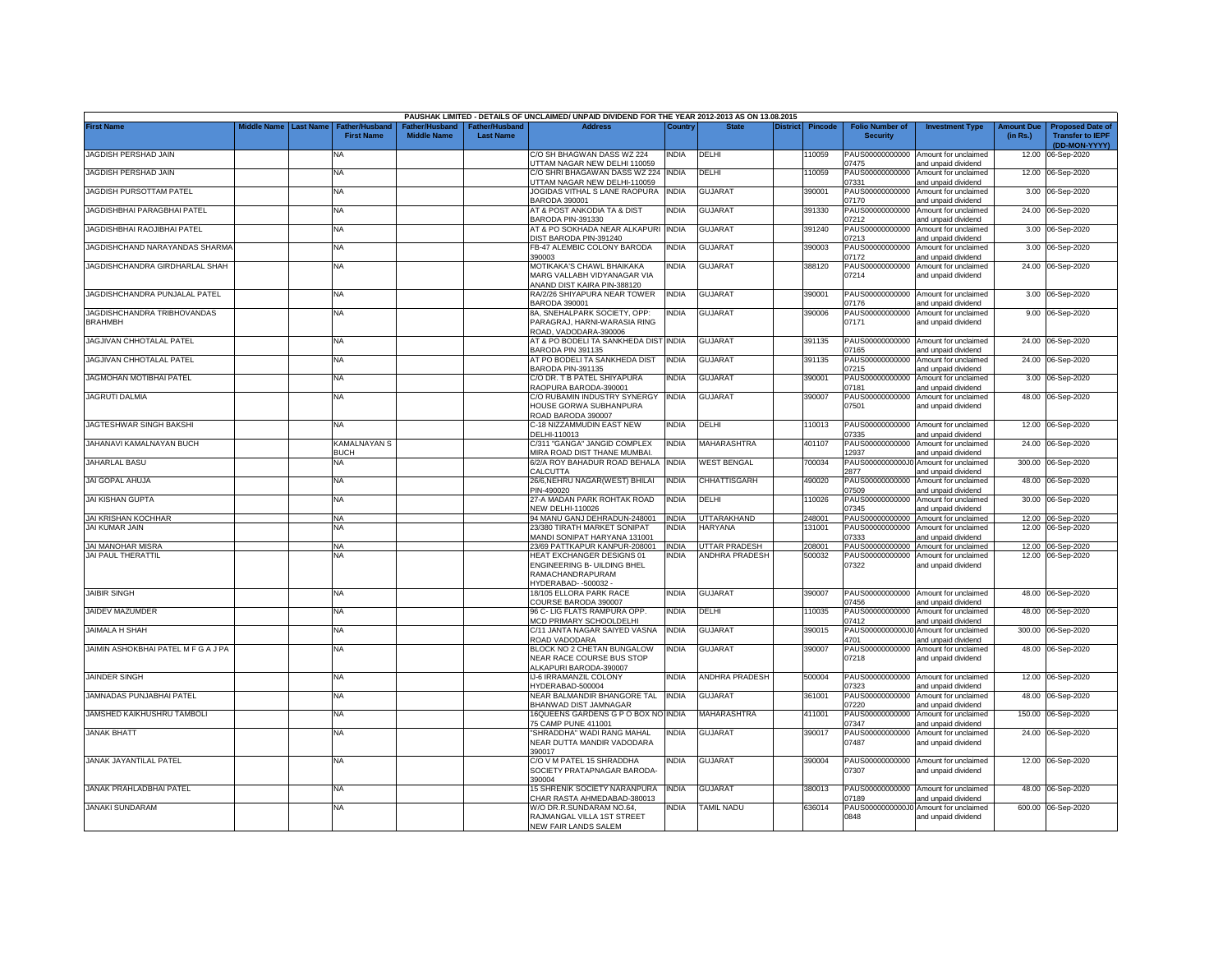PAUSHAK LIMITED - DETAILS OF UNCLAIMED/ UNPAID DIVIDEND FOR THE YEAR 2012-2013 AS ON 13.08.2015

| First Name | Middle Name | Last Name | Father/Husband First Name | Father/Husband Middle Name | Father/Husband Last Name | Address | Country | State | District | Pincode | Folio Number of Security | Investment Type | Amount Due (in Rs.) | Proposed Date of Transfer to IEPF (DD-MON-YYYY) |
|---|---|---|---|---|---|---|---|---|---|---|---|---|---|---|
| JAGDISH PERSHAD JAIN | | | NA | | | C/O SH BHAGWAN DASS WZ 224 UTTAM NAGAR NEW DELHI 110059 | INDIA | DELHI | | 110059 | PAUS00000000000 07475 | Amount for unclaimed and unpaid dividend | 12.00 | 06-Sep-2020 |
| JAGDISH PERSHAD JAIN | | | NA | | | C/O SHRI BHAGAWAN DASS WZ 224 UTTAM NAGAR NEW DELHI-110059 | INDIA | DELHI | | 110059 | PAUS00000000000 07331 | Amount for unclaimed and unpaid dividend | 12.00 | 06-Sep-2020 |
| JAGDISH PURSOTTAM PATEL | | | NA | | | JOGIDAS VITHAL S LANE RAOPURA BARODA 390001 | INDIA | GUJARAT | | 390001 | PAUS00000000000 07170 | Amount for unclaimed and unpaid dividend | 3.00 | 06-Sep-2020 |
| JAGDISHBHAI PARAGBHAI PATEL | | | NA | | | AT & POST ANKODIA TA & DIST BARODA PIN-391330 | INDIA | GUJARAT | | 391330 | PAUS00000000000 07212 | Amount for unclaimed and unpaid dividend | 24.00 | 06-Sep-2020 |
| JAGDISHBHAI RAOJIBHAI PATEL | | | NA | | | AT & PO SOKHADA NEAR ALKAPURI DIST BARODA PIN-391240 | INDIA | GUJARAT | | 391240 | PAUS00000000000 07213 | Amount for unclaimed and unpaid dividend | 3.00 | 06-Sep-2020 |
| JAGDISHCHAND NARAYANDAS SHARMA | | | NA | | | FB-47 ALEMBIC COLONY BARODA 390003 | INDIA | GUJARAT | | 390003 | PAUS00000000000 07172 | Amount for unclaimed and unpaid dividend | 3.00 | 06-Sep-2020 |
| JAGDISHCHANDRA GIRDHARLAL SHAH | | | NA | | | MOTIKAKA'S CHAWL BHAIKAKA MARG VALLABH VIDYANAGAR VIA ANAND DIST KAIRA PIN-388120 | INDIA | GUJARAT | | 388120 | PAUS00000000000 07214 | Amount for unclaimed and unpaid dividend | 24.00 | 06-Sep-2020 |
| JAGDISHCHANDRA PUNJALAL PATEL | | | NA | | | RA/2/26 SHIYAPURA NEAR TOWER BARODA 390001 | INDIA | GUJARAT | | 390001 | PAUS00000000000 07176 | Amount for unclaimed and unpaid dividend | 3.00 | 06-Sep-2020 |
| JAGDISHCHANDRA TRIBHOVANDAS BRAHMBH | | | NA | | | 8A, SNEHALPARK SOCIETY, OPP: PARAGRAJ, HARNI-WARASIA RING ROAD, VADODARA-390006 | INDIA | GUJARAT | | 390006 | PAUS00000000000 07171 | Amount for unclaimed and unpaid dividend | 9.00 | 06-Sep-2020 |
| JAGJIVAN CHHOTALAL PATEL | | | NA | | | AT & PO BODELI TA SANKHEDA DIST BARODA PIN 391135 | INDIA | GUJARAT | | 391135 | PAUS00000000000 07165 | Amount for unclaimed and unpaid dividend | 24.00 | 06-Sep-2020 |
| JAGJIVAN CHHOTALAL PATEL | | | NA | | | AT PO BODELI TA SANKHEDA DIST BARODA PIN-391135 | INDIA | GUJARAT | | 391135 | PAUS00000000000 07215 | Amount for unclaimed and unpaid dividend | 24.00 | 06-Sep-2020 |
| JAGMOHAN MOTIBHAI PATEL | | | NA | | | C/O DR. T B PATEL SHIYAPURA RAOPURA BARODA-390001 | INDIA | GUJARAT | | 390001 | PAUS00000000000 07181 | Amount for unclaimed and unpaid dividend | 3.00 | 06-Sep-2020 |
| JAGRUTI DALMIA | | | NA | | | C/O RUBAMIN INDUSTRY SYNERGY HOUSE GORWA SUBHANPURA ROAD BARODA 390007 | INDIA | GUJARAT | | 390007 | PAUS00000000000 07501 | Amount for unclaimed and unpaid dividend | 48.00 | 06-Sep-2020 |
| JAGTESHWAR SINGH BAKSHI | | | NA | | | C-18 NIZZAMMUDIN EAST NEW DELHI-110013 | INDIA | DELHI | | 110013 | PAUS00000000000 07335 | Amount for unclaimed and unpaid dividend | 12.00 | 06-Sep-2020 |
| JAHANAVI KAMALNAYAN BUCH | | | KAMALNAYAN S BUCH | | | C/311 "GANGA" JANGID COMPLEX MIRA ROAD DIST THANE MUMBAI. | INDIA | MAHARASHTRA | | 401107 | PAUS00000000000 12937 | Amount for unclaimed and unpaid dividend | 24.00 | 06-Sep-2020 |
| JAHARLAL BASU | | | NA | | | 6/2/A ROY BAHADUR ROAD BEHALA CALCUTTA | INDIA | WEST BENGAL | | 700034 | PAUS0000000000J0 2877 | Amount for unclaimed and unpaid dividend | 300.00 | 06-Sep-2020 |
| JAI GOPAL AHUJA | | | NA | | | 26/6,NEHRU NAGAR(WEST) BHILAI PIN-490020 | INDIA | CHHATTISGARH | | 490020 | PAUS00000000000 07509 | Amount for unclaimed and unpaid dividend | 48.00 | 06-Sep-2020 |
| JAI KISHAN GUPTA | | | NA | | | 27-A MADAN PARK ROHTAK ROAD NEW DELHI-110026 | INDIA | DELHI | | 110026 | PAUS00000000000 07345 | Amount for unclaimed and unpaid dividend | 30.00 | 06-Sep-2020 |
| JAI KRISHAN KOCHHAR | | | NA | | | 94 MANU GANJ DEHRADUN-248001 | INDIA | UTTARAKHAND | | 248001 | PAUS00000000000 | Amount for unclaimed | 12.00 | 06-Sep-2020 |
| JAI KUMAR JAIN | | | NA | | | 23/380 TIRATH MARKET SONIPAT MANDI SONIPAT HARYANA 131001 | INDIA | HARYANA | | 131001 | PAUS00000000000 07333 | Amount for unclaimed and unpaid dividend | 12.00 | 06-Sep-2020 |
| JAI MANOHAR MISRA | | | NA | | | 23/69 PATTKAPUR KANPUR-208001 | INDIA | UTTAR PRADESH | | 208001 | PAUS00000000000 | Amount for unclaimed | 12.00 | 06-Sep-2020 |
| JAI PAUL THERATTIL | | | NA | | | HEAT EXCHANGER DESIGNS 01 ENGINEERING B- UILDING BHEL RAMACHANDRAPURAM HYDERABAD- -500032 - | INDIA | ANDHRA PRADESH | | 500032 | PAUS00000000000 07322 | Amount for unclaimed and unpaid dividend | 12.00 | 06-Sep-2020 |
| JAIBIR SINGH | | | NA | | | 18/105 ELLORA PARK RACE COURSE BARODA 390007 | INDIA | GUJARAT | | 390007 | PAUS00000000000 07456 | Amount for unclaimed and unpaid dividend | 48.00 | 06-Sep-2020 |
| JAIDEV MAZUMDER | | | NA | | | 96 C- LIG FLATS RAMPURA OPP. MCD PRIMARY SCHOOLDELHI | INDIA | DELHI | | 110035 | PAUS00000000000 07412 | Amount for unclaimed and unpaid dividend | 48.00 | 06-Sep-2020 |
| JAIMALA H SHAH | | | NA | | | C/11 JANTA NAGAR SAIYED VASNA ROAD VADODARA | INDIA | GUJARAT | | 390015 | PAUS0000000000J0 4701 | Amount for unclaimed and unpaid dividend | 300.00 | 06-Sep-2020 |
| JAIMIN ASHOKBHAI PATEL M F G A J PA | | | NA | | | BLOCK NO 2 CHETAN BUNGALOW NEAR RACE COURSE BUS STOP ALKAPURI BARODA-390007 | INDIA | GUJARAT | | 390007 | PAUS00000000000 07218 | Amount for unclaimed and unpaid dividend | 48.00 | 06-Sep-2020 |
| JAINDER SINGH | | | NA | | | IJ-6 IRRAMANZIL COLONY HYDERABAD-500004 | INDIA | ANDHRA PRADESH | | 500004 | PAUS00000000000 07323 | Amount for unclaimed and unpaid dividend | 12.00 | 06-Sep-2020 |
| JAMNADAS PUNJABHAI PATEL | | | NA | | | NEAR BALMANDIR BHANGORE TAL BHANWAD DIST JAMNAGAR | INDIA | GUJARAT | | 361001 | PAUS00000000000 07220 | Amount for unclaimed and unpaid dividend | 48.00 | 06-Sep-2020 |
| JAMSHED KAIKHUSHRU TAMBOLI | | | NA | | | 16QUEENS GARDENS G P O BOX NO 75 CAMP PUNE 411001 | INDIA | MAHARASHTRA | | 411001 | PAUS00000000000 07347 | Amount for unclaimed and unpaid dividend | 150.00 | 06-Sep-2020 |
| JANAK BHATT | | | NA | | | "SHRADDHA" WADI RANG MAHAL NEAR DUTTA MANDIR VADODARA 390017 | INDIA | GUJARAT | | 390017 | PAUS00000000000 07487 | Amount for unclaimed and unpaid dividend | 24.00 | 06-Sep-2020 |
| JANAK JAYANTILAL PATEL | | | NA | | | C/O V M PATEL 15 SHRADDHA SOCIETY PRATAPNAGAR BARODA-390004 | INDIA | GUJARAT | | 390004 | PAUS00000000000 07307 | Amount for unclaimed and unpaid dividend | 12.00 | 06-Sep-2020 |
| JANAK PRAHLADBHAI PATEL | | | NA | | | 15 SHRENIK SOCIETY NARANPURA CHAR RASTA AHMEDABAD-380013 | INDIA | GUJARAT | | 380013 | PAUS00000000000 07189 | Amount for unclaimed and unpaid dividend | 48.00 | 06-Sep-2020 |
| JANAKI SUNDARAM | | | NA | | | W/O DR.R.SUNDARAM NO.64, RAJMANGAL VILLA 1ST STREET NEW FAIR LANDS SALEM | INDIA | TAMIL NADU | | 636014 | PAUS0000000000J0 0848 | Amount for unclaimed and unpaid dividend | 600.00 | 06-Sep-2020 |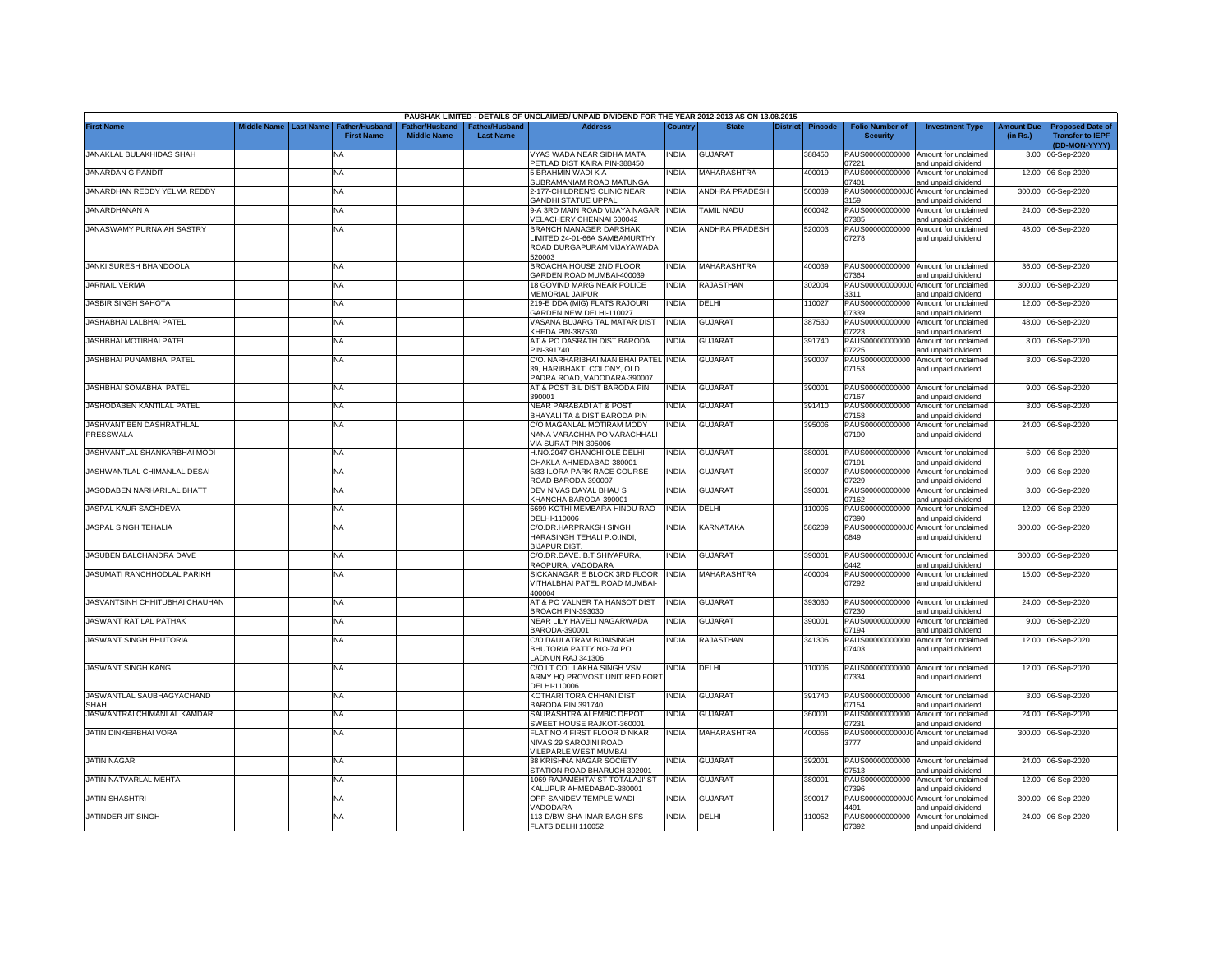PAUSHAK LIMITED - DETAILS OF UNCLAIMED/ UNPAID DIVIDEND FOR THE YEAR 2012-2013 AS ON 13.08.2015

| First Name | Middle Name | Last Name | Father/Husband First Name | Father/Husband Middle Name | Father/Husband Last Name | Address | Country | State | District | Pincode | Folio Number of Security | Investment Type | Amount Due (in Rs.) | Proposed Date of Transfer to IEPF (DD-MON-YYYY) |
|---|---|---|---|---|---|---|---|---|---|---|---|---|---|---|
| JANAKLAL BULAKHIDAS SHAH | | | NA | | | VYAS WADA NEAR SIDHA MATA PETLAD DIST KAIRA PIN-388450 | INDIA | GUJARAT | | 388450 | PAUS00000000000 07221 | Amount for unclaimed and unpaid dividend | 3.00 | 06-Sep-2020 |
| JANARDAN G PANDIT | | | NA | | | 5 BRAHMIN WADI K A SUBRAMANIAM ROAD MATUNGA | INDIA | MAHARASHTRA | | 400019 | PAUS00000000000 07401 | Amount for unclaimed and unpaid dividend | 12.00 | 06-Sep-2020 |
| JANARDHAN REDDY YELMA REDDY | | | NA | | | 2-177-CHILDREN'S CLINIC NEAR GANDHI STATUE UPPAL | INDIA | ANDHRA PRADESH | | 500039 | PAUS0000000000J0 3159 | Amount for unclaimed and unpaid dividend | 300.00 | 06-Sep-2020 |
| JANARDHANAN A | | | NA | | | 9-A 3RD MAIN ROAD VIJAYA NAGAR VELACHERY CHENNAI 600042 | INDIA | TAMIL NADU | | 600042 | PAUS00000000000 07385 | Amount for unclaimed and unpaid dividend | 24.00 | 06-Sep-2020 |
| JANASWAMY PURNAIAH SASTRY | | | NA | | | BRANCH MANAGER DARSHAK LIMITED 24-01-66A SAMBAMURTHY ROAD DURGAPURAM VIJAYAWADA 520003 | INDIA | ANDHRA PRADESH | | 520003 | PAUS00000000000 07278 | Amount for unclaimed and unpaid dividend | 48.00 | 06-Sep-2020 |
| JANKI SURESH BHANDOOLA | | | NA | | | BROACHA HOUSE 2ND FLOOR GARDEN ROAD MUMBAI-400039 | INDIA | MAHARASHTRA | | 400039 | PAUS00000000000 07364 | Amount for unclaimed and unpaid dividend | 36.00 | 06-Sep-2020 |
| JARNAIL VERMA | | | NA | | | 18 GOVIND MARG NEAR POLICE MEMORIAL JAIPUR | INDIA | RAJASTHAN | | 302004 | PAUS0000000000J0 3311 | Amount for unclaimed and unpaid dividend | 300.00 | 06-Sep-2020 |
| JASBIR SINGH SAHOTA | | | NA | | | 219-E DDA (MIG) FLATS RAJOURI GARDEN NEW DELHI-110027 | INDIA | DELHI | | 110027 | PAUS00000000000 07339 | Amount for unclaimed and unpaid dividend | 12.00 | 06-Sep-2020 |
| JASHABHAI LALBHAI PATEL | | | NA | | | VASANA BUJARG TAL MATAR DIST KHEDA PIN-387530 | INDIA | GUJARAT | | 387530 | PAUS00000000000 07223 | Amount for unclaimed and unpaid dividend | 48.00 | 06-Sep-2020 |
| JASHBHAI MOTIBHAI PATEL | | | NA | | | AT & PO DASRATH DIST BARODA PIN-391740 | INDIA | GUJARAT | | 391740 | PAUS00000000000 07225 | Amount for unclaimed and unpaid dividend | 3.00 | 06-Sep-2020 |
| JASHBHAI PUNAMBHAI PATEL | | | NA | | | C/O. NARHARIBHAI MANIBHAI PATEL 39, HARIBHAKTI COLONY, OLD PADRA ROAD, VADODARA-390007 | INDIA | GUJARAT | | 390007 | PAUS00000000000 07153 | Amount for unclaimed and unpaid dividend | 3.00 | 06-Sep-2020 |
| JASHBHAI SOMABHAI PATEL | | | NA | | | AT & POST BIL DIST BARODA PIN 390001 | INDIA | GUJARAT | | 390001 | PAUS00000000000 07167 | Amount for unclaimed and unpaid dividend | 9.00 | 06-Sep-2020 |
| JASHODABEN KANTILAL PATEL | | | NA | | | NEAR PARABADI AT & POST BHAYALI TA & DIST BARODA PIN | INDIA | GUJARAT | | 391410 | PAUS00000000000 07158 | Amount for unclaimed and unpaid dividend | 3.00 | 06-Sep-2020 |
| JASHVANTIBEN DASHRATHLAL PRESSWALA | | | NA | | | C/O MAGANLAL MOTIRAM MODY NANA VARACHHA PO VARACHHALI VIA SURAT PIN-395006 | INDIA | GUJARAT | | 395006 | PAUS00000000000 07190 | Amount for unclaimed and unpaid dividend | 24.00 | 06-Sep-2020 |
| JASHVANTLAL SHANKARBHAI MODI | | | NA | | | H.NO.2047 GHANCHI OLE DELHI CHAKLA AHMEDABAD-380001 | INDIA | GUJARAT | | 380001 | PAUS00000000000 07191 | Amount for unclaimed and unpaid dividend | 6.00 | 06-Sep-2020 |
| JASHWANTLAL CHIMANLAL DESAI | | | NA | | | 6/33 ILORA PARK RACE COURSE ROAD BARODA-390007 | INDIA | GUJARAT | | 390007 | PAUS00000000000 07229 | Amount for unclaimed and unpaid dividend | 9.00 | 06-Sep-2020 |
| JASODABEN NARHARILAL BHATT | | | NA | | | DEV NIVAS DAYAL BHAU S KHANCHA BARODA-390001 | INDIA | GUJARAT | | 390001 | PAUS00000000000 07162 | Amount for unclaimed and unpaid dividend | 3.00 | 06-Sep-2020 |
| JASPAL KAUR SACHDEVA | | | NA | | | 6699-KOTHI MEMBARA HINDU RAO DELHI-110006 | INDIA | DELHI | | 110006 | PAUS00000000000 07390 | Amount for unclaimed and unpaid dividend | 12.00 | 06-Sep-2020 |
| JASPAL SINGH TEHALIA | | | NA | | | C/O.DR.HARPRAKSH SINGH HARASINGH TEHALI P.O.INDI, BIJAPUR DIST. | INDIA | KARNATAKA | | 586209 | PAUS0000000000J0 0849 | Amount for unclaimed and unpaid dividend | 300.00 | 06-Sep-2020 |
| JASUBEN BALCHANDRA DAVE | | | NA | | | C/O.DR.DAVE. B.T SHIYAPURA, RAOPURA, VADODARA | INDIA | GUJARAT | | 390001 | PAUS0000000000J0 0442 | Amount for unclaimed and unpaid dividend | 300.00 | 06-Sep-2020 |
| JASUMATI RANCHHODLAL PARIKH | | | NA | | | SICKANAGAR E BLOCK 3RD FLOOR VITHALBHAI PATEL ROAD MUMBAI-400004 | INDIA | MAHARASHTRA | | 400004 | PAUS00000000000 07292 | Amount for unclaimed and unpaid dividend | 15.00 | 06-Sep-2020 |
| JASVANTSINH CHHITUBHAI CHAUHAN | | | NA | | | AT & PO VALNER TA HANSOT DIST BROACH PIN-393030 | INDIA | GUJARAT | | 393030 | PAUS00000000000 07230 | Amount for unclaimed and unpaid dividend | 24.00 | 06-Sep-2020 |
| JASWANT RATILAL PATHAK | | | NA | | | NEAR LILY HAVELI NAGARWADA BARODA-390001 | INDIA | GUJARAT | | 390001 | PAUS00000000000 07194 | Amount for unclaimed and unpaid dividend | 9.00 | 06-Sep-2020 |
| JASWANT SINGH BHUTORIA | | | NA | | | C/O DAULATRAM BIJAISINGH BHUTORIA PATTY NO-74 PO LADNUN RAJ 341306 | INDIA | RAJASTHAN | | 341306 | PAUS00000000000 07403 | Amount for unclaimed and unpaid dividend | 12.00 | 06-Sep-2020 |
| JASWANT SINGH KANG | | | NA | | | C/O LT COL LAKHA SINGH VSM ARMY HQ PROVOST UNIT RED FORT DELHI-110006 | INDIA | DELHI | | 110006 | PAUS00000000000 07334 | Amount for unclaimed and unpaid dividend | 12.00 | 06-Sep-2020 |
| JASWANTLAL SAUBHAGYACHAND SHAH | | | NA | | | KOTHARI TORA CHHANI DIST BARODA PIN 391740 | INDIA | GUJARAT | | 391740 | PAUS00000000000 07154 | Amount for unclaimed and unpaid dividend | 3.00 | 06-Sep-2020 |
| JASWANTRAI CHIMANLAL KAMDAR | | | NA | | | SAURASHTRA ALEMBIC DEPOT SWEET HOUSE RAJKOT-360001 | INDIA | GUJARAT | | 360001 | PAUS00000000000 07231 | Amount for unclaimed and unpaid dividend | 24.00 | 06-Sep-2020 |
| JATIN DINKERBHAI VORA | | | NA | | | FLAT NO 4 FIRST FLOOR DINKAR NIVAS 29 SAROJINI ROAD VILEPARLE WEST MUMBAI | INDIA | MAHARASHTRA | | 400056 | PAUS0000000000J0 3777 | Amount for unclaimed and unpaid dividend | 300.00 | 06-Sep-2020 |
| JATIN NAGAR | | | NA | | | 38 KRISHNA NAGAR SOCIETY STATION ROAD BHARUCH 392001 | INDIA | GUJARAT | | 392001 | PAUS00000000000 07513 | Amount for unclaimed and unpaid dividend | 24.00 | 06-Sep-2020 |
| JATIN NATVARLAL MEHTA | | | NA | | | 1069 RAJAMEHTA' ST TOTALAJI' ST KALUPUR AHMEDABAD-380001 | INDIA | GUJARAT | | 380001 | PAUS00000000000 07396 | Amount for unclaimed and unpaid dividend | 12.00 | 06-Sep-2020 |
| JATIN SHASHTRI | | | NA | | | OPP SANIDEV TEMPLE WADI VADODARA | INDIA | GUJARAT | | 390017 | PAUS0000000000J0 4491 | Amount for unclaimed and unpaid dividend | 300.00 | 06-Sep-2020 |
| JATINDER JIT SINGH | | | NA | | | 113-D/BW SHA-IMAR BAGH SFS FLATS DELHI 110052 | INDIA | DELHI | | 110052 | PAUS00000000000 07392 | Amount for unclaimed and unpaid dividend | 24.00 | 06-Sep-2020 |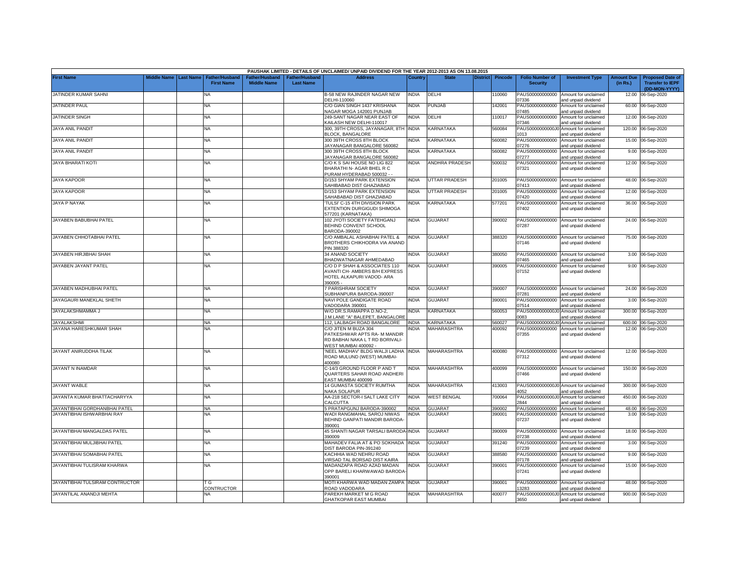PAUSHAK LIMITED - DETAILS OF UNCLAIMED/ UNPAID DIVIDEND FOR THE YEAR 2012-2013 AS ON 13.08.2015

| First Name | Middle Name | Last Name | Father/Husband First Name | Father/Husband Middle Name | Father/Husband Last Name | Address | Country | State | District | Pincode | Folio Number of Security | Investment Type | Amount Due (in Rs.) | Proposed Date of Transfer to IEPF (DD-MON-YYYY) |
|---|---|---|---|---|---|---|---|---|---|---|---|---|---|---|
| JATINDER KUMAR SAHNI | | | NA | | | B-58 NEW RAJINDER NAGAR NEW DELHI-110060 | INDIA | DELHI | | 110060 | PAUS00000000000 07336 | Amount for unclaimed and unpaid dividend | 12.00 | 06-Sep-2020 |
| JATINDER PAUL | | | NA | | | C/O GIAN SINGH 1437 KRISHANA NAGAR MOGA 142001 PUNJAB | INDIA | PUNJAB | | 142001 | PAUS00000000000 07485 | Amount for unclaimed and unpaid dividend | 60.00 | 06-Sep-2020 |
| JATINDER SINGH | | | NA | | | 249-SANT NAGAR NEAR EAST OF KAILASH NEW DELHI-110017 | INDIA | DELHI | | 110017 | PAUS00000000000 07346 | Amount for unclaimed and unpaid dividend | 12.00 | 06-Sep-2020 |
| JAYA ANIL PANDIT | | | NA | | | 300, 39TH CROSS, JAYANAGAR, 8TH BLOCK, BANGALORE | INDIA | KARNATAKA | | 560084 | PAUS0000000000J0 1013 | Amount for unclaimed and unpaid dividend | 120.00 | 06-Sep-2020 |
| JAYA ANIL PANDIT | | | NA | | | 300 39TH CROSS 8TH BLOCK JAYANAGAR BANGALORE 560082 | INDIA | KARNATAKA | | 560082 | PAUS00000000000 07276 | Amount for unclaimed and unpaid dividend | 15.00 | 06-Sep-2020 |
| JAYA ANIL PANDIT | | | NA | | | 300 39TH CROSS 8TH BLOCK JAYANAGAR BANGALORE 560082 | INDIA | KARNATAKA | | 560082 | PAUS00000000000 07277 | Amount for unclaimed and unpaid dividend | 9.00 | 06-Sep-2020 |
| JAYA BHARATI KOTI | | | NA | | | C/O K S SAI HOUSE NO LIG 822 BHARATHI N- AGAR BHEL R C PURAM HYDERABAD 500032 - - | INDIA | ANDHRA PRADESH | | 500032 | PAUS00000000000 07321 | Amount for unclaimed and unpaid dividend | 12.00 | 06-Sep-2020 |
| JAYA KAPOOR | | | NA | | | D/153 SHYAM PARK EXTENSION SAHIBABAD DIST GHAZIABAD | INDIA | UTTAR PRADESH | | 201005 | PAUS00000000000 07413 | Amount for unclaimed and unpaid dividend | 48.00 | 06-Sep-2020 |
| JAYA KAPOOR | | | NA | | | D/153 SHYAM PARK EXTENSION SAHABABAD DIST GHAZIABAD | INDIA | UTTAR PRADESH | | 201005 | PAUS00000000000 07420 | Amount for unclaimed and unpaid dividend | 12.00 | 06-Sep-2020 |
| JAYA P NAYAK | | | NA | | | 'TULSI' C-15 4TH DIVISION PARK EXTENTION DURGIGUDI SHIMOGA 577201 (KARNATAKA) | INDIA | KARNATAKA | | 577201 | PAUS00000000000 07402 | Amount for unclaimed and unpaid dividend | 36.00 | 06-Sep-2020 |
| JAYABEN BABUBHAI PATEL | | | NA | | | 102 JYOTI SOCIETY FATEHGANJ BEHIND CONVENT SCHOOL BARODA-390002 | INDIA | GUJARAT | | 390002 | PAUS00000000000 07287 | Amount for unclaimed and unpaid dividend | 24.00 | 06-Sep-2020 |
| JAYABEN CHHOTABHAI PATEL | | | NA | | | C/O AMBALAL ASHABHAI PATEL & BROTHERS CHIKHODRA VIA ANAND PIN 388320 | INDIA | GUJARAT | | 388320 | PAUS00000000000 07146 | Amount for unclaimed and unpaid dividend | 75.00 | 06-Sep-2020 |
| JAYABEN HIRJIBHAI SHAH | | | NA | | | 34 ANAND SOCIETY BHADWATNAGAR AHMEDABAD | INDIA | GUJARAT | | 380050 | PAUS00000000000 07465 | Amount for unclaimed and unpaid dividend | 3.00 | 06-Sep-2020 |
| JAYABEN JAYANT PATEL | | | NA | | | C/O D P SHAH & ASSOCIATES 110 AVANTI CH- AMBERS B/H EXPRESS HOTEL ALKAPURI VADOD- ARA 390005 - | INDIA | GUJARAT | | 390005 | PAUS00000000000 07152 | Amount for unclaimed and unpaid dividend | 9.00 | 06-Sep-2020 |
| JAYABEN MADHUBHAI PATEL | | | NA | | | 7 PARISHRAM SOCIETY SUBHANPURA BARODA-390007 | INDIA | GUJARAT | | 390007 | PAUS00000000000 07281 | Amount for unclaimed and unpaid dividend | 24.00 | 06-Sep-2020 |
| JAYAGAURI MANEKLAL SHETH | | | NA | | | NAVI POLE GANDIGATE ROAD VADODARA 390001 | INDIA | GUJARAT | | 390001 | PAUS00000000000 07514 | Amount for unclaimed and unpaid dividend | 3.00 | 06-Sep-2020 |
| JAYALAKSHMAMMA J | | | NA | | | W/O DR.S.RAMAPPA D.NO-2, J.M.LANE "A" BALEPET, BANGALORE | INDIA | KARNATAKA | | 560053 | PAUS0000000000J0 0083 | Amount for unclaimed and unpaid dividend | 300.00 | 06-Sep-2020 |
| JAYALAKSHMI | | | NA | | | 112, LALBAGH ROAD BANGALORE | INDIA | KARNATAKA | | 560027 | PAUS0000000000J0 | Amount for unclaimed | 600.00 | 06-Sep-2020 |
| JAYANA HARESHKUMAR SHAH | | | NA | | | C/O JITEN M BUZA 304 PATKESHWAR APTS RA- M MANDIR RD BABHAI NAKA L T RD BORIVALI- WEST MUMBAI 400092 - | INDIA | MAHARASHTRA | | 400092 | PAUS00000000000 07355 | Amount for unclaimed and unpaid dividend | 12.00 | 06-Sep-2020 |
| JAYANT ANIRUDDHA TILAK | | | NA | | | 'NEEL MADHAV' BLDG WALJI LADHA ROAD MULUND (WEST) MUMBAI-400080 | INDIA | MAHARASHTRA | | 400080 | PAUS00000000000 07312 | Amount for unclaimed and unpaid dividend | 12.00 | 06-Sep-2020 |
| JAYANT N INAMDAR | | | NA | | | C-14/3 GROUND FLOOR P AND T QUARTERS SAHAR ROAD ANDHERI EAST MUMBAI 400099 | INDIA | MAHARASHTRA | | 400099 | PAUS00000000000 07466 | Amount for unclaimed and unpaid dividend | 150.00 | 06-Sep-2020 |
| JAYANT WABLE | | | NA | | | 14 GUMASTA SOCIETY RUMTHA NAKA SOLAPUR | INDIA | MAHARASHTRA | | 413003 | PAUS0000000000J0 4052 | Amount for unclaimed and unpaid dividend | 300.00 | 06-Sep-2020 |
| JAYANTA KUMAR BHATTACHARYYA | | | NA | | | AA-218 SECTOR-I SALT LAKE CITY CALCUTTA | INDIA | WEST BENGAL | | 700064 | PAUS0000000000J0 2844 | Amount for unclaimed and unpaid dividend | 450.00 | 06-Sep-2020 |
| JAYANTIBHAI GORDHANBHAI PATEL | | | NA | | | 5 PRATAPGUNJ BARODA-390002 | INDIA | GUJARAT | | 390002 | PAUS00000000000 | Amount for unclaimed | 48.00 | 06-Sep-2020 |
| JAYANTIBHAI ISHWARBHAI RAY | | | NA | | | WADI RANGMAHAL SAROJ NIWAS BEHIND GANPATI MANDIR BARODA-390001 | INDIA | GUJARAT | | 390001 | PAUS00000000000 07237 | Amount for unclaimed and unpaid dividend | 3.00 | 06-Sep-2020 |
| JAYANTIBHAI MANGALDAS PATEL | | | NA | | | 45 SHANTI NAGAR TARSALI BARODA-390009 | INDIA | GUJARAT | | 390009 | PAUS00000000000 07238 | Amount for unclaimed and unpaid dividend | 18.00 | 06-Sep-2020 |
| JAYANTIBHAI MULJIBHAI PATEL | | | NA | | | MAHADEV FALIA AT & PO SOKHADA DIST BARODA PIN-391240 | INDIA | GUJARAT | | 391240 | PAUS00000000000 07239 | Amount for unclaimed and unpaid dividend | 3.00 | 06-Sep-2020 |
| JAYANTIBHAI SOMABHAI PATEL | | | NA | | | KACHHIA WAD NEHRU ROAD VIRSAD TAL BORSAD DIST KAIRA | INDIA | GUJARAT | | 388580 | PAUS00000000000 07178 | Amount for unclaimed and unpaid dividend | 9.00 | 06-Sep-2020 |
| JAYANTIBHAI TULISRAM KHARWA | | | NA | | | MADANZAPA ROAD AZAD MADAN OPP BARELI KHARWAWAD BARODA-390001 | INDIA | GUJARAT | | 390001 | PAUS00000000000 07241 | Amount for unclaimed and unpaid dividend | 15.00 | 06-Sep-2020 |
| JAYANTIBHAI TULSIRAM CONTRUCTOR | | | T G CONTRUCTOR | | | MOTI KHARWA WAD MADAN ZAMPA ROAD VADODARA | INDIA | GUJARAT | | 390001 | PAUS00000000000 13283 | Amount for unclaimed and unpaid dividend | 48.00 | 06-Sep-2020 |
| JAYANTILAL ANANDJI MEHTA | | | NA | | | PAREKH MARKET M G ROAD GHATKOPAR EAST MUMBAI | INDIA | MAHARASHTRA | | 400077 | PAUS0000000000J0 3650 | Amount for unclaimed and unpaid dividend | 900.00 | 06-Sep-2020 |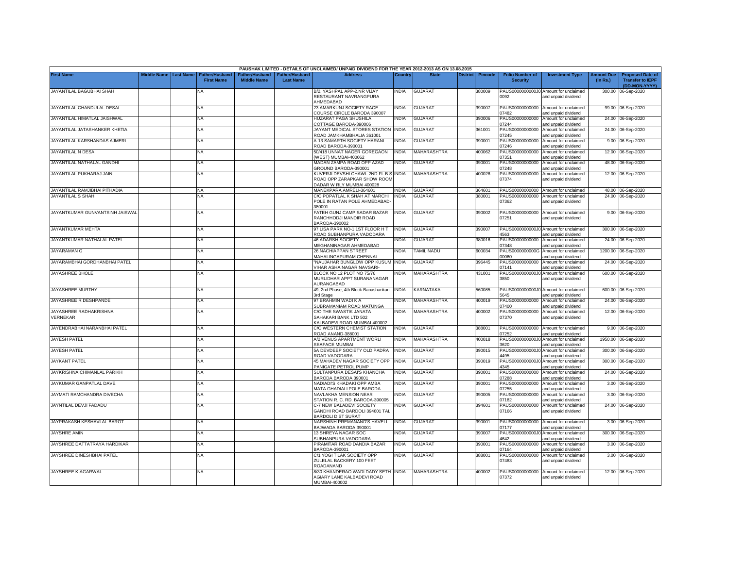PAUSHAK LIMITED - DETAILS OF UNCLAIMED/ UNPAID DIVIDEND FOR THE YEAR 2012-2013 AS ON 13.08.2015

| First Name | Middle Name | Last Name | Father/Husband First Name | Father/Husband Middle Name | Father/Husband Last Name | Address | Country | State | District | Pincode | Folio Number of Security | Investment Type | Amount Due (in Rs.) | Proposed Date of Transfer to IEPF (DD-MON-YYYY) |
|---|---|---|---|---|---|---|---|---|---|---|---|---|---|---|
| JAYANTILAL BAGUBHAI SHAH | | | NA | | | B/2, YASHPAL APP-2,NR VIJAY RESTAURANT NAVRANGPURA AHMEDABAD | INDIA | GUJARAT | | 380009 | PAUS0000000000J00092 | Amount for unclaimed and unpaid dividend | 300.00 | 06-Sep-2020 |
| JAYANTILAL CHANDULAL DESAI | | | NA | | | 23 AMARKUNJ SOCIETY RACE COURSE CIRCLE BARODA 390007 | INDIA | GUJARAT | | 390007 | PAUS00000000000007482 | Amount for unclaimed and unpaid dividend | 99.00 | 06-Sep-2020 |
| JAYANTILAL HIMATLAL JAISHWAL | | | NA | | | HUZARAT PAGA SHUSHILA COTTAGE BARODA-390006 | INDIA | GUJARAT | | 390006 | PAUS00000000000007244 | Amount for unclaimed and unpaid dividend | 24.00 | 06-Sep-2020 |
| JAYANTILAL JATASHANKER KHETIA | | | NA | | | JAYANT MEDICAL STORES STATION ROAD JAMKHAMBHALIA 361001 | INDIA | GUJARAT | | 361001 | PAUS00000000000007245 | Amount for unclaimed and unpaid dividend | 24.00 | 06-Sep-2020 |
| JAYANTILAL KARSHANDAS AJMERI | | | NA | | | A-13 SAMARTH SOCIETY HARANI ROAD BARODA-390001 | INDIA | GUJARAT | | 390001 | PAUS00000000000007246 | Amount for unclaimed and unpaid dividend | 9.00 | 06-Sep-2020 |
| JAYANTILAL N DESAI | | | NA | | | 50/418 UNNAT NAGER GOREGAON (WEST) MUMBAI-400062 | INDIA | MAHARASHTRA | | 400062 | PAUS00000000000007351 | Amount for unclaimed and unpaid dividend | 12.00 | 06-Sep-2020 |
| JAYANTILAL NATHALAL GANDHI | | | NA | | | MADAN ZAMPA ROAD OPP AZAD GROUND BARODA-390001 | INDIA | GUJARAT | | 390001 | PAUS00000000000007248 | Amount for unclaimed and unpaid dividend | 48.00 | 06-Sep-2020 |
| JAYANTILAL PUKHARAJ JAIN | | | NA | | | KUVERJI DEVSHI CHAWL 2ND FL B S ROAD OPP ZARAPKAR SHOW ROOM DADAR W RLY MUMBAI 400028 | INDIA | MAHARASHTRA | | 400028 | PAUS00000000000007374 | Amount for unclaimed and unpaid dividend | 12.00 | 06-Sep-2020 |
| JAYANTILAL RAMJIBHAI PITHADIA | | | NA | | | MANEKPARA AMRELI-364601 | INDIA | GUJARAT | | 364601 | PAUS00000000000 | Amount for unclaimed | 48.00 | 06-Sep-2020 |
| JAYANTILAL S SHAH | | | NA | | | C/O POPATLAL K SHAH AT MARCHI POLE IN RATAN POLE AHMEDABAD-380001 | INDIA | GUJARAT | | 380001 | PAUS00000000000007362 | Amount for unclaimed and unpaid dividend | 24.00 | 06-Sep-2020 |
| JAYANTKUMAR GUNVANTSINH JAISWAL | | | NA | | | FATEH GUNJ CAMP SADAR BAZAR RANCHHODJI MANDIR ROAD BARODA-390002 | INDIA | GUJARAT | | 390002 | PAUS00000000000007251 | Amount for unclaimed and unpaid dividend | 9.00 | 06-Sep-2020 |
| JAYANTKUMAR MEHTA | | | NA | | | 97 LISA PARK NO-1 1ST FLOOR H T ROAD SUBHANPURA VADODARA | INDIA | GUJARAT | | 390007 | PAUS0000000000J04563 | Amount for unclaimed and unpaid dividend | 300.00 | 06-Sep-2020 |
| JAYANTKUMAR NATHALAL PATEL | | | NA | | | 46 ADARSH SOCIETY MEGHANINAGAR AHMEDABAD | INDIA | GUJARAT | | 380016 | PAUS00000000000007348 | Amount for unclaimed and unpaid dividend | 24.00 | 06-Sep-2020 |
| JAYARAMAN G | | | NA | | | 26,NACHIAPPAN STREET MAHALINGAPURAM CHENNAI | INDIA | TAMIL NADU | | 600034 | PAUS0000000000G00060 | Amount for unclaimed and unpaid dividend | 1200.00 | 06-Sep-2020 |
| JAYARAMBHAI GORDHANBHAI PATEL | | | NA | | | "NAUJAHAR BUNGLOW OPP KUSUM VIHAR ASHA NAGAR NAVSARI- | INDIA | GUJARAT | | 396445 | PAUS00000000000007141 | Amount for unclaimed and unpaid dividend | 24.00 | 06-Sep-2020 |
| JAYASHREE BHOLE | | | NA | | | BLOCK NO 12 PLOT NO 75/76 MURLIDHAR APPT SURANANAGAR AURANGABAD | INDIA | MAHARASHTRA | | 431001 | PAUS0000000000J03850 | Amount for unclaimed and unpaid dividend | 600.00 | 06-Sep-2020 |
| JAYASHREE MURTHY | | | NA | | | 49, 2nd Phase, 4th Block Banashankari 3rd Stage | INDIA | KARNATAKA | | 560085 | PAUS0000000000J05645 | Amount for unclaimed and unpaid dividend | 600.00 | 06-Sep-2020 |
| JAYASHREE R DESHPANDE | | | NA | | | 97 BRAHMIN WADI K A SUBRAMANIAM ROAD MATUNGA | INDIA | MAHARASHTRA | | 400019 | PAUS00000000000007400 | Amount for unclaimed and unpaid dividend | 24.00 | 06-Sep-2020 |
| JAYASHREE RADHAKRISHNA VERNEKAR | | | NA | | | C/O THE SWASTIK JANATA SAHAKARI BANK LTD 502 KALBADEVI ROAD MUMBAI-400002 | INDIA | MAHARASHTRA | | 400002 | PAUS00000000000007370 | Amount for unclaimed and unpaid dividend | 12.00 | 06-Sep-2020 |
| JAYENDRABHAI NARANBHAI PATEL | | | NA | | | C/O WESTERN CHEMIST STATION ROAD ANAND-388001 | INDIA | GUJARAT | | 388001 | PAUS00000000000007252 | Amount for unclaimed and unpaid dividend | 9.00 | 06-Sep-2020 |
| JAYESH PATEL | | | NA | | | A/2 VENUS APARTMENT WORLI SEAFACE MUMBAI | INDIA | MAHARASHTRA | | 400018 | PAUS0000000000J03620 | Amount for unclaimed and unpaid dividend | 1950.00 | 06-Sep-2020 |
| JAYESH PATEL | | | NA | | | 5A DEVDEEP SOCIETY OLD PADRA ROAD VADODARA | INDIA | GUJARAT | | 390015 | PAUS0000000000J04495 | Amount for unclaimed and unpaid dividend | 300.00 | 06-Sep-2020 |
| JAYKANT PATEL | | | NA | | | 45 MAHADEV NAGAR SOCIETY OPP PANIGATE PETROL PUMP | INDIA | GUJARAT | | 390019 | PAUS0000000000J04345 | Amount for unclaimed and unpaid dividend | 300.00 | 06-Sep-2020 |
| JAYKRISHNA CHIMANLAL PARIKH | | | NA | | | SULTANPURA DESAI'S KHANCHA BARODA BARODA 390001 | INDIA | GUJARAT | | 390001 | PAUS00000000000007288 | Amount for unclaimed and unpaid dividend | 24.00 | 06-Sep-2020 |
| JAYKUMAR GANPATLAL DAVE | | | NA | | | NADIADI'S KHADAKI OPP AMBA MATA GHADIALI POLE BARODA- | INDIA | GUJARAT | | 390001 | PAUS00000000000007255 | Amount for unclaimed and unpaid dividend | 3.00 | 06-Sep-2020 |
| JAYMATI RAMCHANDRA DIVECHA | | | NA | | | NAVLAKHA MENSION NEAR STATION R. C. RD. BARODA-390005 | INDIA | GUJARAT | | 390005 | PAUS00000000000007182 | Amount for unclaimed and unpaid dividend | 3.00 | 06-Sep-2020 |
| JAYNTILAL DEVJI FADADU | | | NA | | | C-7 NEW BALADEVI SOCIETY GANDHI ROAD BARDOLI 394601 TAL BARDOLI DIST SURAT | INDIA | GUJARAT | | 394601 | PAUS00000000000007166 | Amount for unclaimed and unpaid dividend | 24.00 | 06-Sep-2020 |
| JAYPRAKASH KESHAVLAL BAROT | | | NA | | | NARSHINH PREMANAND'S HAVELI BAJWADA BARODA 390001 | INDIA | GUJARAT | | 390001 | PAUS00000000000007177 | Amount for unclaimed and unpaid dividend | 3.00 | 06-Sep-2020 |
| JAYSHRE AMIN | | | NA | | | 13 SHREYA NAGAR SOC SUBHANPURA VADODARA | INDIA | GUJARAT | | 390007 | PAUS0000000000J04642 | Amount for unclaimed and unpaid dividend | 300.00 | 06-Sep-2020 |
| JAYSHREE DATTATRAYA HARDIKAR | | | NA | | | PIRAMITAR ROAD DANDIA BAZAR BARODA-390001 | INDIA | GUJARAT | | 390001 | PAUS00000000000007164 | Amount for unclaimed and unpaid dividend | 3.00 | 06-Sep-2020 |
| JAYSHREE DINESHBHAI PATEL | | | NA | | | C/1 YOGI TILAK SOCIETY OPP ZULELAL BACKERY 100 FEET ROADANAND | INDIA | GUJARAT | | 388001 | PAUS00000000000007483 | Amount for unclaimed and unpaid dividend | 3.00 | 06-Sep-2020 |
| JAYSHREE K AGARWAL | | | NA | | | 8/30 KHANDERAO WADI DADY SETH AGIARY LANE KALBADEVI ROAD MUMBAI-400002 | INDIA | MAHARASHTRA | | 400002 | PAUS00000000000007372 | Amount for unclaimed and unpaid dividend | 12.00 | 06-Sep-2020 |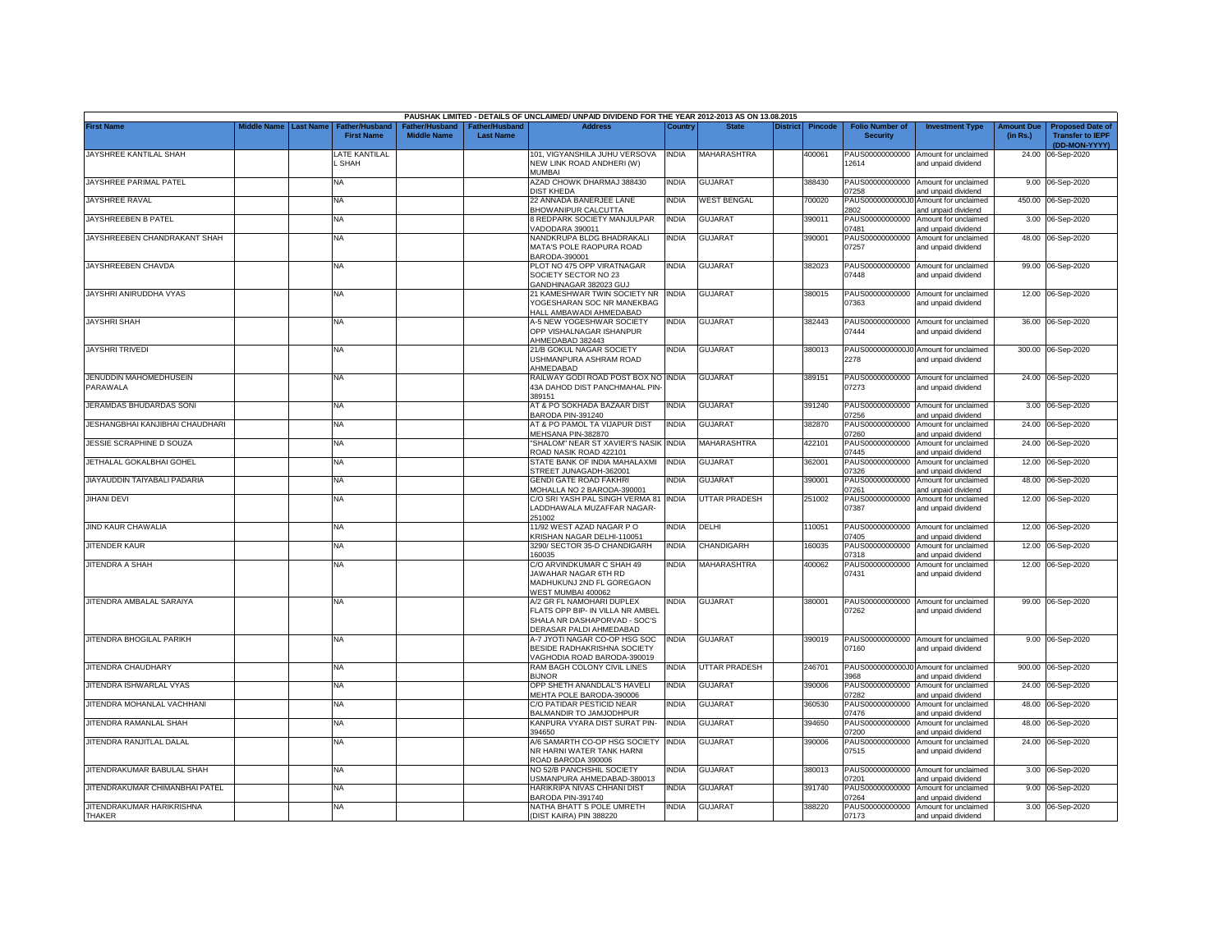PAUSHAK LIMITED - DETAILS OF UNCLAIMED/ UNPAID DIVIDEND FOR THE YEAR 2012-2013 AS ON 13.08.2015

| First Name | Middle Name | Last Name | Father/Husband First Name | Father/Husband Middle Name | Father/Husband Last Name | Address | Country | State | District | Pincode | Folio Number of Security | Investment Type | Amount Due (in Rs.) | Proposed Date of Transfer to IEPF (DD-MON-YYYY) |
|---|---|---|---|---|---|---|---|---|---|---|---|---|---|---|
| JAYSHREE KANTILAL SHAH | | | LATE KANTILAL L SHAH | | | 101, VIGYANSHILA JUHU VERSOVA NEW LINK ROAD ANDHERI (W) MUMBAI | INDIA | MAHARASHTRA | | 400061 | PAUS00000000000 12614 | Amount for unclaimed and unpaid dividend | 24.00 | 06-Sep-2020 |
| JAYSHREE PARIMAL PATEL | | | NA | | | AZAD CHOWK DHARMAJ 388430 DIST KHEDA | INDIA | GUJARAT | | 388430 | PAUS00000000000 07258 | Amount for unclaimed and unpaid dividend | 9.00 | 06-Sep-2020 |
| JAYSHREE RAVAL | | | NA | | | 22 ANNADA BANERJEE LANE BHOWANIPUR CALCUTTA | INDIA | WEST BENGAL | | 700020 | PAUS0000000000J0 2802 | Amount for unclaimed and unpaid dividend | 450.00 | 06-Sep-2020 |
| JAYSHREEBEN B PATEL | | | NA | | | 8 REDPARK SOCIETY MANJULPAR VADODARA 390011 | INDIA | GUJARAT | | 390011 | PAUS00000000000 07481 | Amount for unclaimed and unpaid dividend | 3.00 | 06-Sep-2020 |
| JAYSHREEBEN CHANDRAKANT SHAH | | | NA | | | NANDKRUPA BLDG BHADRAKALI MATA'S POLE RAOPURA ROAD BARODA-390001 | INDIA | GUJARAT | | 390001 | PAUS00000000000 07257 | Amount for unclaimed and unpaid dividend | 48.00 | 06-Sep-2020 |
| JAYSHREEBEN CHAVDA | | | NA | | | PLOT NO 475 OPP VIRATNAGAR SOCIETY SECTOR NO 23 GANDHINAGAR 382023 GUJ | INDIA | GUJARAT | | 382023 | PAUS00000000000 07448 | Amount for unclaimed and unpaid dividend | 99.00 | 06-Sep-2020 |
| JAYSHRI ANIRUDDHA VYAS | | | NA | | | 21 KAMESHWAR TWIN SOCIETY NR YOGESHARAN SOC NR MANEKBAG HALL AMBAWADI AHMEDABAD | INDIA | GUJARAT | | 380015 | PAUS00000000000 07363 | Amount for unclaimed and unpaid dividend | 12.00 | 06-Sep-2020 |
| JAYSHRI SHAH | | | NA | | | A-5 NEW YOGESHWAR SOCIETY OPP VISHALNAGAR ISHANPUR AHMEDABAD 382443 | INDIA | GUJARAT | | 382443 | PAUS00000000000 07444 | Amount for unclaimed and unpaid dividend | 36.00 | 06-Sep-2020 |
| JAYSHRI TRIVEDI | | | NA | | | 21/B GOKUL NAGAR SOCIETY USHMANPURA ASHRAM ROAD AHMEDABAD | INDIA | GUJARAT | | 380013 | PAUS0000000000J0 2278 | Amount for unclaimed and unpaid dividend | 300.00 | 06-Sep-2020 |
| JENUDDIN MAHOMEDHUSEIN PARAWALA | | | NA | | | RAILWAY GODI ROAD POST BOX NO 43A DAHOD DIST PANCHMAHAL PIN-389151 | INDIA | GUJARAT | | 389151 | PAUS00000000000 07273 | Amount for unclaimed and unpaid dividend | 24.00 | 06-Sep-2020 |
| JERAMDAS BHUDARDAS SONI | | | NA | | | AT & PO SOKHADA BAZAAR DIST BARODA PIN-391240 | INDIA | GUJARAT | | 391240 | PAUS00000000000 07256 | Amount for unclaimed and unpaid dividend | 3.00 | 06-Sep-2020 |
| JESHANGBHAI KANJIBHAI CHAUDHARI | | | NA | | | AT & PO PAMOL TA VIJAPUR DIST MEHSANA PIN-382870 | INDIA | GUJARAT | | 382870 | PAUS00000000000 07260 | Amount for unclaimed and unpaid dividend | 24.00 | 06-Sep-2020 |
| JESSIE SCRAPHINE D SOUZA | | | NA | | | "SHALOM" NEAR ST XAVIER'S NASIK ROAD NASIK ROAD 422101 | INDIA | MAHARASHTRA | | 422101 | PAUS00000000000 07445 | Amount for unclaimed and unpaid dividend | 24.00 | 06-Sep-2020 |
| JETHALAL GOKALBHAI GOHEL | | | NA | | | STATE BANK OF INDIA MAHALAXMI STREET JUNAGADH-362001 | INDIA | GUJARAT | | 362001 | PAUS00000000000 07326 | Amount for unclaimed and unpaid dividend | 12.00 | 06-Sep-2020 |
| JIAYAUDDIN TAIYABALI PADARIA | | | NA | | | GENDI GATE ROAD FAKHRI MOHALLA NO 2 BARODA-390001 | INDIA | GUJARAT | | 390001 | PAUS00000000000 07261 | Amount for unclaimed and unpaid dividend | 48.00 | 06-Sep-2020 |
| JIHANI DEVI | | | NA | | | C/O SRI YASH PAL SINGH VERMA 81 LADDHAWALA MUZAFFAR NAGAR-251002 | INDIA | UTTAR PRADESH | | 251002 | PAUS00000000000 07387 | Amount for unclaimed and unpaid dividend | 12.00 | 06-Sep-2020 |
| JIND KAUR CHAWALIA | | | NA | | | 11/92 WEST AZAD NAGAR P O KRISHAN NAGAR DELHI-110051 | INDIA | DELHI | | 110051 | PAUS00000000000 07405 | Amount for unclaimed and unpaid dividend | 12.00 | 06-Sep-2020 |
| JITENDER KAUR | | | NA | | | 3290/ SECTOR 35-D CHANDIGARH 160035 | INDIA | CHANDIGARH | | 160035 | PAUS00000000000 07318 | Amount for unclaimed and unpaid dividend | 12.00 | 06-Sep-2020 |
| JITENDRA A SHAH | | | NA | | | C/O ARVINDKUMAR C SHAH 49 JAWAHAR NAGAR 6TH RD MADHUKUNJ 2ND FL GOREGAON WEST MUMBAI 400062 | INDIA | MAHARASHTRA | | 400062 | PAUS00000000000 07431 | Amount for unclaimed and unpaid dividend | 12.00 | 06-Sep-2020 |
| JITENDRA AMBALAL SARAIYA | | | NA | | | A/2 GR FL NAMOHARI DUPLEX FLATS OPP BIP- IN VILLA NR AMBEL SHALA NR DASHAPORVAD - SOC'S DERASAR PALDI AHMEDABAD | INDIA | GUJARAT | | 380001 | PAUS00000000000 07262 | Amount for unclaimed and unpaid dividend | 99.00 | 06-Sep-2020 |
| JITENDRA BHOGILAL PARIKH | | | NA | | | A-7 JYOTI NAGAR CO-OP HSG SOC BESIDE RADHAKRISHNA SOCIETY VAGHODIA ROAD BARODA-390019 | INDIA | GUJARAT | | 390019 | PAUS00000000000 07160 | Amount for unclaimed and unpaid dividend | 9.00 | 06-Sep-2020 |
| JITENDRA CHAUDHARY | | | NA | | | RAM BAGH COLONY CIVIL LINES BIJNOR | INDIA | UTTAR PRADESH | | 246701 | PAUS0000000000J0 3968 | Amount for unclaimed and unpaid dividend | 900.00 | 06-Sep-2020 |
| JITENDRA ISHWARLAL VYAS | | | NA | | | OPP SHETH ANANDLAL'S HAVELI MEHTA POLE BARODA-390006 | INDIA | GUJARAT | | 390006 | PAUS00000000000 07282 | Amount for unclaimed and unpaid dividend | 24.00 | 06-Sep-2020 |
| JITENDRA MOHANLAL VACHHANI | | | NA | | | C/O PATIDAR PESTICID NEAR BALMANDIR TO JAMJODHPUR | INDIA | GUJARAT | | 360530 | PAUS00000000000 07476 | Amount for unclaimed and unpaid dividend | 48.00 | 06-Sep-2020 |
| JITENDRA RAMANLAL SHAH | | | NA | | | KANPURA VYARA DIST SURAT PIN-394650 | INDIA | GUJARAT | | 394650 | PAUS00000000000 07200 | Amount for unclaimed and unpaid dividend | 48.00 | 06-Sep-2020 |
| JITENDRA RANJITLAL DALAL | | | NA | | | A/6 SAMARTH CO-OP HSG SOCIETY NR HARNI WATER TANK HARNI ROAD BARODA 390006 | INDIA | GUJARAT | | 390006 | PAUS00000000000 07515 | Amount for unclaimed and unpaid dividend | 24.00 | 06-Sep-2020 |
| JITENDRAKUMAR BABULAL SHAH | | | NA | | | NO 52/B PANCHSHIL SOCIETY USMANPURA AHMEDABAD-380013 | INDIA | GUJARAT | | 380013 | PAUS00000000000 07201 | Amount for unclaimed and unpaid dividend | 3.00 | 06-Sep-2020 |
| JITENDRAKUMAR CHIMANBHAI PATEL | | | NA | | | HARIKRIPA NIVAS CHHANI DIST BARODA PIN-391740 | INDIA | GUJARAT | | 391740 | PAUS00000000000 07264 | Amount for unclaimed and unpaid dividend | 9.00 | 06-Sep-2020 |
| JITENDRAKUMAR HARIKRISHNA THAKER | | | NA | | | NATHA BHATT S POLE UMRETH (DIST KAIRA) PIN 388220 | INDIA | GUJARAT | | 388220 | PAUS00000000000 07173 | Amount for unclaimed and unpaid dividend | 3.00 | 06-Sep-2020 |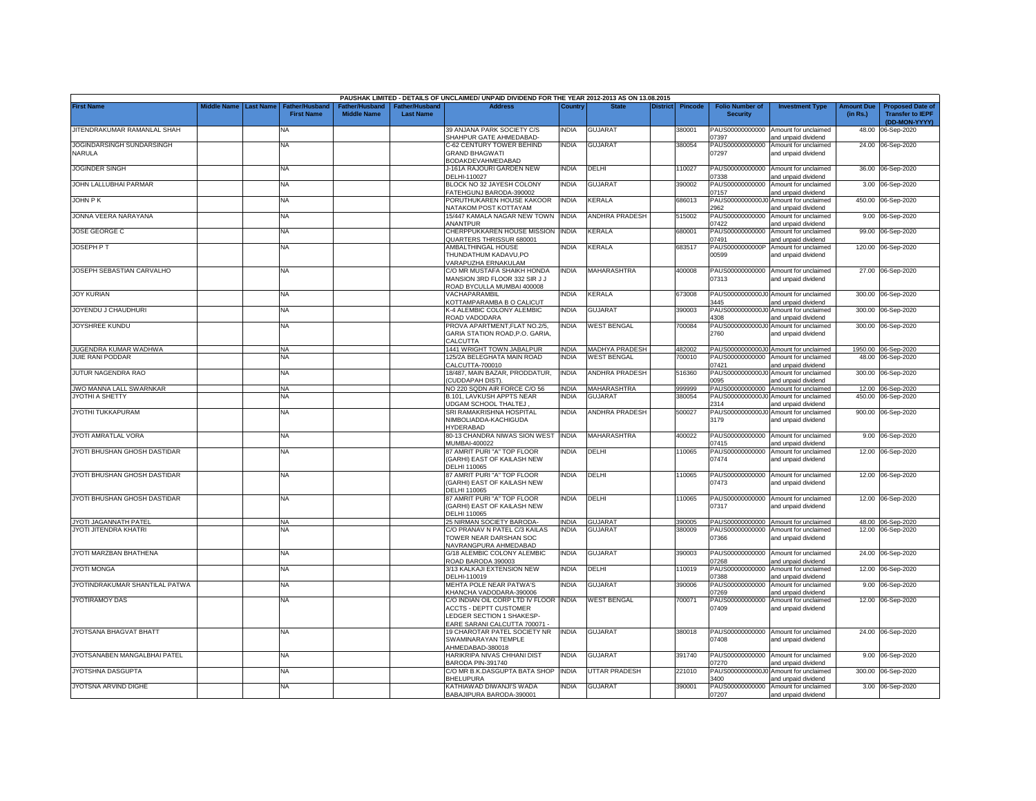| PAUSHAK LIMITED - DETAILS OF UNCLAIMED/ UNPAID DIVIDEND FOR THE YEAR 2012-2013 AS ON 13.08.2015 | | | | | | | | | | | | | | | |
|---|---|---|---|---|---|---|---|---|---|---|---|---|---|---|---|
| First Name | Middle Name | Last Name | Father/Husband First Name | Father/Husband Middle Name | Father/Husband Last Name | Address | Country | State | District | Pincode | Folio Number of Security | Investment Type | Amount Due (in Rs.) | Proposed Date of Transfer to IEPF (DD-MON-YYYY) |
| JITENDRAKUMAR RAMANLAL SHAH | | | NA | | | 39 ANJANA PARK SOCIETY C/S SHAHPUR GATE AHMEDABAD- | INDIA | GUJARAT | | 380001 | PAUS00000000000 07397 | Amount for unclaimed and unpaid dividend | 48.00 | 06-Sep-2020 |
| JOGINDARSINGH SUNDARSINGH NARULA | | | NA | | | C-62 CENTURY TOWER BEHIND GRAND BHAGWATI BODAKDEVAHMEDABAD | INDIA | GUJARAT | | 380054 | PAUS00000000000 07297 | Amount for unclaimed and unpaid dividend | 24.00 | 06-Sep-2020 |
| JOGINDER SINGH | | | NA | | | J-161A RAJOURI GARDEN NEW DELHI-110027 | INDIA | DELHI | | 110027 | PAUS00000000000 07338 | Amount for unclaimed and unpaid dividend | 36.00 | 06-Sep-2020 |
| JOHN LALLUBHAI PARMAR | | | NA | | | BLOCK NO 32 JAYESH COLONY FATEHGUNJ BARODA-390002 | INDIA | GUJARAT | | 390002 | PAUS00000000000 07157 | Amount for unclaimed and unpaid dividend | 3.00 | 06-Sep-2020 |
| JOHN P K | | | NA | | | PORUTHUKAREN HOUSE KAKOOR NATAKOM POST KOTTAYAM | INDIA | KERALA | | 686013 | PAUS0000000000J0 2962 | Amount for unclaimed and unpaid dividend | 450.00 | 06-Sep-2020 |
| JONNA VEERA NARAYANA | | | NA | | | 15/447 KAMALA NAGAR NEW TOWN ANANTPUR | INDIA | ANDHRA PRADESH | | 515002 | PAUS00000000000 07422 | Amount for unclaimed and unpaid dividend | 9.00 | 06-Sep-2020 |
| JOSE GEORGE C | | | NA | | | CHERPPUKKAREN HOUSE MISSION QUARTERS THRISSUR 680001 | INDIA | KERALA | | 680001 | PAUS00000000000 07491 | Amount for unclaimed and unpaid dividend | 99.00 | 06-Sep-2020 |
| JOSEPH P T | | | NA | | | AMBALTHINGAL HOUSE THUNDATHUM KADAVU,PO VARAPUZHA ERNAKULAM | INDIA | KERALA | | 683517 | PAUS0000000000P 00599 | Amount for unclaimed and unpaid dividend | 120.00 | 06-Sep-2020 |
| JOSEPH SEBASTIAN CARVALHO | | | NA | | | C/O MR MUSTAFA SHAIKH HONDA MANSION 3RD FLOOR 332 SIR J J ROAD BYCULLA MUMBAI 400008 | INDIA | MAHARASHTRA | | 400008 | PAUS00000000000 07313 | Amount for unclaimed and unpaid dividend | 27.00 | 06-Sep-2020 |
| JOY KURIAN | | | NA | | | VACHAPARAMBIL KOTTAMPARAMBA B O CALICUT | INDIA | KERALA | | 673008 | PAUS0000000000J0 3445 | Amount for unclaimed and unpaid dividend | 300.00 | 06-Sep-2020 |
| JOYENDU J CHAUDHURI | | | NA | | | K-4 ALEMBIC COLONY ALEMBIC ROAD VADODARA | INDIA | GUJARAT | | 390003 | PAUS0000000000J0 4308 | Amount for unclaimed and unpaid dividend | 300.00 | 06-Sep-2020 |
| JOYSHREE KUNDU | | | NA | | | PROVA APARTMENT,FLAT NO.2/5, GARIA STATION ROAD,P.O. GARIA, CALCUTTA | INDIA | WEST BENGAL | | 700084 | PAUS0000000000J0 2760 | Amount for unclaimed and unpaid dividend | 300.00 | 06-Sep-2020 |
| JUGENDRA KUMAR WADHWA | | | NA | | | 1441 WRIGHT TOWN JABALPUR | INDIA | MADHYA PRADESH | | 482002 | PAUS0000000000J0 | Amount for unclaimed | 1950.00 | 06-Sep-2020 |
| JUIE RANI PODDAR | | | NA | | | 125/2A BELEGHATA MAIN ROAD CALCUTTA-700010 | INDIA | WEST BENGAL | | 700010 | PAUS00000000000 07421 | Amount for unclaimed and unpaid dividend | 48.00 | 06-Sep-2020 |
| JUTUR NAGENDRA RAO | | | NA | | | 18/487, MAIN BAZAR, PRODDATUR, (CUDDAPAH DIST). | INDIA | ANDHRA PRADESH | | 516360 | PAUS0000000000J0 0095 | Amount for unclaimed and unpaid dividend | 300.00 | 06-Sep-2020 |
| JWO MANNA LALL SWARNKAR | | | NA | | | NO 220 SQDN AIR FORCE C/O 56 | INDIA | MAHARASHTRA | | 999999 | PAUS00000000000 | Amount for unclaimed | 12.00 | 06-Sep-2020 |
| JYOTHI A SHETTY | | | NA | | | B.101, LAVKUSH APPTS NEAR UDGAM SCHOOL THALTEJ , | INDIA | GUJARAT | | 380054 | PAUS0000000000J0 2314 | Amount for unclaimed and unpaid dividend | 450.00 | 06-Sep-2020 |
| JYOTHI TUKKAPURAM | | | NA | | | SRI RAMAKRISHNA HOSPITAL NIMBOLIADDA-KACHIGUDA HYDERABAD | INDIA | ANDHRA PRADESH | | 500027 | PAUS0000000000J0 3179 | Amount for unclaimed and unpaid dividend | 900.00 | 06-Sep-2020 |
| JYOTI AMRATLAL VORA | | | NA | | | 80-13 CHANDRA NIWAS SION WEST MUMBAI-400022 | INDIA | MAHARASHTRA | | 400022 | PAUS00000000000 07415 | Amount for unclaimed and unpaid dividend | 9.00 | 06-Sep-2020 |
| JYOTI BHUSHAN GHOSH DASTIDAR | | | NA | | | 87 AMRIT PURI "A" TOP FLOOR (GARHI) EAST OF KAILASH NEW DELHI 110065 | INDIA | DELHI | | 110065 | PAUS00000000000 07474 | Amount for unclaimed and unpaid dividend | 12.00 | 06-Sep-2020 |
| JYOTI BHUSHAN GHOSH DASTIDAR | | | NA | | | 87 AMRIT PURI "A" TOP FLOOR (GARHI) EAST OF KAILASH NEW DELHI 110065 | INDIA | DELHI | | 110065 | PAUS00000000000 07473 | Amount for unclaimed and unpaid dividend | 12.00 | 06-Sep-2020 |
| JYOTI BHUSHAN GHOSH DASTIDAR | | | NA | | | 87 AMRIT PURI "A" TOP FLOOR (GARHI) EAST OF KAILASH NEW DELHI 110065 | INDIA | DELHI | | 110065 | PAUS00000000000 07317 | Amount for unclaimed and unpaid dividend | 12.00 | 06-Sep-2020 |
| JYOTI JAGANNATH PATEL | | | NA | | | 25 NIRMAN SOCIETY BARODA- | INDIA | GUJARAT | | 390005 | PAUS00000000000 | Amount for unclaimed | 48.00 | 06-Sep-2020 |
| JYOTI JITENDRA KHATRI | | | NA | | | C/O PRANAV N PATEL C/3 KAILAS TOWER NEAR DARSHAN SOC NAVRANGPURA AHMEDABAD | INDIA | GUJARAT | | 380009 | PAUS00000000000 07366 | Amount for unclaimed and unpaid dividend | 12.00 | 06-Sep-2020 |
| JYOTI MARZBAN BHATHENA | | | NA | | | G/18 ALEMBIC COLONY ALEMBIC ROAD BARODA 390003 | INDIA | GUJARAT | | 390003 | PAUS00000000000 07268 | Amount for unclaimed and unpaid dividend | 24.00 | 06-Sep-2020 |
| JYOTI MONGA | | | NA | | | 3/13 KALKAJI EXTENSION NEW DELHI-110019 | INDIA | DELHI | | 110019 | PAUS00000000000 07388 | Amount for unclaimed and unpaid dividend | 12.00 | 06-Sep-2020 |
| JYOTINDRAKUMAR SHANTILAL PATWA | | | NA | | | MEHTA POLE NEAR PATWA'S KHANCHA VADODARA-390006 | INDIA | GUJARAT | | 390006 | PAUS00000000000 07269 | Amount for unclaimed and unpaid dividend | 9.00 | 06-Sep-2020 |
| JYOTIRAMOY DAS | | | NA | | | C/O INDIAN OIL CORP LTD IV FLOOR ACCTS - DEPTT CUSTOMER LEDGER SECTION 1 SHAKESP-EARE SARANI CALCUTTA 700071 - | INDIA | WEST BENGAL | | 700071 | PAUS00000000000 07409 | Amount for unclaimed and unpaid dividend | 12.00 | 06-Sep-2020 |
| JYOTSANA BHAGVAT BHATT | | | NA | | | 19 CHAROTAR PATEL SOCIETY NR SWAMINARAYAN TEMPLE AHMEDABAD-380018 | INDIA | GUJARAT | | 380018 | PAUS00000000000 07408 | Amount for unclaimed and unpaid dividend | 24.00 | 06-Sep-2020 |
| JYOTSANABEN MANGALBHAI PATEL | | | NA | | | HARIKRIPA NIVAS CHHANI DIST BARODA PIN-391740 | INDIA | GUJARAT | | 391740 | PAUS00000000000 07270 | Amount for unclaimed and unpaid dividend | 9.00 | 06-Sep-2020 |
| JYOTSHNA DASGUPTA | | | NA | | | C/O MR B.K.DASGUPTA BATA SHOP BHELUPURA | INDIA | UTTAR PRADESH | | 221010 | PAUS0000000000J0 3400 | Amount for unclaimed and unpaid dividend | 300.00 | 06-Sep-2020 |
| JYOTSNA ARVIND DIGHE | | | NA | | | KATHIAWAD DIWANJI'S WADA BABAJIPURA BARODA-390001 | INDIA | GUJARAT | | 390001 | PAUS00000000000 07207 | Amount for unclaimed and unpaid dividend | 3.00 | 06-Sep-2020 |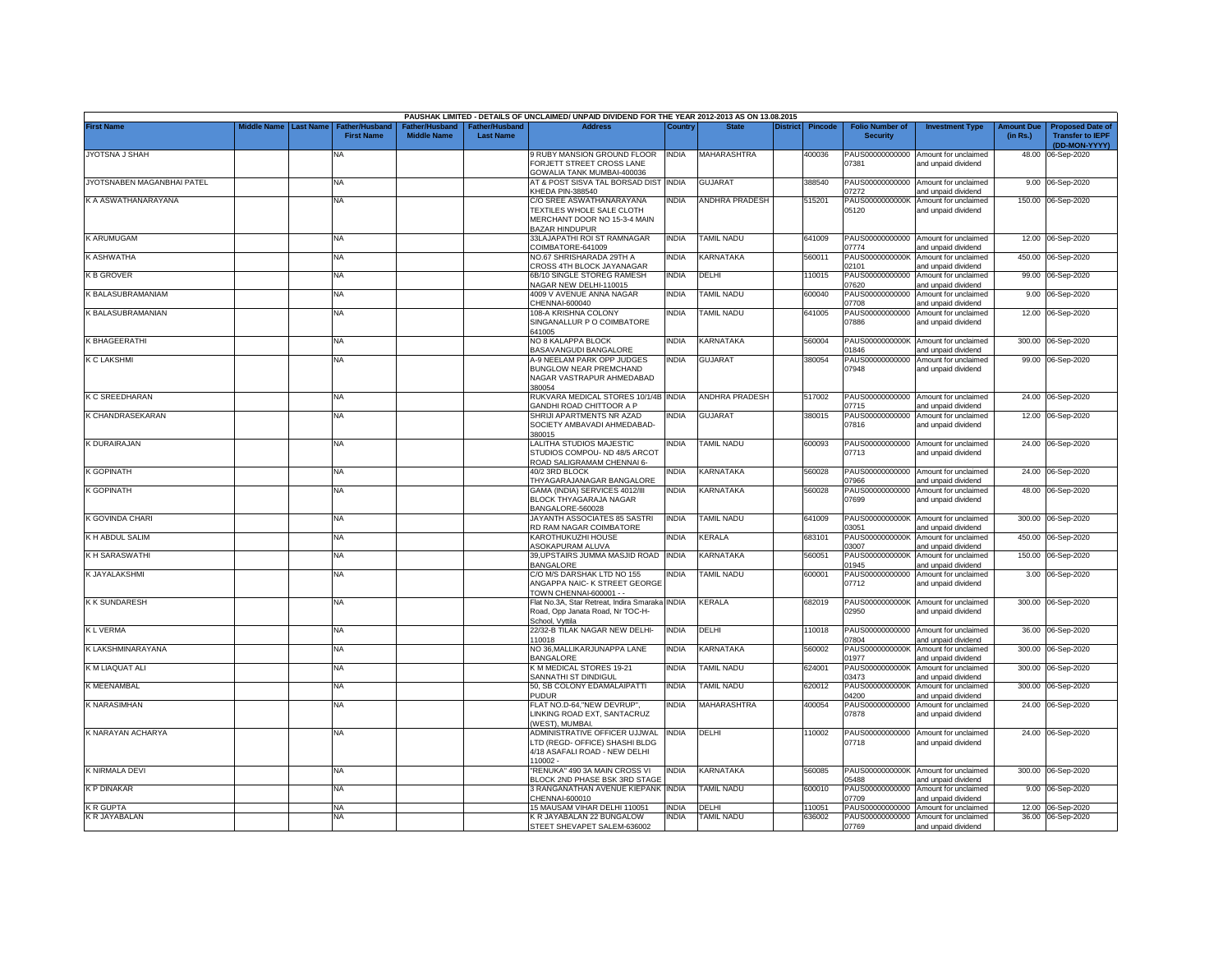PAUSHAK LIMITED - DETAILS OF UNCLAIMED/ UNPAID DIVIDEND FOR THE YEAR 2012-2013 AS ON 13.08.2015

| First Name | Middle Name | Last Name | Father/Husband First Name | Father/Husband Middle Name | Father/Husband Last Name | Address | Country | State | District | Pincode | Folio Number of Security | Investment Type | Amount Due (in Rs.) | Proposed Date of Transfer to IEPF (DD-MON-YYYY) |
|---|---|---|---|---|---|---|---|---|---|---|---|---|---|---|
| JYOTSNA J SHAH | | | NA | | | 9 RUBY MANSION GROUND FLOOR FORJETT STREET CROSS LANE GOWALIA TANK MUMBAI-400036 | INDIA | MAHARASHTRA | | 400036 | PAUS00000000000 07381 | Amount for unclaimed and unpaid dividend | 48.00 | 06-Sep-2020 |
| JYOTSNABEN MAGANBHAI PATEL | | | NA | | | AT & POST SISVA TAL BORSAD DIST KHEDA PIN-388540 | INDIA | GUJARAT | | 388540 | PAUS00000000000 07272 | Amount for unclaimed and unpaid dividend | 9.00 | 06-Sep-2020 |
| K A ASWATHANARAYANA | | | NA | | | C/O SREE ASWATHANARAYANA TEXTILES WHOLE SALE CLOTH MERCHANT DOOR NO 15-3-4 MAIN BAZAR HINDUPUR | INDIA | ANDHRA PRADESH | | 515201 | PAUS0000000000K 05120 | Amount for unclaimed and unpaid dividend | 150.00 | 06-Sep-2020 |
| K ARUMUGAM | | | NA | | | 33LAJAPATHI ROI ST RAMNAGAR COIMBATORE-641009 | INDIA | TAMIL NADU | | 641009 | PAUS00000000000 07774 | Amount for unclaimed and unpaid dividend | 12.00 | 06-Sep-2020 |
| K ASHWATHA | | | NA | | | NO.67 SHRISHARADA 29TH A CROSS 4TH BLOCK JAYANAGAR | INDIA | KARNATAKA | | 560011 | PAUS0000000000K 02101 | Amount for unclaimed and unpaid dividend | 450.00 | 06-Sep-2020 |
| K B GROVER | | | NA | | | 6B/10 SINGLE STOREG RAMESH NAGAR NEW DELHI-110015 | INDIA | DELHI | | 110015 | PAUS00000000000 07620 | Amount for unclaimed and unpaid dividend | 99.00 | 06-Sep-2020 |
| K BALASUBRAMANIAM | | | NA | | | 4009 V AVENUE ANNA NAGAR CHENNAI-600040 | INDIA | TAMIL NADU | | 600040 | PAUS00000000000 07708 | Amount for unclaimed and unpaid dividend | 9.00 | 06-Sep-2020 |
| K BALASUBRAMANIAN | | | NA | | | 108-A KRISHNA COLONY SINGANALLUR P O COIMBATORE 641005 | INDIA | TAMIL NADU | | 641005 | PAUS00000000000 07886 | Amount for unclaimed and unpaid dividend | 12.00 | 06-Sep-2020 |
| K BHAGEERATHI | | | NA | | | NO 8 KALAPPA BLOCK BASAVANGUDI BANGALORE | INDIA | KARNATAKA | | 560004 | PAUS0000000000K 01846 | Amount for unclaimed and unpaid dividend | 300.00 | 06-Sep-2020 |
| K C LAKSHMI | | | NA | | | A-9 NEELAM PARK OPP JUDGES BUNGLOW NEAR PREMCHAND NAGAR VASTRAPUR AHMEDABAD 380054 | INDIA | GUJARAT | | 380054 | PAUS00000000000 07948 | Amount for unclaimed and unpaid dividend | 99.00 | 06-Sep-2020 |
| K C SREEDHARAN | | | NA | | | RUKVARA MEDICAL STORES 10/1/4B GANDHI ROAD CHITTOOR A P | INDIA | ANDHRA PRADESH | | 517002 | PAUS00000000000 07715 | Amount for unclaimed and unpaid dividend | 24.00 | 06-Sep-2020 |
| K CHANDRASEKARAN | | | NA | | | SHRIJI APARTMENTS NR AZAD SOCIETY AMBAVADI AHMEDABAD-380015 | INDIA | GUJARAT | | 380015 | PAUS00000000000 07816 | Amount for unclaimed and unpaid dividend | 12.00 | 06-Sep-2020 |
| K DURAIRAJAN | | | NA | | | LALITHA STUDIOS MAJESTIC STUDIOS COMPOU- ND 48/5 ARCOT ROAD SALIGRAMAM CHENNAI 6- | INDIA | TAMIL NADU | | 600093 | PAUS00000000000 07713 | Amount for unclaimed and unpaid dividend | 24.00 | 06-Sep-2020 |
| K GOPINATH | | | NA | | | 40/2 3RD BLOCK THYAGARAJANAGAR BANGALORE | INDIA | KARNATAKA | | 560028 | PAUS00000000000 07966 | Amount for unclaimed and unpaid dividend | 24.00 | 06-Sep-2020 |
| K GOPINATH | | | NA | | | GAMA (INDIA) SERVICES 4012/III BLOCK THYAGARAJA NAGAR BANGALORE-560028 | INDIA | KARNATAKA | | 560028 | PAUS00000000000 07699 | Amount for unclaimed and unpaid dividend | 48.00 | 06-Sep-2020 |
| K GOVINDA CHARI | | | NA | | | JAYANTH ASSOCIATES 85 SASTRI RD RAM NAGAR COIMBATORE | INDIA | TAMIL NADU | | 641009 | PAUS0000000000K 03051 | Amount for unclaimed and unpaid dividend | 300.00 | 06-Sep-2020 |
| K H ABDUL SALIM | | | NA | | | KAROTHUKUZHI HOUSE ASOKAPURAM ALUVA | INDIA | KERALA | | 683101 | PAUS0000000000K 03007 | Amount for unclaimed and unpaid dividend | 450.00 | 06-Sep-2020 |
| K H SARASWATHI | | | NA | | | 39,UPSTAIRS JUMMA MASJID ROAD BANGALORE | INDIA | KARNATAKA | | 560051 | PAUS0000000000K 01945 | Amount for unclaimed and unpaid dividend | 150.00 | 06-Sep-2020 |
| K JAYALAKSHMI | | | NA | | | C/O M/S DARSHAK LTD NO 155 ANGAPPA NAIC- K STREET GEORGE TOWN CHENNAI-600001 - - | INDIA | TAMIL NADU | | 600001 | PAUS00000000000 07712 | Amount for unclaimed and unpaid dividend | 3.00 | 06-Sep-2020 |
| K K SUNDARESH | | | NA | | | Flat No.3A, Star Retreat, Indira Smaraka Road, Opp Janata Road, Nr TOC-H-School, Vyttila | INDIA | KERALA | | 682019 | PAUS0000000000K 02950 | Amount for unclaimed and unpaid dividend | 300.00 | 06-Sep-2020 |
| K L VERMA | | | NA | | | 22/32-B TILAK NAGAR NEW DELHI-110018 | INDIA | DELHI | | 110018 | PAUS00000000000 07804 | Amount for unclaimed and unpaid dividend | 36.00 | 06-Sep-2020 |
| K LAKSHMINARAYANA | | | NA | | | NO 36,MALLIKARJUNAPPA LANE BANGALORE | INDIA | KARNATAKA | | 560002 | PAUS0000000000K 01977 | Amount for unclaimed and unpaid dividend | 300.00 | 06-Sep-2020 |
| K M LIAQUAT ALI | | | NA | | | K M MEDICAL STORES 19-21 SANNATHI ST DINDIGUL | INDIA | TAMIL NADU | | 624001 | PAUS0000000000K 03473 | Amount for unclaimed and unpaid dividend | 300.00 | 06-Sep-2020 |
| K MEENAMBAL | | | NA | | | 50, SB COLONY EDAMALAIPATTI PUDUR | INDIA | TAMIL NADU | | 620012 | PAUS0000000000K 04200 | Amount for unclaimed and unpaid dividend | 300.00 | 06-Sep-2020 |
| K NARASIMHAN | | | NA | | | FLAT NO.D-64,"NEW DEVRUP", LINKING ROAD EXT, SANTACRUZ (WEST), MUMBAI. | INDIA | MAHARASHTRA | | 400054 | PAUS00000000000 07878 | Amount for unclaimed and unpaid dividend | 24.00 | 06-Sep-2020 |
| K NARAYAN ACHARYA | | | NA | | | ADMINISTRATIVE OFFICER UJJWAL LTD (REGD- OFFICE) SHASHI BLDG 4/18 ASAFALI ROAD - NEW DELHI 110002 - | INDIA | DELHI | | 110002 | PAUS00000000000 07718 | Amount for unclaimed and unpaid dividend | 24.00 | 06-Sep-2020 |
| K NIRMALA DEVI | | | NA | | | "RENUKA" 490 3A MAIN CROSS VI BLOCK 2ND PHASE BSK 3RD STAGE | INDIA | KARNATAKA | | 560085 | PAUS0000000000K 05488 | Amount for unclaimed and unpaid dividend | 300.00 | 06-Sep-2020 |
| K P DINAKAR | | | NA | | | 3 RANGANATHAN AVENUE KIEPANK CHENNAI-600010 | INDIA | TAMIL NADU | | 600010 | PAUS00000000000 07709 | Amount for unclaimed and unpaid dividend | 9.00 | 06-Sep-2020 |
| K R GUPTA | | | NA | | | 15 MAUSAM VIHAR DELHI 110051 | INDIA | DELHI | | 110051 | PAUS00000000000 | Amount for unclaimed | 12.00 | 06-Sep-2020 |
| K R JAYABALAN | | | NA | | | K R JAYABALAN 22 BUNGALOW STEET SHEVAPET SALEM-636002 | INDIA | TAMIL NADU | | 636002 | PAUS00000000000 07769 | Amount for unclaimed and unpaid dividend | 36.00 | 06-Sep-2020 |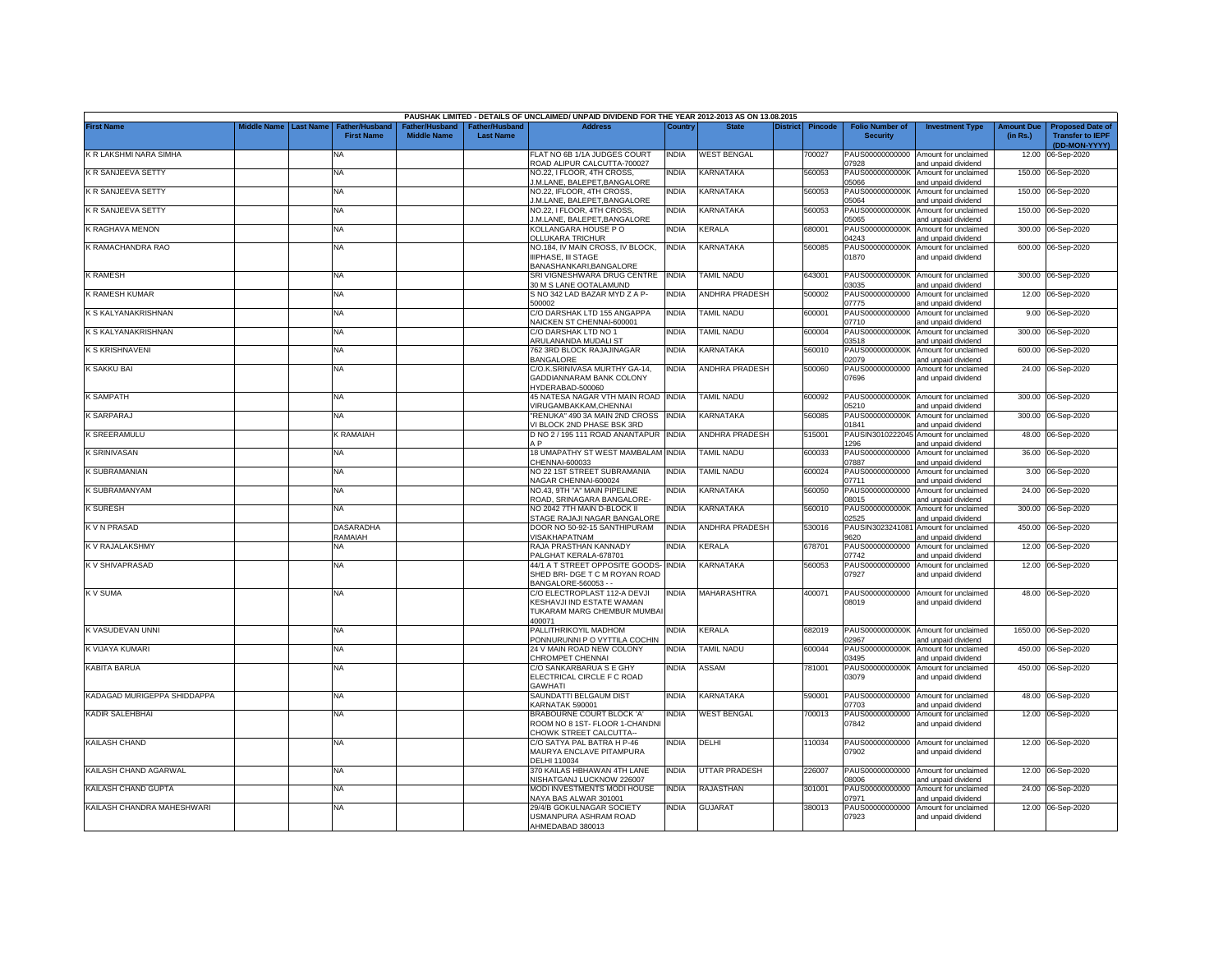PAUSHAK LIMITED - DETAILS OF UNCLAIMED/ UNPAID DIVIDEND FOR THE YEAR 2012-2013 AS ON 13.08.2015

| First Name | Middle Name | Last Name | Father/Husband First Name | Father/Husband Middle Name | Father/Husband Last Name | Address | Country | State | District | Pincode | Folio Number of Security | Investment Type | Amount Due (in Rs.) | Proposed Date of Transfer to IEPF (DD-MON-YYYY) |
|---|---|---|---|---|---|---|---|---|---|---|---|---|---|---|
| K R LAKSHMI NARA SIMHA | | | NA | | | FLAT NO 6B 1/1A JUDGES COURT ROAD ALIPUR CALCUTTA-700027 | INDIA | WEST BENGAL | | 700027 | PAUS00000000000 07928 | Amount for unclaimed and unpaid dividend | 12.00 | 06-Sep-2020 |
| K R SANJEEVA SETTY | | | NA | | | NO.22, I FLOOR, 4TH CROSS, J.M.LANE, BALEPET,BANGALORE | INDIA | KARNATAKA | | 560053 | PAUS0000000000K 05066 | Amount for unclaimed and unpaid dividend | 150.00 | 06-Sep-2020 |
| K R SANJEEVA SETTY | | | NA | | | NO.22, IFLOOR, 4TH CROSS, J.M.LANE, BALEPET,BANGALORE | INDIA | KARNATAKA | | 560053 | PAUS0000000000K 05064 | Amount for unclaimed and unpaid dividend | 150.00 | 06-Sep-2020 |
| K R SANJEEVA SETTY | | | NA | | | NO.22, I FLOOR, 4TH CROSS, J.M.LANE, BALEPET,BANGALORE | INDIA | KARNATAKA | | 560053 | PAUS0000000000K 05065 | Amount for unclaimed and unpaid dividend | 150.00 | 06-Sep-2020 |
| K RAGHAVA MENON | | | NA | | | KOLLANGARA HOUSE P O OLLUKARA TRICHUR | INDIA | KERALA | | 680001 | PAUS0000000000K 04243 | Amount for unclaimed and unpaid dividend | 300.00 | 06-Sep-2020 |
| K RAMACHANDRA RAO | | | NA | | | NO.184, IV MAIN CROSS, IV BLOCK, IIIPHASE, III STAGE BANASHANKARI,BANGALORE | INDIA | KARNATAKA | | 560085 | PAUS0000000000K 01870 | Amount for unclaimed and unpaid dividend | 600.00 | 06-Sep-2020 |
| K RAMESH | | | NA | | | SRI VIGNESHWARA DRUG CENTRE 30 M S LANE OOTALAMUND | INDIA | TAMIL NADU | | 643001 | PAUS0000000000K 03035 | Amount for unclaimed and unpaid dividend | 300.00 | 06-Sep-2020 |
| K RAMESH KUMAR | | | NA | | | S NO 342 LAD BAZAR MYD Z A P-500002 | INDIA | ANDHRA PRADESH | | 500002 | PAUS00000000000 07775 | Amount for unclaimed and unpaid dividend | 12.00 | 06-Sep-2020 |
| K S KALYANAKRISHNAN | | | NA | | | C/O DARSHAK LTD 155 ANGAPPA NAICKEN ST CHENNAI-600001 | INDIA | TAMIL NADU | | 600001 | PAUS00000000000 07710 | Amount for unclaimed and unpaid dividend | 9.00 | 06-Sep-2020 |
| K S KALYANAKRISHNAN | | | NA | | | C/O DARSHAK LTD NO 1 ARULANANDA MUDALI ST | INDIA | TAMIL NADU | | 600004 | PAUS0000000000K 03518 | Amount for unclaimed and unpaid dividend | 300.00 | 06-Sep-2020 |
| K S KRISHNAVENI | | | NA | | | 762 3RD BLOCK RAJAJINAGAR BANGALORE | INDIA | KARNATAKA | | 560010 | PAUS0000000000K 02079 | Amount for unclaimed and unpaid dividend | 600.00 | 06-Sep-2020 |
| K SAKKU BAI | | | NA | | | C/O.K.SRINIVASA MURTHY GA-14, GADDIANNARAM BANK COLONY HYDERABAD-500060 | INDIA | ANDHRA PRADESH | | 500060 | PAUS00000000000 07696 | Amount for unclaimed and unpaid dividend | 24.00 | 06-Sep-2020 |
| K SAMPATH | | | NA | | | 45 NATESA NAGAR VTH MAIN ROAD VIRUGAMBAKKAM,CHENNAI | INDIA | TAMIL NADU | | 600092 | PAUS0000000000K 05210 | Amount for unclaimed and unpaid dividend | 300.00 | 06-Sep-2020 |
| K SARPARAJ | | | NA | | | "RENUKA" 490 3A MAIN 2ND CROSS VI BLOCK 2ND PHASE BSK 3RD | INDIA | KARNATAKA | | 560085 | PAUS0000000000K 01841 | Amount for unclaimed and unpaid dividend | 300.00 | 06-Sep-2020 |
| K SREERAMULU | | | K RAMAIAH | | | D NO 2 / 195 111 ROAD ANANTAPUR A P | INDIA | ANDHRA PRADESH | | 515001 | PAUSIN3010222045 1296 | Amount for unclaimed and unpaid dividend | 48.00 | 06-Sep-2020 |
| K SRINIVASAN | | | NA | | | 18 UMAPATHY ST WEST MAMBALAM CHENNAI-600033 | INDIA | TAMIL NADU | | 600033 | PAUS00000000000 07887 | Amount for unclaimed and unpaid dividend | 36.00 | 06-Sep-2020 |
| K SUBRAMANIAN | | | NA | | | NO 22 1ST STREET SUBRAMANIA NAGAR CHENNAI-600024 | INDIA | TAMIL NADU | | 600024 | PAUS00000000000 07711 | Amount for unclaimed and unpaid dividend | 3.00 | 06-Sep-2020 |
| K SUBRAMANYAM | | | NA | | | NO.43, 9TH "A" MAIN PIPELINE ROAD, SRINAGARA BANGALORE- | INDIA | KARNATAKA | | 560050 | PAUS00000000000 08015 | Amount for unclaimed and unpaid dividend | 24.00 | 06-Sep-2020 |
| K SURESH | | | NA | | | NO 2042 7TH MAIN D-BLOCK II STAGE RAJAJI NAGAR BANGALORE | INDIA | KARNATAKA | | 560010 | PAUS0000000000K 02525 | Amount for unclaimed and unpaid dividend | 300.00 | 06-Sep-2020 |
| K V N PRASAD | | | DASARADHA RAMAIAH | | | DOOR NO 50-92-15 SANTHIPURAM VISAKHAPATNAM | INDIA | ANDHRA PRADESH | | 530016 | PAUSIN3023241081 9620 | Amount for unclaimed and unpaid dividend | 450.00 | 06-Sep-2020 |
| K V RAJALAKSHMY | | | NA | | | RAJA PRASTHAN KANNADY PALGHAT KERALA-678701 | INDIA | KERALA | | 678701 | PAUS00000000000 07742 | Amount for unclaimed and unpaid dividend | 12.00 | 06-Sep-2020 |
| K V SHIVAPRASAD | | | NA | | | 44/1 A T STREET OPPOSITE GOODS-SHED BRI- DGE T C M ROYAN ROAD BANGALORE-560053 - - | INDIA | KARNATAKA | | 560053 | PAUS00000000000 07927 | Amount for unclaimed and unpaid dividend | 12.00 | 06-Sep-2020 |
| K V SUMA | | | NA | | | C/O ELECTROPLAST 112-A DEVJI KESHAVJI IND ESTATE WAMAN TUKARAM MARG CHEMBUR MUMBAI 400071 | INDIA | MAHARASHTRA | | 400071 | PAUS00000000000 08019 | Amount for unclaimed and unpaid dividend | 48.00 | 06-Sep-2020 |
| K VASUDEVAN UNNI | | | NA | | | PALLITHRIKOYIL MADHOM PONNURUNNI P O VYTTILA COCHIN | INDIA | KERALA | | 682019 | PAUS0000000000K 02967 | Amount for unclaimed and unpaid dividend | 1650.00 | 06-Sep-2020 |
| K VIJAYA KUMARI | | | NA | | | 24 V MAIN ROAD NEW COLONY CHROMPET CHENNAI | INDIA | TAMIL NADU | | 600044 | PAUS0000000000K 03495 | Amount for unclaimed and unpaid dividend | 450.00 | 06-Sep-2020 |
| KABITA BARUA | | | NA | | | C/O SANKARBARUA S E GHY ELECTRICAL CIRCLE F C ROAD GAWHATI | INDIA | ASSAM | | 781001 | PAUS0000000000K 03079 | Amount for unclaimed and unpaid dividend | 450.00 | 06-Sep-2020 |
| KADAGAD MURIGEPPA SHIDDAPPA | | | NA | | | SAUNDATTI BELGAUM DIST KARNATAK 590001 | INDIA | KARNATAKA | | 590001 | PAUS00000000000 07703 | Amount for unclaimed and unpaid dividend | 48.00 | 06-Sep-2020 |
| KADIR SALEHBHAI | | | NA | | | BRABOURNE COURT BLOCK 'A' ROOM NO 8 1ST- FLOOR 1-CHANDNI CHOWK STREET CALCUTTA-- | INDIA | WEST BENGAL | | 700013 | PAUS00000000000 07842 | Amount for unclaimed and unpaid dividend | 12.00 | 06-Sep-2020 |
| KAILASH CHAND | | | NA | | | C/O SATYA PAL BATRA H P-46 MAURYA ENCLAVE PITAMPURA DELHI 110034 | INDIA | DELHI | | 110034 | PAUS00000000000 07902 | Amount for unclaimed and unpaid dividend | 12.00 | 06-Sep-2020 |
| KAILASH CHAND AGARWAL | | | NA | | | 370 KAILAS HBHAWAN 4TH LANE NISHATGANJ LUCKNOW 226007 | INDIA | UTTAR PRADESH | | 226007 | PAUS00000000000 08006 | Amount for unclaimed and unpaid dividend | 12.00 | 06-Sep-2020 |
| KAILASH CHAND GUPTA | | | NA | | | MODI INVESTMENTS MODI HOUSE NAYA BAS ALWAR 301001 | INDIA | RAJASTHAN | | 301001 | PAUS00000000000 07971 | Amount for unclaimed and unpaid dividend | 24.00 | 06-Sep-2020 |
| KAILASH CHANDRA MAHESHWARI | | | NA | | | 29/4/B GOKULNAGAR SOCIETY USMANPURA ASHRAM ROAD AHMEDABAD 380013 | INDIA | GUJARAT | | 380013 | PAUS00000000000 07923 | Amount for unclaimed and unpaid dividend | 12.00 | 06-Sep-2020 |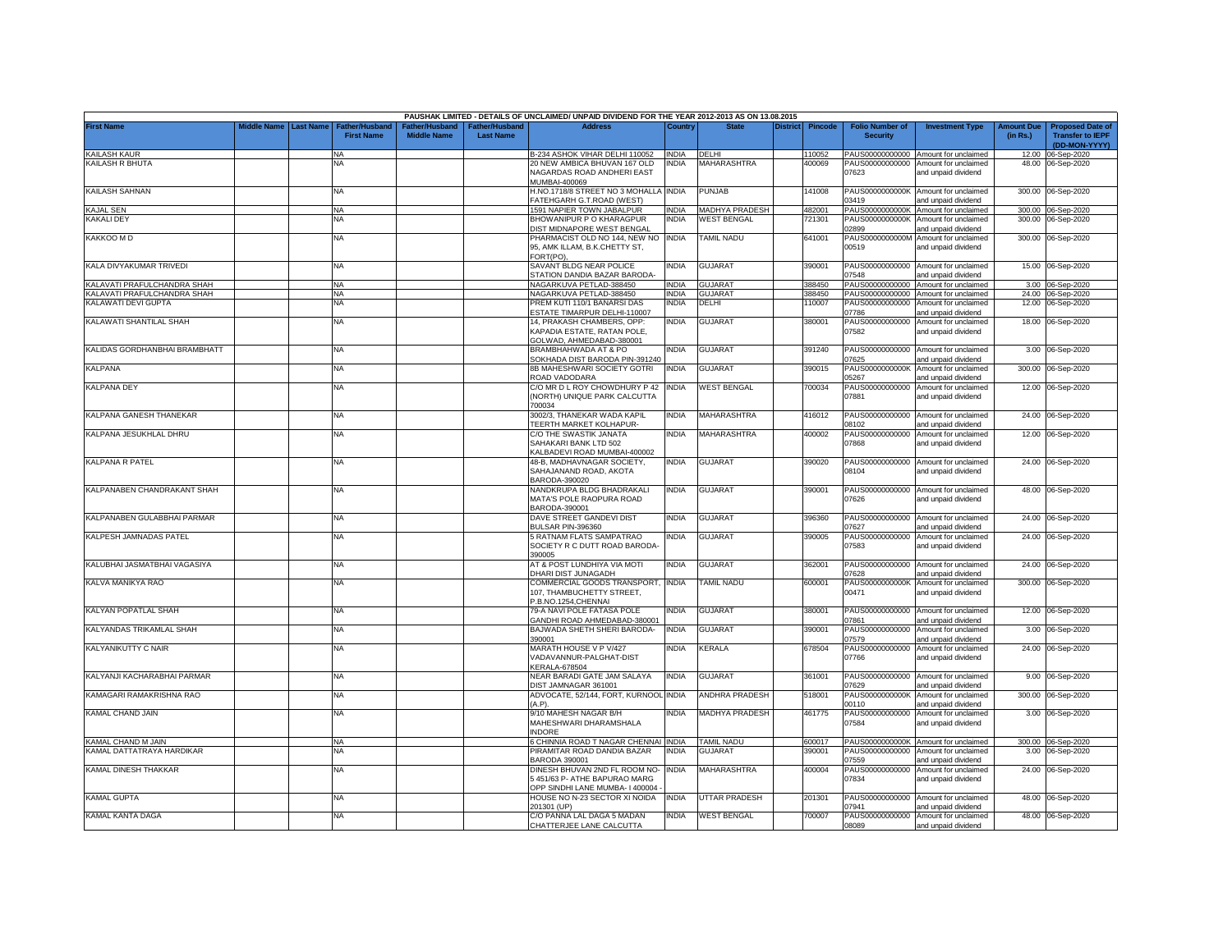PAUSHAK LIMITED - DETAILS OF UNCLAIMED/ UNPAID DIVIDEND FOR THE YEAR 2012-2013 AS ON 13.08.2015

| First Name | Middle Name | Last Name | Father/Husband First Name | Father/Husband Middle Name | Father/Husband Last Name | Address | Country | State | District | Pincode | Folio Number of Security | Investment Type | Amount Due (in Rs.) | Proposed Date of Transfer to IEPF (DD-MON-YYYY) |
|---|---|---|---|---|---|---|---|---|---|---|---|---|---|---|
| KAILASH KAUR | | | NA | | | B-234 ASHOK VIHAR DELHI 110052 | INDIA | DELHI | | 110052 | PAUS00000000000 | Amount for unclaimed | 12.00 | 06-Sep-2020 |
| KAILASH R BHUTA | | | NA | | | 20 NEW AMBICA BHUVAN 167 OLD NAGARDAS ROAD ANDHERI EAST MUMBAI-400069 | INDIA | MAHARASHTRA | | 400069 | PAUS00000000000 07623 | Amount for unclaimed and unpaid dividend | 48.00 | 06-Sep-2020 |
| KAILASH SAHNAN | | | NA | | | H.NO.1718/8 STREET NO 3 MOHALLA FATEHGARH G.T.ROAD (WEST) | INDIA | PUNJAB | | 141008 | PAUS0000000000K 03419 | Amount for unclaimed and unpaid dividend | 300.00 | 06-Sep-2020 |
| KAJAL SEN | | | NA | | | 1591 NAPIER TOWN JABALPUR | INDIA | MADHYA PRADESH | | 482001 | PAUS0000000000K | Amount for unclaimed | 300.00 | 06-Sep-2020 |
| KAKALI DEY | | | NA | | | BHOWANIPUR P O KHARAGPUR DIST MIDNAPORE WEST BENGAL | INDIA | WEST BENGAL | | 721301 | PAUS0000000000K 02899 | Amount for unclaimed and unpaid dividend | 300.00 | 06-Sep-2020 |
| KAKKOO M D | | | NA | | | PHARMACIST OLD NO 144, NEW NO 95, AMK ILLAM, B.K.CHETTY ST, FORT(PO), | INDIA | TAMIL NADU | | 641001 | PAUS0000000000M 00519 | Amount for unclaimed and unpaid dividend | 300.00 | 06-Sep-2020 |
| KALA DIVYAKUMAR TRIVEDI | | | NA | | | SAVANT BLDG NEAR POLICE STATION DANDIA BAZAR BARODA- | INDIA | GUJARAT | | 390001 | PAUS00000000000 07548 | Amount for unclaimed and unpaid dividend | 15.00 | 06-Sep-2020 |
| KALAVATI PRAFULCHANDRA SHAH | | | NA | | | NAGARKUVA PETLAD-388450 | INDIA | GUJARAT | | 388450 | PAUS00000000000 | Amount for unclaimed | 3.00 | 06-Sep-2020 |
| KALAVATI PRAFULCHANDRA SHAH | | | NA | | | NAGARKUVA PETLAD-388450 | INDIA | GUJARAT | | 388450 | PAUS00000000000 | Amount for unclaimed | 24.00 | 06-Sep-2020 |
| KALAWATI DEVI GUPTA | | | NA | | | PREM KUTI 110/1 BANARSI DAS ESTATE TIMARPUR DELHI-110007 | INDIA | DELHI | | 110007 | PAUS00000000000 07786 | Amount for unclaimed and unpaid dividend | 12.00 | 06-Sep-2020 |
| KALAWATI SHANTILAL SHAH | | | NA | | | 14, PRAKASH CHAMBERS, OPP: KAPADIA ESTATE, RATAN POLE, GOLWAD, AHMEDABAD-380001 | INDIA | GUJARAT | | 380001 | PAUS00000000000 07582 | Amount for unclaimed and unpaid dividend | 18.00 | 06-Sep-2020 |
| KALIDAS GORDHANBHAI BRAMBHATT | | | NA | | | BRAMBHAHWADA AT & PO SOKHADA DIST BARODA PIN-391240 | INDIA | GUJARAT | | 391240 | PAUS00000000000 07625 | Amount for unclaimed and unpaid dividend | 3.00 | 06-Sep-2020 |
| KALPANA | | | NA | | | 8B MAHESHWARI SOCIETY GOTRI ROAD VADODARA | INDIA | GUJARAT | | 390015 | PAUS0000000000K 05267 | Amount for unclaimed and unpaid dividend | 300.00 | 06-Sep-2020 |
| KALPANA DEY | | | NA | | | C/O MR D L ROY CHOWDHURY P 42 (NORTH) UNIQUE PARK CALCUTTA 700034 | INDIA | WEST BENGAL | | 700034 | PAUS00000000000 07881 | Amount for unclaimed and unpaid dividend | 12.00 | 06-Sep-2020 |
| KALPANA GANESH THANEKAR | | | NA | | | 3002/3, THANEKAR WADA KAPIL TEERTH MARKET KOLHAPUR- | INDIA | MAHARASHTRA | | 416012 | PAUS00000000000 08102 | Amount for unclaimed and unpaid dividend | 24.00 | 06-Sep-2020 |
| KALPANA JESUKHLAL DHRU | | | NA | | | C/O THE SWASTIK JANATA SAHAKARI BANK LTD 502 KALBADEVI ROAD MUMBAI-400002 | INDIA | MAHARASHTRA | | 400002 | PAUS00000000000 07868 | Amount for unclaimed and unpaid dividend | 12.00 | 06-Sep-2020 |
| KALPANA R PATEL | | | NA | | | 48-B, MADHAVNAGAR SOCIETY, SAHAJANAND ROAD, AKOTA BARODA-390020 | INDIA | GUJARAT | | 390020 | PAUS00000000000 08104 | Amount for unclaimed and unpaid dividend | 24.00 | 06-Sep-2020 |
| KALPANABEN CHANDRAKANT SHAH | | | NA | | | NANDKRUPA BLDG BHADRAKALI MATA'S POLE RAOPURA ROAD BARODA-390001 | INDIA | GUJARAT | | 390001 | PAUS00000000000 07626 | Amount for unclaimed and unpaid dividend | 48.00 | 06-Sep-2020 |
| KALPANABEN GULABBHAI PARMAR | | | NA | | | DAVE STREET GANDEVI DIST BULSAR PIN-396360 | INDIA | GUJARAT | | 396360 | PAUS00000000000 07627 | Amount for unclaimed and unpaid dividend | 24.00 | 06-Sep-2020 |
| KALPESH JAMNADAS PATEL | | | NA | | | 5 RATNAM FLATS SAMPATRAO SOCIETY R C DUTT ROAD BARODA-390005 | INDIA | GUJARAT | | 390005 | PAUS00000000000 07583 | Amount for unclaimed and unpaid dividend | 24.00 | 06-Sep-2020 |
| KALUBHAI JASMATBHAI VAGASIYA | | | NA | | | AT & POST LUNDHIYA VIA MOTI DHARI DIST JUNAGADH | INDIA | GUJARAT | | 362001 | PAUS00000000000 07628 | Amount for unclaimed and unpaid dividend | 24.00 | 06-Sep-2020 |
| KALVA MANIKYA RAO | | | NA | | | COMMERCIAL GOODS TRANSPORT, 107, THAMBUCHETTY STREET, P.B.NO.1254,CHENNAI | INDIA | TAMIL NADU | | 600001 | PAUS0000000000K 00471 | Amount for unclaimed and unpaid dividend | 300.00 | 06-Sep-2020 |
| KALYAN POPATLAL SHAH | | | NA | | | 79-A NAVI POLE FATASA POLE GANDHI ROAD AHMEDABAD-380001 | INDIA | GUJARAT | | 380001 | PAUS00000000000 07861 | Amount for unclaimed and unpaid dividend | 12.00 | 06-Sep-2020 |
| KALYANDAS TRIKAMLAL SHAH | | | NA | | | BAJWADA SHETH SHERI BARODA-390001 | INDIA | GUJARAT | | 390001 | PAUS00000000000 07579 | Amount for unclaimed and unpaid dividend | 3.00 | 06-Sep-2020 |
| KALYANIKUTTY C NAIR | | | NA | | | MARATH HOUSE V P V/427 VADAVANNUR-PALGHAT-DIST KERALA-678504 | INDIA | KERALA | | 678504 | PAUS00000000000 07766 | Amount for unclaimed and unpaid dividend | 24.00 | 06-Sep-2020 |
| KALYANJI KACHARABHAI PARMAR | | | NA | | | NEAR BARADI GATE JAM SALAYA DIST JAMNAGAR 361001 | INDIA | GUJARAT | | 361001 | PAUS00000000000 07629 | Amount for unclaimed and unpaid dividend | 9.00 | 06-Sep-2020 |
| KAMAGARI RAMAKRISHNA RAO | | | NA | | | ADVOCATE, 52/144, FORT, KURNOOL (A.P). | INDIA | ANDHRA PRADESH | | 518001 | PAUS0000000000K 00110 | Amount for unclaimed and unpaid dividend | 300.00 | 06-Sep-2020 |
| KAMAL CHAND JAIN | | | NA | | | 9/10 MAHESH NAGAR B/H MAHESHWARI DHARAMSHALA INDORE | INDIA | MADHYA PRADESH | | 461775 | PAUS00000000000 07584 | Amount for unclaimed and unpaid dividend | 3.00 | 06-Sep-2020 |
| KAMAL CHAND M JAIN | | | NA | | | 6 CHINNIA ROAD T NAGAR CHENNAI | INDIA | TAMIL NADU | | 600017 | PAUS0000000000K | Amount for unclaimed | 300.00 | 06-Sep-2020 |
| KAMAL DATTATRAYA HARDIKAR | | | NA | | | PIRAMITAR ROAD DANDIA BAZAR BARODA 390001 | INDIA | GUJARAT | | 390001 | PAUS00000000000 07559 | Amount for unclaimed and unpaid dividend | 3.00 | 06-Sep-2020 |
| KAMAL DINESH THAKKAR | | | NA | | | DINESH BHUVAN 2ND FL ROOM NO-5 451/63 P- ATHE BAPURAO MARG OPP SINDHI LANE MUMBA- I 400004 - | INDIA | MAHARASHTRA | | 400004 | PAUS00000000000 07834 | Amount for unclaimed and unpaid dividend | 24.00 | 06-Sep-2020 |
| KAMAL GUPTA | | | NA | | | HOUSE NO N-23 SECTOR XI NOIDA 201301 (UP) | INDIA | UTTAR PRADESH | | 201301 | PAUS00000000000 07941 | Amount for unclaimed and unpaid dividend | 48.00 | 06-Sep-2020 |
| KAMAL KANTA DAGA | | | NA | | | C/O PANNA LAL DAGA 5 MADAN CHATTERJEE LANE CALCUTTA | INDIA | WEST BENGAL | | 700007 | PAUS00000000000 08089 | Amount for unclaimed and unpaid dividend | 48.00 | 06-Sep-2020 |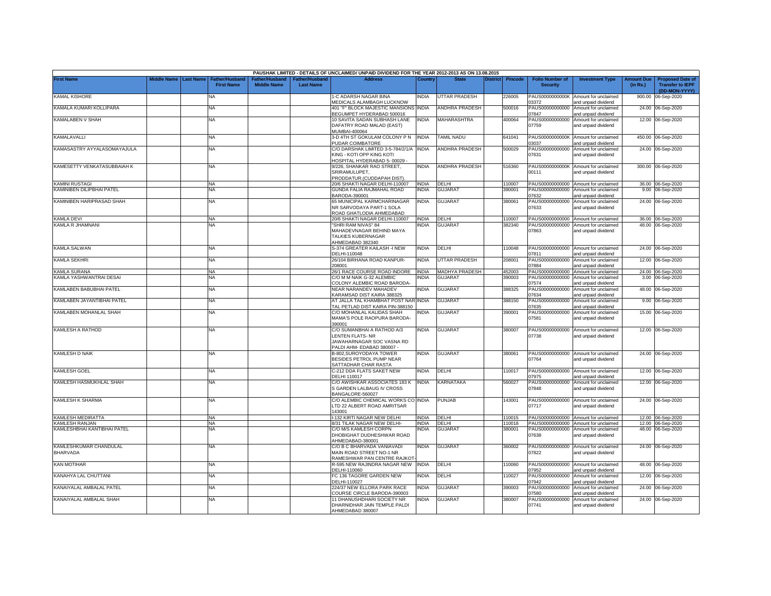PAUSHAK LIMITED - DETAILS OF UNCLAIMED/ UNPAID DIVIDEND FOR THE YEAR 2012-2013 AS ON 13.08.2015

| First Name | Middle Name | Last Name | Father/Husband First Name | Father/Husband Middle Name | Father/Husband Last Name | Address | Country | State | District | Pincode | Folio Number of Security | Investment Type | Amount Due (in Rs.) | Proposed Date of Transfer to IEPF (DD-MON-YYYY) |
|---|---|---|---|---|---|---|---|---|---|---|---|---|---|---|
| KAMAL KISHORE | | | NA | | | 1-C ADARSH NAGAR BINA MEDICALS ALAMBAGH LUCKNOW | INDIA | UTTAR PRADESH | | 226005 | PAUS0000000000K03372 | Amount for unclaimed and unpaid dividend | 900.00 | 06-Sep-2020 |
| KAMALA KUMARI KOLLIPARA | | | NA | | | 401 "F" BLOCK MAJESTIC MANSIONS BEGUMPET HYDERABAD 500016 | INDIA | ANDHRA PRADESH | | 500016 | PAUS00000000000007847 | Amount for unclaimed and unpaid dividend | 24.00 | 06-Sep-2020 |
| KAMALABEN V SHAH | | | NA | | | 10 SAVITA SADAN SUBHASH LANE DAFATRY ROAD MALAD (EAST) MUMBAI-400064 | INDIA | MAHARASHTRA | | 400064 | PAUS00000000000007759 | Amount for unclaimed and unpaid dividend | 12.00 | 06-Sep-2020 |
| KAMALAVALLI | | | NA | | | 3-D 4TH ST GOKULAM COLONY P N PUDAR COIMBATORE | INDIA | TAMIL NADU | | 641041 | PAUS0000000000K03037 | Amount for unclaimed and unpaid dividend | 450.00 | 06-Sep-2020 |
| KAMASASTRY AYYALASOMAYAJULA | | | NA | | | C/O DARSHAK LIMITED 3-5-784/2/1/A KING - KOTI OPP KING KOTI HOSPITAL HYDERABAD 5- 00029 - | INDIA | ANDHRA PRADESH | | 500029 | PAUS00000000000007631 | Amount for unclaimed and unpaid dividend | 24.00 | 06-Sep-2020 |
| KAMESETTY VENKATASUBBAIAH K | | | NA | | | 9/226, SHANKAR RAO STREET, SRIRAMULUPET, PRODDATUR.(CUDDAPAH DIST). | INDIA | ANDHRA PRADESH | | 516360 | PAUS0000000000K00111 | Amount for unclaimed and unpaid dividend | 300.00 | 06-Sep-2020 |
| KAMINI RUSTAGI | | | NA | | | 20/6 SHAKTI NAGAR DELHI-110007 | INDIA | DELHI | | 110007 | PAUS00000000000 | Amount for unclaimed | 36.00 | 06-Sep-2020 |
| KAMINIBEN DILIPBHAI PATEL | | | NA | | | GUNDA FALIA RAJMAHAL ROAD BARODA-390001 | INDIA | GUJARAT | | 390001 | PAUS00000000000007632 | Amount for unclaimed and unpaid dividend | 9.00 | 06-Sep-2020 |
| KAMINIBEN HARIPRASAD SHAH | | | NA | | | 65 MUNICIPAL KARMCHARINAGAR NR SARVODAYA PART-1 SOLA ROAD GHATLODIA AHMEDABAD | INDIA | GUJARAT | | 380061 | PAUS00000000000007633 | Amount for unclaimed and unpaid dividend | 24.00 | 06-Sep-2020 |
| KAMLA DEVI | | | NA | | | 20/6 SHAKTI NAGAR DELHI-110007 | INDIA | DELHI | | 110007 | PAUS00000000000 | Amount for unclaimed | 36.00 | 06-Sep-2020 |
| KAMLA R JHAMNANI | | | NA | | | "SHRI RAM NIVAS" 84 MAHADEVNAGAR BEHIND MAYA TALKIES KUBERNAGAR AHMEDABAD 382340 | INDIA | GUJARAT | | 382340 | PAUS00000000000007863 | Amount for unclaimed and unpaid dividend | 48.00 | 06-Sep-2020 |
| KAMLA SALWAN | | | NA | | | S-374 GREATER KAILASH -I NEW DELHI-110048 | INDIA | DELHI | | 110048 | PAUS00000000000007811 | Amount for unclaimed and unpaid dividend | 24.00 | 06-Sep-2020 |
| KAMLA SEKHRI | | | NA | | | 26/104 BIRHANA ROAD KANPUR-208001 | INDIA | UTTAR PRADESH | | 208001 | PAUS00000000000007884 | Amount for unclaimed and unpaid dividend | 12.00 | 06-Sep-2020 |
| KAMLA SURANA | | | NA | | | 26/1 RACE COURSE ROAD INDORE | INDIA | MADHYA PRADESH | | 452003 | PAUS00000000000 | Amount for unclaimed | 24.00 | 06-Sep-2020 |
| KAMLA YASHWANTRAI DESAI | | | NA | | | C/O M M NAIK G-32 ALEMBIC COLONY ALEMBIC ROAD BARODA- | INDIA | GUJARAT | | 390003 | PAUS00000000000007574 | Amount for unclaimed and unpaid dividend | 3.00 | 06-Sep-2020 |
| KAMLABEN BABUBHAI PATEL | | | NA | | | NEAR NARANDEV MAHADEV KARAMSAD DIST KAIRA 388325 | INDIA | GUJARAT | | 388325 | PAUS00000000000007634 | Amount for unclaimed and unpaid dividend | 48.00 | 06-Sep-2020 |
| KAMLABEN JAYANTIBHAI PATEL | | | NA | | | AT JALLA TAL KHAMBHAT POST NAR TAL PETLAD DIST KAIRA PIN-388150 | INDIA | GUJARAT | | 388150 | PAUS00000000000007635 | Amount for unclaimed and unpaid dividend | 9.00 | 06-Sep-2020 |
| KAMLABEN MOHANLAL SHAH | | | NA | | | C/O MOHANLAL KALIDAS SHAH MAMA'S POLE RAOPURA BARODA-390001 | INDIA | GUJARAT | | 390001 | PAUS00000000000007581 | Amount for unclaimed and unpaid dividend | 15.00 | 06-Sep-2020 |
| KAMLESH A RATHOD | | | NA | | | C/O SUMANBHAI A RATHOD A/3 LENTEN FLATS- NR JAWAHARNAGAR SOC VASNA RD PALDI AHM- EDABAD 380007 - | INDIA | GUJARAT | | 380007 | PAUS00000000000007738 | Amount for unclaimed and unpaid dividend | 12.00 | 06-Sep-2020 |
| KAMLESH D NAIK | | | NA | | | B-802,SUROYODAYA TOWER BESIDES PETROL PUMP NEAR SATTADHAR CHAR RASTA | INDIA | GUJARAT | | 380061 | PAUS00000000000007764 | Amount for unclaimed and unpaid dividend | 24.00 | 06-Sep-2020 |
| KAMLESH GOEL | | | NA | | | C-212 DDA FLATS SAKET NEW DELHI 110017 | INDIA | DELHI | | 110017 | PAUS00000000000007975 | Amount for unclaimed and unpaid dividend | 12.00 | 06-Sep-2020 |
| KAMLESH HASMUKHLAL SHAH | | | NA | | | C/O AWISHKAR ASSOCIATES 183 K S GARDEN LALBAUG IV CROSS BANGALORE-560027 | INDIA | KARNATAKA | | 560027 | PAUS00000000000007848 | Amount for unclaimed and unpaid dividend | 12.00 | 06-Sep-2020 |
| KAMLESH K SHARMA | | | NA | | | C/O ALEMBIC CHEMICAL WORKS CO LTD 22 ALBERT ROAD AMRITSAR 143001 | INDIA | PUNJAB | | 143001 | PAUS00000000000007717 | Amount for unclaimed and unpaid dividend | 24.00 | 06-Sep-2020 |
| KAMLESH MEDIRATTA | | | NA | | | I-132 KIRTI NAGAR NEW DELHI | INDIA | DELHI | | 110015 | PAUS00000000000 | Amount for unclaimed | 12.00 | 06-Sep-2020 |
| KAMLESH RANJAN | | | NA | | | 8/31 TILAK NAGAR NEW DELHI- | INDIA | DELHI | | 110018 | PAUS00000000000 | Amount for unclaimed | 12.00 | 06-Sep-2020 |
| KAMLESHBHAI KANTIBHAI PATEL | | | NA | | | C/O M/S KAMLESH CORPN DHOBIGHAT DUDHESHWAR ROAD AHMEDABAD-380001 | INDIA | GUJARAT | | 380001 | PAUS00000000000007638 | Amount for unclaimed and unpaid dividend | 48.00 | 06-Sep-2020 |
| KAMLESHKUMAR CHANDULAL BHARVADA | | | NA | | | C/O B C BHARVADA VANIAVADI MAIN ROAD STREET NO-1 NR RAMESHWAR PAN CENTRE RAJKOT- | INDIA | GUJARAT | | 360002 | PAUS00000000000007822 | Amount for unclaimed and unpaid dividend | 24.00 | 06-Sep-2020 |
| KAN MOTIHAR | | | NA | | | R-595 NEW RAJINDRA NAGAR NEW DELHI-110060 | INDIA | DELHI | | 110060 | PAUS00000000000007952 | Amount for unclaimed and unpaid dividend | 48.00 | 06-Sep-2020 |
| KANAHYA LAL CHUTTANI | | | NA | | | FC 136 TAGORE GARDEN NEW DELHI-110027 | INDIA | DELHI | | 110027 | PAUS00000000000007942 | Amount for unclaimed and unpaid dividend | 12.00 | 06-Sep-2020 |
| KANAIYALAL AMBALAL PATEL | | | NA | | | 224/37 NEW ELLORA PARK RACE COURSE CIRCLE BARODA-390003 | INDIA | GUJARAT | | 390003 | PAUS00000000000007580 | Amount for unclaimed and unpaid dividend | 24.00 | 06-Sep-2020 |
| KANAIYALAL AMBALAL SHAH | | | NA | | | 11 DHANUSHDHARI SOCIETY NR DHARNIDHAR JAIN TEMPLE PALDI AHMEDABAD 380007 | INDIA | GUJARAT | | 380007 | PAUS00000000000007741 | Amount for unclaimed and unpaid dividend | 24.00 | 06-Sep-2020 |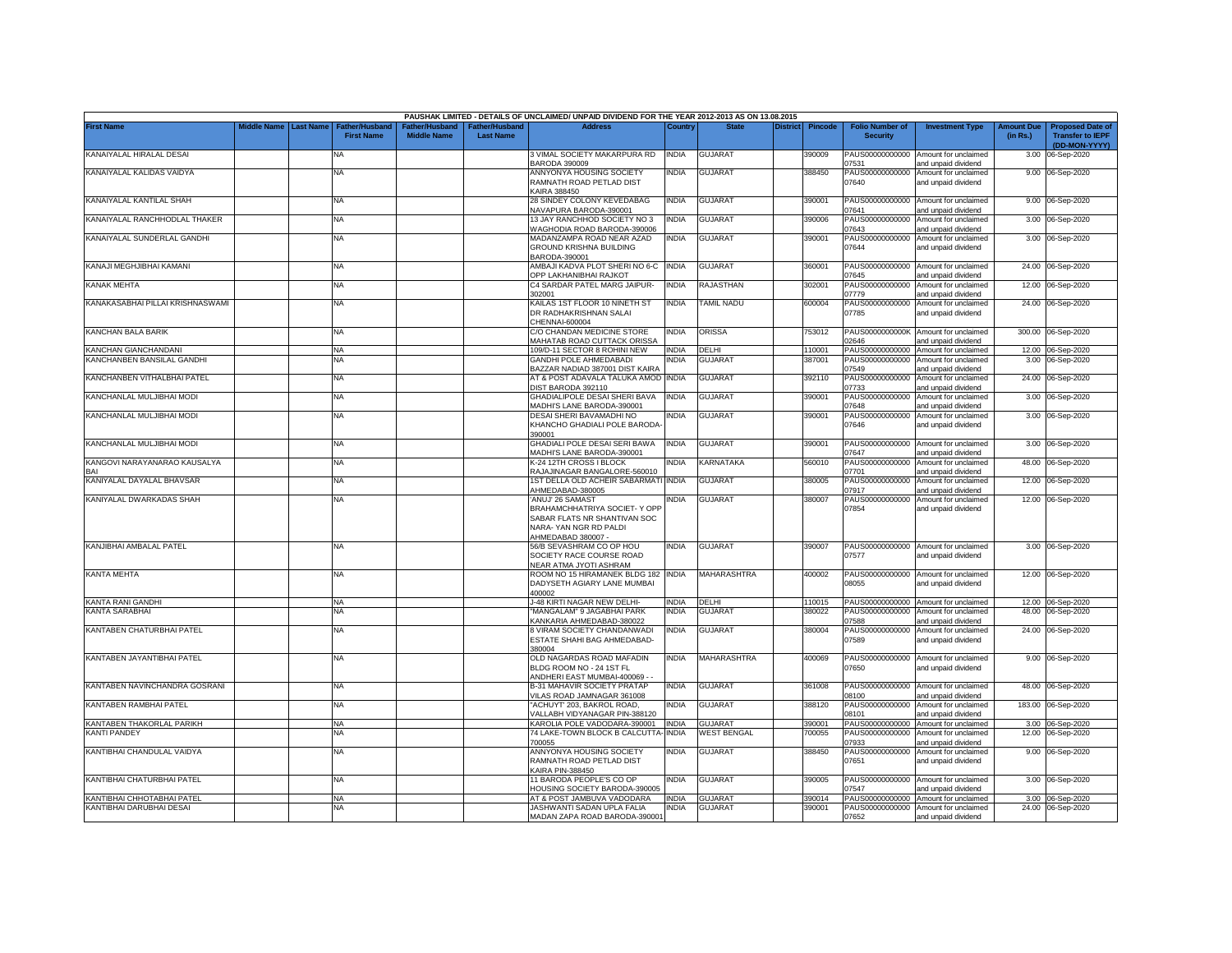PAUSHAK LIMITED - DETAILS OF UNCLAIMED/ UNPAID DIVIDEND FOR THE YEAR 2012-2013 AS ON 13.08.2015

| First Name | Middle Name | Last Name | Father/Husband First Name | Father/Husband Middle Name | Father/Husband Last Name | Address | Country | State | District | Pincode | Folio Number of Security | Investment Type | Amount Due (in Rs.) | Proposed Date of Transfer to IEPF (DD-MON-YYYY) |
|---|---|---|---|---|---|---|---|---|---|---|---|---|---|---|
| KANAIYALAL HIRALAL DESAI | | | NA | | | 3 VIMAL SOCIETY MAKARPURA RD BARODA 390009 | INDIA | GUJARAT | | 390009 | PAUS00000000000 07531 | Amount for unclaimed and unpaid dividend | 3.00 | 06-Sep-2020 |
| KANAIYALAL KALIDAS VAIDYA | | | NA | | | ANNYONYA HOUSING SOCIETY RAMNATH ROAD PETLAD DIST KAIRA 388450 | INDIA | GUJARAT | | 388450 | PAUS00000000000 07640 | Amount for unclaimed and unpaid dividend | 9.00 | 06-Sep-2020 |
| KANAIYALAL KANTILAL SHAH | | | NA | | | 28 SINDEY COLONY KEVEDABAG NAVAPURA BARODA-390001 | INDIA | GUJARAT | | 390001 | PAUS00000000000 07641 | Amount for unclaimed and unpaid dividend | 9.00 | 06-Sep-2020 |
| KANAIYALAL RANCHHODLAL THAKER | | | NA | | | 13 JAY RANCHHOD SOCIETY NO 3 WAGHODIA ROAD BARODA-390006 | INDIA | GUJARAT | | 390006 | PAUS00000000000 07643 | Amount for unclaimed and unpaid dividend | 3.00 | 06-Sep-2020 |
| KANAIYALAL SUNDERLAL GANDHI | | | NA | | | MADANZAMPA ROAD NEAR AZAD GROUND KRISHNA BUILDING BARODA-390001 | INDIA | GUJARAT | | 390001 | PAUS00000000000 07644 | Amount for unclaimed and unpaid dividend | 3.00 | 06-Sep-2020 |
| KANAJI MEGHJIBHAI KAMANI | | | NA | | | AMBAJI KADVA PLOT SHERI NO 6-C OPP LAKHANIBHAI RAJKOT | INDIA | GUJARAT | | 360001 | PAUS00000000000 07645 | Amount for unclaimed and unpaid dividend | 24.00 | 06-Sep-2020 |
| KANAK MEHTA | | | NA | | | C4 SARDAR PATEL MARG JAIPUR-302001 | INDIA | RAJASTHAN | | 302001 | PAUS00000000000 07779 | Amount for unclaimed and unpaid dividend | 12.00 | 06-Sep-2020 |
| KANAKASABHAI PILLAI KRISHNASWAMI | | | NA | | | KAILAS 1ST FLOOR 10 NINETH ST DR RADHAKRISHNAN SALAI CHENNAI-600004 | INDIA | TAMIL NADU | | 600004 | PAUS00000000000 07785 | Amount for unclaimed and unpaid dividend | 24.00 | 06-Sep-2020 |
| KANCHAN BALA BARIK | | | NA | | | C/O CHANDAN MEDICINE STORE MAHATAB ROAD CUTTACK ORISSA | INDIA | ORISSA | | 753012 | PAUS0000000000K 02646 | Amount for unclaimed and unpaid dividend | 300.00 | 06-Sep-2020 |
| KANCHAN GIANCHANDANI | | | NA | | | 109/D-11 SECTOR 8 ROHINI NEW | INDIA | DELHI | | 110001 | PAUS00000000000 | Amount for unclaimed | 12.00 | 06-Sep-2020 |
| KANCHANBEN BANSILAL GANDHI | | | NA | | | GANDHI POLE AHMEDABADI BAZZAR NADIAD 387001 DIST KAIRA | INDIA | GUJARAT | | 387001 | PAUS00000000000 07549 | Amount for unclaimed and unpaid dividend | 3.00 | 06-Sep-2020 |
| KANCHANBEN VITHALBHAI PATEL | | | NA | | | AT & POST ADAVALA TALUKA AMOD DIST BARODA 392110 | INDIA | GUJARAT | | 392110 | PAUS00000000000 07733 | Amount for unclaimed and unpaid dividend | 24.00 | 06-Sep-2020 |
| KANCHANLAL MULJIBHAI MODI | | | NA | | | GHADIALIPOLE DESAI SHERI BAVA MADHI'S LANE BARODA-390001 | INDIA | GUJARAT | | 390001 | PAUS00000000000 07648 | Amount for unclaimed and unpaid dividend | 3.00 | 06-Sep-2020 |
| KANCHANLAL MULJIBHAI MODI | | | NA | | | DESAI SHERI BAVAMADHI NO KHANCHO GHADIALI POLE BARODA-390001 | INDIA | GUJARAT | | 390001 | PAUS00000000000 07646 | Amount for unclaimed and unpaid dividend | 3.00 | 06-Sep-2020 |
| KANCHANLAL MULJIBHAI MODI | | | NA | | | GHADIALI POLE DESAI SERI BAWA MADHI'S LANE BARODA-390001 | INDIA | GUJARAT | | 390001 | PAUS00000000000 07647 | Amount for unclaimed and unpaid dividend | 3.00 | 06-Sep-2020 |
| KANGOVI NARAYANARAO KAUSALYA BAI | | | NA | | | K-24 12TH CROSS I BLOCK RAJAJINAGAR BANGALORE-560010 | INDIA | KARNATAKA | | 560010 | PAUS00000000000 07701 | Amount for unclaimed and unpaid dividend | 48.00 | 06-Sep-2020 |
| KANIYALAL DAYALAL BHAVSAR | | | NA | | | 1ST DELLA OLD ACHEIR SABARMATI AHMEDABAD-380005 | INDIA | GUJARAT | | 380005 | PAUS00000000000 07917 | Amount for unclaimed and unpaid dividend | 12.00 | 06-Sep-2020 |
| KANIYALAL DWARKADAS SHAH | | | NA | | | 'ANUJ' 26 SAMAST BRAHAMCHHATRIYA SOCIET- Y OPP SABAR FLATS NR SHANTIVAN SOC NARA- YAN NGR RD PALDI AHMEDABAD 380007 - | INDIA | GUJARAT | | 380007 | PAUS00000000000 07854 | Amount for unclaimed and unpaid dividend | 12.00 | 06-Sep-2020 |
| KANJIBHAI AMBALAL PATEL | | | NA | | | 56/B SEVASHRAM CO OP HOU SOCIETY RACE COURSE ROAD NEAR ATMA JYOTI ASHRAM | INDIA | GUJARAT | | 390007 | PAUS00000000000 07577 | Amount for unclaimed and unpaid dividend | 3.00 | 06-Sep-2020 |
| KANTA MEHTA | | | NA | | | ROOM NO 15 HIRAMANEK BLDG 182 DADYSETH AGIARY LANE MUMBAI 400002 | INDIA | MAHARASHTRA | | 400002 | PAUS00000000000 08055 | Amount for unclaimed and unpaid dividend | 12.00 | 06-Sep-2020 |
| KANTA RANI GANDHI | | | NA | | | J-48 KIRTI NAGAR NEW DELHI- | INDIA | DELHI | | 110015 | PAUS00000000000 | Amount for unclaimed | 12.00 | 06-Sep-2020 |
| KANTA SARABHAI | | | NA | | | "MANGALAM" 9 JAGABHAI PARK KANKARIA AHMEDABAD-380022 | INDIA | GUJARAT | | 380022 | PAUS00000000000 07588 | Amount for unclaimed and unpaid dividend | 48.00 | 06-Sep-2020 |
| KANTABEN CHATURBHAI PATEL | | | NA | | | 8 VIRAM SOCIETY CHANDANWADI ESTATE SHAHI BAG AHMEDABAD-380004 | INDIA | GUJARAT | | 380004 | PAUS00000000000 07589 | Amount for unclaimed and unpaid dividend | 24.00 | 06-Sep-2020 |
| KANTABEN JAYANTIBHAI PATEL | | | NA | | | OLD NAGARDAS ROAD MAFADIN BLDG ROOM NO - 24 1ST FL ANDHERI EAST MUMBAI-400069 - - | INDIA | MAHARASHTRA | | 400069 | PAUS00000000000 07650 | Amount for unclaimed and unpaid dividend | 9.00 | 06-Sep-2020 |
| KANTABEN NAVINCHANDRA GOSRANI | | | NA | | | B-31 MAHAVIR SOCIETY PRATAP VILAS ROAD JAMNAGAR 361008 | INDIA | GUJARAT | | 361008 | PAUS00000000000 08100 | Amount for unclaimed and unpaid dividend | 48.00 | 06-Sep-2020 |
| KANTABEN RAMBHAI PATEL | | | NA | | | "ACHUYT' 203, BAKROL ROAD, VALLABH VIDYANAGAR PIN-388120 | INDIA | GUJARAT | | 388120 | PAUS00000000000 08101 | Amount for unclaimed and unpaid dividend | 183.00 | 06-Sep-2020 |
| KANTABEN THAKORLAL PARIKH | | | NA | | | KAROLIA POLE VADODARA-390001 | INDIA | GUJARAT | | 390001 | PAUS00000000000 | Amount for unclaimed | 3.00 | 06-Sep-2020 |
| KANTI PANDEY | | | NA | | | 74 LAKE-TOWN BLOCK B CALCUTTA-700055 | INDIA | WEST BENGAL | | 700055 | PAUS00000000000 07933 | Amount for unclaimed and unpaid dividend | 12.00 | 06-Sep-2020 |
| KANTIBHAI CHANDULAL VAIDYA | | | NA | | | ANNYONYA HOUSING SOCIETY RAMNATH ROAD PETLAD DIST KAIRA PIN-388450 | INDIA | GUJARAT | | 388450 | PAUS00000000000 07651 | Amount for unclaimed and unpaid dividend | 9.00 | 06-Sep-2020 |
| KANTIBHAI CHATURBHAI PATEL | | | NA | | | 11 BARODA PEOPLE'S CO OP HOUSING SOCIETY BARODA-390005 | INDIA | GUJARAT | | 390005 | PAUS00000000000 07547 | Amount for unclaimed and unpaid dividend | 3.00 | 06-Sep-2020 |
| KANTIBHAI CHHOTABHAI PATEL | | | NA | | | AT & POST JAMBUVA VADODARA | INDIA | GUJARAT | | 390014 | PAUS00000000000 | Amount for unclaimed | 3.00 | 06-Sep-2020 |
| KANTIBHAI DARUBHAI DESAI | | | NA | | | JASHWANTI SADAN UPLA FALIA MADAN ZAPA ROAD BARODA-390001 | INDIA | GUJARAT | | 390001 | PAUS00000000000 07652 | Amount for unclaimed and unpaid dividend | 24.00 | 06-Sep-2020 |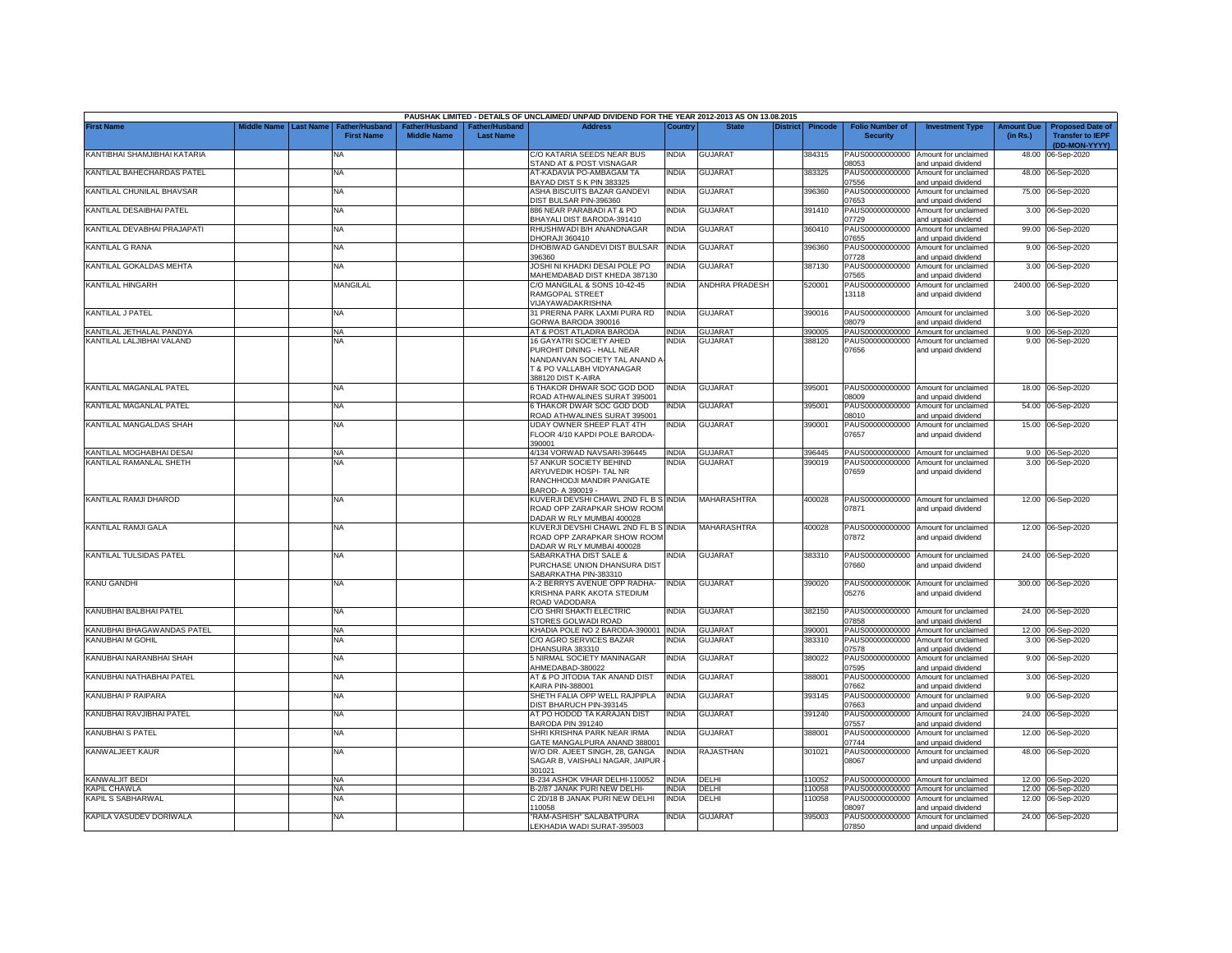PAUSHAK LIMITED - DETAILS OF UNCLAIMED/ UNPAID DIVIDEND FOR THE YEAR 2012-2013 AS ON 13.08.2015

| First Name | Middle Name | Last Name | Father/Husband First Name | Father/Husband Middle Name | Father/Husband Last Name | Address | Country | State | District | Pincode | Folio Number of Security | Investment Type | Amount Due (in Rs.) | Proposed Date of Transfer to IEPF (DD-MON-YYYY) |
|---|---|---|---|---|---|---|---|---|---|---|---|---|---|---|
| KANTIBHAI SHAMJIBHAI KATARIA | | | NA | | | C/O KATARIA SEEDS NEAR BUS STAND AT & POST VISNAGAR | INDIA | GUJARAT | | 384315 | PAUS00000000000 08053 | Amount for unclaimed and unpaid dividend | 48.00 | 06-Sep-2020 |
| KANTILAL BAHECHARDAS PATEL | | | NA | | | AT-KADAVIA PO-AMBAGAM TA BAYAD DIST S K PIN 383325 | INDIA | GUJARAT | | 383325 | PAUS00000000000 07556 | Amount for unclaimed and unpaid dividend | 48.00 | 06-Sep-2020 |
| KANTILAL CHUNILAL BHAVSAR | | | NA | | | ASHA BISCUITS BAZAR GANDEVI DIST BULSAR PIN-396360 | INDIA | GUJARAT | | 396360 | PAUS00000000000 07653 | Amount for unclaimed and unpaid dividend | 75.00 | 06-Sep-2020 |
| KANTILAL DESAIBHAI PATEL | | | NA | | | 886 NEAR PARABADI AT & PO BHAYALI DIST BARODA-391410 | INDIA | GUJARAT | | 391410 | PAUS00000000000 07729 | Amount for unclaimed and unpaid dividend | 3.00 | 06-Sep-2020 |
| KANTILAL DEVABHAI PRAJAPATI | | | NA | | | RHUSHIWADI B/H ANANDNAGAR DHORAJI 360410 | INDIA | GUJARAT | | 360410 | PAUS00000000000 07655 | Amount for unclaimed and unpaid dividend | 99.00 | 06-Sep-2020 |
| KANTILAL G RANA | | | NA | | | DHOBIWAD GANDEVI DIST BULSAR 396360 | INDIA | GUJARAT | | 396360 | PAUS00000000000 07728 | Amount for unclaimed and unpaid dividend | 9.00 | 06-Sep-2020 |
| KANTILAL GOKALDAS MEHTA | | | NA | | | JOSHI NI KHADKI DESAI POLE PO MAHEMDABAD DIST KHEDA 387130 | INDIA | GUJARAT | | 387130 | PAUS00000000000 07565 | Amount for unclaimed and unpaid dividend | 3.00 | 06-Sep-2020 |
| KANTILAL HINGARH | | | MANGILAL | | | C/O MANGILAL & SONS 10-42-45 RAMGOPAL STREET VIJAYAWADAKRISHNA | INDIA | ANDHRA PRADESH | | 520001 | PAUS00000000000 13118 | Amount for unclaimed and unpaid dividend | 2400.00 | 06-Sep-2020 |
| KANTILAL J PATEL | | | NA | | | 31 PRERNA PARK LAXMI PURA RD GORWA BARODA 390016 | INDIA | GUJARAT | | 390016 | PAUS00000000000 08079 | Amount for unclaimed and unpaid dividend | 3.00 | 06-Sep-2020 |
| KANTILAL JETHALAL PANDYA | | | NA | | | AT & POST ATLADRA BARODA | INDIA | GUJARAT | | 390005 | PAUS00000000000 | Amount for unclaimed | 9.00 | 06-Sep-2020 |
| KANTILAL LALJIBHAI VALAND | | | NA | | | 16 GAYATRI SOCIETY AHED PUROHIT DINING - HALL NEAR NANDANVAN SOCIETY TAL ANAND A-T & PO VALLABH VIDYANAGAR 388120 DIST K-AIRA | INDIA | GUJARAT | | 388120 | PAUS00000000000 07656 | Amount for unclaimed and unpaid dividend | 9.00 | 06-Sep-2020 |
| KANTILAL MAGANLAL PATEL | | | NA | | | 6 THAKOR DHWAR SOC GOD DOD ROAD ATHWALINES SURAT 395001 | INDIA | GUJARAT | | 395001 | PAUS00000000000 08009 | Amount for unclaimed and unpaid dividend | 18.00 | 06-Sep-2020 |
| KANTILAL MAGANLAL PATEL | | | NA | | | 6 THAKOR DWAR SOC GOD DOD ROAD ATHWALINES SURAT 395001 | INDIA | GUJARAT | | 395001 | PAUS00000000000 08010 | Amount for unclaimed and unpaid dividend | 54.00 | 06-Sep-2020 |
| KANTILAL MANGALDAS SHAH | | | NA | | | UDAY OWNER SHEEP FLAT 4TH FLOOR 4/10 KAPDI POLE BARODA-390001 | INDIA | GUJARAT | | 390001 | PAUS00000000000 07657 | Amount for unclaimed and unpaid dividend | 15.00 | 06-Sep-2020 |
| KANTILAL MOGHABHAI DESAI | | | NA | | | 4/134 VORWAD NAVSARI-396445 | INDIA | GUJARAT | | 396445 | PAUS00000000000 | Amount for unclaimed | 9.00 | 06-Sep-2020 |
| KANTILAL RAMANLAL SHETH | | | NA | | | 57 ANKUR SOCIETY BEHIND ARYUVEDIK HOSPI- TAL NR RANCHHODJI MANDIR PANIGATE BAROD- A 390019 - | INDIA | GUJARAT | | 390019 | PAUS00000000000 07659 | Amount for unclaimed and unpaid dividend | 3.00 | 06-Sep-2020 |
| KANTILAL RAMJI DHAROD | | | NA | | | KUVERJI DEVSHI CHAWL 2ND FL B S ROAD OPP ZARAPKAR SHOW ROOM DADAR W RLY MUMBAI 400028 | INDIA | MAHARASHTRA | | 400028 | PAUS00000000000 07871 | Amount for unclaimed and unpaid dividend | 12.00 | 06-Sep-2020 |
| KANTILAL RAMJI GALA | | | NA | | | KUVERJI DEVSHI CHAWL 2ND FL B S ROAD OPP ZARAPKAR SHOW ROOM DADAR W RLY MUMBAI 400028 | INDIA | MAHARASHTRA | | 400028 | PAUS00000000000 07872 | Amount for unclaimed and unpaid dividend | 12.00 | 06-Sep-2020 |
| KANTILAL TULSIDAS PATEL | | | NA | | | SABARKATHA DIST SALE & PURCHASE UNION DHANSURA DIST SABARKATHA PIN-383310 | INDIA | GUJARAT | | 383310 | PAUS00000000000 07660 | Amount for unclaimed and unpaid dividend | 24.00 | 06-Sep-2020 |
| KANU GANDHI | | | NA | | | A-2 BERRYS AVENUE OPP RADHA-KRISHNA PARK AKOTA STEDIUM ROAD VADODARA | INDIA | GUJARAT | | 390020 | PAUS0000000000K 05276 | Amount for unclaimed and unpaid dividend | 300.00 | 06-Sep-2020 |
| KANUBHAI BALBHAI PATEL | | | NA | | | C/O SHRI SHAKTI ELECTRIC STORES GOLWADI ROAD | INDIA | GUJARAT | | 382150 | PAUS00000000000 07858 | Amount for unclaimed and unpaid dividend | 24.00 | 06-Sep-2020 |
| KANUBHAI BHAGAWANDAS PATEL | | | NA | | | KHADIA POLE NO 2 BARODA-390001 | INDIA | GUJARAT | | 390001 | PAUS00000000000 | Amount for unclaimed | 12.00 | 06-Sep-2020 |
| KANUBHAI M GOHIL | | | NA | | | C/O AGRO SERVICES BAZAR DHANSURA 383310 | INDIA | GUJARAT | | 383310 | PAUS00000000000 07578 | Amount for unclaimed and unpaid dividend | 3.00 | 06-Sep-2020 |
| KANUBHAI NARANBHAI SHAH | | | NA | | | 5 NIRMAL SOCIETY MANINAGAR AHMEDABAD-380022 | INDIA | GUJARAT | | 380022 | PAUS00000000000 07595 | Amount for unclaimed and unpaid dividend | 9.00 | 06-Sep-2020 |
| KANUBHAI NATHABHAI PATEL | | | NA | | | AT & PO JITODIA TAK ANAND DIST KAIRA PIN-388001 | INDIA | GUJARAT | | 388001 | PAUS00000000000 07662 | Amount for unclaimed and unpaid dividend | 3.00 | 06-Sep-2020 |
| KANUBHAI P RAIPARA | | | NA | | | SHETH FALIA OPP WELL RAJPIPLA DIST BHARUCH PIN-393145 | INDIA | GUJARAT | | 393145 | PAUS00000000000 07663 | Amount for unclaimed and unpaid dividend | 9.00 | 06-Sep-2020 |
| KANUBHAI RAVJIBHAI PATEL | | | NA | | | AT PO HODOD TA KARAJAN DIST BARODA PIN 391240 | INDIA | GUJARAT | | 391240 | PAUS00000000000 07557 | Amount for unclaimed and unpaid dividend | 24.00 | 06-Sep-2020 |
| KANUBHAI S PATEL | | | NA | | | SHRI KRISHNA PARK NEAR IRMA GATE MANGALPURA ANAND 388001 | INDIA | GUJARAT | | 388001 | PAUS00000000000 07744 | Amount for unclaimed and unpaid dividend | 12.00 | 06-Sep-2020 |
| KANWALJEET KAUR | | | NA | | | W/O DR. AJEET SINGH, 28, GANGA SAGAR B, VAISHALI NAGAR, JAIPUR - 301021 | INDIA | RAJASTHAN | | 301021 | PAUS00000000000 08067 | Amount for unclaimed and unpaid dividend | 48.00 | 06-Sep-2020 |
| KANWALJIT BEDI | | | NA | | | B-234 ASHOK VIHAR DELHI-110052 | INDIA | DELHI | | 110052 | PAUS00000000000 | Amount for unclaimed | 12.00 | 06-Sep-2020 |
| KAPIL CHAWLA | | | NA | | | B-2/87 JANAK PURI NEW DELHI- | INDIA | DELHI | | 110058 | PAUS00000000000 | Amount for unclaimed | 12.00 | 06-Sep-2020 |
| KAPIL S SABHARWAL | | | NA | | | C 2D/18 B JANAK PURI NEW DELHI 110058 | INDIA | DELHI | | 110058 | PAUS00000000000 08097 | Amount for unclaimed and unpaid dividend | 12.00 | 06-Sep-2020 |
| KAPILA VASUDEV DORIWALA | | | NA | | | "RAM-ASHISH" SALABATPURA LEKHADIA WADI SURAT-395003 | INDIA | GUJARAT | | 395003 | PAUS00000000000 07850 | Amount for unclaimed and unpaid dividend | 24.00 | 06-Sep-2020 |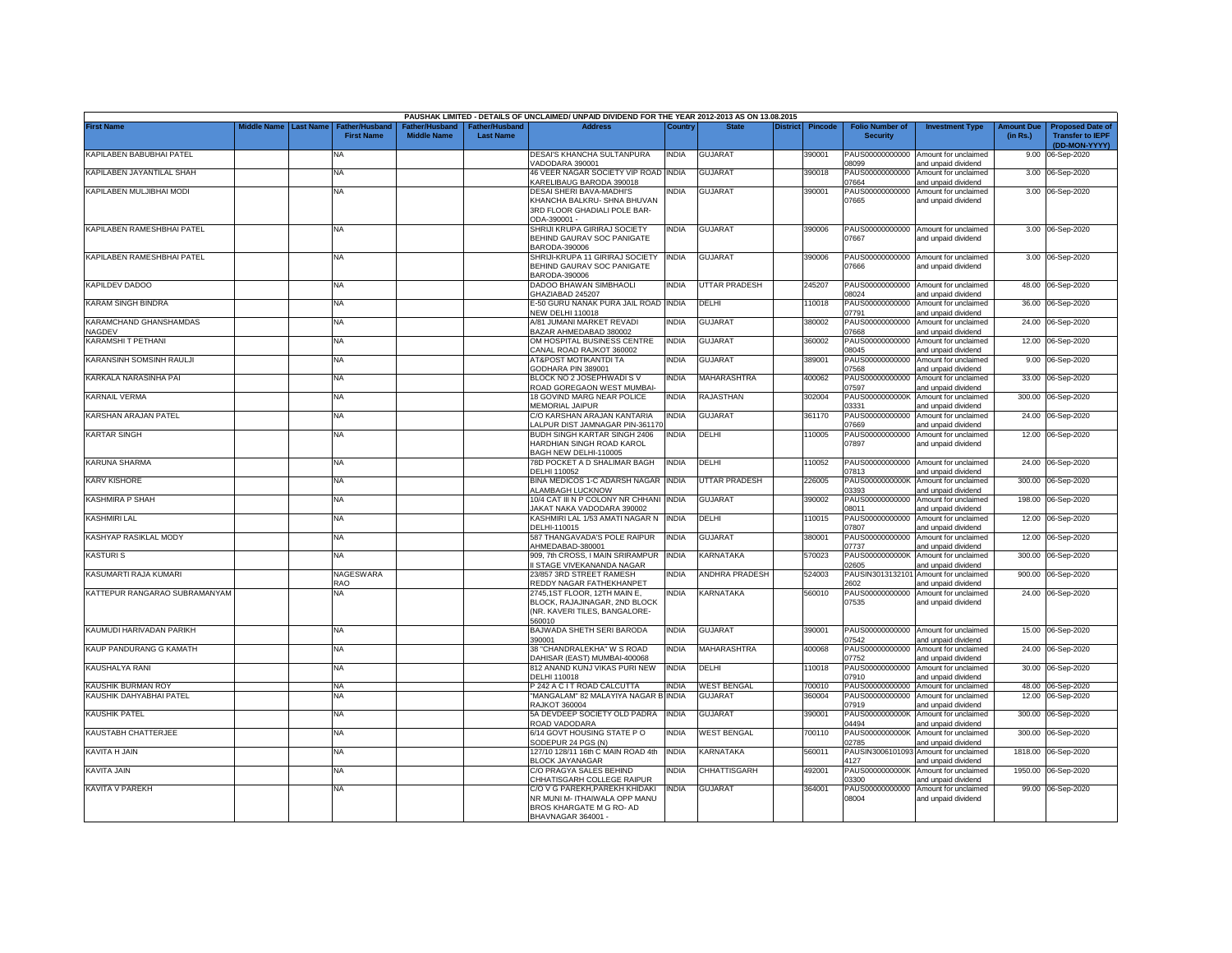PAUSHAK LIMITED - DETAILS OF UNCLAIMED/ UNPAID DIVIDEND FOR THE YEAR 2012-2013 AS ON 13.08.2015

| First Name | Middle Name | Last Name | Father/Husband First Name | Father/Husband Middle Name | Father/Husband Last Name | Address | Country | State | District | Pincode | Folio Number of Security | Investment Type | Amount Due (in Rs.) | Proposed Date of Transfer to IEPF (DD-MON-YYYY) |
|---|---|---|---|---|---|---|---|---|---|---|---|---|---|---|
| KAPILABEN BABUBHAI PATEL | | | NA | | | DESAI'S KHANCHA SULTANPURA VADODARA 390001 | INDIA | GUJARAT | | 390001 | PAUS00000000000 08099 | Amount for unclaimed and unpaid dividend | 9.00 | 06-Sep-2020 |
| KAPILABEN JAYANTILAL SHAH | | | NA | | | 46 VEER NAGAR SOCIETY VIP ROAD KARELIBAUG BARODA 390018 | INDIA | GUJARAT | | 390018 | PAUS00000000000 07664 | Amount for unclaimed and unpaid dividend | 3.00 | 06-Sep-2020 |
| KAPILABEN MULJIBHAI MODI | | | NA | | | DESAI SHERI BAVA-MADHI'S KHANCHA BALKRU- SHNA BHUVAN 3RD FLOOR GHADIALI POLE BAR-ODA-390001 - | INDIA | GUJARAT | | 390001 | PAUS00000000000 07665 | Amount for unclaimed and unpaid dividend | 3.00 | 06-Sep-2020 |
| KAPILABEN RAMESHBHAI PATEL | | | NA | | | SHRIJI KRUPA GIRIRAJ SOCIETY BEHIND GAURAV SOC PANIGATE BARODA-390006 | INDIA | GUJARAT | | 390006 | PAUS00000000000 07667 | Amount for unclaimed and unpaid dividend | 3.00 | 06-Sep-2020 |
| KAPILABEN RAMESHBHAI PATEL | | | NA | | | SHRIJI-KRUPA 11 GIRIRAJ SOCIETY BEHIND GAURAV SOC PANIGATE BARODA-390006 | INDIA | GUJARAT | | 390006 | PAUS00000000000 07666 | Amount for unclaimed and unpaid dividend | 3.00 | 06-Sep-2020 |
| KAPILDEV DADOO | | | NA | | | DADOO BHAWAN SIMBHAOLI GHAZIABAD 245207 | INDIA | UTTAR PRADESH | | 245207 | PAUS00000000000 08024 | Amount for unclaimed and unpaid dividend | 48.00 | 06-Sep-2020 |
| KARAM SINGH BINDRA | | | NA | | | E-50 GURU NANAK PURA JAIL ROAD NEW DELHI 110018 | INDIA | DELHI | | 110018 | PAUS00000000000 07791 | Amount for unclaimed and unpaid dividend | 36.00 | 06-Sep-2020 |
| KARAMCHAND GHANSHAMDAS NAGDEV | | | NA | | | A/81 JUMANI MARKET REVADI BAZAR AHMEDABAD 380002 | INDIA | GUJARAT | | 380002 | PAUS00000000000 07668 | Amount for unclaimed and unpaid dividend | 24.00 | 06-Sep-2020 |
| KARAMSHI T PETHANI | | | NA | | | OM HOSPITAL BUSINESS CENTRE CANAL ROAD RAJKOT 360002 | INDIA | GUJARAT | | 360002 | PAUS00000000000 08045 | Amount for unclaimed and unpaid dividend | 12.00 | 06-Sep-2020 |
| KARANSINH SOMSINH RAULJI | | | NA | | | AT&POST MOTIKANTDI TA GODHARA PIN 389001 | INDIA | GUJARAT | | 389001 | PAUS00000000000 07568 | Amount for unclaimed and unpaid dividend | 9.00 | 06-Sep-2020 |
| KARKALA NARASINHA PAI | | | NA | | | BLOCK NO 2 JOSEPHWADI S V ROAD GOREGAON WEST MUMBAI- | INDIA | MAHARASHTRA | | 400062 | PAUS00000000000 07597 | Amount for unclaimed and unpaid dividend | 33.00 | 06-Sep-2020 |
| KARNAIL VERMA | | | NA | | | 18 GOVIND MARG NEAR POLICE MEMORIAL JAIPUR | INDIA | RAJASTHAN | | 302004 | PAUS0000000000K 03331 | Amount for unclaimed and unpaid dividend | 300.00 | 06-Sep-2020 |
| KARSHAN ARAJAN PATEL | | | NA | | | C/O KARSHAN ARAJAN KANTARIA LALPUR DIST JAMNAGAR PIN-361170 | INDIA | GUJARAT | | 361170 | PAUS00000000000 07669 | Amount for unclaimed and unpaid dividend | 24.00 | 06-Sep-2020 |
| KARTAR SINGH | | | NA | | | BUDH SINGH KARTAR SINGH 2406 HARDHIAN SINGH ROAD KAROL BAGH NEW DELHI-110005 | INDIA | DELHI | | 110005 | PAUS00000000000 07897 | Amount for unclaimed and unpaid dividend | 12.00 | 06-Sep-2020 |
| KARUNA SHARMA | | | NA | | | 78D POCKET A D SHALIMAR BAGH DELHI 110052 | INDIA | DELHI | | 110052 | PAUS00000000000 07813 | Amount for unclaimed and unpaid dividend | 24.00 | 06-Sep-2020 |
| KARV KISHORE | | | NA | | | BINA MEDICOS 1-C ADARSH NAGAR ALAMBAGH LUCKNOW | INDIA | UTTAR PRADESH | | 226005 | PAUS0000000000K 03393 | Amount for unclaimed and unpaid dividend | 300.00 | 06-Sep-2020 |
| KASHMIRA P SHAH | | | NA | | | 10/4 CAT III N P COLONY NR CHHANI JAKAT NAKA VADODARA 390002 | INDIA | GUJARAT | | 390002 | PAUS00000000000 08011 | Amount for unclaimed and unpaid dividend | 198.00 | 06-Sep-2020 |
| KASHMIRI LAL | | | NA | | | KASHMIRI LAL 1/53 AMATI NAGAR N DELHI-110015 | INDIA | DELHI | | 110015 | PAUS00000000000 07807 | Amount for unclaimed and unpaid dividend | 12.00 | 06-Sep-2020 |
| KASHYAP RASIKLAL MODY | | | NA | | | 587 THANGAVADA'S POLE RAIPUR AHMEDABAD-380001 | INDIA | GUJARAT | | 380001 | PAUS00000000000 07737 | Amount for unclaimed and unpaid dividend | 12.00 | 06-Sep-2020 |
| KASTURI S | | | NA | | | 909, 7th CROSS, I MAIN SRIRAMPUR II STAGE VIVEKANANDA NAGAR | INDIA | KARNATAKA | | 570023 | PAUS0000000000K 02605 | Amount for unclaimed and unpaid dividend | 300.00 | 06-Sep-2020 |
| KASUMARTI RAJA KUMARI | | | NAGESWARA RAO | | | 23/857 3RD STREET RAMESH REDDY NAGAR FATHEKHANPET | INDIA | ANDHRA PRADESH | | 524003 | PAUSIN3013132101 2602 | Amount for unclaimed and unpaid dividend | 900.00 | 06-Sep-2020 |
| KATTEPUR RANGARAO SUBRAMANYAM | | | NA | | | 2745,1ST FLOOR, 12TH MAIN E, BLOCK, RAJAJINAGAR, 2ND BLOCK (NR. KAVERI TILES, BANGALORE-560010 | INDIA | KARNATAKA | | 560010 | PAUS00000000000 07535 | Amount for unclaimed and unpaid dividend | 24.00 | 06-Sep-2020 |
| KAUMUDI HARIVADAN PARIKH | | | NA | | | BAJWADA SHETH SERI BARODA 390001 | INDIA | GUJARAT | | 390001 | PAUS00000000000 07542 | Amount for unclaimed and unpaid dividend | 15.00 | 06-Sep-2020 |
| KAUP PANDURANG G KAMATH | | | NA | | | 38 "CHANDRALEKHA" W S ROAD DAHISAR (EAST) MUMBAI-400068 | INDIA | MAHARASHTRA | | 400068 | PAUS00000000000 07752 | Amount for unclaimed and unpaid dividend | 24.00 | 06-Sep-2020 |
| KAUSHALYA RANI | | | NA | | | 812 ANAND KUNJ VIKAS PURI NEW DELHI 110018 | INDIA | DELHI | | 110018 | PAUS00000000000 07910 | Amount for unclaimed and unpaid dividend | 30.00 | 06-Sep-2020 |
| KAUSHIK BURMAN ROY | | | NA | | | P 242 A C I T ROAD CALCUTTA | INDIA | WEST BENGAL | | 700010 | PAUS00000000000 | Amount for unclaimed | 48.00 | 06-Sep-2020 |
| KAUSHIK DAHYABHAI PATEL | | | NA | | | "MANGALAM" 82 MALAYIYA NAGAR B RAJKOT 360004 | INDIA | GUJARAT | | 360004 | PAUS00000000000 07919 | Amount for unclaimed and unpaid dividend | 12.00 | 06-Sep-2020 |
| KAUSHIK PATEL | | | NA | | | 5A DEVDEEP SOCIETY OLD PADRA ROAD VADODARA | INDIA | GUJARAT | | 390001 | PAUS0000000000K 04494 | Amount for unclaimed and unpaid dividend | 300.00 | 06-Sep-2020 |
| KAUSTABH CHATTERJEE | | | NA | | | 6/14 GOVT HOUSING STATE P O SODEPUR 24 PGS (N) | INDIA | WEST BENGAL | | 700110 | PAUS0000000000K 02785 | Amount for unclaimed and unpaid dividend | 300.00 | 06-Sep-2020 |
| KAVITA H JAIN | | | NA | | | 127/10 128/11 16th C MAIN ROAD 4th BLOCK JAYANAGAR | INDIA | KARNATAKA | | 560011 | PAUSIN3006101093 4127 | Amount for unclaimed and unpaid dividend | 1818.00 | 06-Sep-2020 |
| KAVITA JAIN | | | NA | | | C/O PRAGYA SALES BEHIND CHHATISGARH COLLEGE RAIPUR | INDIA | CHHATTISGARH | | 492001 | PAUS0000000000K 03300 | Amount for unclaimed and unpaid dividend | 1950.00 | 06-Sep-2020 |
| KAVITA V PAREKH | | | NA | | | C/O V G PAREKH,PAREKH KHIDAKI NR MUNI M- ITHAIWALA OPP MANU BROS KHARGATE M G RO- AD BHAVNAGAR 364001 - | INDIA | GUJARAT | | 364001 | PAUS00000000000 08004 | Amount for unclaimed and unpaid dividend | 99.00 | 06-Sep-2020 |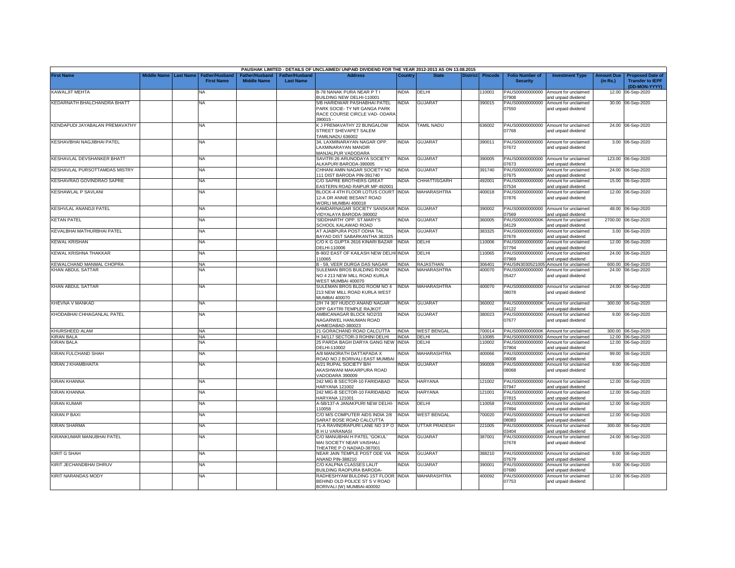PAUSHAK LIMITED - DETAILS OF UNCLAIMED/ UNPAID DIVIDEND FOR THE YEAR 2012-2013 AS ON 13.08.2015

| First Name | Middle Name | Last Name | Father/Husband First Name | Father/Husband Middle Name | Father/Husband Last Name | Address | Country | State | District | Pincode | Folio Number of Security | Investment Type | Amount Due (in Rs.) | Proposed Date of Transfer to IEPF (DD-MON-YYYY) |
|---|---|---|---|---|---|---|---|---|---|---|---|---|---|---|
| KAWALJIT MEHTA | | | NA | | | B-78 NANAK PURA NEAR P T I BUILDING NEW DELHI-110001 | INDIA | DELHI | | 110001 | PAUS00000000000 07908 | Amount for unclaimed and unpaid dividend | 12.00 | 06-Sep-2020 |
| KEDARNATH BHALCHANDRA BHATT | | | NA | | | 5/B HARIDWAR PASHABHAI PATEL PARK SOCIE- TY NR GANGA PARK RACE COURSE CIRCLE VAD- ODARA 390015 - | INDIA | GUJARAT | | 390015 | PAUS00000000000 07550 | Amount for unclaimed and unpaid dividend | 30.00 | 06-Sep-2020 |
| KENDAPUDI JAYABALAN PREMAVATHY | | | NA | | | K J PREMAVATHY 22 BUNGALOW STREET SHEVAPET SALEM TAMILNADU 636002 | INDIA | TAMIL NADU | | 636002 | PAUS00000000000 07768 | Amount for unclaimed and unpaid dividend | 24.00 | 06-Sep-2020 |
| KESHAVBHAI NAGJIBHAI PATEL | | | NA | | | 34, LAXMINARAYAN NAGAR OPP. LAXMINARAYAN MANDIR MANJALPUR VADODARA | INDIA | GUJARAT | | 390011 | PAUS00000000000 07672 | Amount for unclaimed and unpaid dividend | 3.00 | 06-Sep-2020 |
| KESHAVLAL DEVSHANKER BHATT | | | NA | | | SAVITRI 26 ARUNODAYA SOCIETY ALKAPURI BARODA-390005 | INDIA | GUJARAT | | 390005 | PAUS00000000000 07673 | Amount for unclaimed and unpaid dividend | 123.00 | 06-Sep-2020 |
| KESHAVLAL PURSOTTAMDAS MISTRY | | | NA | | | CHHANI AMIN NAGAR SOCIETY NO 111 DIST BARODA PIN-391740 | INDIA | GUJARAT | | 391740 | PAUS00000000000 07675 | Amount for unclaimed and unpaid dividend | 24.00 | 06-Sep-2020 |
| KESHAVRAO GOVINDRAO SAPRE | | | NA | | | C/O SAPRE BROTHERS GREAT EASTERN ROAD RAIPUR MP 492001 | INDIA | CHHATTISGARH | | 492001 | PAUS00000000000 07534 | Amount for unclaimed and unpaid dividend | 15.00 | 06-Sep-2020 |
| KESHAWLAL P SAVLANI | | | NA | | | BLOCK-4 4TH FLOOR LOTUS COURT 12-A DR ANNIE BESANT ROAD WORLI MUMBAI 400018 | INDIA | MAHARASHTRA | | 400018 | PAUS00000000000 07876 | Amount for unclaimed and unpaid dividend | 12.00 | 06-Sep-2020 |
| KESHVLAL ANANDJI PATEL | | | NA | | | KAMDARNAGAR SOCIETY SANSKAR VIDYALAYA BARODA-390002 | INDIA | GUJARAT | | 390002 | PAUS00000000000 07569 | Amount for unclaimed and unpaid dividend | 48.00 | 06-Sep-2020 |
| KETAN PATEL | | | NA | | | 'SIDDHARTH' OPP. ST.MARY'S SCHOOL KALAWAD ROAD | INDIA | GUJARAT | | 360005 | PAUS0000000000K 04129 | Amount for unclaimed and unpaid dividend | 2700.00 | 06-Sep-2020 |
| KEVALBHAI MATHURBHAI PATEL | | | NA | | | AT AJABPURA POST ODHA TAL BAYAD DIST SABARKANTHA 383325 | INDIA | GUJARAT | | 383325 | PAUS00000000000 07676 | Amount for unclaimed and unpaid dividend | 3.00 | 06-Sep-2020 |
| KEWAL KRISHAN | | | NA | | | C/O K G GUPTA 2616 KINARI BAZAR DELHI-110006 | INDIA | DELHI | | 110006 | PAUS00000000000 07794 | Amount for unclaimed and unpaid dividend | 12.00 | 06-Sep-2020 |
| KEWAL KRISHNA THAKKAR | | | NA | | | B-90/2 EAST OF KAILASH NEW DELHI 110065 | INDIA | DELHI | | 110065 | PAUS00000000000 07969 | Amount for unclaimed and unpaid dividend | 24.00 | 06-Sep-2020 |
| KEWALCHAND MANMAL CHOPRA | | | NA | | | B - 59, VEER DURGA DAS NAGAR | INDIA | RAJASTHAN | | 306401 | PAUSIN3030521005 | Amount for unclaimed | 600.00 | 06-Sep-2020 |
| KHAN ABDUL SATTAR | | | NA | | | SULEMAN BROS BUILDING ROOM NO 4 213 NEW MILL ROAD KURLA WEST MUMBAI 400070 | INDIA | MAHARASHTRA | | 400070 | PAUS00000000000 05427 | Amount for unclaimed and unpaid dividend | 24.00 | 06-Sep-2020 |
| KHAN ABDUL SATTAR | | | NA | | | SULEMAN BROS BLDG ROOM NO 4 213 NEW MILL ROAD KURLA WEST MUMBAI 400070 | INDIA | MAHARASHTRA | | 400070 | PAUS00000000000 08078 | Amount for unclaimed and unpaid dividend | 24.00 | 06-Sep-2020 |
| KHEVNA V MANKAD | | | NA | | | 2/H 74 307 HUDCO ANAND NAGAR OPP GAYTRI TEMPLE RAJKOT | INDIA | GUJARAT | | 360002 | PAUS0000000000K 04122 | Amount for unclaimed and unpaid dividend | 300.00 | 06-Sep-2020 |
| KHODABHAI CHHAGANLAL PATEL | | | NA | | | AMBICANAGAR BLOCK NO2/33 NAGARWEL HANUMAN ROAD AHMEDABAD-380023 | INDIA | GUJARAT | | 380023 | PAUS00000000000 07677 | Amount for unclaimed and unpaid dividend | 9.00 | 06-Sep-2020 |
| KHURSHEED ALAM | | | NA | | | 21 GORACHAND ROAD CALCUTTA | INDIA | WEST BENGAL | | 700014 | PAUS0000000000K | Amount for unclaimed | 300.00 | 06-Sep-2020 |
| KIRAN BALA | | | NA | | | H 34/117 SECTOR-3 ROHINI DELHI | INDIA | DELHI | | 110085 | PAUS00000000000 | Amount for unclaimed | 12.00 | 06-Sep-2020 |
| KIRAN BALA | | | NA | | | 25 PARDA BAGH DARYA GANG NEW DELHI-110002 | INDIA | DELHI | | 110002 | PAUS00000000000 07904 | Amount for unclaimed and unpaid dividend | 12.00 | 06-Sep-2020 |
| KIRAN FULCHAND SHAH | | | NA | | | A/8 MANORATH DATTAPADA X ROAD NO 2 BORIVALI EAST MUMBAI | INDIA | MAHARASHTRA | | 400066 | PAUS00000000000 08008 | Amount for unclaimed and unpaid dividend | 99.00 | 06-Sep-2020 |
| KIRAN J KHAMBHAITA | | | NA | | | A/21 RUPAL SOCIETY B/H AKASHWANI MAKARPURA ROAD VADODARA 390009 | INDIA | GUJARAT | | 390009 | PAUS00000000000 08068 | Amount for unclaimed and unpaid dividend | 9.00 | 06-Sep-2020 |
| KIRAN KHANNA | | | NA | | | 242 MIG B SECTOR-10 FARIDABAD HARYANA 121002 | INDIA | HARYANA | | 121002 | PAUS00000000000 07947 | Amount for unclaimed and unpaid dividend | 12.00 | 06-Sep-2020 |
| KIRAN KHANNA | | | NA | | | 242 MIG-B SECTOR-10 FARIDABAD HARYANA 121001 | INDIA | HARYANA | | 121001 | PAUS00000000000 07815 | Amount for unclaimed and unpaid dividend | 12.00 | 06-Sep-2020 |
| KIRAN KUMAR | | | NA | | | A-5B/137-A JANAKPURI NEW DELHI-110058 | INDIA | DELHI | | 110058 | PAUS00000000000 07894 | Amount for unclaimed and unpaid dividend | 12.00 | 06-Sep-2020 |
| KIRAN P BAXI | | | NA | | | C/O M/S COMPUTER AIDS INDIA 2/8 SARAT BOSE ROAD CALCUTTA | INDIA | WEST BENGAL | | 700020 | PAUS00000000000 08083 | Amount for unclaimed and unpaid dividend | 12.00 | 06-Sep-2020 |
| KIRAN SHARMA | | | NA | | | 71-A RAVINDRAPURI LANE NO 3 P O B H U VARANASI | INDIA | UTTAR PRADESH | | 221005 | PAUS0000000000K 03404 | Amount for unclaimed and unpaid dividend | 300.00 | 06-Sep-2020 |
| KIRANKUMAR MANUBHAI PATEL | | | NA | | | C/O MANUBHAI H PATEL 'GOKUL' MAI SOCIETY NEAR VAISHALI THEATRE P O NADIAD-387001 | INDIA | GUJARAT | | 387001 | PAUS00000000000 07678 | Amount for unclaimed and unpaid dividend | 24.00 | 06-Sep-2020 |
| KIRIT G SHAH | | | NA | | | NEAR JAIN TEMPLE POST ODE VIA ANAND PIN-388210 | INDIA | GUJARAT | | 388210 | PAUS00000000000 07679 | Amount for unclaimed and unpaid dividend | 9.00 | 06-Sep-2020 |
| KIRIT JECHANDBHAI DHRUV | | | NA | | | C/O KALPNA CLASSES LALIT BUILDING RAOPURA BARODA- | INDIA | GUJARAT | | 390001 | PAUS00000000000 07680 | Amount for unclaimed and unpaid dividend | 9.00 | 06-Sep-2020 |
| KIRIT NARANDAS MODY | | | NA | | | RADHESHYAM BULDING 1ST FLOOR BEHIND OLD POLICE ST S V ROAD BORIVALI (W) MUMBAI-400092 | INDIA | MAHARASHTRA | | 400092 | PAUS00000000000 07753 | Amount for unclaimed and unpaid dividend | 12.00 | 06-Sep-2020 |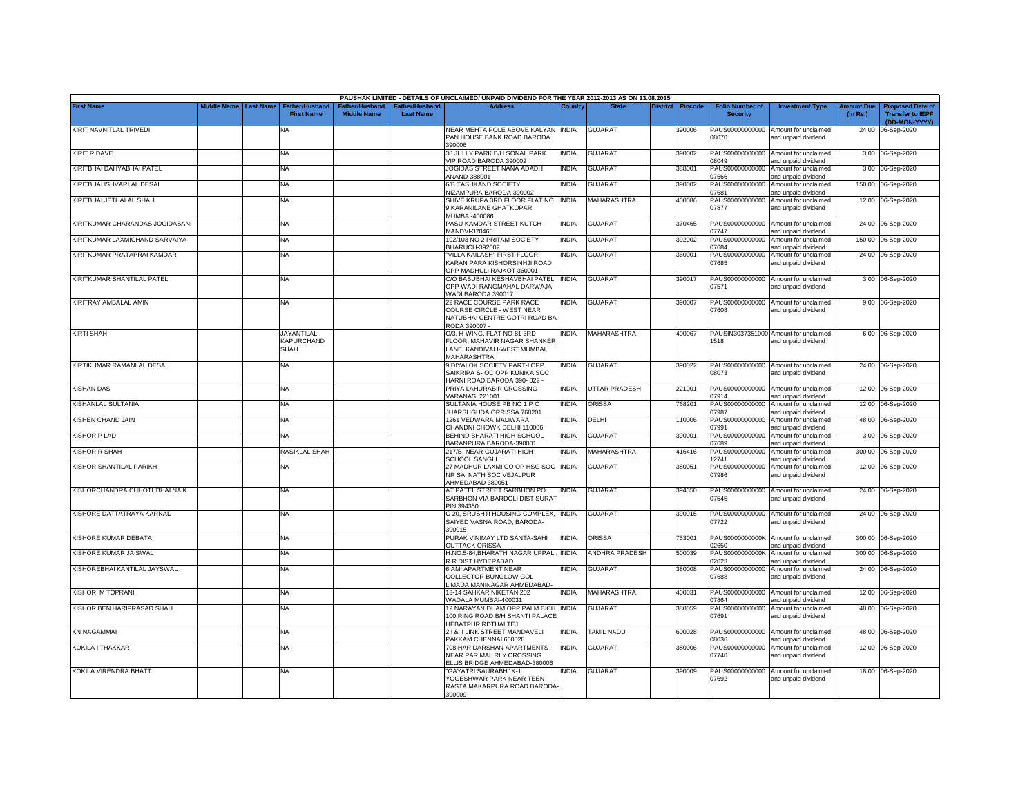PAUSHAK LIMITED - DETAILS OF UNCLAIMED/ UNPAID DIVIDEND FOR THE YEAR 2012-2013 AS ON 13.08.2015

| First Name | Middle Name | Last Name | Father/Husband First Name | Father/Husband Middle Name | Father/Husband Last Name | Address | Country | State | District | Pincode | Folio Number of Security | Investment Type | Amount Due (in Rs.) | Proposed Date of Transfer to IEPF (DD-MON-YYYY) |
|---|---|---|---|---|---|---|---|---|---|---|---|---|---|---|
| KIRIT NAVNITLAL TRIVEDI | | | NA | | | NEAR MEHTA POLE ABOVE KALYAN PAN HOUSE BANK ROAD BARODA 390006 | INDIA | GUJARAT | | 390006 | PAUS00000000000 08070 | Amount for unclaimed and unpaid dividend | 24.00 | 06-Sep-2020 |
| KIRIT R DAVE | | | NA | | | 38 JULLY PARK B/H SONAL PARK VIP ROAD BARODA 390002 | INDIA | GUJARAT | | 390002 | PAUS00000000000 08049 | Amount for unclaimed and unpaid dividend | 3.00 | 06-Sep-2020 |
| KIRITBHAI DAHYABHAI PATEL | | | NA | | | JOGIDAS STREET NANA ADADH ANAND-388001 | INDIA | GUJARAT | | 388001 | PAUS00000000000 07566 | Amount for unclaimed and unpaid dividend | 3.00 | 06-Sep-2020 |
| KIRITBHAI ISHVARLAL DESAI | | | NA | | | 6/B TASHKAND SOCIETY NIZAMPURA BARODA-390002 | INDIA | GUJARAT | | 390002 | PAUS00000000000 07681 | Amount for unclaimed and unpaid dividend | 150.00 | 06-Sep-2020 |
| KIRITBHAI JETHALAL SHAH | | | NA | | | SHIVE KRUPA 3RD FLOOR FLAT NO 9 KARANILANE GHATKOPAR MUMBAI-400086 | INDIA | MAHARASHTRA | | 400086 | PAUS00000000000 07877 | Amount for unclaimed and unpaid dividend | 12.00 | 06-Sep-2020 |
| KIRITKUMAR CHARANDAS JOGIDASANI | | | NA | | | PASU KAMDAR STREET KUTCH-MANDVI-370465 | INDIA | GUJARAT | | 370465 | PAUS00000000000 07747 | Amount for unclaimed and unpaid dividend | 24.00 | 06-Sep-2020 |
| KIRITKUMAR LAXMICHAND SARVAIYA | | | NA | | | 102/103 NO 2 PRITAM SOCIETY BHARUCH-392002 | INDIA | GUJARAT | | 392002 | PAUS00000000000 07684 | Amount for unclaimed and unpaid dividend | 150.00 | 06-Sep-2020 |
| KIRITKUMAR PRATAPRAI KAMDAR | | | NA | | | "VILLA KAILASH" FIRST FLOOR KARAN PARA KISHORSINHJI ROAD OPP MADHULI RAJKOT 360001 | INDIA | GUJARAT | | 360001 | PAUS00000000000 07685 | Amount for unclaimed and unpaid dividend | 24.00 | 06-Sep-2020 |
| KIRITKUMAR SHANTILAL PATEL | | | NA | | | C/O BABUBHAI KESHAVBHAI PATEL OPP WADI RANGMAHAL DARWAJA WADI BARODA 390017 | INDIA | GUJARAT | | 390017 | PAUS00000000000 07571 | Amount for unclaimed and unpaid dividend | 3.00 | 06-Sep-2020 |
| KIRITRAY AMBALAL AMIN | | | NA | | | 22 RACE COURSE PARK RACE COURSE CIRCLE - WEST NEAR NATUBHAI CENTRE GOTRI ROAD BA-RODA 390007 - | INDIA | GUJARAT | | 390007 | PAUS00000000000 07608 | Amount for unclaimed and unpaid dividend | 9.00 | 06-Sep-2020 |
| KIRTI SHAH | | | JAYANTILAL KAPURCHAND SHAH | | | C/3, H-WING, FLAT NO-81 3RD FLOOR, MAHAVIR NAGAR SHANKER LANE, KANDIVALI-WEST MUMBAI, MAHARASHTRA | INDIA | MAHARASHTRA | | 400067 | PAUSIN3037351000 1518 | Amount for unclaimed and unpaid dividend | 6.00 | 06-Sep-2020 |
| KIRTIKUMAR RAMANLAL DESAI | | | NA | | | 9 DIYALOK SOCIETY PART-I OPP SAIKRIPA S- OC OPP KUNIKA SOC HARNI ROAD BARODA 390- 022 - | INDIA | GUJARAT | | 390022 | PAUS00000000000 08073 | Amount for unclaimed and unpaid dividend | 24.00 | 06-Sep-2020 |
| KISHAN DAS | | | NA | | | PRIYA LAHURABIR CROSSING VARANASI 221001 | INDIA | UTTAR PRADESH | | 221001 | PAUS00000000000 07914 | Amount for unclaimed and unpaid dividend | 12.00 | 06-Sep-2020 |
| KISHANLAL SULTANIA | | | NA | | | SULTANIA HOUSE PB NO 1 P O JHARSUGUDA ORRISSA 768201 | INDIA | ORISSA | | 768201 | PAUS00000000000 07987 | Amount for unclaimed and unpaid dividend | 12.00 | 06-Sep-2020 |
| KISHEN CHAND JAIN | | | NA | | | 1261 VEDWARA MALIWARA CHANDNI CHOWK DELHI 110006 | INDIA | DELHI | | 110006 | PAUS00000000000 07991 | Amount for unclaimed and unpaid dividend | 48.00 | 06-Sep-2020 |
| KISHOR P LAD | | | NA | | | BEHIND BHARATI HIGH SCHOOL BARANPURA BARODA-390001 | INDIA | GUJARAT | | 390001 | PAUS00000000000 07689 | Amount for unclaimed and unpaid dividend | 3.00 | 06-Sep-2020 |
| KISHOR R SHAH | | | RASIKLAL SHAH | | | 217/B, NEAR GUJARATI HIGH SCHOOL SANGLI | INDIA | MAHARASHTRA | | 416416 | PAUS00000000000 12741 | Amount for unclaimed and unpaid dividend | 300.00 | 06-Sep-2020 |
| KISHOR SHANTILAL PARIKH | | | NA | | | 27 MADHUR LAXMI CO OP HSG SOC NR SAI NATH SOC VEJALPUR AHMEDABAD 380051 | INDIA | GUJARAT | | 380051 | PAUS00000000000 07986 | Amount for unclaimed and unpaid dividend | 12.00 | 06-Sep-2020 |
| KISHORCHANDRA CHHOTUBHAI NAIK | | | NA | | | AT PATEL STREET SARBHON PO SARBHON VIA BARDOLI DIST SURAT PIN 394350 | INDIA | GUJARAT | | 394350 | PAUS00000000000 07545 | Amount for unclaimed and unpaid dividend | 24.00 | 06-Sep-2020 |
| KISHORE DATTATRAYA KARNAD | | | NA | | | C-20, SRUSHTI HOUSING COMPLEX, SAIYED VASNA ROAD, BARODA-390015 | INDIA | GUJARAT | | 390015 | PAUS00000000000 07722 | Amount for unclaimed and unpaid dividend | 24.00 | 06-Sep-2020 |
| KISHORE KUMAR DEBATA | | | NA | | | PURAK VINIMAY LTD SANTA-SAHI CUTTACK ORISSA | INDIA | ORISSA | | 753001 | PAUS0000000000K 02650 | Amount for unclaimed and unpaid dividend | 300.00 | 06-Sep-2020 |
| KISHORE KUMAR JAISWAL | | | NA | | | H.NO.5-84,BHARATH NAGAR UPPAL , R.R.DIST HYDERABAD | INDIA | ANDHRA PRADESH | | 500039 | PAUS0000000000K 02023 | Amount for unclaimed and unpaid dividend | 300.00 | 06-Sep-2020 |
| KISHOREBHAI KANTILAL JAYSWAL | | | NA | | | 6 AMI APARTMENT NEAR COLLECTOR BUNGLOW GOL LIMADA MANINAGAR AHMEDABAD- | INDIA | GUJARAT | | 380008 | PAUS00000000000 07688 | Amount for unclaimed and unpaid dividend | 24.00 | 06-Sep-2020 |
| KISHORI M TOPRANI | | | NA | | | 13-14 SAHKAR NIKETAN 202 WADALA MUMBAI-400031 | INDIA | MAHARASHTRA | | 400031 | PAUS00000000000 07864 | Amount for unclaimed and unpaid dividend | 12.00 | 06-Sep-2020 |
| KISHORIBEN HARIPRASAD SHAH | | | NA | | | 12 NARAYAN DHAM OPP PALM BICH 100 RING ROAD B/H SHANTI PALACE HEBATPUR RDTHALTEJ | INDIA | GUJARAT | | 380059 | PAUS00000000000 07691 | Amount for unclaimed and unpaid dividend | 48.00 | 06-Sep-2020 |
| KN NAGAMMAI | | | NA | | | 2 I & II LINK STREET MANDAVELI PAKKAM CHENNAI 600028 | INDIA | TAMIL NADU | | 600028 | PAUS00000000000 08036 | Amount for unclaimed and unpaid dividend | 48.00 | 06-Sep-2020 |
| KOKILA I THAKKAR | | | NA | | | 708 HARIDARSHAN APARTMENTS NEAR PARIMAL RLY CROSSING ELLIS BRIDGE AHMEDABAD-380006 | INDIA | GUJARAT | | 380006 | PAUS00000000000 07740 | Amount for unclaimed and unpaid dividend | 12.00 | 06-Sep-2020 |
| KOKILA VIRENDRA BHATT | | | NA | | | "GAYATRI SAURABH" K-1 YOGESHWAR PARK NEAR TEEN RASTA MAKARPURA ROAD BARODA-390009 | INDIA | GUJARAT | | 390009 | PAUS00000000000 07692 | Amount for unclaimed and unpaid dividend | 18.00 | 06-Sep-2020 |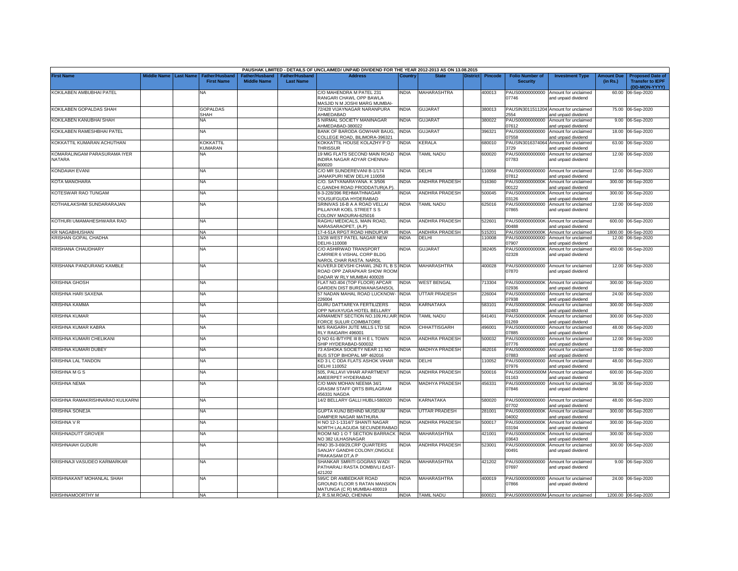PAUSHAK LIMITED - DETAILS OF UNCLAIMED/ UNPAID DIVIDEND FOR THE YEAR 2012-2013 AS ON 13.08.2015

| First Name | Middle Name | Last Name | Father/Husband First Name | Father/Husband Middle Name | Father/Husband Last Name | Address | Country | State | District | Pincode | Folio Number of Security | Investment Type | Amount Due (in Rs.) | Proposed Date of Transfer to IEPF (DD-MON-YYYY) |
|---|---|---|---|---|---|---|---|---|---|---|---|---|---|---|
| KOKILABEN AMBUBHAI PATEL | | | NA | | | C/O MAHENDRA M PATEL 231 RANGARI CHAWL OPP BAWLA MASJID N M JOSHI MARG MUMBAI- | INDIA | MAHARASHTRA | | 400013 | PAUS00000000000 07746 | Amount for unclaimed and unpaid dividend | 60.00 | 06-Sep-2020 |
| KOKILABEN GOPALDAS SHAH | | | GOPALDAS SHAH | | | 72/428 VIJAYNAGAR NARANPURA AHMEDABAD | INDIA | GUJARAT | | 380013 | PAUSIN3011511204 2554 | Amount for unclaimed and unpaid dividend | 75.00 | 06-Sep-2020 |
| KOKILABEN KANUBHAI SHAH | | | NA | | | 5 NIRMAL SOCIETY MANINAGAR AHMEDABAD-380022 | INDIA | GUJARAT | | 380022 | PAUS00000000000 07612 | Amount for unclaimed and unpaid dividend | 9.00 | 06-Sep-2020 |
| KOKILABEN RAMESHBHAI PATEL | | | NA | | | BANK OF BARODA GOWHAR BAUG, COLLEGE ROAD, BILIMORA-396321 | INDIA | GUJARAT | | 396321 | PAUS00000000000 07558 | Amount for unclaimed and unpaid dividend | 18.00 | 06-Sep-2020 |
| KOKKATTIL KUMARAN ACHUTHAN | | | KOKKATTIL KUMARAN | | | KOKKATTIL HOUSE KOLAZHY P O THRISSUR | INDIA | KERALA | | 680010 | PAUSIN3016374064 3729 | Amount for unclaimed and unpaid dividend | 63.00 | 06-Sep-2020 |
| KOMARALINGAM PARASURAMA IYER NATARA | | | NA | | | 19 MIG FLATS SECOND MAIN ROAD INDIRA NAGAR ADYAR CHENNAI-600020 | INDIA | TAMIL NADU | | 600020 | PAUS00000000000 07783 | Amount for unclaimed and unpaid dividend | 12.00 | 06-Sep-2020 |
| KONDAIAH EVANI | | | NA | | | C/O MR SUNDEREVANI B-1/174 JANAKPURI NEW DELHI 110058 | INDIA | DELHI | | 110058 | PAUS00000000000 07812 | Amount for unclaimed and unpaid dividend | 12.00 | 06-Sep-2020 |
| KOTA MANOHARA | | | NA | | | C/O. SATYANARAYANA. K 3/506 C,GANDHI ROAD PRODDATUR(A.P). | INDIA | ANDHRA PRADESH | | 516360 | PAUS0000000000K 00122 | Amount for unclaimed and unpaid dividend | 300.00 | 06-Sep-2020 |
| KOTESWAR RAO TUNGAM | | | NA | | | 8-3-228/396 REHMATHNAGAR YOUSUFGUDA HYDERABAD | INDIA | ANDHRA PRADESH | | 500045 | PAUS0000000000K 03126 | Amount for unclaimed and unpaid dividend | 300.00 | 06-Sep-2020 |
| KOTHAILAKSHMI SUNDARARAJAN | | | NA | | | SRINIVAS 16-B A A ROAD VELLAI PILLAIYAR KOEL STREET S S COLONY MADURAI-625016 | INDIA | TAMIL NADU | | 625016 | PAUS00000000000 07865 | Amount for unclaimed and unpaid dividend | 12.00 | 06-Sep-2020 |
| KOTHURI UMAMAHESHWARA RAO | | | NA | | | RAGHU MEDICALS, MAIN ROAD, NARASARAOPET, (A.P) | INDIA | ANDHRA PRADESH | | 522601 | PAUS0000000000K 00488 | Amount for unclaimed and unpaid dividend | 600.00 | 06-Sep-2020 |
| KR NAGABHUSHAN | | | NA | | | 17-4-51A RPGT ROAD HINDUPUR | INDIA | ANDHRA PRADESH | | 515201 | PAUS0000000000K | Amount for unclaimed | 1800.00 | 06-Sep-2020 |
| KRISHAN GOPAL CHADHA | | | NA | | | 13/28 WEST PATEL NAGAR NEW DELHI-110008 | INDIA | DELHI | | 110008 | PAUS00000000000 07907 | Amount for unclaimed and unpaid dividend | 12.00 | 06-Sep-2020 |
| KRISHANA CHAUDHARY | | | NA | | | C/O ASHIRWAD TRANSPORT CARRIER 6 VISHAL CORP BLDG NAROL CHAR RASTA. NAROL | INDIA | GUJARAT | | 382405 | PAUS0000000000K 02328 | Amount for unclaimed and unpaid dividend | 450.00 | 06-Sep-2020 |
| KRISHANA PANDURANG KAMBLE | | | NA | | | KUVERJI DEVSHI CHAWL 2ND FL B S ROAD OPP ZARAPKAR SHOW ROOM DADAR W RLY MUMBAI 400028 | INDIA | MAHARASHTRA | | 400028 | PAUS00000000000 07870 | Amount for unclaimed and unpaid dividend | 12.00 | 06-Sep-2020 |
| KRISHNA GHOSH | | | NA | | | FLAT NO.404 (TOP FLOOR) APCAR GARDEN DIST BURDWANASANSOL | INDIA | WEST BENGAL | | 713304 | PAUS0000000000K 02936 | Amount for unclaimed and unpaid dividend | 300.00 | 06-Sep-2020 |
| KRISHNA HARI SAXENA | | | NA | | | 57 NADAN MAHAL ROAD LUCKNOW-226004 | INDIA | UTTAR PRADESH | | 226004 | PAUS00000000000 07938 | Amount for unclaimed and unpaid dividend | 24.00 | 06-Sep-2020 |
| KRISHNA KAMMA | | | NA | | | GURU DATTAREYA FERTILIZERS OPP NAVAYUGA HOTEL BELLARY | INDIA | KARNATAKA | | 583101 | PAUS0000000000K 02483 | Amount for unclaimed and unpaid dividend | 300.00 | 06-Sep-2020 |
| KRISHNA KUMAR | | | NA | | | ARMAMENT SECTION NO.109,HU,AIR FORCE SULUR COIMBATORE | INDIA | TAMIL NADU | | 641401 | PAUS0000000000K 01269 | Amount for unclaimed and unpaid dividend | 300.00 | 06-Sep-2020 |
| KRISHNA KUMAR KABRA | | | NA | | | M/S RAIGARH JUTE MILLS LTD SE RLY RAIGARH 496001 | INDIA | CHHATTISGARH | | 496001 | PAUS00000000000 07885 | Amount for unclaimed and unpaid dividend | 48.00 | 06-Sep-2020 |
| KRISHNA KUMARI CHELIKANI | | | NA | | | Q NO 61-B/TYPE III B H E L TOWN SHIP HYDERABAD-500032 | INDIA | ANDHRA PRADESH | | 500032 | PAUS00000000000 07776 | Amount for unclaimed and unpaid dividend | 12.00 | 06-Sep-2020 |
| KRISHNA KUMARI DUBEY | | | NA | | | 73 ASHOKA SOCIETY NEAR 11 NO BUS STOP BHOPAL MP 462016 | INDIA | MADHYA PRADESH | | 462016 | PAUS00000000000 07883 | Amount for unclaimed and unpaid dividend | 12.00 | 06-Sep-2020 |
| KRISHNA LAL TANDON | | | NA | | | KD 3 L C DDA FLATS ASHOK VIHAR DELHI 110052 | INDIA | DELHI | | 110052 | PAUS00000000000 07976 | Amount for unclaimed and unpaid dividend | 48.00 | 06-Sep-2020 |
| KRISHNA M G S | | | NA | | | 505, PALLAVI VIHAR APARTMENT AMEERPET HYDERABAD | INDIA | ANDHRA PRADESH | | 500016 | PAUS0000000000M 01163 | Amount for unclaimed and unpaid dividend | 600.00 | 06-Sep-2020 |
| KRISHNA NEMA | | | NA | | | C/O MAN MOHAN NEEMA 34/1 GRASIM STAFF QRTS BIRLAGRAM 456331 NAGDA | INDIA | MADHYA PRADESH | | 456331 | PAUS00000000000 07846 | Amount for unclaimed and unpaid dividend | 36.00 | 06-Sep-2020 |
| KRISHNA RAMAKRISHNARAO KULKARNI | | | NA | | | 14/2 BELLARY GALLI HUBLI-580020 | INDIA | KARNATAKA | | 580020 | PAUS00000000000 07702 | Amount for unclaimed and unpaid dividend | 48.00 | 06-Sep-2020 |
| KRISHNA SONEJA | | | NA | | | GUPTA KUNJ BEHIND MUSEUM DAMPIER NAGAR MATHURA | INDIA | UTTAR PRADESH | | 281001 | PAUS0000000000K 04002 | Amount for unclaimed and unpaid dividend | 300.00 | 06-Sep-2020 |
| KRISHNA V R | | | NA | | | H NO 12-1-1314/7 SHANTI NAGAR NORTH LALAGUDA SECUNDERABAD | INDIA | ANDHRA PRADESH | | 500017 | PAUS0000000000K 03194 | Amount for unclaimed and unpaid dividend | 300.00 | 06-Sep-2020 |
| KRISHNADUTT GROVER | | | NA | | | ROOM NO 1 O T SECTION BARRACK NO 382 ULHASNAGAR | INDIA | MAHARASHTRA | | 421001 | PAUS0000000000K 03643 | Amount for unclaimed and unpaid dividend | 300.00 | 06-Sep-2020 |
| KRISHNAIAH GUDURI | | | NA | | | HNO 35-3-69/29,CRP QUARTERS SANJAY GANDHI COLONY,ONGOLE PRAKASAM DT,A P | INDIA | ANDHRA PRADESH | | 523001 | PAUS0000000000K 00491 | Amount for unclaimed and unpaid dividend | 300.00 | 06-Sep-2020 |
| KRISHNAJI VASUDEO KARMARKAR | | | NA | | | SHANKAR SMRITI GOGRAS WADI PATHARALI RASTA DOMBIVLI EAST-421202 | INDIA | MAHARASHTRA | | 421202 | PAUS00000000000 07697 | Amount for unclaimed and unpaid dividend | 9.00 | 06-Sep-2020 |
| KRISHNAKANT MOHANLAL SHAH | | | NA | | | 595/C DR AMBEDKAR ROAD GROUND FLOOR 5 RATAN MANSION MATUNGA (C R) MUMBAI-400019 | INDIA | MAHARASHTRA | | 400019 | PAUS00000000000 07866 | Amount for unclaimed and unpaid dividend | 24.00 | 06-Sep-2020 |
| KRISHNAMOORTHY M | | | NA | | | 2, R.S.M.ROAD, CHENNAI | INDIA | TAMIL NADU | | 600021 | PAUS0000000000M | Amount for unclaimed | 1200.00 | 06-Sep-2020 |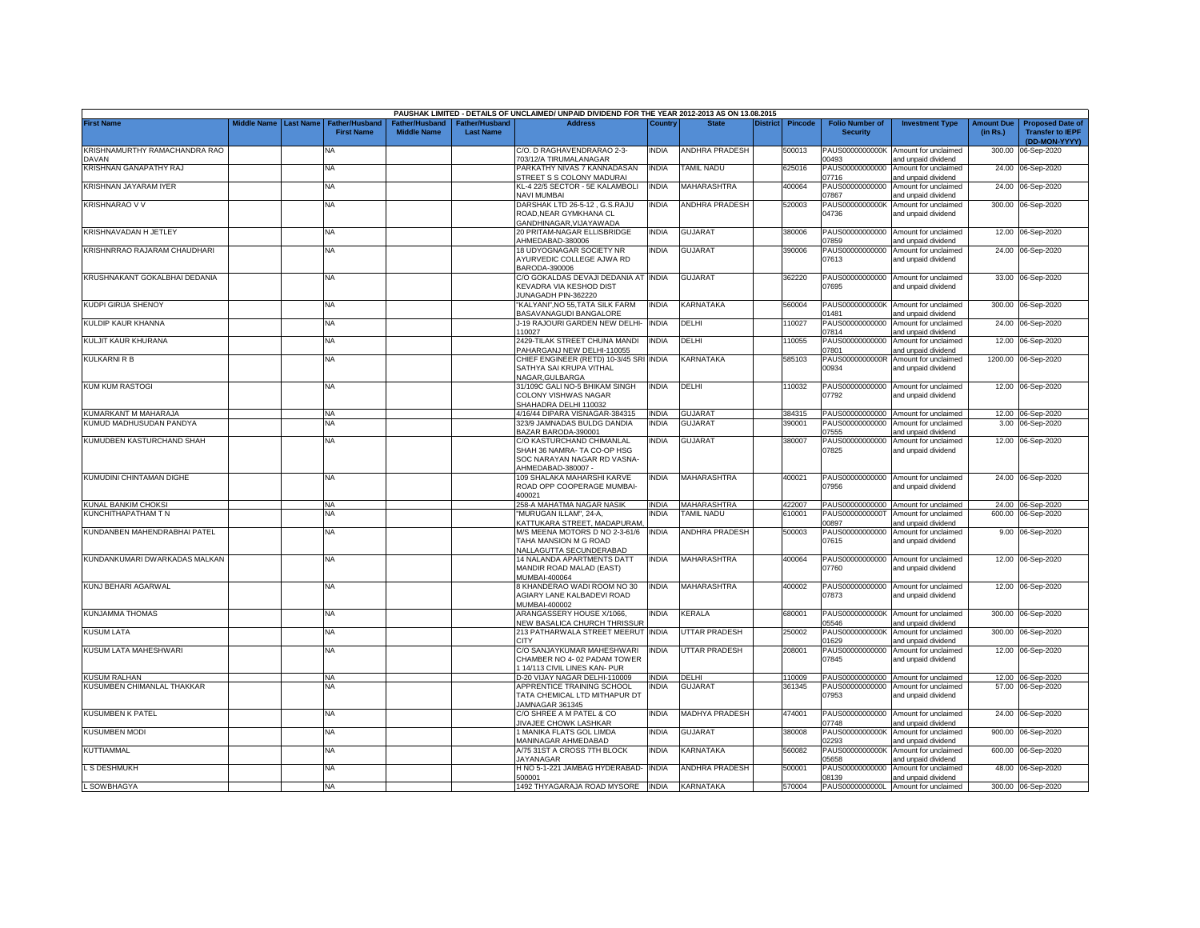PAUSHAK LIMITED - DETAILS OF UNCLAIMED/ UNPAID DIVIDEND FOR THE YEAR 2012-2013 AS ON 13.08.2015

| First Name | Middle Name | Last Name | Father/Husband First Name | Father/Husband Middle Name | Father/Husband Last Name | Address | Country | State | District | Pincode | Folio Number of Security | Investment Type | Amount Due (in Rs.) | Proposed Date of Transfer to IEPF (DD-MON-YYYY) |
|---|---|---|---|---|---|---|---|---|---|---|---|---|---|---|
| KRISHNAMURTHY RAMACHANDRA RAO DAVAN | | | NA | | | C/O. D RAGHAVENDRARAO 2-3-703/12/A TIRUMALANAGAR | INDIA | ANDHRA PRADESH | | 500013 | PAUS0000000000K00493 | Amount for unclaimed and unpaid dividend | 300.00 | 06-Sep-2020 |
| KRISHNAN GANAPATHY RAJ | | | NA | | | PARKATHY NIVAS 7 KANNADASAN STREET S S COLONY MADURAI | INDIA | TAMIL NADU | | 625016 | PAUS00000000000007716 | Amount for unclaimed and unpaid dividend | 24.00 | 06-Sep-2020 |
| KRISHNAN JAYARAM IYER | | | NA | | | KL-4 22/5 SECTOR - 5E KALAMBOLI NAVI MUMBAI | INDIA | MAHARASHTRA | | 400064 | PAUS00000000000007867 | Amount for unclaimed and unpaid dividend | 24.00 | 06-Sep-2020 |
| KRISHNARAO V V | | | NA | | | DARSHAK LTD 26-5-12 , G.S.RAJU ROAD,NEAR GYMKHANA CL GANDHINAGAR,VIJAYAWADA | INDIA | ANDHRA PRADESH | | 520003 | PAUS0000000000K04736 | Amount for unclaimed and unpaid dividend | 300.00 | 06-Sep-2020 |
| KRISHNAVADAN H JETLEY | | | NA | | | 20 PRITAM-NAGAR ELLISBRIDGE AHMEDABAD-380006 | INDIA | GUJARAT | | 380006 | PAUS00000000000007859 | Amount for unclaimed and unpaid dividend | 12.00 | 06-Sep-2020 |
| KRISHNRRAO RAJARAM CHAUDHARI | | | NA | | | 18 UDYOGNAGAR SOCIETY NR AYURVEDIC COLLEGE AJWA RD BARODA-390006 | INDIA | GUJARAT | | 390006 | PAUS00000000000007613 | Amount for unclaimed and unpaid dividend | 24.00 | 06-Sep-2020 |
| KRUSHNAKANT GOKALBHAI DEDANIA | | | NA | | | C/O GOKALDAS DEVAJI DEDANIA AT KEVADRA VIA KESHOD DIST JUNAGADH PIN-362220 | INDIA | GUJARAT | | 362220 | PAUS00000000000007695 | Amount for unclaimed and unpaid dividend | 33.00 | 06-Sep-2020 |
| KUDPI GIRIJA SHENOY | | | NA | | | "KALYANI",NO 55,TATA SILK FARM BASAVANAGUDI BANGALORE | INDIA | KARNATAKA | | 560004 | PAUS0000000000K01481 | Amount for unclaimed and unpaid dividend | 300.00 | 06-Sep-2020 |
| KULDIP KAUR KHANNA | | | NA | | | J-19 RAJOURI GARDEN NEW DELHI-110027 | INDIA | DELHI | | 110027 | PAUS00000000000007814 | Amount for unclaimed and unpaid dividend | 24.00 | 06-Sep-2020 |
| KULJIT KAUR KHURANA | | | NA | | | 2429-TILAK STREET CHUNA MANDI PAHARGANJ NEW DELHI-110055 | INDIA | DELHI | | 110055 | PAUS00000000000007801 | Amount for unclaimed and unpaid dividend | 12.00 | 06-Sep-2020 |
| KULKARNI R B | | | NA | | | CHIEF ENGINEER (RETD) 10-3/45 SRI SATHYA SAI KRUPA VITHAL NAGAR,GULBARGA | INDIA | KARNATAKA | | 585103 | PAUS0000000000R00934 | Amount for unclaimed and unpaid dividend | 1200.00 | 06-Sep-2020 |
| KUM KUM RASTOGI | | | NA | | | 31/109C GALI NO-5 BHIKAM SINGH COLONY VISHWAS NAGAR SHAHADRA DELHI 110032 | INDIA | DELHI | | 110032 | PAUS00000000000007792 | Amount for unclaimed and unpaid dividend | 12.00 | 06-Sep-2020 |
| KUMARKANT M MAHARAJA | | | NA | | | 4/16/44 DIPARA VISNAGAR-384315 | INDIA | GUJARAT | | 384315 | PAUS00000000000000 | Amount for unclaimed | 12.00 | 06-Sep-2020 |
| KUMUD MADHUSUDAN PANDYA | | | NA | | | 323/9 JAMNADAS BULDG DANDIA BAZAR BARODA-390001 | INDIA | GUJARAT | | 390001 | PAUS00000000000007555 | Amount for unclaimed and unpaid dividend | 3.00 | 06-Sep-2020 |
| KUMUDBEN KASTURCHAND SHAH | | | NA | | | C/O KASTURCHAND CHIMANLAL SHAH 36 NAMRA- TA CO-OP HSG SOC NARAYAN NAGAR RD VASNA-AHMEDABAD-380007 - | INDIA | GUJARAT | | 380007 | PAUS00000000000007825 | Amount for unclaimed and unpaid dividend | 12.00 | 06-Sep-2020 |
| KUMUDINI CHINTAMAN DIGHE | | | NA | | | 109 SHALAKA MAHARSHI KARVE ROAD OPP COOPERAGE MUMBAI-400021 | INDIA | MAHARASHTRA | | 400021 | PAUS00000000000007956 | Amount for unclaimed and unpaid dividend | 24.00 | 06-Sep-2020 |
| KUNAL BANKIM CHOKSI | | | NA | | | 258-A MAHATMA NAGAR NASIK | INDIA | MAHARASHTRA | | 422007 | PAUS00000000000000 | Amount for unclaimed | 24.00 | 06-Sep-2020 |
| KUNCHITHAPATHAM T N | | | NA | | | "MURUGAN ILLAM", 24-A, KATTUKARA STREET, MADAPURAM, | INDIA | TAMIL NADU | | 610001 | PAUS0000000000T00897 | Amount for unclaimed and unpaid dividend | 600.00 | 06-Sep-2020 |
| KUNDANBEN MAHENDRABHAI PATEL | | | NA | | | M/S MEENA MOTORS D NO 2-3-61/6 TAHA MANSION M G ROAD NALLAGUTTA SECUNDERABAD | INDIA | ANDHRA PRADESH | | 500003 | PAUS00000000000007615 | Amount for unclaimed and unpaid dividend | 9.00 | 06-Sep-2020 |
| KUNDANKUMARI DWARKADAS MALKAN | | | NA | | | 14 NALANDA APARTMENTS DATT MANDIR ROAD MALAD (EAST) MUMBAI-400064 | INDIA | MAHARASHTRA | | 400064 | PAUS00000000000007760 | Amount for unclaimed and unpaid dividend | 12.00 | 06-Sep-2020 |
| KUNJ BEHARI AGARWAL | | | NA | | | 8 KHANDERAO WADI ROOM NO 30 AGIARY LANE KALBADEVI ROAD MUMBAI-400002 | INDIA | MAHARASHTRA | | 400002 | PAUS00000000000007873 | Amount for unclaimed and unpaid dividend | 12.00 | 06-Sep-2020 |
| KUNJAMMA THOMAS | | | NA | | | ARANGASSERY HOUSE X/1066, NEW BASALICA CHURCH THRISSUR | INDIA | KERALA | | 680001 | PAUS0000000000K05546 | Amount for unclaimed and unpaid dividend | 300.00 | 06-Sep-2020 |
| KUSUM LATA | | | NA | | | 213 PATHARWALA STREET MEERUT CITY | INDIA | UTTAR PRADESH | | 250002 | PAUS0000000000K01629 | Amount for unclaimed and unpaid dividend | 300.00 | 06-Sep-2020 |
| KUSUM LATA MAHESHWARI | | | NA | | | C/O SANJAYKUMAR MAHESHWARI CHAMBER NO 4- 02 PADAM TOWER 1 14/113 CIVIL LINES KAN- PUR | INDIA | UTTAR PRADESH | | 208001 | PAUS00000000000007845 | Amount for unclaimed and unpaid dividend | 12.00 | 06-Sep-2020 |
| KUSUM RALHAN | | | NA | | | D-20 VIJAY NAGAR DELHI-110009 | INDIA | DELHI | | 110009 | PAUS00000000000000 | Amount for unclaimed | 12.00 | 06-Sep-2020 |
| KUSUMBEN CHIMANLAL THAKKAR | | | NA | | | APPRENTICE TRAINING SCHOOL TATA CHEMICAL LTD MITHAPUR DT JAMNAGAR 361345 | INDIA | GUJARAT | | 361345 | PAUS00000000000007953 | Amount for unclaimed and unpaid dividend | 57.00 | 06-Sep-2020 |
| KUSUMBEN K PATEL | | | NA | | | C/O SHREE A M PATEL & CO JIVAJEE CHOWK LASHKAR | INDIA | MADHYA PRADESH | | 474001 | PAUS00000000000007748 | Amount for unclaimed and unpaid dividend | 24.00 | 06-Sep-2020 |
| KUSUMBEN MODI | | | NA | | | 1 MANIKA FLATS GOL LIMDA MANINAGAR AHMEDABAD | INDIA | GUJARAT | | 380008 | PAUS0000000000K02293 | Amount for unclaimed and unpaid dividend | 900.00 | 06-Sep-2020 |
| KUTTIAMMAL | | | NA | | | A/75 31ST A CROSS 7TH BLOCK JAYANAGAR | INDIA | KARNATAKA | | 560082 | PAUS0000000000K05658 | Amount for unclaimed and unpaid dividend | 600.00 | 06-Sep-2020 |
| L S DESHMUKH | | | NA | | | H NO 5-1-221 JAMBAG HYDERABAD-500001 | INDIA | ANDHRA PRADESH | | 500001 | PAUS00000000000008139 | Amount for unclaimed and unpaid dividend | 48.00 | 06-Sep-2020 |
| L SOWBHAGYA | | | NA | | | 1492 THYAGARAJA ROAD MYSORE | INDIA | KARNATAKA | | 570004 | PAUS0000000000L | Amount for unclaimed | 300.00 | 06-Sep-2020 |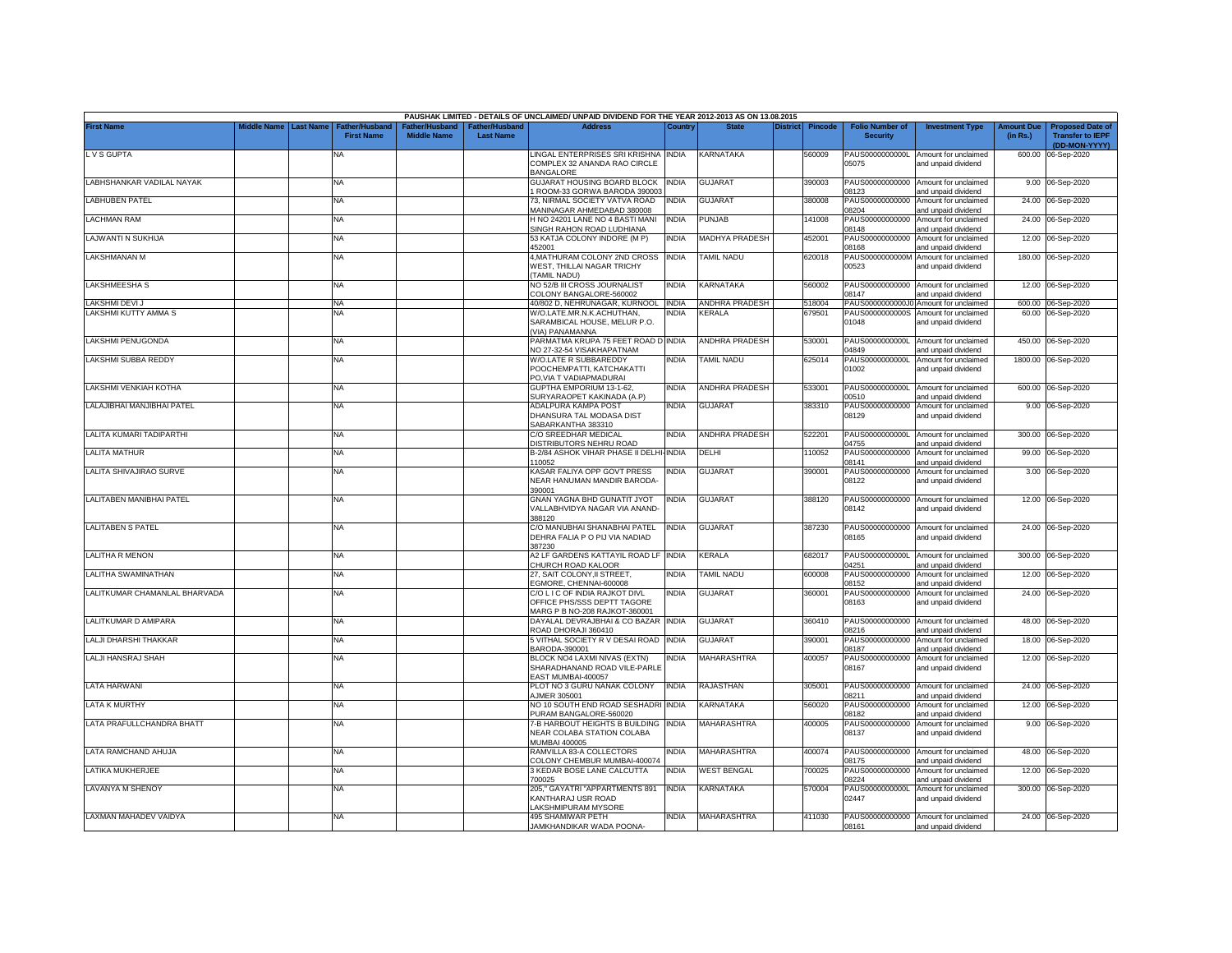PAUSHAK LIMITED - DETAILS OF UNCLAIMED/ UNPAID DIVIDEND FOR THE YEAR 2012-2013 AS ON 13.08.2015

| First Name | Middle Name | Last Name | Father/Husband First Name | Father/Husband Middle Name | Father/Husband Last Name | Address | Country | State | District | Pincode | Folio Number of Security | Investment Type | Amount Due (in Rs.) | Proposed Date of Transfer to IEPF (DD-MON-YYYY) |
|---|---|---|---|---|---|---|---|---|---|---|---|---|---|---|
| L V S GUPTA | | | NA | | | LINGAL ENTERPRISES SRI KRISHNA COMPLEX 32 ANANDA RAO CIRCLE BANGALORE | INDIA | KARNATAKA | | 560009 | PAUS0000000000L05075 | Amount for unclaimed and unpaid dividend | 600.00 | 06-Sep-2020 |
| LABHSHANKAR VADILAL NAYAK | | | NA | | | GUJARAT HOUSING BOARD BLOCK 1 ROOM-33 GORWA BARODA 390003 | INDIA | GUJARAT | | 390003 | PAUS00000000000008123 | Amount for unclaimed and unpaid dividend | 9.00 | 06-Sep-2020 |
| LABHUBEN PATEL | | | NA | | | 73, NIRMAL SOCIETY VATVA ROAD MANINAGAR AHMEDABAD 380008 | INDIA | GUJARAT | | 380008 | PAUS00000000000008204 | Amount for unclaimed and unpaid dividend | 24.00 | 06-Sep-2020 |
| LACHMAN RAM | | | NA | | | H NO 24201 LANE NO 4 BASTI MANI SINGH RAHON ROAD LUDHIANA | INDIA | PUNJAB | | 141008 | PAUS00000000000008148 | Amount for unclaimed and unpaid dividend | 24.00 | 06-Sep-2020 |
| LAJWANTI N SUKHIJA | | | NA | | | 53 KATJA COLONY INDORE (M P) 452001 | INDIA | MADHYA PRADESH | | 452001 | PAUS00000000000008168 | Amount for unclaimed and unpaid dividend | 12.00 | 06-Sep-2020 |
| LAKSHMANAN M | | | NA | | | 4,MATHURAM COLONY 2ND CROSS WEST, THILLAI NAGAR TRICHY (TAMIL NADU) | INDIA | TAMIL NADU | | 620018 | PAUS0000000000M00523 | Amount for unclaimed and unpaid dividend | 180.00 | 06-Sep-2020 |
| LAKSHMEESHA S | | | NA | | | NO 52/B III CROSS JOURNALIST COLONY BANGALORE-560002 | INDIA | KARNATAKA | | 560002 | PAUS00000000000008147 | Amount for unclaimed and unpaid dividend | 12.00 | 06-Sep-2020 |
| LAKSHMI DEVI J | | | NA | | | 40/802 D, NEHRUNAGAR, KURNOOL | INDIA | ANDHRA PRADESH | | 518004 | PAUS0000000000J0 | Amount for unclaimed and unpaid dividend | 600.00 | 06-Sep-2020 |
| LAKSHMI KUTTY AMMA S | | | NA | | | W/O.LATE.MR.N.K.ACHUTHAN, SARAMBICAL HOUSE, MELUR P.O. (VIA) PANAMANNA | INDIA | KERALA | | 679501 | PAUS0000000000S01048 | Amount for unclaimed and unpaid dividend | 60.00 | 06-Sep-2020 |
| LAKSHMI PENUGONDA | | | NA | | | PARMATMA KRUPA 75 FEET ROAD D NO 27-32-54 VISAKHAPATNAM | INDIA | ANDHRA PRADESH | | 530001 | PAUS0000000000L04849 | Amount for unclaimed and unpaid dividend | 450.00 | 06-Sep-2020 |
| LAKSHMI SUBBA REDDY | | | NA | | | W/O.LATE R SUBBAREDDY POOCHEMPATTI, KATCHAKATTI PO,VIA T VADIAPMADURAI | INDIA | TAMIL NADU | | 625014 | PAUS0000000000L01002 | Amount for unclaimed and unpaid dividend | 1800.00 | 06-Sep-2020 |
| LAKSHMI VENKIAH KOTHA | | | NA | | | GUPTHA EMPORIUM 13-1-62, SURYARAOPET KAKINADA (A.P) | INDIA | ANDHRA PRADESH | | 533001 | PAUS0000000000L00510 | Amount for unclaimed and unpaid dividend | 600.00 | 06-Sep-2020 |
| LALAJIBHAI MANJIBHAI PATEL | | | NA | | | ADALPURA KAMPA POST DHANSURA TAL MODASA DIST SABARKANTHA 383310 | INDIA | GUJARAT | | 383310 | PAUS00000000000008129 | Amount for unclaimed and unpaid dividend | 9.00 | 06-Sep-2020 |
| LALITA KUMARI TADIPARTHI | | | NA | | | C/O SREEDHAR MEDICAL DISTRIBUTORS NEHRU ROAD | INDIA | ANDHRA PRADESH | | 522201 | PAUS0000000000L04755 | Amount for unclaimed and unpaid dividend | 300.00 | 06-Sep-2020 |
| LALITA MATHUR | | | NA | | | B-2/84 ASHOK VIHAR PHASE II DELHI-110052 | INDIA | DELHI | | 110052 | PAUS00000000000008141 | Amount for unclaimed and unpaid dividend | 99.00 | 06-Sep-2020 |
| LALITA SHIVAJIRAO SURVE | | | NA | | | KASAR FALIYA OPP GOVT PRESS NEAR HANUMAN MANDIR BARODA-390001 | INDIA | GUJARAT | | 390001 | PAUS00000000000008122 | Amount for unclaimed and unpaid dividend | 3.00 | 06-Sep-2020 |
| LALITABEN MANIBHAI PATEL | | | NA | | | GNAN YAGNA BHD GUNATIT JYOT VALLABHVIDYA NAGAR VIA ANAND-388120 | INDIA | GUJARAT | | 388120 | PAUS00000000000008142 | Amount for unclaimed and unpaid dividend | 12.00 | 06-Sep-2020 |
| LALITABEN S PATEL | | | NA | | | C/O MANUBHAI SHANABHAI PATEL DEHRA FALIA P O PIJ VIA NADIAD 387230 | INDIA | GUJARAT | | 387230 | PAUS00000000000008165 | Amount for unclaimed and unpaid dividend | 24.00 | 06-Sep-2020 |
| LALITHA R MENON | | | NA | | | A2 LF GARDENS KATTAYIL ROAD LF CHURCH ROAD KALOOR | INDIA | KERALA | | 682017 | PAUS0000000000L04251 | Amount for unclaimed and unpaid dividend | 300.00 | 06-Sep-2020 |
| LALITHA SWAMINATHAN | | | NA | | | 27, SAIT COLONY,II STREET, EGMORE, CHENNAI-600008 | INDIA | TAMIL NADU | | 600008 | PAUS00000000000008152 | Amount for unclaimed and unpaid dividend | 12.00 | 06-Sep-2020 |
| LALITKUMAR CHAMANLAL BHARVADA | | | NA | | | C/O L I C OF INDIA RAJKOT DIVL OFFICE PHS/SSS DEPTT TAGORE MARG P B NO-208 RAJKOT-360001 | INDIA | GUJARAT | | 360001 | PAUS00000000000008163 | Amount for unclaimed and unpaid dividend | 24.00 | 06-Sep-2020 |
| LALITKUMAR D AMIPARA | | | NA | | | DAYALAL DEVRAJBHAI & CO BAZAR ROAD DHORAJI 360410 | INDIA | GUJARAT | | 360410 | PAUS00000000000008216 | Amount for unclaimed and unpaid dividend | 48.00 | 06-Sep-2020 |
| LALJI DHARSHI THAKKAR | | | NA | | | 5 VITHAL SOCIETY R V DESAI ROAD BARODA-390001 | INDIA | GUJARAT | | 390001 | PAUS00000000000008187 | Amount for unclaimed and unpaid dividend | 18.00 | 06-Sep-2020 |
| LALJI HANSRAJ SHAH | | | NA | | | BLOCK NO4 LAXMI NIVAS (EXTN) SHARADHANAND ROAD VILE-PARLE EAST MUMBAI-400057 | INDIA | MAHARASHTRA | | 400057 | PAUS00000000000008167 | Amount for unclaimed and unpaid dividend | 12.00 | 06-Sep-2020 |
| LATA HARWANI | | | NA | | | PLOT NO 3 GURU NANAK COLONY AJMER 305001 | INDIA | RAJASTHAN | | 305001 | PAUS00000000000008211 | Amount for unclaimed and unpaid dividend | 24.00 | 06-Sep-2020 |
| LATA K MURTHY | | | NA | | | NO 10 SOUTH END ROAD SESHADRI PURAM BANGALORE-560020 | INDIA | KARNATAKA | | 560020 | PAUS00000000000008182 | Amount for unclaimed and unpaid dividend | 12.00 | 06-Sep-2020 |
| LATA PRAFULLCHANDRA BHATT | | | NA | | | 7-B HARBOUT HEIGHTS B BUILDING NEAR COLABA STATION COLABA MUMBAI 400005 | INDIA | MAHARASHTRA | | 400005 | PAUS00000000000008137 | Amount for unclaimed and unpaid dividend | 9.00 | 06-Sep-2020 |
| LATA RAMCHAND AHUJA | | | NA | | | RAMVILLA 83-A COLLECTORS COLONY CHEMBUR MUMBAI-400074 | INDIA | MAHARASHTRA | | 400074 | PAUS00000000000008175 | Amount for unclaimed and unpaid dividend | 48.00 | 06-Sep-2020 |
| LATIKA MUKHERJEE | | | NA | | | 3 KEDAR BOSE LANE CALCUTTA 700025 | INDIA | WEST BENGAL | | 700025 | PAUS00000000000008224 | Amount for unclaimed and unpaid dividend | 12.00 | 06-Sep-2020 |
| LAVANYA M SHENOY | | | NA | | | 205," GAYATRI "APPARTMENTS 891 KANTHARAJ USR ROAD LAKSHMIPURAM MYSORE | INDIA | KARNATAKA | | 570004 | PAUS0000000000L02447 | Amount for unclaimed and unpaid dividend | 300.00 | 06-Sep-2020 |
| LAXMAN MAHADEV VAIDYA | | | NA | | | 495 SHAMIWAR PETH JAMKHANDIKAR WADA POONA- | INDIA | MAHARASHTRA | | 411030 | PAUS00000000000008161 | Amount for unclaimed and unpaid dividend | 24.00 | 06-Sep-2020 |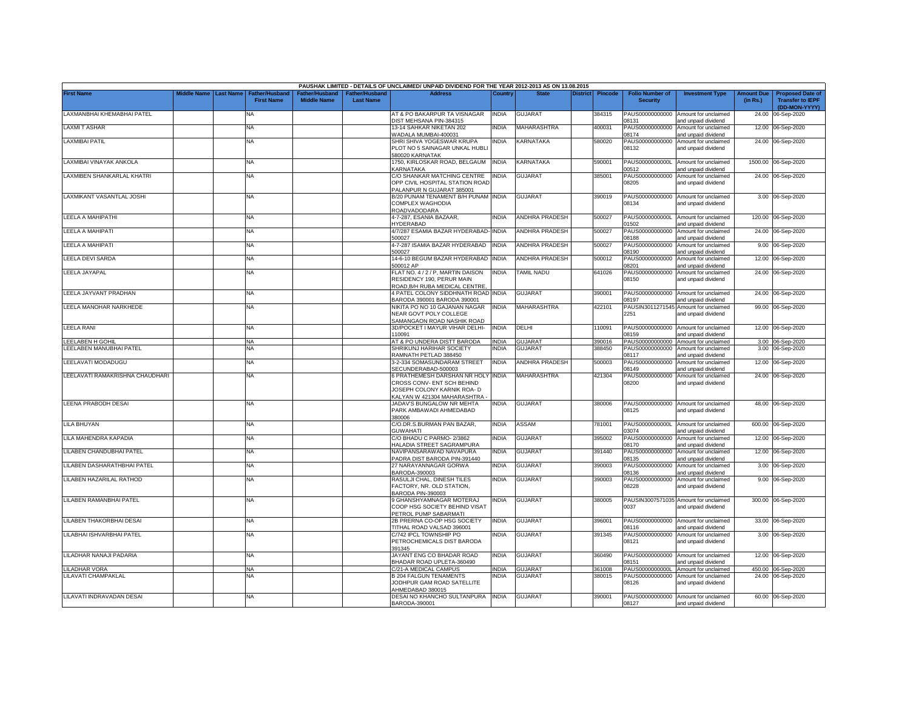| PAUSHAK LIMITED - DETAILS OF UNCLAIMED/ UNPAID DIVIDEND FOR THE YEAR 2012-2013 AS ON 13.08.2015 | | | | | | | | | | | | | | | | |
|---|---|---|---|---|---|---|---|---|---|---|---|---|---|---|---|---|
| First Name | Middle Name | Last Name | Father/Husband First Name | Father/Husband Middle Name | Father/Husband Last Name | Address | Country | State | District | Pincode | Folio Number of Security | Investment Type | Amount Due (in Rs.) | Proposed Date of Transfer to IEPF (DD-MON-YYYY) |
| LAXMANBHAI KHEMABHAI PATEL | | | NA | | | AT & PO BAKARPUR TA VISNAGAR DIST MEHSANA PIN-384315 | INDIA | GUJARAT | | 384315 | PAUS00000000000 08131 | Amount for unclaimed and unpaid dividend | 24.00 | 06-Sep-2020 |
| LAXMI T ASHAR | | | NA | | | 13-14 SAHKAR NIKETAN 202 WADALA MUMBAI-400031 | INDIA | MAHARASHTRA | | 400031 | PAUS00000000000 08174 | Amount for unclaimed and unpaid dividend | 12.00 | 06-Sep-2020 |
| LAXMIBAI PATIL | | | NA | | | SHRI SHIVA YOGESWAR KRUPA PLOT NO 5 SAINAGAR UNKAL HUBLI 580020 KARNATAK | INDIA | KARNATAKA | | 580020 | PAUS00000000000 08132 | Amount for unclaimed and unpaid dividend | 24.00 | 06-Sep-2020 |
| LAXMIBAI VINAYAK ANKOLA | | | NA | | | 1750, KIRLOSKAR ROAD, BELGAUM KARNATAKA | INDIA | KARNATAKA | | 590001 | PAUS0000000000L 00512 | Amount for unclaimed and unpaid dividend | 1500.00 | 06-Sep-2020 |
| LAXMIBEN SHANKARLAL KHATRI | | | NA | | | C/O SHANKAR MATCHING CENTRE OPP CIVIL HOSPITAL STATION ROAD PALANPUR N GUJARAT 385001 | INDIA | GUJARAT | | 385001 | PAUS00000000000 08205 | Amount for unclaimed and unpaid dividend | 24.00 | 06-Sep-2020 |
| LAXMIKANT VASANTLAL JOSHI | | | NA | | | B/20 PUNAM TENAMENT B/H PUNAM COMPLEX WAGHODIA ROADVADODARA | INDIA | GUJARAT | | 390019 | PAUS00000000000 08134 | Amount for unclaimed and unpaid dividend | 3.00 | 06-Sep-2020 |
| LEELA A MAHIPATHI | | | NA | | | 4-7-287, ESANIA BAZAAR, HYDERABAD | INDIA | ANDHRA PRADESH | | 500027 | PAUS0000000000L 01502 | Amount for unclaimed and unpaid dividend | 120.00 | 06-Sep-2020 |
| LEELA A MAHIPATI | | | NA | | | 4/7/287 ESAMIA BAZAR HYDERABAD-500027 | INDIA | ANDHRA PRADESH | | 500027 | PAUS00000000000 08188 | Amount for unclaimed and unpaid dividend | 24.00 | 06-Sep-2020 |
| LEELA A MAHIPATI | | | NA | | | 4-7-287 ISAMIA BAZAR HYDERABAD 500027 | INDIA | ANDHRA PRADESH | | 500027 | PAUS00000000000 08190 | Amount for unclaimed and unpaid dividend | 9.00 | 06-Sep-2020 |
| LEELA DEVI SARDA | | | NA | | | 14-6-10 BEGUM BAZAR HYDERABAD 500012 AP | INDIA | ANDHRA PRADESH | | 500012 | PAUS00000000000 08201 | Amount for unclaimed and unpaid dividend | 12.00 | 06-Sep-2020 |
| LEELA JAYAPAL | | | NA | | | FLAT NO. 4 / 2 / P, MARTIN DAISON RESIDENCY 190, PERUR MAIN ROAD,B/H RUBA MEDICAL CENTRE, | INDIA | TAMIL NADU | | 641026 | PAUS00000000000 08150 | Amount for unclaimed and unpaid dividend | 24.00 | 06-Sep-2020 |
| LEELA JAYVANT PRADHAN | | | NA | | | 4 PATEL COLONY SIDDHNATH ROAD BARODA 390001 BARODA 390001 | INDIA | GUJARAT | | 390001 | PAUS00000000000 08197 | Amount for unclaimed and unpaid dividend | 24.00 | 06-Sep-2020 |
| LEELA MANOHAR NARKHEDE | | | NA | | | NIKITA PO NO 10 GAJANAN NAGAR NEAR GOVT POLY COLLEGE SAMANGAON ROAD NASHIK ROAD | INDIA | MAHARASHTRA | | 422101 | PAUSIN3011271545 2251 | Amount for unclaimed and unpaid dividend | 99.00 | 06-Sep-2020 |
| LEELA RANI | | | NA | | | 3D/POCKET I MAYUR VIHAR DELHI-110091 | INDIA | DELHI | | 110091 | PAUS00000000000 08159 | Amount for unclaimed and unpaid dividend | 12.00 | 06-Sep-2020 |
| LEELABEN H GOHIL | | | NA | | | AT & PO UNDERA DISTT BARODA | INDIA | GUJARAT | | 390016 | PAUS00000000000 | Amount for unclaimed | 3.00 | 06-Sep-2020 |
| LEELABEN MANUBHAI PATEL | | | NA | | | SHRIKUNJ HARIHAR SOCIETY RAMNATH PETLAD 388450 | INDIA | GUJARAT | | 388450 | PAUS00000000000 08117 | Amount for unclaimed and unpaid dividend | 3.00 | 06-Sep-2020 |
| LEELAVATI MODADUGU | | | NA | | | 3-2-334 SOMASUNDARAM STREET SECUNDERABAD-500003 | INDIA | ANDHRA PRADESH | | 500003 | PAUS00000000000 08149 | Amount for unclaimed and unpaid dividend | 12.00 | 06-Sep-2020 |
| LEELAVATI RAMAKRISHNA CHAUDHARI | | | NA | | | 6 PRATHEMESH DARSHAN NR HOLY CROSS CONV- ENT SCH BEHIND JOSEPH COLONY KARNIK ROA- D KALYAN W 421304 MAHARASHTRA - | INDIA | MAHARASHTRA | | 421304 | PAUS00000000000 08200 | Amount for unclaimed and unpaid dividend | 24.00 | 06-Sep-2020 |
| LEENA PRABODH DESAI | | | NA | | | JADAV'S BUNGALOW NR MEHTA PARK AMBAWADI AHMEDABAD 380006 | INDIA | GUJARAT | | 380006 | PAUS00000000000 08125 | Amount for unclaimed and unpaid dividend | 48.00 | 06-Sep-2020 |
| LILA BHUYAN | | | NA | | | C/O.DR.S.BURMAN PAN BAZAR, GUWAHATI | INDIA | ASSAM | | 781001 | PAUS0000000000L 03074 | Amount for unclaimed and unpaid dividend | 600.00 | 06-Sep-2020 |
| LILA MAHENDRA KAPADIA | | | NA | | | C/O BHADU C PARMO- 2/3862 HALADIA STREET SAGRAMPURA | INDIA | GUJARAT | | 395002 | PAUS00000000000 08170 | Amount for unclaimed and unpaid dividend | 12.00 | 06-Sep-2020 |
| LILABEN CHANDUBHAI PATEL | | | NA | | | NAVIPANSARAWAD NAVAPURA PADRA DIST BARODA PIN-391440 | INDIA | GUJARAT | | 391440 | PAUS00000000000 08135 | Amount for unclaimed and unpaid dividend | 12.00 | 06-Sep-2020 |
| LILABEN DASHARATHBHAI PATEL | | | NA | | | 27 NARAYANNAGAR GORWA BARODA-390003 | INDIA | GUJARAT | | 390003 | PAUS00000000000 08136 | Amount for unclaimed and unpaid dividend | 3.00 | 06-Sep-2020 |
| LILABEN HAZARILAL RATHOD | | | NA | | | RASULJI CHAL, DINESH TILES FACTORY, NR. OLD STATION, BARODA PIN-390003 | INDIA | GUJARAT | | 390003 | PAUS00000000000 08228 | Amount for unclaimed and unpaid dividend | 9.00 | 06-Sep-2020 |
| LILABEN RAMANBHAI PATEL | | | NA | | | 9 GHANSHYAMNAGAR MOTERAJ COOP HSG SOCIETY BEHIND VISAT PETROL PUMP SABARMATI | INDIA | GUJARAT | | 380005 | PAUSIN3007571035 0037 | Amount for unclaimed and unpaid dividend | 300.00 | 06-Sep-2020 |
| LILABEN THAKORBHAI DESAI | | | NA | | | 2B PRERNA CO-OP HSG SOCIETY TITHAL ROAD VALSAD 396001 | INDIA | GUJARAT | | 396001 | PAUS00000000000 08116 | Amount for unclaimed and unpaid dividend | 33.00 | 06-Sep-2020 |
| LILABHAI ISHVARBHAI PATEL | | | NA | | | C/742 IPCL TOWNSHIP PO PETROCHEMICALS DIST BARODA 391345 | INDIA | GUJARAT | | 391345 | PAUS00000000000 08121 | Amount for unclaimed and unpaid dividend | 3.00 | 06-Sep-2020 |
| LILADHAR NANAJI PADARIA | | | NA | | | JAYANT ENG CO BHADAR ROAD BHADAR ROAD UPLETA-360490 | INDIA | GUJARAT | | 360490 | PAUS00000000000 08151 | Amount for unclaimed and unpaid dividend | 12.00 | 06-Sep-2020 |
| LILADHAR VORA | | | NA | | | C/21-A MEDICAL CAMPUS | INDIA | GUJARAT | | 361008 | PAUS0000000000L | Amount for unclaimed | 450.00 | 06-Sep-2020 |
| LILAVATI CHAMPAKLAL | | | NA | | | B 204 FALGUN TENAMENTS JODHPUR GAM ROAD SATELLITE AHMEDABAD 380015 | INDIA | GUJARAT | | 380015 | PAUS00000000000 08126 | Amount for unclaimed and unpaid dividend | 24.00 | 06-Sep-2020 |
| LILAVATI INDRAVADAN DESAI | | | NA | | | DESAI NO KHANCHO SULTANPURA BARODA-390001 | INDIA | GUJARAT | | 390001 | PAUS00000000000 08127 | Amount for unclaimed and unpaid dividend | 60.00 | 06-Sep-2020 |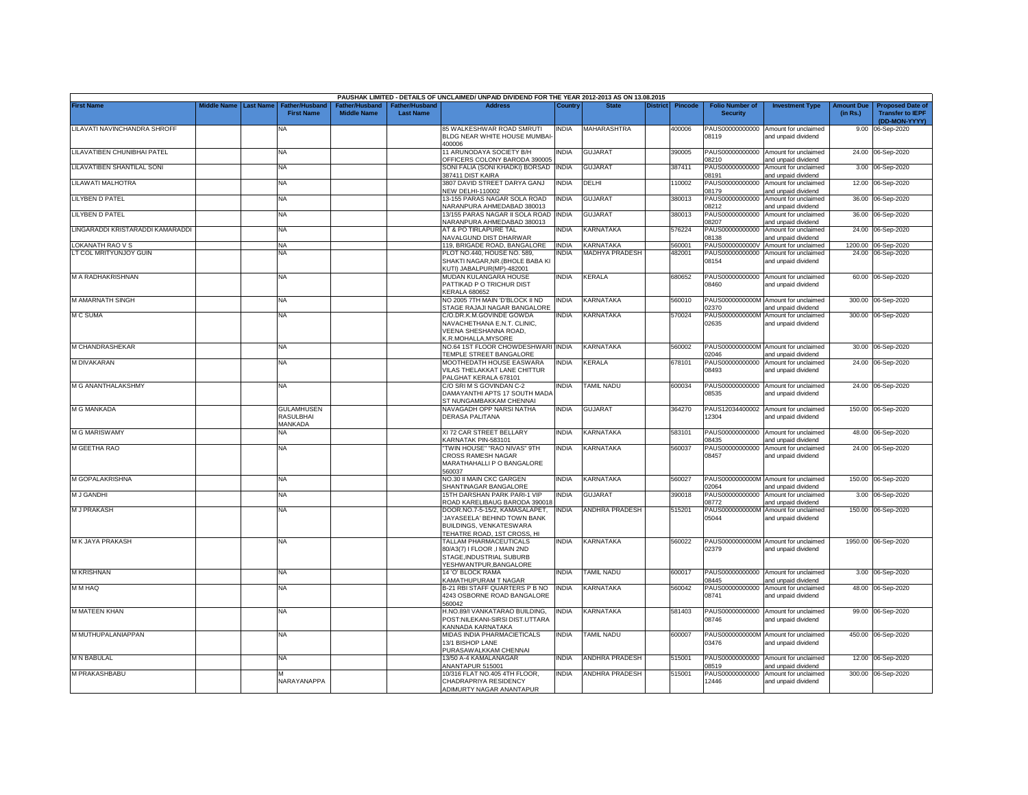PAUSHAK LIMITED - DETAILS OF UNCLAIMED/ UNPAID DIVIDEND FOR THE YEAR 2012-2013 AS ON 13.08.2015

| First Name | Middle Name | Last Name | Father/Husband First Name | Father/Husband Middle Name | Father/Husband Last Name | Address | Country | State | District | Pincode | Folio Number of Security | Investment Type | Amount Due (in Rs.) | Proposed Date of Transfer to IEPF (DD-MON-YYYY) |
|---|---|---|---|---|---|---|---|---|---|---|---|---|---|---|
| LILAVATI NAVINCHANDRA SHROFF | | | NA | | | 85 WALKESHWAR ROAD SMRUTI BLDG NEAR WHITE HOUSE MUMBAI-400006 | INDIA | MAHARASHTRA | | 400006 | PAUS00000000000 08119 | Amount for unclaimed and unpaid dividend | 9.00 | 06-Sep-2020 |
| LILAVATIBEN CHUNIBHAI PATEL | | | NA | | | 11 ARUNODAYA SOCIETY B/H OFFICERS COLONY BARODA 390005 | INDIA | GUJARAT | | 390005 | PAUS00000000000 08210 | Amount for unclaimed and unpaid dividend | 24.00 | 06-Sep-2020 |
| LILAVATIBEN SHANTILAL SONI | | | NA | | | SONI FALIA (SONI KHADKI) BORSAD 387411 DIST KAIRA | INDIA | GUJARAT | | 387411 | PAUS00000000000 08191 | Amount for unclaimed and unpaid dividend | 3.00 | 06-Sep-2020 |
| LILAWATI MALHOTRA | | | NA | | | 3807 DAVID STREET DARYA GANJ NEW DELHI-110002 | INDIA | DELHI | | 110002 | PAUS00000000000 08179 | Amount for unclaimed and unpaid dividend | 12.00 | 06-Sep-2020 |
| LILYBEN D PATEL | | | NA | | | 13-155 PARAS NAGAR SOLA ROAD NARANPURA AHMEDABAD 380013 | INDIA | GUJARAT | | 380013 | PAUS00000000000 08212 | Amount for unclaimed and unpaid dividend | 36.00 | 06-Sep-2020 |
| LILYBEN D PATEL | | | NA | | | 13/155 PARAS NAGAR II SOLA ROAD NARANPURA AHMEDABAD 380013 | INDIA | GUJARAT | | 380013 | PAUS00000000000 08207 | Amount for unclaimed and unpaid dividend | 36.00 | 06-Sep-2020 |
| LINGARADDI KRISTARADDI KAMARADDI | | | NA | | | AT & PO TIRLAPURE TAL NAVALGUND DIST DHARWAR | INDIA | KARNATAKA | | 576224 | PAUS00000000000 08138 | Amount for unclaimed and unpaid dividend | 24.00 | 06-Sep-2020 |
| LOKANATH RAO V S | | | NA | | | 119, BRIGADE ROAD, BANGALORE | INDIA | KARNATAKA | | 560001 | PAUS0000000000V | Amount for unclaimed | 1200.00 | 06-Sep-2020 |
| LT COL MRITYUNJOY GUIN | | | NA | | | PLOT NO.440, HOUSE NO. 589, SHAKTI NAGAR,NR.(BHOLE BABA KI KUTI) JABALPUR(MP)-482001 | INDIA | MADHYA PRADESH | | 482001 | PAUS00000000000 08154 | Amount for unclaimed and unpaid dividend | 24.00 | 06-Sep-2020 |
| M A RADHAKRISHNAN | | | NA | | | MUDAN KULANGARA HOUSE PATTIKAD P O TRICHUR DIST KERALA 680652 | INDIA | KERALA | | 680652 | PAUS00000000000 08460 | Amount for unclaimed and unpaid dividend | 60.00 | 06-Sep-2020 |
| M AMARNATH SINGH | | | NA | | | NO 2005 7TH MAIN 'D'BLOCK II ND STAGE RAJAJI NAGAR BANGALORE | INDIA | KARNATAKA | | 560010 | PAUS0000000000M 02370 | Amount for unclaimed and unpaid dividend | 300.00 | 06-Sep-2020 |
| M C SUMA | | | NA | | | C/O.DR.K.M.GOVINDE GOWDA NAVACHETHANA E.N.T. CLINIC, VEENA SHESHANNA ROAD, K.R.MOHALLA,MYSORE | INDIA | KARNATAKA | | 570024 | PAUS0000000000M 02635 | Amount for unclaimed and unpaid dividend | 300.00 | 06-Sep-2020 |
| M CHANDRASHEKAR | | | NA | | | NO.64 1ST FLOOR CHOWDESHWARI TEMPLE STREET BANGALORE | INDIA | KARNATAKA | | 560002 | PAUS0000000000M 02046 | Amount for unclaimed and unpaid dividend | 30.00 | 06-Sep-2020 |
| M DIVAKARAN | | | NA | | | MOOTHEDATH HOUSE EASWARA VILAS THELAKKAT LANE CHITTUR PALGHAT KERALA 678101 | INDIA | KERALA | | 678101 | PAUS00000000000 08493 | Amount for unclaimed and unpaid dividend | 24.00 | 06-Sep-2020 |
| M G ANANTHALAKSHMY | | | NA | | | C/O SRI M S GOVINDAN C-2 DAMAYANTHI APTS 17 SOUTH MADA ST NUNGAMBAKKAM CHENNAI | INDIA | TAMIL NADU | | 600034 | PAUS00000000000 08535 | Amount for unclaimed and unpaid dividend | 24.00 | 06-Sep-2020 |
| M G MANKADA | | | GULAMHUSEN RASULBHAI MANKADA | | | NAVAGADH OPP NARSI NATHA DERASA PALITANA | INDIA | GUJARAT | | 364270 | PAUS12034400002 12304 | Amount for unclaimed and unpaid dividend | 150.00 | 06-Sep-2020 |
| M G MARISWAMY | | | NA | | | XI 72 CAR STREET BELLARY KARNATAK PIN-583101 | INDIA | KARNATAKA | | 583101 | PAUS00000000000 08435 | Amount for unclaimed and unpaid dividend | 48.00 | 06-Sep-2020 |
| M GEETHA RAO | | | NA | | | "TWIN HOUSE" "RAO NIVAS" 9TH CROSS RAMESH NAGAR MARATHAHALLI P O BANGALORE 560037 | INDIA | KARNATAKA | | 560037 | PAUS00000000000 08457 | Amount for unclaimed and unpaid dividend | 24.00 | 06-Sep-2020 |
| M GOPALAKRISHNA | | | NA | | | NO.30 II MAIN CKC GARGEN SHANTINAGAR BANGALORE | INDIA | KARNATAKA | | 560027 | PAUS0000000000M 02064 | Amount for unclaimed and unpaid dividend | 150.00 | 06-Sep-2020 |
| M J GANDHI | | | NA | | | 15TH DARSHAN PARK PARI-1 VIP ROAD KARELIBAUG BARODA 390018 | INDIA | GUJARAT | | 390018 | PAUS00000000000 08772 | Amount for unclaimed and unpaid dividend | 3.00 | 06-Sep-2020 |
| M J PRAKASH | | | NA | | | DOOR.NO.7-5-15/2, KAMASALAPET, 'JAYASEELA' BEHIND TOWN BANK BUILDINGS, VENKATESWARA TEHATRE ROAD, 1ST CROSS, HI | INDIA | ANDHRA PRADESH | | 515201 | PAUS0000000000M 05044 | Amount for unclaimed and unpaid dividend | 150.00 | 06-Sep-2020 |
| M K JAYA PRAKASH | | | NA | | | TALLAM PHARMACEUTICALS 80/A3(7) I FLOOR ,I MAIN 2ND STAGE,INDUSTRIAL SUBURB YESHWANTPUR,BANGALORE | INDIA | KARNATAKA | | 560022 | PAUS0000000000M 02379 | Amount for unclaimed and unpaid dividend | 1950.00 | 06-Sep-2020 |
| M KRISHNAN | | | NA | | | 14 'O' BLOCK RAMA KAMATHUPURAM T NAGAR | INDIA | TAMIL NADU | | 600017 | PAUS00000000000 08445 | Amount for unclaimed and unpaid dividend | 3.00 | 06-Sep-2020 |
| M M HAQ | | | NA | | | B-21 RBI STAFF QUARTERS P B NO 4243 OSBORNE ROAD BANGALORE 560042 | INDIA | KARNATAKA | | 560042 | PAUS00000000000 08741 | Amount for unclaimed and unpaid dividend | 48.00 | 06-Sep-2020 |
| M MATEEN KHAN | | | NA | | | H.NO.89/I VANKATARAO BUILDING, POST:NILEKANI-SIRSI DIST.UTTARA KANNADA KARNATAKA | INDIA | KARNATAKA | | 581403 | PAUS00000000000 08746 | Amount for unclaimed and unpaid dividend | 99.00 | 06-Sep-2020 |
| M MUTHUPALANIAPPAN | | | NA | | | MIDAS INDIA PHARMACIETICALS 13/1 BISHOP LANE PURASAWALKKAM CHENNAI | INDIA | TAMIL NADU | | 600007 | PAUS0000000000M 03476 | Amount for unclaimed and unpaid dividend | 450.00 | 06-Sep-2020 |
| M N BABULAL | | | NA | | | 13/50 A-4 KAMALANAGAR ANANTAPUR 515001 | INDIA | ANDHRA PRADESH | | 515001 | PAUS00000000000 08519 | Amount for unclaimed and unpaid dividend | 12.00 | 06-Sep-2020 |
| M PRAKASHBABU | | | M NARAYANAPPA | | | 10/316 FLAT NO.405 4TH FLOOR, CHADRAPRIYA RESIDENCY ADIMURTY NAGAR ANANTAPUR | INDIA | ANDHRA PRADESH | | 515001 | PAUS00000000000 12446 | Amount for unclaimed and unpaid dividend | 300.00 | 06-Sep-2020 |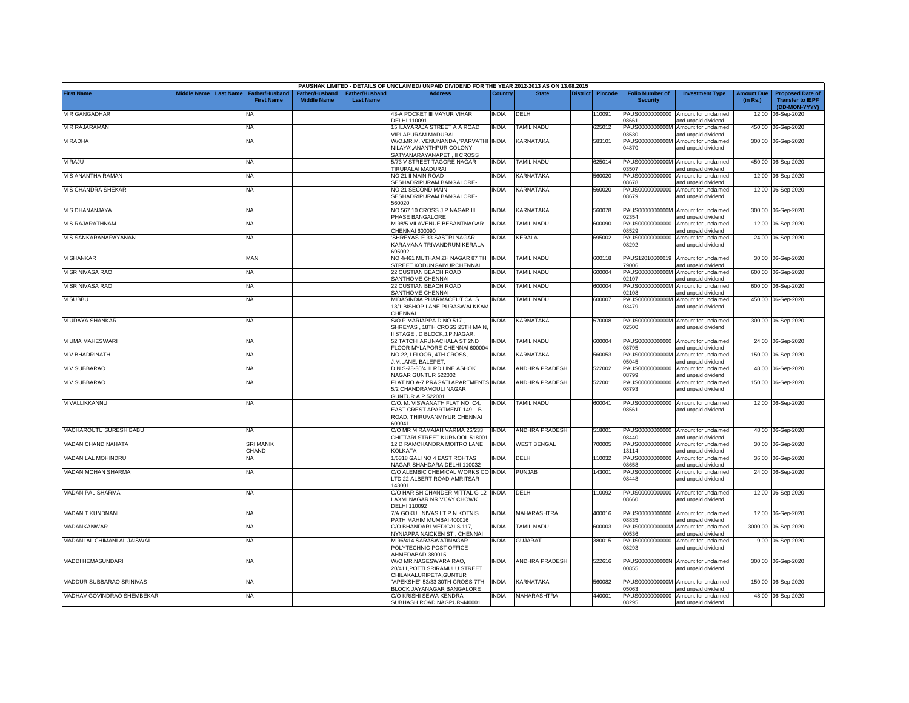| PAUSHAK LIMITED - DETAILS OF UNCLAIMED/ UNPAID DIVIDEND FOR THE YEAR 2012-2013 AS ON 13.08.2015 | | | | | | | | | | | | | | | |
|---|---|---|---|---|---|---|---|---|---|---|---|---|---|---|---|
| First Name | Middle Name | Last Name | Father/Husband First Name | Father/Husband Middle Name | Father/Husband Last Name | Address | Country | State | District | Pincode | Folio Number of Security | Investment Type | Amount Due (in Rs.) | Proposed Date of Transfer to IEPF (DD-MON-YYYY) |
| M R GANGADHAR | | | NA | | | 43-A POCKET III MAYUR VIHAR DELHI 110091 | INDIA | DELHI | | 110091 | PAUS00000000000 08661 | Amount for unclaimed and unpaid dividend | 12.00 | 06-Sep-2020 |
| M R RAJARAMAN | | | NA | | | 15 ILAYARAJA STREET A A ROAD VIPLAPURAM MADURAI | INDIA | TAMIL NADU | | 625012 | PAUS0000000000M 03530 | Amount for unclaimed and unpaid dividend | 450.00 | 06-Sep-2020 |
| M RADHA | | | NA | | | W/O.MR.M. VENUNANDA, 'PARVATHI NILAYA',ANANTHPUR COLONY, SATYANARAYANAPET , II CROSS | INDIA | KARNATAKA | | 583101 | PAUS0000000000M 04870 | Amount for unclaimed and unpaid dividend | 300.00 | 06-Sep-2020 |
| M RAJU | | | NA | | | 5/73 V STREET TAGORE NAGAR TIRUPALAI MADURAI | INDIA | TAMIL NADU | | 625014 | PAUS0000000000M 03507 | Amount for unclaimed and unpaid dividend | 450.00 | 06-Sep-2020 |
| M S ANANTHA RAMAN | | | NA | | | NO 21 II MAIN ROAD SESHADRIPURAM BANGALORE- | INDIA | KARNATAKA | | 560020 | PAUS00000000000 08678 | Amount for unclaimed and unpaid dividend | 12.00 | 06-Sep-2020 |
| M S CHANDRA SHEKAR | | | NA | | | NO 21 SECOND MAIN SESHADRIPURAM BANGALORE-560020 | INDIA | KARNATAKA | | 560020 | PAUS00000000000 08679 | Amount for unclaimed and unpaid dividend | 12.00 | 06-Sep-2020 |
| M S DHANANJAYA | | | NA | | | NO 567 10 CROSS J P NAGAR III PHASE BANGALORE | INDIA | KARNATAKA | | 560078 | PAUS0000000000M 02354 | Amount for unclaimed and unpaid dividend | 300.00 | 06-Sep-2020 |
| M S RAJARATHNAM | | | NA | | | M-98/5 VII AVENUE BESANTNAGAR CHENNAI 600090 | INDIA | TAMIL NADU | | 600090 | PAUS00000000000 08529 | Amount for unclaimed and unpaid dividend | 12.00 | 06-Sep-2020 |
| M S SANKARANARAYANAN | | | NA | | | 'SHREYAS' E 33 SASTRI NAGAR KARAMANA TRIVANDRUM KERALA-695002 | INDIA | KERALA | | 695002 | PAUS00000000000 08292 | Amount for unclaimed and unpaid dividend | 24.00 | 06-Sep-2020 |
| M SHANKAR | | | MANI | | | NO 4/461 MUTHAMIZH NAGAR 87 TH STREET KODUNGAIYURCHENNAI | INDIA | TAMIL NADU | | 600118 | PAUS12010600019 79006 | Amount for unclaimed and unpaid dividend | 30.00 | 06-Sep-2020 |
| M SRINIVASA RAO | | | NA | | | 22 CUSTIAN BEACH ROAD SANTHOME CHENNAI | INDIA | TAMIL NADU | | 600004 | PAUS0000000000M 02107 | Amount for unclaimed and unpaid dividend | 600.00 | 06-Sep-2020 |
| M SRINIVASA RAO | | | NA | | | 22 CUSTIAN BEACH ROAD SANTHOME CHENNAI | INDIA | TAMIL NADU | | 600004 | PAUS0000000000M 02108 | Amount for unclaimed and unpaid dividend | 600.00 | 06-Sep-2020 |
| M SUBBU | | | NA | | | MIDASINDIA PHARMACEUTICALS 13/1 BISHOP LANE PURASWALKKAM CHENNAI | INDIA | TAMIL NADU | | 600007 | PAUS0000000000M 03479 | Amount for unclaimed and unpaid dividend | 450.00 | 06-Sep-2020 |
| M UDAYA SHANKAR | | | NA | | | S/O P.MARIAPPA D.NO.517 , SHREYAS , 18TH CROSS 25TH MAIN, II STAGE , D BLOCK,J.P.NAGAR, | INDIA | KARNATAKA | | 570008 | PAUS0000000000M 02500 | Amount for unclaimed and unpaid dividend | 300.00 | 06-Sep-2020 |
| M UMA MAHESWARI | | | NA | | | 52 TATCHI ARUNACHALA ST 2ND FLOOR MYLAPORE CHENNAI 600004 | INDIA | TAMIL NADU | | 600004 | PAUS00000000000 08795 | Amount for unclaimed and unpaid dividend | 24.00 | 06-Sep-2020 |
| M V BHADRINATH | | | NA | | | NO.22, I FLOOR, 4TH CROSS, J.M.LANE, BALEPET, | INDIA | KARNATAKA | | 560053 | PAUS0000000000M 05045 | Amount for unclaimed and unpaid dividend | 150.00 | 06-Sep-2020 |
| M V SUBBARAO | | | NA | | | D N S-78-30/4 III RD LINE ASHOK NAGAR GUNTUR 522002 | INDIA | ANDHRA PRADESH | | 522002 | PAUS00000000000 08799 | Amount for unclaimed and unpaid dividend | 48.00 | 06-Sep-2020 |
| M V SUBBARAO | | | NA | | | FLAT NO A-7 PRAGATI APARTMENTS 5/2 CHANDRAMOULI NAGAR GUNTUR A P 522001 | INDIA | ANDHRA PRADESH | | 522001 | PAUS00000000000 08793 | Amount for unclaimed and unpaid dividend | 150.00 | 06-Sep-2020 |
| M VALLIKKANNU | | | NA | | | C/O. M. VISWANATH FLAT NO. C4, EAST CREST APARTMENT 149 L.B. ROAD, THIRUVANMIYUR CHENNAI 600041 | INDIA | TAMIL NADU | | 600041 | PAUS00000000000 08561 | Amount for unclaimed and unpaid dividend | 12.00 | 06-Sep-2020 |
| MACHAROUTU SURESH BABU | | | NA | | | C/O MR M RAMAIAH VARMA 26/233 CHITTARI STREET KURNOOL 518001 | INDIA | ANDHRA PRADESH | | 518001 | PAUS00000000000 08440 | Amount for unclaimed and unpaid dividend | 48.00 | 06-Sep-2020 |
| MADAN CHAND NAHATA | | | SRI MANIK CHAND | | | 12 D RAMCHANDRA MOITRO LANE KOLKATA | INDIA | WEST BENGAL | | 700005 | PAUS00000000000 13114 | Amount for unclaimed and unpaid dividend | 30.00 | 06-Sep-2020 |
| MADAN LAL MOHINDRU | | | NA | | | 1/6318 GALI NO 4 EAST ROHTAS NAGAR SHAHDARA DELHI-110032 | INDIA | DELHI | | 110032 | PAUS00000000000 08658 | Amount for unclaimed and unpaid dividend | 36.00 | 06-Sep-2020 |
| MADAN MOHAN SHARMA | | | NA | | | C/O ALEMBIC CHEMICAL WORKS CO LTD 22 ALBERT ROAD AMRITSAR-143001 | INDIA | PUNJAB | | 143001 | PAUS00000000000 08448 | Amount for unclaimed and unpaid dividend | 24.00 | 06-Sep-2020 |
| MADAN PAL SHARMA | | | NA | | | C/O HARISH CHANDER MITTAL G-12 LAXMI NAGAR NR VIJAY CHOWK DELHI 110092 | INDIA | DELHI | | 110092 | PAUS00000000000 08660 | Amount for unclaimed and unpaid dividend | 12.00 | 06-Sep-2020 |
| MADAN T KUNDNANI | | | NA | | | 7/A GOKUL NIVAS LT P N KOTNIS PATH MAHIM MUMBAI 400016 | INDIA | MAHARASHTRA | | 400016 | PAUS00000000000 08835 | Amount for unclaimed and unpaid dividend | 12.00 | 06-Sep-2020 |
| MADANKANWAR | | | NA | | | C/O.BHANDARI MEDICALS 117, NYNIAPPA NAICKEN ST., CHENNAI | INDIA | TAMIL NADU | | 600003 | PAUS0000000000M 00536 | Amount for unclaimed and unpaid dividend | 3000.00 | 06-Sep-2020 |
| MADANLAL CHIMANLAL JAISWAL | | | NA | | | M-96/414 SARASWATINAGAR POLYTECHNIC POST OFFICE AHMEDABAD-380015 | INDIA | GUJARAT | | 380015 | PAUS00000000000 08293 | Amount for unclaimed and unpaid dividend | 9.00 | 06-Sep-2020 |
| MADDI HEMASUNDARI | | | NA | | | W/O MR.NAGESWARA RAO, 20/411,POTTI SRIRAMULU STREET CHILAKALURIPETA,GUNTUR | INDIA | ANDHRA PRADESH | | 522616 | PAUS0000000000N 00855 | Amount for unclaimed and unpaid dividend | 300.00 | 06-Sep-2020 |
| MADDUR SUBBARAO SRINIVAS | | | NA | | | "APEKSHE" 53/33 30TH CROSS 7TH BLOCK JAYANAGAR BANGALORE | INDIA | KARNATAKA | | 560082 | PAUS0000000000M 05063 | Amount for unclaimed and unpaid dividend | 150.00 | 06-Sep-2020 |
| MADHAV GOVINDRAO SHEMBEKAR | | | NA | | | C/O KRISHI SEWA KENDRA SUBHASH ROAD NAGPUR-440001 | INDIA | MAHARASHTRA | | 440001 | PAUS00000000000 08295 | Amount for unclaimed and unpaid dividend | 48.00 | 06-Sep-2020 |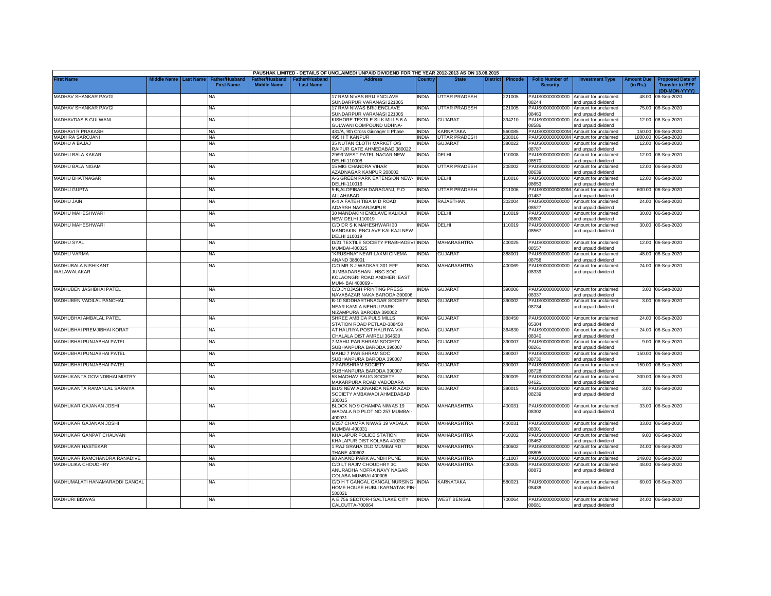| PAUSHAK LIMITED - DETAILS OF UNCLAIMED/ UNPAID DIVIDEND FOR THE YEAR 2012-2013 AS ON 13.08.2015 | | | | | | | | | | | | | | | |
|---|---|---|---|---|---|---|---|---|---|---|---|---|---|---|---|
| First Name | Middle Name | Last Name | Father/Husband First Name | Father/Husband Middle Name | Father/Husband Last Name | Address | Country | State | District | Pincode | Folio Number of Security | Investment Type | Amount Due (in Rs.) | Proposed Date of Transfer to IEPF (DD-MON-YYYY) |
| MADHAV SHANKAR PAVGI | | | NA | | | 17 RAM NIVAS BRIJ ENCLAVE SUNDARPUR VARANASI 221005 | INDIA | UTTAR PRADESH | | 221005 | PAUS00000000000 08244 | Amount for unclaimed and unpaid dividend | 48.00 | 06-Sep-2020 |
| MADHAV SHANKAR PAVGI | | | NA | | | 17 RAM NIWAS BRIJ ENCLAVE SUNDARPUR VARANASI 221005 | INDIA | UTTAR PRADESH | | 221005 | PAUS00000000000 08463 | Amount for unclaimed and unpaid dividend | 75.00 | 06-Sep-2020 |
| MADHAVDAS B GULWANI | | | NA | | | KISHORE TEXTILE SILK MILLS 6 A GULWANI COMPOUND UDHNA- | INDIA | GUJARAT | | 394210 | PAUS00000000000 08586 | Amount for unclaimed and unpaid dividend | 12.00 | 06-Sep-2020 |
| MADHAVI R PRAKASH | | | NA | | | 431/A, 9th Cross Girinager II Phase | INDIA | KARNATAKA | | 560085 | PAUS0000000000M | Amount for unclaimed | 150.00 | 06-Sep-2020 |
| MADHIRA SAROJANI | | | NA | | | 495 I I T KANPUR | INDIA | UTTAR PRADESH | | 208016 | PAUS0000000000M | Amount for unclaimed | 1800.00 | 06-Sep-2020 |
| MADHU A BAJAJ | | | NA | | | 35 NUTAN CLOTH MARKET O/S RAIPUR GATE AHMEDABAD 380022 | INDIA | GUJARAT | | 380022 | PAUS00000000000 08787 | Amount for unclaimed and unpaid dividend | 12.00 | 06-Sep-2020 |
| MADHU BALA KAKAR | | | NA | | | 29/99 WEST PATEL NAGAR NEW DELHI-110008 | INDIA | DELHI | | 110008 | PAUS00000000000 08570 | Amount for unclaimed and unpaid dividend | 12.00 | 06-Sep-2020 |
| MADHU BALA NIGAM | | | NA | | | 15 MIG CHANDRA VIHAR AZADNAGAR KANPUR 208002 | INDIA | UTTAR PRADESH | | 208002 | PAUS00000000000 08639 | Amount for unclaimed and unpaid dividend | 12.00 | 06-Sep-2020 |
| MADHU BHATNAGAR | | | NA | | | A-6 GREEN PARK EXTENSION NEW-DELHI-110016 | INDIA | DELHI | | 110016 | PAUS00000000000 08653 | Amount for unclaimed and unpaid dividend | 12.00 | 06-Sep-2020 |
| MADHU GUPTA | | | NA | | | 5-B,ALOPIBAGH DARAGANJ, P.O ALLAHABAD | INDIA | UTTAR PRADESH | | 211006 | PAUS0000000000M 01487 | Amount for unclaimed and unpaid dividend | 600.00 | 06-Sep-2020 |
| MADHU JAIN | | | NA | | | K-4 A FATEH TIBA M D ROAD ADARSH NAGARJAIPUR | INDIA | RAJASTHAN | | 302004 | PAUS00000000000 08527 | Amount for unclaimed and unpaid dividend | 24.00 | 06-Sep-2020 |
| MADHU MAHESHWARI | | | NA | | | 30 MANDAKINI ENCLAVE KALKAJI NEW DELHI 110019 | INDIA | DELHI | | 110019 | PAUS00000000000 08802 | Amount for unclaimed and unpaid dividend | 30.00 | 06-Sep-2020 |
| MADHU MAHESHWARI | | | NA | | | C/O DR S K MAHESHWARI 30 MANDAKINI ENCLAVE KALKAJI NEW DELHI 110019 | INDIA | DELHI | | 110019 | PAUS00000000000 08567 | Amount for unclaimed and unpaid dividend | 30.00 | 06-Sep-2020 |
| MADHU SYAL | | | NA | | | D/21 TEXTILE SOCIETY PRABHADEVI MUMBAI-400025 | INDIA | MAHARASHTRA | | 400025 | PAUS00000000000 08557 | Amount for unclaimed and unpaid dividend | 12.00 | 06-Sep-2020 |
| MADHU VARMA | | | NA | | | "KRUSHNA" NEAR LAXMI CINEMA ANAND 388001 | INDIA | GUJARAT | | 388001 | PAUS00000000000 08758 | Amount for unclaimed and unpaid dividend | 48.00 | 06-Sep-2020 |
| MADHUBALA NISHIKANT WALAWALAKAR | | | NA | | | C/O MR S J WADKAR 301 EFF JUMBADARSHAN - HSG SOC KOLAONGRI ROAD ANDHERI EAST MUM- BAI 400069 - | INDIA | MAHARASHTRA | | 400069 | PAUS00000000000 08339 | Amount for unclaimed and unpaid dividend | 24.00 | 06-Sep-2020 |
| MADHUBEN JASHBHAI PATEL | | | NA | | | C/O JYOJASH PRINTING PRESS NAVABAZAR NAKA BARODA-390006 | INDIA | GUJARAT | | 390006 | PAUS00000000000 08337 | Amount for unclaimed and unpaid dividend | 3.00 | 06-Sep-2020 |
| MADHUBEN VADILAL PANCHAL | | | NA | | | B-10 SIDDHARTHNAGAR SOCIETY NEAR KAMLA NEHRU PARK NIZAMPURA BARODA 390002 | INDIA | GUJARAT | | 390002 | PAUS00000000000 08734 | Amount for unclaimed and unpaid dividend | 3.00 | 06-Sep-2020 |
| MADHUBHAI AMBALAL PATEL | | | NA | | | SHREE AMBICA PULS MILLS STATION ROAD PETLAD-388450 | INDIA | GUJARAT | | 388450 | PAUS00000000000 05304 | Amount for unclaimed and unpaid dividend | 24.00 | 06-Sep-2020 |
| MADHUBHAI PREMJIBHAI KORAT | | | NA | | | AT HALRIYA POST HALRIYA VIA CHALALA DIST AMRELI 364630 | INDIA | GUJARAT | | 364630 | PAUS00000000000 08340 | Amount for unclaimed and unpaid dividend | 24.00 | 06-Sep-2020 |
| MADHUBHAI PUNJABHAI PATEL | | | NA | | | 7 MAHIJ PARISHRAM SOCIETY SUBHANPURA BARODA 390007 | INDIA | GUJARAT | | 390007 | PAUS00000000000 08261 | Amount for unclaimed and unpaid dividend | 9.00 | 06-Sep-2020 |
| MADHUBHAI PUNJABHAI PATEL | | | NA | | | MAHIJ 7 PARISHRAM SOC SUBHANPURA BARODA 390007 | INDIA | GUJARAT | | 390007 | PAUS00000000000 08730 | Amount for unclaimed and unpaid dividend | 150.00 | 06-Sep-2020 |
| MADHUBHAI PUNJABHAI PATEL | | | NA | | | 7 PARISHRAM SOCIETY SUBHANPURA BARODA 390007 | INDIA | GUJARAT | | 390007 | PAUS00000000000 08728 | Amount for unclaimed and unpaid dividend | 150.00 | 06-Sep-2020 |
| MADHUKANTA GOVINDBHAI MISTRY | | | NA | | | 58 MADHAV BAUG SOCIETY MAKARPURA ROAD VADODARA | INDIA | GUJARAT | | 390009 | PAUS0000000000M 04621 | Amount for unclaimed and unpaid dividend | 300.00 | 06-Sep-2020 |
| MADHUKANTA RAMANLAL SARAIYA | | | NA | | | B/1/3 NEW ALKNANDA NEAR AZAD SOCIETY AMBAWADI AHMEDABAD 380015 | INDIA | GUJARAT | | 380015 | PAUS00000000000 08239 | Amount for unclaimed and unpaid dividend | 3.00 | 06-Sep-2020 |
| MADHUKAR GAJANAN JOSHI | | | NA | | | BLOCK NO 9 CHAMPA NIWAS 19 WADALA RD PLOT NO 257 MUMBAI-400031 | INDIA | MAHARASHTRA | | 400031 | PAUS00000000000 08302 | Amount for unclaimed and unpaid dividend | 33.00 | 06-Sep-2020 |
| MADHUKAR GAJANAN JOSHI | | | NA | | | 9/257 CHAMPA NIWAS 19 VADALA MUMBAI-400031 | INDIA | MAHARASHTRA | | 400031 | PAUS00000000000 08301 | Amount for unclaimed and unpaid dividend | 33.00 | 06-Sep-2020 |
| MADHUKAR GANPAT CHAUVAN | | | NA | | | KHALAPUR POLICE STATION KHALAPUR DIST KOLABA 410202 | INDIA | MAHARASHTRA | | 410202 | PAUS00000000000 08462 | Amount for unclaimed and unpaid dividend | 9.00 | 06-Sep-2020 |
| MADHUKAR HASTEKAR | | | NA | | | 1 RAJ GRAHA OLD MUMBAI RD THANE 400602 | INDIA | MAHARASHTRA | | 400602 | PAUS00000000000 08805 | Amount for unclaimed and unpaid dividend | 24.00 | 06-Sep-2020 |
| MADHUKAR RAMCHANDRA RANADIVE | | | NA | | | 98 ANAND PARK AUNDH PUNE | INDIA | MAHARASHTRA | | 411007 | PAUS00000000000 | Amount for unclaimed | 249.00 | 06-Sep-2020 |
| MADHULIKA CHOUDHRY | | | NA | | | C/O LT RAJIV CHOUDHRY 3C ANURADHA NOFRA NAVY NAGAR COLABA MUMBAI 400005 | INDIA | MAHARASHTRA | | 400005 | PAUS00000000000 08873 | Amount for unclaimed and unpaid dividend | 48.00 | 06-Sep-2020 |
| MADHUMALATI HANAMARADDI GANGAL | | | NA | | | C/O H T GANGAL GANGAL NURSING HOME HOUSE HUBLI KARNATAK PIN-580021 | INDIA | KARNATAKA | | 580021 | PAUS00000000000 08438 | Amount for unclaimed and unpaid dividend | 60.00 | 06-Sep-2020 |
| MADHURI BISWAS | | | NA | | | A E 756 SECTOR-I SALTLAKE CITY CALCUTTA-700064 | INDIA | WEST BENGAL | | 700064 | PAUS00000000000 08681 | Amount for unclaimed and unpaid dividend | 24.00 | 06-Sep-2020 |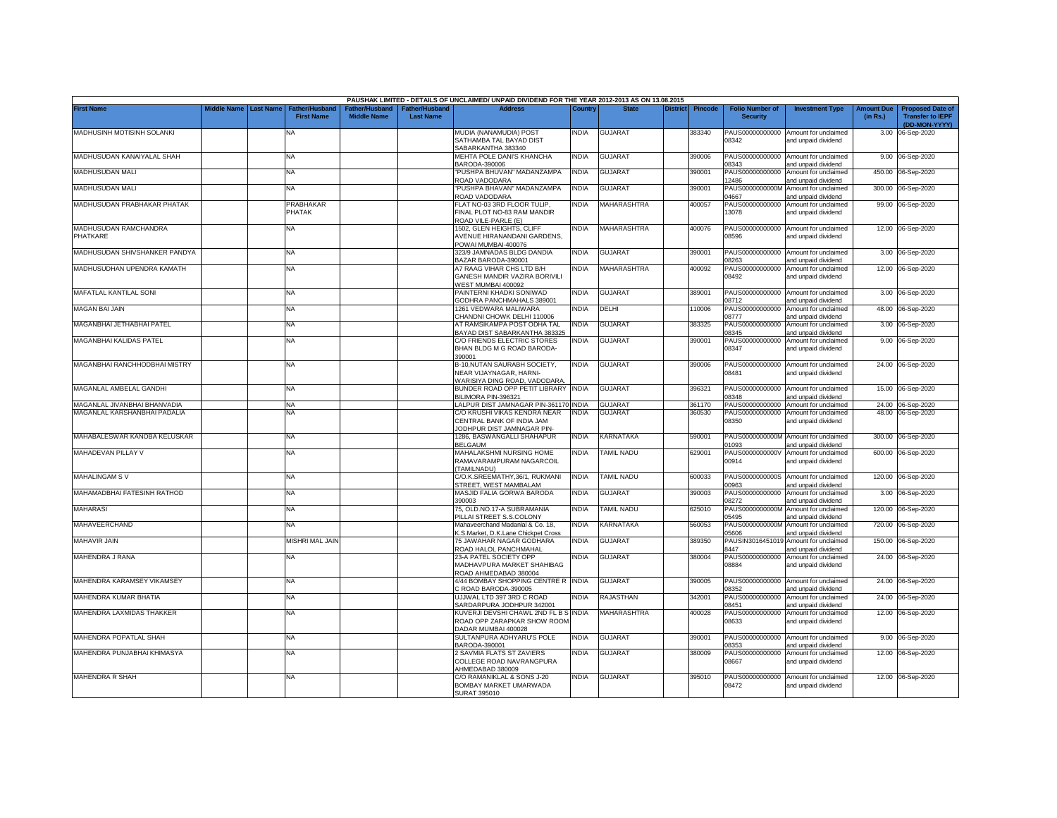| PAUSHAK LIMITED - DETAILS OF UNCLAIMED/ UNPAID DIVIDEND FOR THE YEAR 2012-2013 AS ON 13.08.2015 | | | | | | | | | | | | | | | |
|---|---|---|---|---|---|---|---|---|---|---|---|---|---|---|---|
| First Name | Middle Name | Last Name | Father/Husband First Name | Father/Husband Middle Name | Father/Husband Last Name | Address | Country | State | District | Pincode | Folio Number of Security | Investment Type | Amount Due (in Rs.) | Proposed Date of Transfer to IEPF (DD-MON-YYYY) |
| MADHUSINH MOTISINH SOLANKI | | | NA | | | MUDIA (NANAMUDIA) POST SATHAMBA TAL BAYAD DIST SABARKANTHA 383340 | INDIA | GUJARAT | | 383340 | PAUS00000000000 08342 | Amount for unclaimed and unpaid dividend | 3.00 | 06-Sep-2020 |
| MADHUSUDAN KANAIYALAL SHAH | | | NA | | | MEHTA POLE DANI'S KHANCHA BARODA-390006 | INDIA | GUJARAT | | 390006 | PAUS00000000000 08343 | Amount for unclaimed and unpaid dividend | 9.00 | 06-Sep-2020 |
| MADHUSUDAN MALI | | | NA | | | "PUSHPA BHUVAN" MADANZAMPA ROAD VADODARA | INDIA | GUJARAT | | 390001 | PAUS00000000000 12486 | Amount for unclaimed and unpaid dividend | 450.00 | 06-Sep-2020 |
| MADHUSUDAN MALI | | | NA | | | "PUSHPA BHAVAN" MADANZAMPA ROAD VADODARA | INDIA | GUJARAT | | 390001 | PAUS0000000000M 04667 | Amount for unclaimed and unpaid dividend | 300.00 | 06-Sep-2020 |
| MADHUSUDAN PRABHAKAR PHATAK | | | PRABHAKAR PHATAK | | | FLAT NO-03 3RD FLOOR TULIP, FINAL PLOT NO-83 RAM MANDIR ROAD VILE-PARLE (E) | INDIA | MAHARASHTRA | | 400057 | PAUS00000000000 13078 | Amount for unclaimed and unpaid dividend | 99.00 | 06-Sep-2020 |
| MADHUSUDAN RAMCHANDRA PHATKARE | | | NA | | | 1502, GLEN HEIGHTS, CLIFF AVENUE HIRANANDANI GARDENS, POWAI MUMBAI-400076 | INDIA | MAHARASHTRA | | 400076 | PAUS00000000000 08596 | Amount for unclaimed and unpaid dividend | 12.00 | 06-Sep-2020 |
| MADHUSUDAN SHIVSHANKER PANDYA | | | NA | | | 323/9 JAMNADAS BLDG DANDIA BAZAR BARODA-390001 | INDIA | GUJARAT | | 390001 | PAUS00000000000 08263 | Amount for unclaimed and unpaid dividend | 3.00 | 06-Sep-2020 |
| MADHUSUDHAN UPENDRA KAMATH | | | NA | | | A7 RAAG VIHAR CHS LTD B/H GANESH MANDIR VAZIRA BORIVILI WEST MUMBAI 400092 | INDIA | MAHARASHTRA | | 400092 | PAUS00000000000 08492 | Amount for unclaimed and unpaid dividend | 12.00 | 06-Sep-2020 |
| MAFATLAL KANTILAL SONI | | | NA | | | PAINTERNI KHADKI SONIWAD GODHRA PANCHMAHALS 389001 | INDIA | GUJARAT | | 389001 | PAUS00000000000 08712 | Amount for unclaimed and unpaid dividend | 3.00 | 06-Sep-2020 |
| MAGAN BAI JAIN | | | NA | | | 1261 VEDWARA MALIWARA CHANDNI CHOWK DELHI 110006 | INDIA | DELHI | | 110006 | PAUS00000000000 08777 | Amount for unclaimed and unpaid dividend | 48.00 | 06-Sep-2020 |
| MAGANBHAI JETHABHAI PATEL | | | NA | | | AT RAMSIKAMPA POST ODHA TAL BAYAD DIST SABARKANTHA 383325 | INDIA | GUJARAT | | 383325 | PAUS00000000000 08345 | Amount for unclaimed and unpaid dividend | 3.00 | 06-Sep-2020 |
| MAGANBHAI KALIDAS PATEL | | | NA | | | C/O FRIENDS ELECTRIC STORES BHAN BLDG M G ROAD BARODA-390001 | INDIA | GUJARAT | | 390001 | PAUS00000000000 08347 | Amount for unclaimed and unpaid dividend | 9.00 | 06-Sep-2020 |
| MAGANBHAI RANCHHODBHAI MISTRY | | | NA | | | B-10,NUTAN SAURABH SOCIETY, NEAR VIJAYNAGAR, HARNI-WARISIYA DING ROAD, VADODARA. | INDIA | GUJARAT | | 390006 | PAUS00000000000 08481 | Amount for unclaimed and unpaid dividend | 24.00 | 06-Sep-2020 |
| MAGANLAL AMBELAL GANDHI | | | NA | | | BUNDER ROAD OPP PETIT LIBRARY BILIMORA PIN-396321 | INDIA | GUJARAT | | 396321 | PAUS00000000000 08348 | Amount for unclaimed and unpaid dividend | 15.00 | 06-Sep-2020 |
| MAGANLAL JIVANBHAI BHANVADIA | | | NA | | | LALPUR DIST JAMNAGAR PIN-361170 | INDIA | GUJARAT | | 361170 | PAUS00000000000 | Amount for unclaimed | 24.00 | 06-Sep-2020 |
| MAGANLAL KARSHANBHAI PADALIA | | | NA | | | C/O KRUSHI VIKAS KENDRA NEAR CENTRAL BANK OF INDIA JAM JODHPUR DIST JAMNAGAR PIN- | INDIA | GUJARAT | | 360530 | PAUS00000000000 08350 | Amount for unclaimed and unpaid dividend | 48.00 | 06-Sep-2020 |
| MAHABALESWAR KANOBA KELUSKAR | | | NA | | | 1286, BASWANGALLI SHAHAPUR BELGAUM | INDIA | KARNATAKA | | 590001 | PAUS0000000000M 01093 | Amount for unclaimed and unpaid dividend | 300.00 | 06-Sep-2020 |
| MAHADEVAN PILLAY V | | | NA | | | MAHALAKSHMI NURSING HOME RAMAVARAMPURAM NAGARCOIL (TAMILNADU) | INDIA | TAMIL NADU | | 629001 | PAUS0000000000V 00914 | Amount for unclaimed and unpaid dividend | 600.00 | 06-Sep-2020 |
| MAHALINGAM S V | | | NA | | | C/O.K.SREEMATHY,36/1, RUKMANI STREET, WEST MAMBALAM | INDIA | TAMIL NADU | | 600033 | PAUS0000000000S 00963 | Amount for unclaimed and unpaid dividend | 120.00 | 06-Sep-2020 |
| MAHAMADBHAI FATESINH RATHOD | | | NA | | | MASJID FALIA GORWA BARODA 390003 | INDIA | GUJARAT | | 390003 | PAUS00000000000 08272 | Amount for unclaimed and unpaid dividend | 3.00 | 06-Sep-2020 |
| MAHARASI | | | NA | | | 75, OLD.NO.17-A SUBRAMANIA PILLAI STREET S.S.COLONY | INDIA | TAMIL NADU | | 625010 | PAUS0000000000M 05495 | Amount for unclaimed and unpaid dividend | 120.00 | 06-Sep-2020 |
| MAHAVEERCHAND | | | NA | | | Mahaveerchand Madanlal & Co. 18, K.S.Market, D.K.Lane Chickpet Cross | INDIA | KARNATAKA | | 560053 | PAUS0000000000M 05606 | Amount for unclaimed and unpaid dividend | 720.00 | 06-Sep-2020 |
| MAHAVIR JAIN | | | MISHRI MAL JAIN | | | 75 JAWAHAR NAGAR GODHARA ROAD HALOL PANCHMAHAL | INDIA | GUJARAT | | 389350 | PAUSIN3016451019 8447 | Amount for unclaimed and unpaid dividend | 150.00 | 06-Sep-2020 |
| MAHENDRA J RANA | | | NA | | | 23-A PATEL SOCIETY OPP MADHAVPURA MARKET SHAHIBAG ROAD AHMEDABAD 380004 | INDIA | GUJARAT | | 380004 | PAUS00000000000 08884 | Amount for unclaimed and unpaid dividend | 24.00 | 06-Sep-2020 |
| MAHENDRA KARAMSEY VIKAMSEY | | | NA | | | 4/44 BOMBAY SHOPPING CENTRE R C ROAD BARODA-390005 | INDIA | GUJARAT | | 390005 | PAUS00000000000 08352 | Amount for unclaimed and unpaid dividend | 24.00 | 06-Sep-2020 |
| MAHENDRA KUMAR BHATIA | | | NA | | | UJJWAL LTD 397 3RD C ROAD SARDARPURA JODHPUR 342001 | INDIA | RAJASTHAN | | 342001 | PAUS00000000000 08451 | Amount for unclaimed and unpaid dividend | 24.00 | 06-Sep-2020 |
| MAHENDRA LAXMIDAS THAKKER | | | NA | | | KUVERJI DEVSHI CHAWL 2ND FL B S ROAD OPP ZARAPKAR SHOW ROOM DADAR MUMBAI 400028 | INDIA | MAHARASHTRA | | 400028 | PAUS00000000000 08633 | Amount for unclaimed and unpaid dividend | 12.00 | 06-Sep-2020 |
| MAHENDRA POPATLAL SHAH | | | NA | | | SULTANPURA ADHYARU'S POLE BARODA-390001 | INDIA | GUJARAT | | 390001 | PAUS00000000000 08353 | Amount for unclaimed and unpaid dividend | 9.00 | 06-Sep-2020 |
| MAHENDRA PUNJABHAI KHIMASYA | | | NA | | | 2 SAVMIA FLATS ST ZAVIERS COLLEGE ROAD NAVRANGPURA AHMEDABAD 380009 | INDIA | GUJARAT | | 380009 | PAUS00000000000 08667 | Amount for unclaimed and unpaid dividend | 12.00 | 06-Sep-2020 |
| MAHENDRA R SHAH | | | NA | | | C/O RAMANIKLAL & SONS J-20 BOMBAY MARKET UMARWADA SURAT 395010 | INDIA | GUJARAT | | 395010 | PAUS00000000000 08472 | Amount for unclaimed and unpaid dividend | 12.00 | 06-Sep-2020 |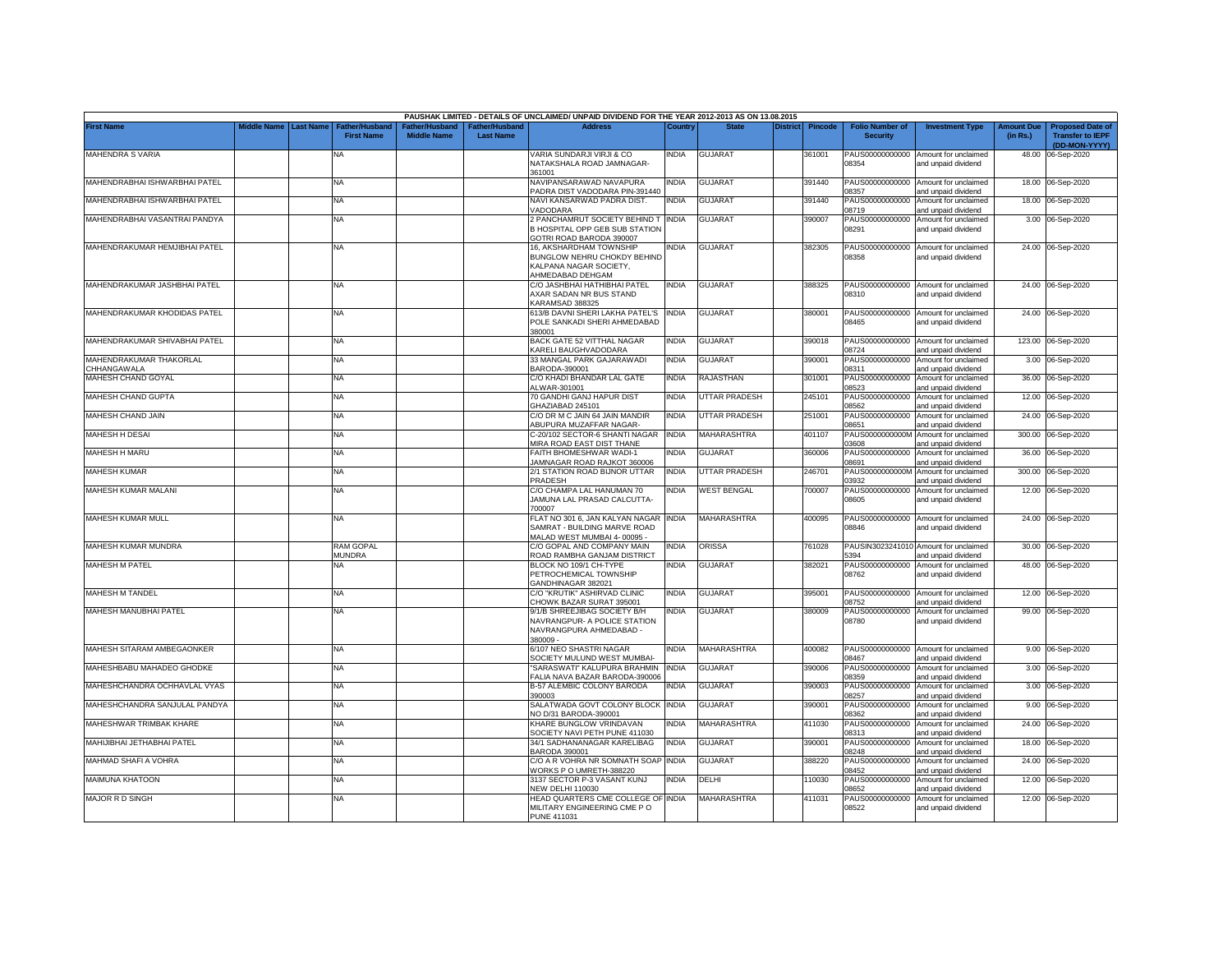PAUSHAK LIMITED - DETAILS OF UNCLAIMED/ UNPAID DIVIDEND FOR THE YEAR 2012-2013 AS ON 13.08.2015

| First Name | Middle Name | Last Name | Father/Husband First Name | Father/Husband Middle Name | Father/Husband Last Name | Address | Country | State | District | Pincode | Folio Number of Security | Investment Type | Amount Due (in Rs.) | Proposed Date of Transfer to IEPF (DD-MON-YYYY) |
|---|---|---|---|---|---|---|---|---|---|---|---|---|---|---|
| MAHENDRA S VARIA | | | NA | | | VARIA SUNDARJI VIRJI & CO NATAKSHALA ROAD JAMNAGAR-361001 | INDIA | GUJARAT | | 361001 | PAUS00000000000 08354 | Amount for unclaimed and unpaid dividend | 48.00 | 06-Sep-2020 |
| MAHENDRABHAI ISHWARBHAI PATEL | | | NA | | | NAVIPANSARAWAD NAVAPURA PADRA DIST VADODARA PIN-391440 | INDIA | GUJARAT | | 391440 | PAUS00000000000 08357 | Amount for unclaimed and unpaid dividend | 18.00 | 06-Sep-2020 |
| MAHENDRABHAI ISHWARBHAI PATEL | | | NA | | | NAVI KANSARWAD PADRA DIST. VADODARA | INDIA | GUJARAT | | 391440 | PAUS00000000000 08719 | Amount for unclaimed and unpaid dividend | 18.00 | 06-Sep-2020 |
| MAHENDRABHAI VASANTRAI PANDYA | | | NA | | | 2 PANCHAMRUT SOCIETY BEHIND T B HOSPITAL OPP GEB SUB STATION GOTRI ROAD BARODA 390007 | INDIA | GUJARAT | | 390007 | PAUS00000000000 08291 | Amount for unclaimed and unpaid dividend | 3.00 | 06-Sep-2020 |
| MAHENDRAKUMAR HEMJIBHAI PATEL | | | NA | | | 16, AKSHARDHAM TOWNSHIP BUNGLOW NEHRU CHOKDY BEHIND KALPANA NAGAR SOCIETY, AHMEDABAD DEHGAM | INDIA | GUJARAT | | 382305 | PAUS00000000000 08358 | Amount for unclaimed and unpaid dividend | 24.00 | 06-Sep-2020 |
| MAHENDRAKUMAR JASHBHAI PATEL | | | NA | | | C/O JASHBHAI HATHIBHAI PATEL AXAR SADAN NR BUS STAND KARAMSAD 388325 | INDIA | GUJARAT | | 388325 | PAUS00000000000 08310 | Amount for unclaimed and unpaid dividend | 24.00 | 06-Sep-2020 |
| MAHENDRAKUMAR KHODIDAS PATEL | | | NA | | | 613/B DAVNI SHERI LAKHA PATEL'S POLE SANKADI SHERI AHMEDABAD 380001 | INDIA | GUJARAT | | 380001 | PAUS00000000000 08465 | Amount for unclaimed and unpaid dividend | 24.00 | 06-Sep-2020 |
| MAHENDRAKUMAR SHIVABHAI PATEL | | | NA | | | BACK GATE 52 VITTHAL NAGAR KARELI BAUGHVADODARA | INDIA | GUJARAT | | 390018 | PAUS00000000000 08724 | Amount for unclaimed and unpaid dividend | 123.00 | 06-Sep-2020 |
| MAHENDRAKUMAR THAKORLAL CHHANGAWALA | | | NA | | | 33 MANGAL PARK GAJARAWADI BARODA-390001 | INDIA | GUJARAT | | 390001 | PAUS00000000000 08311 | Amount for unclaimed and unpaid dividend | 3.00 | 06-Sep-2020 |
| MAHESH CHAND GOYAL | | | NA | | | C/O KHADI BHANDAR LAL GATE ALWAR-301001 | INDIA | RAJASTHAN | | 301001 | PAUS00000000000 08523 | Amount for unclaimed and unpaid dividend | 36.00 | 06-Sep-2020 |
| MAHESH CHAND GUPTA | | | NA | | | 70 GANDHI GANJ HAPUR DIST GHAZIABAD 245101 | INDIA | UTTAR PRADESH | | 245101 | PAUS00000000000 08562 | Amount for unclaimed and unpaid dividend | 12.00 | 06-Sep-2020 |
| MAHESH CHAND JAIN | | | NA | | | C/O DR M C JAIN 64 JAIN MANDIR ABUPURA MUZAFFAR NAGAR- | INDIA | UTTAR PRADESH | | 251001 | PAUS00000000000 08651 | Amount for unclaimed and unpaid dividend | 24.00 | 06-Sep-2020 |
| MAHESH H DESAI | | | NA | | | C-20/102 SECTOR-6 SHANTI NAGAR MIRA ROAD EAST DIST THANE | INDIA | MAHARASHTRA | | 401107 | PAUS0000000000M 03608 | Amount for unclaimed and unpaid dividend | 300.00 | 06-Sep-2020 |
| MAHESH H MARU | | | NA | | | FAITH BHOMESHWAR WADI-1 JAMNAGAR ROAD RAJKOT 360006 | INDIA | GUJARAT | | 360006 | PAUS00000000000 08691 | Amount for unclaimed and unpaid dividend | 36.00 | 06-Sep-2020 |
| MAHESH KUMAR | | | NA | | | 2/1 STATION ROAD BIJNOR UTTAR PRADESH | INDIA | UTTAR PRADESH | | 246701 | PAUS0000000000M 03932 | Amount for unclaimed and unpaid dividend | 300.00 | 06-Sep-2020 |
| MAHESH KUMAR MALANI | | | NA | | | C/O CHAMPA LAL HANUMAN 70 JAMUNA LAL PRASAD CALCUTTA-700007 | INDIA | WEST BENGAL | | 700007 | PAUS00000000000 08605 | Amount for unclaimed and unpaid dividend | 12.00 | 06-Sep-2020 |
| MAHESH KUMAR MULL | | | NA | | | FLAT NO 301 6, JAN KALYAN NAGAR SAMRAT - BUILDING MARVE ROAD MALAD WEST MUMBAI 4- 00095 - | INDIA | MAHARASHTRA | | 400095 | PAUS00000000000 08846 | Amount for unclaimed and unpaid dividend | 24.00 | 06-Sep-2020 |
| MAHESH KUMAR MUNDRA | | | RAM GOPAL MUNDRA | | | C/O GOPAL AND COMPANY MAIN ROAD RAMBHA GANJAM DISTRICT | INDIA | ORISSA | | 761028 | PAUSIN3023241010 5394 | Amount for unclaimed and unpaid dividend | 30.00 | 06-Sep-2020 |
| MAHESH M PATEL | | | NA | | | BLOCK NO 109/1 CH-TYPE PETROCHEMICAL TOWNSHIP GANDHINAGAR 382021 | INDIA | GUJARAT | | 382021 | PAUS00000000000 08762 | Amount for unclaimed and unpaid dividend | 48.00 | 06-Sep-2020 |
| MAHESH M TANDEL | | | NA | | | C/O "KRUTIK" ASHIRVAD CLINIC CHOWK BAZAR SURAT 395001 | INDIA | GUJARAT | | 395001 | PAUS00000000000 08752 | Amount for unclaimed and unpaid dividend | 12.00 | 06-Sep-2020 |
| MAHESH MANUBHAI PATEL | | | NA | | | 9/1/B SHREEJIBAG SOCIETY B/H NAVRANGPUR- A POLICE STATION NAVRANGPURA AHMEDABAD - 380009 - | INDIA | GUJARAT | | 380009 | PAUS00000000000 08780 | Amount for unclaimed and unpaid dividend | 99.00 | 06-Sep-2020 |
| MAHESH SITARAM AMBEGAONKER | | | NA | | | 6/107 NEO SHASTRI NAGAR SOCIETY MULUND WEST MUMBAI- | INDIA | MAHARASHTRA | | 400082 | PAUS00000000000 08467 | Amount for unclaimed and unpaid dividend | 9.00 | 06-Sep-2020 |
| MAHESHBABU MAHADEO GHODKE | | | NA | | | "SARASWATI" KALUPURA BRAHMIN FALIA NAVA BAZAR BARODA-390006 | INDIA | GUJARAT | | 390006 | PAUS00000000000 08359 | Amount for unclaimed and unpaid dividend | 3.00 | 06-Sep-2020 |
| MAHESHCHANDRA OCHHAVLAL VYAS | | | NA | | | B-57 ALEMBIC COLONY BARODA 390003 | INDIA | GUJARAT | | 390003 | PAUS00000000000 08257 | Amount for unclaimed and unpaid dividend | 3.00 | 06-Sep-2020 |
| MAHESHCHANDRA SANJULAL PANDYA | | | NA | | | SALATWADA GOVT COLONY BLOCK NO D/31 BARODA-390001 | INDIA | GUJARAT | | 390001 | PAUS00000000000 08362 | Amount for unclaimed and unpaid dividend | 9.00 | 06-Sep-2020 |
| MAHESHWAR TRIMBAK KHARE | | | NA | | | KHARE BUNGLOW VRINDAVAN SOCIETY NAVI PETH PUNE 411030 | INDIA | MAHARASHTRA | | 411030 | PAUS00000000000 08313 | Amount for unclaimed and unpaid dividend | 24.00 | 06-Sep-2020 |
| MAHIJIBHAI JETHABHAI PATEL | | | NA | | | 34/1 SADHANANAGAR KARELIBAG BARODA 390001 | INDIA | GUJARAT | | 390001 | PAUS00000000000 08248 | Amount for unclaimed and unpaid dividend | 18.00 | 06-Sep-2020 |
| MAHMAD SHAFI A VOHRA | | | NA | | | C/O A R VOHRA NR SOMNATH SOAP WORKS P O UMRETH-388220 | INDIA | GUJARAT | | 388220 | PAUS00000000000 08452 | Amount for unclaimed and unpaid dividend | 24.00 | 06-Sep-2020 |
| MAIMUNA KHATOON | | | NA | | | 3137 SECTOR P-3 VASANT KUNJ NEW DELHI 110030 | INDIA | DELHI | | 110030 | PAUS00000000000 08652 | Amount for unclaimed and unpaid dividend | 12.00 | 06-Sep-2020 |
| MAJOR R D SINGH | | | NA | | | HEAD QUARTERS CME COLLEGE OF MILITARY ENGINEERING CME P O PUNE 411031 | INDIA | MAHARASHTRA | | 411031 | PAUS00000000000 08522 | Amount for unclaimed and unpaid dividend | 12.00 | 06-Sep-2020 |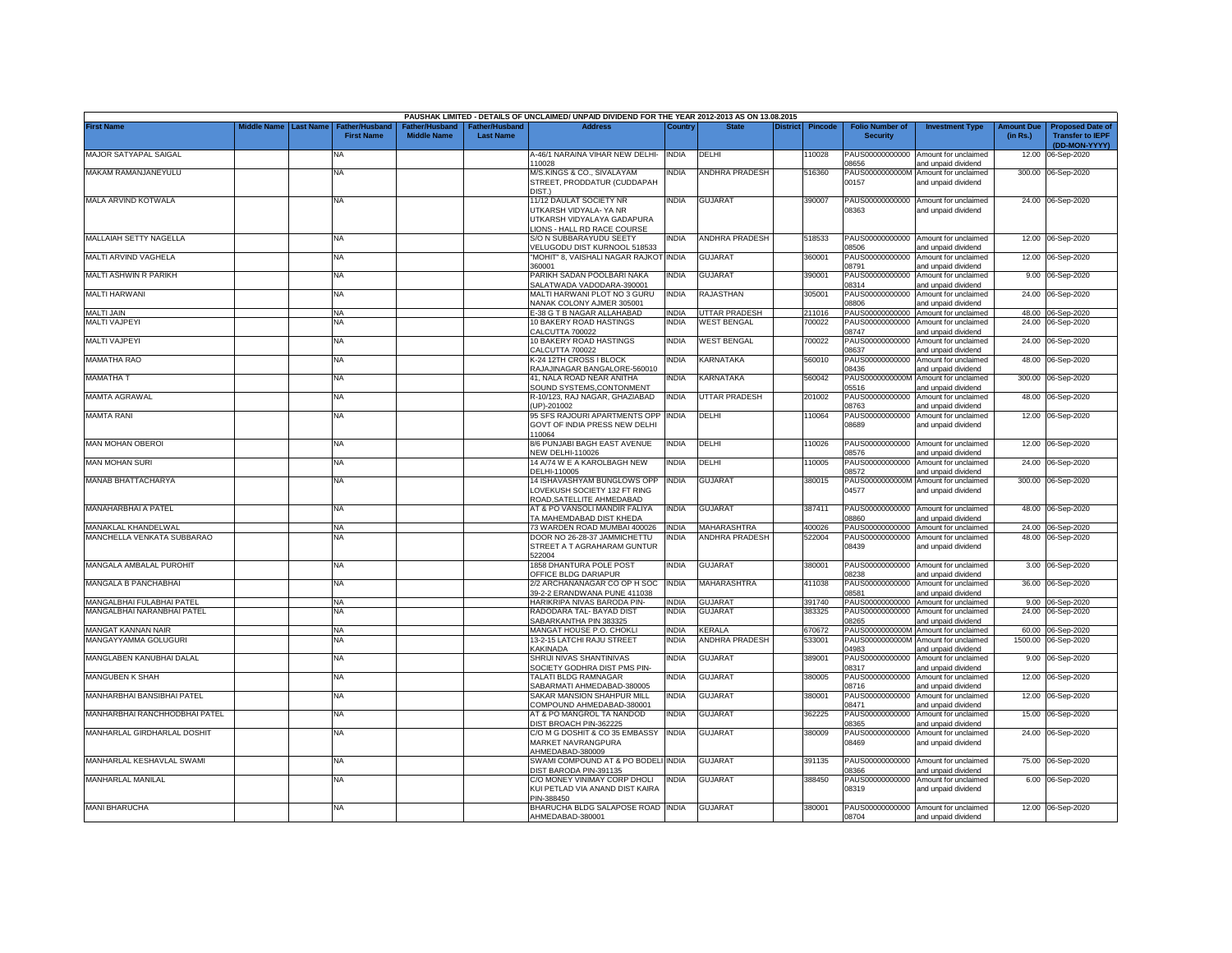PAUSHAK LIMITED - DETAILS OF UNCLAIMED/ UNPAID DIVIDEND FOR THE YEAR 2012-2013 AS ON 13.08.2015

| First Name | Middle Name | Last Name | Father/Husband First Name | Father/Husband Middle Name | Father/Husband Last Name | Address | Country | State | District | Pincode | Folio Number of Security | Investment Type | Amount Due (in Rs.) | Proposed Date of Transfer to IEPF (DD-MON-YYYY) |
|---|---|---|---|---|---|---|---|---|---|---|---|---|---|---|
| MAJOR SATYAPAL SAIGAL | | | NA | | | A-46/1 NARAINA VIHAR NEW DELHI-110028 | INDIA | DELHI | | 110028 | PAUS00000000000 08656 | Amount for unclaimed and unpaid dividend | 12.00 | 06-Sep-2020 |
| MAKAM RAMANJANEYULU | | | NA | | | M/S.KINGS & CO., SIVALAYAM STREET, PRODDATUR (CUDDAPAH DIST.) | INDIA | ANDHRA PRADESH | | 516360 | PAUS0000000000M 00157 | Amount for unclaimed and unpaid dividend | 300.00 | 06-Sep-2020 |
| MALA ARVIND KOTWALA | | | NA | | | 11/12 DAULAT SOCIETY NR UTKARSH VIDYALA- YA NR UTKARSH VIDYALAYA GADAPURA LIONS - HALL RD RACE COURSE | INDIA | GUJARAT | | 390007 | PAUS00000000000 08363 | Amount for unclaimed and unpaid dividend | 24.00 | 06-Sep-2020 |
| MALLAIAH SETTY NAGELLA | | | NA | | | S/O N SUBBARAYUDU SEETY VELUGODU DIST KURNOOL 518533 | INDIA | ANDHRA PRADESH | | 518533 | PAUS00000000000 08506 | Amount for unclaimed and unpaid dividend | 12.00 | 06-Sep-2020 |
| MALTI ARVIND VAGHELA | | | NA | | | "MOHIT" 8, VAISHALI NAGAR RAJKOT 360001 | INDIA | GUJARAT | | 360001 | PAUS00000000000 08791 | Amount for unclaimed and unpaid dividend | 12.00 | 06-Sep-2020 |
| MALTI ASHWIN R PARIKH | | | NA | | | PARIKH SADAN POOLBARI NAKA SALATWADA VADODARA-390001 | INDIA | GUJARAT | | 390001 | PAUS00000000000 08314 | Amount for unclaimed and unpaid dividend | 9.00 | 06-Sep-2020 |
| MALTI HARWANI | | | NA | | | MALTI HARWANI PLOT NO 3 GURU NANAK COLONY AJMER 305001 | INDIA | RAJASTHAN | | 305001 | PAUS00000000000 08806 | Amount for unclaimed and unpaid dividend | 24.00 | 06-Sep-2020 |
| MALTI JAIN | | | NA | | | E-38 G T B NAGAR ALLAHABAD | INDIA | UTTAR PRADESH | | 211016 | PAUS00000000000 | Amount for unclaimed | 48.00 | 06-Sep-2020 |
| MALTI VAJPEYI | | | NA | | | 10 BAKERY ROAD HASTINGS CALCUTTA 700022 | INDIA | WEST BENGAL | | 700022 | PAUS00000000000 08747 | Amount for unclaimed and unpaid dividend | 24.00 | 06-Sep-2020 |
| MALTI VAJPEYI | | | NA | | | 10 BAKERY ROAD HASTINGS CALCUTTA 700022 | INDIA | WEST BENGAL | | 700022 | PAUS00000000000 08637 | Amount for unclaimed and unpaid dividend | 24.00 | 06-Sep-2020 |
| MAMATHA RAO | | | NA | | | K-24 12TH CROSS I BLOCK RAJAJINAGAR BANGALORE-560010 | INDIA | KARNATAKA | | 560010 | PAUS00000000000 08436 | Amount for unclaimed and unpaid dividend | 48.00 | 06-Sep-2020 |
| MAMATHA T | | | NA | | | 41, NALA ROAD NEAR ANITHA SOUND SYSTEMS,CONTONMENT | INDIA | KARNATAKA | | 560042 | PAUS0000000000M 05516 | Amount for unclaimed and unpaid dividend | 300.00 | 06-Sep-2020 |
| MAMTA AGRAWAL | | | NA | | | R-10/123, RAJ NAGAR, GHAZIABAD (UP)-201002 | INDIA | UTTAR PRADESH | | 201002 | PAUS00000000000 08763 | Amount for unclaimed and unpaid dividend | 48.00 | 06-Sep-2020 |
| MAMTA RANI | | | NA | | | 95 SFS RAJOURI APARTMENTS OPP GOVT OF INDIA PRESS NEW DELHI 110064 | INDIA | DELHI | | 110064 | PAUS00000000000 08689 | Amount for unclaimed and unpaid dividend | 12.00 | 06-Sep-2020 |
| MAN MOHAN OBEROI | | | NA | | | 8/6 PUNJABI BAGH EAST AVENUE NEW DELHI-110026 | INDIA | DELHI | | 110026 | PAUS00000000000 08576 | Amount for unclaimed and unpaid dividend | 12.00 | 06-Sep-2020 |
| MAN MOHAN SURI | | | NA | | | 14 A/74 W E A KAROLBAGH NEW DELHI-110005 | INDIA | DELHI | | 110005 | PAUS00000000000 08572 | Amount for unclaimed and unpaid dividend | 24.00 | 06-Sep-2020 |
| MANAB BHATTACHARYA | | | NA | | | 14 ISHAVASHYAM BUNGLOWS OPP LOVEKUSH SOCIETY 132 FT RING ROAD,SATELLITE AHMEDABAD | INDIA | GUJARAT | | 380015 | PAUS0000000000M 04577 | Amount for unclaimed and unpaid dividend | 300.00 | 06-Sep-2020 |
| MANAHARBHAI A PATEL | | | NA | | | AT & PO VANSOLI MANDIR FALIYA TA MAHEMDABAD DIST KHEDA | INDIA | GUJARAT | | 387411 | PAUS00000000000 08860 | Amount for unclaimed and unpaid dividend | 48.00 | 06-Sep-2020 |
| MANAKLAL KHANDELWAL | | | NA | | | 73 WARDEN ROAD MUMBAI 400026 | INDIA | MAHARASHTRA | | 400026 | PAUS00000000000 | Amount for unclaimed | 24.00 | 06-Sep-2020 |
| MANCHELLA VENKATA SUBBARAO | | | NA | | | DOOR NO 26-28-37 JAMMICHETTU STREET A T AGRAHARAM GUNTUR 522004 | INDIA | ANDHRA PRADESH | | 522004 | PAUS00000000000 08439 | Amount for unclaimed and unpaid dividend | 48.00 | 06-Sep-2020 |
| MANGALA AMBALAL PUROHIT | | | NA | | | 1858 DHANTURA POLE POST OFFICE BLDG DARIAPUR | INDIA | GUJARAT | | 380001 | PAUS00000000000 08238 | Amount for unclaimed and unpaid dividend | 3.00 | 06-Sep-2020 |
| MANGALA B PANCHABHAI | | | NA | | | 2/2 ARCHANANAGAR CO OP H SOC 39-2-2 ERANDWANA PUNE 411038 | INDIA | MAHARASHTRA | | 411038 | PAUS00000000000 08581 | Amount for unclaimed and unpaid dividend | 36.00 | 06-Sep-2020 |
| MANGALBHAI FULABHAI PATEL | | | NA | | | HARIKRIPA NIVAS BARODA PIN- | INDIA | GUJARAT | | 391740 | PAUS00000000000 | Amount for unclaimed | 9.00 | 06-Sep-2020 |
| MANGALBHAI NARANBHAI PATEL | | | NA | | | RADODARA TAL- BAYAD DIST SABARKANTHA PIN 383325 | INDIA | GUJARAT | | 383325 | PAUS00000000000 08265 | Amount for unclaimed and unpaid dividend | 24.00 | 06-Sep-2020 |
| MANGAT KANNAN NAIR | | | NA | | | MANGAT HOUSE P.O. CHOKLI | INDIA | KERALA | | 670672 | PAUS0000000000M | Amount for unclaimed | 60.00 | 06-Sep-2020 |
| MANGAYYAMMA GOLUGURI | | | NA | | | 13-2-15 LATCHI RAJU STREET KAKINADA | INDIA | ANDHRA PRADESH | | 533001 | PAUS0000000000M 04983 | Amount for unclaimed and unpaid dividend | 1500.00 | 06-Sep-2020 |
| MANGLABEN KANUBHAI DALAL | | | NA | | | SHRIJI NIVAS SHANTINIVAS SOCIETY GODHRA DIST PMS PIN- | INDIA | GUJARAT | | 389001 | PAUS00000000000 08317 | Amount for unclaimed and unpaid dividend | 9.00 | 06-Sep-2020 |
| MANGUBEN K SHAH | | | NA | | | TALATI BLDG RAMNAGAR SABARMATI AHMEDABAD-380005 | INDIA | GUJARAT | | 380005 | PAUS00000000000 08716 | Amount for unclaimed and unpaid dividend | 12.00 | 06-Sep-2020 |
| MANHARBHAI BANSIBHAI PATEL | | | NA | | | SAKAR MANSION SHAHPUR MILL COMPOUND AHMEDABAD-380001 | INDIA | GUJARAT | | 380001 | PAUS00000000000 08471 | Amount for unclaimed and unpaid dividend | 12.00 | 06-Sep-2020 |
| MANHARBHAI RANCHHODBHAI PATEL | | | NA | | | AT & PO MANGROL TA NANDOD DIST BROACH PIN-362225 | INDIA | GUJARAT | | 362225 | PAUS00000000000 08365 | Amount for unclaimed and unpaid dividend | 15.00 | 06-Sep-2020 |
| MANHARLAL GIRDHARLAL DOSHIT | | | NA | | | C/O M G DOSHIT & CO 35 EMBASSY MARKET NAVRANGPURA AHMEDABAD-380009 | INDIA | GUJARAT | | 380009 | PAUS00000000000 08469 | Amount for unclaimed and unpaid dividend | 24.00 | 06-Sep-2020 |
| MANHARLAL KESHAVLAL SWAMI | | | NA | | | SWAMI COMPOUND AT & PO BODELI DIST BARODA PIN-391135 | INDIA | GUJARAT | | 391135 | PAUS00000000000 08366 | Amount for unclaimed and unpaid dividend | 75.00 | 06-Sep-2020 |
| MANHARLAL MANILAL | | | NA | | | C/O MONEY VINIMAY CORP DHOLI KUI PETLAD VIA ANAND DIST KAIRA PIN-388450 | INDIA | GUJARAT | | 388450 | PAUS00000000000 08319 | Amount for unclaimed and unpaid dividend | 6.00 | 06-Sep-2020 |
| MANI BHARUCHA | | | NA | | | BHARUCHA BLDG SALAPOSE ROAD AHMEDABAD-380001 | INDIA | GUJARAT | | 380001 | PAUS00000000000 08704 | Amount for unclaimed and unpaid dividend | 12.00 | 06-Sep-2020 |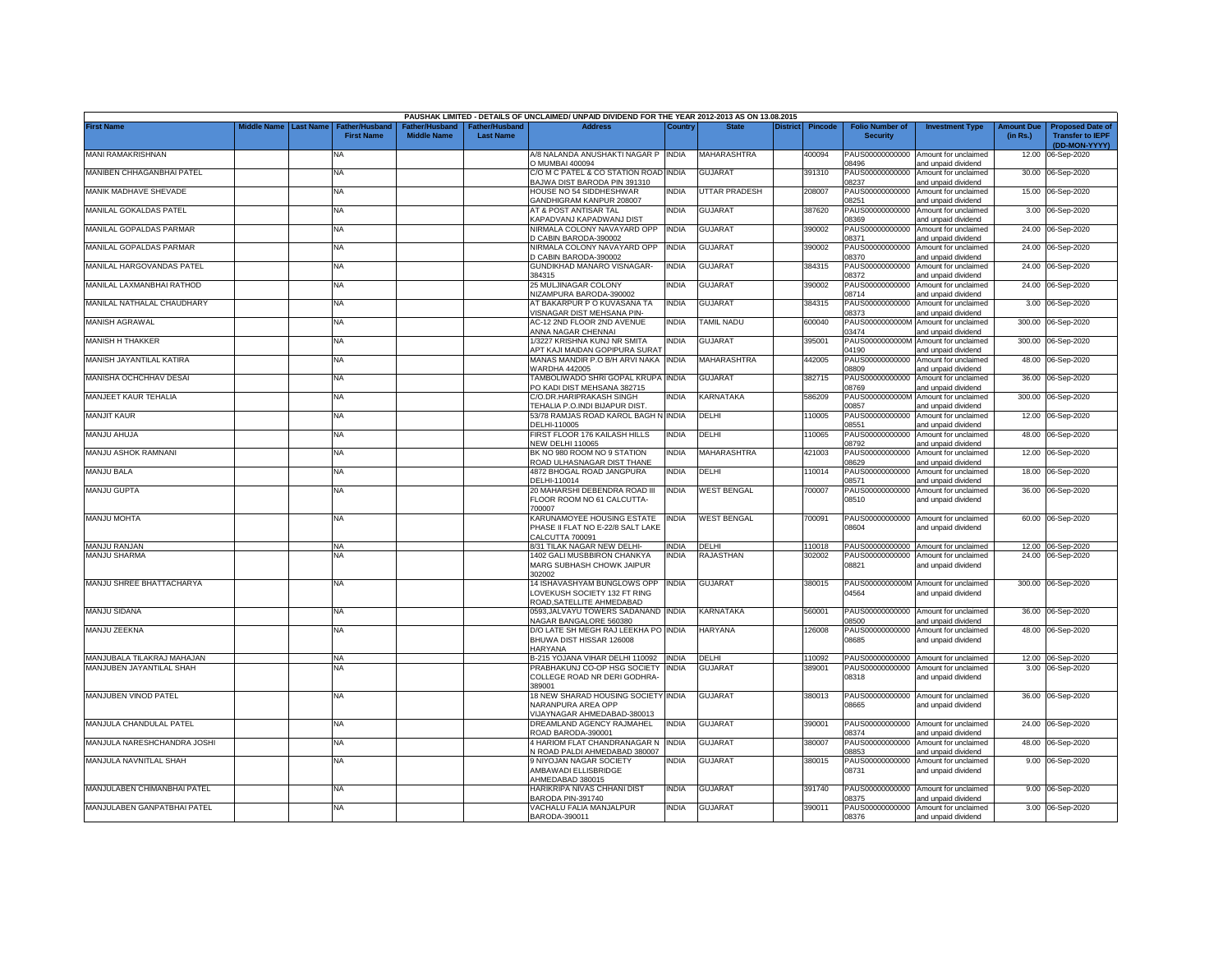PAUSHAK LIMITED - DETAILS OF UNCLAIMED/ UNPAID DIVIDEND FOR THE YEAR 2012-2013 AS ON 13.08.2015

| First Name | Middle Name | Last Name | Father/Husband First Name | Father/Husband Middle Name | Father/Husband Last Name | Address | Country | State | District | Pincode | Folio Number of Security | Investment Type | Amount Due (in Rs.) | Proposed Date of Transfer to IEPF (DD-MON-YYYY) |
|---|---|---|---|---|---|---|---|---|---|---|---|---|---|---|
| MANI RAMAKRISHNAN | | | NA | | | A/8 NALANDA ANUSHAKTI NAGAR P O MUMBAI 400094 | INDIA | MAHARASHTRA | | 400094 | PAUS00000000000 08496 | Amount for unclaimed and unpaid dividend | 12.00 | 06-Sep-2020 |
| MANIBEN CHHAGANBHAI PATEL | | | NA | | | C/O M C PATEL & CO STATION ROAD BAJWA DIST BARODA PIN 391310 | INDIA | GUJARAT | | 391310 | PAUS00000000000 08237 | Amount for unclaimed and unpaid dividend | 30.00 | 06-Sep-2020 |
| MANIK MADHAVE SHEVADE | | | NA | | | HOUSE NO 54 SIDDHESHWAR GANDHIGRAM KANPUR 208007 | INDIA | UTTAR PRADESH | | 208007 | PAUS00000000000 08251 | Amount for unclaimed and unpaid dividend | 15.00 | 06-Sep-2020 |
| MANILAL GOKALDAS PATEL | | | NA | | | AT & POST ANTISAR TAL KAPADVANJ KAPADWANJ DIST | INDIA | GUJARAT | | 387620 | PAUS00000000000 08369 | Amount for unclaimed and unpaid dividend | 3.00 | 06-Sep-2020 |
| MANILAL GOPALDAS PARMAR | | | NA | | | NIRMALA COLONY NAVAYARD OPP D CABIN BARODA-390002 | INDIA | GUJARAT | | 390002 | PAUS00000000000 08371 | Amount for unclaimed and unpaid dividend | 24.00 | 06-Sep-2020 |
| MANILAL GOPALDAS PARMAR | | | NA | | | NIRMALA COLONY NAVAYARD OPP D CABIN BARODA-390002 | INDIA | GUJARAT | | 390002 | PAUS00000000000 08370 | Amount for unclaimed and unpaid dividend | 24.00 | 06-Sep-2020 |
| MANILAL HARGOVANDAS PATEL | | | NA | | | GUNDIKHAD MANARO VISNAGAR-384315 | INDIA | GUJARAT | | 384315 | PAUS00000000000 08372 | Amount for unclaimed and unpaid dividend | 24.00 | 06-Sep-2020 |
| MANILAL LAXMANBHAI RATHOD | | | NA | | | 25 MULJINAGAR COLONY NIZAMPURA BARODA-390002 | INDIA | GUJARAT | | 390002 | PAUS00000000000 08714 | Amount for unclaimed and unpaid dividend | 24.00 | 06-Sep-2020 |
| MANILAL NATHALAL CHAUDHARY | | | NA | | | AT BAKARPUR P O KUVASANA TA VISNAGAR DIST MEHSANA PIN- | INDIA | GUJARAT | | 384315 | PAUS00000000000 08373 | Amount for unclaimed and unpaid dividend | 3.00 | 06-Sep-2020 |
| MANISH AGRAWAL | | | NA | | | AC-12 2ND FLOOR 2ND AVENUE ANNA NAGAR CHENNAI | INDIA | TAMIL NADU | | 600040 | PAUS0000000000M 03474 | Amount for unclaimed and unpaid dividend | 300.00 | 06-Sep-2020 |
| MANISH H THAKKER | | | NA | | | 1/3227 KRISHNA KUNJ NR SMITA APT KAJI MAIDAN GOPIPURA SURAT | INDIA | GUJARAT | | 395001 | PAUS0000000000M 04190 | Amount for unclaimed and unpaid dividend | 300.00 | 06-Sep-2020 |
| MANISH JAYANTILAL KATIRA | | | NA | | | MANAS MANDIR P.O B/H ARVI NAKA WARDHA 442005 | INDIA | MAHARASHTRA | | 442005 | PAUS00000000000 08809 | Amount for unclaimed and unpaid dividend | 48.00 | 06-Sep-2020 |
| MANISHA OCHCHHAV DESAI | | | NA | | | TAMBOLIWADO SHRI GOPAL KRUPA PO KADI DIST MEHSANA 382715 | INDIA | GUJARAT | | 382715 | PAUS00000000000 08769 | Amount for unclaimed and unpaid dividend | 36.00 | 06-Sep-2020 |
| MANJEET KAUR TEHALIA | | | NA | | | C/O.DR.HARIPRAKASH SINGH TEHALIA P.O.INDI BIJAPUR DIST. | INDIA | KARNATAKA | | 586209 | PAUS0000000000M 00857 | Amount for unclaimed and unpaid dividend | 300.00 | 06-Sep-2020 |
| MANJIT KAUR | | | NA | | | 53/78 RAMJAS ROAD KAROL BAGH N DELHI-110005 | INDIA | DELHI | | 110005 | PAUS00000000000 08551 | Amount for unclaimed and unpaid dividend | 12.00 | 06-Sep-2020 |
| MANJU AHUJA | | | NA | | | FIRST FLOOR 176 KAILASH HILLS NEW DELHI 110065 | INDIA | DELHI | | 110065 | PAUS00000000000 08792 | Amount for unclaimed and unpaid dividend | 48.00 | 06-Sep-2020 |
| MANJU ASHOK RAMNANI | | | NA | | | BK NO 980 ROOM NO 9 STATION ROAD ULHASNAGAR DIST THANE | INDIA | MAHARASHTRA | | 421003 | PAUS00000000000 08629 | Amount for unclaimed and unpaid dividend | 12.00 | 06-Sep-2020 |
| MANJU BALA | | | NA | | | 4872 BHOGAL ROAD JANGPURA DELHI-110014 | INDIA | DELHI | | 110014 | PAUS00000000000 08571 | Amount for unclaimed and unpaid dividend | 18.00 | 06-Sep-2020 |
| MANJU GUPTA | | | NA | | | 20 MAHARSHI DEBENDRA ROAD III FLOOR ROOM NO 61 CALCUTTA-700007 | INDIA | WEST BENGAL | | 700007 | PAUS00000000000 08510 | Amount for unclaimed and unpaid dividend | 36.00 | 06-Sep-2020 |
| MANJU MOHTA | | | NA | | | KARUNAMOYEE HOUSING ESTATE PHASE II FLAT NO E-22/8 SALT LAKE CALCUTTA 700091 | INDIA | WEST BENGAL | | 700091 | PAUS00000000000 08604 | Amount for unclaimed and unpaid dividend | 60.00 | 06-Sep-2020 |
| MANJU RANJAN | | | NA | | | 8/31 TILAK NAGAR NEW DELHI- | INDIA | DELHI | | 110018 | PAUS00000000000 | Amount for unclaimed | 12.00 | 06-Sep-2020 |
| MANJU SHARMA | | | NA | | | 1402 GALI MUSBBIRON CHANKYA MARG SUBHASH CHOWK JAIPUR 302002 | INDIA | RAJASTHAN | | 302002 | PAUS00000000000 08821 | Amount for unclaimed and unpaid dividend | 24.00 | 06-Sep-2020 |
| MANJU SHREE BHATTACHARYA | | | NA | | | 14 ISHAVASHYAM BUNGLOWS OPP LOVEKUSH SOCIETY 132 FT RING ROAD,SATELLITE AHMEDABAD | INDIA | GUJARAT | | 380015 | PAUS0000000000M 04564 | Amount for unclaimed and unpaid dividend | 300.00 | 06-Sep-2020 |
| MANJU SIDANA | | | NA | | | 0593,JALVAYU TOWERS SADANAND NAGAR BANGALORE 560380 | INDIA | KARNATAKA | | 560001 | PAUS00000000000 08500 | Amount for unclaimed and unpaid dividend | 36.00 | 06-Sep-2020 |
| MANJU ZEEKNA | | | NA | | | D/O LATE SH MEGH RAJ LEEKHA PO BHUWA DIST HISSAR 126008 HARYANA | INDIA | HARYANA | | 126008 | PAUS00000000000 08685 | Amount for unclaimed and unpaid dividend | 48.00 | 06-Sep-2020 |
| MANJUBALA TILAKRAJ MAHAJAN | | | NA | | | B-215 YOJANA VIHAR DELHI 110092 | INDIA | DELHI | | 110092 | PAUS00000000000 | Amount for unclaimed | 12.00 | 06-Sep-2020 |
| MANJUBEN JAYANTILAL SHAH | | | NA | | | PRABHAKUNJ CO-OP HSG SOCIETY COLLEGE ROAD NR DERI GODHRA-389001 | INDIA | GUJARAT | | 389001 | PAUS00000000000 08318 | Amount for unclaimed and unpaid dividend | 3.00 | 06-Sep-2020 |
| MANJUBEN VINOD PATEL | | | NA | | | 18 NEW SHARAD HOUSING SOCIETY NARANPURA AREA OPP VIJAYNAGAR AHMEDABAD-380013 | INDIA | GUJARAT | | 380013 | PAUS00000000000 08665 | Amount for unclaimed and unpaid dividend | 36.00 | 06-Sep-2020 |
| MANJULA CHANDULAL PATEL | | | NA | | | DREAMLAND AGENCY RAJMAHEL ROAD BARODA-390001 | INDIA | GUJARAT | | 390001 | PAUS00000000000 08374 | Amount for unclaimed and unpaid dividend | 24.00 | 06-Sep-2020 |
| MANJULA NARESHCHANDRA JOSHI | | | NA | | | 4 HARIOM FLAT CHANDRANAGAR N N ROAD PALDI AHMEDABAD 380007 | INDIA | GUJARAT | | 380007 | PAUS00000000000 08853 | Amount for unclaimed and unpaid dividend | 48.00 | 06-Sep-2020 |
| MANJULA NAVNITLAL SHAH | | | NA | | | 9 NIYOJAN NAGAR SOCIETY AMBAWADI ELLISBRIDGE AHMEDABAD 380015 | INDIA | GUJARAT | | 380015 | PAUS00000000000 08731 | Amount for unclaimed and unpaid dividend | 9.00 | 06-Sep-2020 |
| MANJULABEN CHIMANBHAI PATEL | | | NA | | | HARIKRIPA NIVAS CHHANI DIST BARODA PIN-391740 | INDIA | GUJARAT | | 391740 | PAUS00000000000 08375 | Amount for unclaimed and unpaid dividend | 9.00 | 06-Sep-2020 |
| MANJULABEN GANPATBHAI PATEL | | | NA | | | VACHALU FALIA MANJALPUR BARODA-390011 | INDIA | GUJARAT | | 390011 | PAUS00000000000 08376 | Amount for unclaimed and unpaid dividend | 3.00 | 06-Sep-2020 |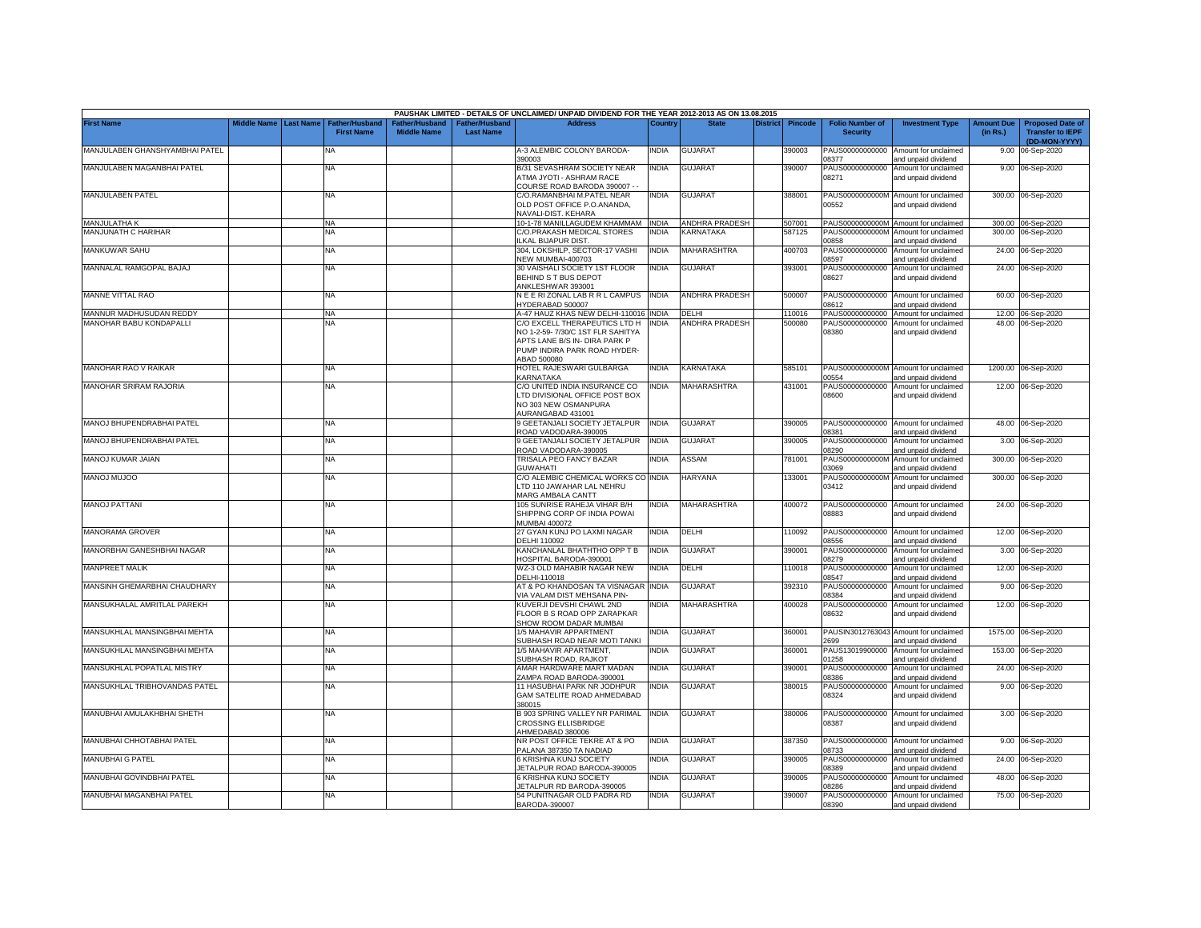PAUSHAK LIMITED - DETAILS OF UNCLAIMED/ UNPAID DIVIDEND FOR THE YEAR 2012-2013 AS ON 13.08.2015

| First Name | Middle Name | Last Name | Father/Husband First Name | Father/Husband Middle Name | Father/Husband Last Name | Address | Country | State | District | Pincode | Folio Number of Security | Investment Type | Amount Due (in Rs.) | Proposed Date of Transfer to IEPF (DD-MON-YYYY) |
|---|---|---|---|---|---|---|---|---|---|---|---|---|---|---|
| MANJULABEN GHANSHYAMBHAI PATEL | | | NA | | | A-3 ALEMBIC COLONY BARODA-390003 | INDIA | GUJARAT | | 390003 | PAUS00000000000 08377 | Amount for unclaimed and unpaid dividend | 9.00 | 06-Sep-2020 |
| MANJULABEN MAGANBHAI PATEL | | | NA | | | B/31 SEVASHRAM SOCIETY NEAR ATMA JYOTI - ASHRAM RACE COURSE ROAD BARODA 390007 - - | INDIA | GUJARAT | | 390007 | PAUS00000000000 08271 | Amount for unclaimed and unpaid dividend | 9.00 | 06-Sep-2020 |
| MANJULABEN PATEL | | | NA | | | C/O.RAMANBHAI M.PATEL NEAR OLD POST OFFICE P.O.ANANDA, NAVALI-DIST. KEHARA | INDIA | GUJARAT | | 388001 | PAUS0000000000M 00552 | Amount for unclaimed and unpaid dividend | 300.00 | 06-Sep-2020 |
| MANJULATHA K | | | NA | | | 10-1-78 MANILLAGUDEM KHAMMAM | INDIA | ANDHRA PRADESH | | 507001 | PAUS0000000000M | Amount for unclaimed | 300.00 | 06-Sep-2020 |
| MANJUNATH C HARIHAR | | | NA | | | C/O.PRAKASH MEDICAL STORES ILKAL BIJAPUR DIST. | INDIA | KARNATAKA | | 587125 | PAUS0000000000M 00858 | Amount for unclaimed and unpaid dividend | 300.00 | 06-Sep-2020 |
| MANKUWAR SAHU | | | NA | | | 304, LOKSHILP, SECTOR-17 VASHI NEW MUMBAI-400703 | INDIA | MAHARASHTRA | | 400703 | PAUS00000000000 08597 | Amount for unclaimed and unpaid dividend | 24.00 | 06-Sep-2020 |
| MANNALAL RAMGOPAL BAJAJ | | | NA | | | 30 VAISHALI SOCIETY 1ST FLOOR BEHIND S T BUS DEPOT ANKLESHWAR 393001 | INDIA | GUJARAT | | 393001 | PAUS00000000000 08627 | Amount for unclaimed and unpaid dividend | 24.00 | 06-Sep-2020 |
| MANNE VITTAL RAO | | | NA | | | N E E RI ZONAL LAB R R L CAMPUS HYDERABAD 500007 | INDIA | ANDHRA PRADESH | | 500007 | PAUS00000000000 08612 | Amount for unclaimed and unpaid dividend | 60.00 | 06-Sep-2020 |
| MANNUR MADHUSUDAN REDDY | | | NA | | | A-47 HAUZ KHAS NEW DELHI-110016 | INDIA | DELHI | | 110016 | PAUS00000000000 | Amount for unclaimed | 12.00 | 06-Sep-2020 |
| MANOHAR BABU KONDAPALLI | | | NA | | | C/O EXCELL THERAPEUTICS LTD H NO 1-2-59- 7/30/C 1ST FLR SAHITYA APTS LANE B/S IN- DIRA PARK P PUMP INDIRA PARK ROAD HYDER-ABAD 500080 | INDIA | ANDHRA PRADESH | | 500080 | PAUS00000000000 08380 | Amount for unclaimed and unpaid dividend | 48.00 | 06-Sep-2020 |
| MANOHAR RAO V RAIKAR | | | NA | | | HOTEL RAJESWARI GULBARGA KARNATAKA | INDIA | KARNATAKA | | 585101 | PAUS0000000000M 00554 | Amount for unclaimed and unpaid dividend | 1200.00 | 06-Sep-2020 |
| MANOHAR SRIRAM RAJORIA | | | NA | | | C/O UNITED INDIA INSURANCE CO LTD DIVISIONAL OFFICE POST BOX NO 303 NEW OSMANPURA AURANGABAD 431001 | INDIA | MAHARASHTRA | | 431001 | PAUS00000000000 08600 | Amount for unclaimed and unpaid dividend | 12.00 | 06-Sep-2020 |
| MANOJ BHUPENDRABHAI PATEL | | | NA | | | 9 GEETANJALI SOCIETY JETALPUR ROAD VADODARA-390005 | INDIA | GUJARAT | | 390005 | PAUS00000000000 08381 | Amount for unclaimed and unpaid dividend | 48.00 | 06-Sep-2020 |
| MANOJ BHUPENDRABHAI PATEL | | | NA | | | 9 GEETANJALI SOCIETY JETALPUR ROAD VADODARA-390005 | INDIA | GUJARAT | | 390005 | PAUS00000000000 08290 | Amount for unclaimed and unpaid dividend | 3.00 | 06-Sep-2020 |
| MANOJ KUMAR JAIAN | | | NA | | | TRISALA PEO FANCY BAZAR GUWAHATI | INDIA | ASSAM | | 781001 | PAUS0000000000M 03069 | Amount for unclaimed and unpaid dividend | 300.00 | 06-Sep-2020 |
| MANOJ MUJOO | | | NA | | | C/O ALEMBIC CHEMICAL WORKS CO LTD 110 JAWAHAR LAL NEHRU MARG AMBALA CANTT | INDIA | HARYANA | | 133001 | PAUS0000000000M 03412 | Amount for unclaimed and unpaid dividend | 300.00 | 06-Sep-2020 |
| MANOJ PATTANI | | | NA | | | 105 SUNRISE RAHEJA VIHAR B/H SHIPPING CORP OF INDIA POWAI MUMBAI 400072 | INDIA | MAHARASHTRA | | 400072 | PAUS00000000000 08883 | Amount for unclaimed and unpaid dividend | 24.00 | 06-Sep-2020 |
| MANORAMA GROVER | | | NA | | | 27 GYAN KUNJ PO LAXMI NAGAR DELHI 110092 | INDIA | DELHI | | 110092 | PAUS00000000000 08556 | Amount for unclaimed and unpaid dividend | 12.00 | 06-Sep-2020 |
| MANORBHAI GANESHBHAI NAGAR | | | NA | | | KANCHANLAL BHATHTHO OPP T B HOSPITAL BARODA-390001 | INDIA | GUJARAT | | 390001 | PAUS00000000000 08279 | Amount for unclaimed and unpaid dividend | 3.00 | 06-Sep-2020 |
| MANPREET MALIK | | | NA | | | WZ-3 OLD MAHABIR NAGAR NEW DELHI-110018 | INDIA | DELHI | | 110018 | PAUS00000000000 08547 | Amount for unclaimed and unpaid dividend | 12.00 | 06-Sep-2020 |
| MANSINH GHEMARBHAI CHAUDHARY | | | NA | | | AT & PO KHANDOSAN TA VISNAGAR VIA VALAM DIST MEHSANA PIN- | INDIA | GUJARAT | | 392310 | PAUS00000000000 08384 | Amount for unclaimed and unpaid dividend | 9.00 | 06-Sep-2020 |
| MANSUKHALAL AMRITLAL PAREKH | | | NA | | | KUVERJI DEVSHI CHAWL 2ND FLOOR B S ROAD OPP ZARAPKAR SHOW ROOM DADAR MUMBAI | INDIA | MAHARASHTRA | | 400028 | PAUS00000000000 08632 | Amount for unclaimed and unpaid dividend | 12.00 | 06-Sep-2020 |
| MANSUKHLAL MANSINGBHAI MEHTA | | | NA | | | 1/5 MAHAVIR APPARTMENT SUBHASH ROAD NEAR MOTI TANKI | INDIA | GUJARAT | | 360001 | PAUSIN3012763043 2699 | Amount for unclaimed and unpaid dividend | 1575.00 | 06-Sep-2020 |
| MANSUKHLAL MANSINGBHAI MEHTA | | | NA | | | 1/5 MAHAVIR APARTMENT, SUBHASH ROAD, RAJKOT | INDIA | GUJARAT | | 360001 | PAUS13019900000 01258 | Amount for unclaimed and unpaid dividend | 153.00 | 06-Sep-2020 |
| MANSUKHLAL POPATLAL MISTRY | | | NA | | | AMAR HARDWARE MART MADAN ZAMPA ROAD BARODA-390001 | INDIA | GUJARAT | | 390001 | PAUS00000000000 08386 | Amount for unclaimed and unpaid dividend | 24.00 | 06-Sep-2020 |
| MANSUKHLAL TRIBHOVANDAS PATEL | | | NA | | | 11 HASUBHAI PARK NR JODHPUR GAM SATELITE ROAD AHMEDABAD 380015 | INDIA | GUJARAT | | 380015 | PAUS00000000000 08324 | Amount for unclaimed and unpaid dividend | 9.00 | 06-Sep-2020 |
| MANUBHAI AMULAKHBHAI SHETH | | | NA | | | B 903 SPRING VALLEY NR PARIMAL CROSSING ELLISBRIDGE AHMEDABAD 380006 | INDIA | GUJARAT | | 380006 | PAUS00000000000 08387 | Amount for unclaimed and unpaid dividend | 3.00 | 06-Sep-2020 |
| MANUBHAI CHHOTABHAI PATEL | | | NA | | | NR POST OFFICE TEKRE AT & PO PALANA 387350 TA NADIAD | INDIA | GUJARAT | | 387350 | PAUS00000000000 08733 | Amount for unclaimed and unpaid dividend | 9.00 | 06-Sep-2020 |
| MANUBHAI G PATEL | | | NA | | | 6 KRISHNA KUNJ SOCIETY JETALPUR ROAD BARODA-390005 | INDIA | GUJARAT | | 390005 | PAUS00000000000 08389 | Amount for unclaimed and unpaid dividend | 24.00 | 06-Sep-2020 |
| MANUBHAI GOVINDBHAI PATEL | | | NA | | | 6 KRISHNA KUNJ SOCIETY JETALPUR RD BARODA-390005 | INDIA | GUJARAT | | 390005 | PAUS00000000000 08286 | Amount for unclaimed and unpaid dividend | 48.00 | 06-Sep-2020 |
| MANUBHAI MAGANBHAI PATEL | | | NA | | | 54 PUNITNAGAR OLD PADRA RD BARODA-390007 | INDIA | GUJARAT | | 390007 | PAUS00000000000 08390 | Amount for unclaimed and unpaid dividend | 75.00 | 06-Sep-2020 |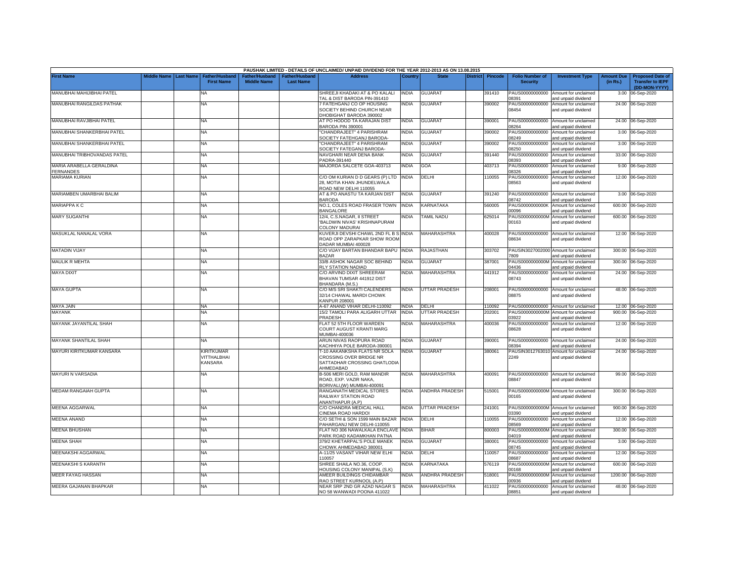PAUSHAK LIMITED - DETAILS OF UNCLAIMED/ UNPAID DIVIDEND FOR THE YEAR 2012-2013 AS ON 13.08.2015

| First Name | Middle Name | Last Name | Father/Husband First Name | Father/Husband Middle Name | Father/Husband Last Name | Address | Country | State | District | Pincode | Folio Number of Security | Investment Type | Amount Due (in Rs.) | Proposed Date of Transfer to IEPF (DD-MON-YYYY) |
|---|---|---|---|---|---|---|---|---|---|---|---|---|---|---|
| MANUBHAI MAHIJIBHAI PATEL | | | NA | | | SHREEJI KHADAKI AT & PO KALALI TAL & DIST BARODA PIN-391410 | INDIA | GUJARAT | | 391410 | PAUS00000000000 08391 | Amount for unclaimed and unpaid dividend | 3.00 | 06-Sep-2020 |
| MANUBHAI RANGILDAS PATHAK | | | NA | | | 7 FATEHGANJ CO OP HOUSING SOCIETY BEHIND CHURCH NEAR DHOBIGHAT BARODA 390002 | INDIA | GUJARAT | | 390002 | PAUS00000000000 08454 | Amount for unclaimed and unpaid dividend | 24.00 | 06-Sep-2020 |
| MANUBHAI RAVJIBHAI PATEL | | | NA | | | AT PO HODOD TA KARAJAN DIST BARODA PIN 390001 | INDIA | GUJARAT | | 390001 | PAUS00000000000 08264 | Amount for unclaimed and unpaid dividend | 24.00 | 06-Sep-2020 |
| MANUBHAI SHANKERBHAI PATEL | | | NA | | | "CHANDRAJEET" 4 PARISHRAM SOCIETY FATEHGANJ BARODA- | INDIA | GUJARAT | | 390002 | PAUS00000000000 08249 | Amount for unclaimed and unpaid dividend | 3.00 | 06-Sep-2020 |
| MANUBHAI SHANKERBHAI PATEL | | | NA | | | "CHANDRAJEET" 4 PARISHRAM SOCIETY FATEGANJ BARODA- | INDIA | GUJARAT | | 390002 | PAUS00000000000 08250 | Amount for unclaimed and unpaid dividend | 3.00 | 06-Sep-2020 |
| MANUBHAI TRIBHOVANDAS PATEL | | | NA | | | NAVGHARI NEAR DENA BANK PADRA-391440 | INDIA | GUJARAT | | 391440 | PAUS00000000000 08393 | Amount for unclaimed and unpaid dividend | 33.00 | 06-Sep-2020 |
| MARIA ARABELLA GERALDINA FERNANDES | | | NA | | | MAJORDA SALCETE GOA-403713 | INDIA | GOA | | 403713 | PAUS00000000000 08326 | Amount for unclaimed and unpaid dividend | 9.00 | 06-Sep-2020 |
| MARIAMA KURIAN | | | NA | | | C/O OM KURIAN D D GEARS (P) LTD 28, MOTIA KHAN JHUNDELWALA ROAD NEW DELHI 110055 | INDIA | DELHI | | 110055 | PAUS00000000000 08563 | Amount for unclaimed and unpaid dividend | 12.00 | 06-Sep-2020 |
| MARIAMBEN UMARBHAI BALIM | | | NA | | | AT & PO ANASTU TA KARJAN DIST BARODA | INDIA | GUJARAT | | 391240 | PAUS00000000000 08742 | Amount for unclaimed and unpaid dividend | 3.00 | 06-Sep-2020 |
| MARIAPPA K C | | | NA | | | NO.1, COLES ROAD FRASER TOWN BANGALORE | INDIA | KARNATAKA | | 560005 | PAUS0000000000K 00096 | Amount for unclaimed and unpaid dividend | 600.00 | 06-Sep-2020 |
| MARY SUGANTHI | | | NA | | | 12/4, C.S.NAGAR, II STREET 'BALDWIN NIVAS' KRISHNAPURAM COLONY MADURAI | INDIA | TAMIL NADU | | 625014 | PAUS0000000000M 00163 | Amount for unclaimed and unpaid dividend | 600.00 | 06-Sep-2020 |
| MASUKLAL NANALAL VORA | | | NA | | | KUVERJI DEVSHI CHAWL 2ND FL B S ROAD OPP ZARAPKAR SHOW ROOM DADAR MUMBAI 400028 | INDIA | MAHARASHTRA | | 400028 | PAUS00000000000 08634 | Amount for unclaimed and unpaid dividend | 12.00 | 06-Sep-2020 |
| MATADIN VIJAY | | | NA | | | C/O VIJAY BARTAN BHANDAR BAPU BAZAR | INDIA | RAJASTHAN | | 303702 | PAUSIN3027002000 7809 | Amount for unclaimed and unpaid dividend | 300.00 | 06-Sep-2020 |
| MAULIK R MEHTA | | | NA | | | 33/B ASHOK NAGAR SOC BEHIND RLY STATION NADIAD | INDIA | GUJARAT | | 387001 | PAUS0000000000M 04436 | Amount for unclaimed and unpaid dividend | 300.00 | 06-Sep-2020 |
| MAYA DIXIT | | | NA | | | C/O ARVIND DIXIT SHREERAM BHAVAN TUMSAR 441912 DIST BHANDARA (M.S.) | INDIA | MAHARASHTRA | | 441912 | PAUS00000000000 08743 | Amount for unclaimed and unpaid dividend | 24.00 | 06-Sep-2020 |
| MAYA GUPTA | | | NA | | | C/O M/S SRI SHAKTI CALENDERS 32/14 CHAWAL MARDI CHOWK KANPUR 208001 | INDIA | UTTAR PRADESH | | 208001 | PAUS00000000000 08875 | Amount for unclaimed and unpaid dividend | 48.00 | 06-Sep-2020 |
| MAYA JAIN | | | NA | | | A-67 ANAND VIHAR DELHI-110092 | INDIA | DELHI | | 110092 | PAUS00000000000 | Amount for unclaimed | 12.00 | 06-Sep-2020 |
| MAYANK | | | NA | | | 15/2 TAMOLI PARA ALIGARH UTTAR PRADESH | INDIA | UTTAR PRADESH | | 202001 | PAUS0000000000M 03922 | Amount for unclaimed and unpaid dividend | 900.00 | 06-Sep-2020 |
| MAYANK JAYANTILAL SHAH | | | NA | | | FLAT 52 5TH FLOOR WARDEN COURT AUGUST KRANTI MARG MUMBAI-400036 | INDIA | MAHARASHTRA | | 400036 | PAUS00000000000 08628 | Amount for unclaimed and unpaid dividend | 12.00 | 06-Sep-2020 |
| MAYANK SHANTILAL SHAH | | | NA | | | ARUN NIVAS RAOPURA ROAD KACHHIYA POLE BARODA-390001 | INDIA | GUJARAT | | 390001 | PAUS00000000000 08394 | Amount for unclaimed and unpaid dividend | 24.00 | 06-Sep-2020 |
| MAYURI KIRITKUMAR KANSARA | | | KIRITKUMAR VITTHALBHAI KANSARA | | | T-10 AAKANKSHA FLATS NR SOLA CROSSING OVER BRIDGE NR SATTADHAR CROSSING GHATLODIA AHMEDABAD | INDIA | GUJARAT | | 380061 | PAUSIN3012763010 2249 | Amount for unclaimed and unpaid dividend | 24.00 | 06-Sep-2020 |
| MAYURI N VARSADIA | | | NA | | | B-506 MERI GOLD, RAM MANDIR ROAD, EXP. VAZIR NAKA, BORIVALI,(W) MUMBAI-400091 | INDIA | MAHARASHTRA | | 400091 | PAUS00000000000 08847 | Amount for unclaimed and unpaid dividend | 99.00 | 06-Sep-2020 |
| MEDAM RANGAIAH GUPTA | | | NA | | | RANGANATH MEDICAL STORES RAILWAY STATION ROAD ANANTHAPUR (A.P) | INDIA | ANDHRA PRADESH | | 515001 | PAUS0000000000M 00165 | Amount for unclaimed and unpaid dividend | 300.00 | 06-Sep-2020 |
| MEENA AGGARWAL | | | NA | | | C/O CHANDRA MEDICAL HALL CINEMA ROAD HARDOI | INDIA | UTTAR PRADESH | | 241001 | PAUS0000000000M 03390 | Amount for unclaimed and unpaid dividend | 900.00 | 06-Sep-2020 |
| MEENA ANAND | | | NA | | | C/O SETHI & SON 1599 MAIN BAZAR PAHARGANJ NEW DELHI-110055 | INDIA | DELHI | | 110055 | PAUS00000000000 08569 | Amount for unclaimed and unpaid dividend | 12.00 | 06-Sep-2020 |
| MEENA BHUSHAN | | | NA | | | FLAT NO 306 NAWALKALA ENCLAVE PARK ROAD KADAMKHAN PATNA | INDIA | BIHAR | | 800003 | PAUS0000000000M 04019 | Amount for unclaimed and unpaid dividend | 300.00 | 06-Sep-2020 |
| MEENA SHAH | | | NA | | | 379/2 KHETARPAL'S POLE MANEK CHOWK AHMEDABAD 380001 | INDIA | GUJARAT | | 380001 | PAUS00000000000 08745 | Amount for unclaimed and unpaid dividend | 3.00 | 06-Sep-2020 |
| MEENAKSHI AGGARWAL | | | NA | | | A-11/25 VASANT VIHAR NEW ELHI 110057 | INDIA | DELHI | | 110057 | PAUS00000000000 08687 | Amount for unclaimed and unpaid dividend | 12.00 | 06-Sep-2020 |
| MEENAKSHI S KARANTH | | | NA | | | SHREE SHAILA NO.36, COOP. HOUSING COLONY MANIPAL (S.K) | INDIA | KARNATAKA | | 576119 | PAUS0000000000M 00168 | Amount for unclaimed and unpaid dividend | 600.00 | 06-Sep-2020 |
| MEER FAYAG HASSAN | | | NA | | | AMEER BUILDINGS CHIDAMBAR RAO STREET KURNOOL (A.P) | INDIA | ANDHRA PRADESH | | 518001 | PAUS0000000000M 00936 | Amount for unclaimed and unpaid dividend | 1200.00 | 06-Sep-2020 |
| MEERA GAJANAN BHAPKAR | | | NA | | | NEAR SRP 2ND GR AZAD NAGAR S NO 58 WANWADI POONA 411022 | INDIA | MAHARASHTRA | | 411022 | PAUS00000000000 08851 | Amount for unclaimed and unpaid dividend | 48.00 | 06-Sep-2020 |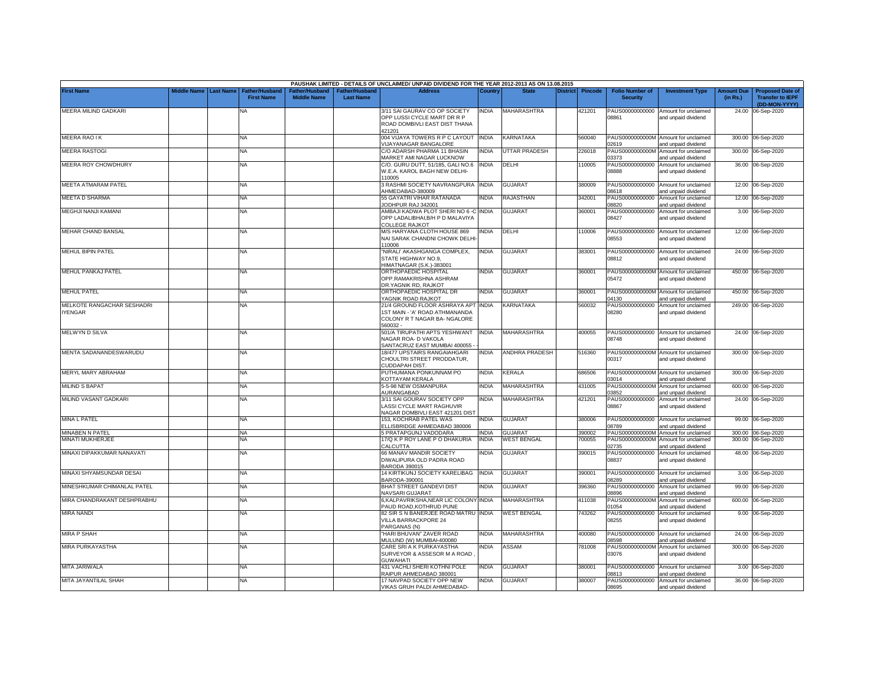PAUSHAK LIMITED - DETAILS OF UNCLAIMED/ UNPAID DIVIDEND FOR THE YEAR 2012-2013 AS ON 13.08.2015

| First Name | Middle Name | Last Name | Father/Husband First Name | Father/Husband Middle Name | Father/Husband Last Name | Address | Country | State | District | Pincode | Folio Number of Security | Investment Type | Amount Due (in Rs.) | Proposed Date of Transfer to IEPF (DD-MON-YYYY) |
|---|---|---|---|---|---|---|---|---|---|---|---|---|---|---|
| MEERA MILIND GADKARI | | | NA | | | 3/11 SAI GAURAV CO OP SOCIETY OPP LUSSI CYCLE MART DR R P ROAD DOMBIVLI EAST DIST THANA 421201 | INDIA | MAHARASHTRA | | 421201 | PAUS00000000000 08861 | Amount for unclaimed and unpaid dividend | 24.00 | 06-Sep-2020 |
| MEERA RAO I K | | | NA | | | 004 VIJAYA TOWERS R P C LAYOUT VIJAYANAGAR BANGALORE | INDIA | KARNATAKA | | 560040 | PAUS0000000000M 02619 | Amount for unclaimed and unpaid dividend | 300.00 | 06-Sep-2020 |
| MEERA RASTOGI | | | NA | | | C/O ADARSH PHARMA 11 BHASIN MARKET AMI NAGAR LUCKNOW | INDIA | UTTAR PRADESH | | 226018 | PAUS0000000000M 03373 | Amount for unclaimed and unpaid dividend | 300.00 | 06-Sep-2020 |
| MEERA ROY CHOWDHURY | | | NA | | | C/O. GURU DUTT, 51/185, GALI NO.6 W.E.A. KAROL BAGH NEW DELHI-110005 | INDIA | DELHI | | 110005 | PAUS00000000000 08888 | Amount for unclaimed and unpaid dividend | 36.00 | 06-Sep-2020 |
| MEETA ATMARAM PATEL | | | NA | | | 3 RASHMI SOCIETY NAVRANGPURA AHMEDABAD-380009 | INDIA | GUJARAT | | 380009 | PAUS00000000000 08618 | Amount for unclaimed and unpaid dividend | 12.00 | 06-Sep-2020 |
| MEETA D SHARMA | | | NA | | | 55 GAYATRI VIHAR RATANADA JODHPUR RAJ 342001 | INDIA | RAJASTHAN | | 342001 | PAUS00000000000 08820 | Amount for unclaimed and unpaid dividend | 12.00 | 06-Sep-2020 |
| MEGHJI NANJI KAMANI | | | NA | | | AMBAJI KADWA PLOT SHERI NO 6 -C OPP LADALIBHAI,B/H P D MALAVIYA COLLEGE RAJKOT | INDIA | GUJARAT | | 360001 | PAUS00000000000 08427 | Amount for unclaimed and unpaid dividend | 3.00 | 06-Sep-2020 |
| MEHAR CHAND BANSAL | | | NA | | | M/S HARYANA CLOTH HOUSE 869 NAI SARAK CHANDNI CHOWK DELHI-110006 | INDIA | DELHI | | 110006 | PAUS00000000000 08553 | Amount for unclaimed and unpaid dividend | 12.00 | 06-Sep-2020 |
| MEHUL BIPIN PATEL | | | NA | | | "NIRALI' AKASHGANGA COMPLEX, STATE HIGHWAY NO.9, HIMATNAGAR (S.K.)-383001 | INDIA | GUJARAT | | 383001 | PAUS00000000000 08812 | Amount for unclaimed and unpaid dividend | 24.00 | 06-Sep-2020 |
| MEHUL PANKAJ PATEL | | | NA | | | ORTHOPAEDIC HOSPITAL OPP.RAMAKRISHNA ASHRAM DR.YAGNIK RD, RAJKOT | INDIA | GUJARAT | | 360001 | PAUS0000000000M 05472 | Amount for unclaimed and unpaid dividend | 450.00 | 06-Sep-2020 |
| MEHUL PATEL | | | NA | | | ORTHOPAEDIC HOSPITAL DR YAGNIK ROAD RAJKOT | INDIA | GUJARAT | | 360001 | PAUS0000000000M 04130 | Amount for unclaimed and unpaid dividend | 450.00 | 06-Sep-2020 |
| MELKOTE RANGACHAR SESHADRI IYENGAR | | | NA | | | 21/4 GROUND FLOOR ASHRAYA APT 1ST MAIN - 'A' ROAD ATHMANANDA COLONY R T NAGAR BA- NGALORE 560032 - | INDIA | KARNATAKA | | 560032 | PAUS00000000000 08280 | Amount for unclaimed and unpaid dividend | 249.00 | 06-Sep-2020 |
| MELWYN D SILVA | | | NA | | | 501/A TIRUPATHI APTS YESHWANT NAGAR ROA- D VAKOLA SANTACRUZ EAST MUMBAI 400055 - - | INDIA | MAHARASHTRA | | 400055 | PAUS00000000000 08748 | Amount for unclaimed and unpaid dividend | 24.00 | 06-Sep-2020 |
| MENTA SADANANDESWARUDU | | | NA | | | 18/477 UPSTAIRS RANGAIAHGARI CHOULTRI STREET PRODDATUR, CUDDAPAH DIST. | INDIA | ANDHRA PRADESH | | 516360 | PAUS0000000000M 00317 | Amount for unclaimed and unpaid dividend | 300.00 | 06-Sep-2020 |
| MERYL MARY ABRAHAM | | | NA | | | PUTHUMANA PONKUNNAM PO KOTTAYAM KERALA | INDIA | KERALA | | 686506 | PAUS0000000000M 03014 | Amount for unclaimed and unpaid dividend | 300.00 | 06-Sep-2020 |
| MILIND S BAPAT | | | NA | | | 5-5-98 NEW OSMANPURA AURANGABAD | INDIA | MAHARASHTRA | | 431005 | PAUS0000000000M 03852 | Amount for unclaimed and unpaid dividend | 600.00 | 06-Sep-2020 |
| MILIND VASANT GADKARI | | | NA | | | 3/11 SAI GOURAV SOCIETY OPP LASSI CYCLE MART RAGHUVIR NAGAR DOMBIVLI EAST 421201 DIST | INDIA | MAHARASHTRA | | 421201 | PAUS00000000000 08867 | Amount for unclaimed and unpaid dividend | 24.00 | 06-Sep-2020 |
| MINA L PATEL | | | NA | | | 153, KOCHRAB PATEL WAS ELLISBRIDGE AHMEDABAD 380006 | INDIA | GUJARAT | | 380006 | PAUS00000000000 08789 | Amount for unclaimed and unpaid dividend | 99.00 | 06-Sep-2020 |
| MINABEN N PATEL | | | NA | | | 5 PRATAPGUNJ VADODARA | INDIA | GUJARAT | | 390002 | PAUS0000000000M | Amount for unclaimed | 300.00 | 06-Sep-2020 |
| MINATI MUKHERJEE | | | NA | | | 17/Q K P ROY LANE P O DHAKURIA CALCUTTA | INDIA | WEST BENGAL | | 700055 | PAUS0000000000M 02735 | Amount for unclaimed and unpaid dividend | 300.00 | 06-Sep-2020 |
| MINAXI DIPAKKUMAR NANAVATI | | | NA | | | 66 MANAV MANDIR SOCIETY DIWALIPURA OLD PADRA ROAD BARODA 390015 | INDIA | GUJARAT | | 390015 | PAUS00000000000 08837 | Amount for unclaimed and unpaid dividend | 48.00 | 06-Sep-2020 |
| MINAXI SHYAMSUNDAR DESAI | | | NA | | | 14 KIRTIKUNJ SOCIETY KARELIBAG BARODA-390001 | INDIA | GUJARAT | | 390001 | PAUS00000000000 08289 | Amount for unclaimed and unpaid dividend | 3.00 | 06-Sep-2020 |
| MINESHKUMAR CHIMANLAL PATEL | | | NA | | | BHAT STREET GANDEVI DIST NAVSARI GUJARAT | INDIA | GUJARAT | | 396360 | PAUS00000000000 08896 | Amount for unclaimed and unpaid dividend | 99.00 | 06-Sep-2020 |
| MIRA CHANDRAKANT DESHPRABHU | | | NA | | | 6,KALPAVRIKSHA,NEAR LIC COLONY PAUD ROAD,KOTHRUD PUNE | INDIA | MAHARASHTRA | | 411038 | PAUS0000000000M 01054 | Amount for unclaimed and unpaid dividend | 600.00 | 06-Sep-2020 |
| MIRA NANDI | | | NA | | | 82 SIR S N BANERJEE ROAD MATRU VILLA BARRACKPORE 24 PARGANAS (N) | INDIA | WEST BENGAL | | 743262 | PAUS00000000000 08255 | Amount for unclaimed and unpaid dividend | 9.00 | 06-Sep-2020 |
| MIRA P SHAH | | | NA | | | "HARI BHUVAN" ZAVER ROAD MULUND (W) MUMBAI-400080 | INDIA | MAHARASHTRA | | 400080 | PAUS00000000000 08598 | Amount for unclaimed and unpaid dividend | 24.00 | 06-Sep-2020 |
| MIRA PURKAYASTHA | | | NA | | | CARE SRI A K PURKAYASTHA SURVEYOR & ASSESOR M A ROAD , GUWAHATI | INDIA | ASSAM | | 781008 | PAUS0000000000M 03076 | Amount for unclaimed and unpaid dividend | 300.00 | 06-Sep-2020 |
| MITA JARIWALA | | | NA | | | 431 VACHLI SHERI KOTHNI POLE RAIPUR AHMEDABAD 380001 | INDIA | GUJARAT | | 380001 | PAUS00000000000 08813 | Amount for unclaimed and unpaid dividend | 3.00 | 06-Sep-2020 |
| MITA JAYANTILAL SHAH | | | NA | | | 17 NAVPAD SOCIETY OPP NEW VIKAS GRUH PALDI AHMEDABAD- | INDIA | GUJARAT | | 380007 | PAUS00000000000 08695 | Amount for unclaimed and unpaid dividend | 36.00 | 06-Sep-2020 |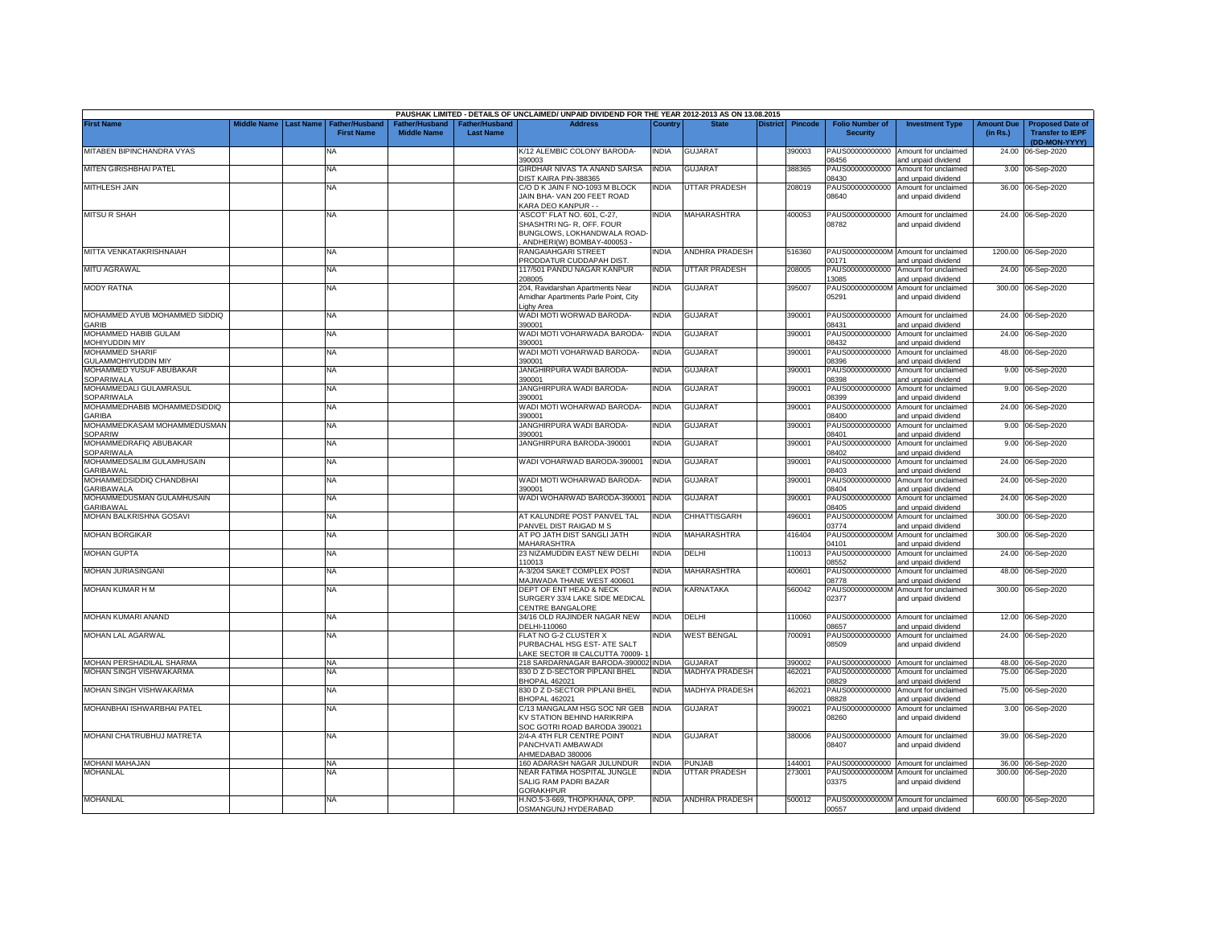| PAUSHAK LIMITED - DETAILS OF UNCLAIMED/ UNPAID DIVIDEND FOR THE YEAR 2012-2013 AS ON 13.08.2015 | | | | | | | | | | | | | | | |
|---|---|---|---|---|---|---|---|---|---|---|---|---|---|---|---|
| First Name | Middle Name | Last Name | Father/Husband First Name | Father/Husband Middle Name | Father/Husband Last Name | Address | Country | State | District | Pincode | Folio Number of Security | Investment Type | Amount Due (in Rs.) | Proposed Date of Transfer to IEPF (DD-MON-YYYY) |
| MITABEN BIPINCHANDRA VYAS | | | NA | | | K/12 ALEMBIC COLONY BARODA-390003 | INDIA | GUJARAT | | 390003 | PAUS00000000000 08456 | Amount for unclaimed and unpaid dividend | 24.00 | 06-Sep-2020 |
| MITEN GIRISHBHAI PATEL | | | NA | | | GIRDHAR NIVAS TA ANAND SARSA DIST KAIRA PIN-388365 | INDIA | GUJARAT | | 388365 | PAUS00000000000 08430 | Amount for unclaimed and unpaid dividend | 3.00 | 06-Sep-2020 |
| MITHLESH JAIN | | | NA | | | C/O D K JAIN F NO-1093 M BLOCK JAIN BHA- VAN 200 FEET ROAD KARA DEO KANPUR - - | INDIA | UTTAR PRADESH | | 208019 | PAUS00000000000 08640 | Amount for unclaimed and unpaid dividend | 36.00 | 06-Sep-2020 |
| MITSU R SHAH | | | NA | | | 'ASCOT' FLAT NO. 601, C-27, SHASHTRI NG- R, OFF. FOUR BUNGLOWS, LOKHANDWALA ROAD- , ANDHERI(W) BOMBAY-400053 - | INDIA | MAHARASHTRA | | 400053 | PAUS00000000000 08782 | Amount for unclaimed and unpaid dividend | 24.00 | 06-Sep-2020 |
| MITTA VENKATAKRISHNAIAH | | | NA | | | RANGAIAHGARI STREET PRODDATUR CUDDAPAH DIST. | INDIA | ANDHRA PRADESH | | 516360 | PAUS0000000000M 00171 | Amount for unclaimed and unpaid dividend | 1200.00 | 06-Sep-2020 |
| MITU AGRAWAL | | | NA | | | 117/501 PANDU NAGAR KANPUR 208005 | INDIA | UTTAR PRADESH | | 208005 | PAUS00000000000 13085 | Amount for unclaimed and unpaid dividend | 24.00 | 06-Sep-2020 |
| MODY RATNA | | | NA | | | 204, Ravidarshan Apartments Near Amidhar Apartments Parle Point, City Lighy Area | INDIA | GUJARAT | | 395007 | PAUS0000000000M 05291 | Amount for unclaimed and unpaid dividend | 300.00 | 06-Sep-2020 |
| MOHAMMED AYUB MOHAMMED SIDDIQ GARIB | | | NA | | | WADI MOTI WORWAD BARODA-390001 | INDIA | GUJARAT | | 390001 | PAUS00000000000 08431 | Amount for unclaimed and unpaid dividend | 24.00 | 06-Sep-2020 |
| MOHAMMED HABIB GULAM MOHIYUDDIN MIY | | | NA | | | WADI MOTI VOHARWADA BARODA-390001 | INDIA | GUJARAT | | 390001 | PAUS00000000000 08432 | Amount for unclaimed and unpaid dividend | 24.00 | 06-Sep-2020 |
| MOHAMMED SHARIF GULAMMOHIYUDDIN MIY | | | NA | | | WADI MOTI VOHARWAD BARODA-390001 | INDIA | GUJARAT | | 390001 | PAUS00000000000 08396 | Amount for unclaimed and unpaid dividend | 48.00 | 06-Sep-2020 |
| MOHAMMED YUSUF ABUBAKAR SOPARIWALA | | | NA | | | JANGHIRPURA WADI BARODA-390001 | INDIA | GUJARAT | | 390001 | PAUS00000000000 08398 | Amount for unclaimed and unpaid dividend | 9.00 | 06-Sep-2020 |
| MOHAMMEDALI GULAMRASUL SOPARIWALA | | | NA | | | JANGHIRPURA WADI BARODA-390001 | INDIA | GUJARAT | | 390001 | PAUS00000000000 08399 | Amount for unclaimed and unpaid dividend | 9.00 | 06-Sep-2020 |
| MOHAMMEDHABIB MOHAMMEDSIDDIQ GARIBA | | | NA | | | WADI MOTI WOHARWAD BARODA-390001 | INDIA | GUJARAT | | 390001 | PAUS00000000000 08400 | Amount for unclaimed and unpaid dividend | 24.00 | 06-Sep-2020 |
| MOHAMMEDKASAM MOHAMMEDUSMAN SOPARIW | | | NA | | | JANGHIRPURA WADI BARODA-390001 | INDIA | GUJARAT | | 390001 | PAUS00000000000 08401 | Amount for unclaimed and unpaid dividend | 9.00 | 06-Sep-2020 |
| MOHAMMEDRAFIQ ABUBAKAR SOPARIWALA | | | NA | | | JANGHIRPURA BARODA-390001 | INDIA | GUJARAT | | 390001 | PAUS00000000000 08402 | Amount for unclaimed and unpaid dividend | 9.00 | 06-Sep-2020 |
| MOHAMMEDSALIM GULAMHUSAIN GARIBAWAL | | | NA | | | WADI VOHARWAD BARODA-390001 | INDIA | GUJARAT | | 390001 | PAUS00000000000 08403 | Amount for unclaimed and unpaid dividend | 24.00 | 06-Sep-2020 |
| MOHAMMEDSIDDIQ CHANDBHAI GARIBAWALA | | | NA | | | WADI MOTI WOHARWAD BARODA-390001 | INDIA | GUJARAT | | 390001 | PAUS00000000000 08404 | Amount for unclaimed and unpaid dividend | 24.00 | 06-Sep-2020 |
| MOHAMMEDUSMAN GULAMHUSAIN GARIBAWAL | | | NA | | | WADI WOHARWAD BARODA-390001 | INDIA | GUJARAT | | 390001 | PAUS00000000000 08405 | Amount for unclaimed and unpaid dividend | 24.00 | 06-Sep-2020 |
| MOHAN BALKRISHNA GOSAVI | | | NA | | | AT KALUNDRE POST PANVEL TAL PANVEL DIST RAIGAD M S | INDIA | CHHATTISGARH | | 496001 | PAUS0000000000M 03774 | Amount for unclaimed and unpaid dividend | 300.00 | 06-Sep-2020 |
| MOHAN BORGIKAR | | | NA | | | AT PO JATH DIST SANGLI JATH MAHARASHTRA | INDIA | MAHARASHTRA | | 416404 | PAUS0000000000M 04101 | Amount for unclaimed and unpaid dividend | 300.00 | 06-Sep-2020 |
| MOHAN GUPTA | | | NA | | | 23 NIZAMUDDIN EAST NEW DELHI 110013 | INDIA | DELHI | | 110013 | PAUS00000000000 08552 | Amount for unclaimed and unpaid dividend | 24.00 | 06-Sep-2020 |
| MOHAN JURIASINGANI | | | NA | | | A-3/204 SAKET COMPLEX POST MAJIWADA THANE WEST 400601 | INDIA | MAHARASHTRA | | 400601 | PAUS00000000000 08778 | Amount for unclaimed and unpaid dividend | 48.00 | 06-Sep-2020 |
| MOHAN KUMAR H M | | | NA | | | DEPT OF ENT HEAD & NECK SURGERY 33/4 LAKE SIDE MEDICAL CENTRE BANGALORE | INDIA | KARNATAKA | | 560042 | PAUS0000000000M 02377 | Amount for unclaimed and unpaid dividend | 300.00 | 06-Sep-2020 |
| MOHAN KUMARI ANAND | | | NA | | | 34/16 OLD RAJINDER NAGAR NEW DELHI-110060 | INDIA | DELHI | | 110060 | PAUS00000000000 08657 | Amount for unclaimed and unpaid dividend | 12.00 | 06-Sep-2020 |
| MOHAN LAL AGARWAL | | | NA | | | FLAT NO G-2 CLUSTER X PURBACHAL HSG EST- ATE SALT LAKE SECTOR III CALCUTTA 70009- 1 | INDIA | WEST BENGAL | | 700091 | PAUS00000000000 08509 | Amount for unclaimed and unpaid dividend | 24.00 | 06-Sep-2020 |
| MOHAN PERSHADILAL SHARMA | | | NA | | | 218 SARDARNAGAR BARODA-390002 | INDIA | GUJARAT | | 390002 | PAUS00000000000 | Amount for unclaimed | 48.00 | 06-Sep-2020 |
| MOHAN SINGH VISHWAKARMA | | | NA | | | 830 D Z D-SECTOR PIPLANI BHEL BHOPAL 462021 | INDIA | MADHYA PRADESH | | 462021 | PAUS00000000000 08829 | Amount for unclaimed and unpaid dividend | 75.00 | 06-Sep-2020 |
| MOHAN SINGH VISHWAKARMA | | | NA | | | 830 D Z D-SECTOR PIPLANI BHEL BHOPAL 462021 | INDIA | MADHYA PRADESH | | 462021 | PAUS00000000000 08828 | Amount for unclaimed and unpaid dividend | 75.00 | 06-Sep-2020 |
| MOHANBHAI ISHWARBHAI PATEL | | | NA | | | C/13 MANGALAM HSG SOC NR GEB KV STATION BEHIND HARIKRIPA SOC GOTRI ROAD BARODA 390021 | INDIA | GUJARAT | | 390021 | PAUS00000000000 08260 | Amount for unclaimed and unpaid dividend | 3.00 | 06-Sep-2020 |
| MOHANI CHATRUBHUJ MATRETA | | | NA | | | 2/4-A 4TH FLR CENTRE POINT PANCHVATI AMBAWADI AHMEDABAD 380006 | INDIA | GUJARAT | | 380006 | PAUS00000000000 08407 | Amount for unclaimed and unpaid dividend | 39.00 | 06-Sep-2020 |
| MOHANI MAHAJAN | | | NA | | | 160 ADARASH NAGAR JULUNDUR | INDIA | PUNJAB | | 144001 | PAUS00000000000 | Amount for unclaimed | 36.00 | 06-Sep-2020 |
| MOHANLAL | | | NA | | | NEAR FATIMA HOSPITAL JUNGLE SALIG RAM PADRI BAZAR GORAKHPUR | INDIA | UTTAR PRADESH | | 273001 | PAUS0000000000M 03375 | Amount for unclaimed and unpaid dividend | 300.00 | 06-Sep-2020 |
| MOHANLAL | | | NA | | | H.NO.5-3-669, THOPKHANA, OPP. OSMANGUNJ HYDERABAD | INDIA | ANDHRA PRADESH | | 500012 | PAUS0000000000M 00557 | Amount for unclaimed and unpaid dividend | 600.00 | 06-Sep-2020 |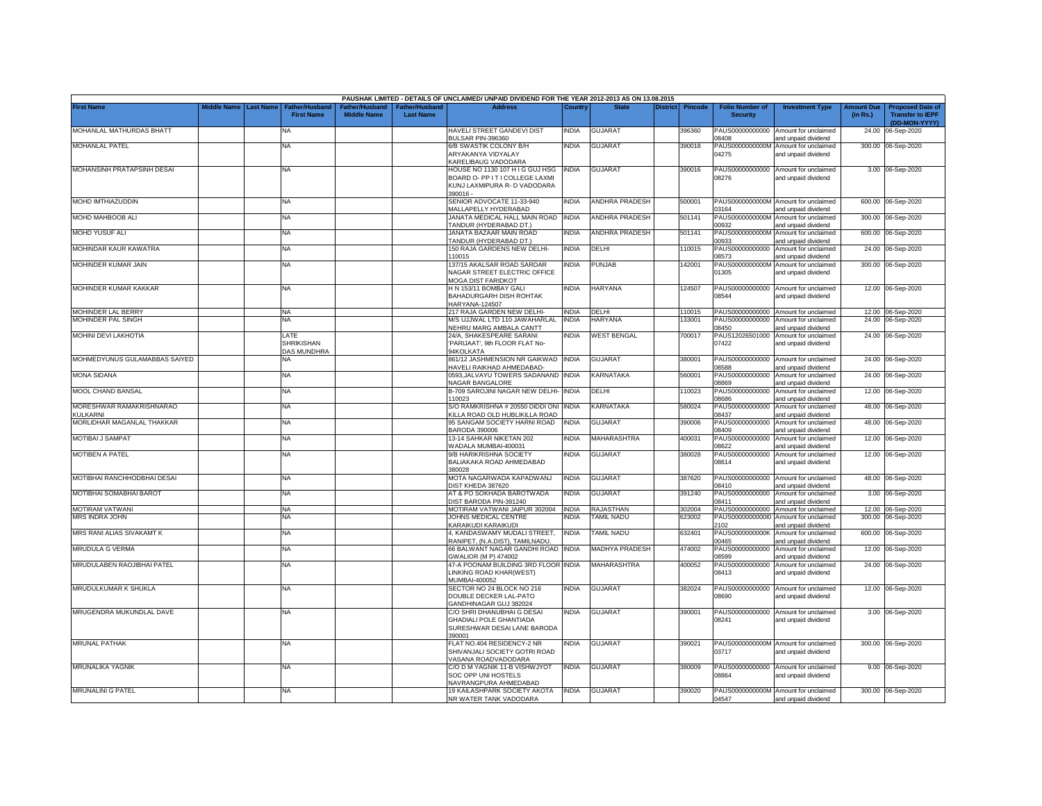PAUSHAK LIMITED - DETAILS OF UNCLAIMED/ UNPAID DIVIDEND FOR THE YEAR 2012-2013 AS ON 13.08.2015

| First Name | Middle Name | Last Name | Father/Husband First Name | Father/Husband Middle Name | Father/Husband Last Name | Address | Country | State | District | Pincode | Folio Number of Security | Investment Type | Amount Due (in Rs.) | Proposed Date of Transfer to IEPF (DD-MON-YYYY) |
|---|---|---|---|---|---|---|---|---|---|---|---|---|---|---|
| MOHANLAL MATHURDAS BHATT | | | NA | | | HAVELI STREET GANDEVI DIST BULSAR PIN-396360 | INDIA | GUJARAT | | 396360 | PAUS00000000000 08408 | Amount for unclaimed and unpaid dividend | 24.00 | 06-Sep-2020 |
| MOHANLAL PATEL | | | NA | | | 6/B SWASTIK COLONY B/H ARYAKANYA VIDYALAY KARELIBAUG VADODARA | INDIA | GUJARAT | | 390018 | PAUS0000000000M 04275 | Amount for unclaimed and unpaid dividend | 300.00 | 06-Sep-2020 |
| MOHANSINH PRATAPSINH DESAI | | | NA | | | HOUSE NO 1130 107 H I G GUJ HSG BOARD O- PP I T I COLLEGE LAXMI KUNJ LAXMIPURA R- D VADODARA 390016 - | INDIA | GUJARAT | | 390016 | PAUS00000000000 08276 | Amount for unclaimed and unpaid dividend | 3.00 | 06-Sep-2020 |
| MOHD IMTHIAZUDDIN | | | NA | | | SENIOR ADVOCATE 11-33-940 MALLAPELLY HYDERABAD | INDIA | ANDHRA PRADESH | | 500001 | PAUS0000000000M 03164 | Amount for unclaimed and unpaid dividend | 600.00 | 06-Sep-2020 |
| MOHD MAHBOOB ALI | | | NA | | | JANATA MEDICAL HALL MAIN ROAD TANDUR (HYDERABAD DT.) | INDIA | ANDHRA PRADESH | | 501141 | PAUS0000000000M 00932 | Amount for unclaimed and unpaid dividend | 300.00 | 06-Sep-2020 |
| MOHD YUSUF ALI | | | NA | | | JANATA BAZAAR MAIN ROAD TANDUR (HYDERABAD DT.) | INDIA | ANDHRA PRADESH | | 501141 | PAUS0000000000M 00933 | Amount for unclaimed and unpaid dividend | 600.00 | 06-Sep-2020 |
| MOHINDAR KAUR KAWATRA | | | NA | | | 150 RAJA GARDENS NEW DELHI-110015 | INDIA | DELHI | | 110015 | PAUS00000000000 08573 | Amount for unclaimed and unpaid dividend | 24.00 | 06-Sep-2020 |
| MOHINDER KUMAR JAIN | | | NA | | | 137/15 AKALSAR ROAD SARDAR NAGAR STREET ELECTRIC OFFICE MOGA DIST FARIDKOT | INDIA | PUNJAB | | 142001 | PAUS0000000000M 01305 | Amount for unclaimed and unpaid dividend | 300.00 | 06-Sep-2020 |
| MOHINDER KUMAR KAKKAR | | | NA | | | H N 153/11 BOMBAY GALI BAHADURGARH DISH ROHTAK HARYANA-124507 | INDIA | HARYANA | | 124507 | PAUS00000000000 08544 | Amount for unclaimed and unpaid dividend | 12.00 | 06-Sep-2020 |
| MOHINDER LAL BERRY | | | NA | | | 217 RAJA GARDEN NEW DELHI- | INDIA | DELHI | | 110015 | PAUS00000000000 | Amount for unclaimed | 12.00 | 06-Sep-2020 |
| MOHINDER PAL SINGH | | | NA | | | M/S UJJWAL LTD 110 JAWAHARLAL NEHRU MARG AMBALA CANTT | INDIA | HARYANA | | 133001 | PAUS00000000000 08450 | Amount for unclaimed and unpaid dividend | 24.00 | 06-Sep-2020 |
| MOHINI DEVI LAKHOTIA | | | LATE SHRIKISHAN DAS MUNDHRA | | | 24/A, SHAKESPEARE SARANI 'PARIJAAT', 9th FLOOR FLAT No-94KOLKATA | INDIA | WEST BENGAL | | 700017 | PAUS12026501000 07422 | Amount for unclaimed and unpaid dividend | 24.00 | 06-Sep-2020 |
| MOHMEDYUNUS GULAMABBAS SAIYED | | | NA | | | 861/12 JASHMENSION NR GAIKWAD HAVELI RAIKHAD AHMEDABAD- | INDIA | GUJARAT | | 380001 | PAUS00000000000 08588 | Amount for unclaimed and unpaid dividend | 24.00 | 06-Sep-2020 |
| MONA SIDANA | | | NA | | | 0593,JALVAYU TOWERS SADANAND NAGAR BANGALORE | INDIA | KARNATAKA | | 560001 | PAUS00000000000 08869 | Amount for unclaimed and unpaid dividend | 24.00 | 06-Sep-2020 |
| MOOL CHAND BANSAL | | | NA | | | B-709 SAROJINI NAGAR NEW DELHI-110023 | INDIA | DELHI | | 110023 | PAUS00000000000 08686 | Amount for unclaimed and unpaid dividend | 12.00 | 06-Sep-2020 |
| MORESHWAR RAMAKRISHNARAO KULKARNI | | | NA | | | S/O RAMKRISHNA # 20550 DIDDI ONI KILLA ROAD OLD HUBLIKILLA ROAD | INDIA | KARNATAKA | | 580024 | PAUS00000000000 08437 | Amount for unclaimed and unpaid dividend | 48.00 | 06-Sep-2020 |
| MORLIDHAR MAGANLAL THAKKAR | | | NA | | | 95 SANGAM SOCIETY HARNI ROAD BARODA 390006 | INDIA | GUJARAT | | 390006 | PAUS00000000000 08409 | Amount for unclaimed and unpaid dividend | 48.00 | 06-Sep-2020 |
| MOTIBAI J SAMPAT | | | NA | | | 13-14 SAHKAR NIKETAN 202 WADALA MUMBAI-400031 | INDIA | MAHARASHTRA | | 400031 | PAUS00000000000 08622 | Amount for unclaimed and unpaid dividend | 12.00 | 06-Sep-2020 |
| MOTIBEN A PATEL | | | NA | | | 9/B HARIKRISHNA SOCIETY BALIAKAKA ROAD AHMEDABAD 380028 | INDIA | GUJARAT | | 380028 | PAUS00000000000 08614 | Amount for unclaimed and unpaid dividend | 12.00 | 06-Sep-2020 |
| MOTIBHAI RANCHHODBHAI DESAI | | | NA | | | MOTA NAGARWADA KAPADWANJ DIST KHEDA 387620 | INDIA | GUJARAT | | 387620 | PAUS00000000000 08410 | Amount for unclaimed and unpaid dividend | 48.00 | 06-Sep-2020 |
| MOTIBHAI SOMABHAI BAROT | | | NA | | | AT & PO SOKHADA BAROTWADA DIST BARODA PIN-391240 | INDIA | GUJARAT | | 391240 | PAUS00000000000 08411 | Amount for unclaimed and unpaid dividend | 3.00 | 06-Sep-2020 |
| MOTIRAM VATWANI | | | NA | | | MOTIRAM VATWANI JAIPUR 302004 | INDIA | RAJASTHAN | | 302004 | PAUS00000000000 | Amount for unclaimed | 12.00 | 06-Sep-2020 |
| MRS INDRA JOHN | | | NA | | | JOHNS MEDICAL CENTRE KARAIKUDI KARAIKUDI | INDIA | TAMIL NADU | | 623002 | PAUS0000000000I0 2102 | Amount for unclaimed and unpaid dividend | 300.00 | 06-Sep-2020 |
| MRS RANI ALIAS SIVAKAMT K | | | NA | | | 4, KANDASWAMY MUDALI STREET, RANIPET, (N.A.DIST), TAMILNADU. | INDIA | TAMIL NADU | | 632401 | PAUS0000000000K 00465 | Amount for unclaimed and unpaid dividend | 600.00 | 06-Sep-2020 |
| MRUDULA G VERMA | | | NA | | | 66 BALWANT NAGAR GANDHI ROAD GWALIOR (M P) 474002 | INDIA | MADHYA PRADESH | | 474002 | PAUS00000000000 08599 | Amount for unclaimed and unpaid dividend | 12.00 | 06-Sep-2020 |
| MRUDULABEN RAOJIBHAI PATEL | | | NA | | | 47-A POONAM BUILDING 3RD FLOOR LINKING ROAD KHAR(WEST) MUMBAI-400052 | INDIA | MAHARASHTRA | | 400052 | PAUS00000000000 08413 | Amount for unclaimed and unpaid dividend | 24.00 | 06-Sep-2020 |
| MRUDULKUMAR K SHUKLA | | | NA | | | SECTOR NO 24 BLOCK NO 216 DOUBLE DECKER LAL-PATO GANDHINAGAR GUJ 382024 | INDIA | GUJARAT | | 382024 | PAUS00000000000 08690 | Amount for unclaimed and unpaid dividend | 12.00 | 06-Sep-2020 |
| MRUGENDRA MUKUNDLAL DAVE | | | NA | | | C/O SHRI DHANUBHAI G DESAI GHADIALI POLE GHANTIADA SURESHWAR DESAI LANE BARODA 390001 | INDIA | GUJARAT | | 390001 | PAUS00000000000 08241 | Amount for unclaimed and unpaid dividend | 3.00 | 06-Sep-2020 |
| MRUNAL PATHAK | | | NA | | | FLAT NO.404 RESIDENCY-2 NR SHIVANJALI SOCIETY GOTRI ROAD VASANA ROADVADODARA | INDIA | GUJARAT | | 390021 | PAUS0000000000M 03717 | Amount for unclaimed and unpaid dividend | 300.00 | 06-Sep-2020 |
| MRUNALIKA YAGNIK | | | NA | | | C/O D M YAGNIK 11-B VISHWJYOT SOC OPP UNI HOSTELS NAVRANGPURA AHMEDABAD | INDIA | GUJARAT | | 380009 | PAUS00000000000 08864 | Amount for unclaimed and unpaid dividend | 9.00 | 06-Sep-2020 |
| MRUNALINI G PATEL | | | NA | | | 19 KAILASHPARK SOCIETY AKOTA NR WATER TANK VADODARA | INDIA | GUJARAT | | 390020 | PAUS0000000000M 04547 | Amount for unclaimed and unpaid dividend | 300.00 | 06-Sep-2020 |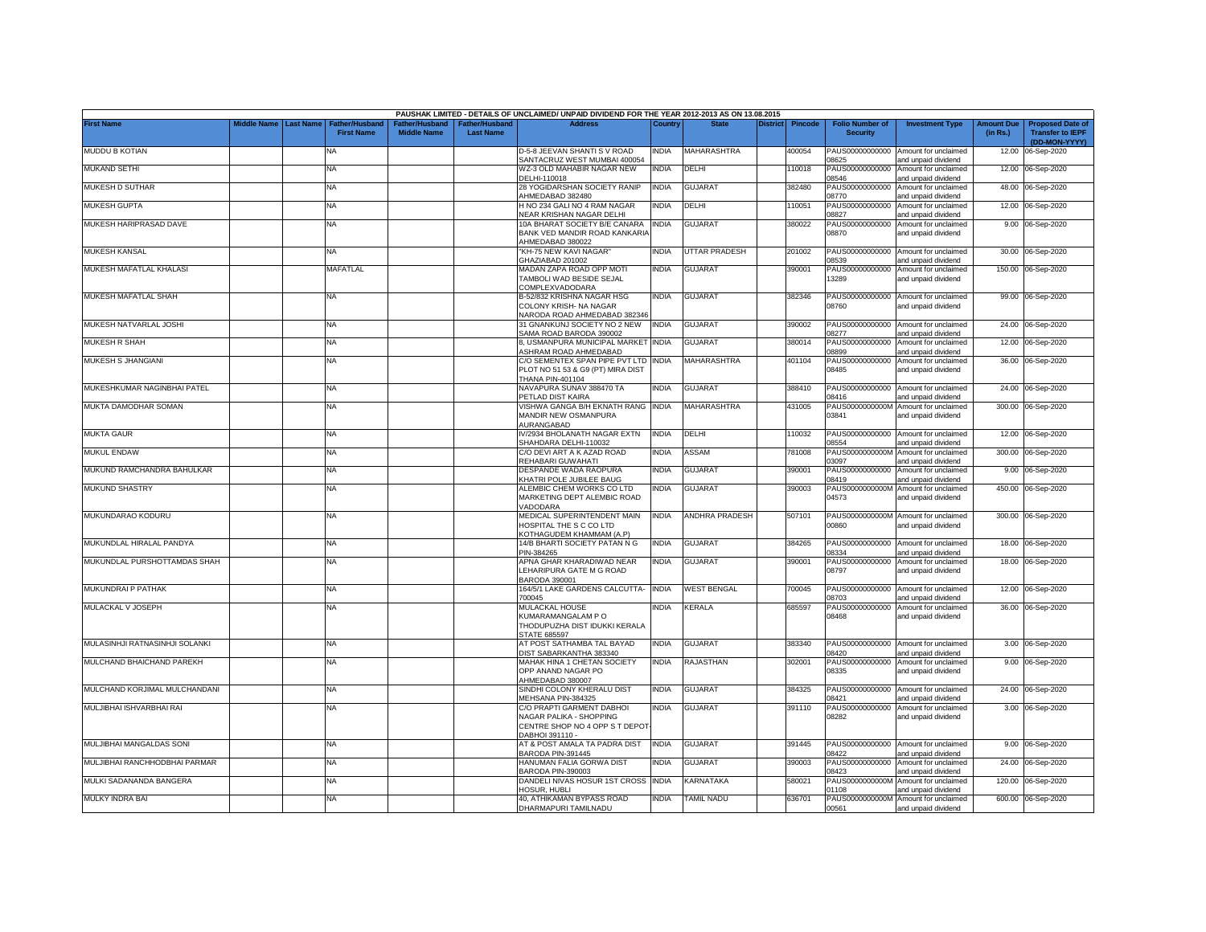PAUSHAK LIMITED - DETAILS OF UNCLAIMED/ UNPAID DIVIDEND FOR THE YEAR 2012-2013 AS ON 13.08.2015

| First Name | Middle Name | Last Name | Father/Husband First Name | Father/Husband Middle Name | Father/Husband Last Name | Address | Country | State | District | Pincode | Folio Number of Security | Investment Type | Amount Due (in Rs.) | Proposed Date of Transfer to IEPF (DD-MON-YYYY) |
|---|---|---|---|---|---|---|---|---|---|---|---|---|---|---|
| MUDDU B KOTIAN | | | NA | | | D-5-8 JEEVAN SHANTI S V ROAD SANTACRUZ WEST MUMBAI 400054 | INDIA | MAHARASHTRA | | 400054 | PAUS00000000000 08625 | Amount for unclaimed and unpaid dividend | 12.00 | 06-Sep-2020 |
| MUKAND SETHI | | | NA | | | WZ-3 OLD MAHABIR NAGAR NEW DELHI-110018 | INDIA | DELHI | | 110018 | PAUS00000000000 08546 | Amount for unclaimed and unpaid dividend | 12.00 | 06-Sep-2020 |
| MUKESH D SUTHAR | | | NA | | | 28 YOGIDARSHAN SOCIETY RANIP AHMEDABAD 382480 | INDIA | GUJARAT | | 382480 | PAUS00000000000 08770 | Amount for unclaimed and unpaid dividend | 48.00 | 06-Sep-2020 |
| MUKESH GUPTA | | | NA | | | H NO 234 GALI NO 4 RAM NAGAR NEAR KRISHAN NAGAR DELHI | INDIA | DELHI | | 110051 | PAUS00000000000 08827 | Amount for unclaimed and unpaid dividend | 12.00 | 06-Sep-2020 |
| MUKESH HARIPRASAD DAVE | | | NA | | | 10A BHARAT SOCIETY B/E CANARA BANK VED MANDIR ROAD KANKARIA AHMEDABAD 380022 | INDIA | GUJARAT | | 380022 | PAUS00000000000 08870 | Amount for unclaimed and unpaid dividend | 9.00 | 06-Sep-2020 |
| MUKESH KANSAL | | | NA | | | "KH-75 NEW KAVI NAGAR" GHAZIABAD 201002 | INDIA | UTTAR PRADESH | | 201002 | PAUS00000000000 08539 | Amount for unclaimed and unpaid dividend | 30.00 | 06-Sep-2020 |
| MUKESH MAFATLAL KHALASI | | | MAFATLAL | | | MADAN ZAPA ROAD OPP MOTI TAMBOLI WAD BESIDE SEJAL COMPLEXVADODARA | INDIA | GUJARAT | | 390001 | PAUS00000000000 13289 | Amount for unclaimed and unpaid dividend | 150.00 | 06-Sep-2020 |
| MUKESH MAFATLAL SHAH | | | NA | | | B-52/832 KRISHNA NAGAR HSG COLONY KRISH- NA NAGAR NARODA ROAD AHMEDABAD 382346 | INDIA | GUJARAT | | 382346 | PAUS00000000000 08760 | Amount for unclaimed and unpaid dividend | 99.00 | 06-Sep-2020 |
| MUKESH NATVARLAL JOSHI | | | NA | | | 31 GNANKUNJ SOCIETY NO 2 NEW SAMA ROAD BARODA 390002 | INDIA | GUJARAT | | 390002 | PAUS00000000000 08277 | Amount for unclaimed and unpaid dividend | 24.00 | 06-Sep-2020 |
| MUKESH R SHAH | | | NA | | | 8, USMANPURA MUNICIPAL MARKET ASHRAM ROAD AHMEDABAD | INDIA | GUJARAT | | 380014 | PAUS00000000000 08899 | Amount for unclaimed and unpaid dividend | 12.00 | 06-Sep-2020 |
| MUKESH S JHANGIANI | | | NA | | | C/O SEMENTEX SPAN PIPE PVT LTD PLOT NO 51 53 & G9 (PT) MIRA DIST THANA PIN-401104 | INDIA | MAHARASHTRA | | 401104 | PAUS00000000000 08485 | Amount for unclaimed and unpaid dividend | 36.00 | 06-Sep-2020 |
| MUKESHKUMAR NAGINBHAI PATEL | | | NA | | | NAVAPURA SUNAV 388470 TA PETLAD DIST KAIRA | INDIA | GUJARAT | | 388410 | PAUS00000000000 08416 | Amount for unclaimed and unpaid dividend | 24.00 | 06-Sep-2020 |
| MUKTA DAMODHAR SOMAN | | | NA | | | VISHWA GANGA B/H EKNATH RANG MANDIR NEW OSMANPURA AURANGABAD | INDIA | MAHARASHTRA | | 431005 | PAUS0000000000M 03841 | Amount for unclaimed and unpaid dividend | 300.00 | 06-Sep-2020 |
| MUKTA GAUR | | | NA | | | IV/2934 BHOLANATH NAGAR EXTN SHAHDARA DELHI-110032 | INDIA | DELHI | | 110032 | PAUS00000000000 08554 | Amount for unclaimed and unpaid dividend | 12.00 | 06-Sep-2020 |
| MUKUL ENDAW | | | NA | | | C/O DEVI ART A K AZAD ROAD REHABARI GUWAHATI | INDIA | ASSAM | | 781008 | PAUS0000000000M 03097 | Amount for unclaimed and unpaid dividend | 300.00 | 06-Sep-2020 |
| MUKUND RAMCHANDRA BAHULKAR | | | NA | | | DESPANDE WADA RAOPURA KHATRI POLE JUBILEE BAUG | INDIA | GUJARAT | | 390001 | PAUS00000000000 08419 | Amount for unclaimed and unpaid dividend | 9.00 | 06-Sep-2020 |
| MUKUND SHASTRY | | | NA | | | ALEMBIC CHEM WORKS CO LTD MARKETING DEPT ALEMBIC ROAD VADODARA | INDIA | GUJARAT | | 390003 | PAUS0000000000M 04573 | Amount for unclaimed and unpaid dividend | 450.00 | 06-Sep-2020 |
| MUKUNDARAO KODURU | | | NA | | | MEDICAL SUPERINTENDENT MAIN HOSPITAL THE S C CO LTD KOTHAGUDEM KHAMMAM (A.P) | INDIA | ANDHRA PRADESH | | 507101 | PAUS0000000000M 00860 | Amount for unclaimed and unpaid dividend | 300.00 | 06-Sep-2020 |
| MUKUNDLAL HIRALAL PANDYA | | | NA | | | 14/B BHARTI SOCIETY PATAN N G PIN-384265 | INDIA | GUJARAT | | 384265 | PAUS00000000000 08334 | Amount for unclaimed and unpaid dividend | 18.00 | 06-Sep-2020 |
| MUKUNDLAL PURSHOTTAMDAS SHAH | | | NA | | | APNA GHAR KHARADIWAD NEAR LEHARIPURA GATE M G ROAD BARODA 390001 | INDIA | GUJARAT | | 390001 | PAUS00000000000 08797 | Amount for unclaimed and unpaid dividend | 18.00 | 06-Sep-2020 |
| MUKUNDRAI P PATHAK | | | NA | | | 164/5/1 LAKE GARDENS CALCUTTA-700045 | INDIA | WEST BENGAL | | 700045 | PAUS00000000000 08703 | Amount for unclaimed and unpaid dividend | 12.00 | 06-Sep-2020 |
| MULACKAL V JOSEPH | | | NA | | | MULACKAL HOUSE KUMARAMANGALAM P O THODUPUZHA DIST IDUKKI KERALA STATE 685597 | INDIA | KERALA | | 685597 | PAUS00000000000 08468 | Amount for unclaimed and unpaid dividend | 36.00 | 06-Sep-2020 |
| MULASINHJI RATNASINHJI SOLANKI | | | NA | | | AT POST SATHAMBA TAL BAYAD DIST SABARKANTHA 383340 | INDIA | GUJARAT | | 383340 | PAUS00000000000 08420 | Amount for unclaimed and unpaid dividend | 3.00 | 06-Sep-2020 |
| MULCHAND BHAICHAND PAREKH | | | NA | | | MAHAK HINA 1 CHETAN SOCIETY OPP ANAND NAGAR PO AHMEDABAD 380007 | INDIA | RAJASTHAN | | 302001 | PAUS00000000000 08335 | Amount for unclaimed and unpaid dividend | 9.00 | 06-Sep-2020 |
| MULCHAND KORJIMAL MULCHANDANI | | | NA | | | SINDHI COLONY KHERALU DIST MEHSANA PIN-384325 | INDIA | GUJARAT | | 384325 | PAUS00000000000 08421 | Amount for unclaimed and unpaid dividend | 24.00 | 06-Sep-2020 |
| MULJIBHAI ISHVARBHAI RAI | | | NA | | | C/O PRAPTI GARMENT DABHOI NAGAR PALIKA - SHOPPING CENTRE SHOP NO 4 OPP S T DEPOT-DABHOI 391110 - | INDIA | GUJARAT | | 391110 | PAUS00000000000 08282 | Amount for unclaimed and unpaid dividend | 3.00 | 06-Sep-2020 |
| MULJIBHAI MANGALDAS SONI | | | NA | | | AT & POST AMALA TA PADRA DIST BARODA PIN-391445 | INDIA | GUJARAT | | 391445 | PAUS00000000000 08422 | Amount for unclaimed and unpaid dividend | 9.00 | 06-Sep-2020 |
| MULJIBHAI RANCHHODBHAI PARMAR | | | NA | | | HANUMAN FALIA GORWA DIST BARODA PIN-390003 | INDIA | GUJARAT | | 390003 | PAUS00000000000 08423 | Amount for unclaimed and unpaid dividend | 24.00 | 06-Sep-2020 |
| MULKI SADANANDA BANGERA | | | NA | | | DANDELI NIVAS HOSUR 1ST CROSS HOSUR, HUBLI | INDIA | KARNATAKA | | 580021 | PAUS0000000000M 01108 | Amount for unclaimed and unpaid dividend | 120.00 | 06-Sep-2020 |
| MULKY INDRA BAI | | | NA | | | 40, ATHIKAMAN BYPASS ROAD DHARMAPURI TAMILNADU | INDIA | TAMIL NADU | | 636701 | PAUS0000000000M 00561 | Amount for unclaimed and unpaid dividend | 600.00 | 06-Sep-2020 |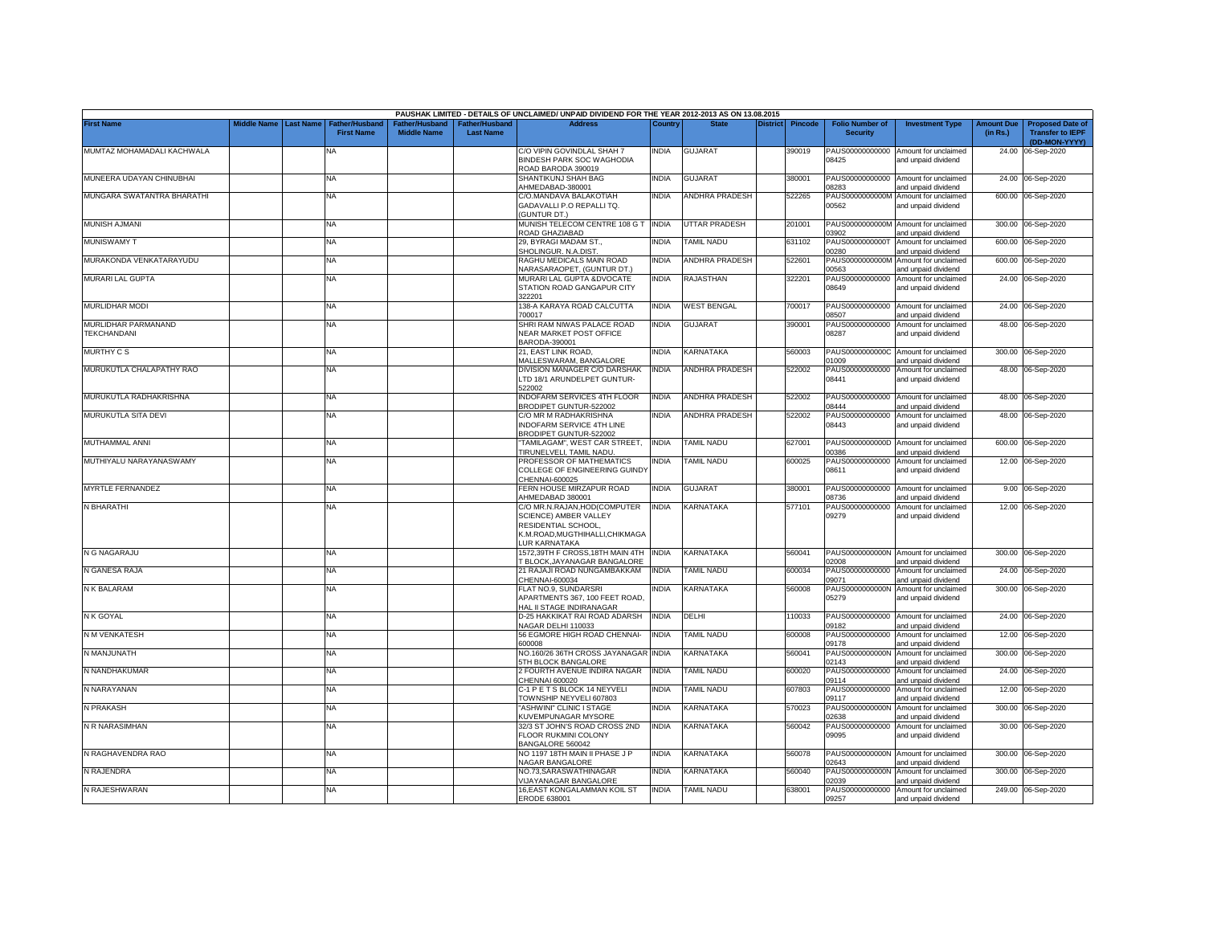| PAUSHAK LIMITED - DETAILS OF UNCLAIMED/ UNPAID DIVIDEND FOR THE YEAR 2012-2013 AS ON 13.08.2015 | | | | | | | | | | | | | | | |
|---|---|---|---|---|---|---|---|---|---|---|---|---|---|---|---|
| First Name | Middle Name | Last Name | Father/Husband First Name | Father/Husband Middle Name | Father/Husband Last Name | Address | Country | State | District | Pincode | Folio Number of Security | Investment Type | Amount Due (in Rs.) | Proposed Date of Transfer to IEPF (DD-MON-YYYY) |
| MUMTAZ MOHAMADALI KACHWALA | | | NA | | | C/O VIPIN GOVINDLAL SHAH 7 BINDESH PARK SOC WAGHODIA ROAD BARODA 390019 | INDIA | GUJARAT | | 390019 | PAUS00000000000 08425 | Amount for unclaimed and unpaid dividend | 24.00 | 06-Sep-2020 |
| MUNEERA UDAYAN CHINUBHAI | | | NA | | | SHANTIKUNJ SHAH BAG AHMEDABAD-380001 | INDIA | GUJARAT | | 380001 | PAUS00000000000 08283 | Amount for unclaimed and unpaid dividend | 24.00 | 06-Sep-2020 |
| MUNGARA SWATANTRA BHARATHI | | | NA | | | C/O.MANDAVA BALAKOTIAH GADAVALLI P.O REPALLI TQ. (GUNTUR DT.) | INDIA | ANDHRA PRADESH | | 522265 | PAUS0000000000M 00562 | Amount for unclaimed and unpaid dividend | 600.00 | 06-Sep-2020 |
| MUNISH AJMANI | | | NA | | | MUNISH TELECOM CENTRE 108 G T ROAD GHAZIABAD | INDIA | UTTAR PRADESH | | 201001 | PAUS0000000000M 03902 | Amount for unclaimed and unpaid dividend | 300.00 | 06-Sep-2020 |
| MUNISWAMY T | | | NA | | | 29, BYRAGI MADAM ST., SHOLINGUR. N.A.DIST. | INDIA | TAMIL NADU | | 631102 | PAUS0000000000T 00280 | Amount for unclaimed and unpaid dividend | 600.00 | 06-Sep-2020 |
| MURAKONDA VENKATARAYUDU | | | NA | | | RAGHU MEDICALS MAIN ROAD NARASARAOPET, (GUNTUR DT.) | INDIA | ANDHRA PRADESH | | 522601 | PAUS0000000000M 00563 | Amount for unclaimed and unpaid dividend | 600.00 | 06-Sep-2020 |
| MURARI LAL GUPTA | | | NA | | | MURARI LAL GUPTA &DVOCATE STATION ROAD GANGAPUR CITY 322201 | INDIA | RAJASTHAN | | 322201 | PAUS00000000000 08649 | Amount for unclaimed and unpaid dividend | 24.00 | 06-Sep-2020 |
| MURLIDHAR MODI | | | NA | | | 138-A KARAYA ROAD CALCUTTA 700017 | INDIA | WEST BENGAL | | 700017 | PAUS00000000000 08507 | Amount for unclaimed and unpaid dividend | 24.00 | 06-Sep-2020 |
| MURLIDHAR PARMANAND TEKCHANDANI | | | NA | | | SHRI RAM NIWAS PALACE ROAD NEAR MARKET POST OFFICE BARODA-390001 | INDIA | GUJARAT | | 390001 | PAUS00000000000 08287 | Amount for unclaimed and unpaid dividend | 48.00 | 06-Sep-2020 |
| MURTHY C S | | | NA | | | 21, EAST LINK ROAD, MALLESWARAM, BANGALORE | INDIA | KARNATAKA | | 560003 | PAUS0000000000C 01009 | Amount for unclaimed and unpaid dividend | 300.00 | 06-Sep-2020 |
| MURUKUTLA CHALAPATHY RAO | | | NA | | | DIVISION MANAGER C/O DARSHAK LTD 18/1 ARUNDELPET GUNTUR-522002 | INDIA | ANDHRA PRADESH | | 522002 | PAUS00000000000 08441 | Amount for unclaimed and unpaid dividend | 48.00 | 06-Sep-2020 |
| MURUKUTLA RADHAKRISHNA | | | NA | | | INDOFARM SERVICES 4TH FLOOR BRODIPET GUNTUR-522002 | INDIA | ANDHRA PRADESH | | 522002 | PAUS00000000000 08444 | Amount for unclaimed and unpaid dividend | 48.00 | 06-Sep-2020 |
| MURUKUTLA SITA DEVI | | | NA | | | C/O MR M RADHAKRISHNA INDOFARM SERVICE 4TH LINE BRODIPET GUNTUR-522002 | INDIA | ANDHRA PRADESH | | 522002 | PAUS00000000000 08443 | Amount for unclaimed and unpaid dividend | 48.00 | 06-Sep-2020 |
| MUTHAMMAL ANNI | | | NA | | | "TAMILAGAM", WEST CAR STREET, TIRUNELVELI, TAMIL NADU. | INDIA | TAMIL NADU | | 627001 | PAUS0000000000D 00386 | Amount for unclaimed and unpaid dividend | 600.00 | 06-Sep-2020 |
| MUTHIYALU NARAYANASWAMY | | | NA | | | PROFESSOR OF MATHEMATICS COLLEGE OF ENGINEERING GUINDY CHENNAI-600025 | INDIA | TAMIL NADU | | 600025 | PAUS00000000000 08611 | Amount for unclaimed and unpaid dividend | 12.00 | 06-Sep-2020 |
| MYRTLE FERNANDEZ | | | NA | | | FERN HOUSE MIRZAPUR ROAD AHMEDABAD 380001 | INDIA | GUJARAT | | 380001 | PAUS00000000000 08736 | Amount for unclaimed and unpaid dividend | 9.00 | 06-Sep-2020 |
| N BHARATHI | | | NA | | | C/O MR.N.RAJAN,HOD(COMPUTER SCIENCE) AMBER VALLEY RESIDENTIAL SCHOOL, K.M.ROAD,MUGTHIHALLI,CHIKMAGA LUR KARNATAKA | INDIA | KARNATAKA | | 577101 | PAUS00000000000 09279 | Amount for unclaimed and unpaid dividend | 12.00 | 06-Sep-2020 |
| N G NAGARAJU | | | NA | | | 1572,39TH F CROSS,18TH MAIN 4TH T BLOCK,JAYANAGAR BANGALORE | INDIA | KARNATAKA | | 560041 | PAUS0000000000N 02008 | Amount for unclaimed and unpaid dividend | 300.00 | 06-Sep-2020 |
| N GANESA RAJA | | | NA | | | 21 RAJAJI ROAD NUNGAMBAKKAM CHENNAI-600034 | INDIA | TAMIL NADU | | 600034 | PAUS00000000000 09071 | Amount for unclaimed and unpaid dividend | 24.00 | 06-Sep-2020 |
| N K BALARAM | | | NA | | | FLAT NO.9, SUNDARSRI APARTMENTS 367, 100 FEET ROAD, HAL II STAGE INDIRANAGAR | INDIA | KARNATAKA | | 560008 | PAUS0000000000N 05279 | Amount for unclaimed and unpaid dividend | 300.00 | 06-Sep-2020 |
| N K GOYAL | | | NA | | | D-25 HAKKIKAT RAI ROAD ADARSH NAGAR DELHI 110033 | INDIA | DELHI | | 110033 | PAUS00000000000 09182 | Amount for unclaimed and unpaid dividend | 24.00 | 06-Sep-2020 |
| N M VENKATESH | | | NA | | | 56 EGMORE HIGH ROAD CHENNAI-600008 | INDIA | TAMIL NADU | | 600008 | PAUS00000000000 09178 | Amount for unclaimed and unpaid dividend | 12.00 | 06-Sep-2020 |
| N MANJUNATH | | | NA | | | NO.160/26 36TH CROSS JAYANAGAR 5TH BLOCK BANGALORE | INDIA | KARNATAKA | | 560041 | PAUS0000000000N 02143 | Amount for unclaimed and unpaid dividend | 300.00 | 06-Sep-2020 |
| N NANDHAKUMAR | | | NA | | | 2 FOURTH AVENUE INDIRA NAGAR CHENNAI 600020 | INDIA | TAMIL NADU | | 600020 | PAUS00000000000 09114 | Amount for unclaimed and unpaid dividend | 24.00 | 06-Sep-2020 |
| N NARAYANAN | | | NA | | | C-1 P E T S BLOCK 14 NEYVELI TOWNSHIP NEYVELI 607803 | INDIA | TAMIL NADU | | 607803 | PAUS00000000000 09117 | Amount for unclaimed and unpaid dividend | 12.00 | 06-Sep-2020 |
| N PRAKASH | | | NA | | | "ASHWINI" CLINIC I STAGE KUVEMPUNAGAR MYSORE | INDIA | KARNATAKA | | 570023 | PAUS0000000000N 02638 | Amount for unclaimed and unpaid dividend | 300.00 | 06-Sep-2020 |
| N R NARASIMHAN | | | NA | | | 32/3 ST JOHN'S ROAD CROSS 2ND FLOOR RUKMINI COLONY BANGALORE 560042 | INDIA | KARNATAKA | | 560042 | PAUS00000000000 09095 | Amount for unclaimed and unpaid dividend | 30.00 | 06-Sep-2020 |
| N RAGHAVENDRA RAO | | | NA | | | NO 1197 18TH MAIN II PHASE J P NAGAR BANGALORE | INDIA | KARNATAKA | | 560078 | PAUS0000000000N 02643 | Amount for unclaimed and unpaid dividend | 300.00 | 06-Sep-2020 |
| N RAJENDRA | | | NA | | | NO.73,SARASWATHINAGAR VIJAYANAGAR BANGALORE | INDIA | KARNATAKA | | 560040 | PAUS0000000000N 02039 | Amount for unclaimed and unpaid dividend | 300.00 | 06-Sep-2020 |
| N RAJESHWARAN | | | NA | | | 16,EAST KONGALAMMAN KOIL ST ERODE 638001 | INDIA | TAMIL NADU | | 638001 | PAUS00000000000 09257 | Amount for unclaimed and unpaid dividend | 249.00 | 06-Sep-2020 |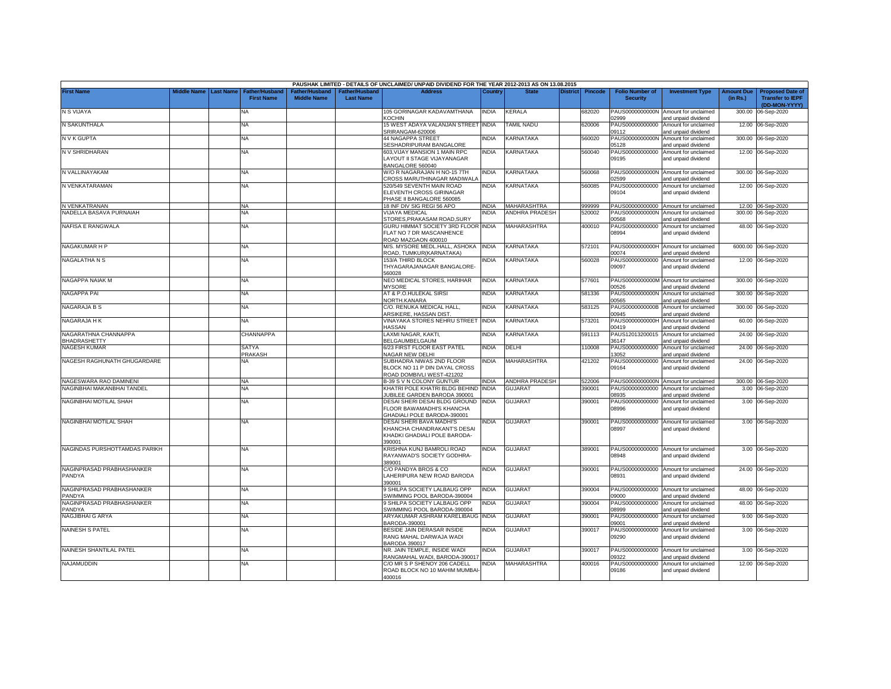PAUSHAK LIMITED - DETAILS OF UNCLAIMED/ UNPAID DIVIDEND FOR THE YEAR 2012-2013 AS ON 13.08.2015

| First Name | Middle Name | Last Name | Father/Husband First Name | Father/Husband Middle Name | Father/Husband Last Name | Address | Country | State | District | Pincode | Folio Number of Security | Investment Type | Amount Due (in Rs.) | Proposed Date of Transfer to IEPF (DD-MON-YYYY) |
|---|---|---|---|---|---|---|---|---|---|---|---|---|---|---|
| N S VIJAYA | | | NA | | | 105 GORINAGAR KADAVAMTHANA KOCHIN | INDIA | KERALA | | 682020 | PAUS0000000000N02999 | Amount for unclaimed and unpaid dividend | 300.00 | 06-Sep-2020 |
| N SAKUNTHALA | | | NA | | | 15 WEST ADAYA VALANJAN STREET SRIRANGAM-620006 | INDIA | TAMIL NADU | | 620006 | PAUS00000000000009112 | Amount for unclaimed and unpaid dividend | 12.00 | 06-Sep-2020 |
| N V K GUPTA | | | NA | | | 44 NAGAPPA STREET SESHADRIPURAM BANGALORE | INDIA | KARNATAKA | | 560020 | PAUS0000000000N05128 | Amount for unclaimed and unpaid dividend | 300.00 | 06-Sep-2020 |
| N V SHRIDHARAN | | | NA | | | 603,VIJAY MANSION 1 MAIN RPC LAYOUT II STAGE VIJAYANAGAR BANGALORE 560040 | INDIA | KARNATAKA | | 560040 | PAUS00000000000009195 | Amount for unclaimed and unpaid dividend | 12.00 | 06-Sep-2020 |
| N VALLINAYAKAM | | | NA | | | W/O R NAGARAJAN H NO-15 7TH CROSS MARUTHINAGAR MADIWALA | INDIA | KARNATAKA | | 560068 | PAUS0000000000N02599 | Amount for unclaimed and unpaid dividend | 300.00 | 06-Sep-2020 |
| N VENKATARAMAN | | | NA | | | 520/549 SEVENTH MAIN ROAD ELEVENTH CROSS GIRINAGAR PHASE II BANGALORE 560085 | INDIA | KARNATAKA | | 560085 | PAUS00000000000009104 | Amount for unclaimed and unpaid dividend | 12.00 | 06-Sep-2020 |
| N VENKATRANAN | | | NA | | | 18 INF DIV SIG REGI 56 APO | INDIA | MAHARASHTRA | | 999999 | PAUS00000000000 | Amount for unclaimed | 12.00 | 06-Sep-2020 |
| NADELLA BASAVA PURNAIAH | | | NA | | | VIJAYA MEDICAL STORES,PRAKASAM ROAD,SURY | INDIA | ANDHRA PRADESH | | 520002 | PAUS0000000000N00568 | Amount for unclaimed and unpaid dividend | 300.00 | 06-Sep-2020 |
| NAFISA E RANGWALA | | | NA | | | GURU HIMMAT SOCIETY 3RD FLOOR FLAT NO 7 DR MASCANHENCE ROAD MAZGAON 400010 | INDIA | MAHARASHTRA | | 400010 | PAUS00000000000008994 | Amount for unclaimed and unpaid dividend | 48.00 | 06-Sep-2020 |
| NAGAKUMAR H P | | | NA | | | M/S. MYSORE MEDL.HALL, ASHOKA ROAD, TUMKUR(KARNATAKA) | INDIA | KARNATAKA | | 572101 | PAUS0000000000H00074 | Amount for unclaimed and unpaid dividend | 6000.00 | 06-Sep-2020 |
| NAGALATHA N S | | | NA | | | 153/A THIRD BLOCK THYAGARAJANAGAR BANGALORE-560028 | INDIA | KARNATAKA | | 560028 | PAUS00000000000009097 | Amount for unclaimed and unpaid dividend | 12.00 | 06-Sep-2020 |
| NAGAPPA NAIAK M | | | NA | | | NEO MEDICAL STORES, HARIHAR MYSORE | INDIA | KARNATAKA | | 577601 | PAUS0000000000M00526 | Amount for unclaimed and unpaid dividend | 300.00 | 06-Sep-2020 |
| NAGAPPA PAI | | | NA | | | AT & P.O.HULEKAL SIRSI NORTH.KANARA | INDIA | KARNATAKA | | 581336 | PAUS0000000000N00565 | Amount for unclaimed and unpaid dividend | 300.00 | 06-Sep-2020 |
| NAGARAJA B S | | | NA | | | C/O. RENUKA MEDICAL HALL, ARSIKERE, HASSAN DIST. | INDIA | KARNATAKA | | 583125 | PAUS0000000000B00945 | Amount for unclaimed and unpaid dividend | 300.00 | 06-Sep-2020 |
| NAGARAJA H K | | | NA | | | VINAYAKA STORES NEHRU STREET HASSAN | INDIA | KARNATAKA | | 573201 | PAUS0000000000H00419 | Amount for unclaimed and unpaid dividend | 60.00 | 06-Sep-2020 |
| NAGARATHNA CHANNAPPA BHADRASHETTY | | | CHANNAPPA | | | LAXMI NAGAR, KAKTI, BELGAUMBELGAUM | INDIA | KARNATAKA | | 591113 | PAUS12013200015 36147 | Amount for unclaimed and unpaid dividend | 24.00 | 06-Sep-2020 |
| NAGESH KUMAR | | | SATYA PRAKASH | | | 6/23 FIRST FLOOR EAST PATEL NAGAR NEW DELHI | INDIA | DELHI | | 110008 | PAUS00000000000013052 | Amount for unclaimed and unpaid dividend | 24.00 | 06-Sep-2020 |
| NAGESH RAGHUNATH GHUGARDARE | | | NA | | | SUBHADRA NIWAS 2ND FLOOR BLOCK NO 11 P DIN DAYAL CROSS ROAD DOMBIVLI WEST-421202 | INDIA | MAHARASHTRA | | 421202 | PAUS00000000000009164 | Amount for unclaimed and unpaid dividend | 24.00 | 06-Sep-2020 |
| NAGESWARA RAO DAMINENI | | | NA | | | B-39 S V N COLONY GUNTUR | INDIA | ANDHRA PRADESH | | 522006 | PAUS0000000000N | Amount for unclaimed | 300.00 | 06-Sep-2020 |
| NAGINBHAI MAKANBHAI TANDEL | | | NA | | | KHATRI POLE KHATRI BLDG BEHIND JUBILEE GARDEN BARODA 390001 | INDIA | GUJARAT | | 390001 | PAUS00000000000008935 | Amount for unclaimed and unpaid dividend | 3.00 | 06-Sep-2020 |
| NAGINBHAI MOTILAL SHAH | | | NA | | | DESAI SHERI DESAI BLDG GROUND FLOOR BAWAMADHI'S KHANCHA GHADIALI POLE BARODA-390001 | INDIA | GUJARAT | | 390001 | PAUS00000000000008996 | Amount for unclaimed and unpaid dividend | 3.00 | 06-Sep-2020 |
| NAGINBHAI MOTILAL SHAH | | | NA | | | DESAI SHERI BAVA MADHI'S KHANCHA CHANDRAKANT'S DESAI KHADKI GHADIALI POLE BARODA-390001 | INDIA | GUJARAT | | 390001 | PAUS00000000000008997 | Amount for unclaimed and unpaid dividend | 3.00 | 06-Sep-2020 |
| NAGINDAS PURSHOTTAMDAS PARIKH | | | NA | | | KRISHNA KUNJ BAMROLI ROAD RAYANWAD'S SOCIETY GODHRA-389001 | INDIA | GUJARAT | | 389001 | PAUS00000000000008948 | Amount for unclaimed and unpaid dividend | 3.00 | 06-Sep-2020 |
| NAGINPRASAD PRABHASHANKER PANDYA | | | NA | | | C/O PANDYA BROS & CO LAHERIPURA NEW ROAD BARODA 390001 | INDIA | GUJARAT | | 390001 | PAUS00000000000008931 | Amount for unclaimed and unpaid dividend | 24.00 | 06-Sep-2020 |
| NAGINPRASAD PRABHASHANKER PANDYA | | | NA | | | 9 SHILPA SOCIETY LALBAUG OPP SWIMMING POOL BARODA-390004 | INDIA | GUJARAT | | 390004 | PAUS00000000000009000 | Amount for unclaimed and unpaid dividend | 48.00 | 06-Sep-2020 |
| NAGINPRASAD PRABHASHANKER PANDYA | | | NA | | | 9 SHILPA SOCIETY LALBAUG OPP SWIMMING POOL BARODA-390004 | INDIA | GUJARAT | | 390004 | PAUS00000000000008999 | Amount for unclaimed and unpaid dividend | 48.00 | 06-Sep-2020 |
| NAGJIBHAI G ARYA | | | NA | | | ARYAKUMAR ASHRAM KARELIBAUG BARODA-390001 | INDIA | GUJARAT | | 390001 | PAUS00000000000009001 | Amount for unclaimed and unpaid dividend | 9.00 | 06-Sep-2020 |
| NAINESH S PATEL | | | NA | | | BESIDE JAIN DERASAR INSIDE RANG MAHAL DARWAJA WADI BARODA 390017 | INDIA | GUJARAT | | 390017 | PAUS00000000000009290 | Amount for unclaimed and unpaid dividend | 3.00 | 06-Sep-2020 |
| NAINESH SHANTILAL PATEL | | | NA | | | NR. JAIN TEMPLE, INSIDE WADI RANGMAHAL WADI, BARODA-390017 | INDIA | GUJARAT | | 390017 | PAUS00000000000009322 | Amount for unclaimed and unpaid dividend | 3.00 | 06-Sep-2020 |
| NAJAMUDDIN | | | NA | | | C/O MR S P SHENOY 206 CADELL ROAD BLOCK NO 10 MAHIM MUMBAI-400016 | INDIA | MAHARASHTRA | | 400016 | PAUS00000000000009186 | Amount for unclaimed and unpaid dividend | 12.00 | 06-Sep-2020 |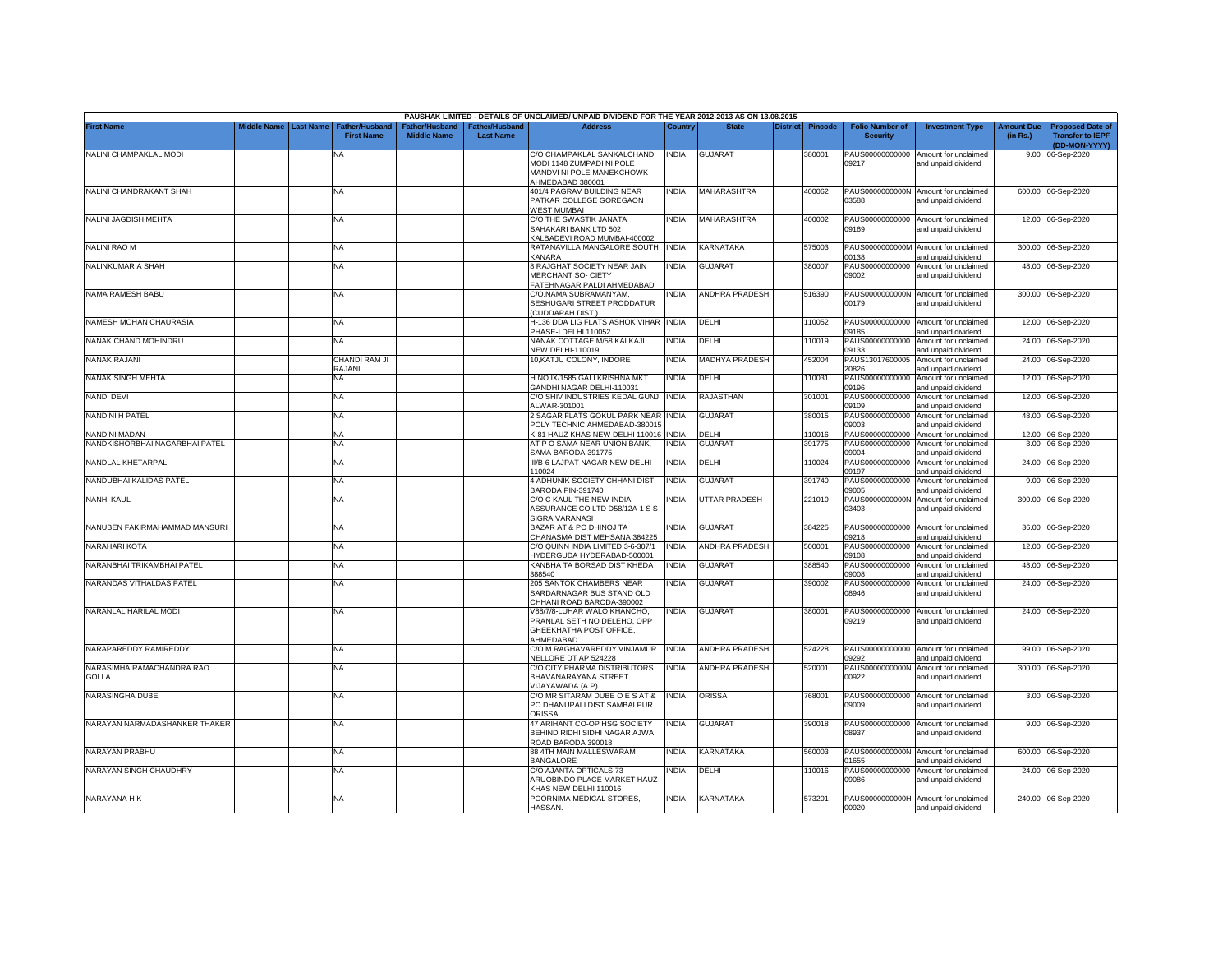PAUSHAK LIMITED - DETAILS OF UNCLAIMED/ UNPAID DIVIDEND FOR THE YEAR 2012-2013 AS ON 13.08.2015

| First Name | Middle Name | Last Name | Father/Husband First Name | Father/Husband Middle Name | Father/Husband Last Name | Address | Country | State | District | Pincode | Folio Number of Security | Investment Type | Amount Due (in Rs.) | Proposed Date of Transfer to IEPF (DD-MON-YYYY) |
|---|---|---|---|---|---|---|---|---|---|---|---|---|---|---|
| NALINI CHAMPAKLAL MODI | | | NA | | | C/O CHAMPAKLAL SANKALCHAND MODI 1148 ZUMPADI NI POLE MANDVI NI POLE MANEKCHOWK AHMEDABAD 380001 | INDIA | GUJARAT | | 380001 | PAUS00000000000 09217 | Amount for unclaimed and unpaid dividend | 9.00 | 06-Sep-2020 |
| NALINI CHANDRAKANT SHAH | | | NA | | | 401/4 PAGRAV BUILDING NEAR PATKAR COLLEGE GOREGAON WEST MUMBAI | INDIA | MAHARASHTRA | | 400062 | PAUS0000000000N 03588 | Amount for unclaimed and unpaid dividend | 600.00 | 06-Sep-2020 |
| NALINI JAGDISH MEHTA | | | NA | | | C/O THE SWASTIK JANATA SAHAKARI BANK LTD 502 KALBADEVI ROAD MUMBAI-400002 | INDIA | MAHARASHTRA | | 400002 | PAUS00000000000 09169 | Amount for unclaimed and unpaid dividend | 12.00 | 06-Sep-2020 |
| NALINI RAO M | | | NA | | | RATANAVILLA MANGALORE SOUTH KANARA | INDIA | KARNATAKA | | 575003 | PAUS0000000000M 00138 | Amount for unclaimed and unpaid dividend | 300.00 | 06-Sep-2020 |
| NALINKUMAR A SHAH | | | NA | | | 8 RAJGHAT SOCIETY NEAR JAIN MERCHANT SO- CIETY FATEHNAGAR PALDI AHMEDABAD | INDIA | GUJARAT | | 380007 | PAUS00000000000 09002 | Amount for unclaimed and unpaid dividend | 48.00 | 06-Sep-2020 |
| NAMA RAMESH BABU | | | NA | | | C/O.NAMA SUBRAMANYAM, SESHUGARI STREET PRODDATUR (CUDDAPAH DIST.) | INDIA | ANDHRA PRADESH | | 516390 | PAUS0000000000N 00179 | Amount for unclaimed and unpaid dividend | 300.00 | 06-Sep-2020 |
| NAMESH MOHAN CHAURASIA | | | NA | | | H-136 DDA LIG FLATS ASHOK VIHAR PHASE-I DELHI 110052 | INDIA | DELHI | | 110052 | PAUS00000000000 09185 | Amount for unclaimed and unpaid dividend | 12.00 | 06-Sep-2020 |
| NANAK CHAND MOHINDRU | | | NA | | | NANAK COTTAGE M/58 KALKAJI NEW DELHI-110019 | INDIA | DELHI | | 110019 | PAUS00000000000 09133 | Amount for unclaimed and unpaid dividend | 24.00 | 06-Sep-2020 |
| NANAK RAJANI | | | CHANDI RAM JI RAJANI | | | 10,KATJU COLONY, INDORE | INDIA | MADHYA PRADESH | | 452004 | PAUS13017600005 20826 | Amount for unclaimed and unpaid dividend | 24.00 | 06-Sep-2020 |
| NANAK SINGH MEHTA | | | NA | | | H NO IX/1585 GALI KRISHNA MKT GANDHI NAGAR DELHI-110031 | INDIA | DELHI | | 110031 | PAUS00000000000 09196 | Amount for unclaimed and unpaid dividend | 12.00 | 06-Sep-2020 |
| NANDI DEVI | | | NA | | | C/O SHIV INDUSTRIES KEDAL GUNJ ALWAR-301001 | INDIA | RAJASTHAN | | 301001 | PAUS00000000000 09109 | Amount for unclaimed and unpaid dividend | 12.00 | 06-Sep-2020 |
| NANDINI H PATEL | | | NA | | | 2 SAGAR FLATS GOKUL PARK NEAR POLY TECHNIC AHMEDABAD-380015 | INDIA | GUJARAT | | 380015 | PAUS00000000000 09003 | Amount for unclaimed and unpaid dividend | 48.00 | 06-Sep-2020 |
| NANDINI MADAN | | | NA | | | K-81 HAUZ KHAS NEW DELHI 110016 | INDIA | DELHI | | 110016 | PAUS00000000000 | Amount for unclaimed | 12.00 | 06-Sep-2020 |
| NANDKISHORBHAI NAGARBHAI PATEL | | | NA | | | AT P O SAMA NEAR UNION BANK, SAMA BARODA-391775 | INDIA | GUJARAT | | 391775 | PAUS00000000000 09004 | Amount for unclaimed and unpaid dividend | 3.00 | 06-Sep-2020 |
| NANDLAL KHETARPAL | | | NA | | | III/B-6 LAJPAT NAGAR NEW DELHI-110024 | INDIA | DELHI | | 110024 | PAUS00000000000 09197 | Amount for unclaimed and unpaid dividend | 24.00 | 06-Sep-2020 |
| NANDUBHAI KALIDAS PATEL | | | NA | | | 4 ADHUNIK SOCIETY CHHANI DIST BARODA PIN-391740 | INDIA | GUJARAT | | 391740 | PAUS00000000000 09005 | Amount for unclaimed and unpaid dividend | 9.00 | 06-Sep-2020 |
| NANHI KAUL | | | NA | | | C/O C KAUL THE NEW INDIA ASSURANCE CO LTD D58/12A-1 S S SIGRA VARANASI | INDIA | UTTAR PRADESH | | 221010 | PAUS0000000000N 03403 | Amount for unclaimed and unpaid dividend | 300.00 | 06-Sep-2020 |
| NANUBEN FAKIRMAHAMMAD MANSURI | | | NA | | | BAZAR AT & PO DHINOJ TA CHANASMA DIST MEHSANA 384225 | INDIA | GUJARAT | | 384225 | PAUS00000000000 09218 | Amount for unclaimed and unpaid dividend | 36.00 | 06-Sep-2020 |
| NARAHARI KOTA | | | NA | | | C/O QUINN INDIA LIMITED 3-6-307/1 HYDERGUDA HYDERABAD-500001 | INDIA | ANDHRA PRADESH | | 500001 | PAUS00000000000 09108 | Amount for unclaimed and unpaid dividend | 12.00 | 06-Sep-2020 |
| NARANBHAI TRIKAMBHAI PATEL | | | NA | | | KANBHA TA BORSAD DIST KHEDA 388540 | INDIA | GUJARAT | | 388540 | PAUS00000000000 09008 | Amount for unclaimed and unpaid dividend | 48.00 | 06-Sep-2020 |
| NARANDAS VITHALDAS PATEL | | | NA | | | 205 SANTOK CHAMBERS NEAR SARDARNAGAR BUS STAND OLD CHHANI ROAD BARODA-390002 | INDIA | GUJARAT | | 390002 | PAUS00000000000 08946 | Amount for unclaimed and unpaid dividend | 24.00 | 06-Sep-2020 |
| NARANLAL HARILAL MODI | | | NA | | | V88/7/8-LUHAR WALO KHANCHO, PRANLAL SETH NO DELEHO, OPP GHEEKHATHA POST OFFICE, AHMEDABAD. | INDIA | GUJARAT | | 380001 | PAUS00000000000 09219 | Amount for unclaimed and unpaid dividend | 24.00 | 06-Sep-2020 |
| NARAPAREDDY RAMIREDDY | | | NA | | | C/O M RAGHAVAREDDY VINJAMUR NELLORE DT AP 524228 | INDIA | ANDHRA PRADESH | | 524228 | PAUS00000000000 09292 | Amount for unclaimed and unpaid dividend | 99.00 | 06-Sep-2020 |
| NARASIMHA RAMACHANDRA RAO GOLLA | | | NA | | | C/O.CITY PHARMA DISTRIBUTORS BHAVANARAYANA STREET VIJAYAWADA (A.P) | INDIA | ANDHRA PRADESH | | 520001 | PAUS0000000000N 00922 | Amount for unclaimed and unpaid dividend | 300.00 | 06-Sep-2020 |
| NARASINGHA DUBE | | | NA | | | C/O MR SITARAM DUBE O E S AT & PO DHANUPALI DIST SAMBALPUR ORISSA | INDIA | ORISSA | | 768001 | PAUS00000000000 09009 | Amount for unclaimed and unpaid dividend | 3.00 | 06-Sep-2020 |
| NARAYAN NARMADASHANKER THAKER | | | NA | | | 47 ARIHANT CO-OP HSG SOCIETY BEHIND RIDHI SIDHI NAGAR AJWA ROAD BARODA 390018 | INDIA | GUJARAT | | 390018 | PAUS00000000000 08937 | Amount for unclaimed and unpaid dividend | 9.00 | 06-Sep-2020 |
| NARAYAN PRABHU | | | NA | | | 88 4TH MAIN MALLESWARAM BANGALORE | INDIA | KARNATAKA | | 560003 | PAUS0000000000N 01655 | Amount for unclaimed and unpaid dividend | 600.00 | 06-Sep-2020 |
| NARAYAN SINGH CHAUDHRY | | | NA | | | C/O AJANTA OPTICALS 73 ARUOBINDO PLACE MARKET HAUZ KHAS NEW DELHI 110016 | INDIA | DELHI | | 110016 | PAUS00000000000 09086 | Amount for unclaimed and unpaid dividend | 24.00 | 06-Sep-2020 |
| NARAYANA H K | | | NA | | | POORNIMA MEDICAL STORES, HASSAN. | INDIA | KARNATAKA | | 573201 | PAUS0000000000H 00920 | Amount for unclaimed and unpaid dividend | 240.00 | 06-Sep-2020 |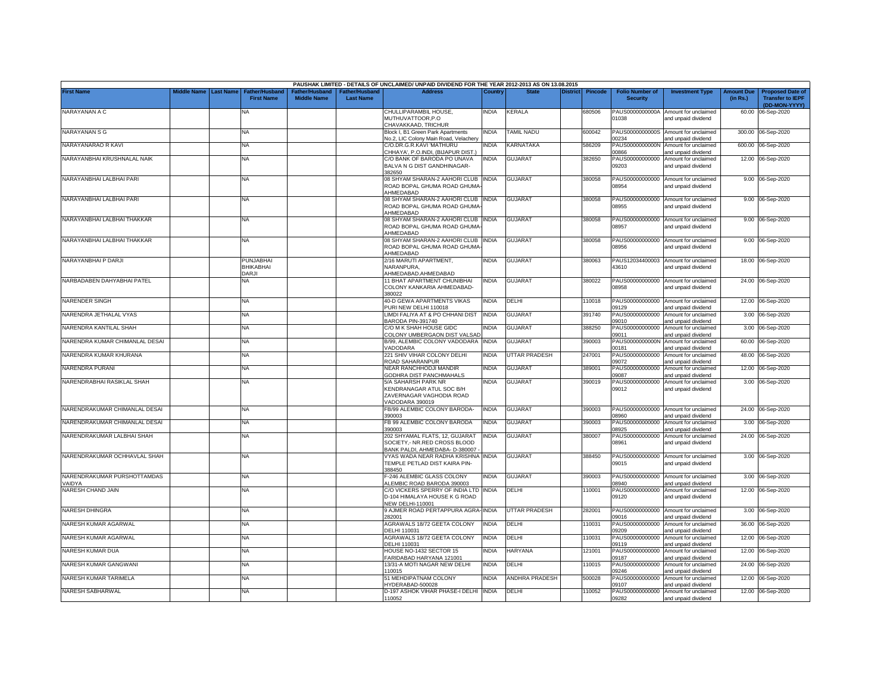| PAUSHAK LIMITED - DETAILS OF UNCLAIMED/ UNPAID DIVIDEND FOR THE YEAR 2012-2013 AS ON 13.08.2015 | | | | | | | | | | | | | | | |
|---|---|---|---|---|---|---|---|---|---|---|---|---|---|---|---|
| First Name | Middle Name | Last Name | Father/Husband First Name | Father/Husband Middle Name | Father/Husband Last Name | Address | Country | State | District | Pincode | Folio Number of Security | Investment Type | Amount Due (in Rs.) | Proposed Date of Transfer to IEPF (DD-MON-YYYY) |
| NARAYANAN A C | | | NA | | | CHULLIPARAMBIL HOUSE, MUTHUVATTOOR,P.O CHAVAKKAAD, TRICHUR | INDIA | KERALA | | 680506 | PAUS0000000000A01038 | Amount for unclaimed and unpaid dividend | 60.00 | 06-Sep-2020 |
| NARAYANAN S G | | | NA | | | Block I, B1 Green Park Apartments No.2, LIC Colony Main Road, Velachery | INDIA | TAMIL NADU | | 600042 | PAUS0000000000S00234 | Amount for unclaimed and unpaid dividend | 300.00 | 06-Sep-2020 |
| NARAYANARAO R KAVI | | | NA | | | C/O.DR.G.R.KAVI 'MATHURU CHHAYA', P.O.INDI, (BIJAPUR DIST.) | INDIA | KARNATAKA | | 586209 | PAUS0000000000N00866 | Amount for unclaimed and unpaid dividend | 600.00 | 06-Sep-2020 |
| NARAYANBHAI KRUSHNALAL NAIK | | | NA | | | C/O BANK OF BARODA PO UNAVA BALVA N G DIST GANDHINAGAR-382650 | INDIA | GUJARAT | | 382650 | PAUS00000000000009203 | Amount for unclaimed and unpaid dividend | 12.00 | 06-Sep-2020 |
| NARAYANBHAI LALBHAI PARI | | | NA | | | 08 SHYAM SHARAN-2 AAHORI CLUB ROAD BOPAL GHUMA ROAD GHUMA-AHMEDABAD | INDIA | GUJARAT | | 380058 | PAUS00000000000008954 | Amount for unclaimed and unpaid dividend | 9.00 | 06-Sep-2020 |
| NARAYANBHAI LALBHAI PARI | | | NA | | | 08 SHYAM SHARAN-2 AAHORI CLUB ROAD BOPAL GHUMA ROAD GHUMA-AHMEDABAD | INDIA | GUJARAT | | 380058 | PAUS00000000000008955 | Amount for unclaimed and unpaid dividend | 9.00 | 06-Sep-2020 |
| NARAYANBHAI LALBHAI THAKKAR | | | NA | | | 08 SHYAM SHARAN-2 AAHORI CLUB ROAD BOPAL GHUMA ROAD GHUMA-AHMEDABAD | INDIA | GUJARAT | | 380058 | PAUS00000000000008957 | Amount for unclaimed and unpaid dividend | 9.00 | 06-Sep-2020 |
| NARAYANBHAI LALBHAI THAKKAR | | | NA | | | 08 SHYAM SHARAN-2 AAHORI CLUB ROAD BOPAL GHUMA ROAD GHUMA-AHMEDABAD | INDIA | GUJARAT | | 380058 | PAUS00000000000008956 | Amount for unclaimed and unpaid dividend | 9.00 | 06-Sep-2020 |
| NARAYANBHAI P DARJI | | | PUNJABHAI BHIKABHAI DARJI | | | 2/16 MARUTI APARTMENT, NARANPURA, AHMEDABAD,AHMEDABAD | INDIA | GUJARAT | | 380063 | PAUS1203440000343610 | Amount for unclaimed and unpaid dividend | 18.00 | 06-Sep-2020 |
| NARBADABEN DAHYABHAI PATEL | | | NA | | | 11 BHAT APARTMENT CHUNIBHAI COLONY KANKARIA AHMEDABAD-380022 | INDIA | GUJARAT | | 380022 | PAUS00000000000008958 | Amount for unclaimed and unpaid dividend | 24.00 | 06-Sep-2020 |
| NARENDER SINGH | | | NA | | | 40-D GEWA APARTMENTS VIKAS PURI NEW DELHI 110018 | INDIA | DELHI | | 110018 | PAUS00000000000009129 | Amount for unclaimed and unpaid dividend | 12.00 | 06-Sep-2020 |
| NARENDRA JETHALAL VYAS | | | NA | | | LIMDI FALIYA AT & PO CHHANI DIST BARODA PIN-391740 | INDIA | GUJARAT | | 391740 | PAUS00000000000009010 | Amount for unclaimed and unpaid dividend | 3.00 | 06-Sep-2020 |
| NARENDRA KANTILAL SHAH | | | NA | | | C/O M K SHAH HOUSE GIDC COLONY UMBERGAON DIST VALSAD | INDIA | GUJARAT | | 388250 | PAUS00000000000009011 | Amount for unclaimed and unpaid dividend | 3.00 | 06-Sep-2020 |
| NARENDRA KUMAR CHIMANLAL DESAI | | | NA | | | B/99, ALEMBIC COLONY VADODARA VADODARA | INDIA | GUJARAT | | 390003 | PAUS0000000000N00181 | Amount for unclaimed and unpaid dividend | 60.00 | 06-Sep-2020 |
| NARENDRA KUMAR KHURANA | | | NA | | | 221 SHIV VIHAR COLONY DELHI ROAD SAHARANPUR | INDIA | UTTAR PRADESH | | 247001 | PAUS00000000000009072 | Amount for unclaimed and unpaid dividend | 48.00 | 06-Sep-2020 |
| NARENDRA PURANI | | | NA | | | NEAR RANCHHODJI MANDIR GODHRA DIST PANCHMAHALS | INDIA | GUJARAT | | 389001 | PAUS00000000000009087 | Amount for unclaimed and unpaid dividend | 12.00 | 06-Sep-2020 |
| NARENDRABHAI RASIKLAL SHAH | | | NA | | | 5/A SAHARSH PARK NR KENDRANAGAR ATUL SOC B/H ZAVERNAGAR VAGHODIA ROAD VADODARA 390019 | INDIA | GUJARAT | | 390019 | PAUS00000000000009012 | Amount for unclaimed and unpaid dividend | 3.00 | 06-Sep-2020 |
| NARENDRAKUMAR CHIMANLAL DESAI | | | NA | | | FB/99 ALEMBIC COLONY BARODA-390003 | INDIA | GUJARAT | | 390003 | PAUS00000000000008960 | Amount for unclaimed and unpaid dividend | 24.00 | 06-Sep-2020 |
| NARENDRAKUMAR CHIMANLAL DESAI | | | NA | | | FB 99 ALEMBIC COLONY BARODA 390003 | INDIA | GUJARAT | | 390003 | PAUS00000000000008925 | Amount for unclaimed and unpaid dividend | 3.00 | 06-Sep-2020 |
| NARENDRAKUMAR LALBHAI SHAH | | | NA | | | 202 SHYAMAL FLATS, 12, GUJARAT SOCIETY,- NR.RED CROSS BLOOD BANK PALDI, AHMEDABA- D-380007 - | INDIA | GUJARAT | | 380007 | PAUS00000000000008961 | Amount for unclaimed and unpaid dividend | 24.00 | 06-Sep-2020 |
| NARENDRAKUMAR OCHHAVLAL SHAH | | | NA | | | VYAS WADA NEAR RADHA KRISHNA TEMPLE PETLAD DIST KAIRA PIN-388450 | INDIA | GUJARAT | | 388450 | PAUS00000000000009015 | Amount for unclaimed and unpaid dividend | 3.00 | 06-Sep-2020 |
| NARENDRAKUMAR PURSHOTTAMDAS VAIDYA | | | NA | | | F-246 ALEMBIC GLASS COLONY ALEMBIC ROAD BARODA 390003 | INDIA | GUJARAT | | 390003 | PAUS00000000000008940 | Amount for unclaimed and unpaid dividend | 3.00 | 06-Sep-2020 |
| NARESH CHAND JAIN | | | NA | | | C/O VICKERS SPERRY OF INDIA LTD D-104 HIMALAYA HOUSE K G ROAD NEW DELHI-110001 | INDIA | DELHI | | 110001 | PAUS00000000000009120 | Amount for unclaimed and unpaid dividend | 12.00 | 06-Sep-2020 |
| NARESH DHINGRA | | | NA | | | 9 AJMER ROAD PERTAPPURA AGRA-282001 | INDIA | UTTAR PRADESH | | 282001 | PAUS00000000000009016 | Amount for unclaimed and unpaid dividend | 3.00 | 06-Sep-2020 |
| NARESH KUMAR AGARWAL | | | NA | | | AGRAWALS 18/72 GEETA COLONY DELHI 110031 | INDIA | DELHI | | 110031 | PAUS00000000000009209 | Amount for unclaimed and unpaid dividend | 36.00 | 06-Sep-2020 |
| NARESH KUMAR AGARWAL | | | NA | | | AGRAWALS 18/72 GEETA COLONY DELHI 110031 | INDIA | DELHI | | 110031 | PAUS00000000000009119 | Amount for unclaimed and unpaid dividend | 12.00 | 06-Sep-2020 |
| NARESH KUMAR DUA | | | NA | | | HOUSE NO-1432 SECTOR 15 FARIDABAD HARYANA 121001 | INDIA | HARYANA | | 121001 | PAUS00000000000009187 | Amount for unclaimed and unpaid dividend | 12.00 | 06-Sep-2020 |
| NARESH KUMAR GANGWANI | | | NA | | | 13/31-A MOTI NAGAR NEW DELHI 110015 | INDIA | DELHI | | 110015 | PAUS00000000000009246 | Amount for unclaimed and unpaid dividend | 24.00 | 06-Sep-2020 |
| NARESH KUMAR TARIMELA | | | NA | | | 51 MEHDIPATNAM COLONY HYDERABAD-500028 | INDIA | ANDHRA PRADESH | | 500028 | PAUS00000000000009107 | Amount for unclaimed and unpaid dividend | 12.00 | 06-Sep-2020 |
| NARESH SABHARWAL | | | NA | | | D-197 ASHOK VIHAR PHASE-I DELHI 110052 | INDIA | DELHI | | 110052 | PAUS00000000000009282 | Amount for unclaimed and unpaid dividend | 12.00 | 06-Sep-2020 |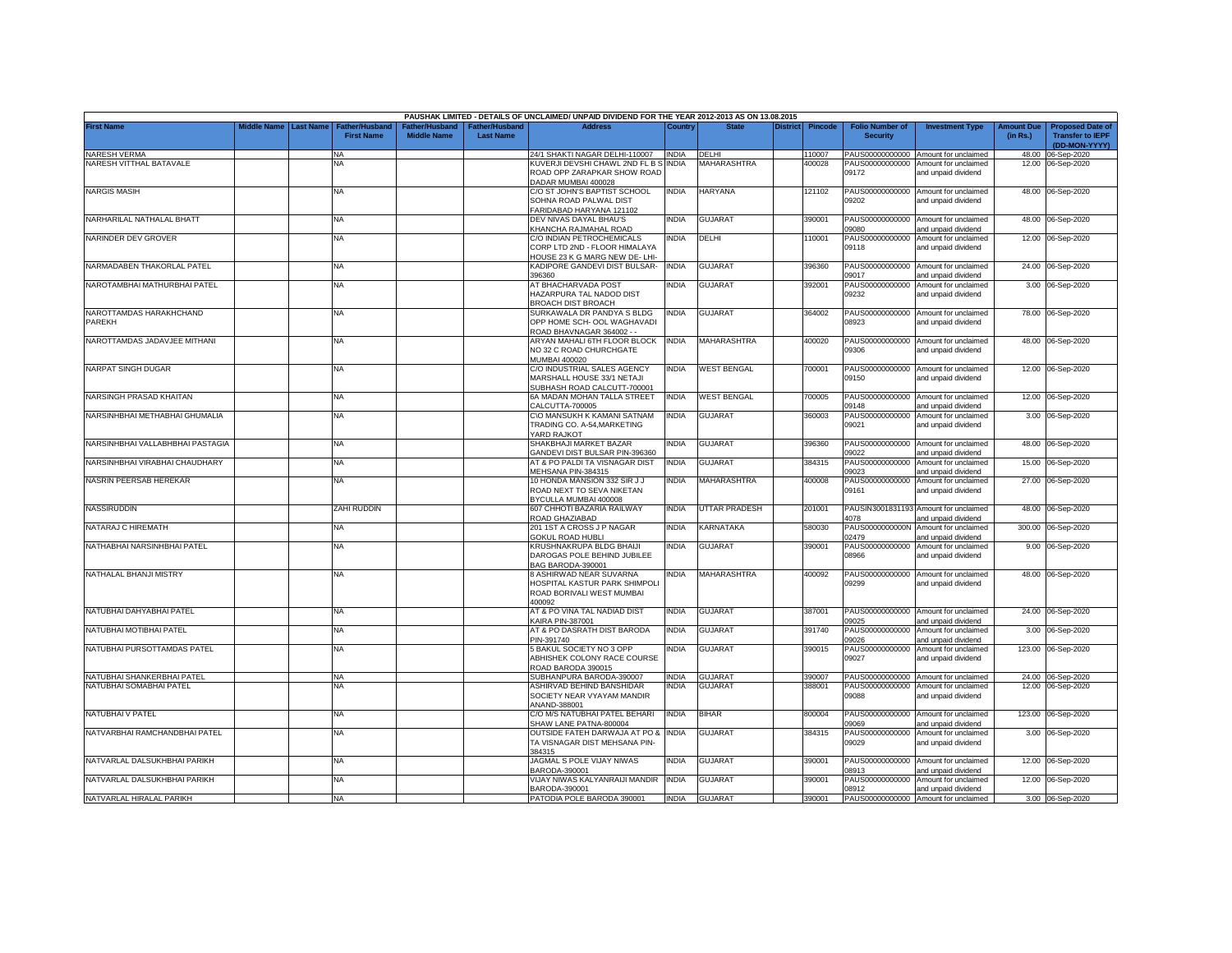PAUSHAK LIMITED - DETAILS OF UNCLAIMED/ UNPAID DIVIDEND FOR THE YEAR 2012-2013 AS ON 13.08.2015

| First Name | Middle Name | Last Name | Father/Husband First Name | Father/Husband Middle Name | Father/Husband Last Name | Address | Country | State | District | Pincode | Folio Number of Security | Investment Type | Amount Due (in Rs.) | Proposed Date of Transfer to IEPF (DD-MON-YYYY) |
|---|---|---|---|---|---|---|---|---|---|---|---|---|---|---|
| NARESH VERMA | | | NA | | | 24/1 SHAKTI NAGAR DELHI-110007 | INDIA | DELHI | | 110007 | PAUS00000000000 | Amount for unclaimed | 48.00 | 06-Sep-2020 |
| NARESH VITTHAL BATAVALE | | | NA | | | KUVERJI DEVSHI CHAWL 2ND FL B S ROAD OPP ZARAPKAR SHOW ROAD DADAR MUMBAI 400028 | INDIA | MAHARASHTRA | | 400028 | PAUS00000000000 09172 | Amount for unclaimed and unpaid dividend | 12.00 | 06-Sep-2020 |
| NARGIS MASIH | | | NA | | | C/O ST JOHN'S BAPTIST SCHOOL SOHNA ROAD PALWAL DIST FARIDABAD HARYANA 121102 | INDIA | HARYANA | | 121102 | PAUS00000000000 09202 | Amount for unclaimed and unpaid dividend | 48.00 | 06-Sep-2020 |
| NARHARILAL NATHALAL BHATT | | | NA | | | DEV NIVAS DAYAL BHAU'S KHANCHA RAJMAHAL ROAD | INDIA | GUJARAT | | 390001 | PAUS00000000000 09080 | Amount for unclaimed and unpaid dividend | 48.00 | 06-Sep-2020 |
| NARINDER DEV GROVER | | | NA | | | C/O INDIAN PETROCHEMICALS CORP LTD 2ND - FLOOR HIMALAYA HOUSE 23 K G MARG NEW DE- LHI- | INDIA | DELHI | | 110001 | PAUS00000000000 09118 | Amount for unclaimed and unpaid dividend | 12.00 | 06-Sep-2020 |
| NARMADABEN THAKORLAL PATEL | | | NA | | | KADIPORE GANDEVI DIST BULSAR-396360 | INDIA | GUJARAT | | 396360 | PAUS00000000000 09017 | Amount for unclaimed and unpaid dividend | 24.00 | 06-Sep-2020 |
| NAROTAMBHAI MATHURBHAI PATEL | | | NA | | | AT BHACHARVADA POST HAZARPURA TAL NADOD DIST BROACH DIST BROACH | INDIA | GUJARAT | | 392001 | PAUS00000000000 09232 | Amount for unclaimed and unpaid dividend | 3.00 | 06-Sep-2020 |
| NAROTTAMDAS HARAKHCHAND PAREKH | | | NA | | | SURKAWALA DR PANDYA S BLDG OPP HOME SCH- OOL WAGHAVADI ROAD BHAVNAGAR 364002 - - | INDIA | GUJARAT | | 364002 | PAUS00000000000 08923 | Amount for unclaimed and unpaid dividend | 78.00 | 06-Sep-2020 |
| NAROTTAMDAS JADAVJEE MITHANI | | | NA | | | ARYAN MAHALI 6TH FLOOR BLOCK NO 32 C ROAD CHURCHGATE MUMBAI 400020 | INDIA | MAHARASHTRA | | 400020 | PAUS00000000000 09306 | Amount for unclaimed and unpaid dividend | 48.00 | 06-Sep-2020 |
| NARPAT SINGH DUGAR | | | NA | | | C/O INDUSTRIAL SALES AGENCY MARSHALL HOUSE 33/1 NETAJI SUBHASH ROAD CALCUTT-700001 | INDIA | WEST BENGAL | | 700001 | PAUS00000000000 09150 | Amount for unclaimed and unpaid dividend | 12.00 | 06-Sep-2020 |
| NARSINGH PRASAD KHAITAN | | | NA | | | 6A MADAN MOHAN TALLA STREET CALCUTTA-700005 | INDIA | WEST BENGAL | | 700005 | PAUS00000000000 09148 | Amount for unclaimed and unpaid dividend | 12.00 | 06-Sep-2020 |
| NARSINHBHAI METHABHAI GHUMALIA | | | NA | | | C\O MANSUKH K KAMANI SATNAM TRADING CO. A-54,MARKETING YARD RAJKOT | INDIA | GUJARAT | | 360003 | PAUS00000000000 09021 | Amount for unclaimed and unpaid dividend | 3.00 | 06-Sep-2020 |
| NARSINHBHAI VALLABHBHAI PASTAGIA | | | NA | | | SHAKBHAJI MARKET BAZAR GANDEVI DIST BULSAR PIN-396360 | INDIA | GUJARAT | | 396360 | PAUS00000000000 09022 | Amount for unclaimed and unpaid dividend | 48.00 | 06-Sep-2020 |
| NARSINHBHAI VIRABHAI CHAUDHARY | | | NA | | | AT & PO PALDI TA VISNAGAR DIST MEHSANA PIN-384315 | INDIA | GUJARAT | | 384315 | PAUS00000000000 09023 | Amount for unclaimed and unpaid dividend | 15.00 | 06-Sep-2020 |
| NASRIN PEERSAB HEREKAR | | | NA | | | 10 HONDA MANSION 332 SIR J J ROAD NEXT TO SEVA NIKETAN BYCULLA MUMBAI 400008 | INDIA | MAHARASHTRA | | 400008 | PAUS00000000000 09161 | Amount for unclaimed and unpaid dividend | 27.00 | 06-Sep-2020 |
| NASSIRUDDIN | | | ZAHI RUDDIN | | | 607 CHHOTI BAZARIA RAILWAY ROAD GHAZIABAD | INDIA | UTTAR PRADESH | | 201001 | PAUSIN3001831193 4078 | Amount for unclaimed and unpaid dividend | 48.00 | 06-Sep-2020 |
| NATARAJ C HIREMATH | | | NA | | | 201 1ST A CROSS J P NAGAR GOKUL ROAD HUBLI | INDIA | KARNATAKA | | 580030 | PAUS0000000000N 02479 | Amount for unclaimed and unpaid dividend | 300.00 | 06-Sep-2020 |
| NATHABHAI NARSINHBHAI PATEL | | | NA | | | KRUSHNAKRUPA BLDG BHAIJI DAROGAS POLE BEHIND JUBILEE BAG BARODA-390001 | INDIA | GUJARAT | | 390001 | PAUS00000000000 08966 | Amount for unclaimed and unpaid dividend | 9.00 | 06-Sep-2020 |
| NATHALAL BHANJI MISTRY | | | NA | | | 8 ASHIRWAD NEAR SUVARNA HOSPITAL KASTUR PARK SHIMPOLI ROAD BORIVALI WEST MUMBAI 400092 | INDIA | MAHARASHTRA | | 400092 | PAUS00000000000 09299 | Amount for unclaimed and unpaid dividend | 48.00 | 06-Sep-2020 |
| NATUBHAI DAHYABHAI PATEL | | | NA | | | AT & PO VINA TAL NADIAD DIST KAIRA PIN-387001 | INDIA | GUJARAT | | 387001 | PAUS00000000000 09025 | Amount for unclaimed and unpaid dividend | 24.00 | 06-Sep-2020 |
| NATUBHAI MOTIBHAI PATEL | | | NA | | | AT & PO DASRATH DIST BARODA PIN-391740 | INDIA | GUJARAT | | 391740 | PAUS00000000000 09026 | Amount for unclaimed and unpaid dividend | 3.00 | 06-Sep-2020 |
| NATUBHAI PURSOTTAMDAS PATEL | | | NA | | | 5 BAKUL SOCIETY NO 3 OPP ABHISHEK COLONY RACE COURSE ROAD BARODA 390015 | INDIA | GUJARAT | | 390015 | PAUS00000000000 09027 | Amount for unclaimed and unpaid dividend | 123.00 | 06-Sep-2020 |
| NATUBHAI SHANKERBHAI PATEL | | | NA | | | SUBHANPURA BARODA-390007 | INDIA | GUJARAT | | 390007 | PAUS00000000000 | Amount for unclaimed | 24.00 | 06-Sep-2020 |
| NATUBHAI SOMABHAI PATEL | | | NA | | | ASHIRVAD BEHIND BANSHIDAR SOCIETY NEAR VYAYAM MANDIR ANAND-388001 | INDIA | GUJARAT | | 388001 | PAUS00000000000 09088 | Amount for unclaimed and unpaid dividend | 12.00 | 06-Sep-2020 |
| NATUBHAI V PATEL | | | NA | | | C/O M/S NATUBHAI PATEL BEHARI SHAW LANE PATNA-800004 | INDIA | BIHAR | | 800004 | PAUS00000000000 09069 | Amount for unclaimed and unpaid dividend | 123.00 | 06-Sep-2020 |
| NATVARBHAI RAMCHANDBHAI PATEL | | | NA | | | OUTSIDE FATEH DARWAJA AT PO & TA VISNAGAR DIST MEHSANA PIN-384315 | INDIA | GUJARAT | | 384315 | PAUS00000000000 09029 | Amount for unclaimed and unpaid dividend | 3.00 | 06-Sep-2020 |
| NATVARLAL DALSUKHBHAI PARIKH | | | NA | | | JAGMAL S POLE VIJAY NIWAS BARODA-390001 | INDIA | GUJARAT | | 390001 | PAUS00000000000 08913 | Amount for unclaimed and unpaid dividend | 12.00 | 06-Sep-2020 |
| NATVARLAL DALSUKHBHAI PARIKH | | | NA | | | VIJAY NIWAS KALYANRAIJI MANDIR BARODA-390001 | INDIA | GUJARAT | | 390001 | PAUS00000000000 08912 | Amount for unclaimed and unpaid dividend | 12.00 | 06-Sep-2020 |
| NATVARLAL HIRALAL PARIKH | | | NA | | | PATODIA POLE BARODA 390001 | INDIA | GUJARAT | | 390001 | PAUS00000000000 | Amount for unclaimed | 3.00 | 06-Sep-2020 |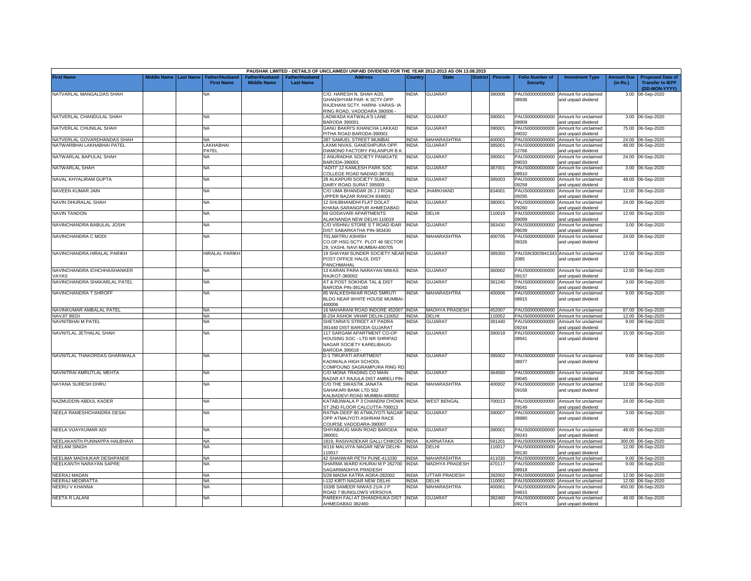PAUSHAK LIMITED - DETAILS OF UNCLAIMED/ UNPAID DIVIDEND FOR THE YEAR 2012-2013 AS ON 13.08.2015

| First Name | Middle Name | Last Name | Father/Husband First Name | Father/Husband Middle Name | Father/Husband Last Name | Address | Country | State | District | Pincode | Folio Number of Security | Investment Type | Amount Due (in Rs.) | Proposed Date of Transfer to IEPF (DD-MON-YYYY) |
|---|---|---|---|---|---|---|---|---|---|---|---|---|---|---|
| NATVARLAL MANGALDAS SHAH | | | NA | | | C/O. HARESH N. SHAH A/20, GHANSHYAM PAR- K SCTY.OPP: RAJDHANI SCTY. HARNI- VARAS- IA RING ROAD, VADODARA 390006 - | INDIA | GUJARAT | | 390006 | PAUS00000000000 08936 | Amount for unclaimed and unpaid dividend | 3.00 | 06-Sep-2020 |
| NATVERLAL CHANDULAL SHAH | | | NA | | | LADWADA KATWALA'S LANE BARODA 390001 | INDIA | GUJARAT | | 390001 | PAUS00000000000 08909 | Amount for unclaimed and unpaid dividend | 3.00 | 06-Sep-2020 |
| NATVERLAL CHUNILAL SHAH | | | NA | | | GANU BAKRI'S KHANCHA LAKKAD PITHA ROAD BARODA-390001 | INDIA | GUJARAT | | 390001 | PAUS00000000000 09032 | Amount for unclaimed and unpaid dividend | 75.00 | 06-Sep-2020 |
| NATVERLAL GOVARDHANDAS SHAH | | | NA | | | 287 SAMUEL STREET MUMBAI | INDIA | MAHARASHTRA | | 400003 | PAUS00000000000 | Amount for unclaimed | 24.00 | 06-Sep-2020 |
| NATWARBHAI LAKHABHAI PATEL | | | LAKHABHAI PATEL | | | LAXMI NIVAS, GANESHPURA OPP. DIAMOND FACTORY PALANPUR B.K. | INDIA | GUJARAT | | 385001 | PAUS00000000000 12766 | Amount for unclaimed and unpaid dividend | 48.00 | 06-Sep-2020 |
| NATWARLAL BAPULAL SHAH | | | NA | | | 2 ANURADHA SOCIETY PANIGATE BARODA-390001 | INDIA | GUJARAT | | 390001 | PAUS00000000000 09033 | Amount for unclaimed and unpaid dividend | 24.00 | 06-Sep-2020 |
| NATWARLAL SHAH | | | NA | | | "ADITI" 12 KAMLESH PARK SOC COLLEGE ROAD NADIAD-387001 | INDIA | GUJARAT | | 387001 | PAUS00000000000 08910 | Amount for unclaimed and unpaid dividend | 3.00 | 06-Sep-2020 |
| NAVAL KHYALIRAM GUPTA | | | NA | | | 28 ALKAPURI SOCIETY SUMUL DAIRY ROAD SURAT 395003 | INDIA | GUJARAT | | 395003 | PAUS00000000000 09258 | Amount for unclaimed and unpaid dividend | 48.00 | 06-Sep-2020 |
| NAVEEN KUMAR JAIN | | | NA | | | C/O UMA BHANDAR 26 J J ROAD UPPER BAZAR RANCHI 834001 | INDIA | JHARKHAND | | 834001 | PAUS00000000000 09295 | Amount for unclaimed and unpaid dividend | 12.00 | 06-Sep-2020 |
| NAVIN DHURALAL SHAH | | | NA | | | 12 SHUBHANIDHI FLAT DOLAT KHANA SARANGPUR AHMEDABAD | INDIA | GUJARAT | | 380001 | PAUS00000000000 09260 | Amount for unclaimed and unpaid dividend | 24.00 | 06-Sep-2020 |
| NAVIN TANDON | | | NA | | | 69 GODAVARI APARTMENTS ALAKNANDA NEW DELHI 110019 | INDIA | DELHI | | 110019 | PAUS00000000000 09099 | Amount for unclaimed and unpaid dividend | 12.00 | 06-Sep-2020 |
| NAVINCHANDRA BABULAL JOSHI | | | NA | | | C/O VISHNU STORE S T ROAD IDAR DIST SABARKATHA PIN-383430 | INDIA | GUJARAT | | 383430 | PAUS00000000000 09039 | Amount for unclaimed and unpaid dividend | 3.00 | 06-Sep-2020 |
| NAVINCHANDRA C MODI | | | NA | | | 701,MATRU ASHISH CO.OP.HSG.SCTY. PLOT 46 SECTOR 29, VASHI, NAVI MUMBAI-400705 | INDIA | MAHARASHTRA | | 400705 | PAUS00000000000 09326 | Amount for unclaimed and unpaid dividend | 24.00 | 06-Sep-2020 |
| NAVINCHANDRA HIRALAL PARIKH | | | HIRALAL PARIKH | | | 19 SHAYAM SUNDER SOCIETY NEAR POST OFFICE HALOL DIST PANCHMAHAL | INDIA | GUJARAT | | 389350 | PAUSIN3003941343 2085 | Amount for unclaimed and unpaid dividend | 12.00 | 06-Sep-2020 |
| NAVINCHANDRA ICHCHHASHANKER VAYAS | | | NA | | | 13 KARAN PARA NARAYAN NIWAS RAJKOT-360002 | INDIA | GUJARAT | | 360002 | PAUS00000000000 09137 | Amount for unclaimed and unpaid dividend | 12.00 | 06-Sep-2020 |
| NAVINCHANDRA SHAKARLAL PATEL | | | NA | | | AT & POST SOKHDA TAL & DIST BARODA PIN-391240 | INDIA | GUJARAT | | 391240 | PAUS00000000000 09041 | Amount for unclaimed and unpaid dividend | 3.00 | 06-Sep-2020 |
| NAVINCHANDRA T SHROFF | | | NA | | | 85 WALKESHWAR ROAD SMRUTI BLDG NEAR WHITE HOUSE MUMBAI-400006 | INDIA | MAHARASHTRA | | 400006 | PAUS00000000000 08915 | Amount for unclaimed and unpaid dividend | 9.00 | 06-Sep-2020 |
| NAVINKUMAR AMBALAL PATEL | | | NA | | | 16 MAHARANI ROAD INDORE 452007 | INDIA | MADHYA PRADESH | | 452007 | PAUS00000000000 | Amount for unclaimed | 87.00 | 06-Sep-2020 |
| NAVJIT BEDI | | | NA | | | B-234 ASHOK VIHAR DELHI-110052 | INDIA | DELHI | | 110052 | PAUS00000000000 | Amount for unclaimed | 12.00 | 06-Sep-2020 |
| NAVNITBHAI M PATEL | | | NA | | | SHETARIA'S STREET AT PADRA 391440 DIST BARODA GUJARAT | INDIA | GUJARAT | | 391440 | PAUS00000000000 09244 | Amount for unclaimed and unpaid dividend | 9.00 | 06-Sep-2020 |
| NAVNITLAL JETHALAL SHAH | | | NA | | | 117 SARGAM APARTMENT CO-OP HOUSING SOC - LTD NR SHRIPAD NAGAR SOCIETY KARELIBAUG- BARODA 390018 - | INDIA | GUJARAT | | 390018 | PAUS00000000000 08941 | Amount for unclaimed and unpaid dividend | 15.00 | 06-Sep-2020 |
| NAVNITLAL THAKORDAS GHARIWALA | | | NA | | | D-1 TIRUPATI APARTMENT KADIWALA HIGH SCHOOL COMPOUND SAGRAMPURA RING RD | INDIA | GUJARAT | | 395002 | PAUS00000000000 08977 | Amount for unclaimed and unpaid dividend | 9.00 | 06-Sep-2020 |
| NAVNITRAI AMRUTLAL MEHTA | | | NA | | | C/O MONA TRADING CO MAIN BAZAR AT RAJULA DIST AMRELI PIN- | INDIA | GUJARAT | | 364560 | PAUS00000000000 09045 | Amount for unclaimed and unpaid dividend | 24.00 | 06-Sep-2020 |
| NAYANA SURESH DHRU | | | NA | | | C/O THE SWASTIK JANATA SAHAKARI BANK LTD 502 KALBADEVI ROAD MUMBAI-400002 | INDIA | MAHARASHTRA | | 400002 | PAUS00000000000 09168 | Amount for unclaimed and unpaid dividend | 12.00 | 06-Sep-2020 |
| NAZMUDDIN ABDUL KADER | | | NA | | | KATABJIWALA P 3 CHANDNI CHOWK ST 2ND FLOOR CALCUTTA-700013 | INDIA | WEST BENGAL | | 700013 | PAUS00000000000 09149 | Amount for unclaimed and unpaid dividend | 24.00 | 06-Sep-2020 |
| NEELA RAMESHCHANDRA DESAI | | | NA | | | RATNA-DEEP 80 ATMAJYOTI NAGAR OPP ATMAJYOTI ASHRAM RACE COURSE VADODARA-390007 | INDIA | GUJARAT | | 390007 | PAUS00000000000 08980 | Amount for unclaimed and unpaid dividend | 3.00 | 06-Sep-2020 |
| NEELA VIJAYKUMAR ADI | | | NA | | | SHIYABAUG MAIN ROAD BARODA 390001 | INDIA | GUJARAT | | 390001 | PAUS00000000000 09243 | Amount for unclaimed and unpaid dividend | 48.00 | 06-Sep-2020 |
| NEELAKANTH PUNNAPPA HALBHAVI | | | NA | | | 1819, RASIVADEKAR GALLI CHIKODI | INDIA | KARNATAKA | | 591201 | PAUS0000000000N | Amount for unclaimed | 300.00 | 06-Sep-2020 |
| NEELAM SINGH | | | NA | | | 9/116 MALVIYA NAGAR NEW DELHI-110017 | INDIA | DELHI | | 110017 | PAUS00000000000 09130 | Amount for unclaimed and unpaid dividend | 12.00 | 06-Sep-2020 |
| NEELIMA MADHUKAR DESHPANDE | | | NA | | | 42 SHANWAR PETH PUNE-411030 | INDIA | MAHARASHTRA | | 411030 | PAUS00000000000 | Amount for unclaimed | 9.00 | 06-Sep-2020 |
| NEELKANTH NARAYAN SAPRE | | | NA | | | SHARMA WARD KHURAI M P 262700 SAGARMADHYA PRADESH | INDIA | MADHYA PRADESH | | 470117 | PAUS00000000000 08918 | Amount for unclaimed and unpaid dividend | 9.00 | 06-Sep-2020 |
| NEERAJ MADAN | | | NA | | | 5/28 MADIA KATRA AGRA-282002 | INDIA | UTTAR PRADESH | | 282002 | PAUS00000000000 | Amount for unclaimed | 12.00 | 06-Sep-2020 |
| NEERAJ MEDIRATTA | | | NA | | | I-132 KIRTI NAGAR NEW DELHI | INDIA | DELHI | | 110001 | PAUS00000000000 | Amount for unclaimed | 12.00 | 06-Sep-2020 |
| NEERU V KHANNA | | | NA | | | 103/B SAMEER NIWAS 21/A J P ROAD 7 BUNGLOWS VERSOVA | INDIA | MAHARASHTRA | | 400061 | PAUS0000000000N 04615 | Amount for unclaimed and unpaid dividend | 450.00 | 06-Sep-2020 |
| NEETA R LALANI | | | NA | | | PAREKH FALI AT DHANDHUKA DIST AHMEDABAD 382460 | INDIA | GUJARAT | | 382460 | PAUS00000000000 09274 | Amount for unclaimed and unpaid dividend | 48.00 | 06-Sep-2020 |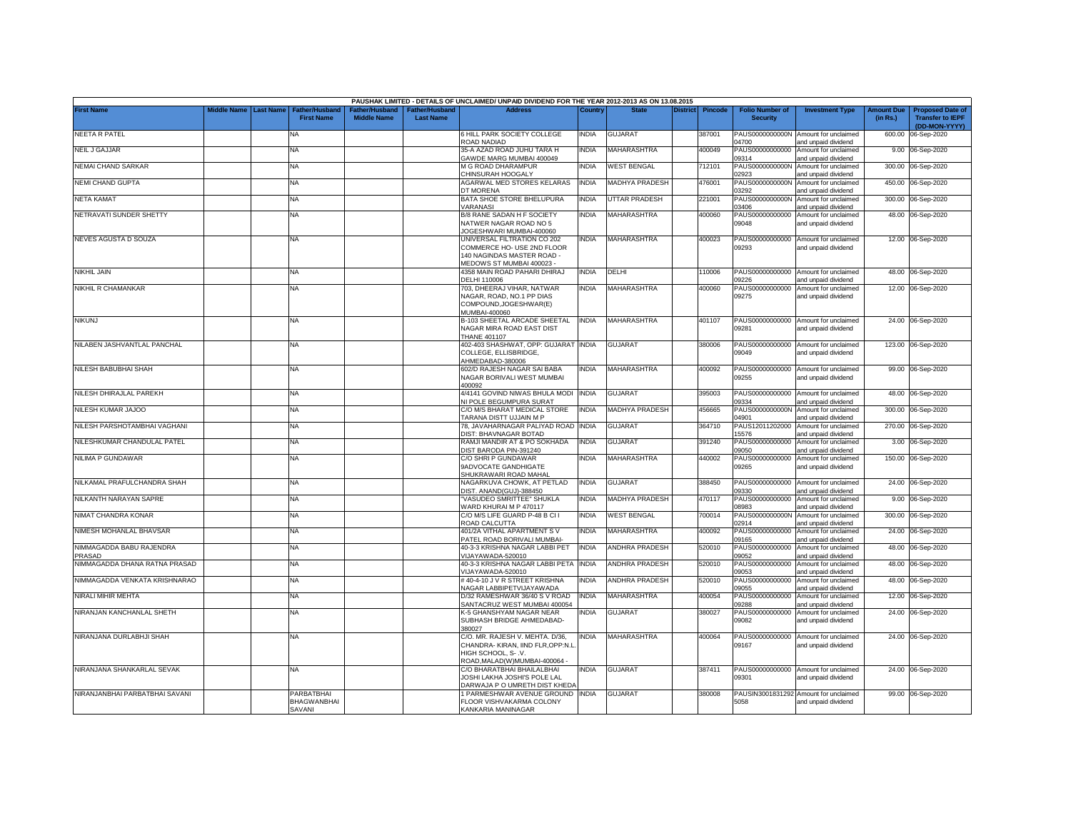PAUSHAK LIMITED - DETAILS OF UNCLAIMED/ UNPAID DIVIDEND FOR THE YEAR 2012-2013 AS ON 13.08.2015

| First Name | Middle Name | Last Name | Father/Husband First Name | Father/Husband Middle Name | Father/Husband Last Name | Address | Country | State | District | Pincode | Folio Number of Security | Investment Type | Amount Due (in Rs.) | Proposed Date of Transfer to IEPF (DD-MON-YYYY) |
|---|---|---|---|---|---|---|---|---|---|---|---|---|---|---|
| NEETA R PATEL | | | NA | | | 6 HILL PARK SOCIETY COLLEGE ROAD NADIAD | INDIA | GUJARAT | | 387001 | PAUS0000000000N04700 | Amount for unclaimed and unpaid dividend | 600.00 | 06-Sep-2020 |
| NEIL J GAJJAR | | | NA | | | 35-A AZAD ROAD JUHU TARA H GAWDE MARG MUMBAI 400049 | INDIA | MAHARASHTRA | | 400049 | PAUS00000000000009314 | Amount for unclaimed and unpaid dividend | 9.00 | 06-Sep-2020 |
| NEMAI CHAND SARKAR | | | NA | | | M G ROAD DHARAMPUR CHINSURAH HOOGALY | INDIA | WEST BENGAL | | 712101 | PAUS0000000000N02923 | Amount for unclaimed and unpaid dividend | 300.00 | 06-Sep-2020 |
| NEMI CHAND GUPTA | | | NA | | | AGARWAL MED STORES KELARAS DT MORENA | INDIA | MADHYA PRADESH | | 476001 | PAUS0000000000N03292 | Amount for unclaimed and unpaid dividend | 450.00 | 06-Sep-2020 |
| NETA KAMAT | | | NA | | | BATA SHOE STORE BHELUPURA VARANASI | INDIA | UTTAR PRADESH | | 221001 | PAUS0000000000N03406 | Amount for unclaimed and unpaid dividend | 300.00 | 06-Sep-2020 |
| NETRAVATI SUNDER SHETTY | | | NA | | | B/8 RANE SADAN H F SOCIETY NATWER NAGAR ROAD NO 5 JOGESHWARI MUMBAI-400060 | INDIA | MAHARASHTRA | | 400060 | PAUS00000000000009048 | Amount for unclaimed and unpaid dividend | 48.00 | 06-Sep-2020 |
| NEVES AGUSTA D SOUZA | | | NA | | | UNIVERSAL FILTRATION CO 202 COMMERCE HO- USE 2ND FLOOR 140 NAGINDAS MASTER ROAD - MEDOWS ST MUMBAI 400023 - | INDIA | MAHARASHTRA | | 400023 | PAUS00000000000009293 | Amount for unclaimed and unpaid dividend | 12.00 | 06-Sep-2020 |
| NIKHIL JAIN | | | NA | | | 4358 MAIN ROAD PAHARI DHIRAJ DELHI 110006 | INDIA | DELHI | | 110006 | PAUS00000000000009226 | Amount for unclaimed and unpaid dividend | 48.00 | 06-Sep-2020 |
| NIKHIL R CHAMANKAR | | | NA | | | 703, DHEERAJ VIHAR, NATWAR NAGAR, ROAD, NO.1 PP DIAS COMPOUND,JOGESHWAR(E) MUMBAI-400060 | INDIA | MAHARASHTRA | | 400060 | PAUS00000000000009275 | Amount for unclaimed and unpaid dividend | 12.00 | 06-Sep-2020 |
| NIKUNJ | | | NA | | | B-103 SHEETAL ARCADE SHEETAL NAGAR MIRA ROAD EAST DIST THANE 401107 | INDIA | MAHARASHTRA | | 401107 | PAUS00000000000009281 | Amount for unclaimed and unpaid dividend | 24.00 | 06-Sep-2020 |
| NILABEN JASHVANTLAL PANCHAL | | | NA | | | 402-403 SHASHWAT, OPP: GUJARAT COLLEGE, ELLISBRIDGE, AHMEDABAD-380006 | INDIA | GUJARAT | | 380006 | PAUS00000000000009049 | Amount for unclaimed and unpaid dividend | 123.00 | 06-Sep-2020 |
| NILESH BABUBHAI SHAH | | | NA | | | 602/D RAJESH NAGAR SAI BABA NAGAR BORIVALI WEST MUMBAI 400092 | INDIA | MAHARASHTRA | | 400092 | PAUS00000000000009255 | Amount for unclaimed and unpaid dividend | 99.00 | 06-Sep-2020 |
| NILESH DHIRAJLAL PAREKH | | | NA | | | 4/4141 GOVIND NIWAS BHULA MODI NI POLE BEGUMPURA SURAT | INDIA | GUJARAT | | 395003 | PAUS00000000000009334 | Amount for unclaimed and unpaid dividend | 48.00 | 06-Sep-2020 |
| NILESH KUMAR JAJOO | | | NA | | | C/O M/S BHARAT MEDICAL STORE TARANA DISTT UJJAIN M P | INDIA | MADHYA PRADESH | | 456665 | PAUS0000000000N04901 | Amount for unclaimed and unpaid dividend | 300.00 | 06-Sep-2020 |
| NILESH PARSHOTAMBHAI VAGHANI | | | NA | | | 78, JAVAHARNAGAR PALIYAD ROAD DIST: BHAVNAGAR BOTAD | INDIA | GUJARAT | | 364710 | PAUS1201120200015576 | Amount for unclaimed and unpaid dividend | 270.00 | 06-Sep-2020 |
| NILESHKUMAR CHANDULAL PATEL | | | NA | | | RAMJI MANDIR AT & PO SOKHADA DIST BARODA PIN-391240 | INDIA | GUJARAT | | 391240 | PAUS00000000000009050 | Amount for unclaimed and unpaid dividend | 3.00 | 06-Sep-2020 |
| NILIMA P GUNDAWAR | | | NA | | | C/O SHRI P GUNDAWAR 9ADVOCATE GANDHIGATE SHUKRAWARI ROAD MAHAL | INDIA | MAHARASHTRA | | 440002 | PAUS00000000000009265 | Amount for unclaimed and unpaid dividend | 150.00 | 06-Sep-2020 |
| NILKAMAL PRAFULCHANDRA SHAH | | | NA | | | NAGARKUVA CHOWK, AT PETLAD DIST. ANAND(GUJ)-388450 | INDIA | GUJARAT | | 388450 | PAUS00000000000009330 | Amount for unclaimed and unpaid dividend | 24.00 | 06-Sep-2020 |
| NILKANTH NARAYAN SAPRE | | | NA | | | "VASUDEO SMRITTEE" SHUKLA WARD KHURAI M P 470117 | INDIA | MADHYA PRADESH | | 470117 | PAUS00000000000008983 | Amount for unclaimed and unpaid dividend | 9.00 | 06-Sep-2020 |
| NIMAT CHANDRA KONAR | | | NA | | | C/O M/S LIFE GUARD P-48 B C I I ROAD CALCUTTA | INDIA | WEST BENGAL | | 700014 | PAUS0000000000N02914 | Amount for unclaimed and unpaid dividend | 300.00 | 06-Sep-2020 |
| NIMESH MOHANLAL BHAVSAR | | | NA | | | 401/2A VITHAL APARTMENT S V PATEL ROAD BORIVALI MUMBAI- | INDIA | MAHARASHTRA | | 400092 | PAUS00000000000009165 | Amount for unclaimed and unpaid dividend | 24.00 | 06-Sep-2020 |
| NIMMAGADDA BABU RAJENDRA PRASAD | | | NA | | | 40-3-3 KRISHNA NAGAR LABBI PET VIJAYAWADA-520010 | INDIA | ANDHRA PRADESH | | 520010 | PAUS00000000000009052 | Amount for unclaimed and unpaid dividend | 48.00 | 06-Sep-2020 |
| NIMMAGADDA DHANA RATNA PRASAD | | | NA | | | 40-3-3 KRISHNA NAGAR LABBI PETA VIJAYAWADA-520010 | INDIA | ANDHRA PRADESH | | 520010 | PAUS00000000000009053 | Amount for unclaimed and unpaid dividend | 48.00 | 06-Sep-2020 |
| NIMMAGADDA VENKATA KRISHNARAO | | | NA | | | # 40-4-10 J V R STREET KRISHNA NAGAR LABBIPETVIJAYAWADA | INDIA | ANDHRA PRADESH | | 520010 | PAUS00000000000009055 | Amount for unclaimed and unpaid dividend | 48.00 | 06-Sep-2020 |
| NIRALI MIHIR MEHTA | | | NA | | | D/32 RAMESHWAR 36/40 S V ROAD SANTACRUZ WEST MUMBAI 400054 | INDIA | MAHARASHTRA | | 400054 | PAUS00000000000009288 | Amount for unclaimed and unpaid dividend | 12.00 | 06-Sep-2020 |
| NIRANJAN KANCHANLAL SHETH | | | NA | | | K-5 GHANSHYAM NAGAR NEAR SUBHASH BRIDGE AHMEDABAD-380027 | INDIA | GUJARAT | | 380027 | PAUS00000000000009082 | Amount for unclaimed and unpaid dividend | 24.00 | 06-Sep-2020 |
| NIRANJANA DURLABHJI SHAH | | | NA | | | C/O. MR. RAJESH V. MEHTA. D/36, CHANDRA- KIRAN, IIND FLR,OPP:N.L. HIGH SCHOOL, S- .V. ROAD,MALAD(W)MUMBAI-400064 - | INDIA | MAHARASHTRA | | 400064 | PAUS00000000000009167 | Amount for unclaimed and unpaid dividend | 24.00 | 06-Sep-2020 |
| NIRANJANA SHANKARLAL SEVAK | | | NA | | | C/O BHARATBHAI BHAILALBHAI JOSHI LAKHA JOSHI'S POLE LAL DARWAJA P O UMRETH DIST KHEDA | INDIA | GUJARAT | | 387411 | PAUS00000000000009301 | Amount for unclaimed and unpaid dividend | 24.00 | 06-Sep-2020 |
| NIRANJANBHAI PARBATBHAI SAVANI | | | PARBATBHAI BHAGWANBHAI SAVANI | | | 1 PARMESHWAR AVENUE GROUND FLOOR VISHVAKARMA COLONY KANKARIA MANINAGAR | INDIA | GUJARAT | | 380008 | PAUSIN30018312925058 | Amount for unclaimed and unpaid dividend | 99.00 | 06-Sep-2020 |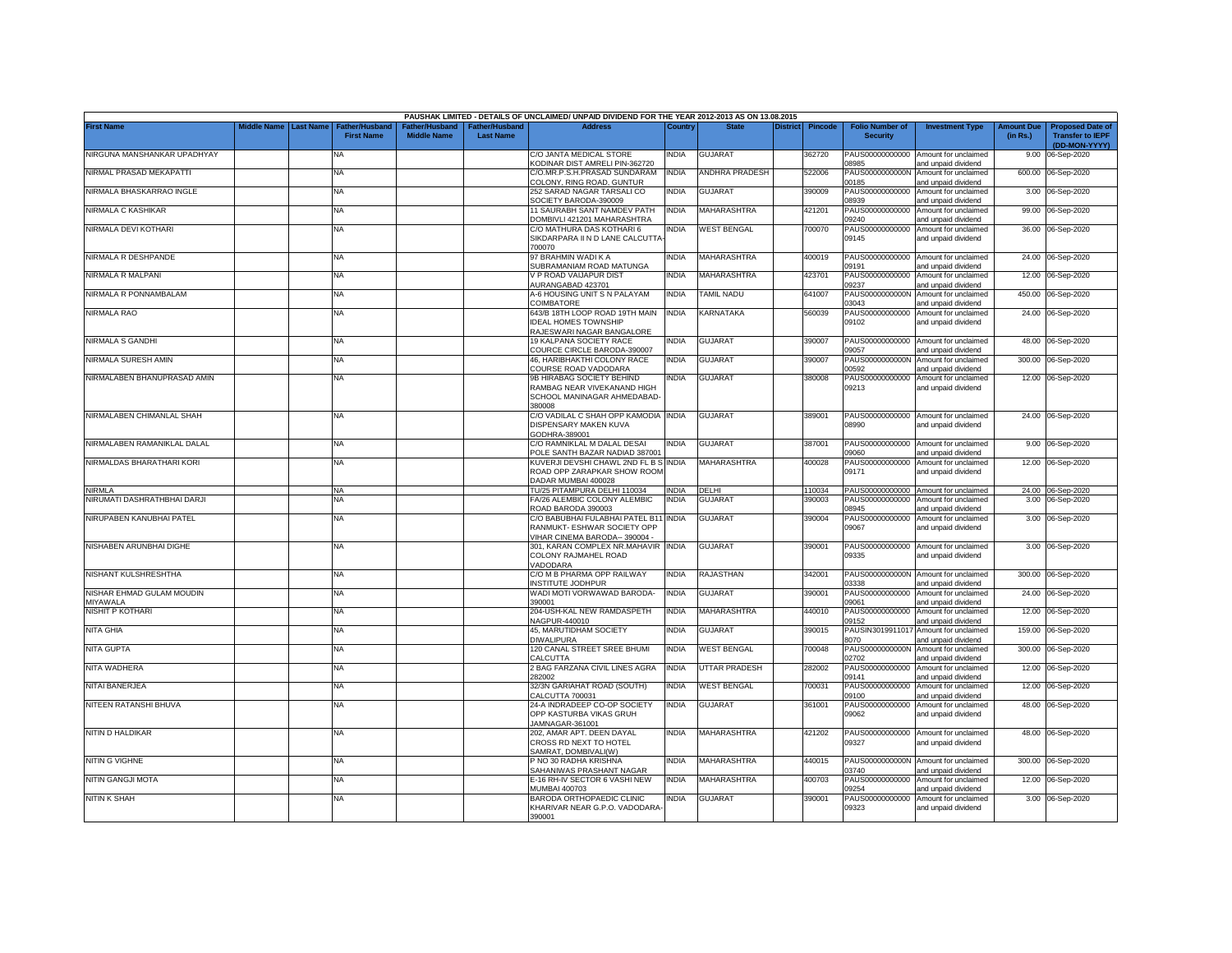PAUSHAK LIMITED - DETAILS OF UNCLAIMED/ UNPAID DIVIDEND FOR THE YEAR 2012-2013 AS ON 13.08.2015

| First Name | Middle Name | Last Name | Father/Husband First Name | Father/Husband Middle Name | Father/Husband Last Name | Address | Country | State | District | Pincode | Folio Number of Security | Investment Type | Amount Due (in Rs.) | Proposed Date of Transfer to IEPF (DD-MON-YYYY) |
|---|---|---|---|---|---|---|---|---|---|---|---|---|---|---|
| NIRGUNA MANSHANKAR UPADHYAY | | | NA | | | C/O JANTA MEDICAL STORE KODINAR DIST AMRELI PIN-362720 | INDIA | GUJARAT | | 362720 | PAUS00000000000 08985 | Amount for unclaimed and unpaid dividend | 9.00 | 06-Sep-2020 |
| NIRMAL PRASAD MEKAPATTI | | | NA | | | C/O.MR.P.S.H.PRASAD SUNDARAM COLONY, RING ROAD, GUNTUR | INDIA | ANDHRA PRADESH | | 522006 | PAUS0000000000N 00185 | Amount for unclaimed and unpaid dividend | 600.00 | 06-Sep-2020 |
| NIRMALA BHASKARRAO INGLE | | | NA | | | 252 SARAD NAGAR TARSALI CO SOCIETY BARODA-390009 | INDIA | GUJARAT | | 390009 | PAUS00000000000 08939 | Amount for unclaimed and unpaid dividend | 3.00 | 06-Sep-2020 |
| NIRMALA C KASHIKAR | | | NA | | | 11 SAURABH SANT NAMDEV PATH DOMBIVLI 421201 MAHARASHTRA | INDIA | MAHARASHTRA | | 421201 | PAUS00000000000 09240 | Amount for unclaimed and unpaid dividend | 99.00 | 06-Sep-2020 |
| NIRMALA DEVI KOTHARI | | | NA | | | C/O MATHURA DAS KOTHARI 6 SIKDARPARA II N D LANE CALCUTTA-700070 | INDIA | WEST BENGAL | | 700070 | PAUS00000000000 09145 | Amount for unclaimed and unpaid dividend | 36.00 | 06-Sep-2020 |
| NIRMALA R DESHPANDE | | | NA | | | 97 BRAHMIN WADI K A SUBRAMANIAM ROAD MATUNGA | INDIA | MAHARASHTRA | | 400019 | PAUS00000000000 09191 | Amount for unclaimed and unpaid dividend | 24.00 | 06-Sep-2020 |
| NIRMALA R MALPANI | | | NA | | | V P ROAD VAIJAPUR DIST AURANGABAD 423701 | INDIA | MAHARASHTRA | | 423701 | PAUS00000000000 09237 | Amount for unclaimed and unpaid dividend | 12.00 | 06-Sep-2020 |
| NIRMALA R PONNAMBALAM | | | NA | | | A-6 HOUSING UNIT S N PALAYAM COIMBATORE | INDIA | TAMIL NADU | | 641007 | PAUS0000000000N 03043 | Amount for unclaimed and unpaid dividend | 450.00 | 06-Sep-2020 |
| NIRMALA RAO | | | NA | | | 643/B 18TH LOOP ROAD 19TH MAIN IDEAL HOMES TOWNSHIP RAJESWARI NAGAR BANGALORE | INDIA | KARNATAKA | | 560039 | PAUS00000000000 09102 | Amount for unclaimed and unpaid dividend | 24.00 | 06-Sep-2020 |
| NIRMALA S GANDHI | | | NA | | | 19 KALPANA SOCIETY RACE COURCE CIRCLE BARODA-390007 | INDIA | GUJARAT | | 390007 | PAUS00000000000 09057 | Amount for unclaimed and unpaid dividend | 48.00 | 06-Sep-2020 |
| NIRMALA SURESH AMIN | | | NA | | | 46, HARIBHAKTHI COLONY RACE COURSE ROAD VADODARA | INDIA | GUJARAT | | 390007 | PAUS0000000000N 00592 | Amount for unclaimed and unpaid dividend | 300.00 | 06-Sep-2020 |
| NIRMALABEN BHANUPRASAD AMIN | | | NA | | | 9B HIRABAG SOCIETY BEHIND RAMBAG NEAR VIVEKANAND HIGH SCHOOL MANINAGAR AHMEDABAD-380008 | INDIA | GUJARAT | | 380008 | PAUS00000000000 09213 | Amount for unclaimed and unpaid dividend | 12.00 | 06-Sep-2020 |
| NIRMALABEN CHIMANLAL SHAH | | | NA | | | C/O VADILAL C SHAH OPP KAMODIA DISPENSARY MAKEN KUVA GODHRA-389001 | INDIA | GUJARAT | | 389001 | PAUS00000000000 08990 | Amount for unclaimed and unpaid dividend | 24.00 | 06-Sep-2020 |
| NIRMALABEN RAMANIKLAL DALAL | | | NA | | | C/O RAMNIKLAL M DALAL DESAI POLE SANTH BAZAR NADIAD 387001 | INDIA | GUJARAT | | 387001 | PAUS00000000000 09060 | Amount for unclaimed and unpaid dividend | 9.00 | 06-Sep-2020 |
| NIRMALDAS BHARATHARI KORI | | | NA | | | KUVERJI DEVSHI CHAWL 2ND FL B S ROAD OPP ZARAPKAR SHOW ROOM DADAR MUMBAI 400028 | INDIA | MAHARASHTRA | | 400028 | PAUS00000000000 09171 | Amount for unclaimed and unpaid dividend | 12.00 | 06-Sep-2020 |
| NIRMLA | | | NA | | | TU/25 PITAMPURA DELHI 110034 | INDIA | DELHI | | 110034 | PAUS00000000000 | Amount for unclaimed | 24.00 | 06-Sep-2020 |
| NIRUMATI DASHRATHBHAI DARJI | | | NA | | | FA/26 ALEMBIC COLONY ALEMBIC ROAD BARODA 390003 | INDIA | GUJARAT | | 390003 | PAUS00000000000 08945 | Amount for unclaimed and unpaid dividend | 3.00 | 06-Sep-2020 |
| NIRUPABEN KANUBHAI PATEL | | | NA | | | C/O BABUBHAI FULABHAI PATEL B11 RANMUKT- ESHWAR SOCIETY OPP VIHAR CINEMA BARODA-- 390004 - | INDIA | GUJARAT | | 390004 | PAUS00000000000 09067 | Amount for unclaimed and unpaid dividend | 3.00 | 06-Sep-2020 |
| NISHABEN ARUNBHAI DIGHE | | | NA | | | 301, KARAN COMPLEX NR.MAHAVIR COLONY RAJMAHEL ROAD VADODARA | INDIA | GUJARAT | | 390001 | PAUS00000000000 09335 | Amount for unclaimed and unpaid dividend | 3.00 | 06-Sep-2020 |
| NISHANT KULSHRESHTHA | | | NA | | | C/O M B PHARMA OPP RAILWAY INSTITUTE JODHPUR | INDIA | RAJASTHAN | | 342001 | PAUS0000000000N 03338 | Amount for unclaimed and unpaid dividend | 300.00 | 06-Sep-2020 |
| NISHAR EHMAD GULAM MOUDIN MIYAWALA | | | NA | | | WADI MOTI VORWAWAD BARODA-390001 | INDIA | GUJARAT | | 390001 | PAUS00000000000 09061 | Amount for unclaimed and unpaid dividend | 24.00 | 06-Sep-2020 |
| NISHIT P KOTHARI | | | NA | | | 204-USH-KAL NEW RAMDASPETH NAGPUR-440010 | INDIA | MAHARASHTRA | | 440010 | PAUS00000000000 09152 | Amount for unclaimed and unpaid dividend | 12.00 | 06-Sep-2020 |
| NITA GHIA | | | NA | | | 45, MARUTIDHAM SOCIETY DIWALIPURA | INDIA | GUJARAT | | 390015 | PAUSIN3019911017 8070 | Amount for unclaimed and unpaid dividend | 159.00 | 06-Sep-2020 |
| NITA GUPTA | | | NA | | | 120 CANAL STREET SREE BHUMI CALCUTTA | INDIA | WEST BENGAL | | 700048 | PAUS0000000000N 02702 | Amount for unclaimed and unpaid dividend | 300.00 | 06-Sep-2020 |
| NITA WADHERA | | | NA | | | 2 BAG FARZANA CIVIL LINES AGRA 282002 | INDIA | UTTAR PRADESH | | 282002 | PAUS00000000000 09141 | Amount for unclaimed and unpaid dividend | 12.00 | 06-Sep-2020 |
| NITAI BANERJEA | | | NA | | | 32/3N GARIAHAT ROAD (SOUTH) CALCUTTA 700031 | INDIA | WEST BENGAL | | 700031 | PAUS00000000000 09100 | Amount for unclaimed and unpaid dividend | 12.00 | 06-Sep-2020 |
| NITEEN RATANSHI BHUVA | | | NA | | | 24-A INDRADEEP CO-OP SOCIETY OPP KASTURBA VIKAS GRUH JAMNAGAR-361001 | INDIA | GUJARAT | | 361001 | PAUS00000000000 09062 | Amount for unclaimed and unpaid dividend | 48.00 | 06-Sep-2020 |
| NITIN D HALDIKAR | | | NA | | | 202, AMAR APT. DEEN DAYAL CROSS RD NEXT TO HOTEL SAMRAT, DOMBIVALI(W) | INDIA | MAHARASHTRA | | 421202 | PAUS00000000000 09327 | Amount for unclaimed and unpaid dividend | 48.00 | 06-Sep-2020 |
| NITIN G VIGHNE | | | NA | | | P NO 30 RADHA KRISHNA SAHANIWAS PRASHANT NAGAR | INDIA | MAHARASHTRA | | 440015 | PAUS0000000000N 03740 | Amount for unclaimed and unpaid dividend | 300.00 | 06-Sep-2020 |
| NITIN GANGJI MOTA | | | NA | | | E-16 RH-IV SECTOR 6 VASHI NEW MUMBAI 400703 | INDIA | MAHARASHTRA | | 400703 | PAUS00000000000 09254 | Amount for unclaimed and unpaid dividend | 12.00 | 06-Sep-2020 |
| NITIN K SHAH | | | NA | | | BARODA ORTHOPAEDIC CLINIC KHARIVAR NEAR G.P.O. VADODARA-390001 | INDIA | GUJARAT | | 390001 | PAUS00000000000 09323 | Amount for unclaimed and unpaid dividend | 3.00 | 06-Sep-2020 |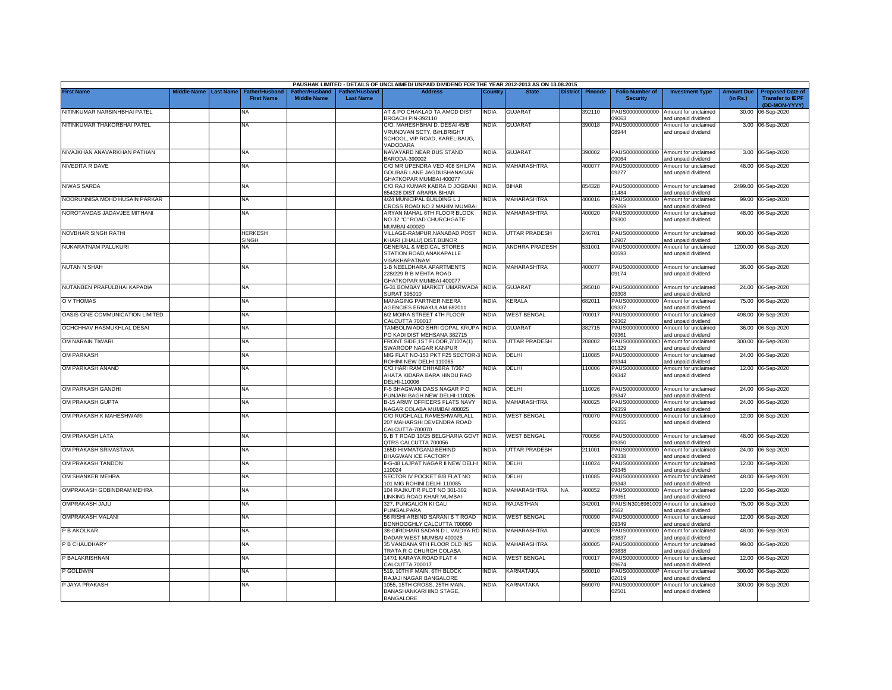| PAUSHAK LIMITED - DETAILS OF UNCLAIMED/ UNPAID DIVIDEND FOR THE YEAR 2012-2013 AS ON 13.08.2015 | | | | | | | | | | | | | | | |
|---|---|---|---|---|---|---|---|---|---|---|---|---|---|---|---|
| First Name | Middle Name | Last Name | Father/Husband First Name | Father/Husband Middle Name | Father/Husband Last Name | Address | Country | State | District | Pincode | Folio Number of Security | Investment Type | Amount Due (in Rs.) | Proposed Date of Transfer to IEPF (DD-MON-YYYY) |
| NITINKUMAR NARSINHBHAI PATEL | | | NA | | | AT & PO CHAKLAD TA AMOD DIST BROACH PIN-392110 | INDIA | GUJARAT | | 392110 | PAUS00000000000 09063 | Amount for unclaimed and unpaid dividend | 30.00 | 06-Sep-2020 |
| NITINKUMAR THAKORBHAI PATEL | | | NA | | | C/O. MAHESHBHAI D. DESAI 45/B VRUNDVAN SCTY. B/H.BRIGHT SCHOOL, VIP ROAD, KARELIBAUG, VADODARA | INDIA | GUJARAT | | 390018 | PAUS00000000000 08944 | Amount for unclaimed and unpaid dividend | 3.00 | 06-Sep-2020 |
| NIVAJKHAN ANAVARKHAN PATHAN | | | NA | | | NAVAYARD NEAR BUS STAND BARODA-390002 | INDIA | GUJARAT | | 390002 | PAUS00000000000 09064 | Amount for unclaimed and unpaid dividend | 3.00 | 06-Sep-2020 |
| NIVEDITA R DAVE | | | NA | | | C/O MR UPENDRA VED 408 SHILPA GOLIBAR LANE JAGDUSHANAGAR GHATKOPAR MUMBAI 400077 | INDIA | MAHARASHTRA | | 400077 | PAUS00000000000 09277 | Amount for unclaimed and unpaid dividend | 48.00 | 06-Sep-2020 |
| NIWAS SARDA | | | NA | | | C/O RAJ KUMAR KABRA O JOGBANI 854328 DIST ARARIA BIHAR | INDIA | BIHAR | | 854328 | PAUS00000000000 11484 | Amount for unclaimed and unpaid dividend | 2499.00 | 06-Sep-2020 |
| NOORUNNISA MOHD HUSAIN PARKAR | | | NA | | | 4/24 MUNICIPAL BUILDING L J CROSS ROAD NO 2 MAHIM MUMBAI | INDIA | MAHARASHTRA | | 400016 | PAUS00000000000 09269 | Amount for unclaimed and unpaid dividend | 99.00 | 06-Sep-2020 |
| NOROTAMDAS JADAVJEE MITHANI | | | NA | | | ARYAN MAHAL 6TH FLOOR BLOCK NO 32 "C" ROAD CHURCHGATE MUMBAI 400020 | INDIA | MAHARASHTRA | | 400020 | PAUS00000000000 09300 | Amount for unclaimed and unpaid dividend | 48.00 | 06-Sep-2020 |
| NOVBHAR SINGH RATHI | | | HERKESH SINGH | | | VILLAGE-RAMPUR,NANABAD POST KHARI (JHALU) DIST.BIJNOR | INDIA | UTTAR PRADESH | | 246701 | PAUS00000000000 12907 | Amount for unclaimed and unpaid dividend | 900.00 | 06-Sep-2020 |
| NUKARATNAM PALUKURI | | | NA | | | GENERAL & MEDICAL STORES STATION ROAD,ANAKAPALLE VISAKHAPATNAM | INDIA | ANDHRA PRADESH | | 531001 | PAUS0000000000N 00593 | Amount for unclaimed and unpaid dividend | 1200.00 | 06-Sep-2020 |
| NUTAN N SHAH | | | NA | | | 1-B NEELDHARA APARTMENTS 228/229 R B MEHTA ROAD GHATKOPAR MUMBAI-400077 | INDIA | MAHARASHTRA | | 400077 | PAUS00000000000 09174 | Amount for unclaimed and unpaid dividend | 36.00 | 06-Sep-2020 |
| NUTANBEN PRAFULBHAI KAPADIA | | | NA | | | G-31 BOMBAY MARKET UMARWADA SURAT 395010 | INDIA | GUJARAT | | 395010 | PAUS00000000000 09308 | Amount for unclaimed and unpaid dividend | 24.00 | 06-Sep-2020 |
| O V THOMAS | | | NA | | | MANAGING PARTNER NEERA AGENCIES ERNAKULAM 682011 | INDIA | KERALA | | 682011 | PAUS00000000000 09337 | Amount for unclaimed and unpaid dividend | 75.00 | 06-Sep-2020 |
| OASIS CINE COMMUNICATION LIMITED | | | NA | | | 6/2 MOIRA STREET 4TH FLOOR CALCUTTA 700017 | INDIA | WEST BENGAL | | 700017 | PAUS00000000000 09362 | Amount for unclaimed and unpaid dividend | 498.00 | 06-Sep-2020 |
| OCHCHHAV HASMUKHLAL DESAI | | | NA | | | TAMBOLIWADO SHRI GOPAL KRUPA PO KADI DIST MEHSANA 382715 | INDIA | GUJARAT | | 382715 | PAUS00000000000 09361 | Amount for unclaimed and unpaid dividend | 36.00 | 06-Sep-2020 |
| OM NARAIN TIWARI | | | NA | | | FRONT SIDE,1ST FLOOR,7/107A(1) SWAROOP NAGAR KANPUR | INDIA | UTTAR PRADESH | | 208002 | PAUS0000000000O 01329 | Amount for unclaimed and unpaid dividend | 300.00 | 06-Sep-2020 |
| OM PARKASH | | | NA | | | MIG FLAT NO-153 PKT F25 SECTOR-3 ROHINI NEW DELHI 110085 | INDIA | DELHI | | 110085 | PAUS00000000000 09344 | Amount for unclaimed and unpaid dividend | 24.00 | 06-Sep-2020 |
| OM PARKASH ANAND | | | NA | | | C/O HARI RAM CHHABRA T/367 AHATA KIDARA BARA HINDU RAO DELHI-110006 | INDIA | DELHI | | 110006 | PAUS00000000000 09342 | Amount for unclaimed and unpaid dividend | 12.00 | 06-Sep-2020 |
| OM PARKASH GANDHI | | | NA | | | F-5 BHAGWAN DASS NAGAR P O PUNJABI BAGH NEW DELHI-110026 | INDIA | DELHI | | 110026 | PAUS00000000000 09347 | Amount for unclaimed and unpaid dividend | 24.00 | 06-Sep-2020 |
| OM PRAKASH GUPTA | | | NA | | | B-15 ARMY OFFICERS FLATS NAVY NAGAR COLABA MUMBAI 400025 | INDIA | MAHARASHTRA | | 400025 | PAUS00000000000 09359 | Amount for unclaimed and unpaid dividend | 24.00 | 06-Sep-2020 |
| OM PRAKASH K MAHESHWARI | | | NA | | | C/O RUGHLALL RAMESHWARLALL 207 MAHARSHI DEVENDRA ROAD CALCUTTA-700070 | INDIA | WEST BENGAL | | 700070 | PAUS00000000000 09355 | Amount for unclaimed and unpaid dividend | 12.00 | 06-Sep-2020 |
| OM PRAKASH LATA | | | NA | | | 9, B T ROAD 10/25 BELGHARIA GOVT QTRS CALCUTTA 700056 | INDIA | WEST BENGAL | | 700056 | PAUS00000000000 09350 | Amount for unclaimed and unpaid dividend | 48.00 | 06-Sep-2020 |
| OM PRAKASH SRIVASTAVA | | | NA | | | 165D HIMMATGANJ BEHIND BHAGWAN ICE FACTORY | INDIA | UTTAR PRADESH | | 211001 | PAUS00000000000 09338 | Amount for unclaimed and unpaid dividend | 24.00 | 06-Sep-2020 |
| OM PRAKASH TANDON | | | NA | | | II-G-48 LAJPAT NAGAR II NEW DELHI 110024 | INDIA | DELHI | | 110024 | PAUS00000000000 09345 | Amount for unclaimed and unpaid dividend | 12.00 | 06-Sep-2020 |
| OM SHANKER MEHRA | | | NA | | | SECTOR IV POCKET B/8 FLAT NO 101 MIG ROHINI DELHI 110085 | INDIA | DELHI | | 110085 | PAUS00000000000 09343 | Amount for unclaimed and unpaid dividend | 48.00 | 06-Sep-2020 |
| OMPRAKASH GOBINDRAM MEHRA | | | NA | | | 104 RAJKUTIR PLOT NO 301-302 LINKING ROAD KHAR MUMBAI- | INDIA | MAHARASHTRA | NA | 400052 | PAUS00000000000 09351 | Amount for unclaimed and unpaid dividend | 12.00 | 06-Sep-2020 |
| OMPRAKASH JAJU | | | NA | | | 327, PUNGALION KI GALI PUNGALPARA | INDIA | RAJASTHAN | | 342001 | PAUSIN3016961009 2562 | Amount for unclaimed and unpaid dividend | 75.00 | 06-Sep-2020 |
| OMPRAKASH MALANI | | | NA | | | 56 RISHI ARBIND SARANI B T ROAD BONHOOGHLY CALCUTTA 700090 | INDIA | WEST BENGAL | | 700090 | PAUS00000000000 09349 | Amount for unclaimed and unpaid dividend | 12.00 | 06-Sep-2020 |
| P B AKOLKAR | | | NA | | | 38-GIRIDHARI SADAN D L VAIDYA RD DADAR WEST MUMBAI 400028 | INDIA | MAHARASHTRA | | 400028 | PAUS00000000000 09837 | Amount for unclaimed and unpaid dividend | 48.00 | 06-Sep-2020 |
| P B CHAUDHARY | | | NA | | | 35 VANDANA 9TH FLOOR OLD INS TRATA R C CHURCH COLABA | INDIA | MAHARASHTRA | | 400005 | PAUS00000000000 09838 | Amount for unclaimed and unpaid dividend | 99.00 | 06-Sep-2020 |
| P BALAKRISHNAN | | | NA | | | 147/1 KARAYA ROAD FLAT 4 CALCUTTA 700017 | INDIA | WEST BENGAL | | 700017 | PAUS00000000000 09674 | Amount for unclaimed and unpaid dividend | 12.00 | 06-Sep-2020 |
| P GOLDWIN | | | NA | | | 519, 10TH F MAIN, 6TH BLOCK RAJAJI NAGAR BANGALORE | INDIA | KARNATAKA | | 560010 | PAUS0000000000P 02019 | Amount for unclaimed and unpaid dividend | 300.00 | 06-Sep-2020 |
| P JAYA PRAKASH | | | NA | | | 1055, 15TH CROSS, 25TH MAIN, BANASHANKARI IIND STAGE, BANGALORE | INDIA | KARNATAKA | | 560070 | PAUS0000000000P 02501 | Amount for unclaimed and unpaid dividend | 300.00 | 06-Sep-2020 |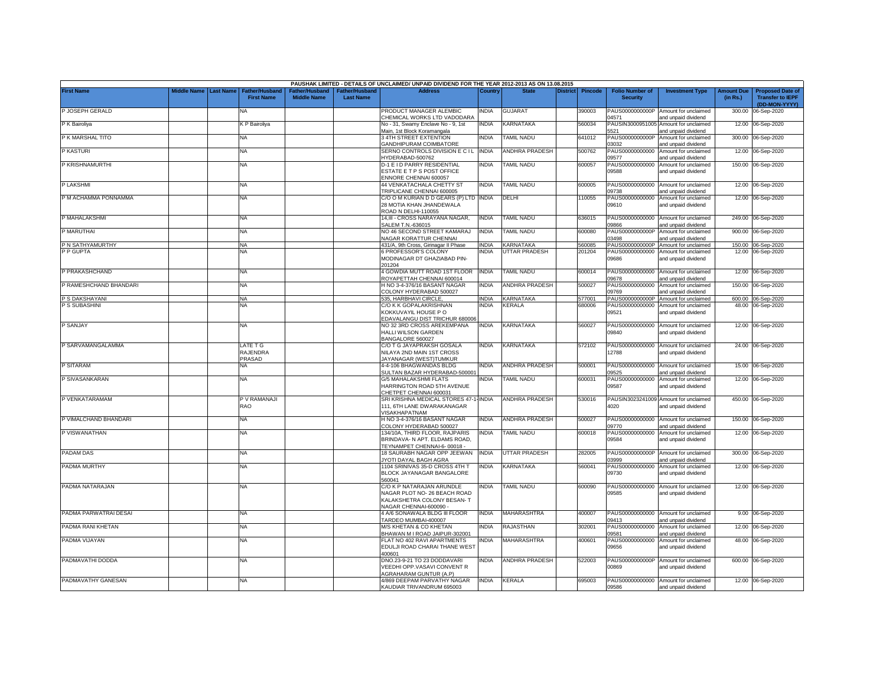| PAUSHAK LIMITED - DETAILS OF UNCLAIMED/ UNPAID DIVIDEND FOR THE YEAR 2012-2013 AS ON 13.08.2015 | | | | | | | | | | | | | | | |
|---|---|---|---|---|---|---|---|---|---|---|---|---|---|---|---|
| First Name | Middle Name | Last Name | Father/Husband First Name | Father/Husband Middle Name | Father/Husband Last Name | Address | Country | State | District | Pincode | Folio Number of Security | Investment Type | Amount Due (in Rs.) | Proposed Date of Transfer to IEPF (DD-MON-YYYY) |
| P JOSEPH GERALD | | | NA | | | PRODUCT MANAGER ALEMBIC CHEMICAL WORKS LTD VADODARA | INDIA | GUJARAT | | 390003 | PAUS0000000000P04571 | Amount for unclaimed and unpaid dividend | 300.00 | 06-Sep-2020 |
| P K Bairoliya | | | K P Bairoliya | | | No - 31, Swamy Enclave No - 9, 1st Main, 1st Block Koramangala | INDIA | KARNATAKA | | 560034 | PAUSIN30009510055521 | Amount for unclaimed and unpaid dividend | 12.00 | 06-Sep-2020 |
| P K MARSHAL TITO | | | NA | | | 3 4TH STREET EXTENTION GANDHIPURAM COIMBATORE | INDIA | TAMIL NADU | | 641012 | PAUS0000000000P03032 | Amount for unclaimed and unpaid dividend | 300.00 | 06-Sep-2020 |
| P KASTURI | | | NA | | | SERNO CONTROLS DIVISION E C I L HYDERABAD-500762 | INDIA | ANDHRA PRADESH | | 500762 | PAUS0000000000009577 | Amount for unclaimed and unpaid dividend | 12.00 | 06-Sep-2020 |
| P KRISHNAMURTHI | | | NA | | | D-1 E I D PARRY RESIDENTIAL ESTATE E T P S POST OFFICE ENNORE CHENNAI 600057 | INDIA | TAMIL NADU | | 600057 | PAUS0000000000009588 | Amount for unclaimed and unpaid dividend | 150.00 | 06-Sep-2020 |
| P LAKSHMI | | | NA | | | 44 VENKATACHALA CHETTY ST TRIPLICANE CHENNAI 600005 | INDIA | TAMIL NADU | | 600005 | PAUS0000000000009738 | Amount for unclaimed and unpaid dividend | 12.00 | 06-Sep-2020 |
| P M ACHAMMA PONNAMMA | | | NA | | | C/O O M KURIAN D D GEARS (P) LTD 28 MOTIA KHAN JHANDEWALA ROAD N DELHI-110055 | INDIA | DELHI | | 110055 | PAUS0000000000009610 | Amount for unclaimed and unpaid dividend | 12.00 | 06-Sep-2020 |
| P MAHALAKSHMI | | | NA | | | 14,III - CROSS NARAYANA NAGAR, SALEM T.N.-636015 | INDIA | TAMIL NADU | | 636015 | PAUS0000000000009866 | Amount for unclaimed and unpaid dividend | 249.00 | 06-Sep-2020 |
| P MARUTHAI | | | NA | | | NO 46 SECOND STREET KAMARAJ NAGAR KORATTUR CHENNAI | INDIA | TAMIL NADU | | 600080 | PAUS0000000000P03498 | Amount for unclaimed and unpaid dividend | 900.00 | 06-Sep-2020 |
| P N SATHYAMURTHY | | | NA | | | 431/A, 9th Cross, Girinagar II Phase | INDIA | KARNATAKA | | 560085 | PAUS0000000000P | Amount for unclaimed | 150.00 | 06-Sep-2020 |
| P P GUPTA | | | NA | | | 6 PROFESSOR'S COLONY MODINAGAR DT GHAZIABAD PIN-201204 | INDIA | UTTAR PRADESH | | 201204 | PAUS0000000000009686 | Amount for unclaimed and unpaid dividend | 12.00 | 06-Sep-2020 |
| P PRAKASHCHAND | | | NA | | | 4 GOWDIA MUTT ROAD 1ST FLOOR ROYAPETTAH CHENNAI 600014 | INDIA | TAMIL NADU | | 600014 | PAUS0000000000009678 | Amount for unclaimed and unpaid dividend | 12.00 | 06-Sep-2020 |
| P RAMESHCHAND BHANDARI | | | NA | | | H NO 3-4-376/16 BASANT NAGAR COLONY HYDERABAD 500027 | INDIA | ANDHRA PRADESH | | 500027 | PAUS0000000000009769 | Amount for unclaimed and unpaid dividend | 150.00 | 06-Sep-2020 |
| P S DAKSHAYANI | | | NA | | | 535, HARBHAVI CIRCLE, | INDIA | KARNATAKA | | 577001 | PAUS0000000000P | Amount for unclaimed | 600.00 | 06-Sep-2020 |
| P S SUBASHINI | | | NA | | | C/O K K GOPALAKRISHNAN KOKKUVAYIL HOUSE P O EDAVALANGU DIST TRICHUR 680006 | INDIA | KERALA | | 680006 | PAUS0000000000009521 | Amount for unclaimed and unpaid dividend | 48.00 | 06-Sep-2020 |
| P SANJAY | | | NA | | | NO 32 3RD CROSS AREKEMPANA HALLI WILSON GARDEN BANGALORE 560027 | INDIA | KARNATAKA | | 560027 | PAUS0000000000009840 | Amount for unclaimed and unpaid dividend | 12.00 | 06-Sep-2020 |
| P SARVAMANGALAMMA | | | LATE T G RAJENDRA PRASAD | | | C/O T G JAYAPRAKSH GOSALA NILAYA 2ND MAIN 1ST CROSS JAYANAGAR (WEST)TUMKUR | INDIA | KARNATAKA | | 572102 | PAUS0000000000012788 | Amount for unclaimed and unpaid dividend | 24.00 | 06-Sep-2020 |
| P SITARAM | | | NA | | | 4-4-106 BHAGWANDAS BLDG SULTAN BAZAR HYDERABAD-500001 | INDIA | ANDHRA PRADESH | | 500001 | PAUS0000000000009525 | Amount for unclaimed and unpaid dividend | 15.00 | 06-Sep-2020 |
| P SIVASANKARAN | | | NA | | | G/5 MAHALAKSHMI FLATS HARRINGTON ROAD 5TH AVENUE CHETPET CHENNAI 600031 | INDIA | TAMIL NADU | | 600031 | PAUS0000000000009587 | Amount for unclaimed and unpaid dividend | 12.00 | 06-Sep-2020 |
| P VENKATARAMAM | | | P V RAMANAJI RAO | | | SRI KRISHNA MEDICAL STORES 47-1-111, 6TH LANE DWARAKANAGAR VISAKHAPATNAM | INDIA | ANDHRA PRADESH | | 530016 | PAUSIN30232410094020 | Amount for unclaimed and unpaid dividend | 450.00 | 06-Sep-2020 |
| P VIMALCHAND BHANDARI | | | NA | | | H NO 3-4-376/16 BASANT NAGAR COLONY HYDERABAD 500027 | INDIA | ANDHRA PRADESH | | 500027 | PAUS0000000000009770 | Amount for unclaimed and unpaid dividend | 150.00 | 06-Sep-2020 |
| P VISWANATHAN | | | NA | | | 134/10A, THIRD FLOOR, RAJPARIS BRINDAVA- N APT. ELDAMS ROAD, TEYNAMPET CHENNAI-6- 00018 - | INDIA | TAMIL NADU | | 600018 | PAUS0000000000009584 | Amount for unclaimed and unpaid dividend | 12.00 | 06-Sep-2020 |
| PADAM DAS | | | NA | | | 18 SAURABH NAGAR OPP JEEWAN JYOTI DAYAL BAGH AGRA | INDIA | UTTAR PRADESH | | 282005 | PAUS0000000000P03999 | Amount for unclaimed and unpaid dividend | 300.00 | 06-Sep-2020 |
| PADMA MURTHY | | | NA | | | 1104 SRINIVAS 35-D CROSS 4TH T BLOCK JAYANAGAR BANGALORE 560041 | INDIA | KARNATAKA | | 560041 | PAUS0000000000009730 | Amount for unclaimed and unpaid dividend | 12.00 | 06-Sep-2020 |
| PADMA NATARAJAN | | | NA | | | C/O K P NATARAJAN ARUNDLE NAGAR PLOT NO- 26 BEACH ROAD KALAKSHETRA COLONY BESAN- T NAGAR CHENNAI-600090 - | INDIA | TAMIL NADU | | 600090 | PAUS0000000000009585 | Amount for unclaimed and unpaid dividend | 12.00 | 06-Sep-2020 |
| PADMA PARWATRAI DESAI | | | NA | | | 4 A/6 SONAWALA BLDG III FLOOR TARDEO MUMBAI-400007 | INDIA | MAHARASHTRA | | 400007 | PAUS0000000000009413 | Amount for unclaimed and unpaid dividend | 9.00 | 06-Sep-2020 |
| PADMA RANI KHETAN | | | NA | | | M/S KHETAN & CO KHETAN BHAWAN M I ROAD JAIPUR-302001 | INDIA | RAJASTHAN | | 302001 | PAUS0000000000009581 | Amount for unclaimed and unpaid dividend | 12.00 | 06-Sep-2020 |
| PADMA VIJAYAN | | | NA | | | FLAT NO 402 RAVI APARTMENTS EDULJI ROAD CHARAI THANE WEST 400601 | INDIA | MAHARASHTRA | | 400601 | PAUS0000000000009656 | Amount for unclaimed and unpaid dividend | 48.00 | 06-Sep-2020 |
| PADMAVATHI DODDA | | | NA | | | DNO.23-9-21 TO 23 DODDAVARI VEEDHI OPP.VASAVI CONVENT R AGRAHARAM GUNTUR (A.P) | INDIA | ANDHRA PRADESH | | 522003 | PAUS0000000000P00869 | Amount for unclaimed and unpaid dividend | 600.00 | 06-Sep-2020 |
| PADMAVATHY GANESAN | | | NA | | | 4/869 DEEPAM PARVATHY NAGAR KAUDIAR TRIVANDRUM 695003 | INDIA | KERALA | | 695003 | PAUS0000000000009586 | Amount for unclaimed and unpaid dividend | 12.00 | 06-Sep-2020 |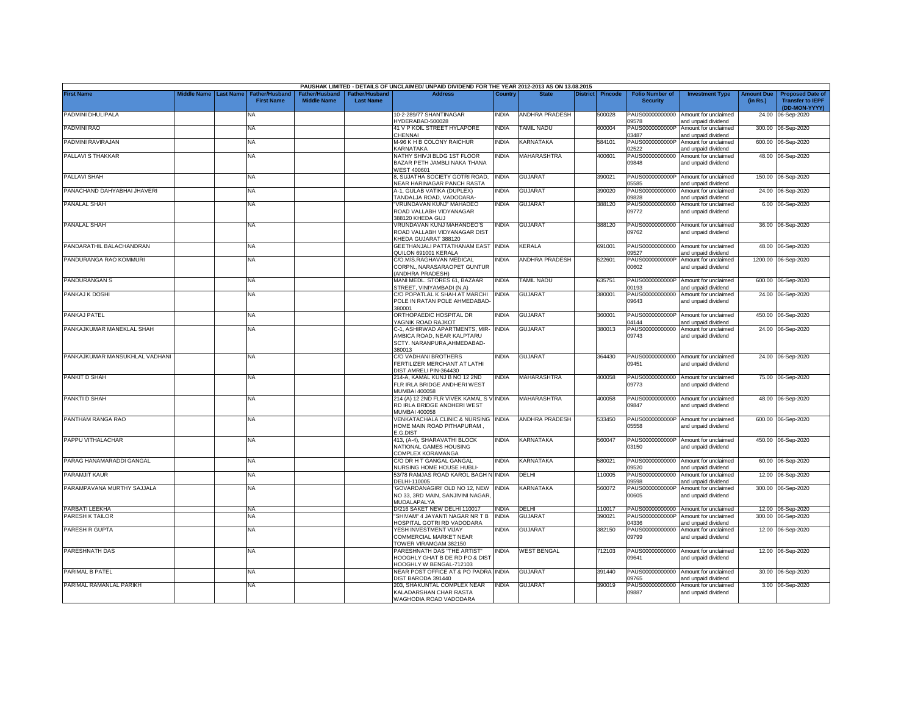| PAUSHAK LIMITED - DETAILS OF UNCLAIMED/ UNPAID DIVIDEND FOR THE YEAR 2012-2013 AS ON 13.08.2015 | | | | | | | | | | | | | | | | |
|---|---|---|---|---|---|---|---|---|---|---|---|---|---|---|---|---|
| First Name | Middle Name | Last Name | Father/Husband First Name | Father/Husband Middle Name | Father/Husband Last Name | Address | Country | State | District | Pincode | Folio Number of Security | Investment Type | Amount Due (in Rs.) | Proposed Date of Transfer to IEPF (DD-MON-YYYY) |
| PADMINI DHULIPALA | | | NA | | | 10-2-289/77 SHANTINAGAR HYDERABAD-500028 | INDIA | ANDHRA PRADESH | | 500028 | PAUS00000000000 09578 | Amount for unclaimed and unpaid dividend | 24.00 | 06-Sep-2020 |
| PADMINI RAO | | | NA | | | 41 V P KOIL STREET HYLAPORE CHENNAI | INDIA | TAMIL NADU | | 600004 | PAUS0000000000P 03487 | Amount for unclaimed and unpaid dividend | 300.00 | 06-Sep-2020 |
| PADMINI RAVIRAJAN | | | NA | | | M-96 K H B COLONY RAICHUR KARNATAKA | INDIA | KARNATAKA | | 584101 | PAUS0000000000P 02522 | Amount for unclaimed and unpaid dividend | 600.00 | 06-Sep-2020 |
| PALLAVI S THAKKAR | | | NA | | | NATHY SHIVJI BLDG 1ST FLOOR BAZAR PETH JAMBLI NAKA THANA WEST 400601 | INDIA | MAHARASHTRA | | 400601 | PAUS00000000000 09848 | Amount for unclaimed and unpaid dividend | 48.00 | 06-Sep-2020 |
| PALLAVI SHAH | | | NA | | | 8, SUJATHA SOCIETY GOTRI ROAD, NEAR HARINAGAR PANCH RASTA | INDIA | GUJARAT | | 390021 | PAUS0000000000P 05585 | Amount for unclaimed and unpaid dividend | 150.00 | 06-Sep-2020 |
| PANACHAND DAHYABHAI JHAVERI | | | NA | | | A-1, GULAB VATIKA (DUPLEX) TANDALJA ROAD, VADODARA- | INDIA | GUJARAT | | 390020 | PAUS00000000000 09828 | Amount for unclaimed and unpaid dividend | 24.00 | 06-Sep-2020 |
| PANALAL SHAH | | | NA | | | "VRUNDAVAN KUNJ" MAHADEO ROAD VALLABH VIDYANAGAR 388120 KHEDA GUJ | INDIA | GUJARAT | | 388120 | PAUS00000000000 09772 | Amount for unclaimed and unpaid dividend | 6.00 | 06-Sep-2020 |
| PANALAL SHAH | | | NA | | | VRUNDAVAN KUNJ MAHANDEO'S ROAD VALLABH VIDYANAGAR DIST KHEDA GUJARAT 388120 | INDIA | GUJARAT | | 388120 | PAUS00000000000 09762 | Amount for unclaimed and unpaid dividend | 36.00 | 06-Sep-2020 |
| PANDARATHIL BALACHANDRAN | | | NA | | | GEETHANJALI PATTATHANAM EAST QUILON 691001 KERALA | INDIA | KERALA | | 691001 | PAUS00000000000 09527 | Amount for unclaimed and unpaid dividend | 48.00 | 06-Sep-2020 |
| PANDURANGA RAO KOMMURI | | | NA | | | C/O.M/S.RAGHAVAN MEDICAL CORPN., NARASARAOPET GUNTUR (ANDHRA PRADESH) | INDIA | ANDHRA PRADESH | | 522601 | PAUS0000000000P 00602 | Amount for unclaimed and unpaid dividend | 1200.00 | 06-Sep-2020 |
| PANDURANGAN S | | | NA | | | MANI MEDL. STORES 61, BAZAAR STREET, VINIYAMBADI (N.A) | INDIA | TAMIL NADU | | 635751 | PAUS0000000000P 00193 | Amount for unclaimed and unpaid dividend | 600.00 | 06-Sep-2020 |
| PANKAJ K DOSHI | | | NA | | | C/O POPATLAL K SHAH AT MARCHI POLE IN RATAN POLE AHMEDABAD-380001 | INDIA | GUJARAT | | 380001 | PAUS00000000000 09643 | Amount for unclaimed and unpaid dividend | 24.00 | 06-Sep-2020 |
| PANKAJ PATEL | | | NA | | | ORTHOPAEDIC HOSPITAL DR YAGNIK ROAD RAJKOT | INDIA | GUJARAT | | 360001 | PAUS0000000000P 04144 | Amount for unclaimed and unpaid dividend | 450.00 | 06-Sep-2020 |
| PANKAJKUMAR MANEKLAL SHAH | | | NA | | | C-1, ASHIRWAD APARTMENTS, MIR-AMBICA ROAD, NEAR KALPTARU SCTY. NARANPURA,AHMEDABAD-380013 | INDIA | GUJARAT | | 380013 | PAUS00000000000 09743 | Amount for unclaimed and unpaid dividend | 24.00 | 06-Sep-2020 |
| PANKAJKUMAR MANSUKHLAL VADHANI | | | NA | | | C/O VADHANI BROTHERS FERTILIZER MERCHANT AT LATHI DIST AMRELI PIN-364430 | INDIA | GUJARAT | | 364430 | PAUS00000000000 09451 | Amount for unclaimed and unpaid dividend | 24.00 | 06-Sep-2020 |
| PANKIT D SHAH | | | NA | | | 214-A, KAMAL KUNJ B NO 12 2ND FLR IRLA BRIDGE ANDHERI WEST MUMBAI 400058 | INDIA | MAHARASHTRA | | 400058 | PAUS00000000000 09773 | Amount for unclaimed and unpaid dividend | 75.00 | 06-Sep-2020 |
| PANKTI D SHAH | | | NA | | | 214 (A) 12 2ND FLR VIVEK KAMAL S V RD IRLA BRIDGE ANDHERI WEST MUMBAI 400058 | INDIA | MAHARASHTRA | | 400058 | PAUS00000000000 09847 | Amount for unclaimed and unpaid dividend | 48.00 | 06-Sep-2020 |
| PANTHAM RANGA RAO | | | NA | | | VENKATACHALA CLINIC & NURSING HOME MAIN ROAD PITHAPURAM , E.G.DIST | INDIA | ANDHRA PRADESH | | 533450 | PAUS0000000000P 05558 | Amount for unclaimed and unpaid dividend | 600.00 | 06-Sep-2020 |
| PAPPU VITHALACHAR | | | NA | | | 413, (A-4), SHARAVATHI BLOCK NATIONAL GAMES HOUSING COMPLEX KORAMANGA | INDIA | KARNATAKA | | 560047 | PAUS0000000000P 03150 | Amount for unclaimed and unpaid dividend | 450.00 | 06-Sep-2020 |
| PARAG HANAMARADDI GANGAL | | | NA | | | C/O DR H T GANGAL GANGAL NURSING HOME HOUSE HUBLI- | INDIA | KARNATAKA | | 580021 | PAUS00000000000 09520 | Amount for unclaimed and unpaid dividend | 60.00 | 06-Sep-2020 |
| PARAMJIT KAUR | | | NA | | | 53/78 RAMJAS ROAD KAROL BAGH N DELHI-110005 | INDIA | DELHI | | 110005 | PAUS00000000000 09598 | Amount for unclaimed and unpaid dividend | 12.00 | 06-Sep-2020 |
| PARAMPAVANA MURTHY SAJJALA | | | NA | | | 'GOVARDANAGIRI' OLD NO 12, NEW NO 33, 3RD MAIN, SANJIVINI NAGAR, MUDALAPALYA | INDIA | KARNATAKA | | 560072 | PAUS0000000000P 00605 | Amount for unclaimed and unpaid dividend | 300.00 | 06-Sep-2020 |
| PARBATI LEEKHA | | | NA | | | D/216 SAKET NEW DELHI 110017 | INDIA | DELHI | | 110017 | PAUS00000000000 | Amount for unclaimed | 12.00 | 06-Sep-2020 |
| PARESH K TAILOR | | | NA | | | "SHIVAM" 4 JAYANTI NAGAR NR T B HOSPITAL GOTRI RD VADODARA | INDIA | GUJARAT | | 390021 | PAUS0000000000P 04336 | Amount for unclaimed and unpaid dividend | 300.00 | 06-Sep-2020 |
| PARESH R GUPTA | | | NA | | | YESH INVESTMENT VIJAY COMMERCIAL MARKET NEAR TOWER VIRAMGAM 382150 | INDIA | GUJARAT | | 382150 | PAUS00000000000 09799 | Amount for unclaimed and unpaid dividend | 12.00 | 06-Sep-2020 |
| PARESHNATH DAS | | | NA | | | PARESHNATH DAS "THE ARTIST" HOOGHLY GHAT B DE RD PO & DIST HOOGHLY W BENGAL-712103 | INDIA | WEST BENGAL | | 712103 | PAUS00000000000 09641 | Amount for unclaimed and unpaid dividend | 12.00 | 06-Sep-2020 |
| PARIMAL B PATEL | | | NA | | | NEAR POST OFFICE AT & PO PADRA DIST BARODA 391440 | INDIA | GUJARAT | | 391440 | PAUS00000000000 09765 | Amount for unclaimed and unpaid dividend | 30.00 | 06-Sep-2020 |
| PARIMAL RAMANLAL PARIKH | | | NA | | | 203, SHAKUNTAL COMPLEX NEAR KALADARSHAN CHAR RASTA WAGHODIA ROAD VADODARA | INDIA | GUJARAT | | 390019 | PAUS00000000000 09887 | Amount for unclaimed and unpaid dividend | 3.00 | 06-Sep-2020 |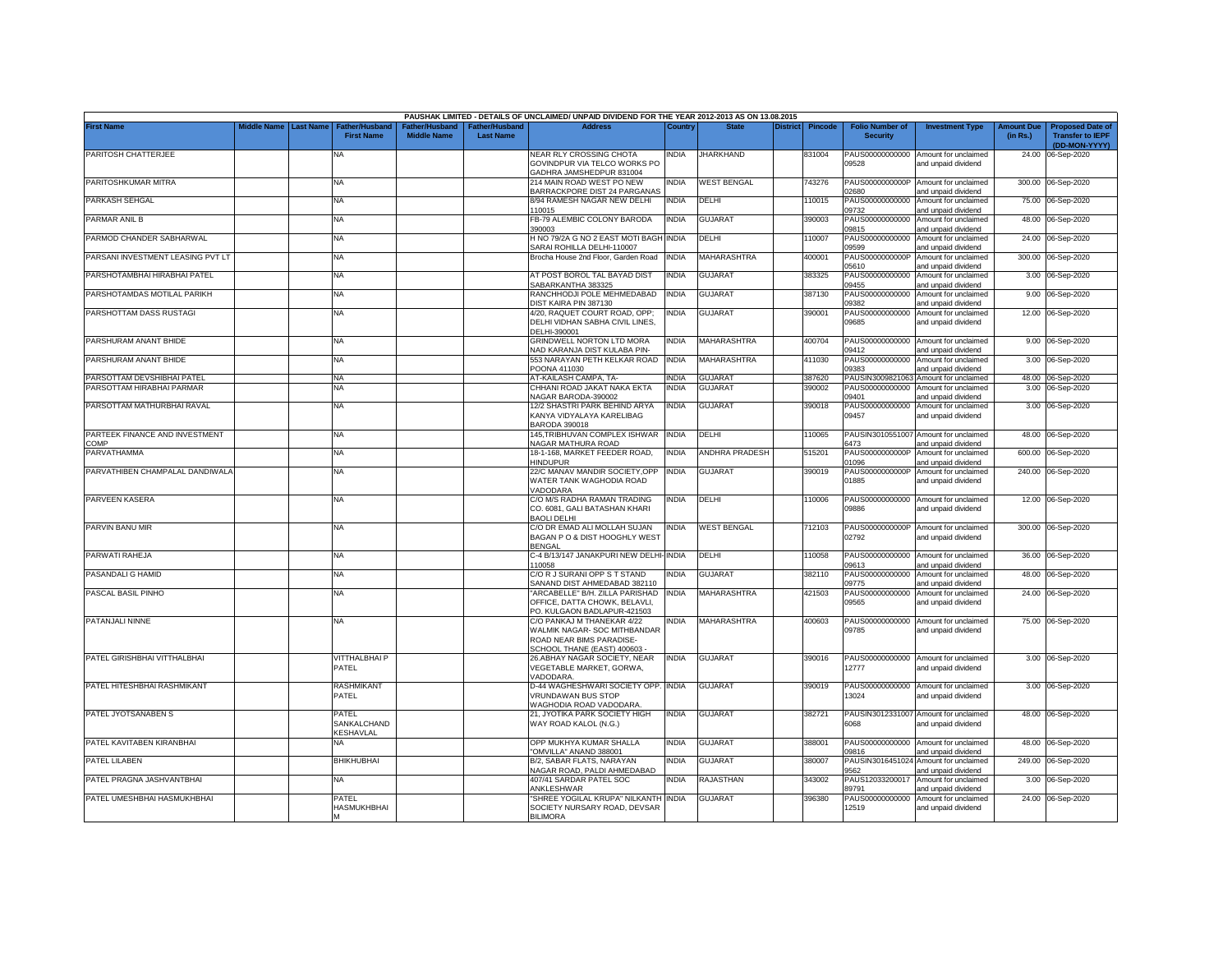PAUSHAK LIMITED - DETAILS OF UNCLAIMED/ UNPAID DIVIDEND FOR THE YEAR 2012-2013 AS ON 13.08.2015

| First Name | Middle Name | Last Name | Father/Husband First Name | Father/Husband Middle Name | Father/Husband Last Name | Address | Country | State | District | Pincode | Folio Number of Security | Investment Type | Amount Due (in Rs.) | Proposed Date of Transfer to IEPF (DD-MON-YYYY) |
|---|---|---|---|---|---|---|---|---|---|---|---|---|---|---|
| PARITOSH CHATTERJEE | | | NA | | | NEAR RLY CROSSING CHOTA GOVINDPUR VIA TELCO WORKS PO GADHRA JAMSHEDPUR 831004 | INDIA | JHARKHAND | | 831004 | PAUS00000000000 09528 | Amount for unclaimed and unpaid dividend | 24.00 | 06-Sep-2020 |
| PARITOSHKUMAR MITRA | | | NA | | | 214 MAIN ROAD WEST PO NEW BARRACKPORE DIST 24 PARGANAS | INDIA | WEST BENGAL | | 743276 | PAUS0000000000P 02680 | Amount for unclaimed and unpaid dividend | 300.00 | 06-Sep-2020 |
| PARKASH SEHGAL | | | NA | | | 8/94 RAMESH NAGAR NEW DELHI 110015 | INDIA | DELHI | | 110015 | PAUS00000000000 09732 | Amount for unclaimed and unpaid dividend | 75.00 | 06-Sep-2020 |
| PARMAR ANIL B | | | NA | | | FB-79 ALEMBIC COLONY BARODA 390003 | INDIA | GUJARAT | | 390003 | PAUS00000000000 09815 | Amount for unclaimed and unpaid dividend | 48.00 | 06-Sep-2020 |
| PARMOD CHANDER SABHARWAL | | | NA | | | H NO 79/2A G NO 2 EAST MOTI BAGH SARAI ROHILLA DELHI-110007 | INDIA | DELHI | | 110007 | PAUS00000000000 09599 | Amount for unclaimed and unpaid dividend | 24.00 | 06-Sep-2020 |
| PARSANI INVESTMENT LEASING PVT LT | | | NA | | | Brocha House 2nd Floor, Garden Road | INDIA | MAHARASHTRA | | 400001 | PAUS0000000000P 05610 | Amount for unclaimed and unpaid dividend | 300.00 | 06-Sep-2020 |
| PARSHOTAMBHAI HIRABHAI PATEL | | | NA | | | AT POST BOROL TAL BAYAD DIST SABARKANTHA 383325 | INDIA | GUJARAT | | 383325 | PAUS00000000000 09455 | Amount for unclaimed and unpaid dividend | 3.00 | 06-Sep-2020 |
| PARSHOTAMDAS MOTILAL PARIKH | | | NA | | | RANCHHODJI POLE MEHMEDABAD DIST KAIRA PIN 387130 | INDIA | GUJARAT | | 387130 | PAUS00000000000 09382 | Amount for unclaimed and unpaid dividend | 9.00 | 06-Sep-2020 |
| PARSHOTTAM DASS RUSTAGI | | | NA | | | 4/20, RAQUET COURT ROAD, OPP; DELHI VIDHAN SABHA CIVIL LINES, DELHI-390001 | INDIA | GUJARAT | | 390001 | PAUS00000000000 09685 | Amount for unclaimed and unpaid dividend | 12.00 | 06-Sep-2020 |
| PARSHURAM ANANT BHIDE | | | NA | | | GRINDWELL NORTON LTD MORA NAD KARANJA DIST KULABA PIN- | INDIA | MAHARASHTRA | | 400704 | PAUS00000000000 09412 | Amount for unclaimed and unpaid dividend | 9.00 | 06-Sep-2020 |
| PARSHURAM ANANT BHIDE | | | NA | | | 553 NARAYAN PETH KELKAR ROAD POONA 411030 | INDIA | MAHARASHTRA | | 411030 | PAUS00000000000 09383 | Amount for unclaimed and unpaid dividend | 3.00 | 06-Sep-2020 |
| PARSOTTAM DEVSHIBHAI PATEL | | | NA | | | AT-KAILASH CAMPA, TA- | INDIA | GUJARAT | | 387620 | PAUSIN3009821063 | Amount for unclaimed | 48.00 | 06-Sep-2020 |
| PARSOTTAM HIRABHAI PARMAR | | | NA | | | CHHANI ROAD JAKAT NAKA EKTA NAGAR BARODA-390002 | INDIA | GUJARAT | | 390002 | PAUS00000000000 09401 | Amount for unclaimed and unpaid dividend | 3.00 | 06-Sep-2020 |
| PARSOTTAM MATHURBHAI RAVAL | | | NA | | | 12/2 SHASTRI PARK BEHIND ARYA KANYA VIDYALAYA KARELIBAG BARODA 390018 | INDIA | GUJARAT | | 390018 | PAUS00000000000 09457 | Amount for unclaimed and unpaid dividend | 3.00 | 06-Sep-2020 |
| PARTEEK FINANCE AND INVESTMENT COMP | | | NA | | | 145,TRIBHUVAN COMPLEX ISHWAR NAGAR MATHURA ROAD | INDIA | DELHI | | 110065 | PAUSIN3010551007 6473 | Amount for unclaimed and unpaid dividend | 48.00 | 06-Sep-2020 |
| PARVATHAMMA | | | NA | | | 18-1-168, MARKET FEEDER ROAD, HINDUPUR | INDIA | ANDHRA PRADESH | | 515201 | PAUS0000000000P 01096 | Amount for unclaimed and unpaid dividend | 600.00 | 06-Sep-2020 |
| PARVATHIBEN CHAMPALAL DANDIWALA | | | NA | | | 22/C MANAV MANDIR SOCIETY,OPP WATER TANK WAGHODIA ROAD VADODARA | INDIA | GUJARAT | | 390019 | PAUS0000000000P 01885 | Amount for unclaimed and unpaid dividend | 240.00 | 06-Sep-2020 |
| PARVEEN KASERA | | | NA | | | C/O M/S RADHA RAMAN TRADING CO. 6081, GALI BATASHAN KHARI BAOLI DELHI | INDIA | DELHI | | 110006 | PAUS00000000000 09886 | Amount for unclaimed and unpaid dividend | 12.00 | 06-Sep-2020 |
| PARVIN BANU MIR | | | NA | | | C/O DR EMAD ALI MOLLAH SUJAN BAGAN P O & DIST HOOGHLY WEST BENGAL | INDIA | WEST BENGAL | | 712103 | PAUS0000000000P 02792 | Amount for unclaimed and unpaid dividend | 300.00 | 06-Sep-2020 |
| PARWATI RAHEJA | | | NA | | | C-4 B/13/147 JANAKPURI NEW DELHI-110058 | INDIA | DELHI | | 110058 | PAUS00000000000 09613 | Amount for unclaimed and unpaid dividend | 36.00 | 06-Sep-2020 |
| PASANDALI G HAMID | | | NA | | | C/O R J SURANI OPP S T STAND SANAND DIST AHMEDABAD 382110 | INDIA | GUJARAT | | 382110 | PAUS00000000000 09775 | Amount for unclaimed and unpaid dividend | 48.00 | 06-Sep-2020 |
| PASCAL BASIL PINHO | | | NA | | | "ARCABELLE" B/H. ZILLA PARISHAD OFFICE, DATTA CHOWK, BELAVLI, PO. KULGAON BADLAPUR-421503 | INDIA | MAHARASHTRA | | 421503 | PAUS00000000000 09565 | Amount for unclaimed and unpaid dividend | 24.00 | 06-Sep-2020 |
| PATANJALI NINNE | | | NA | | | C/O PANKAJ M THANEKAR 4/22 WALMIK NAGAR- SOC MITHBANDAR ROAD NEAR BIMS PARADISE-SCHOOL THANE (EAST) 400603 - | INDIA | MAHARASHTRA | | 400603 | PAUS00000000000 09785 | Amount for unclaimed and unpaid dividend | 75.00 | 06-Sep-2020 |
| PATEL GIRISHBHAI VITTHALBHAI | | | VITTHALBHAI P PATEL | | | 26.ABHAY NAGAR SOCIETY, NEAR VEGETABLE MARKET, GORWA, VADODARA. | INDIA | GUJARAT | | 390016 | PAUS00000000000 12777 | Amount for unclaimed and unpaid dividend | 3.00 | 06-Sep-2020 |
| PATEL HITESHBHAI RASHMIKANT | | | RASHMIKANT PATEL | | | D-44 WAGHESHWARI SOCIETY OPP. VRUNDAWAN BUS STOP WAGHODIA ROAD VADODARA. | INDIA | GUJARAT | | 390019 | PAUS00000000000 13024 | Amount for unclaimed and unpaid dividend | 3.00 | 06-Sep-2020 |
| PATEL JYOTSANABEN S | | | PATEL SANKALCHAND KESHAVLAL | | | 21, JYOTIKA PARK SOCIETY HIGH WAY ROAD KALOL (N.G.) | INDIA | GUJARAT | | 382721 | PAUSIN3012331007 6068 | Amount for unclaimed and unpaid dividend | 48.00 | 06-Sep-2020 |
| PATEL KAVITABEN KIRANBHAI | | | NA | | | OPP MUKHYA KUMAR SHALLA "OMVILLA" ANAND 388001 | INDIA | GUJARAT | | 388001 | PAUS00000000000 09816 | Amount for unclaimed and unpaid dividend | 48.00 | 06-Sep-2020 |
| PATEL LILABEN | | | BHIKHUBHAI | | | B/2, SABAR FLATS, NARAYAN NAGAR ROAD, PALDI AHMEDABAD | INDIA | GUJARAT | | 380007 | PAUSIN3016451024 9562 | Amount for unclaimed and unpaid dividend | 249.00 | 06-Sep-2020 |
| PATEL PRAGNA JASHVANTBHAI | | | NA | | | 407/41 SARDAR PATEL SOC ANKLESHWAR | INDIA | RAJASTHAN | | 343002 | PAUS12033200017 89791 | Amount for unclaimed and unpaid dividend | 3.00 | 06-Sep-2020 |
| PATEL UMESHBHAI HASMUKHBHAI | | | PATEL HASMUKHBHAI M | | | "SHREE YOGILAL KRUPA" NILKANTH SOCIETY NURSARY ROAD, DEVSAR BILIMORA | INDIA | GUJARAT | | 396380 | PAUS00000000000 12519 | Amount for unclaimed and unpaid dividend | 24.00 | 06-Sep-2020 |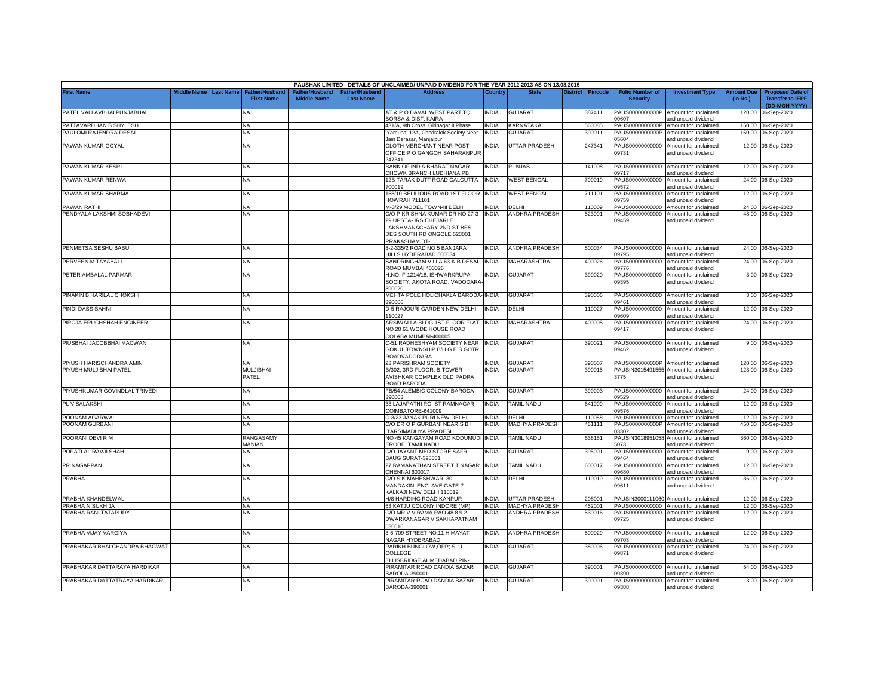PAUSHAK LIMITED - DETAILS OF UNCLAIMED/ UNPAID DIVIDEND FOR THE YEAR 2012-2013 AS ON 13.08.2015

| First Name | Middle Name | Last Name | Father/Husband First Name | Father/Husband Middle Name | Father/Husband Last Name | Address | Country | State | District | Pincode | Folio Number of Security | Investment Type | Amount Due (in Rs.) | Proposed Date of Transfer to IEPF (DD-MON-YYYY) |
|---|---|---|---|---|---|---|---|---|---|---|---|---|---|---|
| PATEL VALLAVBHAI PUNJABHAI | | | NA | | | AT & P.O.DAVAL WEST PART TQ. BORSA & DIST. KAIRA | INDIA | GUJARAT | | 387411 | PAUS0000000000P00607 | Amount for unclaimed and unpaid dividend | 120.00 | 06-Sep-2020 |
| PATTAVARDHAN S SHYLESH | | | NA | | | 431/A, 9th Cross, Girinagar II Phase | INDIA | KARNATAKA | | 560085 | PAUS0000000000P | Amount for unclaimed | 150.00 | 06-Sep-2020 |
| PAULOMI RAJENDRA DESAI | | | NA | | | 'Yamuna' 12A, Chndralok Society Near Jain Derasar, Manjalpur | INDIA | GUJARAT | | 390011 | PAUS0000000000P05604 | Amount for unclaimed and unpaid dividend | 150.00 | 06-Sep-2020 |
| PAWAN KUMAR GOYAL | | | NA | | | CLOTH MERCHANT NEAR POST OFFICE P O GANGOH SAHARANPUR 247341 | INDIA | UTTAR PRADESH | | 247341 | PAUS00000000000 09731 | Amount for unclaimed and unpaid dividend | 12.00 | 06-Sep-2020 |
| PAWAN KUMAR KESRI | | | NA | | | BANK OF INDIA BHARAT NAGAR CHOWK BRANCH LUDHIANA PB | INDIA | PUNJAB | | 141008 | PAUS00000000000 09717 | Amount for unclaimed and unpaid dividend | 12.00 | 06-Sep-2020 |
| PAWAN KUMAR RENWA | | | NA | | | 12B TARAK DUTT ROAD CALCUTTA-700019 | INDIA | WEST BENGAL | | 700019 | PAUS00000000000 09572 | Amount for unclaimed and unpaid dividend | 24.00 | 06-Sep-2020 |
| PAWAN KUMAR SHARMA | | | NA | | | 158/10 BELILIOUS ROAD 1ST FLOOR HOWRAH 711101 | INDIA | WEST BENGAL | | 711101 | PAUS00000000000 09759 | Amount for unclaimed and unpaid dividend | 12.00 | 06-Sep-2020 |
| PAWAN RATHI | | | NA | | | M-3/29 MODEL TOWN-III DELHI | INDIA | DELHI | | 110009 | PAUS00000000000 | Amount for unclaimed | 24.00 | 06-Sep-2020 |
| PENDYALA LAKSHMI SOBHADEVI | | | NA | | | C/O P KRISHNA KUMAR DR NO 27-3-29 UPSTA- IRS CHEJARLE LAKSHMANACHARY 2ND ST BESI-DES SOUTH RD ONGOLE 523001 PRAKASHAM DT- | INDIA | ANDHRA PRADESH | | 523001 | PAUS00000000000 09459 | Amount for unclaimed and unpaid dividend | 48.00 | 06-Sep-2020 |
| PENMETSA SESHU BABU | | | NA | | | 8-2-335/2 ROAD NO 5 BANJARA HILLS HYDERABAD 500034 | INDIA | ANDHRA PRADESH | | 500034 | PAUS00000000000 09795 | Amount for unclaimed and unpaid dividend | 24.00 | 06-Sep-2020 |
| PERVEEN M TAYABALI | | | NA | | | SANDRINGHAM VILLA 63-K B DESAI ROAD MUMBAI 400026 | INDIA | MAHARASHTRA | | 400026 | PAUS00000000000 09776 | Amount for unclaimed and unpaid dividend | 24.00 | 06-Sep-2020 |
| PETER AMBALAL PARMAR | | | NA | | | H.NO. F-1214/18, ISHWARKRUPA SOCIETY, AKOTA ROAD, VADODARA-390020 | INDIA | GUJARAT | | 390020 | PAUS00000000000 09395 | Amount for unclaimed and unpaid dividend | 3.00 | 06-Sep-2020 |
| PINAKIN BIHARILAL CHOKSHI | | | NA | | | MEHTA POLE HOLICHAKLA BARODA-390006 | INDIA | GUJARAT | | 390006 | PAUS00000000000 09461 | Amount for unclaimed and unpaid dividend | 3.00 | 06-Sep-2020 |
| PINDI DASS SAHNI | | | NA | | | D-5 RAJOURI GARDEN NEW DELHI 110027 | INDIA | DELHI | | 110027 | PAUS00000000000 09609 | Amount for unclaimed and unpaid dividend | 12.00 | 06-Sep-2020 |
| PIROJA ERUCHSHAH ENGINEER | | | NA | | | ARSIWALLA BLDG 1ST FLOOR FLAT NO 20 61 WODE HOUSE ROAD COLABA MUMBAI-400005 | INDIA | MAHARASHTRA | | 400005 | PAUS00000000000 09417 | Amount for unclaimed and unpaid dividend | 24.00 | 06-Sep-2020 |
| PIUSBHAI JACOBBHAI MACWAN | | | NA | | | C-51 RADHESHYAM SOCIETY NEAR GOKUL TOWNSHIP B/H G E B GOTRI ROADVADODARA | INDIA | GUJARAT | | 390021 | PAUS00000000000 09462 | Amount for unclaimed and unpaid dividend | 9.00 | 06-Sep-2020 |
| PIYUSH HARISCHANDRA AMIN | | | NA | | | 23 PARISHRAM SOCIETY | INDIA | GUJARAT | | 390007 | PAUS0000000000P | Amount for unclaimed | 120.00 | 06-Sep-2020 |
| PIYUSH MULJIBHAI PATEL | | | MULJIBHAI PATEL | | | B/302, 3RD FLOOR, B-TOWER AVISHKAR COMPLEX OLD PADRA ROAD BARODA | INDIA | GUJARAT | | 390015 | PAUSIN3015491555 3775 | Amount for unclaimed and unpaid dividend | 123.00 | 06-Sep-2020 |
| PIYUSHKUMAR GOVINDLAL TRIVEDI | | | NA | | | FB/54 ALEMBIC COLONY BARODA-390003 | INDIA | GUJARAT | | 390003 | PAUS00000000000 09529 | Amount for unclaimed and unpaid dividend | 24.00 | 06-Sep-2020 |
| PL VISALAKSHI | | | NA | | | 33 LAJAPATHI ROI ST RAMNAGAR COIMBATORE-641009 | INDIA | TAMIL NADU | | 641009 | PAUS00000000000 09576 | Amount for unclaimed and unpaid dividend | 12.00 | 06-Sep-2020 |
| POONAM AGARWAL | | | NA | | | C-3/23 JANAK PURI NEW DELHI- | INDIA | DELHI | | 110058 | PAUS00000000000 | Amount for unclaimed | 12.00 | 06-Sep-2020 |
| POONAM GURBANI | | | NA | | | C/O DR O P GURBANI NEAR S B I ITARSIMADHYA PRADESH | INDIA | MADHYA PRADESH | | 461111 | PAUS0000000000P03302 | Amount for unclaimed and unpaid dividend | 450.00 | 06-Sep-2020 |
| POORANI DEVI R M | | | RANGASAMY MANIAN | | | NO 45 KANGAYAM ROAD KODUMUDI ERODE, TAMILNADU | INDIA | TAMIL NADU | | 638151 | PAUSIN3018951058 5073 | Amount for unclaimed and unpaid dividend | 360.00 | 06-Sep-2020 |
| POPATLAL RAVJI SHAH | | | NA | | | C/O JAYANT MED STORE SAFRI BAUG SURAT-395001 | INDIA | GUJARAT | | 395001 | PAUS00000000000 09464 | Amount for unclaimed and unpaid dividend | 9.00 | 06-Sep-2020 |
| PR NAGAPPAN | | | NA | | | 27 RAMANATHAN STREET T NAGAR CHENNAI 600017 | INDIA | TAMIL NADU | | 600017 | PAUS00000000000 09680 | Amount for unclaimed and unpaid dividend | 12.00 | 06-Sep-2020 |
| PRABHA | | | NA | | | C/O S K MAHESHWARI 30 MANDAKINI ENCLAVE GATE-7 KALKAJI NEW DELHI 110019 | INDIA | DELHI | | 110019 | PAUS00000000000 09611 | Amount for unclaimed and unpaid dividend | 36.00 | 06-Sep-2020 |
| PRABHA KHANDELWAL | | | NA | | | H/8 HARDING ROAD KANPUR | INDIA | UTTAR PRADESH | | 208001 | PAUSIN3000111060 | Amount for unclaimed | 12.00 | 06-Sep-2020 |
| PRABHA N SUKHIJA | | | NA | | | 53 KATJU COLONY INDORE (MP) | INDIA | MADHYA PRADESH | | 452001 | PAUS00000000000 | Amount for unclaimed | 12.00 | 06-Sep-2020 |
| PRABHA RANI TATAPUDY | | | NA | | | C/O MR V V RAMA RAO 48 8 9 2 DWARKANAGAR VISAKHAPATNAM 530016 | INDIA | ANDHRA PRADESH | | 530016 | PAUS00000000000 09725 | Amount for unclaimed and unpaid dividend | 12.00 | 06-Sep-2020 |
| PRABHA VIJAY VARGIYA | | | NA | | | 3-6-709 STREET NO.11 HIMAYAT NAGAR HYDERABAD | INDIA | ANDHRA PRADESH | | 500029 | PAUS00000000000 09703 | Amount for unclaimed and unpaid dividend | 12.00 | 06-Sep-2020 |
| PRABHAKAR BHALCHANDRA BHAGWAT | | | NA | | | PARIKH BUNGLOW,OPP; SLU COLLEGE, ELLISBRIDGE,AHMEDABAD PIN- | INDIA | GUJARAT | | 380006 | PAUS00000000000 09871 | Amount for unclaimed and unpaid dividend | 24.00 | 06-Sep-2020 |
| PRABHAKAR DATTARAYA HARDIKAR | | | NA | | | PIRAMITAR ROAD DANDIA BAZAR BARODA-390001 | INDIA | GUJARAT | | 390001 | PAUS00000000000 09390 | Amount for unclaimed and unpaid dividend | 54.00 | 06-Sep-2020 |
| PRABHAKAR DATTATRAYA HARDIKAR | | | NA | | | PIRAMITAR ROAD DANDIA BAZAR BARODA-390001 | INDIA | GUJARAT | | 390001 | PAUS00000000000 09388 | Amount for unclaimed and unpaid dividend | 3.00 | 06-Sep-2020 |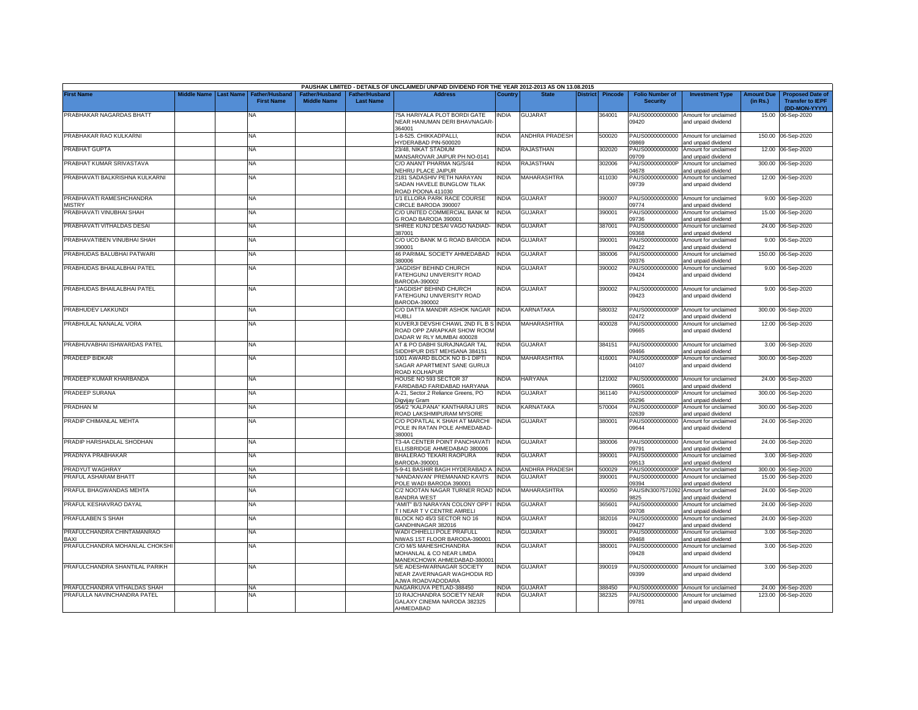PAUSHAK LIMITED - DETAILS OF UNCLAIMED/ UNPAID DIVIDEND FOR THE YEAR 2012-2013 AS ON 13.08.2015

| First Name | Middle Name | Last Name | Father/Husband First Name | Father/Husband Middle Name | Father/Husband Last Name | Address | Country | State | District | Pincode | Folio Number of Security | Investment Type | Amount Due (in Rs.) | Proposed Date of Transfer to IEPF (DD-MON-YYYY) |
|---|---|---|---|---|---|---|---|---|---|---|---|---|---|---|
| PRABHAKAR NAGARDAS BHATT | | | NA | | | 75A HARIYALA PLOT BORDI GATE NEAR HANUMAN DERI BHAVNAGAR-364001 | INDIA | GUJARAT | | 364001 | PAUS00000000000 09420 | Amount for unclaimed and unpaid dividend | 15.00 | 06-Sep-2020 |
| PRABHAKAR RAO KULKARNI | | | NA | | | 1-8-525, CHIKKADPALLI, HYDERABAD PIN-500020 | INDIA | ANDHRA PRADESH | | 500020 | PAUS00000000000 09869 | Amount for unclaimed and unpaid dividend | 150.00 | 06-Sep-2020 |
| PRABHAT GUPTA | | | NA | | | 23/48, NIKAT STADIUM MANSAROVAR JAIPUR PH NO-0141 | INDIA | RAJASTHAN | | 302020 | PAUS00000000000 09709 | Amount for unclaimed and unpaid dividend | 12.00 | 06-Sep-2020 |
| PRABHAT KUMAR SRIVASTAVA | | | NA | | | C/O ANANT PHARMA NG/S/44 NEHRU PLACE JAIPUR | INDIA | RAJASTHAN | | 302006 | PAUS0000000000P 04678 | Amount for unclaimed and unpaid dividend | 300.00 | 06-Sep-2020 |
| PRABHAVATI BALKRISHNA KULKARNI | | | NA | | | 2181 SADASHIV PETH NARAYAN SADAN HAVELE BUNGLOW TILAK ROAD POONA 411030 | INDIA | MAHARASHTRA | | 411030 | PAUS00000000000 09739 | Amount for unclaimed and unpaid dividend | 12.00 | 06-Sep-2020 |
| PRABHAVATI RAMESHCHANDRA MISTRY | | | NA | | | 1/1 ELLORA PARK RACE COURSE CIRCLE BARODA 390007 | INDIA | GUJARAT | | 390007 | PAUS00000000000 09774 | Amount for unclaimed and unpaid dividend | 9.00 | 06-Sep-2020 |
| PRABHAVATI VINUBHAI SHAH | | | NA | | | C/O UNITED COMMERCIAL BANK M G ROAD BARODA 390001 | INDIA | GUJARAT | | 390001 | PAUS00000000000 09736 | Amount for unclaimed and unpaid dividend | 15.00 | 06-Sep-2020 |
| PRABHAVATI VITHALDAS DESAI | | | NA | | | SHREE KUNJ DESAI VAGO NADIAD-387001 | INDIA | GUJARAT | | 387001 | PAUS00000000000 09368 | Amount for unclaimed and unpaid dividend | 24.00 | 06-Sep-2020 |
| PRABHAVATIBEN VINUBHAI SHAH | | | NA | | | C/O UCO BANK M G ROAD BARODA 390001 | INDIA | GUJARAT | | 390001 | PAUS00000000000 09422 | Amount for unclaimed and unpaid dividend | 9.00 | 06-Sep-2020 |
| PRABHUDAS BALUBHAI PATWARI | | | NA | | | 46 PARIMAL SOCIETY AHMEDABAD 380006 | INDIA | GUJARAT | | 380006 | PAUS00000000000 09376 | Amount for unclaimed and unpaid dividend | 150.00 | 06-Sep-2020 |
| PRABHUDAS BHAILALBHAI PATEL | | | NA | | | 'JAGDISH' BEHIND CHURCH FATEHGUNJ UNIVERSITY ROAD BARODA-390002 | INDIA | GUJARAT | | 390002 | PAUS00000000000 09424 | Amount for unclaimed and unpaid dividend | 9.00 | 06-Sep-2020 |
| PRABHUDAS BHAILALBHAI PATEL | | | NA | | | "JAGDISH" BEHIND CHURCH FATEHGUNJ UNIVERSITY ROAD BARODA-390002 | INDIA | GUJARAT | | 390002 | PAUS00000000000 09423 | Amount for unclaimed and unpaid dividend | 9.00 | 06-Sep-2020 |
| PRABHUDEV LAKKUNDI | | | NA | | | C/O DATTA MANDIR ASHOK NAGAR HUBLI | INDIA | KARNATAKA | | 580032 | PAUS0000000000P 02472 | Amount for unclaimed and unpaid dividend | 300.00 | 06-Sep-2020 |
| PRABHULAL NANALAL VORA | | | NA | | | KUVERJI DEVSHI CHAWL 2ND FL B S ROAD OPP ZARAPKAR SHOW ROOM DADAR W RLY MUMBAI 400028 | INDIA | MAHARASHTRA | | 400028 | PAUS00000000000 09665 | Amount for unclaimed and unpaid dividend | 12.00 | 06-Sep-2020 |
| PRABHUVABHAI ISHWARDAS PATEL | | | NA | | | AT & PO DABHI SURAJNAGAR TAL SIDDHPUR DIST MEHSANA 384151 | INDIA | GUJARAT | | 384151 | PAUS00000000000 09466 | Amount for unclaimed and unpaid dividend | 3.00 | 06-Sep-2020 |
| PRADEEP BIDKAR | | | NA | | | 1001 AWARD BLOCK NO B-1 DIPTI SAGAR APARTMENT SANE GURUJI ROAD KOLHAPUR | INDIA | MAHARASHTRA | | 416001 | PAUS0000000000P 04107 | Amount for unclaimed and unpaid dividend | 300.00 | 06-Sep-2020 |
| PRADEEP KUMAR KHARBANDA | | | NA | | | HOUSE NO 593 SECTOR 37 FARIDABAD FARIDABAD HARYANA | INDIA | HARYANA | | 121002 | PAUS00000000000 09601 | Amount for unclaimed and unpaid dividend | 24.00 | 06-Sep-2020 |
| PRADEEP SURANA | | | NA | | | A-21, Sector.2 Reliance Greens, PO Digvijay Gram | INDIA | GUJARAT | | 361140 | PAUS0000000000P 05296 | Amount for unclaimed and unpaid dividend | 300.00 | 06-Sep-2020 |
| PRADHAN M | | | NA | | | 954/2 "KALPANA" KANTHARAJ URS ROAD LAKSHMIPURAM MYSORE | INDIA | KARNATAKA | | 570004 | PAUS0000000000P 02639 | Amount for unclaimed and unpaid dividend | 300.00 | 06-Sep-2020 |
| PRADIP CHIMANLAL MEHTA | | | NA | | | C/O POPATLAL K SHAH AT MARCHI POLE IN RATAN POLE AHMEDABAD-380001 | INDIA | GUJARAT | | 380001 | PAUS00000000000 09644 | Amount for unclaimed and unpaid dividend | 24.00 | 06-Sep-2020 |
| PRADIP HARSHADLAL SHODHAN | | | NA | | | T3-4A CENTER POINT PANCHAVATI ELLISBRIDGE AHMEDABAD 380006 | INDIA | GUJARAT | | 380006 | PAUS00000000000 09791 | Amount for unclaimed and unpaid dividend | 24.00 | 06-Sep-2020 |
| PRADNYA PRABHAKAR | | | NA | | | BHALERAO TEKARI RAOPURA BARODA-390001 | INDIA | GUJARAT | | 390001 | PAUS00000000000 09513 | Amount for unclaimed and unpaid dividend | 3.00 | 06-Sep-2020 |
| PRADYUT WAGHRAY | | | NA | | | 5-9-41 BASHIR BAGH HYDERABAD A | INDIA | ANDHRA PRADESH | | 500029 | PAUS0000000000P | Amount for unclaimed | 300.00 | 06-Sep-2020 |
| PRAFUL ASHARAM BHATT | | | NA | | | 'NANDANVAN' PREMANAND KAVI'S POLE WADI BARODA 390001 | INDIA | GUJARAT | | 390001 | PAUS00000000000 09394 | Amount for unclaimed and unpaid dividend | 15.00 | 06-Sep-2020 |
| PRAFUL BHAGWANDAS MEHTA | | | NA | | | C/2 NOOTAN NAGAR TURNER ROAD BANDRA WEST | INDIA | MAHARASHTRA | | 400050 | PAUSIN3007571092 9825 | Amount for unclaimed and unpaid dividend | 24.00 | 06-Sep-2020 |
| PRAFUL KESHAVRAO DAYAL | | | NA | | | "AMIT" B/3 NARAYAN COLONY OPP I T I NEAR T V CENTRE AMRELI | INDIA | GUJARAT | | 365601 | PAUS00000000000 09708 | Amount for unclaimed and unpaid dividend | 24.00 | 06-Sep-2020 |
| PRAFULABEN S SHAH | | | NA | | | BLOCK NO 45/3 SECTOR NO 16 GANDHINAGAR 382016 | INDIA | GUJARAT | | 382016 | PAUS00000000000 09427 | Amount for unclaimed and unpaid dividend | 24.00 | 06-Sep-2020 |
| PRAFULCHANDRA CHINTAMANRAO BAXI | | | NA | | | WADI CHHELLI POLE PRAFULL NIWAS 1ST FLOOR BARODA-390001 | INDIA | GUJARAT | | 390001 | PAUS00000000000 09468 | Amount for unclaimed and unpaid dividend | 3.00 | 06-Sep-2020 |
| PRAFULCHANDRA MOHANLAL CHOKSHI | | | NA | | | C/O M/S MAHESHCHANDRA MOHANLAL & CO NEAR LIMDA MANEKCHOWK AHMEDABAD-380001 | INDIA | GUJARAT | | 380001 | PAUS00000000000 09428 | Amount for unclaimed and unpaid dividend | 3.00 | 06-Sep-2020 |
| PRAFULCHANDRA SHANTILAL PARIKH | | | NA | | | 5/E ADESHWARNAGAR SOCIETY NEAR ZAVERNAGAR WAGHODIA RD AJWA ROADVADODARA | INDIA | GUJARAT | | 390019 | PAUS00000000000 09399 | Amount for unclaimed and unpaid dividend | 3.00 | 06-Sep-2020 |
| PRAFULCHANDRA VITHALDAS SHAH | | | NA | | | NAGARKUVA PETLAD-388450 | INDIA | GUJARAT | | 388450 | PAUS00000000000 | Amount for unclaimed | 24.00 | 06-Sep-2020 |
| PRAFULLA NAVINCHANDRA PATEL | | | NA | | | 10 RAJCHANDRA SOCIETY NEAR GALAXY CINEMA NARODA 382325 AHMEDABAD | INDIA | GUJARAT | | 382325 | PAUS00000000000 09781 | Amount for unclaimed and unpaid dividend | 123.00 | 06-Sep-2020 |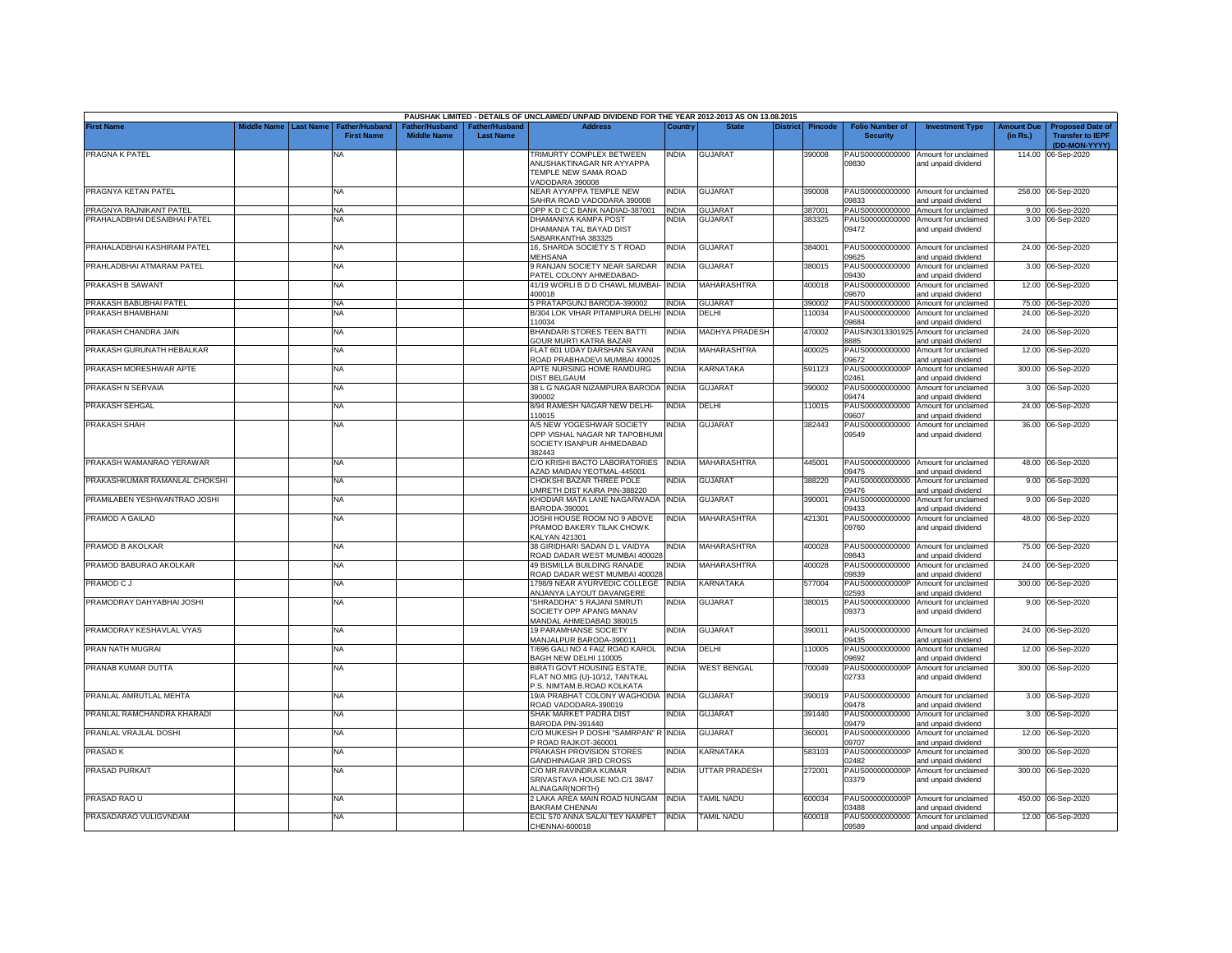PAUSHAK LIMITED - DETAILS OF UNCLAIMED/ UNPAID DIVIDEND FOR THE YEAR 2012-2013 AS ON 13.08.2015

| First Name | Middle Name | Last Name | Father/Husband First Name | Father/Husband Middle Name | Father/Husband Last Name | Address | Country | State | District | Pincode | Folio Number of Security | Investment Type | Amount Due (in Rs.) | Proposed Date of Transfer to IEPF (DD-MON-YYYY) |
|---|---|---|---|---|---|---|---|---|---|---|---|---|---|---|
| PRAGNA K PATEL | | | NA | | | TRIMURTY COMPLEX BETWEEN ANUSHAKTINAGAR NR AYYAPPA TEMPLE NEW SAMA ROAD VADODARA 390008 | INDIA | GUJARAT | | 390008 | PAUS00000000000 09830 | Amount for unclaimed and unpaid dividend | 114.00 | 06-Sep-2020 |
| PRAGNYA KETAN PATEL | | | NA | | | NEAR AYYAPPA TEMPLE NEW SAHRA ROAD VADODARA 390008 | INDIA | GUJARAT | | 390008 | PAUS00000000000 09833 | Amount for unclaimed and unpaid dividend | 258.00 | 06-Sep-2020 |
| PRAGNYA RAJNIKANT PATEL | | | NA | | | OPP K D C C BANK NADIAD-387001 | INDIA | GUJARAT | | 387001 | PAUS00000000000 | Amount for unclaimed | 9.00 | 06-Sep-2020 |
| PRAHALADBHAI DESAIBHAI PATEL | | | NA | | | DHAMANIYA KAMPA POST DHAMANIA TAL BAYAD DIST SABARKANTHA 383325 | INDIA | GUJARAT | | 383325 | PAUS00000000000 09472 | Amount for unclaimed and unpaid dividend | 3.00 | 06-Sep-2020 |
| PRAHALADBHAI KASHIRAM PATEL | | | NA | | | 16, SHARDA SOCIETY S T ROAD MEHSANA | INDIA | GUJARAT | | 384001 | PAUS00000000000 09625 | Amount for unclaimed and unpaid dividend | 24.00 | 06-Sep-2020 |
| PRAHLADBHAI ATMARAM PATEL | | | NA | | | 9 RANJAN SOCIETY NEAR SARDAR PATEL COLONY AHMEDABAD- | INDIA | GUJARAT | | 380015 | PAUS00000000000 09430 | Amount for unclaimed and unpaid dividend | 3.00 | 06-Sep-2020 |
| PRAKASH B SAWANT | | | NA | | | 41/19 WORLI B D D CHAWL MUMBAI-400018 | INDIA | MAHARASHTRA | | 400018 | PAUS00000000000 09670 | Amount for unclaimed and unpaid dividend | 12.00 | 06-Sep-2020 |
| PRAKASH BABUBHAI PATEL | | | NA | | | 5 PRATAPGUNJ BARODA-390002 | INDIA | GUJARAT | | 390002 | PAUS00000000000 | Amount for unclaimed | 75.00 | 06-Sep-2020 |
| PRAKASH BHAMBHANI | | | NA | | | B/304 LOK VIHAR PITAMPURA DELHI 110034 | INDIA | DELHI | | 110034 | PAUS00000000000 09684 | Amount for unclaimed and unpaid dividend | 24.00 | 06-Sep-2020 |
| PRAKASH CHANDRA JAIN | | | NA | | | BHANDARI STORES TEEN BATTI GOUR MURTI KATRA BAZAR | INDIA | MADHYA PRADESH | | 470002 | PAUSIN3013301925 8885 | Amount for unclaimed and unpaid dividend | 24.00 | 06-Sep-2020 |
| PRAKASH GURUNATH HEBALKAR | | | NA | | | FLAT 601 UDAY DARSHAN SAYANI ROAD PRABHADEVI MUMBAI 400025 | INDIA | MAHARASHTRA | | 400025 | PAUS00000000000 09672 | Amount for unclaimed and unpaid dividend | 12.00 | 06-Sep-2020 |
| PRAKASH MORESHWAR APTE | | | NA | | | APTE NURSING HOME RAMDURG DIST BELGAUM | INDIA | KARNATAKA | | 591123 | PAUS0000000000P 02461 | Amount for unclaimed and unpaid dividend | 300.00 | 06-Sep-2020 |
| PRAKASH N SERVAIA | | | NA | | | 38 L G NAGAR NIZAMPURA BARODA 390002 | INDIA | GUJARAT | | 390002 | PAUS00000000000 09474 | Amount for unclaimed and unpaid dividend | 3.00 | 06-Sep-2020 |
| PRAKASH SEHGAL | | | NA | | | 8/94 RAMESH NAGAR NEW DELHI-110015 | INDIA | DELHI | | 110015 | PAUS00000000000 09607 | Amount for unclaimed and unpaid dividend | 24.00 | 06-Sep-2020 |
| PRAKASH SHAH | | | NA | | | A/5 NEW YOGESHWAR SOCIETY OPP VISHAL NAGAR NR TAPOBHUMI SOCIETY ISANPUR AHMEDABAD 382443 | INDIA | GUJARAT | | 382443 | PAUS00000000000 09549 | Amount for unclaimed and unpaid dividend | 36.00 | 06-Sep-2020 |
| PRAKASH WAMANRAO YERAWAR | | | NA | | | C/O KRISHI BACTO LABORATORIES AZAD MAIDAN YEOTMAL-445001 | INDIA | MAHARASHTRA | | 445001 | PAUS00000000000 09475 | Amount for unclaimed and unpaid dividend | 48.00 | 06-Sep-2020 |
| PRAKASHKUMAR RAMANLAL CHOKSHI | | | NA | | | CHOKSHI BAZAR THREE POLE UMRETH DIST KAIRA PIN-388220 | INDIA | GUJARAT | | 388220 | PAUS00000000000 09476 | Amount for unclaimed and unpaid dividend | 9.00 | 06-Sep-2020 |
| PRAMILABEN YESHWANTRAO JOSHI | | | NA | | | KHODIAR MATA LANE NAGARWADA BARODA-390001 | INDIA | GUJARAT | | 390001 | PAUS00000000000 09433 | Amount for unclaimed and unpaid dividend | 9.00 | 06-Sep-2020 |
| PRAMOD A GAILAD | | | NA | | | JOSHI HOUSE ROOM NO 9 ABOVE PRAMOD BAKERY TILAK CHOWK KALYAN 421301 | INDIA | MAHARASHTRA | | 421301 | PAUS00000000000 09760 | Amount for unclaimed and unpaid dividend | 48.00 | 06-Sep-2020 |
| PRAMOD B AKOLKAR | | | NA | | | 38 GIRIDHARI SADAN D L VAIDYA ROAD DADAR WEST MUMBAI 400028 | INDIA | MAHARASHTRA | | 400028 | PAUS00000000000 09843 | Amount for unclaimed and unpaid dividend | 75.00 | 06-Sep-2020 |
| PRAMOD BABURAO AKOLKAR | | | NA | | | 49 BISMILLA BUILDING RANADE ROAD DADAR WEST MUMBAI 400028 | INDIA | MAHARASHTRA | | 400028 | PAUS00000000000 09839 | Amount for unclaimed and unpaid dividend | 24.00 | 06-Sep-2020 |
| PRAMOD C J | | | NA | | | 1798/9 NEAR AYURVEDIC COLLEGE ANJANYA LAYOUT DAVANGERE | INDIA | KARNATAKA | | 577004 | PAUS0000000000P 02593 | Amount for unclaimed and unpaid dividend | 300.00 | 06-Sep-2020 |
| PRAMODRAY DAHYABHAI JOSHI | | | NA | | | "SHRADDHA" 5 RAJANI SMRUTI SOCIETY OPP APANG MANAV MANDAL AHMEDABAD 380015 | INDIA | GUJARAT | | 380015 | PAUS00000000000 09373 | Amount for unclaimed and unpaid dividend | 9.00 | 06-Sep-2020 |
| PRAMODRAY KESHAVLAL VYAS | | | NA | | | 19 PARAMHANSE SOCIETY MANJALPUR BARODA-390011 | INDIA | GUJARAT | | 390011 | PAUS00000000000 09435 | Amount for unclaimed and unpaid dividend | 24.00 | 06-Sep-2020 |
| PRAN NATH MUGRAI | | | NA | | | T/696 GALI NO 4 FAIZ ROAD KAROL BAGH NEW DELHI 110005 | INDIA | DELHI | | 110005 | PAUS00000000000 09692 | Amount for unclaimed and unpaid dividend | 12.00 | 06-Sep-2020 |
| PRANAB KUMAR DUTTA | | | NA | | | BIRATI GOVT.HOUSING ESTATE, FLAT NO.MIG (U)-10/12, TANTKAL P.S. NIMTAM.B.ROAD KOLKATA | INDIA | WEST BENGAL | | 700049 | PAUS0000000000P 02733 | Amount for unclaimed and unpaid dividend | 300.00 | 06-Sep-2020 |
| PRANLAL AMRUTLAL MEHTA | | | NA | | | 19/A PRABHAT COLONY WAGHODIA ROAD VADODARA-390019 | INDIA | GUJARAT | | 390019 | PAUS00000000000 09478 | Amount for unclaimed and unpaid dividend | 3.00 | 06-Sep-2020 |
| PRANLAL RAMCHANDRA KHARADI | | | NA | | | SHAK MARKET PADRA DIST BARODA PIN-391440 | INDIA | GUJARAT | | 391440 | PAUS00000000000 09479 | Amount for unclaimed and unpaid dividend | 3.00 | 06-Sep-2020 |
| PRANLAL VRAJLAL DOSHI | | | NA | | | C/O MUKESH P DOSHI "SAMRPAN" R P ROAD RAJKOT-360001 | INDIA | GUJARAT | | 360001 | PAUS00000000000 09707 | Amount for unclaimed and unpaid dividend | 12.00 | 06-Sep-2020 |
| PRASAD K | | | NA | | | PRAKASH PROVISION STORES GANDHINAGAR 3RD CROSS | INDIA | KARNATAKA | | 583103 | PAUS0000000000P 02482 | Amount for unclaimed and unpaid dividend | 300.00 | 06-Sep-2020 |
| PRASAD PURKAIT | | | NA | | | C/O MR.RAVINDRA KUMAR SRIVASTAVA HOUSE NO.C/1 38/47 ALINAGAR(NORTH) | INDIA | UTTAR PRADESH | | 272001 | PAUS0000000000P 03379 | Amount for unclaimed and unpaid dividend | 300.00 | 06-Sep-2020 |
| PRASAD RAO U | | | NA | | | 2 LAKA AREA MAIN ROAD NUNGAM BAKRAM CHENNAI | INDIA | TAMIL NADU | | 600034 | PAUS0000000000P 03488 | Amount for unclaimed and unpaid dividend | 450.00 | 06-Sep-2020 |
| PRASADARAO VULIGVNDAM | | | NA | | | ECIL 570 ANNA SALAI TEY NAMPET CHENNAI-600018 | INDIA | TAMIL NADU | | 600018 | PAUS00000000000 09589 | Amount for unclaimed and unpaid dividend | 12.00 | 06-Sep-2020 |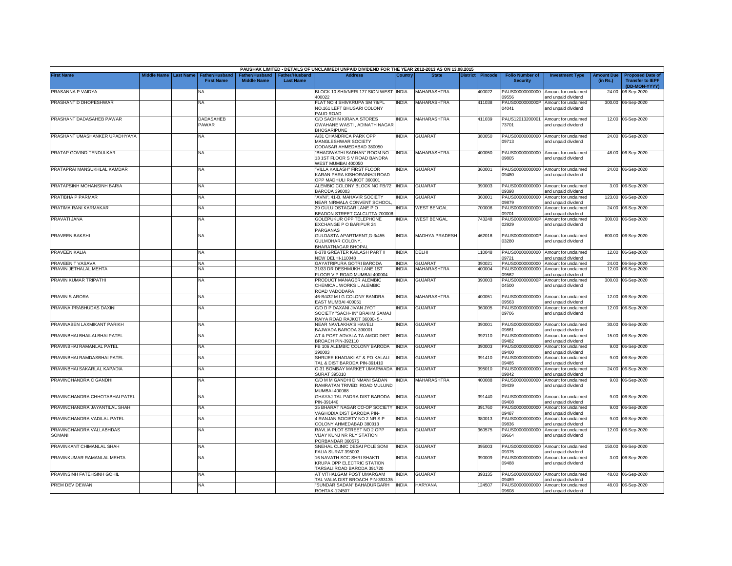PAUSHAK LIMITED - DETAILS OF UNCLAIMED/ UNPAID DIVIDEND FOR THE YEAR 2012-2013 AS ON 13.08.2015

| First Name | Middle Name | Last Name | Father/Husband First Name | Father/Husband Middle Name | Father/Husband Last Name | Address | Country | State | District | Pincode | Folio Number of Security | Investment Type | Amount Due (in Rs.) | Proposed Date of Transfer to IEPF (DD-MON-YYYY) |
|---|---|---|---|---|---|---|---|---|---|---|---|---|---|---|
| PRASANNA P VAIDYA | | | NA | | | BLOCK 10 SHIVNERI 177 SION WEST-400022 | INDIA | MAHARASHTRA | | 400022 | PAUS00000000000 09556 | Amount for unclaimed and unpaid dividend | 24.00 | 06-Sep-2020 |
| PRASHANT D DHOPESHWAR | | | NA | | | FLAT NO 4 SHIVKRUPA SM 78/PL NO.161 LEFT BHUSARI COLONY PAUD ROAD | INDIA | MAHARASHTRA | | 411038 | PAUS0000000000P 04041 | Amount for unclaimed and unpaid dividend | 300.00 | 06-Sep-2020 |
| PRASHANT DADASAHEB PAWAR | | | DADASAHEB PAWAR | | | C/O SACHIN KIRANA STORES GWAHANE WASTI , ADINATH NAGAR BHOSARIPUNE | INDIA | MAHARASHTRA | | 411039 | PAUS12013200001 73701 | Amount for unclaimed and unpaid dividend | 12.00 | 06-Sep-2020 |
| PRASHANT UMASHANKER UPADHYAYA | | | NA | | | A/31 CHANDRICA PARK OPP MANGLESHWAR SOCIETY GODASAR AHMEDABAD 380050 | INDIA | GUJARAT | | 380050 | PAUS00000000000 09713 | Amount for unclaimed and unpaid dividend | 24.00 | 06-Sep-2020 |
| PRATAP GOVIND TENDULKAR | | | NA | | | "BHAGIWATHI SADHAN" ROOM NO 13 1ST FLOOR S V ROAD BANDRA WEST MUMBAI 400050 | INDIA | MAHARASHTRA | | 400050 | PAUS00000000000 09805 | Amount for unclaimed and unpaid dividend | 48.00 | 06-Sep-2020 |
| PRATAPRAI MANSUKHLAL KAMDAR | | | NA | | | "VILLA KAILASH" FIRST FLOOR KARAN PARA KISHORAINHJI ROAD OPP MADHULI RAJKOT 360001 | INDIA | GUJARAT | | 360001 | PAUS00000000000 09480 | Amount for unclaimed and unpaid dividend | 24.00 | 06-Sep-2020 |
| PRATAPSINH MOHANSINH BARIA | | | NA | | | ALEMBIC COLONY BLOCK NO FB/72 BARODA 390003 | INDIA | GUJARAT | | 390003 | PAUS00000000000 09398 | Amount for unclaimed and unpaid dividend | 3.00 | 06-Sep-2020 |
| PRATIBHA P PARMAR | | | NA | | | "AVNI", 41-B, MAHAVIR SOCIETY NEAR NIRMALA CONVENT SCHOOL, | INDIA | GUJARAT | | 360001 | PAUS00000000000 09879 | Amount for unclaimed and unpaid dividend | 123.00 | 06-Sep-2020 |
| PRATIMA RANI KARMAKAR | | | NA | | | 29 GULU OSTAGAR LANE P O BEADON STREET CALCUTTA-700006 | INDIA | WEST BENGAL | | 700006 | PAUS00000000000 09701 | Amount for unclaimed and unpaid dividend | 24.00 | 06-Sep-2020 |
| PRAVATI JANA | | | NA | | | GOLEPUKUR OPP TELEPHONE EXCHANGE P O BARIPUR 24 PARGANAS | INDIA | WEST BENGAL | | 743248 | PAUS0000000000P 02929 | Amount for unclaimed and unpaid dividend | 300.00 | 06-Sep-2020 |
| PRAVEEN BAKSHI | | | NA | | | GULDASTA APARTMENT,G-3/455 GULMOHAR COLONY, BHARATNAGAR BHOPAL | INDIA | MADHYA PRADESH | | 462016 | PAUS0000000000P 03280 | Amount for unclaimed and unpaid dividend | 600.00 | 06-Sep-2020 |
| PRAVEEN KALIA | | | NA | | | 8-378 GREATER KAILASH PART II NEW DELHI-110048 | INDIA | DELHI | | 110048 | PAUS00000000000 09721 | Amount for unclaimed and unpaid dividend | 12.00 | 06-Sep-2020 |
| PRAVEEN T VASAVA | | | NA | | | GAYATRIPURA GOTRI BARODA | INDIA | GUJARAT | | 390021 | PAUS00000000000 | Amount for unclaimed | 24.00 | 06-Sep-2020 |
| PRAVIN JETHALAL MEHTA | | | NA | | | 31/33 DR DESHMUKH LANE 1ST FLOOR V P ROAD MUMBAI-400004 | INDIA | MAHARASHTRA | | 400004 | PAUS00000000000 09562 | Amount for unclaimed and unpaid dividend | 12.00 | 06-Sep-2020 |
| PRAVIN KUMAR TRIPATHI | | | NA | | | PRODUCT MANAGER ALEMBIC CHEMICAL WORKS L ALEMBIC ROAD VADODARA | INDIA | GUJARAT | | 390003 | PAUS0000000000P 04500 | Amount for unclaimed and unpaid dividend | 300.00 | 06-Sep-2020 |
| PRAVIN S ARORA | | | NA | | | 46-B/432 M I G COLONY BANDRA EAST MUMBAI 400051 | INDIA | MAHARASHTRA | | 400051 | PAUS00000000000 09563 | Amount for unclaimed and unpaid dividend | 12.00 | 06-Sep-2020 |
| PRAVINA PRABHUDAS DAXINI | | | NA | | | C/O D P DAXANI JIVAN JYOT SOCIETY "SACH- IN" BRAHM SAMAJ RAIYA ROAD RAJKOT 36000- 5 - | INDIA | GUJARAT | | 360005 | PAUS00000000000 09706 | Amount for unclaimed and unpaid dividend | 12.00 | 06-Sep-2020 |
| PRAVINABEN LAXMIKANT PARIKH | | | NA | | | NEAR NAVLAKHA'S HAVELI BAJWADA BARODA 390001 | INDIA | GUJARAT | | 390001 | PAUS00000000000 09861 | Amount for unclaimed and unpaid dividend | 30.00 | 06-Sep-2020 |
| PRAVINBHAI BHAILALBHAI PATEL | | | NA | | | AT & POST ADVALA TA AMOD DIST BROACH PIN-392110 | INDIA | GUJARAT | | 392110 | PAUS00000000000 09482 | Amount for unclaimed and unpaid dividend | 15.00 | 06-Sep-2020 |
| PRAVINBHAI RAMANLAL PATEL | | | NA | | | FB 106 ALEMBIC COLONY BARODA 390003 | INDIA | GUJARAT | | 390003 | PAUS00000000000 09400 | Amount for unclaimed and unpaid dividend | 9.00 | 06-Sep-2020 |
| PRAVINBHAI RAMDASBHAI PATEL | | | NA | | | SHRIJEE KHADAKI AT & PO KALALI TAL & DIST BARODA PIN-391410 | INDIA | GUJARAT | | 391410 | PAUS00000000000 09485 | Amount for unclaimed and unpaid dividend | 9.00 | 06-Sep-2020 |
| PRAVINBHAI SAKARLAL KAPADIA | | | NA | | | G-31 BOMBAY MARKET UMARWADA SURAT 395010 | INDIA | GUJARAT | | 395010 | PAUS00000000000 09842 | Amount for unclaimed and unpaid dividend | 24.00 | 06-Sep-2020 |
| PRAVINCHANDRA C GANDHI | | | NA | | | C/O M M GANDHI DINMANI SADAN RAMRATAN TRIVEDI ROAD MULUND MUMBAI-400088 | INDIA | MAHARASHTRA | | 400088 | PAUS00000000000 09439 | Amount for unclaimed and unpaid dividend | 9.00 | 06-Sep-2020 |
| PRAVINCHANDRA CHHOTABHAI PATEL | | | NA | | | GHAYAJ TAL PADRA DIST BARODA PIN-391440 | INDIA | GUJARAT | | 391440 | PAUS00000000000 09408 | Amount for unclaimed and unpaid dividend | 9.00 | 06-Sep-2020 |
| PRAVINCHANDRA JAYANTILAL SHAH | | | NA | | | 35 BHARAT NAGAR CO-OP SOCIETY VAGHODIA DIST BARODA PIN- | INDIA | GUJARAT | | 391760 | PAUS00000000000 09487 | Amount for unclaimed and unpaid dividend | 9.00 | 06-Sep-2020 |
| PRAVINCHANDRA VADILAL PATEL | | | NA | | | 4 RANJAN SOCIETY NO 2 NR S P COLONY AHMEDABAD 380013 | INDIA | GUJARAT | | 380013 | PAUS00000000000 09836 | Amount for unclaimed and unpaid dividend | 9.00 | 06-Sep-2020 |
| PRAVINCHANDRA VALLABHDAS SOMANI | | | NA | | | RAVLIA PLOT STREET NO 2 OPP VIJAY KUNJ NR RLY STATION PORBANDAR 360575 | INDIA | GUJARAT | | 360575 | PAUS00000000000 09664 | Amount for unclaimed and unpaid dividend | 12.00 | 06-Sep-2020 |
| PRAVINKANT CHIMANLAL SHAH | | | NA | | | SNEHAL CLINIC DESAI POLE SONI FALIA SURAT 395003 | INDIA | GUJARAT | | 395003 | PAUS00000000000 09375 | Amount for unclaimed and unpaid dividend | 150.00 | 06-Sep-2020 |
| PRAVINKUMAR RAMANLAL MEHTA | | | NA | | | 16 NAVATH SOC SHRI SHAKTI KRUPA OPP ELECTRIC STATION TARSALI ROAD BARODA 391720 | INDIA | GUJARAT | | 390009 | PAUS00000000000 09488 | Amount for unclaimed and unpaid dividend | 3.00 | 06-Sep-2020 |
| PRAVINSINH FATEHSINH GOHIL | | | NA | | | AT VITHALGAM POST UMARGAM TAL VALIA DIST BROACH PIN-393135 | INDIA | GUJARAT | | 393135 | PAUS00000000000 09489 | Amount for unclaimed and unpaid dividend | 48.00 | 06-Sep-2020 |
| PREM DEV DEWAN | | | NA | | | "SUNDAR SADAN" BAHADURGARH ROHTAK-124507 | INDIA | HARYANA | | 124507 | PAUS00000000000 09608 | Amount for unclaimed and unpaid dividend | 48.00 | 06-Sep-2020 |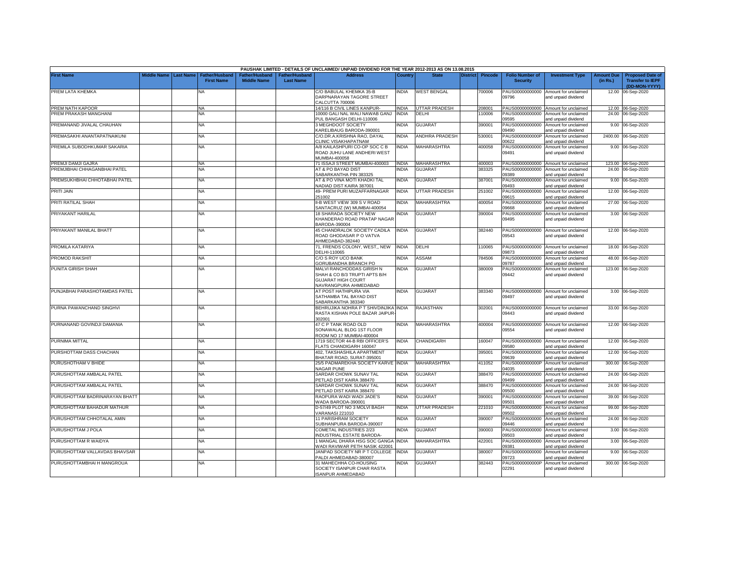PAUSHAK LIMITED - DETAILS OF UNCLAIMED/ UNPAID DIVIDEND FOR THE YEAR 2012-2013 AS ON 13.08.2015

| First Name | Middle Name | Last Name | Father/Husband First Name | Father/Husband Middle Name | Father/Husband Last Name | Address | Country | State | District | Pincode | Folio Number of Security | Investment Type | Amount Due (in Rs.) | Proposed Date of Transfer to IEPF (DD-MON-YYYY) |
|---|---|---|---|---|---|---|---|---|---|---|---|---|---|---|
| PREM LATA KHEMKA | | | NA | | | C/O BABULAL KHEMKA 35-B DARPNARAYAN TAGORE STREET CALCUTTA 700006 | INDIA | WEST BENGAL | | 700006 | PAUS00000000000009796 | Amount for unclaimed and unpaid dividend | 12.00 | 06-Sep-2020 |
| PREM NATH KAPOOR | | | NA | | | 14/116 B CIVIL LINES KANPUR- | INDIA | UTTAR PRADESH | | 208001 | PAUS00000000000 | Amount for unclaimed | 12.00 | 06-Sep-2020 |
| PREM PRAKASH MANGHANI | | | NA | | | 10000 GALI NAL WALI NAWAB GANJ PUL BANGASH DELHI-110006 | INDIA | DELHI | | 110006 | PAUS00000000000009595 | Amount for unclaimed and unpaid dividend | 24.00 | 06-Sep-2020 |
| PREMANAND JIVALAL CHAUHAN | | | NA | | | 3 MEGHDOOT SOCIETY KARELIBAUG BARODA-390001 | INDIA | GUJARAT | | 390001 | PAUS00000000000009490 | Amount for unclaimed and unpaid dividend | 9.00 | 06-Sep-2020 |
| PREMASAKHI ANANTAPATNAIKUNI | | | NA | | | C/O.DR.A.KRISHNA RAO, DAYAL CLINIC VISAKHAPATNAM | INDIA | ANDHRA PRADESH | | 530001 | PAUS0000000000P00622 | Amount for unclaimed and unpaid dividend | 2400.00 | 06-Sep-2020 |
| PREMILA SUBODHKUMAR SAKARIA | | | NA | | | A/8 KAILASHPURI CO-OP SOC C B ROAD JUHU LANE ANDHERI WEST MUMBAI-400058 | INDIA | MAHARASHTRA | | 400058 | PAUS00000000000009491 | Amount for unclaimed and unpaid dividend | 9.00 | 06-Sep-2020 |
| PREMJI DAMJI GAJRA | | | NA | | | 71 ISSAJI STREET MUMBAI-400003 | INDIA | MAHARASHTRA | | 400003 | PAUS00000000000 | Amount for unclaimed | 123.00 | 06-Sep-2020 |
| PREMJIBHAI CHHAGANBHAI PATEL | | | NA | | | AT & PO BAYAD DIST SABARKANTHA PIN 383325 | INDIA | GUJARAT | | 383325 | PAUS00000000000009389 | Amount for unclaimed and unpaid dividend | 24.00 | 06-Sep-2020 |
| PREMSUKHBHAI CHHOTABHAI PATEL | | | NA | | | AT & PO VINA MOTI KHADKI TAL NADIAD DIST KAIRA 387001 | INDIA | GUJARAT | | 387001 | PAUS00000000000009493 | Amount for unclaimed and unpaid dividend | 9.00 | 06-Sep-2020 |
| PRITI JAIN | | | NA | | | 49- PREM PURI MUZAFFARNAGAR 251002 | INDIA | UTTAR PRADESH | | 251002 | PAUS00000000000009615 | Amount for unclaimed and unpaid dividend | 12.00 | 06-Sep-2020 |
| PRITI RATILAL SHAH | | | NA | | | II-B WEST VIEW 309 S V ROAD SANTACRUZ (W) MUMBAI-400054 | INDIA | MAHARASHTRA | | 400054 | PAUS00000000000009668 | Amount for unclaimed and unpaid dividend | 27.00 | 06-Sep-2020 |
| PRIYAKANT HARILAL | | | NA | | | 18 SHARADA SOCIETY NEW KHANDERAO ROAD PRATAP NAGAR BARODA-390004 | INDIA | GUJARAT | | 390004 | PAUS00000000000009495 | Amount for unclaimed and unpaid dividend | 3.00 | 06-Sep-2020 |
| PRIYAKANT MANILAL BHATT | | | NA | | | 45 CHANDRALOK SOCIETY CADILA ROAD GHODASAR P O VATVA AHMEDABAD-382440 | INDIA | GUJARAT | | 382440 | PAUS00000000000009543 | Amount for unclaimed and unpaid dividend | 12.00 | 06-Sep-2020 |
| PROMILA KATARIYA | | | NA | | | 71, FRENDS COLONY, WEST,, NEW DELHI-110065 | INDIA | DELHI | | 110065 | PAUS00000000000009873 | Amount for unclaimed and unpaid dividend | 18.00 | 06-Sep-2020 |
| PROMOD RAKSHIT | | | NA | | | C/O S ROY UCO BANK GORUBANDHA BRANCH PO | INDIA | ASSAM | | 784506 | PAUS00000000000009787 | Amount for unclaimed and unpaid dividend | 48.00 | 06-Sep-2020 |
| PUNITA GIRISH SHAH | | | NA | | | MALVI RANCHODDAS GIRISH N SHAH & CO B/3 TRUPTI APTS B/H GUJARAT HIGH COURT NAVRANGPURA AHMEDABAD | INDIA | GUJARAT | | 380009 | PAUS00000000000009442 | Amount for unclaimed and unpaid dividend | 123.00 | 06-Sep-2020 |
| PUNJABHAI PARASHOTAMDAS PATEL | | | NA | | | AT POST HATHIPURA VIA SATHAMBA TAL BAYAD DIST SABARKANTHA 383340 | INDIA | GUJARAT | | 383340 | PAUS00000000000009497 | Amount for unclaimed and unpaid dividend | 3.00 | 06-Sep-2020 |
| PURNA PAWANCHAND SINGHVI | | | NA | | | BEHRUJIKA NOHRA P T SHIVDINJIKA RASTA KISHAN POLE BAZAR JAIPUR-302001 | INDIA | RAJASTHAN | | 302001 | PAUS00000000000009443 | Amount for unclaimed and unpaid dividend | 33.00 | 06-Sep-2020 |
| PURNANAND GOVINDJI DAMANIA | | | NA | | | 47 C P TANK ROAD OLD SONAWALAL BLDG 1ST FLOOR ROOM NO 17 MUMBAI-400004 | INDIA | MAHARASHTRA | | 400004 | PAUS00000000000009554 | Amount for unclaimed and unpaid dividend | 12.00 | 06-Sep-2020 |
| PURNIMA MITTAL | | | NA | | | 1719 SECTOR 44-B RBI OFFICER'S FLATS CHANDIGARH 160047 | INDIA | CHANDIGARH | | 160047 | PAUS00000000000009580 | Amount for unclaimed and unpaid dividend | 12.00 | 06-Sep-2020 |
| PURSHOTTAM DASS CHACHAN | | | NA | | | 402, TAKSHASHILA APARTMENT BHATAR ROAD, SURAT-395001 | INDIA | GUJARAT | | 395001 | PAUS00000000000009639 | Amount for unclaimed and unpaid dividend | 12.00 | 06-Sep-2020 |
| PURUSHOTHAM V BHIDE | | | NA | | | 25/5 PADMAREKHA SOCIETY KARVE NAGAR PUNE | INDIA | MAHARASHTRA | | 411052 | PAUS0000000000P04035 | Amount for unclaimed and unpaid dividend | 300.00 | 06-Sep-2020 |
| PURUSHOTTAM AMBALAL PATEL | | | NA | | | SARDAR CHOWK SUNAV TAL PETLAD DIST KAIRA 388470 | INDIA | GUJARAT | | 388470 | PAUS00000000000009499 | Amount for unclaimed and unpaid dividend | 24.00 | 06-Sep-2020 |
| PURUSHOTTAM AMBALAL PATEL | | | NA | | | SARDAR CHOWK SUNAV TAL PETLAD DIST KAIRA 388470 | INDIA | GUJARAT | | 388470 | PAUS00000000000009500 | Amount for unclaimed and unpaid dividend | 24.00 | 06-Sep-2020 |
| PURUSHOTTAM BADRINARAYAN BHATT | | | NA | | | RAOPURA WADI WADI JADE'S WADA BARODA-390001 | INDIA | GUJARAT | | 390001 | PAUS00000000000009501 | Amount for unclaimed and unpaid dividend | 39.00 | 06-Sep-2020 |
| PURUSHOTTAM BAHADUR MATHUR | | | NA | | | D-57/49 PLOT NO 3 MOLVI BAGH VARANASI 221010 | INDIA | UTTAR PRADESH | | 221010 | PAUS00000000000009502 | Amount for unclaimed and unpaid dividend | 99.00 | 06-Sep-2020 |
| PURUSHOTTAM CHHOTALAL AMIN | | | NA | | | 11 PARISHRAM SOCIETY SUBHANPURA BARODA-390007 | INDIA | GUJARAT | | 390007 | PAUS00000000000009446 | Amount for unclaimed and unpaid dividend | 24.00 | 06-Sep-2020 |
| PURUSHOTTAM J POLA | | | NA | | | COMETAL INDUSTRIES 2/23 INDUSTRIAL ESTATE BARODA- | INDIA | GUJARAT | | 390003 | PAUS00000000000009503 | Amount for unclaimed and unpaid dividend | 3.00 | 06-Sep-2020 |
| PURUSHOTTAM R WAIDYA | | | NA | | | 1 MANGAL DHARA HSG SOC GANGA WADI RAVIWAR PETH NASIK 422001 | INDIA | MAHARASHTRA | | 422001 | PAUS00000000000009381 | Amount for unclaimed and unpaid dividend | 3.00 | 06-Sep-2020 |
| PURUSHOTTAM VALLAVDAS BHAVSAR | | | NA | | | JANPAD SOCIETY NR P T COLLEGE PALDI AHMEDABAD-380007 | INDIA | GUJARAT | | 380007 | PAUS00000000000009723 | Amount for unclaimed and unpaid dividend | 9.00 | 06-Sep-2020 |
| PURUSHOTTAMBHAI H MANGROUA | | | NA | | | 31 MAHECHHA CO-HOUSING SOCIETY ISANPUR CHAR RASTA ISANPUR AHMEDABAD | INDIA | GUJARAT | | 382443 | PAUS0000000000P02291 | Amount for unclaimed and unpaid dividend | 300.00 | 06-Sep-2020 |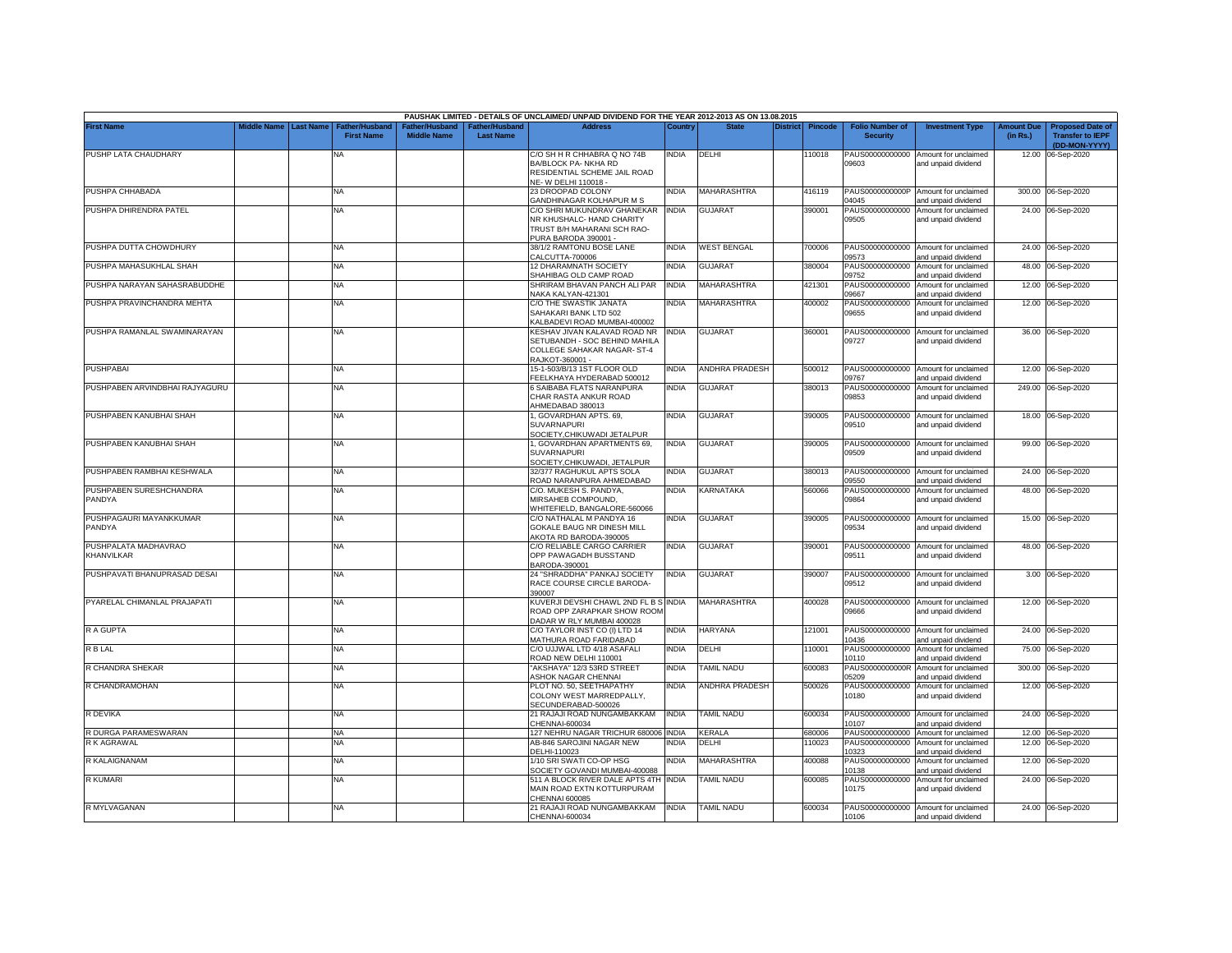PAUSHAK LIMITED - DETAILS OF UNCLAIMED/ UNPAID DIVIDEND FOR THE YEAR 2012-2013 AS ON 13.08.2015

| First Name | Middle Name | Last Name | Father/Husband First Name | Father/Husband Middle Name | Father/Husband Last Name | Address | Country | State | District | Pincode | Folio Number of Security | Investment Type | Amount Due (in Rs.) | Proposed Date of Transfer to IEPF (DD-MON-YYYY) |
|---|---|---|---|---|---|---|---|---|---|---|---|---|---|---|
| PUSHP LATA CHAUDHARY | | | NA | | | C/O SH H R CHHABRA Q NO 74B BA/BLOCK PA- NKHA RD RESIDENTIAL SCHEME JAIL ROAD NE- W DELHI 110018 - | INDIA | DELHI | | 110018 | PAUS00000000000 09603 | Amount for unclaimed and unpaid dividend | 12.00 | 06-Sep-2020 |
| PUSHPA CHHABADA | | | NA | | | 23 DROOPAD COLONY GANDHINAGAR KOLHAPUR M S | INDIA | MAHARASHTRA | | 416119 | PAUS0000000000P 04045 | Amount for unclaimed and unpaid dividend | 300.00 | 06-Sep-2020 |
| PUSHPA DHIRENDRA PATEL | | | NA | | | C/O SHRI MUKUNDRAV GHANEKAR NR KHUSHALC- HAND CHARITY TRUST B/H MAHARANI SCH RAO- PURA BARODA 390001 - | INDIA | GUJARAT | | 390001 | PAUS00000000000 09505 | Amount for unclaimed and unpaid dividend | 24.00 | 06-Sep-2020 |
| PUSHPA DUTTA CHOWDHURY | | | NA | | | 38/1/2 RAMTONU BOSE LANE CALCUTTA-700006 | INDIA | WEST BENGAL | | 700006 | PAUS00000000000 09573 | Amount for unclaimed and unpaid dividend | 24.00 | 06-Sep-2020 |
| PUSHPA MAHASUKHLAL SHAH | | | NA | | | 12 DHARAMNATH SOCIETY SHAHIBAG OLD CAMP ROAD | INDIA | GUJARAT | | 380004 | PAUS00000000000 09752 | Amount for unclaimed and unpaid dividend | 48.00 | 06-Sep-2020 |
| PUSHPA NARAYAN SAHASRABUDDHE | | | NA | | | SHRIRAM BHAVAN PANCH ALI PAR NAKA KALYAN-421301 | INDIA | MAHARASHTRA | | 421301 | PAUS00000000000 09667 | Amount for unclaimed and unpaid dividend | 12.00 | 06-Sep-2020 |
| PUSHPA PRAVINCHANDRA MEHTA | | | NA | | | C/O THE SWASTIK JANATA SAHAKARI BANK LTD 502 KALBADEVI ROAD MUMBAI-400002 | INDIA | MAHARASHTRA | | 400002 | PAUS00000000000 09655 | Amount for unclaimed and unpaid dividend | 12.00 | 06-Sep-2020 |
| PUSHPA RAMANLAL SWAMINARAYAN | | | NA | | | KESHAV JIVAN KALAVAD ROAD NR SETUBANDH - SOC BEHIND MAHILA COLLEGE SAHAKAR NAGAR- ST-4 RAJKOT-360001 - | INDIA | GUJARAT | | 360001 | PAUS00000000000 09727 | Amount for unclaimed and unpaid dividend | 36.00 | 06-Sep-2020 |
| PUSHPABAI | | | NA | | | 15-1-503/B/13 1ST FLOOR OLD FEELKHAYA HYDERABAD 500012 | INDIA | ANDHRA PRADESH | | 500012 | PAUS00000000000 09767 | Amount for unclaimed and unpaid dividend | 12.00 | 06-Sep-2020 |
| PUSHPABEN ARVINDBHAI RAJYAGURU | | | NA | | | 6 SAIBABA FLATS NARANPURA CHAR RASTA ANKUR ROAD AHMEDABAD 380013 | INDIA | GUJARAT | | 380013 | PAUS00000000000 09853 | Amount for unclaimed and unpaid dividend | 249.00 | 06-Sep-2020 |
| PUSHPABEN KANUBHAI SHAH | | | NA | | | 1, GOVARDHAN APTS. 69, SUVARNAPURI SOCIETY,CHIKUWADI JETALPUR | INDIA | GUJARAT | | 390005 | PAUS00000000000 09510 | Amount for unclaimed and unpaid dividend | 18.00 | 06-Sep-2020 |
| PUSHPABEN KANUBHAI SHAH | | | NA | | | 1, GOVARDHAN APARTMENTS 69, SUVARNAPURI SOCIETY,CHIKUWADI, JETALPUR | INDIA | GUJARAT | | 390005 | PAUS00000000000 09509 | Amount for unclaimed and unpaid dividend | 99.00 | 06-Sep-2020 |
| PUSHPABEN RAMBHAI KESHWALA | | | NA | | | 32/377 RAGHUKUL APTS SOLA ROAD NARANPURA AHMEDABAD | INDIA | GUJARAT | | 380013 | PAUS00000000000 09550 | Amount for unclaimed and unpaid dividend | 24.00 | 06-Sep-2020 |
| PUSHPABEN SURESHCHANDRA PANDYA | | | NA | | | C/O. MUKESH S. PANDYA, MIRSAHEB COMPOUND, WHITEFIELD, BANGALORE-560066 | INDIA | KARNATAKA | | 560066 | PAUS00000000000 09864 | Amount for unclaimed and unpaid dividend | 48.00 | 06-Sep-2020 |
| PUSHPAGAURI MAYANKKUMAR PANDYA | | | NA | | | C/O NATHALAL M PANDYA 16 GOKALE BAUG NR DINESH MILL AKOTA RD BARODA-390005 | INDIA | GUJARAT | | 390005 | PAUS00000000000 09534 | Amount for unclaimed and unpaid dividend | 15.00 | 06-Sep-2020 |
| PUSHPALATA MADHAVRAO KHANVILKAR | | | NA | | | C/O RELIABLE CARGO CARRIER OPP PAWAGADH BUSSTAND BARODA-390001 | INDIA | GUJARAT | | 390001 | PAUS00000000000 09511 | Amount for unclaimed and unpaid dividend | 48.00 | 06-Sep-2020 |
| PUSHPAVATI BHANUPRASAD DESAI | | | NA | | | 24 "SHRADDHA" PANKAJ SOCIETY RACE COURSE CIRCLE BARODA-390007 | INDIA | GUJARAT | | 390007 | PAUS00000000000 09512 | Amount for unclaimed and unpaid dividend | 3.00 | 06-Sep-2020 |
| PYARELAL CHIMANLAL PRAJAPATI | | | NA | | | KUVERJI DEVSHI CHAWL 2ND FL B S ROAD OPP ZARAPKAR SHOW ROOM DADAR W RLY MUMBAI 400028 | INDIA | MAHARASHTRA | | 400028 | PAUS00000000000 09666 | Amount for unclaimed and unpaid dividend | 12.00 | 06-Sep-2020 |
| R A GUPTA | | | NA | | | C/O TAYLOR INST CO (I) LTD 14 MATHURA ROAD FARIDABAD | INDIA | HARYANA | | 121001 | PAUS00000000000 10436 | Amount for unclaimed and unpaid dividend | 24.00 | 06-Sep-2020 |
| R B LAL | | | NA | | | C/O UJJWAL LTD 4/18 ASAFALI ROAD NEW DELHI 110001 | INDIA | DELHI | | 110001 | PAUS00000000000 10110 | Amount for unclaimed and unpaid dividend | 75.00 | 06-Sep-2020 |
| R CHANDRA SHEKAR | | | NA | | | "AKSHAYA" 12/3 53RD STREET ASHOK NAGAR CHENNAI | INDIA | TAMIL NADU | | 600083 | PAUS0000000000R 05209 | Amount for unclaimed and unpaid dividend | 300.00 | 06-Sep-2020 |
| R CHANDRAMOHAN | | | NA | | | PLOT NO. 50, SEETHAPATHY COLONY WEST MARREDPALLY, SECUNDERABAD-500026 | INDIA | ANDHRA PRADESH | | 500026 | PAUS00000000000 10180 | Amount for unclaimed and unpaid dividend | 12.00 | 06-Sep-2020 |
| R DEVIKA | | | NA | | | 21 RAJAJI ROAD NUNGAMBAKKAM CHENNAI-600034 | INDIA | TAMIL NADU | | 600034 | PAUS00000000000 10107 | Amount for unclaimed and unpaid dividend | 24.00 | 06-Sep-2020 |
| R DURGA PARAMESWARAN | | | NA | | | 127 NEHRU NAGAR TRICHUR 680006 | INDIA | KERALA | | 680006 | PAUS00000000000 | Amount for unclaimed | 12.00 | 06-Sep-2020 |
| R K AGRAWAL | | | NA | | | AB-846 SAROJINI NAGAR NEW DELHI-110023 | INDIA | DELHI | | 110023 | PAUS00000000000 10323 | Amount for unclaimed and unpaid dividend | 12.00 | 06-Sep-2020 |
| R KALAIGNANAM | | | NA | | | 1/10 SRI SWATI CO-OP HSG SOCIETY GOVANDI MUMBAI-400088 | INDIA | MAHARASHTRA | | 400088 | PAUS00000000000 10138 | Amount for unclaimed and unpaid dividend | 12.00 | 06-Sep-2020 |
| R KUMARI | | | NA | | | 511 A BLOCK RIVER DALE APTS 4TH MAIN ROAD EXTN KOTTURPURAM CHENNAI 600085 | INDIA | TAMIL NADU | | 600085 | PAUS00000000000 10175 | Amount for unclaimed and unpaid dividend | 24.00 | 06-Sep-2020 |
| R MYLVAGANAN | | | NA | | | 21 RAJAJI ROAD NUNGAMBAKKAM CHENNAI-600034 | INDIA | TAMIL NADU | | 600034 | PAUS00000000000 10106 | Amount for unclaimed and unpaid dividend | 24.00 | 06-Sep-2020 |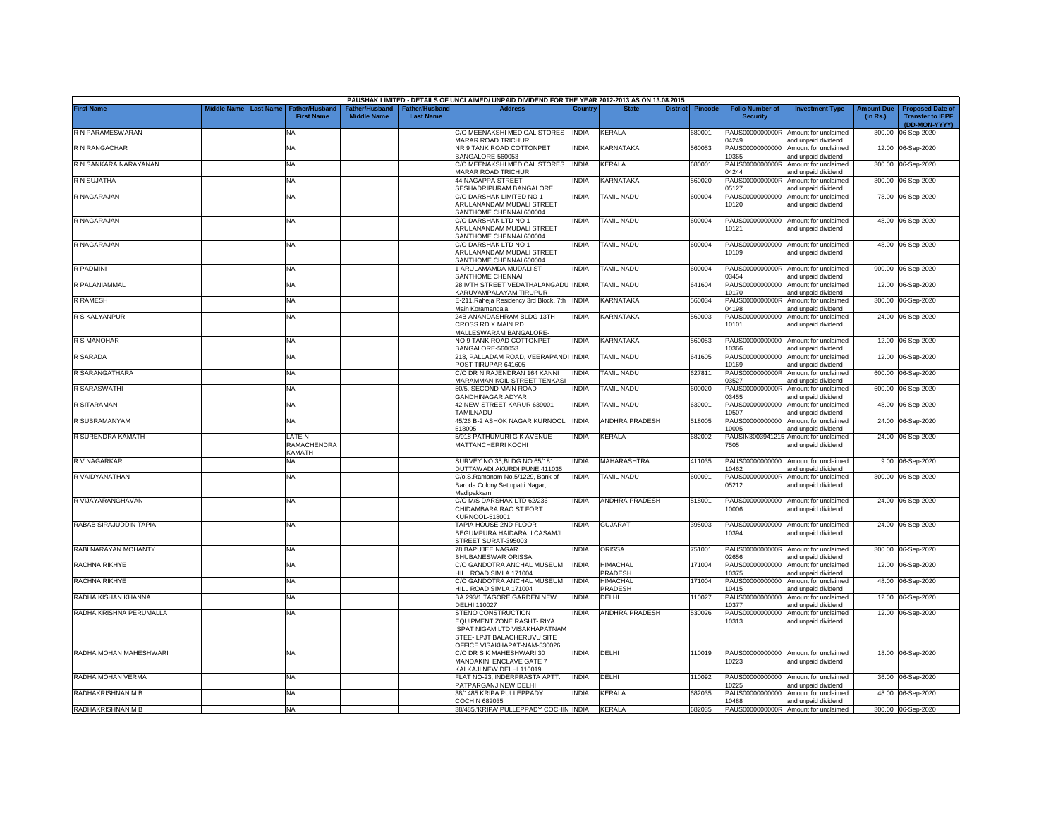| PAUSHAK LIMITED - DETAILS OF UNCLAIMED/ UNPAID DIVIDEND FOR THE YEAR 2012-2013 AS ON 13.08.2015 | | | | | | | | | | | | | | | |
|---|---|---|---|---|---|---|---|---|---|---|---|---|---|---|---|
| First Name | Middle Name | Last Name | Father/Husband First Name | Father/Husband Middle Name | Father/Husband Last Name | Address | Country | State | District | Pincode | Folio Number of Security | Investment Type | Amount Due (in Rs.) | Proposed Date of Transfer to IEPF (DD-MON-YYYY) |
| R N PARAMESWARAN | | | NA | | | C/O MEENAKSHI MEDICAL STORES MARAR ROAD TRICHUR | INDIA | KERALA | | 680001 | PAUS0000000000R04249 | Amount for unclaimed and unpaid dividend | 300.00 | 06-Sep-2020 |
| R N RANGACHAR | | | NA | | | NR 9 TANK ROAD COTTONPET BANGALORE-560053 | INDIA | KARNATAKA | | 560053 | PAUS00000000000010365 | Amount for unclaimed and unpaid dividend | 12.00 | 06-Sep-2020 |
| R N SANKARA NARAYANAN | | | NA | | | C/O MEENAKSHI MEDICAL STORES MARAR ROAD TRICHUR | INDIA | KERALA | | 680001 | PAUS0000000000R04244 | Amount for unclaimed and unpaid dividend | 300.00 | 06-Sep-2020 |
| R N SUJATHA | | | NA | | | 44 NAGAPPA STREET SESHADRIPURAM BANGALORE | INDIA | KARNATAKA | | 560020 | PAUS0000000000R05127 | Amount for unclaimed and unpaid dividend | 300.00 | 06-Sep-2020 |
| R NAGARAJAN | | | NA | | | C/O DARSHAK LIMITED NO 1 ARULANANDAM MUDALI STREET SANTHOME CHENNAI 600004 | INDIA | TAMIL NADU | | 600004 | PAUS00000000000010120 | Amount for unclaimed and unpaid dividend | 78.00 | 06-Sep-2020 |
| R NAGARAJAN | | | NA | | | C/O DARSHAK LTD NO 1 ARULANANDAM MUDALI STREET SANTHOME CHENNAI 600004 | INDIA | TAMIL NADU | | 600004 | PAUS00000000000010121 | Amount for unclaimed and unpaid dividend | 48.00 | 06-Sep-2020 |
| R NAGARAJAN | | | NA | | | C/O DARSHAK LTD NO 1 ARULANANDAM MUDALI STREET SANTHOME CHENNAI 600004 | INDIA | TAMIL NADU | | 600004 | PAUS00000000000010109 | Amount for unclaimed and unpaid dividend | 48.00 | 06-Sep-2020 |
| R PADMINI | | | NA | | | 1 ARULAMAMDA MUDALI ST SANTHOME CHENNAI | INDIA | TAMIL NADU | | 600004 | PAUS0000000000R03454 | Amount for unclaimed and unpaid dividend | 900.00 | 06-Sep-2020 |
| R PALANIAMMAL | | | NA | | | 28 IVTH STREET VEDATHALANGADU KARUVAMPALAYAM TIRUPUR | INDIA | TAMIL NADU | | 641604 | PAUS00000000000010170 | Amount for unclaimed and unpaid dividend | 12.00 | 06-Sep-2020 |
| R RAMESH | | | NA | | | E-211,Raheja Residency 3rd Block, 7th Main Koramangala | INDIA | KARNATAKA | | 560034 | PAUS0000000000R04198 | Amount for unclaimed and unpaid dividend | 300.00 | 06-Sep-2020 |
| R S KALYANPUR | | | NA | | | 24B ANANDASHRAM BLDG 13TH CROSS RD X MAIN RD MALLESWARAM BANGALORE- | INDIA | KARNATAKA | | 560003 | PAUS00000000000010101 | Amount for unclaimed and unpaid dividend | 24.00 | 06-Sep-2020 |
| R S MANOHAR | | | NA | | | NO 9 TANK ROAD COTTONPET BANGALORE-560053 | INDIA | KARNATAKA | | 560053 | PAUS00000000000010366 | Amount for unclaimed and unpaid dividend | 12.00 | 06-Sep-2020 |
| R SARADA | | | NA | | | 218, PALLADAM ROAD, VEERAPANDI POST TIRUPAR 641605 | INDIA | TAMIL NADU | | 641605 | PAUS00000000000010169 | Amount for unclaimed and unpaid dividend | 12.00 | 06-Sep-2020 |
| R SARANGATHARA | | | NA | | | C/O DR N RAJENDRAN 164 KANNI MARAMMAN KOIL STREET TENKASI | INDIA | TAMIL NADU | | 627811 | PAUS0000000000R03527 | Amount for unclaimed and unpaid dividend | 600.00 | 06-Sep-2020 |
| R SARASWATHI | | | NA | | | 50/5, SECOND MAIN ROAD GANDHINAGAR ADYAR | INDIA | TAMIL NADU | | 600020 | PAUS0000000000R03455 | Amount for unclaimed and unpaid dividend | 600.00 | 06-Sep-2020 |
| R SITARAMAN | | | NA | | | 42 NEW STREET KARUR 639001 TAMILNADU | INDIA | TAMIL NADU | | 639001 | PAUS00000000000010507 | Amount for unclaimed and unpaid dividend | 48.00 | 06-Sep-2020 |
| R SUBRAMANYAM | | | NA | | | 45/26 B-2 ASHOK NAGAR KURNOOL 518005 | INDIA | ANDHRA PRADESH | | 518005 | PAUS00000000000010005 | Amount for unclaimed and unpaid dividend | 24.00 | 06-Sep-2020 |
| R SURENDRA KAMATH | | | LATE N RAMACHENDRA KAMATH | | | 5/918 PATHUMURI G K AVENUE MATTANCHERRI KOCHI | INDIA | KERALA | | 682002 | PAUSIN30039412157505 | Amount for unclaimed and unpaid dividend | 24.00 | 06-Sep-2020 |
| R V NAGARKAR | | | NA | | | SURVEY NO 35,BLDG NO 65/181 DUTTAWADI AKURDI PUNE 411035 | INDIA | MAHARASHTRA | | 411035 | PAUS00000000000010462 | Amount for unclaimed and unpaid dividend | 9.00 | 06-Sep-2020 |
| R VAIDYANATHAN | | | NA | | | C/o.S.Ramanam No.5/1229, Bank of Baroda Colony Settnpatti Nagar, Madipakkam | INDIA | TAMIL NADU | | 600091 | PAUS0000000000R05212 | Amount for unclaimed and unpaid dividend | 300.00 | 06-Sep-2020 |
| R VIJAYARANGHAVAN | | | NA | | | C/O M/S DARSHAK LTD 62/236 CHIDAMBARA RAO ST FORT KURNOOL-518001 | INDIA | ANDHRA PRADESH | | 518001 | PAUS00000000000010006 | Amount for unclaimed and unpaid dividend | 24.00 | 06-Sep-2020 |
| RABAB SIRAJUDDIN TAPIA | | | NA | | | TAPIA HOUSE 2ND FLOOR BEGUMPURA HAIDARALI CASAMJI STREET SURAT-395003 | INDIA | GUJARAT | | 395003 | PAUS00000000000010394 | Amount for unclaimed and unpaid dividend | 24.00 | 06-Sep-2020 |
| RABI NARAYAN MOHANTY | | | NA | | | 78 BAPUJEE NAGAR BHUBANESWAR ORISSA | INDIA | ORISSA | | 751001 | PAUS0000000000R02656 | Amount for unclaimed and unpaid dividend | 300.00 | 06-Sep-2020 |
| RACHNA RIKHYE | | | NA | | | C/O GANDOTRA ANCHAL MUSEUM HILL ROAD SIMLA 171004 | INDIA | HIMACHAL PRADESH | | 171004 | PAUS00000000000010375 | Amount for unclaimed and unpaid dividend | 12.00 | 06-Sep-2020 |
| RACHNA RIKHYE | | | NA | | | C/O GANDOTRA ANCHAL MUSEUM HILL ROAD SIMLA 171004 | INDIA | HIMACHAL PRADESH | | 171004 | PAUS00000000000010415 | Amount for unclaimed and unpaid dividend | 48.00 | 06-Sep-2020 |
| RADHA KISHAN KHANNA | | | NA | | | BA 293/1 TAGORE GARDEN NEW DELHI 110027 | INDIA | DELHI | | 110027 | PAUS00000000000010377 | Amount for unclaimed and unpaid dividend | 12.00 | 06-Sep-2020 |
| RADHA KRISHNA PERUMALLA | | | NA | | | STENO CONSTRUCTION EQUIPMENT ZONE RASHT- RIYA ISPAT NIGAM LTD VISAKHAPATNAM STEE- LPJT BALACHERUVU SITE OFFICE VISAKHAPAT-NAM-530026 | INDIA | ANDHRA PRADESH | | 530026 | PAUS00000000000010313 | Amount for unclaimed and unpaid dividend | 12.00 | 06-Sep-2020 |
| RADHA MOHAN MAHESHWARI | | | NA | | | C/O DR S K MAHESHWARI 30 MANDAKINI ENCLAVE GATE 7 KALKAJI NEW DELHI 110019 | INDIA | DELHI | | 110019 | PAUS00000000000010223 | Amount for unclaimed and unpaid dividend | 18.00 | 06-Sep-2020 |
| RADHA MOHAN VERMA | | | NA | | | FLAT NO-23, INDERPRASTA APTT. PATPARGANJ NEW DELHI | INDIA | DELHI | | 110092 | PAUS00000000000010225 | Amount for unclaimed and unpaid dividend | 36.00 | 06-Sep-2020 |
| RADHAKRISHNAN M B | | | NA | | | 38/1485 KRIPA PULLEPPADY COCHIN 682035 | INDIA | KERALA | | 682035 | PAUS00000000000010488 | Amount for unclaimed and unpaid dividend | 48.00 | 06-Sep-2020 |
| RADHAKRISHNAN M B | | | NA | | | 38/485,'KRIPA' PULLEPPADY COCHIN | INDIA | KERALA | | 682035 | PAUS0000000000R | Amount for unclaimed | 300.00 | 06-Sep-2020 |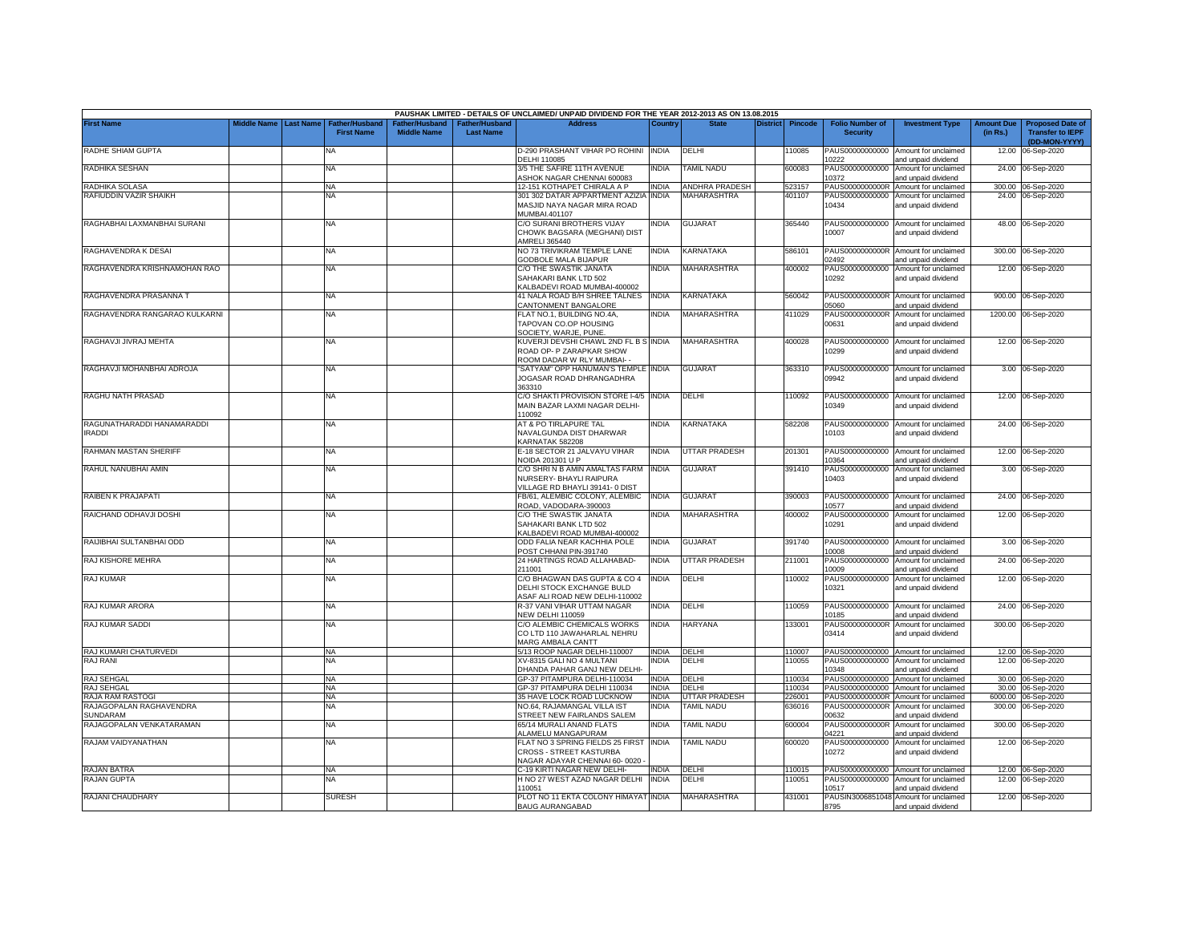PAUSHAK LIMITED - DETAILS OF UNCLAIMED/ UNPAID DIVIDEND FOR THE YEAR 2012-2013 AS ON 13.08.2015

| First Name | Middle Name | Last Name | Father/Husband First Name | Father/Husband Middle Name | Father/Husband Last Name | Address | Country | State | District | Pincode | Folio Number of Security | Investment Type | Amount Due (in Rs.) | Proposed Date of Transfer to IEPF (DD-MON-YYYY) |
|---|---|---|---|---|---|---|---|---|---|---|---|---|---|---|
| RADHE SHIAM GUPTA | | | NA | | | D-290 PRASHANT VIHAR PO ROHINI DELHI 110085 | INDIA | DELHI | | 110085 | PAUS00000000000 10222 | Amount for unclaimed and unpaid dividend | 12.00 | 06-Sep-2020 |
| RADHIKA SESHAN | | | NA | | | 3/5 THE SAFIRE 11TH AVENUE ASHOK NAGAR CHENNAI 600083 | INDIA | TAMIL NADU | | 600083 | PAUS00000000000 10372 | Amount for unclaimed and unpaid dividend | 24.00 | 06-Sep-2020 |
| RADHIKA SOLASA | | | NA | | | 12-151 KOTHAPET CHIRALA A P | INDIA | ANDHRA PRADESH | | 523157 | PAUS0000000000R | Amount for unclaimed | 300.00 | 06-Sep-2020 |
| RAFIUDDIN VAZIR SHAIKH | | | NA | | | 301 302 DATAR APPARTMENT AZIZIA MASJID NAYA NAGAR MIRA ROAD MUMBAI.401107 | INDIA | MAHARASHTRA | | 401107 | PAUS00000000000 10434 | Amount for unclaimed and unpaid dividend | 24.00 | 06-Sep-2020 |
| RAGHABHAI LAXMANBHAI SURANI | | | NA | | | C/O SURANI BROTHERS VIJAY CHOWK BAGSARA (MEGHANI) DIST AMRELI 365440 | INDIA | GUJARAT | | 365440 | PAUS00000000000 10007 | Amount for unclaimed and unpaid dividend | 48.00 | 06-Sep-2020 |
| RAGHAVENDRA K DESAI | | | NA | | | NO 73 TRIVIKRAM TEMPLE LANE GODBOLE MALA BIJAPUR | INDIA | KARNATAKA | | 586101 | PAUS0000000000R 02492 | Amount for unclaimed and unpaid dividend | 300.00 | 06-Sep-2020 |
| RAGHAVENDRA KRISHNAMOHAN RAO | | | NA | | | C/O THE SWASTIK JANATA SAHAKARI BANK LTD 502 KALBADEVI ROAD MUMBAI-400002 | INDIA | MAHARASHTRA | | 400002 | PAUS00000000000 10292 | Amount for unclaimed and unpaid dividend | 12.00 | 06-Sep-2020 |
| RAGHAVENDRA PRASANNA T | | | NA | | | 41 NALA ROAD B/H SHREE TALNES CANTONMENT BANGALORE | INDIA | KARNATAKA | | 560042 | PAUS0000000000R 05060 | Amount for unclaimed and unpaid dividend | 900.00 | 06-Sep-2020 |
| RAGHAVENDRA RANGARAO KULKARNI | | | NA | | | FLAT NO.1, BUILDING NO.4A, TAPOVAN CO.OP HOUSING SOCIETY, WARJE, PUNE. | INDIA | MAHARASHTRA | | 411029 | PAUS0000000000R 00631 | Amount for unclaimed and unpaid dividend | 1200.00 | 06-Sep-2020 |
| RAGHAVJI JIVRAJ MEHTA | | | NA | | | KUVERJI DEVSHI CHAWL 2ND FL B S ROAD OP- P ZARAPKAR SHOW ROOM DADAR W RLY MUMBAI- - | INDIA | MAHARASHTRA | | 400028 | PAUS00000000000 10299 | Amount for unclaimed and unpaid dividend | 12.00 | 06-Sep-2020 |
| RAGHAVJI MOHANBHAI ADROJA | | | NA | | | "SATYAM" OPP HANUMAN'S TEMPLE JOGASAR ROAD DHRANGADHRA 363310 | INDIA | GUJARAT | | 363310 | PAUS00000000000 09942 | Amount for unclaimed and unpaid dividend | 3.00 | 06-Sep-2020 |
| RAGHU NATH PRASAD | | | NA | | | C/O SHAKTI PROVISION STORE I-4/5 MAIN BAZAR LAXMI NAGAR DELHI-110092 | INDIA | DELHI | | 110092 | PAUS00000000000 10349 | Amount for unclaimed and unpaid dividend | 12.00 | 06-Sep-2020 |
| RAGUNATHARADDI HANAMARADDI IRADDI | | | NA | | | AT & PO TIRLAPURE TAL NAVALGUNDA DIST DHARWAR KARNATAK 582208 | INDIA | KARNATAKA | | 582208 | PAUS00000000000 10103 | Amount for unclaimed and unpaid dividend | 24.00 | 06-Sep-2020 |
| RAHMAN MASTAN SHERIFF | | | NA | | | E-18 SECTOR 21 JALVAYU VIHAR NOIDA 201301 U P | INDIA | UTTAR PRADESH | | 201301 | PAUS00000000000 10364 | Amount for unclaimed and unpaid dividend | 12.00 | 06-Sep-2020 |
| RAHUL NANUBHAI AMIN | | | NA | | | C/O SHRI N B AMIN AMALTAS FARM NURSERY- BHAYLI RAIPURA VILLAGE RD BHAYLI 39141- 0 DIST | INDIA | GUJARAT | | 391410 | PAUS00000000000 10403 | Amount for unclaimed and unpaid dividend | 3.00 | 06-Sep-2020 |
| RAIBEN K PRAJAPATI | | | NA | | | FB/61, ALEMBIC COLONY, ALEMBIC ROAD, VADODARA-390003 | INDIA | GUJARAT | | 390003 | PAUS00000000000 10577 | Amount for unclaimed and unpaid dividend | 24.00 | 06-Sep-2020 |
| RAICHAND ODHAVJI DOSHI | | | NA | | | C/O THE SWASTIK JANATA SAHAKARI BANK LTD 502 KALBADEVI ROAD MUMBAI-400002 | INDIA | MAHARASHTRA | | 400002 | PAUS00000000000 10291 | Amount for unclaimed and unpaid dividend | 12.00 | 06-Sep-2020 |
| RAIJIBHAI SULTANBHAI ODD | | | NA | | | ODD FALIA NEAR KACHHIA POLE POST CHHANI PIN-391740 | INDIA | GUJARAT | | 391740 | PAUS00000000000 10008 | Amount for unclaimed and unpaid dividend | 3.00 | 06-Sep-2020 |
| RAJ KISHORE MEHRA | | | NA | | | 24 HARTINGS ROAD ALLAHABAD-211001 | INDIA | UTTAR PRADESH | | 211001 | PAUS00000000000 10009 | Amount for unclaimed and unpaid dividend | 24.00 | 06-Sep-2020 |
| RAJ KUMAR | | | NA | | | C/O BHAGWAN DAS GUPTA & CO 4 DELHI STOCK EXCHANGE BULD ASAF ALI ROAD NEW DELHI-110002 | INDIA | DELHI | | 110002 | PAUS00000000000 10321 | Amount for unclaimed and unpaid dividend | 12.00 | 06-Sep-2020 |
| RAJ KUMAR ARORA | | | NA | | | R-37 VANI VIHAR UTTAM NAGAR NEW DELHI 110059 | INDIA | DELHI | | 110059 | PAUS00000000000 10185 | Amount for unclaimed and unpaid dividend | 24.00 | 06-Sep-2020 |
| RAJ KUMAR SADDI | | | NA | | | C/O ALEMBIC CHEMICALS WORKS CO LTD 110 JAWAHARLAL NEHRU MARG AMBALA CANTT | INDIA | HARYANA | | 133001 | PAUS0000000000R 03414 | Amount for unclaimed and unpaid dividend | 300.00 | 06-Sep-2020 |
| RAJ KUMARI CHATURVEDI | | | NA | | | 5/13 ROOP NAGAR DELHI-110007 | INDIA | DELHI | | 110007 | PAUS00000000000 | Amount for unclaimed | 12.00 | 06-Sep-2020 |
| RAJ RANI | | | NA | | | XV-8315 GALI NO 4 MULTANI DHANDA PAHAR GANJ NEW DELHI- | INDIA | DELHI | | 110055 | PAUS00000000000 10348 | Amount for unclaimed and unpaid dividend | 12.00 | 06-Sep-2020 |
| RAJ SEHGAL | | | NA | | | GP-37 PITAMPURA DELHI-110034 | INDIA | DELHI | | 110034 | PAUS00000000000 | Amount for unclaimed | 30.00 | 06-Sep-2020 |
| RAJ SEHGAL | | | NA | | | GP-37 PITAMPURA DELHI 110034 | INDIA | DELHI | | 110034 | PAUS00000000000 | Amount for unclaimed | 30.00 | 06-Sep-2020 |
| RAJA RAM RASTOGI | | | NA | | | 35 HAVE LOCK ROAD LUCKNOW | INDIA | UTTAR PRADESH | | 226001 | PAUS0000000000R | Amount for unclaimed | 6000.00 | 06-Sep-2020 |
| RAJAGOPALAN RAGHAVENDRA SUNDARAM | | | NA | | | NO.64, RAJAMANGAL VILLA IST STREET NEW FAIRLANDS SALEM | INDIA | TAMIL NADU | | 636016 | PAUS0000000000R 00632 | Amount for unclaimed and unpaid dividend | 300.00 | 06-Sep-2020 |
| RAJAGOPALAN VENKATARAMAN | | | NA | | | 65/14 MURALI ANAND FLATS ALAMELU MANGAPURAM | INDIA | TAMIL NADU | | 600004 | PAUS0000000000R 04221 | Amount for unclaimed and unpaid dividend | 300.00 | 06-Sep-2020 |
| RAJAM VAIDYANATHAN | | | NA | | | FLAT NO 3 SPRING FIELDS 25 FIRST CROSS - STREET KASTURBA NAGAR ADAYAR CHENNAI 60- 0020 - | INDIA | TAMIL NADU | | 600020 | PAUS00000000000 10272 | Amount for unclaimed and unpaid dividend | 12.00 | 06-Sep-2020 |
| RAJAN BATRA | | | NA | | | C-19 KIRTI NAGAR NEW DELHI- | INDIA | DELHI | | 110015 | PAUS00000000000 | Amount for unclaimed | 12.00 | 06-Sep-2020 |
| RAJAN GUPTA | | | NA | | | H NO 27 WEST AZAD NAGAR DELHI 110051 | INDIA | DELHI | | 110051 | PAUS00000000000 10517 | Amount for unclaimed and unpaid dividend | 12.00 | 06-Sep-2020 |
| RAJANI CHAUDHARY | | | SURESH | | | PLOT NO 11 EKTA COLONY HIMAYAT BAUG AURANGABAD | INDIA | MAHARASHTRA | | 431001 | PAUSIN3006851048 8795 | Amount for unclaimed and unpaid dividend | 12.00 | 06-Sep-2020 |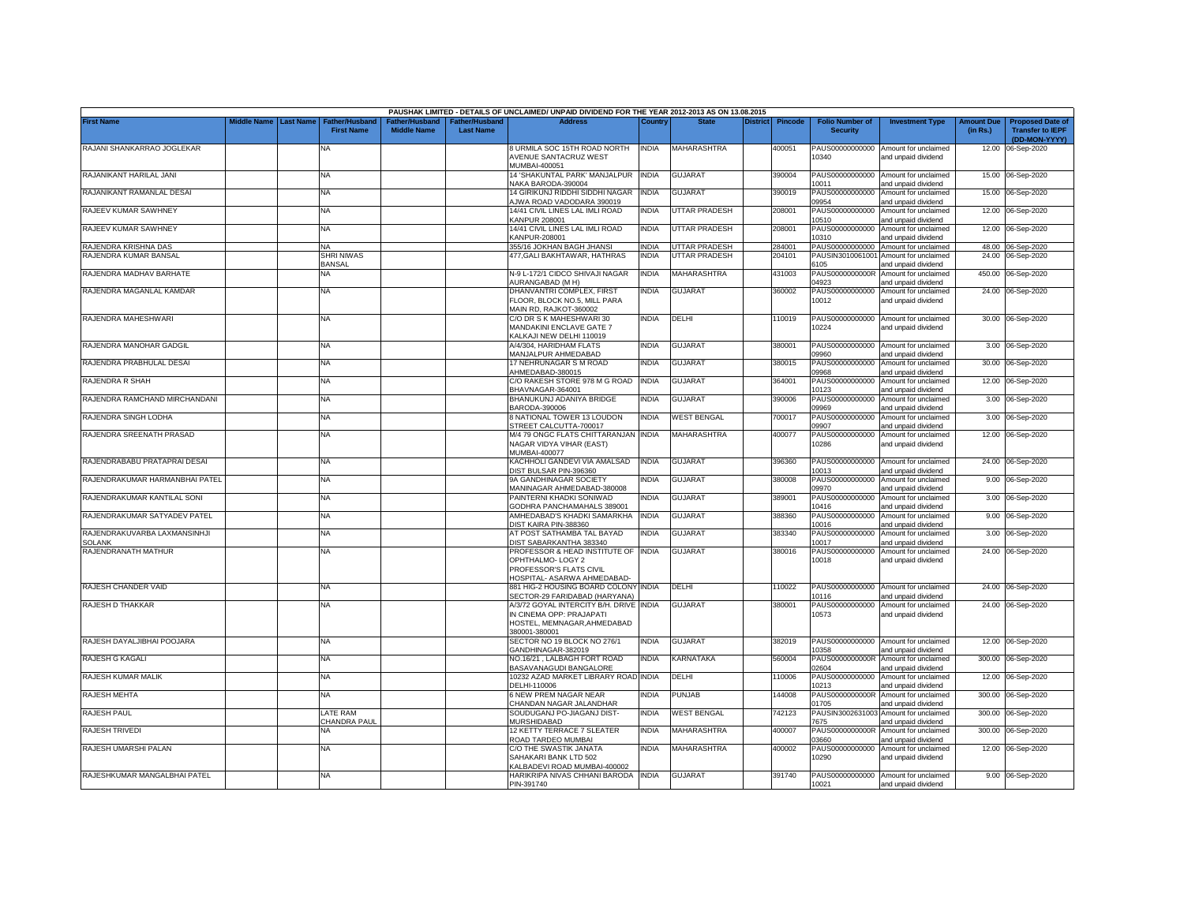PAUSHAK LIMITED - DETAILS OF UNCLAIMED/ UNPAID DIVIDEND FOR THE YEAR 2012-2013 AS ON 13.08.2015

| First Name | Middle Name | Last Name | Father/Husband First Name | Father/Husband Middle Name | Father/Husband Last Name | Address | Country | State | District | Pincode | Folio Number of Security | Investment Type | Amount Due (in Rs.) | Proposed Date of Transfer to IEPF (DD-MON-YYYY) |
|---|---|---|---|---|---|---|---|---|---|---|---|---|---|---|
| RAJANI SHANKARRAO JOGLEKAR | | | NA | | | 8 URMILA SOC 15TH ROAD NORTH AVENUE SANTACRUZ WEST MUMBAI-400051 | INDIA | MAHARASHTRA | | 400051 | PAUS00000000000 10340 | Amount for unclaimed and unpaid dividend | 12.00 | 06-Sep-2020 |
| RAJANIKANT HARILAL JANI | | | NA | | | 14 'SHAKUNTAL PARK' MANJALPUR NAKA BARODA-390004 | INDIA | GUJARAT | | 390004 | PAUS00000000000 10011 | Amount for unclaimed and unpaid dividend | 15.00 | 06-Sep-2020 |
| RAJANIKANT RAMANLAL DESAI | | | NA | | | 14 GIRIKUNJ RIDDHI SIDDHI NAGAR AJWA ROAD VADODARA 390019 | INDIA | GUJARAT | | 390019 | PAUS00000000000 09954 | Amount for unclaimed and unpaid dividend | 15.00 | 06-Sep-2020 |
| RAJEEV KUMAR SAWHNEY | | | NA | | | 14/41 CIVIL LINES LAL IMLI ROAD KANPUR 208001 | INDIA | UTTAR PRADESH | | 208001 | PAUS00000000000 10510 | Amount for unclaimed and unpaid dividend | 12.00 | 06-Sep-2020 |
| RAJEEV KUMAR SAWHNEY | | | NA | | | 14/41 CIVIL LINES LAL IMLI ROAD KANPUR-208001 | INDIA | UTTAR PRADESH | | 208001 | PAUS00000000000 10310 | Amount for unclaimed and unpaid dividend | 12.00 | 06-Sep-2020 |
| RAJENDRA KRISHNA DAS | | | NA | | | 355/16 JOKHAN BAGH JHANSI | INDIA | UTTAR PRADESH | | 284001 | PAUS00000000000 | Amount for unclaimed | 48.00 | 06-Sep-2020 |
| RAJENDRA KUMAR BANSAL | | | SHRI NIWAS BANSAL | | | 477,GALI BAKHTAWAR, HATHRAS | INDIA | UTTAR PRADESH | | 204101 | PAUSIN3010061001 6105 | Amount for unclaimed and unpaid dividend | 24.00 | 06-Sep-2020 |
| RAJENDRA MADHAV BARHATE | | | NA | | | N-9 L-172/1 CIDCO SHIVAJI NAGAR AURANGABAD (M H) | INDIA | MAHARASHTRA | | 431003 | PAUS0000000000R 04923 | Amount for unclaimed and unpaid dividend | 450.00 | 06-Sep-2020 |
| RAJENDRA MAGANLAL KAMDAR | | | NA | | | DHANVANTRI COMPLEX, FIRST FLOOR, BLOCK NO.5, MILL PARA MAIN RD, RAJKOT-360002 | INDIA | GUJARAT | | 360002 | PAUS00000000000 10012 | Amount for unclaimed and unpaid dividend | 24.00 | 06-Sep-2020 |
| RAJENDRA MAHESHWARI | | | NA | | | C/O DR S K MAHESHWARI 30 MANDAKINI ENCLAVE GATE 7 KALKAJI NEW DELHI 110019 | INDIA | DELHI | | 110019 | PAUS00000000000 10224 | Amount for unclaimed and unpaid dividend | 30.00 | 06-Sep-2020 |
| RAJENDRA MANOHAR GADGIL | | | NA | | | A/4/304, HARIDHAM FLATS MANJALPUR AHMEDABAD | INDIA | GUJARAT | | 380001 | PAUS00000000000 09960 | Amount for unclaimed and unpaid dividend | 3.00 | 06-Sep-2020 |
| RAJENDRA PRABHULAL DESAI | | | NA | | | 17 NEHRUNAGAR S M ROAD AHMEDABAD-380015 | INDIA | GUJARAT | | 380015 | PAUS00000000000 09968 | Amount for unclaimed and unpaid dividend | 30.00 | 06-Sep-2020 |
| RAJENDRA R SHAH | | | NA | | | C/O RAKESH STORE 978 M G ROAD BHAVNAGAR-364001 | INDIA | GUJARAT | | 364001 | PAUS00000000000 10123 | Amount for unclaimed and unpaid dividend | 12.00 | 06-Sep-2020 |
| RAJENDRA RAMCHAND MIRCHANDANI | | | NA | | | BHANUKUNJ ADANIYA BRIDGE BARODA-390006 | INDIA | GUJARAT | | 390006 | PAUS00000000000 09969 | Amount for unclaimed and unpaid dividend | 3.00 | 06-Sep-2020 |
| RAJENDRA SINGH LODHA | | | NA | | | 8 NATIONAL TOWER 13 LOUDON STREET CALCUTTA-700017 | INDIA | WEST BENGAL | | 700017 | PAUS00000000000 09907 | Amount for unclaimed and unpaid dividend | 3.00 | 06-Sep-2020 |
| RAJENDRA SREENATH PRASAD | | | NA | | | M/4 79 ONGC FLATS CHITTARANJAN NAGAR VIDYA VIHAR (EAST) MUMBAI-400077 | INDIA | MAHARASHTRA | | 400077 | PAUS00000000000 10286 | Amount for unclaimed and unpaid dividend | 12.00 | 06-Sep-2020 |
| RAJENDRABABU PRATAPRAI DESAI | | | NA | | | KACHHOLI GANDEVI VIA AMALSAD DIST BULSAR PIN-396360 | INDIA | GUJARAT | | 396360 | PAUS00000000000 10013 | Amount for unclaimed and unpaid dividend | 24.00 | 06-Sep-2020 |
| RAJENDRAKUMAR HARMANBHAI PATEL | | | NA | | | 9A GANDHINAGAR SOCIETY MANINAGAR AHMEDABAD-380008 | INDIA | GUJARAT | | 380008 | PAUS00000000000 09970 | Amount for unclaimed and unpaid dividend | 9.00 | 06-Sep-2020 |
| RAJENDRAKUMAR KANTILAL SONI | | | NA | | | PAINTERNI KHADKI SONIWAD GODHRA PANCHAMAHALS 389001 | INDIA | GUJARAT | | 389001 | PAUS00000000000 10416 | Amount for unclaimed and unpaid dividend | 3.00 | 06-Sep-2020 |
| RAJENDRAKUMAR SATYADEV PATEL | | | NA | | | AMHEDABAD'S KHADKI SAMARKHA DIST KAIRA PIN-388360 | INDIA | GUJARAT | | 388360 | PAUS00000000000 10016 | Amount for unclaimed and unpaid dividend | 9.00 | 06-Sep-2020 |
| RAJENDRAKUVARBA LAXMANSINHJI SOLANK | | | NA | | | AT POST SATHAMBA TAL BAYAD DIST SABARKANTHA 383340 | INDIA | GUJARAT | | 383340 | PAUS00000000000 10017 | Amount for unclaimed and unpaid dividend | 3.00 | 06-Sep-2020 |
| RAJENDRANATH MATHUR | | | NA | | | PROFESSOR & HEAD INSTITUTE OF OPHTHALMO- LOGY 2 PROFESSOR'S FLATS CIVIL HOSPITAL- ASARWA AHMEDABAD- | INDIA | GUJARAT | | 380016 | PAUS00000000000 10018 | Amount for unclaimed and unpaid dividend | 24.00 | 06-Sep-2020 |
| RAJESH CHANDER VAID | | | NA | | | 881 HIG-2 HOUSING BOARD COLONY SECTOR-29 FARIDABAD (HARYANA) | INDIA | DELHI | | 110022 | PAUS00000000000 10116 | Amount for unclaimed and unpaid dividend | 24.00 | 06-Sep-2020 |
| RAJESH D THAKKAR | | | NA | | | A/3/72 GOYAL INTERCITY B/H. DRIVE IN CINEMA OPP: PRAJAPATI HOSTEL, MEMNAGAR,AHMEDABAD 380001-380001 | INDIA | GUJARAT | | 380001 | PAUS00000000000 10573 | Amount for unclaimed and unpaid dividend | 24.00 | 06-Sep-2020 |
| RAJESH DAYALJIBHAI POOJARA | | | NA | | | SECTOR NO 19 BLOCK NO 276/1 GANDHINAGAR-382019 | INDIA | GUJARAT | | 382019 | PAUS00000000000 10358 | Amount for unclaimed and unpaid dividend | 12.00 | 06-Sep-2020 |
| RAJESH G KAGALI | | | NA | | | NO.16/21 , LALBAGH FORT ROAD BASAVANAGUDI BANGALORE | INDIA | KARNATAKA | | 560004 | PAUS0000000000R 02604 | Amount for unclaimed and unpaid dividend | 300.00 | 06-Sep-2020 |
| RAJESH KUMAR MALIK | | | NA | | | 10232 AZAD MARKET LIBRARY ROAD DELHI-110006 | INDIA | DELHI | | 110006 | PAUS00000000000 10213 | Amount for unclaimed and unpaid dividend | 12.00 | 06-Sep-2020 |
| RAJESH MEHTA | | | NA | | | 6 NEW PREM NAGAR NEAR CHANDAN NAGAR JALANDHAR | INDIA | PUNJAB | | 144008 | PAUS0000000000R 01705 | Amount for unclaimed and unpaid dividend | 300.00 | 06-Sep-2020 |
| RAJESH PAUL | | | LATE RAM CHANDRA PAUL | | | SOUDUGANJ PO-JIAGANJ DIST-MURSHIDABAD | INDIA | WEST BENGAL | | 742123 | PAUSIN3002631003 7675 | Amount for unclaimed and unpaid dividend | 300.00 | 06-Sep-2020 |
| RAJESH TRIVEDI | | | NA | | | 12 KETTY TERRACE 7 SLEATER ROAD TARDEO MUMBAI | INDIA | MAHARASHTRA | | 400007 | PAUS0000000000R 03660 | Amount for unclaimed and unpaid dividend | 300.00 | 06-Sep-2020 |
| RAJESH UMARSHI PALAN | | | NA | | | C/O THE SWASTIK JANATA SAHAKARI BANK LTD 502 KALBADEVI ROAD MUMBAI-400002 | INDIA | MAHARASHTRA | | 400002 | PAUS00000000000 10290 | Amount for unclaimed and unpaid dividend | 12.00 | 06-Sep-2020 |
| RAJESHKUMAR MANGALBHAI PATEL | | | NA | | | HARIKRIPA NIVAS CHHANI BARODA PIN-391740 | INDIA | GUJARAT | | 391740 | PAUS00000000000 10021 | Amount for unclaimed and unpaid dividend | 9.00 | 06-Sep-2020 |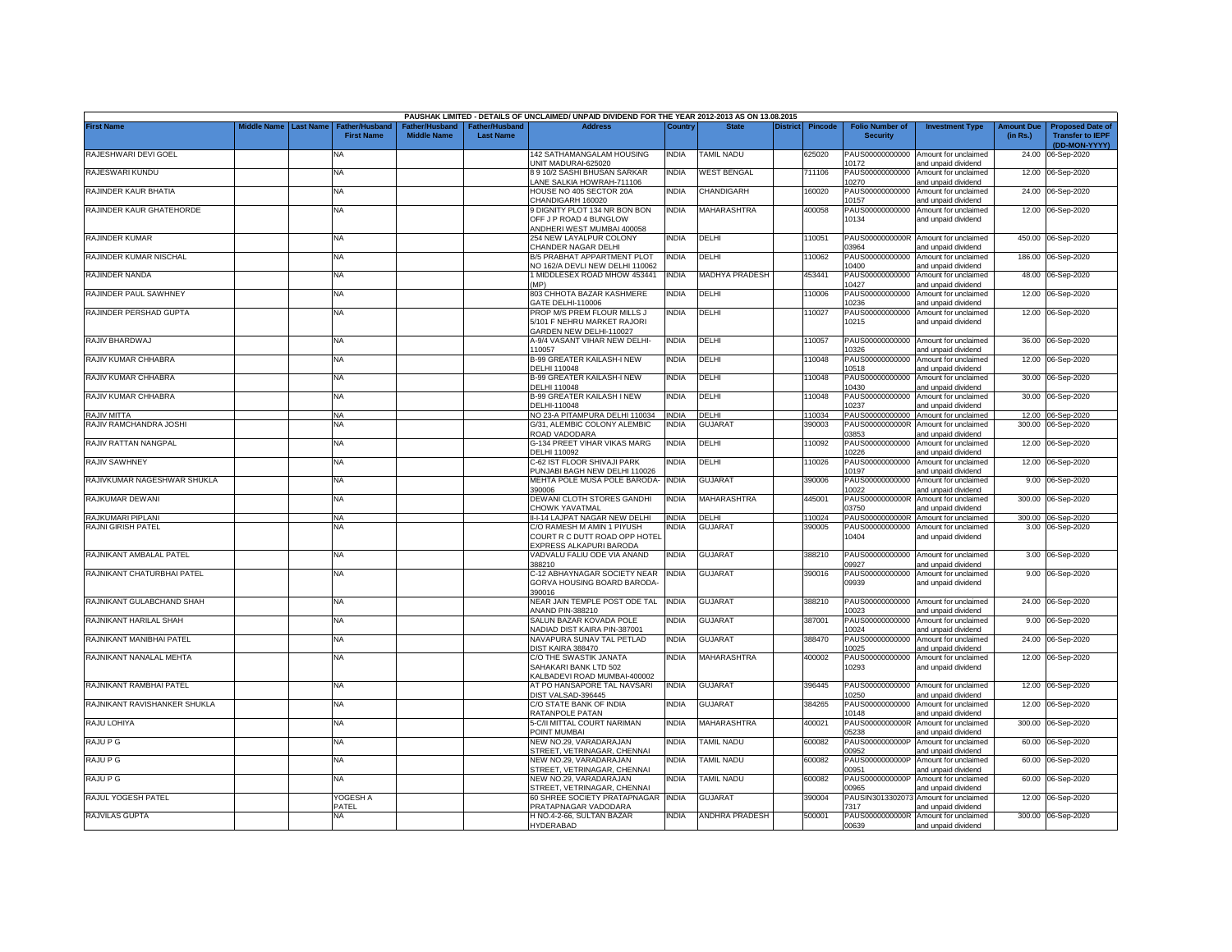| PAUSHAK LIMITED - DETAILS OF UNCLAIMED/ UNPAID DIVIDEND FOR THE YEAR 2012-2013 AS ON 13.08.2015 | | | | | | | | | | | | | | | |
|---|---|---|---|---|---|---|---|---|---|---|---|---|---|---|---|
| First Name | Middle Name | Last Name | Father/Husband First Name | Father/Husband Middle Name | Father/Husband Last Name | Address | Country | State | District | Pincode | Folio Number of Security | Investment Type | Amount Due (in Rs.) | Proposed Date of Transfer to IEPF (DD-MON-YYYY) |
| RAJESHWARI DEVI GOEL | | | NA | | | 142 SATHAMANGALAM HOUSING UNIT MADURAI-625020 | INDIA | TAMIL NADU | | 625020 | PAUS00000000000 10172 | Amount for unclaimed and unpaid dividend | 24.00 | 06-Sep-2020 |
| RAJESWARI KUNDU | | | NA | | | 8 9 10/2 SASHI BHUSAN SARKAR LANE SALKIA HOWRAH-711106 | INDIA | WEST BENGAL | | 711106 | PAUS00000000000 10270 | Amount for unclaimed and unpaid dividend | 12.00 | 06-Sep-2020 |
| RAJINDER KAUR BHATIA | | | NA | | | HOUSE NO 405 SECTOR 20A CHANDIGARH 160020 | INDIA | CHANDIGARH | | 160020 | PAUS00000000000 10157 | Amount for unclaimed and unpaid dividend | 24.00 | 06-Sep-2020 |
| RAJINDER KAUR GHATEHORDE | | | NA | | | 9 DIGNITY PLOT 134 NR BON BON OFF J P ROAD 4 BUNGLOW ANDHERI WEST MUMBAI 400058 | INDIA | MAHARASHTRA | | 400058 | PAUS00000000000 10134 | Amount for unclaimed and unpaid dividend | 12.00 | 06-Sep-2020 |
| RAJINDER KUMAR | | | NA | | | 254 NEW LAYALPUR COLONY CHANDER NAGAR DELHI | INDIA | DELHI | | 110051 | PAUS0000000000R 03964 | Amount for unclaimed and unpaid dividend | 450.00 | 06-Sep-2020 |
| RAJINDER KUMAR NISCHAL | | | NA | | | B/5 PRABHAT APPARTMENT PLOT NO 162/A DEVLI NEW DELHI 110062 | INDIA | DELHI | | 110062 | PAUS00000000000 10400 | Amount for unclaimed and unpaid dividend | 186.00 | 06-Sep-2020 |
| RAJINDER NANDA | | | NA | | | 1 MIDDLESEX ROAD MHOW 453441 (MP) | INDIA | MADHYA PRADESH | | 453441 | PAUS00000000000 10427 | Amount for unclaimed and unpaid dividend | 48.00 | 06-Sep-2020 |
| RAJINDER PAUL SAWHNEY | | | NA | | | 803 CHHOTA BAZAR KASHMERE GATE DELHI-110006 | INDIA | DELHI | | 110006 | PAUS00000000000 10236 | Amount for unclaimed and unpaid dividend | 12.00 | 06-Sep-2020 |
| RAJINDER PERSHAD GUPTA | | | NA | | | PROP M/S PREM FLOUR MILLS J 5/101 F NEHRU MARKET RAJORI GARDEN NEW DELHI-110027 | INDIA | DELHI | | 110027 | PAUS00000000000 10215 | Amount for unclaimed and unpaid dividend | 12.00 | 06-Sep-2020 |
| RAJIV BHARDWAJ | | | NA | | | A-9/4 VASANT VIHAR NEW DELHI-110057 | INDIA | DELHI | | 110057 | PAUS00000000000 10326 | Amount for unclaimed and unpaid dividend | 36.00 | 06-Sep-2020 |
| RAJIV KUMAR CHHABRA | | | NA | | | B-99 GREATER KAILASH-I NEW DELHI 110048 | INDIA | DELHI | | 110048 | PAUS00000000000 10518 | Amount for unclaimed and unpaid dividend | 12.00 | 06-Sep-2020 |
| RAJIV KUMAR CHHABRA | | | NA | | | B-99 GREATER KAILASH-I NEW DELHI 110048 | INDIA | DELHI | | 110048 | PAUS00000000000 10430 | Amount for unclaimed and unpaid dividend | 30.00 | 06-Sep-2020 |
| RAJIV KUMAR CHHABRA | | | NA | | | B-99 GREATER KAILASH I NEW DELHI-110048 | INDIA | DELHI | | 110048 | PAUS00000000000 10237 | Amount for unclaimed and unpaid dividend | 30.00 | 06-Sep-2020 |
| RAJIV MITTA | | | NA | | | NO 23-A PITAMPURA DELHI 110034 | INDIA | DELHI | | 110034 | PAUS00000000000 | Amount for unclaimed | 12.00 | 06-Sep-2020 |
| RAJIV RAMCHANDRA JOSHI | | | NA | | | G/31, ALEMBIC COLONY ALEMBIC ROAD VADODARA | INDIA | GUJARAT | | 390003 | PAUS0000000000R 03853 | Amount for unclaimed and unpaid dividend | 300.00 | 06-Sep-2020 |
| RAJIV RATTAN NANGPAL | | | NA | | | G-134 PREET VIHAR VIKAS MARG DELHI 110092 | INDIA | DELHI | | 110092 | PAUS00000000000 10226 | Amount for unclaimed and unpaid dividend | 12.00 | 06-Sep-2020 |
| RAJIV SAWHNEY | | | NA | | | C-62 IST FLOOR SHIVAJI PARK PUNJABI BAGH NEW DELHI 110026 | INDIA | DELHI | | 110026 | PAUS00000000000 10197 | Amount for unclaimed and unpaid dividend | 12.00 | 06-Sep-2020 |
| RAJIVKUMAR NAGESHWAR SHUKLA | | | NA | | | MEHTA POLE MUSA POLE BARODA-390006 | INDIA | GUJARAT | | 390006 | PAUS00000000000 10022 | Amount for unclaimed and unpaid dividend | 9.00 | 06-Sep-2020 |
| RAJKUMAR DEWANI | | | NA | | | DEWANI CLOTH STORES GANDHI CHOWK YAVATMAL | INDIA | MAHARASHTRA | | 445001 | PAUS0000000000R 03750 | Amount for unclaimed and unpaid dividend | 300.00 | 06-Sep-2020 |
| RAJKUMARI PIPLANI | | | NA | | | II-I-14 LAJPAT NAGAR NEW DELHI | INDIA | DELHI | | 110024 | PAUS0000000000R | Amount for unclaimed | 300.00 | 06-Sep-2020 |
| RAJNI GIRISH PATEL | | | NA | | | C/O RAMESH M AMIN 1 PIYUSH COURT R C DUTT ROAD OPP HOTEL EXPRESS ALKAPURI BARODA | INDIA | GUJARAT | | 390005 | PAUS00000000000 10404 | Amount for unclaimed and unpaid dividend | 3.00 | 06-Sep-2020 |
| RAJNIKANT AMBALAL PATEL | | | NA | | | VADVALU FALIU ODE VIA ANAND 388210 | INDIA | GUJARAT | | 388210 | PAUS00000000000 09927 | Amount for unclaimed and unpaid dividend | 3.00 | 06-Sep-2020 |
| RAJNIKANT CHATURBHAI PATEL | | | NA | | | C-12 ABHAYNAGAR SOCIETY NEAR GORVA HOUSING BOARD BARODA-390016 | INDIA | GUJARAT | | 390016 | PAUS00000000000 09939 | Amount for unclaimed and unpaid dividend | 9.00 | 06-Sep-2020 |
| RAJNIKANT GULABCHAND SHAH | | | NA | | | NEAR JAIN TEMPLE POST ODE TAL ANAND PIN-388210 | INDIA | GUJARAT | | 388210 | PAUS00000000000 10023 | Amount for unclaimed and unpaid dividend | 24.00 | 06-Sep-2020 |
| RAJNIKANT HARILAL SHAH | | | NA | | | SALUN BAZAR KOVADA POLE NADIAD DIST KAIRA PIN-387001 | INDIA | GUJARAT | | 387001 | PAUS00000000000 10024 | Amount for unclaimed and unpaid dividend | 9.00 | 06-Sep-2020 |
| RAJNIKANT MANIBHAI PATEL | | | NA | | | NAVAPURA SUNAV TAL PETLAD DIST KAIRA 388470 | INDIA | GUJARAT | | 388470 | PAUS00000000000 10025 | Amount for unclaimed and unpaid dividend | 24.00 | 06-Sep-2020 |
| RAJNIKANT NANALAL MEHTA | | | NA | | | C/O THE SWASTIK JANATA SAHAKARI BANK LTD 502 KALBADEVI ROAD MUMBAI-400002 | INDIA | MAHARASHTRA | | 400002 | PAUS00000000000 10293 | Amount for unclaimed and unpaid dividend | 12.00 | 06-Sep-2020 |
| RAJNIKANT RAMBHAI PATEL | | | NA | | | AT PO HANSAPORE TAL NAVSARI DIST VALSAD-396445 | INDIA | GUJARAT | | 396445 | PAUS00000000000 10250 | Amount for unclaimed and unpaid dividend | 12.00 | 06-Sep-2020 |
| RAJNIKANT RAVISHANKER SHUKLA | | | NA | | | C/O STATE BANK OF INDIA RATANPOLE PATAN | INDIA | GUJARAT | | 384265 | PAUS00000000000 10148 | Amount for unclaimed and unpaid dividend | 12.00 | 06-Sep-2020 |
| RAJU LOHIYA | | | NA | | | 5-C/II MITTAL COURT NARIMAN POINT MUMBAI | INDIA | MAHARASHTRA | | 400021 | PAUS0000000000R 05238 | Amount for unclaimed and unpaid dividend | 300.00 | 06-Sep-2020 |
| RAJU P G | | | NA | | | NEW NO.29, VARADARAJAN STREET, VETRINAGAR, CHENNAI | INDIA | TAMIL NADU | | 600082 | PAUS0000000000P 00952 | Amount for unclaimed and unpaid dividend | 60.00 | 06-Sep-2020 |
| RAJU P G | | | NA | | | NEW NO.29, VARADARAJAN STREET, VETRINAGAR, CHENNAI | INDIA | TAMIL NADU | | 600082 | PAUS0000000000P 00951 | Amount for unclaimed and unpaid dividend | 60.00 | 06-Sep-2020 |
| RAJU P G | | | NA | | | NEW NO.29, VARADARAJAN STREET, VETRINAGAR, CHENNAI | INDIA | TAMIL NADU | | 600082 | PAUS0000000000P 00965 | Amount for unclaimed and unpaid dividend | 60.00 | 06-Sep-2020 |
| RAJUL YOGESH PATEL | | | YOGESH A PATEL | | | 60 SHREE SOCIETY PRATAPNAGAR PRATAPNAGAR VADODARA | INDIA | GUJARAT | | 390004 | PAUSIN3013302073 7317 | Amount for unclaimed and unpaid dividend | 12.00 | 06-Sep-2020 |
| RAJVILAS GUPTA | | | NA | | | H NO.4-2-66, SULTAN BAZAR HYDERABAD | INDIA | ANDHRA PRADESH | | 500001 | PAUS0000000000R 00639 | Amount for unclaimed and unpaid dividend | 300.00 | 06-Sep-2020 |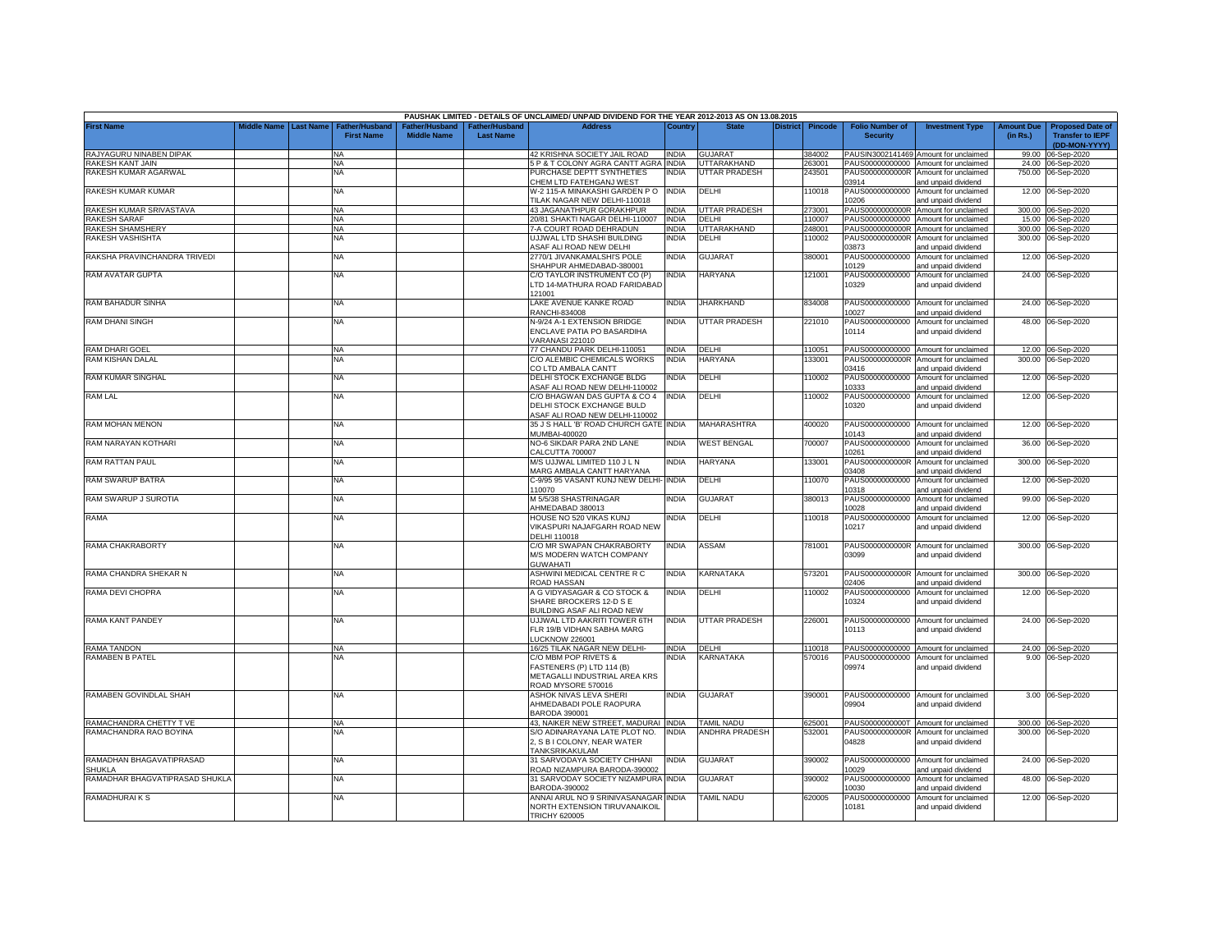PAUSHAK LIMITED - DETAILS OF UNCLAIMED/ UNPAID DIVIDEND FOR THE YEAR 2012-2013 AS ON 13.08.2015

| First Name | Middle Name | Last Name | Father/Husband First Name | Father/Husband Middle Name | Father/Husband Last Name | Address | Country | State | District | Pincode | Folio Number of Security | Investment Type | Amount Due (in Rs.) | Proposed Date of Transfer to IEPF (DD-MON-YYYY) |
|---|---|---|---|---|---|---|---|---|---|---|---|---|---|---|
| RAJYAGURU NINABEN DIPAK | | | NA | | | 42 KRISHNA SOCIETY JAIL ROAD | INDIA | GUJARAT | | 384002 | PAUSIN3002141469 | Amount for unclaimed and unpaid dividend | 99.00 | 06-Sep-2020 |
| RAKESH KANT JAIN | | | NA | | | 5 P & T COLONY AGRA CANTT AGRA | INDIA | UTTARAKHAND | | 263001 | PAUS00000000000 | Amount for unclaimed and unpaid dividend | 24.00 | 06-Sep-2020 |
| RAKESH KUMAR AGARWAL | | | NA | | | PURCHASE DEPTT SYNTHETIES CHEM LTD FATEHGANJ WEST | INDIA | UTTAR PRADESH | | 243501 | PAUS0000000000R03914 | Amount for unclaimed and unpaid dividend | 750.00 | 06-Sep-2020 |
| RAKESH KUMAR KUMAR | | | NA | | | W-2 115-A MINAKASHI GARDEN P O TILAK NAGAR NEW DELHI-110018 | INDIA | DELHI | | 110018 | PAUS00000000000 10206 | Amount for unclaimed and unpaid dividend | 12.00 | 06-Sep-2020 |
| RAKESH KUMAR SRIVASTAVA | | | NA | | | 43 JAGANATHPUR GORAKHPUR | INDIA | UTTAR PRADESH | | 273001 | PAUS0000000000R | Amount for unclaimed and unpaid dividend | 300.00 | 06-Sep-2020 |
| RAKESH SARAF | | | NA | | | 20/81 SHAKTI NAGAR DELHI-110007 | INDIA | DELHI | | 110007 | PAUS00000000000 | Amount for unclaimed and unpaid dividend | 15.00 | 06-Sep-2020 |
| RAKESH SHAMSHERY | | | NA | | | 7-A COURT ROAD DEHRADUN | INDIA | UTTARAKHAND | | 248001 | PAUS0000000000R | Amount for unclaimed and unpaid dividend | 300.00 | 06-Sep-2020 |
| RAKESH VASHISHTA | | | NA | | | UJJWAL LTD SHASHI BUILDING ASAF ALI ROAD NEW DELHI | INDIA | DELHI | | 110002 | PAUS0000000000R03873 | Amount for unclaimed and unpaid dividend | 300.00 | 06-Sep-2020 |
| RAKSHA PRAVINCHANDRA TRIVEDI | | | NA | | | 2770/1 JIVANKAMALSHI'S POLE SHAHPUR AHMEDABAD-380001 | INDIA | GUJARAT | | 380001 | PAUS00000000000 10129 | Amount for unclaimed and unpaid dividend | 12.00 | 06-Sep-2020 |
| RAM AVATAR GUPTA | | | NA | | | C/O TAYLOR INSTRUMENT CO (P) LTD 14-MATHURA ROAD FARIDABAD 121001 | INDIA | HARYANA | | 121001 | PAUS00000000000 10329 | Amount for unclaimed and unpaid dividend | 24.00 | 06-Sep-2020 |
| RAM BAHADUR SINHA | | | NA | | | LAKE AVENUE KANKE ROAD RANCHI-834008 | INDIA | JHARKHAND | | 834008 | PAUS00000000000 10027 | Amount for unclaimed and unpaid dividend | 24.00 | 06-Sep-2020 |
| RAM DHANI SINGH | | | NA | | | N-9/24 A-1 EXTENSION BRIDGE ENCLAVE PATIA PO BASARDIHA VARANASI 221010 | INDIA | UTTAR PRADESH | | 221010 | PAUS00000000000 10114 | Amount for unclaimed and unpaid dividend | 48.00 | 06-Sep-2020 |
| RAM DHARI GOEL | | | NA | | | 77 CHANDU PARK DELHI-110051 | INDIA | DELHI | | 110051 | PAUS00000000000 | Amount for unclaimed and unpaid dividend | 12.00 | 06-Sep-2020 |
| RAM KISHAN DALAL | | | NA | | | C/O ALEMBIC CHEMICALS WORKS CO LTD AMBALA CANTT | INDIA | HARYANA | | 133001 | PAUS0000000000R03416 | Amount for unclaimed and unpaid dividend | 300.00 | 06-Sep-2020 |
| RAM KUMAR SINGHAL | | | NA | | | DELHI STOCK EXCHANGE BLDG ASAF ALI ROAD NEW DELHI-110002 | INDIA | DELHI | | 110002 | PAUS00000000000 10333 | Amount for unclaimed and unpaid dividend | 12.00 | 06-Sep-2020 |
| RAM LAL | | | NA | | | C/O BHAGWAN DAS GUPTA & CO 4 DELHI STOCK EXCHANGE BULD ASAF ALI ROAD NEW DELHI-110002 | INDIA | DELHI | | 110002 | PAUS00000000000 10320 | Amount for unclaimed and unpaid dividend | 12.00 | 06-Sep-2020 |
| RAM MOHAN MENON | | | NA | | | 35 J S HALL 'B' ROAD CHURCH GATE MUMBAI-400020 | INDIA | MAHARASHTRA | | 400020 | PAUS00000000000 10143 | Amount for unclaimed and unpaid dividend | 12.00 | 06-Sep-2020 |
| RAM NARAYAN KOTHARI | | | NA | | | NO-6 SIKDAR PARA 2ND LANE CALCUTTA 700007 | INDIA | WEST BENGAL | | 700007 | PAUS00000000000 10261 | Amount for unclaimed and unpaid dividend | 36.00 | 06-Sep-2020 |
| RAM RATTAN PAUL | | | NA | | | M/S UJJWAL LIMITED 110 J L N MARG AMBALA CANTT HARYANA | INDIA | HARYANA | | 133001 | PAUS0000000000R03408 | Amount for unclaimed and unpaid dividend | 300.00 | 06-Sep-2020 |
| RAM SWARUP BATRA | | | NA | | | C-9/95 95 VASANT KUNJ NEW DELHI-110070 | INDIA | DELHI | | 110070 | PAUS00000000000 10318 | Amount for unclaimed and unpaid dividend | 12.00 | 06-Sep-2020 |
| RAM SWARUP J SUROTIA | | | NA | | | M 5/5/38 SHASTRINAGAR AHMEDABAD 380013 | INDIA | GUJARAT | | 380013 | PAUS00000000000 10028 | Amount for unclaimed and unpaid dividend | 99.00 | 06-Sep-2020 |
| RAMA | | | NA | | | HOUSE NO 520 VIKAS KUNJ VIKASPURI NAJAFGARH ROAD NEW DELHI 110018 | INDIA | DELHI | | 110018 | PAUS00000000000 10217 | Amount for unclaimed and unpaid dividend | 12.00 | 06-Sep-2020 |
| RAMA CHAKRABORTY | | | NA | | | C/O MR SWAPAN CHAKRABORTY M/S MODERN WATCH COMPANY GUWAHATI | INDIA | ASSAM | | 781001 | PAUS0000000000R03099 | Amount for unclaimed and unpaid dividend | 300.00 | 06-Sep-2020 |
| RAMA CHANDRA SHEKAR N | | | NA | | | ASHWINI MEDICAL CENTRE R C ROAD HASSAN | INDIA | KARNATAKA | | 573201 | PAUS0000000000R02406 | Amount for unclaimed and unpaid dividend | 300.00 | 06-Sep-2020 |
| RAMA DEVI CHOPRA | | | NA | | | A G VIDYASAGAR & CO STOCK & SHARE BROCKERS 12-D S E BUILDING ASAF ALI ROAD NEW | INDIA | DELHI | | 110002 | PAUS00000000000 10324 | Amount for unclaimed and unpaid dividend | 12.00 | 06-Sep-2020 |
| RAMA KANT PANDEY | | | NA | | | UJJWAL LTD AAKRITI TOWER 6TH FLR 19/B VIDHAN SABHA MARG LUCKNOW 226001 | INDIA | UTTAR PRADESH | | 226001 | PAUS00000000000 10113 | Amount for unclaimed and unpaid dividend | 24.00 | 06-Sep-2020 |
| RAMA TANDON | | | NA | | | 16/25 TILAK NAGAR NEW DELHI- | INDIA | DELHI | | 110018 | PAUS00000000000 | Amount for unclaimed and unpaid dividend | 24.00 | 06-Sep-2020 |
| RAMABEN B PATEL | | | NA | | | C/O MBM POP RIVETS & FASTENERS (P) LTD 114 (B) METAGALLI INDUSTRIAL AREA KRS ROAD MYSORE 570016 | INDIA | KARNATAKA | | 570016 | PAUS00000000000 09974 | Amount for unclaimed and unpaid dividend | 9.00 | 06-Sep-2020 |
| RAMABEN GOVINDLAL SHAH | | | NA | | | ASHOK NIVAS LEVA SHERI AHMEDABADI POLE RAOPURA BARODA 390001 | INDIA | GUJARAT | | 390001 | PAUS00000000000 09904 | Amount for unclaimed and unpaid dividend | 3.00 | 06-Sep-2020 |
| RAMACHANDRA CHETTY T VE | | | NA | | | 43, NAIKER NEW STREET, MADURAI | INDIA | TAMIL NADU | | 625001 | PAUS0000000000T | Amount for unclaimed and unpaid dividend | 300.00 | 06-Sep-2020 |
| RAMACHANDRA RAO BOYINA | | | NA | | | S/O ADINARAYANA LATE PLOT NO. 2, S B I COLONY, NEAR WATER TANKSRIKAKULAM | INDIA | ANDHRA PRADESH | | 532001 | PAUS0000000000R04828 | Amount for unclaimed and unpaid dividend | 300.00 | 06-Sep-2020 |
| RAMADHAN BHAGAVATIPRASAD SHUKLA | | | NA | | | 31 SARVODAYA SOCIETY CHHANI ROAD NIZAMPURA BARODA-390002 | INDIA | GUJARAT | | 390002 | PAUS00000000000 10029 | Amount for unclaimed and unpaid dividend | 24.00 | 06-Sep-2020 |
| RAMADHAR BHAGVATIPRASAD SHUKLA | | | NA | | | 31 SARVODAY SOCIETY NIZAMPURA BARODA-390002 | INDIA | GUJARAT | | 390002 | PAUS00000000000 10030 | Amount for unclaimed and unpaid dividend | 48.00 | 06-Sep-2020 |
| RAMADHURAI K S | | | NA | | | ANNAI ARUL NO 9 SRINIVASANAGAR NORTH EXTENSION TIRUVANAIKOIL TRICHY 620005 | INDIA | TAMIL NADU | | 620005 | PAUS00000000000 10181 | Amount for unclaimed and unpaid dividend | 12.00 | 06-Sep-2020 |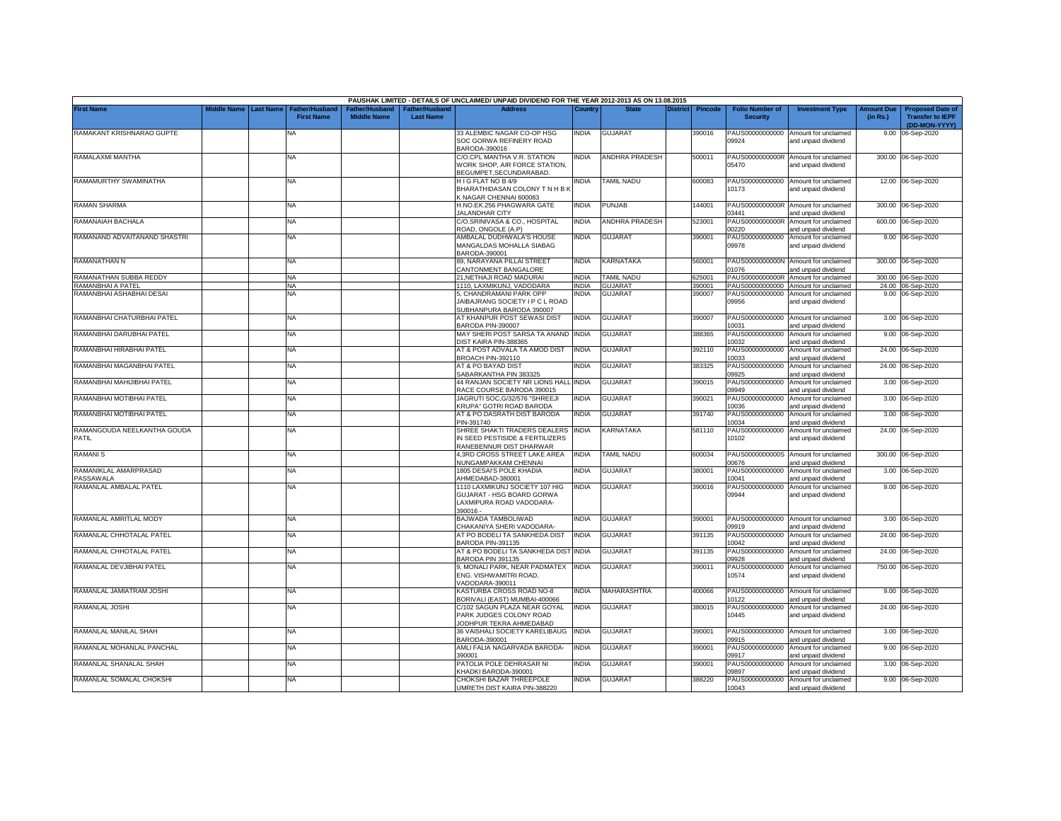PAUSHAK LIMITED - DETAILS OF UNCLAIMED/ UNPAID DIVIDEND FOR THE YEAR 2012-2013 AS ON 13.08.2015

| First Name | Middle Name | Last Name | Father/Husband First Name | Father/Husband Middle Name | Father/Husband Last Name | Address | Country | State | District | Pincode | Folio Number of Security | Investment Type | Amount Due (in Rs.) | Proposed Date of Transfer to IEPF (DD-MON-YYYY) |
|---|---|---|---|---|---|---|---|---|---|---|---|---|---|---|
| RAMAKANT KRISHNARAO GUPTE | | | NA | | | 33 ALEMBIC NAGAR CO-OP HSG SOC GORWA REFINERY ROAD BARODA-390016 | INDIA | GUJARAT | | 390016 | PAUS00000000000 09924 | Amount for unclaimed and unpaid dividend | 9.00 | 06-Sep-2020 |
| RAMALAXMI MANTHA | | | NA | | | C/O.CPL MANTHA V.R. STATION WORK SHOP, AIR FORCE STATION, BEGUMPET,SECUNDARABAD. | INDIA | ANDHRA PRADESH | | 500011 | PAUS0000000000R 05470 | Amount for unclaimed and unpaid dividend | 300.00 | 06-Sep-2020 |
| RAMAMURTHY SWAMINATHA | | | NA | | | H I G FLAT NO B 4/9 BHARATHIDASAN COLONY T N H B K K NAGAR CHENNAI 600083 | INDIA | TAMIL NADU | | 600083 | PAUS00000000000 10173 | Amount for unclaimed and unpaid dividend | 12.00 | 06-Sep-2020 |
| RAMAN SHARMA | | | NA | | | H.NO.EK.256 PHAGWARA GATE JALANDHAR CITY | INDIA | PUNJAB | | 144001 | PAUS0000000000R 03441 | Amount for unclaimed and unpaid dividend | 300.00 | 06-Sep-2020 |
| RAMANAIAH BACHALA | | | NA | | | C/O.SRINIVASA & CO., HOSPITAL ROAD, ONGOLE (A.P) | INDIA | ANDHRA PRADESH | | 523001 | PAUS0000000000R 00220 | Amount for unclaimed and unpaid dividend | 600.00 | 06-Sep-2020 |
| RAMANAND ADVAITANAND SHASTRI | | | NA | | | AMBALAL DUDHWALA'S HOUSE MANGALDAS MOHALLA SIABAG BARODA-390001 | INDIA | GUJARAT | | 390001 | PAUS00000000000 09978 | Amount for unclaimed and unpaid dividend | 9.00 | 06-Sep-2020 |
| RAMANATHAN N | | | NA | | | 89, NARAYANA PILLAI STREET CANTONMENT BANGALORE | INDIA | KARNATAKA | | 560001 | PAUS0000000000N 01076 | Amount for unclaimed and unpaid dividend | 300.00 | 06-Sep-2020 |
| RAMANATHAN SUBBA REDDY | | | NA | | | 21,NETHAJI ROAD MADURAI | INDIA | TAMIL NADU | | 625001 | PAUS0000000000R | Amount for unclaimed | 300.00 | 06-Sep-2020 |
| RAMANBHAI A PATEL | | | NA | | | 1110, LAXMIKUNJ, VADODARA | INDIA | GUJARAT | | 390001 | PAUS00000000000 | Amount for unclaimed | 24.00 | 06-Sep-2020 |
| RAMANBHAI ASHABHAI DESAI | | | NA | | | 5, CHANDRAMANI PARK OPP JAIBAJRANG SOCIETY I P C L ROAD SUBHANPURA BARODA 390007 | INDIA | GUJARAT | | 390007 | PAUS00000000000 09956 | Amount for unclaimed and unpaid dividend | 9.00 | 06-Sep-2020 |
| RAMANBHAI CHATURBHAI PATEL | | | NA | | | AT KHANPUR POST SEWASI DIST BARODA PIN-390007 | INDIA | GUJARAT | | 390007 | PAUS00000000000 10031 | Amount for unclaimed and unpaid dividend | 3.00 | 06-Sep-2020 |
| RAMANBHAI DARUBHAI PATEL | | | NA | | | MAY SHERI POST SARSA TA ANAND DIST KAIRA PIN-388365 | INDIA | GUJARAT | | 388365 | PAUS00000000000 10032 | Amount for unclaimed and unpaid dividend | 9.00 | 06-Sep-2020 |
| RAMANBHAI HIRABHAI PATEL | | | NA | | | AT & POST ADVALA TA AMOD DIST BROACH PIN-392110 | INDIA | GUJARAT | | 392110 | PAUS00000000000 10033 | Amount for unclaimed and unpaid dividend | 24.00 | 06-Sep-2020 |
| RAMANBHAI MAGANBHAI PATEL | | | NA | | | AT & PO BAYAD DIST SABARKANTHA PIN 383325 | INDIA | GUJARAT | | 383325 | PAUS00000000000 09925 | Amount for unclaimed and unpaid dividend | 24.00 | 06-Sep-2020 |
| RAMANBHAI MAHIJIBHAI PATEL | | | NA | | | 44 RANJAN SOCIETY NR LIONS HALL RACE COURSE BARODA 390015 | INDIA | GUJARAT | | 390015 | PAUS00000000000 09949 | Amount for unclaimed and unpaid dividend | 3.00 | 06-Sep-2020 |
| RAMANBHAI MOTIBHAI PATEL | | | NA | | | JAGRUTI SOC,G/32/576 "SHREEJI KRUPA" GOTRI ROAD BARODA | INDIA | GUJARAT | | 390021 | PAUS00000000000 10036 | Amount for unclaimed and unpaid dividend | 3.00 | 06-Sep-2020 |
| RAMANBHAI MOTIBHAI PATEL | | | NA | | | AT & PO DASRATH DIST BARODA PIN-391740 | INDIA | GUJARAT | | 391740 | PAUS00000000000 10034 | Amount for unclaimed and unpaid dividend | 3.00 | 06-Sep-2020 |
| RAMANGOUDA NEELKANTHA GOUDA PATIL | | | NA | | | SHREE SHAKTI TRADERS DEALERS IN SEED PESTISIDE & FERTILIZERS RANEBENNUR DIST DHARWAR | INDIA | KARNATAKA | | 581110 | PAUS00000000000 10102 | Amount for unclaimed and unpaid dividend | 24.00 | 06-Sep-2020 |
| RAMANI S | | | NA | | | 4,3RD CROSS STREET LAKE AREA NUNGAMPAKKAM CHENNAI | INDIA | TAMIL NADU | | 600034 | PAUS0000000000S 00676 | Amount for unclaimed and unpaid dividend | 300.00 | 06-Sep-2020 |
| RAMANIKLAL AMARPRASAD PASSAWALA | | | NA | | | 1805 DESAI'S POLE KHADIA AHMEDABAD-380001 | INDIA | GUJARAT | | 380001 | PAUS00000000000 10041 | Amount for unclaimed and unpaid dividend | 3.00 | 06-Sep-2020 |
| RAMANLAL AMBALAL PATEL | | | NA | | | 1110 LAXMIKUNJ SOCIETY 107 HIG GUJARAT - HSG BOARD GORWA LAXMIPURA ROAD VADODARA-390016 - | INDIA | GUJARAT | | 390016 | PAUS00000000000 09944 | Amount for unclaimed and unpaid dividend | 9.00 | 06-Sep-2020 |
| RAMANLAL AMRITLAL MODY | | | NA | | | BAJWADA TAMBOLIWAD CHAKANIYA SHERI VADODARA- | INDIA | GUJARAT | | 390001 | PAUS00000000000 09919 | Amount for unclaimed and unpaid dividend | 3.00 | 06-Sep-2020 |
| RAMANLAL CHHOTALAL PATEL | | | NA | | | AT PO BODELI TA SANKHEDA DIST BARODA PIN-391135 | INDIA | GUJARAT | | 391135 | PAUS00000000000 10042 | Amount for unclaimed and unpaid dividend | 24.00 | 06-Sep-2020 |
| RAMANLAL CHHOTALAL PATEL | | | NA | | | AT & PO BODELI TA SANKHEDA DIST BARODA PIN 391135 | INDIA | GUJARAT | | 391135 | PAUS00000000000 09928 | Amount for unclaimed and unpaid dividend | 24.00 | 06-Sep-2020 |
| RAMANLAL DEVJIBHAI PATEL | | | NA | | | 9, MONALI PARK, NEAR PADMATEX ENG. VISHWAMITRI ROAD, VADODARA-390011 | INDIA | GUJARAT | | 390011 | PAUS00000000000 10574 | Amount for unclaimed and unpaid dividend | 750.00 | 06-Sep-2020 |
| RAMANLAL JAMIATRAM JOSHI | | | NA | | | KASTURBA CROSS ROAD NO-8 BORIVALI (EAST) MUMBAI-400066 | INDIA | MAHARASHTRA | | 400066 | PAUS00000000000 10122 | Amount for unclaimed and unpaid dividend | 9.00 | 06-Sep-2020 |
| RAMANLAL JOSHI | | | NA | | | C/102 SAGUN PLAZA NEAR GOYAL PARK JUDGES COLONY ROAD JODHPUR TEKRA AHMEDABAD | INDIA | GUJARAT | | 380015 | PAUS00000000000 10445 | Amount for unclaimed and unpaid dividend | 24.00 | 06-Sep-2020 |
| RAMANLAL MANILAL SHAH | | | NA | | | 36 VAISHALI SOCIETY KARELIBAUG BARODA-390001 | INDIA | GUJARAT | | 390001 | PAUS00000000000 09915 | Amount for unclaimed and unpaid dividend | 3.00 | 06-Sep-2020 |
| RAMANLAL MOHANLAL PANCHAL | | | NA | | | AMLI FALIA NAGARVADA BARODA-390001 | INDIA | GUJARAT | | 390001 | PAUS00000000000 09917 | Amount for unclaimed and unpaid dividend | 9.00 | 06-Sep-2020 |
| RAMANLAL SHANALAL SHAH | | | NA | | | PATOLIA POLE DEHRASAR NI KHADKI BARODA-390001 | INDIA | GUJARAT | | 390001 | PAUS00000000000 09897 | Amount for unclaimed and unpaid dividend | 3.00 | 06-Sep-2020 |
| RAMANLAL SOMALAL CHOKSHI | | | NA | | | CHOKSHI BAZAR THREEPOLE UMRETH DIST KAIRA PIN-388220 | INDIA | GUJARAT | | 388220 | PAUS00000000000 10043 | Amount for unclaimed and unpaid dividend | 9.00 | 06-Sep-2020 |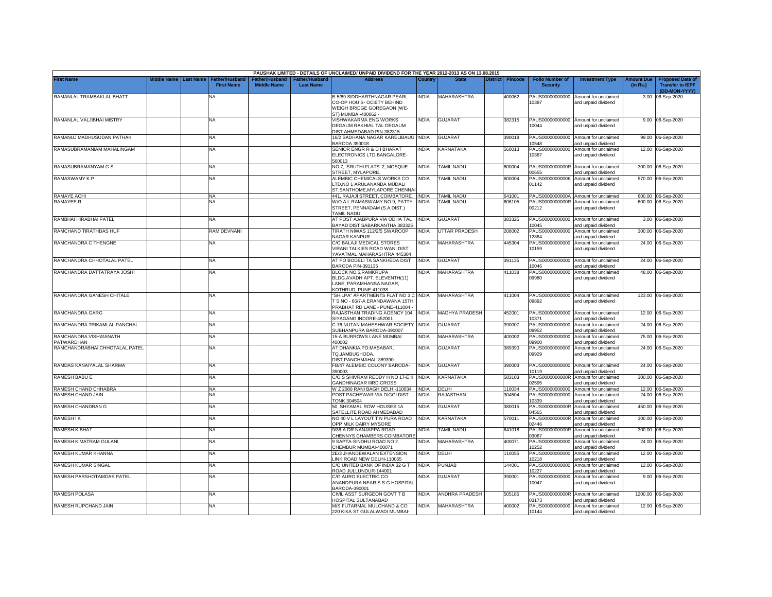| PAUSHAK LIMITED - DETAILS OF UNCLAIMED/ UNPAID DIVIDEND FOR THE YEAR 2012-2013 AS ON 13.08.2015 | | | | | | | | | | | | | | | |
|---|---|---|---|---|---|---|---|---|---|---|---|---|---|---|---|
| First Name | Middle Name | Last Name | Father/Husband First Name | Father/Husband Middle Name | Father/Husband Last Name | Address | Country | State | District | Pincode | Folio Number of Security | Investment Type | Amount Due (in Rs.) | Proposed Date of Transfer to IEPF (DD-MON-YYYY) |
| RAMANLAL TRAMBAKLAL BHATT | | | NA | | | B-5/89 SIDDHARTHNAGAR PEARL CO-OP HOU S- OCIETY BEHIND WEIGH BRIDGE GOREGAON (WE- ST) MUMBAI-400062 - | INDIA | MAHARASHTRA | | 400062 | PAUS00000000000 10387 | Amount for unclaimed and unpaid dividend | 3.00 | 06-Sep-2020 |
| RAMANLAL VALJIBHAI MISTRY | | | NA | | | VISHWAKARMA ENG WORKS DEGAUM RAKHIAL TAL DEGAUM DIST AHMEDABAD PIN-382315 | INDIA | GUJARAT | | 382315 | PAUS00000000000 10044 | Amount for unclaimed and unpaid dividend | 9.00 | 06-Sep-2020 |
| RAMANUJ MADHUSUDAN PATHAK | | | NA | | | 16/2 SADHANA NAGAR KARELIBAUG BARODA 390018 | INDIA | GUJARAT | | 390018 | PAUS00000000000 10548 | Amount for unclaimed and unpaid dividend | 99.00 | 06-Sep-2020 |
| RAMASUBRAMANIAM MAHALINGAM | | | NA | | | SENIOR ENGR R & D I BHARAT ELECTRONICS LTD BANGALORE-560013 | INDIA | KARNATAKA | | 560013 | PAUS00000000000 10367 | Amount for unclaimed and unpaid dividend | 12.00 | 06-Sep-2020 |
| RAMASUBRAMANYAM G S | | | NA | | | NO.7, 'SRUTHI FLATS' 2, MOSQUE STREET, MYLAPORE, | INDIA | TAMIL NADU | | 600004 | PAUS0000000000R 00655 | Amount for unclaimed and unpaid dividend | 300.00 | 06-Sep-2020 |
| RAMASWAMY K P | | | NA | | | ALEMBIC CHEMICALS WORKS CO LTD,NO 1 ARULANANDA MUDALI ST,SANTHOME,MYLAPORE CHENNAI | INDIA | TAMIL NADU | | 600004 | PAUS0000000000K 01142 | Amount for unclaimed and unpaid dividend | 570.00 | 06-Sep-2020 |
| RAMAYE ACHI | | | NA | | | 441, RAJAJI STREET, COIMBATORE. | INDIA | TAMIL NADU | | 641001 | PAUS0000000000A | Amount for unclaimed | 600.00 | 06-Sep-2020 |
| RAMAYEE R | | | NA | | | W/O.A.L.RAMASWAMY NO.9, PATTY STREET, PENNADAM (S.A.DIST.) TAMIL NADU | INDIA | TAMIL NADU | | 606105 | PAUS0000000000R 00212 | Amount for unclaimed and unpaid dividend | 600.00 | 06-Sep-2020 |
| RAMBHAI HIRABHAI PATEL | | | NA | | | AT POST AJABPURA VIA ODHA TAL BAYAD DIST SABARKANTHA 383325 | INDIA | GUJARAT | | 383325 | PAUS00000000000 10045 | Amount for unclaimed and unpaid dividend | 3.00 | 06-Sep-2020 |
| RAMCHAND TIRATHDAS HUF | | | RAM DEVNANI | | | TIRATH NIWAS 112/2/5 SWAROOP NAGAR KANPUR. | INDIA | UTTAR PRADESH | | 208002 | PAUS00000000000 12884 | Amount for unclaimed and unpaid dividend | 300.00 | 06-Sep-2020 |
| RAMCHANDRA C THENGNE | | | NA | | | C/O BALAJI MEDICAL STORES VIRANI TALKIES ROAD WANI DIST YAVATMAL MAHARASHTRA 445304 | INDIA | MAHARASHTRA | | 445304 | PAUS00000000000 10159 | Amount for unclaimed and unpaid dividend | 24.00 | 06-Sep-2020 |
| RAMCHANDRA CHHOTALAL PATEL | | | NA | | | AT PO BODELI TA SANKHEDA DIST BARODA PIN-391135 | INDIA | GUJARAT | | 391135 | PAUS00000000000 10046 | Amount for unclaimed and unpaid dividend | 24.00 | 06-Sep-2020 |
| RAMCHANDRA DATTATRAYA JOSHI | | | NA | | | BLOCK NO.5,RAMKRUPA BLDG.AVADH APT. ELEVENTH(11) LANE, PARAMHANSA NAGAR, KOTHRUD, PUNE-411038 | INDIA | MAHARASHTRA | | 411038 | PAUS00000000000 09980 | Amount for unclaimed and unpaid dividend | 48.00 | 06-Sep-2020 |
| RAMCHANDRA GANESH CHITALE | | | NA | | | "SHILPA" APARTMENTS FLAT NO 3 C T S NO - 66/7-A ERANDAWANA 15TH PRABHAT RD LANE - PUNE-411004 - | INDIA | MAHARASHTRA | | 411004 | PAUS00000000000 09892 | Amount for unclaimed and unpaid dividend | 123.00 | 06-Sep-2020 |
| RAMCHANDRA GARG | | | NA | | | RAJASTHAN TRADING AGENCY 104 SIYAGANG INDORE-452001 | INDIA | MADHYA PRADESH | | 452001 | PAUS00000000000 10371 | Amount for unclaimed and unpaid dividend | 12.00 | 06-Sep-2020 |
| RAMCHANDRA TRIKAMLAL PANCHAL | | | NA | | | C-76 NUTAN MAHESHWAR SOCIETY SUBHANPURA BARODA-390007 | INDIA | GUJARAT | | 390007 | PAUS00000000000 09952 | Amount for unclaimed and unpaid dividend | 24.00 | 06-Sep-2020 |
| RAMCHANDRA VISHWANATH PATWARDHAN | | | NA | | | 15-A BURROWS LANE MUMBAI 400002 | INDIA | MAHARASHTRA | | 400002 | PAUS00000000000 09900 | Amount for unclaimed and unpaid dividend | 75.00 | 06-Sep-2020 |
| RAMCHANDRABHAI CHHOTALAL PATEL | | | NA | | | AT:DHANKIA,PO:MASABAR, TQ.JAMBUGHODA, DIST.PANCHMAHAL-389390 | INDIA | GUJARAT | | 389390 | PAUS00000000000 09929 | Amount for unclaimed and unpaid dividend | 24.00 | 06-Sep-2020 |
| RAMDAS KANAIYALAL SHARMA | | | NA | | | FB/47 ALEMBIC COLONY BARODA-390003 | INDIA | GUJARAT | | 390003 | PAUS00000000000 10119 | Amount for unclaimed and unpaid dividend | 24.00 | 06-Sep-2020 |
| RAMESH BABU E | | | NA | | | C/O S SHIVRAM REDDY H NO 17-E II GANDHINAGAR IIIRD CROSS | INDIA | KARNATAKA | | 583103 | PAUS0000000000R 02595 | Amount for unclaimed and unpaid dividend | 300.00 | 06-Sep-2020 |
| RAMESH CHAND CHHABRA | | | NA | | | W Z 2080 RANI BAGH DELHI-110034 | INDIA | DELHI | | 110034 | PAUS00000000000 | Amount for unclaimed | 12.00 | 06-Sep-2020 |
| RAMESH CHAND JAIN | | | NA | | | POST PACHEWAR VIA DIGGI DIST TONK 304504 | INDIA | RAJASTHAN | | 304504 | PAUS00000000000 10339 | Amount for unclaimed and unpaid dividend | 24.00 | 06-Sep-2020 |
| RAMESH CHANDRAN G | | | NA | | | 50, SHYAMAL ROW HOUSES 1A SATELLITE ROAD AHMEDABAD | INDIA | GUJARAT | | 380015 | PAUS0000000000R 04565 | Amount for unclaimed and unpaid dividend | 450.00 | 06-Sep-2020 |
| RAMESH I K | | | NA | | | NO 40 V L LAYOUT T N PURA ROAD OPP MILK DAIRY MYSORE | INDIA | KARNATAKA | | 570011 | PAUS0000000000R 02446 | Amount for unclaimed and unpaid dividend | 300.00 | 06-Sep-2020 |
| RAMESH K BHAT | | | NA | | | 9/36-A DR NANJAPPA ROAD CHENNYS CHAMBERS COIMBATORE | INDIA | TAMIL NADU | | 641018 | PAUS0000000000R 03067 | Amount for unclaimed and unpaid dividend | 300.00 | 06-Sep-2020 |
| RAMESH KIMATRAM GULANI | | | NA | | | 9 SAPTA-SINDHU ROAD NO 2 CHEMBUR MUMBAI-400071 | INDIA | MAHARASHTRA | | 400071 | PAUS00000000000 10252 | Amount for unclaimed and unpaid dividend | 24.00 | 06-Sep-2020 |
| RAMESH KUMAR KHANNA | | | NA | | | 2E/3 JHANDEWALAN EXTENSION LINK ROAD NEW DELHI-110055 | INDIA | DELHI | | 110055 | PAUS00000000000 10218 | Amount for unclaimed and unpaid dividend | 12.00 | 06-Sep-2020 |
| RAMESH KUMAR SINGAL | | | NA | | | C/O UNITED BANK OF INDIA 32 G T ROAD JULLUNDUR-144001 | INDIA | PUNJAB | | 144001 | PAUS00000000000 10227 | Amount for unclaimed and unpaid dividend | 12.00 | 06-Sep-2020 |
| RAMESH PARSHOTAMDAS PATEL | | | NA | | | C/O AURO ELECTRIC CO ANANDPURA NEAR S S G HOSPITAL BARODA-390001 | INDIA | GUJARAT | | 390001 | PAUS00000000000 10047 | Amount for unclaimed and unpaid dividend | 9.00 | 06-Sep-2020 |
| RAMESH POLASA | | | NA | | | CIVIL ASST SURGEON GOVT T B HOSPITAL SULTANABAD | INDIA | ANDHRA PRADESH | | 505185 | PAUS0000000000R 03173 | Amount for unclaimed and unpaid dividend | 1200.00 | 06-Sep-2020 |
| RAMESH RUPCHAND JAIN | | | NA | | | M/S FUTARMAL MULCHAND & CO 220 KIKA ST GULALWADI MUMBAI- | INDIA | MAHARASHTRA | | 400002 | PAUS00000000000 10144 | Amount for unclaimed and unpaid dividend | 12.00 | 06-Sep-2020 |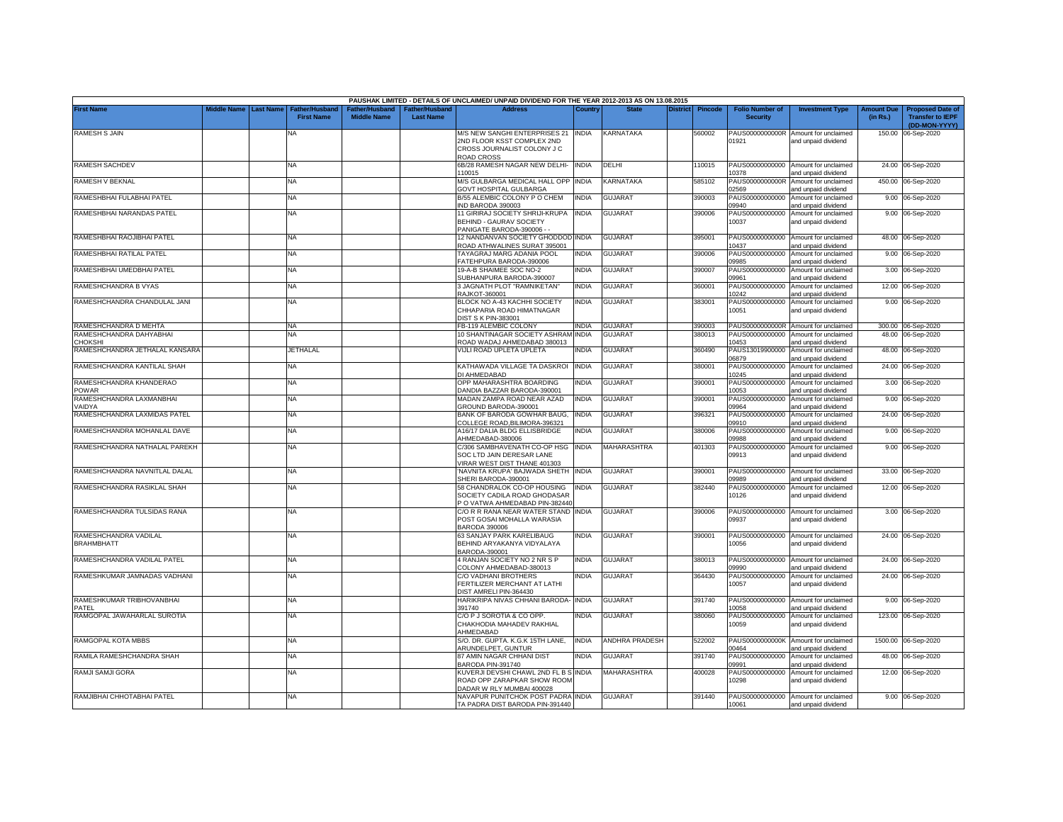PAUSHAK LIMITED - DETAILS OF UNCLAIMED/ UNPAID DIVIDEND FOR THE YEAR 2012-2013 AS ON 13.08.2015

| First Name | Middle Name | Last Name | Father/Husband First Name | Father/Husband Middle Name | Father/Husband Last Name | Address | Country | State | District | Pincode | Folio Number of Security | Investment Type | Amount Due (in Rs.) | Proposed Date of Transfer to IEPF (DD-MON-YYYY) |
|---|---|---|---|---|---|---|---|---|---|---|---|---|---|---|
| RAMESH S JAIN | | | NA | | | M/S NEW SANGHI ENTERPRISES 21 2ND FLOOR KSST COMPLEX 2ND CROSS JOURNALIST COLONY J C ROAD CROSS | INDIA | KARNATAKA | | 560002 | PAUS0000000000R01921 | Amount for unclaimed and unpaid dividend | 150.00 | 06-Sep-2020 |
| RAMESH SACHDEV | | | NA | | | 6B/28 RAMESH NAGAR NEW DELHI-110015 | INDIA | DELHI | | 110015 | PAUS00000000000010378 | Amount for unclaimed and unpaid dividend | 24.00 | 06-Sep-2020 |
| RAMESH V BEKNAL | | | NA | | | M/S GULBARGA MEDICAL HALL OPP GOVT HOSPITAL GULBARGA | INDIA | KARNATAKA | | 585102 | PAUS0000000000R02569 | Amount for unclaimed and unpaid dividend | 450.00 | 06-Sep-2020 |
| RAMESHBHAI FULABHAI PATEL | | | NA | | | B/55 ALEMBIC COLONY P O CHEM IND BARODA 390003 | INDIA | GUJARAT | | 390003 | PAUS00000000000009940 | Amount for unclaimed and unpaid dividend | 9.00 | 06-Sep-2020 |
| RAMESHBHAI NARANDAS PATEL | | | NA | | | 11 GIRIRAJ SOCIETY SHRIJI-KRUPA BEHIND - GAURAV SOCIETY PANIGATE BARODA-390006 - - | INDIA | GUJARAT | | 390006 | PAUS00000000000010037 | Amount for unclaimed and unpaid dividend | 9.00 | 06-Sep-2020 |
| RAMESHBHAI RAOJIBHAI PATEL | | | NA | | | 12 NANDANVAN SOCIETY GHODDOD ROAD ATHWALINES SURAT 395001 | INDIA | GUJARAT | | 395001 | PAUS00000000000010437 | Amount for unclaimed and unpaid dividend | 48.00 | 06-Sep-2020 |
| RAMESHBHAI RATILAL PATEL | | | NA | | | TAYAGRAJ MARG ADANIA POOL FATEHPURA BARODA-390006 | INDIA | GUJARAT | | 390006 | PAUS00000000000009985 | Amount for unclaimed and unpaid dividend | 9.00 | 06-Sep-2020 |
| RAMESHBHAI UMEDBHAI PATEL | | | NA | | | 19-A-B SHAIMEE SOC NO-2 SUBHANPURA BARODA-390007 | INDIA | GUJARAT | | 390007 | PAUS00000000000009961 | Amount for unclaimed and unpaid dividend | 3.00 | 06-Sep-2020 |
| RAMESHCHANDRA B VYAS | | | NA | | | 3 JAGNATH PLOT "RAMNIKETAN" RAJKOT-360001 | INDIA | GUJARAT | | 360001 | PAUS00000000000010242 | Amount for unclaimed and unpaid dividend | 12.00 | 06-Sep-2020 |
| RAMESHCHANDRA CHANDULAL JANI | | | NA | | | BLOCK NO A-43 KACHHI SOCIETY CHHAPARIA ROAD HIMATNAGAR DIST S K PIN-383001 | INDIA | GUJARAT | | 383001 | PAUS00000000000010051 | Amount for unclaimed and unpaid dividend | 9.00 | 06-Sep-2020 |
| RAMESHCHANDRA D MEHTA | | | NA | | | FB-119 ALEMBIC COLONY | INDIA | GUJARAT | | 390003 | PAUS0000000000R | Amount for unclaimed | 300.00 | 06-Sep-2020 |
| RAMESHCHANDRA DAHYABHAI CHOKSHI | | | NA | | | 10 SHANTINAGAR SOCIETY ASHRAM ROAD WADAJ AHMEDABAD 380013 | INDIA | GUJARAT | | 380013 | PAUS00000000000010453 | Amount for unclaimed and unpaid dividend | 48.00 | 06-Sep-2020 |
| RAMESHCHANDRA JETHALAL KANSARA | | | JETHALAL | | | VIJLI ROAD UPLETA UPLETA | INDIA | GUJARAT | | 360490 | PAUS13019900000006879 | Amount for unclaimed and unpaid dividend | 48.00 | 06-Sep-2020 |
| RAMESHCHANDRA KANTILAL SHAH | | | NA | | | KATHAWADA VILLAGE TA DASKROI DI AHMEDABAD | INDIA | GUJARAT | | 380001 | PAUS00000000000010245 | Amount for unclaimed and unpaid dividend | 24.00 | 06-Sep-2020 |
| RAMESHCHANDRA KHANDERAO POWAR | | | NA | | | OPP MAHARASHTRA BOARDING DANDIA BAZZAR BARODA-390001 | INDIA | GUJARAT | | 390001 | PAUS00000000000010053 | Amount for unclaimed and unpaid dividend | 3.00 | 06-Sep-2020 |
| RAMESHCHANDRA LAXMANBHAI VAIDYA | | | NA | | | MADAN ZAMPA ROAD NEAR AZAD GROUND BARODA-390001 | INDIA | GUJARAT | | 390001 | PAUS00000000000009964 | Amount for unclaimed and unpaid dividend | 9.00 | 06-Sep-2020 |
| RAMESHCHANDRA LAXMIDAS PATEL | | | NA | | | BANK OF BARODA GOWHAR BAUG, COLLEGE ROAD,BILIMORA-396321 | INDIA | GUJARAT | | 396321 | PAUS00000000000009910 | Amount for unclaimed and unpaid dividend | 24.00 | 06-Sep-2020 |
| RAMESHCHANDRA MOHANLAL DAVE | | | NA | | | A16/17 DALIA BLDG ELLISBRIDGE AHMEDABAD-380006 | INDIA | GUJARAT | | 380006 | PAUS00000000000009988 | Amount for unclaimed and unpaid dividend | 9.00 | 06-Sep-2020 |
| RAMESHCHANDRA NATHALAL PAREKH | | | NA | | | C/306 SAMBHAVENATH CO-OP HSG SOC LTD JAIN DERESAR LANE VIRAR WEST DIST THANE 401303 | INDIA | MAHARASHTRA | | 401303 | PAUS00000000000009913 | Amount for unclaimed and unpaid dividend | 9.00 | 06-Sep-2020 |
| RAMESHCHANDRA NAVNITLAL DALAL | | | NA | | | 'NAVNITA KRUPA' BAJWADA SHETH SHERI BARODA-390001 | INDIA | GUJARAT | | 390001 | PAUS00000000000009989 | Amount for unclaimed and unpaid dividend | 33.00 | 06-Sep-2020 |
| RAMESHCHANDRA RASIKLAL SHAH | | | NA | | | 58 CHANDRALOK CO-OP HOUSING SOCIETY CADILA ROAD GHODASAR P O VATWA AHMEDABAD PIN-382440 | INDIA | GUJARAT | | 382440 | PAUS00000000000010126 | Amount for unclaimed and unpaid dividend | 12.00 | 06-Sep-2020 |
| RAMESHCHANDRA TULSIDAS RANA | | | NA | | | C/O R R RANA NEAR WATER STAND POST GOSAI MOHALLA WARASIA BARODA 390006 | INDIA | GUJARAT | | 390006 | PAUS00000000000009937 | Amount for unclaimed and unpaid dividend | 3.00 | 06-Sep-2020 |
| RAMESHCHANDRA VADILAL BRAHMBHATT | | | NA | | | 63 SANJAY PARK KARELIBAUG BEHIND ARYAKANYA VIDYALAYA BARODA-390001 | INDIA | GUJARAT | | 390001 | PAUS00000000000010056 | Amount for unclaimed and unpaid dividend | 24.00 | 06-Sep-2020 |
| RAMESHCHANDRA VADILAL PATEL | | | NA | | | 4 RANJAN SOCIETY NO 2 NR S P COLONY AHMEDABAD-380013 | INDIA | GUJARAT | | 380013 | PAUS00000000000009990 | Amount for unclaimed and unpaid dividend | 24.00 | 06-Sep-2020 |
| RAMESHKUMAR JAMNADAS VADHANI | | | NA | | | C/O VADHANI BROTHERS FERTILIZER MERCHANT AT LATHI DIST AMRELI PIN-364430 | INDIA | GUJARAT | | 364430 | PAUS00000000000010057 | Amount for unclaimed and unpaid dividend | 24.00 | 06-Sep-2020 |
| RAMESHKUMAR TRIBHOVANBHAI PATEL | | | NA | | | HARIKRIPA NIVAS CHHANI BARODA-391740 | INDIA | GUJARAT | | 391740 | PAUS00000000000010058 | Amount for unclaimed and unpaid dividend | 9.00 | 06-Sep-2020 |
| RAMGOPAL JAWAHARLAL SUROTIA | | | NA | | | C/O P J SOROTIA & CO OPP. CHAKHODIA MAHADEV RAKHIAL AHMEDABAD | INDIA | GUJARAT | | 380060 | PAUS00000000000010059 | Amount for unclaimed and unpaid dividend | 123.00 | 06-Sep-2020 |
| RAMGOPAL KOTA MBBS | | | NA | | | S/O. DR. GUPTA. K.G.K 15TH LANE, ARUNDELPET, GUNTUR | INDIA | ANDHRA PRADESH | | 522002 | PAUS0000000000K00464 | Amount for unclaimed and unpaid dividend | 1500.00 | 06-Sep-2020 |
| RAMILA RAMESHCHANDRA SHAH | | | NA | | | 87 AMIN NAGAR CHHANI DIST BARODA PIN-391740 | INDIA | GUJARAT | | 391740 | PAUS00000000000009991 | Amount for unclaimed and unpaid dividend | 48.00 | 06-Sep-2020 |
| RAMJI SAMJI GORA | | | NA | | | KUVERJI DEVSHI CHAWL 2ND FL B S ROAD OPP ZARAPKAR SHOW ROOM DADAR W RLY MUMBAI 400028 | INDIA | MAHARASHTRA | | 400028 | PAUS00000000000010298 | Amount for unclaimed and unpaid dividend | 12.00 | 06-Sep-2020 |
| RAMJIBHAI CHHOTABHAI PATEL | | | NA | | | NAVAPUR PUNITCHOK POST PADRA TA PADRA DIST BARODA PIN-391440 | INDIA | GUJARAT | | 391440 | PAUS00000000000010061 | Amount for unclaimed and unpaid dividend | 9.00 | 06-Sep-2020 |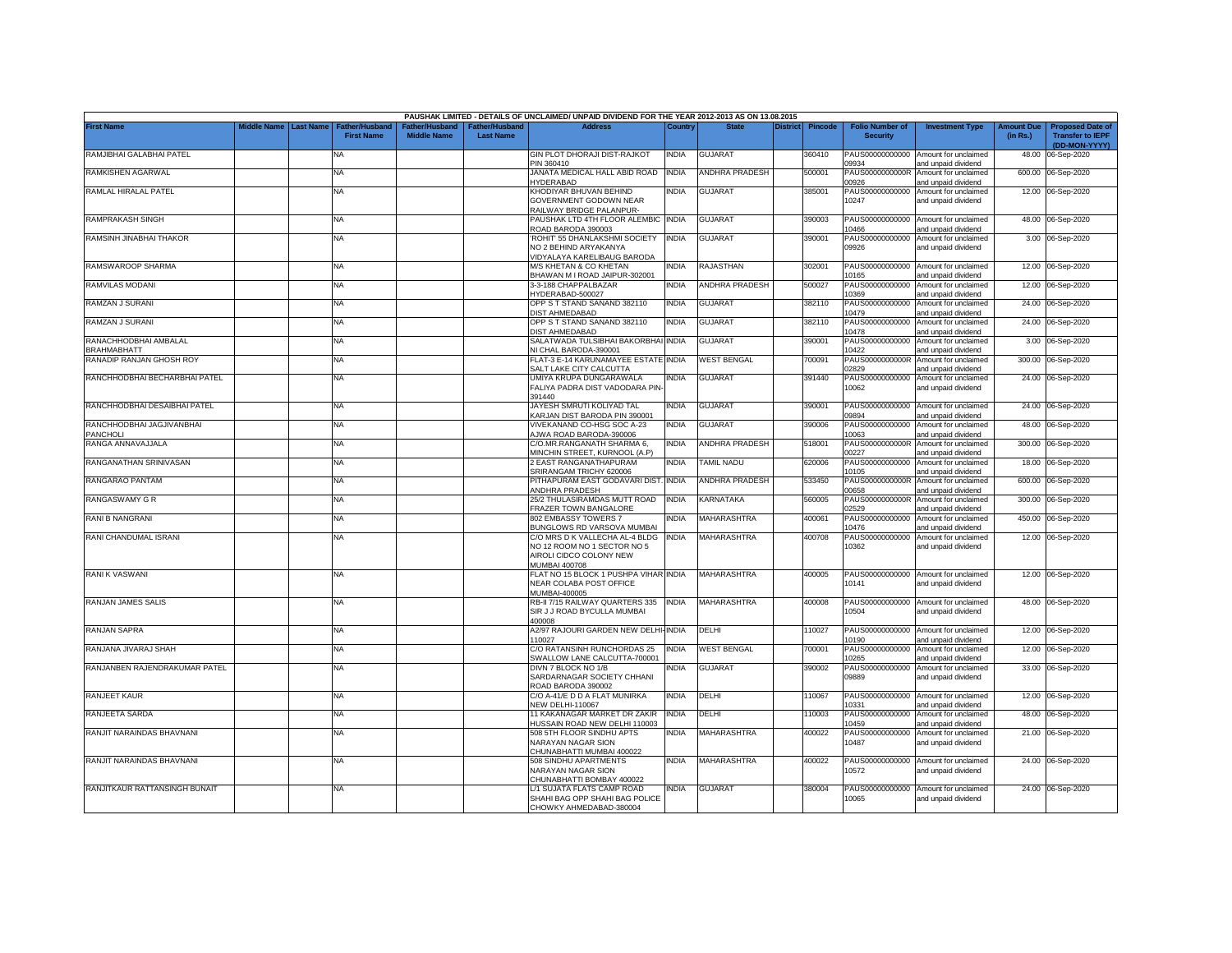PAUSHAK LIMITED - DETAILS OF UNCLAIMED/ UNPAID DIVIDEND FOR THE YEAR 2012-2013 AS ON 13.08.2015

| First Name | Middle Name | Last Name | Father/Husband First Name | Father/Husband Middle Name | Father/Husband Last Name | Address | Country | State | District | Pincode | Folio Number of Security | Investment Type | Amount Due (in Rs.) | Proposed Date of Transfer to IEPF (DD-MON-YYYY) |
|---|---|---|---|---|---|---|---|---|---|---|---|---|---|---|
| RAMJIBHAI GALABHAI PATEL | | | NA | | | GIN PLOT DHORAJI DIST-RAJKOT PIN 360410 | INDIA | GUJARAT | | 360410 | PAUS00000000000 09934 | Amount for unclaimed and unpaid dividend | 48.00 | 06-Sep-2020 |
| RAMKISHEN AGARWAL | | | NA | | | JANATA MEDICAL HALL ABID ROAD HYDERABAD | INDIA | ANDHRA PRADESH | | 500001 | PAUS0000000000R 00926 | Amount for unclaimed and unpaid dividend | 600.00 | 06-Sep-2020 |
| RAMLAL HIRALAL PATEL | | | NA | | | KHODIYAR BHUVAN BEHIND GOVERNMENT GODOWN NEAR RAILWAY BRIDGE PALANPUR- | INDIA | GUJARAT | | 385001 | PAUS00000000000 10247 | Amount for unclaimed and unpaid dividend | 12.00 | 06-Sep-2020 |
| RAMPRAKASH SINGH | | | NA | | | PAUSHAK LTD 4TH FLOOR ALEMBIC ROAD BARODA 390003 | INDIA | GUJARAT | | 390003 | PAUS00000000000 10466 | Amount for unclaimed and unpaid dividend | 48.00 | 06-Sep-2020 |
| RAMSINH JINABHAI THAKOR | | | NA | | | 'ROHIT' 55 DHANLAKSHMI SOCIETY NO 2 BEHIND ARYAKANYA VIDYALAYA KARELIBAUG BARODA | INDIA | GUJARAT | | 390001 | PAUS00000000000 09926 | Amount for unclaimed and unpaid dividend | 3.00 | 06-Sep-2020 |
| RAMSWAROOP SHARMA | | | NA | | | M/S KHETAN & CO KHETAN BHAWAN M I ROAD JAIPUR-302001 | INDIA | RAJASTHAN | | 302001 | PAUS00000000000 10165 | Amount for unclaimed and unpaid dividend | 12.00 | 06-Sep-2020 |
| RAMVILAS MODANI | | | NA | | | 3-3-188 CHAPPALBAZAR HYDERABAD-500027 | INDIA | ANDHRA PRADESH | | 500027 | PAUS00000000000 10369 | Amount for unclaimed and unpaid dividend | 12.00 | 06-Sep-2020 |
| RAMZAN J SURANI | | | NA | | | OPP S T STAND SANAND 382110 DIST AHMEDABAD | INDIA | GUJARAT | | 382110 | PAUS00000000000 10479 | Amount for unclaimed and unpaid dividend | 24.00 | 06-Sep-2020 |
| RAMZAN J SURANI | | | NA | | | OPP S T STAND SANAND 382110 DIST AHMEDABAD | INDIA | GUJARAT | | 382110 | PAUS00000000000 10478 | Amount for unclaimed and unpaid dividend | 24.00 | 06-Sep-2020 |
| RANACHHODBHAI AMBALAL BRAHMABHATT | | | NA | | | SALATWADA TULSIBHAI BAKORBHAI NI CHAL BARODA-390001 | INDIA | GUJARAT | | 390001 | PAUS00000000000 10422 | Amount for unclaimed and unpaid dividend | 3.00 | 06-Sep-2020 |
| RANADIP RANJAN GHOSH ROY | | | NA | | | FLAT-3 E-14 KARUNAMAYEE ESTATE SALT LAKE CITY CALCUTTA | INDIA | WEST BENGAL | | 700091 | PAUS0000000000R 02829 | Amount for unclaimed and unpaid dividend | 300.00 | 06-Sep-2020 |
| RANCHHODBHAI BECHARBHAI PATEL | | | NA | | | UMIYA KRUPA DUNGARAWALA FALIYA PADRA DIST VADODARA PIN-391440 | INDIA | GUJARAT | | 391440 | PAUS00000000000 10062 | Amount for unclaimed and unpaid dividend | 24.00 | 06-Sep-2020 |
| RANCHHODBHAI DESAIBHAI PATEL | | | NA | | | JAYESH SMRUTI KOLIYAD TAL KARJAN DIST BARODA PIN 390001 | INDIA | GUJARAT | | 390001 | PAUS00000000000 09894 | Amount for unclaimed and unpaid dividend | 24.00 | 06-Sep-2020 |
| RANCHHODBHAI JAGJIVANBHAI PANCHOLI | | | NA | | | VIVEKANAND CO-HSG SOC A-23 AJWA ROAD BARODA-390006 | INDIA | GUJARAT | | 390006 | PAUS00000000000 10063 | Amount for unclaimed and unpaid dividend | 48.00 | 06-Sep-2020 |
| RANGA ANNAVAJJALA | | | NA | | | C/O.MR.RANGANATH SHARMA 6, MINCHIN STREET, KURNOOL (A.P) | INDIA | ANDHRA PRADESH | | 518001 | PAUS0000000000R 00227 | Amount for unclaimed and unpaid dividend | 300.00 | 06-Sep-2020 |
| RANGANATHAN SRINIVASAN | | | NA | | | 2 EAST RANGANATHAPURAM SRIRANGAM TRICHY 620006 | INDIA | TAMIL NADU | | 620006 | PAUS00000000000 10105 | Amount for unclaimed and unpaid dividend | 18.00 | 06-Sep-2020 |
| RANGARAO PANTAM | | | NA | | | PITHAPURAM EAST GODAVARI DIST. ANDHRA PRADESH | INDIA | ANDHRA PRADESH | | 533450 | PAUS0000000000R 00658 | Amount for unclaimed and unpaid dividend | 600.00 | 06-Sep-2020 |
| RANGASWAMY G R | | | NA | | | 25/2 THULASIRAMDAS MUTT ROAD FRAZER TOWN BANGALORE | INDIA | KARNATAKA | | 560005 | PAUS0000000000R 02529 | Amount for unclaimed and unpaid dividend | 300.00 | 06-Sep-2020 |
| RANI B NANGRANI | | | NA | | | 802 EMBASSY TOWERS 7 BUNGLOWS RD VARSOVA MUMBAI | INDIA | MAHARASHTRA | | 400061 | PAUS00000000000 10476 | Amount for unclaimed and unpaid dividend | 450.00 | 06-Sep-2020 |
| RANI CHANDUMAL ISRANI | | | NA | | | C/O MRS D K VALLECHA AL-4 BLDG NO 12 ROOM NO 1 SECTOR NO 5 AIROLI CIDCO COLONY NEW MUMBAI 400708 | INDIA | MAHARASHTRA | | 400708 | PAUS00000000000 10362 | Amount for unclaimed and unpaid dividend | 12.00 | 06-Sep-2020 |
| RANI K VASWANI | | | NA | | | FLAT NO 15 BLOCK 1 PUSHPA VIHAR NEAR COLABA POST OFFICE MUMBAI-400005 | INDIA | MAHARASHTRA | | 400005 | PAUS00000000000 10141 | Amount for unclaimed and unpaid dividend | 12.00 | 06-Sep-2020 |
| RANJAN JAMES SALIS | | | NA | | | RB-II 7/15 RAILWAY QUARTERS 335 SIR J J ROAD BYCULLA MUMBAI 400008 | INDIA | MAHARASHTRA | | 400008 | PAUS00000000000 10504 | Amount for unclaimed and unpaid dividend | 48.00 | 06-Sep-2020 |
| RANJAN SAPRA | | | NA | | | A2/97 RAJOURI GARDEN NEW DELHI-110027 | INDIA | DELHI | | 110027 | PAUS00000000000 10190 | Amount for unclaimed and unpaid dividend | 12.00 | 06-Sep-2020 |
| RANJANA JIVARAJ SHAH | | | NA | | | C/O RATANSINH RUNCHORDAS 25 SWALLOW LANE CALCUTTA-700001 | INDIA | WEST BENGAL | | 700001 | PAUS00000000000 10265 | Amount for unclaimed and unpaid dividend | 12.00 | 06-Sep-2020 |
| RANJANBEN RAJENDRAKUMAR PATEL | | | NA | | | DIVN 7 BLOCK NO 1/B SARDARNAGAR SOCIETY CHHANI ROAD BARODA 390002 | INDIA | GUJARAT | | 390002 | PAUS00000000000 09889 | Amount for unclaimed and unpaid dividend | 33.00 | 06-Sep-2020 |
| RANJEET KAUR | | | NA | | | C/O A-41/E D D A FLAT MUNIRKA NEW DELHI-110067 | INDIA | DELHI | | 110067 | PAUS00000000000 10331 | Amount for unclaimed and unpaid dividend | 12.00 | 06-Sep-2020 |
| RANJEETA SARDA | | | NA | | | 11 KAKANAGAR MARKET DR ZAKIR HUSSAIN ROAD NEW DELHI 110003 | INDIA | DELHI | | 110003 | PAUS00000000000 10459 | Amount for unclaimed and unpaid dividend | 48.00 | 06-Sep-2020 |
| RANJIT NARAINDAS BHAVNANI | | | NA | | | 508 5TH FLOOR SINDHU APTS NARAYAN NAGAR SION CHUNABHATTI MUMBAI 400022 | INDIA | MAHARASHTRA | | 400022 | PAUS00000000000 10487 | Amount for unclaimed and unpaid dividend | 21.00 | 06-Sep-2020 |
| RANJIT NARAINDAS BHAVNANI | | | NA | | | 508 SINDHU APARTMENTS NARAYAN NAGAR SION CHUNABHATTI BOMBAY 400022 | INDIA | MAHARASHTRA | | 400022 | PAUS00000000000 10572 | Amount for unclaimed and unpaid dividend | 24.00 | 06-Sep-2020 |
| RANJITKAUR RATTANSINGH BUNAIT | | | NA | | | L/1 SUJATA FLATS CAMP ROAD SHAHI BAG OPP SHAHI BAG POLICE CHOWKY AHMEDABAD-380004 | INDIA | GUJARAT | | 380004 | PAUS00000000000 10065 | Amount for unclaimed and unpaid dividend | 24.00 | 06-Sep-2020 |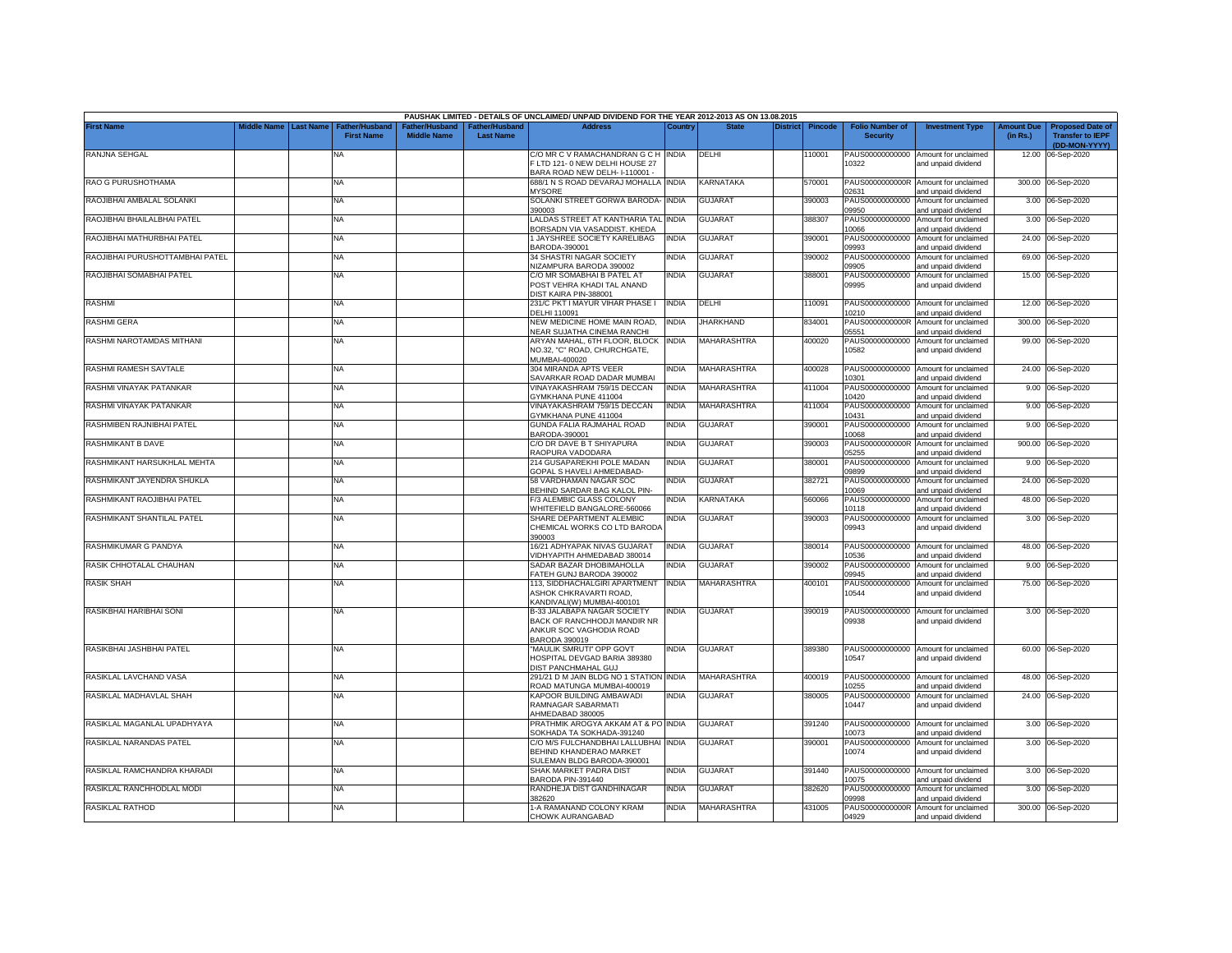| PAUSHAK LIMITED - DETAILS OF UNCLAIMED/ UNPAID DIVIDEND FOR THE YEAR 2012-2013 AS ON 13.08.2015 | | | | | | | | | | | | | | | |
|---|---|---|---|---|---|---|---|---|---|---|---|---|---|---|---|
| First Name | Middle Name | Last Name | Father/Husband First Name | Father/Husband Middle Name | Father/Husband Last Name | Address | Country | State | District | Pincode | Folio Number of Security | Investment Type | Amount Due (in Rs.) | Proposed Date of Transfer to IEPF (DD-MON-YYYY) |
| RANJNA SEHGAL | | | NA | | | C/O MR C V RAMACHANDRAN G C H F LTD 121- 0 NEW DELHI HOUSE 27 BARA ROAD NEW DELH- I-110001 - | INDIA | DELHI | | 110001 | PAUS00000000000 10322 | Amount for unclaimed and unpaid dividend | 12.00 | 06-Sep-2020 |
| RAO G PURUSHOTHAMA | | | NA | | | 688/1 N S ROAD DEVARAJ MOHALLA MYSORE | INDIA | KARNATAKA | | 570001 | PAUS0000000000R 02631 | Amount for unclaimed and unpaid dividend | 300.00 | 06-Sep-2020 |
| RAOJIBHAI AMBALAL SOLANKI | | | NA | | | SOLANKI STREET GORWA BARODA-390003 | INDIA | GUJARAT | | 390003 | PAUS00000000000 09950 | Amount for unclaimed and unpaid dividend | 3.00 | 06-Sep-2020 |
| RAOJIBHAI BHAILALBHAI PATEL | | | NA | | | LALDAS STREET AT KANTHARIA TAL BORSADN VIA VASADDIST. KHEDA | INDIA | GUJARAT | | 388307 | PAUS00000000000 10066 | Amount for unclaimed and unpaid dividend | 3.00 | 06-Sep-2020 |
| RAOJIBHAI MATHURBHAI PATEL | | | NA | | | 1 JAYSHREE SOCIETY KARELIBAG BARODA-390001 | INDIA | GUJARAT | | 390001 | PAUS00000000000 09993 | Amount for unclaimed and unpaid dividend | 24.00 | 06-Sep-2020 |
| RAOJIBHAI PURUSHOTTAMBHAI PATEL | | | NA | | | 34 SHASTRI NAGAR SOCIETY NIZAMPURA BARODA 390002 | INDIA | GUJARAT | | 390002 | PAUS00000000000 09905 | Amount for unclaimed and unpaid dividend | 69.00 | 06-Sep-2020 |
| RAOJIBHAI SOMABHAI PATEL | | | NA | | | C/O MR SOMABHAI B PATEL AT POST VEHRA KHADI TAL ANAND DIST KAIRA PIN-388001 | INDIA | GUJARAT | | 388001 | PAUS00000000000 09995 | Amount for unclaimed and unpaid dividend | 15.00 | 06-Sep-2020 |
| RASHMI | | | NA | | | 231/C PKT I MAYUR VIHAR PHASE I DELHI 110091 | INDIA | DELHI | | 110091 | PAUS00000000000 10210 | Amount for unclaimed and unpaid dividend | 12.00 | 06-Sep-2020 |
| RASHMI GERA | | | NA | | | NEW MEDICINE HOME MAIN ROAD, NEAR SUJATHA CINEMA RANCHI | INDIA | JHARKHAND | | 834001 | PAUS0000000000R 05551 | Amount for unclaimed and unpaid dividend | 300.00 | 06-Sep-2020 |
| RASHMI NAROTAMDAS MITHANI | | | NA | | | ARYAN MAHAL, 6TH FLOOR, BLOCK NO.32, "C" ROAD, CHURCHGATE, MUMBAI-400020 | INDIA | MAHARASHTRA | | 400020 | PAUS00000000000 10582 | Amount for unclaimed and unpaid dividend | 99.00 | 06-Sep-2020 |
| RASHMI RAMESH SAVTALE | | | NA | | | 304 MIRANDA APTS VEER SAVARKAR ROAD DADAR MUMBAI | INDIA | MAHARASHTRA | | 400028 | PAUS00000000000 10301 | Amount for unclaimed and unpaid dividend | 24.00 | 06-Sep-2020 |
| RASHMI VINAYAK PATANKAR | | | NA | | | VINAYAKASHRAM 759/15 DECCAN GYMKHANA PUNE 411004 | INDIA | MAHARASHTRA | | 411004 | PAUS00000000000 10420 | Amount for unclaimed and unpaid dividend | 9.00 | 06-Sep-2020 |
| RASHMI VINAYAK PATANKAR | | | NA | | | VINAYAKASHRAM 759/15 DECCAN GYMKHANA PUNE 411004 | INDIA | MAHARASHTRA | | 411004 | PAUS00000000000 10431 | Amount for unclaimed and unpaid dividend | 9.00 | 06-Sep-2020 |
| RASHMIBEN RAJNIBHAI PATEL | | | NA | | | GUNDA FALIA RAJMAHAL ROAD BARODA-390001 | INDIA | GUJARAT | | 390001 | PAUS00000000000 10068 | Amount for unclaimed and unpaid dividend | 9.00 | 06-Sep-2020 |
| RASHMIKANT B DAVE | | | NA | | | C/O DR DAVE B T SHIYAPURA RAOPURA VADODARA | INDIA | GUJARAT | | 390003 | PAUS0000000000R 05255 | Amount for unclaimed and unpaid dividend | 900.00 | 06-Sep-2020 |
| RASHMIKANT HARSUKHLAL MEHTA | | | NA | | | 214 GUSAPAREKHI POLE MADAN GOPAL S HAVELI AHMEDABAD- | INDIA | GUJARAT | | 380001 | PAUS00000000000 09899 | Amount for unclaimed and unpaid dividend | 9.00 | 06-Sep-2020 |
| RASHMIKANT JAYENDRA SHUKLA | | | NA | | | 58 VARDHAMAN NAGAR SOC BEHIND SARDAR BAG KALOL PIN- | INDIA | GUJARAT | | 382721 | PAUS00000000000 10069 | Amount for unclaimed and unpaid dividend | 24.00 | 06-Sep-2020 |
| RASHMIKANT RAOJIBHAI PATEL | | | NA | | | F/3 ALEMBIC GLASS COLONY WHITEFIELD BANGALORE-560066 | INDIA | KARNATAKA | | 560066 | PAUS00000000000 10118 | Amount for unclaimed and unpaid dividend | 48.00 | 06-Sep-2020 |
| RASHMIKANT SHANTILAL PATEL | | | NA | | | SHARE DEPARTMENT ALEMBIC CHEMICAL WORKS CO LTD BARODA 390003 | INDIA | GUJARAT | | 390003 | PAUS00000000000 09943 | Amount for unclaimed and unpaid dividend | 3.00 | 06-Sep-2020 |
| RASHMIKUMAR G PANDYA | | | NA | | | 16/21 ADHYAPAK NIVAS GUJARAT VIDHYAPITH AHMEDABAD 380014 | INDIA | GUJARAT | | 380014 | PAUS00000000000 10536 | Amount for unclaimed and unpaid dividend | 48.00 | 06-Sep-2020 |
| RASIK CHHOTALAL CHAUHAN | | | NA | | | SADAR BAZAR DHOBIMAHOLLA FATEH GUNJ BARODA 390002 | INDIA | GUJARAT | | 390002 | PAUS00000000000 09945 | Amount for unclaimed and unpaid dividend | 9.00 | 06-Sep-2020 |
| RASIK SHAH | | | NA | | | 113, SIDDHACHALGIRI APARTMENT ASHOK CHKRAVARTI ROAD, KANDIVALI(W) MUMBAI-400101 | INDIA | MAHARASHTRA | | 400101 | PAUS00000000000 10544 | Amount for unclaimed and unpaid dividend | 75.00 | 06-Sep-2020 |
| RASIKBHAI HARIBHAI SONI | | | NA | | | B-33 JALABAPA NAGAR SOCIETY BACK OF RANCHHODJI MANDIR NR ANKUR SOC VAGHODIA ROAD BARODA 390019 | INDIA | GUJARAT | | 390019 | PAUS00000000000 09938 | Amount for unclaimed and unpaid dividend | 3.00 | 06-Sep-2020 |
| RASIKBHAI JASHBHAI PATEL | | | NA | | | "MAULIK SMRUTI" OPP GOVT HOSPITAL DEVGAD BARIA 389380 DIST PANCHMAHAL GUJ | INDIA | GUJARAT | | 389380 | PAUS00000000000 10547 | Amount for unclaimed and unpaid dividend | 60.00 | 06-Sep-2020 |
| RASIKLAL LAVCHAND VASA | | | NA | | | 291/21 D M JAIN BLDG NO 1 STATION ROAD MATUNGA MUMBAI-400019 | INDIA | MAHARASHTRA | | 400019 | PAUS00000000000 10255 | Amount for unclaimed and unpaid dividend | 48.00 | 06-Sep-2020 |
| RASIKLAL MADHAVLAL SHAH | | | NA | | | KAPOOR BUILDING AMBAWADI RAMNAGAR SABARMATI AHMEDABAD 380005 | INDIA | GUJARAT | | 380005 | PAUS00000000000 10447 | Amount for unclaimed and unpaid dividend | 24.00 | 06-Sep-2020 |
| RASIKLAL MAGANLAL UPADHYAYA | | | NA | | | PRATHMIK AROGYA AKKAM AT & PO SOKHADA TA SOKHADA-391240 | INDIA | GUJARAT | | 391240 | PAUS00000000000 10073 | Amount for unclaimed and unpaid dividend | 3.00 | 06-Sep-2020 |
| RASIKLAL NARANDAS PATEL | | | NA | | | C/O M/S FULCHANDBHAI LALLUBHAI BEHIND KHANDERAO MARKET SULEMAN BLDG BARODA-390001 | INDIA | GUJARAT | | 390001 | PAUS00000000000 10074 | Amount for unclaimed and unpaid dividend | 3.00 | 06-Sep-2020 |
| RASIKLAL RAMCHANDRA KHARADI | | | NA | | | SHAK MARKET PADRA DIST BARODA PIN-391440 | INDIA | GUJARAT | | 391440 | PAUS00000000000 10075 | Amount for unclaimed and unpaid dividend | 3.00 | 06-Sep-2020 |
| RASIKLAL RANCHHODLAL MODI | | | NA | | | RANDHEJA DIST GANDHINAGAR 382620 | INDIA | GUJARAT | | 382620 | PAUS00000000000 09998 | Amount for unclaimed and unpaid dividend | 3.00 | 06-Sep-2020 |
| RASIKLAL RATHOD | | | NA | | | 1-A RAMANAND COLONY KRAM CHOWK AURANGABAD | INDIA | MAHARASHTRA | | 431005 | PAUS0000000000R 04929 | Amount for unclaimed and unpaid dividend | 300.00 | 06-Sep-2020 |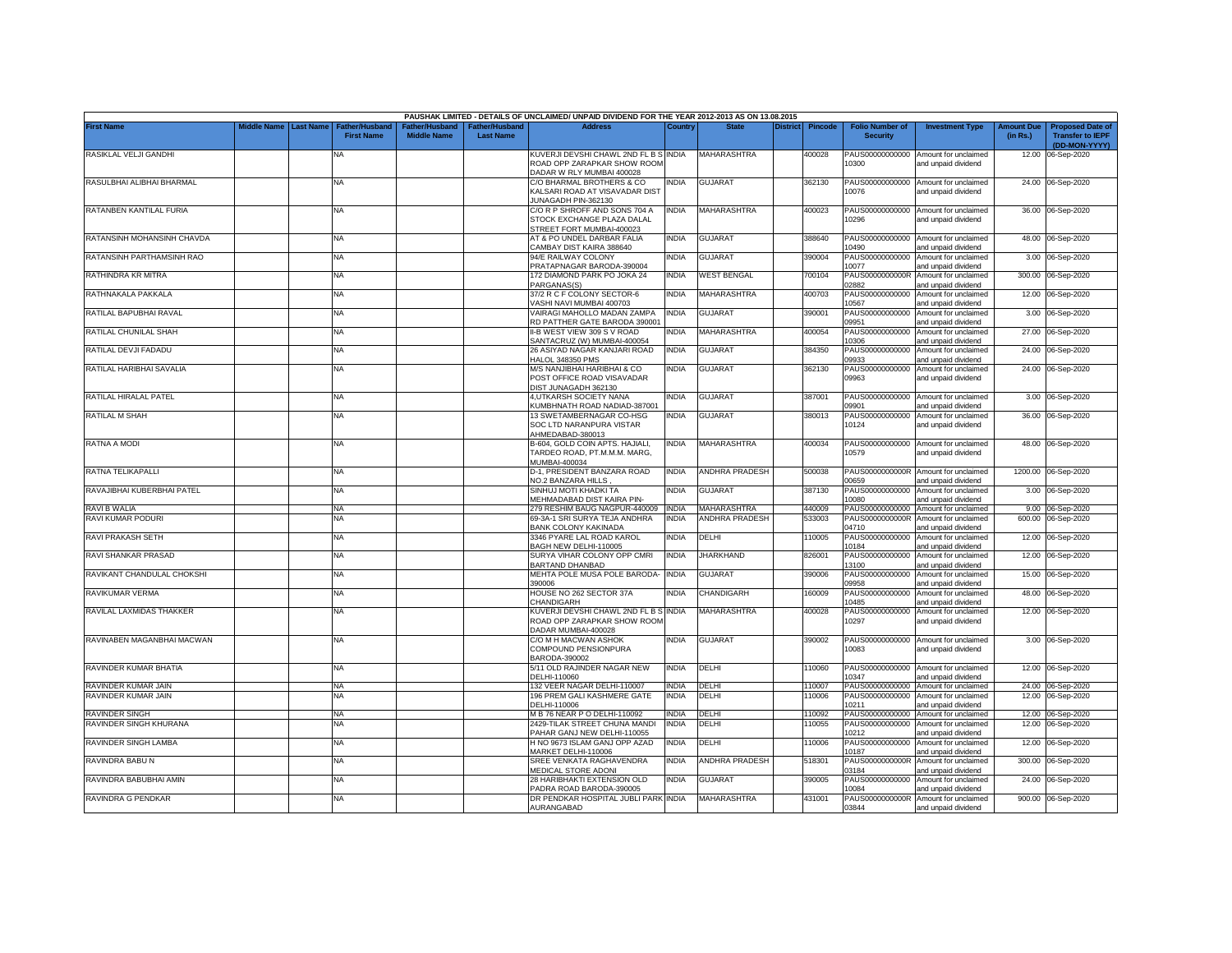PAUSHAK LIMITED - DETAILS OF UNCLAIMED/ UNPAID DIVIDEND FOR THE YEAR 2012-2013 AS ON 13.08.2015

| First Name | Middle Name | Last Name | Father/Husband First Name | Father/Husband Middle Name | Father/Husband Last Name | Address | Country | State | District | Pincode | Folio Number of Security | Investment Type | Amount Due (in Rs.) | Proposed Date of Transfer to IEPF (DD-MON-YYYY) |
|---|---|---|---|---|---|---|---|---|---|---|---|---|---|---|
| RASIKLAL VELJI GANDHI | | | NA | | | KUVERJI DEVSHI CHAWL 2ND FL B S ROAD OPP ZARAPKAR SHOW ROOM DADAR W RLY MUMBAI 400028 | INDIA | MAHARASHTRA | | 400028 | PAUS00000000000 10300 | Amount for unclaimed and unpaid dividend | 12.00 | 06-Sep-2020 |
| RASULBHAI ALIBHAI BHARMAL | | | NA | | | C/O BHARMAL BROTHERS & CO KALSARI ROAD AT VISAVADAR DIST JUNAGADH PIN-362130 | INDIA | GUJARAT | | 362130 | PAUS00000000000 10076 | Amount for unclaimed and unpaid dividend | 24.00 | 06-Sep-2020 |
| RATANBEN KANTILAL FURIA | | | NA | | | C/O R P SHROFF AND SONS 704 A STOCK EXCHANGE PLAZA DALAL STREET FORT MUMBAI-400023 | INDIA | MAHARASHTRA | | 400023 | PAUS00000000000 10296 | Amount for unclaimed and unpaid dividend | 36.00 | 06-Sep-2020 |
| RATANSINH MOHANSINH CHAVDA | | | NA | | | AT & PO UNDEL DARBAR FALIA CAMBAY DIST KAIRA 388640 | INDIA | GUJARAT | | 388640 | PAUS00000000000 10490 | Amount for unclaimed and unpaid dividend | 48.00 | 06-Sep-2020 |
| RATANSINH PARTHAMSINH RAO | | | NA | | | 94/E RAILWAY COLONY PRATAPNAGAR BARODA-390004 | INDIA | GUJARAT | | 390004 | PAUS00000000000 10077 | Amount for unclaimed and unpaid dividend | 3.00 | 06-Sep-2020 |
| RATHINDRA KR MITRA | | | NA | | | 172 DIAMOND PARK PO JOKA 24 PARGANAS(S) | INDIA | WEST BENGAL | | 700104 | PAUS0000000000R 02882 | Amount for unclaimed and unpaid dividend | 300.00 | 06-Sep-2020 |
| RATHNAKALA PAKKALA | | | NA | | | 37/2 R C F COLONY SECTOR-6 VASHI NAVI MUMBAI 400703 | INDIA | MAHARASHTRA | | 400703 | PAUS00000000000 10567 | Amount for unclaimed and unpaid dividend | 12.00 | 06-Sep-2020 |
| RATILAL BAPUBHAI RAVAL | | | NA | | | VAIRAGI MAHOLLO MADAN ZAMPA RD PATTHER GATE BARODA 390001 | INDIA | GUJARAT | | 390001 | PAUS00000000000 09951 | Amount for unclaimed and unpaid dividend | 3.00 | 06-Sep-2020 |
| RATILAL CHUNILAL SHAH | | | NA | | | II-B WEST VIEW 309 S V ROAD SANTACRUZ (W) MUMBAI-400054 | INDIA | MAHARASHTRA | | 400054 | PAUS00000000000 10306 | Amount for unclaimed and unpaid dividend | 27.00 | 06-Sep-2020 |
| RATILAL DEVJI FADADU | | | NA | | | 26 ASIYAD NAGAR KANJARI ROAD HALOL 348350 PMS | INDIA | GUJARAT | | 384350 | PAUS00000000000 09933 | Amount for unclaimed and unpaid dividend | 24.00 | 06-Sep-2020 |
| RATILAL HARIBHAI SAVALIA | | | NA | | | M/S NANJIBHAI HARIBHAI & CO POST OFFICE ROAD VISAVADAR DIST JUNAGADH 362130 | INDIA | GUJARAT | | 362130 | PAUS00000000000 09963 | Amount for unclaimed and unpaid dividend | 24.00 | 06-Sep-2020 |
| RATILAL HIRALAL PATEL | | | NA | | | 4,UTKARSH SOCIETY NANA KUMBHNATH ROAD NADIAD-387001 | INDIA | GUJARAT | | 387001 | PAUS00000000000 09901 | Amount for unclaimed and unpaid dividend | 3.00 | 06-Sep-2020 |
| RATILAL M SHAH | | | NA | | | 13 SWETAMBERNAGAR CO-HSG SOC LTD NARANPURA VISTAR AHMEDABAD-380013 | INDIA | GUJARAT | | 380013 | PAUS00000000000 10124 | Amount for unclaimed and unpaid dividend | 36.00 | 06-Sep-2020 |
| RATNA A MODI | | | NA | | | B-604, GOLD COIN APTS. HAJIALI, TARDEO ROAD, PT.M.M.M. MARG, MUMBAI-400034 | INDIA | MAHARASHTRA | | 400034 | PAUS00000000000 10579 | Amount for unclaimed and unpaid dividend | 48.00 | 06-Sep-2020 |
| RATNA TELIKAPALLI | | | NA | | | D-1, PRESIDENT BANZARA ROAD NO.2 BANZARA HILLS , | INDIA | ANDHRA PRADESH | | 500038 | PAUS0000000000R 00659 | Amount for unclaimed and unpaid dividend | 1200.00 | 06-Sep-2020 |
| RAVAJIBHAI KUBERBHAI PATEL | | | NA | | | SINHUJ MOTI KHADKI TA MEHMADABAD DIST KAIRA PIN- | INDIA | GUJARAT | | 387130 | PAUS00000000000 10080 | Amount for unclaimed and unpaid dividend | 3.00 | 06-Sep-2020 |
| RAVI B WALIA | | | NA | | | 279 RESHIM BAUG NAGPUR-440009 | INDIA | MAHARASHTRA | | 440009 | PAUS00000000000 | Amount for unclaimed | 9.00 | 06-Sep-2020 |
| RAVI KUMAR PODURI | | | NA | | | 69-3A-1 SRI SURYA TEJA ANDHRA BANK COLONY KAKINADA | INDIA | ANDHRA PRADESH | | 533003 | PAUS0000000000R 04710 | Amount for unclaimed and unpaid dividend | 600.00 | 06-Sep-2020 |
| RAVI PRAKASH SETH | | | NA | | | 3346 PYARE LAL ROAD KAROL BAGH NEW DELHI-110005 | INDIA | DELHI | | 110005 | PAUS00000000000 10184 | Amount for unclaimed and unpaid dividend | 12.00 | 06-Sep-2020 |
| RAVI SHANKAR PRASAD | | | NA | | | SURYA VIHAR COLONY OPP CMRI BARTAND DHANBAD | INDIA | JHARKHAND | | 826001 | PAUS00000000000 13100 | Amount for unclaimed and unpaid dividend | 12.00 | 06-Sep-2020 |
| RAVIKANT CHANDULAL CHOKSHI | | | NA | | | MEHTA POLE MUSA POLE BARODA-390006 | INDIA | GUJARAT | | 390006 | PAUS00000000000 09958 | Amount for unclaimed and unpaid dividend | 15.00 | 06-Sep-2020 |
| RAVIKUMAR VERMA | | | NA | | | HOUSE NO 262 SECTOR 37A CHANDIGARH | INDIA | CHANDIGARH | | 160009 | PAUS00000000000 10485 | Amount for unclaimed and unpaid dividend | 48.00 | 06-Sep-2020 |
| RAVILAL LAXMIDAS THAKKER | | | NA | | | KUVERJI DEVSHI CHAWL 2ND FL B S ROAD OPP ZARAPKAR SHOW ROOM DADAR MUMBAI-400028 | INDIA | MAHARASHTRA | | 400028 | PAUS00000000000 10297 | Amount for unclaimed and unpaid dividend | 12.00 | 06-Sep-2020 |
| RAVINABEN MAGANBHAI MACWAN | | | NA | | | C/O M H MACWAN ASHOK COMPOUND PENSIONPURA BARODA-390002 | INDIA | GUJARAT | | 390002 | PAUS00000000000 10083 | Amount for unclaimed and unpaid dividend | 3.00 | 06-Sep-2020 |
| RAVINDER KUMAR BHATIA | | | NA | | | 5/11 OLD RAJINDER NAGAR NEW DELHI-110060 | INDIA | DELHI | | 110060 | PAUS00000000000 10347 | Amount for unclaimed and unpaid dividend | 12.00 | 06-Sep-2020 |
| RAVINDER KUMAR JAIN | | | NA | | | 132 VEER NAGAR DELHI-110007 | INDIA | DELHI | | 110007 | PAUS00000000000 | Amount for unclaimed | 24.00 | 06-Sep-2020 |
| RAVINDER KUMAR JAIN | | | NA | | | 196 PREM GALI KASHMERE GATE DELHI-110006 | INDIA | DELHI | | 110006 | PAUS00000000000 10211 | Amount for unclaimed and unpaid dividend | 12.00 | 06-Sep-2020 |
| RAVINDER SINGH | | | NA | | | M B 76 NEAR P O DELHI-110092 | INDIA | DELHI | | 110092 | PAUS00000000000 | Amount for unclaimed | 12.00 | 06-Sep-2020 |
| RAVINDER SINGH KHURANA | | | NA | | | 2429-TILAK STREET CHUNA MANDI PAHAR GANJ NEW DELHI-110055 | INDIA | DELHI | | 110055 | PAUS00000000000 10212 | Amount for unclaimed and unpaid dividend | 12.00 | 06-Sep-2020 |
| RAVINDER SINGH LAMBA | | | NA | | | H NO 9673 ISLAM GANJ OPP AZAD MARKET DELHI-110006 | INDIA | DELHI | | 110006 | PAUS00000000000 10187 | Amount for unclaimed and unpaid dividend | 12.00 | 06-Sep-2020 |
| RAVINDRA BABU N | | | NA | | | SREE VENKATA RAGHAVENDRA MEDICAL STORE ADONI | INDIA | ANDHRA PRADESH | | 518301 | PAUS0000000000R 03184 | Amount for unclaimed and unpaid dividend | 300.00 | 06-Sep-2020 |
| RAVINDRA BABUBHAI AMIN | | | NA | | | 28 HARIBHAKTI EXTENSION OLD PADRA ROAD BARODA-390005 | INDIA | GUJARAT | | 390005 | PAUS00000000000 10084 | Amount for unclaimed and unpaid dividend | 24.00 | 06-Sep-2020 |
| RAVINDRA G PENDKAR | | | NA | | | DR PENDKAR HOSPITAL JUBLI PARK AURANGABAD | INDIA | MAHARASHTRA | | 431001 | PAUS0000000000R 03844 | Amount for unclaimed and unpaid dividend | 900.00 | 06-Sep-2020 |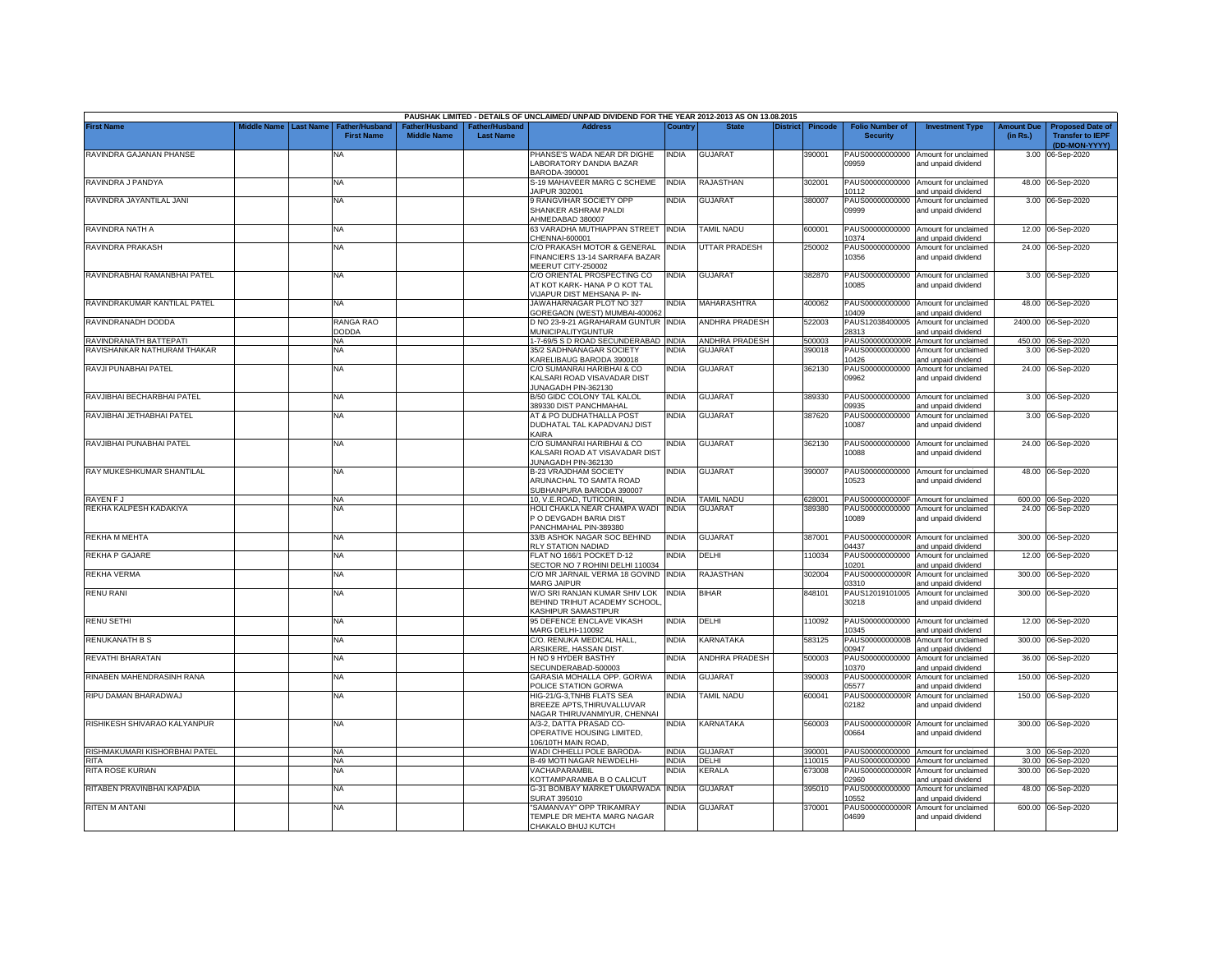PAUSHAK LIMITED - DETAILS OF UNCLAIMED/ UNPAID DIVIDEND FOR THE YEAR 2012-2013 AS ON 13.08.2015

| First Name | Middle Name | Last Name | Father/Husband First Name | Father/Husband Middle Name | Father/Husband Last Name | Address | Country | State | District | Pincode | Folio Number of Security | Investment Type | Amount Due (in Rs.) | Proposed Date of Transfer to IEPF (DD-MON-YYYY) |
|---|---|---|---|---|---|---|---|---|---|---|---|---|---|---|
| RAVINDRA GAJANAN PHANSE | | | NA | | | PHANSE'S WADA NEAR DR DIGHE LABORATORY DANDIA BAZAR BARODA-390001 | INDIA | GUJARAT | | 390001 | PAUS00000000000 09959 | Amount for unclaimed and unpaid dividend | 3.00 | 06-Sep-2020 |
| RAVINDRA J PANDYA | | | NA | | | S-19 MAHAVEER MARG C SCHEME JAIPUR 302001 | INDIA | RAJASTHAN | | 302001 | PAUS00000000000 10112 | Amount for unclaimed and unpaid dividend | 48.00 | 06-Sep-2020 |
| RAVINDRA JAYANTILAL JANI | | | NA | | | 9 RANGVIHAR SOCIETY OPP SHANKER ASHRAM PALDI AHMEDABAD 380007 | INDIA | GUJARAT | | 380007 | PAUS00000000000 09999 | Amount for unclaimed and unpaid dividend | 3.00 | 06-Sep-2020 |
| RAVINDRA NATH A | | | NA | | | 63 VARADHA MUTHIAPPAN STREET CHENNAI-600001 | INDIA | TAMIL NADU | | 600001 | PAUS00000000000 10374 | Amount for unclaimed and unpaid dividend | 12.00 | 06-Sep-2020 |
| RAVINDRA PRAKASH | | | NA | | | C/O PRAKASH MOTOR & GENERAL FINANCIERS 13-14 SARRAFA BAZAR MEERUT CITY-250002 | INDIA | UTTAR PRADESH | | 250002 | PAUS00000000000 10356 | Amount for unclaimed and unpaid dividend | 24.00 | 06-Sep-2020 |
| RAVINDRABHAI RAMANBHAI PATEL | | | NA | | | C/O ORIENTAL PROSPECTING CO AT KOT KARK- HANA P O KOT TAL VIJAPUR DIST MEHSANA P- IN- | INDIA | GUJARAT | | 382870 | PAUS00000000000 10085 | Amount for unclaimed and unpaid dividend | 3.00 | 06-Sep-2020 |
| RAVINDRAKUMAR KANTILAL PATEL | | | NA | | | JAWAHARNAGAR PLOT NO 327 GOREGAON (WEST) MUMBAI-400062 | INDIA | MAHARASHTRA | | 400062 | PAUS00000000000 10409 | Amount for unclaimed and unpaid dividend | 48.00 | 06-Sep-2020 |
| RAVINDRANADH DODDA | | | RANGA RAO DODDA | | | D NO 23-9-21 AGRAHARAM GUNTUR MUNICIPALITYGUNTUR | INDIA | ANDHRA PRADESH | | 522003 | PAUS12038400005 28313 | Amount for unclaimed and unpaid dividend | 2400.00 | 06-Sep-2020 |
| RAVINDRANATH BATTEPATI | | | NA | | | 1-7-69/5 S D ROAD SECUNDERABAD | INDIA | ANDHRA PRADESH | | 500003 | PAUS0000000000R | Amount for unclaimed | 450.00 | 06-Sep-2020 |
| RAVISHANKAR NATHURAM THAKAR | | | NA | | | 35/2 SADHNANAGAR SOCIETY KARELIBAUG BARODA 390018 | INDIA | GUJARAT | | 390018 | PAUS00000000000 10426 | Amount for unclaimed and unpaid dividend | 3.00 | 06-Sep-2020 |
| RAVJI PUNABHAI PATEL | | | NA | | | C/O SUMANRAI HARIBHAI & CO KALSARI ROAD VISAVADAR DIST JUNAGADH PIN-362130 | INDIA | GUJARAT | | 362130 | PAUS00000000000 09962 | Amount for unclaimed and unpaid dividend | 24.00 | 06-Sep-2020 |
| RAVJIBHAI BECHARBHAI PATEL | | | NA | | | B/50 GIDC COLONY TAL KALOL 389330 DIST PANCHMAHAL | INDIA | GUJARAT | | 389330 | PAUS00000000000 09935 | Amount for unclaimed and unpaid dividend | 3.00 | 06-Sep-2020 |
| RAVJIBHAI JETHABHAI PATEL | | | NA | | | AT & PO DUDHATHALLA POST DUDHATAL TAL KAPADVANJ DIST KAIRA | INDIA | GUJARAT | | 387620 | PAUS00000000000 10087 | Amount for unclaimed and unpaid dividend | 3.00 | 06-Sep-2020 |
| RAVJIBHAI PUNABHAI PATEL | | | NA | | | C/O SUMANRAI HARIBHAI & CO KALSARI ROAD AT VISAVADAR DIST JUNAGADH PIN-362130 | INDIA | GUJARAT | | 362130 | PAUS00000000000 10088 | Amount for unclaimed and unpaid dividend | 24.00 | 06-Sep-2020 |
| RAY MUKESHKUMAR SHANTILAL | | | NA | | | B-23 VRAJDHAM SOCIETY ARUNACHAL TO SAMTA ROAD SUBHANPURA BARODA 390007 | INDIA | GUJARAT | | 390007 | PAUS00000000000 10523 | Amount for unclaimed and unpaid dividend | 48.00 | 06-Sep-2020 |
| RAYEN F J | | | NA | | | 10, V.E.ROAD, TUTICORIN, | INDIA | TAMIL NADU | | 628001 | PAUS0000000000F | Amount for unclaimed | 600.00 | 06-Sep-2020 |
| REKHA KALPESH KADAKIYA | | | NA | | | HOLI CHAKLA NEAR CHAMPA WADI P O DEVGADH BARIA DIST PANCHMAHAL PIN-389380 | INDIA | GUJARAT | | 389380 | PAUS00000000000 10089 | Amount for unclaimed and unpaid dividend | 24.00 | 06-Sep-2020 |
| REKHA M MEHTA | | | NA | | | 33/B ASHOK NAGAR SOC BEHIND RLY STATION NADIAD | INDIA | GUJARAT | | 387001 | PAUS0000000000R 04437 | Amount for unclaimed and unpaid dividend | 300.00 | 06-Sep-2020 |
| REKHA P GAJARE | | | NA | | | FLAT NO 166/1 POCKET D-12 SECTOR NO 7 ROHINI DELHI 110034 | INDIA | DELHI | | 110034 | PAUS00000000000 10201 | Amount for unclaimed and unpaid dividend | 12.00 | 06-Sep-2020 |
| REKHA VERMA | | | NA | | | C/O MR JARNAIL VERMA 18 GOVIND MARG JAIPUR | INDIA | RAJASTHAN | | 302004 | PAUS0000000000R 03310 | Amount for unclaimed and unpaid dividend | 300.00 | 06-Sep-2020 |
| RENU RANI | | | NA | | | W/O SRI RANJAN KUMAR SHIV LOK BEHIND TRIHUT ACADEMY SCHOOL, KASHIPUR SAMASTIPUR | INDIA | BIHAR | | 848101 | PAUS12019101005 30218 | Amount for unclaimed and unpaid dividend | 300.00 | 06-Sep-2020 |
| RENU SETHI | | | NA | | | 95 DEFENCE ENCLAVE VIKASH MARG DELHI-110092 | INDIA | DELHI | | 110092 | PAUS00000000000 10345 | Amount for unclaimed and unpaid dividend | 12.00 | 06-Sep-2020 |
| RENUKANATH B S | | | NA | | | C/O. RENUKA MEDICAL HALL, ARSIKERE, HASSAN DIST. | INDIA | KARNATAKA | | 583125 | PAUS0000000000B 00947 | Amount for unclaimed and unpaid dividend | 300.00 | 06-Sep-2020 |
| REVATHI BHARATAN | | | NA | | | H NO 9 HYDER BASTHY SECUNDERABAD-500003 | INDIA | ANDHRA PRADESH | | 500003 | PAUS00000000000 10370 | Amount for unclaimed and unpaid dividend | 36.00 | 06-Sep-2020 |
| RINABEN MAHENDRASINH RANA | | | NA | | | GARASIA MOHALLA OPP. GORWA POLICE STATION GORWA | INDIA | GUJARAT | | 390003 | PAUS0000000000R 05577 | Amount for unclaimed and unpaid dividend | 150.00 | 06-Sep-2020 |
| RIPU DAMAN BHARADWAJ | | | NA | | | HIG-21/G-3,TNHB FLATS SEA BREEZE APTS,THIRUVALLUVAR NAGAR THIRUVANMIYUR, CHENNAI | INDIA | TAMIL NADU | | 600041 | PAUS0000000000R 02182 | Amount for unclaimed and unpaid dividend | 150.00 | 06-Sep-2020 |
| RISHIKESH SHIVARAO KALYANPUR | | | NA | | | A/3-2, DATTA PRASAD CO-OPERATIVE HOUSING LIMITED, 106/10TH MAIN ROAD, | INDIA | KARNATAKA | | 560003 | PAUS0000000000R 00664 | Amount for unclaimed and unpaid dividend | 300.00 | 06-Sep-2020 |
| RISHMAKUMARI KISHORBHAI PATEL | | | NA | | | WADI CHHELLI POLE BARODA- | INDIA | GUJARAT | | 390001 | PAUS00000000000 | Amount for unclaimed | 3.00 | 06-Sep-2020 |
| RITA | | | NA | | | B-49 MOTI NAGAR NEWDELHI- | INDIA | DELHI | | 110015 | PAUS00000000000 | Amount for unclaimed | 30.00 | 06-Sep-2020 |
| RITA ROSE KURIAN | | | NA | | | VACHAPARAMBIL KOTTAMPARAMBA B O CALICUT | INDIA | KERALA | | 673008 | PAUS0000000000R 02960 | Amount for unclaimed and unpaid dividend | 300.00 | 06-Sep-2020 |
| RITABEN PRAVINBHAI KAPADIA | | | NA | | | G-31 BOMBAY MARKET UMARWADA SURAT 395010 | INDIA | GUJARAT | | 395010 | PAUS00000000000 10552 | Amount for unclaimed and unpaid dividend | 48.00 | 06-Sep-2020 |
| RITEN M ANTANI | | | NA | | | "SAMANVAY" OPP TRIKAMRAY TEMPLE DR MEHTA MARG NAGAR CHAKALO BHUJ KUTCH | INDIA | GUJARAT | | 370001 | PAUS0000000000R 04699 | Amount for unclaimed and unpaid dividend | 600.00 | 06-Sep-2020 |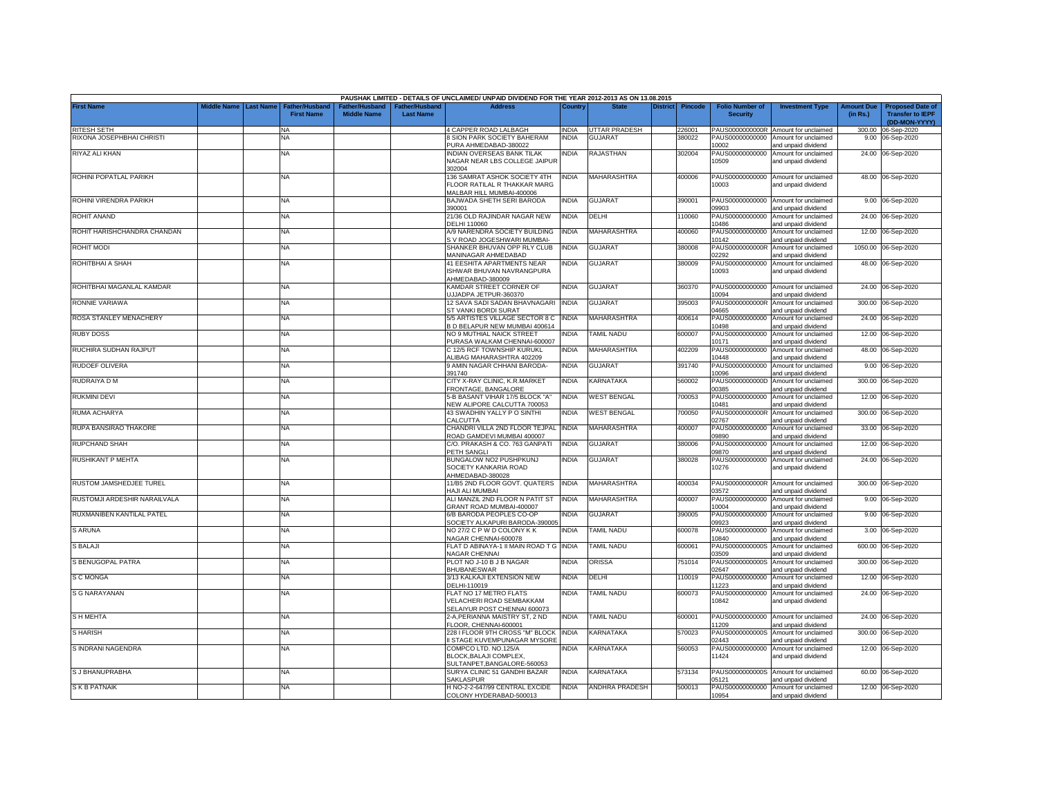| PAUSHAK LIMITED - DETAILS OF UNCLAIMED/ UNPAID DIVIDEND FOR THE YEAR 2012-2013 AS ON 13.08.2015 | | | | | | | | | | | | | | | | |
|---|---|---|---|---|---|---|---|---|---|---|---|---|---|---|---|---|
| First Name | Middle Name | Last Name | Father/Husband First Name | Father/Husband Middle Name | Father/Husband Last Name | Address | Country | State | District | Pincode | Folio Number of Security | Investment Type | Amount Due (in Rs.) | Proposed Date of Transfer to IEPF (DD-MON-YYYY) |
| RITESH SETH | | | NA | | | 4 CAPPER ROAD LALBAGH | INDIA | UTTAR PRADESH | | 226001 | PAUS0000000000R | Amount for unclaimed and unpaid dividend | 300.00 | 06-Sep-2020 |
| RIXONA JOSEPHBHAI CHRISTI | | | NA | | | 8 SION PARK SOCIETY BAHERAM PURA AHMEDABAD-380022 | INDIA | GUJARAT | | 380022 | PAUS00000000000 10002 | Amount for unclaimed and unpaid dividend | 9.00 | 06-Sep-2020 |
| RIYAZ ALI KHAN | | | NA | | | INDIAN OVERSEAS BANK TILAK NAGAR NEAR LBS COLLEGE JAIPUR 302004 | INDIA | RAJASTHAN | | 302004 | PAUS00000000000 10509 | Amount for unclaimed and unpaid dividend | 24.00 | 06-Sep-2020 |
| ROHINI POPATLAL PARIKH | | | NA | | | 136 SAMRAT ASHOK SOCIETY 4TH FLOOR RATILAL R THAKKAR MARG MALBAR HILL MUMBAI-400006 | INDIA | MAHARASHTRA | | 400006 | PAUS00000000000 10003 | Amount for unclaimed and unpaid dividend | 48.00 | 06-Sep-2020 |
| ROHINI VIRENDRA PARIKH | | | NA | | | BAJWADA SHETH SERI BARODA 390001 | INDIA | GUJARAT | | 390001 | PAUS00000000000 09903 | Amount for unclaimed and unpaid dividend | 9.00 | 06-Sep-2020 |
| ROHIT ANAND | | | NA | | | 21/36 OLD RAJINDAR NAGAR NEW DELHI 110060 | INDIA | DELHI | | 110060 | PAUS00000000000 10486 | Amount for unclaimed and unpaid dividend | 24.00 | 06-Sep-2020 |
| ROHIT HARISHCHANDRA CHANDAN | | | NA | | | A/9 NARENDRA SOCIETY BUILDING S V ROAD JOGESHWARI MUMBAI- | INDIA | MAHARASHTRA | | 400060 | PAUS00000000000 10142 | Amount for unclaimed and unpaid dividend | 12.00 | 06-Sep-2020 |
| ROHIT MODI | | | NA | | | SHANKER BHUVAN OPP RLY CLUB MANINAGAR AHMEDABAD | INDIA | GUJARAT | | 380008 | PAUS0000000000R 02292 | Amount for unclaimed and unpaid dividend | 1050.00 | 06-Sep-2020 |
| ROHITBHAI A SHAH | | | NA | | | 41 EESHITA APARTMENTS NEAR ISHWAR BHUVAN NAVRANGPURA AHMEDABAD-380009 | INDIA | GUJARAT | | 380009 | PAUS00000000000 10093 | Amount for unclaimed and unpaid dividend | 48.00 | 06-Sep-2020 |
| ROHITBHAI MAGANLAL KAMDAR | | | NA | | | KAMDAR STREET CORNER OF UJJADPA JETPUR-360370 | INDIA | GUJARAT | | 360370 | PAUS00000000000 10094 | Amount for unclaimed and unpaid dividend | 24.00 | 06-Sep-2020 |
| RONNIE VARIAWA | | | NA | | | 12 SAVA SADI SADAN BHAVNAGARI ST VANKI BORDI SURAT | INDIA | GUJARAT | | 395003 | PAUS0000000000R 04665 | Amount for unclaimed and unpaid dividend | 300.00 | 06-Sep-2020 |
| ROSA STANLEY MENACHERY | | | NA | | | 5/5 ARTISTES VILLAGE SECTOR 8 C B D BELAPUR NEW MUMBAI 400614 | INDIA | MAHARASHTRA | | 400614 | PAUS00000000000 10498 | Amount for unclaimed and unpaid dividend | 24.00 | 06-Sep-2020 |
| RUBY DOSS | | | NA | | | NO 9 MUTHIAL NAICK STREET PURASA WALKAM CHENNAI-600007 | INDIA | TAMIL NADU | | 600007 | PAUS00000000000 10171 | Amount for unclaimed and unpaid dividend | 12.00 | 06-Sep-2020 |
| RUCHIRA SUDHAN RAJPUT | | | NA | | | C 12/5 RCF TOWNSHIP KURUKL ALIBAG MAHARASHTRA 402209 | INDIA | MAHARASHTRA | | 402209 | PAUS00000000000 10448 | Amount for unclaimed and unpaid dividend | 48.00 | 06-Sep-2020 |
| RUDOEF OLIVERA | | | NA | | | 9 AMIN NAGAR CHHANI BARODA-391740 | INDIA | GUJARAT | | 391740 | PAUS00000000000 10096 | Amount for unclaimed and unpaid dividend | 9.00 | 06-Sep-2020 |
| RUDRAIYA D M | | | NA | | | CITY X-RAY CLINIC, K.R.MARKET FRONTAGE, BANGALORE | INDIA | KARNATAKA | | 560002 | PAUS0000000000D 00385 | Amount for unclaimed and unpaid dividend | 300.00 | 06-Sep-2020 |
| RUKMINI DEVI | | | NA | | | 5-B BASANT VIHAR 17/5 BLOCK "A" NEW ALIPORE CALCUTTA 700053 | INDIA | WEST BENGAL | | 700053 | PAUS00000000000 10481 | Amount for unclaimed and unpaid dividend | 12.00 | 06-Sep-2020 |
| RUMA ACHARYA | | | NA | | | 43 SWADHIN YALLY P O SINTHI CALCUTTA | INDIA | WEST BENGAL | | 700050 | PAUS0000000000R 02767 | Amount for unclaimed and unpaid dividend | 300.00 | 06-Sep-2020 |
| RUPA BANSIRAO THAKORE | | | NA | | | CHANDRI VILLA 2ND FLOOR TEJPAL ROAD GAMDEVI MUMBAI 400007 | INDIA | MAHARASHTRA | | 400007 | PAUS00000000000 09890 | Amount for unclaimed and unpaid dividend | 33.00 | 06-Sep-2020 |
| RUPCHAND SHAH | | | NA | | | C/O. PRAKASH & CO. 763 GANPATI PETH SANGLI | INDIA | GUJARAT | | 380006 | PAUS00000000000 09870 | Amount for unclaimed and unpaid dividend | 12.00 | 06-Sep-2020 |
| RUSHIKANT P MEHTA | | | NA | | | BUNGALOW NO2 PUSHPKUNJ SOCIETY KANKARIA ROAD AHMEDABAD-380028 | INDIA | GUJARAT | | 380028 | PAUS00000000000 10276 | Amount for unclaimed and unpaid dividend | 24.00 | 06-Sep-2020 |
| RUSTOM JAMSHEDJEE TUREL | | | NA | | | 11/B5 2ND FLOOR GOVT. QUATERS HAJI ALI MUMBAI | INDIA | MAHARASHTRA | | 400034 | PAUS0000000000R 03572 | Amount for unclaimed and unpaid dividend | 300.00 | 06-Sep-2020 |
| RUSTOMJI ARDESHIR NARAILVALA | | | NA | | | ALI MANZIL 2ND FLOOR N PATIT ST GRANT ROAD MUMBAI-400007 | INDIA | MAHARASHTRA | | 400007 | PAUS00000000000 10004 | Amount for unclaimed and unpaid dividend | 9.00 | 06-Sep-2020 |
| RUXMANIBEN KANTILAL PATEL | | | NA | | | 6/B BARODA PEOPLES CO-OP SOCIETY ALKAPURI BARODA-390005 | INDIA | GUJARAT | | 390005 | PAUS00000000000 09923 | Amount for unclaimed and unpaid dividend | 9.00 | 06-Sep-2020 |
| S ARUNA | | | NA | | | NO 27/2 C P W D COLONY K K NAGAR CHENNAI-600078 | INDIA | TAMIL NADU | | 600078 | PAUS00000000000 10840 | Amount for unclaimed and unpaid dividend | 3.00 | 06-Sep-2020 |
| S BALAJI | | | NA | | | FLAT D ABINAYA-1 II MAIN ROAD T G NAGAR CHENNAI | INDIA | TAMIL NADU | | 600061 | PAUS0000000000S 03509 | Amount for unclaimed and unpaid dividend | 600.00 | 06-Sep-2020 |
| S BENUGOPAL PATRA | | | NA | | | PLOT NO J-10 B J B NAGAR BHUBANESWAR | INDIA | ORISSA | | 751014 | PAUS0000000000S 02647 | Amount for unclaimed and unpaid dividend | 300.00 | 06-Sep-2020 |
| S C MONGA | | | NA | | | 3/13 KALKAJI EXTENSION NEW DELHI-110019 | INDIA | DELHI | | 110019 | PAUS00000000000 11223 | Amount for unclaimed and unpaid dividend | 12.00 | 06-Sep-2020 |
| S G NARAYANAN | | | NA | | | FLAT NO 17 METRO FLATS VELACHERI ROAD SEMBAKKAM SELAIYUR POST CHENNAI 600073 | INDIA | TAMIL NADU | | 600073 | PAUS00000000000 10842 | Amount for unclaimed and unpaid dividend | 24.00 | 06-Sep-2020 |
| S H MEHTA | | | NA | | | 2-A,PERIANNA MAISTRY ST, 2 ND FLOOR, CHENNAI-600001 | INDIA | TAMIL NADU | | 600001 | PAUS00000000000 11209 | Amount for unclaimed and unpaid dividend | 24.00 | 06-Sep-2020 |
| S HARISH | | | NA | | | 228 I FLOOR 9TH CROSS "M" BLOCK II STAGE KUVEMPUNAGAR MYSORE | INDIA | KARNATAKA | | 570023 | PAUS0000000000S 02443 | Amount for unclaimed and unpaid dividend | 300.00 | 06-Sep-2020 |
| S INDRANI NAGENDRA | | | NA | | | COMPCO LTD. NO.125/A BLOCK,BALAJI COMPLEX, SULTANPET,BANGALORE-560053 | INDIA | KARNATAKA | | 560053 | PAUS00000000000 11424 | Amount for unclaimed and unpaid dividend | 12.00 | 06-Sep-2020 |
| S J BHANUPRABHA | | | NA | | | SURYA CLINIC 51 GANDHI BAZAR SAKLASPUR | INDIA | KARNATAKA | | 573134 | PAUS0000000000S 05121 | Amount for unclaimed and unpaid dividend | 60.00 | 06-Sep-2020 |
| S K B PATNAIK | | | NA | | | H NO-2-2-647/99 CENTRAL EXCIDE COLONY HYDERABAD-500013 | INDIA | ANDHRA PRADESH | | 500013 | PAUS00000000000 10954 | Amount for unclaimed and unpaid dividend | 12.00 | 06-Sep-2020 |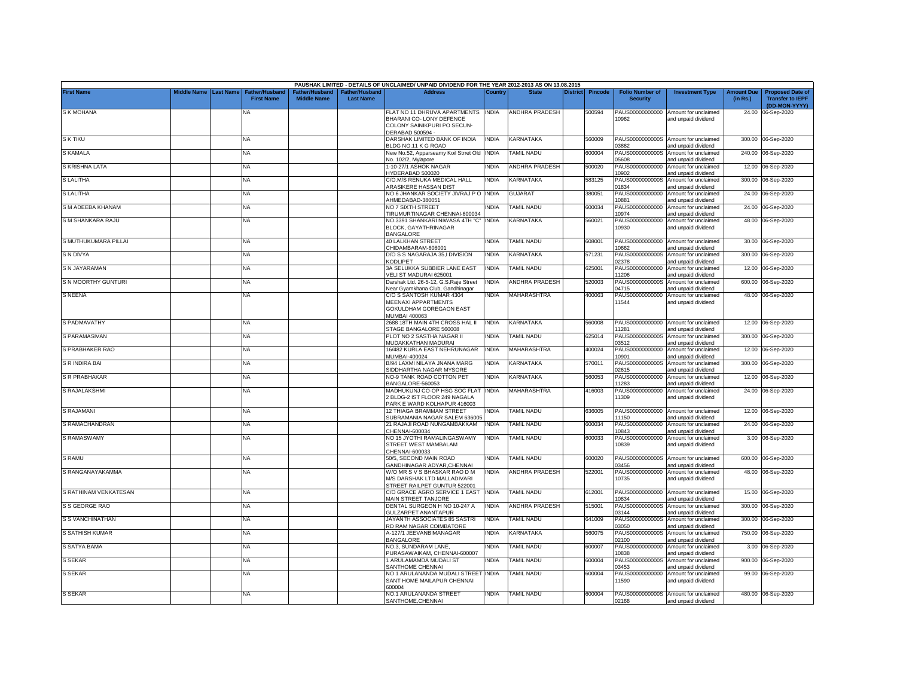PAUSHAK LIMITED - DETAILS OF UNCLAIMED/ UNPAID DIVIDEND FOR THE YEAR 2012-2013 AS ON 13.08.2015

| First Name | Middle Name | Last Name | Father/Husband First Name | Father/Husband Middle Name | Father/Husband Last Name | Address | Country | State | District | Pincode | Folio Number of Security | Investment Type | Amount Due (in Rs.) | Proposed Date of Transfer to IEPF (DD-MON-YYYY) |
|---|---|---|---|---|---|---|---|---|---|---|---|---|---|---|
| S K MOHANA | | | NA | | | FLAT NO 11 DHRUVA APARTMENTS BHARANI CO- LONY DEFENCE COLONY SAINIKPURI PO SECUN- DERABAD 500594 - | INDIA | ANDHRA PRADESH | | 500594 | PAUS00000000000 10962 | Amount for unclaimed and unpaid dividend | 24.00 | 06-Sep-2020 |
| S K TIKU | | | NA | | | DARSHAK LIMITED BANK OF INDIA BLDG NO.11 K G ROAD | INDIA | KARNATAKA | | 560009 | PAUS0000000000S 03882 | Amount for unclaimed and unpaid dividend | 300.00 | 06-Sep-2020 |
| S KAMALA | | | NA | | | New No.52, Apparseamy Koil Strret Old No. 102/2, Mylapore | INDIA | TAMIL NADU | | 600004 | PAUS0000000000S 05608 | Amount for unclaimed and unpaid dividend | 240.00 | 06-Sep-2020 |
| S KRISHNA LATA | | | NA | | | 1-10-27/1 ASHOK NAGAR HYDERABAD 500020 | INDIA | ANDHRA PRADESH | | 500020 | PAUS00000000000 10902 | Amount for unclaimed and unpaid dividend | 12.00 | 06-Sep-2020 |
| S LALITHA | | | NA | | | C/O.M/S RENUKA MEDICAL HALL ARASIKERE HASSAN DIST | INDIA | KARNATAKA | | 583125 | PAUS0000000000S 01834 | Amount for unclaimed and unpaid dividend | 300.00 | 06-Sep-2020 |
| S LALITHA | | | NA | | | NO 6 JHANKAR SOCIETY JIVRAJ P O AHMEDABAD-380051 | INDIA | GUJARAT | | 380051 | PAUS00000000000 10881 | Amount for unclaimed and unpaid dividend | 24.00 | 06-Sep-2020 |
| S M ADEEBA KHANAM | | | NA | | | NO 7 SIXTH STREET TIRUMURTINAGAR CHENNAI-600034 | INDIA | TAMIL NADU | | 600034 | PAUS00000000000 10974 | Amount for unclaimed and unpaid dividend | 24.00 | 06-Sep-2020 |
| S M SHANKARA RAJU | | | NA | | | NO.3391 SHANKARI NIWASA 4TH "C" BLOCK, GAYATHRINAGAR BANGALORE | INDIA | KARNATAKA | | 560021 | PAUS00000000000 10930 | Amount for unclaimed and unpaid dividend | 48.00 | 06-Sep-2020 |
| S MUTHUKUMARA PILLAI | | | NA | | | 40 LALKHAN STREET CHIDAMBARAM-608001 | INDIA | TAMIL NADU | | 608001 | PAUS00000000000 10662 | Amount for unclaimed and unpaid dividend | 30.00 | 06-Sep-2020 |
| S N DIVYA | | | NA | | | D/O S S NAGARAJA 35,I DIVISION KODLIPET | INDIA | KARNATAKA | | 571231 | PAUS0000000000S 02378 | Amount for unclaimed and unpaid dividend | 300.00 | 06-Sep-2020 |
| S N JAYARAMAN | | | NA | | | 3A SELUKKA SUBBIER LANE EAST VELI ST MADURAI 625001 | INDIA | TAMIL NADU | | 625001 | PAUS00000000000 11206 | Amount for unclaimed and unpaid dividend | 12.00 | 06-Sep-2020 |
| S N MOORTHY GUNTURI | | | NA | | | Darshak Ltd. 26-5-12, G.S.Raje Street Near Gyamkhana Club, Gandhinagar | INDIA | ANDHRA PRADESH | | 520003 | PAUS0000000000S 04715 | Amount for unclaimed and unpaid dividend | 600.00 | 06-Sep-2020 |
| S NEENA | | | NA | | | C/O S SANTOSH KUMAR 4304 MEENAXI APPARTMENTS GOKULDHAM GOREGAON EAST MUMBAI 400063 | INDIA | MAHARASHTRA | | 400063 | PAUS00000000000 11544 | Amount for unclaimed and unpaid dividend | 48.00 | 06-Sep-2020 |
| S PADMAVATHY | | | NA | | | 2688 18TH MAIN 4TH CROSS HAL II STAGE BANGALORE 560008 | INDIA | KARNATAKA | | 560008 | PAUS00000000000 11281 | Amount for unclaimed and unpaid dividend | 12.00 | 06-Sep-2020 |
| S PARAMASIVAN | | | NA | | | PLOT NO 2 SASTHA NAGAR II MUDAKKATHAN MADURAI | INDIA | TAMIL NADU | | 625014 | PAUS0000000000S 03512 | Amount for unclaimed and unpaid dividend | 300.00 | 06-Sep-2020 |
| S PRABHAKER RAO | | | NA | | | 16/482 KURLA EAST NEHRUNAGAR MUMBAI-400024 | INDIA | MAHARASHTRA | | 400024 | PAUS00000000000 10901 | Amount for unclaimed and unpaid dividend | 12.00 | 06-Sep-2020 |
| S R INDIRA BAI | | | NA | | | B/94 LAXMI NILAYA JNANA MARG SIDDHARTHA NAGAR MYSORE | INDIA | KARNATAKA | | 570011 | PAUS0000000000S 02615 | Amount for unclaimed and unpaid dividend | 300.00 | 06-Sep-2020 |
| S R PRABHAKAR | | | NA | | | NO-9 TANK ROAD COTTON PET BANGALORE-560053 | INDIA | KARNATAKA | | 560053 | PAUS00000000000 11283 | Amount for unclaimed and unpaid dividend | 12.00 | 06-Sep-2020 |
| S RAJALAKSHMI | | | NA | | | MADHUKUNJ CO-OP HSG SOC FLAT 2 BLDG-2 IST FLOOR 249 NAGALA PARK E WARD KOLHAPUR 416003 | INDIA | MAHARASHTRA | | 416003 | PAUS00000000000 11309 | Amount for unclaimed and unpaid dividend | 24.00 | 06-Sep-2020 |
| S RAJAMANI | | | NA | | | 12 THIAGA BRAMMAM STREET SUBRAMANIA NAGAR SALEM 636005 | INDIA | TAMIL NADU | | 636005 | PAUS00000000000 11150 | Amount for unclaimed and unpaid dividend | 12.00 | 06-Sep-2020 |
| S RAMACHANDRAN | | | NA | | | 21 RAJAJI ROAD NUNGAMBAKKAM CHENNAI-600034 | INDIA | TAMIL NADU | | 600034 | PAUS00000000000 10843 | Amount for unclaimed and unpaid dividend | 24.00 | 06-Sep-2020 |
| S RAMASWAMY | | | NA | | | NO 15 JYOTHI RAMALINGASWAMY STREET WEST MAMBALAM CHENNAI-600033 | INDIA | TAMIL NADU | | 600033 | PAUS00000000000 10839 | Amount for unclaimed and unpaid dividend | 3.00 | 06-Sep-2020 |
| S RAMU | | | NA | | | 50/5, SECOND MAIN ROAD GANDHINAGAR ADYAR,CHENNAI | INDIA | TAMIL NADU | | 600020 | PAUS0000000000S 03456 | Amount for unclaimed and unpaid dividend | 600.00 | 06-Sep-2020 |
| S RANGANAYAKAMMA | | | NA | | | W/O MR S V S BHASKAR RAO D M M/S DARSHAK LTD MALLADIVARI STREET RAILPET GUNTUR 522001 | INDIA | ANDHRA PRADESH | | 522001 | PAUS00000000000 10735 | Amount for unclaimed and unpaid dividend | 48.00 | 06-Sep-2020 |
| S RATHINAM VENKATESAN | | | NA | | | C/O GRACE AGRO SERVICE 1 EAST MAIN STREET TANJORE | INDIA | TAMIL NADU | | 612001 | PAUS00000000000 10834 | Amount for unclaimed and unpaid dividend | 15.00 | 06-Sep-2020 |
| S S GEORGE RAO | | | NA | | | DENTAL SURGEON H NO 10-247 A GULZARPET ANANTAPUR | INDIA | ANDHRA PRADESH | | 515001 | PAUS0000000000S 03144 | Amount for unclaimed and unpaid dividend | 300.00 | 06-Sep-2020 |
| S S VANCHINATHAN | | | NA | | | JAYANTH ASSOCIATES 85 SASTRI RD RAM NAGAR COIMBATORE | INDIA | TAMIL NADU | | 641009 | PAUS0000000000S 03050 | Amount for unclaimed and unpaid dividend | 300.00 | 06-Sep-2020 |
| S SATHISH KUMAR | | | NA | | | A-127/1 JEEVANBIMANAGAR BANGALORE | INDIA | KARNATAKA | | 560075 | PAUS0000000000S 02100 | Amount for unclaimed and unpaid dividend | 750.00 | 06-Sep-2020 |
| S SATYA BAMA | | | NA | | | NO.3, SUNDARAM LANE, PURASAWAIKAM, CHENNAI-600007 | INDIA | TAMIL NADU | | 600007 | PAUS00000000000 10838 | Amount for unclaimed and unpaid dividend | 3.00 | 06-Sep-2020 |
| S SEKAR | | | NA | | | 1 ARULAMAMDA MUDALI ST SANTHOME CHENNAI | INDIA | TAMIL NADU | | 600004 | PAUS0000000000S 03453 | Amount for unclaimed and unpaid dividend | 900.00 | 06-Sep-2020 |
| S SEKAR | | | NA | | | NO 1 ARULANANDA MUDALI STREET SANT HOME MAILAPUR CHENNAI 600004 | INDIA | TAMIL NADU | | 600004 | PAUS00000000000 11590 | Amount for unclaimed and unpaid dividend | 99.00 | 06-Sep-2020 |
| S SEKAR | | | NA | | | NO.1 ARULANANDA STREET SANTHOME,CHENNAI | INDIA | TAMIL NADU | | 600004 | PAUS0000000000S 02168 | Amount for unclaimed and unpaid dividend | 480.00 | 06-Sep-2020 |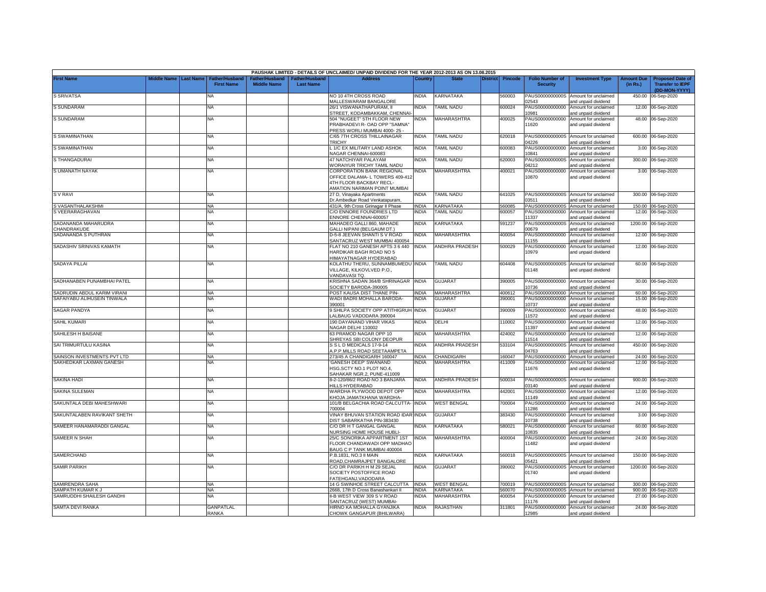| PAUSHAK LIMITED - DETAILS OF UNCLAIMED/ UNPAID DIVIDEND FOR THE YEAR 2012-2013 AS ON 13.08.2015 | | | | | | | | | | | | | | | |
|---|---|---|---|---|---|---|---|---|---|---|---|---|---|---|---|
| First Name | Middle Name | Last Name | Father/Husband First Name | Father/Husband Middle Name | Father/Husband Last Name | Address | Country | State | District | Pincode | Folio Number of Security | Investment Type | Amount Due (in Rs.) | Proposed Date of Transfer to IEPF (DD-MON-YYYY) |
| S SRIVATSA | | | NA | | | NO 10 4TH CROSS ROAD MALLESWARAM BANGALORE | INDIA | KARNATAKA | | 560003 | PAUS0000000000S02543 | Amount for unclaimed and unpaid dividend | 450.00 | 06-Sep-2020 |
| S SUNDARAM | | | NA | | | 26/1 VISWANATHAPURAM, II STREET, KODAMBAKKAM, CHENNAI- | INDIA | TAMIL NADU | | 600024 | PAUS00000000000010981 | Amount for unclaimed and unpaid dividend | 12.00 | 06-Sep-2020 |
| S SUNDARAM | | | NA | | | 504 "NUGEET" 5TH FLOOR NEW PRABHADEVI R- OAD OPP "SAMNA" PRESS WORLI MUMBAI 4000- 25 - | INDIA | MAHARASHTRA | | 400025 | PAUS00000000000011620 | Amount for unclaimed and unpaid dividend | 48.00 | 06-Sep-2020 |
| S SWAMINATHAN | | | NA | | | C/65 7TH CROSS THILLAINAGAR TRICHY | INDIA | TAMIL NADU | | 620018 | PAUS0000000000S04226 | Amount for unclaimed and unpaid dividend | 600.00 | 06-Sep-2020 |
| S SWAMINATHAN | | | NA | | | L 1/C EX MILITARY LAND ASHOK NAGAR CHENNAI-600083 | INDIA | TAMIL NADU | | 600083 | PAUS00000000000010841 | Amount for unclaimed and unpaid dividend | 3.00 | 06-Sep-2020 |
| S THANGADURAI | | | NA | | | 47 NATCHIYAR PALAYAM WORAIYUR TRICHY TAMIL NADU | INDIA | TAMIL NADU | | 620003 | PAUS0000000000S04212 | Amount for unclaimed and unpaid dividend | 300.00 | 06-Sep-2020 |
| S UMANATH NAYAK | | | NA | | | CORPORATION BANK REGIONAL OFFICE DALAMA- L TOWERS 409-412 4TH FLOOR BACKBAY RECL- AMATION NARIMAN POINT MUMBAI | INDIA | MAHARASHTRA | | 400021 | PAUS00000000000010870 | Amount for unclaimed and unpaid dividend | 3.00 | 06-Sep-2020 |
| S V RAVI | | | NA | | | 27 D, Vinayaka Apartments Dr.Ambedkar Road Venkatapuram, | INDIA | TAMIL NADU | | 641025 | PAUS0000000000S03511 | Amount for unclaimed and unpaid dividend | 300.00 | 06-Sep-2020 |
| S VASANTHALAKSHMI | | | NA | | | 431/A, 9th Cross Girinagar II Phase | INDIA | KARNATAKA | | 560085 | PAUS0000000000S | Amount for unclaimed | 150.00 | 06-Sep-2020 |
| S VEERARAGHAVAN | | | NA | | | C/O ENNORE FOUNDRIES LTD ENNORE CHENNAI-600057 | INDIA | TAMIL NADU | | 600057 | PAUS00000000000011337 | Amount for unclaimed and unpaid dividend | 12.00 | 06-Sep-2020 |
| SADANANDA MAHARUDRA CHANDRAKUDE | | | NA | | | MAHADEO GALLI 860, MAHADE GALLI NIPANI (BELGAUM DT.) | INDIA | KARNATAKA | | 591237 | PAUS0000000000S00679 | Amount for unclaimed and unpaid dividend | 1200.00 | 06-Sep-2020 |
| SADANANDA S PUTHRAN | | | NA | | | D-5-8 JEEVAN SHANTI S V ROAD SANTACRUZ WEST MUMBAI 400054 | INDIA | MAHARASHTRA | | 400054 | PAUS00000000000011155 | Amount for unclaimed and unpaid dividend | 12.00 | 06-Sep-2020 |
| SADASHIV SRINIVAS KAMATH | | | NA | | | FLAT NO 210 GANESH APTS 3 6 440 HARDIKAR BAGH ROAD NO 5 HIMAYATNAGAR HYDERABAD | INDIA | ANDHRA PRADESH | | 500029 | PAUS00000000000010979 | Amount for unclaimed and unpaid dividend | 12.00 | 06-Sep-2020 |
| SADAYA PILLAI | | | NA | | | KOLATHU THERU, SUNNAMBUMEDU VILLAGE, KILKOVLVED P.O., VANDAVASI TQ. | INDIA | TAMIL NADU | | 604408 | PAUS0000000000S01148 | Amount for unclaimed and unpaid dividend | 60.00 | 06-Sep-2020 |
| SADHANABEN PUNAMBHAI PATEL | | | NA | | | KRISHNA SADAN 364/B SHRINAGAR SOCIETY BARODA-390005 | INDIA | GUJARAT | | 390005 | PAUS00000000000010736 | Amount for unclaimed and unpaid dividend | 30.00 | 06-Sep-2020 |
| SADRUDIN ABDUL KARIM VIRANI | | | NA | | | POST KAUSA DIST THANE PIN- | INDIA | MAHARASHTRA | | 400612 | PAUS00000000000 | Amount for unclaimed | 60.00 | 06-Sep-2020 |
| SAFAIYABU ALIHUSEIN TINWALA | | | NA | | | WADI BADRI MOHALLA BARODA-390001 | INDIA | GUJARAT | | 390001 | PAUS00000000000010737 | Amount for unclaimed and unpaid dividend | 15.00 | 06-Sep-2020 |
| SAGAR PANDYA | | | NA | | | 9 SHILPA SOCIETY OPP ATITHIGRUH LALBAUG VADODARA 390004 | INDIA | GUJARAT | | 390009 | PAUS00000000000011572 | Amount for unclaimed and unpaid dividend | 48.00 | 06-Sep-2020 |
| SAHIL KUMARI | | | NA | | | 190 DAYANAND VIHAR VIKAS NAGAR DELHI 110002 | INDIA | DELHI | | 110002 | PAUS00000000000011397 | Amount for unclaimed and unpaid dividend | 12.00 | 06-Sep-2020 |
| SAHILESH H BAISANE | | | NA | | | 63 PRAMOD NAGAR OPP 10 SHREYAS SBI COLONY DEOPUR | INDIA | MAHARASHTRA | | 424002 | PAUS00000000000011514 | Amount for unclaimed and unpaid dividend | 12.00 | 06-Sep-2020 |
| SAI TRIMURTULU KASINA | | | NA | | | S S L D MEDICALS 17-9-14 A.P.P.MILLS ROAD SEETAAMPETA | INDIA | ANDHRA PRADESH | | 533104 | PAUS0000000000S04763 | Amount for unclaimed and unpaid dividend | 450.00 | 06-Sep-2020 |
| SAINSON INVESTMENTS PVT LTD | | | NA | | | 273/45 A CHANDIGARH 160047 | INDIA | CHANDIGARH | | 160047 | PAUS00000000000 | Amount for unclaimed | 24.00 | 06-Sep-2020 |
| SAKHEDKAR LAXMAN GANESH | | | NA | | | 'GANESH DEEP' SWANAND HSG.SCTY NO.1 PLOT NO.4, SAHAKAR NGR.2, PUNE-411009 | INDIA | MAHARASHTRA | | 411009 | PAUS00000000000011676 | Amount for unclaimed and unpaid dividend | 12.00 | 06-Sep-2020 |
| SAKINA HADI | | | NA | | | 8-2-120/86/2 ROAD NO 3 BANJARA HILLS HYDERABAD | INDIA | ANDHRA PRADESH | | 500034 | PAUS0000000000S03140 | Amount for unclaimed and unpaid dividend | 900.00 | 06-Sep-2020 |
| SAKINA SULEMAN | | | NA | | | WARDHA PLYWOOD DEPOT OPP KHOJA JAMATKHANA WARDHA- | INDIA | MAHARASHTRA | | 442001 | PAUS00000000000011149 | Amount for unclaimed and unpaid dividend | 12.00 | 06-Sep-2020 |
| SAKUNTALA DEBI MAHESHWARI | | | NA | | | 101/B BELGACHIA ROAD CALCUTTA-700004 | INDIA | WEST BENGAL | | 700004 | PAUS00000000000011286 | Amount for unclaimed and unpaid dividend | 24.00 | 06-Sep-2020 |
| SAKUNTALABEN RAVIKANT SHETH | | | NA | | | VINAY BHUVAN STATION ROAD IDAR DIST SABARKATHA PIN-383430 | INDIA | GUJARAT | | 383430 | PAUS00000000000010738 | Amount for unclaimed and unpaid dividend | 3.00 | 06-Sep-2020 |
| SAMEER HANAMARADDI GANGAL | | | NA | | | C/O DR H T GANGAL GANGAL NURSING HOME HOUSE HUBLI- | INDIA | KARNATAKA | | 580021 | PAUS00000000000010835 | Amount for unclaimed and unpaid dividend | 60.00 | 06-Sep-2020 |
| SAMEER N SHAH | | | NA | | | 25/C SONORIKA APPARTMENT 1ST FLOOR CHANDAWADI OPP MADHAO BAUG C P TANK MUMBAI 400004 | INDIA | MAHARASHTRA | | 400004 | PAUS00000000000011482 | Amount for unclaimed and unpaid dividend | 24.00 | 06-Sep-2020 |
| SAMERCHAND | | | NA | | | P.B.1831, NO.3 II MAIN ROAD,CHAMRAJPET BANGALORE | INDIA | KARNATAKA | | 560018 | PAUS0000000000S05421 | Amount for unclaimed and unpaid dividend | 150.00 | 06-Sep-2020 |
| SAMIR PARIKH | | | NA | | | C/O DR PARIKH H M 29 SEJAL SOCIETY POSTOFFICE ROAD FATEHGANJ,VADODARA | INDIA | GUJARAT | | 390002 | PAUS0000000000S01740 | Amount for unclaimed and unpaid dividend | 1200.00 | 06-Sep-2020 |
| SAMIRENDRA SAHA | | | NA | | | 14 G SWINHOE STREET CALCUTTA | INDIA | WEST BENGAL | | 700019 | PAUS0000000000S | Amount for unclaimed | 300.00 | 06-Sep-2020 |
| SAMPATH KUMAR K J | | | NA | | | 2668, 17th D Cross Banashankari II | INDIA | KARNATAKA | | 560070 | PAUS0000000000S | Amount for unclaimed | 900.00 | 06-Sep-2020 |
| SAMRUDDHI SHAILESH GANDHI | | | NA | | | II-B WEST VIEW 309 S V ROAD SANTACRUZ (WEST) MUMBAI- | INDIA | MAHARASHTRA | | 400054 | PAUS00000000000011176 | Amount for unclaimed and unpaid dividend | 27.00 | 06-Sep-2020 |
| SAMTA DEVI RANKA | | | GANPATLAL RANKA | | | HIRNO KA MOHALLA GYANJIKA CHOWK GANGAPUR (BHILWARA) | INDIA | RAJASTHAN | | 311801 | PAUS00000000000012985 | Amount for unclaimed and unpaid dividend | 24.00 | 06-Sep-2020 |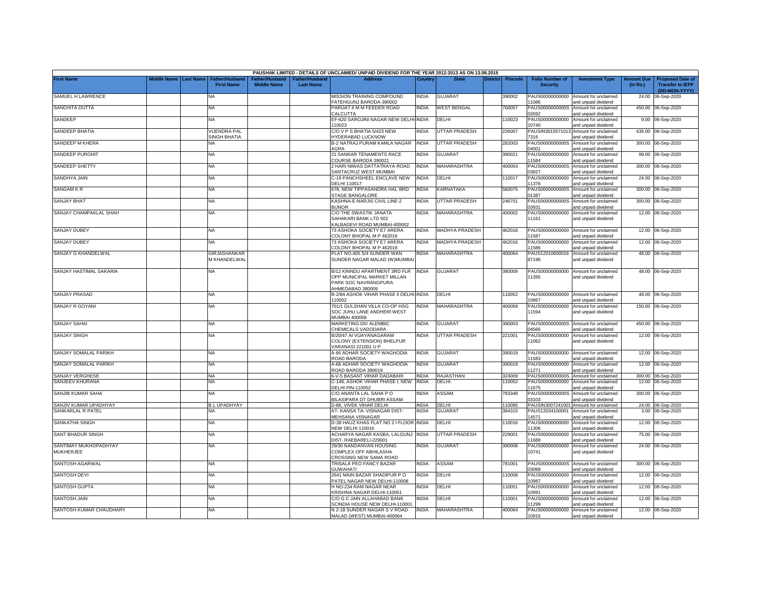PAUSHAK LIMITED - DETAILS OF UNCLAIMED/ UNPAID DIVIDEND FOR THE YEAR 2012-2013 AS ON 13.08.2015

| First Name | Middle Name | Last Name | Father/Husband First Name | Father/Husband Middle Name | Father/Husband Last Name | Address | Country | State | District | Pincode | Folio Number of Security | Investment Type | Amount Due (in Rs.) | Proposed Date of Transfer to IEPF (DD-MON-YYYY) |
|---|---|---|---|---|---|---|---|---|---|---|---|---|---|---|
| SAMUEL H LAWRENCE | | | NA | | | MISSION TRAINING COMPOUND FATEHGUNJ BARODA-390002 | INDIA | GUJARAT | | 390002 | PAUS00000000000 11086 | Amount for unclaimed and unpaid dividend | 24.00 | 06-Sep-2020 |
| SANCHITA DUTTA | | | NA | | | PARIJAT 6 M M FEEDER ROAD CALCUTTA | INDIA | WEST BENGAL | | 700057 | PAUS0000000000S 02692 | Amount for unclaimed and unpaid dividend | 450.00 | 06-Sep-2020 |
| SANDEEP | | | NA | | | EF-620 SAROJINI NAGAR NEW DELHI 110023 | INDIA | DELHI | | 110023 | PAUS00000000000 10740 | Amount for unclaimed and unpaid dividend | 9.00 | 06-Sep-2020 |
| SANDEEP BHATIA | | | VIJENDRA PAL SINGH BHATIA | | | C/O V P S BHATIA 5/423 NEW HYDERABAD LUCKNOW | INDIA | UTTAR PRADESH | | 226007 | PAUSIN3015571013 7316 | Amount for unclaimed and unpaid dividend | 435.00 | 06-Sep-2020 |
| SANDEEP M KHERA | | | NA | | | B-2 NATRAJ PURAM KAMLA NAGAR AGRA | INDIA | UTTAR PRADESH | | 282003 | PAUS0000000000S 04001 | Amount for unclaimed and unpaid dividend | 300.00 | 06-Sep-2020 |
| SANDEEP PUROHIT | | | NA | | | 21 SANKAR TENAMENTS RACE COURSE BARODA 390021 | INDIA | GUJARAT | | 390021 | PAUS00000000000 11584 | Amount for unclaimed and unpaid dividend | 99.00 | 06-Sep-2020 |
| SANDEEP SHETTY | | | NA | | | 2 HARI NIWAS DATTATRAYA ROAD SANTACRUZ WEST MUMBAI | INDIA | MAHARASHTRA | | 400054 | PAUS0000000000S 03827 | Amount for unclaimed and unpaid dividend | 300.00 | 06-Sep-2020 |
| SANDHYA JAIN | | | NA | | | C-19 PANCHSHEEL ENCLAVE NEW DELHI 110017 | INDIA | DELHI | | 110017 | PAUS00000000000 11376 | Amount for unclaimed and unpaid dividend | 24.00 | 06-Sep-2020 |
| SANGAM K R | | | NA | | | 678, NEW TIPPASANDRA HAL IIIRD STAGE BANGALORE | INDIA | KARNATAKA | | 560075 | PAUS0000000000S 01387 | Amount for unclaimed and unpaid dividend | 300.00 | 06-Sep-2020 |
| SANJAY BHAT | | | NA | | | KASHNA-E-NARJIS CIVIL LINE-2 BIJNOR | INDIA | UTTAR PRADESH | | 246701 | PAUS0000000000S 03931 | Amount for unclaimed and unpaid dividend | 300.00 | 06-Sep-2020 |
| SANJAY CHAMPAKLAL SHAH | | | NA | | | C/O THE SWASTIK JANATA SAHAKARI BANK LTD 502 KALBADEVI ROAD MUMBAI-400002 | INDIA | MAHARASHTRA | | 400002 | PAUS00000000000 11161 | Amount for unclaimed and unpaid dividend | 12.00 | 06-Sep-2020 |
| SANJAY DUBEY | | | NA | | | 73 ASHOKA SOCIETY E7 ARERA COLONY BHOPAL M P 462016 | INDIA | MADHYA PRADESH | | 462016 | PAUS00000000000 11587 | Amount for unclaimed and unpaid dividend | 12.00 | 06-Sep-2020 |
| SANJAY DUBEY | | | NA | | | 73 ASHOKA SOCIETY E7 ARERA COLONY BHOPAL M P 462016 | INDIA | MADHYA PRADESH | | 462016 | PAUS00000000000 11586 | Amount for unclaimed and unpaid dividend | 12.00 | 06-Sep-2020 |
| SANJAY G KHANDELWAL | | | GIRJASHANKAR M KHANDELWAL | | | PLAT NO.405 S/4 SUNDER WAN SUNDER NAGAR MALAD (W)MUMBAI | INDIA | MAHARASHTRA | | 400064 | PAUS12010600016 87196 | Amount for unclaimed and unpaid dividend | 48.00 | 06-Sep-2020 |
| SANJAY HASTIMAL SAKARIA | | | NA | | | B/12 KINNDU APARTMENT 3RD FLR OPP MUNICIPAL MARKET MILLAN PARK SOC NAVRANGPURA AHMEDABAD 380009 | INDIA | GUJARAT | | 380009 | PAUS00000000000 11395 | Amount for unclaimed and unpaid dividend | 48.00 | 06-Sep-2020 |
| SANJAY PRASAD | | | NA | | | B-2/84 ASHOK VIHAR PHASE II DELHI 110052 | INDIA | DELHI | | 110052 | PAUS00000000000 10867 | Amount for unclaimed and unpaid dividend | 48.00 | 06-Sep-2020 |
| SANJAY R GOYANI | | | NA | | | 701/1 GULSHAN VILLA CO-OP HSG SOC JUHU LANE ANDHERI WEST MUMBAI 400058 | INDIA | MAHARASHTRA | | 400058 | PAUS00000000000 11594 | Amount for unclaimed and unpaid dividend | 150.00 | 06-Sep-2020 |
| SANJAY SAHAI | | | NA | | | MARKETING DIV ALEMBIC CHEMICALS VADODARA | INDIA | GUJARAT | | 390003 | PAUS0000000000S 04566 | Amount for unclaimed and unpaid dividend | 450.00 | 06-Sep-2020 |
| SANJAY SINGH | | | NA | | | B/20/47 AI VIJAYANAGARAM COLONY (EXTENSION) BHELPUR VARANASI 221001 U P | INDIA | UTTAR PRADESH | | 221001 | PAUS00000000000 11062 | Amount for unclaimed and unpaid dividend | 12.00 | 06-Sep-2020 |
| SANJAY SOMALAL PARIKH | | | NA | | | A 66 ADHAR SOCIETY WAGHODIA ROAD BARODA | INDIA | GUJARAT | | 390019 | PAUS00000000000 11583 | Amount for unclaimed and unpaid dividend | 12.00 | 06-Sep-2020 |
| SANJAY SOMALAL PARIKH | | | NA | | | A-66 ADHAR SOCIETY WAGHODIA ROAD BARODA 390019 | INDIA | GUJARAT | | 390019 | PAUS00000000000 11271 | Amount for unclaimed and unpaid dividend | 12.00 | 06-Sep-2020 |
| SANJAY VERGHESE | | | NA | | | 6-V-5 BASANT VIHAR DADABARI | INDIA | RAJASTHAN | | 324009 | PAUS0000000000S | Amount for unclaimed | 300.00 | 06-Sep-2020 |
| SANJEEV KHURANA | | | NA | | | C-149, ASHOK VIHAR PHASE I, NEW DELHI PIN-110052 | INDIA | DELHI | | 110052 | PAUS00000000000 11675 | Amount for unclaimed and unpaid dividend | 12.00 | 06-Sep-2020 |
| SANJIB KUMAR SAHA | | | NA | | | C/O ANANTA LAL SAHA P O BILASIPARA DT DHUBRI ASSAM | INDIA | ASSAM | | 783348 | PAUS0000000000S 03103 | Amount for unclaimed and unpaid dividend | 300.00 | 06-Sep-2020 |
| SANJIV KUMAR UPADHYAY | | | B L UPADHYAY | | | D-86, VIVEK VIHAR DELHI | INDIA | DELHI | | 110095 | PAUSIN3007241001 | Amount for unclaimed | 24.00 | 06-Sep-2020 |
| SANKARLAL R PATEL | | | NA | | | AT- KANSA TA- VISNAGAR DIST- MEHSANA VISNAGAR | INDIA | GUJARAT | | 384315 | PAUS12034100001 14571 | Amount for unclaimed and unpaid dividend | 3.00 | 06-Sep-2020 |
| SANKATHA SINGH | | | NA | | | D-38 HAUZ KHAS FLAT NO 2 I FLOOR NEW DELHI 110016 | INDIA | DELHI | | 110016 | PAUS00000000000 11306 | Amount for unclaimed and unpaid dividend | 12.00 | 06-Sep-2020 |
| SANT BHADUR SINGH | | | NA | | | ACHARYA NAGAR KASBA, LALGUNJ DIST. RAEBARELI-229001 | INDIA | UTTAR PRADESH | | 229001 | PAUS00000000000 11688 | Amount for unclaimed and unpaid dividend | 75.00 | 06-Sep-2020 |
| SANTIMAY MUKHOPADHYAY MUKHERJEE | | | NA | | | 29/30 NANDANVAN HOUSING COMPLEX OFF ABHILASHA CROSSING NEW SAMA ROAD | INDIA | GUJARAT | | 390008 | PAUS00000000000 10741 | Amount for unclaimed and unpaid dividend | 24.00 | 06-Sep-2020 |
| SANTOSH AGARWAL | | | NA | | | TRISALA PEO FANCY BAZAR GUWAHATI | INDIA | ASSAM | | 781001 | PAUS0000000000S 03068 | Amount for unclaimed and unpaid dividend | 300.00 | 06-Sep-2020 |
| SANTOSH DEVI | | | NA | | | 2641 MAIN BAZAR SHADIPUR P O PATEL NAGAR NEW DELHI-110008 | INDIA | DELHI | | 110008 | PAUS00000000000 10987 | Amount for unclaimed and unpaid dividend | 12.00 | 06-Sep-2020 |
| SANTOSH GUPTA | | | NA | | | H NO-234 RAM NAGAR NEAR KRISHNA NAGAR DELHI-110051 | INDIA | DELHI | | 110051 | PAUS00000000000 10991 | Amount for unclaimed and unpaid dividend | 12.00 | 06-Sep-2020 |
| SANTOSH JAIN | | | NA | | | C/O G C JAIN ALLAHABAD BANK SCINDIA HOUSE NEW DELHI-110001 | INDIA | DELHI | | 110001 | PAUS00000000000 11299 | Amount for unclaimed and unpaid dividend | 12.00 | 06-Sep-2020 |
| SANTOSH KUMAR CHAUDHARY | | | NA | | | N 2-18 SUNDER NAGAR S V ROAD MALAD (WEST) MUMBAI-400064 | INDIA | MAHARASHTRA | | 400064 | PAUS00000000000 10916 | Amount for unclaimed and unpaid dividend | 12.00 | 06-Sep-2020 |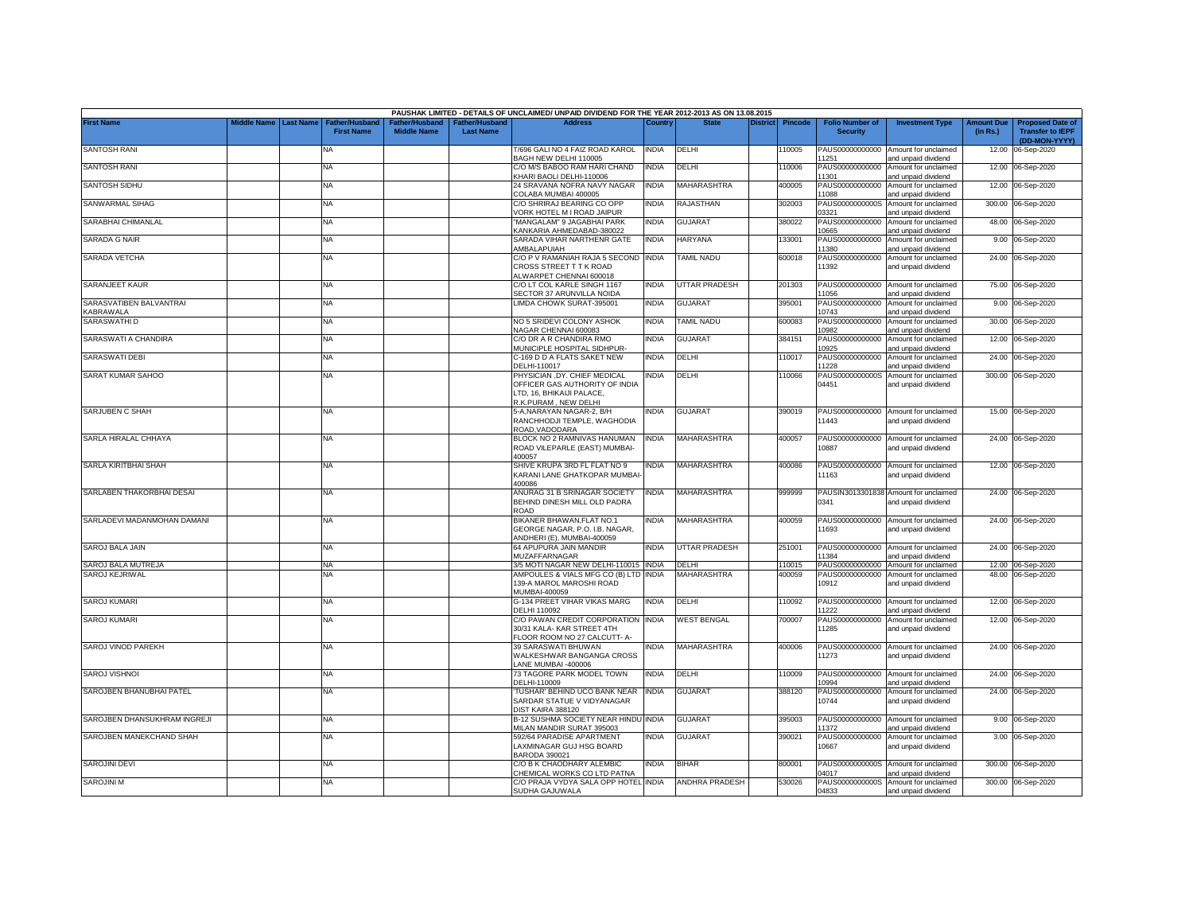PAUSHAK LIMITED - DETAILS OF UNCLAIMED/ UNPAID DIVIDEND FOR THE YEAR 2012-2013 AS ON 13.08.2015

| First Name | Middle Name | Last Name | Father/Husband First Name | Father/Husband Middle Name | Father/Husband Last Name | Address | Country | State | District | Pincode | Folio Number of Security | Investment Type | Amount Due (in Rs.) | Proposed Date of Transfer to IEPF (DD-MON-YYYY) |
|---|---|---|---|---|---|---|---|---|---|---|---|---|---|---|
| SANTOSH RANI | | | NA | | | T/696 GALI NO 4 FAIZ ROAD KAROL BAGH NEW DELHI 110005 | INDIA | DELHI | | 110005 | PAUS00000000000 11251 | Amount for unclaimed and unpaid dividend | 12.00 | 06-Sep-2020 |
| SANTOSH RANI | | | NA | | | C/O M/S BABOO RAM HARI CHAND KHARI BAOLI DELHI-110006 | INDIA | DELHI | | 110006 | PAUS00000000000 11301 | Amount for unclaimed and unpaid dividend | 12.00 | 06-Sep-2020 |
| SANTOSH SIDHU | | | NA | | | 24 SRAVANA NOFRA NAVY NAGAR COLABA MUMBAI 400005 | INDIA | MAHARASHTRA | | 400005 | PAUS00000000000 11088 | Amount for unclaimed and unpaid dividend | 12.00 | 06-Sep-2020 |
| SANWARMAL SIHAG | | | NA | | | C/O SHRIRAJ BEARING CO OPP VORK HOTEL M I ROAD JAIPUR | INDIA | RAJASTHAN | | 302003 | PAUS0000000000S 03321 | Amount for unclaimed and unpaid dividend | 300.00 | 06-Sep-2020 |
| SARABHAI CHIMANLAL | | | NA | | | "MANGALAM" 9 JAGABHAI PARK KANKARIA AHMEDABAD-380022 | INDIA | GUJARAT | | 380022 | PAUS00000000000 10665 | Amount for unclaimed and unpaid dividend | 48.00 | 06-Sep-2020 |
| SARADA G NAIR | | | NA | | | SARADA VIHAR NARTHENR GATE AMBALAPUIAH | INDIA | HARYANA | | 133001 | PAUS00000000000 11380 | Amount for unclaimed and unpaid dividend | 9.00 | 06-Sep-2020 |
| SARADA VETCHA | | | NA | | | C/O P V RAMANIAH RAJA 5 SECOND CROSS STREET T T K ROAD ALWARPET CHENNAI 600018 | INDIA | TAMIL NADU | | 600018 | PAUS00000000000 11392 | Amount for unclaimed and unpaid dividend | 24.00 | 06-Sep-2020 |
| SARANJEET KAUR | | | NA | | | C/O LT COL KARLE SINGH 1167 SECTOR 37 ARUNVILLA NOIDA | INDIA | UTTAR PRADESH | | 201303 | PAUS00000000000 11056 | Amount for unclaimed and unpaid dividend | 75.00 | 06-Sep-2020 |
| SARASVATIBEN BALVANTRAI KABRAWALA | | | NA | | | LIMDA CHOWK SURAT-395001 | INDIA | GUJARAT | | 395001 | PAUS00000000000 10743 | Amount for unclaimed and unpaid dividend | 9.00 | 06-Sep-2020 |
| SARASWATHI D | | | NA | | | NO 5 SRIDEVI COLONY ASHOK NAGAR CHENNAI 600083 | INDIA | TAMIL NADU | | 600083 | PAUS00000000000 10982 | Amount for unclaimed and unpaid dividend | 30.00 | 06-Sep-2020 |
| SARASWATI A CHANDIRA | | | NA | | | C/O DR A R CHANDIRA RMO MUNICIPLE HOSPITAL SIDHPUR- | INDIA | GUJARAT | | 384151 | PAUS00000000000 10925 | Amount for unclaimed and unpaid dividend | 12.00 | 06-Sep-2020 |
| SARASWATI DEBI | | | NA | | | C-169 D D A FLATS SAKET NEW DELHI-110017 | INDIA | DELHI | | 110017 | PAUS00000000000 11228 | Amount for unclaimed and unpaid dividend | 24.00 | 06-Sep-2020 |
| SARAT KUMAR SAHOO | | | NA | | | PHYSICIAN ,DY. CHIEF MEDICAL OFFICER GAS AUTHORITY OF INDIA LTD, 16, BHIKAIJI PALACE, R.K.PURAM , NEW DELHI | INDIA | DELHI | | 110066 | PAUS0000000000S 04451 | Amount for unclaimed and unpaid dividend | 300.00 | 06-Sep-2020 |
| SARJUBEN C SHAH | | | NA | | | 5-A,NARAYAN NAGAR-2, B/H RANCHHODJI TEMPLE, WAGHODIA ROAD,VADODARA | INDIA | GUJARAT | | 390019 | PAUS00000000000 11443 | Amount for unclaimed and unpaid dividend | 15.00 | 06-Sep-2020 |
| SARLA HIRALAL CHHAYA | | | NA | | | BLOCK NO 2 RAMNIVAS HANUMAN ROAD VILEPARLE (EAST) MUMBAI-400057 | INDIA | MAHARASHTRA | | 400057 | PAUS00000000000 10887 | Amount for unclaimed and unpaid dividend | 24.00 | 06-Sep-2020 |
| SARLA KIRITBHAI SHAH | | | NA | | | SHIVE KRUPA 3RD FL FLAT NO 9 KARANI LANE GHATKOPAR MUMBAI-400086 | INDIA | MAHARASHTRA | | 400086 | PAUS00000000000 11163 | Amount for unclaimed and unpaid dividend | 12.00 | 06-Sep-2020 |
| SARLABEN THAKORBHAI DESAI | | | NA | | | ANURAG 31 B SRINAGAR SOCIETY BEHIND DINESH MILL OLD PADRA ROAD | INDIA | MAHARASHTRA | | 999999 | PAUSIN3013301838 0341 | Amount for unclaimed and unpaid dividend | 24.00 | 06-Sep-2020 |
| SARLADEVI MADANMOHAN DAMANI | | | NA | | | BIKANER BHAWAN,FLAT NO.1 GEORGE NAGAR, P.O. I.B. NAGAR, ANDHERI (E), MUMBAI-400059 | INDIA | MAHARASHTRA | | 400059 | PAUS00000000000 11693 | Amount for unclaimed and unpaid dividend | 24.00 | 06-Sep-2020 |
| SAROJ BALA JAIN | | | NA | | | 64 APUPURA JAIN MANDIR MUZAFFARNAGAR | INDIA | UTTAR PRADESH | | 251001 | PAUS00000000000 11384 | Amount for unclaimed and unpaid dividend | 24.00 | 06-Sep-2020 |
| SAROJ BALA MUTREJA | | | NA | | | 3/5 MOTI NAGAR NEW DELHI-110015 | INDIA | DELHI | | 110015 | PAUS00000000000 | Amount for unclaimed | 12.00 | 06-Sep-2020 |
| SAROJ KEJRIWAL | | | NA | | | AMPOULES & VIALS MFG CO (B) LTD 139-A MAROL MAROSHI ROAD MUMBAI-400059 | INDIA | MAHARASHTRA | | 400059 | PAUS00000000000 10912 | Amount for unclaimed and unpaid dividend | 48.00 | 06-Sep-2020 |
| SAROJ KUMARI | | | NA | | | G-134 PREET VIHAR VIKAS MARG DELHI 110092 | INDIA | DELHI | | 110092 | PAUS00000000000 11222 | Amount for unclaimed and unpaid dividend | 12.00 | 06-Sep-2020 |
| SAROJ KUMARI | | | NA | | | C/O PAWAN CREDIT CORPORATION 30/31 KALA- KAR STREET 4TH FLOOR ROOM NO 27 CALCUTT- A- | INDIA | WEST BENGAL | | 700007 | PAUS00000000000 11285 | Amount for unclaimed and unpaid dividend | 12.00 | 06-Sep-2020 |
| SAROJ VINOD PAREKH | | | NA | | | 39 SARASWATI BHUWAN WALKESHWAR BANGANGA CROSS LANE MUMBAI -400006 | INDIA | MAHARASHTRA | | 400006 | PAUS00000000000 11273 | Amount for unclaimed and unpaid dividend | 24.00 | 06-Sep-2020 |
| SAROJ VISHNOI | | | NA | | | 73 TAGORE PARK MODEL TOWN DELHI-110009 | INDIA | DELHI | | 110009 | PAUS00000000000 10994 | Amount for unclaimed and unpaid dividend | 24.00 | 06-Sep-2020 |
| SAROJBEN BHANUBHAI PATEL | | | NA | | | "TUSHAR" BEHIND UCO BANK NEAR SARDAR STATUE V VIDYANAGAR DIST KAIRA 388120 | INDIA | GUJARAT | | 388120 | PAUS00000000000 10744 | Amount for unclaimed and unpaid dividend | 24.00 | 06-Sep-2020 |
| SAROJBEN DHANSUKHRAM INGREJI | | | NA | | | B-12 SUSHMA SOCIETY NEAR HINDU MILAN MANDIR SURAT 395003 | INDIA | GUJARAT | | 395003 | PAUS00000000000 11372 | Amount for unclaimed and unpaid dividend | 9.00 | 06-Sep-2020 |
| SAROJBEN MANEKCHAND SHAH | | | NA | | | 592/64 PARADISE APARTMENT LAXMINAGAR GUJ HSG BOARD BARODA 390021 | INDIA | GUJARAT | | 390021 | PAUS00000000000 10667 | Amount for unclaimed and unpaid dividend | 3.00 | 06-Sep-2020 |
| SAROJINI DEVI | | | NA | | | C/O B K CHAODHARY ALEMBIC CHEMICAL WORKS CO LTD PATNA | INDIA | BIHAR | | 800001 | PAUS0000000000S 04017 | Amount for unclaimed and unpaid dividend | 300.00 | 06-Sep-2020 |
| SAROJINI M | | | NA | | | C/O PRAJA VYDYA SALA OPP HOTEL SUDHA GAJUWALA | INDIA | ANDHRA PRADESH | | 530026 | PAUS0000000000S 04833 | Amount for unclaimed and unpaid dividend | 300.00 | 06-Sep-2020 |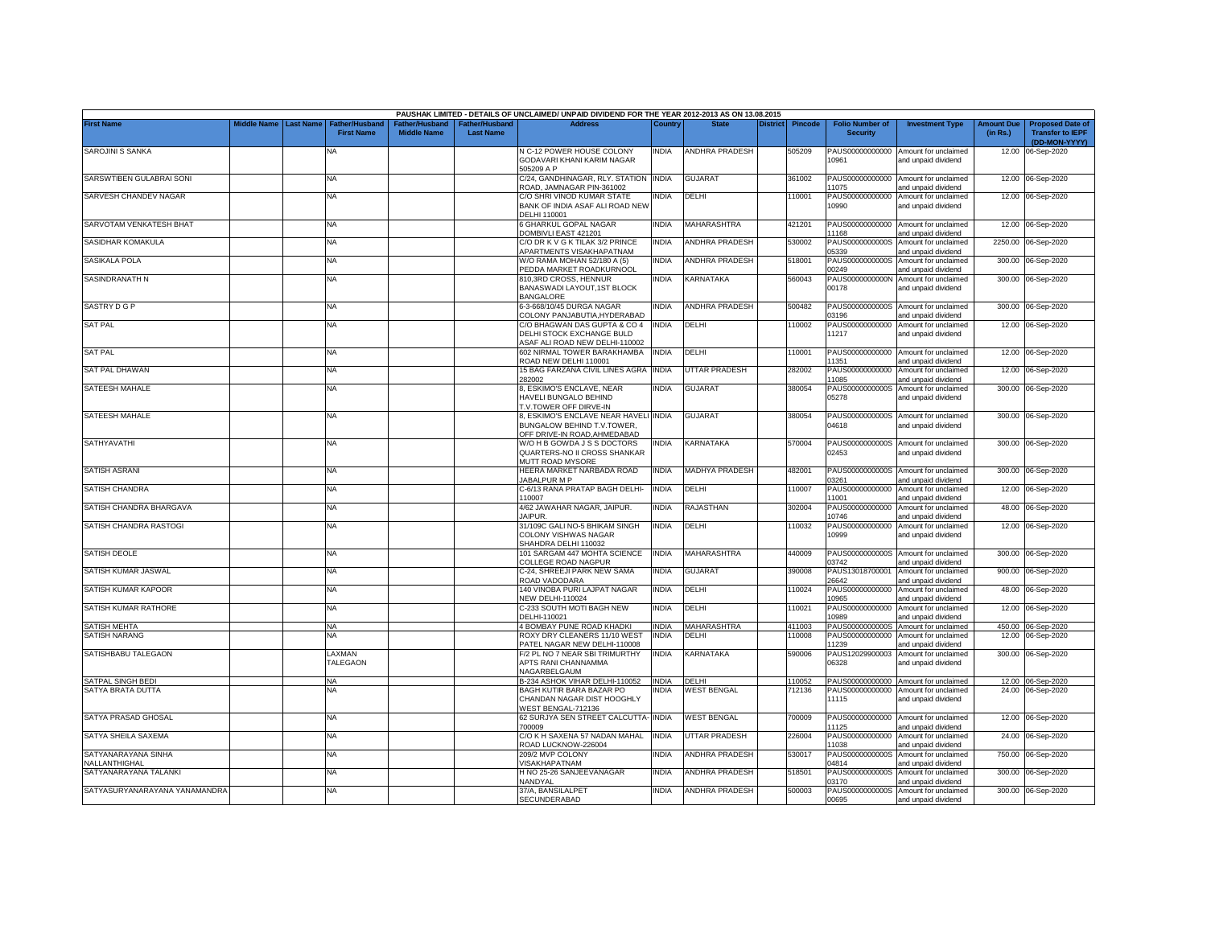PAUSHAK LIMITED - DETAILS OF UNCLAIMED/ UNPAID DIVIDEND FOR THE YEAR 2012-2013 AS ON 13.08.2015

| First Name | Middle Name | Last Name | Father/Husband First Name | Father/Husband Middle Name | Father/Husband Last Name | Address | Country | State | District | Pincode | Folio Number of Security | Investment Type | Amount Due (in Rs.) | Proposed Date of Transfer to IEPF (DD-MON-YYYY) |
|---|---|---|---|---|---|---|---|---|---|---|---|---|---|---|
| SAROJINI S SANKA | | | NA | | | N C-12 POWER HOUSE COLONY GODAVARI KHANI KARIM NAGAR 505209 A P | INDIA | ANDHRA PRADESH | | 505209 | PAUS00000000000 10961 | Amount for unclaimed and unpaid dividend | 12.00 | 06-Sep-2020 |
| SARSWTIBEN GULABRAI SONI | | | NA | | | C/24, GANDHINAGAR, RLY. STATION ROAD, JAMNAGAR PIN-361002 | INDIA | GUJARAT | | 361002 | PAUS00000000000 11075 | Amount for unclaimed and unpaid dividend | 12.00 | 06-Sep-2020 |
| SARVESH CHANDEV NAGAR | | | NA | | | C/O SHRI VINOD KUMAR STATE BANK OF INDIA ASAF ALI ROAD NEW DELHI 110001 | INDIA | DELHI | | 110001 | PAUS00000000000 10990 | Amount for unclaimed and unpaid dividend | 12.00 | 06-Sep-2020 |
| SARVOTAM VENKATESH BHAT | | | NA | | | 6 GHARKUL GOPAL NAGAR DOMBIVLI EAST 421201 | INDIA | MAHARASHTRA | | 421201 | PAUS00000000000 11168 | Amount for unclaimed and unpaid dividend | 12.00 | 06-Sep-2020 |
| SASIDHAR KOMAKULA | | | NA | | | C/O DR K V G K TILAK 3/2 PRINCE APARTMENTS VISAKHAPATNAM | INDIA | ANDHRA PRADESH | | 530002 | PAUS0000000000S 05339 | Amount for unclaimed and unpaid dividend | 2250.00 | 06-Sep-2020 |
| SASIKALA POLA | | | NA | | | W/O RAMA MOHAN 52/180 A (5) PEDDA MARKET ROADKURNOOL | INDIA | ANDHRA PRADESH | | 518001 | PAUS0000000000S 00249 | Amount for unclaimed and unpaid dividend | 300.00 | 06-Sep-2020 |
| SASINDRANATH N | | | NA | | | 810,3RD CROSS, HENNUR BANASWADI LAYOUT,1ST BLOCK BANGALORE | INDIA | KARNATAKA | | 560043 | PAUS0000000000N 00178 | Amount for unclaimed and unpaid dividend | 300.00 | 06-Sep-2020 |
| SASTRY D G P | | | NA | | | 6-3-668/10/45 DURGA NAGAR COLONY PANJABUTIA,HYDERABAD | INDIA | ANDHRA PRADESH | | 500482 | PAUS0000000000S 03196 | Amount for unclaimed and unpaid dividend | 300.00 | 06-Sep-2020 |
| SAT PAL | | | NA | | | C/O BHAGWAN DAS GUPTA & CO 4 DELHI STOCK EXCHANGE BULD ASAF ALI ROAD NEW DELHI-110002 | INDIA | DELHI | | 110002 | PAUS00000000000 11217 | Amount for unclaimed and unpaid dividend | 12.00 | 06-Sep-2020 |
| SAT PAL | | | NA | | | 602 NIRMAL TOWER BARAKHAMBA ROAD NEW DELHI 110001 | INDIA | DELHI | | 110001 | PAUS00000000000 11351 | Amount for unclaimed and unpaid dividend | 12.00 | 06-Sep-2020 |
| SAT PAL DHAWAN | | | NA | | | 15 BAG FARZANA CIVIL LINES AGRA 282002 | INDIA | UTTAR PRADESH | | 282002 | PAUS00000000000 11085 | Amount for unclaimed and unpaid dividend | 12.00 | 06-Sep-2020 |
| SATEESH MAHALE | | | NA | | | 8, ESKIMO'S ENCLAVE, NEAR HAVELI BUNGALO BEHIND T.V.TOWER OFF DIRVE-IN | INDIA | GUJARAT | | 380054 | PAUS0000000000S 05278 | Amount for unclaimed and unpaid dividend | 300.00 | 06-Sep-2020 |
| SATEESH MAHALE | | | NA | | | 8, ESKIMO'S ENCLAVE NEAR HAVELI BUNGALOW BEHIND T.V.TOWER, OFF DRIVE-IN ROAD,AHMEDABAD | INDIA | GUJARAT | | 380054 | PAUS0000000000S 04618 | Amount for unclaimed and unpaid dividend | 300.00 | 06-Sep-2020 |
| SATHYAVATHI | | | NA | | | W/O H B GOWDA J S S DOCTORS QUARTERS-NO II CROSS SHANKAR MUTT ROAD MYSORE | INDIA | KARNATAKA | | 570004 | PAUS0000000000S 02453 | Amount for unclaimed and unpaid dividend | 300.00 | 06-Sep-2020 |
| SATISH ASRANI | | | NA | | | HEERA MARKET NARBADA ROAD JABALPUR M P | INDIA | MADHYA PRADESH | | 482001 | PAUS0000000000S 03261 | Amount for unclaimed and unpaid dividend | 300.00 | 06-Sep-2020 |
| SATISH CHANDRA | | | NA | | | C-6/13 RANA PRATAP BAGH DELHI-110007 | INDIA | DELHI | | 110007 | PAUS00000000000 11001 | Amount for unclaimed and unpaid dividend | 12.00 | 06-Sep-2020 |
| SATISH CHANDRA BHARGAVA | | | NA | | | 4/62 JAWAHAR NAGAR, JAIPUR. JAIPUR. | INDIA | RAJASTHAN | | 302004 | PAUS00000000000 10746 | Amount for unclaimed and unpaid dividend | 48.00 | 06-Sep-2020 |
| SATISH CHANDRA RASTOGI | | | NA | | | 31/109C GALI NO-5 BHIKAM SINGH COLONY VISHWAS NAGAR SHAHDRA DELHI 110032 | INDIA | DELHI | | 110032 | PAUS00000000000 10999 | Amount for unclaimed and unpaid dividend | 12.00 | 06-Sep-2020 |
| SATISH DEOLE | | | NA | | | 101 SARGAM 447 MOHTA SCIENCE COLLEGE ROAD NAGPUR | INDIA | MAHARASHTRA | | 440009 | PAUS0000000000S 03742 | Amount for unclaimed and unpaid dividend | 300.00 | 06-Sep-2020 |
| SATISH KUMAR JASWAL | | | NA | | | C-24, SHREEJI PARK NEW SAMA ROAD VADODARA | INDIA | GUJARAT | | 390008 | PAUS13018700001 26642 | Amount for unclaimed and unpaid dividend | 900.00 | 06-Sep-2020 |
| SATISH KUMAR KAPOOR | | | NA | | | 140 VINOBA PURI LAJPAT NAGAR NEW DELHI-110024 | INDIA | DELHI | | 110024 | PAUS00000000000 10965 | Amount for unclaimed and unpaid dividend | 48.00 | 06-Sep-2020 |
| SATISH KUMAR RATHORE | | | NA | | | C-233 SOUTH MOTI BAGH NEW DELHI-110021 | INDIA | DELHI | | 110021 | PAUS00000000000 10989 | Amount for unclaimed and unpaid dividend | 12.00 | 06-Sep-2020 |
| SATISH MEHTA | | | NA | | | 4 BOMBAY PUNE ROAD KHADKI | INDIA | MAHARASHTRA | | 411003 | PAUS0000000000S | Amount for unclaimed | 450.00 | 06-Sep-2020 |
| SATISH NARANG | | | NA | | | ROXY DRY CLEANERS 11/10 WEST PATEL NAGAR NEW DELHI-110008 | INDIA | DELHI | | 110008 | PAUS00000000000 11239 | Amount for unclaimed and unpaid dividend | 12.00 | 06-Sep-2020 |
| SATISHBABU TALEGAON | | | LAXMAN TALEGAON | | | F/2 PL NO 7 NEAR SBI TRIMURTHY APTS RANI CHANNAMMA NAGARBELGAUM | INDIA | KARNATAKA | | 590006 | PAUS12029900003 06328 | Amount for unclaimed and unpaid dividend | 300.00 | 06-Sep-2020 |
| SATPAL SINGH BEDI | | | NA | | | B-234 ASHOK VIHAR DELHI-110052 | INDIA | DELHI | | 110052 | PAUS00000000000 | Amount for unclaimed | 12.00 | 06-Sep-2020 |
| SATYA BRATA DUTTA | | | NA | | | BAGH KUTIR BARA BAZAR PO CHANDAN NAGAR DIST HOOGHLY WEST BENGAL-712136 | INDIA | WEST BENGAL | | 712136 | PAUS00000000000 11115 | Amount for unclaimed and unpaid dividend | 24.00 | 06-Sep-2020 |
| SATYA PRASAD GHOSAL | | | NA | | | 62 SURJYA SEN STREET CALCUTTA-700009 | INDIA | WEST BENGAL | | 700009 | PAUS00000000000 11125 | Amount for unclaimed and unpaid dividend | 12.00 | 06-Sep-2020 |
| SATYA SHEILA SAXEMA | | | NA | | | C/O K H SAXENA 57 NADAN MAHAL ROAD LUCKNOW-226004 | INDIA | UTTAR PRADESH | | 226004 | PAUS00000000000 11038 | Amount for unclaimed and unpaid dividend | 24.00 | 06-Sep-2020 |
| SATYANARAYANA SINHA NALLANTHIGHAL | | | NA | | | 209/2 MVP COLONY VISAKHAPATNAM | INDIA | ANDHRA PRADESH | | 530017 | PAUS0000000000S 04814 | Amount for unclaimed and unpaid dividend | 750.00 | 06-Sep-2020 |
| SATYANARAYANA TALANKI | | | NA | | | H NO 25-26 SANJEEVANAGAR NANDYAL | INDIA | ANDHRA PRADESH | | 518501 | PAUS0000000000S 03170 | Amount for unclaimed and unpaid dividend | 300.00 | 06-Sep-2020 |
| SATYASURYANARAYANA YANAMANDRA | | | NA | | | 37/A, BANSILALPET SECUNDERABAD | INDIA | ANDHRA PRADESH | | 500003 | PAUS0000000000S 00695 | Amount for unclaimed and unpaid dividend | 300.00 | 06-Sep-2020 |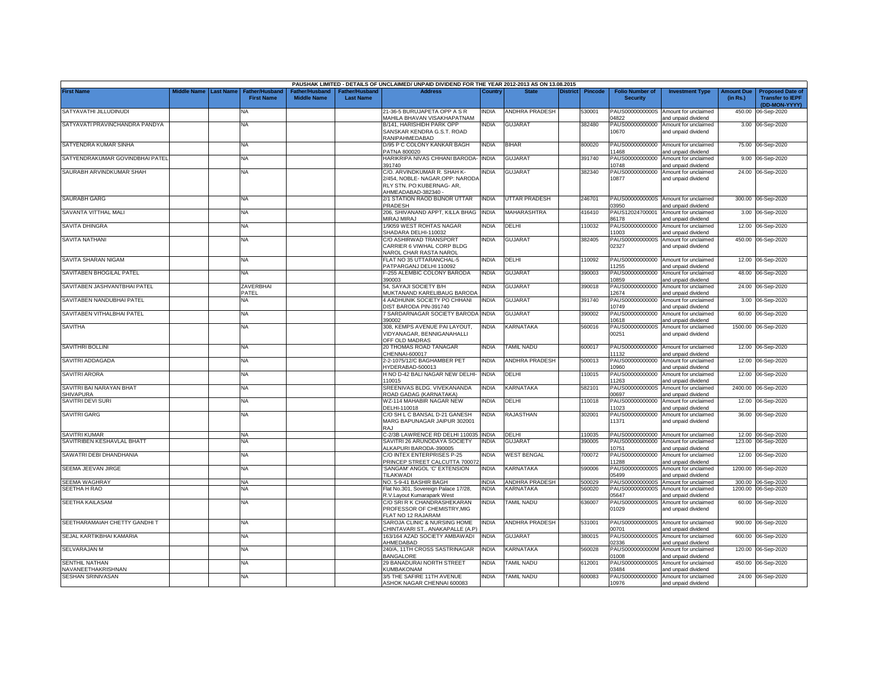PAUSHAK LIMITED - DETAILS OF UNCLAIMED/ UNPAID DIVIDEND FOR THE YEAR 2012-2013 AS ON 13.08.2015

| First Name | Middle Name | Last Name | Father/Husband First Name | Father/Husband Middle Name | Father/Husband Last Name | Address | Country | State | District | Pincode | Folio Number of Security | Investment Type | Amount Due (in Rs.) | Proposed Date of Transfer to IEPF (DD-MON-YYYY) |
|---|---|---|---|---|---|---|---|---|---|---|---|---|---|---|
| SATYAVATHI JILLUDINUDI | | | NA | | | 21-36-5 BURUJAPETA OPP A S R MAHILA BHAVAN VISAKHAPATNAM | INDIA | ANDHRA PRADESH | | 530001 | PAUS0000000000S04822 | Amount for unclaimed and unpaid dividend | 450.00 | 06-Sep-2020 |
| SATYAVATI PRAVINCHANDRA PANDYA | | | NA | | | B/141, HARISHIDH PARK OPP SANSKAR KENDRA G.S.T. ROAD RANIPAHMEDABAD | INDIA | GUJARAT | | 382480 | PAUS00000000000010670 | Amount for unclaimed and unpaid dividend | 3.00 | 06-Sep-2020 |
| SATYENDRA KUMAR SINHA | | | NA | | | D/95 P C COLONY KANKAR BAGH PATNA 800020 | INDIA | BIHAR | | 800020 | PAUS00000000000011468 | Amount for unclaimed and unpaid dividend | 75.00 | 06-Sep-2020 |
| SATYENDRAKUMAR GOVINDBHAI PATEL | | | NA | | | HARIKRIPA NIVAS CHHANI BARODA-391740 | INDIA | GUJARAT | | 391740 | PAUS00000000000010748 | Amount for unclaimed and unpaid dividend | 9.00 | 06-Sep-2020 |
| SAURABH ARVINDKUMAR SHAH | | | NA | | | C/O. ARVINDKUMAR R. SHAH K-2/454, NOBLE- NAGAR,OPP: NARODA RLY STN. PO:KUBERNAG- AR, AHMEADABAD-382340 - | INDIA | GUJARAT | | 382340 | PAUS00000000000010877 | Amount for unclaimed and unpaid dividend | 24.00 | 06-Sep-2020 |
| SAURABH GARG | | | NA | | | 2/1 STATION RAOD BIJNOR UTTAR PRADESH | INDIA | UTTAR PRADESH | | 246701 | PAUS0000000000S03950 | Amount for unclaimed and unpaid dividend | 300.00 | 06-Sep-2020 |
| SAVANTA VITTHAL MALI | | | NA | | | 206, SHIVANAND APPT, KILLA BHAG MIRAJ MIRAJ | INDIA | MAHARASHTRA | | 416410 | PAUS1202470000186178 | Amount for unclaimed and unpaid dividend | 3.00 | 06-Sep-2020 |
| SAVITA DHINGRA | | | NA | | | 1/9059 WEST ROHTAS NAGAR SHADARA DELHI-110032 | INDIA | DELHI | | 110032 | PAUS00000000000011003 | Amount for unclaimed and unpaid dividend | 12.00 | 06-Sep-2020 |
| SAVITA NATHANI | | | NA | | | C/O ASHIRWAD TRANSPORT CARRIER 6 VIWHAL CORP BLDG NAROL CHAR RASTA NAROL | INDIA | GUJARAT | | 382405 | PAUS0000000000S02327 | Amount for unclaimed and unpaid dividend | 450.00 | 06-Sep-2020 |
| SAVITA SHARAN NIGAM | | | NA | | | FLAT NO 35 UTTARANCHAL-5 PATPARGANJ DELHI 110092 | INDIA | DELHI | | 110092 | PAUS00000000000011255 | Amount for unclaimed and unpaid dividend | 12.00 | 06-Sep-2020 |
| SAVITABEN BHOGILAL PATEL | | | NA | | | F-255 ALEMBIC COLONY BARODA 390003 | INDIA | GUJARAT | | 390003 | PAUS00000000000010859 | Amount for unclaimed and unpaid dividend | 48.00 | 06-Sep-2020 |
| SAVITABEN JASHVANTBHAI PATEL | | | ZAVERBHAI PATEL | | | 54, SAYAJI SOCIETY B/H MUKTANAND KARELIBAUG BARODA | INDIA | GUJARAT | | 390018 | PAUS00000000000012674 | Amount for unclaimed and unpaid dividend | 24.00 | 06-Sep-2020 |
| SAVITABEN NANDUBHAI PATEL | | | NA | | | 4 AADHUNIK SOCIETY PO CHHANI DIST BARODA PIN-391740 | INDIA | GUJARAT | | 391740 | PAUS00000000000010749 | Amount for unclaimed and unpaid dividend | 3.00 | 06-Sep-2020 |
| SAVITABEN VITHALBHAI PATEL | | | NA | | | 7 SARDARNAGAR SOCIETY BARODA 390002 | INDIA | GUJARAT | | 390002 | PAUS00000000000010618 | Amount for unclaimed and unpaid dividend | 60.00 | 06-Sep-2020 |
| SAVITHA | | | NA | | | 308, KEMPS AVENUE PAI LAYOUT, VIDYANAGAR, BENNIGANAHALLI OFF OLD MADRAS | INDIA | KARNATAKA | | 560016 | PAUS0000000000S00251 | Amount for unclaimed and unpaid dividend | 1500.00 | 06-Sep-2020 |
| SAVITHRI BOLLINI | | | NA | | | 20 THOMAS ROAD TANAGAR CHENNAI-600017 | INDIA | TAMIL NADU | | 600017 | PAUS00000000000011132 | Amount for unclaimed and unpaid dividend | 12.00 | 06-Sep-2020 |
| SAVITRI ADDAGADA | | | NA | | | 2-2-1075/12/C BAGHAMBER PET HYDERABAD-500013 | INDIA | ANDHRA PRADESH | | 500013 | PAUS00000000000010960 | Amount for unclaimed and unpaid dividend | 12.00 | 06-Sep-2020 |
| SAVITRI ARORA | | | NA | | | H NO D-42 BALI NAGAR NEW DELHI-110015 | INDIA | DELHI | | 110015 | PAUS00000000000011263 | Amount for unclaimed and unpaid dividend | 12.00 | 06-Sep-2020 |
| SAVITRI BAI NARAYAN BHAT SHIVAPURA | | | NA | | | SREENIVAS BLDG. VIVEKANANDA ROAD GADAG (KARNATAKA) | INDIA | KARNATAKA | | 582101 | PAUS0000000000S00697 | Amount for unclaimed and unpaid dividend | 2400.00 | 06-Sep-2020 |
| SAVITRI DEVI SURI | | | NA | | | WZ-114 MAHABIR NAGAR NEW DELHI-110018 | INDIA | DELHI | | 110018 | PAUS00000000000011023 | Amount for unclaimed and unpaid dividend | 12.00 | 06-Sep-2020 |
| SAVITRI GARG | | | NA | | | C/O SH L C BANSAL D-21 GANESH MARG BAPUNAGAR JAIPUR 302001 RAJ | INDIA | RAJASTHAN | | 302001 | PAUS00000000000011371 | Amount for unclaimed and unpaid dividend | 36.00 | 06-Sep-2020 |
| SAVITRI KUMAR | | | NA | | | C-2/3B LAWRENCE RD DELHI 110035 | INDIA | DELHI | | 110035 | PAUS00000000000 | Amount for unclaimed | 12.00 | 06-Sep-2020 |
| SAVITRIBEN KESHAVLAL BHATT | | | NA | | | SAVITRI 26 ARUNODAYA SOCIETY ALKAPURI BARODA-390005 | INDIA | GUJARAT | | 390005 | PAUS00000000000010751 | Amount for unclaimed and unpaid dividend | 123.00 | 06-Sep-2020 |
| SAWATRI DEBI DHANDHANIA | | | NA | | | C/O INTEX ENTERPRISES P-25 PRINCEP STREET CALCUTTA 700072 | INDIA | WEST BENGAL | | 700072 | PAUS00000000000011288 | Amount for unclaimed and unpaid dividend | 12.00 | 06-Sep-2020 |
| SEEMA JEEVAN JIRGE | | | NA | | | 'SANGAM' ANGOL 'C' EXTENSION TILAKWADI | INDIA | KARNATAKA | | 590006 | PAUS0000000000S05499 | Amount for unclaimed and unpaid dividend | 1200.00 | 06-Sep-2020 |
| SEEMA WAGHRAY | | | NA | | | NO. 5-9-41 BASHIR BAGH | INDIA | ANDHRA PRADESH | | 500029 | PAUS0000000000S | Amount for unclaimed | 300.00 | 06-Sep-2020 |
| SEETHA H RAO | | | NA | | | Flat No.301, Sovereign Palace 17/28, R.V.Layout Kumarapark West | INDIA | KARNATAKA | | 560020 | PAUS0000000000S05647 | Amount for unclaimed and unpaid dividend | 1200.00 | 06-Sep-2020 |
| SEETHA KAILASAM | | | NA | | | C/O SRI R K CHANDRASHEKARAN PROFESSOR OF CHEMISTRY,MIG FLAT NO 12 RAJARAM | INDIA | TAMIL NADU | | 636007 | PAUS0000000000S01029 | Amount for unclaimed and unpaid dividend | 60.00 | 06-Sep-2020 |
| SEETHARAMAIAH CHETTY GANDHI T | | | NA | | | SAROJA CLINIC & NURSING HOME CHINTAVARI ST., ANAKAPALLE (A.P) | INDIA | ANDHRA PRADESH | | 531001 | PAUS0000000000S00701 | Amount for unclaimed and unpaid dividend | 900.00 | 06-Sep-2020 |
| SEJAL KARTIKBHAI KAMARIA | | | NA | | | 163/164 AZAD SOCIETY AMBAWADI AHMEDABAD | INDIA | GUJARAT | | 380015 | PAUS0000000000S02336 | Amount for unclaimed and unpaid dividend | 600.00 | 06-Sep-2020 |
| SELVARAJAN M | | | NA | | | 240/A, 11TH CROSS SASTRINAGAR BANGALORE | INDIA | KARNATAKA | | 560028 | PAUS0000000000M01008 | Amount for unclaimed and unpaid dividend | 120.00 | 06-Sep-2020 |
| SENTHIL NATHAN NAVANEETHAKRISHNAN | | | NA | | | 29 BANADURAI NORTH STREET KUMBAKONAM | INDIA | TAMIL NADU | | 612001 | PAUS0000000000S03484 | Amount for unclaimed and unpaid dividend | 450.00 | 06-Sep-2020 |
| SESHAN SRINIVASAN | | | NA | | | 3/5 THE SAFIRE 11TH AVENUE ASHOK NAGAR CHENNAI 600083 | INDIA | TAMIL NADU | | 600083 | PAUS00000000000010976 | Amount for unclaimed and unpaid dividend | 24.00 | 06-Sep-2020 |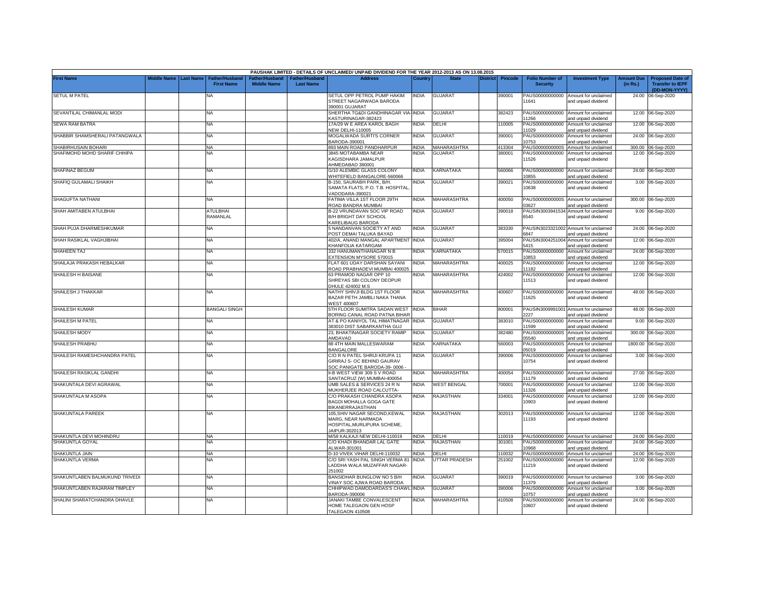| PAUSHAK LIMITED - DETAILS OF UNCLAIMED/ UNPAID DIVIDEND FOR THE YEAR 2012-2013 AS ON 13.08.2015 | | | | | | | | | | | | | | | |
|---|---|---|---|---|---|---|---|---|---|---|---|---|---|---|---|
| First Name | Middle Name | Last Name | Father/Husband First Name | Father/Husband Middle Name | Father/Husband Last Name | Address | Country | State | District | Pincode | Folio Number of Security | Investment Type | Amount Due (in Rs.) | Proposed Date of Transfer to IEPF (DD-MON-YYYY) |
| SETUL M PATEL | | | NA | | | SETUL OPP PETROL PUMP HAKIM STREET NAGARWADA BARODA 390001 GUJARAT | INDIA | GUJARAT | | 390001 | PAUS00000000000 11641 | Amount for unclaimed and unpaid dividend | 24.00 | 06-Sep-2020 |
| SEVANTILAL CHIMANLAL MODI | | | NA | | | SHERTHA TG&DI GANDHINAGAR VIA-KASTURINAGAR-382423 | INDIA | GUJARAT | | 382423 | PAUS00000000000 11266 | Amount for unclaimed and unpaid dividend | 12.00 | 06-Sep-2020 |
| SEWA RAM BATRA | | | NA | | | 17A/29 W E AREA KAROL BAGH NEW DELHI-110005 | INDIA | DELHI | | 110005 | PAUS00000000000 11029 | Amount for unclaimed and unpaid dividend | 12.00 | 06-Sep-2020 |
| SHABBIR SHAMSHERALI PATANGWALA | | | NA | | | MOGALWADA SURTI'S CORNER BARODA-390001 | INDIA | GUJARAT | | 390001 | PAUS00000000000 10753 | Amount for unclaimed and unpaid dividend | 24.00 | 06-Sep-2020 |
| SHABIRHUSAIN BOHARI | | | NA | | | 893 MAIN ROAD PANDHARPUR | INDIA | MAHARASHTRA | | 413304 | PAUS0000000000S | Amount for unclaimed | 300.00 | 06-Sep-2020 |
| SHAFIMOHD MOHD SHARIF CHHIPA | | | NA | | | 3845 MOTABAMBA NEAR KAGISDHARA JAMALPUR AHMEDABAD 380001 | INDIA | GUJARAT | | 380001 | PAUS00000000000 11526 | Amount for unclaimed and unpaid dividend | 12.00 | 06-Sep-2020 |
| SHAFINAZ BEGUM | | | NA | | | G/10 ALEMBIC GLASS COLONY WHITEFIELD BANGALORE-560066 | INDIA | KARNATAKA | | 560066 | PAUS00000000000 10855 | Amount for unclaimed and unpaid dividend | 24.00 | 06-Sep-2020 |
| SHAFIQ GULAMALI SHAIKH | | | NA | | | B-150, SAURABH PARK, B/H. SAMATA FLATS, P.O. T.B. HOSPITAL, VADODARA-390021 | INDIA | GUJARAT | | 390021 | PAUS00000000000 10638 | Amount for unclaimed and unpaid dividend | 3.00 | 06-Sep-2020 |
| SHAGUFTA NATHANI | | | NA | | | FATIMA VILLA 1ST FLOOR 29TH ROAD BANDRA MUMBAI | INDIA | MAHARASHTRA | | 400050 | PAUS0000000000S 03627 | Amount for unclaimed and unpaid dividend | 300.00 | 06-Sep-2020 |
| SHAH AMITABEN ATULBHAI | | | ATULBHAI RAMANLAL | | | B-22 VRUNDAVAN SOC VIP ROAD B/H BRIGHT DAY SCHOOL KARELIBAUG BARODA | INDIA | GUJARAT | | 390018 | PAUSIN3003941534 6540 | Amount for unclaimed and unpaid dividend | 9.00 | 06-Sep-2020 |
| SHAH PUJA DHARMESHKUMAR | | | NA | | | 5 NANDANVAN SOCIETY AT AND POST DEMAI TALUKA BAYAD | INDIA | GUJARAT | | 383330 | PAUSIN3023321002 6847 | Amount for unclaimed and unpaid dividend | 24.00 | 06-Sep-2020 |
| SHAH RASIKLAL VAGHJIBHAI | | | NA | | | 402/A, ANAND MANGAL APARTMENT KHANFOLIA KATARGAM | INDIA | GUJARAT | | 395004 | PAUSIN3004251004 5415 | Amount for unclaimed and unpaid dividend | 12.00 | 06-Sep-2020 |
| SHAHEEN TAJ | | | NA | | | 332 HANUMANTHANAGAR N B EXTENSION MYSORE 570015 | INDIA | KARNATAKA | | 570015 | PAUS00000000000 10853 | Amount for unclaimed and unpaid dividend | 24.00 | 06-Sep-2020 |
| SHAILAJA PRAKASH HEBALKAR | | | NA | | | FLAT 601 UDAY DARSHAN SAYANI ROAD PRABHADEVI MUMBAI 400025 | INDIA | MAHARASHTRA | | 400025 | PAUS00000000000 11182 | Amount for unclaimed and unpaid dividend | 12.00 | 06-Sep-2020 |
| SHAILESH H BAISANE | | | NA | | | 63 PRAMOD NAGAR OPP 10 SHREYAS SBI COLONY DEOPUR DHULE 424002 M.S | INDIA | MAHARASHTRA | | 424002 | PAUS00000000000 11513 | Amount for unclaimed and unpaid dividend | 12.00 | 06-Sep-2020 |
| SHAILESH J THAKKAR | | | NA | | | NATHY SHIVJI BLDG 1ST FLOOR BAZAR PETH JAMBLI NAKA THANA WEST 400607 | INDIA | MAHARASHTRA | | 400607 | PAUS00000000000 11625 | Amount for unclaimed and unpaid dividend | 48.00 | 06-Sep-2020 |
| SHAILESH KUMAR | | | BANGALI SINGH | | | 5TH FLOOR SUMITRA SADAN WEST BORING CANAL ROAD PATNA BIHAR | INDIA | BIHAR | | 800001 | PAUSIN3009991001 2227 | Amount for unclaimed and unpaid dividend | 48.00 | 06-Sep-2020 |
| SHAILESH M PATEL | | | NA | | | AT & PO KANIYOL TAL HIMATNAGAR 383010 DIST SABARKANTHA GUJ | INDIA | GUJARAT | | 383010 | PAUS00000000000 11599 | Amount for unclaimed and unpaid dividend | 9.00 | 06-Sep-2020 |
| SHAILESH MODY | | | NA | | | 23, BHAKTINAGAR SOCIETY RAMIP AMDAVAD | INDIA | GUJARAT | | 382480 | PAUS0000000000S 05540 | Amount for unclaimed and unpaid dividend | 300.00 | 06-Sep-2020 |
| SHAILESH PRABHU | | | NA | | | 88 4TH MAIN MALLESWARAM BANGALORE | INDIA | KARNATAKA | | 560003 | PAUS0000000000S 05019 | Amount for unclaimed and unpaid dividend | 1800.00 | 06-Sep-2020 |
| SHAILESH RAMESHCHANDRA PATEL | | | NA | | | C/O R N PATEL SHRIJI KRUPA 11 GIRIRAJ S- OC BEHIND GAURAV SOC PANIGATE BARODA-39- 0006 - | INDIA | GUJARAT | | 390006 | PAUS00000000000 10754 | Amount for unclaimed and unpaid dividend | 3.00 | 06-Sep-2020 |
| SHAILESH RASIKLAL GANDHI | | | NA | | | II-B WEST VIEW 309 S V ROAD SANTACRUZ (W) MUMBAI-400054 | INDIA | MAHARASHTRA | | 400054 | PAUS00000000000 11179 | Amount for unclaimed and unpaid dividend | 27.00 | 06-Sep-2020 |
| SHAKUNTALA DEVI AGRAWAL | | | NA | | | UMB SALES & SERVICES 24 R N MUKHERJEE ROAD CALCUTTA- | INDIA | WEST BENGAL | | 700001 | PAUS00000000000 11326 | Amount for unclaimed and unpaid dividend | 12.00 | 06-Sep-2020 |
| SHAKUNTALA M ASOPA | | | NA | | | C/O PRAKASH CHANDRA ASOPA BAGDI MOHALLA GOGA GATE BIKANERRAJASTHAN | INDIA | RAJASTHAN | | 334001 | PAUS00000000000 10903 | Amount for unclaimed and unpaid dividend | 12.00 | 06-Sep-2020 |
| SHAKUNTALA PAREEK | | | NA | | | 105,SHIV NAGAR SECOND,KEWAL MARG, NEAR NARMADA HOSPITAL,MURLIPURA SCHEME, JAIPUR-302013 | INDIA | RAJASTHAN | | 302013 | PAUS00000000000 11193 | Amount for unclaimed and unpaid dividend | 12.00 | 06-Sep-2020 |
| SHAKUNTLA DEVI MOHINDRU | | | NA | | | M/58 KALKAJI NEW DELHI-110019 | INDIA | DELHI | | 110019 | PAUS00000000000 | Amount for unclaimed | 24.00 | 06-Sep-2020 |
| SHAKUNTLA GOYAL | | | NA | | | C/O KHADI BHANDAR LAL GATE ALWAR-301001 | INDIA | RAJASTHAN | | 301001 | PAUS00000000000 10968 | Amount for unclaimed and unpaid dividend | 24.00 | 06-Sep-2020 |
| SHAKUNTLA JAIN | | | NA | | | D-10 VIVEK VIHAR DELHI-110032 | INDIA | DELHI | | 110032 | PAUS00000000000 | Amount for unclaimed | 24.00 | 06-Sep-2020 |
| SHAKUNTLA VERMA | | | NA | | | C/O SRI YASH PAL SINGH VERMA 81 LADDHA WALA MUZAFFAR NAGAR-251002 | INDIA | UTTAR PRADESH | | 251002 | PAUS00000000000 11219 | Amount for unclaimed and unpaid dividend | 12.00 | 06-Sep-2020 |
| SHAKUNTLABEN BALMUKUND TRIVEDI | | | NA | | | BANSIDHAR BUNGLOW NO 5 B/H VINAY SOC AJWA ROAD BARODA | INDIA | GUJARAT | | 390019 | PAUS00000000000 11379 | Amount for unclaimed and unpaid dividend | 3.00 | 06-Sep-2020 |
| SHAKUNTLABEN RAJARAM TIMPLEY | | | NA | | | CHHIPWAD DAMODARDAS'S CHAWL BARODA-390006 | INDIA | GUJARAT | | 390006 | PAUS00000000000 10757 | Amount for unclaimed and unpaid dividend | 3.00 | 06-Sep-2020 |
| SHALINI SHARATCHANDRA DHAVLE | | | NA | | | JANAKI TAMBE CONVALESCENT HOME TALEGAON GEN HOSP TALEGAON 410508 | INDIA | MAHARASHTRA | | 410508 | PAUS00000000000 10607 | Amount for unclaimed and unpaid dividend | 24.00 | 06-Sep-2020 |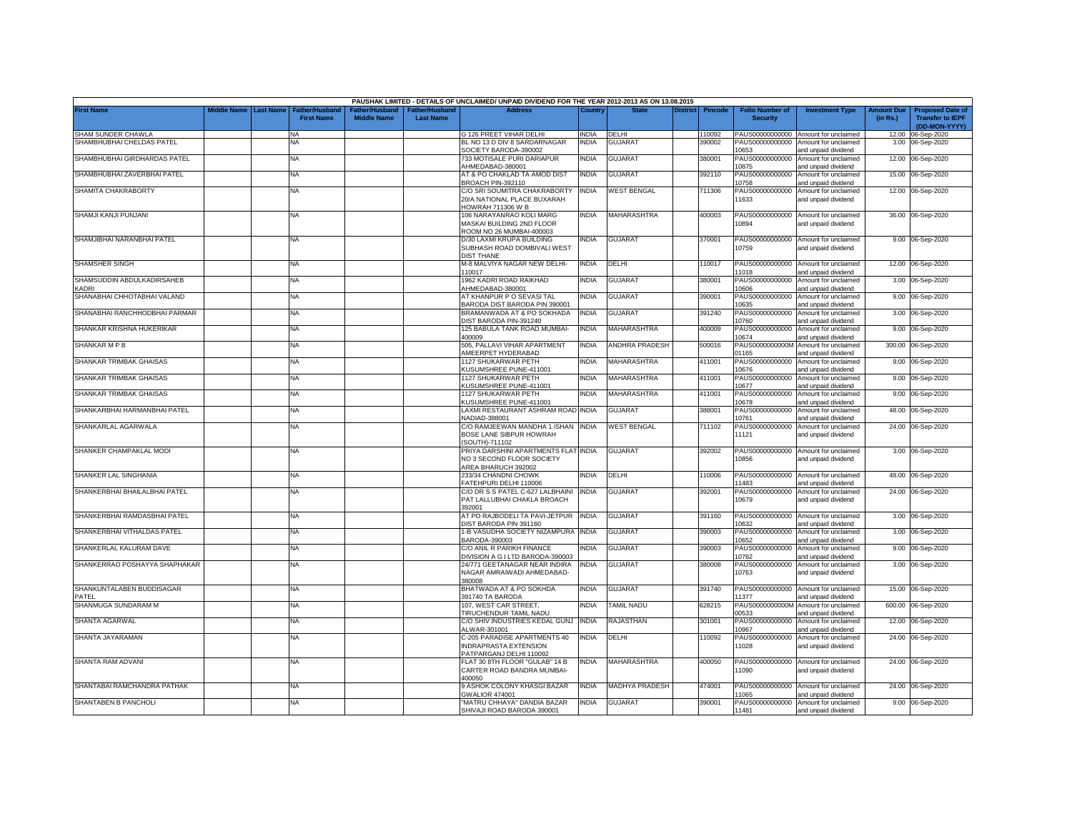PAUSHAK LIMITED - DETAILS OF UNCLAIMED/ UNPAID DIVIDEND FOR THE YEAR 2012-2013 AS ON 13.08.2015

| First Name | Middle Name | Last Name | Father/Husband First Name | Father/Husband Middle Name | Father/Husband Last Name | Address | Country | State | District | Pincode | Folio Number of Security | Investment Type | Amount Due (in Rs.) | Proposed Date of Transfer to IEPF (DD-MON-YYYY) |
|---|---|---|---|---|---|---|---|---|---|---|---|---|---|---|
| SHAM SUNDER CHAWLA | | | NA | | | G 126 PREET VIHAR DELHI | INDIA | DELHI | | 110092 | PAUS00000000000 | Amount for unclaimed | 12.00 | 06-Sep-2020 |
| SHAMBHUBHAI CHELDAS PATEL | | | NA | | | BL NO 13 D DIV 8 SARDARNAGAR SOCIETY BARODA-390002 | INDIA | GUJARAT | | 390002 | PAUS00000000000 10653 | Amount for unclaimed and unpaid dividend | 3.00 | 06-Sep-2020 |
| SHAMBHUBHAI GIRDHARDAS PATEL | | | NA | | | 733 MOTISALE PURI DARIAPUR AHMEDABAD-380001 | INDIA | GUJARAT | | 380001 | PAUS00000000000 10875 | Amount for unclaimed and unpaid dividend | 12.00 | 06-Sep-2020 |
| SHAMBHUBHAI ZAVERBHAI PATEL | | | NA | | | AT & PO CHAKLAD TA AMOD DIST BROACH PIN-392110 | INDIA | GUJARAT | | 392110 | PAUS00000000000 10758 | Amount for unclaimed and unpaid dividend | 15.00 | 06-Sep-2020 |
| SHAMITA CHAKRABORTY | | | NA | | | C/O SRI SOUMITRA CHAKRABORTY 20/A NATIONAL PLACE BUXARAH HOWRAH 711306 W B | INDIA | WEST BENGAL | | 711306 | PAUS00000000000 11633 | Amount for unclaimed and unpaid dividend | 12.00 | 06-Sep-2020 |
| SHAMJI KANJI PUNJANI | | | NA | | | 106 NARAYANRAO KOLI MARG MASKAI BUILDING 2ND FLOOR ROOM NO 26 MUMBAI-400003 | INDIA | MAHARASHTRA | | 400003 | PAUS00000000000 10894 | Amount for unclaimed and unpaid dividend | 36.00 | 06-Sep-2020 |
| SHAMJIBHAI NARANBHAI PATEL | | | NA | | | D/30 LAXMI KRUPA BUILDING SUBHASH ROAD DOMBIVALI WEST DIST THANE | INDIA | GUJARAT | | 370001 | PAUS00000000000 10759 | Amount for unclaimed and unpaid dividend | 9.00 | 06-Sep-2020 |
| SHAMSHER SINGH | | | NA | | | M-8 MALVIYA NAGAR NEW DELHI-110017 | INDIA | DELHI | | 110017 | PAUS00000000000 11018 | Amount for unclaimed and unpaid dividend | 12.00 | 06-Sep-2020 |
| SHAMSUDDIN ABDULKADIRSAHEB KADRI | | | NA | | | 1962 KADRI ROAD RAIKHAD AHMEDABAD-380001 | INDIA | GUJARAT | | 380001 | PAUS00000000000 10606 | Amount for unclaimed and unpaid dividend | 3.00 | 06-Sep-2020 |
| SHANABHAI CHHOTABHAI VALAND | | | NA | | | AT KHANPUR P O SEVASI TAL BARODA DIST BARODA PIN 390001 | INDIA | GUJARAT | | 390001 | PAUS00000000000 10635 | Amount for unclaimed and unpaid dividend | 9.00 | 06-Sep-2020 |
| SHANABHAI RANCHHODBHAI PARMAR | | | NA | | | BRAMANWADA AT & PO SOKHADA DIST BARODA PIN-391240 | INDIA | GUJARAT | | 391240 | PAUS00000000000 10760 | Amount for unclaimed and unpaid dividend | 3.00 | 06-Sep-2020 |
| SHANKAR KRISHNA HUKERIKAR | | | NA | | | 125 BABULA TANK ROAD MUMBAI-400009 | INDIA | MAHARASHTRA | | 400009 | PAUS00000000000 10674 | Amount for unclaimed and unpaid dividend | 9.00 | 06-Sep-2020 |
| SHANKAR M P B | | | NA | | | 505, PALLAVI VIHAR APARTMENT AMEERPET HYDERABAD | INDIA | ANDHRA PRADESH | | 500016 | PAUS0000000000M 01165 | Amount for unclaimed and unpaid dividend | 300.00 | 06-Sep-2020 |
| SHANKAR TRIMBAK GHAISAS | | | NA | | | 1127 SHUKARWAR PETH KUSUMSHREE PUNE-411001 | INDIA | MAHARASHTRA | | 411001 | PAUS00000000000 10676 | Amount for unclaimed and unpaid dividend | 9.00 | 06-Sep-2020 |
| SHANKAR TRIMBAK GHAISAS | | | NA | | | 1127 SHUKARWAR PETH KUSUMSHREE PUNE-411001 | INDIA | MAHARASHTRA | | 411001 | PAUS00000000000 10677 | Amount for unclaimed and unpaid dividend | 9.00 | 06-Sep-2020 |
| SHANKAR TRIMBAK GHAISAS | | | NA | | | 1127 SHUKARWAR PETH KUSUMSHREE PUNE-411001 | INDIA | MAHARASHTRA | | 411001 | PAUS00000000000 10678 | Amount for unclaimed and unpaid dividend | 9.00 | 06-Sep-2020 |
| SHANKARBHAI HARMANBHAI PATEL | | | NA | | | LAXMI RESTAURANT ASHRAM ROAD NADIAD-388001 | INDIA | GUJARAT | | 388001 | PAUS00000000000 10761 | Amount for unclaimed and unpaid dividend | 48.00 | 06-Sep-2020 |
| SHANKARLAL AGARWALA | | | NA | | | C/O RAMJEEWAN MANDHA 1 ISHAN BOSE LANE SIBPUR HOWRAH (SOUTH)-711102 | INDIA | WEST BENGAL | | 711102 | PAUS00000000000 11121 | Amount for unclaimed and unpaid dividend | 24.00 | 06-Sep-2020 |
| SHANKER CHAMPAKLAL MODI | | | NA | | | PRIYA DARSHINI APARTMENTS FLAT NO 3 SECOND FLOOR SOCIETY AREA BHARUCH 392002 | INDIA | GUJARAT | | 392002 | PAUS00000000000 10856 | Amount for unclaimed and unpaid dividend | 3.00 | 06-Sep-2020 |
| SHANKER LAL SINGHANIA | | | NA | | | 233/34 CHANDNI CHOWK FATEHPURI DELHI 110006 | INDIA | DELHI | | 110006 | PAUS00000000000 11483 | Amount for unclaimed and unpaid dividend | 48.00 | 06-Sep-2020 |
| SHANKERBHAI BHAILALBHAI PATEL | | | NA | | | C/O DR S S PATEL C-627 LALBHAINI PAT LALLUBHAI CHAKLA BROACH 392001 | INDIA | GUJARAT | | 392001 | PAUS00000000000 10679 | Amount for unclaimed and unpaid dividend | 24.00 | 06-Sep-2020 |
| SHANKERBHAI RAMDASBHAI PATEL | | | NA | | | AT PO RAJBODELI TA PAVI-JETPUR DIST BARODA PIN 391160 | INDIA | GUJARAT | | 391160 | PAUS00000000000 10632 | Amount for unclaimed and unpaid dividend | 3.00 | 06-Sep-2020 |
| SHANKERBHAI VITHALDAS PATEL | | | NA | | | 1-B VASUDHA SOCIETY NIZAMPURA BARODA-390003 | INDIA | GUJARAT | | 390003 | PAUS00000000000 10652 | Amount for unclaimed and unpaid dividend | 3.00 | 06-Sep-2020 |
| SHANKERLAL KALURAM DAVE | | | NA | | | C/O ANIL R PARIKH FINANCE DIVISION A G I LTD BARODA-390003 | INDIA | GUJARAT | | 390003 | PAUS00000000000 10762 | Amount for unclaimed and unpaid dividend | 9.00 | 06-Sep-2020 |
| SHANKERRAO POSHAYYA SHAPHAKAR | | | NA | | | 24/771 GEETANAGAR NEAR INDIRA NAGAR AMRAIWADI AHMEDABAD-380008 | INDIA | GUJARAT | | 380008 | PAUS00000000000 10763 | Amount for unclaimed and unpaid dividend | 3.00 | 06-Sep-2020 |
| SHANKUNTALABEN BUDDISAGAR PATEL | | | NA | | | BHATWADA AT & PO SOKHDA 391740 TA BARODA | INDIA | GUJARAT | | 391740 | PAUS00000000000 11377 | Amount for unclaimed and unpaid dividend | 15.00 | 06-Sep-2020 |
| SHANMUGA SUNDARAM M | | | NA | | | 107, WEST CAR STREET, TIRUCHENDUR TAMIL NADU | INDIA | TAMIL NADU | | 628215 | PAUS0000000000M 00533 | Amount for unclaimed and unpaid dividend | 600.00 | 06-Sep-2020 |
| SHANTA AGARWAL | | | NA | | | C/O SHIV INDUSTRIES KEDAL GUNJ ALWAR-301001 | INDIA | RAJASTHAN | | 301001 | PAUS00000000000 10967 | Amount for unclaimed and unpaid dividend | 12.00 | 06-Sep-2020 |
| SHANTA JAYARAMAN | | | NA | | | C-205 PARADISE APARTMENTS 40 INDRAPRASTA EXTENSION PATPARGANJ DELHI 110092 | INDIA | DELHI | | 110092 | PAUS00000000000 11028 | Amount for unclaimed and unpaid dividend | 24.00 | 06-Sep-2020 |
| SHANTA RAM ADVANI | | | NA | | | FLAT 30 8TH FLOOR "GULAB" 14 B CARTER ROAD BANDRA MUMBAI-400050 | INDIA | MAHARASHTRA | | 400050 | PAUS00000000000 11090 | Amount for unclaimed and unpaid dividend | 24.00 | 06-Sep-2020 |
| SHANTABAI RAMCHANDRA PATHAK | | | NA | | | 9 ASHOK COLONY KHASGI BAZAR GWALIOR 474001 | INDIA | MADHYA PRADESH | | 474001 | PAUS00000000000 11065 | Amount for unclaimed and unpaid dividend | 24.00 | 06-Sep-2020 |
| SHANTABEN B PANCHOLI | | | NA | | | "MATRU CHHAYA" DANDIA BAZAR SHIVAJI ROAD BARODA 390001 | INDIA | GUJARAT | | 390001 | PAUS00000000000 11481 | Amount for unclaimed and unpaid dividend | 9.00 | 06-Sep-2020 |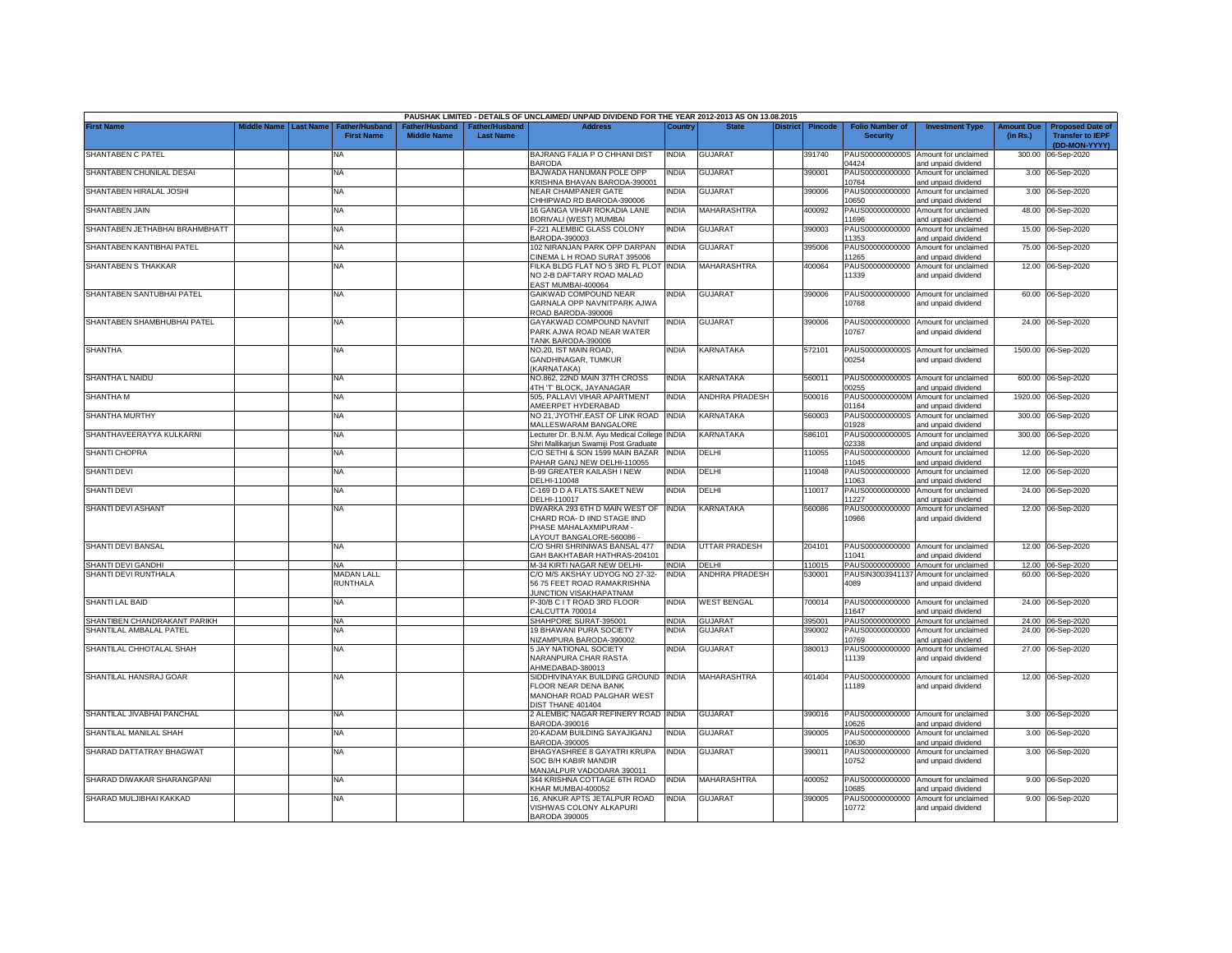PAUSHAK LIMITED - DETAILS OF UNCLAIMED/ UNPAID DIVIDEND FOR THE YEAR 2012-2013 AS ON 13.08.2015

| First Name | Middle Name | Last Name | Father/Husband First Name | Father/Husband Middle Name | Father/Husband Last Name | Address | Country | State | District | Pincode | Folio Number of Security | Investment Type | Amount Due (in Rs.) | Proposed Date of Transfer to IEPF (DD-MON-YYYY) |
|---|---|---|---|---|---|---|---|---|---|---|---|---|---|---|
| SHANTABEN C PATEL | | | NA | | | BAJRANG FALIA P O CHHANI DIST BARODA | INDIA | GUJARAT | | 391740 | PAUS0000000000S04424 | Amount for unclaimed and unpaid dividend | 300.00 | 06-Sep-2020 |
| SHANTABEN CHUNILAL DESAI | | | NA | | | BAJWADA HANUMAN POLE OPP KRISHNA BHAVAN BARODA-390001 | INDIA | GUJARAT | | 390001 | PAUS00000000000010764 | Amount for unclaimed and unpaid dividend | 3.00 | 06-Sep-2020 |
| SHANTABEN HIRALAL JOSHI | | | NA | | | NEAR CHAMPANER GATE CHHIPWAD RD BARODA-390006 | INDIA | GUJARAT | | 390006 | PAUS00000000000010650 | Amount for unclaimed and unpaid dividend | 3.00 | 06-Sep-2020 |
| SHANTABEN JAIN | | | NA | | | 16 GANGA VIHAR ROKADIA LANE BORIVALI (WEST) MUMBAI | INDIA | MAHARASHTRA | | 400092 | PAUS00000000000011696 | Amount for unclaimed and unpaid dividend | 48.00 | 06-Sep-2020 |
| SHANTABEN JETHABHAI BRAHMBHATT | | | NA | | | F-221 ALEMBIC GLASS COLONY BARODA-390003 | INDIA | GUJARAT | | 390003 | PAUS00000000000011353 | Amount for unclaimed and unpaid dividend | 15.00 | 06-Sep-2020 |
| SHANTABEN KANTIBHAI PATEL | | | NA | | | 102 NIRANJAN PARK OPP DARPAN CINEMA L H ROAD SURAT 395006 | INDIA | GUJARAT | | 395006 | PAUS00000000000011265 | Amount for unclaimed and unpaid dividend | 75.00 | 06-Sep-2020 |
| SHANTABEN S THAKKAR | | | NA | | | FILKA BLDG FLAT NO 5 3RD FL PLOT NO 2-B DAFTARY ROAD MALAD EAST MUMBAI-400064 | INDIA | MAHARASHTRA | | 400064 | PAUS00000000000011339 | Amount for unclaimed and unpaid dividend | 12.00 | 06-Sep-2020 |
| SHANTABEN SANTUBHAI PATEL | | | NA | | | GAIKWAD COMPOUND NEAR GARNALA OPP NAVNITPARK AJWA ROAD BARODA-390006 | INDIA | GUJARAT | | 390006 | PAUS00000000000010768 | Amount for unclaimed and unpaid dividend | 60.00 | 06-Sep-2020 |
| SHANTABEN SHAMBHUBHAI PATEL | | | NA | | | GAYAKWAD COMPOUND NAVNIT PARK AJWA ROAD NEAR WATER TANK BARODA-390006 | INDIA | GUJARAT | | 390006 | PAUS00000000000010767 | Amount for unclaimed and unpaid dividend | 24.00 | 06-Sep-2020 |
| SHANTHA | | | NA | | | NO.20, IST MAIN ROAD, GANDHINAGAR, TUMKUR (KARNATAKA) | INDIA | KARNATAKA | | 572101 | PAUS0000000000S00254 | Amount for unclaimed and unpaid dividend | 1500.00 | 06-Sep-2020 |
| SHANTHA L NAIDU | | | NA | | | NO.862, 22ND MAIN 37TH CROSS 4TH 'T' BLOCK, JAYANAGAR | INDIA | KARNATAKA | | 560011 | PAUS0000000000S00255 | Amount for unclaimed and unpaid dividend | 600.00 | 06-Sep-2020 |
| SHANTHA M | | | NA | | | 505, PALLAVI VIHAR APARTMENT AMEERPET HYDERABAD | INDIA | ANDHRA PRADESH | | 500016 | PAUS0000000000M01164 | Amount for unclaimed and unpaid dividend | 1920.00 | 06-Sep-2020 |
| SHANTHA MURTHY | | | NA | | | NO 21,'JYOTHI',EAST OF LINK ROAD MALLESWARAM BANGALORE | INDIA | KARNATAKA | | 560003 | PAUS0000000000S01928 | Amount for unclaimed and unpaid dividend | 300.00 | 06-Sep-2020 |
| SHANTHAVEERAYYA KULKARNI | | | NA | | | Lecturer Dr. B.N.M. Ayu Medical College Shri Mallikarjun Swamiji Post Graduate | INDIA | KARNATAKA | | 586101 | PAUS0000000000S02338 | Amount for unclaimed and unpaid dividend | 300.00 | 06-Sep-2020 |
| SHANTI CHOPRA | | | NA | | | C/O SETHI & SON 1599 MAIN BAZAR PAHAR GANJ NEW DELHI-110055 | INDIA | DELHI | | 110055 | PAUS00000000000011045 | Amount for unclaimed and unpaid dividend | 12.00 | 06-Sep-2020 |
| SHANTI DEVI | | | NA | | | B-99 GREATER KAILASH I NEW DELHI-110048 | INDIA | DELHI | | 110048 | PAUS00000000000011063 | Amount for unclaimed and unpaid dividend | 12.00 | 06-Sep-2020 |
| SHANTI DEVI | | | NA | | | C-169 D D A FLATS SAKET NEW DELHI-110017 | INDIA | DELHI | | 110017 | PAUS00000000000011227 | Amount for unclaimed and unpaid dividend | 24.00 | 06-Sep-2020 |
| SHANTI DEVI ASHANT | | | NA | | | DWARKA 293 6TH D MAIN WEST OF CHARD ROA- D IIND STAGE IIND PHASE MAHALAXMIPURAM - LAYOUT BANGALORE-560086 - | INDIA | KARNATAKA | | 560086 | PAUS00000000000010966 | Amount for unclaimed and unpaid dividend | 12.00 | 06-Sep-2020 |
| SHANTI DEVI BANSAL | | | NA | | | C/O SHRI SHRINIWAS BANSAL 477 GAH BAKHTABAR HATHRAS-204101 | INDIA | UTTAR PRADESH | | 204101 | PAUS00000000000011041 | Amount for unclaimed and unpaid dividend | 12.00 | 06-Sep-2020 |
| SHANTI DEVI GANDHI | | | NA | | | M-34 KIRTI NAGAR NEW DELHI- | INDIA | DELHI | | 110015 | PAUS00000000000 | Amount for unclaimed | 12.00 | 06-Sep-2020 |
| SHANTI DEVI RUNTHALA | | | MADAN LAL RUNTHALA | | | C/O M/S AKSHAY UDYOG NO 27-32-56 75 FEET ROAD RAMAKRISHNA JUNCTION VISAKHAPATNAM | INDIA | ANDHRA PRADESH | | 530001 | PAUSIN30039411374089 | Amount for unclaimed and unpaid dividend | 60.00 | 06-Sep-2020 |
| SHANTI LAL BAID | | | NA | | | P-30/B C I T ROAD 3RD FLOOR CALCUTTA 700014 | INDIA | WEST BENGAL | | 700014 | PAUS00000000000011647 | Amount for unclaimed and unpaid dividend | 24.00 | 06-Sep-2020 |
| SHANTIBEN CHANDRAKANT PARIKH | | | NA | | | SHAHPORE SURAT-395001 | INDIA | GUJARAT | | 395001 | PAUS00000000000 | Amount for unclaimed | 24.00 | 06-Sep-2020 |
| SHANTILAL AMBALAL PATEL | | | NA | | | 19 BHAWANI PURA SOCIETY NIZAMPURA BARODA-390002 | INDIA | GUJARAT | | 390002 | PAUS00000000000010769 | Amount for unclaimed and unpaid dividend | 24.00 | 06-Sep-2020 |
| SHANTILAL CHHOTALAL SHAH | | | NA | | | 5 JAY NATIONAL SOCIETY NARANPURA CHAR RASTA AHMEDABAD-380013 | INDIA | GUJARAT | | 380013 | PAUS00000000000011139 | Amount for unclaimed and unpaid dividend | 27.00 | 06-Sep-2020 |
| SHANTILAL HANSRAJ GOAR | | | NA | | | SIDDHIVINAYAK BUILDING GROUND FLOOR NEAR DENA BANK MANOHAR ROAD PALGHAR WEST DIST THANE 401404 | INDIA | MAHARASHTRA | | 401404 | PAUS00000000000011189 | Amount for unclaimed and unpaid dividend | 12.00 | 06-Sep-2020 |
| SHANTILAL JIVABHAI PANCHAL | | | NA | | | 2 ALEMBIC NAGAR REFINERY ROAD BARODA-390016 | INDIA | GUJARAT | | 390016 | PAUS00000000000010626 | Amount for unclaimed and unpaid dividend | 3.00 | 06-Sep-2020 |
| SHANTILAL MANILAL SHAH | | | NA | | | 20-KADAM BUILDING SAYAJIGANJ BARODA-390005 | INDIA | GUJARAT | | 390005 | PAUS00000000000010630 | Amount for unclaimed and unpaid dividend | 3.00 | 06-Sep-2020 |
| SHARAD DATTATRAY BHAGWAT | | | NA | | | BHAGYASHREE 8 GAYATRI KRUPA SOC B/H KABIR MANDIR MANJALPUR VADODARA 390011 | INDIA | GUJARAT | | 390011 | PAUS00000000000010752 | Amount for unclaimed and unpaid dividend | 3.00 | 06-Sep-2020 |
| SHARAD DIWAKAR SHARANGPANI | | | NA | | | 344 KRISHNA COTTAGE 6TH ROAD KHAR MUMBAI-400052 | INDIA | MAHARASHTRA | | 400052 | PAUS00000000000010685 | Amount for unclaimed and unpaid dividend | 9.00 | 06-Sep-2020 |
| SHARAD MULJIBHAI KAKKAD | | | NA | | | 16, ANKUR APTS JETALPUR ROAD VISHWAS COLONY ALKAPURI BARODA 390005 | INDIA | GUJARAT | | 390005 | PAUS00000000000010772 | Amount for unclaimed and unpaid dividend | 9.00 | 06-Sep-2020 |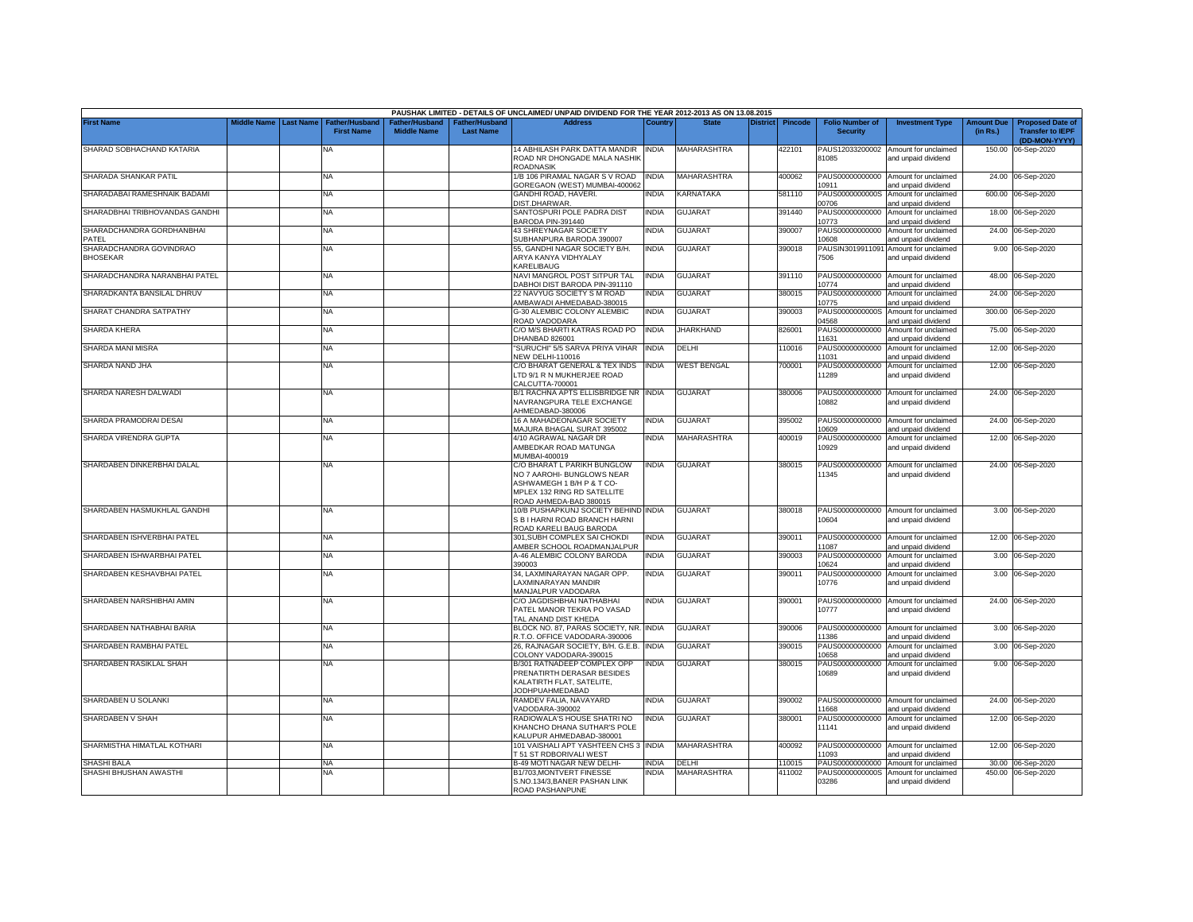| PAUSHAK LIMITED - DETAILS OF UNCLAIMED/ UNPAID DIVIDEND FOR THE YEAR 2012-2013 AS ON 13.08.2015 | | | | | | | | | | | | | | | |
|---|---|---|---|---|---|---|---|---|---|---|---|---|---|---|---|
| First Name | Middle Name | Last Name | Father/Husband First Name | Father/Husband Middle Name | Father/Husband Last Name | Address | Country | State | District | Pincode | Folio Number of Security | Investment Type | Amount Due (in Rs.) | Proposed Date of Transfer to IEPF (DD-MON-YYYY) |
| SHARAD SOBHACHAND KATARIA | | | NA | | | 14 ABHILASH PARK DATTA MANDIR ROAD NR DHONGADE MALA NASHIK ROADNASIK | INDIA | MAHARASHTRA | | 422101 | PAUS12033200002 81085 | Amount for unclaimed and unpaid dividend | 150.00 | 06-Sep-2020 |
| SHARADA SHANKAR PATIL | | | NA | | | 1/B 106 PIRAMAL NAGAR S V ROAD GOREGAON (WEST) MUMBAI-400062 | INDIA | MAHARASHTRA | | 400062 | PAUS00000000000 10911 | Amount for unclaimed and unpaid dividend | 24.00 | 06-Sep-2020 |
| SHARADABAI RAMESHNAIK BADAMI | | | NA | | | GANDHI ROAD, HAVERI. DIST.DHARWAR. | INDIA | KARNATAKA | | 581110 | PAUS0000000000S 00706 | Amount for unclaimed and unpaid dividend | 600.00 | 06-Sep-2020 |
| SHARADBHAI TRIBHOVANDAS GANDHI | | | NA | | | SANTOSPURI POLE PADRA DIST BARODA PIN-391440 | INDIA | GUJARAT | | 391440 | PAUS00000000000 10773 | Amount for unclaimed and unpaid dividend | 18.00 | 06-Sep-2020 |
| SHARADCHANDRA GORDHANBHAI PATEL | | | NA | | | 43 SHREYNAGAR SOCIETY SUBHANPURA BARODA 390007 | INDIA | GUJARAT | | 390007 | PAUS00000000000 10608 | Amount for unclaimed and unpaid dividend | 24.00 | 06-Sep-2020 |
| SHARADCHANDRA GOVINDRAO BHOSEKAR | | | NA | | | 55, GANDHI NAGAR SOCIETY B/H. ARYA KANYA VIDHYALAY KARELIBAUG | INDIA | GUJARAT | | 390018 | PAUSIN3019911091 7506 | Amount for unclaimed and unpaid dividend | 9.00 | 06-Sep-2020 |
| SHARADCHANDRA NARANBHAI PATEL | | | NA | | | NAVI MANGROL POST SITPUR TAL DABHOI DIST BARODA PIN-391110 | INDIA | GUJARAT | | 391110 | PAUS00000000000 10774 | Amount for unclaimed and unpaid dividend | 48.00 | 06-Sep-2020 |
| SHARADKANTA BANSILAL DHRUV | | | NA | | | 22 NAVYUG SOCIETY S M ROAD AMBAWADI AHMEDABAD-380015 | INDIA | GUJARAT | | 380015 | PAUS00000000000 10775 | Amount for unclaimed and unpaid dividend | 24.00 | 06-Sep-2020 |
| SHARAT CHANDRA SATPATHY | | | NA | | | G-30 ALEMBIC COLONY ALEMBIC ROAD VADODARA | INDIA | GUJARAT | | 390003 | PAUS0000000000S 04568 | Amount for unclaimed and unpaid dividend | 300.00 | 06-Sep-2020 |
| SHARDA KHERA | | | NA | | | C/O M/S BHARTI KATRAS ROAD PO DHANBAD 826001 | INDIA | JHARKHAND | | 826001 | PAUS00000000000 11631 | Amount for unclaimed and unpaid dividend | 75.00 | 06-Sep-2020 |
| SHARDA MANI MISRA | | | NA | | | "SURUCHI" 5/5 SARVA PRIYA VIHAR NEW DELHI-110016 | INDIA | DELHI | | 110016 | PAUS00000000000 11031 | Amount for unclaimed and unpaid dividend | 12.00 | 06-Sep-2020 |
| SHARDA NAND JHA | | | NA | | | C/O BHARAT GENERAL & TEX INDS LTD 9/1 R N MUKHERJEE ROAD CALCUTTA-700001 | INDIA | WEST BENGAL | | 700001 | PAUS00000000000 11289 | Amount for unclaimed and unpaid dividend | 12.00 | 06-Sep-2020 |
| SHARDA NARESH DALWADI | | | NA | | | B/1 RACHNA APTS ELLISBRIDGE NR NAVRANGPURA TELE EXCHANGE AHMEDABAD-380006 | INDIA | GUJARAT | | 380006 | PAUS00000000000 10882 | Amount for unclaimed and unpaid dividend | 24.00 | 06-Sep-2020 |
| SHARDA PRAMODRAI DESAI | | | NA | | | 16 A MAHADEONAGAR SOCIETY MAJURA BHAGAL SURAT 395002 | INDIA | GUJARAT | | 395002 | PAUS00000000000 10609 | Amount for unclaimed and unpaid dividend | 24.00 | 06-Sep-2020 |
| SHARDA VIRENDRA GUPTA | | | NA | | | 4/10 AGRAWAL NAGAR DR AMBEDKAR ROAD MATUNGA MUMBAI-400019 | INDIA | MAHARASHTRA | | 400019 | PAUS00000000000 10929 | Amount for unclaimed and unpaid dividend | 12.00 | 06-Sep-2020 |
| SHARDABEN DINKERBHAI DALAL | | | NA | | | C/O BHARAT L PARIKH BUNGLOW NO 7 AAROHI- BUNGLOWS NEAR ASHWAMEGH 1 B/H P & T CO-MPLEX 132 RING RD SATELLITE ROAD AHMEDA-BAD 380015 | INDIA | GUJARAT | | 380015 | PAUS00000000000 11345 | Amount for unclaimed and unpaid dividend | 24.00 | 06-Sep-2020 |
| SHARDABEN HASMUKHLAL GANDHI | | | NA | | | 10/B PUSHAPKUNJ SOCIETY BEHIND S B I HARNI ROAD BRANCH HARNI ROAD KARELI BAUG BARODA | INDIA | GUJARAT | | 380018 | PAUS00000000000 10604 | Amount for unclaimed and unpaid dividend | 3.00 | 06-Sep-2020 |
| SHARDABEN ISHVERBHAI PATEL | | | NA | | | 301,SUBH COMPLEX SAI CHOKDI AMBER SCHOOL ROADMANJALPUR | INDIA | GUJARAT | | 390011 | PAUS00000000000 11087 | Amount for unclaimed and unpaid dividend | 12.00 | 06-Sep-2020 |
| SHARDABEN ISHWARBHAI PATEL | | | NA | | | A-46 ALEMBIC COLONY BARODA 390003 | INDIA | GUJARAT | | 390003 | PAUS00000000000 10624 | Amount for unclaimed and unpaid dividend | 3.00 | 06-Sep-2020 |
| SHARDABEN KESHAVBHAI PATEL | | | NA | | | 34, LAXMINARAYAN NAGAR OPP. LAXMINARAYAN MANDIR MANJALPUR VADODARA | INDIA | GUJARAT | | 390011 | PAUS00000000000 10776 | Amount for unclaimed and unpaid dividend | 3.00 | 06-Sep-2020 |
| SHARDABEN NARSHIBHAI AMIN | | | NA | | | C/O JAGDISHBHAI NATHABHAI PATEL MANOR TEKRA PO VASAD TAL ANAND DIST KHEDA | INDIA | GUJARAT | | 390001 | PAUS00000000000 10777 | Amount for unclaimed and unpaid dividend | 24.00 | 06-Sep-2020 |
| SHARDABEN NATHABHAI BARIA | | | NA | | | BLOCK NO. 87, PARAS SOCIETY, NR. R.T.O. OFFICE VADODARA-390006 | INDIA | GUJARAT | | 390006 | PAUS00000000000 11386 | Amount for unclaimed and unpaid dividend | 3.00 | 06-Sep-2020 |
| SHARDABEN RAMBHAI PATEL | | | NA | | | 26, RAJNAGAR SOCIETY, B/H. G.E.B. COLONY VADODARA-390015 | INDIA | GUJARAT | | 390015 | PAUS00000000000 10658 | Amount for unclaimed and unpaid dividend | 3.00 | 06-Sep-2020 |
| SHARDABEN RASIKLAL SHAH | | | NA | | | B/301 RATNADEEP COMPLEX OPP PRENATIRTH DERASAR BESIDES KALATIRTH FLAT, SATELITE, JODHPUAHMEDABAD | INDIA | GUJARAT | | 380015 | PAUS00000000000 10689 | Amount for unclaimed and unpaid dividend | 9.00 | 06-Sep-2020 |
| SHARDABEN U SOLANKI | | | NA | | | RAMDEV FALIA, NAVAYARD VADODARA-390002 | INDIA | GUJARAT | | 390002 | PAUS00000000000 11668 | Amount for unclaimed and unpaid dividend | 24.00 | 06-Sep-2020 |
| SHARDABEN V SHAH | | | NA | | | RADIOWALA'S HOUSE SHATRI NO KHANCHO DHANA SUTHAR'S POLE KALUPUR AHMEDABAD-380001 | INDIA | GUJARAT | | 380001 | PAUS00000000000 11141 | Amount for unclaimed and unpaid dividend | 12.00 | 06-Sep-2020 |
| SHARMISTHA HIMATLAL KOTHARI | | | NA | | | 101 VAISHALI APT YASHTEEN CHS 3 T 51 ST RDBORIVALI WEST | INDIA | MAHARASHTRA | | 400092 | PAUS00000000000 11093 | Amount for unclaimed and unpaid dividend | 12.00 | 06-Sep-2020 |
| SHASHI BALA | | | NA | | | B-49 MOTI NAGAR NEW DELHI- | INDIA | DELHI | | 110015 | PAUS00000000000 | Amount for unclaimed | 30.00 | 06-Sep-2020 |
| SHASHI BHUSHAN AWASTHI | | | NA | | | B1/703,MONTVERT FINESSE S.NO.134/3,BANER PASHAN LINK ROAD PASHANPUNE | INDIA | MAHARASHTRA | | 411002 | PAUS0000000000S 03286 | Amount for unclaimed and unpaid dividend | 450.00 | 06-Sep-2020 |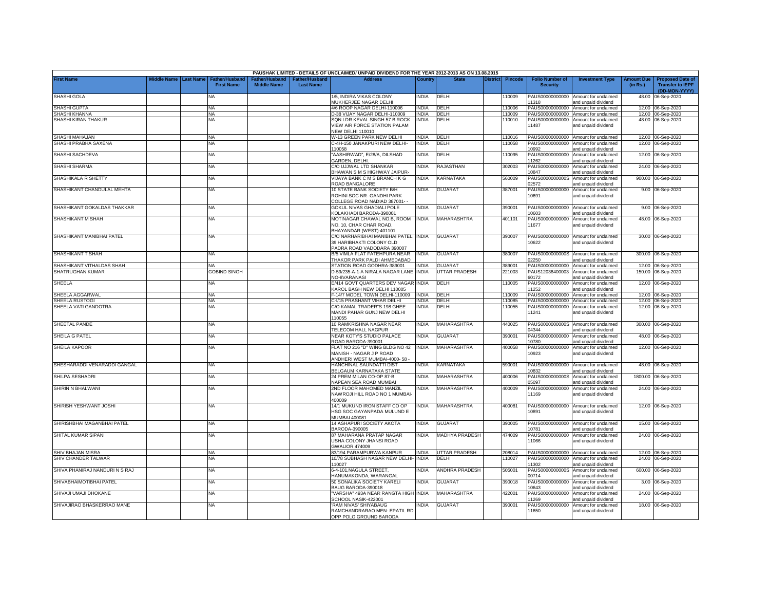| PAUSHAK LIMITED - DETAILS OF UNCLAIMED/ UNPAID DIVIDEND FOR THE YEAR 2012-2013 AS ON 13.08.2015 | | | | | | | | | | | | | | | |
|---|---|---|---|---|---|---|---|---|---|---|---|---|---|---|---|
| First Name | Middle Name | Last Name | Father/Husband First Name | Father/Husband Middle Name | Father/Husband Last Name | Address | Country | State | District | Pincode | Folio Number of Security | Investment Type | Amount Due (in Rs.) | Proposed Date of Transfer to IEPF (DD-MON-YYYY) |
| SHASHI GOLA | | | NA | | | 1/5, INDIRA VIKAS COLONY MUKHERJEE NAGAR DELHI | INDIA | DELHI | | 110009 | PAUS00000000000 11318 | Amount for unclaimed and unpaid dividend | 48.00 | 06-Sep-2020 |
| SHASHI GUPTA | | | NA | | | 4/6 ROOP NAGAR DELHI-110006 | INDIA | DELHI | | 110006 | PAUS00000000000 | Amount for unclaimed | 12.00 | 06-Sep-2020 |
| SHASHI KHANNA | | | NA | | | D-38 VIJAY NAGAR DELHI-110009 | INDIA | DELHI | | 110009 | PAUS00000000000 | Amount for unclaimed | 12.00 | 06-Sep-2020 |
| SHASHI KIRAN THAKUR | | | NA | | | SQN LDR KEVAL SINGH 57 B ROCK VIEW AIR FORCE STATION PALAM NEW DELHI 110010 | INDIA | DELHI | | 110010 | PAUS00000000000 11487 | Amount for unclaimed and unpaid dividend | 48.00 | 06-Sep-2020 |
| SHASHI MAHAJAN | | | NA | | | W-13 GREEN PARK NEW DELHI | INDIA | DELHI | | 110016 | PAUS00000000000 | Amount for unclaimed | 12.00 | 06-Sep-2020 |
| SHASHI PRABHA SAXENA | | | NA | | | C-4H-150 JANAKPURI NEW DELHI-110058 | INDIA | DELHI | | 110058 | PAUS00000000000 10992 | Amount for unclaimed and unpaid dividend | 12.00 | 06-Sep-2020 |
| SHASHI SACHDEVA | | | NA | | | "AASHIRWAD", E/28/A, DILSHAD GARDEN, DELHI. | INDIA | DELHI | | 110095 | PAUS00000000000 11262 | Amount for unclaimed and unpaid dividend | 12.00 | 06-Sep-2020 |
| SHASHI SHARMA | | | NA | | | C/O UJJWAL LTD SHANKAR BHAWAN S M S HIGHWAY JAIPUR- | INDIA | RAJASTHAN | | 302003 | PAUS00000000000 10847 | Amount for unclaimed and unpaid dividend | 24.00 | 06-Sep-2020 |
| SHASHIKALA R SHETTY | | | NA | | | VIJAYA BANK C M S BRANCH K G ROAD BANGALORE | INDIA | KARNATAKA | | 560009 | PAUS0000000000S 02572 | Amount for unclaimed and unpaid dividend | 900.00 | 06-Sep-2020 |
| SHASHIKANT CHANDULAL MEHTA | | | NA | | | 10 STATE BANK SOCIETY B/H ROHINI SOC NR- GANDHI PARK COLLEGE ROAD NADIAD 387001- - | INDIA | GUJARAT | | 387001 | PAUS00000000000 10691 | Amount for unclaimed and unpaid dividend | 9.00 | 06-Sep-2020 |
| SHASHIKANT GOKALDAS THAKKAR | | | NA | | | GOKUL NIVAS GHADIALI POLE KOLAKHADI BARODA-390001 | INDIA | GUJARAT | | 390001 | PAUS00000000000 10603 | Amount for unclaimed and unpaid dividend | 9.00 | 06-Sep-2020 |
| SHASHIKANT M SHAH | | | NA | | | MOTINAGAR CHAWAL NO.B, ROOM NO. 10, CHAR CHAR ROAD, BHAYANDAR (WEST)-401101 | INDIA | MAHARASHTRA | | 401101 | PAUS00000000000 11677 | Amount for unclaimed and unpaid dividend | 48.00 | 06-Sep-2020 |
| SHASHIKANT MANIBHAI PATEL | | | NA | | | C/O NARHARIBHAI MANIBHAI PATEL 39 HARIBHAKTI COLONY OLD PADRA ROAD VADODARA 390007 | INDIA | GUJARAT | | 390007 | PAUS00000000000 10622 | Amount for unclaimed and unpaid dividend | 30.00 | 06-Sep-2020 |
| SHASHIKANT T SHAH | | | NA | | | B/5 VIMLA FLAT FATEHPURA NEAR THAKOR PARK PALDI AHMEDABAD | INDIA | GUJARAT | | 380007 | PAUS0000000000S 02250 | Amount for unclaimed and unpaid dividend | 300.00 | 06-Sep-2020 |
| SHASHIKANT VITHALDAS SHAH | | | NA | | | STATION ROAD GODHRA-389001 | INDIA | GUJARAT | | 389001 | PAUS00000000000 | Amount for unclaimed | 12.00 | 06-Sep-2020 |
| SHATRUGHAN KUMAR | | | GOBIND SINGH | | | D-59/235-A-1-A NIRALA NAGAR LANE NO-8VARANASI | INDIA | UTTAR PRADESH | | 221003 | PAUS12038400003 60172 | Amount for unclaimed and unpaid dividend | 150.00 | 06-Sep-2020 |
| SHEELA | | | NA | | | E/414 GOVT QUARTERS DEV NAGAR KAROL BAGH NEW DELHI 110005 | INDIA | DELHI | | 110005 | PAUS00000000000 11252 | Amount for unclaimed and unpaid dividend | 12.00 | 06-Sep-2020 |
| SHEELA AGGARWAL | | | NA | | | F-14/7 MODEL TOWN DELHI-110009 | INDIA | DELHI | | 110009 | PAUS00000000000 | Amount for unclaimed | 12.00 | 06-Sep-2020 |
| SHEELA RUSTOGI | | | NA | | | C-I/15 PRASHANT VIHAR DELHI | INDIA | DELHI | | 110085 | PAUS00000000000 | Amount for unclaimed | 12.00 | 06-Sep-2020 |
| SHEELA VATI GANDOTRA | | | NA | | | C/O KAMAL TRADER"S 198 GHEE MANDI PAHAR GUNJ NEW DELHI 110055 | INDIA | DELHI | | 110055 | PAUS00000000000 11241 | Amount for unclaimed and unpaid dividend | 12.00 | 06-Sep-2020 |
| SHEETAL PANDE | | | NA | | | 10 RAMKRISHNA NAGAR NEAR TELECOM HALL NAGPUR | INDIA | MAHARASHTRA | | 440025 | PAUS0000000000S 04344 | Amount for unclaimed and unpaid dividend | 300.00 | 06-Sep-2020 |
| SHEILA G PATEL | | | NA | | | NEAR KOTY'S STUDIO PALACE ROAD BARODA-390001 | INDIA | GUJARAT | | 390001 | PAUS00000000000 10780 | Amount for unclaimed and unpaid dividend | 48.00 | 06-Sep-2020 |
| SHEILA KAPOOR | | | NA | | | FLAT NO 216 "D" WING BLDG NO 42 MANISH - NAGAR J P ROAD ANDHERI WEST MUMBAI-4000- 58 - | INDIA | MAHARASHTRA | | 400058 | PAUS00000000000 10923 | Amount for unclaimed and unpaid dividend | 12.00 | 06-Sep-2020 |
| SHESHARADDI VENARADDI GANGAL | | | NA | | | HANCHINAL SAUNDATTI DIST BELGAUM KARNATAKA STATE | INDIA | KARNATAKA | | 590001 | PAUS00000000000 10832 | Amount for unclaimed and unpaid dividend | 48.00 | 06-Sep-2020 |
| SHILPA SESHADRI | | | NA | | | 24 PREM MILAN CO-OP 87-B NAPEAN SEA ROAD MUMBAI | INDIA | MAHARASHTRA | | 400006 | PAUS0000000000S 05097 | Amount for unclaimed and unpaid dividend | 1800.00 | 06-Sep-2020 |
| SHIRIN N BHALWANI | | | NA | | | 2ND FLOOR MAHOMED MANZIL NAWROJI HILL ROAD NO 1 MUMBAI-400009 | INDIA | MAHARASHTRA | | 400009 | PAUS00000000000 11169 | Amount for unclaimed and unpaid dividend | 24.00 | 06-Sep-2020 |
| SHIRISH YESHWANT JOSHI | | | NA | | | 14/1 MUKUND IRON STAFF CO OP HSG SOC GAYANPADA MULUND E MUMBAI 400081 | INDIA | MAHARASHTRA | | 400081 | PAUS00000000000 10891 | Amount for unclaimed and unpaid dividend | 12.00 | 06-Sep-2020 |
| SHIRISHBHAI MAGANBHAI PATEL | | | NA | | | 14 ASHAPURI SOCIETY AKOTA BARODA-390005 | INDIA | GUJARAT | | 390005 | PAUS00000000000 10781 | Amount for unclaimed and unpaid dividend | 15.00 | 06-Sep-2020 |
| SHITAL KUMAR SIPANI | | | NA | | | 87 MAHARANA PRATAP NAGAR USHA COLONY JHANSI ROAD GWALIOR 474009 | INDIA | MADHYA PRADESH | | 474009 | PAUS00000000000 11066 | Amount for unclaimed and unpaid dividend | 24.00 | 06-Sep-2020 |
| SHIV BHAJAN MISRA | | | NA | | | 83/194 PARAMPURWA KANPUR | INDIA | UTTAR PRADESH | | 208014 | PAUS00000000000 | Amount for unclaimed | 12.00 | 06-Sep-2020 |
| SHIV CHANDER TALWAR | | | NA | | | 10/78 SUBHASH NAGAR NEW DELHI-110027 | INDIA | DELHI | | 110027 | PAUS00000000000 11302 | Amount for unclaimed and unpaid dividend | 24.00 | 06-Sep-2020 |
| SHIVA PHANIRAJ NANDURI N S RAJ | | | NA | | | 6-4-101,NAGULA STREET, HANUMAKONDA, WARANGAL | INDIA | ANDHRA PRADESH | | 505001 | PAUS0000000000S 00714 | Amount for unclaimed and unpaid dividend | 600.00 | 06-Sep-2020 |
| SHIVABHAIMOTIBHAI PATEL | | | NA | | | 50 SONALIKA SOCIETY KARELI BAUG BARODA-390018 | INDIA | GUJARAT | | 390018 | PAUS00000000000 10643 | Amount for unclaimed and unpaid dividend | 3.00 | 06-Sep-2020 |
| SHIVAJI UMAJI DHOKANE | | | NA | | | "VARSHA" 493A NEAR RANGTA HIGH SCHOOL NASIK-422001 | INDIA | MAHARASHTRA | | 422001 | PAUS00000000000 11269 | Amount for unclaimed and unpaid dividend | 24.00 | 06-Sep-2020 |
| SHIVAJIRAO BHASKERRAO MANE | | | NA | | | 'RAM NIVAS' SHIYABAUG RAMCHANDRARAO MEN- EPATIL RD OPP POLO GROUND BARODA | INDIA | GUJARAT | | 390001 | PAUS00000000000 11650 | Amount for unclaimed and unpaid dividend | 18.00 | 06-Sep-2020 |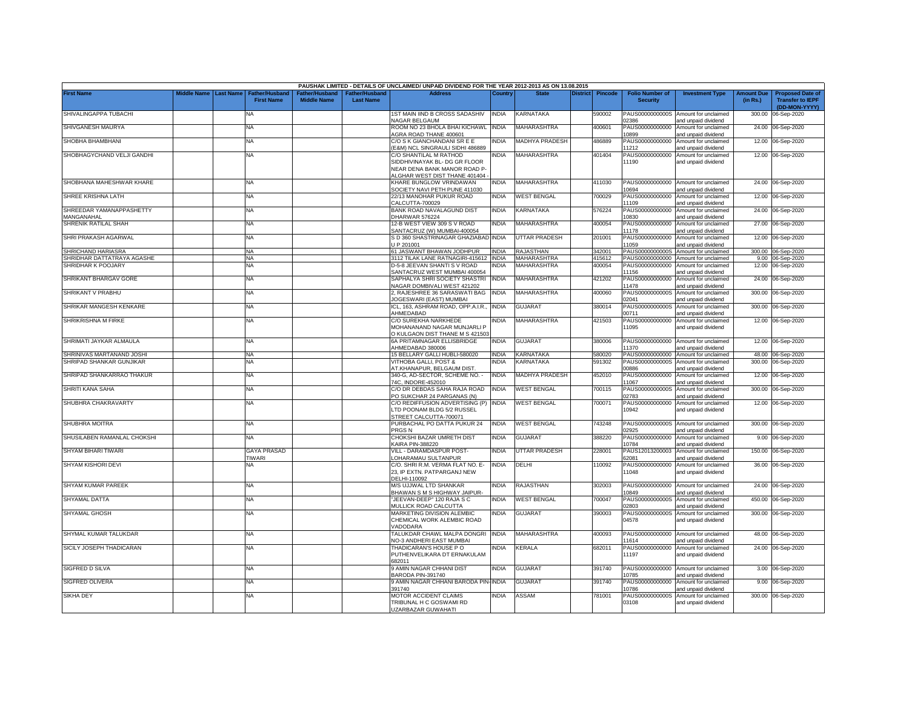PAUSHAK LIMITED - DETAILS OF UNCLAIMED/ UNPAID DIVIDEND FOR THE YEAR 2012-2013 AS ON 13.08.2015

| First Name | Middle Name | Last Name | Father/Husband First Name | Father/Husband Middle Name | Father/Husband Last Name | Address | Country | State | District | Pincode | Folio Number of Security | Investment Type | Amount Due (in Rs.) | Proposed Date of Transfer to IEPF (DD-MON-YYYY) |
|---|---|---|---|---|---|---|---|---|---|---|---|---|---|---|
| SHIVALINGAPPA TUBACHI | | | NA | | | 1ST MAIN IIND B CROSS SADASHIV NAGAR BELGAUM | INDIA | KARNATAKA | | 590002 | PAUS0000000000S02386 | Amount for unclaimed and unpaid dividend | 300.00 | 06-Sep-2020 |
| SHIVGANESH MAURYA | | | NA | | | ROOM NO 23 BHOLA BHAI KICHAWL AGRA ROAD THANE 400601 | INDIA | MAHARASHTRA | | 400601 | PAUS00000000000010899 | Amount for unclaimed and unpaid dividend | 24.00 | 06-Sep-2020 |
| SHOBHA BHAMBHANI | | | NA | | | C/O S K GIANCHANDANI SR E E (E&M) NCL SINGRAULI SIDHI 486889 | INDIA | MADHYA PRADESH | | 486889 | PAUS00000000000011212 | Amount for unclaimed and unpaid dividend | 12.00 | 06-Sep-2020 |
| SHOBHAGYCHAND VELJI GANDHI | | | NA | | | C/O SHANTILAL M RATHOD SIDDHIVINAYAK BL- DG GR FLOOR NEAR DENA BANK MANOR ROAD P-ALGHAR WEST DIST THANE 401404 - | INDIA | MAHARASHTRA | | 401404 | PAUS00000000000011190 | Amount for unclaimed and unpaid dividend | 12.00 | 06-Sep-2020 |
| SHOBHANA MAHESHWAR KHARE | | | NA | | | KHARE BUNGLOW VRINDAWAN SOCIETY NAVI PETH PUNE 411030 | INDIA | MAHARASHTRA | | 411030 | PAUS00000000000010694 | Amount for unclaimed and unpaid dividend | 24.00 | 06-Sep-2020 |
| SHREE KRISHNA LATH | | | NA | | | 22/13 MANOHAR PUKUR ROAD CALCUTTA-700029 | INDIA | WEST BENGAL | | 700029 | PAUS00000000000011109 | Amount for unclaimed and unpaid dividend | 12.00 | 06-Sep-2020 |
| SHREEDAR YAMANAPPASHETTY MANGANAHAL | | | NA | | | BANK ROAD NAVALAGUND DIST DHARWAR 576224 | INDIA | KARNATAKA | | 576224 | PAUS00000000000010830 | Amount for unclaimed and unpaid dividend | 24.00 | 06-Sep-2020 |
| SHRENIK RATILAL SHAH | | | NA | | | 12-B WEST VIEW 309 S V ROAD SANTACRUZ (W) MUMBAI-400054 | INDIA | MAHARASHTRA | | 400054 | PAUS00000000000011178 | Amount for unclaimed and unpaid dividend | 27.00 | 06-Sep-2020 |
| SHRI PRAKASH AGARWAL | | | NA | | | S D 360 SHASTRINAGAR GHAZIABAD U P 201001 | INDIA | UTTAR PRADESH | | 201001 | PAUS00000000000011059 | Amount for unclaimed and unpaid dividend | 12.00 | 06-Sep-2020 |
| SHRICHAND HARIASRA | | | NA | | | 61 JASWANT BHAWAN JODHPUR | INDIA | RAJASTHAN | | 342001 | PAUS0000000000S | Amount for unclaimed | 300.00 | 06-Sep-2020 |
| SHRIDHAR DATTATRAYA AGASHE | | | NA | | | 3112 TILAK LANE RATNAGIRI-415612 | INDIA | MAHARASHTRA | | 415612 | PAUS00000000000 | Amount for unclaimed | 9.00 | 06-Sep-2020 |
| SHRIDHAR K POOJARY | | | NA | | | D-5-8 JEEVAN SHANTI S V ROAD SANTACRUZ WEST MUMBAI 400054 | INDIA | MAHARASHTRA | | 400054 | PAUS00000000000011156 | Amount for unclaimed and unpaid dividend | 12.00 | 06-Sep-2020 |
| SHRIKANT BHARGAV GORE | | | NA | | | SAPHALYA SHRI SOCIETY SHASTRI NAGAR DOMBIVALI WEST 421202 | INDIA | MAHARASHTRA | | 421202 | PAUS00000000000011478 | Amount for unclaimed and unpaid dividend | 24.00 | 06-Sep-2020 |
| SHRIKANT V PRABHU | | | NA | | | 2, RAJESHREE 36 SARASWATI BAG JOGESWARI (EAST) MUMBAI | INDIA | MAHARASHTRA | | 400060 | PAUS0000000000S02041 | Amount for unclaimed and unpaid dividend | 300.00 | 06-Sep-2020 |
| SHRIKAR MANGESH KENKARE | | | NA | | | ICL, 163, ASHRAM ROAD, OPP.A.I.R., AHMEDABAD | INDIA | GUJARAT | | 380014 | PAUS0000000000S00711 | Amount for unclaimed and unpaid dividend | 300.00 | 06-Sep-2020 |
| SHRIKRISHNA M FIRKE | | | NA | | | C/O SUREKHA NARKHEDE MOHANANAND NAGAR MUNJARLI P O KULGAON DIST THANE M S 421503 | INDIA | MAHARASHTRA | | 421503 | PAUS00000000000011095 | Amount for unclaimed and unpaid dividend | 12.00 | 06-Sep-2020 |
| SHRIMATI JAYKAR ALMAULA | | | NA | | | 6A PRITAMNAGAR ELLISBRIDGE AHMEDABAD 380006 | INDIA | GUJARAT | | 380006 | PAUS00000000000011370 | Amount for unclaimed and unpaid dividend | 12.00 | 06-Sep-2020 |
| SHRINIVAS MARTANAND JOSHI | | | NA | | | 15 BELLARY GALLI HUBLI-580020 | INDIA | KARNATAKA | | 580020 | PAUS00000000000 | Amount for unclaimed | 48.00 | 06-Sep-2020 |
| SHRIPAD SHANKAR GUNJIKAR | | | NA | | | VITHOBA GALLI, POST & AT.KHANAPUR, BELGAUM DIST. | INDIA | KARNATAKA | | 591302 | PAUS0000000000S00886 | Amount for unclaimed and unpaid dividend | 300.00 | 06-Sep-2020 |
| SHRIPAD SHANKARRAO THAKUR | | | NA | | | 340-G, AD-SECTOR, SCHEME NO. - 74C, INDORE-452010 | INDIA | MADHYA PRADESH | | 452010 | PAUS00000000000011067 | Amount for unclaimed and unpaid dividend | 12.00 | 06-Sep-2020 |
| SHRITI KANA SAHA | | | NA | | | C/O DR DEBDAS SAHA RAJA ROAD PO SUKCHAR 24 PARGANAS (N) | INDIA | WEST BENGAL | | 700115 | PAUS0000000000S02783 | Amount for unclaimed and unpaid dividend | 300.00 | 06-Sep-2020 |
| SHUBHRA CHAKRAVARTY | | | NA | | | C/O REDIFFUSION ADVERTISING (P) LTD POONAM BLDG 5/2 RUSSEL STREET CALCUTTA-700071 | INDIA | WEST BENGAL | | 700071 | PAUS00000000000010942 | Amount for unclaimed and unpaid dividend | 12.00 | 06-Sep-2020 |
| SHUBHRA MOITRA | | | NA | | | PURBACHAL PO DATTA PUKUR 24 PRGS N | INDIA | WEST BENGAL | | 743248 | PAUS0000000000S02925 | Amount for unclaimed and unpaid dividend | 300.00 | 06-Sep-2020 |
| SHUSILABEN RAMANLAL CHOKSHI | | | NA | | | CHOKSHI BAZAR UMRETH DIST KAIRA PIN-388220 | INDIA | GUJARAT | | 388220 | PAUS00000000000010784 | Amount for unclaimed and unpaid dividend | 9.00 | 06-Sep-2020 |
| SHYAM BIHARI TIWARI | | | GAYA PRASAD TIWARI | | | VILL - DARAMDASPUR POST-LOHARAMAU SULTANPUR | INDIA | UTTAR PRADESH | | 228001 | PAUS1201320000362081 | Amount for unclaimed and unpaid dividend | 150.00 | 06-Sep-2020 |
| SHYAM KISHORI DEVI | | | NA | | | C/O. SHRI R.M. VERMA FLAT NO. E-23, IP EXTN. PATPARGANJ NEW DELHI-110092 | INDIA | DELHI | | 110092 | PAUS00000000000011048 | Amount for unclaimed and unpaid dividend | 36.00 | 06-Sep-2020 |
| SHYAM KUMAR PAREEK | | | NA | | | M/S UJJWAL LTD SHANKAR BHAWAN S M S HIGHWAY JAIPUR- | INDIA | RAJASTHAN | | 302003 | PAUS00000000000010849 | Amount for unclaimed and unpaid dividend | 24.00 | 06-Sep-2020 |
| SHYAMAL DATTA | | | NA | | | "JEEVAN-DEEP" 120 RAJA S C MULLICK ROAD CALCUTTA | INDIA | WEST BENGAL | | 700047 | PAUS0000000000S02803 | Amount for unclaimed and unpaid dividend | 450.00 | 06-Sep-2020 |
| SHYAMAL GHOSH | | | NA | | | MARKETING DIVISION ALEMBIC CHEMICAL WORK ALEMBIC ROAD VADODARA | INDIA | GUJARAT | | 390003 | PAUS0000000000S04578 | Amount for unclaimed and unpaid dividend | 300.00 | 06-Sep-2020 |
| SHYMAL KUMAR TALUKDAR | | | NA | | | TALUKDAR CHAWL MALPA DONGRI NO-3 ANDHERI EAST MUMBAI | INDIA | MAHARASHTRA | | 400093 | PAUS00000000000011614 | Amount for unclaimed and unpaid dividend | 48.00 | 06-Sep-2020 |
| SICILY JOSEPH THADICARAN | | | NA | | | THADICARAN'S HOUSE P O PUTHENVELIKARA DT ERNAKULAM 682011 | INDIA | KERALA | | 682011 | PAUS00000000000011197 | Amount for unclaimed and unpaid dividend | 24.00 | 06-Sep-2020 |
| SIGFRED D SILVA | | | NA | | | 9 AMIN NAGAR CHHANI DIST BARODA PIN-391740 | INDIA | GUJARAT | | 391740 | PAUS00000000000010785 | Amount for unclaimed and unpaid dividend | 3.00 | 06-Sep-2020 |
| SIGFRED OLIVERA | | | NA | | | 9 AMIN NAGAR CHHANI BARODA PIN-391740 | INDIA | GUJARAT | | 391740 | PAUS00000000000010786 | Amount for unclaimed and unpaid dividend | 9.00 | 06-Sep-2020 |
| SIKHA DEY | | | NA | | | MOTOR ACCIDENT CLAIMS TRIBUNAL H C GOSWAMI RD UZARBAZAR GUWAHATI | INDIA | ASSAM | | 781001 | PAUS0000000000S03108 | Amount for unclaimed and unpaid dividend | 300.00 | 06-Sep-2020 |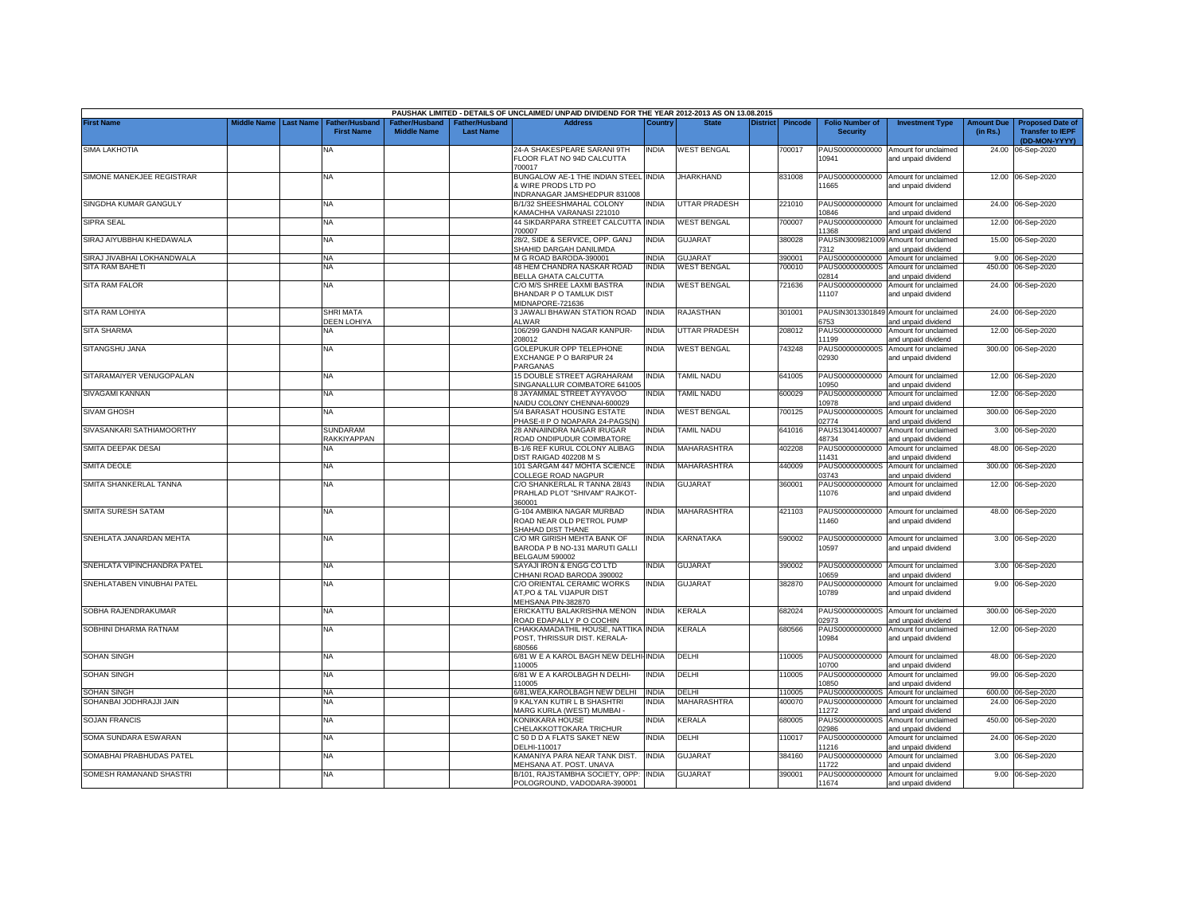PAUSHAK LIMITED - DETAILS OF UNCLAIMED/ UNPAID DIVIDEND FOR THE YEAR 2012-2013 AS ON 13.08.2015

| First Name | Middle Name | Last Name | Father/Husband First Name | Father/Husband Middle Name | Father/Husband Last Name | Address | Country | State | District | Pincode | Folio Number of Security | Investment Type | Amount Due (in Rs.) | Proposed Date of Transfer to IEPF (DD-MON-YYYY) |
|---|---|---|---|---|---|---|---|---|---|---|---|---|---|---|
| SIMA LAKHOTIA | | | NA | | | 24-A SHAKESPEARE SARANI 9TH FLOOR FLAT NO 94D CALCUTTA 700017 | INDIA | WEST BENGAL | | 700017 | PAUS00000000000 10941 | Amount for unclaimed and unpaid dividend | 24.00 | 06-Sep-2020 |
| SIMONE MANEKJEE REGISTRAR | | | NA | | | BUNGALOW AE-1 THE INDIAN STEEL & WIRE PRODS LTD PO INDRANAGAR JAMSHEDPUR 831008 | INDIA | JHARKHAND | | 831008 | PAUS00000000000 11665 | Amount for unclaimed and unpaid dividend | 12.00 | 06-Sep-2020 |
| SINGDHA KUMAR GANGULY | | | NA | | | B/1/32 SHEESHMAHAL COLONY KAMACHHA VARANASI 221010 | INDIA | UTTAR PRADESH | | 221010 | PAUS00000000000 10846 | Amount for unclaimed and unpaid dividend | 24.00 | 06-Sep-2020 |
| SIPRA SEAL | | | NA | | | 44 SIKDARPARA STREET CALCUTTA 700007 | INDIA | WEST BENGAL | | 700007 | PAUS00000000000 11368 | Amount for unclaimed and unpaid dividend | 12.00 | 06-Sep-2020 |
| SIRAJ AIYUBBHAI KHEDAWALA | | | NA | | | 28/2, SIDE & SERVICE, OPP. GANJ SHAHID DARGAH DANILIMDA | INDIA | GUJARAT | | 380028 | PAUSIN3009821009 7312 | Amount for unclaimed and unpaid dividend | 15.00 | 06-Sep-2020 |
| SIRAJ JIVABHAI LOKHANDWALA | | | NA | | | M G ROAD BARODA-390001 | INDIA | GUJARAT | | 390001 | PAUS00000000000 | Amount for unclaimed | 9.00 | 06-Sep-2020 |
| SITA RAM BAHETI | | | NA | | | 48 HEM CHANDRA NASKAR ROAD BELLA GHATA CALCUTTA | INDIA | WEST BENGAL | | 700010 | PAUS0000000000S 02814 | Amount for unclaimed and unpaid dividend | 450.00 | 06-Sep-2020 |
| SITA RAM FALOR | | | NA | | | C/O M/S SHREE LAXMI BASTRA BHANDAR P O TAMLUK DIST MIDNAPORE-721636 | INDIA | WEST BENGAL | | 721636 | PAUS00000000000 11107 | Amount for unclaimed and unpaid dividend | 24.00 | 06-Sep-2020 |
| SITA RAM LOHIYA | | | SHRI MATA DEEN LOHIYA | | | 3 JAWALI BHAWAN STATION ROAD ALWAR | INDIA | RAJASTHAN | | 301001 | PAUSIN3013301849 6753 | Amount for unclaimed and unpaid dividend | 24.00 | 06-Sep-2020 |
| SITA SHARMA | | | NA | | | 106/299 GANDHI NAGAR KANPUR-208012 | INDIA | UTTAR PRADESH | | 208012 | PAUS00000000000 11199 | Amount for unclaimed and unpaid dividend | 12.00 | 06-Sep-2020 |
| SITANGSHU JANA | | | NA | | | GOLEPUKUR OPP TELEPHONE EXCHANGE P O BARIPUR 24 PARGANAS | INDIA | WEST BENGAL | | 743248 | PAUS0000000000S 02930 | Amount for unclaimed and unpaid dividend | 300.00 | 06-Sep-2020 |
| SITARAMAIYER VENUGOPALAN | | | NA | | | 15 DOUBLE STREET AGRAHARAM SINGANALLUR COIMBATORE 641005 | INDIA | TAMIL NADU | | 641005 | PAUS00000000000 10950 | Amount for unclaimed and unpaid dividend | 12.00 | 06-Sep-2020 |
| SIVAGAMI KANNAN | | | NA | | | 8 JAYAMMAL STREET AYYAVOO NAIDU COLONY CHENNAI-600029 | INDIA | TAMIL NADU | | 600029 | PAUS00000000000 10978 | Amount for unclaimed and unpaid dividend | 12.00 | 06-Sep-2020 |
| SIVAM GHOSH | | | NA | | | 5/4 BARASAT HOUSING ESTATE PHASE-II P O NOAPARA 24-PAGS(N) | INDIA | WEST BENGAL | | 700125 | PAUS0000000000S 02774 | Amount for unclaimed and unpaid dividend | 300.00 | 06-Sep-2020 |
| SIVASANKARI SATHIAMOORTHY | | | SUNDARAM RAKKIYAPPAN | | | 28 ANNAIINDRA NAGAR IRUGAR ROAD ONDIPUDUR COIMBATORE | INDIA | TAMIL NADU | | 641016 | PAUS13041400007 48734 | Amount for unclaimed and unpaid dividend | 3.00 | 06-Sep-2020 |
| SMITA DEEPAK DESAI | | | NA | | | B-1/6 REF KURUL COLONY ALIBAG DIST RAIGAD 402208 M S | INDIA | MAHARASHTRA | | 402208 | PAUS00000000000 11431 | Amount for unclaimed and unpaid dividend | 48.00 | 06-Sep-2020 |
| SMITA DEOLE | | | NA | | | 101 SARGAM 447 MOHTA SCIENCE COLLEGE ROAD NAGPUR | INDIA | MAHARASHTRA | | 440009 | PAUS0000000000S 03743 | Amount for unclaimed and unpaid dividend | 300.00 | 06-Sep-2020 |
| SMITA SHANKERLAL TANNA | | | NA | | | C/O SHANKERLAL R TANNA 28/43 PRAHLAD PLOT "SHIVAM" RAJKOT-360001 | INDIA | GUJARAT | | 360001 | PAUS00000000000 11076 | Amount for unclaimed and unpaid dividend | 12.00 | 06-Sep-2020 |
| SMITA SURESH SATAM | | | NA | | | G-104 AMBIKA NAGAR MURBAD ROAD NEAR OLD PETROL PUMP SHAHAD DIST THANE | INDIA | MAHARASHTRA | | 421103 | PAUS00000000000 11460 | Amount for unclaimed and unpaid dividend | 48.00 | 06-Sep-2020 |
| SNEHLATA JANARDAN MEHTA | | | NA | | | C/O MR GIRISH MEHTA BANK OF BARODA P B NO-131 MARUTI GALLI BELGAUM 590002 | INDIA | KARNATAKA | | 590002 | PAUS00000000000 10597 | Amount for unclaimed and unpaid dividend | 3.00 | 06-Sep-2020 |
| SNEHLATA VIPINCHANDRA PATEL | | | NA | | | SAYAJI IRON & ENGG CO LTD CHHANI ROAD BARODA 390002 | INDIA | GUJARAT | | 390002 | PAUS00000000000 10659 | Amount for unclaimed and unpaid dividend | 3.00 | 06-Sep-2020 |
| SNEHLATABEN VINUBHAI PATEL | | | NA | | | C/O ORIENTAL CERAMIC WORKS AT,PO & TAL VIJAPUR DIST MEHSANA PIN-382870 | INDIA | GUJARAT | | 382870 | PAUS00000000000 10789 | Amount for unclaimed and unpaid dividend | 9.00 | 06-Sep-2020 |
| SOBHA RAJENDRAKUMAR | | | NA | | | ERICKATTU BALAKRISHNA MENON ROAD EDAPALLY P O COCHIN | INDIA | KERALA | | 682024 | PAUS0000000000S 02973 | Amount for unclaimed and unpaid dividend | 300.00 | 06-Sep-2020 |
| SOBHINI DHARMA RATNAM | | | NA | | | CHAKKAMADATHIL HOUSE, NATTIKA POST, THRISSUR DIST. KERALA-680566 | INDIA | KERALA | | 680566 | PAUS00000000000 10984 | Amount for unclaimed and unpaid dividend | 12.00 | 06-Sep-2020 |
| SOHAN SINGH | | | NA | | | 6/81 W E A KAROL BAGH NEW DELHI-110005 | INDIA | DELHI | | 110005 | PAUS00000000000 10700 | Amount for unclaimed and unpaid dividend | 48.00 | 06-Sep-2020 |
| SOHAN SINGH | | | NA | | | 6/81 W E A KAROLBAGH N DELHI-110005 | INDIA | DELHI | | 110005 | PAUS00000000000 10850 | Amount for unclaimed and unpaid dividend | 99.00 | 06-Sep-2020 |
| SOHAN SINGH | | | NA | | | 6/81,WEA,KAROLBAGH NEW DELHI | INDIA | DELHI | | 110005 | PAUS0000000000S | Amount for unclaimed | 600.00 | 06-Sep-2020 |
| SOHANBAI JODHRAJJI JAIN | | | NA | | | 9 KALYAN KUTIR L B SHASHTRI MARG KURLA (WEST) MUMBAI - | INDIA | MAHARASHTRA | | 400070 | PAUS00000000000 11272 | Amount for unclaimed and unpaid dividend | 24.00 | 06-Sep-2020 |
| SOJAN FRANCIS | | | NA | | | KONIKKARA HOUSE CHELAKKOTTOKARA TRICHUR | INDIA | KERALA | | 680005 | PAUS0000000000S 02986 | Amount for unclaimed and unpaid dividend | 450.00 | 06-Sep-2020 |
| SOMA SUNDARA ESWARAN | | | NA | | | C 50 D D A FLATS SAKET NEW DELHI-110017 | INDIA | DELHI | | 110017 | PAUS00000000000 11216 | Amount for unclaimed and unpaid dividend | 24.00 | 06-Sep-2020 |
| SOMABHAI PRABHUDAS PATEL | | | NA | | | KAMANIYA PARA NEAR TANK DIST. MEHSANA AT. POST. UNAVA | INDIA | GUJARAT | | 384160 | PAUS00000000000 11722 | Amount for unclaimed and unpaid dividend | 3.00 | 06-Sep-2020 |
| SOMESH RAMANAND SHASTRI | | | NA | | | B/101, RAJSTAMBHA SOCIETY, OPP: POLOGROUND, VADODARA-390001 | INDIA | GUJARAT | | 390001 | PAUS00000000000 11674 | Amount for unclaimed and unpaid dividend | 9.00 | 06-Sep-2020 |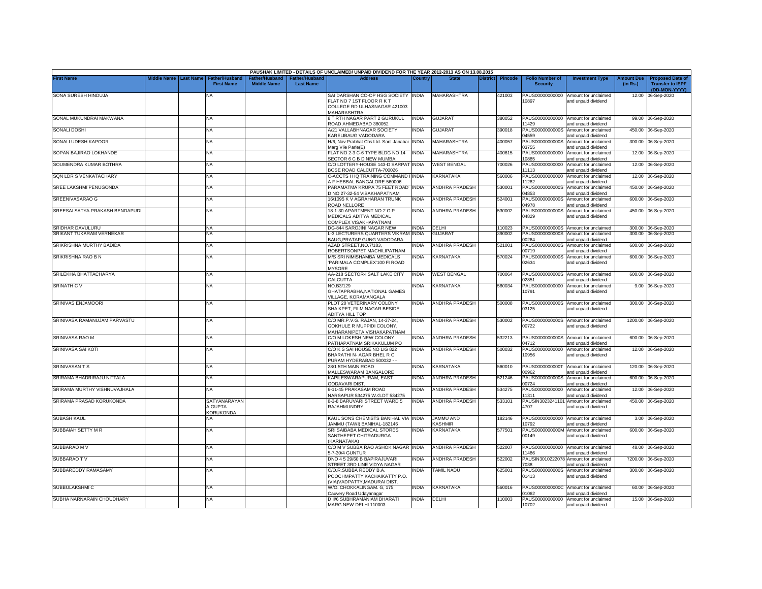| PAUSHAK LIMITED - DETAILS OF UNCLAIMED/ UNPAID DIVIDEND FOR THE YEAR 2012-2013 AS ON 13.08.2015 | | | | | | | | | | | | | | | |
|---|---|---|---|---|---|---|---|---|---|---|---|---|---|---|---|
| First Name | Middle Name | Last Name | Father/Husband First Name | Father/Husband Middle Name | Father/Husband Last Name | Address | Country | State | District | Pincode | Folio Number of Security | Investment Type | Amount Due (in Rs.) | Proposed Date of Transfer to IEPF (DD-MON-YYYY) |
| SONA SURESH HINDUJA | | | NA | | | SAI DARSHAN CO-OP HSG SOCIETY FLAT NO 7 1ST FLOOR R K T COLLEGE RD ULHASNAGAR 421003 MAHARASHTRA | INDIA | MAHARASHTRA | | 421003 | PAUS00000000000 10897 | Amount for unclaimed and unpaid dividend | 12.00 | 06-Sep-2020 |
| SONAL MUKUNDRAI MAKWANA | | | NA | | | 8 TIRTH NAGAR PART 2 GURUKUL ROAD AHMEDABAD 380052 | INDIA | GUJARAT | | 380052 | PAUS00000000000 11429 | Amount for unclaimed and unpaid dividend | 99.00 | 06-Sep-2020 |
| SONALI DOSHI | | | NA | | | A/21 VALLABHNAGAR SOCIETY KARELIBAUG VADODARA | INDIA | GUJARAT | | 390018 | PAUS0000000000S 04559 | Amount for unclaimed and unpaid dividend | 450.00 | 06-Sep-2020 |
| SONALI UDESH KAPOOR | | | NA | | | H/6, Nav Prabhat Chs Ltd. Sant Janabai Marg Vile Parle(E) | INDIA | MAHARASHTRA | | 400057 | PAUS0000000000S 03755 | Amount for unclaimed and unpaid dividend | 300.00 | 06-Sep-2020 |
| SOPAN BAJIRAO LOKHANDE | | | NA | | | FLAT NO 2-3 C-6 TYPE BLDG NO 14 SECTOR 6 C B D NEW MUMBAI | INDIA | MAHARASHTRA | | 400615 | PAUS00000000000 10885 | Amount for unclaimed and unpaid dividend | 12.00 | 06-Sep-2020 |
| SOUMENDRA KUMAR BOTHRA | | | NA | | | C/O LOTTERY-HOUSE 143-D SARPAT BOSE ROAD CALCUTTA-700026 | INDIA | WEST BENGAL | | 700026 | PAUS00000000000 11113 | Amount for unclaimed and unpaid dividend | 12.00 | 06-Sep-2020 |
| SQN LDR S VENKATACHARY | | | NA | | | C-ACCTS I HQ TRAINING COMMAND I A F HEBBAL BANGALORE-560006 | INDIA | KARNATAKA | | 560006 | PAUS00000000000 11282 | Amount for unclaimed and unpaid dividend | 12.00 | 06-Sep-2020 |
| SREE LAKSHMI PENUGONDA | | | NA | | | PARAMATMA KRUPA 75 FEET ROAD D NO 27-32-54 VISAKHAPATNAM | INDIA | ANDHRA PRADESH | | 530001 | PAUS0000000000S 04853 | Amount for unclaimed and unpaid dividend | 450.00 | 06-Sep-2020 |
| SREENIVASARAO G | | | NA | | | 16/1095 K V AGRAHARAN TRUNK ROAD NELLORE | INDIA | ANDHRA PRADESH | | 524001 | PAUS0000000000S 04978 | Amount for unclaimed and unpaid dividend | 600.00 | 06-Sep-2020 |
| SREESAI SATYA PRAKASH BENDAPUDI | | | NA | | | 18-1-30 APARTMENT NO-2 O P MEDICALS ADITYA MEDICAL COMPLEX VISAKHAPATNAM | INDIA | ANDHRA PRADESH | | 530002 | PAUS0000000000S 04829 | Amount for unclaimed and unpaid dividend | 450.00 | 06-Sep-2020 |
| SRIDHAR DAVULURU | | | NA | | | DG-844 SAROJINI NAGAR NEW | INDIA | DELHI | | 110023 | PAUS0000000000S | Amount for unclaimed | 300.00 | 06-Sep-2020 |
| SRIKANT TUKARAM VERNEKAR | | | NA | | | L-3,LECTURERS QUARTERS VIKRAM BAUG,PRATAP GUNG VADODARA | INDIA | GUJARAT | | 390002 | PAUS0000000000S 00264 | Amount for unclaimed and unpaid dividend | 300.00 | 06-Sep-2020 |
| SRIKRISHNA MURTHY BADIDA | | | NA | | | AZAD STREET,NO.7/183, ROBERTSONPET MACHILIPATNAM | INDIA | ANDHRA PRADESH | | 521001 | PAUS0000000000S 00719 | Amount for unclaimed and unpaid dividend | 600.00 | 06-Sep-2020 |
| SRIKRISHNA RAO B N | | | NA | | | M/S SRI NIMISHAMBA MEDICALS 'PARIMALA COMPLEX'100 FI ROAD MYSORE | INDIA | KARNATAKA | | 570024 | PAUS0000000000S 02634 | Amount for unclaimed and unpaid dividend | 600.00 | 06-Sep-2020 |
| SRILEKHA BHATTACHARYA | | | NA | | | AA-218 SECTOR-I SALT LAKE CITY CALCUTTA | INDIA | WEST BENGAL | | 700064 | PAUS0000000000S 02851 | Amount for unclaimed and unpaid dividend | 600.00 | 06-Sep-2020 |
| SRINATH C V | | | NA | | | NO.B3/129 GHATAPRABHA,NATIONAL GAMES VILLAGE, KORAMANGALA | INDIA | KARNATAKA | | 560034 | PAUS00000000000 10791 | Amount for unclaimed and unpaid dividend | 9.00 | 06-Sep-2020 |
| SRINIVAS ENJAMOORI | | | NA | | | PLOT 20 VETERINARY COLONY SHAIKPET, FILM NAGAR BESIDE ADITYA HILL TOP | INDIA | ANDHRA PRADESH | | 500008 | PAUS0000000000S 03125 | Amount for unclaimed and unpaid dividend | 300.00 | 06-Sep-2020 |
| SRINIVASA RAMANUJAM PARVASTU | | | NA | | | C/O MR.P.V.G. RAJAN, 14-37-24, GOKHULE R MUPPIDI COLONY, MAHARANIPETA VISHAKAPATNAM | INDIA | ANDHRA PRADESH | | 530002 | PAUS0000000000S 00722 | Amount for unclaimed and unpaid dividend | 1200.00 | 06-Sep-2020 |
| SRINIVASA RAO M | | | NA | | | C/O M LOKESH NEW COLONY PATHAPATNAM SRIKAKULUM PO | INDIA | ANDHRA PRADESH | | 532213 | PAUS0000000000S 04712 | Amount for unclaimed and unpaid dividend | 600.00 | 06-Sep-2020 |
| SRINIVASA SAI KOTI | | | NA | | | C/O K S SAI HOUSE NO LIG 822 BHARATHI N- AGAR BHEL R C PURAM HYDERABAD 500032 - - | INDIA | ANDHRA PRADESH | | 500032 | PAUS00000000000 10956 | Amount for unclaimed and unpaid dividend | 12.00 | 06-Sep-2020 |
| SRINIVASAN T S | | | NA | | | 28/1 5TH MAIN ROAD MALLESWARAM BANGALORE | INDIA | KARNATAKA | | 560010 | PAUS0000000000T 00962 | Amount for unclaimed and unpaid dividend | 120.00 | 06-Sep-2020 |
| SRIRAMA BHADRIRAJU NITTALA | | | NA | | | KAPILESWARAPURAM, EAST GODAVARI DIST. | INDIA | ANDHRA PRADESH | | 521246 | PAUS0000000000S 00724 | Amount for unclaimed and unpaid dividend | 600.00 | 06-Sep-2020 |
| SRIRAMA MURTHY VISHNUVAJHALA | | | NA | | | 6-11-45 PRAKASAM ROAD NARSAPUR 534275 W.G.DT 534275 | INDIA | ANDHRA PRADESH | | 534275 | PAUS00000000000 11311 | Amount for unclaimed and unpaid dividend | 12.00 | 06-Sep-2020 |
| SRIRAMA PRASAD KORUKONDA | | | SATYANARAYAN A GUPTA KORUKONDA | | | 8-3-8 BARUVARI STREET WARD 5 RAJAHMUNDRY | INDIA | ANDHRA PRADESH | | 533101 | PAUSIN3023241101 4707 | Amount for unclaimed and unpaid dividend | 450.00 | 06-Sep-2020 |
| SUBASH KAUL | | | NA | | | KAUL SONS CHEMISTS BANIHAL VIA JAMMU (TAWI) BANIHAL-182146 | INDIA | JAMMU AND KASHMIR | | 182146 | PAUS00000000000 10792 | Amount for unclaimed and unpaid dividend | 3.00 | 06-Sep-2020 |
| SUBBAIAH SETTY M R | | | NA | | | SRI SAIBABA MEDICAL STORES SANTHEPET CHITRADURGA (KARNATAKA) | INDIA | KARNATAKA | | 577501 | PAUS0000000000M 00149 | Amount for unclaimed and unpaid dividend | 600.00 | 06-Sep-2020 |
| SUBBARAO M V | | | NA | | | C/O M V SUBBA RAO ASHOK NAGAR 5-7-30/4 GUNTUR | INDIA | ANDHRA PRADESH | | 522007 | PAUS00000000000 11486 | Amount for unclaimed and unpaid dividend | 48.00 | 06-Sep-2020 |
| SUBBARAO T V | | | NA | | | DNO 4 5 29/60 B BAPIRAJUVARI STREET 3RD LINE VIDYA NAGAR | INDIA | ANDHRA PRADESH | | 522002 | PAUSIN3010222078 7038 | Amount for unclaimed and unpaid dividend | 7200.00 | 06-Sep-2020 |
| SUBBAREDDY RAMASAMY | | | NA | | | C/O.R.SUBBA REDDY B.A. POOCHMPATTY,KACHAIKATTY P.O. (VIA)VADPATTY,MADURAI DIST. | INDIA | TAMIL NADU | | 625001 | PAUS0000000000S 01413 | Amount for unclaimed and unpaid dividend | 300.00 | 06-Sep-2020 |
| SUBBULAKSHMI C | | | NA | | | W/O. CHOKKALINGAM. G, 175, Cauvery Road Udayanagar | INDIA | KARNATAKA | | 560016 | PAUS0000000000C 01062 | Amount for unclaimed and unpaid dividend | 60.00 | 06-Sep-2020 |
| SUBHA NARNARAIN CHOUDHARY | | | NA | | | D II/6 SUBHRAMANIAM BHARATI MARG NEW DELHI 110003 | INDIA | DELHI | | 110003 | PAUS00000000000 10702 | Amount for unclaimed and unpaid dividend | 15.00 | 06-Sep-2020 |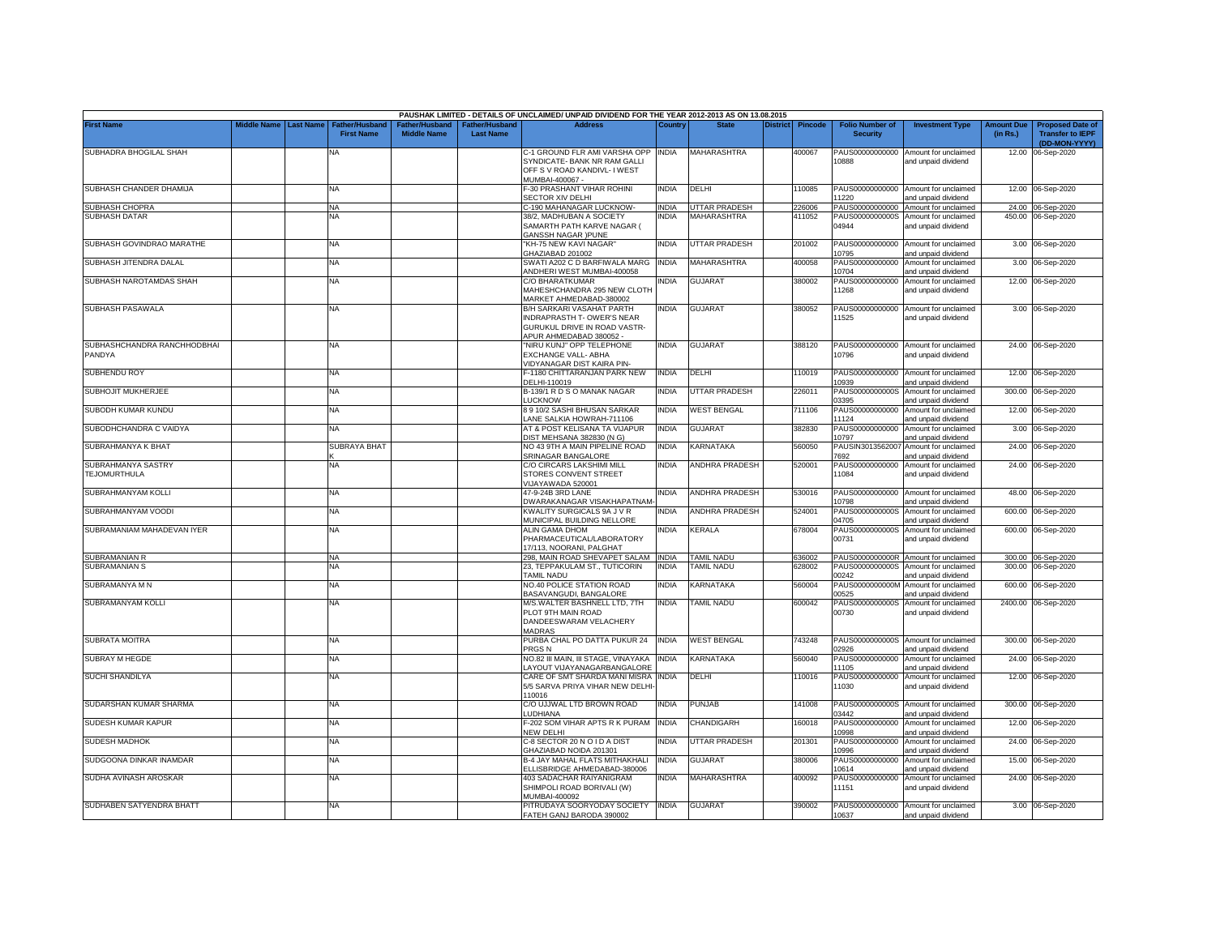PAUSHAK LIMITED - DETAILS OF UNCLAIMED/ UNPAID DIVIDEND FOR THE YEAR 2012-2013 AS ON 13.08.2015

| First Name | Middle Name | Last Name | Father/Husband First Name | Father/Husband Middle Name | Father/Husband Last Name | Address | Country | State | District | Pincode | Folio Number of Security | Investment Type | Amount Due (in Rs.) | Proposed Date of Transfer to IEPF (DD-MON-YYYY) |
|---|---|---|---|---|---|---|---|---|---|---|---|---|---|---|
| SUBHADRA BHOGILAL SHAH | | | NA | | | C-1 GROUND FLR AMI VARSHA OPP SYNDICATE- BANK NR RAM GALLI OFF S V ROAD KANDIVL- I WEST MUMBAI-400067 - | INDIA | MAHARASHTRA | | 400067 | PAUS00000000000 10888 | Amount for unclaimed and unpaid dividend | 12.00 | 06-Sep-2020 |
| SUBHASH CHANDER DHAMIJA | | | NA | | | F-30 PRASHANT VIHAR ROHINI SECTOR XIV DELHI | INDIA | DELHI | | 110085 | PAUS00000000000 11220 | Amount for unclaimed and unpaid dividend | 12.00 | 06-Sep-2020 |
| SUBHASH CHOPRA | | | NA | | | C-190 MAHANAGAR LUCKNOW- | INDIA | UTTAR PRADESH | | 226006 | PAUS00000000000 | Amount for unclaimed | 24.00 | 06-Sep-2020 |
| SUBHASH DATAR | | | NA | | | 38/2, MADHUBAN A SOCIETY SAMARTH PATH KARVE NAGAR ( GANSSH NAGAR )PUNE | INDIA | MAHARASHTRA | | 411052 | PAUS0000000000S 04944 | Amount for unclaimed and unpaid dividend | 450.00 | 06-Sep-2020 |
| SUBHASH GOVINDRAO MARATHE | | | NA | | | "KH-75 NEW KAVI NAGAR" GHAZIABAD 201002 | INDIA | UTTAR PRADESH | | 201002 | PAUS00000000000 10795 | Amount for unclaimed and unpaid dividend | 3.00 | 06-Sep-2020 |
| SUBHASH JITENDRA DALAL | | | NA | | | SWATI A202 C D BARFIWALA MARG ANDHERI WEST MUMBAI-400058 | INDIA | MAHARASHTRA | | 400058 | PAUS00000000000 10704 | Amount for unclaimed and unpaid dividend | 3.00 | 06-Sep-2020 |
| SUBHASH NAROTAMDAS SHAH | | | NA | | | C/O BHARATKUMAR MAHESHCHANDRA 295 NEW CLOTH MARKET AHMEDABAD-380002 | INDIA | GUJARAT | | 380002 | PAUS00000000000 11268 | Amount for unclaimed and unpaid dividend | 12.00 | 06-Sep-2020 |
| SUBHASH PASAWALA | | | NA | | | B/H SARKARI VASAHAT PARTH INDRAPRASTH T- OWER'S NEAR GURUKUL DRIVE IN ROAD VASTR- APUR AHMEDABAD 380052 - | INDIA | GUJARAT | | 380052 | PAUS00000000000 11525 | Amount for unclaimed and unpaid dividend | 3.00 | 06-Sep-2020 |
| SUBHASHCHANDRA RANCHHODBHAI PANDYA | | | NA | | | "NIRU KUNJ" OPP TELEPHONE EXCHANGE VALL- ABHA VIDYANAGAR DIST KAIRA PIN- | INDIA | GUJARAT | | 388120 | PAUS00000000000 10796 | Amount for unclaimed and unpaid dividend | 24.00 | 06-Sep-2020 |
| SUBHENDU ROY | | | NA | | | F-1180 CHITTARANJAN PARK NEW DELHI-110019 | INDIA | DELHI | | 110019 | PAUS00000000000 10939 | Amount for unclaimed and unpaid dividend | 12.00 | 06-Sep-2020 |
| SUBHOJIT MUKHERJEE | | | NA | | | B-139/1 R D S O MANAK NAGAR LUCKNOW | INDIA | UTTAR PRADESH | | 226011 | PAUS0000000000S 03395 | Amount for unclaimed and unpaid dividend | 300.00 | 06-Sep-2020 |
| SUBODH KUMAR KUNDU | | | NA | | | 8 9 10/2 SASHI BHUSAN SARKAR LANE SALKIA HOWRAH-711106 | INDIA | WEST BENGAL | | 711106 | PAUS00000000000 11124 | Amount for unclaimed and unpaid dividend | 12.00 | 06-Sep-2020 |
| SUBODHCHANDRA C VAIDYA | | | NA | | | AT & POST KELISANA TA VIJAPUR DIST MEHSANA 382830 (N G) | INDIA | GUJARAT | | 382830 | PAUS00000000000 10797 | Amount for unclaimed and unpaid dividend | 3.00 | 06-Sep-2020 |
| SUBRAHMANYA K BHAT | | | SUBRAYA BHAT K | | | NO 43 9TH A MAIN PIPELINE ROAD SRINAGAR BANGALORE | INDIA | KARNATAKA | | 560050 | PAUSIN3013562007 7692 | Amount for unclaimed and unpaid dividend | 24.00 | 06-Sep-2020 |
| SUBRAHMANYA SASTRY TEJOMURTHULA | | | NA | | | C/O CIRCARS LAKSHIMI MILL STORES CONVENT STREET VIJAYAWADA 520001 | INDIA | ANDHRA PRADESH | | 520001 | PAUS00000000000 11084 | Amount for unclaimed and unpaid dividend | 24.00 | 06-Sep-2020 |
| SUBRAHMANYAM KOLLI | | | NA | | | 47-9-24B 3RD LANE DWARAKANAGAR VISAKHAPATNAM- | INDIA | ANDHRA PRADESH | | 530016 | PAUS00000000000 10798 | Amount for unclaimed and unpaid dividend | 48.00 | 06-Sep-2020 |
| SUBRAHMANYAM VOODI | | | NA | | | KWALITY SURGICALS 9A J V R MUNICIPAL BUILDING NELLORE | INDIA | ANDHRA PRADESH | | 524001 | PAUS0000000000S 04705 | Amount for unclaimed and unpaid dividend | 600.00 | 06-Sep-2020 |
| SUBRAMANIAM MAHADEVAN IYER | | | NA | | | ALIN GAMA DHOM PHARMACEUTICAL/LABORATORY 17/113, NOORANI, PALGHAT | INDIA | KERALA | | 678004 | PAUS0000000000S 00731 | Amount for unclaimed and unpaid dividend | 600.00 | 06-Sep-2020 |
| SUBRAMANIAN R | | | NA | | | 298, MAIN ROAD SHEVAPET SALAM | INDIA | TAMIL NADU | | 636002 | PAUS0000000000R | Amount for unclaimed | 300.00 | 06-Sep-2020 |
| SUBRAMANIAN S | | | NA | | | 23, TEPPAKULAM ST., TUTICORIN TAMIL NADU | INDIA | TAMIL NADU | | 628002 | PAUS0000000000S 00242 | Amount for unclaimed and unpaid dividend | 300.00 | 06-Sep-2020 |
| SUBRAMANYA M N | | | NA | | | NO.40 POLICE STATION ROAD BASAVANGUDI, BANGALORE | INDIA | KARNATAKA | | 560004 | PAUS0000000000M 00525 | Amount for unclaimed and unpaid dividend | 600.00 | 06-Sep-2020 |
| SUBRAMANYAM KOLLI | | | NA | | | M/S.WALTER BASHNELL LTD, 7TH PLOT 9TH MAIN ROAD DANDEESWARAM VELACHERY MADRAS | INDIA | TAMIL NADU | | 600042 | PAUS0000000000S 00730 | Amount for unclaimed and unpaid dividend | 2400.00 | 06-Sep-2020 |
| SUBRATA MOITRA | | | NA | | | PURBA CHAL PO DATTA PUKUR 24 PRGS N | INDIA | WEST BENGAL | | 743248 | PAUS0000000000S 02926 | Amount for unclaimed and unpaid dividend | 300.00 | 06-Sep-2020 |
| SUBRAY M HEGDE | | | NA | | | NO.82 III MAIN, III STAGE, VINAYAKA LAYOUT VIJAYANAGARBANGALORE | INDIA | KARNATAKA | | 560040 | PAUS00000000000 11105 | Amount for unclaimed and unpaid dividend | 24.00 | 06-Sep-2020 |
| SUCHI SHANDILYA | | | NA | | | CARE OF SMT SHARDA MANI MISRA 5/5 SARVA PRIYA VIHAR NEW DELHI- 110016 | INDIA | DELHI | | 110016 | PAUS00000000000 11030 | Amount for unclaimed and unpaid dividend | 12.00 | 06-Sep-2020 |
| SUDARSHAN KUMAR SHARMA | | | NA | | | C/O UJJWAL LTD BROWN ROAD LUDHIANA | INDIA | PUNJAB | | 141008 | PAUS0000000000S 03442 | Amount for unclaimed and unpaid dividend | 300.00 | 06-Sep-2020 |
| SUDESH KUMAR KAPUR | | | NA | | | F-202 SOM VIHAR APTS R K PURAM NEW DELHI | INDIA | CHANDIGARH | | 160018 | PAUS00000000000 10998 | Amount for unclaimed and unpaid dividend | 12.00 | 06-Sep-2020 |
| SUDESH MADHOK | | | NA | | | C-8 SECTOR 20 N O I D A DIST GHAZIABAD NOIDA 201301 | INDIA | UTTAR PRADESH | | 201301 | PAUS00000000000 10996 | Amount for unclaimed and unpaid dividend | 24.00 | 06-Sep-2020 |
| SUDGOONA DINKAR INAMDAR | | | NA | | | B-4 JAY MAHAL FLATS MITHAKHALI ELLISBRIDGE AHMEDABAD-380006 | INDIA | GUJARAT | | 380006 | PAUS00000000000 10614 | Amount for unclaimed and unpaid dividend | 15.00 | 06-Sep-2020 |
| SUDHA AVINASH AROSKAR | | | NA | | | 403 SADACHAR RAIYANIGRAM SHIMPOLI ROAD BORIVALI (W) MUMBAI-400092 | INDIA | MAHARASHTRA | | 400092 | PAUS00000000000 11151 | Amount for unclaimed and unpaid dividend | 24.00 | 06-Sep-2020 |
| SUDHABEN SATYENDRA BHATT | | | NA | | | PITRUDAYA SOORYODAY SOCIETY FATEH GANJ BARODA 390002 | INDIA | GUJARAT | | 390002 | PAUS00000000000 10637 | Amount for unclaimed and unpaid dividend | 3.00 | 06-Sep-2020 |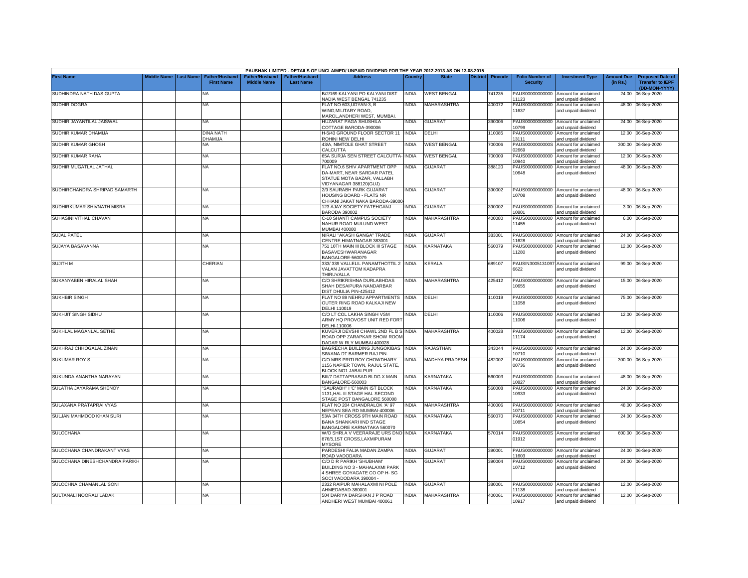| PAUSHAK LIMITED - DETAILS OF UNCLAIMED/ UNPAID DIVIDEND FOR THE YEAR 2012-2013 AS ON 13.08.2015 | | | | | | | | | | | | | | | | |
|---|---|---|---|---|---|---|---|---|---|---|---|---|---|---|---|---|
| First Name | Middle Name | Last Name | Father/Husband First Name | Father/Husband Middle Name | Father/Husband Last Name | Address | Country | State | District | Pincode | Folio Number of Security | Investment Type | Amount Due (in Rs.) | Proposed Date of Transfer to IEPF (DD-MON-YYYY) |
| SUDHINDRA NATH DAS GUPTA | | | NA | | | B/2/169 KALYANI PO KALYANI DIST NADIA WEST BENGAL 741235 | INDIA | WEST BENGAL | | 741235 | PAUS00000000000 11123 | Amount for unclaimed and unpaid dividend | 24.00 | 06-Sep-2020 |
| SUDHIR DOGRA | | | NA | | | FLAT NO 603,UDYAN-3, B WING,MILITARY ROAD, MAROL,ANDHERI WEST, MUMBAI. | INDIA | MAHARASHTRA | | 400072 | PAUS00000000000 11637 | Amount for unclaimed and unpaid dividend | 48.00 | 06-Sep-2020 |
| SUDHIR JAYANTILAL JAISWAL | | | NA | | | HUZARAT PAGA SHUSHILA COTTAGE BARODA-390006 | INDIA | GUJARAT | | 390006 | PAUS00000000000 10799 | Amount for unclaimed and unpaid dividend | 24.00 | 06-Sep-2020 |
| SUDHIR KUMAR DHAMIJA | | | DINA NATH DHAMIJA | | | H-5/43 GROUND FLOOR SECTOR 11 ROHINI NEW DELHI | INDIA | DELHI | | 110085 | PAUS00000000000 13111 | Amount for unclaimed and unpaid dividend | 12.00 | 06-Sep-2020 |
| SUDHIR KUMAR GHOSH | | | NA | | | 43/A, NIMTOLE GHAT STREET CALCUTTA | INDIA | WEST BENGAL | | 700006 | PAUS0000000000S 02669 | Amount for unclaimed and unpaid dividend | 300.00 | 06-Sep-2020 |
| SUDHIR KUMAR RAHA | | | NA | | | 65A SURJA SEN STREET CALCUTTA-700009 | INDIA | WEST BENGAL | | 700009 | PAUS00000000000 10940 | Amount for unclaimed and unpaid dividend | 12.00 | 06-Sep-2020 |
| SUDHIR MUGATLAL JATHAL | | | NA | | | FLAT NO.6 SHIV APARTMENT OPP DA-MART, NEAR SARDAR PATEL STATUE MOTA BAZAR, VALLABH VIDYANAGAR 388120(GUJ) | INDIA | GUJARAT | | 388120 | PAUS00000000000 10648 | Amount for unclaimed and unpaid dividend | 48.00 | 06-Sep-2020 |
| SUDHIRCHANDRA SHRIPAD SAMARTH | | | NA | | | 2/9 SAURABH PARK GUJARAT HOUSING BOARD - FLATS NR CHHANI JAKAT NAKA BARODA-39000 | INDIA | GUJARAT | | 390002 | PAUS00000000000 10708 | Amount for unclaimed and unpaid dividend | 48.00 | 06-Sep-2020 |
| SUDHIRKUMAR SHIVNATH MISRA | | | NA | | | 123 AJAY SOCIETY FATEHGANJ BARODA 390002 | INDIA | GUJARAT | | 390002 | PAUS00000000000 10801 | Amount for unclaimed and unpaid dividend | 3.00 | 06-Sep-2020 |
| SUHASINI VITHAL CHAVAN | | | NA | | | C-10 SHANTI CAMPUS SOCIETY NAHUR ROAD MULUND WEST MUMBAI 400080 | INDIA | MAHARASHTRA | | 400080 | PAUS00000000000 11455 | Amount for unclaimed and unpaid dividend | 6.00 | 06-Sep-2020 |
| SUJAL PATEL | | | NA | | | NIRALI "AKASH GANGA" TRADE CENTRE HIMATNAGAR 383001 | INDIA | GUJARAT | | 383001 | PAUS00000000000 11628 | Amount for unclaimed and unpaid dividend | 24.00 | 06-Sep-2020 |
| SUJAYA BASAVANNA | | | NA | | | 751 10TH MAIN III BLOCK III STAGE BASAVESHWARANAGAR BANGALORE-560079 | INDIA | KARNATAKA | | 560079 | PAUS00000000000 11280 | Amount for unclaimed and unpaid dividend | 12.00 | 06-Sep-2020 |
| SUJITH M | | | CHERIAN | | | 333/ 339 VALLELIL PANAMTHOTTIL 2 VALAN JAVATTOM KADAPRA THIRUVALLA | INDIA | KERALA | | 689107 | PAUSIN3005131097 6622 | Amount for unclaimed and unpaid dividend | 99.00 | 06-Sep-2020 |
| SUKANYABEN HIRALAL SHAH | | | NA | | | C/O SHRIKRISHNA DURLABHDAS SHAH DESAIPURA NANDARBAR DIST DHULIA PIN-425412 | INDIA | MAHARASHTRA | | 425412 | PAUS00000000000 10655 | Amount for unclaimed and unpaid dividend | 15.00 | 06-Sep-2020 |
| SUKHBIR SINGH | | | NA | | | FLAT NO 89 NEHRU APPARTMENTS OUTER RING ROAD KALKAJI NEW DELHI 110019 | INDIA | DELHI | | 110019 | PAUS00000000000 11058 | Amount for unclaimed and unpaid dividend | 75.00 | 06-Sep-2020 |
| SUKHJIT SINGH SIDHU | | | NA | | | C/O LT COL LAKHA SINGH VSM ARMY HQ PROVOST UNIT RED FORT DELHI-110006 | INDIA | DELHI | | 110006 | PAUS00000000000 11006 | Amount for unclaimed and unpaid dividend | 12.00 | 06-Sep-2020 |
| SUKHLAL MAGANLAL SETHE | | | NA | | | KUVERJI DEVSHI CHAWL 2ND FL B S ROAD OPP ZARAPKAR SHOW ROOM DADAR W RLY MUMBAI 400028 | INDIA | MAHARASHTRA | | 400028 | PAUS00000000000 11174 | Amount for unclaimed and unpaid dividend | 12.00 | 06-Sep-2020 |
| SUKHRAJ CHHOGALAL ZINANI | | | NA | | | BAGRECHA BUILDING JUNGOKIBAS SIWANA DT BARMER RAJ PIN- | INDIA | RAJASTHAN | | 343044 | PAUS00000000000 10710 | Amount for unclaimed and unpaid dividend | 24.00 | 06-Sep-2020 |
| SUKUMAR ROY S | | | NA | | | C/O MRS PRITI ROY CHOWDHARY 1156 NAPIER TOWN, RAJUL STATE, BLOCK NO1 JABALPUR | INDIA | MADHYA PRADESH | | 482002 | PAUS0000000000S 00736 | Amount for unclaimed and unpaid dividend | 300.00 | 06-Sep-2020 |
| SUKUNDA ANANTHA NARAYAN | | | NA | | | BIII/7 DATTAPRASAD BLDG X MAIN BANGALORE-560003 | INDIA | KARNATAKA | | 560003 | PAUS00000000000 10827 | Amount for unclaimed and unpaid dividend | 48.00 | 06-Sep-2020 |
| SULATHA JAYARAMA SHENOY | | | NA | | | "SAURABH" I 'C' MAIN IST BLOCK 1131,HAL III STAGE HAL SECOND STAGE POST BANGALORE 560008 | INDIA | KARNATAKA | | 560008 | PAUS00000000000 10933 | Amount for unclaimed and unpaid dividend | 24.00 | 06-Sep-2020 |
| SULAXANA PRATAPRAI VYAS | | | NA | | | FLAT NO 204 CHANDRALOK 'A' 97 NEPEAN SEA RD MUMBAI-400006 | INDIA | MAHARASHTRA | | 400006 | PAUS00000000000 10711 | Amount for unclaimed and unpaid dividend | 48.00 | 06-Sep-2020 |
| SULJAN MAHMOOD KHAN SURI | | | NA | | | 53/A 34TH CROSS 9TH MAIN ROAD BANA SHANKARI IIND STAGE BANGALORE KARNATAKA 560070 | INDIA | KARNATAKA | | 560070 | PAUS00000000000 10854 | Amount for unclaimed and unpaid dividend | 24.00 | 06-Sep-2020 |
| SULOCHANA | | | NA | | | W/O SHRI.A V VEERARAJE URS DNO 876/5,1ST CROSS,LAXMIPURAM MYSORE | INDIA | KARNATAKA | | 570014 | PAUS0000000000S 01912 | Amount for unclaimed and unpaid dividend | 600.00 | 06-Sep-2020 |
| SULOCHANA CHANDRAKANT VYAS | | | NA | | | PARDESHI FALIA MADAN ZAMPA ROAD VADODARA | INDIA | GUJARAT | | 390001 | PAUS00000000000 11603 | Amount for unclaimed and unpaid dividend | 24.00 | 06-Sep-2020 |
| SULOCHANA DINESHCHANDRA PARIKH | | | NA | | | C/O D R PARIKH 'SHUBHAM' BUILDING NO 3 - MAHALAXMI PARK 4 SHREE GOYAGATE CO OP H- SG SOCI VADODARA 390004 - | INDIA | GUJARAT | | 390004 | PAUS00000000000 10712 | Amount for unclaimed and unpaid dividend | 24.00 | 06-Sep-2020 |
| SULOCHNA CHAMANLAL SONI | | | NA | | | 2332 RAIPUR MAHALAXMI NI POLE AHMEDABAD-380001 | INDIA | GUJARAT | | 380001 | PAUS00000000000 11138 | Amount for unclaimed and unpaid dividend | 12.00 | 06-Sep-2020 |
| SULTANALI NOORALI LADAK | | | NA | | | 504 DARIYA DARSHAN J P ROAD ANDHERI WEST MUMBAI 400061 | INDIA | MAHARASHTRA | | 400061 | PAUS00000000000 10917 | Amount for unclaimed and unpaid dividend | 12.00 | 06-Sep-2020 |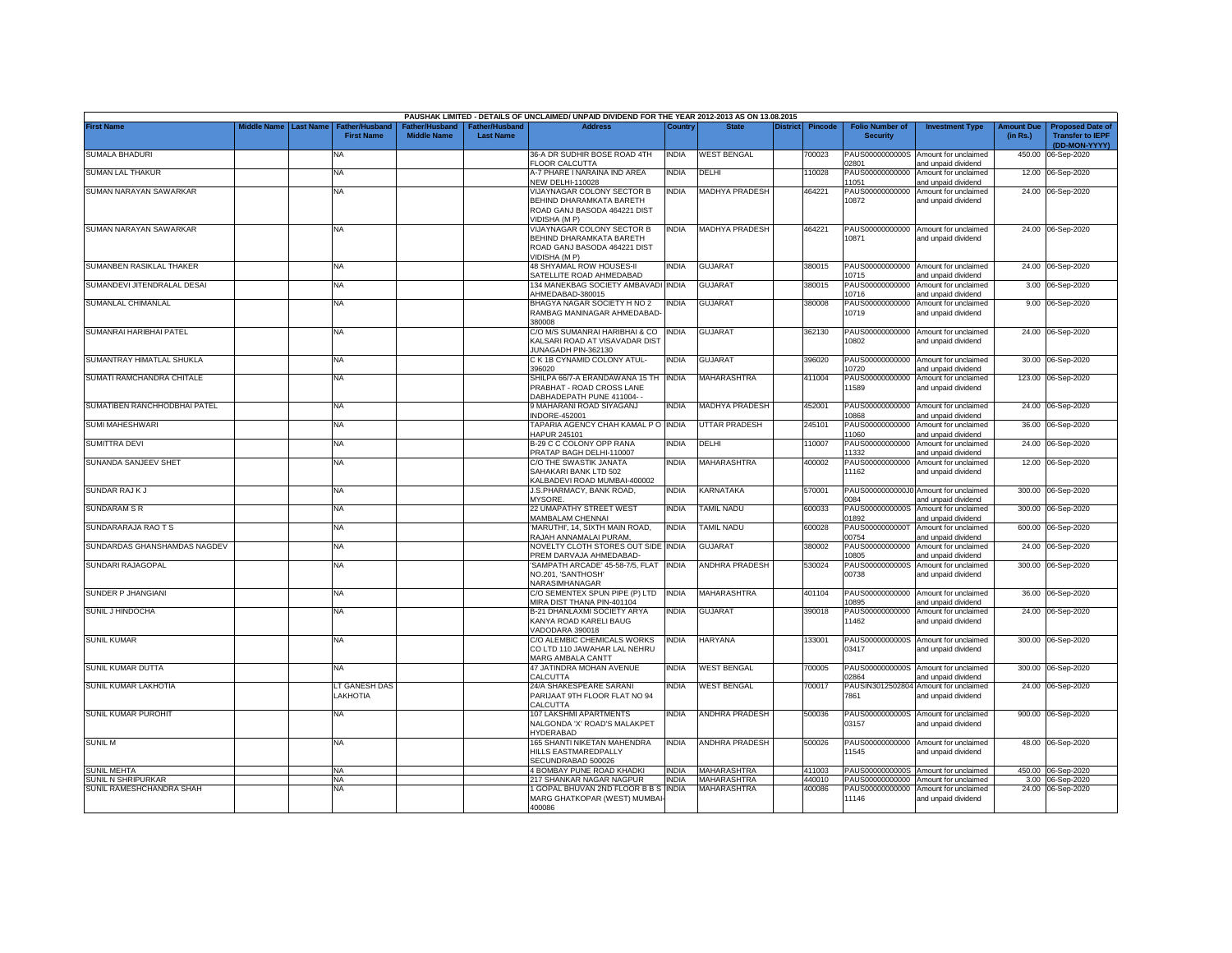PAUSHAK LIMITED - DETAILS OF UNCLAIMED/ UNPAID DIVIDEND FOR THE YEAR 2012-2013 AS ON 13.08.2015

| First Name | Middle Name | Last Name | Father/Husband First Name | Father/Husband Middle Name | Father/Husband Last Name | Address | Country | State | District | Pincode | Folio Number of Security | Investment Type | Amount Due (in Rs.) | Proposed Date of Transfer to IEPF (DD-MON-YYYY) |
|---|---|---|---|---|---|---|---|---|---|---|---|---|---|---|
| SUMALA BHADURI | | | NA | | | 36-A DR SUDHIR BOSE ROAD 4TH FLOOR CALCUTTA | INDIA | WEST BENGAL | | 700023 | PAUS0000000000S02801 | Amount for unclaimed and unpaid dividend | 450.00 | 06-Sep-2020 |
| SUMAN LAL THAKUR | | | NA | | | A-7 PHARE I NARAINA IND AREA NEW DELHI-110028 | INDIA | DELHI | | 110028 | PAUS00000000000011051 | Amount for unclaimed and unpaid dividend | 12.00 | 06-Sep-2020 |
| SUMAN NARAYAN SAWARKAR | | | NA | | | VIJAYNAGAR COLONY SECTOR B BEHIND DHARAMKATA BARETH ROAD GANJ BASODA 464221 DIST VIDISHA (M P) | INDIA | MADHYA PRADESH | | 464221 | PAUS00000000000010872 | Amount for unclaimed and unpaid dividend | 24.00 | 06-Sep-2020 |
| SUMAN NARAYAN SAWARKAR | | | NA | | | VIJAYNAGAR COLONY SECTOR B BEHIND DHARAMKATA BARETH ROAD GANJ BASODA 464221 DIST VIDISHA (M P) | INDIA | MADHYA PRADESH | | 464221 | PAUS00000000000010871 | Amount for unclaimed and unpaid dividend | 24.00 | 06-Sep-2020 |
| SUMANBEN RASIKLAL THAKER | | | NA | | | 48 SHYAMAL ROW HOUSES-II SATELLITE ROAD AHMEDABAD | INDIA | GUJARAT | | 380015 | PAUS00000000000010715 | Amount for unclaimed and unpaid dividend | 24.00 | 06-Sep-2020 |
| SUMANDEVI JITENDRALAL DESAI | | | NA | | | 134 MANEKBAG SOCIETY AMBAVADI AHMEDABAD-380015 | INDIA | GUJARAT | | 380015 | PAUS00000000000010716 | Amount for unclaimed and unpaid dividend | 3.00 | 06-Sep-2020 |
| SUMANLAL CHIMANLAL | | | NA | | | BHAGYA NAGAR SOCIETY H NO 2 RAMBAG MANINAGAR AHMEDABAD-380008 | INDIA | GUJARAT | | 380008 | PAUS00000000000010719 | Amount for unclaimed and unpaid dividend | 9.00 | 06-Sep-2020 |
| SUMANRAI HARIBHAI PATEL | | | NA | | | C/O M/S SUMANRAI HARIBHAI & CO KALSARI ROAD AT VISAVADAR DIST JUNAGADH PIN-362130 | INDIA | GUJARAT | | 362130 | PAUS00000000000010802 | Amount for unclaimed and unpaid dividend | 24.00 | 06-Sep-2020 |
| SUMANTRAY HIMATLAL SHUKLA | | | NA | | | C K 1B CYNAMID COLONY ATUL-396020 | INDIA | GUJARAT | | 396020 | PAUS00000000000010720 | Amount for unclaimed and unpaid dividend | 30.00 | 06-Sep-2020 |
| SUMATI RAMCHANDRA CHITALE | | | NA | | | SHILPA 66/7-A ERANDAWANA 15 TH PRABHAT - ROAD CROSS LANE DABHADEPATH PUNE 411004- - | INDIA | MAHARASHTRA | | 411004 | PAUS00000000000011589 | Amount for unclaimed and unpaid dividend | 123.00 | 06-Sep-2020 |
| SUMATIBEN RANCHHODBHAI PATEL | | | NA | | | 9 MAHARANI ROAD SIYAGANJ INDORE-452001 | INDIA | MADHYA PRADESH | | 452001 | PAUS00000000000010868 | Amount for unclaimed and unpaid dividend | 24.00 | 06-Sep-2020 |
| SUMI MAHESHWARI | | | NA | | | TAPARIA AGENCY CHAH KAMAL P O HAPUR 245101 | INDIA | UTTAR PRADESH | | 245101 | PAUS00000000000011060 | Amount for unclaimed and unpaid dividend | 36.00 | 06-Sep-2020 |
| SUMITTRA DEVI | | | NA | | | B-29 C C COLONY OPP RANA PRATAP BAGH DELHI-110007 | INDIA | DELHI | | 110007 | PAUS00000000000011332 | Amount for unclaimed and unpaid dividend | 24.00 | 06-Sep-2020 |
| SUNANDA SANJEEV SHET | | | NA | | | C/O THE SWASTIK JANATA SAHAKARI BANK LTD 502 KALBADEVI ROAD MUMBAI-400002 | INDIA | MAHARASHTRA | | 400002 | PAUS00000000000011162 | Amount for unclaimed and unpaid dividend | 12.00 | 06-Sep-2020 |
| SUNDAR RAJ K J | | | NA | | | J.S.PHARMACY, BANK ROAD, MYSORE. | INDIA | KARNATAKA | | 570001 | PAUS0000000000J00084 | Amount for unclaimed and unpaid dividend | 300.00 | 06-Sep-2020 |
| SUNDARAM S R | | | NA | | | 22 UMAPATHY STREET WEST MAMBALAM CHENNAI | INDIA | TAMIL NADU | | 600033 | PAUS0000000000S01892 | Amount for unclaimed and unpaid dividend | 300.00 | 06-Sep-2020 |
| SUNDARARAJA RAO T S | | | NA | | | 'MARUTHI', 14, SIXTH MAIN ROAD, RAJAH ANNAMALAI PURAM, | INDIA | TAMIL NADU | | 600028 | PAUS0000000000T00754 | Amount for unclaimed and unpaid dividend | 600.00 | 06-Sep-2020 |
| SUNDARDAS GHANSHAMDAS NAGDEV | | | NA | | | NOVELTY CLOTH STORES OUT SIDE PREM DARVAJA AHMEDABAD- | INDIA | GUJARAT | | 380002 | PAUS00000000000010805 | Amount for unclaimed and unpaid dividend | 24.00 | 06-Sep-2020 |
| SUNDARI RAJAGOPAL | | | NA | | | 'SAMPATH ARCADE' 45-58-7/5, FLAT NO.201, 'SANTHOSH' NARASIMHANAGAR | INDIA | ANDHRA PRADESH | | 530024 | PAUS0000000000S00738 | Amount for unclaimed and unpaid dividend | 300.00 | 06-Sep-2020 |
| SUNDER P JHANGIANI | | | NA | | | C/O SEMENTEX SPUN PIPE (P) LTD MIRA DIST THANA PIN-401104 | INDIA | MAHARASHTRA | | 401104 | PAUS00000000000010895 | Amount for unclaimed and unpaid dividend | 36.00 | 06-Sep-2020 |
| SUNIL J HINDOCHA | | | NA | | | B-21 DHANLAXMI SOCIETY ARYA KANYA ROAD KARELI BAUG VADODARA 390018 | INDIA | GUJARAT | | 390018 | PAUS00000000000011462 | Amount for unclaimed and unpaid dividend | 24.00 | 06-Sep-2020 |
| SUNIL KUMAR | | | NA | | | C/O ALEMBIC CHEMICALS WORKS CO LTD 110 JAWAHAR LAL NEHRU MARG AMBALA CANTT | INDIA | HARYANA | | 133001 | PAUS0000000000S03417 | Amount for unclaimed and unpaid dividend | 300.00 | 06-Sep-2020 |
| SUNIL KUMAR DUTTA | | | NA | | | 47 JATINDRA MOHAN AVENUE CALCUTTA | INDIA | WEST BENGAL | | 700005 | PAUS0000000000S02864 | Amount for unclaimed and unpaid dividend | 300.00 | 06-Sep-2020 |
| SUNIL KUMAR LAKHOTIA | | | LT GANESH DAS LAKHOTIA | | | 24/A SHAKESPEARE SARANI PARIJAAT 9TH FLOOR FLAT NO 94 CALCUTTA | INDIA | WEST BENGAL | | 700017 | PAUSIN30125028047861 | Amount for unclaimed and unpaid dividend | 24.00 | 06-Sep-2020 |
| SUNIL KUMAR PUROHIT | | | NA | | | 107 LAKSHMI APARTMENTS NALGONDA 'X' ROAD'S MALAKPET HYDERABAD | INDIA | ANDHRA PRADESH | | 500036 | PAUS0000000000S03157 | Amount for unclaimed and unpaid dividend | 900.00 | 06-Sep-2020 |
| SUNIL M | | | NA | | | 165 SHANTI NIKETAN MAHENDRA HILLS EASTMAREDPALLY SECUNDRABAD 500026 | INDIA | ANDHRA PRADESH | | 500026 | PAUS00000000000011545 | Amount for unclaimed and unpaid dividend | 48.00 | 06-Sep-2020 |
| SUNIL MEHTA | | | NA | | | 4 BOMBAY PUNE ROAD KHADKI | INDIA | MAHARASHTRA | | 411003 | PAUS0000000000S | Amount for unclaimed | 450.00 | 06-Sep-2020 |
| SUNIL N SHRIPURKAR | | | NA | | | 217 SHANKAR NAGAR NAGPUR | INDIA | MAHARASHTRA | | 440010 | PAUS00000000000 | Amount for unclaimed | 3.00 | 06-Sep-2020 |
| SUNIL RAMESHCHANDRA SHAH | | | NA | | | 1 GOPAL BHUVAN 2ND FLOOR B B S MARG GHATKOPAR (WEST) MUMBAI-400086 | INDIA | MAHARASHTRA | | 400086 | PAUS00000000000011146 | Amount for unclaimed and unpaid dividend | 24.00 | 06-Sep-2020 |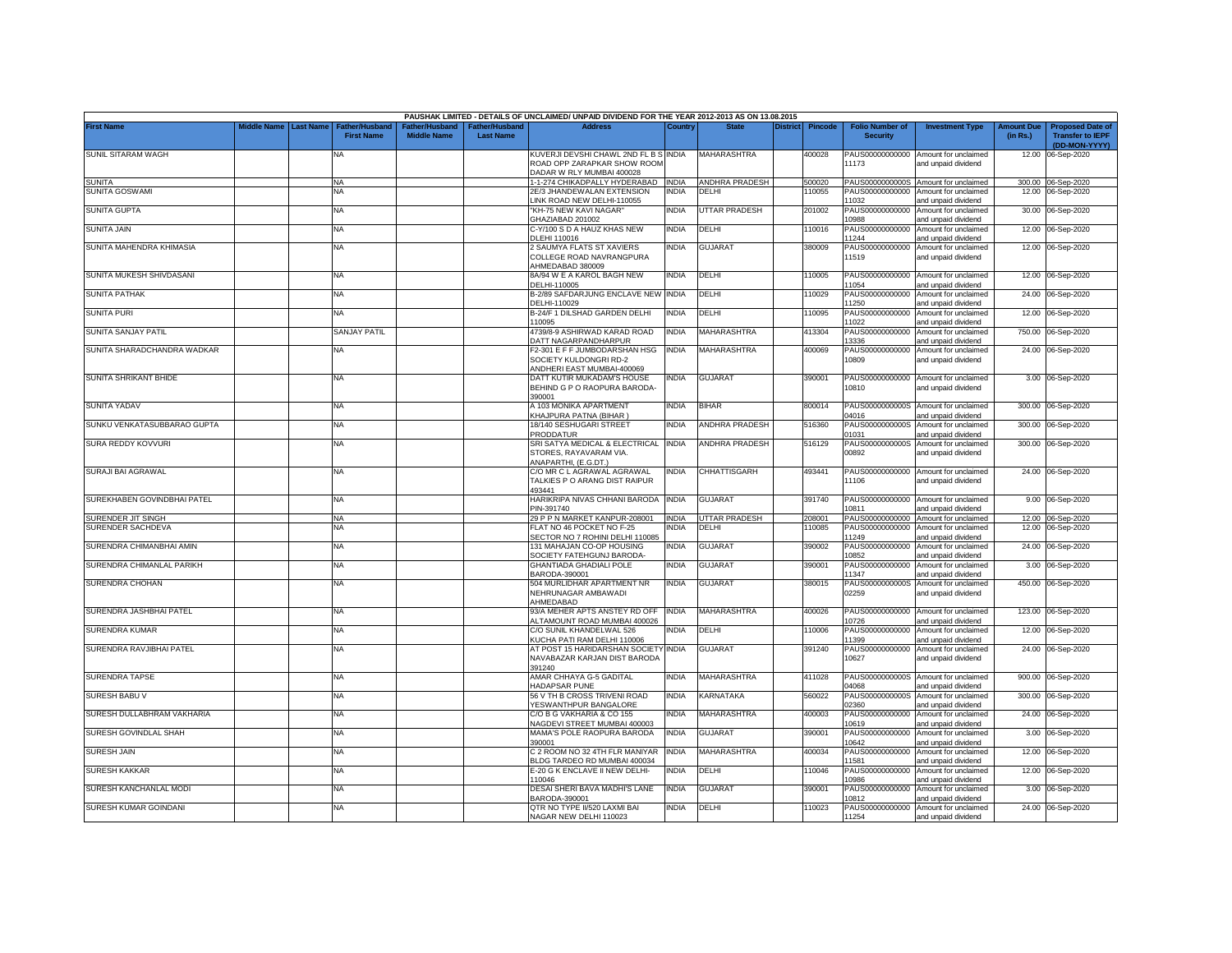| PAUSHAK LIMITED - DETAILS OF UNCLAIMED/ UNPAID DIVIDEND FOR THE YEAR 2012-2013 AS ON 13.08.2015 | | | | | | | | | | | | | | | |
|---|---|---|---|---|---|---|---|---|---|---|---|---|---|---|---|
| First Name | Middle Name | Last Name | Father/Husband First Name | Father/Husband Middle Name | Father/Husband Last Name | Address | Country | State | District | Pincode | Folio Number of Security | Investment Type | Amount Due (in Rs.) | Proposed Date of Transfer to IEPF (DD-MON-YYYY) |
| SUNIL SITARAM WAGH | | | NA | | | KUVERJI DEVSHI CHAWL 2ND FL B S ROAD OPP ZARAPKAR SHOW ROOM DADAR W RLY MUMBAI 400028 | INDIA | MAHARASHTRA | | 400028 | PAUS00000000000 11173 | Amount for unclaimed and unpaid dividend | 12.00 | 06-Sep-2020 |
| SUNITA | | | NA | | | 1-1-274 CHIKADPALLY HYDERABAD | INDIA | ANDHRA PRADESH | | 500020 | PAUS0000000000S | Amount for unclaimed | 300.00 | 06-Sep-2020 |
| SUNITA GOSWAMI | | | NA | | | 2E/3 JHANDEWALAN EXTENSION LINK ROAD NEW DELHI-110055 | INDIA | DELHI | | 110055 | PAUS00000000000 11032 | Amount for unclaimed and unpaid dividend | 12.00 | 06-Sep-2020 |
| SUNITA GUPTA | | | NA | | | "KH-75 NEW KAVI NAGAR" GHAZIABAD 201002 | INDIA | UTTAR PRADESH | | 201002 | PAUS00000000000 10988 | Amount for unclaimed and unpaid dividend | 30.00 | 06-Sep-2020 |
| SUNITA JAIN | | | NA | | | C-Y/100 S D A HAUZ KHAS NEW DLEHI 110016 | INDIA | DELHI | | 110016 | PAUS00000000000 11244 | Amount for unclaimed and unpaid dividend | 12.00 | 06-Sep-2020 |
| SUNITA MAHENDRA KHIMASIA | | | NA | | | 2 SAUMYA FLATS ST XAVIERS COLLEGE ROAD NAVRANGPURA AHMEDABAD 380009 | INDIA | GUJARAT | | 380009 | PAUS00000000000 11519 | Amount for unclaimed and unpaid dividend | 12.00 | 06-Sep-2020 |
| SUNITA MUKESH SHIVDASANI | | | NA | | | 8A/94 W E A KAROL BAGH NEW DELHI-110005 | INDIA | DELHI | | 110005 | PAUS00000000000 11054 | Amount for unclaimed and unpaid dividend | 12.00 | 06-Sep-2020 |
| SUNITA PATHAK | | | NA | | | B-2/89 SAFDARJUNG ENCLAVE NEW DELHI-110029 | INDIA | DELHI | | 110029 | PAUS00000000000 11250 | Amount for unclaimed and unpaid dividend | 24.00 | 06-Sep-2020 |
| SUNITA PURI | | | NA | | | B-24/F 1 DILSHAD GARDEN DELHI 110095 | INDIA | DELHI | | 110095 | PAUS00000000000 11022 | Amount for unclaimed and unpaid dividend | 12.00 | 06-Sep-2020 |
| SUNITA SANJAY PATIL | | | SANJAY PATIL | | | 4739/8-9 ASHIRWAD KARAD ROAD DATT NAGARPANDHARPUR | INDIA | MAHARASHTRA | | 413304 | PAUS00000000000 13336 | Amount for unclaimed and unpaid dividend | 750.00 | 06-Sep-2020 |
| SUNITA SHARADCHANDRA WADKAR | | | NA | | | F2-301 E F F JUMBODARSHAN HSG SOCIETY KULDONGRI RD-2 ANDHERI EAST MUMBAI-400069 | INDIA | MAHARASHTRA | | 400069 | PAUS00000000000 10809 | Amount for unclaimed and unpaid dividend | 24.00 | 06-Sep-2020 |
| SUNITA SHRIKANT BHIDE | | | NA | | | DATT KUTIR MUKADAM'S HOUSE BEHIND G P O RAOPURA BARODA-390001 | INDIA | GUJARAT | | 390001 | PAUS00000000000 10810 | Amount for unclaimed and unpaid dividend | 3.00 | 06-Sep-2020 |
| SUNITA YADAV | | | NA | | | A 103 MONIKA APARTMENT KHAJPURA PATNA (BIHAR ) | INDIA | BIHAR | | 800014 | PAUS0000000000S 04016 | Amount for unclaimed and unpaid dividend | 300.00 | 06-Sep-2020 |
| SUNKU VENKATASUBBARAO GUPTA | | | NA | | | 18/140 SESHUGARI STREET PRODDATUR | INDIA | ANDHRA PRADESH | | 516360 | PAUS0000000000S 01031 | Amount for unclaimed and unpaid dividend | 300.00 | 06-Sep-2020 |
| SURA REDDY KOVVURI | | | NA | | | SRI SATYA MEDICAL & ELECTRICAL STORES, RAYAVARAM VIA. ANAPARTHI, (E.G.DT.) | INDIA | ANDHRA PRADESH | | 516129 | PAUS0000000000S 00892 | Amount for unclaimed and unpaid dividend | 300.00 | 06-Sep-2020 |
| SURAJI BAI AGRAWAL | | | NA | | | C/O MR C L AGRAWAL AGRAWAL TALKIES P O ARANG DIST RAIPUR 493441 | INDIA | CHHATTISGARH | | 493441 | PAUS00000000000 11106 | Amount for unclaimed and unpaid dividend | 24.00 | 06-Sep-2020 |
| SUREKHABEN GOVINDBHAI PATEL | | | NA | | | HARIKRIPA NIVAS CHHANI BARODA PIN-391740 | INDIA | GUJARAT | | 391740 | PAUS00000000000 10811 | Amount for unclaimed and unpaid dividend | 9.00 | 06-Sep-2020 |
| SURENDER JIT SINGH | | | NA | | | 29 P P N MARKET KANPUR-208001 | INDIA | UTTAR PRADESH | | 208001 | PAUS00000000000 | Amount for unclaimed | 12.00 | 06-Sep-2020 |
| SURENDER SACHDEVA | | | NA | | | FLAT NO 46 POCKET NO F-25 SECTOR NO 7 ROHINI DELHI 110085 | INDIA | DELHI | | 110085 | PAUS00000000000 11249 | Amount for unclaimed and unpaid dividend | 12.00 | 06-Sep-2020 |
| SURENDRA CHIMANBHAI AMIN | | | NA | | | 131 MAHAJAN CO-OP HOUSING SOCIETY FATEHGUNJ BARODA- | INDIA | GUJARAT | | 390002 | PAUS00000000000 10852 | Amount for unclaimed and unpaid dividend | 24.00 | 06-Sep-2020 |
| SURENDRA CHIMANLAL PARIKH | | | NA | | | GHANTIADA GHADIALI POLE BARODA-390001 | INDIA | GUJARAT | | 390001 | PAUS00000000000 11347 | Amount for unclaimed and unpaid dividend | 3.00 | 06-Sep-2020 |
| SURENDRA CHOHAN | | | NA | | | 504 MURLIDHAR APARTMENT NR NEHRUNAGAR AMBAWADI AHMEDABAD | INDIA | GUJARAT | | 380015 | PAUS0000000000S 02259 | Amount for unclaimed and unpaid dividend | 450.00 | 06-Sep-2020 |
| SURENDRA JASHBHAI PATEL | | | NA | | | 93/A MEHER APTS ANSTEY RD OFF ALTAMOUNT ROAD MUMBAI 400026 | INDIA | MAHARASHTRA | | 400026 | PAUS00000000000 10726 | Amount for unclaimed and unpaid dividend | 123.00 | 06-Sep-2020 |
| SURENDRA KUMAR | | | NA | | | C/O SUNIL KHANDELWAL 526 KUCHA PATI RAM DELHI 110006 | INDIA | DELHI | | 110006 | PAUS00000000000 11399 | Amount for unclaimed and unpaid dividend | 12.00 | 06-Sep-2020 |
| SURENDRA RAVJIBHAI PATEL | | | NA | | | AT POST 15 HARIDARSHAN SOCIETY NAVABAZAR KARJAN DIST BARODA 391240 | INDIA | GUJARAT | | 391240 | PAUS00000000000 10627 | Amount for unclaimed and unpaid dividend | 24.00 | 06-Sep-2020 |
| SURENDRA TAPSE | | | NA | | | AMAR CHHAYA G-5 GADITAL HADAPSAR PUNE | INDIA | MAHARASHTRA | | 411028 | PAUS0000000000S 04068 | Amount for unclaimed and unpaid dividend | 900.00 | 06-Sep-2020 |
| SURESH BABU V | | | NA | | | 56 V TH B CROSS TRIVENI ROAD YESWANTHPUR BANGALORE | INDIA | KARNATAKA | | 560022 | PAUS0000000000S 02360 | Amount for unclaimed and unpaid dividend | 300.00 | 06-Sep-2020 |
| SURESH DULLABHRAM VAKHARIA | | | NA | | | C/O B G VAKHARIA & CO 155 NAGDEVI STREET MUMBAI 400003 | INDIA | MAHARASHTRA | | 400003 | PAUS00000000000 10619 | Amount for unclaimed and unpaid dividend | 24.00 | 06-Sep-2020 |
| SURESH GOVINDLAL SHAH | | | NA | | | MAMA'S POLE RAOPURA BARODA 390001 | INDIA | GUJARAT | | 390001 | PAUS00000000000 10642 | Amount for unclaimed and unpaid dividend | 3.00 | 06-Sep-2020 |
| SURESH JAIN | | | NA | | | C 2 ROOM NO 32 4TH FLR MANIYAR BLDG TARDEO RD MUMBAI 400034 | INDIA | MAHARASHTRA | | 400034 | PAUS00000000000 11581 | Amount for unclaimed and unpaid dividend | 12.00 | 06-Sep-2020 |
| SURESH KAKKAR | | | NA | | | E-20 G K ENCLAVE II NEW DELHI-110046 | INDIA | DELHI | | 110046 | PAUS00000000000 10986 | Amount for unclaimed and unpaid dividend | 12.00 | 06-Sep-2020 |
| SURESH KANCHANLAL MODI | | | NA | | | DESAI SHERI BAVA MADHI'S LANE BARODA-390001 | INDIA | GUJARAT | | 390001 | PAUS00000000000 10812 | Amount for unclaimed and unpaid dividend | 3.00 | 06-Sep-2020 |
| SURESH KUMAR GOINDANI | | | NA | | | QTR NO TYPE II/520 LAXMI BAI NAGAR NEW DELHI 110023 | INDIA | DELHI | | 110023 | PAUS00000000000 11254 | Amount for unclaimed and unpaid dividend | 24.00 | 06-Sep-2020 |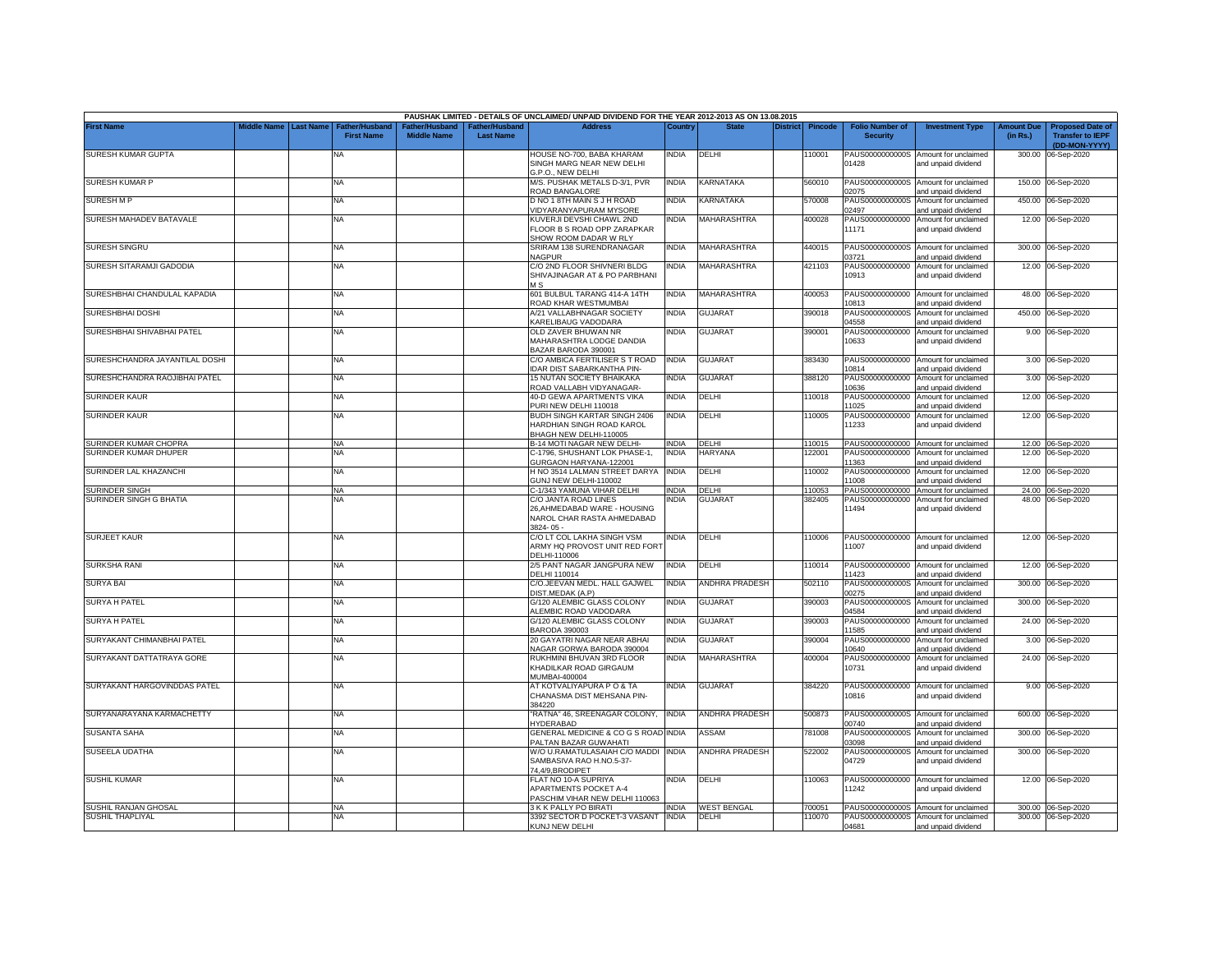PAUSHAK LIMITED - DETAILS OF UNCLAIMED/ UNPAID DIVIDEND FOR THE YEAR 2012-2013 AS ON 13.08.2015

| First Name | Middle Name | Last Name | Father/Husband First Name | Father/Husband Middle Name | Father/Husband Last Name | Address | Country | State | District | Pincode | Folio Number of Security | Investment Type | Amount Due (in Rs.) | Proposed Date of Transfer to IEPF (DD-MON-YYYY) |
|---|---|---|---|---|---|---|---|---|---|---|---|---|---|---|
| SURESH KUMAR GUPTA | | | NA | | | HOUSE NO-700, BABA KHARAM SINGH MARG NEAR NEW DELHI G.P.O., NEW DELHI | INDIA | DELHI | | 110001 | PAUS0000000000S01428 | Amount for unclaimed and unpaid dividend | 300.00 | 06-Sep-2020 |
| SURESH KUMAR P | | | NA | | | M/S. PUSHAK METALS D-3/1, PVR ROAD BANGALORE | INDIA | KARNATAKA | | 560010 | PAUS0000000000S02075 | Amount for unclaimed and unpaid dividend | 150.00 | 06-Sep-2020 |
| SURESH M P | | | NA | | | D NO 1 8TH MAIN S J H ROAD VIDYARANYAPURAM MYSORE | INDIA | KARNATAKA | | 570008 | PAUS0000000000S02497 | Amount for unclaimed and unpaid dividend | 450.00 | 06-Sep-2020 |
| SURESH MAHADEV BATAVALE | | | NA | | | KUVERJI DEVSHI CHAWL 2ND FLOOR B S ROAD OPP ZARAPKAR SHOW ROOM DADAR W RLY | INDIA | MAHARASHTRA | | 400028 | PAUS0000000000011171 | Amount for unclaimed and unpaid dividend | 12.00 | 06-Sep-2020 |
| SURESH SINGRU | | | NA | | | SRIRAM 138 SURENDRANAGAR NAGPUR | INDIA | MAHARASHTRA | | 440015 | PAUS0000000000S03721 | Amount for unclaimed and unpaid dividend | 300.00 | 06-Sep-2020 |
| SURESH SITARAMJI GADODIA | | | NA | | | C/O 2ND FLOOR SHIVNERI BLDG SHIVAJINAGAR AT & PO PARBHANI M S | INDIA | MAHARASHTRA | | 421103 | PAUS0000000000010913 | Amount for unclaimed and unpaid dividend | 12.00 | 06-Sep-2020 |
| SURESHBHAI CHANDULAL KAPADIA | | | NA | | | 601 BULBUL TARANG 414-A 14TH ROAD KHAR WESTMUMBAI | INDIA | MAHARASHTRA | | 400053 | PAUS0000000000010813 | Amount for unclaimed and unpaid dividend | 48.00 | 06-Sep-2020 |
| SURESHBHAI DOSHI | | | NA | | | A/21 VALLABHNAGAR SOCIETY KARELIBAUG VADODARA | INDIA | GUJARAT | | 390018 | PAUS0000000000S04558 | Amount for unclaimed and unpaid dividend | 450.00 | 06-Sep-2020 |
| SURESHBHAI SHIVABHAI PATEL | | | NA | | | OLD ZAVER BHUWAN NR MAHARASHTRA LODGE DANDIA BAZAR BARODA 390001 | INDIA | GUJARAT | | 390001 | PAUS0000000000010633 | Amount for unclaimed and unpaid dividend | 9.00 | 06-Sep-2020 |
| SURESHCHANDRA JAYANTILAL DOSHI | | | NA | | | C/O AMBICA FERTILISER S T ROAD IDAR DIST SABARKANTHA PIN- | INDIA | GUJARAT | | 383430 | PAUS0000000000010814 | Amount for unclaimed and unpaid dividend | 3.00 | 06-Sep-2020 |
| SURESHCHANDRA RAOJIBHAI PATEL | | | NA | | | 15 NUTAN SOCIETY BHAIKAKA ROAD VALLABH VIDYANAGAR- | INDIA | GUJARAT | | 388120 | PAUS0000000000010636 | Amount for unclaimed and unpaid dividend | 3.00 | 06-Sep-2020 |
| SURINDER KAUR | | | NA | | | 40-D GEWA APARTMENTS VIKA PURI NEW DELHI 110018 | INDIA | DELHI | | 110018 | PAUS0000000000011025 | Amount for unclaimed and unpaid dividend | 12.00 | 06-Sep-2020 |
| SURINDER KAUR | | | NA | | | BUDH SINGH KARTAR SINGH 2406 HARDHIAN SINGH ROAD KAROL BHAGH NEW DELHI-110005 | INDIA | DELHI | | 110005 | PAUS0000000000011233 | Amount for unclaimed and unpaid dividend | 12.00 | 06-Sep-2020 |
| SURINDER KUMAR CHOPRA | | | NA | | | B-14 MOTI NAGAR NEW DELHI- | INDIA | DELHI | | 110015 | PAUS0000000000000 | Amount for unclaimed | 12.00 | 06-Sep-2020 |
| SURINDER KUMAR DHUPER | | | NA | | | C-1796, SHUSHANT LOK PHASE-1, GURGAON HARYANA-122001 | INDIA | HARYANA | | 122001 | PAUS0000000000011363 | Amount for unclaimed and unpaid dividend | 12.00 | 06-Sep-2020 |
| SURINDER LAL KHAZANCHI | | | NA | | | H NO 3514 LALMAN STREET DARYA GUNJ NEW DELHI-110002 | INDIA | DELHI | | 110002 | PAUS0000000000011008 | Amount for unclaimed and unpaid dividend | 12.00 | 06-Sep-2020 |
| SURINDER SINGH | | | NA | | | C-1/343 YAMUNA VIHAR DELHI | INDIA | DELHI | | 110053 | PAUS0000000000000 | Amount for unclaimed | 24.00 | 06-Sep-2020 |
| SURINDER SINGH G BHATIA | | | NA | | | C/O JANTA ROAD LINES 26,AHMEDABAD WARE - HOUSING NAROL CHAR RASTA AHMEDABAD 3824- 05 - | INDIA | GUJARAT | | 382405 | PAUS0000000000011494 | Amount for unclaimed and unpaid dividend | 48.00 | 06-Sep-2020 |
| SURJEET KAUR | | | NA | | | C/O LT COL LAKHA SINGH VSM ARMY HQ PROVOST UNIT RED FORT DELHI-110006 | INDIA | DELHI | | 110006 | PAUS0000000000011007 | Amount for unclaimed and unpaid dividend | 12.00 | 06-Sep-2020 |
| SURKSHA RANI | | | NA | | | 2/5 PANT NAGAR JANGPURA NEW DELHI 110014 | INDIA | DELHI | | 110014 | PAUS0000000000011423 | Amount for unclaimed and unpaid dividend | 12.00 | 06-Sep-2020 |
| SURYA BAI | | | NA | | | C/O.JEEVAN MEDL. HALL GAJWEL DIST.MEDAK (A.P) | INDIA | ANDHRA PRADESH | | 502110 | PAUS0000000000S00275 | Amount for unclaimed and unpaid dividend | 300.00 | 06-Sep-2020 |
| SURYA H PATEL | | | NA | | | G/120 ALEMBIC GLASS COLONY ALEMBIC ROAD VADODARA | INDIA | GUJARAT | | 390003 | PAUS0000000000S04584 | Amount for unclaimed and unpaid dividend | 300.00 | 06-Sep-2020 |
| SURYA H PATEL | | | NA | | | G/120 ALEMBIC GLASS COLONY BARODA 390003 | INDIA | GUJARAT | | 390003 | PAUS0000000000011585 | Amount for unclaimed and unpaid dividend | 24.00 | 06-Sep-2020 |
| SURYAKANT CHIMANBHAI PATEL | | | NA | | | 20 GAYATRI NAGAR NEAR ABHAI NAGAR GORWA BARODA 390004 | INDIA | GUJARAT | | 390004 | PAUS0000000000010640 | Amount for unclaimed and unpaid dividend | 3.00 | 06-Sep-2020 |
| SURYAKANT DATTATRAYA GORE | | | NA | | | RUKHMINI BHUVAN 3RD FLOOR KHADILKAR ROAD GIRGAUM MUMBAI-400004 | INDIA | MAHARASHTRA | | 400004 | PAUS0000000000010731 | Amount for unclaimed and unpaid dividend | 24.00 | 06-Sep-2020 |
| SURYAKANT HARGOVINDDAS PATEL | | | NA | | | AT KOTVALIYAPURA P O & TA CHANASMA DIST MEHSANA PIN-384220 | INDIA | GUJARAT | | 384220 | PAUS0000000000010816 | Amount for unclaimed and unpaid dividend | 9.00 | 06-Sep-2020 |
| SURYANARAYANA KARMACHETTY | | | NA | | | "RATNA" 46, SREENAGAR COLONY, HYDERABAD | INDIA | ANDHRA PRADESH | | 500873 | PAUS0000000000S00740 | Amount for unclaimed and unpaid dividend | 600.00 | 06-Sep-2020 |
| SUSANTA SAHA | | | NA | | | GENERAL MEDICINE & CO G S ROAD PALTAN BAZAR GUWAHATI | INDIA | ASSAM | | 781008 | PAUS0000000000S03098 | Amount for unclaimed and unpaid dividend | 300.00 | 06-Sep-2020 |
| SUSEELA UDATHA | | | NA | | | W/O U.RAMATULASAIAH C/O MADDI SAMBASIVA RAO H.NO.5-37-74,4/9,BRODIPET | INDIA | ANDHRA PRADESH | | 522002 | PAUS0000000000S04729 | Amount for unclaimed and unpaid dividend | 300.00 | 06-Sep-2020 |
| SUSHIL KUMAR | | | NA | | | FLAT NO 10-A SUPRIYA APARTMENTS POCKET A-4 PASCHIM VIHAR NEW DELHI 110063 | INDIA | DELHI | | 110063 | PAUS0000000000011242 | Amount for unclaimed and unpaid dividend | 12.00 | 06-Sep-2020 |
| SUSHIL RANJAN GHOSAL | | | NA | | | 3 K K PALLY PO BIRATI | INDIA | WEST BENGAL | | 700051 | PAUS0000000000S | Amount for unclaimed | 300.00 | 06-Sep-2020 |
| SUSHIL THAPLIYAL | | | NA | | | 3392 SECTOR D POCKET-3 VASANT KUNJ NEW DELHI | INDIA | DELHI | | 110070 | PAUS0000000000S04681 | Amount for unclaimed and unpaid dividend | 300.00 | 06-Sep-2020 |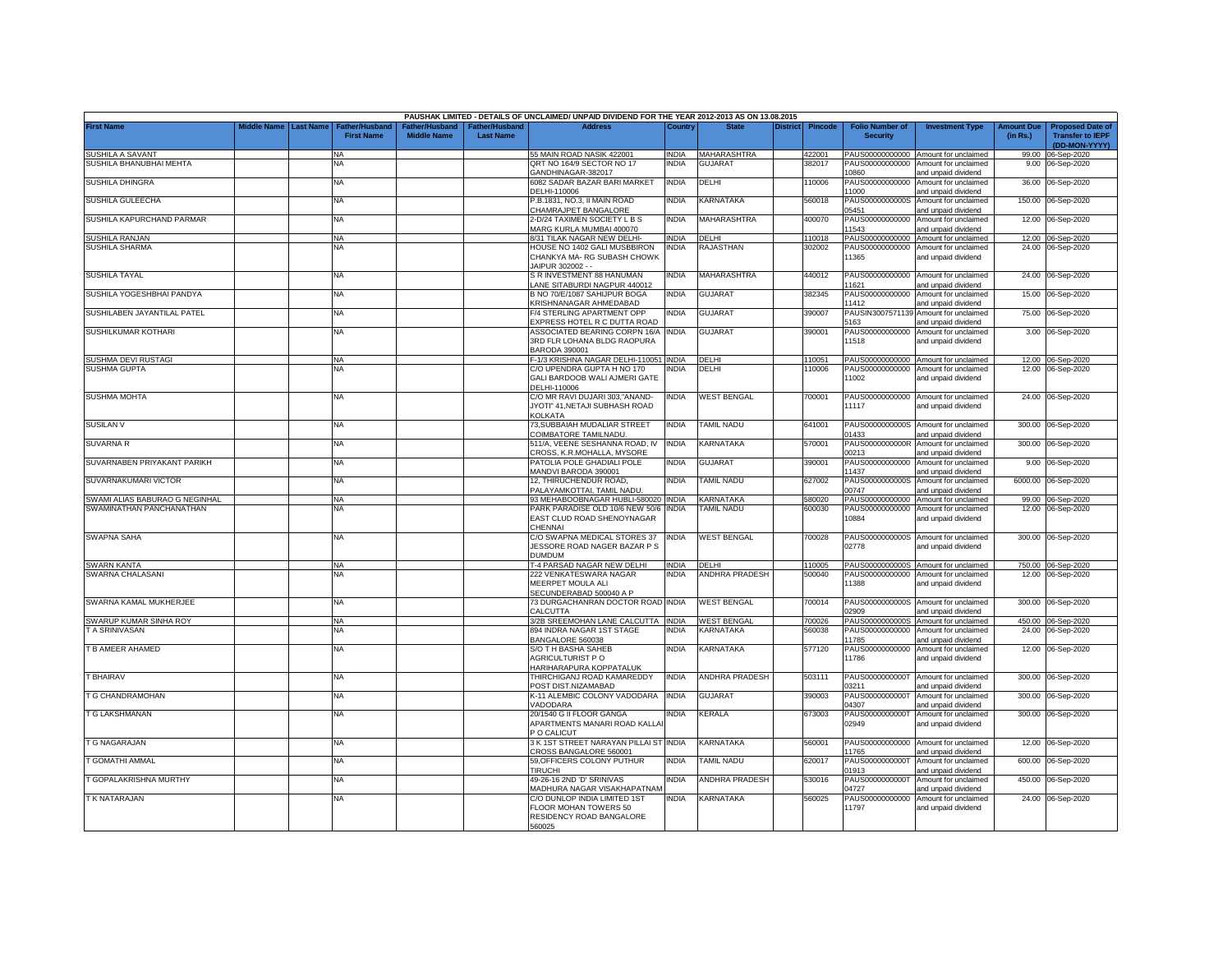PAUSHAK LIMITED - DETAILS OF UNCLAIMED/ UNPAID DIVIDEND FOR THE YEAR 2012-2013 AS ON 13.08.2015

| First Name | Middle Name | Last Name | Father/Husband First Name | Father/Husband Middle Name | Father/Husband Last Name | Address | Country | State | District | Pincode | Folio Number of Security | Investment Type | Amount Due (in Rs.) | Proposed Date of Transfer to IEPF (DD-MON-YYYY) |
|---|---|---|---|---|---|---|---|---|---|---|---|---|---|---|
| SUSHILA A SAVANT | | | NA | | | 55 MAIN ROAD NASIK 422001 | INDIA | MAHARASHTRA | | 422001 | PAUS00000000000 | Amount for unclaimed | 99.00 | 06-Sep-2020 |
| SUSHILA BHANUBHAI MEHTA | | | NA | | | QRT NO 164/9 SECTOR NO 17 GANDHINAGAR-382017 | INDIA | GUJARAT | | 382017 | PAUS00000000000 10860 | Amount for unclaimed and unpaid dividend | 9.00 | 06-Sep-2020 |
| SUSHILA DHINGRA | | | NA | | | 6082 SADAR BAZAR BARI MARKET DELHI-110006 | INDIA | DELHI | | 110006 | PAUS00000000000 11000 | Amount for unclaimed and unpaid dividend | 36.00 | 06-Sep-2020 |
| SUSHILA GULEECHA | | | NA | | | P.B.1831, NO.3, II MAIN ROAD CHAMRAJPET BANGALORE | INDIA | KARNATAKA | | 560018 | PAUS0000000000S 05451 | Amount for unclaimed and unpaid dividend | 150.00 | 06-Sep-2020 |
| SUSHILA KAPURCHAND PARMAR | | | NA | | | 2-D/24 TAXIMEN SOCIETY L B S MARG KURLA MUMBAI 400070 | INDIA | MAHARASHTRA | | 400070 | PAUS00000000000 11543 | Amount for unclaimed and unpaid dividend | 12.00 | 06-Sep-2020 |
| SUSHILA RANJAN | | | NA | | | 8/31 TILAK NAGAR NEW DELHI- | INDIA | DELHI | | 110018 | PAUS00000000000 | Amount for unclaimed | 12.00 | 06-Sep-2020 |
| SUSHILA SHARMA | | | NA | | | HOUSE NO 1402 GALI MUSBBIRON CHANKYA MA- RG SUBASH CHOWK JAIPUR 302002 - - | INDIA | RAJASTHAN | | 302002 | PAUS00000000000 11365 | Amount for unclaimed and unpaid dividend | 24.00 | 06-Sep-2020 |
| SUSHILA TAYAL | | | NA | | | S R INVESTMENT 88 HANUMAN LANE SITABURDI NAGPUR 440012 | INDIA | MAHARASHTRA | | 440012 | PAUS00000000000 11621 | Amount for unclaimed and unpaid dividend | 24.00 | 06-Sep-2020 |
| SUSHILA YOGESHBHAI PANDYA | | | NA | | | B NO 70/E/1087 SAHIJPUR BOGA KRISHNANAGAR AHMEDABAD | INDIA | GUJARAT | | 382345 | PAUS00000000000 11412 | Amount for unclaimed and unpaid dividend | 15.00 | 06-Sep-2020 |
| SUSHILABEN JAYANTILAL PATEL | | | NA | | | F/4 STERLING APARTMENT OPP EXPRESS HOTEL R C DUTTA ROAD | INDIA | GUJARAT | | 390007 | PAUSIN3007571139 5163 | Amount for unclaimed and unpaid dividend | 75.00 | 06-Sep-2020 |
| SUSHILKUMAR KOTHARI | | | NA | | | ASSOCIATED BEARING CORPN 16/A 3RD FLR LOHANA BLDG RAOPURA BARODA 390001 | INDIA | GUJARAT | | 390001 | PAUS00000000000 11518 | Amount for unclaimed and unpaid dividend | 3.00 | 06-Sep-2020 |
| SUSHMA DEVI RUSTAGI | | | NA | | | F-1/3 KRISHNA NAGAR DELHI-110051 | INDIA | DELHI | | 110051 | PAUS00000000000 | Amount for unclaimed | 12.00 | 06-Sep-2020 |
| SUSHMA GUPTA | | | NA | | | C/O UPENDRA GUPTA H NO 170 GALI BARDOOB WALI AJMERI GATE DELHI-110006 | INDIA | DELHI | | 110006 | PAUS00000000000 11002 | Amount for unclaimed and unpaid dividend | 12.00 | 06-Sep-2020 |
| SUSHMA MOHTA | | | NA | | | C/O MR RAVI DUJARI 303,"ANAND-JYOTI" 41,NETAJI SUBHASH ROAD KOLKATA | INDIA | WEST BENGAL | | 700001 | PAUS00000000000 11117 | Amount for unclaimed and unpaid dividend | 24.00 | 06-Sep-2020 |
| SUSILAN V | | | NA | | | 73,SUBBAIAH MUDALIAR STREET COIMBATORE TAMILNADU. | INDIA | TAMIL NADU | | 641001 | PAUS0000000000S 01433 | Amount for unclaimed and unpaid dividend | 300.00 | 06-Sep-2020 |
| SUVARNA R | | | NA | | | 511/A, VEENE SESHANNA ROAD, IV CROSS, K.R.MOHALLA, MYSORE | INDIA | KARNATAKA | | 570001 | PAUS0000000000R 00213 | Amount for unclaimed and unpaid dividend | 300.00 | 06-Sep-2020 |
| SUVARNABEN PRIYAKANT PARIKH | | | NA | | | PATOLIA POLE GHADIALI POLE MANDVI BARODA 390001 | INDIA | GUJARAT | | 390001 | PAUS00000000000 11437 | Amount for unclaimed and unpaid dividend | 9.00 | 06-Sep-2020 |
| SUVARNAKUMARI VICTOR | | | NA | | | 12, THIRUCHENDUR ROAD, PALAYAMKOTTAI, TAMIL NADU. | INDIA | TAMIL NADU | | 627002 | PAUS0000000000S 00747 | Amount for unclaimed and unpaid dividend | 6000.00 | 06-Sep-2020 |
| SWAMI ALIAS BABURAO G NEGINHAL | | | NA | | | 93 MEHABOOBNAGAR HUBLI-580020 | INDIA | KARNATAKA | | 580020 | PAUS00000000000 | Amount for unclaimed | 99.00 | 06-Sep-2020 |
| SWAMINATHAN PANCHANATHAN | | | NA | | | PARK PARADISE OLD 10/6 NEW 50/6 EAST CLUD ROAD SHENOYNAGAR CHENNAI | INDIA | TAMIL NADU | | 600030 | PAUS00000000000 10884 | Amount for unclaimed and unpaid dividend | 12.00 | 06-Sep-2020 |
| SWAPNA SAHA | | | NA | | | C/O SWAPNA MEDICAL STORES 37 JESSORE ROAD NAGER BAZAR P S DUMDUM | INDIA | WEST BENGAL | | 700028 | PAUS0000000000S 02778 | Amount for unclaimed and unpaid dividend | 300.00 | 06-Sep-2020 |
| SWARN KANTA | | | NA | | | T-4 PARSAD NAGAR NEW DELHI | INDIA | DELHI | | 110005 | PAUS0000000000S | Amount for unclaimed | 750.00 | 06-Sep-2020 |
| SWARNA CHALASANI | | | NA | | | 222 VENKATESWARA NAGAR MEERPET MOULA ALI SECUNDERABAD 500040 A P | INDIA | ANDHRA PRADESH | | 500040 | PAUS00000000000 11388 | Amount for unclaimed and unpaid dividend | 12.00 | 06-Sep-2020 |
| SWARNA KAMAL MUKHERJEE | | | NA | | | 73 DURGACHANRAN DOCTOR ROAD CALCUTTA | INDIA | WEST BENGAL | | 700014 | PAUS0000000000S 02909 | Amount for unclaimed and unpaid dividend | 300.00 | 06-Sep-2020 |
| SWARUP KUMAR SINHA ROY | | | NA | | | 3/2B SREEMOHAN LANE CALCUTTA | INDIA | WEST BENGAL | | 700026 | PAUS0000000000S | Amount for unclaimed | 450.00 | 06-Sep-2020 |
| T A SRINIVASAN | | | NA | | | 894 INDRA NAGAR 1ST STAGE BANGALORE 560038 | INDIA | KARNATAKA | | 560038 | PAUS00000000000 11785 | Amount for unclaimed and unpaid dividend | 24.00 | 06-Sep-2020 |
| T B AMEER AHAMED | | | NA | | | S/O T H BASHA SAHEB AGRICULTURIST P O HARIHARAPURA KOPPATALUK | INDIA | KARNATAKA | | 577120 | PAUS00000000000 11786 | Amount for unclaimed and unpaid dividend | 12.00 | 06-Sep-2020 |
| T BHAIRAV | | | NA | | | THIRCHIGANJ ROAD KAMAREDDY POST DIST.NIZAMABAD | INDIA | ANDHRA PRADESH | | 503111 | PAUS0000000000T 03211 | Amount for unclaimed and unpaid dividend | 300.00 | 06-Sep-2020 |
| T G CHANDRAMOHAN | | | NA | | | K-11 ALEMBIC COLONY VADODARA VADODARA | INDIA | GUJARAT | | 390003 | PAUS0000000000T 04307 | Amount for unclaimed and unpaid dividend | 300.00 | 06-Sep-2020 |
| T G LAKSHMANAN | | | NA | | | 20/1540 G II FLOOR GANGA APARTMENTS MANARI ROAD KALLAI P O CALICUT | INDIA | KERALA | | 673003 | PAUS0000000000T 02949 | Amount for unclaimed and unpaid dividend | 300.00 | 06-Sep-2020 |
| T G NAGARAJAN | | | NA | | | 3 K 1ST STREET NARAYAN PILLAI ST CROSS BANGALORE 560001 | INDIA | KARNATAKA | | 560001 | PAUS00000000000 11765 | Amount for unclaimed and unpaid dividend | 12.00 | 06-Sep-2020 |
| T GOMATHI AMMAL | | | NA | | | 59,OFFICERS COLONY PUTHUR TIRUCHI | INDIA | TAMIL NADU | | 620017 | PAUS0000000000T 01913 | Amount for unclaimed and unpaid dividend | 600.00 | 06-Sep-2020 |
| T GOPALAKRISHNA MURTHY | | | NA | | | 49-26-16 2ND 'D' SRINIVAS MADHURA NAGAR VISAKHAPATNAM | INDIA | ANDHRA PRADESH | | 530016 | PAUS0000000000T 04727 | Amount for unclaimed and unpaid dividend | 450.00 | 06-Sep-2020 |
| T K NATARAJAN | | | NA | | | C/O DUNLOP INDIA LIMITED 1ST FLOOR MOHAN TOWERS 50 RESIDENCY ROAD BANGALORE 560025 | INDIA | KARNATAKA | | 560025 | PAUS00000000000 11797 | Amount for unclaimed and unpaid dividend | 24.00 | 06-Sep-2020 |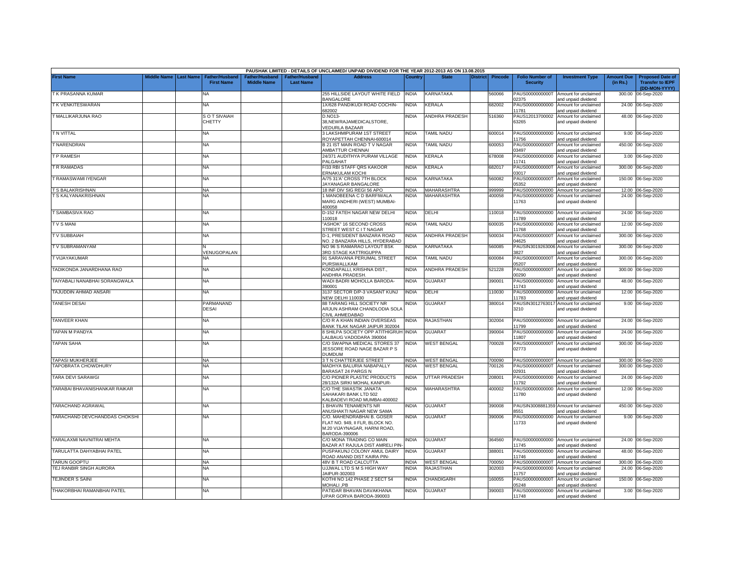| PAUSHAK LIMITED - DETAILS OF UNCLAIMED/ UNPAID DIVIDEND FOR THE YEAR 2012-2013 AS ON 13.08.2015 | | | | | | | | | | | | | | | |
|---|---|---|---|---|---|---|---|---|---|---|---|---|---|---|---|
| First Name | Middle Name | Last Name | Father/Husband First Name | Father/Husband Middle Name | Father/Husband Last Name | Address | Country | State | District | Pincode | Folio Number of Security | Investment Type | Amount Due (in Rs.) | Proposed Date of Transfer to IEPF (DD-MON-YYYY) |
| T K PRASANNA KUMAR | | | NA | | | 255 HILLSIDE LAYOUT WHITE FIELD BANGALORE | INDIA | KARNATAKA | | 560066 | PAUS0000000000T02375 | Amount for unclaimed and unpaid dividend | 300.00 | 06-Sep-2020 |
| T K VENKITESWARAN | | | NA | | | 1X/628 PANDIKUDI ROAD COCHIN-682002 | INDIA | KERALA | | 682002 | PAUS00000000000011781 | Amount for unclaimed and unpaid dividend | 24.00 | 06-Sep-2020 |
| T MALLIKARJUNA RAO | | | S O T SIVAIAH CHETTY | | | D.NO13-38,NEWRAJAMEDICALSTORE, VEDURLA BAZAAR | INDIA | ANDHRA PRADESH | | 516360 | PAUS1201370000263265 | Amount for unclaimed and unpaid dividend | 48.00 | 06-Sep-2020 |
| T N VITTAL | | | NA | | | 3 LAKSHMIPURAM 1ST STREET ROYAPETTAH CHENNAI-600014 | INDIA | TAMIL NADU | | 600014 | PAUS00000000000011756 | Amount for unclaimed and unpaid dividend | 9.00 | 06-Sep-2020 |
| T NARENDRAN | | | NA | | | B 21 IST MAIN ROAD T V NAGAR AMBATTUR CHENNAI | INDIA | TAMIL NADU | | 600053 | PAUS0000000000T03497 | Amount for unclaimed and unpaid dividend | 450.00 | 06-Sep-2020 |
| T P RAMESH | | | NA | | | 24/371 AUDITHYA PURAM VILLAGE PALGAHAT | INDIA | KERALA | | 678008 | PAUS00000000000011741 | Amount for unclaimed and unpaid dividend | 3.00 | 06-Sep-2020 |
| T R RAMADAS | | | NA | | | F/33 RBI STAFF QRS KAKOOR ERNAKULAM KOCHI | INDIA | KERALA | | 682017 | PAUS0000000000T03017 | Amount for unclaimed and unpaid dividend | 300.00 | 06-Sep-2020 |
| T RAMASWAMI IYENGAR | | | NA | | | A/75 31'A' CROSS 7TH BLOCK JAYANAGAR BANGALORE | INDIA | KARNATAKA | | 560082 | PAUS0000000000T05352 | Amount for unclaimed and unpaid dividend | 150.00 | 06-Sep-2020 |
| T S BALAKRISHNAN | | | NA | | | 18 INF DIV SIG REGI 56 APO | INDIA | MAHARASHTRA | | 999999 | PAUS00000000000 | Amount for unclaimed | 12.00 | 06-Sep-2020 |
| T S KALYANAKRISHNAN | | | NA | | | 1 MANOBEENA C D BARFIWALA MARG ANDHERI (WEST) MUMBAI-400058 | INDIA | MAHARASHTRA | | 400058 | PAUS00000000000011763 | Amount for unclaimed and unpaid dividend | 24.00 | 06-Sep-2020 |
| T SAMBASIVA RAO | | | NA | | | D-152 FATEH NAGAR NEW DELHI 110018 | INDIA | DELHI | | 110018 | PAUS00000000000011789 | Amount for unclaimed and unpaid dividend | 24.00 | 06-Sep-2020 |
| T V S MANI | | | NA | | | "ASHOK" 16 SECOND CROSS STREET WEST C I T NAGAR | INDIA | TAMIL NADU | | 600035 | PAUS00000000000011768 | Amount for unclaimed and unpaid dividend | 12.00 | 06-Sep-2020 |
| T V SUBBAIAH | | | NA | | | D-1, PRESIDENT BANZARA ROAD NO. 2 BANZARA HILLS, HYDERABAD | INDIA | ANDHRA PRADESH | | 500034 | PAUS0000000000T04625 | Amount for unclaimed and unpaid dividend | 300.00 | 06-Sep-2020 |
| T V SUBRAMANYAM | | | N VENUGOPALAN | | | NO 96 S RAMARAO LAYOUT BSK 3RD STAGE KATTRIGUPPA | INDIA | KARNATAKA | | 560085 | PAUSIN30192630063827 | Amount for unclaimed and unpaid dividend | 300.00 | 06-Sep-2020 |
| T VIJAYAKUMAR | | | NA | | | 91 SARAVANA PERUMAL STREET PURSWALLKAM | INDIA | TAMIL NADU | | 600084 | PAUS0000000000T05207 | Amount for unclaimed and unpaid dividend | 300.00 | 06-Sep-2020 |
| TADIKONDA JANARDHANA RAO | | | NA | | | KONDAPALLI, KRISHNA DIST., ANDHRA PRADESH. | INDIA | ANDHRA PRADESH | | 521228 | PAUS0000000000T00290 | Amount for unclaimed and unpaid dividend | 300.00 | 06-Sep-2020 |
| TAIYABALI NANABHAI SORANGWALA | | | NA | | | WADI BADRI MOHOLLA BARODA-390001 | INDIA | GUJARAT | | 390001 | PAUS00000000000011743 | Amount for unclaimed and unpaid dividend | 48.00 | 06-Sep-2020 |
| TAJUDDIN AHMAD ANSARI | | | NA | | | 3137 SECTOR D/P-3 VASANT KUNJ NEW DELHI 110030 | INDIA | DELHI | | 110030 | PAUS00000000000011783 | Amount for unclaimed and unpaid dividend | 12.00 | 06-Sep-2020 |
| TANESH DESAI | | | PARMANAND DESAI | | | 88 TARANG HILL SOCIETY NR ARJUN ASHRAM CHANDLODIA SOLA CIVIL AHMEDABAD | INDIA | GUJARAT | | 380014 | PAUSIN30127630173210 | Amount for unclaimed and unpaid dividend | 9.00 | 06-Sep-2020 |
| TANVEER KHAN | | | NA | | | C/O R A KHAN INDIAN OVERSEAS BANK TILAK NAGAR JAIPUR 302004 | INDIA | RAJASTHAN | | 302004 | PAUS00000000000011799 | Amount for unclaimed and unpaid dividend | 24.00 | 06-Sep-2020 |
| TAPAN M PANDYA | | | NA | | | 8 SHILPA SOCIETY OPP ATITHIGRUH LALBAUG VADODARA 390004 | INDIA | GUJARAT | | 390004 | PAUS00000000000011807 | Amount for unclaimed and unpaid dividend | 24.00 | 06-Sep-2020 |
| TAPAN SAHA | | | NA | | | C/O SWAPNA MEDICAL STORES 37 JESSORE ROAD NAGE BAZAR P S DUMDUM | INDIA | WEST BENGAL | | 700028 | PAUS0000000000T02773 | Amount for unclaimed and unpaid dividend | 300.00 | 06-Sep-2020 |
| TAPASI MUKHERJEE | | | NA | | | 3 T N CHATTERJEE STREET | INDIA | WEST BENGAL | | 700090 | PAUS0000000000T | Amount for unclaimed | 300.00 | 06-Sep-2020 |
| TAPOBRATA CHOWDHURY | | | NA | | | MADHYA BALURIA NABAPALLY BARASAT 24 PARGS N | INDIA | WEST BENGAL | | 700126 | PAUS0000000000T02931 | Amount for unclaimed and unpaid dividend | 300.00 | 06-Sep-2020 |
| TARA DEVI SARAWGI | | | NA | | | C/O PIONER PLASTIC PRODUCTS 28/132A SIRKI MOHAL KANPUR- | INDIA | UTTAR PRADESH | | 208001 | PAUS00000000000011792 | Amount for unclaimed and unpaid dividend | 24.00 | 06-Sep-2020 |
| TARABAI BHAVANISHANKAR RAIKAR | | | NA | | | C/O THE SWASTIK JANATA SAHAKARI BANK LTD 502 KALBADEVI ROAD MUMBAI-400002 | INDIA | MAHARASHTRA | | 400002 | PAUS00000000000011780 | Amount for unclaimed and unpaid dividend | 12.00 | 06-Sep-2020 |
| TARACHAND AGRAWAL | | | NA | | | 1 BHAVIN TENAMENTS NR ANUSHAKTI NAGAR NEW SAMA | INDIA | GUJARAT | | 390008 | PAUSIN30088813598551 | Amount for unclaimed and unpaid dividend | 450.00 | 06-Sep-2020 |
| TARACHAND DEVCHANDDAS CHOKSHI | | | NA | | | C/O. MAHENDRABHAI B. GOSER FLAT NO. 949, II FLR, BLOCK NO. M.20 VIJAYNAGAR, HARNI ROAD, BARODA-390006 | INDIA | GUJARAT | | 390006 | PAUS00000000000011733 | Amount for unclaimed and unpaid dividend | 9.00 | 06-Sep-2020 |
| TARALAXMI NAVNITRAI MEHTA | | | NA | | | C/O MONA TRADING CO MAIN BAZAR AT RAJULA DIST AMRELI PIN- | INDIA | GUJARAT | | 364560 | PAUS00000000000011745 | Amount for unclaimed and unpaid dividend | 24.00 | 06-Sep-2020 |
| TARULATTA DAHYABHAI PATEL | | | NA | | | PUSPAKUNJ COLONY AMUL DAIRY ROAD ANAND DIST KAIRA PIN- | INDIA | GUJARAT | | 388001 | PAUS00000000000011746 | Amount for unclaimed and unpaid dividend | 48.00 | 06-Sep-2020 |
| TARUN GOOPTU | | | NA | | | 48V B T ROAD CALCUTTA | INDIA | WEST BENGAL | | 700050 | PAUS0000000000T | Amount for unclaimed | 300.00 | 06-Sep-2020 |
| TEJ RANBIR SINGH AURORA | | | NA | | | UJJWAL LTD S M S HIGH WAY JAIPUR-302003 | INDIA | RAJASTHAN | | 302003 | PAUS00000000000011757 | Amount for unclaimed and unpaid dividend | 24.00 | 06-Sep-2020 |
| TEJINDER S SAINI | | | NA | | | KOTHI NO 142 PHASE 2 SECT 54 MOHALI ,PB | INDIA | CHANDIGARH | | 160055 | PAUS0000000000T05248 | Amount for unclaimed and unpaid dividend | 150.00 | 06-Sep-2020 |
| THAKORBHAI RAMANBHAI PATEL | | | NA | | | PATIDAR BHAVAN DAVAKHANA UPAR GORVA BARODA-390003 | INDIA | GUJARAT | | 390003 | PAUS00000000000011748 | Amount for unclaimed and unpaid dividend | 3.00 | 06-Sep-2020 |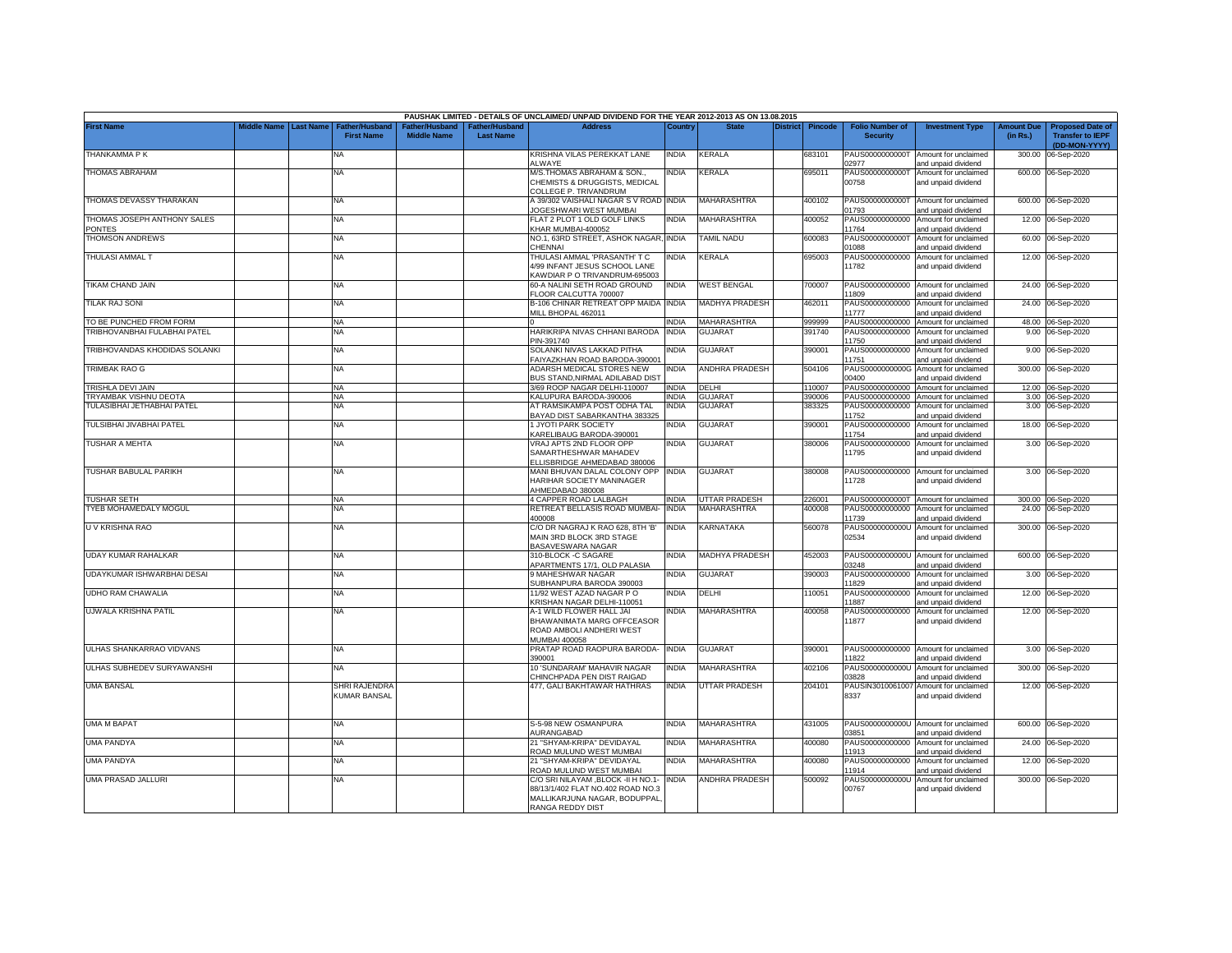PAUSHAK LIMITED - DETAILS OF UNCLAIMED/ UNPAID DIVIDEND FOR THE YEAR 2012-2013 AS ON 13.08.2015

| First Name | Middle Name | Last Name | Father/Husband First Name | Father/Husband Middle Name | Father/Husband Last Name | Address | Country | State | District | Pincode | Folio Number of Security | Investment Type | Amount Due (in Rs.) | Proposed Date of Transfer to IEPF (DD-MON-YYYY) |
|---|---|---|---|---|---|---|---|---|---|---|---|---|---|---|
| THANKAMMA P K | | | NA | | | KRISHNA VILAS PEREKKAT LANE ALWAYE | INDIA | KERALA | | 683101 | PAUS0000000000T02977 | Amount for unclaimed and unpaid dividend | 300.00 | 06-Sep-2020 |
| THOMAS ABRAHAM | | | NA | | | M/S.THOMAS ABRAHAM & SON., CHEMISTS & DRUGGISTS, MEDICAL COLLEGE P. TRIVANDRUM | INDIA | KERALA | | 695011 | PAUS0000000000T00758 | Amount for unclaimed and unpaid dividend | 600.00 | 06-Sep-2020 |
| THOMAS DEVASSY THARAKAN | | | NA | | | A 39/302 VAISHALI NAGAR S V ROAD JOGESHWARI WEST MUMBAI | INDIA | MAHARASHTRA | | 400102 | PAUS0000000000T01793 | Amount for unclaimed and unpaid dividend | 600.00 | 06-Sep-2020 |
| THOMAS JOSEPH ANTHONY SALES PONTES | | | NA | | | FLAT 2 PLOT 1 OLD GOLF LINKS KHAR MUMBAI-400052 | INDIA | MAHARASHTRA | | 400052 | PAUS00000000000011764 | Amount for unclaimed and unpaid dividend | 12.00 | 06-Sep-2020 |
| THOMSON ANDREWS | | | NA | | | NO.1, 63RD STREET, ASHOK NAGAR, CHENNAI | INDIA | TAMIL NADU | | 600083 | PAUS0000000000T01088 | Amount for unclaimed and unpaid dividend | 60.00 | 06-Sep-2020 |
| THULASI AMMAL T | | | NA | | | THULASI AMMAL 'PRASANTH' T C 4/99 INFANT JESUS SCHOOL LANE KAWDIAR P O TRIVANDRUM-695003 | INDIA | KERALA | | 695003 | PAUS00000000000011782 | Amount for unclaimed and unpaid dividend | 12.00 | 06-Sep-2020 |
| TIKAM CHAND JAIN | | | NA | | | 60-A NALINI SETH ROAD GROUND FLOOR CALCUTTA 700007 | INDIA | WEST BENGAL | | 700007 | PAUS00000000000011809 | Amount for unclaimed and unpaid dividend | 24.00 | 06-Sep-2020 |
| TILAK RAJ SONI | | | NA | | | B-106 CHINAR RETREAT OPP MAIDA MILL BHOPAL 462011 | INDIA | MADHYA PRADESH | | 462011 | PAUS00000000000011777 | Amount for unclaimed and unpaid dividend | 24.00 | 06-Sep-2020 |
| TO BE PUNCHED FROM FORM | | | NA | | | 0 | INDIA | MAHARASHTRA | | 999999 | PAUS00000000000 | Amount for unclaimed | 48.00 | 06-Sep-2020 |
| TRIBHOVANBHAI FULABHAI PATEL | | | NA | | | HARIKRIPA NIVAS CHHANI BARODA PIN-391740 | INDIA | GUJARAT | | 391740 | PAUS00000000000011750 | Amount for unclaimed and unpaid dividend | 9.00 | 06-Sep-2020 |
| TRIBHOVANDAS KHODIDAS SOLANKI | | | NA | | | SOLANKI NIVAS LAKKAD PITHA FAIYAZKHAN ROAD BARODA-390001 | INDIA | GUJARAT | | 390001 | PAUS00000000000011751 | Amount for unclaimed and unpaid dividend | 9.00 | 06-Sep-2020 |
| TRIMBAK RAO G | | | NA | | | ADARSH MEDICAL STORES NEW BUS STAND,NIRMAL ADILABAD DIST | INDIA | ANDHRA PRADESH | | 504106 | PAUS0000000000G00400 | Amount for unclaimed and unpaid dividend | 300.00 | 06-Sep-2020 |
| TRISHLA DEVI JAIN | | | NA | | | 3/69 ROOP NAGAR DELHI-110007 | INDIA | DELHI | | 110007 | PAUS00000000000 | Amount for unclaimed | 12.00 | 06-Sep-2020 |
| TRYAMBAK VISHNU DEOTA | | | NA | | | KALUPURA BARODA-390006 | INDIA | GUJARAT | | 390006 | PAUS00000000000 | Amount for unclaimed | 3.00 | 06-Sep-2020 |
| TULASIBHAI JETHABHAI PATEL | | | NA | | | AT RAMSIKAMPA POST ODHA TAL BAYAD DIST SABARKANTHA 383325 | INDIA | GUJARAT | | 383325 | PAUS00000000000011752 | Amount for unclaimed and unpaid dividend | 3.00 | 06-Sep-2020 |
| TULSIBHAI JIVABHAI PATEL | | | NA | | | 1 JYOTI PARK SOCIETY KARELIBAUG BARODA-390001 | INDIA | GUJARAT | | 390001 | PAUS00000000000011754 | Amount for unclaimed and unpaid dividend | 18.00 | 06-Sep-2020 |
| TUSHAR A MEHTA | | | NA | | | VRAJ APTS 2ND FLOOR OPP SAMARTHESHWAR MAHADEV ELLISBRIDGE AHMEDABAD 380006 | INDIA | GUJARAT | | 380006 | PAUS00000000000011795 | Amount for unclaimed and unpaid dividend | 3.00 | 06-Sep-2020 |
| TUSHAR BABULAL PARIKH | | | NA | | | MANI BHUVAN DALAL COLONY OPP HARIHAR SOCIETY MANINAGER AHMEDABAD 380008 | INDIA | GUJARAT | | 380008 | PAUS00000000000011728 | Amount for unclaimed and unpaid dividend | 3.00 | 06-Sep-2020 |
| TUSHAR SETH | | | NA | | | 4 CAPPER ROAD LALBAGH | INDIA | UTTAR PRADESH | | 226001 | PAUS0000000000T | Amount for unclaimed | 300.00 | 06-Sep-2020 |
| TYEB MOHAMEDALY MOGUL | | | NA | | | RETREAT BELLASIS ROAD MUMBAI-400008 | INDIA | MAHARASHTRA | | 400008 | PAUS00000000000011739 | Amount for unclaimed and unpaid dividend | 24.00 | 06-Sep-2020 |
| U V KRISHNA RAO | | | NA | | | C/O DR NAGRAJ K RAO 628, 8TH 'B' MAIN 3RD BLOCK 3RD STAGE BASAVESWARA NAGAR | INDIA | KARNATAKA | | 560078 | PAUS0000000000U02534 | Amount for unclaimed and unpaid dividend | 300.00 | 06-Sep-2020 |
| UDAY KUMAR RAHALKAR | | | NA | | | 310-BLOCK -C SAGARE APARTMENTS 17/1, OLD PALASIA | INDIA | MADHYA PRADESH | | 452003 | PAUS0000000000U03248 | Amount for unclaimed and unpaid dividend | 600.00 | 06-Sep-2020 |
| UDAYKUMAR ISHWARBHAI DESAI | | | NA | | | 9 MAHESHWAR NAGAR SUBHANPURA BARODA 390003 | INDIA | GUJARAT | | 390003 | PAUS00000000000011829 | Amount for unclaimed and unpaid dividend | 3.00 | 06-Sep-2020 |
| UDHO RAM CHAWALIA | | | NA | | | 11/92 WEST AZAD NAGAR P O KRISHAN NAGAR DELHI-110051 | INDIA | DELHI | | 110051 | PAUS00000000000011887 | Amount for unclaimed and unpaid dividend | 12.00 | 06-Sep-2020 |
| UJWALA KRISHNA PATIL | | | NA | | | A-1 WILD FLOWER HALL JAI BHAWANIMATA MARG OFFCEASOR ROAD AMBOLI ANDHERI WEST MUMBAI 400058 | INDIA | MAHARASHTRA | | 400058 | PAUS00000000000011877 | Amount for unclaimed and unpaid dividend | 12.00 | 06-Sep-2020 |
| ULHAS SHANKARRAO VIDVANS | | | NA | | | PRATAP ROAD RAOPURA BARODA-390001 | INDIA | GUJARAT | | 390001 | PAUS00000000000011822 | Amount for unclaimed and unpaid dividend | 3.00 | 06-Sep-2020 |
| ULHAS SUBHEDEV SURYAWANSHI | | | NA | | | 10 'SUNDARAM' MAHAVIR NAGAR CHINCHPADA PEN DIST RAIGAD | INDIA | MAHARASHTRA | | 402106 | PAUS0000000000U03828 | Amount for unclaimed and unpaid dividend | 300.00 | 06-Sep-2020 |
| UMA BANSAL | | | SHRI RAJENDRA KUMAR BANSAL | | | 477, GALI BAKHTAWAR HATHRAS | INDIA | UTTAR PRADESH | | 204101 | PAUSIN30100610078337 | Amount for unclaimed and unpaid dividend | 12.00 | 06-Sep-2020 |
| UMA M BAPAT | | | NA | | | S-5-98 NEW OSMANPURA AURANGABAD | INDIA | MAHARASHTRA | | 431005 | PAUS0000000000U03851 | Amount for unclaimed and unpaid dividend | 600.00 | 06-Sep-2020 |
| UMA PANDYA | | | NA | | | 21 "SHYAM-KRIPA" DEVIDAYAL ROAD MULUND WEST MUMBAI | INDIA | MAHARASHTRA | | 400080 | PAUS00000000000011913 | Amount for unclaimed and unpaid dividend | 24.00 | 06-Sep-2020 |
| UMA PANDYA | | | NA | | | 21 "SHYAM-KRIPA" DEVIDAYAL ROAD MULUND WEST MUMBAI | INDIA | MAHARASHTRA | | 400080 | PAUS00000000000011914 | Amount for unclaimed and unpaid dividend | 12.00 | 06-Sep-2020 |
| UMA PRASAD JALLURI | | | NA | | | C/O SRI NILAYAM ,BLOCK -II H NO.1-88/13/1/402 FLAT NO.402 ROAD NO.3 MALLIKARJUNA NAGAR, BODUPPAL, RANGA REDDY DIST | INDIA | ANDHRA PRADESH | | 500092 | PAUS0000000000U00767 | Amount for unclaimed and unpaid dividend | 300.00 | 06-Sep-2020 |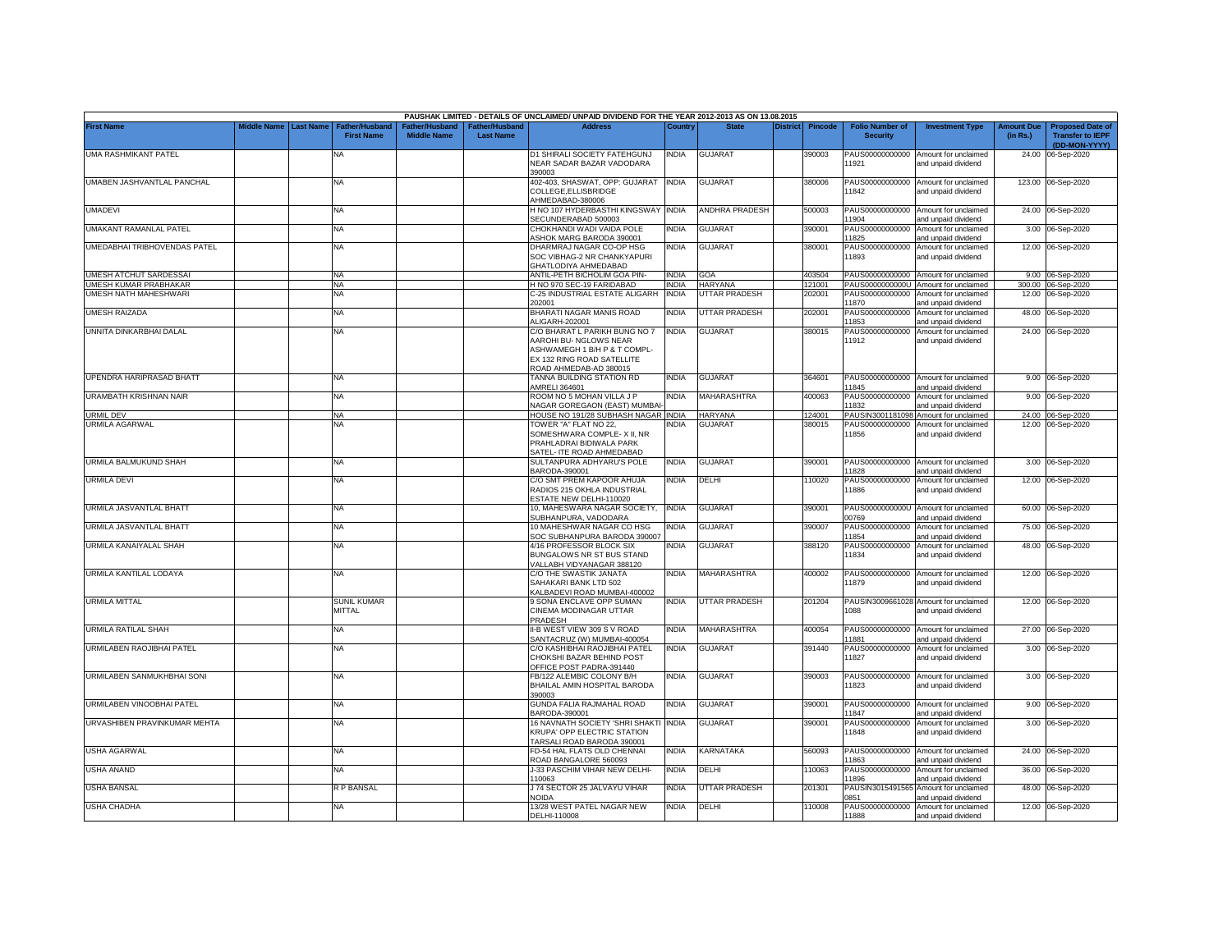PAUSHAK LIMITED - DETAILS OF UNCLAIMED/ UNPAID DIVIDEND FOR THE YEAR 2012-2013 AS ON 13.08.2015

| First Name | Middle Name | Last Name | Father/Husband First Name | Father/Husband Middle Name | Father/Husband Last Name | Address | Country | State | District | Pincode | Folio Number of Security | Investment Type | Amount Due (in Rs.) | Proposed Date of Transfer to IEPF (DD-MON-YYYY) |
|---|---|---|---|---|---|---|---|---|---|---|---|---|---|---|
| UMA RASHMIKANT PATEL | | | NA | | | D1 SHIRALI SOCIETY FATEHGUNJ NEAR SADAR BAZAR VADODARA 390003 | INDIA | GUJARAT | | 390003 | PAUS00000000000 11921 | Amount for unclaimed and unpaid dividend | 24.00 | 06-Sep-2020 |
| UMABEN JASHVANTLAL PANCHAL | | | NA | | | 402-403, SHASWAT, OPP: GUJARAT COLLEGE,ELLISBRIDGE AHMEDABAD-380006 | INDIA | GUJARAT | | 380006 | PAUS00000000000 11842 | Amount for unclaimed and unpaid dividend | 123.00 | 06-Sep-2020 |
| UMADEVI | | | NA | | | H NO 107 HYDERBASTHI KINGSWAY SECUNDERABAD 500003 | INDIA | ANDHRA PRADESH | | 500003 | PAUS00000000000 11904 | Amount for unclaimed and unpaid dividend | 24.00 | 06-Sep-2020 |
| UMAKANT RAMANLAL PATEL | | | NA | | | CHOKHANDI WADI VAIDA POLE ASHOK MARG BARODA 390001 | INDIA | GUJARAT | | 390001 | PAUS00000000000 11825 | Amount for unclaimed and unpaid dividend | 3.00 | 06-Sep-2020 |
| UMEDABHAI TRIBHOVENDAS PATEL | | | NA | | | DHARMRAJ NAGAR CO-OP HSG SOC VIBHAG-2 NR CHANKYAPURI GHATLODIYA AHMEDABAD | INDIA | GUJARAT | | 380001 | PAUS00000000000 11893 | Amount for unclaimed and unpaid dividend | 12.00 | 06-Sep-2020 |
| UMESH ATCHUT SARDESSAI | | | NA | | | ANTIL-PETH BICHOLIM GOA PIN- | INDIA | GOA | | 403504 | PAUS00000000000 | Amount for unclaimed | 9.00 | 06-Sep-2020 |
| UMESH KUMAR PRABHAKAR | | | NA | | | H NO 970 SEC-19 FARIDABAD | INDIA | HARYANA | | 121001 | PAUS0000000000U | Amount for unclaimed | 300.00 | 06-Sep-2020 |
| UMESH NATH MAHESHWARI | | | NA | | | C-25 INDUSTRIAL ESTATE ALIGARH 202001 | INDIA | UTTAR PRADESH | | 202001 | PAUS00000000000 11870 | Amount for unclaimed and unpaid dividend | 12.00 | 06-Sep-2020 |
| UMESH RAIZADA | | | NA | | | BHARATI NAGAR MANIS ROAD ALIGARH-202001 | INDIA | UTTAR PRADESH | | 202001 | PAUS00000000000 11853 | Amount for unclaimed and unpaid dividend | 48.00 | 06-Sep-2020 |
| UNNITA DINKARBHAI DALAL | | | NA | | | C/O BHARAT L PARIKH BUNG NO 7 AAROHI BU- NGLOWS NEAR ASHWAMEGH 1 B/H P & T COMPL- EX 132 RING ROAD SATELLITE ROAD AHMEDAB-AD 380015 | INDIA | GUJARAT | | 380015 | PAUS00000000000 11912 | Amount for unclaimed and unpaid dividend | 24.00 | 06-Sep-2020 |
| UPENDRA HARIPRASAD BHATT | | | NA | | | TANNA BUILDING STATION RD AMRELI 364601 | INDIA | GUJARAT | | 364601 | PAUS00000000000 11845 | Amount for unclaimed and unpaid dividend | 9.00 | 06-Sep-2020 |
| URAMBATH KRISHNAN NAIR | | | NA | | | ROOM NO 5 MOHAN VILLA J P NAGAR GOREGAON (EAST) MUMBAI- | INDIA | MAHARASHTRA | | 400063 | PAUS00000000000 11832 | Amount for unclaimed and unpaid dividend | 9.00 | 06-Sep-2020 |
| URMIL DEV | | | NA | | | HOUSE NO 191/28 SUBHASH NAGAR | INDIA | HARYANA | | 124001 | PAUSIN3001181098 | Amount for unclaimed | 24.00 | 06-Sep-2020 |
| URMILA AGARWAL | | | NA | | | TOWER "A" FLAT NO 22, SOMESHWARA COMPLE- X II, NR PRAHLADRAI BIDIWALA PARK SATEL- ITE ROAD AHMEDABAD | INDIA | GUJARAT | | 380015 | PAUS00000000000 11856 | Amount for unclaimed and unpaid dividend | 12.00 | 06-Sep-2020 |
| URMILA BALMUKUND SHAH | | | NA | | | SULTANPURA ADHYARU'S POLE BARODA-390001 | INDIA | GUJARAT | | 390001 | PAUS00000000000 11828 | Amount for unclaimed and unpaid dividend | 3.00 | 06-Sep-2020 |
| URMILA DEVI | | | NA | | | C/O SMT PREM KAPOOR AHUJA RADIOS 215 OKHLA INDUSTRIAL ESTATE NEW DELHI-110020 | INDIA | DELHI | | 110020 | PAUS00000000000 11886 | Amount for unclaimed and unpaid dividend | 12.00 | 06-Sep-2020 |
| URMILA JASVANTLAL BHATT | | | NA | | | 10, MAHESWARA NAGAR SOCIETY, SUBHANPURA, VADODARA | INDIA | GUJARAT | | 390001 | PAUS0000000000U 00769 | Amount for unclaimed and unpaid dividend | 60.00 | 06-Sep-2020 |
| URMILA JASVANTLAL BHATT | | | NA | | | 10 MAHESHWAR NAGAR CO HSG SOC SUBHANPURA BARODA 390007 | INDIA | GUJARAT | | 390007 | PAUS00000000000 11854 | Amount for unclaimed and unpaid dividend | 75.00 | 06-Sep-2020 |
| URMILA KANAIYALAL SHAH | | | NA | | | 4/16 PROFESSOR BLOCK SIX BUNGALOWS NR ST BUS STAND VALLABH VIDYANAGAR 388120 | INDIA | GUJARAT | | 388120 | PAUS00000000000 11834 | Amount for unclaimed and unpaid dividend | 48.00 | 06-Sep-2020 |
| URMILA KANTILAL LODAYA | | | NA | | | C/O THE SWASTIK JANATA SAHAKARI BANK LTD 502 KALBADEVI ROAD MUMBAI-400002 | INDIA | MAHARASHTRA | | 400002 | PAUS00000000000 11879 | Amount for unclaimed and unpaid dividend | 12.00 | 06-Sep-2020 |
| URMILA MITTAL | | | SUNIL KUMAR MITTAL | | | 9 SONA ENCLAVE OPP SUMAN CINEMA MODINAGAR UTTAR PRADESH | INDIA | UTTAR PRADESH | | 201204 | PAUSIN3009661028 1088 | Amount for unclaimed and unpaid dividend | 12.00 | 06-Sep-2020 |
| URMILA RATILAL SHAH | | | NA | | | II-B WEST VIEW 309 S V ROAD SANTACRUZ (W) MUMBAI-400054 | INDIA | MAHARASHTRA | | 400054 | PAUS00000000000 11881 | Amount for unclaimed and unpaid dividend | 27.00 | 06-Sep-2020 |
| URMILABEN RAOJIBHAI PATEL | | | NA | | | C/O KASHIBHAI RAOJIBHAI PATEL CHOKSHI BAZAR BEHIND POST OFFICE POST PADRA-391440 | INDIA | GUJARAT | | 391440 | PAUS00000000000 11827 | Amount for unclaimed and unpaid dividend | 3.00 | 06-Sep-2020 |
| URMILABEN SANMUKHBHAI SONI | | | NA | | | FB/122 ALEMBIC COLONY B/H BHAILAL AMIN HOSPITAL BARODA 390003 | INDIA | GUJARAT | | 390003 | PAUS00000000000 11823 | Amount for unclaimed and unpaid dividend | 3.00 | 06-Sep-2020 |
| URMILABEN VINOOBHAI PATEL | | | NA | | | GUNDA FALIA RAJMAHAL ROAD BARODA-390001 | INDIA | GUJARAT | | 390001 | PAUS00000000000 11847 | Amount for unclaimed and unpaid dividend | 9.00 | 06-Sep-2020 |
| URVASHIBEN PRAVINKUMAR MEHTA | | | NA | | | 16 NAVNATH SOCIETY 'SHRI SHAKTI KRUPA' OPP ELECTRIC STATION TARSALI ROAD BARODA 390001 | INDIA | GUJARAT | | 390001 | PAUS00000000000 11848 | Amount for unclaimed and unpaid dividend | 3.00 | 06-Sep-2020 |
| USHA AGARWAL | | | NA | | | FD-54 HAL FLATS OLD CHENNAI ROAD BANGALORE 560093 | INDIA | KARNATAKA | | 560093 | PAUS00000000000 11863 | Amount for unclaimed and unpaid dividend | 24.00 | 06-Sep-2020 |
| USHA ANAND | | | NA | | | J-33 PASCHIM VIHAR NEW DELHI-110063 | INDIA | DELHI | | 110063 | PAUS00000000000 11896 | Amount for unclaimed and unpaid dividend | 36.00 | 06-Sep-2020 |
| USHA BANSAL | | | R P BANSAL | | | J 74 SECTOR 25 JALVAYU VIHAR NOIDA | INDIA | UTTAR PRADESH | | 201301 | PAUSIN3015491565 0851 | Amount for unclaimed and unpaid dividend | 48.00 | 06-Sep-2020 |
| USHA CHADHA | | | NA | | | 13/28 WEST PATEL NAGAR NEW DELHI-110008 | INDIA | DELHI | | 110008 | PAUS00000000000 11888 | Amount for unclaimed and unpaid dividend | 12.00 | 06-Sep-2020 |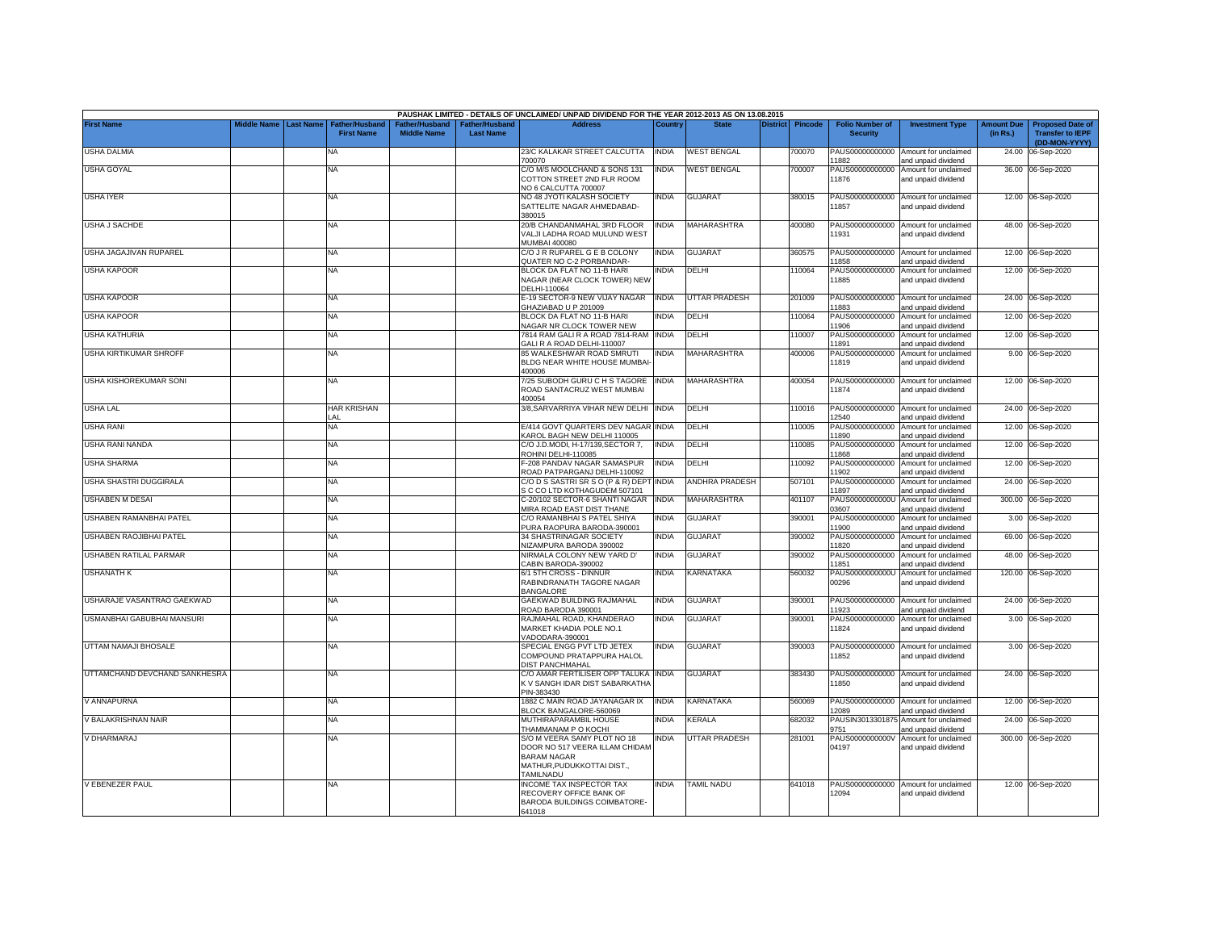PAUSHAK LIMITED - DETAILS OF UNCLAIMED/ UNPAID DIVIDEND FOR THE YEAR 2012-2013 AS ON 13.08.2015

| First Name | Middle Name | Last Name | Father/Husband First Name | Father/Husband Middle Name | Father/Husband Last Name | Address | Country | State | District | Pincode | Folio Number of Security | Investment Type | Amount Due (in Rs.) | Proposed Date of Transfer to IEPF (DD-MON-YYYY) |
|---|---|---|---|---|---|---|---|---|---|---|---|---|---|---|
| USHA DALMIA | | | NA | | | 23/C KALAKAR STREET CALCUTTA 700070 | INDIA | WEST BENGAL | | 700070 | PAUS00000000000 11882 | Amount for unclaimed and unpaid dividend | 24.00 | 06-Sep-2020 |
| USHA GOYAL | | | NA | | | C/O M/S MOOLCHAND & SONS 131 COTTON STREET 2ND FLR ROOM NO 6 CALCUTTA 700007 | INDIA | WEST BENGAL | | 700007 | PAUS00000000000 11876 | Amount for unclaimed and unpaid dividend | 36.00 | 06-Sep-2020 |
| USHA IYER | | | NA | | | NO 48 JYOTI KALASH SOCIETY SATTELITE NAGAR AHMEDABAD-380015 | INDIA | GUJARAT | | 380015 | PAUS00000000000 11857 | Amount for unclaimed and unpaid dividend | 12.00 | 06-Sep-2020 |
| USHA J SACHDE | | | NA | | | 20/B CHANDANMAHAL 3RD FLOOR VALJI LADHA ROAD MULUND WEST MUMBAI 400080 | INDIA | MAHARASHTRA | | 400080 | PAUS00000000000 11931 | Amount for unclaimed and unpaid dividend | 48.00 | 06-Sep-2020 |
| USHA JAGAJIVAN RUPAREL | | | NA | | | C/O J R RUPAREL G E B COLONY QUATER NO C-2 PORBANDAR- | INDIA | GUJARAT | | 360575 | PAUS00000000000 11858 | Amount for unclaimed and unpaid dividend | 12.00 | 06-Sep-2020 |
| USHA KAPOOR | | | NA | | | BLOCK DA FLAT NO 11-B HARI NAGAR (NEAR CLOCK TOWER) NEW DELHI-110064 | INDIA | DELHI | | 110064 | PAUS00000000000 11885 | Amount for unclaimed and unpaid dividend | 12.00 | 06-Sep-2020 |
| USHA KAPOOR | | | NA | | | E-19 SECTOR-9 NEW VIJAY NAGAR GHAZIABAD U P 201009 | INDIA | UTTAR PRADESH | | 201009 | PAUS00000000000 11883 | Amount for unclaimed and unpaid dividend | 24.00 | 06-Sep-2020 |
| USHA KAPOOR | | | NA | | | BLOCK DA FLAT NO 11-B HARI NAGAR NR CLOCK TOWER NEW | INDIA | DELHI | | 110064 | PAUS00000000000 11906 | Amount for unclaimed and unpaid dividend | 12.00 | 06-Sep-2020 |
| USHA KATHURIA | | | NA | | | 7814 RAM GALI R A ROAD 7814-RAM GALI R A ROAD DELHI-110007 | INDIA | DELHI | | 110007 | PAUS00000000000 11891 | Amount for unclaimed and unpaid dividend | 12.00 | 06-Sep-2020 |
| USHA KIRTIKUMAR SHROFF | | | NA | | | 85 WALKESHWAR ROAD SMRUTI BLDG NEAR WHITE HOUSE MUMBAI-400006 | INDIA | MAHARASHTRA | | 400006 | PAUS00000000000 11819 | Amount for unclaimed and unpaid dividend | 9.00 | 06-Sep-2020 |
| USHA KISHOREKUMAR SONI | | | NA | | | 7/25 SUBODH GURU C H S TAGORE ROAD SANTACRUZ WEST MUMBAI 400054 | INDIA | MAHARASHTRA | | 400054 | PAUS00000000000 11874 | Amount for unclaimed and unpaid dividend | 12.00 | 06-Sep-2020 |
| USHA LAL | | | HAR KRISHAN LAL | | | 3/8,SARVARRIYA VIHAR NEW DELHI | INDIA | DELHI | | 110016 | PAUS00000000000 12540 | Amount for unclaimed and unpaid dividend | 24.00 | 06-Sep-2020 |
| USHA RANI | | | NA | | | E/414 GOVT QUARTERS DEV NAGAR KAROL BAGH NEW DELHI 110005 | INDIA | DELHI | | 110005 | PAUS00000000000 11890 | Amount for unclaimed and unpaid dividend | 12.00 | 06-Sep-2020 |
| USHA RANI NANDA | | | NA | | | C/O J.D.MODI, H-17/139,SECTOR 7, ROHINI DELHI-110085 | INDIA | DELHI | | 110085 | PAUS00000000000 11868 | Amount for unclaimed and unpaid dividend | 12.00 | 06-Sep-2020 |
| USHA SHARMA | | | NA | | | F-208 PANDAV NAGAR SAMASPUR ROAD PATPARGANJ DELHI-110092 | INDIA | DELHI | | 110092 | PAUS00000000000 11902 | Amount for unclaimed and unpaid dividend | 12.00 | 06-Sep-2020 |
| USHA SHASTRI DUGGIRALA | | | NA | | | C/O D S SASTRI SR S O (P & R) DEPT S C CO LTD KOTHAGUDEM 507101 | INDIA | ANDHRA PRADESH | | 507101 | PAUS00000000000 11897 | Amount for unclaimed and unpaid dividend | 24.00 | 06-Sep-2020 |
| USHABEN M DESAI | | | NA | | | C-20/102 SECTOR-6 SHANTI NAGAR MIRA ROAD EAST DIST THANE | INDIA | MAHARASHTRA | | 401107 | PAUS0000000000U 03607 | Amount for unclaimed and unpaid dividend | 300.00 | 06-Sep-2020 |
| USHABEN RAMANBHAI PATEL | | | NA | | | C/O RAMANBHAI S PATEL SHIYA PURA RAOPURA BARODA-390001 | INDIA | GUJARAT | | 390001 | PAUS00000000000 11900 | Amount for unclaimed and unpaid dividend | 3.00 | 06-Sep-2020 |
| USHABEN RAOJIBHAI PATEL | | | NA | | | 34 SHASTRINAGAR SOCIETY NIZAMPURA BARODA 390002 | INDIA | GUJARAT | | 390002 | PAUS00000000000 11820 | Amount for unclaimed and unpaid dividend | 69.00 | 06-Sep-2020 |
| USHABEN RATILAL PARMAR | | | NA | | | NIRMALA COLONY NEW YARD D' CABIN BARODA-390002 | INDIA | GUJARAT | | 390002 | PAUS00000000000 11851 | Amount for unclaimed and unpaid dividend | 48.00 | 06-Sep-2020 |
| USHANATH K | | | NA | | | 6/1 5TH CROSS - DINNUR RABINDRANATH TAGORE NAGAR BANGALORE | INDIA | KARNATAKA | | 560032 | PAUS0000000000U 00296 | Amount for unclaimed and unpaid dividend | 120.00 | 06-Sep-2020 |
| USHARAJE VASANTRAO GAEKWAD | | | NA | | | GAEKWAD BUILDING RAJMAHAL ROAD BARODA 390001 | INDIA | GUJARAT | | 390001 | PAUS00000000000 11923 | Amount for unclaimed and unpaid dividend | 24.00 | 06-Sep-2020 |
| USMANBHAI GABUBHAI MANSURI | | | NA | | | RAJMAHAL ROAD, KHANDERAO MARKET KHADIA POLE NO.1 VADODARA-390001 | INDIA | GUJARAT | | 390001 | PAUS00000000000 11824 | Amount for unclaimed and unpaid dividend | 3.00 | 06-Sep-2020 |
| UTTAM NAMAJI BHOSALE | | | NA | | | SPECIAL ENGG PVT LTD JETEX COMPOUND PRATAPPURA HALOL DIST PANCHMAHAL | INDIA | GUJARAT | | 390003 | PAUS00000000000 11852 | Amount for unclaimed and unpaid dividend | 3.00 | 06-Sep-2020 |
| UTTAMCHAND DEVCHAND SANKHESRA | | | NA | | | C/O AMAR FERTILISER OPP TALUKA K V SANGH IDAR DIST SABARKATHA PIN-383430 | INDIA | GUJARAT | | 383430 | PAUS00000000000 11850 | Amount for unclaimed and unpaid dividend | 24.00 | 06-Sep-2020 |
| V ANNAPURNA | | | NA | | | 1882 C MAIN ROAD JAYANAGAR IX BLOCK BANGALORE-560069 | INDIA | KARNATAKA | | 560069 | PAUS00000000000 12089 | Amount for unclaimed and unpaid dividend | 12.00 | 06-Sep-2020 |
| V BALAKRISHNAN NAIR | | | NA | | | MUTHIRAPARAMBIL HOUSE THAMMANAM P O KOCHI | INDIA | KERALA | | 682032 | PAUSIN3013301875 9751 | Amount for unclaimed and unpaid dividend | 24.00 | 06-Sep-2020 |
| V DHARMARAJ | | | NA | | | S/O M VEERA SAMY PLOT NO 18 DOOR NO 517 VEERA ILLAM CHIDAM BARAM NAGAR MATHUR,PUDUKKOTTAI DIST., TAMILNADU | INDIA | UTTAR PRADESH | | 281001 | PAUS0000000000V 04197 | Amount for unclaimed and unpaid dividend | 300.00 | 06-Sep-2020 |
| V EBENEZER PAUL | | | NA | | | INCOME TAX INSPECTOR TAX RECOVERY OFFICE BANK OF BARODA BUILDINGS COIMBATORE-641018 | INDIA | TAMIL NADU | | 641018 | PAUS00000000000 12094 | Amount for unclaimed and unpaid dividend | 12.00 | 06-Sep-2020 |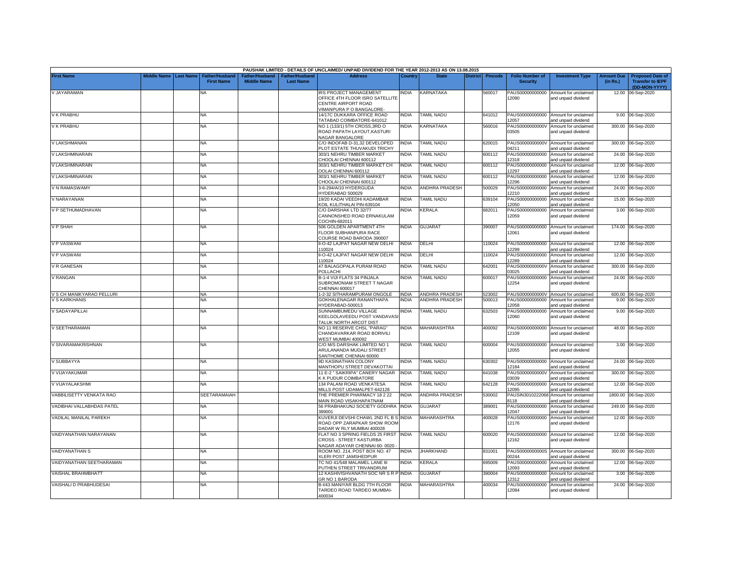PAUSHAK LIMITED - DETAILS OF UNCLAIMED/ UNPAID DIVIDEND FOR THE YEAR 2012-2013 AS ON 13.08.2015

| First Name | Middle Name | Last Name | Father/Husband First Name | Father/Husband Middle Name | Father/Husband Last Name | Address | Country | State | District | Pincode | Folio Number of Security | Investment Type | Amount Due (in Rs.) | Proposed Date of Transfer to IEPF (DD-MON-YYYY) |
|---|---|---|---|---|---|---|---|---|---|---|---|---|---|---|
| V JAYARAMAN | | | NA | | | IRS PROJECT MANAGEMENT OFFICE 4TH FLOOR ISRO SATELLITE CENTRE AIRPORT ROAD VIMANPURA P O BANGALORE- | INDIA | KARNATAKA | | 560017 | PAUS00000000000 12090 | Amount for unclaimed and unpaid dividend | 12.00 | 06-Sep-2020 |
| V K PRABHU | | | NA | | | 14/17C DUKKARA OFFICE ROAD TATABAD COIMBATORE-641012 | INDIA | TAMIL NADU | | 641012 | PAUS00000000000 12057 | Amount for unclaimed and unpaid dividend | 9.00 | 06-Sep-2020 |
| V K PRABHU | | | NA | | | NO 1 (133/1) 5TH CROSS,3RD O ROAD PAPATH LAYOUT,KASTURI NAGAR BANGALORE | INDIA | KARNATAKA | | 560016 | PAUS0000000000V 03505 | Amount for unclaimed and unpaid dividend | 300.00 | 06-Sep-2020 |
| V LAKSHMANAN | | | NA | | | C/O INDOFAB D-31,32 DEVELOPED PLOT ESTATE THUVAKUDI TRICHY | INDIA | TAMIL NADU | | 620015 | PAUS0000000000V 04211 | Amount for unclaimed and unpaid dividend | 300.00 | 06-Sep-2020 |
| V LAKSHMINARAIN | | | NA | | | 303/1 NEHRU TIMBER MARKET CHOOLAI CHENNAI 600112 | INDIA | TAMIL NADU | | 600112 | PAUS00000000000 12318 | Amount for unclaimed and unpaid dividend | 24.00 | 06-Sep-2020 |
| V LAKSHMINARAIN | | | NA | | | 303/1 NEHRU TIMBER MARKET CH OOLAI CHENNAI 600112 | INDIA | TAMIL NADU | | 600112 | PAUS00000000000 12297 | Amount for unclaimed and unpaid dividend | 12.00 | 06-Sep-2020 |
| V LAKSHMINARAIN | | | NA | | | 303/1 NEHRU TIMBER MARKET CHOOLAI CHENNAI 600112 | INDIA | TAMIL NADU | | 600112 | PAUS00000000000 12296 | Amount for unclaimed and unpaid dividend | 12.00 | 06-Sep-2020 |
| V N RAMASWAMY | | | NA | | | 3-6-294/A/10 HYDERGUDA HYDERABAD 500029 | INDIA | ANDHRA PRADESH | | 500029 | PAUS00000000000 12210 | Amount for unclaimed and unpaid dividend | 24.00 | 06-Sep-2020 |
| V NARAYANAN | | | NA | | | 19/20 KADAI VEEDHI KADAMBAR KOIL KULITHALAI PIN-639104 | INDIA | TAMIL NADU | | 639104 | PAUS00000000000 12050 | Amount for unclaimed and unpaid dividend | 15.00 | 06-Sep-2020 |
| V P SETHUMADHAVAN | | | NA | | | C/O DARSHAK LTD 32/77 CANNONSHED ROAD ERNAKULAM COCHIN-682011 | INDIA | KERALA | | 682011 | PAUS00000000000 12059 | Amount for unclaimed and unpaid dividend | 3.00 | 06-Sep-2020 |
| V P SHAH | | | NA | | | 506 GOLDEN APARTMENT 4TH FLOOR SUBHANPURA RACE COURSE ROAD BARODA 390007 | INDIA | GUJARAT | | 390007 | PAUS00000000000 12061 | Amount for unclaimed and unpaid dividend | 174.00 | 06-Sep-2020 |
| V P VASWANI | | | NA | | | II-O-42 LAJPAT NAGAR NEW DELHI 110024 | INDIA | DELHI | | 110024 | PAUS00000000000 12299 | Amount for unclaimed and unpaid dividend | 12.00 | 06-Sep-2020 |
| V P VASWANI | | | NA | | | II-O-42 LAJPAT NAGAR NEW DELHI 110024 | INDIA | DELHI | | 110024 | PAUS00000000000 12289 | Amount for unclaimed and unpaid dividend | 12.00 | 06-Sep-2020 |
| V R GANESAN | | | NA | | | 47 BALAGOPALA PURAM ROAD POLLACHI | INDIA | TAMIL NADU | | 642001 | PAUS0000000000V 03025 | Amount for unclaimed and unpaid dividend | 300.00 | 06-Sep-2020 |
| V RANGAN | | | NA | | | B-1-4 VIJI FLATS 34 PINJALA SUBROMONIAM STREET T NAGAR CHENNAI 600017 | INDIA | TAMIL NADU | | 600017 | PAUS00000000000 12254 | Amount for unclaimed and unpaid dividend | 24.00 | 06-Sep-2020 |
| V S CH MANIKYARAO PELLURI | | | NA | | | 1-2-32 SITHARAMPURAM ONGOLE | INDIA | ANDHRA PRADESH | | 523002 | PAUS0000000000V | Amount for unclaimed | 600.00 | 06-Sep-2020 |
| V S KARKHANIS | | | NA | | | GOKHALENAGAR RANANTHAPA HYDERABAD-500013 | INDIA | ANDHRA PRADESH | | 500013 | PAUS00000000000 12058 | Amount for unclaimed and unpaid dividend | 9.00 | 06-Sep-2020 |
| V SADAYAPILLAI | | | NA | | | SUNNAMBUMEDU VILLAGE KEELGOLAVEEDU POST VANDAVASI TALUK NORTH ARCOT DIST | INDIA | TAMIL NADU | | 632503 | PAUS00000000000 12060 | Amount for unclaimed and unpaid dividend | 9.00 | 06-Sep-2020 |
| V SEETHARAMAN | | | NA | | | NO 11 RESERVE CHSL "PARAG" CHANDAVARKAR ROAD BORIVILI WEST MUMBAI 400092 | INDIA | MAHARASHTRA | | 400092 | PAUS00000000000 12109 | Amount for unclaimed and unpaid dividend | 48.00 | 06-Sep-2020 |
| V SIVARAMAKRISHNAN | | | NA | | | C/O M/S DARSHAK LIMITED NO 1 ARULANANDA MUDALI STREET SANTHOME CHENNAI 60000 | INDIA | TAMIL NADU | | 600004 | PAUS00000000000 12055 | Amount for unclaimed and unpaid dividend | 3.00 | 06-Sep-2020 |
| V SUBBAYYA | | | NA | | | 9D KASINATHAN COLONY MANTHOPU STREET DEVAKOTTAI | INDIA | TAMIL NADU | | 630302 | PAUS00000000000 12184 | Amount for unclaimed and unpaid dividend | 24.00 | 06-Sep-2020 |
| V VIJAYAKUMAR | | | NA | | | 11 E-2 " SAIKRIPA" CANERY NAGAR K K PUDUR COIMBATORE | INDIA | TAMIL NADU | | 641038 | PAUS0000000000V 03039 | Amount for unclaimed and unpaid dividend | 300.00 | 06-Sep-2020 |
| V VIJAYALAKSHMI | | | NA | | | 134 PALANI ROAD VENKATESA MILLS POST UDAMALPET-642128 | INDIA | TAMIL NADU | | 642128 | PAUS00000000000 12095 | Amount for unclaimed and unpaid dividend | 12.00 | 06-Sep-2020 |
| VABBILISETTY VENKATA RAO | | | SEETARAMAIAH | | | THE PREMIER PHARMACY 18 2 22 MAIN ROAD VISAKHAPATNAM | INDIA | ANDHRA PRADESH | | 530002 | PAUSIN3010222068 8118 | Amount for unclaimed and unpaid dividend | 1800.00 | 06-Sep-2020 |
| VADIBHAI VALLABHDAS PATEL | | | NA | | | 56 PRABHAKUNJ SOCIETY GODHRA 389001 | INDIA | GUJARAT | | 389001 | PAUS00000000000 12047 | Amount for unclaimed and unpaid dividend | 249.00 | 06-Sep-2020 |
| VADILAL MANILAL PAREKH | | | NA | | | KUVERJI DEVSHI CHAWL 2ND FL B S ROAD OPP ZARAPKAR SHOW ROOM DADAR W RLY MUMBAI 400028 | INDIA | MAHARASHTRA | | 400028 | PAUS00000000000 12176 | Amount for unclaimed and unpaid dividend | 12.00 | 06-Sep-2020 |
| VAIDYANATHAN NARAYANAN | | | NA | | | FLAT NO 3 SPRING FIELDS 25 FIRST CROSS - STREET KASTURBA NAGAR ADAYAR CHENNAI 60- 0020 - | INDIA | TAMIL NADU | | 600020 | PAUS00000000000 12162 | Amount for unclaimed and unpaid dividend | 12.00 | 06-Sep-2020 |
| VAIDYANATHAN S | | | NA | | | ROOM NO. 214, POST BOX NO. 47 XLERI POST JAMSHEDPUR | INDIA | JHARKHAND | | 831001 | PAUS0000000000S 00244 | Amount for unclaimed and unpaid dividend | 300.00 | 06-Sep-2020 |
| VAIDYANATHAN SEETHARAMAN | | | NA | | | TC NO 41/548 MALAMEL LANE III PUTHEN STREET TRIVANDRUM | INDIA | KERALA | | 695009 | PAUS00000000000 12093 | Amount for unclaimed and unpaid dividend | 12.00 | 06-Sep-2020 |
| VAISHAL BRAHMBHATT | | | NA | | | 12 KASHIVISHVANATH SOC NR S R P GR NO 1 BARODA | INDIA | GUJARAT | | 390004 | PAUS00000000000 12312 | Amount for unclaimed and unpaid dividend | 3.00 | 06-Sep-2020 |
| VAISHALI D PRABHUDESAI | | | NA | | | B-I/43 MANIYAR BLDG 7TH FLOOR TARDEO ROAD TARDEO MUMBAI-400034 | INDIA | MAHARASHTRA | | 400034 | PAUS00000000000 12084 | Amount for unclaimed and unpaid dividend | 24.00 | 06-Sep-2020 |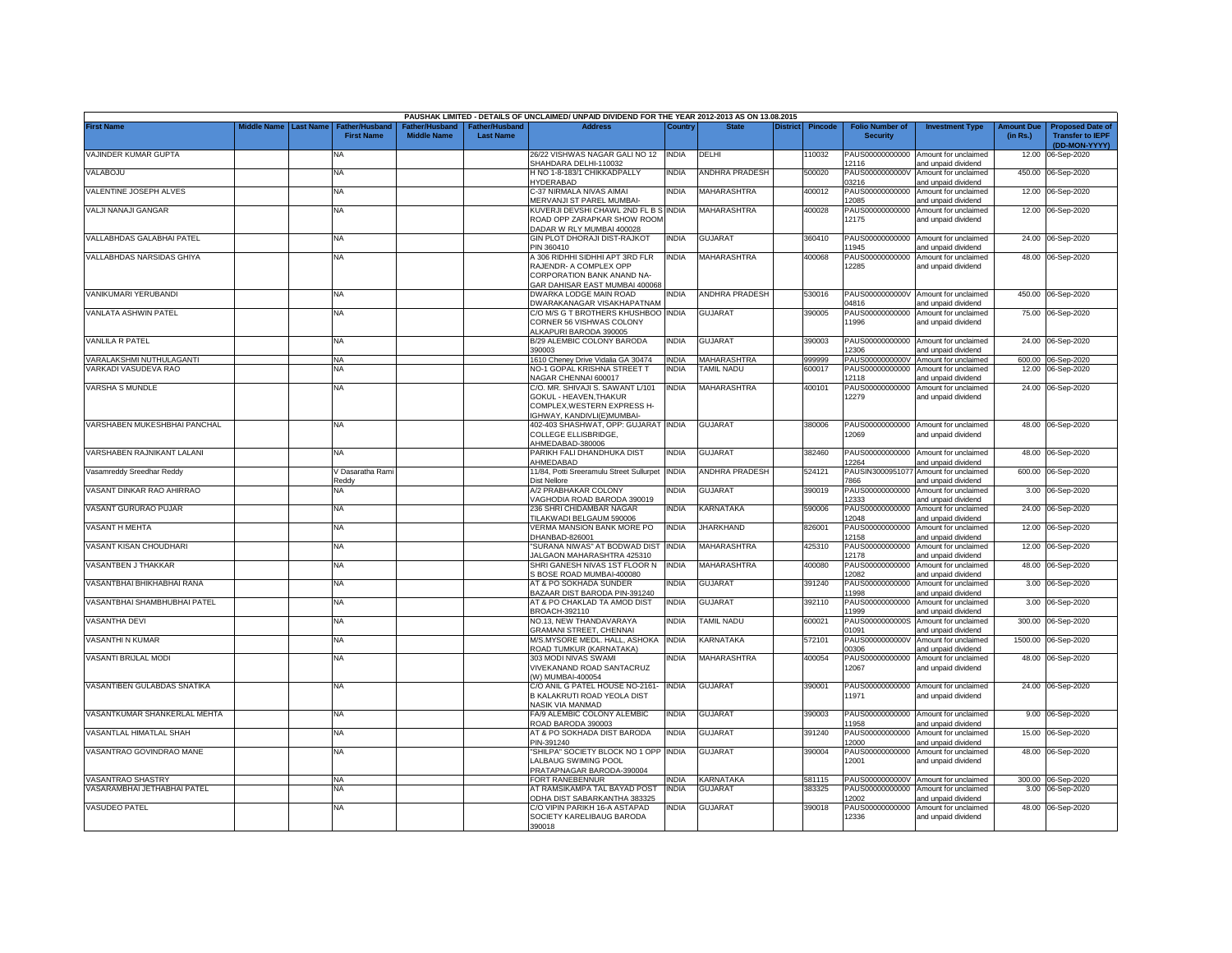PAUSHAK LIMITED - DETAILS OF UNCLAIMED/ UNPAID DIVIDEND FOR THE YEAR 2012-2013 AS ON 13.08.2015

| First Name | Middle Name | Last Name | Father/Husband First Name | Father/Husband Middle Name | Father/Husband Last Name | Address | Country | State | District | Pincode | Folio Number of Security | Investment Type | Amount Due (in Rs.) | Proposed Date of Transfer to IEPF (DD-MON-YYYY) |
|---|---|---|---|---|---|---|---|---|---|---|---|---|---|---|
| VAJINDER KUMAR GUPTA | | | NA | | | 26/22 VISHWAS NAGAR GALI NO 12 SHAHDARA DELHI-110032 | INDIA | DELHI | | 110032 | PAUS00000000000 12116 | Amount for unclaimed and unpaid dividend | 12.00 | 06-Sep-2020 |
| VALABOJU | | | NA | | | H NO 1-8-183/1 CHIKKADPALLY HYDERABAD | INDIA | ANDHRA PRADESH | | 500020 | PAUS0000000000V 03216 | Amount for unclaimed and unpaid dividend | 450.00 | 06-Sep-2020 |
| VALENTINE JOSEPH ALVES | | | NA | | | C-37 NIRMALA NIVAS AIMAI MERVANJI ST PAREL MUMBAI- | INDIA | MAHARASHTRA | | 400012 | PAUS00000000000 12085 | Amount for unclaimed and unpaid dividend | 12.00 | 06-Sep-2020 |
| VALJI NANAJI GANGAR | | | NA | | | KUVERJI DEVSHI CHAWL 2ND FL B S ROAD OPP ZARAPKAR SHOW ROOM DADAR W RLY MUMBAI 400028 | INDIA | MAHARASHTRA | | 400028 | PAUS00000000000 12175 | Amount for unclaimed and unpaid dividend | 12.00 | 06-Sep-2020 |
| VALLABHDAS GALABHAI PATEL | | | NA | | | GIN PLOT DHORAJI DIST-RAJKOT PIN 360410 | INDIA | GUJARAT | | 360410 | PAUS00000000000 11945 | Amount for unclaimed and unpaid dividend | 24.00 | 06-Sep-2020 |
| VALLABHDAS NARSIDAS GHIYA | | | NA | | | A 306 RIDHHI SIDHHI APT 3RD FLR RAJENDR- A COMPLEX OPP CORPORATION BANK ANAND NA- GAR DAHISAR EAST MUMBAI 400068 | INDIA | MAHARASHTRA | | 400068 | PAUS00000000000 12285 | Amount for unclaimed and unpaid dividend | 48.00 | 06-Sep-2020 |
| VANIKUMARI YERUBANDI | | | NA | | | DWARKA LODGE MAIN ROAD DWARAKANAGAR VISAKHAPATNAM | INDIA | ANDHRA PRADESH | | 530016 | PAUS0000000000V 04816 | Amount for unclaimed and unpaid dividend | 450.00 | 06-Sep-2020 |
| VANLATA ASHWIN PATEL | | | NA | | | C/O M/S G T BROTHERS KHUSHBOO CORNER 56 VISHWAS COLONY ALKAPURI BARODA 390005 | INDIA | GUJARAT | | 390005 | PAUS00000000000 11996 | Amount for unclaimed and unpaid dividend | 75.00 | 06-Sep-2020 |
| VANLILA R PATEL | | | NA | | | B/29 ALEMBIC COLONY BARODA 390003 | INDIA | GUJARAT | | 390003 | PAUS00000000000 12306 | Amount for unclaimed and unpaid dividend | 24.00 | 06-Sep-2020 |
| VARALAKSHMI NUTHULAGANTI | | | NA | | | 1610 Cheney Drive Vidalia GA 30474 | INDIA | MAHARASHTRA | | 999999 | PAUS0000000000V | Amount for unclaimed | 600.00 | 06-Sep-2020 |
| VARKADI VASUDEVA RAO | | | NA | | | NO-1 GOPAL KRISHNA STREET T NAGAR CHENNAI 600017 | INDIA | TAMIL NADU | | 600017 | PAUS00000000000 12118 | Amount for unclaimed and unpaid dividend | 12.00 | 06-Sep-2020 |
| VARSHA S MUNDLE | | | NA | | | C/O. MR. SHIVAJI S. SAWANT L/101 GOKUL - HEAVEN,THAKUR COMPLEX,WESTERN EXPRESS H- IGHWAY, KANDIVLI(E)MUMBAI- | INDIA | MAHARASHTRA | | 400101 | PAUS00000000000 12279 | Amount for unclaimed and unpaid dividend | 24.00 | 06-Sep-2020 |
| VARSHABEN MUKESHBHAI PANCHAL | | | NA | | | 402-403 SHASHWAT, OPP: GUJARAT COLLEGE ELLISBRIDGE, AHMEDABAD-380006 | INDIA | GUJARAT | | 380006 | PAUS00000000000 12069 | Amount for unclaimed and unpaid dividend | 48.00 | 06-Sep-2020 |
| VARSHABEN RAJNIKANT LALANI | | | NA | | | PARIKH FALI DHANDHUKA DIST AHMEDABAD | INDIA | GUJARAT | | 382460 | PAUS00000000000 12264 | Amount for unclaimed and unpaid dividend | 48.00 | 06-Sep-2020 |
| Vasamreddy Sreedhar Reddy | | | V Dasaratha Rami Reddy | | | 11/84, Potti Sreeramulu Street Sullurpet Dist Nellore | INDIA | ANDHRA PRADESH | | 524121 | PAUSIN3000951077 7866 | Amount for unclaimed and unpaid dividend | 600.00 | 06-Sep-2020 |
| VASANT DINKAR RAO AHIRRAO | | | NA | | | A/2 PRABHAKAR COLONY VAGHODIA ROAD BARODA 390019 | INDIA | GUJARAT | | 390019 | PAUS00000000000 12333 | Amount for unclaimed and unpaid dividend | 3.00 | 06-Sep-2020 |
| VASANT GURURAO PUJAR | | | NA | | | 236 SHRI CHIDAMBAR NAGAR TILAKWADI BELGAUM 590006 | INDIA | KARNATAKA | | 590006 | PAUS00000000000 12048 | Amount for unclaimed and unpaid dividend | 24.00 | 06-Sep-2020 |
| VASANT H MEHTA | | | NA | | | VERMA MANSION BANK MORE PO DHANBAD-826001 | INDIA | JHARKHAND | | 826001 | PAUS00000000000 12158 | Amount for unclaimed and unpaid dividend | 12.00 | 06-Sep-2020 |
| VASANT KISAN CHOUDHARI | | | NA | | | "SURANA NIWAS" AT BODWAD DIST JALGAON MAHARASHTRA 425310 | INDIA | MAHARASHTRA | | 425310 | PAUS00000000000 12178 | Amount for unclaimed and unpaid dividend | 12.00 | 06-Sep-2020 |
| VASANTBEN J THAKKAR | | | NA | | | SHRI GANESH NIVAS 1ST FLOOR N S BOSE ROAD MUMBAI-400080 | INDIA | MAHARASHTRA | | 400080 | PAUS00000000000 12082 | Amount for unclaimed and unpaid dividend | 48.00 | 06-Sep-2020 |
| VASANTBHAI BHIKHABHAI RANA | | | NA | | | AT & PO SOKHADA SUNDER BAZAAR DIST BARODA PIN-391240 | INDIA | GUJARAT | | 391240 | PAUS00000000000 11998 | Amount for unclaimed and unpaid dividend | 3.00 | 06-Sep-2020 |
| VASANTBHAI SHAMBHUBHAI PATEL | | | NA | | | AT & PO CHAKLAD TA AMOD DIST BROACH-392110 | INDIA | GUJARAT | | 392110 | PAUS00000000000 11999 | Amount for unclaimed and unpaid dividend | 3.00 | 06-Sep-2020 |
| VASANTHA DEVI | | | NA | | | NO.13, NEW THANDAVARAYA GRAMANI STREET, CHENNAI | INDIA | TAMIL NADU | | 600021 | PAUS0000000000S 01091 | Amount for unclaimed and unpaid dividend | 300.00 | 06-Sep-2020 |
| VASANTHI N KUMAR | | | NA | | | M/S.MYSORE MEDL. HALL, ASHOKA ROAD TUMKUR (KARNATAKA) | INDIA | KARNATAKA | | 572101 | PAUS0000000000V 00306 | Amount for unclaimed and unpaid dividend | 1500.00 | 06-Sep-2020 |
| VASANTI BRIJLAL MODI | | | NA | | | 303 MODI NIVAS SWAMI VIVEKANAND ROAD SANTACRUZ (W) MUMBAI-400054 | INDIA | MAHARASHTRA | | 400054 | PAUS00000000000 12067 | Amount for unclaimed and unpaid dividend | 48.00 | 06-Sep-2020 |
| VASANTIBEN GULABDAS SNATIKA | | | NA | | | C/O ANIL G PATEL HOUSE NO-2161- B KALAKRUTI ROAD YEOLA DIST NASIK VIA MANMAD | INDIA | GUJARAT | | 390001 | PAUS00000000000 11971 | Amount for unclaimed and unpaid dividend | 24.00 | 06-Sep-2020 |
| VASANTKUMAR SHANKERLAL MEHTA | | | NA | | | FA/9 ALEMBIC COLONY ALEMBIC ROAD BARODA 390003 | INDIA | GUJARAT | | 390003 | PAUS00000000000 11958 | Amount for unclaimed and unpaid dividend | 9.00 | 06-Sep-2020 |
| VASANTLAL HIMATLAL SHAH | | | NA | | | AT & PO SOKHADA DIST BARODA PIN-391240 | INDIA | GUJARAT | | 391240 | PAUS00000000000 12000 | Amount for unclaimed and unpaid dividend | 15.00 | 06-Sep-2020 |
| VASANTRAO GOVINDRAO MANE | | | NA | | | "SHILPA" SOCIETY BLOCK NO 1 OPP LALBAUG SWIMING POOL PRATAPNAGAR BARODA-390004 | INDIA | GUJARAT | | 390004 | PAUS00000000000 12001 | Amount for unclaimed and unpaid dividend | 48.00 | 06-Sep-2020 |
| VASANTRAO SHASTRY | | | NA | | | FORT RANEBENNUR | INDIA | KARNATAKA | | 581115 | PAUS0000000000V | Amount for unclaimed | 300.00 | 06-Sep-2020 |
| VASARAMBHAI JETHABHAI PATEL | | | NA | | | AT RAMSIKAMPA TAL BAYAD POST ODHA DIST SABARKANTHA 383325 | INDIA | GUJARAT | | 383325 | PAUS00000000000 12002 | Amount for unclaimed and unpaid dividend | 3.00 | 06-Sep-2020 |
| VASUDEO PATEL | | | NA | | | C/O VIPIN PARIKH 16-A ASTAPAD SOCIETY KARELIBAUG BARODA 390018 | INDIA | GUJARAT | | 390018 | PAUS00000000000 12336 | Amount for unclaimed and unpaid dividend | 48.00 | 06-Sep-2020 |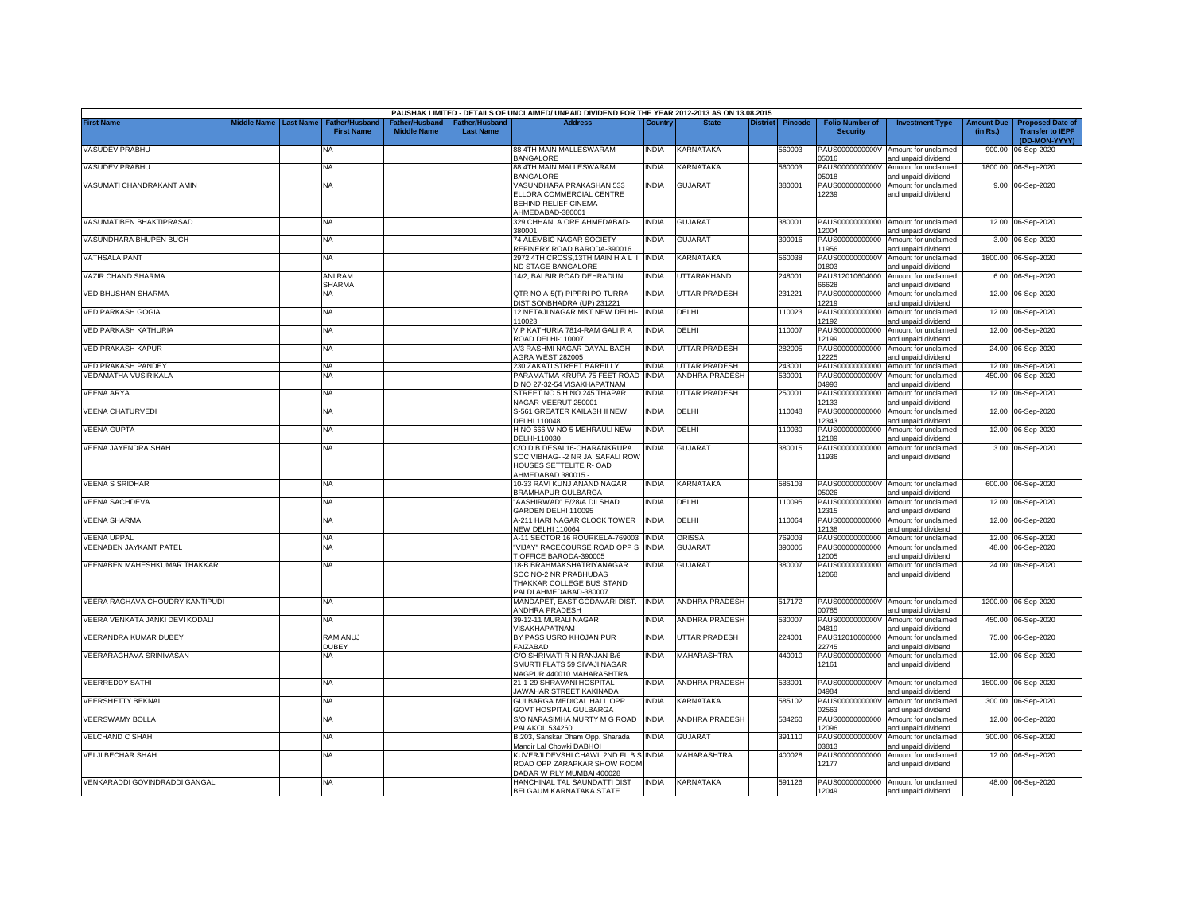PAUSHAK LIMITED - DETAILS OF UNCLAIMED/ UNPAID DIVIDEND FOR THE YEAR 2012-2013 AS ON 13.08.2015

| First Name | Middle Name | Last Name | Father/Husband First Name | Father/Husband Middle Name | Father/Husband Last Name | Address | Country | State | District | Pincode | Folio Number of Security | Investment Type | Amount Due (in Rs.) | Proposed Date of Transfer to IEPF (DD-MON-YYYY) |
|---|---|---|---|---|---|---|---|---|---|---|---|---|---|---|
| VASUDEV PRABHU | | | NA | | | 88 4TH MAIN MALLESWARAM BANGALORE | INDIA | KARNATAKA | | 560003 | PAUS0000000000V05016 | Amount for unclaimed and unpaid dividend | 900.00 | 06-Sep-2020 |
| VASUDEV PRABHU | | | NA | | | 88 4TH MAIN MALLESWARAM BANGALORE | INDIA | KARNATAKA | | 560003 | PAUS0000000000V05018 | Amount for unclaimed and unpaid dividend | 1800.00 | 06-Sep-2020 |
| VASUMATI CHANDRAKANT AMIN | | | NA | | | VASUNDHARA PRAKASHAN 533 ELLORA COMMERCIAL CENTRE BEHIND RELIEF CINEMA AHMEDABAD-380001 | INDIA | GUJARAT | | 380001 | PAUS00000000000012239 | Amount for unclaimed and unpaid dividend | 9.00 | 06-Sep-2020 |
| VASUMATIBEN BHAKTIPRASAD | | | NA | | | 329 CHHANLA ORE AHMEDABAD-380001 | INDIA | GUJARAT | | 380001 | PAUS00000000000012004 | Amount for unclaimed and unpaid dividend | 12.00 | 06-Sep-2020 |
| VASUNDHARA BHUPEN BUCH | | | NA | | | 74 ALEMBIC NAGAR SOCIETY REFINERY ROAD BARODA-390016 | INDIA | GUJARAT | | 390016 | PAUS00000000000011956 | Amount for unclaimed and unpaid dividend | 3.00 | 06-Sep-2020 |
| VATHSALA PANT | | | NA | | | 2972,4TH CROSS,13TH MAIN H A L II ND STAGE BANGALORE | INDIA | KARNATAKA | | 560038 | PAUS0000000000V01803 | Amount for unclaimed and unpaid dividend | 1800.00 | 06-Sep-2020 |
| VAZIR CHAND SHARMA | | | ANI RAM SHARMA | | | 14/2, BALBIR ROAD DEHRADUN | INDIA | UTTARAKHAND | | 248001 | PAUS12010604000066628 | Amount for unclaimed and unpaid dividend | 6.00 | 06-Sep-2020 |
| VED BHUSHAN SHARMA | | | NA | | | QTR NO A-5(T) PIPPRI PO TURRA DIST SONBHADRA (UP) 231221 | INDIA | UTTAR PRADESH | | 231221 | PAUS00000000000012219 | Amount for unclaimed and unpaid dividend | 12.00 | 06-Sep-2020 |
| VED PARKASH GOGIA | | | NA | | | 12 NETAJI NAGAR MKT NEW DELHI-110023 | INDIA | DELHI | | 110023 | PAUS00000000000012192 | Amount for unclaimed and unpaid dividend | 12.00 | 06-Sep-2020 |
| VED PARKASH KATHURIA | | | NA | | | V P KATHURIA 7814-RAM GALI R A ROAD DELHI-110007 | INDIA | DELHI | | 110007 | PAUS00000000000012199 | Amount for unclaimed and unpaid dividend | 12.00 | 06-Sep-2020 |
| VED PRAKASH KAPUR | | | NA | | | A/3 RASHMI NAGAR DAYAL BAGH AGRA WEST 282005 | INDIA | UTTAR PRADESH | | 282005 | PAUS00000000000012225 | Amount for unclaimed and unpaid dividend | 24.00 | 06-Sep-2020 |
| VED PRAKASH PANDEY | | | NA | | | 230 ZAKATI STREET BAREILLY | INDIA | UTTAR PRADESH | | 243001 | PAUS00000000000 | Amount for unclaimed | 12.00 | 06-Sep-2020 |
| VEDAMATHA VUSIRIKALA | | | NA | | | PARAMATMA KRUPA 75 FEET ROAD D NO 27-32-54 VISAKHAPATNAM | INDIA | ANDHRA PRADESH | | 530001 | PAUS0000000000V04993 | Amount for unclaimed and unpaid dividend | 450.00 | 06-Sep-2020 |
| VEENA ARYA | | | NA | | | STREET NO 5 H NO 245 THAPAR NAGAR MEERUT 250001 | INDIA | UTTAR PRADESH | | 250001 | PAUS00000000000012133 | Amount for unclaimed and unpaid dividend | 12.00 | 06-Sep-2020 |
| VEENA CHATURVEDI | | | NA | | | S-561 GREATER KAILASH II NEW DELHI 110048 | INDIA | DELHI | | 110048 | PAUS00000000000012343 | Amount for unclaimed and unpaid dividend | 12.00 | 06-Sep-2020 |
| VEENA GUPTA | | | NA | | | H NO 666 W NO 5 MEHRAULI NEW DELHI-110030 | INDIA | DELHI | | 110030 | PAUS00000000000012189 | Amount for unclaimed and unpaid dividend | 12.00 | 06-Sep-2020 |
| VEENA JAYENDRA SHAH | | | NA | | | C/O D B DESAI 16-CHARANKRUPA SOC VIBHAG- -2 NR JAI SAFALI ROW HOUSES SETTELITE R- OAD AHMEDABAD 380015 - | INDIA | GUJARAT | | 380015 | PAUS00000000000011936 | Amount for unclaimed and unpaid dividend | 3.00 | 06-Sep-2020 |
| VEENA S SRIDHAR | | | NA | | | 10-33 RAVI KUNJ ANAND NAGAR BRAMHAPUR GULBARGA | INDIA | KARNATAKA | | 585103 | PAUS0000000000V05026 | Amount for unclaimed and unpaid dividend | 600.00 | 06-Sep-2020 |
| VEENA SACHDEVA | | | NA | | | "AASHIRWAD" E/28/A DILSHAD GARDEN DELHI 110095 | INDIA | DELHI | | 110095 | PAUS00000000000012315 | Amount for unclaimed and unpaid dividend | 12.00 | 06-Sep-2020 |
| VEENA SHARMA | | | NA | | | A-211 HARI NAGAR CLOCK TOWER NEW DELHI 110064 | INDIA | DELHI | | 110064 | PAUS00000000000012138 | Amount for unclaimed and unpaid dividend | 12.00 | 06-Sep-2020 |
| VEENA UPPAL | | | NA | | | A-11 SECTOR 16 ROURKELA-769003 | INDIA | ORISSA | | 769003 | PAUS00000000000 | Amount for unclaimed | 12.00 | 06-Sep-2020 |
| VEENABEN JAYKANT PATEL | | | NA | | | "VIJAY" RACECOURSE ROAD OPP S T OFFICE BARODA-390005 | INDIA | GUJARAT | | 390005 | PAUS00000000000012005 | Amount for unclaimed and unpaid dividend | 48.00 | 06-Sep-2020 |
| VEENABEN MAHESHKUMAR THAKKAR | | | NA | | | 18-B BRAHMAKSHATRIYANAGAR SOC NO-2 NR PRABHUDAS THAKKAR COLLEGE BUS STAND PALDI AHMEDABAD-380007 | INDIA | GUJARAT | | 380007 | PAUS00000000000012068 | Amount for unclaimed and unpaid dividend | 24.00 | 06-Sep-2020 |
| VEERA RAGHAVA CHOUDRY KANTIPUDI | | | NA | | | MANDAPET, EAST GODAVARI DIST. ANDHRA PRADESH | INDIA | ANDHRA PRADESH | | 517172 | PAUS0000000000V00785 | Amount for unclaimed and unpaid dividend | 1200.00 | 06-Sep-2020 |
| VEERA VENKATA JANKI DEVI KODALI | | | NA | | | 39-12-11 MURALI NAGAR VISAKHAPATNAM | INDIA | ANDHRA PRADESH | | 530007 | PAUS0000000000V04819 | Amount for unclaimed and unpaid dividend | 450.00 | 06-Sep-2020 |
| VEERANDRA KUMAR DUBEY | | | RAM ANUJ DUBEY | | | BY PASS USRO KHOJAN PUR FAIZABAD | INDIA | UTTAR PRADESH | | 224001 | PAUS12010606000022745 | Amount for unclaimed and unpaid dividend | 75.00 | 06-Sep-2020 |
| VEERARAGHAVA SRINIVASAN | | | NA | | | C/O SHRIMATI R N RANJAN B/6 SMURTI FLATS 59 SIVAJI NAGAR NAGPUR 440010 MAHARASHTRA | INDIA | MAHARASHTRA | | 440010 | PAUS00000000000012161 | Amount for unclaimed and unpaid dividend | 12.00 | 06-Sep-2020 |
| VEERREDDY SATHI | | | NA | | | 21-1-29 SHRAVANI HOSPITAL JAWAHAR STREET KAKINADA | INDIA | ANDHRA PRADESH | | 533001 | PAUS0000000000V04984 | Amount for unclaimed and unpaid dividend | 1500.00 | 06-Sep-2020 |
| VEERSHETTY BEKNAL | | | NA | | | GULBARGA MEDICAL HALL OPP GOVT HOSPITAL GULBARGA | INDIA | KARNATAKA | | 585102 | PAUS0000000000V02563 | Amount for unclaimed and unpaid dividend | 300.00 | 06-Sep-2020 |
| VEERSWAMY BOLLA | | | NA | | | S/O NARASIMHA MURTY M G ROAD PALAKOL 534260 | INDIA | ANDHRA PRADESH | | 534260 | PAUS00000000000012096 | Amount for unclaimed and unpaid dividend | 12.00 | 06-Sep-2020 |
| VELCHAND C SHAH | | | NA | | | B.203, Sanskar Dham Opp. Sharada Mandir Lal Chowki DABHOI | INDIA | GUJARAT | | 391110 | PAUS0000000000V03813 | Amount for unclaimed and unpaid dividend | 300.00 | 06-Sep-2020 |
| VELJI BECHAR SHAH | | | NA | | | KUVERJI DEVSHI CHAWL 2ND FL B S ROAD OPP ZARAPKAR SHOW ROOM DADAR W RLY MUMBAI 400028 | INDIA | MAHARASHTRA | | 400028 | PAUS00000000000012177 | Amount for unclaimed and unpaid dividend | 12.00 | 06-Sep-2020 |
| VENKARADDI GOVINDRADDI GANGAL | | | NA | | | HANCHINAL TAL SAUNDATTI DIST BELGAUM KARNATAKA STATE | INDIA | KARNATAKA | | 591126 | PAUS00000000000012049 | Amount for unclaimed and unpaid dividend | 48.00 | 06-Sep-2020 |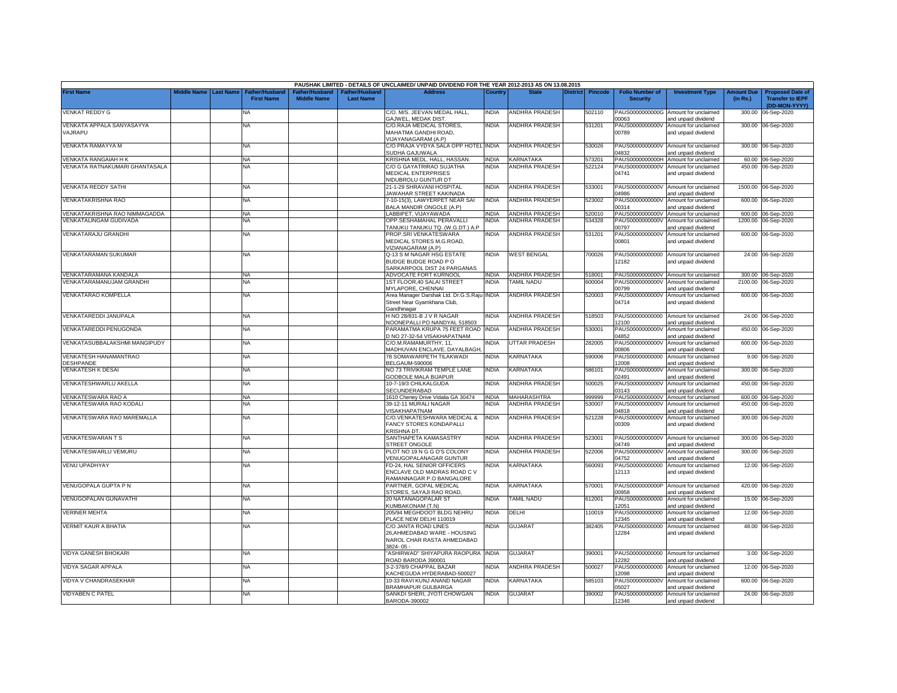| PAUSHAK LIMITED - DETAILS OF UNCLAIMED/ UNPAID DIVIDEND FOR THE YEAR 2012-2013 AS ON 13.08.2015 | | | | | | | | | | | | | | | |
|---|---|---|---|---|---|---|---|---|---|---|---|---|---|---|---|
| First Name | Middle Name | Last Name | Father/Husband First Name | Father/Husband Middle Name | Father/Husband Last Name | Address | Country | State | District | Pincode | Folio Number of Security | Investment Type | Amount Due (in Rs.) | Proposed Date of Transfer to IEPF (DD-MON-YYYY) |
| VENKAT REDDY G | | | NA | | | C/O. M/S. JEEVAN MEDAL HALL, GAJWEL, MEDAK DIST. | INDIA | ANDHRA PRADESH | | 502110 | PAUS0000000000G00063 | Amount for unclaimed and unpaid dividend | 300.00 | 06-Sep-2020 |
| VENKATA APPALA SANYASAYYA VAJRAPU | | | NA | | | C/O.RAJA MEDICAL STORES, MAHATMA GANDHI ROAD, VIJAYANAGARAM (A.P) | INDIA | ANDHRA PRADESH | | 531201 | PAUS0000000000V00789 | Amount for unclaimed and unpaid dividend | 300.00 | 06-Sep-2020 |
| VENKATA RAMAYYA M | | | NA | | | C/O PRAJA VYDYA SALA OPP HOTEL SUDHA GAJUWALA | INDIA | ANDHRA PRADESH | | 530026 | PAUS0000000000V04832 | Amount for unclaimed and unpaid dividend | 300.00 | 06-Sep-2020 |
| VENKATA RANGAIAH H K | | | NA | | | KRISHNA MEDL. HALL, HASSAN. | INDIA | KARNATAKA | | 573201 | PAUS0000000000H | Amount for unclaimed | 60.00 | 06-Sep-2020 |
| VENKATA RATNAKUMARI GHANTASALA | | | NA | | | C/O G GAYATRIRAO SUJATHA MEDICAL ENTERPRISES NIDUBROLU GUNTUR DT | INDIA | ANDHRA PRADESH | | 522124 | PAUS0000000000V04741 | Amount for unclaimed and unpaid dividend | 450.00 | 06-Sep-2020 |
| VENKATA REDDY SATHI | | | NA | | | 21-1-29 SHRAVANI HOSPITAL JAWAHAR STREET KAKINADA | INDIA | ANDHRA PRADESH | | 533001 | PAUS0000000000V04986 | Amount for unclaimed and unpaid dividend | 1500.00 | 06-Sep-2020 |
| VENKATAKRISHNA RAO | | | NA | | | 7-10-15(3), LAWYERPET NEAR SAI BALA MANDIR ONGOLE (A.P) | INDIA | ANDHRA PRADESH | | 523002 | PAUS0000000000V00314 | Amount for unclaimed and unpaid dividend | 600.00 | 06-Sep-2020 |
| VENKATAKRISHNA RAO NIMMAGADDA | | | NA | | | LABBIPET, VIJAYAWADA | INDIA | ANDHRA PRADESH | | 520010 | PAUS0000000000V | Amount for unclaimed | 600.00 | 06-Sep-2020 |
| VENKATALINGAM GUDIVADA | | | NA | | | OPP.SESHAMAHAL PERAVALLI TANUKU TANUKU TQ. (W.G.DT.) A.P | INDIA | ANDHRA PRADESH | | 534328 | PAUS0000000000V00797 | Amount for unclaimed and unpaid dividend | 1200.00 | 06-Sep-2020 |
| VENKATARAJU GRANDHI | | | NA | | | PROP.SRI VENKATESWARA MEDICAL STORES M.G.ROAD, VIZIANAGARAM (A.P) | INDIA | ANDHRA PRADESH | | 531201 | PAUS0000000000V00801 | Amount for unclaimed and unpaid dividend | 600.00 | 06-Sep-2020 |
| VENKATARAMAN SUKUMAR | | | NA | | | Q-13 S M NAGAR HSG ESTATE BUDGE BUDGE ROAD P O SARKARPOOL DIST 24 PARGANAS | INDIA | WEST BENGAL | | 700026 | PAUS00000000000012182 | Amount for unclaimed and unpaid dividend | 24.00 | 06-Sep-2020 |
| VENKATARAMANA KANDALA | | | NA | | | ADVOCATE FORT KURNOOL | INDIA | ANDHRA PRADESH | | 518001 | PAUS0000000000V | Amount for unclaimed | 300.00 | 06-Sep-2020 |
| VENKATARAMANUJAM GRANDHI | | | NA | | | 1ST FLOOR,40 SALAI STREET MYLAPORE, CHENNAI | INDIA | TAMIL NADU | | 600004 | PAUS0000000000V00799 | Amount for unclaimed and unpaid dividend | 2100.00 | 06-Sep-2020 |
| VENKATARAO KOMPELLA | | | NA | | | Area Manager Darshak Ltd. Dr.G.S.Raju Street Near Gyamkhana Club, Gandhinagar | INDIA | ANDHRA PRADESH | | 520003 | PAUS0000000000V04714 | Amount for unclaimed and unpaid dividend | 600.00 | 06-Sep-2020 |
| VENKATAREDDI JANUPALA | | | NA | | | H NO 28/831-B J V R NAGAR NOONEPALLI PO NANDYAL 518503 | INDIA | ANDHRA PRADESH | | 518503 | PAUS00000000000012100 | Amount for unclaimed and unpaid dividend | 24.00 | 06-Sep-2020 |
| VENKATAREDDI PENUGONDA | | | NA | | | PARAMATMA KRUPA 75 FEET ROAD D NO 27-32-54 VISAKHAPATNAM | INDIA | ANDHRA PRADESH | | 530001 | PAUS0000000000V04852 | Amount for unclaimed and unpaid dividend | 450.00 | 06-Sep-2020 |
| VENKATASUBBALAKSHMI MANGIPUDY | | | NA | | | C/O.M.RAMAMURTHY, 11, MADHUVAN ENCLAVE, DAYALBAGH, | INDIA | UTTAR PRADESH | | 282005 | PAUS0000000000V00806 | Amount for unclaimed and unpaid dividend | 600.00 | 06-Sep-2020 |
| VENKATESH HANAMANTRAO DESHPANDE | | | NA | | | 78 SOMAWARPETH TILAKWADI BELGAUM-590006 | INDIA | KARNATAKA | | 590006 | PAUS00000000000012008 | Amount for unclaimed and unpaid dividend | 9.00 | 06-Sep-2020 |
| VENKATESH K DESAI | | | NA | | | NO 73 TRIVIKRAM TEMPLE LANE GODBOLE MALA BIJAPUR | INDIA | KARNATAKA | | 586101 | PAUS0000000000V02491 | Amount for unclaimed and unpaid dividend | 300.00 | 06-Sep-2020 |
| VENKATESHWARLU AKELLA | | | NA | | | 10-7-19/3 CHILKALGUDA SECUNDERABAD | INDIA | ANDHRA PRADESH | | 500025 | PAUS0000000000V03143 | Amount for unclaimed and unpaid dividend | 450.00 | 06-Sep-2020 |
| VENKATESWARA RAO A | | | NA | | | 1610 Cheney Drive Vidalia GA 30474 | INDIA | MAHARASHTRA | | 999999 | PAUS0000000000V | Amount for unclaimed | 600.00 | 06-Sep-2020 |
| VENKATESWARA RAO KODALI | | | NA | | | 39-12-11 MURALI NAGAR VISAKHAPATNAM | INDIA | ANDHRA PRADESH | | 530007 | PAUS0000000000V04818 | Amount for unclaimed and unpaid dividend | 450.00 | 06-Sep-2020 |
| VENKATESWARA RAO MAREMALLA | | | NA | | | C/O.VENKATESHWARA MEDICAL & FANCY STORES KONDAPALLI KRISHNA DT. | INDIA | ANDHRA PRADESH | | 521228 | PAUS0000000000V00309 | Amount for unclaimed and unpaid dividend | 300.00 | 06-Sep-2020 |
| VENKATESWARAN T S | | | NA | | | SANTHAPETA KAMASASTRY STREET ONGOLE | INDIA | ANDHRA PRADESH | | 523001 | PAUS0000000000V04749 | Amount for unclaimed and unpaid dividend | 300.00 | 06-Sep-2020 |
| VENKATESWARLU VEMURU | | | NA | | | PLOT NO 19 N G G O'S COLONY VENUGOPALANAGAR GUNTUR | INDIA | ANDHRA PRADESH | | 522006 | PAUS0000000000V04752 | Amount for unclaimed and unpaid dividend | 300.00 | 06-Sep-2020 |
| VENU UPADHYAY | | | NA | | | FD-24, HAL SENIOR OFFICERS ENCLAVE OLD MADRAS ROAD C V RAMANNAGAR P.O BANGALORE | INDIA | KARNATAKA | | 560093 | PAUS00000000000012113 | Amount for unclaimed and unpaid dividend | 12.00 | 06-Sep-2020 |
| VENUGOPALA GUPTA P N | | | NA | | | PARTNER, GOPAL MEDICAL STORES, SAYAJI RAO ROAD, | INDIA | KARNATAKA | | 570001 | PAUS0000000000P00958 | Amount for unclaimed and unpaid dividend | 420.00 | 06-Sep-2020 |
| VENUGOPALAN GUNAVATHI | | | NA | | | 20 NATANAGOPALAR ST KUMBAKONAM (T.N) | INDIA | TAMIL NADU | | 612001 | PAUS00000000000012051 | Amount for unclaimed and unpaid dividend | 15.00 | 06-Sep-2020 |
| VERINER MEHTA | | | NA | | | 205/94 MEGHDOOT BLDG NEHRU PLACE NEW DELHI 110019 | INDIA | DELHI | | 110019 | PAUS00000000000012345 | Amount for unclaimed and unpaid dividend | 12.00 | 06-Sep-2020 |
| VERMIT KAUR A BHATIA | | | NA | | | C/O JANTA ROAD LINES 26,AHMEDABAD WARE - HOUSING NAROL CHAR RASTA AHMEDABAD 3824- 05 - | INDIA | GUJARAT | | 382405 | PAUS00000000000012284 | Amount for unclaimed and unpaid dividend | 48.00 | 06-Sep-2020 |
| VIDYA GANESH BHOKARI | | | NA | | | "ASHIRWAD" SHIYAPURA RAOPURA ROAD BARODA 390001 | INDIA | GUJARAT | | 390001 | PAUS00000000000012282 | Amount for unclaimed and unpaid dividend | 3.00 | 06-Sep-2020 |
| VIDYA SAGAR APPALA | | | NA | | | 3-2-378/9 CHAPPAL BAZAR KACHEGUDA HYDERABAD-500027 | INDIA | ANDHRA PRADESH | | 500027 | PAUS00000000000012098 | Amount for unclaimed and unpaid dividend | 12.00 | 06-Sep-2020 |
| VIDYA V CHANDRASEKHAR | | | NA | | | 10-33 RAVI KUNJ ANAND NAGAR BRAMHAPUR GULBARGA | INDIA | KARNATAKA | | 585103 | PAUS0000000000V05027 | Amount for unclaimed and unpaid dividend | 600.00 | 06-Sep-2020 |
| VIDYABEN C PATEL | | | NA | | | SANKDI SHERI, JYOTI CHOWGAN BARODA-390002 | INDIA | GUJARAT | | 390002 | PAUS00000000000012346 | Amount for unclaimed and unpaid dividend | 24.00 | 06-Sep-2020 |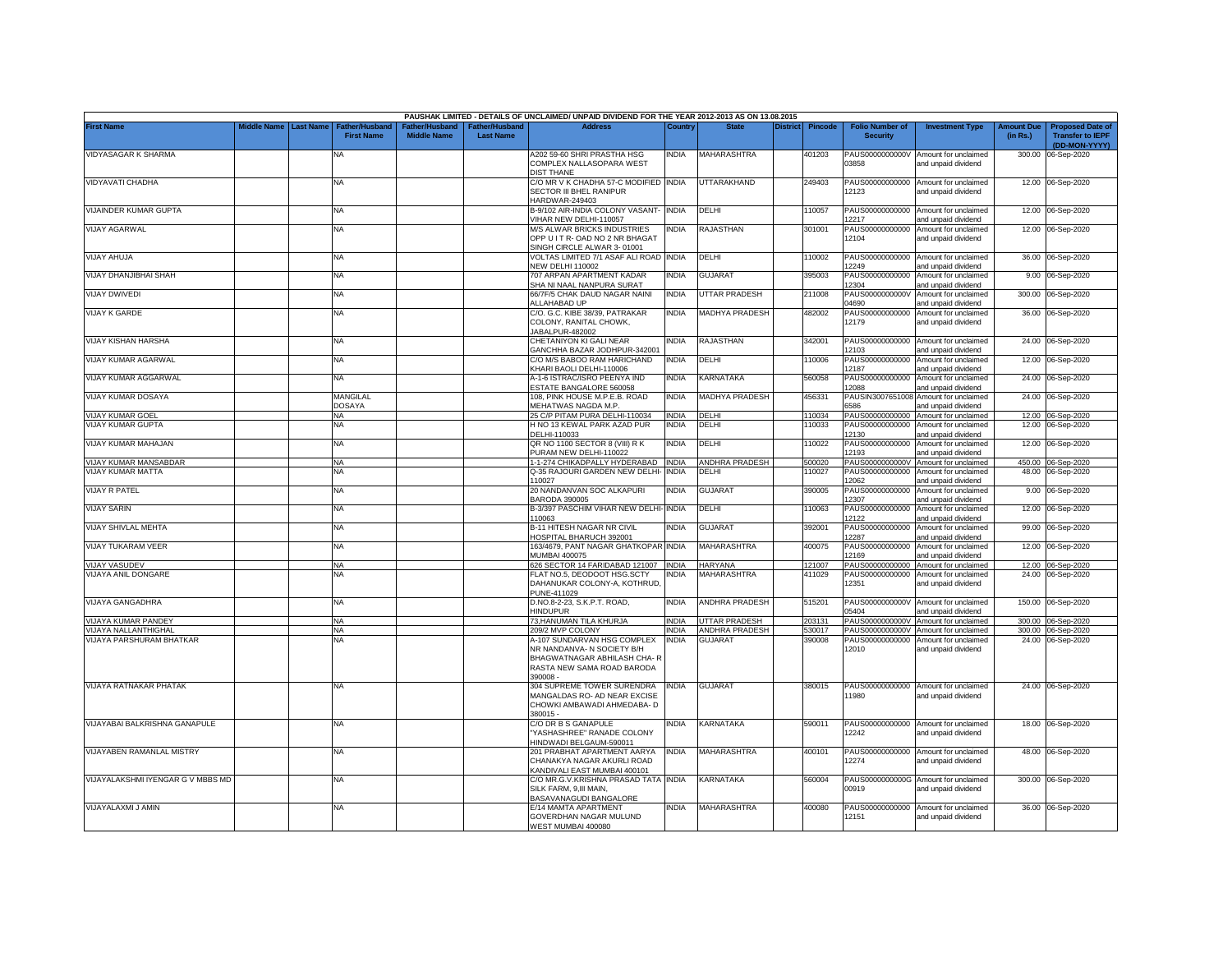PAUSHAK LIMITED - DETAILS OF UNCLAIMED/ UNPAID DIVIDEND FOR THE YEAR 2012-2013 AS ON 13.08.2015

| First Name | Middle Name | Last Name | Father/Husband First Name | Father/Husband Middle Name | Father/Husband Last Name | Address | Country | State | District | Pincode | Folio Number of Security | Investment Type | Amount Due (in Rs.) | Proposed Date of Transfer to IEPF (DD-MON-YYYY) |
|---|---|---|---|---|---|---|---|---|---|---|---|---|---|---|
| VIDYASAGAR K SHARMA | | | NA | | | A202 59-60 SHRI PRASTHA HSG COMPLEX NALLASOPARA WEST DIST THANE | INDIA | MAHARASHTRA | | 401203 | PAUS0000000000V03858 | Amount for unclaimed and unpaid dividend | 300.00 | 06-Sep-2020 |
| VIDYAVATI CHADHA | | | NA | | | C/O MR V K CHADHA 57-C MODIFIED SECTOR III BHEL RANIPUR HARDWAR-249403 | INDIA | UTTARAKHAND | | 249403 | PAUS00000000000012123 | Amount for unclaimed and unpaid dividend | 12.00 | 06-Sep-2020 |
| VIJAINDER KUMAR GUPTA | | | NA | | | B-9/102 AIR-INDIA COLONY VASANT-VIHAR NEW DELHI-110057 | INDIA | DELHI | | 110057 | PAUS00000000000012217 | Amount for unclaimed and unpaid dividend | 12.00 | 06-Sep-2020 |
| VIJAY AGARWAL | | | NA | | | M/S ALWAR BRICKS INDUSTRIES OPP U I T R- OAD NO 2 NR BHAGAT SINGH CIRCLE ALWAR 3- 01001 | INDIA | RAJASTHAN | | 301001 | PAUS00000000000012104 | Amount for unclaimed and unpaid dividend | 12.00 | 06-Sep-2020 |
| VIJAY AHUJA | | | NA | | | VOLTAS LIMITED 7/1 ASAF ALI ROAD NEW DELHI 110002 | INDIA | DELHI | | 110002 | PAUS00000000000012249 | Amount for unclaimed and unpaid dividend | 36.00 | 06-Sep-2020 |
| VIJAY DHANJIBHAI SHAH | | | NA | | | 707 ARPAN APARTMENT KADAR SHA NI NAAL NANPURA SURAT | INDIA | GUJARAT | | 395003 | PAUS00000000000012304 | Amount for unclaimed and unpaid dividend | 9.00 | 06-Sep-2020 |
| VIJAY DWIVEDI | | | NA | | | 66/7F/5 CHAK DAUD NAGAR NAINI ALLAHABAD UP | INDIA | UTTAR PRADESH | | 211008 | PAUS0000000000V04690 | Amount for unclaimed and unpaid dividend | 300.00 | 06-Sep-2020 |
| VIJAY K GARDE | | | NA | | | C/O. G.C. KIBE 38/39, PATRAKAR COLONY, RANITAL CHOWK, JABALPUR-482002 | INDIA | MADHYA PRADESH | | 482002 | PAUS00000000000012179 | Amount for unclaimed and unpaid dividend | 36.00 | 06-Sep-2020 |
| VIJAY KISHAN HARSHA | | | NA | | | CHETANIYON KI GALI NEAR GANCHHA BAZAR JODHPUR-342001 | INDIA | RAJASTHAN | | 342001 | PAUS00000000000012103 | Amount for unclaimed and unpaid dividend | 24.00 | 06-Sep-2020 |
| VIJAY KUMAR AGARWAL | | | NA | | | C/O M/S BABOO RAM HARICHAND KHARI BAOLI DELHI-110006 | INDIA | DELHI | | 110006 | PAUS00000000000012187 | Amount for unclaimed and unpaid dividend | 12.00 | 06-Sep-2020 |
| VIJAY KUMAR AGGARWAL | | | NA | | | A-1-6 ISTRAC/ISRO PEENYA IND ESTATE BANGALORE 560058 | INDIA | KARNATAKA | | 560058 | PAUS00000000000012088 | Amount for unclaimed and unpaid dividend | 24.00 | 06-Sep-2020 |
| VIJAY KUMAR DOSAYA | | | MANGILAL DOSAYA | | | 108, PINK HOUSE M.P.E.B. ROAD MEHATWAS NAGDA M.P. | INDIA | MADHYA PRADESH | | 456331 | PAUSIN30076510086586 | Amount for unclaimed and unpaid dividend | 24.00 | 06-Sep-2020 |
| VIJAY KUMAR GOEL | | | NA | | | 25 C/P PITAM PURA DELHI-110034 | INDIA | DELHI | | 110034 | PAUS00000000000 | Amount for unclaimed | 12.00 | 06-Sep-2020 |
| VIJAY KUMAR GUPTA | | | NA | | | H NO 13 KEWAL PARK AZAD PUR DELHI-110033 | INDIA | DELHI | | 110033 | PAUS00000000000012130 | Amount for unclaimed and unpaid dividend | 12.00 | 06-Sep-2020 |
| VIJAY KUMAR MAHAJAN | | | NA | | | QR NO 1100 SECTOR 8 (VIII) R K PURAM NEW DELHI-110022 | INDIA | DELHI | | 110022 | PAUS00000000000012193 | Amount for unclaimed and unpaid dividend | 12.00 | 06-Sep-2020 |
| VIJAY KUMAR MANSABDAR | | | NA | | | 1-1-274 CHIKADPALLY HYDERABAD | INDIA | ANDHRA PRADESH | | 500020 | PAUS0000000000V | Amount for unclaimed | 450.00 | 06-Sep-2020 |
| VIJAY KUMAR MATTA | | | NA | | | Q-35 RAJOURI GARDEN NEW DELHI-110027 | INDIA | DELHI | | 110027 | PAUS00000000000012062 | Amount for unclaimed and unpaid dividend | 48.00 | 06-Sep-2020 |
| VIJAY R PATEL | | | NA | | | 20 NANDANVAN SOC ALKAPURI BARODA 390005 | INDIA | GUJARAT | | 390005 | PAUS00000000000012307 | Amount for unclaimed and unpaid dividend | 9.00 | 06-Sep-2020 |
| VIJAY SARIN | | | NA | | | B-3/397 PASCHIM VIHAR NEW DELHI-110063 | INDIA | DELHI | | 110063 | PAUS00000000000012122 | Amount for unclaimed and unpaid dividend | 12.00 | 06-Sep-2020 |
| VIJAY SHIVLAL MEHTA | | | NA | | | B-11 HITESH NAGAR NR CIVIL HOSPITAL BHARUCH 392001 | INDIA | GUJARAT | | 392001 | PAUS00000000000012287 | Amount for unclaimed and unpaid dividend | 99.00 | 06-Sep-2020 |
| VIJAY TUKARAM VEER | | | NA | | | 163/4679, PANT NAGAR GHATKOPAR MUMBAI 400075 | INDIA | MAHARASHTRA | | 400075 | PAUS00000000000012169 | Amount for unclaimed and unpaid dividend | 12.00 | 06-Sep-2020 |
| VIJAY VASUDEV | | | NA | | | 626 SECTOR 14 FARIDABAD 121007 | INDIA | HARYANA | | 121007 | PAUS00000000000 | Amount for unclaimed | 12.00 | 06-Sep-2020 |
| VIJAYA ANIL DONGARE | | | NA | | | FLAT NO.5, DEODOOT HSG.SCTY DAHANUKAR COLONY-A, KOTHRUD, PUNE-411029 | INDIA | MAHARASHTRA | | 411029 | PAUS00000000000012351 | Amount for unclaimed and unpaid dividend | 24.00 | 06-Sep-2020 |
| VIJAYA GANGADHRA | | | NA | | | D.NO.8-2-23, S.K.P.T. ROAD, HINDUPUR | INDIA | ANDHRA PRADESH | | 515201 | PAUS0000000000V05404 | Amount for unclaimed and unpaid dividend | 150.00 | 06-Sep-2020 |
| VIJAYA KUMAR PANDEY | | | NA | | | 73,HANUMAN TILA KHURJA | INDIA | UTTAR PRADESH | | 203131 | PAUS0000000000V | Amount for unclaimed | 300.00 | 06-Sep-2020 |
| VIJAYA NALLANTHIGHAL | | | NA | | | 209/2 MVP COLONY | INDIA | ANDHRA PRADESH | | 530017 | PAUS0000000000V | Amount for unclaimed | 300.00 | 06-Sep-2020 |
| VIJAYA PARSHURAM BHATKAR | | | NA | | | A-107 SUNDARVAN HSG COMPLEX NR NANDANVA- N SOCIETY B/H BHAGWATNAGAR ABHILASH CHA- R RASTA NEW SAMA ROAD BARODA 390008 - | INDIA | GUJARAT | | 390008 | PAUS00000000000012010 | Amount for unclaimed and unpaid dividend | 24.00 | 06-Sep-2020 |
| VIJAYA RATNAKAR PHATAK | | | NA | | | 304 SUPREME TOWER SURENDRA MANGALDAS RO- AD NEAR EXCISE CHOWKI AMBAWADI AHMEDABA- D 380015 - | INDIA | GUJARAT | | 380015 | PAUS00000000000011980 | Amount for unclaimed and unpaid dividend | 24.00 | 06-Sep-2020 |
| VIJAYABAI BALKRISHNA GANAPULE | | | NA | | | C/O DR B S GANAPULE "YASHASHREE" RANADE COLONY HINDWADI BELGAUM-590011 | INDIA | KARNATAKA | | 590011 | PAUS00000000000012242 | Amount for unclaimed and unpaid dividend | 18.00 | 06-Sep-2020 |
| VIJAYABEN RAMANLAL MISTRY | | | NA | | | 201 PRABHAT APARTMENT AARYA CHANAKYA NAGAR AKURLI ROAD KANDIVALI EAST MUMBAI 400101 | INDIA | MAHARASHTRA | | 400101 | PAUS00000000000012274 | Amount for unclaimed and unpaid dividend | 48.00 | 06-Sep-2020 |
| VIJAYALAKSHMI IYENGAR G V MBBS MD | | | NA | | | C/O MR.G.V.KRISHNA PRASAD TATA SILK FARM, 9,III MAIN, BASAVANAGUDI BANGALORE | INDIA | KARNATAKA | | 560004 | PAUS0000000000G00919 | Amount for unclaimed and unpaid dividend | 300.00 | 06-Sep-2020 |
| VIJAYALAXMI J AMIN | | | NA | | | E/14 MAMTA APARTMENT GOVERDHAN NAGAR MULUND WEST MUMBAI 400080 | INDIA | MAHARASHTRA | | 400080 | PAUS00000000000012151 | Amount for unclaimed and unpaid dividend | 36.00 | 06-Sep-2020 |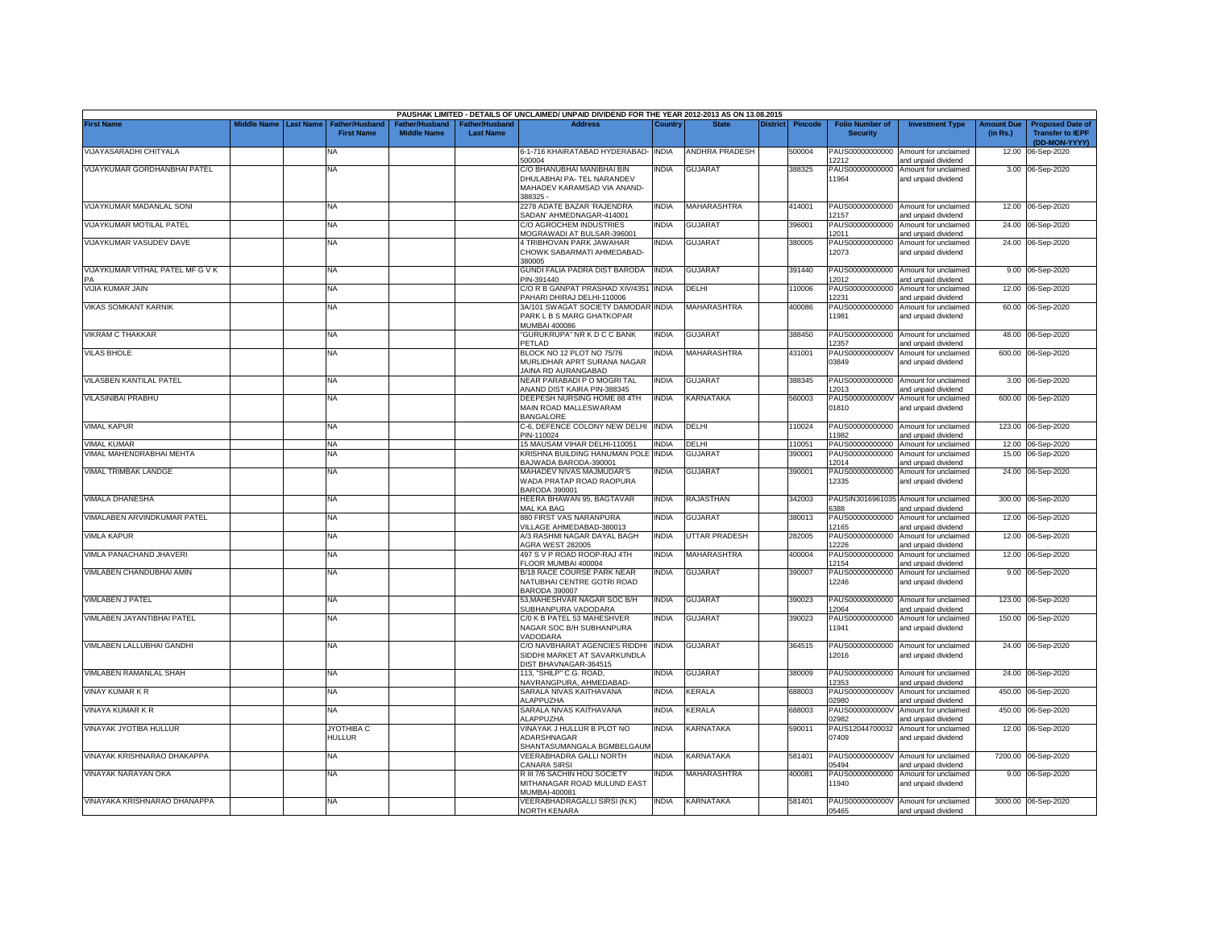PAUSHAK LIMITED - DETAILS OF UNCLAIMED/ UNPAID DIVIDEND FOR THE YEAR 2012-2013 AS ON 13.08.2015

| First Name | Middle Name | Last Name | Father/Husband First Name | Father/Husband Middle Name | Father/Husband Last Name | Address | Country | State | District | Pincode | Folio Number of Security | Investment Type | Amount Due (in Rs.) | Proposed Date of Transfer to IEPF (DD-MON-YYYY) |
|---|---|---|---|---|---|---|---|---|---|---|---|---|---|---|
| VIJAYASARADHI CHITYALA | | | NA | | | 6-1-716 KHAIRATABAD HYDERABAD-500004 | INDIA | ANDHRA PRADESH | | 500004 | PAUS00000000000 12212 | Amount for unclaimed and unpaid dividend | 12.00 | 06-Sep-2020 |
| VIJAYKUMAR GORDHANBHAI PATEL | | | NA | | | C/O BHANUBHAI MANIBHAI BIN DHULABHAI PA- TEL NARANDEV MAHADEV KARAMSAD VIA ANAND-388325 - | INDIA | GUJARAT | | 388325 | PAUS00000000000 11964 | Amount for unclaimed and unpaid dividend | 3.00 | 06-Sep-2020 |
| VIJAYKUMAR MADANLAL SONI | | | NA | | | 2278 ADATE BAZAR 'RAJENDRA SADAN' AHMEDNAGAR-414001 | INDIA | MAHARASHTRA | | 414001 | PAUS00000000000 12157 | Amount for unclaimed and unpaid dividend | 12.00 | 06-Sep-2020 |
| VIJAYKUMAR MOTILAL PATEL | | | NA | | | C/O AGROCHEM INDUSTRIES MOGRAWADI AT BULSAR-396001 | INDIA | GUJARAT | | 396001 | PAUS00000000000 12011 | Amount for unclaimed and unpaid dividend | 24.00 | 06-Sep-2020 |
| VIJAYKUMAR VASUDEV DAVE | | | NA | | | 4 TRIBHOVAN PARK JAWAHAR CHOWK SABARMATI AHMEDABAD-380005 | INDIA | GUJARAT | | 380005 | PAUS00000000000 12073 | Amount for unclaimed and unpaid dividend | 24.00 | 06-Sep-2020 |
| VIJAYKUMAR VITHAL PATEL MF G V K PA | | | NA | | | GUNDI FALIA PADRA DIST BARODA PIN-391440 | INDIA | GUJARAT | | 391440 | PAUS00000000000 12012 | Amount for unclaimed and unpaid dividend | 9.00 | 06-Sep-2020 |
| VIJIA KUMAR JAIN | | | NA | | | C/O R B GANPAT PRASHAD XIV/4351 PAHARI DHIRAJ DELHI-110006 | INDIA | DELHI | | 110006 | PAUS00000000000 12231 | Amount for unclaimed and unpaid dividend | 12.00 | 06-Sep-2020 |
| VIKAS SOMKANT KARNIK | | | NA | | | 3A/101 SWAGAT SOCIETY DAMODAR PARK L B S MARG GHATKOPAR MUMBAI 400086 | INDIA | MAHARASHTRA | | 400086 | PAUS00000000000 11981 | Amount for unclaimed and unpaid dividend | 60.00 | 06-Sep-2020 |
| VIKRAM C THAKKAR | | | NA | | | "GURUKRUPA" NR K D C C BANK PETLAD | INDIA | GUJARAT | | 388450 | PAUS00000000000 12357 | Amount for unclaimed and unpaid dividend | 48.00 | 06-Sep-2020 |
| VILAS BHOLE | | | NA | | | BLOCK NO 12 PLOT NO 75/76 MURLIDHAR APRT SURANA NAGAR JAINA RD AURANGABAD | INDIA | MAHARASHTRA | | 431001 | PAUS0000000000V 03849 | Amount for unclaimed and unpaid dividend | 600.00 | 06-Sep-2020 |
| VILASBEN KANTILAL PATEL | | | NA | | | NEAR PARABADI P O MOGRI TAL ANAND DIST KAIRA PIN-388345 | INDIA | GUJARAT | | 388345 | PAUS00000000000 12013 | Amount for unclaimed and unpaid dividend | 3.00 | 06-Sep-2020 |
| VILASINIBAI PRABHU | | | NA | | | DEEPESH NURSING HOME 88 4TH MAIN ROAD MALLESWARAM BANGALORE | INDIA | KARNATAKA | | 560003 | PAUS0000000000V 01810 | Amount for unclaimed and unpaid dividend | 600.00 | 06-Sep-2020 |
| VIMAL KAPUR | | | NA | | | C-6, DEFENCE COLONY NEW DELHI PIN-110024 | INDIA | DELHI | | 110024 | PAUS00000000000 11982 | Amount for unclaimed and unpaid dividend | 123.00 | 06-Sep-2020 |
| VIMAL KUMAR | | | NA | | | 15 MAUSAM VIHAR DELHI-110051 | INDIA | DELHI | | 110051 | PAUS00000000000 | Amount for unclaimed | 12.00 | 06-Sep-2020 |
| VIMAL MAHENDRABHAI MEHTA | | | NA | | | KRISHNA BUILDING HANUMAN POLE BAJWADA BARODA-390001 | INDIA | GUJARAT | | 390001 | PAUS00000000000 12014 | Amount for unclaimed and unpaid dividend | 15.00 | 06-Sep-2020 |
| VIMAL TRIMBAK LANDGE | | | NA | | | MAHADEV NIVAS MAJMUDAR'S WADA PRATAP ROAD RAOPURA BARODA 390001 | INDIA | GUJARAT | | 390001 | PAUS00000000000 12335 | Amount for unclaimed and unpaid dividend | 24.00 | 06-Sep-2020 |
| VIMALA DHANESHA | | | NA | | | HEERA BHAWAN 95, BAGTAVAR MAL KA BAG | INDIA | RAJASTHAN | | 342003 | PAUSIN3016961035 6388 | Amount for unclaimed and unpaid dividend | 300.00 | 06-Sep-2020 |
| VIMALABEN ARVINDKUMAR PATEL | | | NA | | | 880 FIRST VAS NARANPURA VILLAGE AHMEDABAD-380013 | INDIA | GUJARAT | | 380013 | PAUS00000000000 12165 | Amount for unclaimed and unpaid dividend | 12.00 | 06-Sep-2020 |
| VIMLA KAPUR | | | NA | | | A/3 RASHMI NAGAR DAYAL BAGH AGRA WEST 282005 | INDIA | UTTAR PRADESH | | 282005 | PAUS00000000000 12226 | Amount for unclaimed and unpaid dividend | 12.00 | 06-Sep-2020 |
| VIMLA PANACHAND JHAVERI | | | NA | | | 497 S V P ROAD ROOP-RAJ 4TH FLOOR MUMBAI 400004 | INDIA | MAHARASHTRA | | 400004 | PAUS00000000000 12154 | Amount for unclaimed and unpaid dividend | 12.00 | 06-Sep-2020 |
| VIMLABEN CHANDUBHAI AMIN | | | NA | | | B/18 RACE COURSE PARK NEAR NATUBHAI CENTRE GOTRI ROAD BARODA 390007 | INDIA | GUJARAT | | 390007 | PAUS00000000000 12246 | Amount for unclaimed and unpaid dividend | 9.00 | 06-Sep-2020 |
| VIMLABEN J PATEL | | | NA | | | 53,MAHESHVAR NAGAR SOC B/H SUBHANPURA VADODARA | INDIA | GUJARAT | | 390023 | PAUS00000000000 12064 | Amount for unclaimed and unpaid dividend | 123.00 | 06-Sep-2020 |
| VIMLABEN JAYANTIBHAI PATEL | | | NA | | | C/0 K B PATEL 53 MAHESHVER NAGAR SOC B/H SUBHANPURA VADODARA | INDIA | GUJARAT | | 390023 | PAUS00000000000 11941 | Amount for unclaimed and unpaid dividend | 150.00 | 06-Sep-2020 |
| VIMLABEN LALLUBHAI GANDHI | | | NA | | | C/O NAVBHARAT AGENCIES RIDDHI SIDDHI MARKET AT SAVARKUNDLA DIST BHAVNAGAR-364515 | INDIA | GUJARAT | | 364515 | PAUS00000000000 12016 | Amount for unclaimed and unpaid dividend | 24.00 | 06-Sep-2020 |
| VIMLABEN RAMANLAL SHAH | | | NA | | | 113, "SHILP" C.G. ROAD, NAVRANGPURA, AHMEDABAD- | INDIA | GUJARAT | | 380009 | PAUS00000000000 12353 | Amount for unclaimed and unpaid dividend | 24.00 | 06-Sep-2020 |
| VINAY KUMAR K R | | | NA | | | SARALA NIVAS KAITHAVANA ALAPPUZHA | INDIA | KERALA | | 688003 | PAUS0000000000V 02980 | Amount for unclaimed and unpaid dividend | 450.00 | 06-Sep-2020 |
| VINAYA KUMAR K R | | | NA | | | SARALA NIVAS KAITHAVANA ALAPPUZHA | INDIA | KERALA | | 688003 | PAUS0000000000V 02982 | Amount for unclaimed and unpaid dividend | 450.00 | 06-Sep-2020 |
| VINAYAK JYOTIBA HULLUR | | | JYOTHIBA C HULLUR | | | VINAYAK J HULLUR B PLOT NO ADARSHNAGAR SHANTASUMANGALA BGMBELGAUM | INDIA | KARNATAKA | | 590011 | PAUS12044700032 07409 | Amount for unclaimed and unpaid dividend | 12.00 | 06-Sep-2020 |
| VINAYAK KRISHNARAO DHAKAPPA | | | NA | | | VEERABHADRA GALLI NORTH CANARA SIRSI | INDIA | KARNATAKA | | 581401 | PAUS0000000000V 05494 | Amount for unclaimed and unpaid dividend | 7200.00 | 06-Sep-2020 |
| VINAYAK NARAYAN OKA | | | NA | | | R III 7/6 SACHIN HOU SOCIETY MITHANAGAR ROAD MULUND EAST MUMBAI-400081 | INDIA | MAHARASHTRA | | 400081 | PAUS00000000000 11940 | Amount for unclaimed and unpaid dividend | 9.00 | 06-Sep-2020 |
| VINAYAKA KRISHNARAO DHANAPPA | | | NA | | | VEERABHADRAGALLI SIRSI (N.K) NORTH KENARA | INDIA | KARNATAKA | | 581401 | PAUS0000000000V 05465 | Amount for unclaimed and unpaid dividend | 3000.00 | 06-Sep-2020 |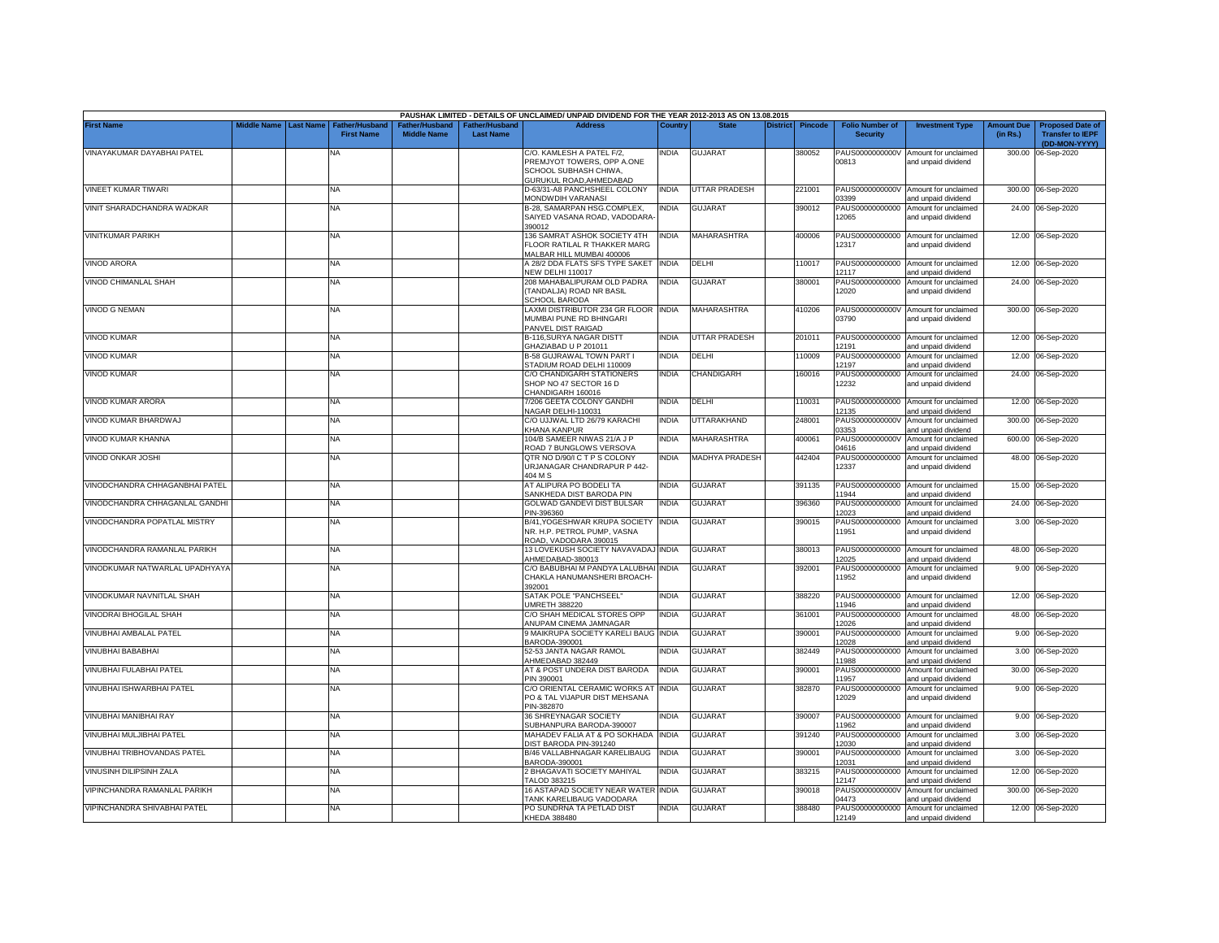| PAUSHAK LIMITED - DETAILS OF UNCLAIMED/ UNPAID DIVIDEND FOR THE YEAR 2012-2013 AS ON 13.08.2015 | | | | | | | | | | | | | | | |
|---|---|---|---|---|---|---|---|---|---|---|---|---|---|---|---|
| First Name | Middle Name | Last Name | Father/Husband First Name | Father/Husband Middle Name | Father/Husband Last Name | Address | Country | State | District | Pincode | Folio Number of Security | Investment Type | Amount Due (in Rs.) | Proposed Date of Transfer to IEPF (DD-MON-YYYY) |
| VINAYAKUMAR DAYABHAI PATEL | | | NA | | | C/O. KAMLESH A PATEL F/2, PREMJYOT TOWERS, OPP A.ONE SCHOOL SUBHASH CHIWA, GURUKUL ROAD,AHMEDABAD | INDIA | GUJARAT | | 380052 | PAUS0000000000V00813 | Amount for unclaimed and unpaid dividend | 300.00 | 06-Sep-2020 |
| VINEET KUMAR TIWARI | | | NA | | | D-63/31-A8 PANCHSHEEL COLONY MONDWDIH VARANASI | INDIA | UTTAR PRADESH | | 221001 | PAUS0000000000V03399 | Amount for unclaimed and unpaid dividend | 300.00 | 06-Sep-2020 |
| VINIT SHARADCHANDRA WADKAR | | | NA | | | B-28, SAMARPAN HSG.COMPLEX, SAIYED VASANA ROAD, VODODARA-390012 | INDIA | GUJARAT | | 390012 | PAUS00000000000012065 | Amount for unclaimed and unpaid dividend | 24.00 | 06-Sep-2020 |
| VINITKUMAR PARIKH | | | NA | | | 136 SAMRAT ASHOK SOCIETY 4TH FLOOR RATILAL R THAKKER MARG MALBAR HILL MUMBAI 400006 | INDIA | MAHARASHTRA | | 400006 | PAUS00000000000012317 | Amount for unclaimed and unpaid dividend | 12.00 | 06-Sep-2020 |
| VINOD ARORA | | | NA | | | A 28/2 DDA FLATS SFS TYPE SAKET NEW DELHI 110017 | INDIA | DELHI | | 110017 | PAUS00000000000012117 | Amount for unclaimed and unpaid dividend | 12.00 | 06-Sep-2020 |
| VINOD CHIMANLAL SHAH | | | NA | | | 208 MAHABALIPURAM OLD PADRA (TANDALJA) ROAD NR BASIL SCHOOL BARODA | INDIA | GUJARAT | | 380001 | PAUS00000000000012020 | Amount for unclaimed and unpaid dividend | 24.00 | 06-Sep-2020 |
| VINOD G NEMAN | | | NA | | | LAXMI DISTRIBUTOR 234 GR FLOOR MUMBAI PUNE RD BHINGARI PANVEL DIST RAIGAD | INDIA | MAHARASHTRA | | 410206 | PAUS0000000000V03790 | Amount for unclaimed and unpaid dividend | 300.00 | 06-Sep-2020 |
| VINOD KUMAR | | | NA | | | B-116,SURYA NAGAR DISTT GHAZIABAD U P 201011 | INDIA | UTTAR PRADESH | | 201011 | PAUS00000000000012191 | Amount for unclaimed and unpaid dividend | 12.00 | 06-Sep-2020 |
| VINOD KUMAR | | | NA | | | B-58 GUJRAWAL TOWN PART I STADIUM ROAD DELHI 110009 | INDIA | DELHI | | 110009 | PAUS00000000000012197 | Amount for unclaimed and unpaid dividend | 12.00 | 06-Sep-2020 |
| VINOD KUMAR | | | NA | | | C/O CHANDIGARH STATIONERS SHOP NO 47 SECTOR 16 D CHANDIGARH 160016 | INDIA | CHANDIGARH | | 160016 | PAUS00000000000012232 | Amount for unclaimed and unpaid dividend | 24.00 | 06-Sep-2020 |
| VINOD KUMAR ARORA | | | NA | | | 7/206 GEETA COLONY GANDHI NAGAR DELHI-110031 | INDIA | DELHI | | 110031 | PAUS00000000000012135 | Amount for unclaimed and unpaid dividend | 12.00 | 06-Sep-2020 |
| VINOD KUMAR BHARDWAJ | | | NA | | | C/O UJJWAL LTD 26/79 KARACHI KHANA KANPUR | INDIA | UTTARAKHAND | | 248001 | PAUS0000000000V03353 | Amount for unclaimed and unpaid dividend | 300.00 | 06-Sep-2020 |
| VINOD KUMAR KHANNA | | | NA | | | 104/B SAMEER NIWAS 21/A J P ROAD 7 BUNGLOWS VERSOVA | INDIA | MAHARASHTRA | | 400061 | PAUS0000000000V04616 | Amount for unclaimed and unpaid dividend | 600.00 | 06-Sep-2020 |
| VINOD ONKAR JOSHI | | | NA | | | QTR NO D/90/I C T P S COLONY URJANAGAR CHANDRAPUR P 442-404 M S | INDIA | MADHYA PRADESH | | 442404 | PAUS00000000000012337 | Amount for unclaimed and unpaid dividend | 48.00 | 06-Sep-2020 |
| VINODCHANDRA CHHAGANBHAI PATEL | | | NA | | | AT ALIPURA PO BODELI TA SANKHEDA DIST BARODA PIN | INDIA | GUJARAT | | 391135 | PAUS00000000000011944 | Amount for unclaimed and unpaid dividend | 15.00 | 06-Sep-2020 |
| VINODCHANDRA CHHAGANLAL GANDHI | | | NA | | | GOLWAD GANDEVI DIST BULSAR PIN-396360 | INDIA | GUJARAT | | 396360 | PAUS00000000000012023 | Amount for unclaimed and unpaid dividend | 24.00 | 06-Sep-2020 |
| VINODCHANDRA POPATLAL MISTRY | | | NA | | | B/41,YOGESHWAR KRUPA SOCIETY NR. H.P. PETROL PUMP, VASNA ROAD, VADODARA 390015 | INDIA | GUJARAT | | 390015 | PAUS00000000000011951 | Amount for unclaimed and unpaid dividend | 3.00 | 06-Sep-2020 |
| VINODCHANDRA RAMANLAL PARIKH | | | NA | | | 13 LOVEKUSH SOCIETY NAVAVADAJ AHMEDABAD-380013 | INDIA | GUJARAT | | 380013 | PAUS00000000000012025 | Amount for unclaimed and unpaid dividend | 48.00 | 06-Sep-2020 |
| VINODKUMAR NATWARLAL UPADHYAYA | | | NA | | | C/O BABUBHAI M PANDYA LALUBHAI CHAKLA HANUMANSHERI BROACH-392001 | INDIA | GUJARAT | | 392001 | PAUS00000000000011952 | Amount for unclaimed and unpaid dividend | 9.00 | 06-Sep-2020 |
| VINODKUMAR NAVNITLAL SHAH | | | NA | | | SATAK POLE "PANCHSEEL" UMRETH 388220 | INDIA | GUJARAT | | 388220 | PAUS00000000000011946 | Amount for unclaimed and unpaid dividend | 12.00 | 06-Sep-2020 |
| VINODRAI BHOGILAL SHAH | | | NA | | | C/O SHAH MEDICAL STORES OPP ANUPAM CINEMA JAMNAGAR | INDIA | GUJARAT | | 361001 | PAUS00000000000012026 | Amount for unclaimed and unpaid dividend | 48.00 | 06-Sep-2020 |
| VINUBHAI AMBALAL PATEL | | | NA | | | 9 MAIKRUPA SOCIETY KARELI BAUG BARODA-390001 | INDIA | GUJARAT | | 390001 | PAUS00000000000012028 | Amount for unclaimed and unpaid dividend | 9.00 | 06-Sep-2020 |
| VINUBHAI BABABHAI | | | NA | | | 52-53 JANTA NAGAR RAMOL AHMEDABAD 382449 | INDIA | GUJARAT | | 382449 | PAUS00000000000011988 | Amount for unclaimed and unpaid dividend | 3.00 | 06-Sep-2020 |
| VINUBHAI FULABHAI PATEL | | | NA | | | AT & POST UNDERA DIST BARODA PIN 390001 | INDIA | GUJARAT | | 390001 | PAUS00000000000011957 | Amount for unclaimed and unpaid dividend | 30.00 | 06-Sep-2020 |
| VINUBHAI ISHWARBHAI PATEL | | | NA | | | C/O ORIENTAL CERAMIC WORKS AT PO & TAL VIJAPUR DIST MEHSANA PIN-382870 | INDIA | GUJARAT | | 382870 | PAUS00000000000012029 | Amount for unclaimed and unpaid dividend | 9.00 | 06-Sep-2020 |
| VINUBHAI MANIBHAI RAY | | | NA | | | 36 SHREYNAGAR SOCIETY SUBHANPURA BARODA-390007 | INDIA | GUJARAT | | 390007 | PAUS00000000000011962 | Amount for unclaimed and unpaid dividend | 9.00 | 06-Sep-2020 |
| VINUBHAI MULJIBHAI PATEL | | | NA | | | MAHADEV FALIA AT & PO SOKHADA DIST BARODA PIN-391240 | INDIA | GUJARAT | | 391240 | PAUS00000000000012030 | Amount for unclaimed and unpaid dividend | 3.00 | 06-Sep-2020 |
| VINUBHAI TRIBHOVANDAS PATEL | | | NA | | | B/46 VALLABHNAGAR KARELIBAUG BARODA-390001 | INDIA | GUJARAT | | 390001 | PAUS00000000000012031 | Amount for unclaimed and unpaid dividend | 3.00 | 06-Sep-2020 |
| VINUSINH DILIPSINH ZALA | | | NA | | | 2 BHAGAVATI SOCIETY MAHIYAL TALOD 383215 | INDIA | GUJARAT | | 383215 | PAUS00000000000012147 | Amount for unclaimed and unpaid dividend | 12.00 | 06-Sep-2020 |
| VIPINCHANDRA RAMANLAL PARIKH | | | NA | | | 16 ASTAPAD SOCIETY NEAR WATER TANK KARELIBAUG VADODARA | INDIA | GUJARAT | | 390018 | PAUS0000000000V04473 | Amount for unclaimed and unpaid dividend | 300.00 | 06-Sep-2020 |
| VIPINCHANDRA SHIVABHAI PATEL | | | NA | | | PO SUNDRNA TA PETLAD DIST KHEDA 388480 | INDIA | GUJARAT | | 388480 | PAUS00000000000012149 | Amount for unclaimed and unpaid dividend | 12.00 | 06-Sep-2020 |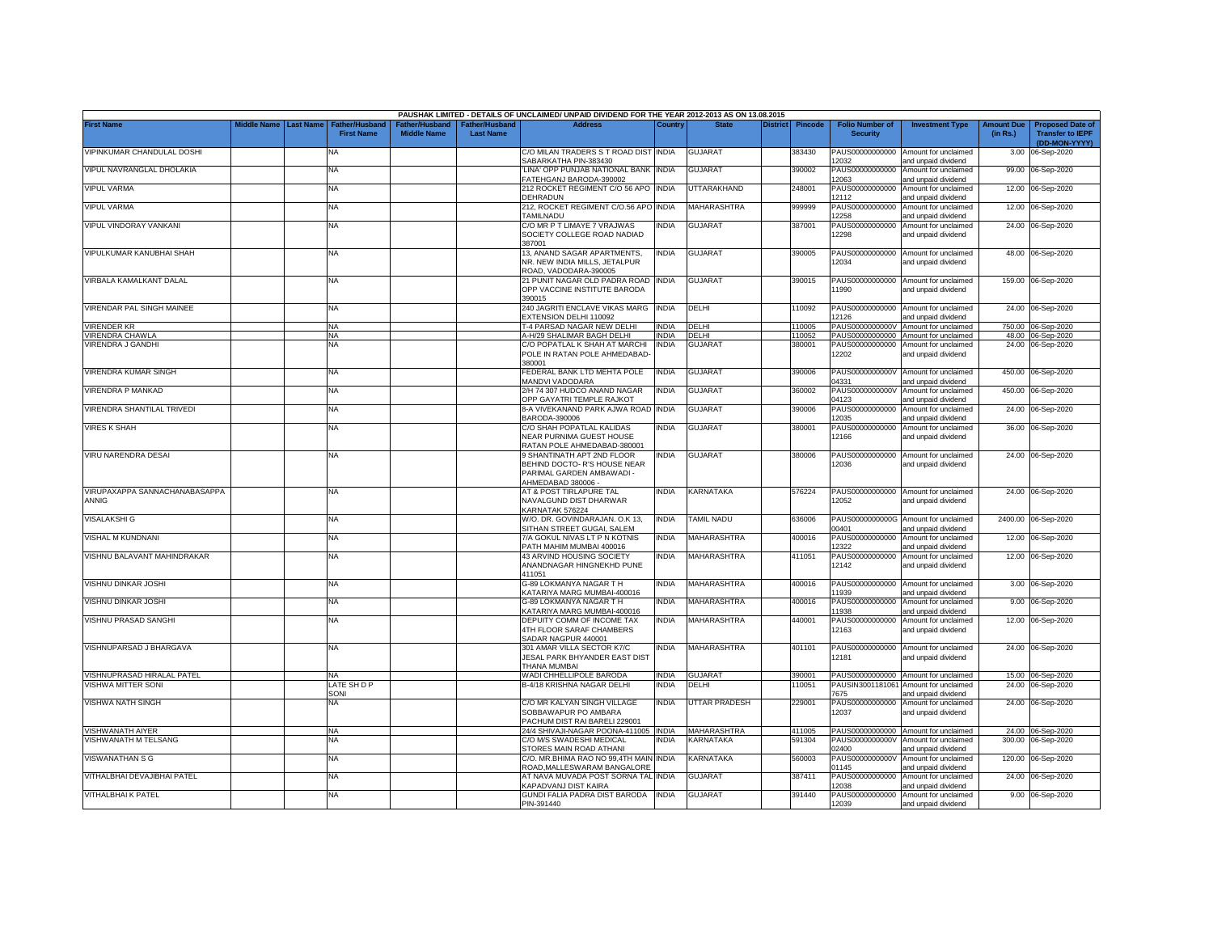PAUSHAK LIMITED - DETAILS OF UNCLAIMED/ UNPAID DIVIDEND FOR THE YEAR 2012-2013 AS ON 13.08.2015

| First Name | Middle Name | Last Name | Father/Husband First Name | Father/Husband Middle Name | Father/Husband Last Name | Address | Country | State | District | Pincode | Folio Number of Security | Investment Type | Amount Due (in Rs.) | Proposed Date of Transfer to IEPF (DD-MON-YYYY) |
|---|---|---|---|---|---|---|---|---|---|---|---|---|---|---|
| VIPINKUMAR CHANDULAL DOSHI | | | NA | | | C/O MILAN TRADERS S T ROAD DIST SABARKATHA PIN-383430 | INDIA | GUJARAT | | 383430 | PAUS00000000000 12032 | Amount for unclaimed and unpaid dividend | 3.00 | 06-Sep-2020 |
| VIPUL NAVRANGLAL DHOLAKIA | | | NA | | | 'LINA' OPP PUNJAB NATIONAL BANK FATEHGANJ BARODA-390002 | INDIA | GUJARAT | | 390002 | PAUS00000000000 12063 | Amount for unclaimed and unpaid dividend | 99.00 | 06-Sep-2020 |
| VIPUL VARMA | | | NA | | | 212 ROCKET REGIMENT C/O 56 APO DEHRADUN | INDIA | UTTARAKHAND | | 248001 | PAUS00000000000 12112 | Amount for unclaimed and unpaid dividend | 12.00 | 06-Sep-2020 |
| VIPUL VARMA | | | NA | | | 212, ROCKET REGIMENT C/O.56 APO TAMILNADU | INDIA | MAHARASHTRA | | 999999 | PAUS00000000000 12258 | Amount for unclaimed and unpaid dividend | 12.00 | 06-Sep-2020 |
| VIPUL VINDORAY VANKANI | | | NA | | | C/O MR P T LIMAYE 7 VRAJWAS SOCIETY COLLEGE ROAD NADIAD 387001 | INDIA | GUJARAT | | 387001 | PAUS00000000000 12298 | Amount for unclaimed and unpaid dividend | 24.00 | 06-Sep-2020 |
| VIPULKUMAR KANUBHAI SHAH | | | NA | | | 13, ANAND SAGAR APARTMENTS, NR. NEW INDIA MILLS, JETALPUR ROAD, VADODARA-390005 | INDIA | GUJARAT | | 390005 | PAUS00000000000 12034 | Amount for unclaimed and unpaid dividend | 48.00 | 06-Sep-2020 |
| VIRBALA KAMALKANT DALAL | | | NA | | | 21 PUNIT NAGAR OLD PADRA ROAD OPP VACCINE INSTITUTE BARODA 390015 | INDIA | GUJARAT | | 390015 | PAUS00000000000 11990 | Amount for unclaimed and unpaid dividend | 159.00 | 06-Sep-2020 |
| VIRENDAR PAL SINGH MAINEE | | | NA | | | 240 JAGRITI ENCLAVE VIKAS MARG EXTENSION DELHI 110092 | INDIA | DELHI | | 110092 | PAUS00000000000 12126 | Amount for unclaimed and unpaid dividend | 24.00 | 06-Sep-2020 |
| VIRENDER KR | | | NA | | | T-4 PARSAD NAGAR NEW DELHI | INDIA | DELHI | | 110005 | PAUS0000000000V | Amount for unclaimed | 750.00 | 06-Sep-2020 |
| VIRENDRA CHAWLA | | | NA | | | A-H/29 SHALIMAR BAGH DELHI | INDIA | DELHI | | 110052 | PAUS00000000000 | Amount for unclaimed | 48.00 | 06-Sep-2020 |
| VIRENDRA J GANDHI | | | NA | | | C/O POPATLAL K SHAH AT MARCHI POLE IN RATAN POLE AHMEDABAD-380001 | INDIA | GUJARAT | | 380001 | PAUS00000000000 12202 | Amount for unclaimed and unpaid dividend | 24.00 | 06-Sep-2020 |
| VIRENDRA KUMAR SINGH | | | NA | | | FEDERAL BANK LTD MEHTA POLE MANDVI VADODARA | INDIA | GUJARAT | | 390006 | PAUS0000000000V 04331 | Amount for unclaimed and unpaid dividend | 450.00 | 06-Sep-2020 |
| VIRENDRA P MANKAD | | | NA | | | 2/H 74 307 HUDCO ANAND NAGAR OPP GAYATRI TEMPLE RAJKOT | INDIA | GUJARAT | | 360002 | PAUS0000000000V 04123 | Amount for unclaimed and unpaid dividend | 450.00 | 06-Sep-2020 |
| VIRENDRA SHANTILAL TRIVEDI | | | NA | | | 8-A VIVEKANAND PARK AJWA ROAD BARODA-390006 | INDIA | GUJARAT | | 390006 | PAUS00000000000 12035 | Amount for unclaimed and unpaid dividend | 24.00 | 06-Sep-2020 |
| VIRES K SHAH | | | NA | | | C/O SHAH POPATLAL KALIDAS NEAR PURNIMA GUEST HOUSE RATAN POLE AHMEDABAD-380001 | INDIA | GUJARAT | | 380001 | PAUS00000000000 12166 | Amount for unclaimed and unpaid dividend | 36.00 | 06-Sep-2020 |
| VIRU NARENDRA DESAI | | | NA | | | 9 SHANTINATH APT 2ND FLOOR BEHIND DOCTO- R'S HOUSE NEAR PARIMAL GARDEN AMBAWADI - AHMEDABAD 380006 - | INDIA | GUJARAT | | 380006 | PAUS00000000000 12036 | Amount for unclaimed and unpaid dividend | 24.00 | 06-Sep-2020 |
| VIRUPAXAPPA SANNACHANABASAPPA ANNIG | | | NA | | | AT & POST TIRLAPURE TAL NAVALGUND DIST DHARWAR KARNATAK 576224 | INDIA | KARNATAKA | | 576224 | PAUS00000000000 12052 | Amount for unclaimed and unpaid dividend | 24.00 | 06-Sep-2020 |
| VISALAKSHI G | | | NA | | | W/O. DR. GOVINDARAJAN. O.K 13, SITHAN STREET GUGAI, SALEM | INDIA | TAMIL NADU | | 636006 | PAUS0000000000G 00401 | Amount for unclaimed and unpaid dividend | 2400.00 | 06-Sep-2020 |
| VISHAL M KUNDNANI | | | NA | | | 7/A GOKUL NIVAS LT P N KOTNIS PATH MAHIM MUMBAI 400016 | INDIA | MAHARASHTRA | | 400016 | PAUS00000000000 12322 | Amount for unclaimed and unpaid dividend | 12.00 | 06-Sep-2020 |
| VISHNU BALAVANT MAHINDRAKAR | | | NA | | | 43 ARVIND HOUSING SOCIETY ANANDNAGAR HINGNEKHD PUNE 411051 | INDIA | MAHARASHTRA | | 411051 | PAUS00000000000 12142 | Amount for unclaimed and unpaid dividend | 12.00 | 06-Sep-2020 |
| VISHNU DINKAR JOSHI | | | NA | | | G-89 LOKMANYA NAGAR T H KATARIYA MARG MUMBAI-400016 | INDIA | MAHARASHTRA | | 400016 | PAUS00000000000 11939 | Amount for unclaimed and unpaid dividend | 3.00 | 06-Sep-2020 |
| VISHNU DINKAR JOSHI | | | NA | | | G-89 LOKMANYA NAGAR T H KATARIYA MARG MUMBAI-400016 | INDIA | MAHARASHTRA | | 400016 | PAUS00000000000 11938 | Amount for unclaimed and unpaid dividend | 9.00 | 06-Sep-2020 |
| VISHNU PRASAD SANGHI | | | NA | | | DEPUITY COMM OF INCOME TAX 4TH FLOOR SARAF CHAMBERS SADAR NAGPUR 440001 | INDIA | MAHARASHTRA | | 440001 | PAUS00000000000 12163 | Amount for unclaimed and unpaid dividend | 12.00 | 06-Sep-2020 |
| VISHNUPARSAD J BHARGAVA | | | NA | | | 301 AMAR VILLA SECTOR K7/C JESAL PARK BHYANDER EAST DIST THANA MUMBAI | INDIA | MAHARASHTRA | | 401101 | PAUS00000000000 12181 | Amount for unclaimed and unpaid dividend | 24.00 | 06-Sep-2020 |
| VISHNUPRASAD HIRALAL PATEL | | | NA | | | WADI CHHELLIPOLE BARODA | INDIA | GUJARAT | | 390001 | PAUS00000000000 | Amount for unclaimed | 15.00 | 06-Sep-2020 |
| VISHWA MITTER SONI | | | LATE SH D P SONI | | | B-4/18 KRISHNA NAGAR DELHI | INDIA | DELHI | | 110051 | PAUSIN3001181061 7675 | Amount for unclaimed and unpaid dividend | 24.00 | 06-Sep-2020 |
| VISHWA NATH SINGH | | | NA | | | C/O MR KALYAN SINGH VILLAGE SOBBAWAPUR PO AMBARA PACHUM DIST RAI BARELI 229001 | INDIA | UTTAR PRADESH | | 229001 | PAUS00000000000 12037 | Amount for unclaimed and unpaid dividend | 24.00 | 06-Sep-2020 |
| VISHWANATH AIYER | | | NA | | | 24/4 SHIVAJI-NAGAR POONA-411005 | INDIA | MAHARASHTRA | | 411005 | PAUS00000000000 | Amount for unclaimed | 24.00 | 06-Sep-2020 |
| VISHWANATH M TELSANG | | | NA | | | C/O M/S SWADESHI MEDICAL STORES MAIN ROAD ATHANI | INDIA | KARNATAKA | | 591304 | PAUS0000000000V 02400 | Amount for unclaimed and unpaid dividend | 300.00 | 06-Sep-2020 |
| VISWANATHAN S G | | | NA | | | C/O. MR.BHIMA RAO NO 99,4TH MAIN ROAD,MALLESWARAM BANGALORE | INDIA | KARNATAKA | | 560003 | PAUS0000000000V 01145 | Amount for unclaimed and unpaid dividend | 120.00 | 06-Sep-2020 |
| VITHALBHAI DEVAJIBHAI PATEL | | | NA | | | AT NAVA MUVADA POST SORNA TAL KAPADVANJ DIST KAIRA | INDIA | GUJARAT | | 387411 | PAUS00000000000 12038 | Amount for unclaimed and unpaid dividend | 24.00 | 06-Sep-2020 |
| VITHALBHAI K PATEL | | | NA | | | GUNDI FALIA PADRA DIST BARODA PIN-391440 | INDIA | GUJARAT | | 391440 | PAUS00000000000 12039 | Amount for unclaimed and unpaid dividend | 9.00 | 06-Sep-2020 |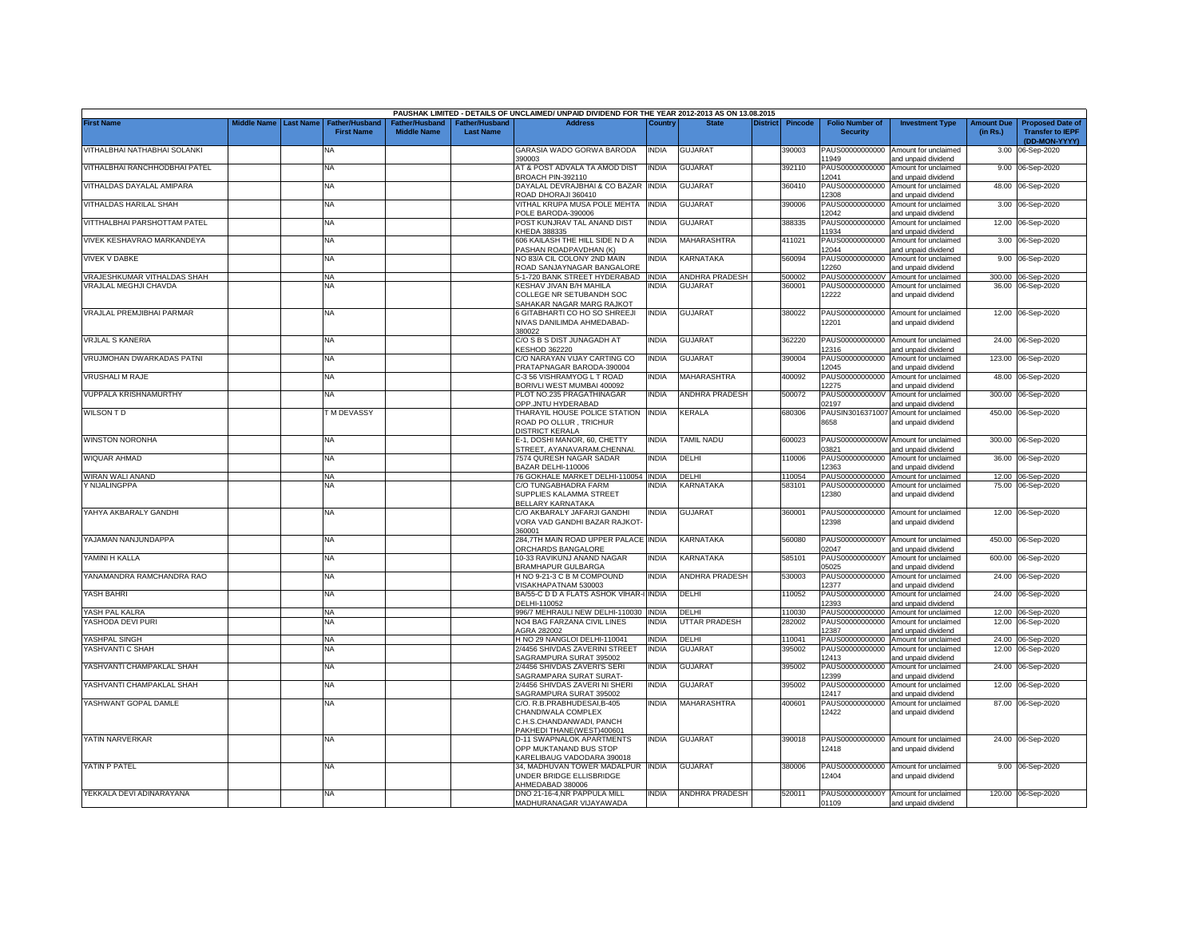PAUSHAK LIMITED - DETAILS OF UNCLAIMED/ UNPAID DIVIDEND FOR THE YEAR 2012-2013 AS ON 13.08.2015

| First Name | Middle Name | Last Name | Father/Husband First Name | Father/Husband Middle Name | Father/Husband Last Name | Address | Country | State | District | Pincode | Folio Number of Security | Investment Type | Amount Due (in Rs.) | Proposed Date of Transfer to IEPF (DD-MON-YYYY) |
|---|---|---|---|---|---|---|---|---|---|---|---|---|---|---|
| VITHALBHAI NATHABHAI SOLANKI | | | NA | | | GARASIA WADO GORWA BARODA 390003 | INDIA | GUJARAT | | 390003 | PAUS00000000000 11949 | Amount for unclaimed and unpaid dividend | 3.00 | 06-Sep-2020 |
| VITHALBHAI RANCHHODBHAI PATEL | | | NA | | | AT & POST ADVALA TA AMOD DIST BROACH PIN-392110 | INDIA | GUJARAT | | 392110 | PAUS00000000000 12041 | Amount for unclaimed and unpaid dividend | 9.00 | 06-Sep-2020 |
| VITHALDAS DAYALAL AMIPARA | | | NA | | | DAYALAL DEVRAJBHAI & CO BAZAR ROAD DHORAJI 360410 | INDIA | GUJARAT | | 360410 | PAUS00000000000 12308 | Amount for unclaimed and unpaid dividend | 48.00 | 06-Sep-2020 |
| VITHALDAS HARILAL SHAH | | | NA | | | VITHAL KRUPA MUSA POLE MEHTA POLE BARODA-390006 | INDIA | GUJARAT | | 390006 | PAUS00000000000 12042 | Amount for unclaimed and unpaid dividend | 3.00 | 06-Sep-2020 |
| VITTHALBHAI PARSHOTTAM PATEL | | | NA | | | POST KUNJRAV TAL ANAND DIST KHEDA 388335 | INDIA | GUJARAT | | 388335 | PAUS00000000000 11934 | Amount for unclaimed and unpaid dividend | 12.00 | 06-Sep-2020 |
| VIVEK KESHAVRAO MARKANDEYA | | | NA | | | 606 KAILASH THE HILL SIDE N D A PASHAN ROADPAVDHAN (K) | INDIA | MAHARASHTRA | | 411021 | PAUS00000000000 12044 | Amount for unclaimed and unpaid dividend | 3.00 | 06-Sep-2020 |
| VIVEK V DABKE | | | NA | | | NO 83/A CIL COLONY 2ND MAIN ROAD SANJAYNAGAR BANGALORE | INDIA | KARNATAKA | | 560094 | PAUS00000000000 12260 | Amount for unclaimed and unpaid dividend | 9.00 | 06-Sep-2020 |
| VRAJESHKUMAR VITHALDAS SHAH | | | NA | | | 5-1-720 BANK STREET HYDERABAD | INDIA | ANDHRA PRADESH | | 500002 | PAUS0000000000V | Amount for unclaimed | 300.00 | 06-Sep-2020 |
| VRAJLAL MEGHJI CHAVDA | | | NA | | | KESHAV JIVAN B/H MAHILA COLLEGE NR SETUBANDH SOC SAHAKAR NAGAR MARG RAJKOT | INDIA | GUJARAT | | 360001 | PAUS00000000000 12222 | Amount for unclaimed and unpaid dividend | 36.00 | 06-Sep-2020 |
| VRAJLAL PREMJIBHAI PARMAR | | | NA | | | 6 GITABHARTI CO HO SO SHREEJI NIVAS DANILIMDA AHMEDABAD-380022 | INDIA | GUJARAT | | 380022 | PAUS00000000000 12201 | Amount for unclaimed and unpaid dividend | 12.00 | 06-Sep-2020 |
| VRJLAL S KANERIA | | | NA | | | C/O S B S DIST JUNAGADH AT KESHOD 362220 | INDIA | GUJARAT | | 362220 | PAUS00000000000 12316 | Amount for unclaimed and unpaid dividend | 24.00 | 06-Sep-2020 |
| VRUJMOHAN DWARKADAS PATNI | | | NA | | | C/O NARAYAN VIJAY CARTING CO PRATAPNAGAR BARODA-390004 | INDIA | GUJARAT | | 390004 | PAUS00000000000 12045 | Amount for unclaimed and unpaid dividend | 123.00 | 06-Sep-2020 |
| VRUSHALI M RAJE | | | NA | | | C-3 56 VISHRAMYOG L T ROAD BORIVLI WEST MUMBAI 400092 | INDIA | MAHARASHTRA | | 400092 | PAUS00000000000 12275 | Amount for unclaimed and unpaid dividend | 48.00 | 06-Sep-2020 |
| VUPPALA KRISHNAMURTHY | | | NA | | | PLOT NO.235 PRAGATHINAGAR OPP.JNTU HYDERABAD | INDIA | ANDHRA PRADESH | | 500072 | PAUS0000000000V 02197 | Amount for unclaimed and unpaid dividend | 300.00 | 06-Sep-2020 |
| WILSON T D | | | T M DEVASSY | | | THARAYIL HOUSE POLICE STATION ROAD PO OLLUR , TRICHUR DISTRICT KERALA | INDIA | KERALA | | 680306 | PAUSIN3016371007 8658 | Amount for unclaimed and unpaid dividend | 450.00 | 06-Sep-2020 |
| WINSTON NORONHA | | | NA | | | E-1, DOSHI MANOR, 60, CHETTY STREET, AYANAVARAM,CHENNAI. | INDIA | TAMIL NADU | | 600023 | PAUS0000000000W 03821 | Amount for unclaimed and unpaid dividend | 300.00 | 06-Sep-2020 |
| WIQUAR AHMAD | | | NA | | | 7574 QURESH NAGAR SADAR BAZAR DELHI-110006 | INDIA | DELHI | | 110006 | PAUS00000000000 12363 | Amount for unclaimed and unpaid dividend | 36.00 | 06-Sep-2020 |
| WIRAN WALI ANAND | | | NA | | | 76 GOKHALE MARKET DELHI-110054 | INDIA | DELHI | | 110054 | PAUS00000000000 | Amount for unclaimed | 12.00 | 06-Sep-2020 |
| Y NIJALINGPPA | | | NA | | | C/O TUNGABHADRA FARM SUPPLIES KALAMMA STREET BELLARY KARNATAKA | INDIA | KARNATAKA | | 583101 | PAUS00000000000 12380 | Amount for unclaimed and unpaid dividend | 75.00 | 06-Sep-2020 |
| YAHYA AKBARALY GANDHI | | | NA | | | C/O AKBARALY JAFARJI GANDHI VORA VAD GANDHI BAZAR RAJKOT-360001 | INDIA | GUJARAT | | 360001 | PAUS00000000000 12398 | Amount for unclaimed and unpaid dividend | 12.00 | 06-Sep-2020 |
| YAJAMAN NANJUNDAPPA | | | NA | | | 284,7TH MAIN ROAD UPPER PALACE ORCHARDS BANGALORE | INDIA | KARNATAKA | | 560080 | PAUS0000000000Y 02047 | Amount for unclaimed and unpaid dividend | 450.00 | 06-Sep-2020 |
| YAMINI H KALLA | | | NA | | | 10-33 RAVIKUNJ ANAND NAGAR BRAMHAPUR GULBARGA | INDIA | KARNATAKA | | 585101 | PAUS0000000000Y 05025 | Amount for unclaimed and unpaid dividend | 600.00 | 06-Sep-2020 |
| YANAMANDRA RAMCHANDRA RAO | | | NA | | | H NO 9-21-3 C B M COMPOUND VISAKHAPATNAM 530003 | INDIA | ANDHRA PRADESH | | 530003 | PAUS00000000000 12377 | Amount for unclaimed and unpaid dividend | 24.00 | 06-Sep-2020 |
| YASH BAHRI | | | NA | | | BA/55-C D D A FLATS ASHOK VIHAR-I DELHI-110052 | INDIA | DELHI | | 110052 | PAUS00000000000 12393 | Amount for unclaimed and unpaid dividend | 24.00 | 06-Sep-2020 |
| YASH PAL KALRA | | | NA | | | 996/7 MEHRAULI NEW DELHI-110030 | INDIA | DELHI | | 110030 | PAUS00000000000 | Amount for unclaimed | 12.00 | 06-Sep-2020 |
| YASHODA DEVI PURI | | | NA | | | NO4 BAG FARZANA CIVIL LINES AGRA 282002 | INDIA | UTTAR PRADESH | | 282002 | PAUS00000000000 12387 | Amount for unclaimed and unpaid dividend | 12.00 | 06-Sep-2020 |
| YASHPAL SINGH | | | NA | | | H NO 29 NANGLOI DELHI-110041 | INDIA | DELHI | | 110041 | PAUS00000000000 | Amount for unclaimed | 24.00 | 06-Sep-2020 |
| YASHVANTI C SHAH | | | NA | | | 2/4456 SHIVDAS ZAVERINI STREET SAGRAMPURA SURAT 395002 | INDIA | GUJARAT | | 395002 | PAUS00000000000 12413 | Amount for unclaimed and unpaid dividend | 12.00 | 06-Sep-2020 |
| YASHVANTI CHAMPAKLAL SHAH | | | NA | | | 2/4456 SHIVDAS ZAVERI'S SERI SAGRAMPARA SURAT SURAT- | INDIA | GUJARAT | | 395002 | PAUS00000000000 12399 | Amount for unclaimed and unpaid dividend | 24.00 | 06-Sep-2020 |
| YASHVANTI CHAMPAKLAL SHAH | | | NA | | | 2/4456 SHIVDAS ZAVERI NI SHERI SAGRAMPURA SURAT 395002 | INDIA | GUJARAT | | 395002 | PAUS00000000000 12417 | Amount for unclaimed and unpaid dividend | 12.00 | 06-Sep-2020 |
| YASHWANT GOPAL DAMLE | | | NA | | | C/O. R.B.PRABHUDESAI,B-405 CHANDIWALA COMPLEX C.H.S.CHANDANWADI, PANCH PAKHEDI THANE(WEST)400601 | INDIA | MAHARASHTRA | | 400601 | PAUS00000000000 12422 | Amount for unclaimed and unpaid dividend | 87.00 | 06-Sep-2020 |
| YATIN NARVERKAR | | | NA | | | D-11 SWAPNALOK APARTMENTS OPP MUKTANAND BUS STOP KARELIBAUG VADODARA 390018 | INDIA | GUJARAT | | 390018 | PAUS00000000000 12418 | Amount for unclaimed and unpaid dividend | 24.00 | 06-Sep-2020 |
| YATIN P PATEL | | | NA | | | 34, MADHUVAN TOWER MADALPUR UNDER BRIDGE ELLISBRIDGE AHMEDABAD 380006 | INDIA | GUJARAT | | 380006 | PAUS00000000000 12404 | Amount for unclaimed and unpaid dividend | 9.00 | 06-Sep-2020 |
| YEKKALA DEVI ADINARAYANA | | | NA | | | DNO 21-16-4,NR PAPPULA MILL MADHURANAGAR VIJAYAWADA | INDIA | ANDHRA PRADESH | | 520011 | PAUS0000000000Y 01109 | Amount for unclaimed and unpaid dividend | 120.00 | 06-Sep-2020 |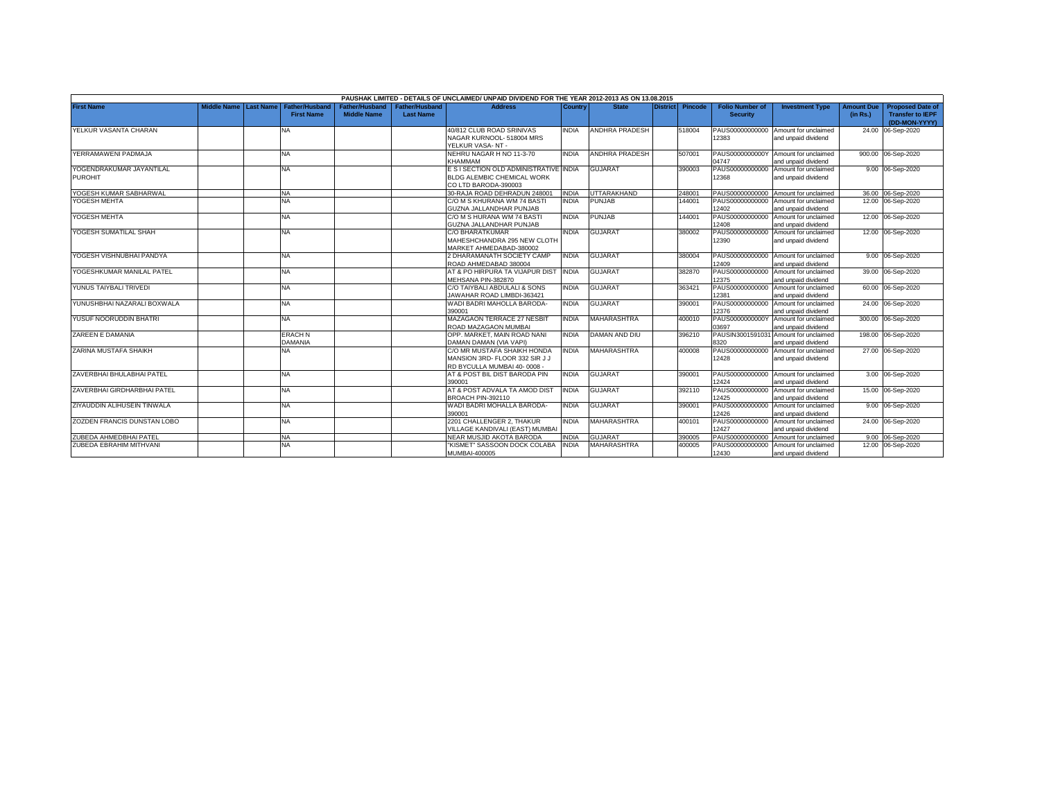PAUSHAK LIMITED - DETAILS OF UNCLAIMED/ UNPAID DIVIDEND FOR THE YEAR 2012-2013 AS ON 13.08.2015

| First Name | Middle Name | Last Name | Father/Husband First Name | Father/Husband Middle Name | Father/Husband Last Name | Address | Country | State | District | Pincode | Folio Number of Security | Investment Type | Amount Due (in Rs.) | Proposed Date of Transfer to IEPF (DD-MON-YYYY) |
|---|---|---|---|---|---|---|---|---|---|---|---|---|---|---|
| YELKUR VASANTA CHARAN | | | NA | | | 40/812 CLUB ROAD SRINIVAS NAGAR KURNOOL- 518004 MRS YELKUR VASA- NT - | INDIA | ANDHRA PRADESH | | 518004 | PAUS00000000000 12383 | Amount for unclaimed and unpaid dividend | 24.00 | 06-Sep-2020 |
| YERRAMAWENI PADMAJA | | | NA | | | NEHRU NAGAR H NO 11-3-70 KHAMMAM | INDIA | ANDHRA PRADESH | | 507001 | PAUS0000000000Y 04747 | Amount for unclaimed and unpaid dividend | 900.00 | 06-Sep-2020 |
| YOGENDRAKUMAR JAYANTILAL PUROHIT | | | NA | | | E S I SECTION OLD ADMINISTRATIVE BLDG ALEMBIC CHEMICAL WORK CO LTD BARODA-390003 | INDIA | GUJARAT | | 390003 | PAUS00000000000 12368 | Amount for unclaimed and unpaid dividend | 9.00 | 06-Sep-2020 |
| YOGESH KUMAR SABHARWAL | | | NA | | | 30-RAJA ROAD DEHRADUN 248001 | INDIA | UTTARAKHAND | | 248001 | PAUS00000000000 | Amount for unclaimed | 36.00 | 06-Sep-2020 |
| YOGESH MEHTA | | | NA | | | C/O M S KHURANA WM 74 BASTI GUZNA JALLANDHAR PUNJAB | INDIA | PUNJAB | | 144001 | PAUS00000000000 12402 | Amount for unclaimed and unpaid dividend | 12.00 | 06-Sep-2020 |
| YOGESH MEHTA | | | NA | | | C/O M S HURANA WM 74 BASTI GUZNA JALLANDHAR PUNJAB | INDIA | PUNJAB | | 144001 | PAUS00000000000 12408 | Amount for unclaimed and unpaid dividend | 12.00 | 06-Sep-2020 |
| YOGESH SUMATILAL SHAH | | | NA | | | C/O BHARATKUMAR MAHESHCHANDRA 295 NEW CLOTH MARKET AHMEDABAD-380002 | INDIA | GUJARAT | | 380002 | PAUS00000000000 12390 | Amount for unclaimed and unpaid dividend | 12.00 | 06-Sep-2020 |
| YOGESH VISHNUBHAI PANDYA | | | NA | | | 2 DHARAMANATH SOCIETY CAMP ROAD AHMEDABAD 380004 | INDIA | GUJARAT | | 380004 | PAUS00000000000 12409 | Amount for unclaimed and unpaid dividend | 9.00 | 06-Sep-2020 |
| YOGESHKUMAR MANILAL PATEL | | | NA | | | AT & PO HIRPURA TA VIJAPUR DIST MEHSANA PIN-382870 | INDIA | GUJARAT | | 382870 | PAUS00000000000 12375 | Amount for unclaimed and unpaid dividend | 39.00 | 06-Sep-2020 |
| YUNUS TAIYBALI TRIVEDI | | | NA | | | C/O TAIYBALI ABDULALI & SONS JAWAHAR ROAD LIMBDI-363421 | INDIA | GUJARAT | | 363421 | PAUS00000000000 12381 | Amount for unclaimed and unpaid dividend | 60.00 | 06-Sep-2020 |
| YUNUSHBHAI NAZARALI BOXWALA | | | NA | | | WADI BADRI MAHOLLA BARODA-390001 | INDIA | GUJARAT | | 390001 | PAUS00000000000 12376 | Amount for unclaimed and unpaid dividend | 24.00 | 06-Sep-2020 |
| YUSUF NOORUDDIN BHATRI | | | NA | | | MAZAGAON TERRACE 27 NESBIT ROAD MAZAGAON MUMBAI | INDIA | MAHARASHTRA | | 400010 | PAUS0000000000Y 03697 | Amount for unclaimed and unpaid dividend | 300.00 | 06-Sep-2020 |
| ZAREEN E DAMANIA | | | ERACH N DAMANIA | | | OPP. MARKET, MAIN ROAD NANI DAMAN DAMAN (VIA VAPI) | INDIA | DAMAN AND DIU | | 396210 | PAUSIN3001591031 8320 | Amount for unclaimed and unpaid dividend | 198.00 | 06-Sep-2020 |
| ZARINA MUSTAFA SHAIKH | | | NA | | | C/O MR MUSTAFA SHAIKH HONDA MANSION 3RD- FLOOR 332 SIR J J RD BYCULLA MUMBAI 40- 0008 - | INDIA | MAHARASHTRA | | 400008 | PAUS00000000000 12428 | Amount for unclaimed and unpaid dividend | 27.00 | 06-Sep-2020 |
| ZAVERBHAI BHULABHAI PATEL | | | NA | | | AT & POST BIL DIST BARODA PIN 390001 | INDIA | GUJARAT | | 390001 | PAUS00000000000 12424 | Amount for unclaimed and unpaid dividend | 3.00 | 06-Sep-2020 |
| ZAVERBHAI GIRDHARBHAI PATEL | | | NA | | | AT & POST ADVALA TA AMOD DIST BROACH PIN-392110 | INDIA | GUJARAT | | 392110 | PAUS00000000000 12425 | Amount for unclaimed and unpaid dividend | 15.00 | 06-Sep-2020 |
| ZIYAUDDIN ALIHUSEIN TINWALA | | | NA | | | WADI BADRI MOHALLA BARODA-390001 | INDIA | GUJARAT | | 390001 | PAUS00000000000 12426 | Amount for unclaimed and unpaid dividend | 9.00 | 06-Sep-2020 |
| ZOZDEN FRANCIS DUNSTAN LOBO | | | NA | | | 2201 CHALLENGER 2, THAKUR VILLAGE KANDIVALI (EAST) MUMBAI | INDIA | MAHARASHTRA | | 400101 | PAUS00000000000 12427 | Amount for unclaimed and unpaid dividend | 24.00 | 06-Sep-2020 |
| ZUBEDA AHMEDBHAI PATEL | | | NA | | | NEAR MUSJID AKOTA BARODA | INDIA | GUJARAT | | 390005 | PAUS00000000000 | Amount for unclaimed | 9.00 | 06-Sep-2020 |
| ZUBEDA EBRAHIM MITHVANI | | | NA | | | "KISMET" SASSOON DOCK COLABA MUMBAI-400005 | INDIA | MAHARASHTRA | | 400005 | PAUS00000000000 12430 | Amount for unclaimed and unpaid dividend | 12.00 | 06-Sep-2020 |